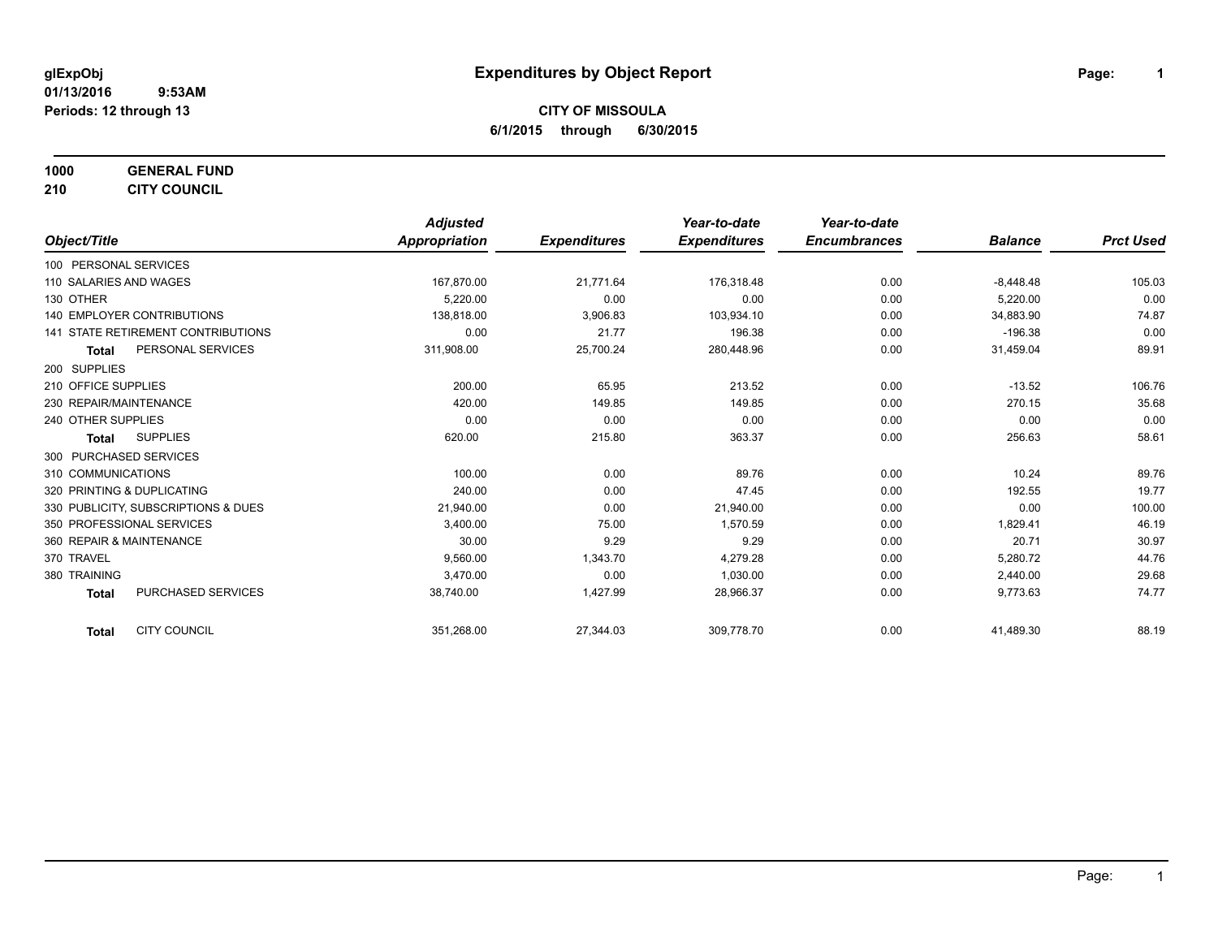glExpObj
01/13/2016 9:53AM
Periods: 12 through 13

# Expenditures by Object Report

**CITY OF MISSOULA**
**6/1/2015 through 6/30/2015**

**1000 GENERAL FUND**
**210 CITY COUNCIL**

| Object/Title | | Adjusted Appropriation | Expenditures | Year-to-date Expenditures | Year-to-date Encumbrances | Balance | Prct Used |
|---|---|---|---|---|---|---|---|
| 100 PERSONAL SERVICES | | | | | | | |
| 110 SALARIES AND WAGES | | 167,870.00 | 21,771.64 | 176,318.48 | 0.00 | -8,448.48 | 105.03 |
| 130 OTHER | | 5,220.00 | 0.00 | 0.00 | 0.00 | 5,220.00 | 0.00 |
| 140 EMPLOYER CONTRIBUTIONS | | 138,818.00 | 3,906.83 | 103,934.10 | 0.00 | 34,883.90 | 74.87 |
| 141 STATE RETIREMENT CONTRIBUTIONS | | 0.00 | 21.77 | 196.38 | 0.00 | -196.38 | 0.00 |
| **Total** | PERSONAL SERVICES | 311,908.00 | 25,700.24 | 280,448.96 | 0.00 | 31,459.04 | 89.91 |
| 200 SUPPLIES | | | | | | | |
| 210 OFFICE SUPPLIES | | 200.00 | 65.95 | 213.52 | 0.00 | -13.52 | 106.76 |
| 230 REPAIR/MAINTENANCE | | 420.00 | 149.85 | 149.85 | 0.00 | 270.15 | 35.68 |
| 240 OTHER SUPPLIES | | 0.00 | 0.00 | 0.00 | 0.00 | 0.00 | 0.00 |
| **Total** | SUPPLIES | 620.00 | 215.80 | 363.37 | 0.00 | 256.63 | 58.61 |
| 300 PURCHASED SERVICES | | | | | | | |
| 310 COMMUNICATIONS | | 100.00 | 0.00 | 89.76 | 0.00 | 10.24 | 89.76 |
| 320 PRINTING & DUPLICATING | | 240.00 | 0.00 | 47.45 | 0.00 | 192.55 | 19.77 |
| 330 PUBLICITY, SUBSCRIPTIONS & DUES | | 21,940.00 | 0.00 | 21,940.00 | 0.00 | 0.00 | 100.00 |
| 350 PROFESSIONAL SERVICES | | 3,400.00 | 75.00 | 1,570.59 | 0.00 | 1,829.41 | 46.19 |
| 360 REPAIR & MAINTENANCE | | 30.00 | 9.29 | 9.29 | 0.00 | 20.71 | 30.97 |
| 370 TRAVEL | | 9,560.00 | 1,343.70 | 4,279.28 | 0.00 | 5,280.72 | 44.76 |
| 380 TRAINING | | 3,470.00 | 0.00 | 1,030.00 | 0.00 | 2,440.00 | 29.68 |
| **Total** | PURCHASED SERVICES | 38,740.00 | 1,427.99 | 28,966.37 | 0.00 | 9,773.63 | 74.77 |
| **Total** | CITY COUNCIL | 351,268.00 | 27,344.03 | 309,778.70 | 0.00 | 41,489.30 | 88.19 |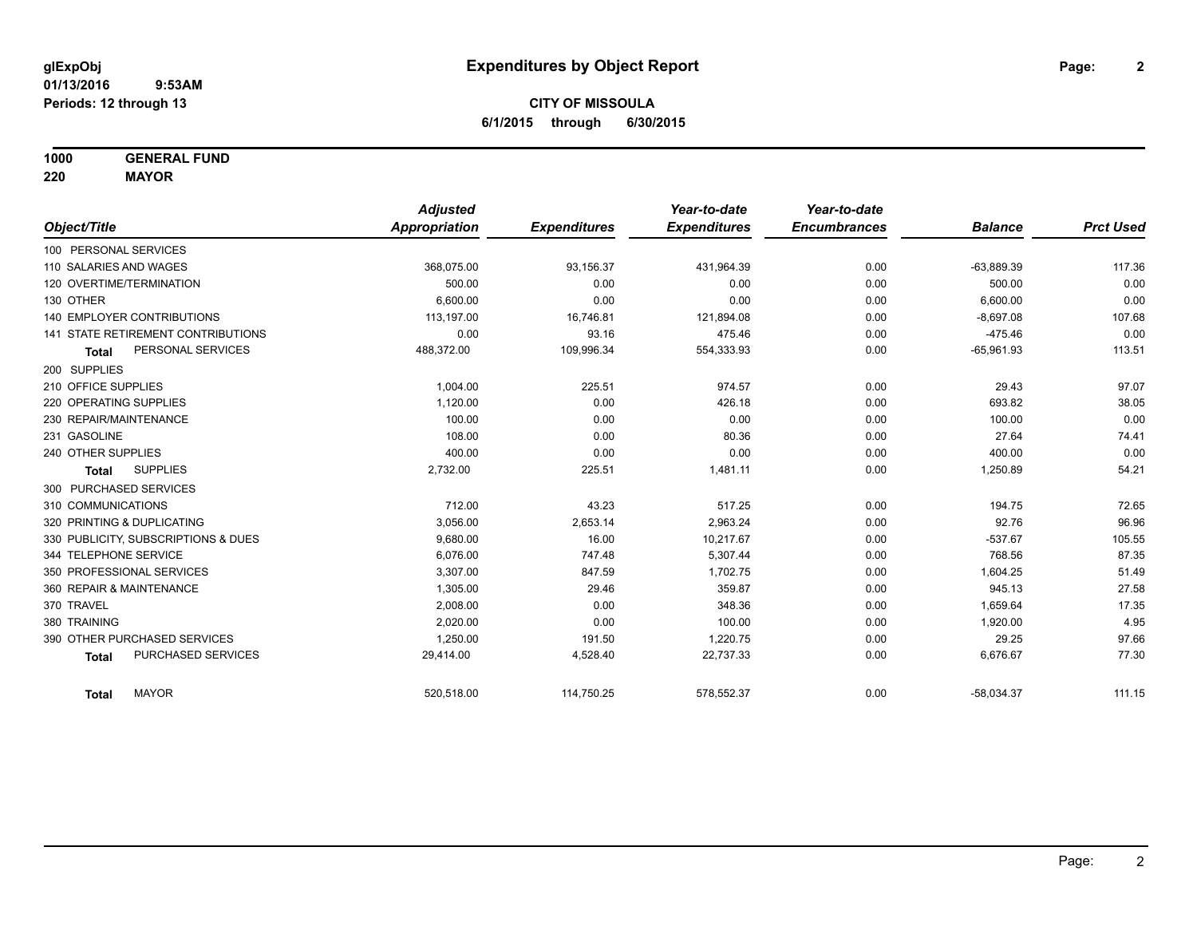glExpObj
01/13/2016 9:53AM
Periods: 12 through 13

# Expenditures by Object Report

**CITY OF MISSOULA**
**6/1/2015 through 6/30/2015**

**1000 GENERAL FUND**
**220 MAYOR**

| Object/Title | Adjusted Appropriation | Expenditures | Year-to-date Expenditures | Year-to-date Encumbrances | Balance | Prct Used |
|---|---|---|---|---|---|---|
| 100 PERSONAL SERVICES | | | | | | |
| 110 SALARIES AND WAGES | 368,075.00 | 93,156.37 | 431,964.39 | 0.00 | -63,889.39 | 117.36 |
| 120 OVERTIME/TERMINATION | 500.00 | 0.00 | 0.00 | 0.00 | 500.00 | 0.00 |
| 130 OTHER | 6,600.00 | 0.00 | 0.00 | 0.00 | 6,600.00 | 0.00 |
| 140 EMPLOYER CONTRIBUTIONS | 113,197.00 | 16,746.81 | 121,894.08 | 0.00 | -8,697.08 | 107.68 |
| 141 STATE RETIREMENT CONTRIBUTIONS | 0.00 | 93.16 | 475.46 | 0.00 | -475.46 | 0.00 |
| **Total** PERSONAL SERVICES | 488,372.00 | 109,996.34 | 554,333.93 | 0.00 | -65,961.93 | 113.51 |
| 200 SUPPLIES | | | | | | |
| 210 OFFICE SUPPLIES | 1,004.00 | 225.51 | 974.57 | 0.00 | 29.43 | 97.07 |
| 220 OPERATING SUPPLIES | 1,120.00 | 0.00 | 426.18 | 0.00 | 693.82 | 38.05 |
| 230 REPAIR/MAINTENANCE | 100.00 | 0.00 | 0.00 | 0.00 | 100.00 | 0.00 |
| 231 GASOLINE | 108.00 | 0.00 | 80.36 | 0.00 | 27.64 | 74.41 |
| 240 OTHER SUPPLIES | 400.00 | 0.00 | 0.00 | 0.00 | 400.00 | 0.00 |
| **Total** SUPPLIES | 2,732.00 | 225.51 | 1,481.11 | 0.00 | 1,250.89 | 54.21 |
| 300 PURCHASED SERVICES | | | | | | |
| 310 COMMUNICATIONS | 712.00 | 43.23 | 517.25 | 0.00 | 194.75 | 72.65 |
| 320 PRINTING & DUPLICATING | 3,056.00 | 2,653.14 | 2,963.24 | 0.00 | 92.76 | 96.96 |
| 330 PUBLICITY, SUBSCRIPTIONS & DUES | 9,680.00 | 16.00 | 10,217.67 | 0.00 | -537.67 | 105.55 |
| 344 TELEPHONE SERVICE | 6,076.00 | 747.48 | 5,307.44 | 0.00 | 768.56 | 87.35 |
| 350 PROFESSIONAL SERVICES | 3,307.00 | 847.59 | 1,702.75 | 0.00 | 1,604.25 | 51.49 |
| 360 REPAIR & MAINTENANCE | 1,305.00 | 29.46 | 359.87 | 0.00 | 945.13 | 27.58 |
| 370 TRAVEL | 2,008.00 | 0.00 | 348.36 | 0.00 | 1,659.64 | 17.35 |
| 380 TRAINING | 2,020.00 | 0.00 | 100.00 | 0.00 | 1,920.00 | 4.95 |
| 390 OTHER PURCHASED SERVICES | 1,250.00 | 191.50 | 1,220.75 | 0.00 | 29.25 | 97.66 |
| **Total** PURCHASED SERVICES | 29,414.00 | 4,528.40 | 22,737.33 | 0.00 | 6,676.67 | 77.30 |
| **Total** MAYOR | 520,518.00 | 114,750.25 | 578,552.37 | 0.00 | -58,034.37 | 111.15 |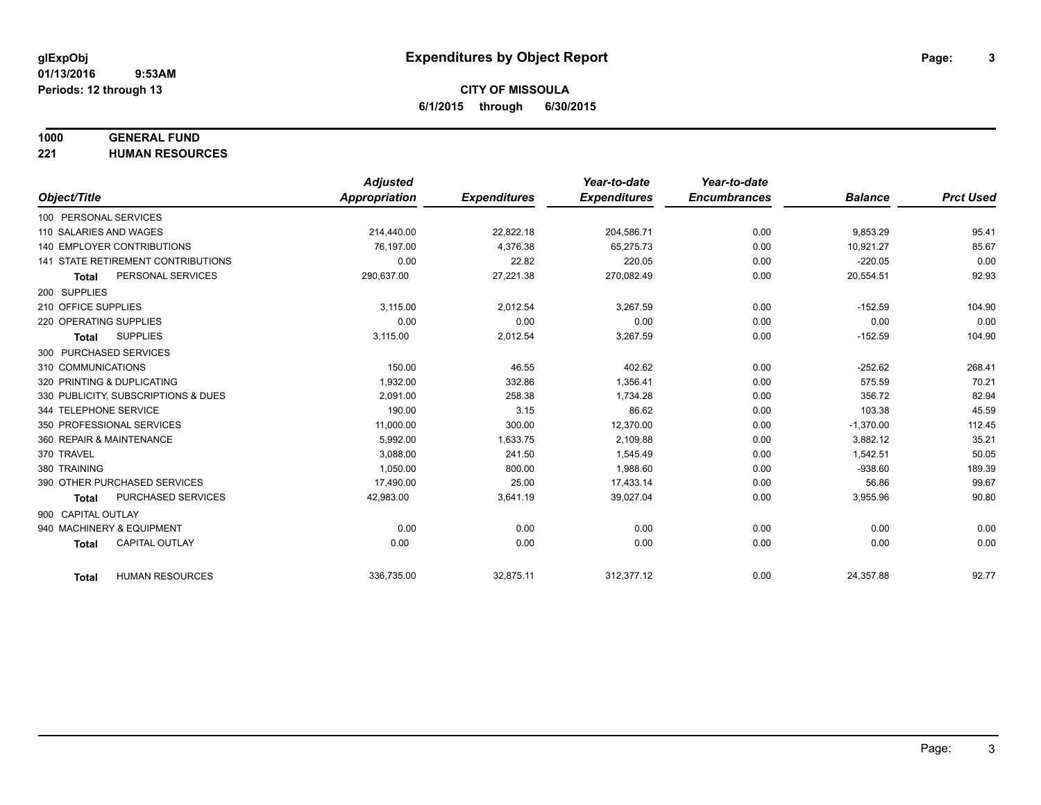**glExpObj**
**01/13/2016 9:53AM**
**Periods: 12 through 13**

# Expenditures by Object Report

**CITY OF MISSOULA**
**6/1/2015 through 6/30/2015**

**1000 GENERAL FUND**
**221 HUMAN RESOURCES**

| Object/Title | Adjusted Appropriation | Expenditures | Year-to-date Expenditures | Year-to-date Encumbrances | Balance | Prct Used |
|---|---|---|---|---|---|---|
| 100 PERSONAL SERVICES | | | | | | |
| 110 SALARIES AND WAGES | 214,440.00 | 22,822.18 | 204,586.71 | 0.00 | 9,853.29 | 95.41 |
| 140 EMPLOYER CONTRIBUTIONS | 76,197.00 | 4,376.38 | 65,275.73 | 0.00 | 10,921.27 | 85.67 |
| 141 STATE RETIREMENT CONTRIBUTIONS | 0.00 | 22.82 | 220.05 | 0.00 | -220.05 | 0.00 |
| **Total** PERSONAL SERVICES | 290,637.00 | 27,221.38 | 270,082.49 | 0.00 | 20,554.51 | 92.93 |
| 200 SUPPLIES | | | | | | |
| 210 OFFICE SUPPLIES | 3,115.00 | 2,012.54 | 3,267.59 | 0.00 | -152.59 | 104.90 |
| 220 OPERATING SUPPLIES | 0.00 | 0.00 | 0.00 | 0.00 | 0.00 | 0.00 |
| **Total** SUPPLIES | 3,115.00 | 2,012.54 | 3,267.59 | 0.00 | -152.59 | 104.90 |
| 300 PURCHASED SERVICES | | | | | | |
| 310 COMMUNICATIONS | 150.00 | 46.55 | 402.62 | 0.00 | -252.62 | 268.41 |
| 320 PRINTING & DUPLICATING | 1,932.00 | 332.86 | 1,356.41 | 0.00 | 575.59 | 70.21 |
| 330 PUBLICITY, SUBSCRIPTIONS & DUES | 2,091.00 | 258.38 | 1,734.28 | 0.00 | 356.72 | 82.94 |
| 344 TELEPHONE SERVICE | 190.00 | 3.15 | 86.62 | 0.00 | 103.38 | 45.59 |
| 350 PROFESSIONAL SERVICES | 11,000.00 | 300.00 | 12,370.00 | 0.00 | -1,370.00 | 112.45 |
| 360 REPAIR & MAINTENANCE | 5,992.00 | 1,633.75 | 2,109.88 | 0.00 | 3,882.12 | 35.21 |
| 370 TRAVEL | 3,088.00 | 241.50 | 1,545.49 | 0.00 | 1,542.51 | 50.05 |
| 380 TRAINING | 1,050.00 | 800.00 | 1,988.60 | 0.00 | -938.60 | 189.39 |
| 390 OTHER PURCHASED SERVICES | 17,490.00 | 25.00 | 17,433.14 | 0.00 | 56.86 | 99.67 |
| **Total** PURCHASED SERVICES | 42,983.00 | 3,641.19 | 39,027.04 | 0.00 | 3,955.96 | 90.80 |
| 900 CAPITAL OUTLAY | | | | | | |
| 940 MACHINERY & EQUIPMENT | 0.00 | 0.00 | 0.00 | 0.00 | 0.00 | 0.00 |
| **Total** CAPITAL OUTLAY | 0.00 | 0.00 | 0.00 | 0.00 | 0.00 | 0.00 |
| **Total** HUMAN RESOURCES | 336,735.00 | 32,875.11 | 312,377.12 | 0.00 | 24,357.88 | 92.77 |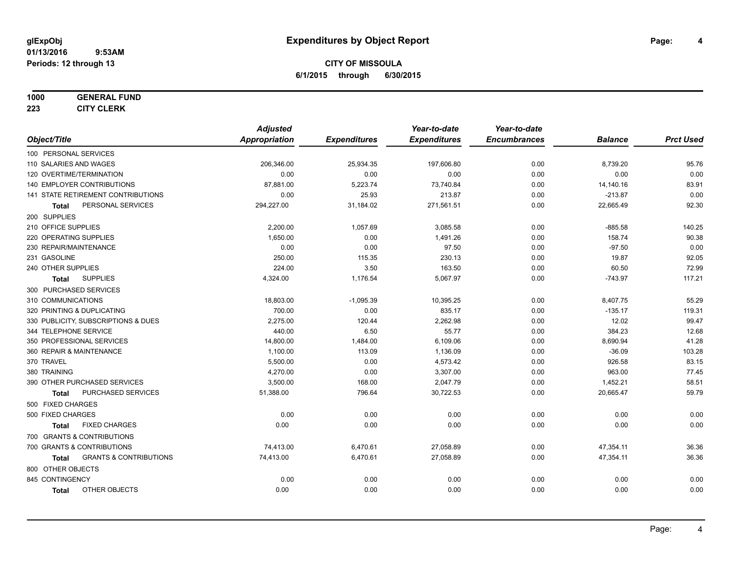**glExpObj**
**01/13/2016 9:53AM**
**Periods: 12 through 13**

# Expenditures by Object Report

**CITY OF MISSOULA**
**6/1/2015 through 6/30/2015**

**1000 GENERAL FUND**
**223 CITY CLERK**

| Object/Title | Adjusted Appropriation | Expenditures | Year-to-date Expenditures | Year-to-date Encumbrances | Balance | Prct Used |
|---|---|---|---|---|---|---|
| 100 PERSONAL SERVICES | | | | | | |
| 110 SALARIES AND WAGES | 206,346.00 | 25,934.35 | 197,606.80 | 0.00 | 8,739.20 | 95.76 |
| 120 OVERTIME/TERMINATION | 0.00 | 0.00 | 0.00 | 0.00 | 0.00 | 0.00 |
| 140 EMPLOYER CONTRIBUTIONS | 87,881.00 | 5,223.74 | 73,740.84 | 0.00 | 14,140.16 | 83.91 |
| 141 STATE RETIREMENT CONTRIBUTIONS | 0.00 | 25.93 | 213.87 | 0.00 | -213.87 | 0.00 |
| **Total** PERSONAL SERVICES | 294,227.00 | 31,184.02 | 271,561.51 | 0.00 | 22,665.49 | 92.30 |
| 200 SUPPLIES | | | | | | |
| 210 OFFICE SUPPLIES | 2,200.00 | 1,057.69 | 3,085.58 | 0.00 | -885.58 | 140.25 |
| 220 OPERATING SUPPLIES | 1,650.00 | 0.00 | 1,491.26 | 0.00 | 158.74 | 90.38 |
| 230 REPAIR/MAINTENANCE | 0.00 | 0.00 | 97.50 | 0.00 | -97.50 | 0.00 |
| 231 GASOLINE | 250.00 | 115.35 | 230.13 | 0.00 | 19.87 | 92.05 |
| 240 OTHER SUPPLIES | 224.00 | 3.50 | 163.50 | 0.00 | 60.50 | 72.99 |
| **Total** SUPPLIES | 4,324.00 | 1,176.54 | 5,067.97 | 0.00 | -743.97 | 117.21 |
| 300 PURCHASED SERVICES | | | | | | |
| 310 COMMUNICATIONS | 18,803.00 | -1,095.39 | 10,395.25 | 0.00 | 8,407.75 | 55.29 |
| 320 PRINTING & DUPLICATING | 700.00 | 0.00 | 835.17 | 0.00 | -135.17 | 119.31 |
| 330 PUBLICITY, SUBSCRIPTIONS & DUES | 2,275.00 | 120.44 | 2,262.98 | 0.00 | 12.02 | 99.47 |
| 344 TELEPHONE SERVICE | 440.00 | 6.50 | 55.77 | 0.00 | 384.23 | 12.68 |
| 350 PROFESSIONAL SERVICES | 14,800.00 | 1,484.00 | 6,109.06 | 0.00 | 8,690.94 | 41.28 |
| 360 REPAIR & MAINTENANCE | 1,100.00 | 113.09 | 1,136.09 | 0.00 | -36.09 | 103.28 |
| 370 TRAVEL | 5,500.00 | 0.00 | 4,573.42 | 0.00 | 926.58 | 83.15 |
| 380 TRAINING | 4,270.00 | 0.00 | 3,307.00 | 0.00 | 963.00 | 77.45 |
| 390 OTHER PURCHASED SERVICES | 3,500.00 | 168.00 | 2,047.79 | 0.00 | 1,452.21 | 58.51 |
| **Total** PURCHASED SERVICES | 51,388.00 | 796.64 | 30,722.53 | 0.00 | 20,665.47 | 59.79 |
| 500 FIXED CHARGES | | | | | | |
| 500 FIXED CHARGES | 0.00 | 0.00 | 0.00 | 0.00 | 0.00 | 0.00 |
| **Total** FIXED CHARGES | 0.00 | 0.00 | 0.00 | 0.00 | 0.00 | 0.00 |
| 700 GRANTS & CONTRIBUTIONS | | | | | | |
| 700 GRANTS & CONTRIBUTIONS | 74,413.00 | 6,470.61 | 27,058.89 | 0.00 | 47,354.11 | 36.36 |
| **Total** GRANTS & CONTRIBUTIONS | 74,413.00 | 6,470.61 | 27,058.89 | 0.00 | 47,354.11 | 36.36 |
| 800 OTHER OBJECTS | | | | | | |
| 845 CONTINGENCY | 0.00 | 0.00 | 0.00 | 0.00 | 0.00 | 0.00 |
| **Total** OTHER OBJECTS | 0.00 | 0.00 | 0.00 | 0.00 | 0.00 | 0.00 |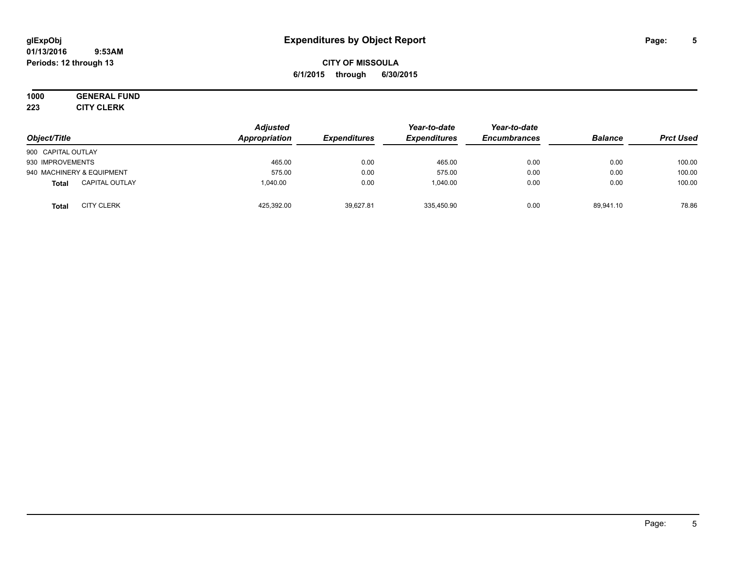# Expenditures by Object Report

glExpObj
01/13/2016 9:53AM
Periods: 12 through 13

**CITY OF MISSOULA**
**6/1/2015 through 6/30/2015**

**1000 GENERAL FUND**
**223 CITY CLERK**

| Object/Title | | Adjusted Appropriation | Expenditures | Year-to-date Expenditures | Year-to-date Encumbrances | Balance | Prct Used |
|---|---|---|---|---|---|---|---|
| 900 CAPITAL OUTLAY | | | | | | | |
| 930 IMPROVEMENTS | | 465.00 | 0.00 | 465.00 | 0.00 | 0.00 | 100.00 |
| 940 MACHINERY & EQUIPMENT | | 575.00 | 0.00 | 575.00 | 0.00 | 0.00 | 100.00 |
| **Total** | CAPITAL OUTLAY | 1,040.00 | 0.00 | 1,040.00 | 0.00 | 0.00 | 100.00 |
| **Total** | CITY CLERK | 425,392.00 | 39,627.81 | 335,450.90 | 0.00 | 89,941.10 | 78.86 |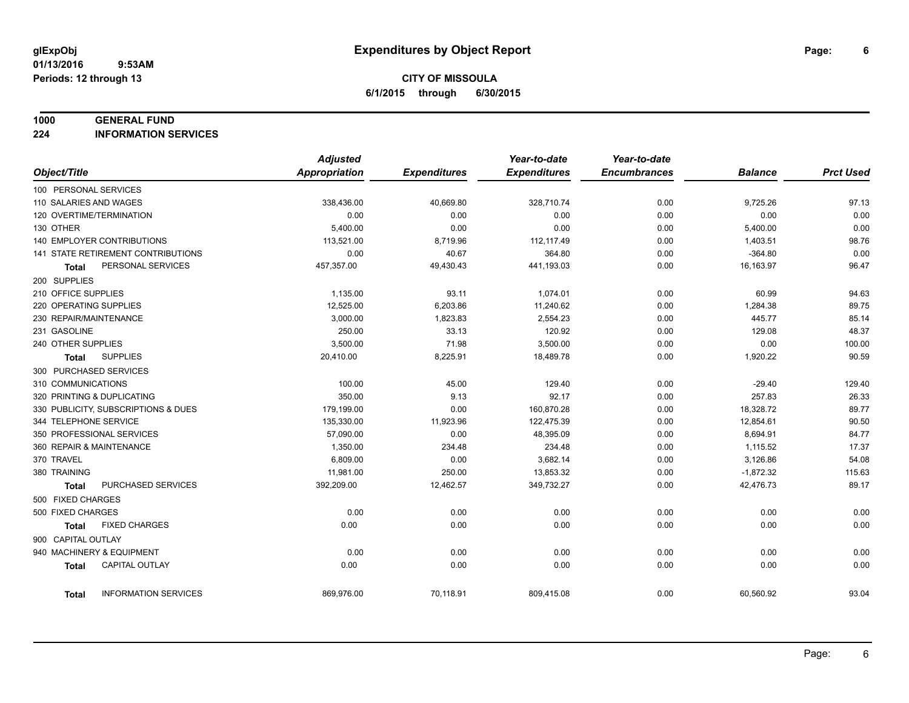# Expenditures by Object Report

glExpObj
01/13/2016 9:53AM
Periods: 12 through 13

**CITY OF MISSOULA**
**6/1/2015 through 6/30/2015**

**1000 GENERAL FUND**
**224 INFORMATION SERVICES**

| Object/Title | Adjusted Appropriation | Expenditures | Year-to-date Expenditures | Year-to-date Encumbrances | Balance | Prct Used |
|---|---|---|---|---|---|---|
| 100 PERSONAL SERVICES | | | | | | |
| 110 SALARIES AND WAGES | 338,436.00 | 40,669.80 | 328,710.74 | 0.00 | 9,725.26 | 97.13 |
| 120 OVERTIME/TERMINATION | 0.00 | 0.00 | 0.00 | 0.00 | 0.00 | 0.00 |
| 130 OTHER | 5,400.00 | 0.00 | 0.00 | 0.00 | 5,400.00 | 0.00 |
| 140 EMPLOYER CONTRIBUTIONS | 113,521.00 | 8,719.96 | 112,117.49 | 0.00 | 1,403.51 | 98.76 |
| 141 STATE RETIREMENT CONTRIBUTIONS | 0.00 | 40.67 | 364.80 | 0.00 | -364.80 | 0.00 |
| **Total** PERSONAL SERVICES | 457,357.00 | 49,430.43 | 441,193.03 | 0.00 | 16,163.97 | 96.47 |
| 200 SUPPLIES | | | | | | |
| 210 OFFICE SUPPLIES | 1,135.00 | 93.11 | 1,074.01 | 0.00 | 60.99 | 94.63 |
| 220 OPERATING SUPPLIES | 12,525.00 | 6,203.86 | 11,240.62 | 0.00 | 1,284.38 | 89.75 |
| 230 REPAIR/MAINTENANCE | 3,000.00 | 1,823.83 | 2,554.23 | 0.00 | 445.77 | 85.14 |
| 231 GASOLINE | 250.00 | 33.13 | 120.92 | 0.00 | 129.08 | 48.37 |
| 240 OTHER SUPPLIES | 3,500.00 | 71.98 | 3,500.00 | 0.00 | 0.00 | 100.00 |
| **Total** SUPPLIES | 20,410.00 | 8,225.91 | 18,489.78 | 0.00 | 1,920.22 | 90.59 |
| 300 PURCHASED SERVICES | | | | | | |
| 310 COMMUNICATIONS | 100.00 | 45.00 | 129.40 | 0.00 | -29.40 | 129.40 |
| 320 PRINTING & DUPLICATING | 350.00 | 9.13 | 92.17 | 0.00 | 257.83 | 26.33 |
| 330 PUBLICITY, SUBSCRIPTIONS & DUES | 179,199.00 | 0.00 | 160,870.28 | 0.00 | 18,328.72 | 89.77 |
| 344 TELEPHONE SERVICE | 135,330.00 | 11,923.96 | 122,475.39 | 0.00 | 12,854.61 | 90.50 |
| 350 PROFESSIONAL SERVICES | 57,090.00 | 0.00 | 48,395.09 | 0.00 | 8,694.91 | 84.77 |
| 360 REPAIR & MAINTENANCE | 1,350.00 | 234.48 | 234.48 | 0.00 | 1,115.52 | 17.37 |
| 370 TRAVEL | 6,809.00 | 0.00 | 3,682.14 | 0.00 | 3,126.86 | 54.08 |
| 380 TRAINING | 11,981.00 | 250.00 | 13,853.32 | 0.00 | -1,872.32 | 115.63 |
| **Total** PURCHASED SERVICES | 392,209.00 | 12,462.57 | 349,732.27 | 0.00 | 42,476.73 | 89.17 |
| 500 FIXED CHARGES | | | | | | |
| 500 FIXED CHARGES | 0.00 | 0.00 | 0.00 | 0.00 | 0.00 | 0.00 |
| **Total** FIXED CHARGES | 0.00 | 0.00 | 0.00 | 0.00 | 0.00 | 0.00 |
| 900 CAPITAL OUTLAY | | | | | | |
| 940 MACHINERY & EQUIPMENT | 0.00 | 0.00 | 0.00 | 0.00 | 0.00 | 0.00 |
| **Total** CAPITAL OUTLAY | 0.00 | 0.00 | 0.00 | 0.00 | 0.00 | 0.00 |
| **Total** INFORMATION SERVICES | 869,976.00 | 70,118.91 | 809,415.08 | 0.00 | 60,560.92 | 93.04 |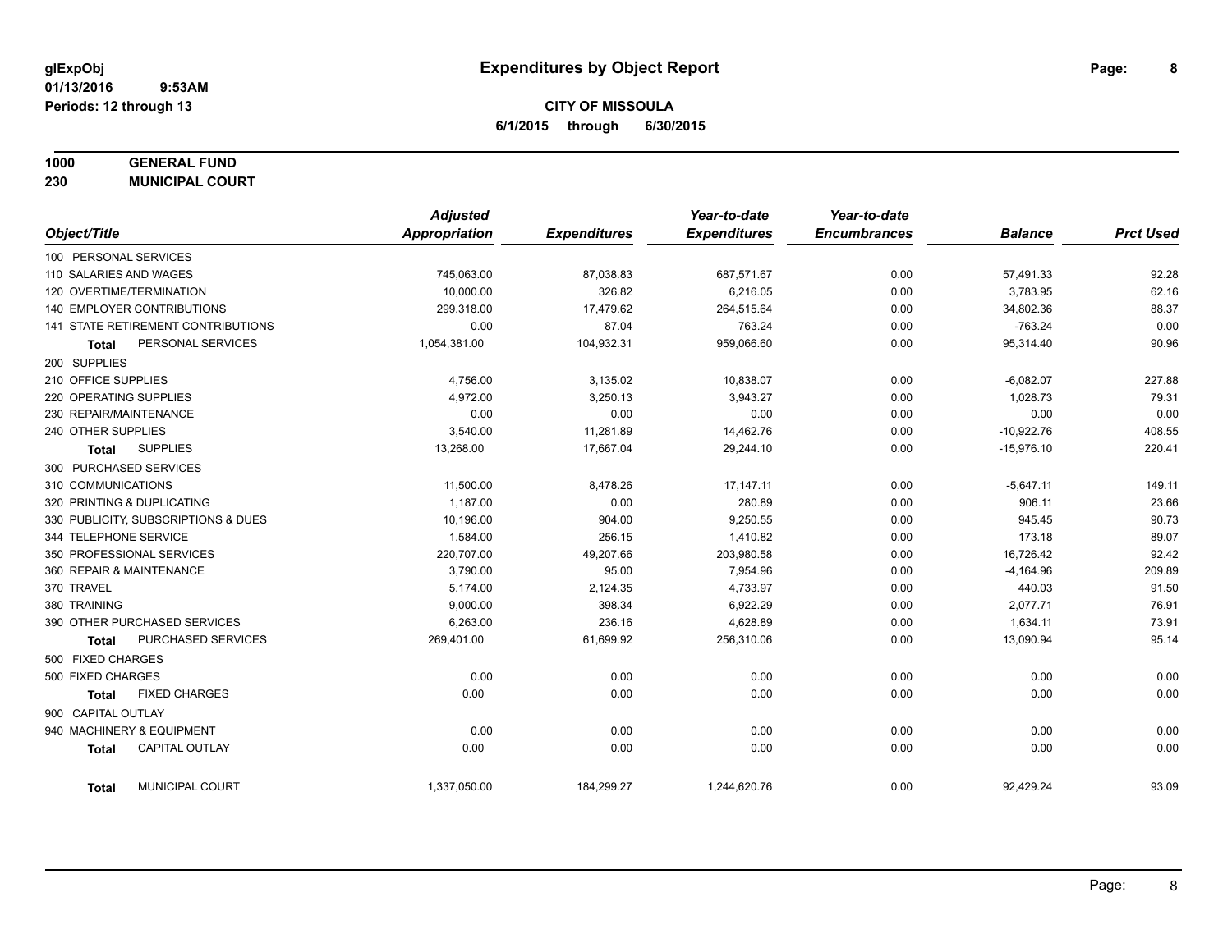**glExpObj**
**01/13/2016 9:53AM**
**Periods: 12 through 13**

# Expenditures by Object Report

**CITY OF MISSOULA**
**6/1/2015 through 6/30/2015**

**1000 GENERAL FUND**
**230 MUNICIPAL COURT**

| Object/Title | Adjusted Appropriation | Expenditures | Year-to-date Expenditures | Year-to-date Encumbrances | Balance | Prct Used |
|---|---|---|---|---|---|---|
| 100 PERSONAL SERVICES | | | | | | |
| 110 SALARIES AND WAGES | 745,063.00 | 87,038.83 | 687,571.67 | 0.00 | 57,491.33 | 92.28 |
| 120 OVERTIME/TERMINATION | 10,000.00 | 326.82 | 6,216.05 | 0.00 | 3,783.95 | 62.16 |
| 140 EMPLOYER CONTRIBUTIONS | 299,318.00 | 17,479.62 | 264,515.64 | 0.00 | 34,802.36 | 88.37 |
| 141 STATE RETIREMENT CONTRIBUTIONS | 0.00 | 87.04 | 763.24 | 0.00 | -763.24 | 0.00 |
| **Total** PERSONAL SERVICES | 1,054,381.00 | 104,932.31 | 959,066.60 | 0.00 | 95,314.40 | 90.96 |
| 200 SUPPLIES | | | | | | |
| 210 OFFICE SUPPLIES | 4,756.00 | 3,135.02 | 10,838.07 | 0.00 | -6,082.07 | 227.88 |
| 220 OPERATING SUPPLIES | 4,972.00 | 3,250.13 | 3,943.27 | 0.00 | 1,028.73 | 79.31 |
| 230 REPAIR/MAINTENANCE | 0.00 | 0.00 | 0.00 | 0.00 | 0.00 | 0.00 |
| 240 OTHER SUPPLIES | 3,540.00 | 11,281.89 | 14,462.76 | 0.00 | -10,922.76 | 408.55 |
| **Total** SUPPLIES | 13,268.00 | 17,667.04 | 29,244.10 | 0.00 | -15,976.10 | 220.41 |
| 300 PURCHASED SERVICES | | | | | | |
| 310 COMMUNICATIONS | 11,500.00 | 8,478.26 | 17,147.11 | 0.00 | -5,647.11 | 149.11 |
| 320 PRINTING & DUPLICATING | 1,187.00 | 0.00 | 280.89 | 0.00 | 906.11 | 23.66 |
| 330 PUBLICITY, SUBSCRIPTIONS & DUES | 10,196.00 | 904.00 | 9,250.55 | 0.00 | 945.45 | 90.73 |
| 344 TELEPHONE SERVICE | 1,584.00 | 256.15 | 1,410.82 | 0.00 | 173.18 | 89.07 |
| 350 PROFESSIONAL SERVICES | 220,707.00 | 49,207.66 | 203,980.58 | 0.00 | 16,726.42 | 92.42 |
| 360 REPAIR & MAINTENANCE | 3,790.00 | 95.00 | 7,954.96 | 0.00 | -4,164.96 | 209.89 |
| 370 TRAVEL | 5,174.00 | 2,124.35 | 4,733.97 | 0.00 | 440.03 | 91.50 |
| 380 TRAINING | 9,000.00 | 398.34 | 6,922.29 | 0.00 | 2,077.71 | 76.91 |
| 390 OTHER PURCHASED SERVICES | 6,263.00 | 236.16 | 4,628.89 | 0.00 | 1,634.11 | 73.91 |
| **Total** PURCHASED SERVICES | 269,401.00 | 61,699.92 | 256,310.06 | 0.00 | 13,090.94 | 95.14 |
| 500 FIXED CHARGES | | | | | | |
| 500 FIXED CHARGES | 0.00 | 0.00 | 0.00 | 0.00 | 0.00 | 0.00 |
| **Total** FIXED CHARGES | 0.00 | 0.00 | 0.00 | 0.00 | 0.00 | 0.00 |
| 900 CAPITAL OUTLAY | | | | | | |
| 940 MACHINERY & EQUIPMENT | 0.00 | 0.00 | 0.00 | 0.00 | 0.00 | 0.00 |
| **Total** CAPITAL OUTLAY | 0.00 | 0.00 | 0.00 | 0.00 | 0.00 | 0.00 |
| **Total** MUNICIPAL COURT | 1,337,050.00 | 184,299.27 | 1,244,620.76 | 0.00 | 92,429.24 | 93.09 |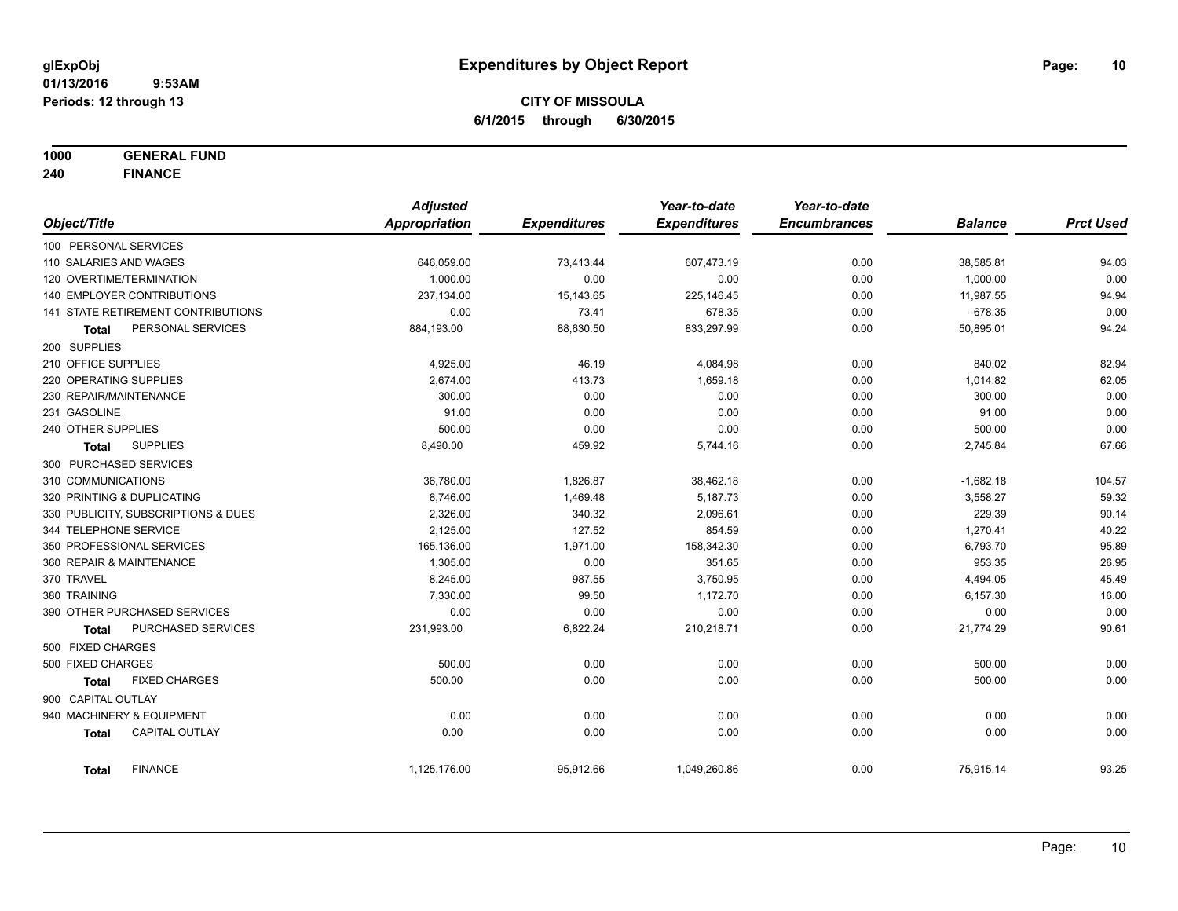# Expenditures by Object Report

glExpObj
01/13/2016 9:53AM
Periods: 12 through 13

**CITY OF MISSOULA**
**6/1/2015 through 6/30/2015**

**1000 GENERAL FUND**
**240 FINANCE**

| Object/Title | Adjusted Appropriation | Expenditures | Year-to-date Expenditures | Year-to-date Encumbrances | Balance | Prct Used |
|---|---|---|---|---|---|---|
| 100 PERSONAL SERVICES | | | | | | |
| 110 SALARIES AND WAGES | 646,059.00 | 73,413.44 | 607,473.19 | 0.00 | 38,585.81 | 94.03 |
| 120 OVERTIME/TERMINATION | 1,000.00 | 0.00 | 0.00 | 0.00 | 1,000.00 | 0.00 |
| 140 EMPLOYER CONTRIBUTIONS | 237,134.00 | 15,143.65 | 225,146.45 | 0.00 | 11,987.55 | 94.94 |
| 141 STATE RETIREMENT CONTRIBUTIONS | 0.00 | 73.41 | 678.35 | 0.00 | -678.35 | 0.00 |
| **Total** PERSONAL SERVICES | 884,193.00 | 88,630.50 | 833,297.99 | 0.00 | 50,895.01 | 94.24 |
| 200 SUPPLIES | | | | | | |
| 210 OFFICE SUPPLIES | 4,925.00 | 46.19 | 4,084.98 | 0.00 | 840.02 | 82.94 |
| 220 OPERATING SUPPLIES | 2,674.00 | 413.73 | 1,659.18 | 0.00 | 1,014.82 | 62.05 |
| 230 REPAIR/MAINTENANCE | 300.00 | 0.00 | 0.00 | 0.00 | 300.00 | 0.00 |
| 231 GASOLINE | 91.00 | 0.00 | 0.00 | 0.00 | 91.00 | 0.00 |
| 240 OTHER SUPPLIES | 500.00 | 0.00 | 0.00 | 0.00 | 500.00 | 0.00 |
| **Total** SUPPLIES | 8,490.00 | 459.92 | 5,744.16 | 0.00 | 2,745.84 | 67.66 |
| 300 PURCHASED SERVICES | | | | | | |
| 310 COMMUNICATIONS | 36,780.00 | 1,826.87 | 38,462.18 | 0.00 | -1,682.18 | 104.57 |
| 320 PRINTING & DUPLICATING | 8,746.00 | 1,469.48 | 5,187.73 | 0.00 | 3,558.27 | 59.32 |
| 330 PUBLICITY, SUBSCRIPTIONS & DUES | 2,326.00 | 340.32 | 2,096.61 | 0.00 | 229.39 | 90.14 |
| 344 TELEPHONE SERVICE | 2,125.00 | 127.52 | 854.59 | 0.00 | 1,270.41 | 40.22 |
| 350 PROFESSIONAL SERVICES | 165,136.00 | 1,971.00 | 158,342.30 | 0.00 | 6,793.70 | 95.89 |
| 360 REPAIR & MAINTENANCE | 1,305.00 | 0.00 | 351.65 | 0.00 | 953.35 | 26.95 |
| 370 TRAVEL | 8,245.00 | 987.55 | 3,750.95 | 0.00 | 4,494.05 | 45.49 |
| 380 TRAINING | 7,330.00 | 99.50 | 1,172.70 | 0.00 | 6,157.30 | 16.00 |
| 390 OTHER PURCHASED SERVICES | 0.00 | 0.00 | 0.00 | 0.00 | 0.00 | 0.00 |
| **Total** PURCHASED SERVICES | 231,993.00 | 6,822.24 | 210,218.71 | 0.00 | 21,774.29 | 90.61 |
| 500 FIXED CHARGES | | | | | | |
| 500 FIXED CHARGES | 500.00 | 0.00 | 0.00 | 0.00 | 500.00 | 0.00 |
| **Total** FIXED CHARGES | 500.00 | 0.00 | 0.00 | 0.00 | 500.00 | 0.00 |
| 900 CAPITAL OUTLAY | | | | | | |
| 940 MACHINERY & EQUIPMENT | 0.00 | 0.00 | 0.00 | 0.00 | 0.00 | 0.00 |
| **Total** CAPITAL OUTLAY | 0.00 | 0.00 | 0.00 | 0.00 | 0.00 | 0.00 |
| **Total** FINANCE | 1,125,176.00 | 95,912.66 | 1,049,260.86 | 0.00 | 75,915.14 | 93.25 |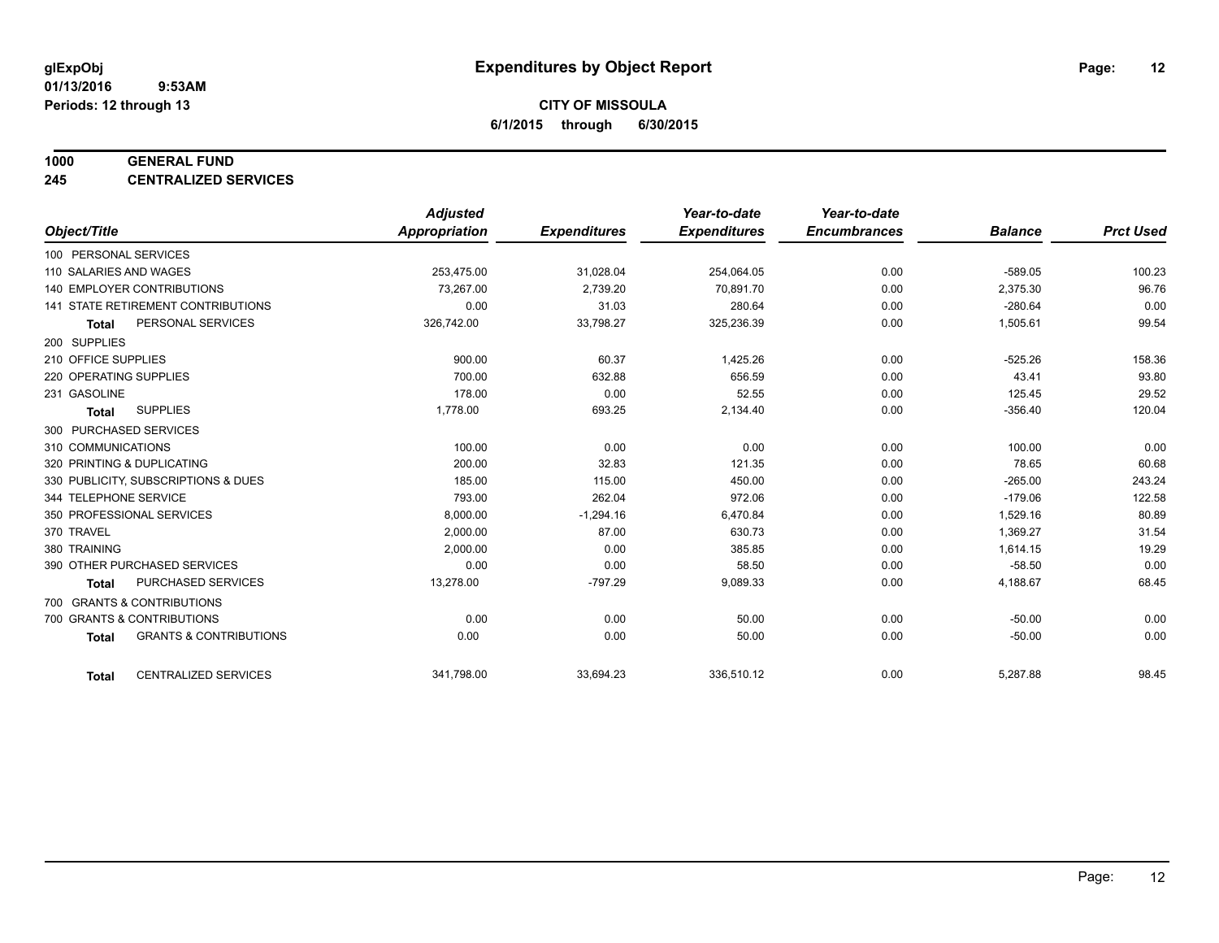glExpObj
01/13/2016 9:53AM
Periods: 12 through 13

# Expenditures by Object Report

**CITY OF MISSOULA**
**6/1/2015 through 6/30/2015**

**1000 GENERAL FUND**
**245 CENTRALIZED SERVICES**

| Object/Title | Adjusted Appropriation | Expenditures | Year-to-date Expenditures | Year-to-date Encumbrances | Balance | Prct Used |
|---|---|---|---|---|---|---|
| 100 PERSONAL SERVICES | | | | | | |
| 110 SALARIES AND WAGES | 253,475.00 | 31,028.04 | 254,064.05 | 0.00 | -589.05 | 100.23 |
| 140 EMPLOYER CONTRIBUTIONS | 73,267.00 | 2,739.20 | 70,891.70 | 0.00 | 2,375.30 | 96.76 |
| 141 STATE RETIREMENT CONTRIBUTIONS | 0.00 | 31.03 | 280.64 | 0.00 | -280.64 | 0.00 |
| **Total** PERSONAL SERVICES | 326,742.00 | 33,798.27 | 325,236.39 | 0.00 | 1,505.61 | 99.54 |
| 200 SUPPLIES | | | | | | |
| 210 OFFICE SUPPLIES | 900.00 | 60.37 | 1,425.26 | 0.00 | -525.26 | 158.36 |
| 220 OPERATING SUPPLIES | 700.00 | 632.88 | 656.59 | 0.00 | 43.41 | 93.80 |
| 231 GASOLINE | 178.00 | 0.00 | 52.55 | 0.00 | 125.45 | 29.52 |
| **Total** SUPPLIES | 1,778.00 | 693.25 | 2,134.40 | 0.00 | -356.40 | 120.04 |
| 300 PURCHASED SERVICES | | | | | | |
| 310 COMMUNICATIONS | 100.00 | 0.00 | 0.00 | 0.00 | 100.00 | 0.00 |
| 320 PRINTING & DUPLICATING | 200.00 | 32.83 | 121.35 | 0.00 | 78.65 | 60.68 |
| 330 PUBLICITY, SUBSCRIPTIONS & DUES | 185.00 | 115.00 | 450.00 | 0.00 | -265.00 | 243.24 |
| 344 TELEPHONE SERVICE | 793.00 | 262.04 | 972.06 | 0.00 | -179.06 | 122.58 |
| 350 PROFESSIONAL SERVICES | 8,000.00 | -1,294.16 | 6,470.84 | 0.00 | 1,529.16 | 80.89 |
| 370 TRAVEL | 2,000.00 | 87.00 | 630.73 | 0.00 | 1,369.27 | 31.54 |
| 380 TRAINING | 2,000.00 | 0.00 | 385.85 | 0.00 | 1,614.15 | 19.29 |
| 390 OTHER PURCHASED SERVICES | 0.00 | 0.00 | 58.50 | 0.00 | -58.50 | 0.00 |
| **Total** PURCHASED SERVICES | 13,278.00 | -797.29 | 9,089.33 | 0.00 | 4,188.67 | 68.45 |
| 700 GRANTS & CONTRIBUTIONS | | | | | | |
| 700 GRANTS & CONTRIBUTIONS | 0.00 | 0.00 | 50.00 | 0.00 | -50.00 | 0.00 |
| **Total** GRANTS & CONTRIBUTIONS | 0.00 | 0.00 | 50.00 | 0.00 | -50.00 | 0.00 |
| **Total** CENTRALIZED SERVICES | 341,798.00 | 33,694.23 | 336,510.12 | 0.00 | 5,287.88 | 98.45 |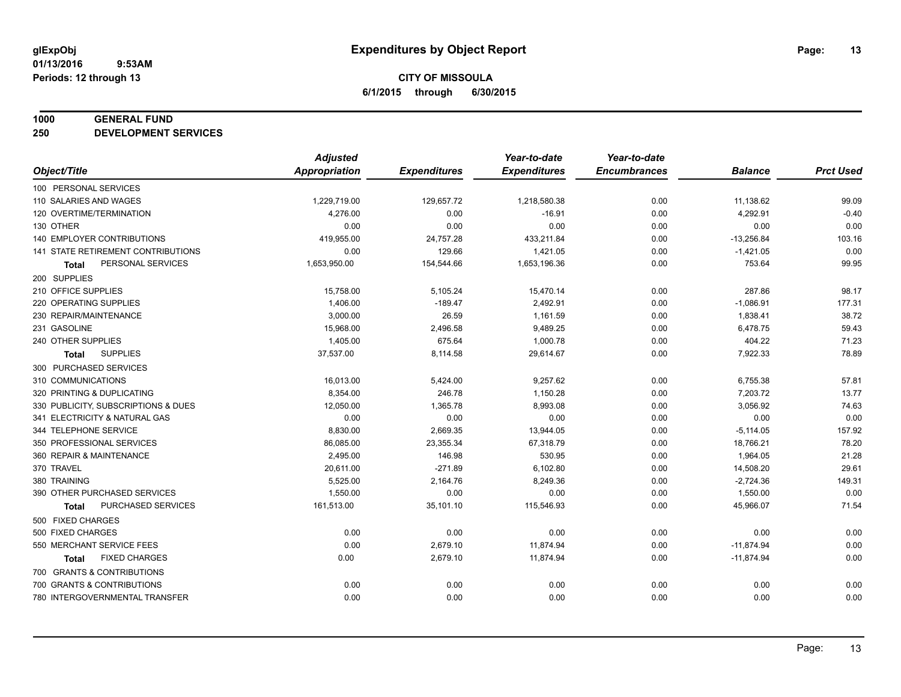**glExpObj** 01/13/2016 9:53AM
**Periods: 12 through 13**

# Expenditures by Object Report

**CITY OF MISSOULA**
**6/1/2015 through 6/30/2015**

**1000 GENERAL FUND**
**250 DEVELOPMENT SERVICES**

| Object/Title | Adjusted Appropriation | Expenditures | Year-to-date Expenditures | Year-to-date Encumbrances | Balance | Prct Used |
|---|---|---|---|---|---|---|
| 100 PERSONAL SERVICES | | | | | | |
| 110 SALARIES AND WAGES | 1,229,719.00 | 129,657.72 | 1,218,580.38 | 0.00 | 11,138.62 | 99.09 |
| 120 OVERTIME/TERMINATION | 4,276.00 | 0.00 | -16.91 | 0.00 | 4,292.91 | -0.40 |
| 130 OTHER | 0.00 | 0.00 | 0.00 | 0.00 | 0.00 | 0.00 |
| 140 EMPLOYER CONTRIBUTIONS | 419,955.00 | 24,757.28 | 433,211.84 | 0.00 | -13,256.84 | 103.16 |
| 141 STATE RETIREMENT CONTRIBUTIONS | 0.00 | 129.66 | 1,421.05 | 0.00 | -1,421.05 | 0.00 |
| **Total** PERSONAL SERVICES | 1,653,950.00 | 154,544.66 | 1,653,196.36 | 0.00 | 753.64 | 99.95 |
| 200 SUPPLIES | | | | | | |
| 210 OFFICE SUPPLIES | 15,758.00 | 5,105.24 | 15,470.14 | 0.00 | 287.86 | 98.17 |
| 220 OPERATING SUPPLIES | 1,406.00 | -189.47 | 2,492.91 | 0.00 | -1,086.91 | 177.31 |
| 230 REPAIR/MAINTENANCE | 3,000.00 | 26.59 | 1,161.59 | 0.00 | 1,838.41 | 38.72 |
| 231 GASOLINE | 15,968.00 | 2,496.58 | 9,489.25 | 0.00 | 6,478.75 | 59.43 |
| 240 OTHER SUPPLIES | 1,405.00 | 675.64 | 1,000.78 | 0.00 | 404.22 | 71.23 |
| **Total** SUPPLIES | 37,537.00 | 8,114.58 | 29,614.67 | 0.00 | 7,922.33 | 78.89 |
| 300 PURCHASED SERVICES | | | | | | |
| 310 COMMUNICATIONS | 16,013.00 | 5,424.00 | 9,257.62 | 0.00 | 6,755.38 | 57.81 |
| 320 PRINTING & DUPLICATING | 8,354.00 | 246.78 | 1,150.28 | 0.00 | 7,203.72 | 13.77 |
| 330 PUBLICITY, SUBSCRIPTIONS & DUES | 12,050.00 | 1,365.78 | 8,993.08 | 0.00 | 3,056.92 | 74.63 |
| 341 ELECTRICITY & NATURAL GAS | 0.00 | 0.00 | 0.00 | 0.00 | 0.00 | 0.00 |
| 344 TELEPHONE SERVICE | 8,830.00 | 2,669.35 | 13,944.05 | 0.00 | -5,114.05 | 157.92 |
| 350 PROFESSIONAL SERVICES | 86,085.00 | 23,355.34 | 67,318.79 | 0.00 | 18,766.21 | 78.20 |
| 360 REPAIR & MAINTENANCE | 2,495.00 | 146.98 | 530.95 | 0.00 | 1,964.05 | 21.28 |
| 370 TRAVEL | 20,611.00 | -271.89 | 6,102.80 | 0.00 | 14,508.20 | 29.61 |
| 380 TRAINING | 5,525.00 | 2,164.76 | 8,249.36 | 0.00 | -2,724.36 | 149.31 |
| 390 OTHER PURCHASED SERVICES | 1,550.00 | 0.00 | 0.00 | 0.00 | 1,550.00 | 0.00 |
| **Total** PURCHASED SERVICES | 161,513.00 | 35,101.10 | 115,546.93 | 0.00 | 45,966.07 | 71.54 |
| 500 FIXED CHARGES | | | | | | |
| 500 FIXED CHARGES | 0.00 | 0.00 | 0.00 | 0.00 | 0.00 | 0.00 |
| 550 MERCHANT SERVICE FEES | 0.00 | 2,679.10 | 11,874.94 | 0.00 | -11,874.94 | 0.00 |
| **Total** FIXED CHARGES | 0.00 | 2,679.10 | 11,874.94 | 0.00 | -11,874.94 | 0.00 |
| 700 GRANTS & CONTRIBUTIONS | | | | | | |
| 700 GRANTS & CONTRIBUTIONS | 0.00 | 0.00 | 0.00 | 0.00 | 0.00 | 0.00 |
| 780 INTERGOVERNMENTAL TRANSFER | 0.00 | 0.00 | 0.00 | 0.00 | 0.00 | 0.00 |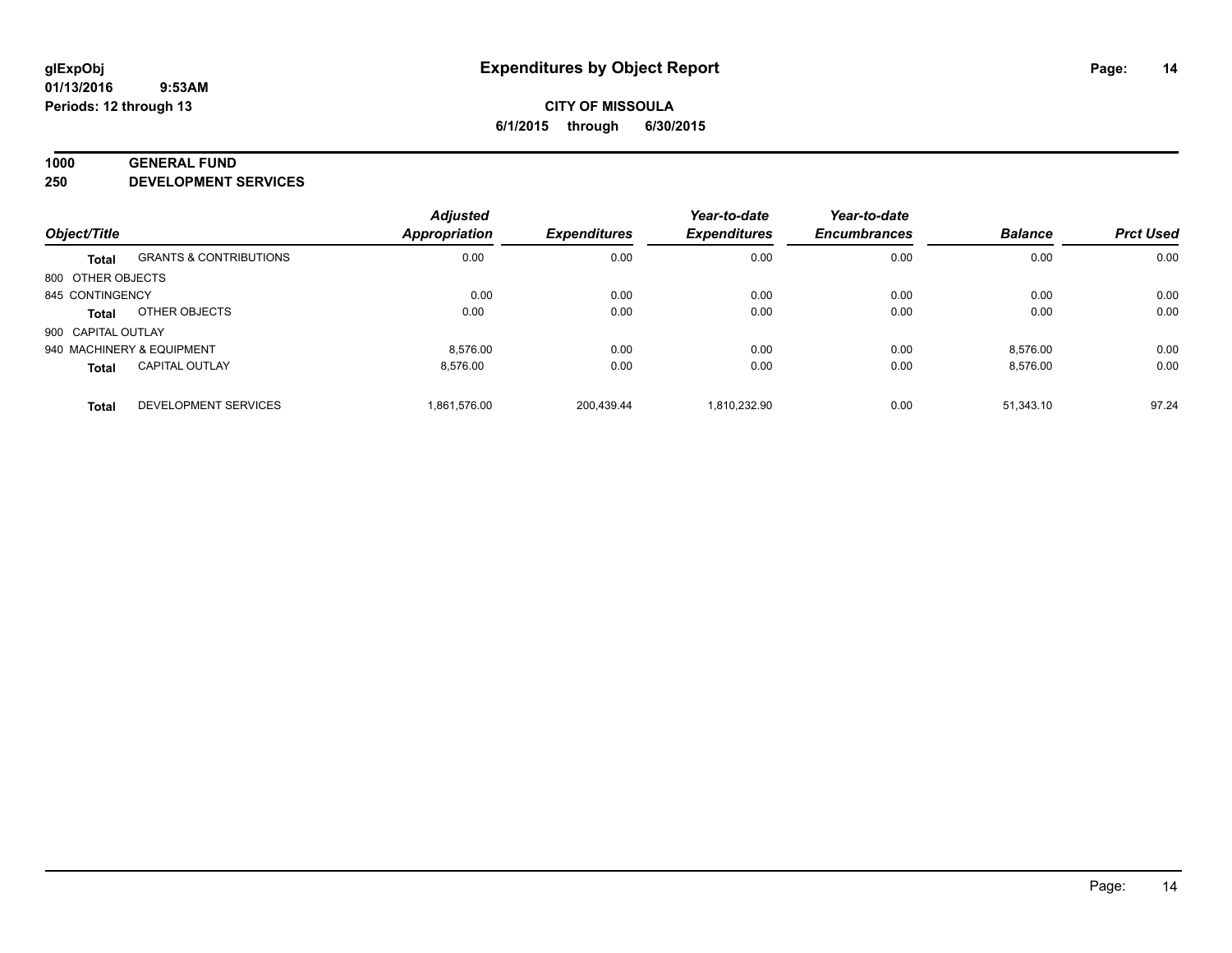# Expenditures by Object Report

glExpObj
01/13/2016 9:53AM
Periods: 12 through 13

**CITY OF MISSOULA**
**6/1/2015 through 6/30/2015**

**1000 GENERAL FUND**
**250 DEVELOPMENT SERVICES**

| Object/Title | | Adjusted Appropriation | Expenditures | Year-to-date Expenditures | Year-to-date Encumbrances | Balance | Prct Used |
|---|---|---|---|---|---|---|---|
| **Total** | GRANTS & CONTRIBUTIONS | 0.00 | 0.00 | 0.00 | 0.00 | 0.00 | 0.00 |
| 800 OTHER OBJECTS | | | | | | | |
| 845 CONTINGENCY | | 0.00 | 0.00 | 0.00 | 0.00 | 0.00 | 0.00 |
| **Total** | OTHER OBJECTS | 0.00 | 0.00 | 0.00 | 0.00 | 0.00 | 0.00 |
| 900 CAPITAL OUTLAY | | | | | | | |
| 940 MACHINERY & EQUIPMENT | | 8,576.00 | 0.00 | 0.00 | 0.00 | 8,576.00 | 0.00 |
| **Total** | CAPITAL OUTLAY | 8,576.00 | 0.00 | 0.00 | 0.00 | 8,576.00 | 0.00 |
| **Total** | DEVELOPMENT SERVICES | 1,861,576.00 | 200,439.44 | 1,810,232.90 | 0.00 | 51,343.10 | 97.24 |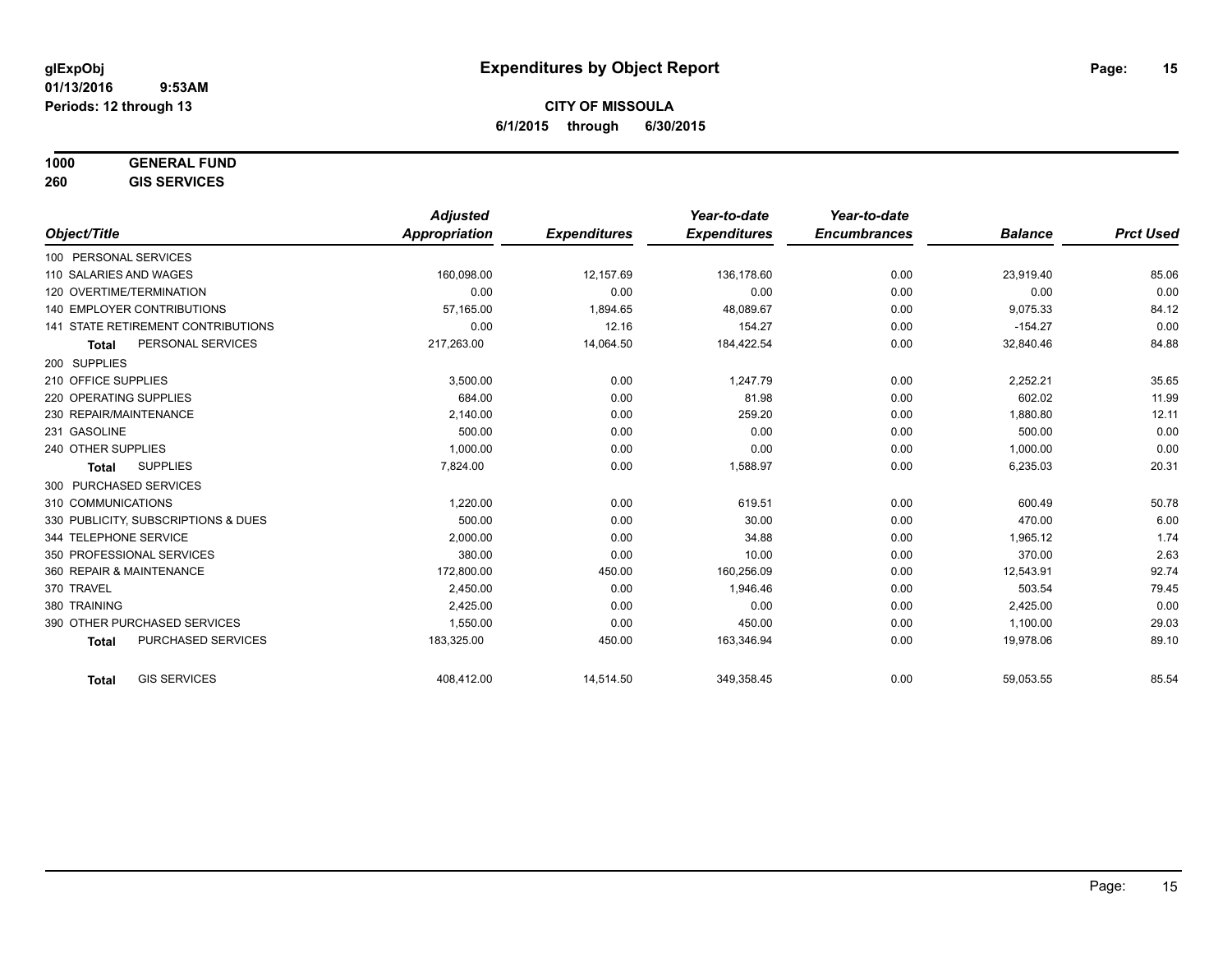glExpObj
01/13/2016 9:53AM
Periods: 12 through 13

# Expenditures by Object Report

**CITY OF MISSOULA**
**6/1/2015 through 6/30/2015**

**1000 GENERAL FUND**
**260 GIS SERVICES**

| Object/Title | Adjusted Appropriation | Expenditures | Year-to-date Expenditures | Year-to-date Encumbrances | Balance | Prct Used |
|---|---|---|---|---|---|---|
| 100 PERSONAL SERVICES | | | | | | |
| 110 SALARIES AND WAGES | 160,098.00 | 12,157.69 | 136,178.60 | 0.00 | 23,919.40 | 85.06 |
| 120 OVERTIME/TERMINATION | 0.00 | 0.00 | 0.00 | 0.00 | 0.00 | 0.00 |
| 140 EMPLOYER CONTRIBUTIONS | 57,165.00 | 1,894.65 | 48,089.67 | 0.00 | 9,075.33 | 84.12 |
| 141 STATE RETIREMENT CONTRIBUTIONS | 0.00 | 12.16 | 154.27 | 0.00 | -154.27 | 0.00 |
| **Total** PERSONAL SERVICES | 217,263.00 | 14,064.50 | 184,422.54 | 0.00 | 32,840.46 | 84.88 |
| 200 SUPPLIES | | | | | | |
| 210 OFFICE SUPPLIES | 3,500.00 | 0.00 | 1,247.79 | 0.00 | 2,252.21 | 35.65 |
| 220 OPERATING SUPPLIES | 684.00 | 0.00 | 81.98 | 0.00 | 602.02 | 11.99 |
| 230 REPAIR/MAINTENANCE | 2,140.00 | 0.00 | 259.20 | 0.00 | 1,880.80 | 12.11 |
| 231 GASOLINE | 500.00 | 0.00 | 0.00 | 0.00 | 500.00 | 0.00 |
| 240 OTHER SUPPLIES | 1,000.00 | 0.00 | 0.00 | 0.00 | 1,000.00 | 0.00 |
| **Total** SUPPLIES | 7,824.00 | 0.00 | 1,588.97 | 0.00 | 6,235.03 | 20.31 |
| 300 PURCHASED SERVICES | | | | | | |
| 310 COMMUNICATIONS | 1,220.00 | 0.00 | 619.51 | 0.00 | 600.49 | 50.78 |
| 330 PUBLICITY, SUBSCRIPTIONS & DUES | 500.00 | 0.00 | 30.00 | 0.00 | 470.00 | 6.00 |
| 344 TELEPHONE SERVICE | 2,000.00 | 0.00 | 34.88 | 0.00 | 1,965.12 | 1.74 |
| 350 PROFESSIONAL SERVICES | 380.00 | 0.00 | 10.00 | 0.00 | 370.00 | 2.63 |
| 360 REPAIR & MAINTENANCE | 172,800.00 | 450.00 | 160,256.09 | 0.00 | 12,543.91 | 92.74 |
| 370 TRAVEL | 2,450.00 | 0.00 | 1,946.46 | 0.00 | 503.54 | 79.45 |
| 380 TRAINING | 2,425.00 | 0.00 | 0.00 | 0.00 | 2,425.00 | 0.00 |
| 390 OTHER PURCHASED SERVICES | 1,550.00 | 0.00 | 450.00 | 0.00 | 1,100.00 | 29.03 |
| **Total** PURCHASED SERVICES | 183,325.00 | 450.00 | 163,346.94 | 0.00 | 19,978.06 | 89.10 |
| **Total** GIS SERVICES | 408,412.00 | 14,514.50 | 349,358.45 | 0.00 | 59,053.55 | 85.54 |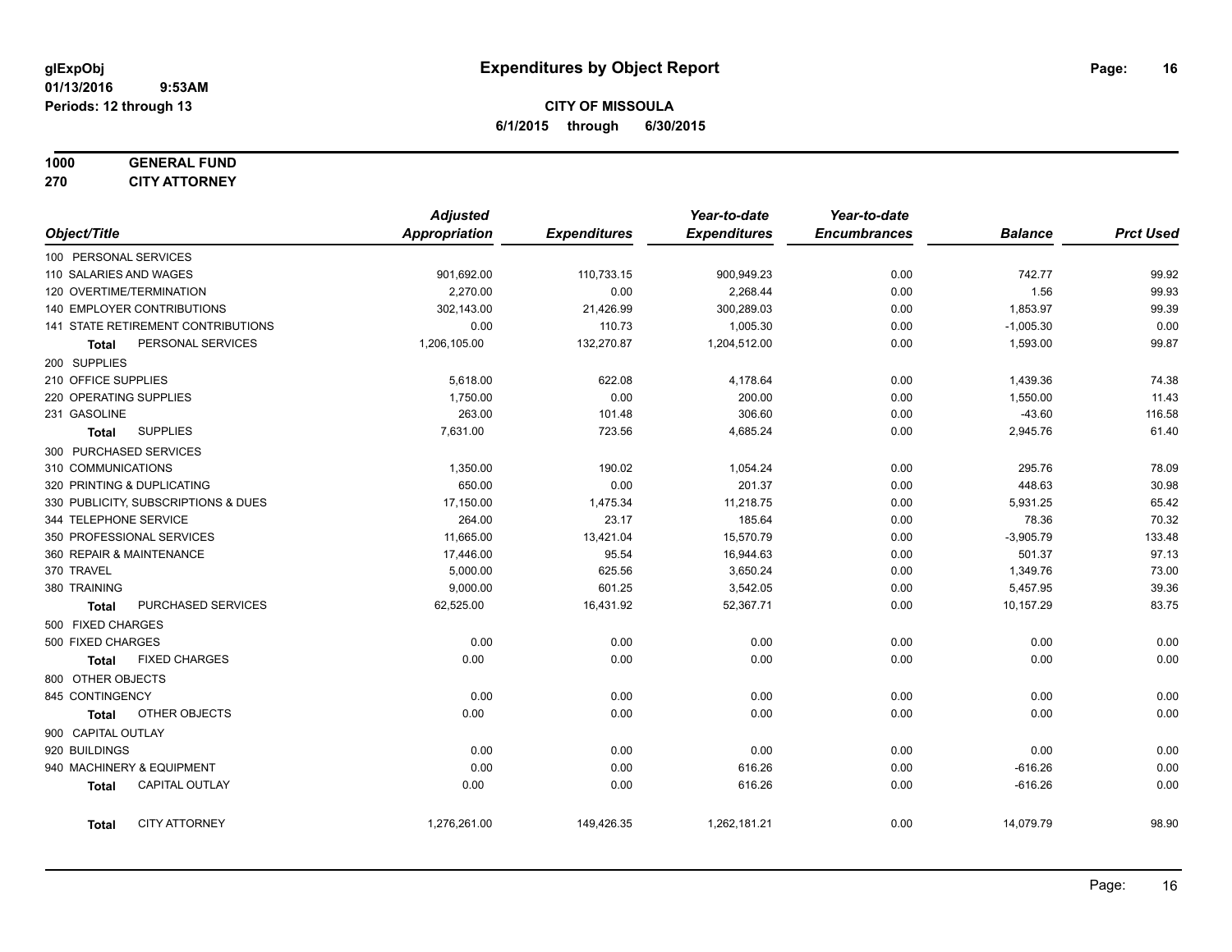**glExpObj**
**01/13/2016 9:53AM**
**Periods: 12 through 13**

# Expenditures by Object Report

**CITY OF MISSOULA**
**6/1/2015 through 6/30/2015**

**1000 GENERAL FUND**
**270 CITY ATTORNEY**

| Object/Title | Adjusted Appropriation | Expenditures | Year-to-date Expenditures | Year-to-date Encumbrances | Balance | Prct Used |
|---|---|---|---|---|---|---|
| 100 PERSONAL SERVICES | | | | | | |
| 110 SALARIES AND WAGES | 901,692.00 | 110,733.15 | 900,949.23 | 0.00 | 742.77 | 99.92 |
| 120 OVERTIME/TERMINATION | 2,270.00 | 0.00 | 2,268.44 | 0.00 | 1.56 | 99.93 |
| 140 EMPLOYER CONTRIBUTIONS | 302,143.00 | 21,426.99 | 300,289.03 | 0.00 | 1,853.97 | 99.39 |
| 141 STATE RETIREMENT CONTRIBUTIONS | 0.00 | 110.73 | 1,005.30 | 0.00 | -1,005.30 | 0.00 |
| **Total** PERSONAL SERVICES | 1,206,105.00 | 132,270.87 | 1,204,512.00 | 0.00 | 1,593.00 | 99.87 |
| 200 SUPPLIES | | | | | | |
| 210 OFFICE SUPPLIES | 5,618.00 | 622.08 | 4,178.64 | 0.00 | 1,439.36 | 74.38 |
| 220 OPERATING SUPPLIES | 1,750.00 | 0.00 | 200.00 | 0.00 | 1,550.00 | 11.43 |
| 231 GASOLINE | 263.00 | 101.48 | 306.60 | 0.00 | -43.60 | 116.58 |
| **Total** SUPPLIES | 7,631.00 | 723.56 | 4,685.24 | 0.00 | 2,945.76 | 61.40 |
| 300 PURCHASED SERVICES | | | | | | |
| 310 COMMUNICATIONS | 1,350.00 | 190.02 | 1,054.24 | 0.00 | 295.76 | 78.09 |
| 320 PRINTING & DUPLICATING | 650.00 | 0.00 | 201.37 | 0.00 | 448.63 | 30.98 |
| 330 PUBLICITY, SUBSCRIPTIONS & DUES | 17,150.00 | 1,475.34 | 11,218.75 | 0.00 | 5,931.25 | 65.42 |
| 344 TELEPHONE SERVICE | 264.00 | 23.17 | 185.64 | 0.00 | 78.36 | 70.32 |
| 350 PROFESSIONAL SERVICES | 11,665.00 | 13,421.04 | 15,570.79 | 0.00 | -3,905.79 | 133.48 |
| 360 REPAIR & MAINTENANCE | 17,446.00 | 95.54 | 16,944.63 | 0.00 | 501.37 | 97.13 |
| 370 TRAVEL | 5,000.00 | 625.56 | 3,650.24 | 0.00 | 1,349.76 | 73.00 |
| 380 TRAINING | 9,000.00 | 601.25 | 3,542.05 | 0.00 | 5,457.95 | 39.36 |
| **Total** PURCHASED SERVICES | 62,525.00 | 16,431.92 | 52,367.71 | 0.00 | 10,157.29 | 83.75 |
| 500 FIXED CHARGES | | | | | | |
| 500 FIXED CHARGES | 0.00 | 0.00 | 0.00 | 0.00 | 0.00 | 0.00 |
| **Total** FIXED CHARGES | 0.00 | 0.00 | 0.00 | 0.00 | 0.00 | 0.00 |
| 800 OTHER OBJECTS | | | | | | |
| 845 CONTINGENCY | 0.00 | 0.00 | 0.00 | 0.00 | 0.00 | 0.00 |
| **Total** OTHER OBJECTS | 0.00 | 0.00 | 0.00 | 0.00 | 0.00 | 0.00 |
| 900 CAPITAL OUTLAY | | | | | | |
| 920 BUILDINGS | 0.00 | 0.00 | 0.00 | 0.00 | 0.00 | 0.00 |
| 940 MACHINERY & EQUIPMENT | 0.00 | 0.00 | 616.26 | 0.00 | -616.26 | 0.00 |
| **Total** CAPITAL OUTLAY | 0.00 | 0.00 | 616.26 | 0.00 | -616.26 | 0.00 |
| **Total** CITY ATTORNEY | 1,276,261.00 | 149,426.35 | 1,262,181.21 | 0.00 | 14,079.79 | 98.90 |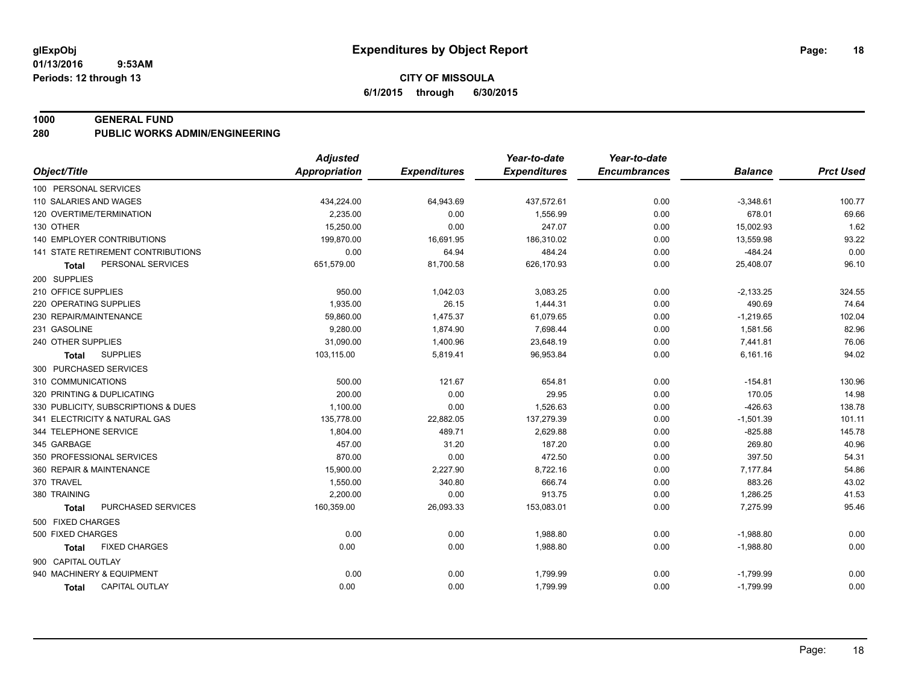glExpObj
01/13/2016 9:53AM
Periods: 12 through 13

# Expenditures by Object Report

**CITY OF MISSOULA**
**6/1/2015 through 6/30/2015**

## 1000 GENERAL FUND
## 280 PUBLIC WORKS ADMIN/ENGINEERING

| Object/Title | Adjusted Appropriation | Expenditures | Year-to-date Expenditures | Year-to-date Encumbrances | Balance | Prct Used |
|---|---|---|---|---|---|---|
| 100 PERSONAL SERVICES | | | | | | |
| 110 SALARIES AND WAGES | 434,224.00 | 64,943.69 | 437,572.61 | 0.00 | -3,348.61 | 100.77 |
| 120 OVERTIME/TERMINATION | 2,235.00 | 0.00 | 1,556.99 | 0.00 | 678.01 | 69.66 |
| 130 OTHER | 15,250.00 | 0.00 | 247.07 | 0.00 | 15,002.93 | 1.62 |
| 140 EMPLOYER CONTRIBUTIONS | 199,870.00 | 16,691.95 | 186,310.02 | 0.00 | 13,559.98 | 93.22 |
| 141 STATE RETIREMENT CONTRIBUTIONS | 0.00 | 64.94 | 484.24 | 0.00 | -484.24 | 0.00 |
| **Total** PERSONAL SERVICES | 651,579.00 | 81,700.58 | 626,170.93 | 0.00 | 25,408.07 | 96.10 |
| 200 SUPPLIES | | | | | | |
| 210 OFFICE SUPPLIES | 950.00 | 1,042.03 | 3,083.25 | 0.00 | -2,133.25 | 324.55 |
| 220 OPERATING SUPPLIES | 1,935.00 | 26.15 | 1,444.31 | 0.00 | 490.69 | 74.64 |
| 230 REPAIR/MAINTENANCE | 59,860.00 | 1,475.37 | 61,079.65 | 0.00 | -1,219.65 | 102.04 |
| 231 GASOLINE | 9,280.00 | 1,874.90 | 7,698.44 | 0.00 | 1,581.56 | 82.96 |
| 240 OTHER SUPPLIES | 31,090.00 | 1,400.96 | 23,648.19 | 0.00 | 7,441.81 | 76.06 |
| **Total** SUPPLIES | 103,115.00 | 5,819.41 | 96,953.84 | 0.00 | 6,161.16 | 94.02 |
| 300 PURCHASED SERVICES | | | | | | |
| 310 COMMUNICATIONS | 500.00 | 121.67 | 654.81 | 0.00 | -154.81 | 130.96 |
| 320 PRINTING & DUPLICATING | 200.00 | 0.00 | 29.95 | 0.00 | 170.05 | 14.98 |
| 330 PUBLICITY, SUBSCRIPTIONS & DUES | 1,100.00 | 0.00 | 1,526.63 | 0.00 | -426.63 | 138.78 |
| 341 ELECTRICITY & NATURAL GAS | 135,778.00 | 22,882.05 | 137,279.39 | 0.00 | -1,501.39 | 101.11 |
| 344 TELEPHONE SERVICE | 1,804.00 | 489.71 | 2,629.88 | 0.00 | -825.88 | 145.78 |
| 345 GARBAGE | 457.00 | 31.20 | 187.20 | 0.00 | 269.80 | 40.96 |
| 350 PROFESSIONAL SERVICES | 870.00 | 0.00 | 472.50 | 0.00 | 397.50 | 54.31 |
| 360 REPAIR & MAINTENANCE | 15,900.00 | 2,227.90 | 8,722.16 | 0.00 | 7,177.84 | 54.86 |
| 370 TRAVEL | 1,550.00 | 340.80 | 666.74 | 0.00 | 883.26 | 43.02 |
| 380 TRAINING | 2,200.00 | 0.00 | 913.75 | 0.00 | 1,286.25 | 41.53 |
| **Total** PURCHASED SERVICES | 160,359.00 | 26,093.33 | 153,083.01 | 0.00 | 7,275.99 | 95.46 |
| 500 FIXED CHARGES | | | | | | |
| 500 FIXED CHARGES | 0.00 | 0.00 | 1,988.80 | 0.00 | -1,988.80 | 0.00 |
| **Total** FIXED CHARGES | 0.00 | 0.00 | 1,988.80 | 0.00 | -1,988.80 | 0.00 |
| 900 CAPITAL OUTLAY | | | | | | |
| 940 MACHINERY & EQUIPMENT | 0.00 | 0.00 | 1,799.99 | 0.00 | -1,799.99 | 0.00 |
| **Total** CAPITAL OUTLAY | 0.00 | 0.00 | 1,799.99 | 0.00 | -1,799.99 | 0.00 |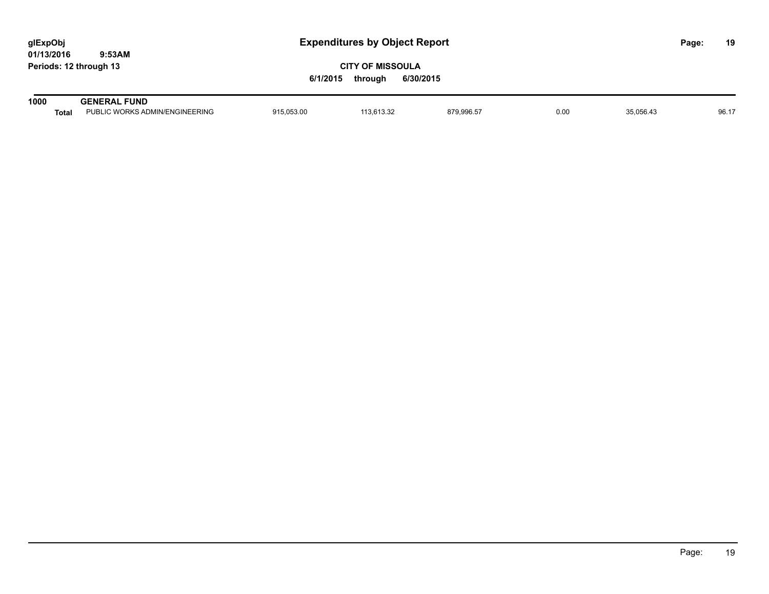# Expenditures by Object Report

**CITY OF MISSOULA**

**6/1/2015 through 6/30/2015**

glExpObj
01/13/2016 9:53AM
Periods: 12 through 13

| | | | | | | | |
|---|---|---|---|---|---|---|---|
| **1000** | **GENERAL FUND** | | | | | | |
| **Total** | PUBLIC WORKS ADMIN/ENGINEERING | 915,053.00 | 113,613.32 | 879,996.57 | 0.00 | 35,056.43 | 96.17 |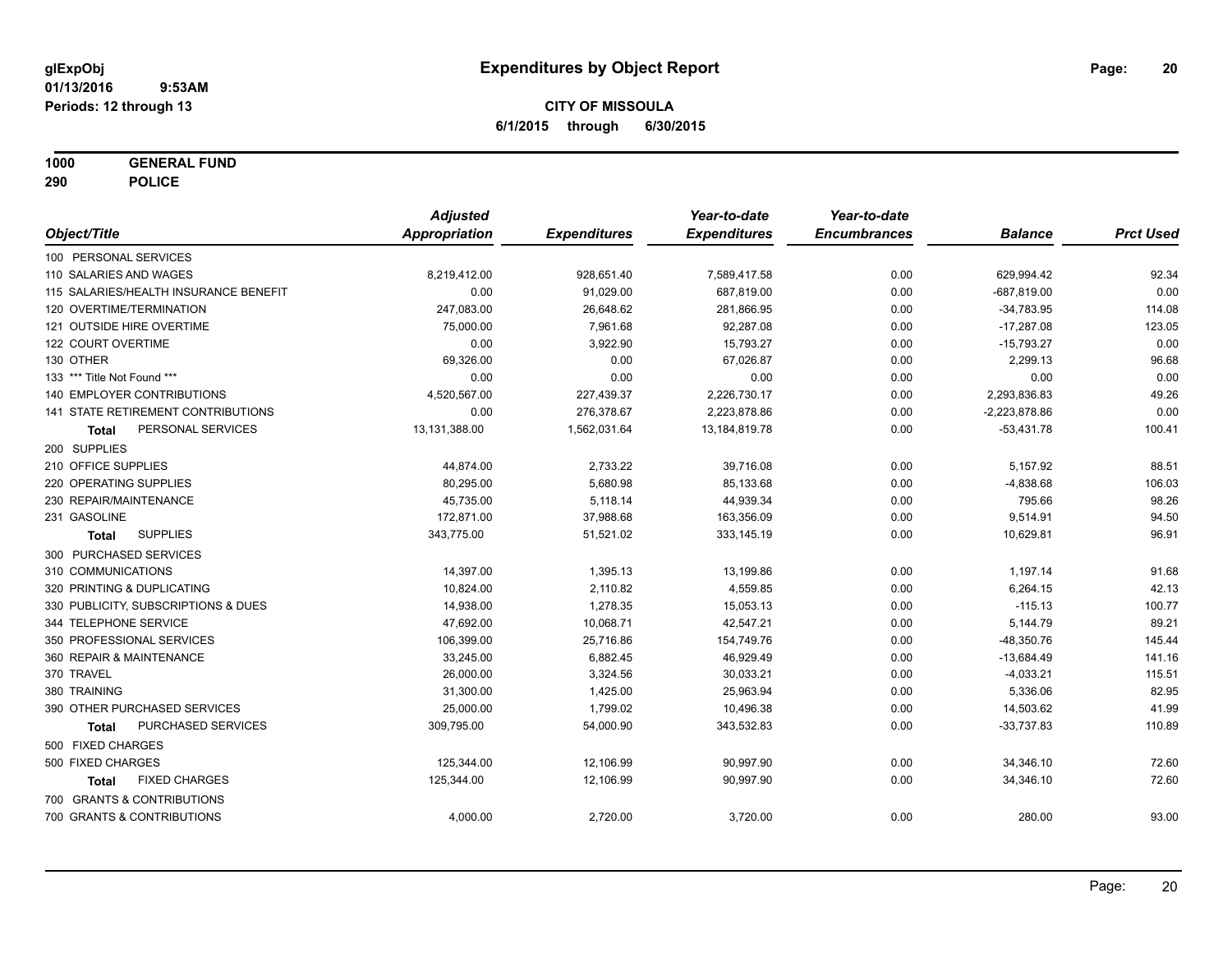# Expenditures by Object Report

glExpObj
01/13/2016 9:53AM
Periods: 12 through 13

**CITY OF MISSOULA**
**6/1/2015 through 6/30/2015**

**1000 GENERAL FUND**
**290 POLICE**

| Object/Title | Adjusted Appropriation | Expenditures | Year-to-date Expenditures | Year-to-date Encumbrances | Balance | Prct Used |
|---|---|---|---|---|---|---|
| 100 PERSONAL SERVICES | | | | | | |
| 110 SALARIES AND WAGES | 8,219,412.00 | 928,651.40 | 7,589,417.58 | 0.00 | 629,994.42 | 92.34 |
| 115 SALARIES/HEALTH INSURANCE BENEFIT | 0.00 | 91,029.00 | 687,819.00 | 0.00 | -687,819.00 | 0.00 |
| 120 OVERTIME/TERMINATION | 247,083.00 | 26,648.62 | 281,866.95 | 0.00 | -34,783.95 | 114.08 |
| 121 OUTSIDE HIRE OVERTIME | 75,000.00 | 7,961.68 | 92,287.08 | 0.00 | -17,287.08 | 123.05 |
| 122 COURT OVERTIME | 0.00 | 3,922.90 | 15,793.27 | 0.00 | -15,793.27 | 0.00 |
| 130 OTHER | 69,326.00 | 0.00 | 67,026.87 | 0.00 | 2,299.13 | 96.68 |
| 133 *** Title Not Found *** | 0.00 | 0.00 | 0.00 | 0.00 | 0.00 | 0.00 |
| 140 EMPLOYER CONTRIBUTIONS | 4,520,567.00 | 227,439.37 | 2,226,730.17 | 0.00 | 2,293,836.83 | 49.26 |
| 141 STATE RETIREMENT CONTRIBUTIONS | 0.00 | 276,378.67 | 2,223,878.86 | 0.00 | -2,223,878.86 | 0.00 |
| **Total** PERSONAL SERVICES | 13,131,388.00 | 1,562,031.64 | 13,184,819.78 | 0.00 | -53,431.78 | 100.41 |
| 200 SUPPLIES | | | | | | |
| 210 OFFICE SUPPLIES | 44,874.00 | 2,733.22 | 39,716.08 | 0.00 | 5,157.92 | 88.51 |
| 220 OPERATING SUPPLIES | 80,295.00 | 5,680.98 | 85,133.68 | 0.00 | -4,838.68 | 106.03 |
| 230 REPAIR/MAINTENANCE | 45,735.00 | 5,118.14 | 44,939.34 | 0.00 | 795.66 | 98.26 |
| 231 GASOLINE | 172,871.00 | 37,988.68 | 163,356.09 | 0.00 | 9,514.91 | 94.50 |
| **Total** SUPPLIES | 343,775.00 | 51,521.02 | 333,145.19 | 0.00 | 10,629.81 | 96.91 |
| 300 PURCHASED SERVICES | | | | | | |
| 310 COMMUNICATIONS | 14,397.00 | 1,395.13 | 13,199.86 | 0.00 | 1,197.14 | 91.68 |
| 320 PRINTING & DUPLICATING | 10,824.00 | 2,110.82 | 4,559.85 | 0.00 | 6,264.15 | 42.13 |
| 330 PUBLICITY, SUBSCRIPTIONS & DUES | 14,938.00 | 1,278.35 | 15,053.13 | 0.00 | -115.13 | 100.77 |
| 344 TELEPHONE SERVICE | 47,692.00 | 10,068.71 | 42,547.21 | 0.00 | 5,144.79 | 89.21 |
| 350 PROFESSIONAL SERVICES | 106,399.00 | 25,716.86 | 154,749.76 | 0.00 | -48,350.76 | 145.44 |
| 360 REPAIR & MAINTENANCE | 33,245.00 | 6,882.45 | 46,929.49 | 0.00 | -13,684.49 | 141.16 |
| 370 TRAVEL | 26,000.00 | 3,324.56 | 30,033.21 | 0.00 | -4,033.21 | 115.51 |
| 380 TRAINING | 31,300.00 | 1,425.00 | 25,963.94 | 0.00 | 5,336.06 | 82.95 |
| 390 OTHER PURCHASED SERVICES | 25,000.00 | 1,799.02 | 10,496.38 | 0.00 | 14,503.62 | 41.99 |
| **Total** PURCHASED SERVICES | 309,795.00 | 54,000.90 | 343,532.83 | 0.00 | -33,737.83 | 110.89 |
| 500 FIXED CHARGES | | | | | | |
| 500 FIXED CHARGES | 125,344.00 | 12,106.99 | 90,997.90 | 0.00 | 34,346.10 | 72.60 |
| **Total** FIXED CHARGES | 125,344.00 | 12,106.99 | 90,997.90 | 0.00 | 34,346.10 | 72.60 |
| 700 GRANTS & CONTRIBUTIONS | | | | | | |
| 700 GRANTS & CONTRIBUTIONS | 4,000.00 | 2,720.00 | 3,720.00 | 0.00 | 280.00 | 93.00 |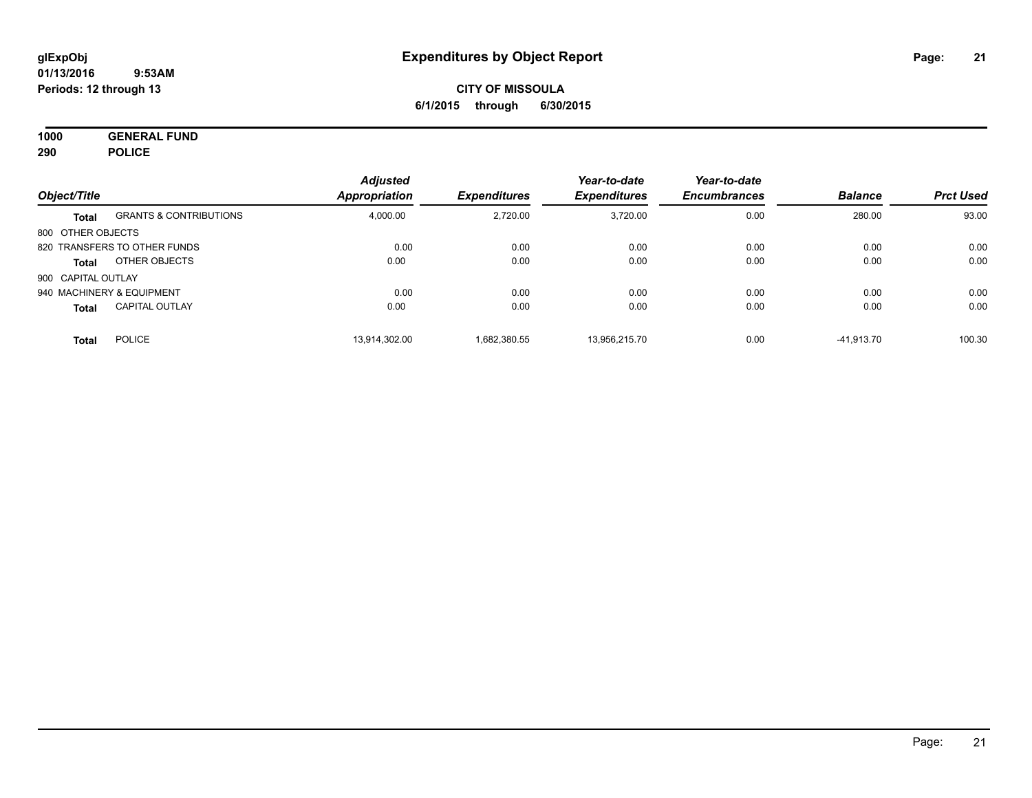# Expenditures by Object Report

glExpObj
01/13/2016 9:53AM
Periods: 12 through 13

**CITY OF MISSOULA**
**6/1/2015 through 6/30/2015**

**1000 GENERAL FUND**
**290 POLICE**

| Object/Title | | Adjusted Appropriation | Expenditures | Year-to-date Expenditures | Year-to-date Encumbrances | Balance | Prct Used |
|---|---|---|---|---|---|---|---|
| **Total** | GRANTS & CONTRIBUTIONS | 4,000.00 | 2,720.00 | 3,720.00 | 0.00 | 280.00 | 93.00 |
| 800 OTHER OBJECTS | | | | | | | |
| 820 TRANSFERS TO OTHER FUNDS | | 0.00 | 0.00 | 0.00 | 0.00 | 0.00 | 0.00 |
| **Total** | OTHER OBJECTS | 0.00 | 0.00 | 0.00 | 0.00 | 0.00 | 0.00 |
| 900 CAPITAL OUTLAY | | | | | | | |
| 940 MACHINERY & EQUIPMENT | | 0.00 | 0.00 | 0.00 | 0.00 | 0.00 | 0.00 |
| **Total** | CAPITAL OUTLAY | 0.00 | 0.00 | 0.00 | 0.00 | 0.00 | 0.00 |
| **Total** | POLICE | 13,914,302.00 | 1,682,380.55 | 13,956,215.70 | 0.00 | -41,913.70 | 100.30 |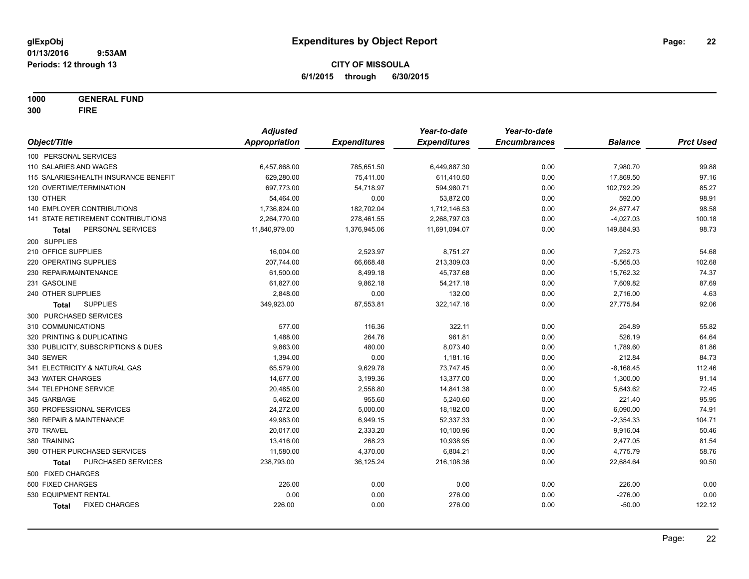glExpObj
01/13/2016 9:53AM
Periods: 12 through 13

# Expenditures by Object Report

**CITY OF MISSOULA**
**6/1/2015 through 6/30/2015**

**1000 GENERAL FUND**
**300 FIRE**

| Object/Title | Adjusted Appropriation | Expenditures | Year-to-date Expenditures | Year-to-date Encumbrances | Balance | Prct Used |
|---|---|---|---|---|---|---|
| 100 PERSONAL SERVICES | | | | | | |
| 110 SALARIES AND WAGES | 6,457,868.00 | 785,651.50 | 6,449,887.30 | 0.00 | 7,980.70 | 99.88 |
| 115 SALARIES/HEALTH INSURANCE BENEFIT | 629,280.00 | 75,411.00 | 611,410.50 | 0.00 | 17,869.50 | 97.16 |
| 120 OVERTIME/TERMINATION | 697,773.00 | 54,718.97 | 594,980.71 | 0.00 | 102,792.29 | 85.27 |
| 130 OTHER | 54,464.00 | 0.00 | 53,872.00 | 0.00 | 592.00 | 98.91 |
| 140 EMPLOYER CONTRIBUTIONS | 1,736,824.00 | 182,702.04 | 1,712,146.53 | 0.00 | 24,677.47 | 98.58 |
| 141 STATE RETIREMENT CONTRIBUTIONS | 2,264,770.00 | 278,461.55 | 2,268,797.03 | 0.00 | -4,027.03 | 100.18 |
| **Total** PERSONAL SERVICES | 11,840,979.00 | 1,376,945.06 | 11,691,094.07 | 0.00 | 149,884.93 | 98.73 |
| 200 SUPPLIES | | | | | | |
| 210 OFFICE SUPPLIES | 16,004.00 | 2,523.97 | 8,751.27 | 0.00 | 7,252.73 | 54.68 |
| 220 OPERATING SUPPLIES | 207,744.00 | 66,668.48 | 213,309.03 | 0.00 | -5,565.03 | 102.68 |
| 230 REPAIR/MAINTENANCE | 61,500.00 | 8,499.18 | 45,737.68 | 0.00 | 15,762.32 | 74.37 |
| 231 GASOLINE | 61,827.00 | 9,862.18 | 54,217.18 | 0.00 | 7,609.82 | 87.69 |
| 240 OTHER SUPPLIES | 2,848.00 | 0.00 | 132.00 | 0.00 | 2,716.00 | 4.63 |
| **Total** SUPPLIES | 349,923.00 | 87,553.81 | 322,147.16 | 0.00 | 27,775.84 | 92.06 |
| 300 PURCHASED SERVICES | | | | | | |
| 310 COMMUNICATIONS | 577.00 | 116.36 | 322.11 | 0.00 | 254.89 | 55.82 |
| 320 PRINTING & DUPLICATING | 1,488.00 | 264.76 | 961.81 | 0.00 | 526.19 | 64.64 |
| 330 PUBLICITY, SUBSCRIPTIONS & DUES | 9,863.00 | 480.00 | 8,073.40 | 0.00 | 1,789.60 | 81.86 |
| 340 SEWER | 1,394.00 | 0.00 | 1,181.16 | 0.00 | 212.84 | 84.73 |
| 341 ELECTRICITY & NATURAL GAS | 65,579.00 | 9,629.78 | 73,747.45 | 0.00 | -8,168.45 | 112.46 |
| 343 WATER CHARGES | 14,677.00 | 3,199.36 | 13,377.00 | 0.00 | 1,300.00 | 91.14 |
| 344 TELEPHONE SERVICE | 20,485.00 | 2,558.80 | 14,841.38 | 0.00 | 5,643.62 | 72.45 |
| 345 GARBAGE | 5,462.00 | 955.60 | 5,240.60 | 0.00 | 221.40 | 95.95 |
| 350 PROFESSIONAL SERVICES | 24,272.00 | 5,000.00 | 18,182.00 | 0.00 | 6,090.00 | 74.91 |
| 360 REPAIR & MAINTENANCE | 49,983.00 | 6,949.15 | 52,337.33 | 0.00 | -2,354.33 | 104.71 |
| 370 TRAVEL | 20,017.00 | 2,333.20 | 10,100.96 | 0.00 | 9,916.04 | 50.46 |
| 380 TRAINING | 13,416.00 | 268.23 | 10,938.95 | 0.00 | 2,477.05 | 81.54 |
| 390 OTHER PURCHASED SERVICES | 11,580.00 | 4,370.00 | 6,804.21 | 0.00 | 4,775.79 | 58.76 |
| **Total** PURCHASED SERVICES | 238,793.00 | 36,125.24 | 216,108.36 | 0.00 | 22,684.64 | 90.50 |
| 500 FIXED CHARGES | | | | | | |
| 500 FIXED CHARGES | 226.00 | 0.00 | 0.00 | 0.00 | 226.00 | 0.00 |
| 530 EQUIPMENT RENTAL | 0.00 | 0.00 | 276.00 | 0.00 | -276.00 | 0.00 |
| **Total** FIXED CHARGES | 226.00 | 0.00 | 276.00 | 0.00 | -50.00 | 122.12 |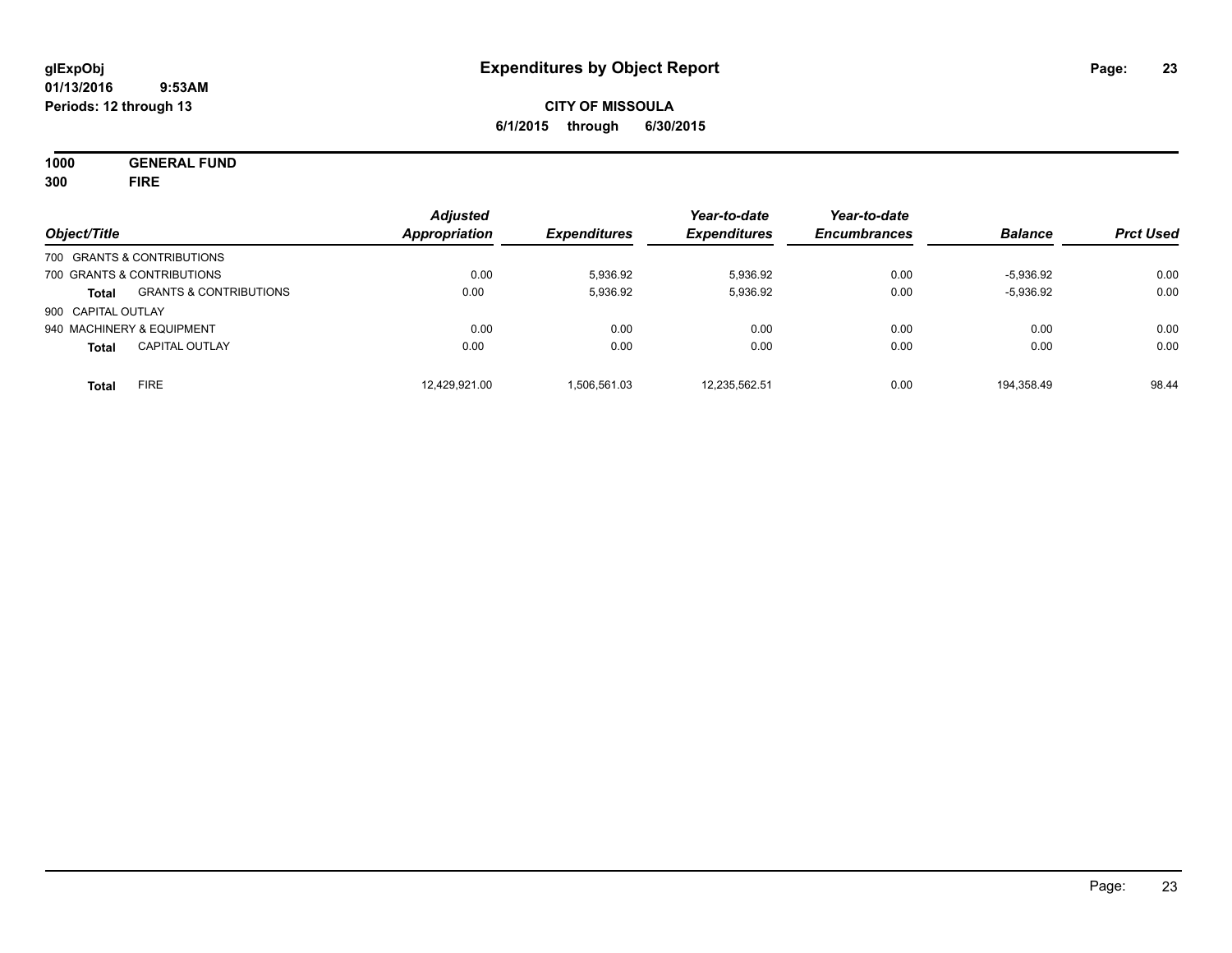**glExpObj**
**01/13/2016 9:53AM**
**Periods: 12 through 13**

# Expenditures by Object Report

**CITY OF MISSOULA**
**6/1/2015 through 6/30/2015**

**1000 GENERAL FUND**
**300 FIRE**

| Object/Title | | *Adjusted Appropriation* | *Expenditures* | *Year-to-date Expenditures* | *Year-to-date Encumbrances* | *Balance* | *Prct Used* |
|---|---|---|---|---|---|---|---|
| 700 GRANTS & CONTRIBUTIONS | | | | | | | |
| 700 GRANTS & CONTRIBUTIONS | | 0.00 | 5,936.92 | 5,936.92 | 0.00 | -5,936.92 | 0.00 |
| **Total** | GRANTS & CONTRIBUTIONS | 0.00 | 5,936.92 | 5,936.92 | 0.00 | -5,936.92 | 0.00 |
| 900 CAPITAL OUTLAY | | | | | | | |
| 940 MACHINERY & EQUIPMENT | | 0.00 | 0.00 | 0.00 | 0.00 | 0.00 | 0.00 |
| **Total** | CAPITAL OUTLAY | 0.00 | 0.00 | 0.00 | 0.00 | 0.00 | 0.00 |
| **Total** | FIRE | 12,429,921.00 | 1,506,561.03 | 12,235,562.51 | 0.00 | 194,358.49 | 98.44 |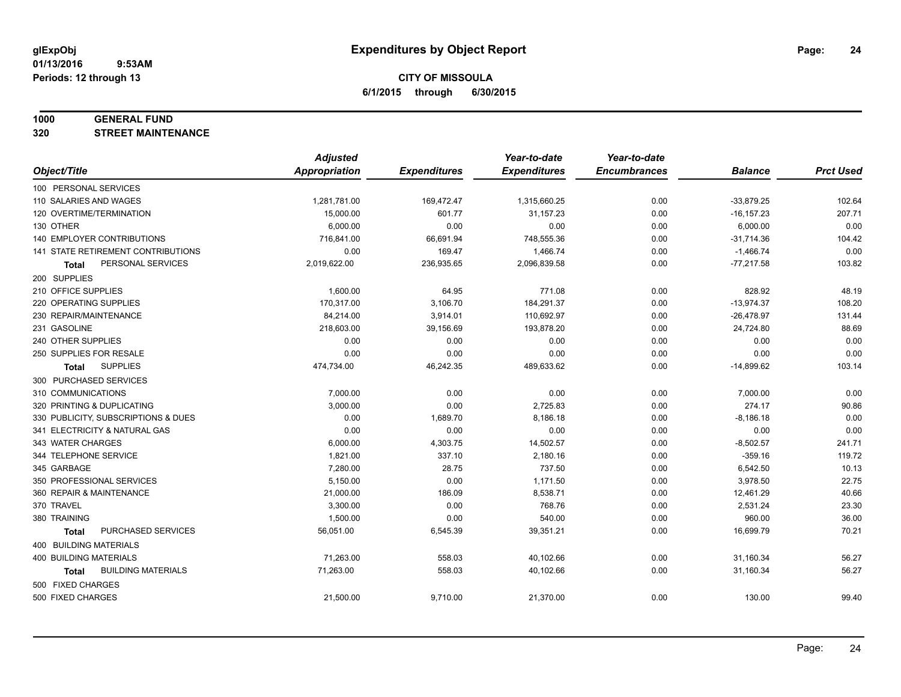glExpObj
01/13/2016 9:53AM
Periods: 12 through 13

# Expenditures by Object Report

**CITY OF MISSOULA**
**6/1/2015 through 6/30/2015**

**1000 GENERAL FUND**
**320 STREET MAINTENANCE**

| Object/Title | Adjusted Appropriation | Expenditures | Year-to-date Expenditures | Year-to-date Encumbrances | Balance | Prct Used |
|---|---|---|---|---|---|---|
| 100 PERSONAL SERVICES | | | | | | |
| 110 SALARIES AND WAGES | 1,281,781.00 | 169,472.47 | 1,315,660.25 | 0.00 | -33,879.25 | 102.64 |
| 120 OVERTIME/TERMINATION | 15,000.00 | 601.77 | 31,157.23 | 0.00 | -16,157.23 | 207.71 |
| 130 OTHER | 6,000.00 | 0.00 | 0.00 | 0.00 | 6,000.00 | 0.00 |
| 140 EMPLOYER CONTRIBUTIONS | 716,841.00 | 66,691.94 | 748,555.36 | 0.00 | -31,714.36 | 104.42 |
| 141 STATE RETIREMENT CONTRIBUTIONS | 0.00 | 169.47 | 1,466.74 | 0.00 | -1,466.74 | 0.00 |
| **Total** PERSONAL SERVICES | 2,019,622.00 | 236,935.65 | 2,096,839.58 | 0.00 | -77,217.58 | 103.82 |
| 200 SUPPLIES | | | | | | |
| 210 OFFICE SUPPLIES | 1,600.00 | 64.95 | 771.08 | 0.00 | 828.92 | 48.19 |
| 220 OPERATING SUPPLIES | 170,317.00 | 3,106.70 | 184,291.37 | 0.00 | -13,974.37 | 108.20 |
| 230 REPAIR/MAINTENANCE | 84,214.00 | 3,914.01 | 110,692.97 | 0.00 | -26,478.97 | 131.44 |
| 231 GASOLINE | 218,603.00 | 39,156.69 | 193,878.20 | 0.00 | 24,724.80 | 88.69 |
| 240 OTHER SUPPLIES | 0.00 | 0.00 | 0.00 | 0.00 | 0.00 | 0.00 |
| 250 SUPPLIES FOR RESALE | 0.00 | 0.00 | 0.00 | 0.00 | 0.00 | 0.00 |
| **Total** SUPPLIES | 474,734.00 | 46,242.35 | 489,633.62 | 0.00 | -14,899.62 | 103.14 |
| 300 PURCHASED SERVICES | | | | | | |
| 310 COMMUNICATIONS | 7,000.00 | 0.00 | 0.00 | 0.00 | 7,000.00 | 0.00 |
| 320 PRINTING & DUPLICATING | 3,000.00 | 0.00 | 2,725.83 | 0.00 | 274.17 | 90.86 |
| 330 PUBLICITY, SUBSCRIPTIONS & DUES | 0.00 | 1,689.70 | 8,186.18 | 0.00 | -8,186.18 | 0.00 |
| 341 ELECTRICITY & NATURAL GAS | 0.00 | 0.00 | 0.00 | 0.00 | 0.00 | 0.00 |
| 343 WATER CHARGES | 6,000.00 | 4,303.75 | 14,502.57 | 0.00 | -8,502.57 | 241.71 |
| 344 TELEPHONE SERVICE | 1,821.00 | 337.10 | 2,180.16 | 0.00 | -359.16 | 119.72 |
| 345 GARBAGE | 7,280.00 | 28.75 | 737.50 | 0.00 | 6,542.50 | 10.13 |
| 350 PROFESSIONAL SERVICES | 5,150.00 | 0.00 | 1,171.50 | 0.00 | 3,978.50 | 22.75 |
| 360 REPAIR & MAINTENANCE | 21,000.00 | 186.09 | 8,538.71 | 0.00 | 12,461.29 | 40.66 |
| 370 TRAVEL | 3,300.00 | 0.00 | 768.76 | 0.00 | 2,531.24 | 23.30 |
| 380 TRAINING | 1,500.00 | 0.00 | 540.00 | 0.00 | 960.00 | 36.00 |
| **Total** PURCHASED SERVICES | 56,051.00 | 6,545.39 | 39,351.21 | 0.00 | 16,699.79 | 70.21 |
| 400 BUILDING MATERIALS | | | | | | |
| 400 BUILDING MATERIALS | 71,263.00 | 558.03 | 40,102.66 | 0.00 | 31,160.34 | 56.27 |
| **Total** BUILDING MATERIALS | 71,263.00 | 558.03 | 40,102.66 | 0.00 | 31,160.34 | 56.27 |
| 500 FIXED CHARGES | | | | | | |
| 500 FIXED CHARGES | 21,500.00 | 9,710.00 | 21,370.00 | 0.00 | 130.00 | 99.40 |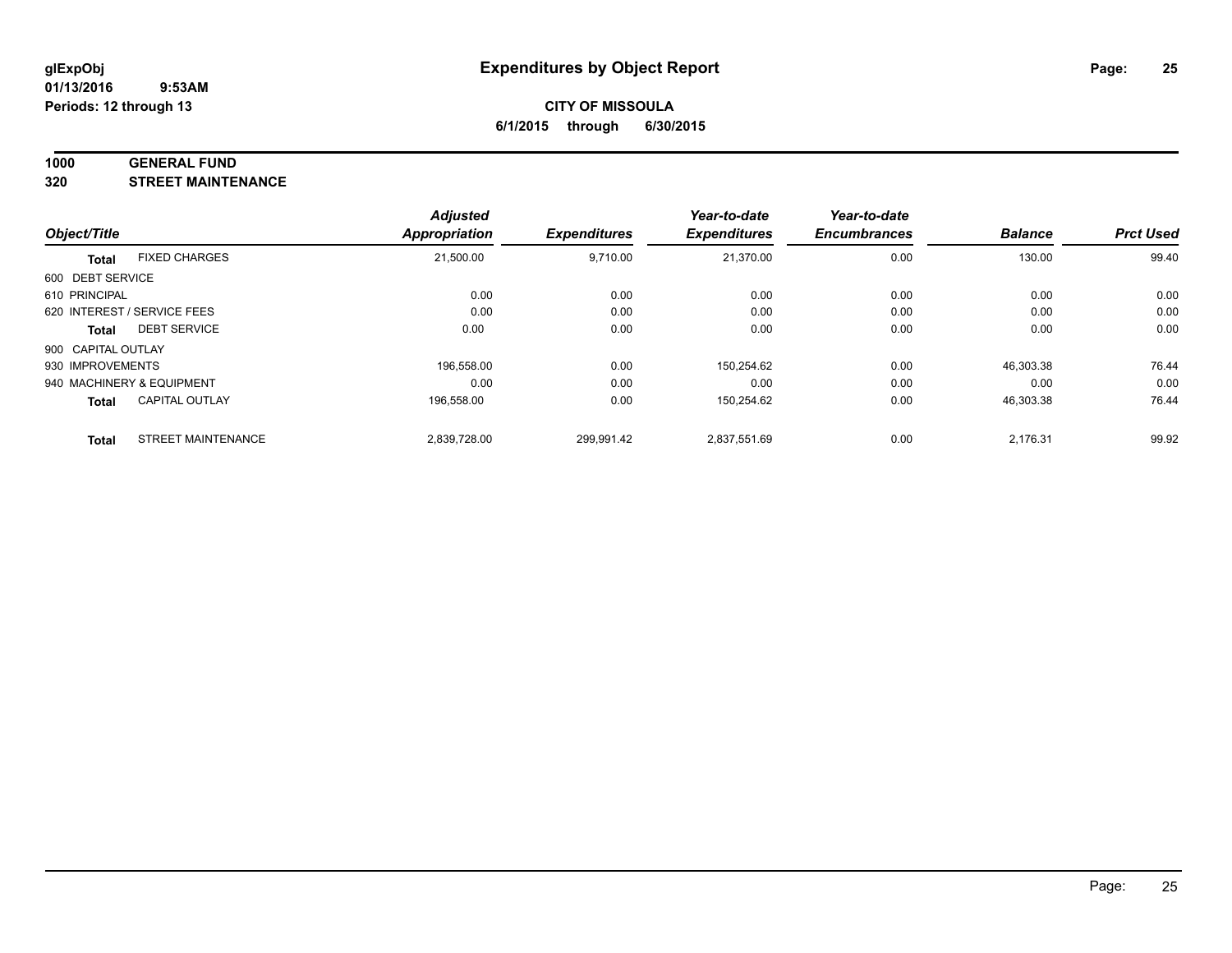**glExpObj**
**01/13/2016 9:53AM**
**Periods: 12 through 13**

# Expenditures by Object Report

**CITY OF MISSOULA**
**6/1/2015 through 6/30/2015**

## 1000 GENERAL FUND
## 320 STREET MAINTENANCE

| Object/Title | | Adjusted Appropriation | Expenditures | Year-to-date Expenditures | Year-to-date Encumbrances | Balance | Prct Used |
|---|---|---|---|---|---|---|---|
| **Total** | FIXED CHARGES | 21,500.00 | 9,710.00 | 21,370.00 | 0.00 | 130.00 | 99.40 |
| 600 DEBT SERVICE | | | | | | | |
| 610 PRINCIPAL | | 0.00 | 0.00 | 0.00 | 0.00 | 0.00 | 0.00 |
| 620 INTEREST / SERVICE FEES | | 0.00 | 0.00 | 0.00 | 0.00 | 0.00 | 0.00 |
| **Total** | DEBT SERVICE | 0.00 | 0.00 | 0.00 | 0.00 | 0.00 | 0.00 |
| 900 CAPITAL OUTLAY | | | | | | | |
| 930 IMPROVEMENTS | | 196,558.00 | 0.00 | 150,254.62 | 0.00 | 46,303.38 | 76.44 |
| 940 MACHINERY & EQUIPMENT | | 0.00 | 0.00 | 0.00 | 0.00 | 0.00 | 0.00 |
| **Total** | CAPITAL OUTLAY | 196,558.00 | 0.00 | 150,254.62 | 0.00 | 46,303.38 | 76.44 |
| **Total** | STREET MAINTENANCE | 2,839,728.00 | 299,991.42 | 2,837,551.69 | 0.00 | 2,176.31 | 99.92 |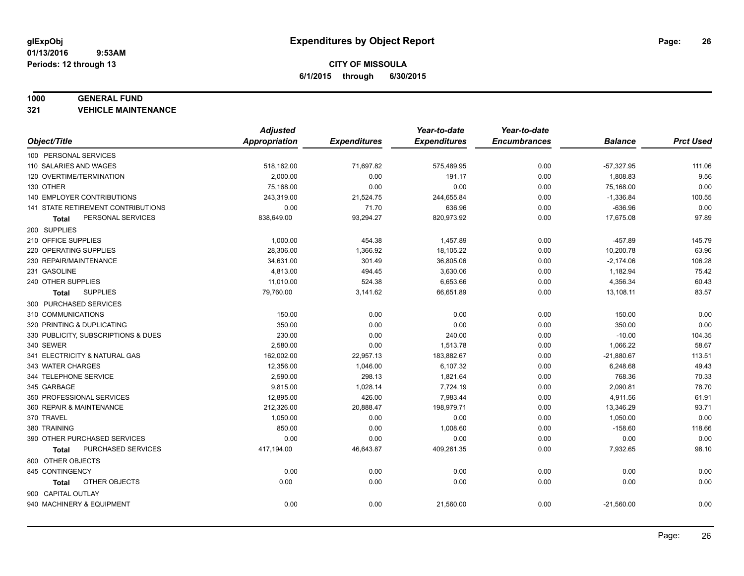**glExpObj**
**01/13/2016 9:53AM**
**Periods: 12 through 13**

# Expenditures by Object Report

**CITY OF MISSOULA**
**6/1/2015 through 6/30/2015**

**1000 GENERAL FUND**
**321 VEHICLE MAINTENANCE**

| Object/Title | Adjusted Appropriation | Expenditures | Year-to-date Expenditures | Year-to-date Encumbrances | Balance | Prct Used |
|---|---|---|---|---|---|---|
| 100 PERSONAL SERVICES | | | | | | |
| 110 SALARIES AND WAGES | 518,162.00 | 71,697.82 | 575,489.95 | 0.00 | -57,327.95 | 111.06 |
| 120 OVERTIME/TERMINATION | 2,000.00 | 0.00 | 191.17 | 0.00 | 1,808.83 | 9.56 |
| 130 OTHER | 75,168.00 | 0.00 | 0.00 | 0.00 | 75,168.00 | 0.00 |
| 140 EMPLOYER CONTRIBUTIONS | 243,319.00 | 21,524.75 | 244,655.84 | 0.00 | -1,336.84 | 100.55 |
| 141 STATE RETIREMENT CONTRIBUTIONS | 0.00 | 71.70 | 636.96 | 0.00 | -636.96 | 0.00 |
| **Total** PERSONAL SERVICES | 838,649.00 | 93,294.27 | 820,973.92 | 0.00 | 17,675.08 | 97.89 |
| 200 SUPPLIES | | | | | | |
| 210 OFFICE SUPPLIES | 1,000.00 | 454.38 | 1,457.89 | 0.00 | -457.89 | 145.79 |
| 220 OPERATING SUPPLIES | 28,306.00 | 1,366.92 | 18,105.22 | 0.00 | 10,200.78 | 63.96 |
| 230 REPAIR/MAINTENANCE | 34,631.00 | 301.49 | 36,805.06 | 0.00 | -2,174.06 | 106.28 |
| 231 GASOLINE | 4,813.00 | 494.45 | 3,630.06 | 0.00 | 1,182.94 | 75.42 |
| 240 OTHER SUPPLIES | 11,010.00 | 524.38 | 6,653.66 | 0.00 | 4,356.34 | 60.43 |
| **Total** SUPPLIES | 79,760.00 | 3,141.62 | 66,651.89 | 0.00 | 13,108.11 | 83.57 |
| 300 PURCHASED SERVICES | | | | | | |
| 310 COMMUNICATIONS | 150.00 | 0.00 | 0.00 | 0.00 | 150.00 | 0.00 |
| 320 PRINTING & DUPLICATING | 350.00 | 0.00 | 0.00 | 0.00 | 350.00 | 0.00 |
| 330 PUBLICITY, SUBSCRIPTIONS & DUES | 230.00 | 0.00 | 240.00 | 0.00 | -10.00 | 104.35 |
| 340 SEWER | 2,580.00 | 0.00 | 1,513.78 | 0.00 | 1,066.22 | 58.67 |
| 341 ELECTRICITY & NATURAL GAS | 162,002.00 | 22,957.13 | 183,882.67 | 0.00 | -21,880.67 | 113.51 |
| 343 WATER CHARGES | 12,356.00 | 1,046.00 | 6,107.32 | 0.00 | 6,248.68 | 49.43 |
| 344 TELEPHONE SERVICE | 2,590.00 | 298.13 | 1,821.64 | 0.00 | 768.36 | 70.33 |
| 345 GARBAGE | 9,815.00 | 1,028.14 | 7,724.19 | 0.00 | 2,090.81 | 78.70 |
| 350 PROFESSIONAL SERVICES | 12,895.00 | 426.00 | 7,983.44 | 0.00 | 4,911.56 | 61.91 |
| 360 REPAIR & MAINTENANCE | 212,326.00 | 20,888.47 | 198,979.71 | 0.00 | 13,346.29 | 93.71 |
| 370 TRAVEL | 1,050.00 | 0.00 | 0.00 | 0.00 | 1,050.00 | 0.00 |
| 380 TRAINING | 850.00 | 0.00 | 1,008.60 | 0.00 | -158.60 | 118.66 |
| 390 OTHER PURCHASED SERVICES | 0.00 | 0.00 | 0.00 | 0.00 | 0.00 | 0.00 |
| **Total** PURCHASED SERVICES | 417,194.00 | 46,643.87 | 409,261.35 | 0.00 | 7,932.65 | 98.10 |
| 800 OTHER OBJECTS | | | | | | |
| 845 CONTINGENCY | 0.00 | 0.00 | 0.00 | 0.00 | 0.00 | 0.00 |
| **Total** OTHER OBJECTS | 0.00 | 0.00 | 0.00 | 0.00 | 0.00 | 0.00 |
| 900 CAPITAL OUTLAY | | | | | | |
| 940 MACHINERY & EQUIPMENT | 0.00 | 0.00 | 21,560.00 | 0.00 | -21,560.00 | 0.00 |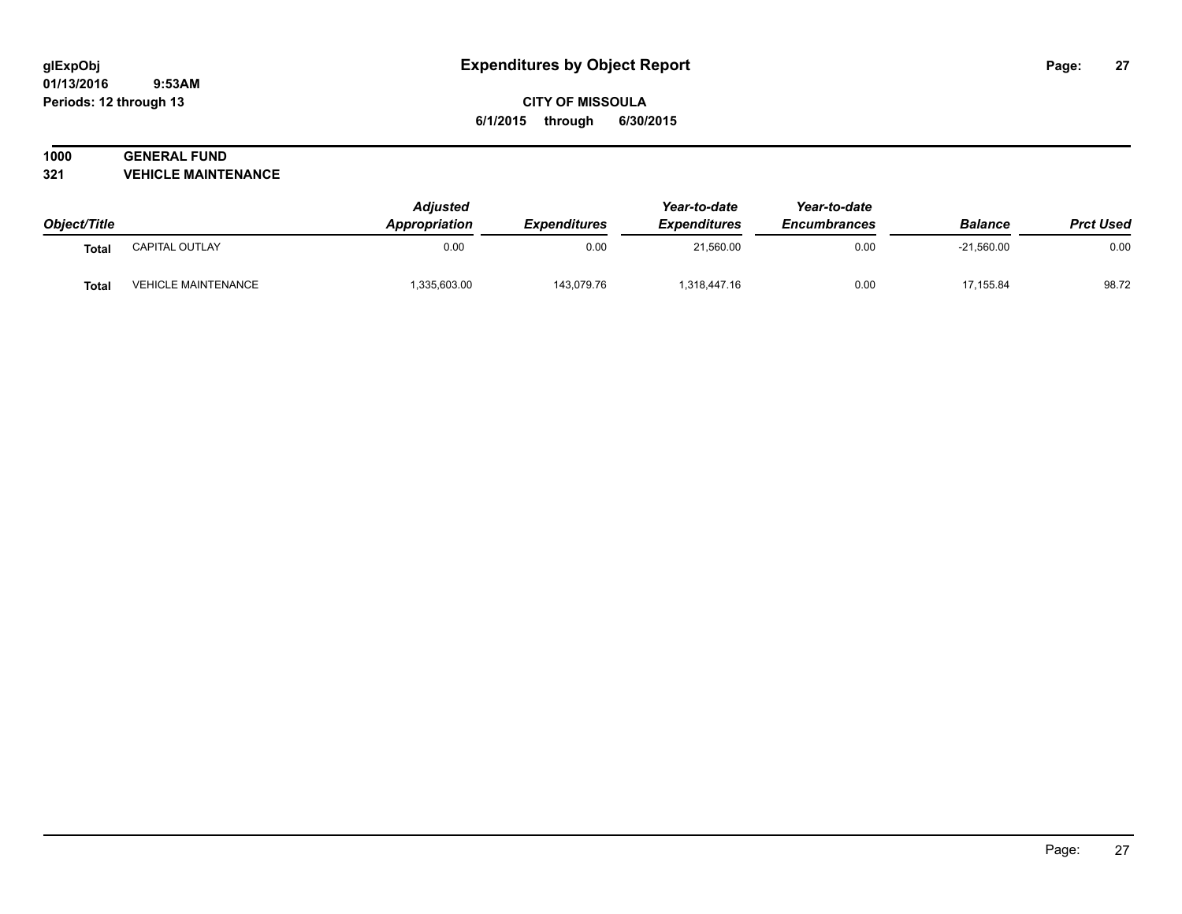# Expenditures by Object Report

glExpObj
01/13/2016 9:53AM
Periods: 12 through 13

**CITY OF MISSOULA**
**6/1/2015 through 6/30/2015**

**1000 GENERAL FUND**
**321 VEHICLE MAINTENANCE**

| Object/Title | | Adjusted Appropriation | Expenditures | Year-to-date Expenditures | Year-to-date Encumbrances | Balance | Prct Used |
|---|---|---|---|---|---|---|---|
| Total | CAPITAL OUTLAY | 0.00 | 0.00 | 21,560.00 | 0.00 | -21,560.00 | 0.00 |
| Total | VEHICLE MAINTENANCE | 1,335,603.00 | 143,079.76 | 1,318,447.16 | 0.00 | 17,155.84 | 98.72 |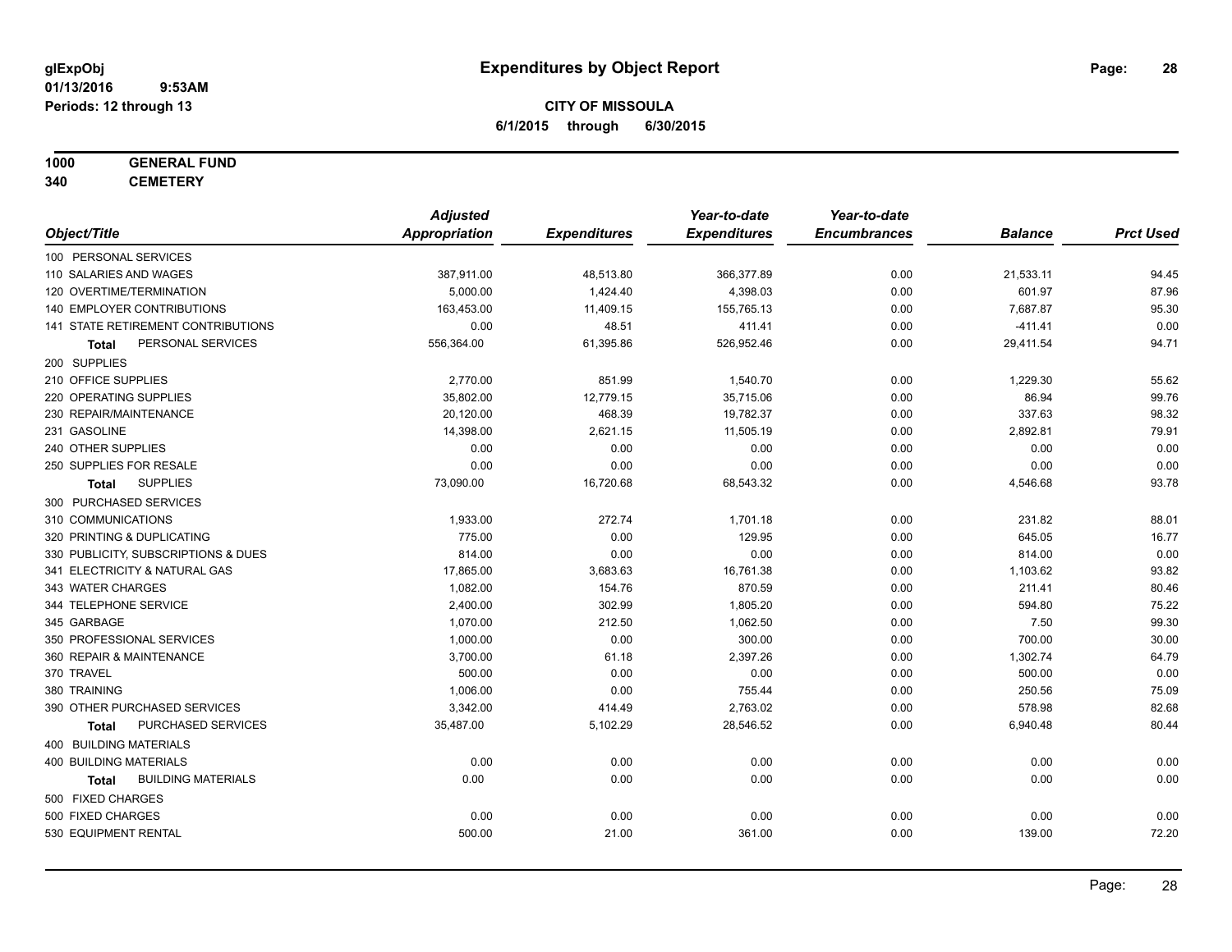# Expenditures by Object Report

glExpObj
01/13/2016 9:53AM
Periods: 12 through 13

**CITY OF MISSOULA**
**6/1/2015 through 6/30/2015**

**1000 GENERAL FUND**
**340 CEMETERY**

| Object/Title | Adjusted Appropriation | Expenditures | Year-to-date Expenditures | Year-to-date Encumbrances | Balance | Prct Used |
|---|---|---|---|---|---|---|
| 100 PERSONAL SERVICES | | | | | | |
| 110 SALARIES AND WAGES | 387,911.00 | 48,513.80 | 366,377.89 | 0.00 | 21,533.11 | 94.45 |
| 120 OVERTIME/TERMINATION | 5,000.00 | 1,424.40 | 4,398.03 | 0.00 | 601.97 | 87.96 |
| 140 EMPLOYER CONTRIBUTIONS | 163,453.00 | 11,409.15 | 155,765.13 | 0.00 | 7,687.87 | 95.30 |
| 141 STATE RETIREMENT CONTRIBUTIONS | 0.00 | 48.51 | 411.41 | 0.00 | -411.41 | 0.00 |
| **Total** PERSONAL SERVICES | 556,364.00 | 61,395.86 | 526,952.46 | 0.00 | 29,411.54 | 94.71 |
| 200 SUPPLIES | | | | | | |
| 210 OFFICE SUPPLIES | 2,770.00 | 851.99 | 1,540.70 | 0.00 | 1,229.30 | 55.62 |
| 220 OPERATING SUPPLIES | 35,802.00 | 12,779.15 | 35,715.06 | 0.00 | 86.94 | 99.76 |
| 230 REPAIR/MAINTENANCE | 20,120.00 | 468.39 | 19,782.37 | 0.00 | 337.63 | 98.32 |
| 231 GASOLINE | 14,398.00 | 2,621.15 | 11,505.19 | 0.00 | 2,892.81 | 79.91 |
| 240 OTHER SUPPLIES | 0.00 | 0.00 | 0.00 | 0.00 | 0.00 | 0.00 |
| 250 SUPPLIES FOR RESALE | 0.00 | 0.00 | 0.00 | 0.00 | 0.00 | 0.00 |
| **Total** SUPPLIES | 73,090.00 | 16,720.68 | 68,543.32 | 0.00 | 4,546.68 | 93.78 |
| 300 PURCHASED SERVICES | | | | | | |
| 310 COMMUNICATIONS | 1,933.00 | 272.74 | 1,701.18 | 0.00 | 231.82 | 88.01 |
| 320 PRINTING & DUPLICATING | 775.00 | 0.00 | 129.95 | 0.00 | 645.05 | 16.77 |
| 330 PUBLICITY, SUBSCRIPTIONS & DUES | 814.00 | 0.00 | 0.00 | 0.00 | 814.00 | 0.00 |
| 341 ELECTRICITY & NATURAL GAS | 17,865.00 | 3,683.63 | 16,761.38 | 0.00 | 1,103.62 | 93.82 |
| 343 WATER CHARGES | 1,082.00 | 154.76 | 870.59 | 0.00 | 211.41 | 80.46 |
| 344 TELEPHONE SERVICE | 2,400.00 | 302.99 | 1,805.20 | 0.00 | 594.80 | 75.22 |
| 345 GARBAGE | 1,070.00 | 212.50 | 1,062.50 | 0.00 | 7.50 | 99.30 |
| 350 PROFESSIONAL SERVICES | 1,000.00 | 0.00 | 300.00 | 0.00 | 700.00 | 30.00 |
| 360 REPAIR & MAINTENANCE | 3,700.00 | 61.18 | 2,397.26 | 0.00 | 1,302.74 | 64.79 |
| 370 TRAVEL | 500.00 | 0.00 | 0.00 | 0.00 | 500.00 | 0.00 |
| 380 TRAINING | 1,006.00 | 0.00 | 755.44 | 0.00 | 250.56 | 75.09 |
| 390 OTHER PURCHASED SERVICES | 3,342.00 | 414.49 | 2,763.02 | 0.00 | 578.98 | 82.68 |
| **Total** PURCHASED SERVICES | 35,487.00 | 5,102.29 | 28,546.52 | 0.00 | 6,940.48 | 80.44 |
| 400 BUILDING MATERIALS | | | | | | |
| 400 BUILDING MATERIALS | 0.00 | 0.00 | 0.00 | 0.00 | 0.00 | 0.00 |
| **Total** BUILDING MATERIALS | 0.00 | 0.00 | 0.00 | 0.00 | 0.00 | 0.00 |
| 500 FIXED CHARGES | | | | | | |
| 500 FIXED CHARGES | 0.00 | 0.00 | 0.00 | 0.00 | 0.00 | 0.00 |
| 530 EQUIPMENT RENTAL | 500.00 | 21.00 | 361.00 | 0.00 | 139.00 | 72.20 |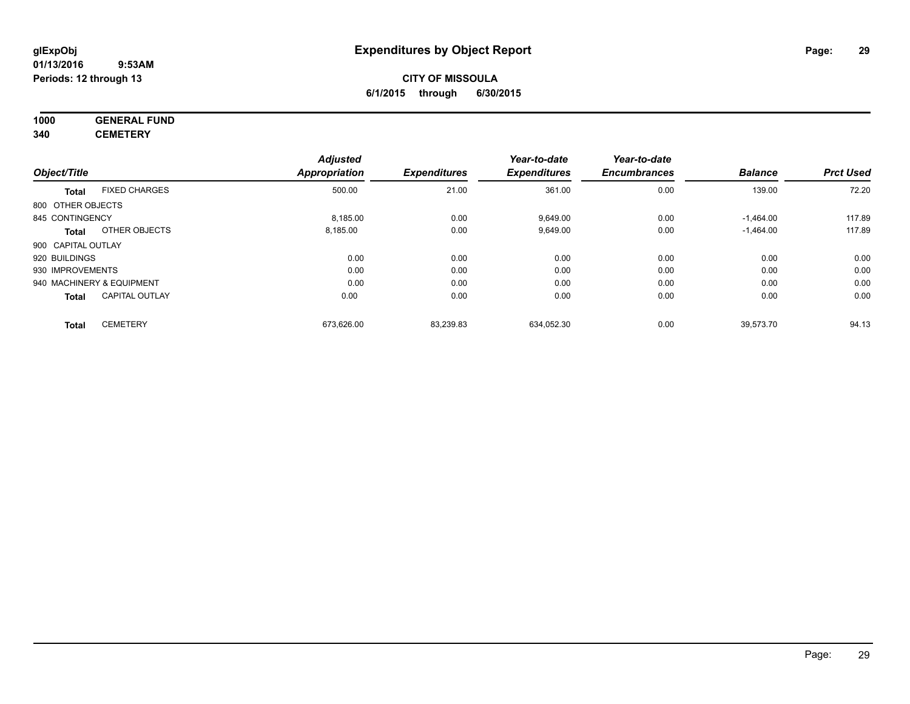# Expenditures by Object Report

glExpObj
01/13/2016 9:53AM
Periods: 12 through 13

**CITY OF MISSOULA**
**6/1/2015 through 6/30/2015**

**1000 GENERAL FUND**
**340 CEMETERY**

| Object/Title | Adjusted Appropriation | Expenditures | Year-to-date Expenditures | Year-to-date Encumbrances | Balance | Prct Used |
|---|---|---|---|---|---|---|
| **Total** FIXED CHARGES | 500.00 | 21.00 | 361.00 | 0.00 | 139.00 | 72.20 |
| 800 OTHER OBJECTS | | | | | | |
| 845 CONTINGENCY | 8,185.00 | 0.00 | 9,649.00 | 0.00 | -1,464.00 | 117.89 |
| **Total** OTHER OBJECTS | 8,185.00 | 0.00 | 9,649.00 | 0.00 | -1,464.00 | 117.89 |
| 900 CAPITAL OUTLAY | | | | | | |
| 920 BUILDINGS | 0.00 | 0.00 | 0.00 | 0.00 | 0.00 | 0.00 |
| 930 IMPROVEMENTS | 0.00 | 0.00 | 0.00 | 0.00 | 0.00 | 0.00 |
| 940 MACHINERY & EQUIPMENT | 0.00 | 0.00 | 0.00 | 0.00 | 0.00 | 0.00 |
| **Total** CAPITAL OUTLAY | 0.00 | 0.00 | 0.00 | 0.00 | 0.00 | 0.00 |
| **Total** CEMETERY | 673,626.00 | 83,239.83 | 634,052.30 | 0.00 | 39,573.70 | 94.13 |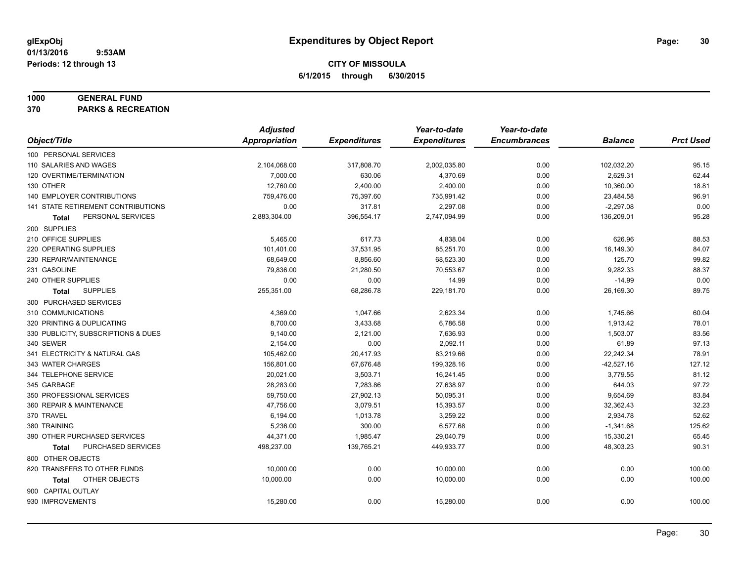**glExpObj**
**01/13/2016 9:53AM**
**Periods: 12 through 13**

# Expenditures by Object Report

**CITY OF MISSOULA**
**6/1/2015 through 6/30/2015**

**1000 GENERAL FUND**
**370 PARKS & RECREATION**

| Object/Title | Adjusted Appropriation | Expenditures | Year-to-date Expenditures | Year-to-date Encumbrances | Balance | Prct Used |
|---|---|---|---|---|---|---|
| 100 PERSONAL SERVICES | | | | | | |
| 110 SALARIES AND WAGES | 2,104,068.00 | 317,808.70 | 2,002,035.80 | 0.00 | 102,032.20 | 95.15 |
| 120 OVERTIME/TERMINATION | 7,000.00 | 630.06 | 4,370.69 | 0.00 | 2,629.31 | 62.44 |
| 130 OTHER | 12,760.00 | 2,400.00 | 2,400.00 | 0.00 | 10,360.00 | 18.81 |
| 140 EMPLOYER CONTRIBUTIONS | 759,476.00 | 75,397.60 | 735,991.42 | 0.00 | 23,484.58 | 96.91 |
| 141 STATE RETIREMENT CONTRIBUTIONS | 0.00 | 317.81 | 2,297.08 | 0.00 | -2,297.08 | 0.00 |
| **Total** PERSONAL SERVICES | 2,883,304.00 | 396,554.17 | 2,747,094.99 | 0.00 | 136,209.01 | 95.28 |
| 200 SUPPLIES | | | | | | |
| 210 OFFICE SUPPLIES | 5,465.00 | 617.73 | 4,838.04 | 0.00 | 626.96 | 88.53 |
| 220 OPERATING SUPPLIES | 101,401.00 | 37,531.95 | 85,251.70 | 0.00 | 16,149.30 | 84.07 |
| 230 REPAIR/MAINTENANCE | 68,649.00 | 8,856.60 | 68,523.30 | 0.00 | 125.70 | 99.82 |
| 231 GASOLINE | 79,836.00 | 21,280.50 | 70,553.67 | 0.00 | 9,282.33 | 88.37 |
| 240 OTHER SUPPLIES | 0.00 | 0.00 | 14.99 | 0.00 | -14.99 | 0.00 |
| **Total** SUPPLIES | 255,351.00 | 68,286.78 | 229,181.70 | 0.00 | 26,169.30 | 89.75 |
| 300 PURCHASED SERVICES | | | | | | |
| 310 COMMUNICATIONS | 4,369.00 | 1,047.66 | 2,623.34 | 0.00 | 1,745.66 | 60.04 |
| 320 PRINTING & DUPLICATING | 8,700.00 | 3,433.68 | 6,786.58 | 0.00 | 1,913.42 | 78.01 |
| 330 PUBLICITY, SUBSCRIPTIONS & DUES | 9,140.00 | 2,121.00 | 7,636.93 | 0.00 | 1,503.07 | 83.56 |
| 340 SEWER | 2,154.00 | 0.00 | 2,092.11 | 0.00 | 61.89 | 97.13 |
| 341 ELECTRICITY & NATURAL GAS | 105,462.00 | 20,417.93 | 83,219.66 | 0.00 | 22,242.34 | 78.91 |
| 343 WATER CHARGES | 156,801.00 | 67,676.48 | 199,328.16 | 0.00 | -42,527.16 | 127.12 |
| 344 TELEPHONE SERVICE | 20,021.00 | 3,503.71 | 16,241.45 | 0.00 | 3,779.55 | 81.12 |
| 345 GARBAGE | 28,283.00 | 7,283.86 | 27,638.97 | 0.00 | 644.03 | 97.72 |
| 350 PROFESSIONAL SERVICES | 59,750.00 | 27,902.13 | 50,095.31 | 0.00 | 9,654.69 | 83.84 |
| 360 REPAIR & MAINTENANCE | 47,756.00 | 3,079.51 | 15,393.57 | 0.00 | 32,362.43 | 32.23 |
| 370 TRAVEL | 6,194.00 | 1,013.78 | 3,259.22 | 0.00 | 2,934.78 | 52.62 |
| 380 TRAINING | 5,236.00 | 300.00 | 6,577.68 | 0.00 | -1,341.68 | 125.62 |
| 390 OTHER PURCHASED SERVICES | 44,371.00 | 1,985.47 | 29,040.79 | 0.00 | 15,330.21 | 65.45 |
| **Total** PURCHASED SERVICES | 498,237.00 | 139,765.21 | 449,933.77 | 0.00 | 48,303.23 | 90.31 |
| 800 OTHER OBJECTS | | | | | | |
| 820 TRANSFERS TO OTHER FUNDS | 10,000.00 | 0.00 | 10,000.00 | 0.00 | 0.00 | 100.00 |
| **Total** OTHER OBJECTS | 10,000.00 | 0.00 | 10,000.00 | 0.00 | 0.00 | 100.00 |
| 900 CAPITAL OUTLAY | | | | | | |
| 930 IMPROVEMENTS | 15,280.00 | 0.00 | 15,280.00 | 0.00 | 0.00 | 100.00 |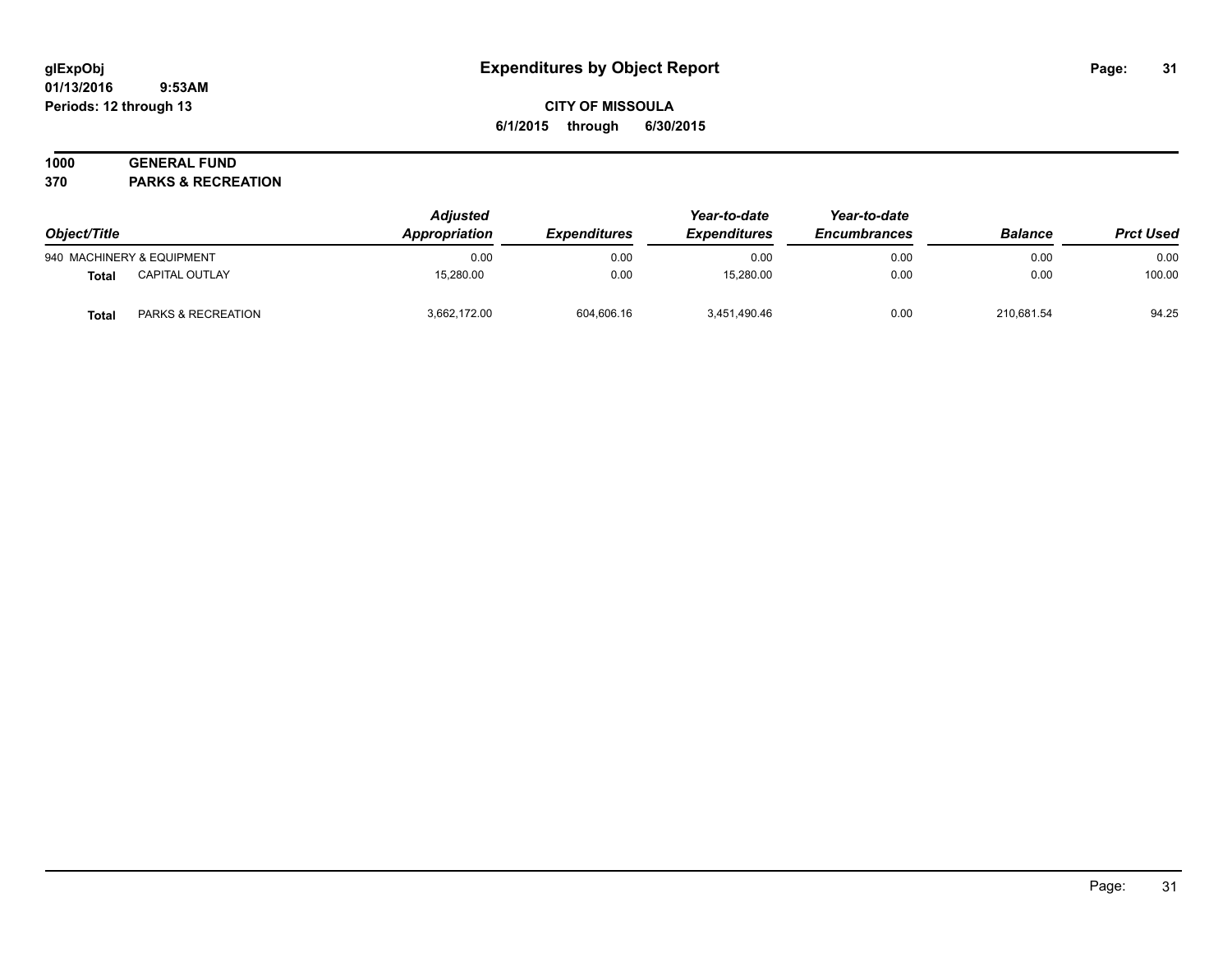# Expenditures by Object Report

glExpObj
01/13/2016 9:53AM
Periods: 12 through 13

**CITY OF MISSOULA**
**6/1/2015 through 6/30/2015**

**1000 GENERAL FUND**
**370 PARKS & RECREATION**

| Object/Title | | Adjusted Appropriation | Expenditures | Year-to-date Expenditures | Year-to-date Encumbrances | Balance | Prct Used |
|---|---|---|---|---|---|---|---|
| 940 MACHINERY & EQUIPMENT | | 0.00 | 0.00 | 0.00 | 0.00 | 0.00 | 0.00 |
| **Total** | CAPITAL OUTLAY | 15,280.00 | 0.00 | 15,280.00 | 0.00 | 0.00 | 100.00 |
| **Total** | PARKS & RECREATION | 3,662,172.00 | 604,606.16 | 3,451,490.46 | 0.00 | 210,681.54 | 94.25 |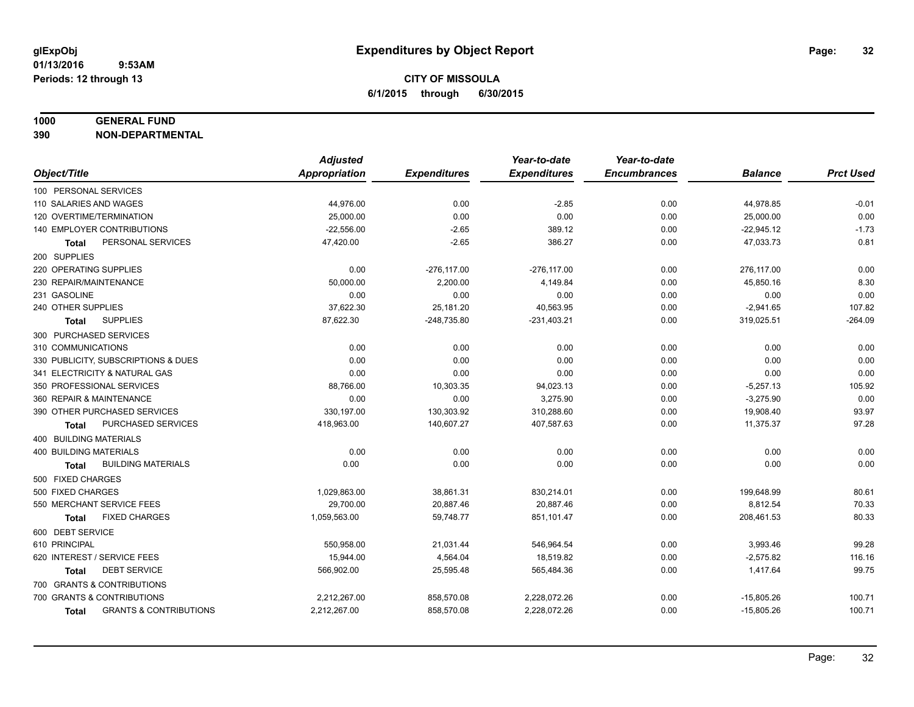glExpObj
01/13/2016 9:53AM
Periods: 12 through 13

# Expenditures by Object Report

**CITY OF MISSOULA**
**6/1/2015 through 6/30/2015**

**1000 GENERAL FUND**
**390 NON-DEPARTMENTAL**

| Object/Title | Adjusted Appropriation | Expenditures | Year-to-date Expenditures | Year-to-date Encumbrances | Balance | Prct Used |
|---|---|---|---|---|---|---|
| 100 PERSONAL SERVICES | | | | | | |
| 110 SALARIES AND WAGES | 44,976.00 | 0.00 | -2.85 | 0.00 | 44,978.85 | -0.01 |
| 120 OVERTIME/TERMINATION | 25,000.00 | 0.00 | 0.00 | 0.00 | 25,000.00 | 0.00 |
| 140 EMPLOYER CONTRIBUTIONS | -22,556.00 | -2.65 | 389.12 | 0.00 | -22,945.12 | -1.73 |
| **Total** PERSONAL SERVICES | 47,420.00 | -2.65 | 386.27 | 0.00 | 47,033.73 | 0.81 |
| 200 SUPPLIES | | | | | | |
| 220 OPERATING SUPPLIES | 0.00 | -276,117.00 | -276,117.00 | 0.00 | 276,117.00 | 0.00 |
| 230 REPAIR/MAINTENANCE | 50,000.00 | 2,200.00 | 4,149.84 | 0.00 | 45,850.16 | 8.30 |
| 231 GASOLINE | 0.00 | 0.00 | 0.00 | 0.00 | 0.00 | 0.00 |
| 240 OTHER SUPPLIES | 37,622.30 | 25,181.20 | 40,563.95 | 0.00 | -2,941.65 | 107.82 |
| **Total** SUPPLIES | 87,622.30 | -248,735.80 | -231,403.21 | 0.00 | 319,025.51 | -264.09 |
| 300 PURCHASED SERVICES | | | | | | |
| 310 COMMUNICATIONS | 0.00 | 0.00 | 0.00 | 0.00 | 0.00 | 0.00 |
| 330 PUBLICITY, SUBSCRIPTIONS & DUES | 0.00 | 0.00 | 0.00 | 0.00 | 0.00 | 0.00 |
| 341 ELECTRICITY & NATURAL GAS | 0.00 | 0.00 | 0.00 | 0.00 | 0.00 | 0.00 |
| 350 PROFESSIONAL SERVICES | 88,766.00 | 10,303.35 | 94,023.13 | 0.00 | -5,257.13 | 105.92 |
| 360 REPAIR & MAINTENANCE | 0.00 | 0.00 | 3,275.90 | 0.00 | -3,275.90 | 0.00 |
| 390 OTHER PURCHASED SERVICES | 330,197.00 | 130,303.92 | 310,288.60 | 0.00 | 19,908.40 | 93.97 |
| **Total** PURCHASED SERVICES | 418,963.00 | 140,607.27 | 407,587.63 | 0.00 | 11,375.37 | 97.28 |
| 400 BUILDING MATERIALS | | | | | | |
| 400 BUILDING MATERIALS | 0.00 | 0.00 | 0.00 | 0.00 | 0.00 | 0.00 |
| **Total** BUILDING MATERIALS | 0.00 | 0.00 | 0.00 | 0.00 | 0.00 | 0.00 |
| 500 FIXED CHARGES | | | | | | |
| 500 FIXED CHARGES | 1,029,863.00 | 38,861.31 | 830,214.01 | 0.00 | 199,648.99 | 80.61 |
| 550 MERCHANT SERVICE FEES | 29,700.00 | 20,887.46 | 20,887.46 | 0.00 | 8,812.54 | 70.33 |
| **Total** FIXED CHARGES | 1,059,563.00 | 59,748.77 | 851,101.47 | 0.00 | 208,461.53 | 80.33 |
| 600 DEBT SERVICE | | | | | | |
| 610 PRINCIPAL | 550,958.00 | 21,031.44 | 546,964.54 | 0.00 | 3,993.46 | 99.28 |
| 620 INTEREST / SERVICE FEES | 15,944.00 | 4,564.04 | 18,519.82 | 0.00 | -2,575.82 | 116.16 |
| **Total** DEBT SERVICE | 566,902.00 | 25,595.48 | 565,484.36 | 0.00 | 1,417.64 | 99.75 |
| 700 GRANTS & CONTRIBUTIONS | | | | | | |
| 700 GRANTS & CONTRIBUTIONS | 2,212,267.00 | 858,570.08 | 2,228,072.26 | 0.00 | -15,805.26 | 100.71 |
| **Total** GRANTS & CONTRIBUTIONS | 2,212,267.00 | 858,570.08 | 2,228,072.26 | 0.00 | -15,805.26 | 100.71 |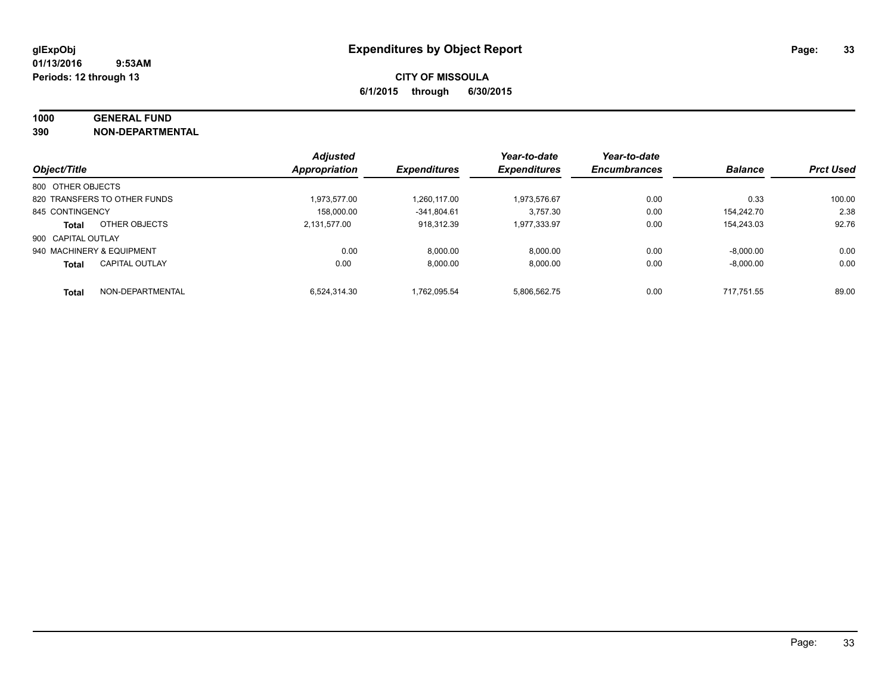# Expenditures by Object Report

glExpObj
01/13/2016 9:53AM
Periods: 12 through 13

**CITY OF MISSOULA**
**6/1/2015 through 6/30/2015**

**1000 GENERAL FUND**
**390 NON-DEPARTMENTAL**

| Object/Title | Adjusted Appropriation | Expenditures | Year-to-date Expenditures | Year-to-date Encumbrances | Balance | Prct Used |
|---|---|---|---|---|---|---|
| 800 OTHER OBJECTS | | | | | | |
| 820 TRANSFERS TO OTHER FUNDS | 1,973,577.00 | 1,260,117.00 | 1,973,576.67 | 0.00 | 0.33 | 100.00 |
| 845 CONTINGENCY | 158,000.00 | -341,804.61 | 3,757.30 | 0.00 | 154,242.70 | 2.38 |
| **Total** OTHER OBJECTS | 2,131,577.00 | 918,312.39 | 1,977,333.97 | 0.00 | 154,243.03 | 92.76 |
| 900 CAPITAL OUTLAY | | | | | | |
| 940 MACHINERY & EQUIPMENT | 0.00 | 8,000.00 | 8,000.00 | 0.00 | -8,000.00 | 0.00 |
| **Total** CAPITAL OUTLAY | 0.00 | 8,000.00 | 8,000.00 | 0.00 | -8,000.00 | 0.00 |
| **Total** NON-DEPARTMENTAL | 6,524,314.30 | 1,762,095.54 | 5,806,562.75 | 0.00 | 717,751.55 | 89.00 |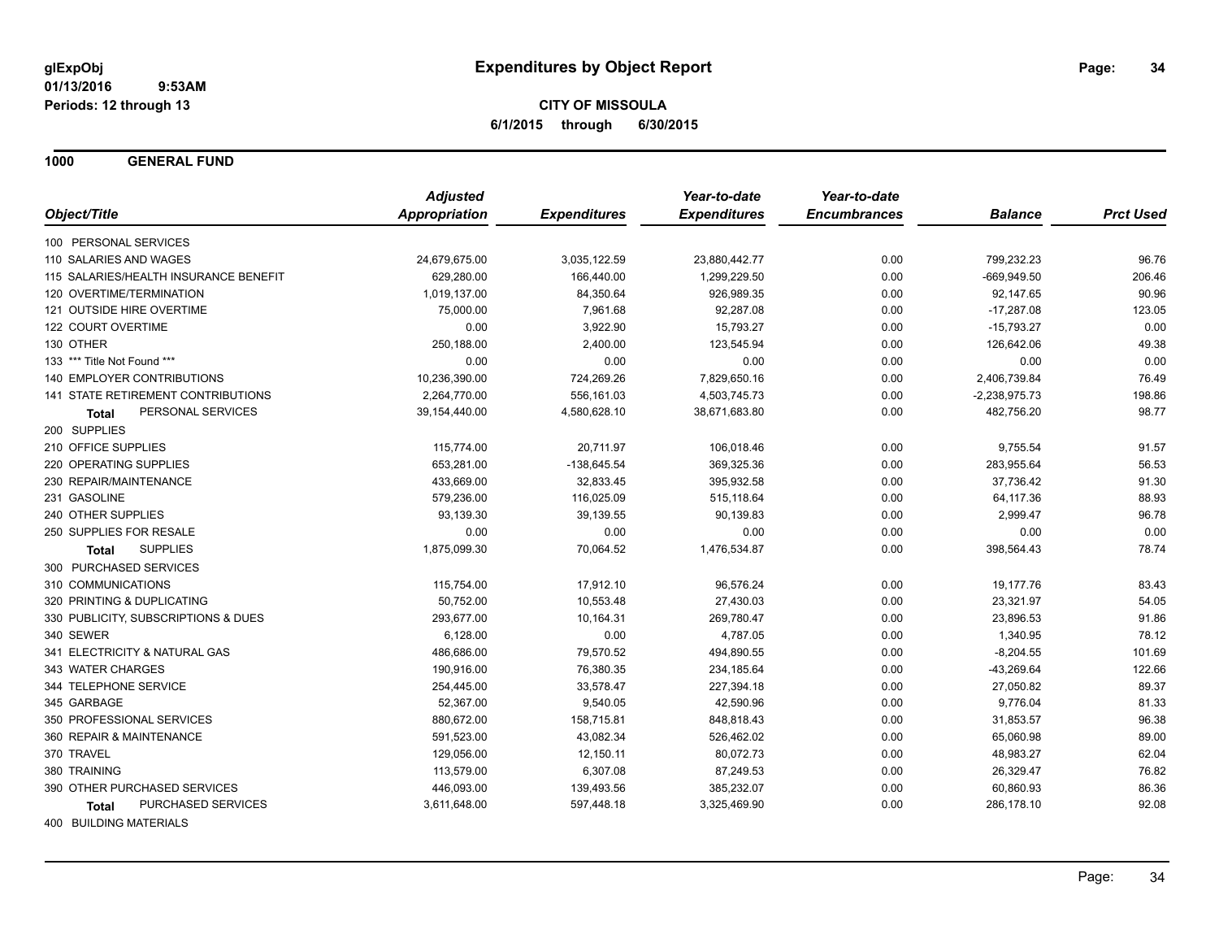**glExpObj**
**01/13/2016 9:53AM**
**Periods: 12 through 13**

# Expenditures by Object Report

**CITY OF MISSOULA**
**6/1/2015 through 6/30/2015**

## 1000 GENERAL FUND

| Object/Title | Adjusted Appropriation | Expenditures | Year-to-date Expenditures | Year-to-date Encumbrances | Balance | Prct Used |
|---|---|---|---|---|---|---|
| 100 PERSONAL SERVICES | | | | | | |
| 110 SALARIES AND WAGES | 24,679,675.00 | 3,035,122.59 | 23,880,442.77 | 0.00 | 799,232.23 | 96.76 |
| 115 SALARIES/HEALTH INSURANCE BENEFIT | 629,280.00 | 166,440.00 | 1,299,229.50 | 0.00 | -669,949.50 | 206.46 |
| 120 OVERTIME/TERMINATION | 1,019,137.00 | 84,350.64 | 926,989.35 | 0.00 | 92,147.65 | 90.96 |
| 121 OUTSIDE HIRE OVERTIME | 75,000.00 | 7,961.68 | 92,287.08 | 0.00 | -17,287.08 | 123.05 |
| 122 COURT OVERTIME | 0.00 | 3,922.90 | 15,793.27 | 0.00 | -15,793.27 | 0.00 |
| 130 OTHER | 250,188.00 | 2,400.00 | 123,545.94 | 0.00 | 126,642.06 | 49.38 |
| 133 *** Title Not Found *** | 0.00 | 0.00 | 0.00 | 0.00 | 0.00 | 0.00 |
| 140 EMPLOYER CONTRIBUTIONS | 10,236,390.00 | 724,269.26 | 7,829,650.16 | 0.00 | 2,406,739.84 | 76.49 |
| 141 STATE RETIREMENT CONTRIBUTIONS | 2,264,770.00 | 556,161.03 | 4,503,745.73 | 0.00 | -2,238,975.73 | 198.86 |
| **Total** PERSONAL SERVICES | 39,154,440.00 | 4,580,628.10 | 38,671,683.80 | 0.00 | 482,756.20 | 98.77 |
| 200 SUPPLIES | | | | | | |
| 210 OFFICE SUPPLIES | 115,774.00 | 20,711.97 | 106,018.46 | 0.00 | 9,755.54 | 91.57 |
| 220 OPERATING SUPPLIES | 653,281.00 | -138,645.54 | 369,325.36 | 0.00 | 283,955.64 | 56.53 |
| 230 REPAIR/MAINTENANCE | 433,669.00 | 32,833.45 | 395,932.58 | 0.00 | 37,736.42 | 91.30 |
| 231 GASOLINE | 579,236.00 | 116,025.09 | 515,118.64 | 0.00 | 64,117.36 | 88.93 |
| 240 OTHER SUPPLIES | 93,139.30 | 39,139.55 | 90,139.83 | 0.00 | 2,999.47 | 96.78 |
| 250 SUPPLIES FOR RESALE | 0.00 | 0.00 | 0.00 | 0.00 | 0.00 | 0.00 |
| **Total** SUPPLIES | 1,875,099.30 | 70,064.52 | 1,476,534.87 | 0.00 | 398,564.43 | 78.74 |
| 300 PURCHASED SERVICES | | | | | | |
| 310 COMMUNICATIONS | 115,754.00 | 17,912.10 | 96,576.24 | 0.00 | 19,177.76 | 83.43 |
| 320 PRINTING & DUPLICATING | 50,752.00 | 10,553.48 | 27,430.03 | 0.00 | 23,321.97 | 54.05 |
| 330 PUBLICITY, SUBSCRIPTIONS & DUES | 293,677.00 | 10,164.31 | 269,780.47 | 0.00 | 23,896.53 | 91.86 |
| 340 SEWER | 6,128.00 | 0.00 | 4,787.05 | 0.00 | 1,340.95 | 78.12 |
| 341 ELECTRICITY & NATURAL GAS | 486,686.00 | 79,570.52 | 494,890.55 | 0.00 | -8,204.55 | 101.69 |
| 343 WATER CHARGES | 190,916.00 | 76,380.35 | 234,185.64 | 0.00 | -43,269.64 | 122.66 |
| 344 TELEPHONE SERVICE | 254,445.00 | 33,578.47 | 227,394.18 | 0.00 | 27,050.82 | 89.37 |
| 345 GARBAGE | 52,367.00 | 9,540.05 | 42,590.96 | 0.00 | 9,776.04 | 81.33 |
| 350 PROFESSIONAL SERVICES | 880,672.00 | 158,715.81 | 848,818.43 | 0.00 | 31,853.57 | 96.38 |
| 360 REPAIR & MAINTENANCE | 591,523.00 | 43,082.34 | 526,462.02 | 0.00 | 65,060.98 | 89.00 |
| 370 TRAVEL | 129,056.00 | 12,150.11 | 80,072.73 | 0.00 | 48,983.27 | 62.04 |
| 380 TRAINING | 113,579.00 | 6,307.08 | 87,249.53 | 0.00 | 26,329.47 | 76.82 |
| 390 OTHER PURCHASED SERVICES | 446,093.00 | 139,493.56 | 385,232.07 | 0.00 | 60,860.93 | 86.36 |
| **Total** PURCHASED SERVICES | 3,611,648.00 | 597,448.18 | 3,325,469.90 | 0.00 | 286,178.10 | 92.08 |
| 400 BUILDING MATERIALS | | | | | | |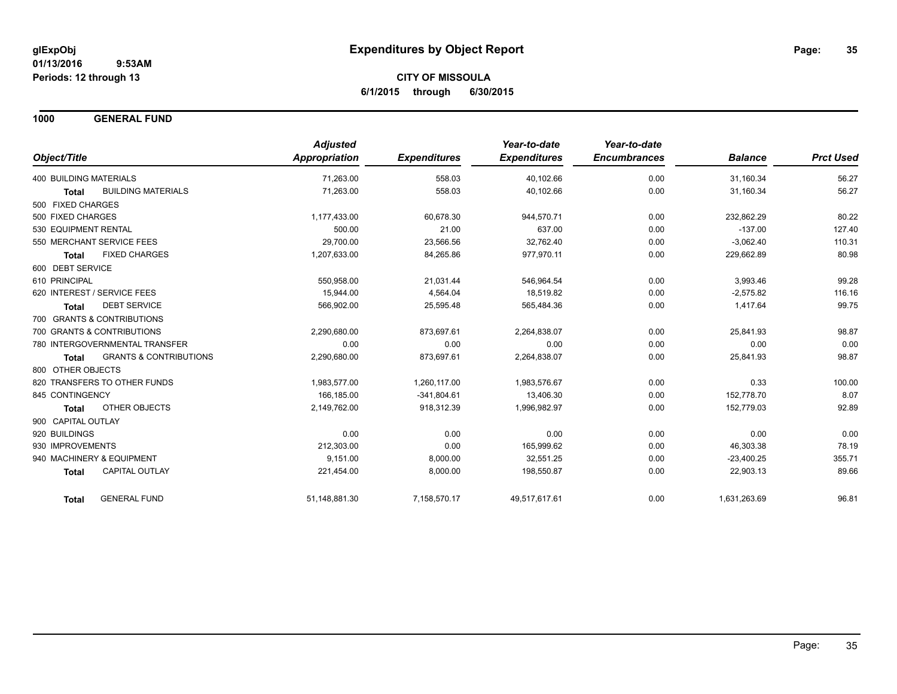**glExpObj**
**01/13/2016 9:53AM**
**Periods: 12 through 13**

# Expenditures by Object Report

**CITY OF MISSOULA**
**6/1/2015 through 6/30/2015**

## 1000 GENERAL FUND

| Object/Title | | Adjusted Appropriation | Expenditures | Year-to-date Expenditures | Year-to-date Encumbrances | Balance | Prct Used |
|---|---|---|---|---|---|---|---|
| 400 BUILDING MATERIALS | | 71,263.00 | 558.03 | 40,102.66 | 0.00 | 31,160.34 | 56.27 |
| **Total** | BUILDING MATERIALS | 71,263.00 | 558.03 | 40,102.66 | 0.00 | 31,160.34 | 56.27 |
| 500 FIXED CHARGES | | | | | | | |
| 500 FIXED CHARGES | | 1,177,433.00 | 60,678.30 | 944,570.71 | 0.00 | 232,862.29 | 80.22 |
| 530 EQUIPMENT RENTAL | | 500.00 | 21.00 | 637.00 | 0.00 | -137.00 | 127.40 |
| 550 MERCHANT SERVICE FEES | | 29,700.00 | 23,566.56 | 32,762.40 | 0.00 | -3,062.40 | 110.31 |
| **Total** | FIXED CHARGES | 1,207,633.00 | 84,265.86 | 977,970.11 | 0.00 | 229,662.89 | 80.98 |
| 600 DEBT SERVICE | | | | | | | |
| 610 PRINCIPAL | | 550,958.00 | 21,031.44 | 546,964.54 | 0.00 | 3,993.46 | 99.28 |
| 620 INTEREST / SERVICE FEES | | 15,944.00 | 4,564.04 | 18,519.82 | 0.00 | -2,575.82 | 116.16 |
| **Total** | DEBT SERVICE | 566,902.00 | 25,595.48 | 565,484.36 | 0.00 | 1,417.64 | 99.75 |
| 700 GRANTS & CONTRIBUTIONS | | | | | | | |
| 700 GRANTS & CONTRIBUTIONS | | 2,290,680.00 | 873,697.61 | 2,264,838.07 | 0.00 | 25,841.93 | 98.87 |
| 780 INTERGOVERNMENTAL TRANSFER | | 0.00 | 0.00 | 0.00 | 0.00 | 0.00 | 0.00 |
| **Total** | GRANTS & CONTRIBUTIONS | 2,290,680.00 | 873,697.61 | 2,264,838.07 | 0.00 | 25,841.93 | 98.87 |
| 800 OTHER OBJECTS | | | | | | | |
| 820 TRANSFERS TO OTHER FUNDS | | 1,983,577.00 | 1,260,117.00 | 1,983,576.67 | 0.00 | 0.33 | 100.00 |
| 845 CONTINGENCY | | 166,185.00 | -341,804.61 | 13,406.30 | 0.00 | 152,778.70 | 8.07 |
| **Total** | OTHER OBJECTS | 2,149,762.00 | 918,312.39 | 1,996,982.97 | 0.00 | 152,779.03 | 92.89 |
| 900 CAPITAL OUTLAY | | | | | | | |
| 920 BUILDINGS | | 0.00 | 0.00 | 0.00 | 0.00 | 0.00 | 0.00 |
| 930 IMPROVEMENTS | | 212,303.00 | 0.00 | 165,999.62 | 0.00 | 46,303.38 | 78.19 |
| 940 MACHINERY & EQUIPMENT | | 9,151.00 | 8,000.00 | 32,551.25 | 0.00 | -23,400.25 | 355.71 |
| **Total** | CAPITAL OUTLAY | 221,454.00 | 8,000.00 | 198,550.87 | 0.00 | 22,903.13 | 89.66 |
| **Total** | GENERAL FUND | 51,148,881.30 | 7,158,570.17 | 49,517,617.61 | 0.00 | 1,631,263.69 | 96.81 |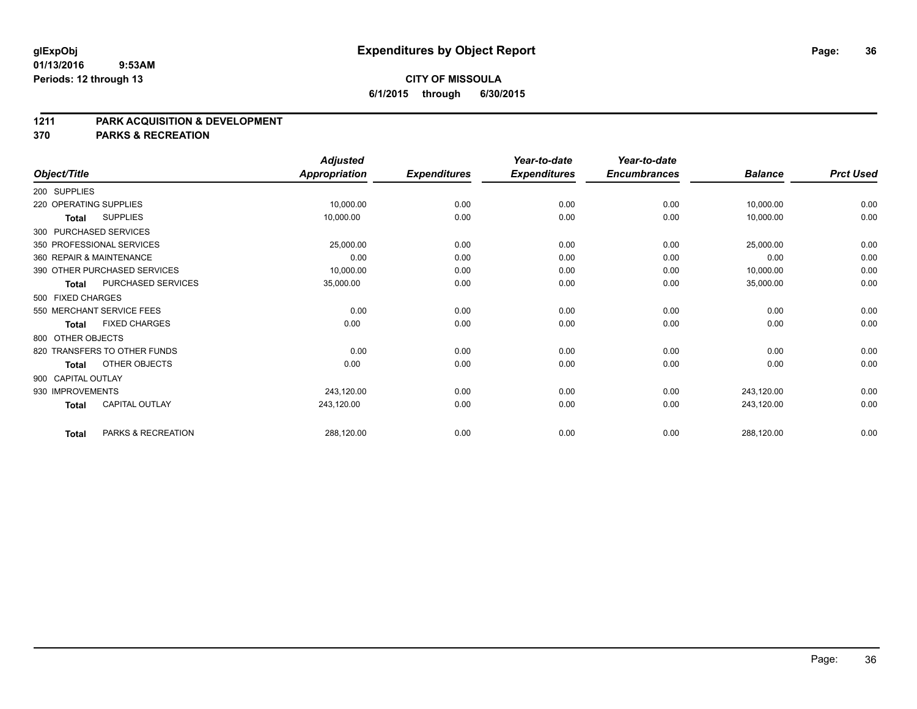glExpObj
01/13/2016 9:53AM
Periods: 12 through 13

# Expenditures by Object Report

**CITY OF MISSOULA**
**6/1/2015 through 6/30/2015**

## 1211 PARK ACQUISITION & DEVELOPMENT
## 370 PARKS & RECREATION

| Object/Title | | Adjusted Appropriation | Expenditures | Year-to-date Expenditures | Year-to-date Encumbrances | Balance | Prct Used |
|---|---|---|---|---|---|---|---|
| 200 SUPPLIES | | | | | | | |
| 220 OPERATING SUPPLIES | | 10,000.00 | 0.00 | 0.00 | 0.00 | 10,000.00 | 0.00 |
| Total | SUPPLIES | 10,000.00 | 0.00 | 0.00 | 0.00 | 10,000.00 | 0.00 |
| 300 PURCHASED SERVICES | | | | | | | |
| 350 PROFESSIONAL SERVICES | | 25,000.00 | 0.00 | 0.00 | 0.00 | 25,000.00 | 0.00 |
| 360 REPAIR & MAINTENANCE | | 0.00 | 0.00 | 0.00 | 0.00 | 0.00 | 0.00 |
| 390 OTHER PURCHASED SERVICES | | 10,000.00 | 0.00 | 0.00 | 0.00 | 10,000.00 | 0.00 |
| Total | PURCHASED SERVICES | 35,000.00 | 0.00 | 0.00 | 0.00 | 35,000.00 | 0.00 |
| 500 FIXED CHARGES | | | | | | | |
| 550 MERCHANT SERVICE FEES | | 0.00 | 0.00 | 0.00 | 0.00 | 0.00 | 0.00 |
| Total | FIXED CHARGES | 0.00 | 0.00 | 0.00 | 0.00 | 0.00 | 0.00 |
| 800 OTHER OBJECTS | | | | | | | |
| 820 TRANSFERS TO OTHER FUNDS | | 0.00 | 0.00 | 0.00 | 0.00 | 0.00 | 0.00 |
| Total | OTHER OBJECTS | 0.00 | 0.00 | 0.00 | 0.00 | 0.00 | 0.00 |
| 900 CAPITAL OUTLAY | | | | | | | |
| 930 IMPROVEMENTS | | 243,120.00 | 0.00 | 0.00 | 0.00 | 243,120.00 | 0.00 |
| Total | CAPITAL OUTLAY | 243,120.00 | 0.00 | 0.00 | 0.00 | 243,120.00 | 0.00 |
| Total | PARKS & RECREATION | 288,120.00 | 0.00 | 0.00 | 0.00 | 288,120.00 | 0.00 |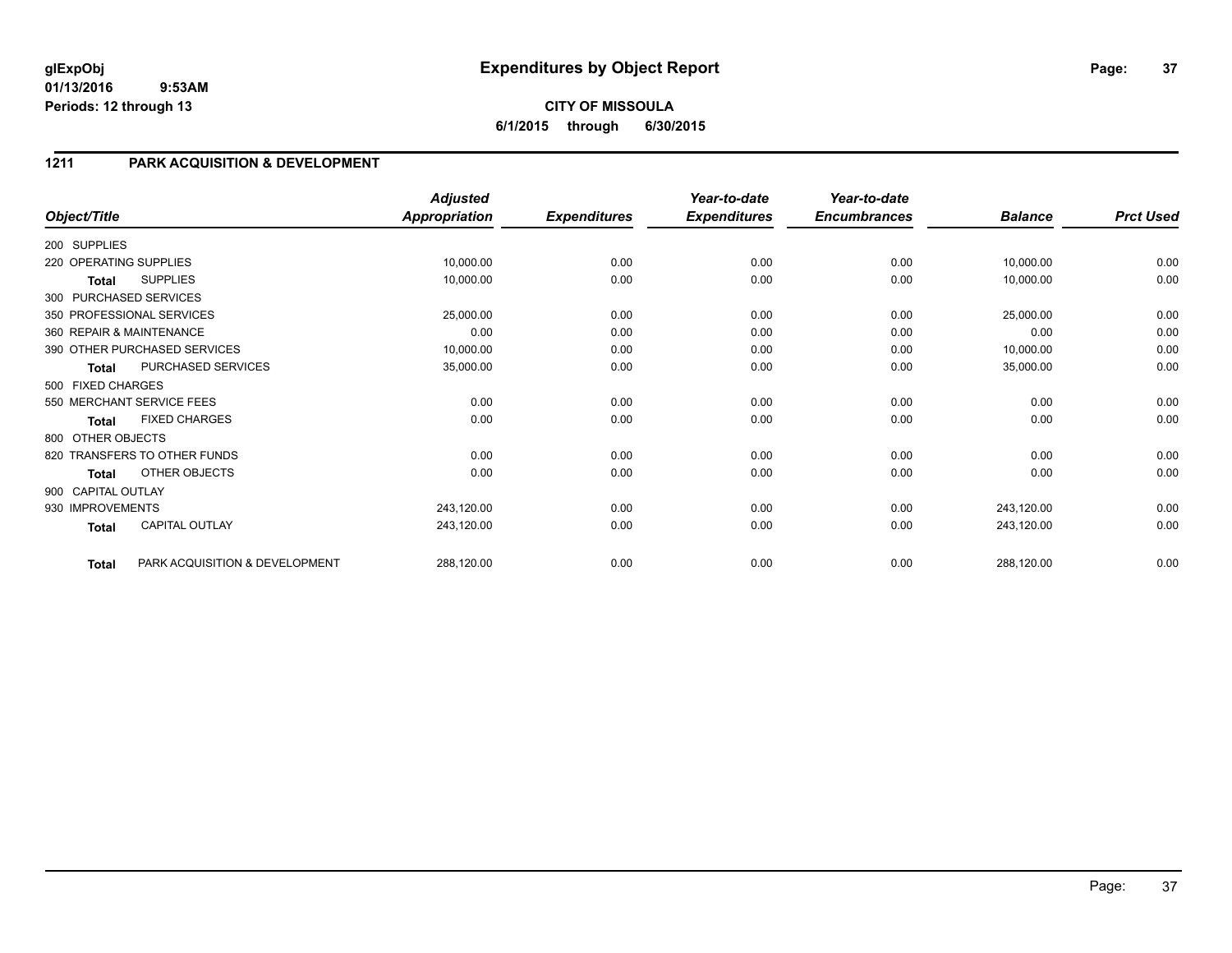**glExpObj**
**01/13/2016 9:53AM**
**Periods: 12 through 13**

# Expenditures by Object Report

**CITY OF MISSOULA**
**6/1/2015 through 6/30/2015**

## 1211 PARK ACQUISITION & DEVELOPMENT

| Object/Title | Adjusted Appropriation | Expenditures | Year-to-date Expenditures | Year-to-date Encumbrances | Balance | Prct Used |
|---|---|---|---|---|---|---|
| 200 SUPPLIES | | | | | | |
| 220 OPERATING SUPPLIES | 10,000.00 | 0.00 | 0.00 | 0.00 | 10,000.00 | 0.00 |
| **Total** SUPPLIES | 10,000.00 | 0.00 | 0.00 | 0.00 | 10,000.00 | 0.00 |
| 300 PURCHASED SERVICES | | | | | | |
| 350 PROFESSIONAL SERVICES | 25,000.00 | 0.00 | 0.00 | 0.00 | 25,000.00 | 0.00 |
| 360 REPAIR & MAINTENANCE | 0.00 | 0.00 | 0.00 | 0.00 | 0.00 | 0.00 |
| 390 OTHER PURCHASED SERVICES | 10,000.00 | 0.00 | 0.00 | 0.00 | 10,000.00 | 0.00 |
| **Total** PURCHASED SERVICES | 35,000.00 | 0.00 | 0.00 | 0.00 | 35,000.00 | 0.00 |
| 500 FIXED CHARGES | | | | | | |
| 550 MERCHANT SERVICE FEES | 0.00 | 0.00 | 0.00 | 0.00 | 0.00 | 0.00 |
| **Total** FIXED CHARGES | 0.00 | 0.00 | 0.00 | 0.00 | 0.00 | 0.00 |
| 800 OTHER OBJECTS | | | | | | |
| 820 TRANSFERS TO OTHER FUNDS | 0.00 | 0.00 | 0.00 | 0.00 | 0.00 | 0.00 |
| **Total** OTHER OBJECTS | 0.00 | 0.00 | 0.00 | 0.00 | 0.00 | 0.00 |
| 900 CAPITAL OUTLAY | | | | | | |
| 930 IMPROVEMENTS | 243,120.00 | 0.00 | 0.00 | 0.00 | 243,120.00 | 0.00 |
| **Total** CAPITAL OUTLAY | 243,120.00 | 0.00 | 0.00 | 0.00 | 243,120.00 | 0.00 |
| **Total** PARK ACQUISITION & DEVELOPMENT | 288,120.00 | 0.00 | 0.00 | 0.00 | 288,120.00 | 0.00 |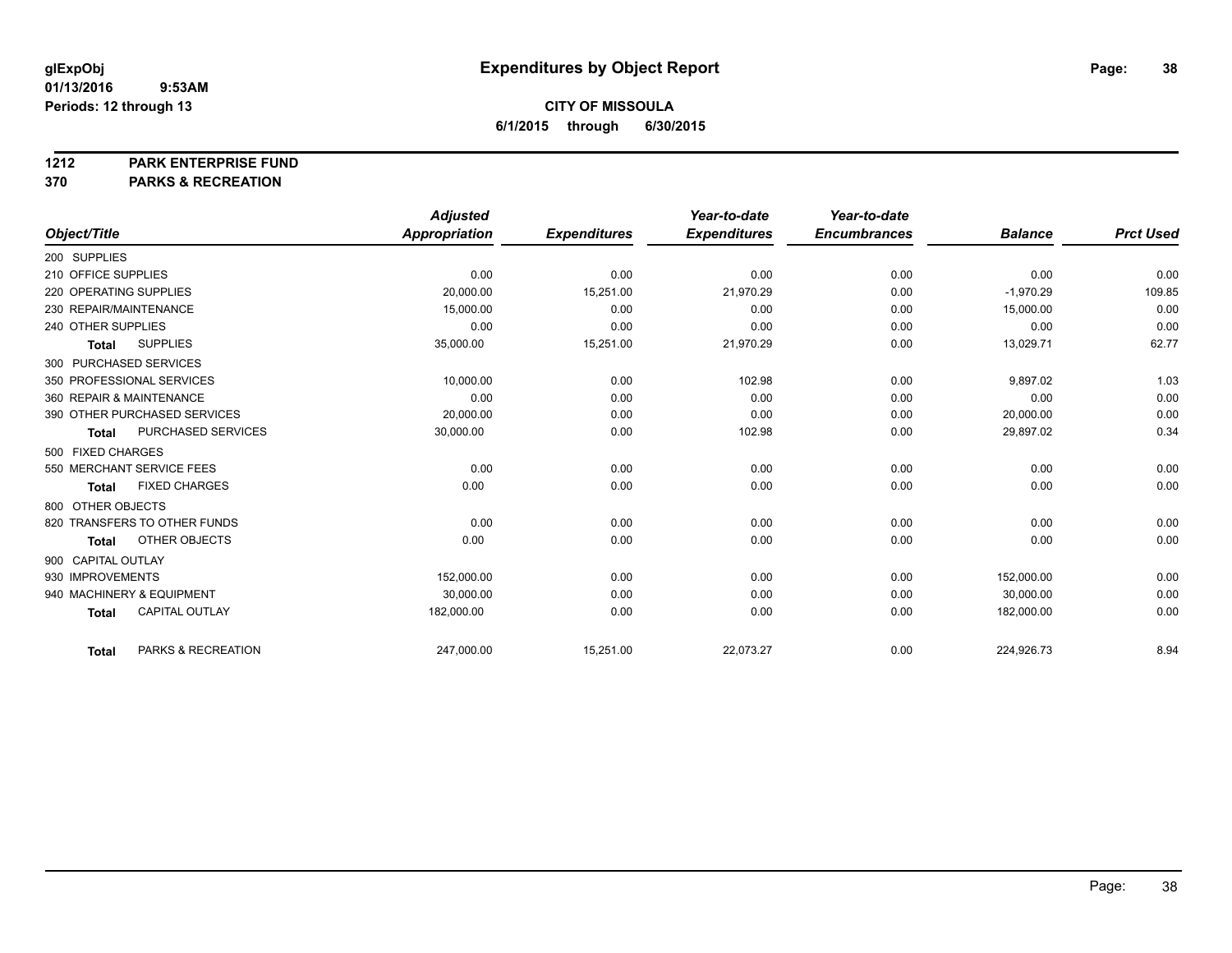# Expenditures by Object Report

glExpObj
01/13/2016 9:53AM
Periods: 12 through 13

**CITY OF MISSOULA**
**6/1/2015 through 6/30/2015**

**1212 PARK ENTERPRISE FUND**
**370 PARKS & RECREATION**

| Object/Title | Adjusted Appropriation | Expenditures | Year-to-date Expenditures | Year-to-date Encumbrances | Balance | Prct Used |
|---|---|---|---|---|---|---|
| 200 SUPPLIES | | | | | | |
| 210 OFFICE SUPPLIES | 0.00 | 0.00 | 0.00 | 0.00 | 0.00 | 0.00 |
| 220 OPERATING SUPPLIES | 20,000.00 | 15,251.00 | 21,970.29 | 0.00 | -1,970.29 | 109.85 |
| 230 REPAIR/MAINTENANCE | 15,000.00 | 0.00 | 0.00 | 0.00 | 15,000.00 | 0.00 |
| 240 OTHER SUPPLIES | 0.00 | 0.00 | 0.00 | 0.00 | 0.00 | 0.00 |
| **Total** SUPPLIES | 35,000.00 | 15,251.00 | 21,970.29 | 0.00 | 13,029.71 | 62.77 |
| 300 PURCHASED SERVICES | | | | | | |
| 350 PROFESSIONAL SERVICES | 10,000.00 | 0.00 | 102.98 | 0.00 | 9,897.02 | 1.03 |
| 360 REPAIR & MAINTENANCE | 0.00 | 0.00 | 0.00 | 0.00 | 0.00 | 0.00 |
| 390 OTHER PURCHASED SERVICES | 20,000.00 | 0.00 | 0.00 | 0.00 | 20,000.00 | 0.00 |
| **Total** PURCHASED SERVICES | 30,000.00 | 0.00 | 102.98 | 0.00 | 29,897.02 | 0.34 |
| 500 FIXED CHARGES | | | | | | |
| 550 MERCHANT SERVICE FEES | 0.00 | 0.00 | 0.00 | 0.00 | 0.00 | 0.00 |
| **Total** FIXED CHARGES | 0.00 | 0.00 | 0.00 | 0.00 | 0.00 | 0.00 |
| 800 OTHER OBJECTS | | | | | | |
| 820 TRANSFERS TO OTHER FUNDS | 0.00 | 0.00 | 0.00 | 0.00 | 0.00 | 0.00 |
| **Total** OTHER OBJECTS | 0.00 | 0.00 | 0.00 | 0.00 | 0.00 | 0.00 |
| 900 CAPITAL OUTLAY | | | | | | |
| 930 IMPROVEMENTS | 152,000.00 | 0.00 | 0.00 | 0.00 | 152,000.00 | 0.00 |
| 940 MACHINERY & EQUIPMENT | 30,000.00 | 0.00 | 0.00 | 0.00 | 30,000.00 | 0.00 |
| **Total** CAPITAL OUTLAY | 182,000.00 | 0.00 | 0.00 | 0.00 | 182,000.00 | 0.00 |
| **Total** PARKS & RECREATION | 247,000.00 | 15,251.00 | 22,073.27 | 0.00 | 224,926.73 | 8.94 |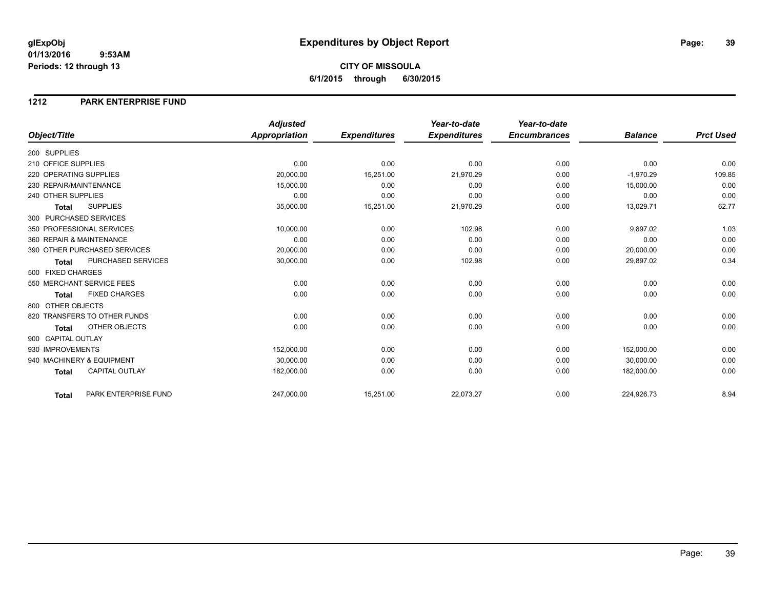**glExpObj**
**01/13/2016 9:53AM**
**Periods: 12 through 13**

# Expenditures by Object Report

**CITY OF MISSOULA**
**6/1/2015 through 6/30/2015**

## 1212 PARK ENTERPRISE FUND

| Object/Title | Adjusted Appropriation | Expenditures | Year-to-date Expenditures | Year-to-date Encumbrances | Balance | Prct Used |
|---|---|---|---|---|---|---|
| 200 SUPPLIES | | | | | | |
| 210 OFFICE SUPPLIES | 0.00 | 0.00 | 0.00 | 0.00 | 0.00 | 0.00 |
| 220 OPERATING SUPPLIES | 20,000.00 | 15,251.00 | 21,970.29 | 0.00 | -1,970.29 | 109.85 |
| 230 REPAIR/MAINTENANCE | 15,000.00 | 0.00 | 0.00 | 0.00 | 15,000.00 | 0.00 |
| 240 OTHER SUPPLIES | 0.00 | 0.00 | 0.00 | 0.00 | 0.00 | 0.00 |
| **Total** SUPPLIES | 35,000.00 | 15,251.00 | 21,970.29 | 0.00 | 13,029.71 | 62.77 |
| 300 PURCHASED SERVICES | | | | | | |
| 350 PROFESSIONAL SERVICES | 10,000.00 | 0.00 | 102.98 | 0.00 | 9,897.02 | 1.03 |
| 360 REPAIR & MAINTENANCE | 0.00 | 0.00 | 0.00 | 0.00 | 0.00 | 0.00 |
| 390 OTHER PURCHASED SERVICES | 20,000.00 | 0.00 | 0.00 | 0.00 | 20,000.00 | 0.00 |
| **Total** PURCHASED SERVICES | 30,000.00 | 0.00 | 102.98 | 0.00 | 29,897.02 | 0.34 |
| 500 FIXED CHARGES | | | | | | |
| 550 MERCHANT SERVICE FEES | 0.00 | 0.00 | 0.00 | 0.00 | 0.00 | 0.00 |
| **Total** FIXED CHARGES | 0.00 | 0.00 | 0.00 | 0.00 | 0.00 | 0.00 |
| 800 OTHER OBJECTS | | | | | | |
| 820 TRANSFERS TO OTHER FUNDS | 0.00 | 0.00 | 0.00 | 0.00 | 0.00 | 0.00 |
| **Total** OTHER OBJECTS | 0.00 | 0.00 | 0.00 | 0.00 | 0.00 | 0.00 |
| 900 CAPITAL OUTLAY | | | | | | |
| 930 IMPROVEMENTS | 152,000.00 | 0.00 | 0.00 | 0.00 | 152,000.00 | 0.00 |
| 940 MACHINERY & EQUIPMENT | 30,000.00 | 0.00 | 0.00 | 0.00 | 30,000.00 | 0.00 |
| **Total** CAPITAL OUTLAY | 182,000.00 | 0.00 | 0.00 | 0.00 | 182,000.00 | 0.00 |
| **Total** PARK ENTERPRISE FUND | 247,000.00 | 15,251.00 | 22,073.27 | 0.00 | 224,926.73 | 8.94 |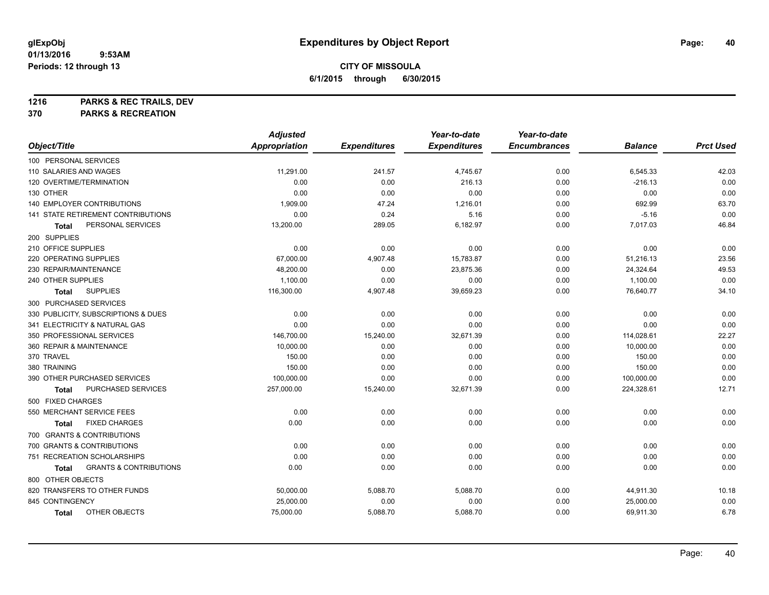# Expenditures by Object Report

glExpObj
01/13/2016 9:53AM
Periods: 12 through 13

**CITY OF MISSOULA**
**6/1/2015 through 6/30/2015**

**1216 PARKS & REC TRAILS, DEV**
**370 PARKS & RECREATION**

| Object/Title | Adjusted Appropriation | Expenditures | Year-to-date Expenditures | Year-to-date Encumbrances | Balance | Prct Used |
|---|---|---|---|---|---|---|
| 100 PERSONAL SERVICES | | | | | | |
| 110 SALARIES AND WAGES | 11,291.00 | 241.57 | 4,745.67 | 0.00 | 6,545.33 | 42.03 |
| 120 OVERTIME/TERMINATION | 0.00 | 0.00 | 216.13 | 0.00 | -216.13 | 0.00 |
| 130 OTHER | 0.00 | 0.00 | 0.00 | 0.00 | 0.00 | 0.00 |
| 140 EMPLOYER CONTRIBUTIONS | 1,909.00 | 47.24 | 1,216.01 | 0.00 | 692.99 | 63.70 |
| 141 STATE RETIREMENT CONTRIBUTIONS | 0.00 | 0.24 | 5.16 | 0.00 | -5.16 | 0.00 |
| **Total** PERSONAL SERVICES | 13,200.00 | 289.05 | 6,182.97 | 0.00 | 7,017.03 | 46.84 |
| 200 SUPPLIES | | | | | | |
| 210 OFFICE SUPPLIES | 0.00 | 0.00 | 0.00 | 0.00 | 0.00 | 0.00 |
| 220 OPERATING SUPPLIES | 67,000.00 | 4,907.48 | 15,783.87 | 0.00 | 51,216.13 | 23.56 |
| 230 REPAIR/MAINTENANCE | 48,200.00 | 0.00 | 23,875.36 | 0.00 | 24,324.64 | 49.53 |
| 240 OTHER SUPPLIES | 1,100.00 | 0.00 | 0.00 | 0.00 | 1,100.00 | 0.00 |
| **Total** SUPPLIES | 116,300.00 | 4,907.48 | 39,659.23 | 0.00 | 76,640.77 | 34.10 |
| 300 PURCHASED SERVICES | | | | | | |
| 330 PUBLICITY, SUBSCRIPTIONS & DUES | 0.00 | 0.00 | 0.00 | 0.00 | 0.00 | 0.00 |
| 341 ELECTRICITY & NATURAL GAS | 0.00 | 0.00 | 0.00 | 0.00 | 0.00 | 0.00 |
| 350 PROFESSIONAL SERVICES | 146,700.00 | 15,240.00 | 32,671.39 | 0.00 | 114,028.61 | 22.27 |
| 360 REPAIR & MAINTENANCE | 10,000.00 | 0.00 | 0.00 | 0.00 | 10,000.00 | 0.00 |
| 370 TRAVEL | 150.00 | 0.00 | 0.00 | 0.00 | 150.00 | 0.00 |
| 380 TRAINING | 150.00 | 0.00 | 0.00 | 0.00 | 150.00 | 0.00 |
| 390 OTHER PURCHASED SERVICES | 100,000.00 | 0.00 | 0.00 | 0.00 | 100,000.00 | 0.00 |
| **Total** PURCHASED SERVICES | 257,000.00 | 15,240.00 | 32,671.39 | 0.00 | 224,328.61 | 12.71 |
| 500 FIXED CHARGES | | | | | | |
| 550 MERCHANT SERVICE FEES | 0.00 | 0.00 | 0.00 | 0.00 | 0.00 | 0.00 |
| **Total** FIXED CHARGES | 0.00 | 0.00 | 0.00 | 0.00 | 0.00 | 0.00 |
| 700 GRANTS & CONTRIBUTIONS | | | | | | |
| 700 GRANTS & CONTRIBUTIONS | 0.00 | 0.00 | 0.00 | 0.00 | 0.00 | 0.00 |
| 751 RECREATION SCHOLARSHIPS | 0.00 | 0.00 | 0.00 | 0.00 | 0.00 | 0.00 |
| **Total** GRANTS & CONTRIBUTIONS | 0.00 | 0.00 | 0.00 | 0.00 | 0.00 | 0.00 |
| 800 OTHER OBJECTS | | | | | | |
| 820 TRANSFERS TO OTHER FUNDS | 50,000.00 | 5,088.70 | 5,088.70 | 0.00 | 44,911.30 | 10.18 |
| 845 CONTINGENCY | 25,000.00 | 0.00 | 0.00 | 0.00 | 25,000.00 | 0.00 |
| **Total** OTHER OBJECTS | 75,000.00 | 5,088.70 | 5,088.70 | 0.00 | 69,911.30 | 6.78 |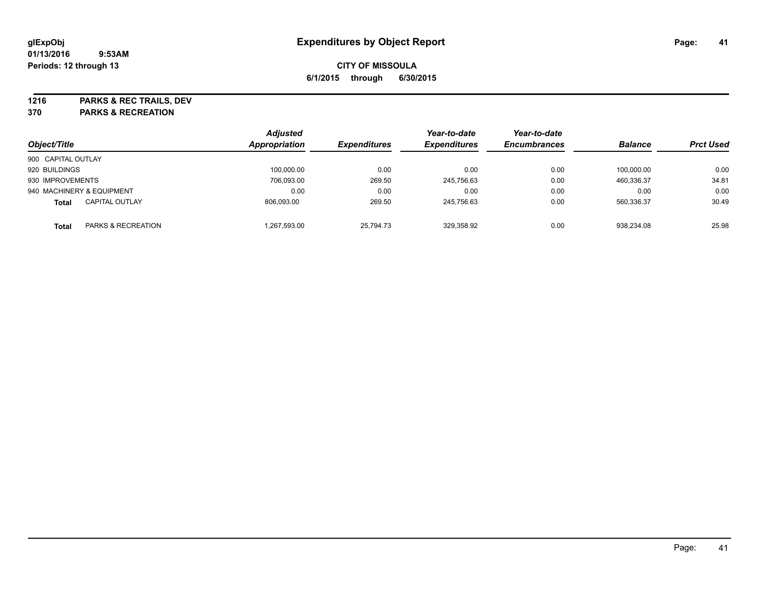**glExpObj**
**01/13/2016 9:53AM**
**Periods: 12 through 13**

# Expenditures by Object Report

**CITY OF MISSOULA**
**6/1/2015 through 6/30/2015**

**1216 PARKS & REC TRAILS, DEV**
**370 PARKS & RECREATION**

| Object/Title | | Adjusted Appropriation | Expenditures | Year-to-date Expenditures | Year-to-date Encumbrances | Balance | Prct Used |
|---|---|---|---|---|---|---|---|
| 900 CAPITAL OUTLAY | | | | | | | |
| 920 BUILDINGS | | 100,000.00 | 0.00 | 0.00 | 0.00 | 100,000.00 | 0.00 |
| 930 IMPROVEMENTS | | 706,093.00 | 269.50 | 245,756.63 | 0.00 | 460,336.37 | 34.81 |
| 940 MACHINERY & EQUIPMENT | | 0.00 | 0.00 | 0.00 | 0.00 | 0.00 | 0.00 |
| **Total** | CAPITAL OUTLAY | 806,093.00 | 269.50 | 245,756.63 | 0.00 | 560,336.37 | 30.49 |
| **Total** | PARKS & RECREATION | 1,267,593.00 | 25,794.73 | 329,358.92 | 0.00 | 938,234.08 | 25.98 |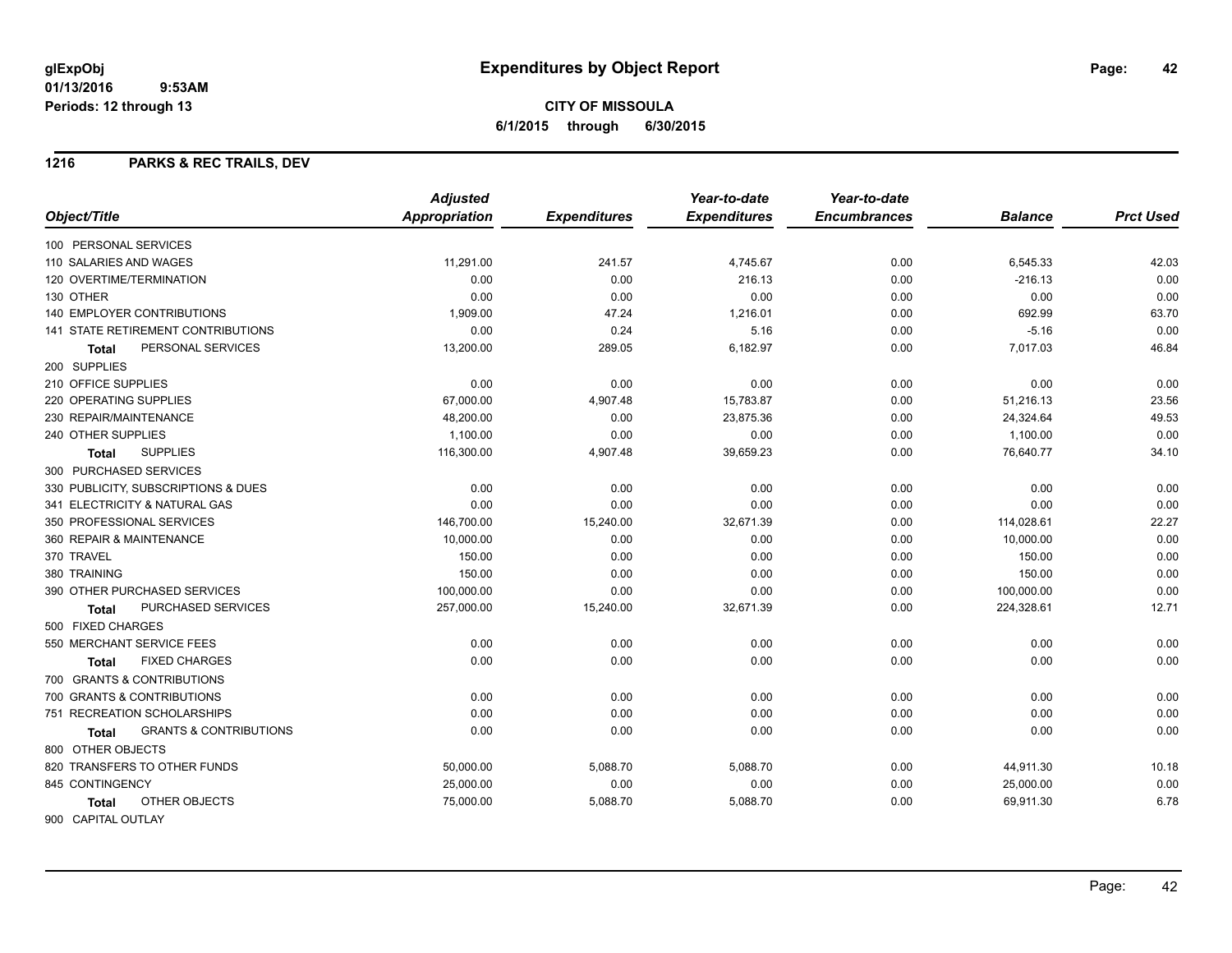# Expenditures by Object Report

glExpObj
01/13/2016 9:53AM
Periods: 12 through 13

**CITY OF MISSOULA**
**6/1/2015 through 6/30/2015**

## 1216 PARKS & REC TRAILS, DEV

| Object/Title | Adjusted Appropriation | Expenditures | Year-to-date Expenditures | Year-to-date Encumbrances | Balance | Prct Used |
|---|---|---|---|---|---|---|
| 100 PERSONAL SERVICES | | | | | | |
| 110 SALARIES AND WAGES | 11,291.00 | 241.57 | 4,745.67 | 0.00 | 6,545.33 | 42.03 |
| 120 OVERTIME/TERMINATION | 0.00 | 0.00 | 216.13 | 0.00 | -216.13 | 0.00 |
| 130 OTHER | 0.00 | 0.00 | 0.00 | 0.00 | 0.00 | 0.00 |
| 140 EMPLOYER CONTRIBUTIONS | 1,909.00 | 47.24 | 1,216.01 | 0.00 | 692.99 | 63.70 |
| 141 STATE RETIREMENT CONTRIBUTIONS | 0.00 | 0.24 | 5.16 | 0.00 | -5.16 | 0.00 |
| **Total** PERSONAL SERVICES | 13,200.00 | 289.05 | 6,182.97 | 0.00 | 7,017.03 | 46.84 |
| 200 SUPPLIES | | | | | | |
| 210 OFFICE SUPPLIES | 0.00 | 0.00 | 0.00 | 0.00 | 0.00 | 0.00 |
| 220 OPERATING SUPPLIES | 67,000.00 | 4,907.48 | 15,783.87 | 0.00 | 51,216.13 | 23.56 |
| 230 REPAIR/MAINTENANCE | 48,200.00 | 0.00 | 23,875.36 | 0.00 | 24,324.64 | 49.53 |
| 240 OTHER SUPPLIES | 1,100.00 | 0.00 | 0.00 | 0.00 | 1,100.00 | 0.00 |
| **Total** SUPPLIES | 116,300.00 | 4,907.48 | 39,659.23 | 0.00 | 76,640.77 | 34.10 |
| 300 PURCHASED SERVICES | | | | | | |
| 330 PUBLICITY, SUBSCRIPTIONS & DUES | 0.00 | 0.00 | 0.00 | 0.00 | 0.00 | 0.00 |
| 341 ELECTRICITY & NATURAL GAS | 0.00 | 0.00 | 0.00 | 0.00 | 0.00 | 0.00 |
| 350 PROFESSIONAL SERVICES | 146,700.00 | 15,240.00 | 32,671.39 | 0.00 | 114,028.61 | 22.27 |
| 360 REPAIR & MAINTENANCE | 10,000.00 | 0.00 | 0.00 | 0.00 | 10,000.00 | 0.00 |
| 370 TRAVEL | 150.00 | 0.00 | 0.00 | 0.00 | 150.00 | 0.00 |
| 380 TRAINING | 150.00 | 0.00 | 0.00 | 0.00 | 150.00 | 0.00 |
| 390 OTHER PURCHASED SERVICES | 100,000.00 | 0.00 | 0.00 | 0.00 | 100,000.00 | 0.00 |
| **Total** PURCHASED SERVICES | 257,000.00 | 15,240.00 | 32,671.39 | 0.00 | 224,328.61 | 12.71 |
| 500 FIXED CHARGES | | | | | | |
| 550 MERCHANT SERVICE FEES | 0.00 | 0.00 | 0.00 | 0.00 | 0.00 | 0.00 |
| **Total** FIXED CHARGES | 0.00 | 0.00 | 0.00 | 0.00 | 0.00 | 0.00 |
| 700 GRANTS & CONTRIBUTIONS | | | | | | |
| 700 GRANTS & CONTRIBUTIONS | 0.00 | 0.00 | 0.00 | 0.00 | 0.00 | 0.00 |
| 751 RECREATION SCHOLARSHIPS | 0.00 | 0.00 | 0.00 | 0.00 | 0.00 | 0.00 |
| **Total** GRANTS & CONTRIBUTIONS | 0.00 | 0.00 | 0.00 | 0.00 | 0.00 | 0.00 |
| 800 OTHER OBJECTS | | | | | | |
| 820 TRANSFERS TO OTHER FUNDS | 50,000.00 | 5,088.70 | 5,088.70 | 0.00 | 44,911.30 | 10.18 |
| 845 CONTINGENCY | 25,000.00 | 0.00 | 0.00 | 0.00 | 25,000.00 | 0.00 |
| **Total** OTHER OBJECTS | 75,000.00 | 5,088.70 | 5,088.70 | 0.00 | 69,911.30 | 6.78 |
| 900 CAPITAL OUTLAY | | | | | | |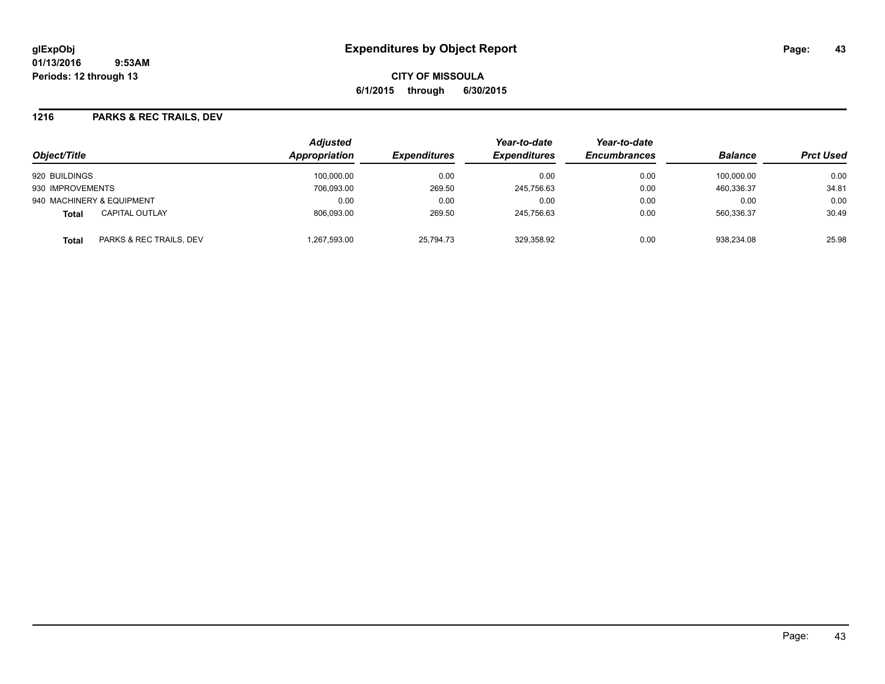**glExpObj**
**01/13/2016 9:53AM**
**Periods: 12 through 13**

# Expenditures by Object Report

**CITY OF MISSOULA**
**6/1/2015 through 6/30/2015**

## 1216 PARKS & REC TRAILS, DEV

| Object/Title | | Adjusted Appropriation | Expenditures | Year-to-date Expenditures | Year-to-date Encumbrances | Balance | Prct Used |
|---|---|---|---|---|---|---|---|
| 920 BUILDINGS | | 100,000.00 | 0.00 | 0.00 | 0.00 | 100,000.00 | 0.00 |
| 930 IMPROVEMENTS | | 706,093.00 | 269.50 | 245,756.63 | 0.00 | 460,336.37 | 34.81 |
| 940 MACHINERY & EQUIPMENT | | 0.00 | 0.00 | 0.00 | 0.00 | 0.00 | 0.00 |
| **Total** | CAPITAL OUTLAY | 806,093.00 | 269.50 | 245,756.63 | 0.00 | 560,336.37 | 30.49 |
| **Total** | PARKS & REC TRAILS, DEV | 1,267,593.00 | 25,794.73 | 329,358.92 | 0.00 | 938,234.08 | 25.98 |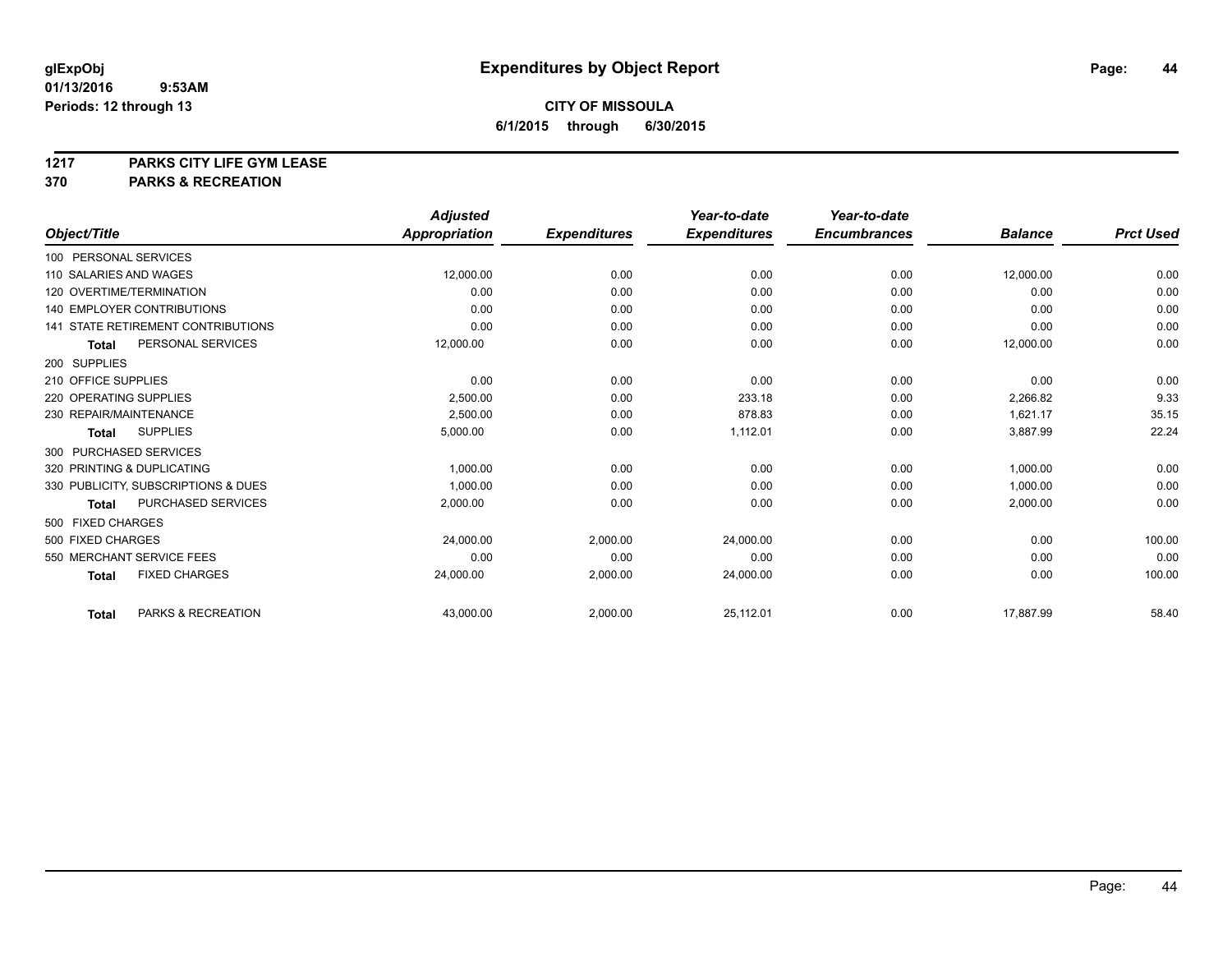**glExpObj** 
**01/13/2016 9:53AM** 
**Periods: 12 through 13**

# Expenditures by Object Report

## CITY OF MISSOULA

**6/1/2015 through 6/30/2015**

**1217 PARKS CITY LIFE GYM LEASE** 
**370 PARKS & RECREATION**

| Object/Title | Adjusted Appropriation | Expenditures | Year-to-date Expenditures | Year-to-date Encumbrances | Balance | Prct Used |
|---|---|---|---|---|---|---|
| 100 PERSONAL SERVICES | | | | | | |
| 110 SALARIES AND WAGES | 12,000.00 | 0.00 | 0.00 | 0.00 | 12,000.00 | 0.00 |
| 120 OVERTIME/TERMINATION | 0.00 | 0.00 | 0.00 | 0.00 | 0.00 | 0.00 |
| 140 EMPLOYER CONTRIBUTIONS | 0.00 | 0.00 | 0.00 | 0.00 | 0.00 | 0.00 |
| 141 STATE RETIREMENT CONTRIBUTIONS | 0.00 | 0.00 | 0.00 | 0.00 | 0.00 | 0.00 |
| **Total** PERSONAL SERVICES | 12,000.00 | 0.00 | 0.00 | 0.00 | 12,000.00 | 0.00 |
| 200 SUPPLIES | | | | | | |
| 210 OFFICE SUPPLIES | 0.00 | 0.00 | 0.00 | 0.00 | 0.00 | 0.00 |
| 220 OPERATING SUPPLIES | 2,500.00 | 0.00 | 233.18 | 0.00 | 2,266.82 | 9.33 |
| 230 REPAIR/MAINTENANCE | 2,500.00 | 0.00 | 878.83 | 0.00 | 1,621.17 | 35.15 |
| **Total** SUPPLIES | 5,000.00 | 0.00 | 1,112.01 | 0.00 | 3,887.99 | 22.24 |
| 300 PURCHASED SERVICES | | | | | | |
| 320 PRINTING & DUPLICATING | 1,000.00 | 0.00 | 0.00 | 0.00 | 1,000.00 | 0.00 |
| 330 PUBLICITY, SUBSCRIPTIONS & DUES | 1,000.00 | 0.00 | 0.00 | 0.00 | 1,000.00 | 0.00 |
| **Total** PURCHASED SERVICES | 2,000.00 | 0.00 | 0.00 | 0.00 | 2,000.00 | 0.00 |
| 500 FIXED CHARGES | | | | | | |
| 500 FIXED CHARGES | 24,000.00 | 2,000.00 | 24,000.00 | 0.00 | 0.00 | 100.00 |
| 550 MERCHANT SERVICE FEES | 0.00 | 0.00 | 0.00 | 0.00 | 0.00 | 0.00 |
| **Total** FIXED CHARGES | 24,000.00 | 2,000.00 | 24,000.00 | 0.00 | 0.00 | 100.00 |
| **Total** PARKS & RECREATION | 43,000.00 | 2,000.00 | 25,112.01 | 0.00 | 17,887.99 | 58.40 |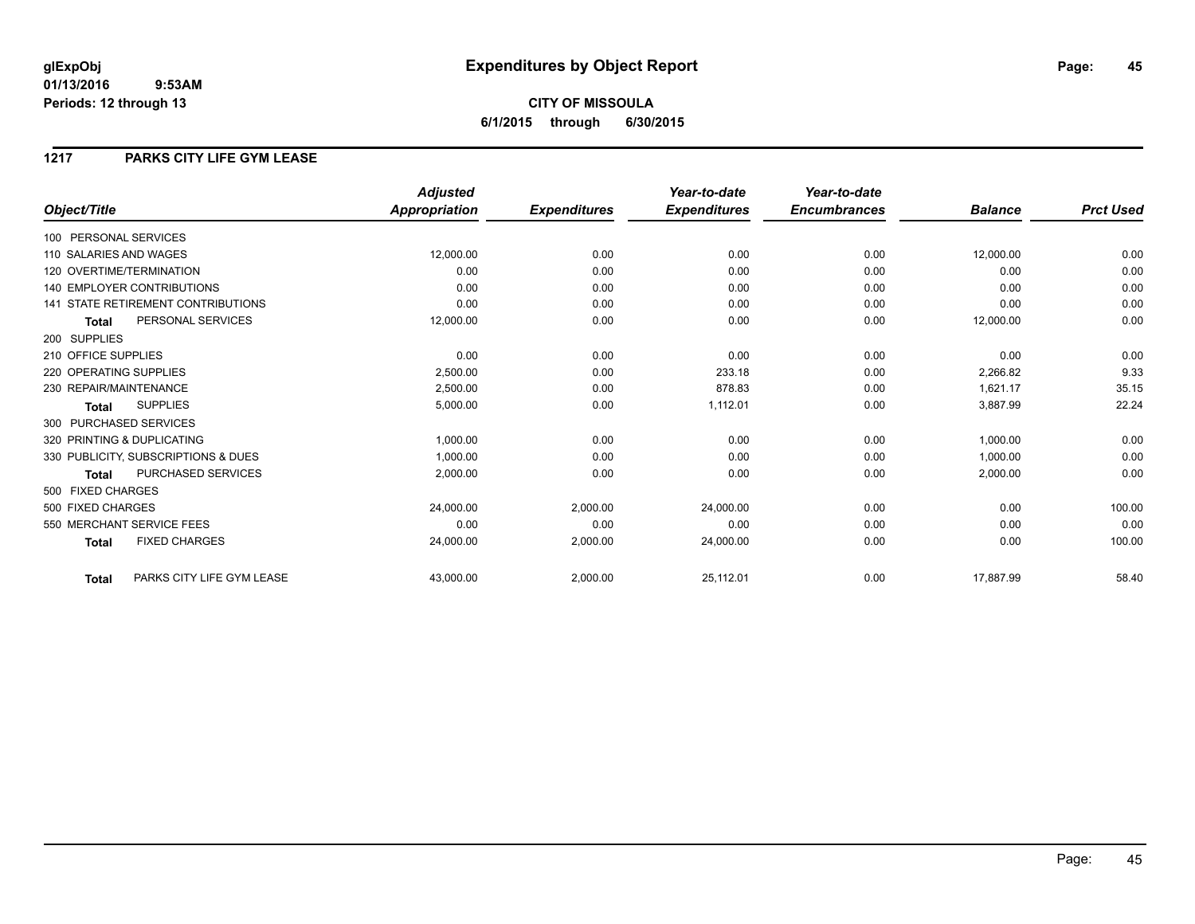**glExpObj**
**01/13/2016 9:53AM**
**Periods: 12 through 13**

# Expenditures by Object Report

**CITY OF MISSOULA**
**6/1/2015 through 6/30/2015**

## 1217 PARKS CITY LIFE GYM LEASE

| Object/Title | Adjusted Appropriation | Expenditures | Year-to-date Expenditures | Year-to-date Encumbrances | Balance | Prct Used |
|---|---|---|---|---|---|---|
| 100 PERSONAL SERVICES | | | | | | |
| 110 SALARIES AND WAGES | 12,000.00 | 0.00 | 0.00 | 0.00 | 12,000.00 | 0.00 |
| 120 OVERTIME/TERMINATION | 0.00 | 0.00 | 0.00 | 0.00 | 0.00 | 0.00 |
| 140 EMPLOYER CONTRIBUTIONS | 0.00 | 0.00 | 0.00 | 0.00 | 0.00 | 0.00 |
| 141 STATE RETIREMENT CONTRIBUTIONS | 0.00 | 0.00 | 0.00 | 0.00 | 0.00 | 0.00 |
| **Total** PERSONAL SERVICES | 12,000.00 | 0.00 | 0.00 | 0.00 | 12,000.00 | 0.00 |
| 200 SUPPLIES | | | | | | |
| 210 OFFICE SUPPLIES | 0.00 | 0.00 | 0.00 | 0.00 | 0.00 | 0.00 |
| 220 OPERATING SUPPLIES | 2,500.00 | 0.00 | 233.18 | 0.00 | 2,266.82 | 9.33 |
| 230 REPAIR/MAINTENANCE | 2,500.00 | 0.00 | 878.83 | 0.00 | 1,621.17 | 35.15 |
| **Total** SUPPLIES | 5,000.00 | 0.00 | 1,112.01 | 0.00 | 3,887.99 | 22.24 |
| 300 PURCHASED SERVICES | | | | | | |
| 320 PRINTING & DUPLICATING | 1,000.00 | 0.00 | 0.00 | 0.00 | 1,000.00 | 0.00 |
| 330 PUBLICITY, SUBSCRIPTIONS & DUES | 1,000.00 | 0.00 | 0.00 | 0.00 | 1,000.00 | 0.00 |
| **Total** PURCHASED SERVICES | 2,000.00 | 0.00 | 0.00 | 0.00 | 2,000.00 | 0.00 |
| 500 FIXED CHARGES | | | | | | |
| 500 FIXED CHARGES | 24,000.00 | 2,000.00 | 24,000.00 | 0.00 | 0.00 | 100.00 |
| 550 MERCHANT SERVICE FEES | 0.00 | 0.00 | 0.00 | 0.00 | 0.00 | 0.00 |
| **Total** FIXED CHARGES | 24,000.00 | 2,000.00 | 24,000.00 | 0.00 | 0.00 | 100.00 |
| **Total** PARKS CITY LIFE GYM LEASE | 43,000.00 | 2,000.00 | 25,112.01 | 0.00 | 17,887.99 | 58.40 |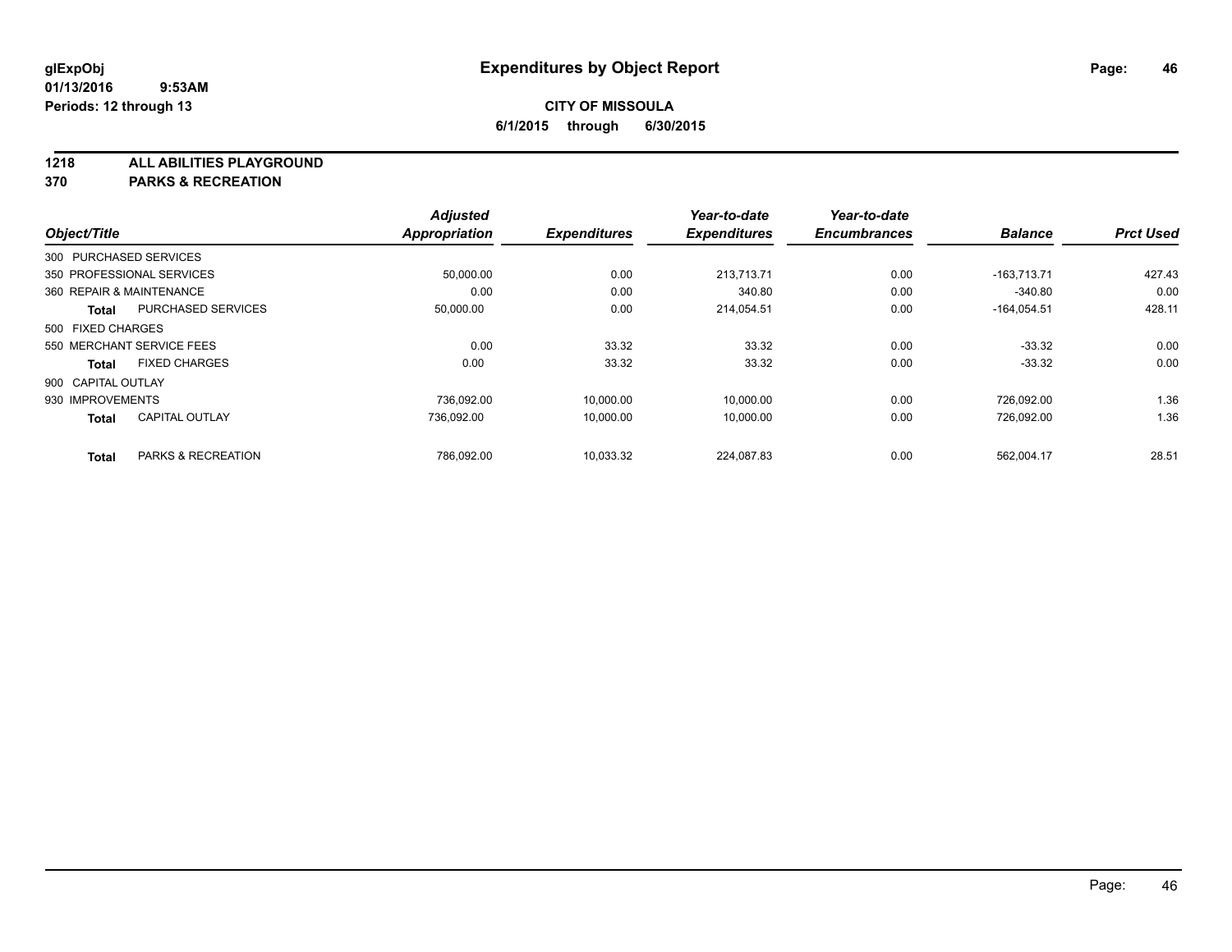# Expenditures by Object Report

glExpObj
01/13/2016 9:53AM
Periods: 12 through 13

**CITY OF MISSOULA**
**6/1/2015 through 6/30/2015**

**1218 ALL ABILITIES PLAYGROUND**
**370 PARKS & RECREATION**

| Object/Title | Adjusted Appropriation | Expenditures | Year-to-date Expenditures | Year-to-date Encumbrances | Balance | Prct Used |
|---|---|---|---|---|---|---|
| 300 PURCHASED SERVICES | | | | | | |
| 350 PROFESSIONAL SERVICES | 50,000.00 | 0.00 | 213,713.71 | 0.00 | -163,713.71 | 427.43 |
| 360 REPAIR & MAINTENANCE | 0.00 | 0.00 | 340.80 | 0.00 | -340.80 | 0.00 |
| **Total** PURCHASED SERVICES | 50,000.00 | 0.00 | 214,054.51 | 0.00 | -164,054.51 | 428.11 |
| 500 FIXED CHARGES | | | | | | |
| 550 MERCHANT SERVICE FEES | 0.00 | 33.32 | 33.32 | 0.00 | -33.32 | 0.00 |
| **Total** FIXED CHARGES | 0.00 | 33.32 | 33.32 | 0.00 | -33.32 | 0.00 |
| 900 CAPITAL OUTLAY | | | | | | |
| 930 IMPROVEMENTS | 736,092.00 | 10,000.00 | 10,000.00 | 0.00 | 726,092.00 | 1.36 |
| **Total** CAPITAL OUTLAY | 736,092.00 | 10,000.00 | 10,000.00 | 0.00 | 726,092.00 | 1.36 |
| **Total** PARKS & RECREATION | 786,092.00 | 10,033.32 | 224,087.83 | 0.00 | 562,004.17 | 28.51 |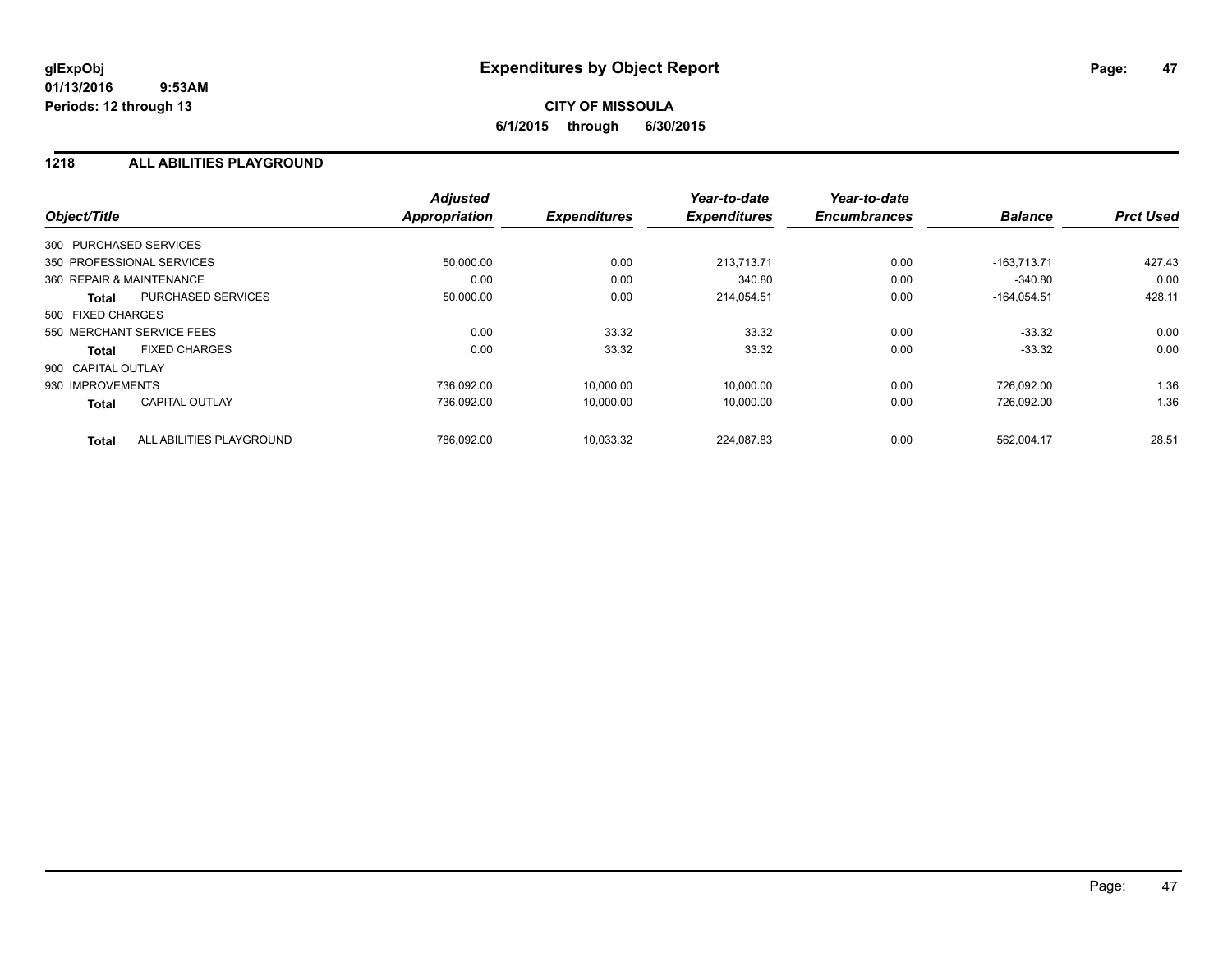**glExpObj** **Expenditures by Object Report**
**01/13/2016 9:53AM**
**Periods: 12 through 13**

**CITY OF MISSOULA**
**6/1/2015 through 6/30/2015**

## 1218 ALL ABILITIES PLAYGROUND

| Object/Title | | Adjusted Appropriation | Expenditures | Year-to-date Expenditures | Year-to-date Encumbrances | Balance | Prct Used |
|---|---|---|---|---|---|---|---|
| 300 PURCHASED SERVICES | | | | | | | |
| 350 PROFESSIONAL SERVICES | | 50,000.00 | 0.00 | 213,713.71 | 0.00 | -163,713.71 | 427.43 |
| 360 REPAIR & MAINTENANCE | | 0.00 | 0.00 | 340.80 | 0.00 | -340.80 | 0.00 |
| **Total** | PURCHASED SERVICES | 50,000.00 | 0.00 | 214,054.51 | 0.00 | -164,054.51 | 428.11 |
| 500 FIXED CHARGES | | | | | | | |
| 550 MERCHANT SERVICE FEES | | 0.00 | 33.32 | 33.32 | 0.00 | -33.32 | 0.00 |
| **Total** | FIXED CHARGES | 0.00 | 33.32 | 33.32 | 0.00 | -33.32 | 0.00 |
| 900 CAPITAL OUTLAY | | | | | | | |
| 930 IMPROVEMENTS | | 736,092.00 | 10,000.00 | 10,000.00 | 0.00 | 726,092.00 | 1.36 |
| **Total** | CAPITAL OUTLAY | 736,092.00 | 10,000.00 | 10,000.00 | 0.00 | 726,092.00 | 1.36 |
| **Total** | ALL ABILITIES PLAYGROUND | 786,092.00 | 10,033.32 | 224,087.83 | 0.00 | 562,004.17 | 28.51 |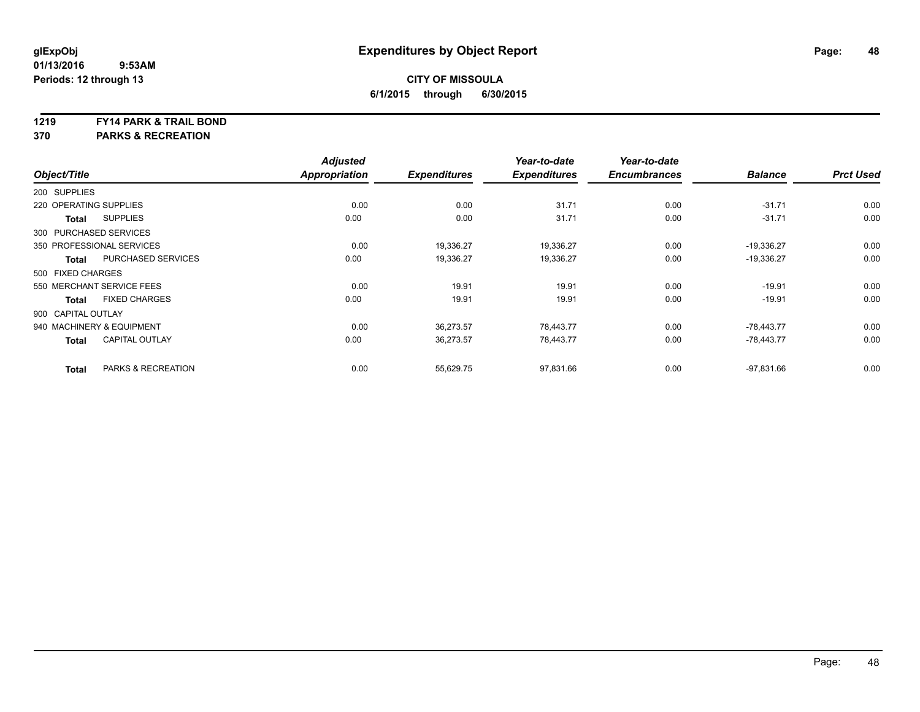glExpObj
01/13/2016 9:53AM
Periods: 12 through 13

# Expenditures by Object Report

**CITY OF MISSOULA**
**6/1/2015 through 6/30/2015**

**1219 FY14 PARK & TRAIL BOND**
**370 PARKS & RECREATION**

| Object/Title | Adjusted Appropriation | Expenditures | Year-to-date Expenditures | Year-to-date Encumbrances | Balance | Prct Used |
|---|---|---|---|---|---|---|
| 200 SUPPLIES | | | | | | |
| 220 OPERATING SUPPLIES | 0.00 | 0.00 | 31.71 | 0.00 | -31.71 | 0.00 |
| **Total** SUPPLIES | 0.00 | 0.00 | 31.71 | 0.00 | -31.71 | 0.00 |
| 300 PURCHASED SERVICES | | | | | | |
| 350 PROFESSIONAL SERVICES | 0.00 | 19,336.27 | 19,336.27 | 0.00 | -19,336.27 | 0.00 |
| **Total** PURCHASED SERVICES | 0.00 | 19,336.27 | 19,336.27 | 0.00 | -19,336.27 | 0.00 |
| 500 FIXED CHARGES | | | | | | |
| 550 MERCHANT SERVICE FEES | 0.00 | 19.91 | 19.91 | 0.00 | -19.91 | 0.00 |
| **Total** FIXED CHARGES | 0.00 | 19.91 | 19.91 | 0.00 | -19.91 | 0.00 |
| 900 CAPITAL OUTLAY | | | | | | |
| 940 MACHINERY & EQUIPMENT | 0.00 | 36,273.57 | 78,443.77 | 0.00 | -78,443.77 | 0.00 |
| **Total** CAPITAL OUTLAY | 0.00 | 36,273.57 | 78,443.77 | 0.00 | -78,443.77 | 0.00 |
| **Total** PARKS & RECREATION | 0.00 | 55,629.75 | 97,831.66 | 0.00 | -97,831.66 | 0.00 |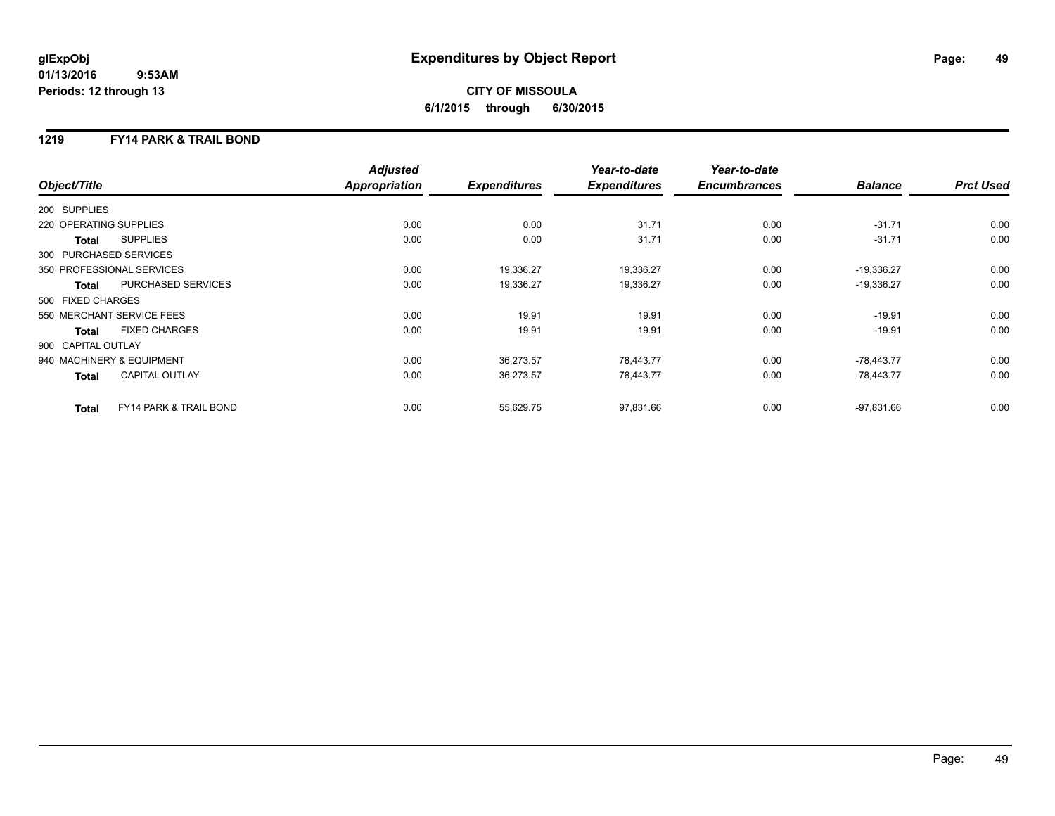**glExpObj**
**01/13/2016 9:53AM**
**Periods: 12 through 13**

# Expenditures by Object Report

**CITY OF MISSOULA**
**6/1/2015 through 6/30/2015**

## 1219 FY14 PARK & TRAIL BOND

| Object/Title | Adjusted Appropriation | Expenditures | Year-to-date Expenditures | Year-to-date Encumbrances | Balance | Prct Used |
|---|---|---|---|---|---|---|
| 200 SUPPLIES | | | | | | |
| 220 OPERATING SUPPLIES | 0.00 | 0.00 | 31.71 | 0.00 | -31.71 | 0.00 |
| **Total** SUPPLIES | 0.00 | 0.00 | 31.71 | 0.00 | -31.71 | 0.00 |
| 300 PURCHASED SERVICES | | | | | | |
| 350 PROFESSIONAL SERVICES | 0.00 | 19,336.27 | 19,336.27 | 0.00 | -19,336.27 | 0.00 |
| **Total** PURCHASED SERVICES | 0.00 | 19,336.27 | 19,336.27 | 0.00 | -19,336.27 | 0.00 |
| 500 FIXED CHARGES | | | | | | |
| 550 MERCHANT SERVICE FEES | 0.00 | 19.91 | 19.91 | 0.00 | -19.91 | 0.00 |
| **Total** FIXED CHARGES | 0.00 | 19.91 | 19.91 | 0.00 | -19.91 | 0.00 |
| 900 CAPITAL OUTLAY | | | | | | |
| 940 MACHINERY & EQUIPMENT | 0.00 | 36,273.57 | 78,443.77 | 0.00 | -78,443.77 | 0.00 |
| **Total** CAPITAL OUTLAY | 0.00 | 36,273.57 | 78,443.77 | 0.00 | -78,443.77 | 0.00 |
| **Total** FY14 PARK & TRAIL BOND | 0.00 | 55,629.75 | 97,831.66 | 0.00 | -97,831.66 | 0.00 |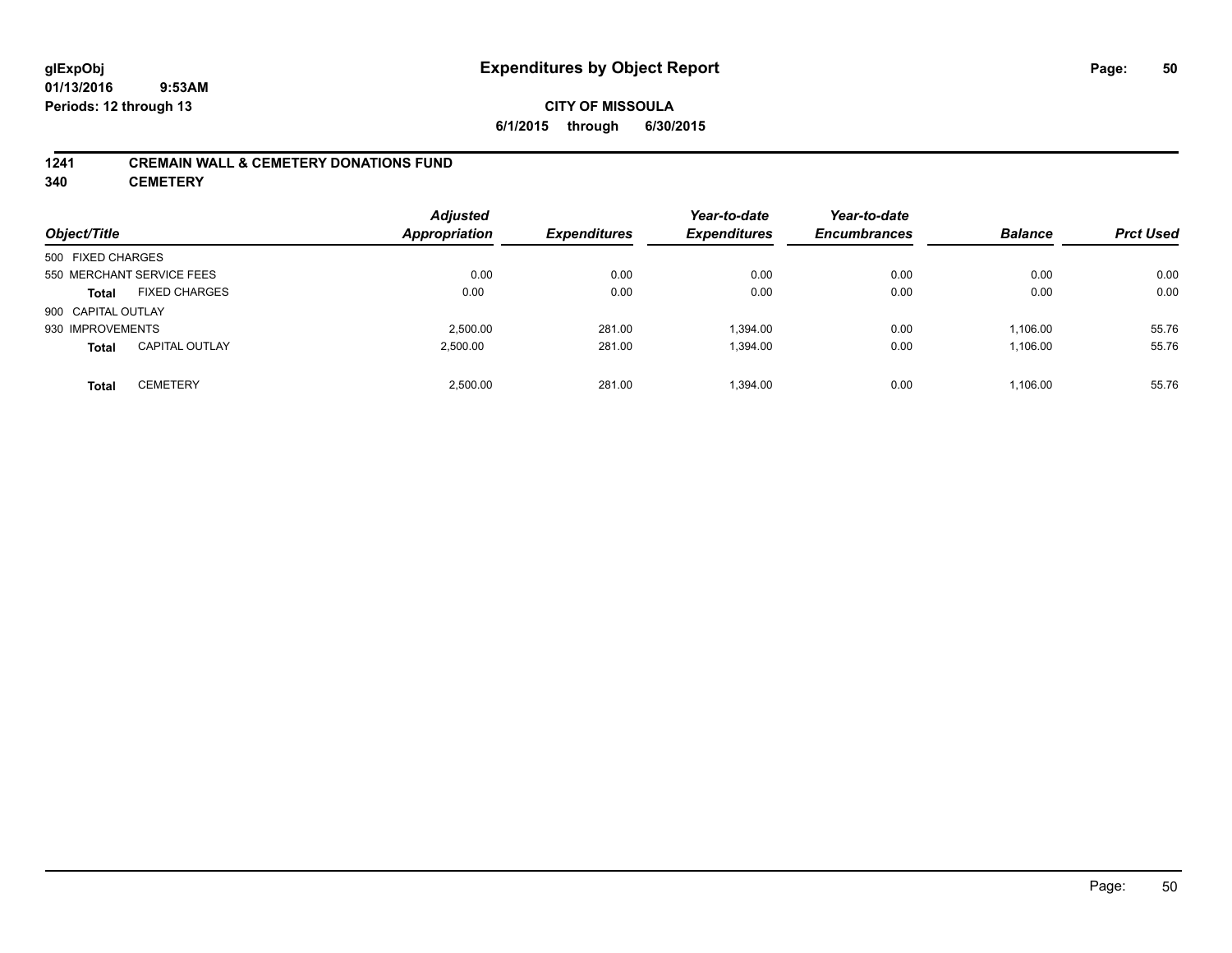**glExpObj**
**01/13/2016 9:53AM**
**Periods: 12 through 13**

# Expenditures by Object Report

**CITY OF MISSOULA**
**6/1/2015 through 6/30/2015**

## 1241 CREMAIN WALL & CEMETERY DONATIONS FUND
## 340 CEMETERY

| Object/Title | | Adjusted Appropriation | Expenditures | Year-to-date Expenditures | Year-to-date Encumbrances | Balance | Prct Used |
|---|---|---|---|---|---|---|---|
| 500 FIXED CHARGES | | | | | | | |
| 550 MERCHANT SERVICE FEES | | 0.00 | 0.00 | 0.00 | 0.00 | 0.00 | 0.00 |
| **Total** | FIXED CHARGES | 0.00 | 0.00 | 0.00 | 0.00 | 0.00 | 0.00 |
| 900 CAPITAL OUTLAY | | | | | | | |
| 930 IMPROVEMENTS | | 2,500.00 | 281.00 | 1,394.00 | 0.00 | 1,106.00 | 55.76 |
| **Total** | CAPITAL OUTLAY | 2,500.00 | 281.00 | 1,394.00 | 0.00 | 1,106.00 | 55.76 |
| **Total** | CEMETERY | 2,500.00 | 281.00 | 1,394.00 | 0.00 | 1,106.00 | 55.76 |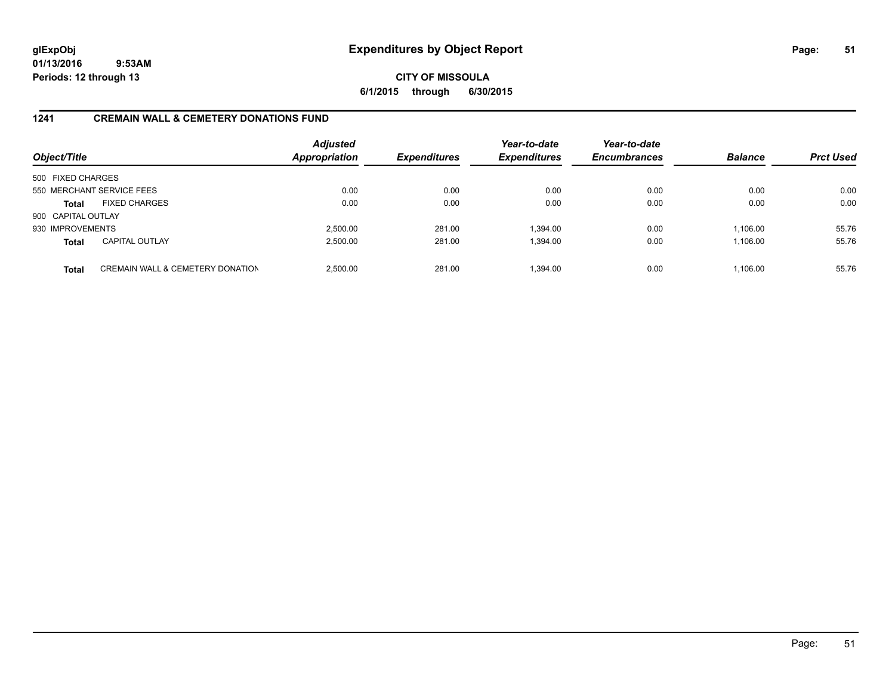**glExpObj**
**01/13/2016 9:53AM**
**Periods: 12 through 13**

# Expenditures by Object Report

**CITY OF MISSOULA**
**6/1/2015 through 6/30/2015**

## 1241 CREMAIN WALL & CEMETERY DONATIONS FUND

| Object/Title | | Adjusted Appropriation | Expenditures | Year-to-date Expenditures | Year-to-date Encumbrances | Balance | Prct Used |
|---|---|---|---|---|---|---|---|
| 500 FIXED CHARGES | | | | | | | |
| 550 MERCHANT SERVICE FEES | | 0.00 | 0.00 | 0.00 | 0.00 | 0.00 | 0.00 |
| **Total** | FIXED CHARGES | 0.00 | 0.00 | 0.00 | 0.00 | 0.00 | 0.00 |
| 900 CAPITAL OUTLAY | | | | | | | |
| 930 IMPROVEMENTS | | 2,500.00 | 281.00 | 1,394.00 | 0.00 | 1,106.00 | 55.76 |
| **Total** | CAPITAL OUTLAY | 2,500.00 | 281.00 | 1,394.00 | 0.00 | 1,106.00 | 55.76 |
| **Total** | CREMAIN WALL & CEMETERY DONATION | 2,500.00 | 281.00 | 1,394.00 | 0.00 | 1,106.00 | 55.76 |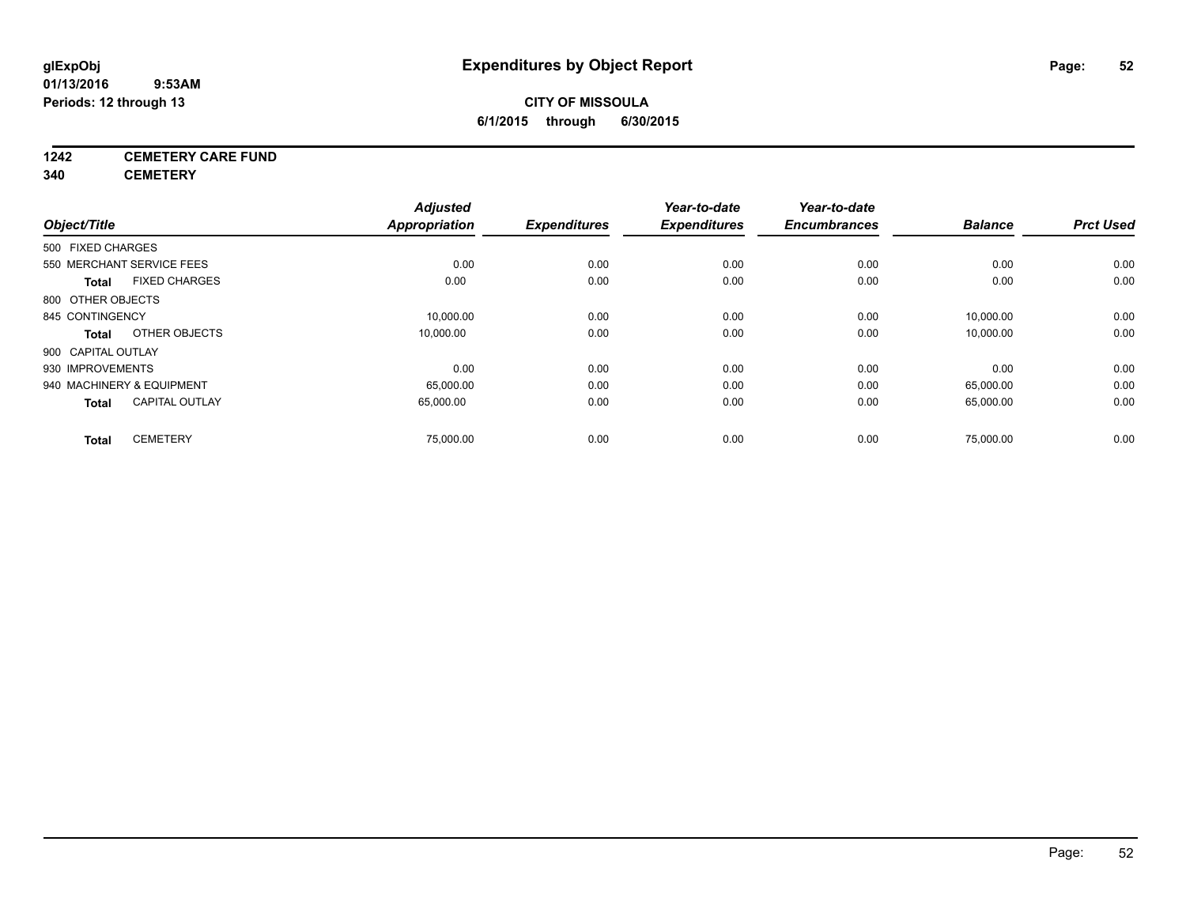**glExpObj**
**01/13/2016 9:53AM**
**Periods: 12 through 13**

# Expenditures by Object Report

**CITY OF MISSOULA**
**6/1/2015 through 6/30/2015**

**1242 CEMETERY CARE FUND**
**340 CEMETERY**

| Object/Title | | Adjusted Appropriation | Expenditures | Year-to-date Expenditures | Year-to-date Encumbrances | Balance | Prct Used |
|---|---|---|---|---|---|---|---|
| 500 FIXED CHARGES | | | | | | | |
| 550 MERCHANT SERVICE FEES | | 0.00 | 0.00 | 0.00 | 0.00 | 0.00 | 0.00 |
| **Total** | FIXED CHARGES | 0.00 | 0.00 | 0.00 | 0.00 | 0.00 | 0.00 |
| 800 OTHER OBJECTS | | | | | | | |
| 845 CONTINGENCY | | 10,000.00 | 0.00 | 0.00 | 0.00 | 10,000.00 | 0.00 |
| **Total** | OTHER OBJECTS | 10,000.00 | 0.00 | 0.00 | 0.00 | 10,000.00 | 0.00 |
| 900 CAPITAL OUTLAY | | | | | | | |
| 930 IMPROVEMENTS | | 0.00 | 0.00 | 0.00 | 0.00 | 0.00 | 0.00 |
| 940 MACHINERY & EQUIPMENT | | 65,000.00 | 0.00 | 0.00 | 0.00 | 65,000.00 | 0.00 |
| **Total** | CAPITAL OUTLAY | 65,000.00 | 0.00 | 0.00 | 0.00 | 65,000.00 | 0.00 |
| **Total** | CEMETERY | 75,000.00 | 0.00 | 0.00 | 0.00 | 75,000.00 | 0.00 |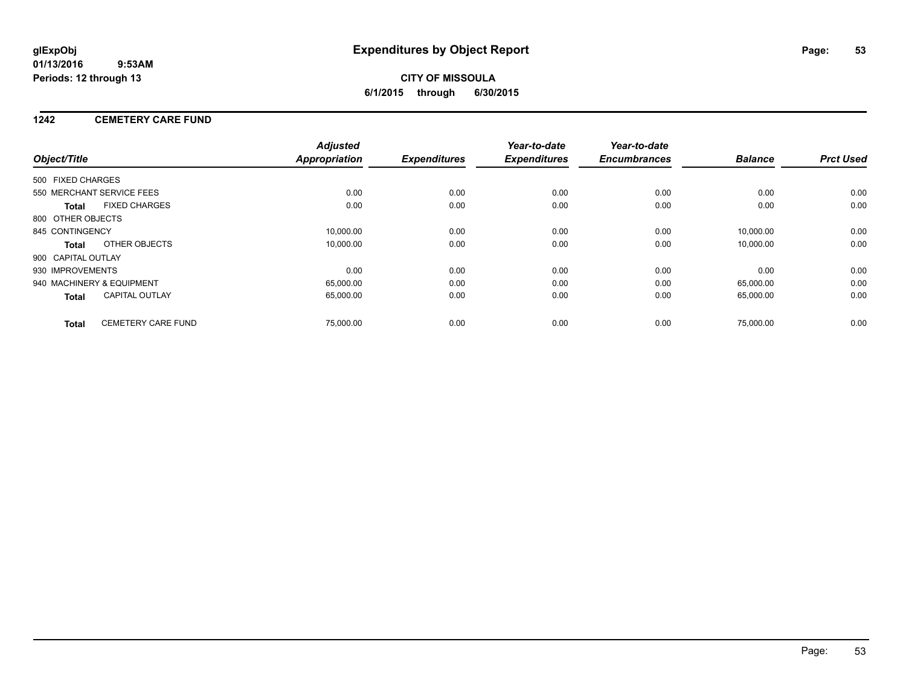**glExpObj**
**01/13/2016 9:53AM**
**Periods: 12 through 13**

# Expenditures by Object Report

**CITY OF MISSOULA**
**6/1/2015 through 6/30/2015**

## 1242 CEMETERY CARE FUND

| Object/Title | Adjusted Appropriation | Expenditures | Year-to-date Expenditures | Year-to-date Encumbrances | Balance | Prct Used |
|---|---|---|---|---|---|---|
| 500 FIXED CHARGES | | | | | | |
| 550 MERCHANT SERVICE FEES | 0.00 | 0.00 | 0.00 | 0.00 | 0.00 | 0.00 |
| **Total** FIXED CHARGES | 0.00 | 0.00 | 0.00 | 0.00 | 0.00 | 0.00 |
| 800 OTHER OBJECTS | | | | | | |
| 845 CONTINGENCY | 10,000.00 | 0.00 | 0.00 | 0.00 | 10,000.00 | 0.00 |
| **Total** OTHER OBJECTS | 10,000.00 | 0.00 | 0.00 | 0.00 | 10,000.00 | 0.00 |
| 900 CAPITAL OUTLAY | | | | | | |
| 930 IMPROVEMENTS | 0.00 | 0.00 | 0.00 | 0.00 | 0.00 | 0.00 |
| 940 MACHINERY & EQUIPMENT | 65,000.00 | 0.00 | 0.00 | 0.00 | 65,000.00 | 0.00 |
| **Total** CAPITAL OUTLAY | 65,000.00 | 0.00 | 0.00 | 0.00 | 65,000.00 | 0.00 |
| **Total** CEMETERY CARE FUND | 75,000.00 | 0.00 | 0.00 | 0.00 | 75,000.00 | 0.00 |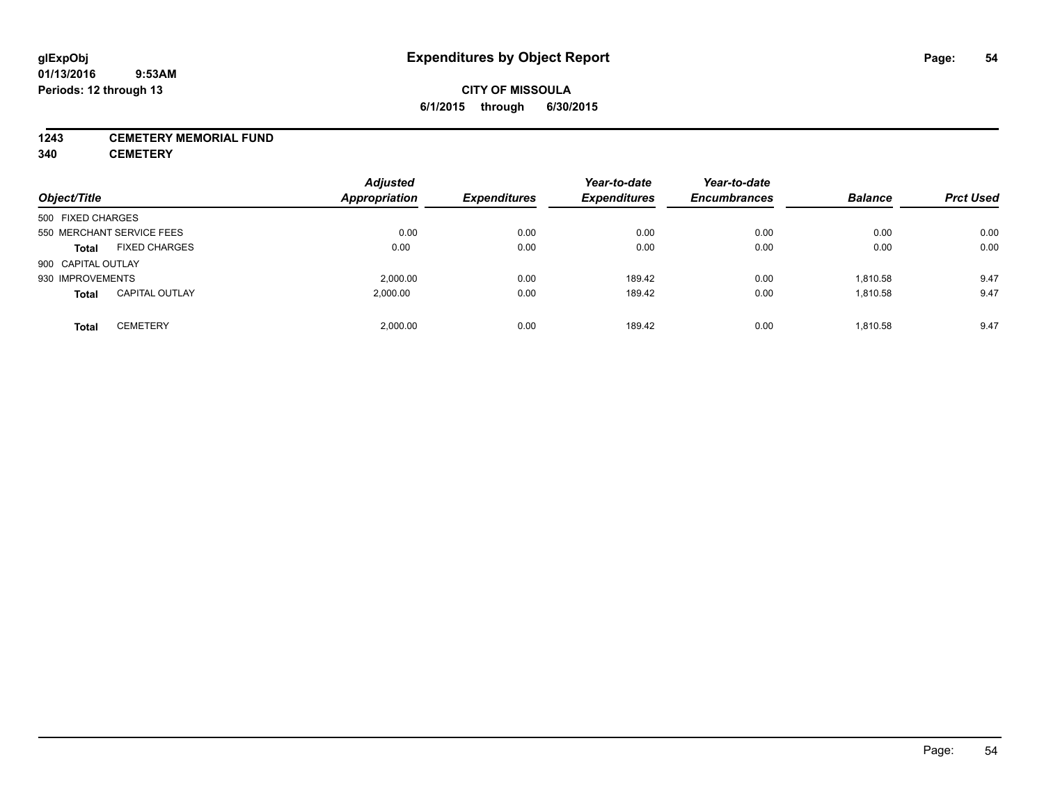# Expenditures by Object Report

glExpObj
01/13/2016 9:53AM
Periods: 12 through 13

**CITY OF MISSOULA**
**6/1/2015 through 6/30/2015**

**1243 CEMETERY MEMORIAL FUND**
**340 CEMETERY**

| Object/Title | | Adjusted Appropriation | Expenditures | Year-to-date Expenditures | Year-to-date Encumbrances | Balance | Prct Used |
|---|---|---|---|---|---|---|---|
| 500 FIXED CHARGES | | | | | | | |
| 550 MERCHANT SERVICE FEES | | 0.00 | 0.00 | 0.00 | 0.00 | 0.00 | 0.00 |
| **Total** | FIXED CHARGES | 0.00 | 0.00 | 0.00 | 0.00 | 0.00 | 0.00 |
| 900 CAPITAL OUTLAY | | | | | | | |
| 930 IMPROVEMENTS | | 2,000.00 | 0.00 | 189.42 | 0.00 | 1,810.58 | 9.47 |
| **Total** | CAPITAL OUTLAY | 2,000.00 | 0.00 | 189.42 | 0.00 | 1,810.58 | 9.47 |
| **Total** | CEMETERY | 2,000.00 | 0.00 | 189.42 | 0.00 | 1,810.58 | 9.47 |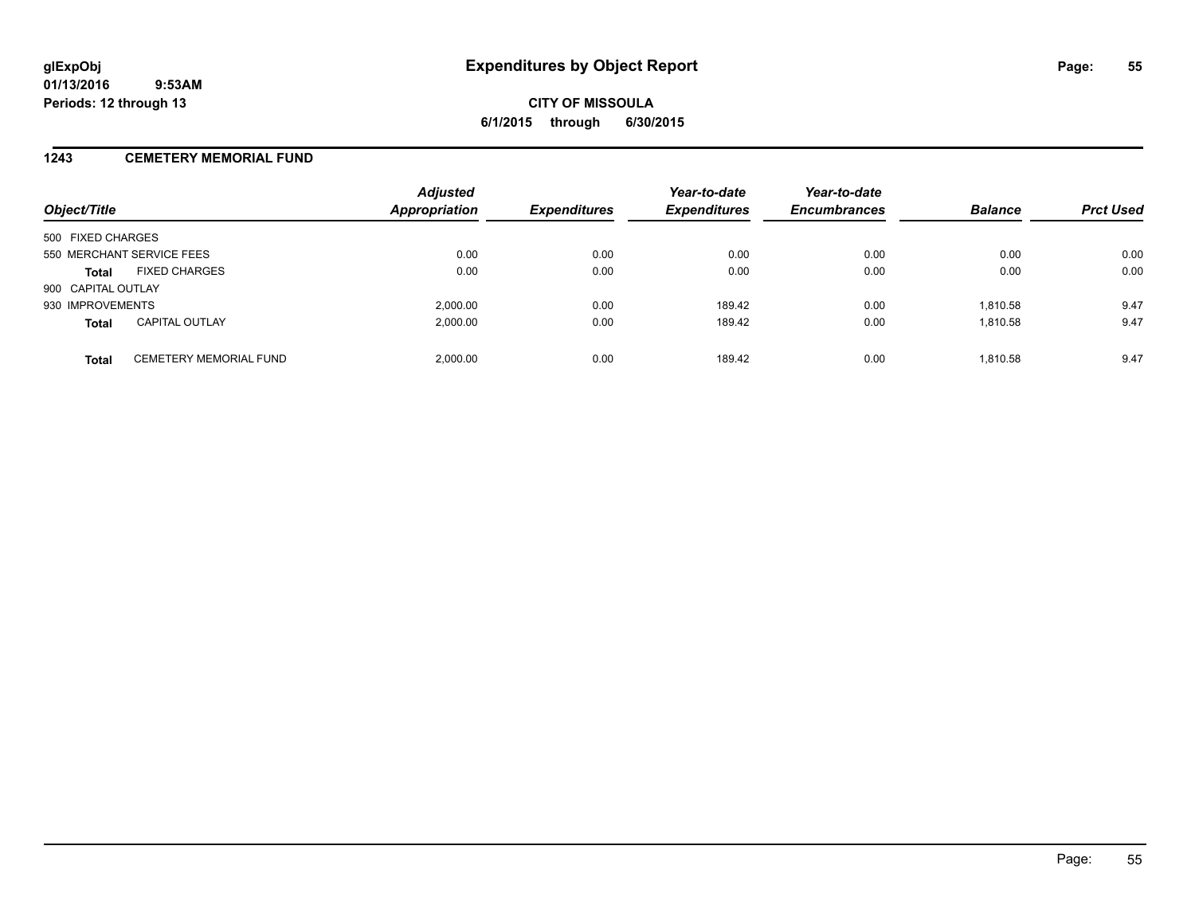**glExpObj**
**01/13/2016 9:53AM**
**Periods: 12 through 13**

# Expenditures by Object Report

**CITY OF MISSOULA**
**6/1/2015 through 6/30/2015**

## 1243 CEMETERY MEMORIAL FUND

| Object/Title | | Adjusted Appropriation | Expenditures | Year-to-date Expenditures | Year-to-date Encumbrances | Balance | Prct Used |
|---|---|---|---|---|---|---|---|
| 500 FIXED CHARGES | | | | | | | |
| 550 MERCHANT SERVICE FEES | | 0.00 | 0.00 | 0.00 | 0.00 | 0.00 | 0.00 |
| **Total** | FIXED CHARGES | 0.00 | 0.00 | 0.00 | 0.00 | 0.00 | 0.00 |
| 900 CAPITAL OUTLAY | | | | | | | |
| 930 IMPROVEMENTS | | 2,000.00 | 0.00 | 189.42 | 0.00 | 1,810.58 | 9.47 |
| **Total** | CAPITAL OUTLAY | 2,000.00 | 0.00 | 189.42 | 0.00 | 1,810.58 | 9.47 |
| **Total** | CEMETERY MEMORIAL FUND | 2,000.00 | 0.00 | 189.42 | 0.00 | 1,810.58 | 9.47 |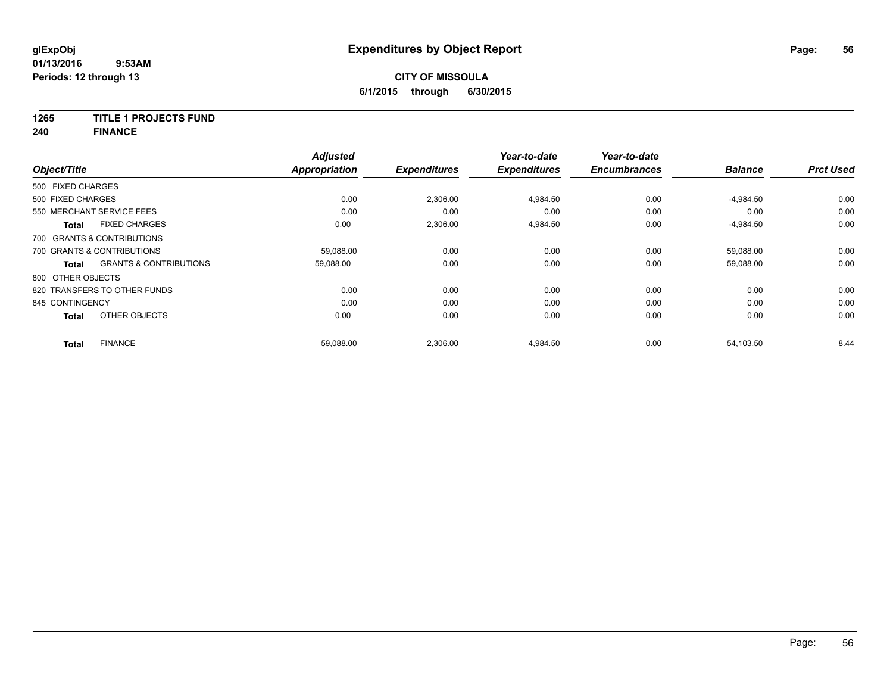glExpObj
01/13/2016 9:53AM
Periods: 12 through 13

# Expenditures by Object Report

**CITY OF MISSOULA**
**6/1/2015 through 6/30/2015**

**1265 TITLE 1 PROJECTS FUND**
**240 FINANCE**

| Object/Title | | Adjusted Appropriation | Expenditures | Year-to-date Expenditures | Year-to-date Encumbrances | Balance | Prct Used |
|---|---|---|---|---|---|---|---|
| 500 FIXED CHARGES | | | | | | | |
| 500 FIXED CHARGES | | 0.00 | 2,306.00 | 4,984.50 | 0.00 | -4,984.50 | 0.00 |
| 550 MERCHANT SERVICE FEES | | 0.00 | 0.00 | 0.00 | 0.00 | 0.00 | 0.00 |
| **Total** | FIXED CHARGES | 0.00 | 2,306.00 | 4,984.50 | 0.00 | -4,984.50 | 0.00 |
| 700 GRANTS & CONTRIBUTIONS | | | | | | | |
| 700 GRANTS & CONTRIBUTIONS | | 59,088.00 | 0.00 | 0.00 | 0.00 | 59,088.00 | 0.00 |
| **Total** | GRANTS & CONTRIBUTIONS | 59,088.00 | 0.00 | 0.00 | 0.00 | 59,088.00 | 0.00 |
| 800 OTHER OBJECTS | | | | | | | |
| 820 TRANSFERS TO OTHER FUNDS | | 0.00 | 0.00 | 0.00 | 0.00 | 0.00 | 0.00 |
| 845 CONTINGENCY | | 0.00 | 0.00 | 0.00 | 0.00 | 0.00 | 0.00 |
| **Total** | OTHER OBJECTS | 0.00 | 0.00 | 0.00 | 0.00 | 0.00 | 0.00 |
| **Total** | FINANCE | 59,088.00 | 2,306.00 | 4,984.50 | 0.00 | 54,103.50 | 8.44 |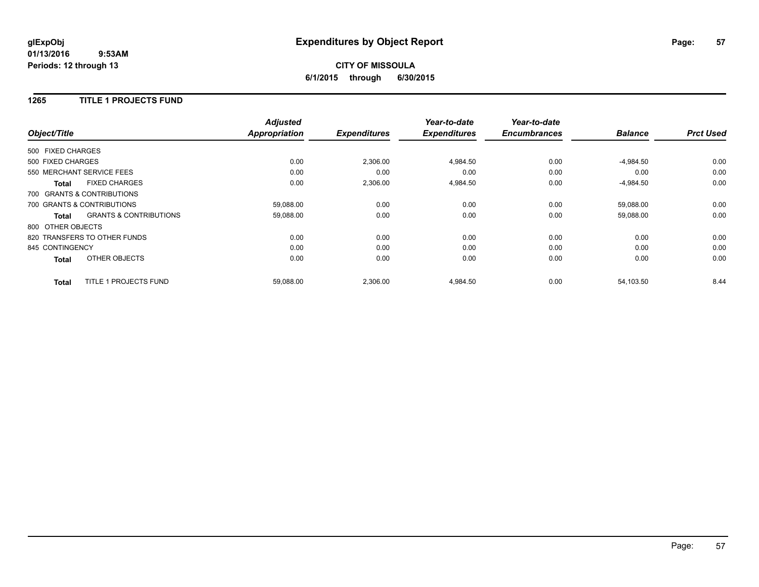**glExpObj**
**01/13/2016 9:53AM**
**Periods: 12 through 13**

# Expenditures by Object Report

**CITY OF MISSOULA**
**6/1/2015 through 6/30/2015**

## 1265 TITLE 1 PROJECTS FUND

| Object/Title | | Adjusted Appropriation | Expenditures | Year-to-date Expenditures | Year-to-date Encumbrances | Balance | Prct Used |
|---|---|---|---|---|---|---|---|
| 500 FIXED CHARGES | | | | | | | |
| 500 FIXED CHARGES | | 0.00 | 2,306.00 | 4,984.50 | 0.00 | -4,984.50 | 0.00 |
| 550 MERCHANT SERVICE FEES | | 0.00 | 0.00 | 0.00 | 0.00 | 0.00 | 0.00 |
| **Total** | FIXED CHARGES | 0.00 | 2,306.00 | 4,984.50 | 0.00 | -4,984.50 | 0.00 |
| 700 GRANTS & CONTRIBUTIONS | | | | | | | |
| 700 GRANTS & CONTRIBUTIONS | | 59,088.00 | 0.00 | 0.00 | 0.00 | 59,088.00 | 0.00 |
| **Total** | GRANTS & CONTRIBUTIONS | 59,088.00 | 0.00 | 0.00 | 0.00 | 59,088.00 | 0.00 |
| 800 OTHER OBJECTS | | | | | | | |
| 820 TRANSFERS TO OTHER FUNDS | | 0.00 | 0.00 | 0.00 | 0.00 | 0.00 | 0.00 |
| 845 CONTINGENCY | | 0.00 | 0.00 | 0.00 | 0.00 | 0.00 | 0.00 |
| **Total** | OTHER OBJECTS | 0.00 | 0.00 | 0.00 | 0.00 | 0.00 | 0.00 |
| **Total** | TITLE 1 PROJECTS FUND | 59,088.00 | 2,306.00 | 4,984.50 | 0.00 | 54,103.50 | 8.44 |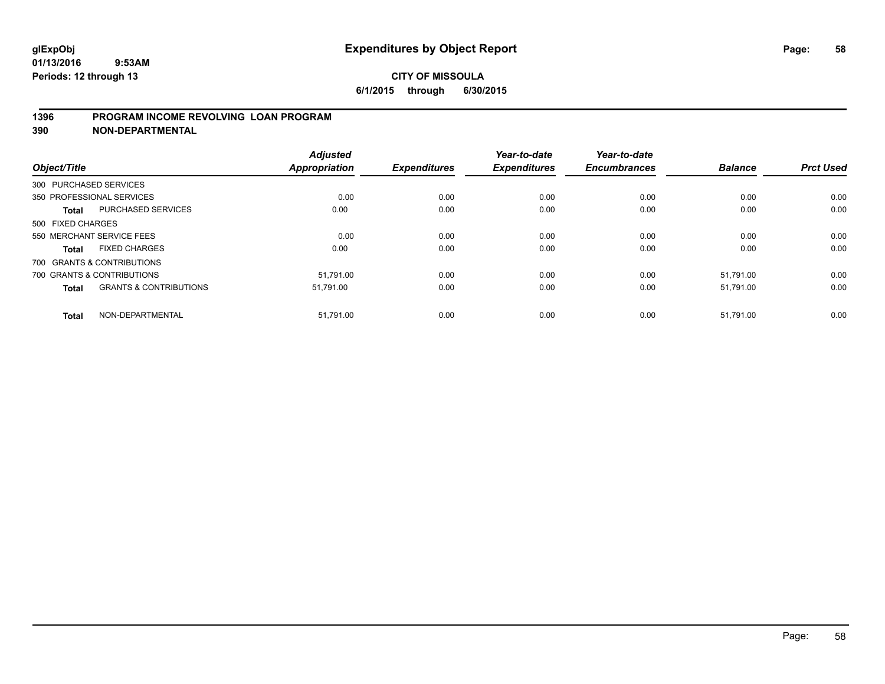**glExpObj** **Expenditures by Object Report**

**01/13/2016 9:53AM**

**Periods: 12 through 13**

**CITY OF MISSOULA**

**6/1/2015 through 6/30/2015**

## 1396 PROGRAM INCOME REVOLVING LOAN PROGRAM

## 390 NON-DEPARTMENTAL

| Object/Title | | Adjusted Appropriation | Expenditures | Year-to-date Expenditures | Year-to-date Encumbrances | Balance | Prct Used |
|---|---|---|---|---|---|---|---|
| 300 PURCHASED SERVICES | | | | | | | |
| 350 PROFESSIONAL SERVICES | | 0.00 | 0.00 | 0.00 | 0.00 | 0.00 | 0.00 |
| **Total** | PURCHASED SERVICES | 0.00 | 0.00 | 0.00 | 0.00 | 0.00 | 0.00 |
| 500 FIXED CHARGES | | | | | | | |
| 550 MERCHANT SERVICE FEES | | 0.00 | 0.00 | 0.00 | 0.00 | 0.00 | 0.00 |
| **Total** | FIXED CHARGES | 0.00 | 0.00 | 0.00 | 0.00 | 0.00 | 0.00 |
| 700 GRANTS & CONTRIBUTIONS | | | | | | | |
| 700 GRANTS & CONTRIBUTIONS | | 51,791.00 | 0.00 | 0.00 | 0.00 | 51,791.00 | 0.00 |
| **Total** | GRANTS & CONTRIBUTIONS | 51,791.00 | 0.00 | 0.00 | 0.00 | 51,791.00 | 0.00 |
| **Total** | NON-DEPARTMENTAL | 51,791.00 | 0.00 | 0.00 | 0.00 | 51,791.00 | 0.00 |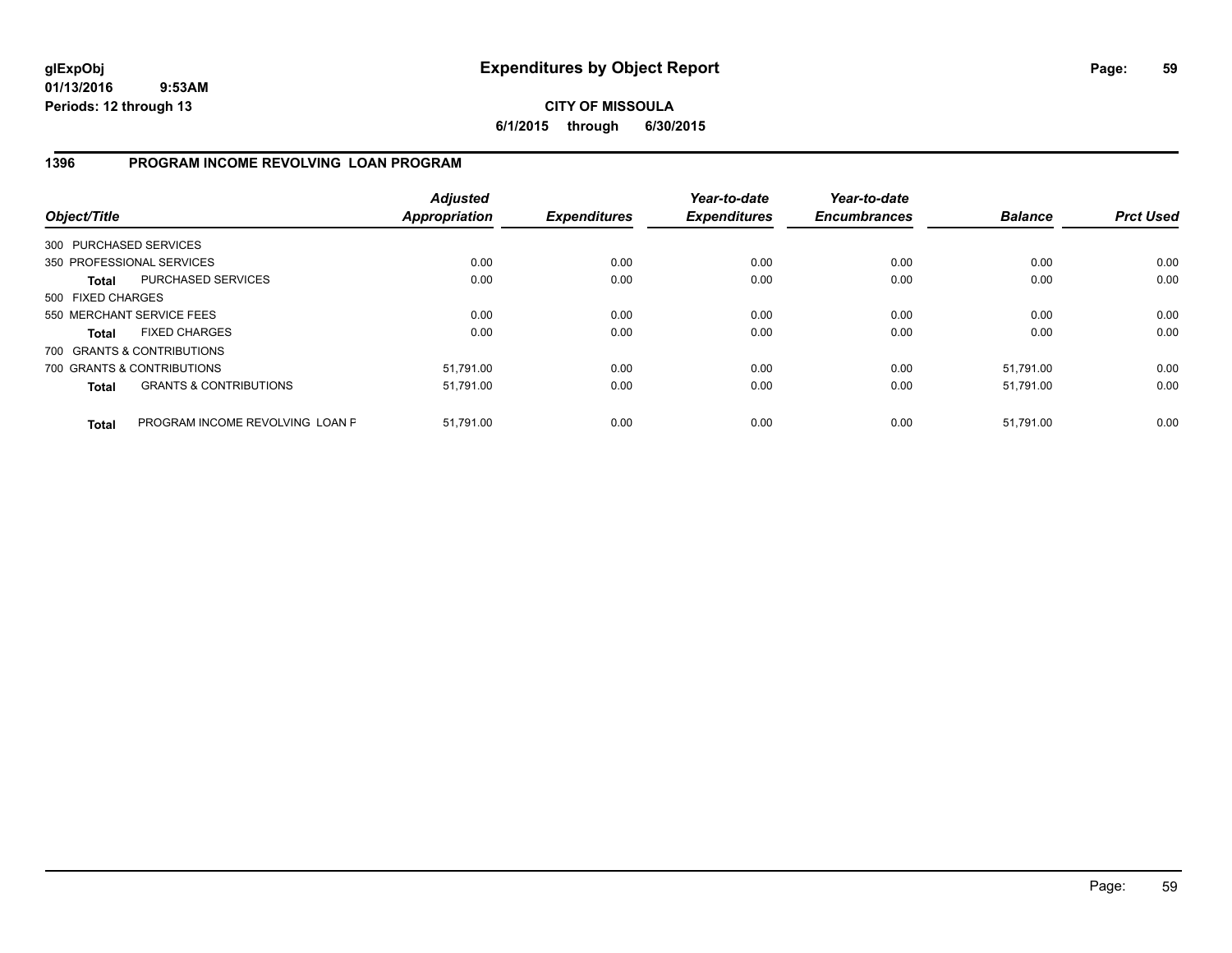# Expenditures by Object Report

glExpObj
01/13/2016 9:53AM
Periods: 12 through 13

**CITY OF MISSOULA**
**6/1/2015 through 6/30/2015**

## 1396 PROGRAM INCOME REVOLVING LOAN PROGRAM

| Object/Title | | Adjusted Appropriation | Expenditures | Year-to-date Expenditures | Year-to-date Encumbrances | Balance | Prct Used |
|---|---|---|---|---|---|---|---|
| 300 PURCHASED SERVICES | | | | | | | |
| 350 PROFESSIONAL SERVICES | | 0.00 | 0.00 | 0.00 | 0.00 | 0.00 | 0.00 |
| **Total** | PURCHASED SERVICES | 0.00 | 0.00 | 0.00 | 0.00 | 0.00 | 0.00 |
| 500 FIXED CHARGES | | | | | | | |
| 550 MERCHANT SERVICE FEES | | 0.00 | 0.00 | 0.00 | 0.00 | 0.00 | 0.00 |
| **Total** | FIXED CHARGES | 0.00 | 0.00 | 0.00 | 0.00 | 0.00 | 0.00 |
| 700 GRANTS & CONTRIBUTIONS | | | | | | | |
| 700 GRANTS & CONTRIBUTIONS | | 51,791.00 | 0.00 | 0.00 | 0.00 | 51,791.00 | 0.00 |
| **Total** | GRANTS & CONTRIBUTIONS | 51,791.00 | 0.00 | 0.00 | 0.00 | 51,791.00 | 0.00 |
| **Total** | PROGRAM INCOME REVOLVING LOAN F | 51,791.00 | 0.00 | 0.00 | 0.00 | 51,791.00 | 0.00 |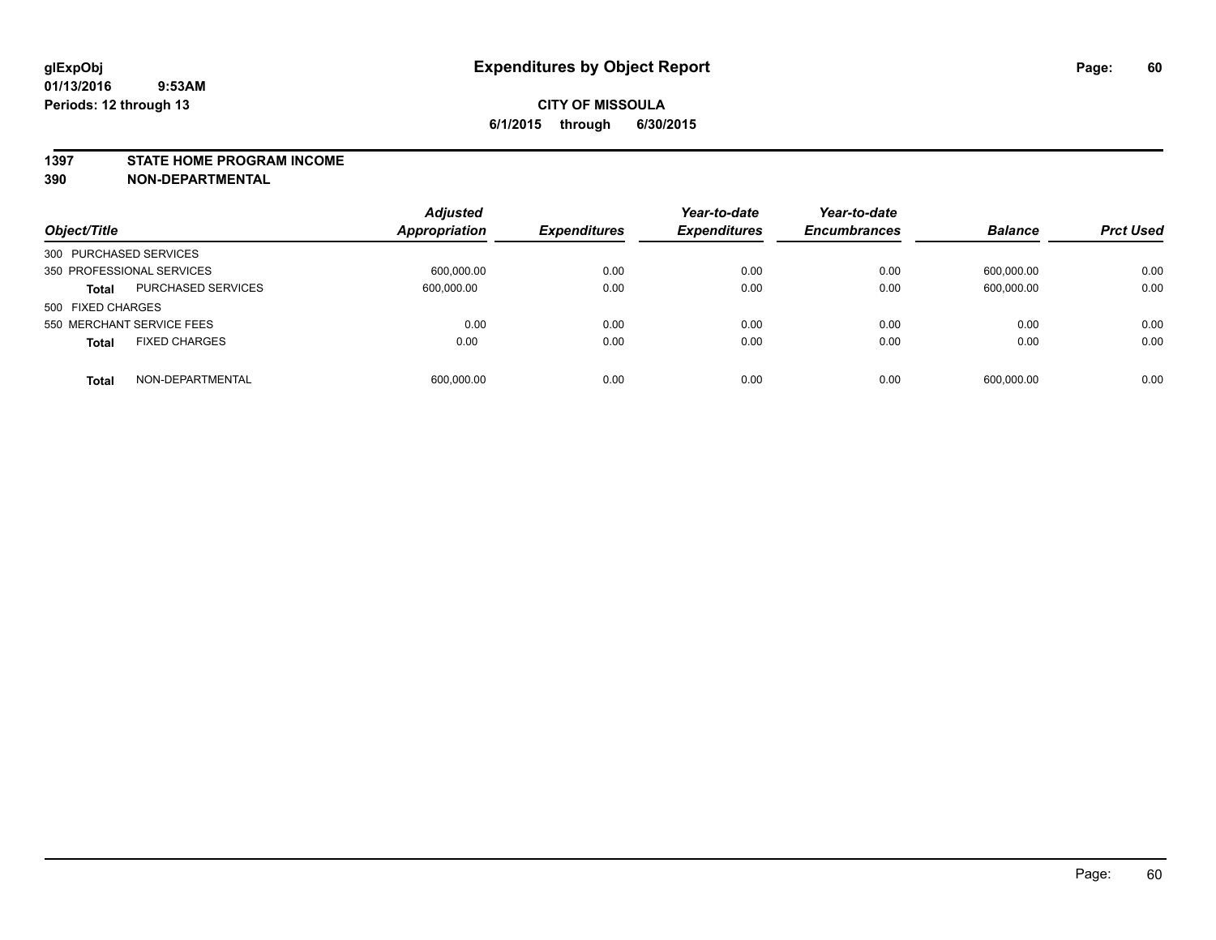**glExpObj**
**01/13/2016 9:53AM**
**Periods: 12 through 13**

# Expenditures by Object Report

**CITY OF MISSOULA**
**6/1/2015 through 6/30/2015**

## 1397 STATE HOME PROGRAM INCOME
## 390 NON-DEPARTMENTAL

| Object/Title | | Adjusted Appropriation | Expenditures | Year-to-date Expenditures | Year-to-date Encumbrances | Balance | Prct Used |
|---|---|---|---|---|---|---|---|
| 300 PURCHASED SERVICES | | | | | | | |
| 350 PROFESSIONAL SERVICES | | 600,000.00 | 0.00 | 0.00 | 0.00 | 600,000.00 | 0.00 |
| **Total** | PURCHASED SERVICES | 600,000.00 | 0.00 | 0.00 | 0.00 | 600,000.00 | 0.00 |
| 500 FIXED CHARGES | | | | | | | |
| 550 MERCHANT SERVICE FEES | | 0.00 | 0.00 | 0.00 | 0.00 | 0.00 | 0.00 |
| **Total** | FIXED CHARGES | 0.00 | 0.00 | 0.00 | 0.00 | 0.00 | 0.00 |
| **Total** | NON-DEPARTMENTAL | 600,000.00 | 0.00 | 0.00 | 0.00 | 600,000.00 | 0.00 |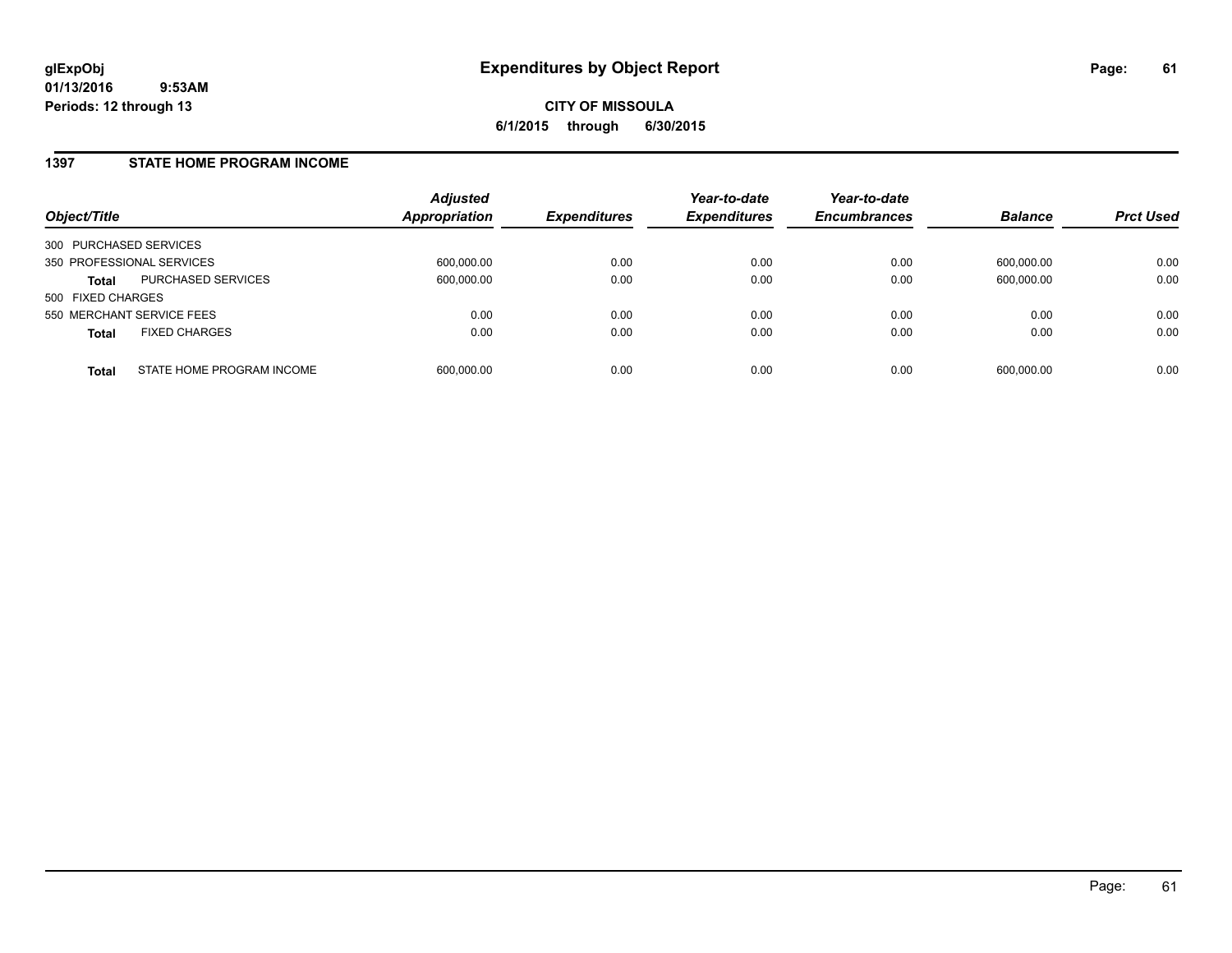**glExpObj**
**01/13/2016 9:53AM**
**Periods: 12 through 13**

# Expenditures by Object Report

**CITY OF MISSOULA**
**6/1/2015 through 6/30/2015**

## 1397 STATE HOME PROGRAM INCOME

| Object/Title | | Adjusted Appropriation | Expenditures | Year-to-date Expenditures | Year-to-date Encumbrances | Balance | Prct Used |
|---|---|---|---|---|---|---|---|
| 300 PURCHASED SERVICES | | | | | | | |
| 350 PROFESSIONAL SERVICES | | 600,000.00 | 0.00 | 0.00 | 0.00 | 600,000.00 | 0.00 |
| **Total** | PURCHASED SERVICES | 600,000.00 | 0.00 | 0.00 | 0.00 | 600,000.00 | 0.00 |
| 500 FIXED CHARGES | | | | | | | |
| 550 MERCHANT SERVICE FEES | | 0.00 | 0.00 | 0.00 | 0.00 | 0.00 | 0.00 |
| **Total** | FIXED CHARGES | 0.00 | 0.00 | 0.00 | 0.00 | 0.00 | 0.00 |
| **Total** | STATE HOME PROGRAM INCOME | 600,000.00 | 0.00 | 0.00 | 0.00 | 600,000.00 | 0.00 |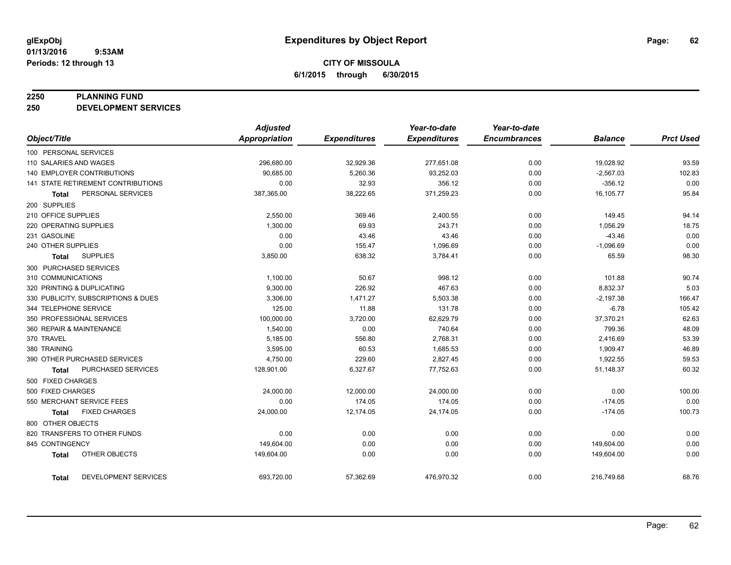# Expenditures by Object Report

glExpObj
01/13/2016 9:53AM
Periods: 12 through 13

**CITY OF MISSOULA**
**6/1/2015 through 6/30/2015**

**2250 PLANNING FUND**
**250 DEVELOPMENT SERVICES**

| Object/Title | Adjusted Appropriation | Expenditures | Year-to-date Expenditures | Year-to-date Encumbrances | Balance | Prct Used |
|---|---|---|---|---|---|---|
| 100 PERSONAL SERVICES | | | | | | |
| 110 SALARIES AND WAGES | 296,680.00 | 32,929.36 | 277,651.08 | 0.00 | 19,028.92 | 93.59 |
| 140 EMPLOYER CONTRIBUTIONS | 90,685.00 | 5,260.36 | 93,252.03 | 0.00 | -2,567.03 | 102.83 |
| 141 STATE RETIREMENT CONTRIBUTIONS | 0.00 | 32.93 | 356.12 | 0.00 | -356.12 | 0.00 |
| **Total** PERSONAL SERVICES | 387,365.00 | 38,222.65 | 371,259.23 | 0.00 | 16,105.77 | 95.84 |
| 200 SUPPLIES | | | | | | |
| 210 OFFICE SUPPLIES | 2,550.00 | 369.46 | 2,400.55 | 0.00 | 149.45 | 94.14 |
| 220 OPERATING SUPPLIES | 1,300.00 | 69.93 | 243.71 | 0.00 | 1,056.29 | 18.75 |
| 231 GASOLINE | 0.00 | 43.46 | 43.46 | 0.00 | -43.46 | 0.00 |
| 240 OTHER SUPPLIES | 0.00 | 155.47 | 1,096.69 | 0.00 | -1,096.69 | 0.00 |
| **Total** SUPPLIES | 3,850.00 | 638.32 | 3,784.41 | 0.00 | 65.59 | 98.30 |
| 300 PURCHASED SERVICES | | | | | | |
| 310 COMMUNICATIONS | 1,100.00 | 50.67 | 998.12 | 0.00 | 101.88 | 90.74 |
| 320 PRINTING & DUPLICATING | 9,300.00 | 226.92 | 467.63 | 0.00 | 8,832.37 | 5.03 |
| 330 PUBLICITY, SUBSCRIPTIONS & DUES | 3,306.00 | 1,471.27 | 5,503.38 | 0.00 | -2,197.38 | 166.47 |
| 344 TELEPHONE SERVICE | 125.00 | 11.88 | 131.78 | 0.00 | -6.78 | 105.42 |
| 350 PROFESSIONAL SERVICES | 100,000.00 | 3,720.00 | 62,629.79 | 0.00 | 37,370.21 | 62.63 |
| 360 REPAIR & MAINTENANCE | 1,540.00 | 0.00 | 740.64 | 0.00 | 799.36 | 48.09 |
| 370 TRAVEL | 5,185.00 | 556.80 | 2,768.31 | 0.00 | 2,416.69 | 53.39 |
| 380 TRAINING | 3,595.00 | 60.53 | 1,685.53 | 0.00 | 1,909.47 | 46.89 |
| 390 OTHER PURCHASED SERVICES | 4,750.00 | 229.60 | 2,827.45 | 0.00 | 1,922.55 | 59.53 |
| **Total** PURCHASED SERVICES | 128,901.00 | 6,327.67 | 77,752.63 | 0.00 | 51,148.37 | 60.32 |
| 500 FIXED CHARGES | | | | | | |
| 500 FIXED CHARGES | 24,000.00 | 12,000.00 | 24,000.00 | 0.00 | 0.00 | 100.00 |
| 550 MERCHANT SERVICE FEES | 0.00 | 174.05 | 174.05 | 0.00 | -174.05 | 0.00 |
| **Total** FIXED CHARGES | 24,000.00 | 12,174.05 | 24,174.05 | 0.00 | -174.05 | 100.73 |
| 800 OTHER OBJECTS | | | | | | |
| 820 TRANSFERS TO OTHER FUNDS | 0.00 | 0.00 | 0.00 | 0.00 | 0.00 | 0.00 |
| 845 CONTINGENCY | 149,604.00 | 0.00 | 0.00 | 0.00 | 149,604.00 | 0.00 |
| **Total** OTHER OBJECTS | 149,604.00 | 0.00 | 0.00 | 0.00 | 149,604.00 | 0.00 |
| **Total** DEVELOPMENT SERVICES | 693,720.00 | 57,362.69 | 476,970.32 | 0.00 | 216,749.68 | 68.76 |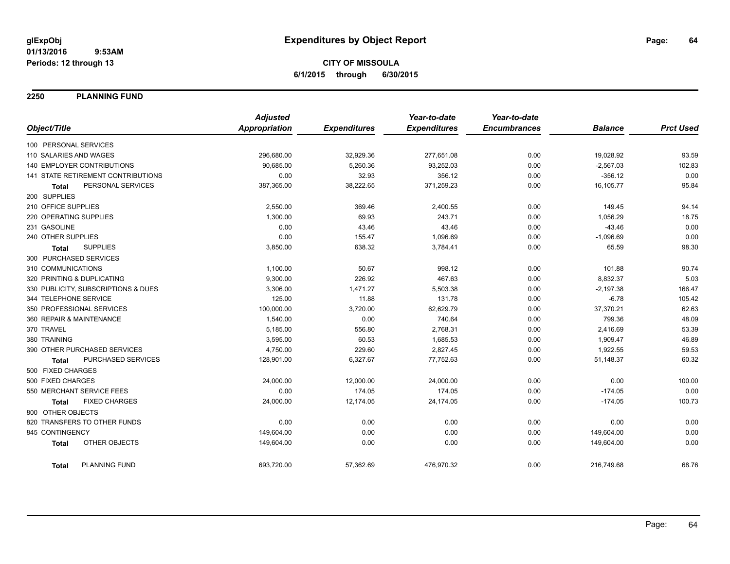**glExpObj**
**01/13/2016 9:53AM**
**Periods: 12 through 13**

# Expenditures by Object Report

**CITY OF MISSOULA**
**6/1/2015 through 6/30/2015**

## 2250 PLANNING FUND

| Object/Title | Adjusted Appropriation | Expenditures | Year-to-date Expenditures | Year-to-date Encumbrances | Balance | Prct Used |
|---|---|---|---|---|---|---|
| 100 PERSONAL SERVICES | | | | | | |
| 110 SALARIES AND WAGES | 296,680.00 | 32,929.36 | 277,651.08 | 0.00 | 19,028.92 | 93.59 |
| 140 EMPLOYER CONTRIBUTIONS | 90,685.00 | 5,260.36 | 93,252.03 | 0.00 | -2,567.03 | 102.83 |
| 141 STATE RETIREMENT CONTRIBUTIONS | 0.00 | 32.93 | 356.12 | 0.00 | -356.12 | 0.00 |
| **Total** PERSONAL SERVICES | 387,365.00 | 38,222.65 | 371,259.23 | 0.00 | 16,105.77 | 95.84 |
| 200 SUPPLIES | | | | | | |
| 210 OFFICE SUPPLIES | 2,550.00 | 369.46 | 2,400.55 | 0.00 | 149.45 | 94.14 |
| 220 OPERATING SUPPLIES | 1,300.00 | 69.93 | 243.71 | 0.00 | 1,056.29 | 18.75 |
| 231 GASOLINE | 0.00 | 43.46 | 43.46 | 0.00 | -43.46 | 0.00 |
| 240 OTHER SUPPLIES | 0.00 | 155.47 | 1,096.69 | 0.00 | -1,096.69 | 0.00 |
| **Total** SUPPLIES | 3,850.00 | 638.32 | 3,784.41 | 0.00 | 65.59 | 98.30 |
| 300 PURCHASED SERVICES | | | | | | |
| 310 COMMUNICATIONS | 1,100.00 | 50.67 | 998.12 | 0.00 | 101.88 | 90.74 |
| 320 PRINTING & DUPLICATING | 9,300.00 | 226.92 | 467.63 | 0.00 | 8,832.37 | 5.03 |
| 330 PUBLICITY, SUBSCRIPTIONS & DUES | 3,306.00 | 1,471.27 | 5,503.38 | 0.00 | -2,197.38 | 166.47 |
| 344 TELEPHONE SERVICE | 125.00 | 11.88 | 131.78 | 0.00 | -6.78 | 105.42 |
| 350 PROFESSIONAL SERVICES | 100,000.00 | 3,720.00 | 62,629.79 | 0.00 | 37,370.21 | 62.63 |
| 360 REPAIR & MAINTENANCE | 1,540.00 | 0.00 | 740.64 | 0.00 | 799.36 | 48.09 |
| 370 TRAVEL | 5,185.00 | 556.80 | 2,768.31 | 0.00 | 2,416.69 | 53.39 |
| 380 TRAINING | 3,595.00 | 60.53 | 1,685.53 | 0.00 | 1,909.47 | 46.89 |
| 390 OTHER PURCHASED SERVICES | 4,750.00 | 229.60 | 2,827.45 | 0.00 | 1,922.55 | 59.53 |
| **Total** PURCHASED SERVICES | 128,901.00 | 6,327.67 | 77,752.63 | 0.00 | 51,148.37 | 60.32 |
| 500 FIXED CHARGES | | | | | | |
| 500 FIXED CHARGES | 24,000.00 | 12,000.00 | 24,000.00 | 0.00 | 0.00 | 100.00 |
| 550 MERCHANT SERVICE FEES | 0.00 | 174.05 | 174.05 | 0.00 | -174.05 | 0.00 |
| **Total** FIXED CHARGES | 24,000.00 | 12,174.05 | 24,174.05 | 0.00 | -174.05 | 100.73 |
| 800 OTHER OBJECTS | | | | | | |
| 820 TRANSFERS TO OTHER FUNDS | 0.00 | 0.00 | 0.00 | 0.00 | 0.00 | 0.00 |
| 845 CONTINGENCY | 149,604.00 | 0.00 | 0.00 | 0.00 | 149,604.00 | 0.00 |
| **Total** OTHER OBJECTS | 149,604.00 | 0.00 | 0.00 | 0.00 | 149,604.00 | 0.00 |
| **Total** PLANNING FUND | 693,720.00 | 57,362.69 | 476,970.32 | 0.00 | 216,749.68 | 68.76 |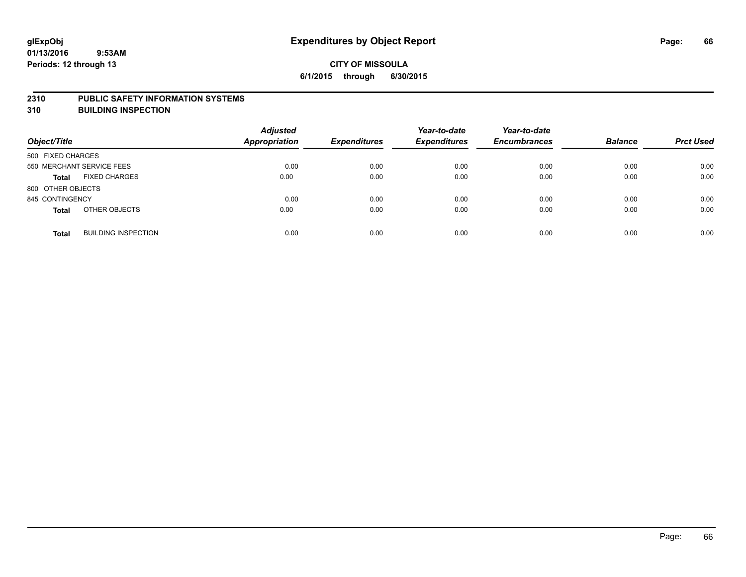**glExpObj**
**01/13/2016 9:53AM**
**Periods: 12 through 13**

# Expenditures by Object Report

**CITY OF MISSOULA**
**6/1/2015 through 6/30/2015**

## 2310 PUBLIC SAFETY INFORMATION SYSTEMS
## 310 BUILDING INSPECTION

| Object/Title | | Adjusted Appropriation | Expenditures | Year-to-date Expenditures | Year-to-date Encumbrances | Balance | Prct Used |
|---|---|---|---|---|---|---|---|
| 500 FIXED CHARGES | | | | | | | |
| 550 MERCHANT SERVICE FEES | | 0.00 | 0.00 | 0.00 | 0.00 | 0.00 | 0.00 |
| **Total** | FIXED CHARGES | 0.00 | 0.00 | 0.00 | 0.00 | 0.00 | 0.00 |
| 800 OTHER OBJECTS | | | | | | | |
| 845 CONTINGENCY | | 0.00 | 0.00 | 0.00 | 0.00 | 0.00 | 0.00 |
| **Total** | OTHER OBJECTS | 0.00 | 0.00 | 0.00 | 0.00 | 0.00 | 0.00 |
| **Total** | BUILDING INSPECTION | 0.00 | 0.00 | 0.00 | 0.00 | 0.00 | 0.00 |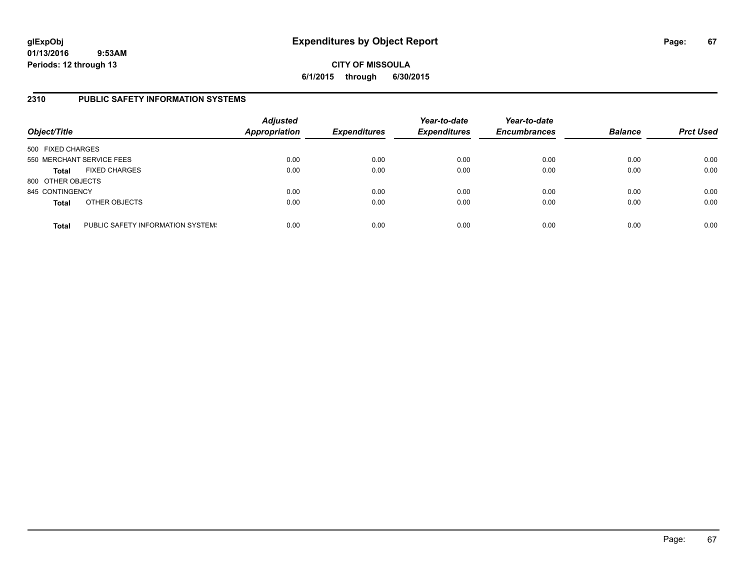# Expenditures by Object Report

**glExpObj**
**01/13/2016 9:53AM**
**Periods: 12 through 13**

**CITY OF MISSOULA**
**6/1/2015 through 6/30/2015**

## 2310 PUBLIC SAFETY INFORMATION SYSTEMS

| Object/Title | | Adjusted Appropriation | Expenditures | Year-to-date Expenditures | Year-to-date Encumbrances | Balance | Prct Used |
|---|---|---|---|---|---|---|---|
| 500 FIXED CHARGES | | | | | | | |
| 550 MERCHANT SERVICE FEES | | 0.00 | 0.00 | 0.00 | 0.00 | 0.00 | 0.00 |
| **Total** | FIXED CHARGES | 0.00 | 0.00 | 0.00 | 0.00 | 0.00 | 0.00 |
| 800 OTHER OBJECTS | | | | | | | |
| 845 CONTINGENCY | | 0.00 | 0.00 | 0.00 | 0.00 | 0.00 | 0.00 |
| **Total** | OTHER OBJECTS | 0.00 | 0.00 | 0.00 | 0.00 | 0.00 | 0.00 |
| **Total** | PUBLIC SAFETY INFORMATION SYSTEMS | 0.00 | 0.00 | 0.00 | 0.00 | 0.00 | 0.00 |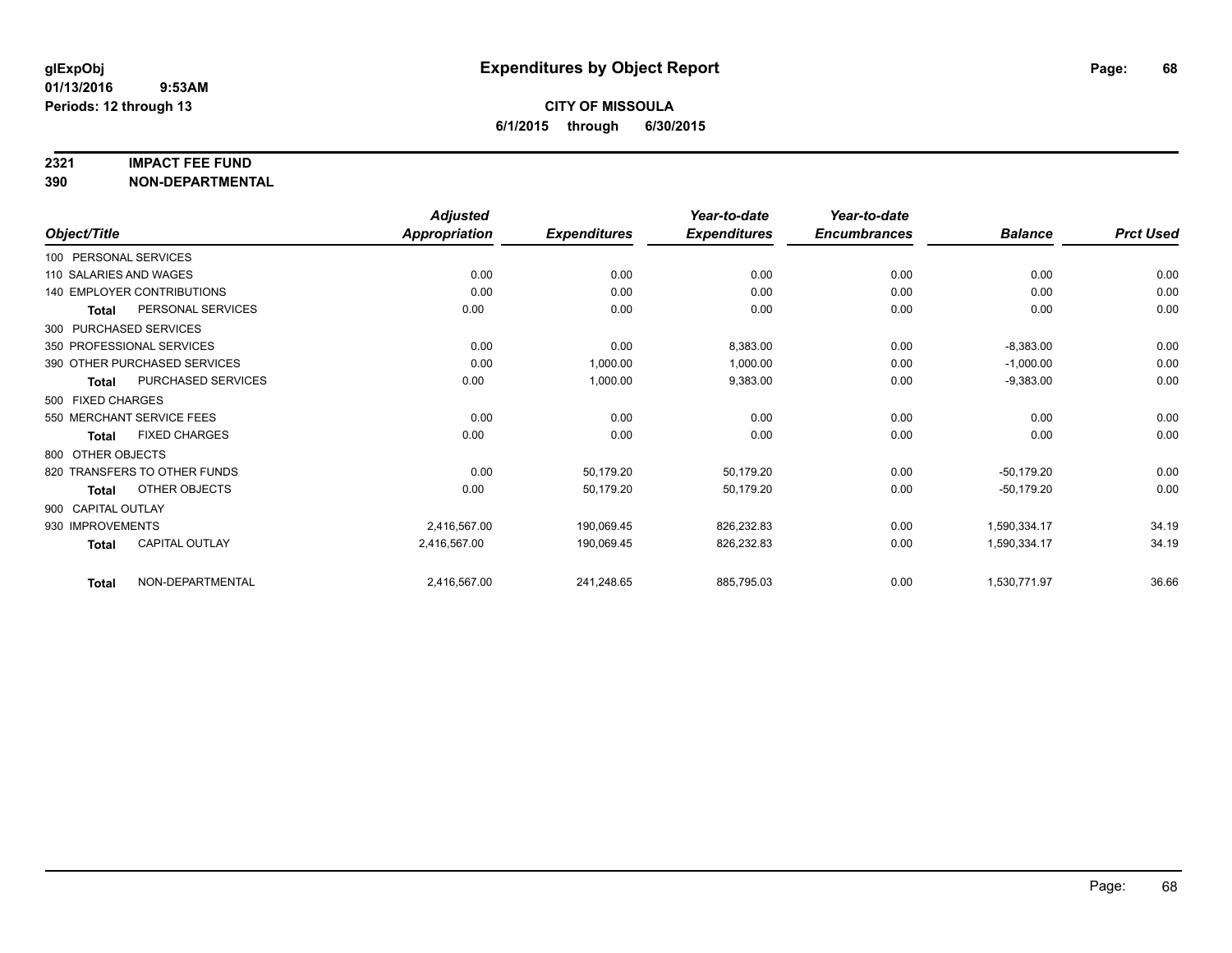**glExpObj**
**01/13/2016 9:53AM**
**Periods: 12 through 13**

# Expenditures by Object Report

**CITY OF MISSOULA**
**6/1/2015 through 6/30/2015**

**2321 IMPACT FEE FUND**
**390 NON-DEPARTMENTAL**

| Object/Title | | Adjusted Appropriation | Expenditures | Year-to-date Expenditures | Year-to-date Encumbrances | Balance | Prct Used |
|---|---|---|---|---|---|---|---|
| 100 PERSONAL SERVICES | | | | | | | |
| 110 SALARIES AND WAGES | | 0.00 | 0.00 | 0.00 | 0.00 | 0.00 | 0.00 |
| 140 EMPLOYER CONTRIBUTIONS | | 0.00 | 0.00 | 0.00 | 0.00 | 0.00 | 0.00 |
| **Total** | PERSONAL SERVICES | 0.00 | 0.00 | 0.00 | 0.00 | 0.00 | 0.00 |
| 300 PURCHASED SERVICES | | | | | | | |
| 350 PROFESSIONAL SERVICES | | 0.00 | 0.00 | 8,383.00 | 0.00 | -8,383.00 | 0.00 |
| 390 OTHER PURCHASED SERVICES | | 0.00 | 1,000.00 | 1,000.00 | 0.00 | -1,000.00 | 0.00 |
| **Total** | PURCHASED SERVICES | 0.00 | 1,000.00 | 9,383.00 | 0.00 | -9,383.00 | 0.00 |
| 500 FIXED CHARGES | | | | | | | |
| 550 MERCHANT SERVICE FEES | | 0.00 | 0.00 | 0.00 | 0.00 | 0.00 | 0.00 |
| **Total** | FIXED CHARGES | 0.00 | 0.00 | 0.00 | 0.00 | 0.00 | 0.00 |
| 800 OTHER OBJECTS | | | | | | | |
| 820 TRANSFERS TO OTHER FUNDS | | 0.00 | 50,179.20 | 50,179.20 | 0.00 | -50,179.20 | 0.00 |
| **Total** | OTHER OBJECTS | 0.00 | 50,179.20 | 50,179.20 | 0.00 | -50,179.20 | 0.00 |
| 900 CAPITAL OUTLAY | | | | | | | |
| 930 IMPROVEMENTS | | 2,416,567.00 | 190,069.45 | 826,232.83 | 0.00 | 1,590,334.17 | 34.19 |
| **Total** | CAPITAL OUTLAY | 2,416,567.00 | 190,069.45 | 826,232.83 | 0.00 | 1,590,334.17 | 34.19 |
| **Total** | NON-DEPARTMENTAL | 2,416,567.00 | 241,248.65 | 885,795.03 | 0.00 | 1,530,771.97 | 36.66 |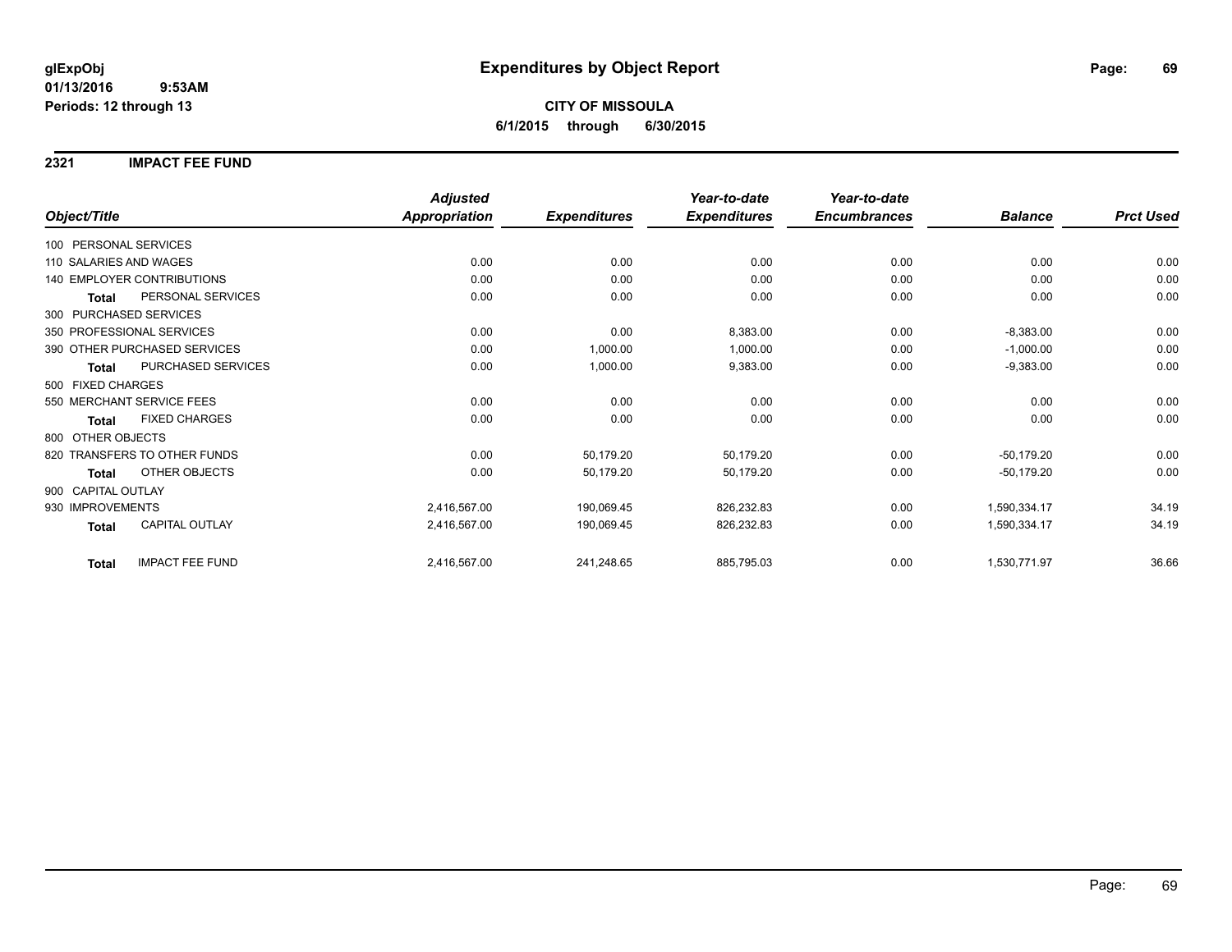**glExpObj**
**01/13/2016 9:53AM**
**Periods: 12 through 13**

# Expenditures by Object Report

**CITY OF MISSOULA**
**6/1/2015 through 6/30/2015**

## 2321 IMPACT FEE FUND

| Object/Title | Adjusted Appropriation | Expenditures | Year-to-date Expenditures | Year-to-date Encumbrances | Balance | Prct Used |
|---|---|---|---|---|---|---|
| 100 PERSONAL SERVICES | | | | | | |
| 110 SALARIES AND WAGES | 0.00 | 0.00 | 0.00 | 0.00 | 0.00 | 0.00 |
| 140 EMPLOYER CONTRIBUTIONS | 0.00 | 0.00 | 0.00 | 0.00 | 0.00 | 0.00 |
| **Total** PERSONAL SERVICES | 0.00 | 0.00 | 0.00 | 0.00 | 0.00 | 0.00 |
| 300 PURCHASED SERVICES | | | | | | |
| 350 PROFESSIONAL SERVICES | 0.00 | 0.00 | 8,383.00 | 0.00 | -8,383.00 | 0.00 |
| 390 OTHER PURCHASED SERVICES | 0.00 | 1,000.00 | 1,000.00 | 0.00 | -1,000.00 | 0.00 |
| **Total** PURCHASED SERVICES | 0.00 | 1,000.00 | 9,383.00 | 0.00 | -9,383.00 | 0.00 |
| 500 FIXED CHARGES | | | | | | |
| 550 MERCHANT SERVICE FEES | 0.00 | 0.00 | 0.00 | 0.00 | 0.00 | 0.00 |
| **Total** FIXED CHARGES | 0.00 | 0.00 | 0.00 | 0.00 | 0.00 | 0.00 |
| 800 OTHER OBJECTS | | | | | | |
| 820 TRANSFERS TO OTHER FUNDS | 0.00 | 50,179.20 | 50,179.20 | 0.00 | -50,179.20 | 0.00 |
| **Total** OTHER OBJECTS | 0.00 | 50,179.20 | 50,179.20 | 0.00 | -50,179.20 | 0.00 |
| 900 CAPITAL OUTLAY | | | | | | |
| 930 IMPROVEMENTS | 2,416,567.00 | 190,069.45 | 826,232.83 | 0.00 | 1,590,334.17 | 34.19 |
| **Total** CAPITAL OUTLAY | 2,416,567.00 | 190,069.45 | 826,232.83 | 0.00 | 1,590,334.17 | 34.19 |
| **Total** IMPACT FEE FUND | 2,416,567.00 | 241,248.65 | 885,795.03 | 0.00 | 1,530,771.97 | 36.66 |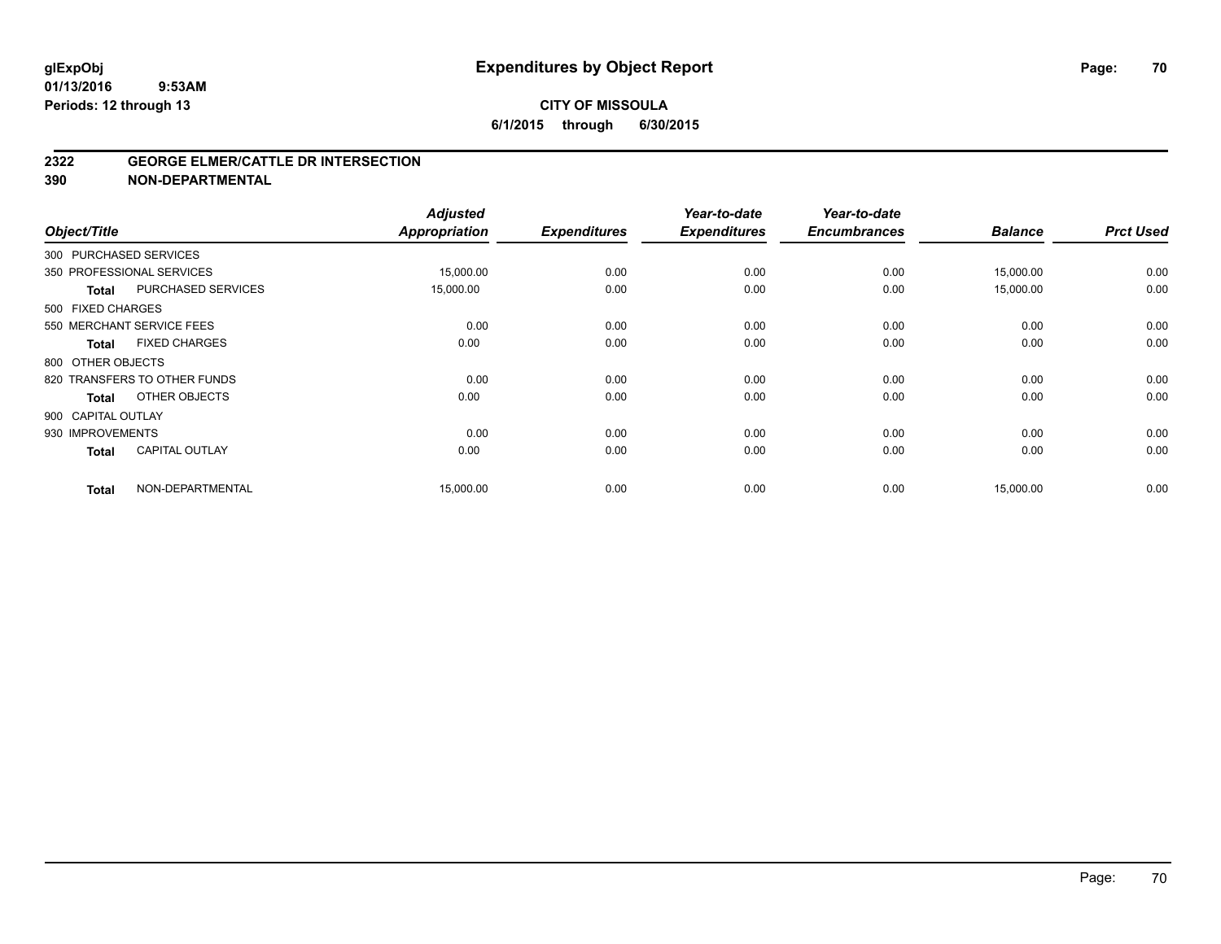# Expenditures by Object Report

glExpObj
01/13/2016 9:53AM
Periods: 12 through 13

**CITY OF MISSOULA**
**6/1/2015 through 6/30/2015**

## 2322 GEORGE ELMER/CATTLE DR INTERSECTION
## 390 NON-DEPARTMENTAL

| Object/Title | | Adjusted Appropriation | Expenditures | Year-to-date Expenditures | Year-to-date Encumbrances | Balance | Prct Used |
|---|---|---|---|---|---|---|---|
| 300 PURCHASED SERVICES | | | | | | | |
| 350 PROFESSIONAL SERVICES | | 15,000.00 | 0.00 | 0.00 | 0.00 | 15,000.00 | 0.00 |
| **Total** | PURCHASED SERVICES | 15,000.00 | 0.00 | 0.00 | 0.00 | 15,000.00 | 0.00 |
| 500 FIXED CHARGES | | | | | | | |
| 550 MERCHANT SERVICE FEES | | 0.00 | 0.00 | 0.00 | 0.00 | 0.00 | 0.00 |
| **Total** | FIXED CHARGES | 0.00 | 0.00 | 0.00 | 0.00 | 0.00 | 0.00 |
| 800 OTHER OBJECTS | | | | | | | |
| 820 TRANSFERS TO OTHER FUNDS | | 0.00 | 0.00 | 0.00 | 0.00 | 0.00 | 0.00 |
| **Total** | OTHER OBJECTS | 0.00 | 0.00 | 0.00 | 0.00 | 0.00 | 0.00 |
| 900 CAPITAL OUTLAY | | | | | | | |
| 930 IMPROVEMENTS | | 0.00 | 0.00 | 0.00 | 0.00 | 0.00 | 0.00 |
| **Total** | CAPITAL OUTLAY | 0.00 | 0.00 | 0.00 | 0.00 | 0.00 | 0.00 |
| **Total** | NON-DEPARTMENTAL | 15,000.00 | 0.00 | 0.00 | 0.00 | 15,000.00 | 0.00 |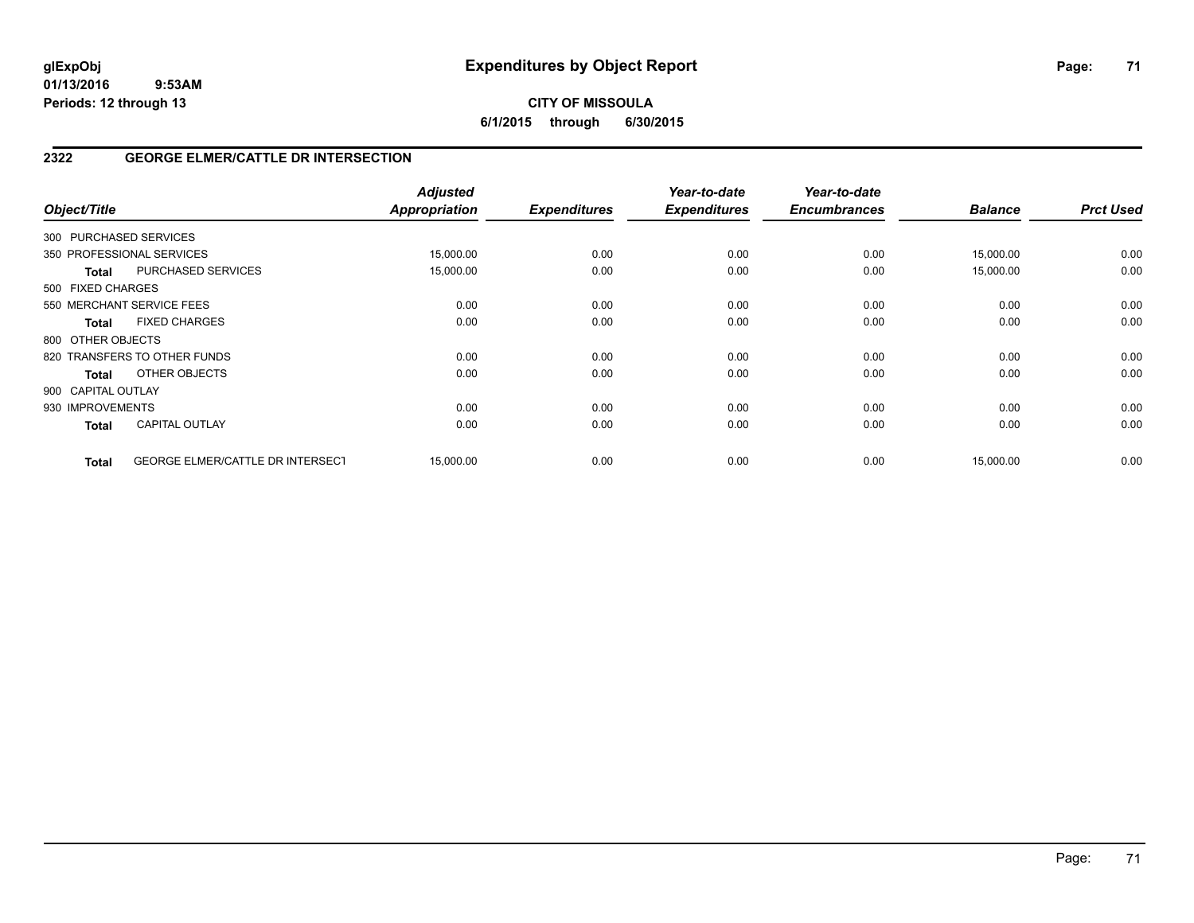# Expenditures by Object Report

glExpObj
01/13/2016 9:53AM
Periods: 12 through 13

**CITY OF MISSOULA**
**6/1/2015 through 6/30/2015**

## 2322 GEORGE ELMER/CATTLE DR INTERSECTION

| Object/Title | | Adjusted Appropriation | Expenditures | Year-to-date Expenditures | Year-to-date Encumbrances | Balance | Prct Used |
|---|---|---|---|---|---|---|---|
| 300 PURCHASED SERVICES | | | | | | | |
| 350 PROFESSIONAL SERVICES | | 15,000.00 | 0.00 | 0.00 | 0.00 | 15,000.00 | 0.00 |
| **Total** | PURCHASED SERVICES | 15,000.00 | 0.00 | 0.00 | 0.00 | 15,000.00 | 0.00 |
| 500 FIXED CHARGES | | | | | | | |
| 550 MERCHANT SERVICE FEES | | 0.00 | 0.00 | 0.00 | 0.00 | 0.00 | 0.00 |
| **Total** | FIXED CHARGES | 0.00 | 0.00 | 0.00 | 0.00 | 0.00 | 0.00 |
| 800 OTHER OBJECTS | | | | | | | |
| 820 TRANSFERS TO OTHER FUNDS | | 0.00 | 0.00 | 0.00 | 0.00 | 0.00 | 0.00 |
| **Total** | OTHER OBJECTS | 0.00 | 0.00 | 0.00 | 0.00 | 0.00 | 0.00 |
| 900 CAPITAL OUTLAY | | | | | | | |
| 930 IMPROVEMENTS | | 0.00 | 0.00 | 0.00 | 0.00 | 0.00 | 0.00 |
| **Total** | CAPITAL OUTLAY | 0.00 | 0.00 | 0.00 | 0.00 | 0.00 | 0.00 |
| **Total** | GEORGE ELMER/CATTLE DR INTERSECT | 15,000.00 | 0.00 | 0.00 | 0.00 | 15,000.00 | 0.00 |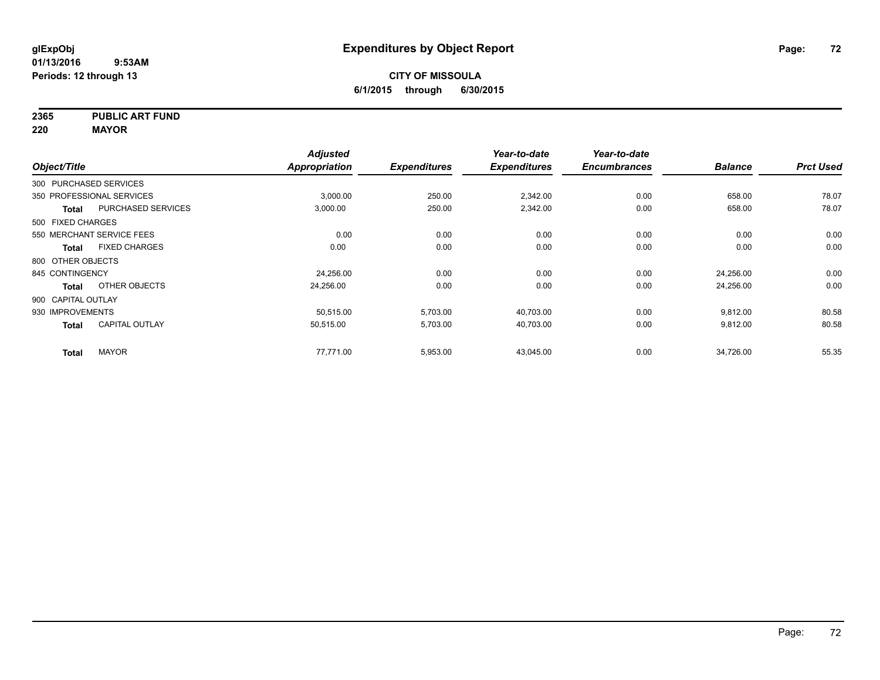**glExpObj**
**01/13/2016 9:53AM**
**Periods: 12 through 13**

# Expenditures by Object Report

**CITY OF MISSOULA**
**6/1/2015 through 6/30/2015**

**2365 PUBLIC ART FUND**
**220 MAYOR**

| Object/Title | | Adjusted Appropriation | Expenditures | Year-to-date Expenditures | Year-to-date Encumbrances | Balance | Prct Used |
|---|---|---|---|---|---|---|---|
| 300 PURCHASED SERVICES | | | | | | | |
| 350 PROFESSIONAL SERVICES | | 3,000.00 | 250.00 | 2,342.00 | 0.00 | 658.00 | 78.07 |
| **Total** | PURCHASED SERVICES | 3,000.00 | 250.00 | 2,342.00 | 0.00 | 658.00 | 78.07 |
| 500 FIXED CHARGES | | | | | | | |
| 550 MERCHANT SERVICE FEES | | 0.00 | 0.00 | 0.00 | 0.00 | 0.00 | 0.00 |
| **Total** | FIXED CHARGES | 0.00 | 0.00 | 0.00 | 0.00 | 0.00 | 0.00 |
| 800 OTHER OBJECTS | | | | | | | |
| 845 CONTINGENCY | | 24,256.00 | 0.00 | 0.00 | 0.00 | 24,256.00 | 0.00 |
| **Total** | OTHER OBJECTS | 24,256.00 | 0.00 | 0.00 | 0.00 | 24,256.00 | 0.00 |
| 900 CAPITAL OUTLAY | | | | | | | |
| 930 IMPROVEMENTS | | 50,515.00 | 5,703.00 | 40,703.00 | 0.00 | 9,812.00 | 80.58 |
| **Total** | CAPITAL OUTLAY | 50,515.00 | 5,703.00 | 40,703.00 | 0.00 | 9,812.00 | 80.58 |
| **Total** | MAYOR | 77,771.00 | 5,953.00 | 43,045.00 | 0.00 | 34,726.00 | 55.35 |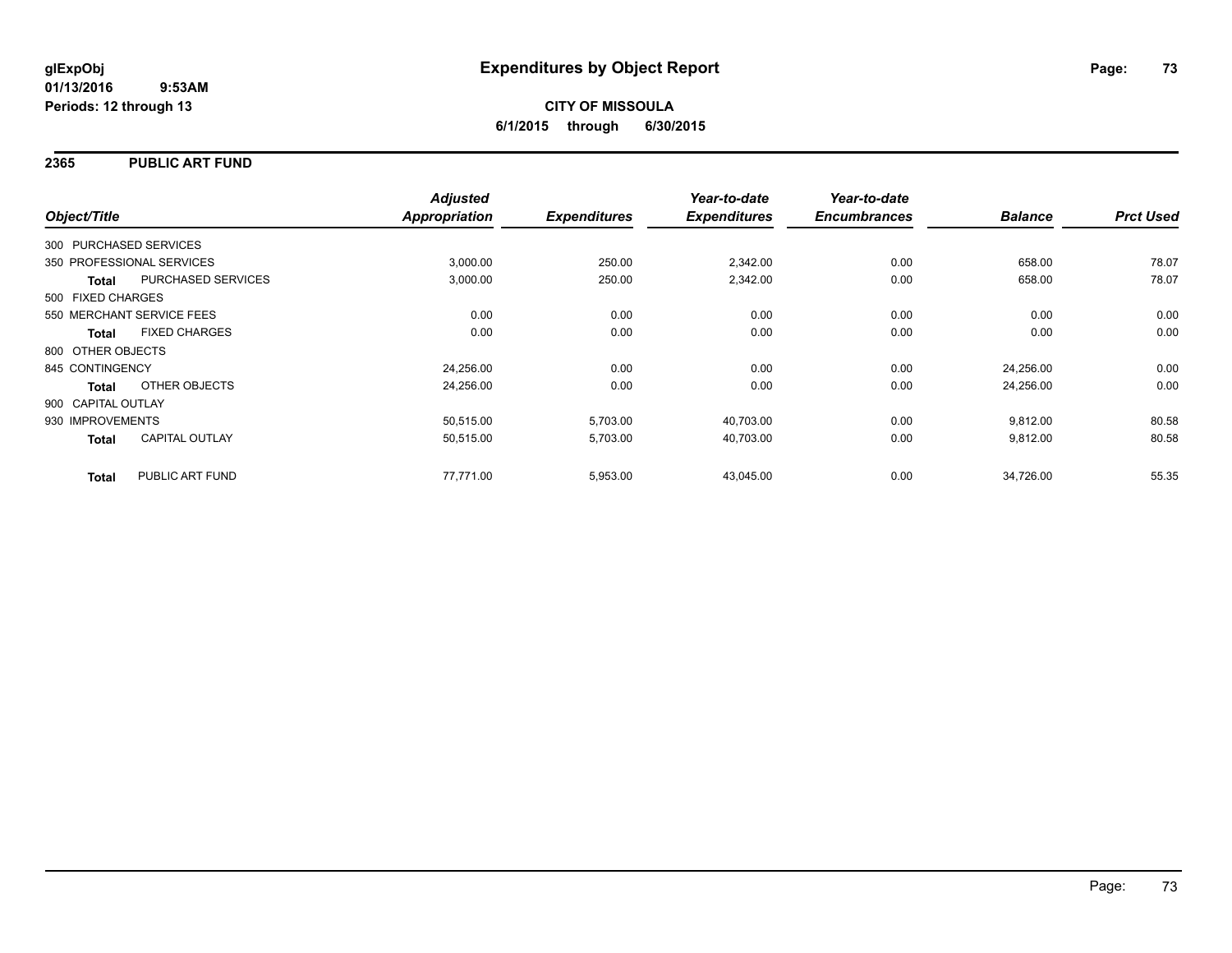# Expenditures by Object Report

glExpObj
01/13/2016 9:53AM
Periods: 12 through 13

**CITY OF MISSOULA**
**6/1/2015 through 6/30/2015**

## 2365 PUBLIC ART FUND

| Object/Title | | Adjusted Appropriation | Expenditures | Year-to-date Expenditures | Year-to-date Encumbrances | Balance | Prct Used |
|---|---|---|---|---|---|---|---|
| 300 PURCHASED SERVICES | | | | | | | |
| 350 PROFESSIONAL SERVICES | | 3,000.00 | 250.00 | 2,342.00 | 0.00 | 658.00 | 78.07 |
| **Total** | PURCHASED SERVICES | 3,000.00 | 250.00 | 2,342.00 | 0.00 | 658.00 | 78.07 |
| 500 FIXED CHARGES | | | | | | | |
| 550 MERCHANT SERVICE FEES | | 0.00 | 0.00 | 0.00 | 0.00 | 0.00 | 0.00 |
| **Total** | FIXED CHARGES | 0.00 | 0.00 | 0.00 | 0.00 | 0.00 | 0.00 |
| 800 OTHER OBJECTS | | | | | | | |
| 845 CONTINGENCY | | 24,256.00 | 0.00 | 0.00 | 0.00 | 24,256.00 | 0.00 |
| **Total** | OTHER OBJECTS | 24,256.00 | 0.00 | 0.00 | 0.00 | 24,256.00 | 0.00 |
| 900 CAPITAL OUTLAY | | | | | | | |
| 930 IMPROVEMENTS | | 50,515.00 | 5,703.00 | 40,703.00 | 0.00 | 9,812.00 | 80.58 |
| **Total** | CAPITAL OUTLAY | 50,515.00 | 5,703.00 | 40,703.00 | 0.00 | 9,812.00 | 80.58 |
| **Total** | PUBLIC ART FUND | 77,771.00 | 5,953.00 | 43,045.00 | 0.00 | 34,726.00 | 55.35 |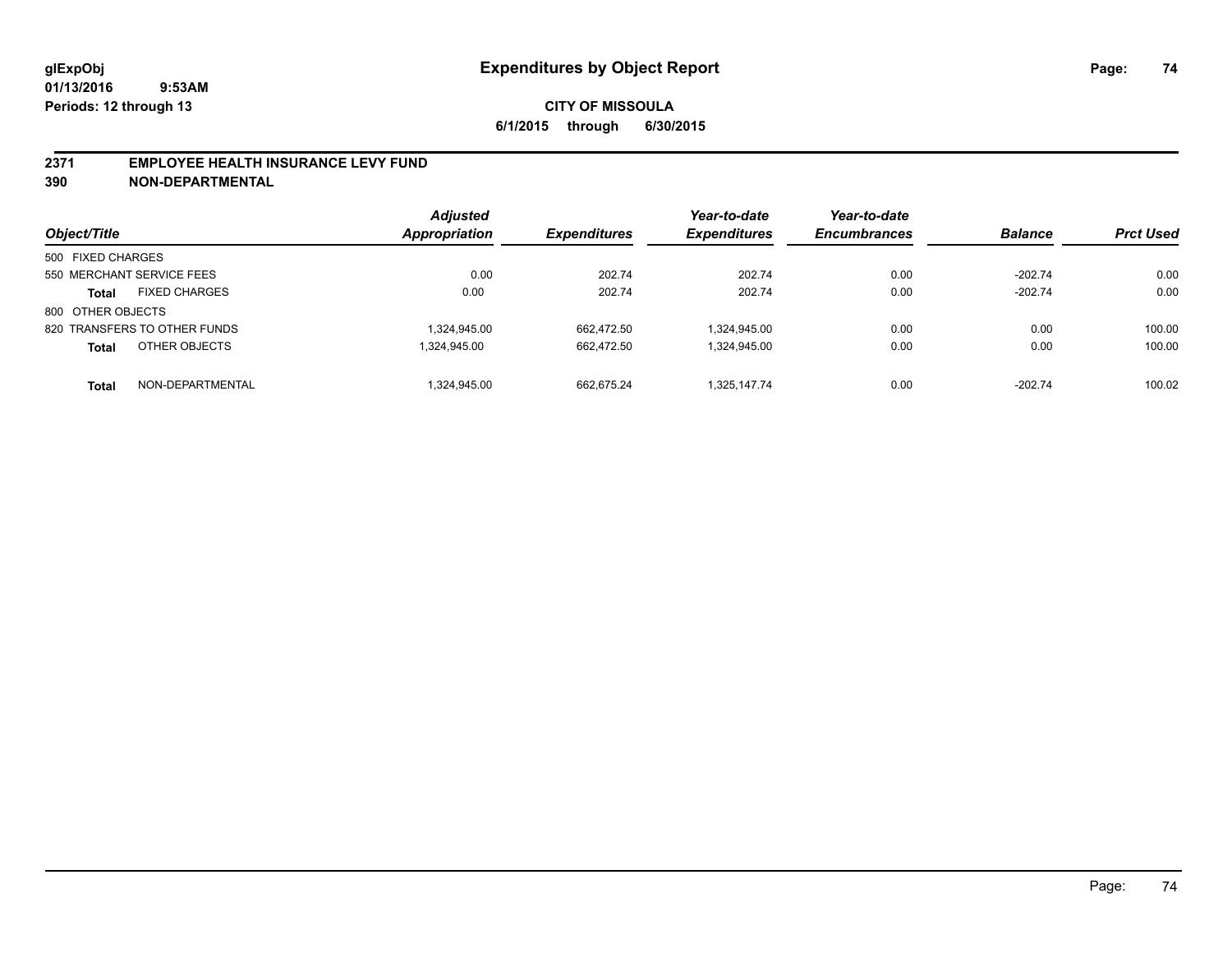# Expenditures by Object Report

glExpObj
01/13/2016 9:53AM
Periods: 12 through 13

**CITY OF MISSOULA**
**6/1/2015 through 6/30/2015**

## 2371 EMPLOYEE HEALTH INSURANCE LEVY FUND
## 390 NON-DEPARTMENTAL

| Object/Title | Adjusted Appropriation | Expenditures | Year-to-date Expenditures | Year-to-date Encumbrances | Balance | Prct Used |
|---|---|---|---|---|---|---|
| 500 FIXED CHARGES | | | | | | |
| 550 MERCHANT SERVICE FEES | 0.00 | 202.74 | 202.74 | 0.00 | -202.74 | 0.00 |
| **Total** FIXED CHARGES | 0.00 | 202.74 | 202.74 | 0.00 | -202.74 | 0.00 |
| 800 OTHER OBJECTS | | | | | | |
| 820 TRANSFERS TO OTHER FUNDS | 1,324,945.00 | 662,472.50 | 1,324,945.00 | 0.00 | 0.00 | 100.00 |
| **Total** OTHER OBJECTS | 1,324,945.00 | 662,472.50 | 1,324,945.00 | 0.00 | 0.00 | 100.00 |
| **Total** NON-DEPARTMENTAL | 1,324,945.00 | 662,675.24 | 1,325,147.74 | 0.00 | -202.74 | 100.02 |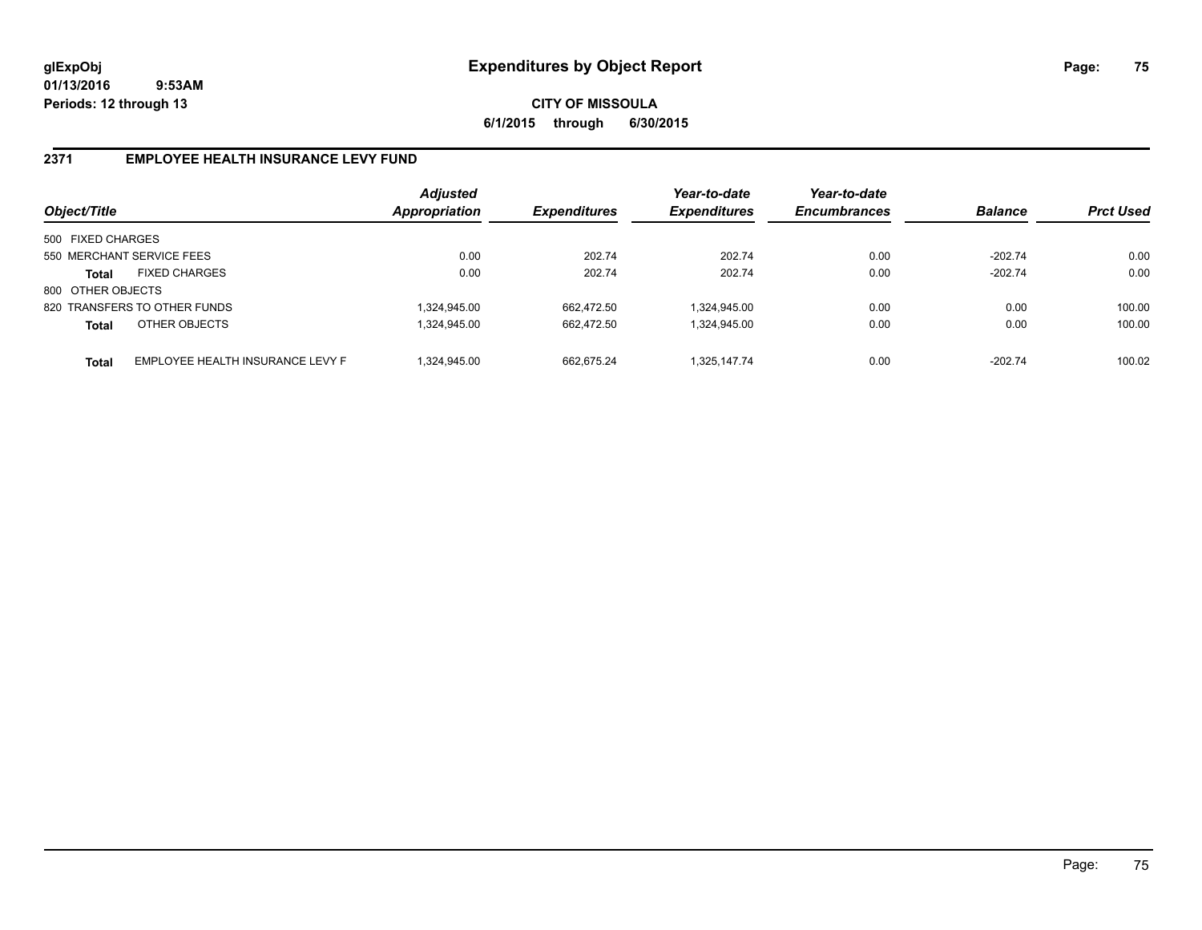# Expenditures by Object Report

glExpObj
01/13/2016 9:53AM
Periods: 12 through 13

**CITY OF MISSOULA**
**6/1/2015 through 6/30/2015**

## 2371 EMPLOYEE HEALTH INSURANCE LEVY FUND

| Object/Title | | Adjusted Appropriation | Expenditures | Year-to-date Expenditures | Year-to-date Encumbrances | Balance | Prct Used |
|---|---|---|---|---|---|---|---|
| 500 FIXED CHARGES | | | | | | | |
| 550 MERCHANT SERVICE FEES | | 0.00 | 202.74 | 202.74 | 0.00 | -202.74 | 0.00 |
| **Total** | FIXED CHARGES | 0.00 | 202.74 | 202.74 | 0.00 | -202.74 | 0.00 |
| 800 OTHER OBJECTS | | | | | | | |
| 820 TRANSFERS TO OTHER FUNDS | | 1,324,945.00 | 662,472.50 | 1,324,945.00 | 0.00 | 0.00 | 100.00 |
| **Total** | OTHER OBJECTS | 1,324,945.00 | 662,472.50 | 1,324,945.00 | 0.00 | 0.00 | 100.00 |
| **Total** | EMPLOYEE HEALTH INSURANCE LEVY F | 1,324,945.00 | 662,675.24 | 1,325,147.74 | 0.00 | -202.74 | 100.02 |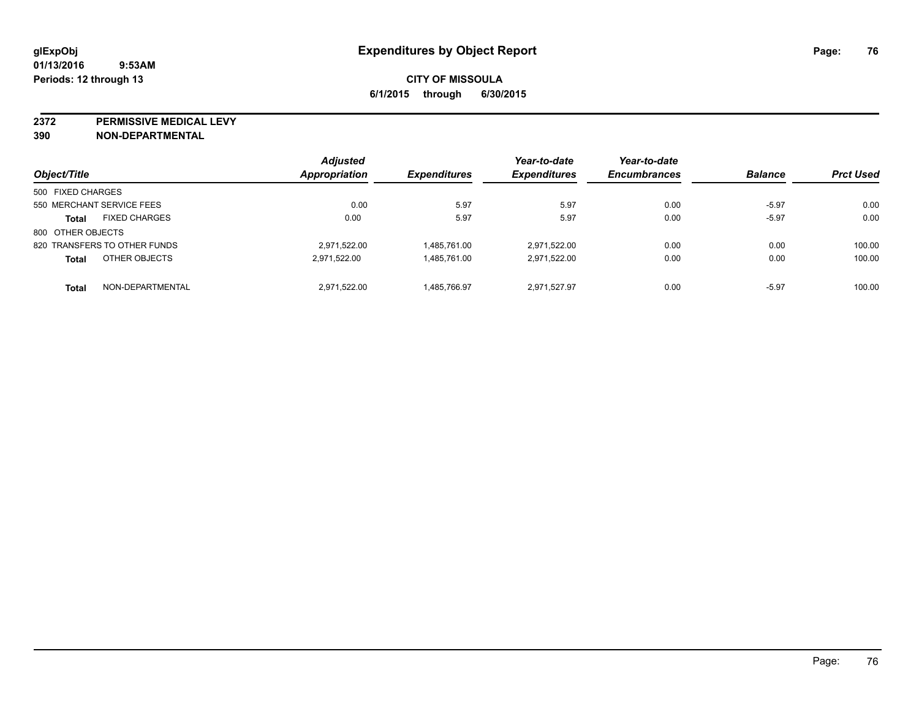# Expenditures by Object Report

**glExpObj**
**01/13/2016 9:53AM**
**Periods: 12 through 13**

**CITY OF MISSOULA**
**6/1/2015 through 6/30/2015**

**2372 PERMISSIVE MEDICAL LEVY**
**390 NON-DEPARTMENTAL**

| Object/Title | | Adjusted Appropriation | Expenditures | Year-to-date Expenditures | Year-to-date Encumbrances | Balance | Prct Used |
|---|---|---|---|---|---|---|---|
| 500 FIXED CHARGES | | | | | | | |
| 550 MERCHANT SERVICE FEES | | 0.00 | 5.97 | 5.97 | 0.00 | -5.97 | 0.00 |
| **Total** | FIXED CHARGES | 0.00 | 5.97 | 5.97 | 0.00 | -5.97 | 0.00 |
| 800 OTHER OBJECTS | | | | | | | |
| 820 TRANSFERS TO OTHER FUNDS | | 2,971,522.00 | 1,485,761.00 | 2,971,522.00 | 0.00 | 0.00 | 100.00 |
| **Total** | OTHER OBJECTS | 2,971,522.00 | 1,485,761.00 | 2,971,522.00 | 0.00 | 0.00 | 100.00 |
| **Total** | NON-DEPARTMENTAL | 2,971,522.00 | 1,485,766.97 | 2,971,527.97 | 0.00 | -5.97 | 100.00 |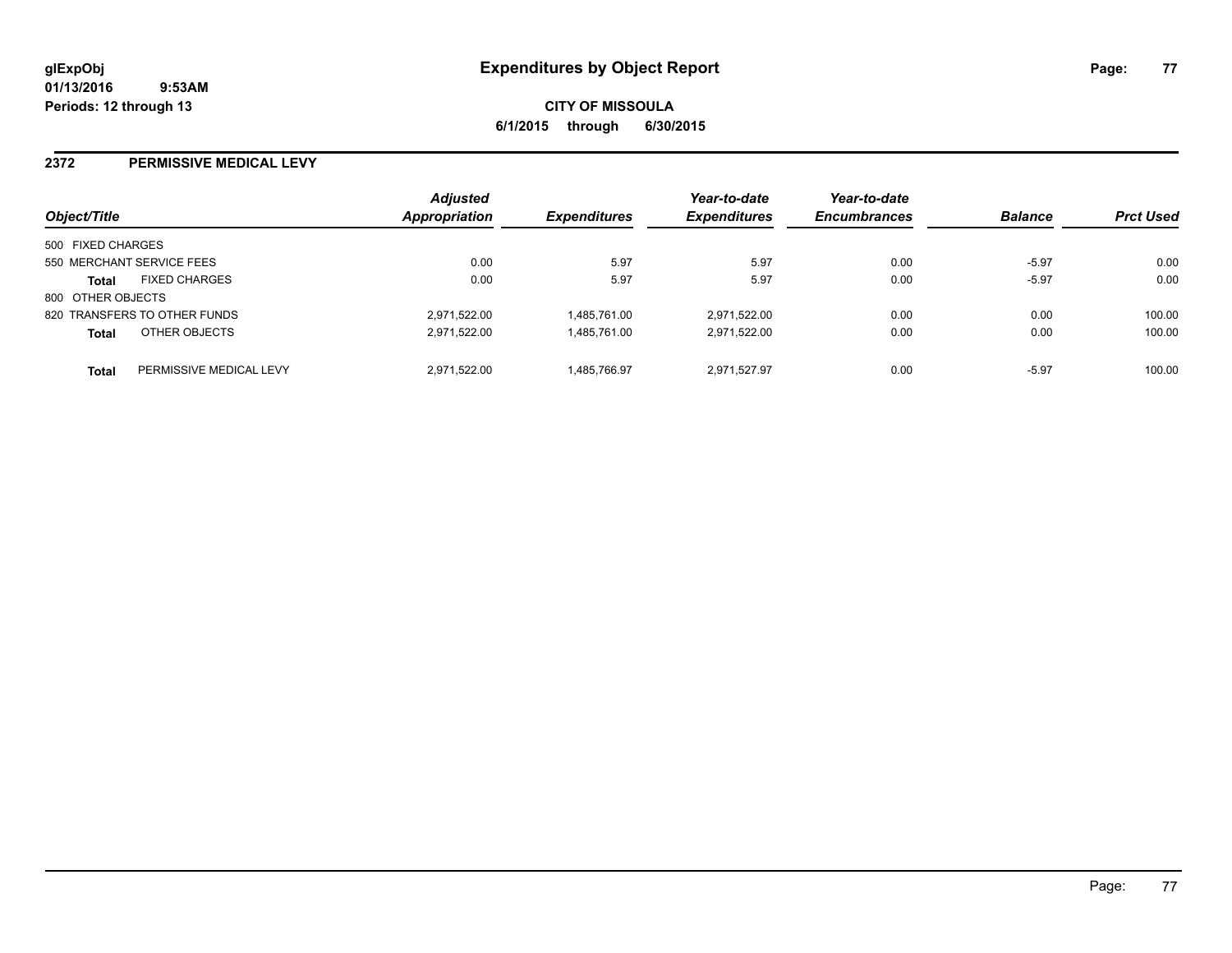**glExpObj** **Expenditures by Object Report**

**01/13/2016 9:53AM**

**Periods: 12 through 13**

**CITY OF MISSOULA**

**6/1/2015 through 6/30/2015**

## 2372 PERMISSIVE MEDICAL LEVY

| Object/Title | | Adjusted Appropriation | Expenditures | Year-to-date Expenditures | Year-to-date Encumbrances | Balance | Prct Used |
|---|---|---|---|---|---|---|---|
| 500 FIXED CHARGES | | | | | | | |
| 550 MERCHANT SERVICE FEES | | 0.00 | 5.97 | 5.97 | 0.00 | -5.97 | 0.00 |
| **Total** | FIXED CHARGES | 0.00 | 5.97 | 5.97 | 0.00 | -5.97 | 0.00 |
| 800 OTHER OBJECTS | | | | | | | |
| 820 TRANSFERS TO OTHER FUNDS | | 2,971,522.00 | 1,485,761.00 | 2,971,522.00 | 0.00 | 0.00 | 100.00 |
| **Total** | OTHER OBJECTS | 2,971,522.00 | 1,485,761.00 | 2,971,522.00 | 0.00 | 0.00 | 100.00 |
| **Total** | PERMISSIVE MEDICAL LEVY | 2,971,522.00 | 1,485,766.97 | 2,971,527.97 | 0.00 | -5.97 | 100.00 |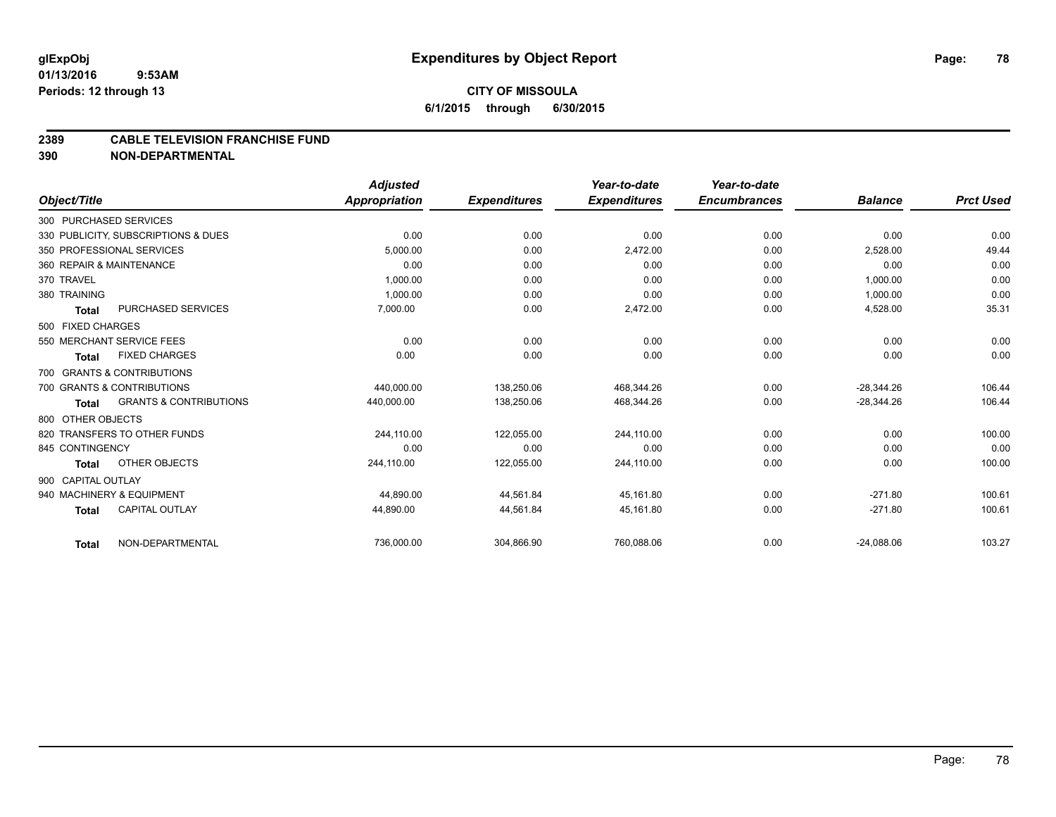**glExpObj**
**01/13/2016 9:53AM**
**Periods: 12 through 13**

# Expenditures by Object Report

**CITY OF MISSOULA**
**6/1/2015 through 6/30/2015**

## 2389 CABLE TELEVISION FRANCHISE FUND
## 390 NON-DEPARTMENTAL

| Object/Title | Adjusted Appropriation | Expenditures | Year-to-date Expenditures | Year-to-date Encumbrances | Balance | Prct Used |
|---|---|---|---|---|---|---|
| 300 PURCHASED SERVICES | | | | | | |
| 330 PUBLICITY, SUBSCRIPTIONS & DUES | 0.00 | 0.00 | 0.00 | 0.00 | 0.00 | 0.00 |
| 350 PROFESSIONAL SERVICES | 5,000.00 | 0.00 | 2,472.00 | 0.00 | 2,528.00 | 49.44 |
| 360 REPAIR & MAINTENANCE | 0.00 | 0.00 | 0.00 | 0.00 | 0.00 | 0.00 |
| 370 TRAVEL | 1,000.00 | 0.00 | 0.00 | 0.00 | 1,000.00 | 0.00 |
| 380 TRAINING | 1,000.00 | 0.00 | 0.00 | 0.00 | 1,000.00 | 0.00 |
| **Total** PURCHASED SERVICES | 7,000.00 | 0.00 | 2,472.00 | 0.00 | 4,528.00 | 35.31 |
| 500 FIXED CHARGES | | | | | | |
| 550 MERCHANT SERVICE FEES | 0.00 | 0.00 | 0.00 | 0.00 | 0.00 | 0.00 |
| **Total** FIXED CHARGES | 0.00 | 0.00 | 0.00 | 0.00 | 0.00 | 0.00 |
| 700 GRANTS & CONTRIBUTIONS | | | | | | |
| 700 GRANTS & CONTRIBUTIONS | 440,000.00 | 138,250.06 | 468,344.26 | 0.00 | -28,344.26 | 106.44 |
| **Total** GRANTS & CONTRIBUTIONS | 440,000.00 | 138,250.06 | 468,344.26 | 0.00 | -28,344.26 | 106.44 |
| 800 OTHER OBJECTS | | | | | | |
| 820 TRANSFERS TO OTHER FUNDS | 244,110.00 | 122,055.00 | 244,110.00 | 0.00 | 0.00 | 100.00 |
| 845 CONTINGENCY | 0.00 | 0.00 | 0.00 | 0.00 | 0.00 | 0.00 |
| **Total** OTHER OBJECTS | 244,110.00 | 122,055.00 | 244,110.00 | 0.00 | 0.00 | 100.00 |
| 900 CAPITAL OUTLAY | | | | | | |
| 940 MACHINERY & EQUIPMENT | 44,890.00 | 44,561.84 | 45,161.80 | 0.00 | -271.80 | 100.61 |
| **Total** CAPITAL OUTLAY | 44,890.00 | 44,561.84 | 45,161.80 | 0.00 | -271.80 | 100.61 |
| **Total** NON-DEPARTMENTAL | 736,000.00 | 304,866.90 | 760,088.06 | 0.00 | -24,088.06 | 103.27 |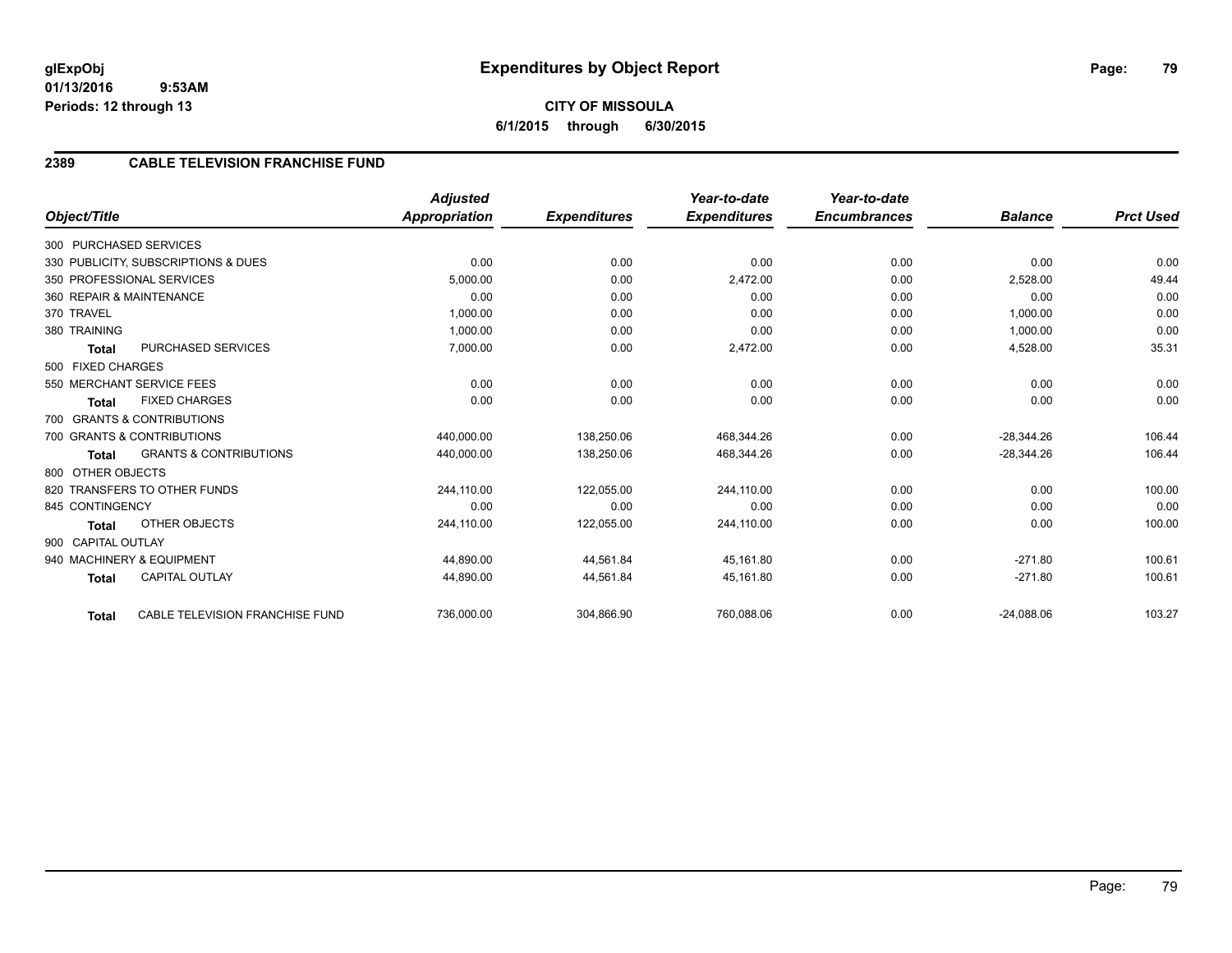glExpObj
01/13/2016 9:53AM
Periods: 12 through 13

# Expenditures by Object Report

**CITY OF MISSOULA**
**6/1/2015 through 6/30/2015**

## 2389 CABLE TELEVISION FRANCHISE FUND

| Object/Title | Adjusted Appropriation | Expenditures | Year-to-date Expenditures | Year-to-date Encumbrances | Balance | Prct Used |
|---|---|---|---|---|---|---|
| 300 PURCHASED SERVICES | | | | | | |
| 330 PUBLICITY, SUBSCRIPTIONS & DUES | 0.00 | 0.00 | 0.00 | 0.00 | 0.00 | 0.00 |
| 350 PROFESSIONAL SERVICES | 5,000.00 | 0.00 | 2,472.00 | 0.00 | 2,528.00 | 49.44 |
| 360 REPAIR & MAINTENANCE | 0.00 | 0.00 | 0.00 | 0.00 | 0.00 | 0.00 |
| 370 TRAVEL | 1,000.00 | 0.00 | 0.00 | 0.00 | 1,000.00 | 0.00 |
| 380 TRAINING | 1,000.00 | 0.00 | 0.00 | 0.00 | 1,000.00 | 0.00 |
| **Total** PURCHASED SERVICES | 7,000.00 | 0.00 | 2,472.00 | 0.00 | 4,528.00 | 35.31 |
| 500 FIXED CHARGES | | | | | | |
| 550 MERCHANT SERVICE FEES | 0.00 | 0.00 | 0.00 | 0.00 | 0.00 | 0.00 |
| **Total** FIXED CHARGES | 0.00 | 0.00 | 0.00 | 0.00 | 0.00 | 0.00 |
| 700 GRANTS & CONTRIBUTIONS | | | | | | |
| 700 GRANTS & CONTRIBUTIONS | 440,000.00 | 138,250.06 | 468,344.26 | 0.00 | -28,344.26 | 106.44 |
| **Total** GRANTS & CONTRIBUTIONS | 440,000.00 | 138,250.06 | 468,344.26 | 0.00 | -28,344.26 | 106.44 |
| 800 OTHER OBJECTS | | | | | | |
| 820 TRANSFERS TO OTHER FUNDS | 244,110.00 | 122,055.00 | 244,110.00 | 0.00 | 0.00 | 100.00 |
| 845 CONTINGENCY | 0.00 | 0.00 | 0.00 | 0.00 | 0.00 | 0.00 |
| **Total** OTHER OBJECTS | 244,110.00 | 122,055.00 | 244,110.00 | 0.00 | 0.00 | 100.00 |
| 900 CAPITAL OUTLAY | | | | | | |
| 940 MACHINERY & EQUIPMENT | 44,890.00 | 44,561.84 | 45,161.80 | 0.00 | -271.80 | 100.61 |
| **Total** CAPITAL OUTLAY | 44,890.00 | 44,561.84 | 45,161.80 | 0.00 | -271.80 | 100.61 |
| **Total** CABLE TELEVISION FRANCHISE FUND | 736,000.00 | 304,866.90 | 760,088.06 | 0.00 | -24,088.06 | 103.27 |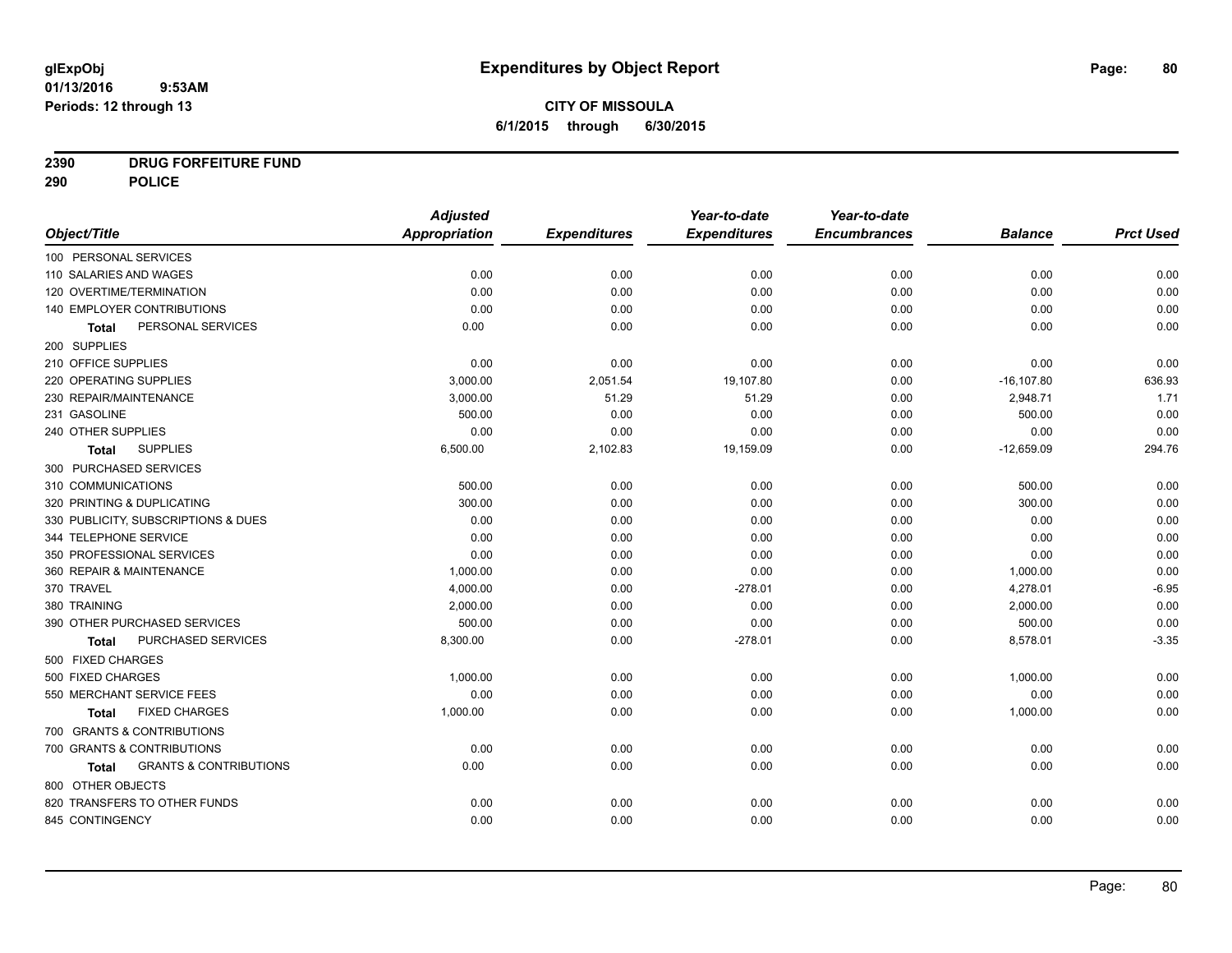# Expenditures by Object Report

glExpObj
01/13/2016 9:53AM
Periods: 12 through 13

**CITY OF MISSOULA**
**6/1/2015 through 6/30/2015**

**2390 DRUG FORFEITURE FUND**
**290 POLICE**

| Object/Title | Adjusted Appropriation | Expenditures | Year-to-date Expenditures | Year-to-date Encumbrances | Balance | Prct Used |
|---|---|---|---|---|---|---|
| 100 PERSONAL SERVICES | | | | | | |
| 110 SALARIES AND WAGES | 0.00 | 0.00 | 0.00 | 0.00 | 0.00 | 0.00 |
| 120 OVERTIME/TERMINATION | 0.00 | 0.00 | 0.00 | 0.00 | 0.00 | 0.00 |
| 140 EMPLOYER CONTRIBUTIONS | 0.00 | 0.00 | 0.00 | 0.00 | 0.00 | 0.00 |
| **Total** PERSONAL SERVICES | 0.00 | 0.00 | 0.00 | 0.00 | 0.00 | 0.00 |
| 200 SUPPLIES | | | | | | |
| 210 OFFICE SUPPLIES | 0.00 | 0.00 | 0.00 | 0.00 | 0.00 | 0.00 |
| 220 OPERATING SUPPLIES | 3,000.00 | 2,051.54 | 19,107.80 | 0.00 | -16,107.80 | 636.93 |
| 230 REPAIR/MAINTENANCE | 3,000.00 | 51.29 | 51.29 | 0.00 | 2,948.71 | 1.71 |
| 231 GASOLINE | 500.00 | 0.00 | 0.00 | 0.00 | 500.00 | 0.00 |
| 240 OTHER SUPPLIES | 0.00 | 0.00 | 0.00 | 0.00 | 0.00 | 0.00 |
| **Total** SUPPLIES | 6,500.00 | 2,102.83 | 19,159.09 | 0.00 | -12,659.09 | 294.76 |
| 300 PURCHASED SERVICES | | | | | | |
| 310 COMMUNICATIONS | 500.00 | 0.00 | 0.00 | 0.00 | 500.00 | 0.00 |
| 320 PRINTING & DUPLICATING | 300.00 | 0.00 | 0.00 | 0.00 | 300.00 | 0.00 |
| 330 PUBLICITY, SUBSCRIPTIONS & DUES | 0.00 | 0.00 | 0.00 | 0.00 | 0.00 | 0.00 |
| 344 TELEPHONE SERVICE | 0.00 | 0.00 | 0.00 | 0.00 | 0.00 | 0.00 |
| 350 PROFESSIONAL SERVICES | 0.00 | 0.00 | 0.00 | 0.00 | 0.00 | 0.00 |
| 360 REPAIR & MAINTENANCE | 1,000.00 | 0.00 | 0.00 | 0.00 | 1,000.00 | 0.00 |
| 370 TRAVEL | 4,000.00 | 0.00 | -278.01 | 0.00 | 4,278.01 | -6.95 |
| 380 TRAINING | 2,000.00 | 0.00 | 0.00 | 0.00 | 2,000.00 | 0.00 |
| 390 OTHER PURCHASED SERVICES | 500.00 | 0.00 | 0.00 | 0.00 | 500.00 | 0.00 |
| **Total** PURCHASED SERVICES | 8,300.00 | 0.00 | -278.01 | 0.00 | 8,578.01 | -3.35 |
| 500 FIXED CHARGES | | | | | | |
| 500 FIXED CHARGES | 1,000.00 | 0.00 | 0.00 | 0.00 | 1,000.00 | 0.00 |
| 550 MERCHANT SERVICE FEES | 0.00 | 0.00 | 0.00 | 0.00 | 0.00 | 0.00 |
| **Total** FIXED CHARGES | 1,000.00 | 0.00 | 0.00 | 0.00 | 1,000.00 | 0.00 |
| 700 GRANTS & CONTRIBUTIONS | | | | | | |
| 700 GRANTS & CONTRIBUTIONS | 0.00 | 0.00 | 0.00 | 0.00 | 0.00 | 0.00 |
| **Total** GRANTS & CONTRIBUTIONS | 0.00 | 0.00 | 0.00 | 0.00 | 0.00 | 0.00 |
| 800 OTHER OBJECTS | | | | | | |
| 820 TRANSFERS TO OTHER FUNDS | 0.00 | 0.00 | 0.00 | 0.00 | 0.00 | 0.00 |
| 845 CONTINGENCY | 0.00 | 0.00 | 0.00 | 0.00 | 0.00 | 0.00 |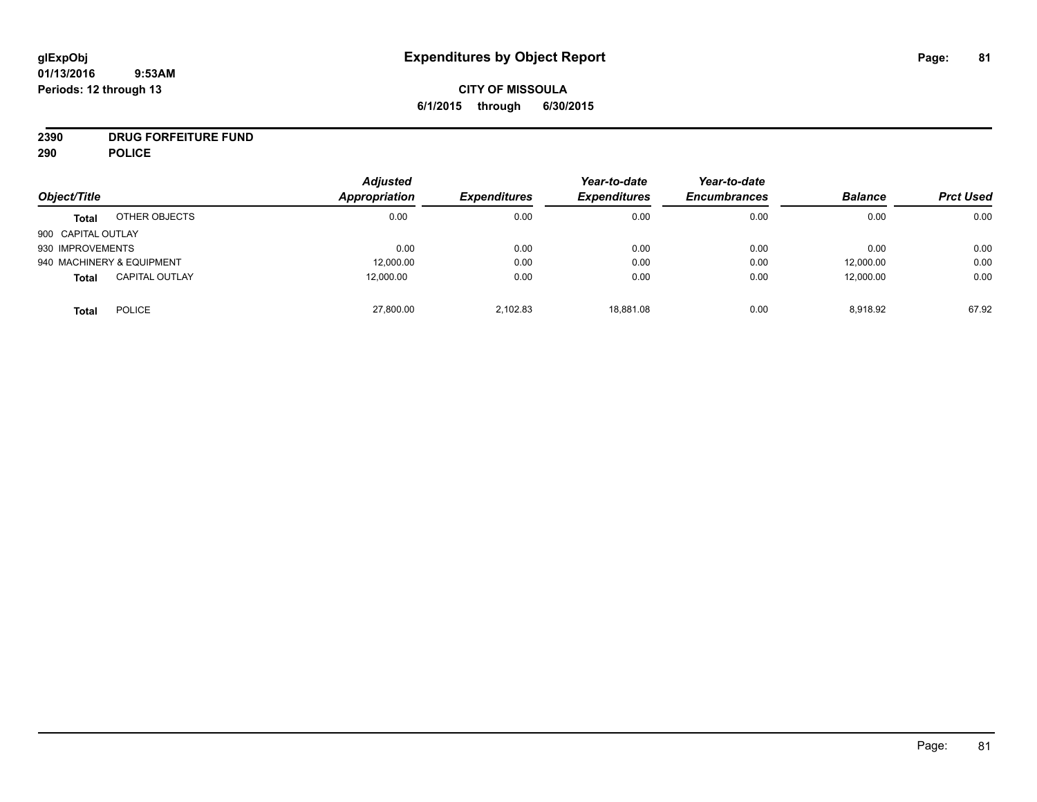**glExpObj**
**01/13/2016 9:53AM**
**Periods: 12 through 13**

# Expenditures by Object Report

**CITY OF MISSOULA**
**6/1/2015 through 6/30/2015**

**2390 DRUG FORFEITURE FUND**
**290 POLICE**

| Object/Title | | Adjusted Appropriation | Expenditures | Year-to-date Expenditures | Year-to-date Encumbrances | Balance | Prct Used |
|---|---|---|---|---|---|---|---|
| **Total** | OTHER OBJECTS | 0.00 | 0.00 | 0.00 | 0.00 | 0.00 | 0.00 |
| 900 CAPITAL OUTLAY | | | | | | | |
| 930 IMPROVEMENTS | | 0.00 | 0.00 | 0.00 | 0.00 | 0.00 | 0.00 |
| 940 MACHINERY & EQUIPMENT | | 12,000.00 | 0.00 | 0.00 | 0.00 | 12,000.00 | 0.00 |
| **Total** | CAPITAL OUTLAY | 12,000.00 | 0.00 | 0.00 | 0.00 | 12,000.00 | 0.00 |
| **Total** | POLICE | 27,800.00 | 2,102.83 | 18,881.08 | 0.00 | 8,918.92 | 67.92 |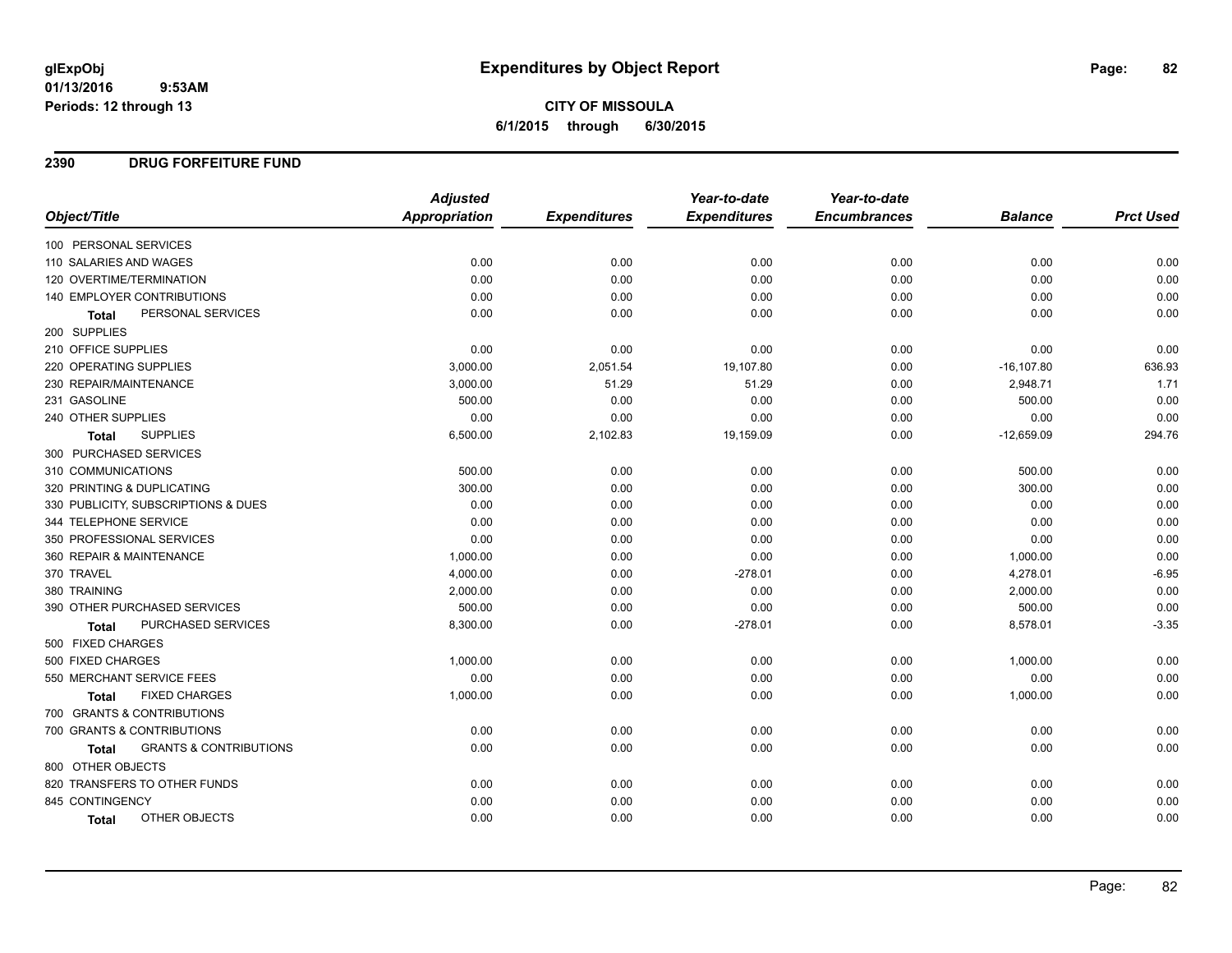# Expenditures by Object Report

glExpObj
01/13/2016 9:53AM
Periods: 12 through 13

**CITY OF MISSOULA**
**6/1/2015 through 6/30/2015**

## 2390 DRUG FORFEITURE FUND

| Object/Title | Adjusted Appropriation | Expenditures | Year-to-date Expenditures | Year-to-date Encumbrances | Balance | Prct Used |
|---|---|---|---|---|---|---|
| 100 PERSONAL SERVICES | | | | | | |
| 110 SALARIES AND WAGES | 0.00 | 0.00 | 0.00 | 0.00 | 0.00 | 0.00 |
| 120 OVERTIME/TERMINATION | 0.00 | 0.00 | 0.00 | 0.00 | 0.00 | 0.00 |
| 140 EMPLOYER CONTRIBUTIONS | 0.00 | 0.00 | 0.00 | 0.00 | 0.00 | 0.00 |
| **Total** PERSONAL SERVICES | 0.00 | 0.00 | 0.00 | 0.00 | 0.00 | 0.00 |
| 200 SUPPLIES | | | | | | |
| 210 OFFICE SUPPLIES | 0.00 | 0.00 | 0.00 | 0.00 | 0.00 | 0.00 |
| 220 OPERATING SUPPLIES | 3,000.00 | 2,051.54 | 19,107.80 | 0.00 | -16,107.80 | 636.93 |
| 230 REPAIR/MAINTENANCE | 3,000.00 | 51.29 | 51.29 | 0.00 | 2,948.71 | 1.71 |
| 231 GASOLINE | 500.00 | 0.00 | 0.00 | 0.00 | 500.00 | 0.00 |
| 240 OTHER SUPPLIES | 0.00 | 0.00 | 0.00 | 0.00 | 0.00 | 0.00 |
| **Total** SUPPLIES | 6,500.00 | 2,102.83 | 19,159.09 | 0.00 | -12,659.09 | 294.76 |
| 300 PURCHASED SERVICES | | | | | | |
| 310 COMMUNICATIONS | 500.00 | 0.00 | 0.00 | 0.00 | 500.00 | 0.00 |
| 320 PRINTING & DUPLICATING | 300.00 | 0.00 | 0.00 | 0.00 | 300.00 | 0.00 |
| 330 PUBLICITY, SUBSCRIPTIONS & DUES | 0.00 | 0.00 | 0.00 | 0.00 | 0.00 | 0.00 |
| 344 TELEPHONE SERVICE | 0.00 | 0.00 | 0.00 | 0.00 | 0.00 | 0.00 |
| 350 PROFESSIONAL SERVICES | 0.00 | 0.00 | 0.00 | 0.00 | 0.00 | 0.00 |
| 360 REPAIR & MAINTENANCE | 1,000.00 | 0.00 | 0.00 | 0.00 | 1,000.00 | 0.00 |
| 370 TRAVEL | 4,000.00 | 0.00 | -278.01 | 0.00 | 4,278.01 | -6.95 |
| 380 TRAINING | 2,000.00 | 0.00 | 0.00 | 0.00 | 2,000.00 | 0.00 |
| 390 OTHER PURCHASED SERVICES | 500.00 | 0.00 | 0.00 | 0.00 | 500.00 | 0.00 |
| **Total** PURCHASED SERVICES | 8,300.00 | 0.00 | -278.01 | 0.00 | 8,578.01 | -3.35 |
| 500 FIXED CHARGES | | | | | | |
| 500 FIXED CHARGES | 1,000.00 | 0.00 | 0.00 | 0.00 | 1,000.00 | 0.00 |
| 550 MERCHANT SERVICE FEES | 0.00 | 0.00 | 0.00 | 0.00 | 0.00 | 0.00 |
| **Total** FIXED CHARGES | 1,000.00 | 0.00 | 0.00 | 0.00 | 1,000.00 | 0.00 |
| 700 GRANTS & CONTRIBUTIONS | | | | | | |
| 700 GRANTS & CONTRIBUTIONS | 0.00 | 0.00 | 0.00 | 0.00 | 0.00 | 0.00 |
| **Total** GRANTS & CONTRIBUTIONS | 0.00 | 0.00 | 0.00 | 0.00 | 0.00 | 0.00 |
| 800 OTHER OBJECTS | | | | | | |
| 820 TRANSFERS TO OTHER FUNDS | 0.00 | 0.00 | 0.00 | 0.00 | 0.00 | 0.00 |
| 845 CONTINGENCY | 0.00 | 0.00 | 0.00 | 0.00 | 0.00 | 0.00 |
| **Total** OTHER OBJECTS | 0.00 | 0.00 | 0.00 | 0.00 | 0.00 | 0.00 |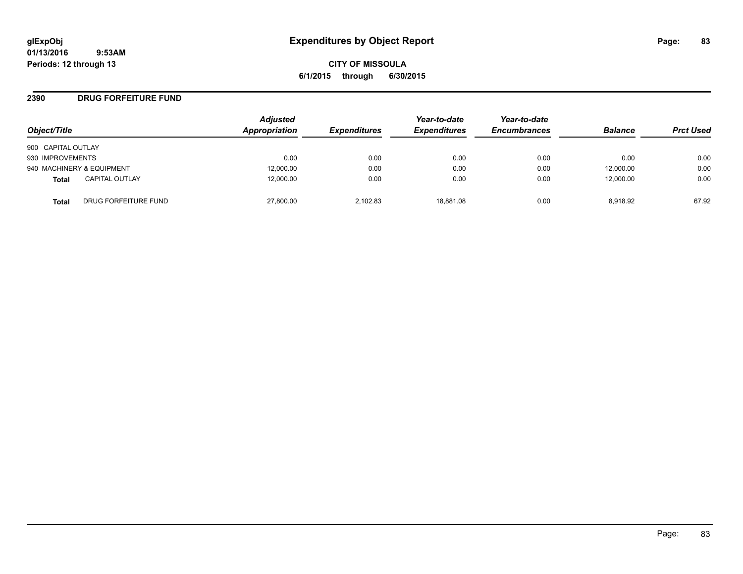# Expenditures by Object Report

glExpObj
01/13/2016 9:53AM
Periods: 12 through 13

**CITY OF MISSOULA**
**6/1/2015 through 6/30/2015**

## 2390 DRUG FORFEITURE FUND

| Object/Title | | Adjusted Appropriation | Expenditures | Year-to-date Expenditures | Year-to-date Encumbrances | Balance | Prct Used |
|---|---|---|---|---|---|---|---|
| 900 CAPITAL OUTLAY | | | | | | | |
| 930 IMPROVEMENTS | | 0.00 | 0.00 | 0.00 | 0.00 | 0.00 | 0.00 |
| 940 MACHINERY & EQUIPMENT | | 12,000.00 | 0.00 | 0.00 | 0.00 | 12,000.00 | 0.00 |
| **Total** | CAPITAL OUTLAY | 12,000.00 | 0.00 | 0.00 | 0.00 | 12,000.00 | 0.00 |
| **Total** | DRUG FORFEITURE FUND | 27,800.00 | 2,102.83 | 18,881.08 | 0.00 | 8,918.92 | 67.92 |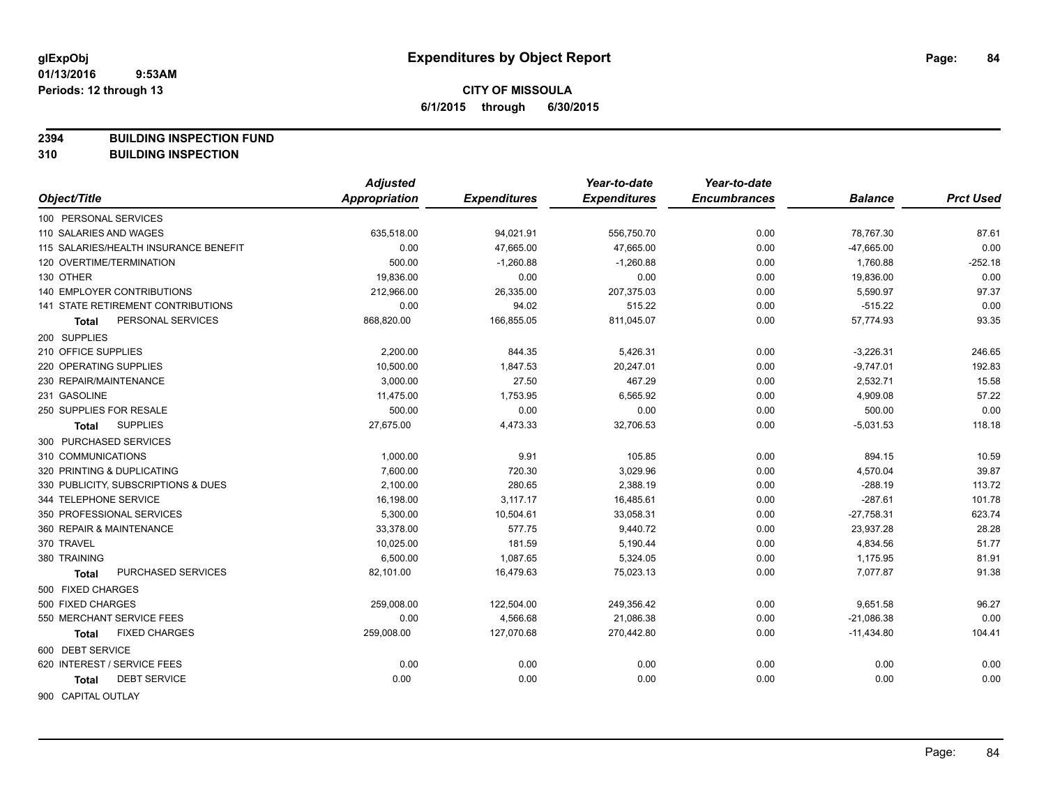**CITY OF MISSOULA**

**6/1/2015 through 6/30/2015**

**2394 BUILDING INSPECTION FUND**

**310 BUILDING INSPECTION**

| Object/Title | Adjusted Appropriation | Expenditures | Year-to-date Expenditures | Year-to-date Encumbrances | Balance | Prct Used |
|---|---|---|---|---|---|---|
| 100 PERSONAL SERVICES | | | | | | |
| 110 SALARIES AND WAGES | 635,518.00 | 94,021.91 | 556,750.70 | 0.00 | 78,767.30 | 87.61 |
| 115 SALARIES/HEALTH INSURANCE BENEFIT | 0.00 | 47,665.00 | 47,665.00 | 0.00 | -47,665.00 | 0.00 |
| 120 OVERTIME/TERMINATION | 500.00 | -1,260.88 | -1,260.88 | 0.00 | 1,760.88 | -252.18 |
| 130 OTHER | 19,836.00 | 0.00 | 0.00 | 0.00 | 19,836.00 | 0.00 |
| 140 EMPLOYER CONTRIBUTIONS | 212,966.00 | 26,335.00 | 207,375.03 | 0.00 | 5,590.97 | 97.37 |
| 141 STATE RETIREMENT CONTRIBUTIONS | 0.00 | 94.02 | 515.22 | 0.00 | -515.22 | 0.00 |
| **Total** PERSONAL SERVICES | 868,820.00 | 166,855.05 | 811,045.07 | 0.00 | 57,774.93 | 93.35 |
| 200 SUPPLIES | | | | | | |
| 210 OFFICE SUPPLIES | 2,200.00 | 844.35 | 5,426.31 | 0.00 | -3,226.31 | 246.65 |
| 220 OPERATING SUPPLIES | 10,500.00 | 1,847.53 | 20,247.01 | 0.00 | -9,747.01 | 192.83 |
| 230 REPAIR/MAINTENANCE | 3,000.00 | 27.50 | 467.29 | 0.00 | 2,532.71 | 15.58 |
| 231 GASOLINE | 11,475.00 | 1,753.95 | 6,565.92 | 0.00 | 4,909.08 | 57.22 |
| 250 SUPPLIES FOR RESALE | 500.00 | 0.00 | 0.00 | 0.00 | 500.00 | 0.00 |
| **Total** SUPPLIES | 27,675.00 | 4,473.33 | 32,706.53 | 0.00 | -5,031.53 | 118.18 |
| 300 PURCHASED SERVICES | | | | | | |
| 310 COMMUNICATIONS | 1,000.00 | 9.91 | 105.85 | 0.00 | 894.15 | 10.59 |
| 320 PRINTING & DUPLICATING | 7,600.00 | 720.30 | 3,029.96 | 0.00 | 4,570.04 | 39.87 |
| 330 PUBLICITY, SUBSCRIPTIONS & DUES | 2,100.00 | 280.65 | 2,388.19 | 0.00 | -288.19 | 113.72 |
| 344 TELEPHONE SERVICE | 16,198.00 | 3,117.17 | 16,485.61 | 0.00 | -287.61 | 101.78 |
| 350 PROFESSIONAL SERVICES | 5,300.00 | 10,504.61 | 33,058.31 | 0.00 | -27,758.31 | 623.74 |
| 360 REPAIR & MAINTENANCE | 33,378.00 | 577.75 | 9,440.72 | 0.00 | 23,937.28 | 28.28 |
| 370 TRAVEL | 10,025.00 | 181.59 | 5,190.44 | 0.00 | 4,834.56 | 51.77 |
| 380 TRAINING | 6,500.00 | 1,087.65 | 5,324.05 | 0.00 | 1,175.95 | 81.91 |
| **Total** PURCHASED SERVICES | 82,101.00 | 16,479.63 | 75,023.13 | 0.00 | 7,077.87 | 91.38 |
| 500 FIXED CHARGES | | | | | | |
| 500 FIXED CHARGES | 259,008.00 | 122,504.00 | 249,356.42 | 0.00 | 9,651.58 | 96.27 |
| 550 MERCHANT SERVICE FEES | 0.00 | 4,566.68 | 21,086.38 | 0.00 | -21,086.38 | 0.00 |
| **Total** FIXED CHARGES | 259,008.00 | 127,070.68 | 270,442.80 | 0.00 | -11,434.80 | 104.41 |
| 600 DEBT SERVICE | | | | | | |
| 620 INTEREST / SERVICE FEES | 0.00 | 0.00 | 0.00 | 0.00 | 0.00 | 0.00 |
| **Total** DEBT SERVICE | 0.00 | 0.00 | 0.00 | 0.00 | 0.00 | 0.00 |
| 900 CAPITAL OUTLAY | | | | | | |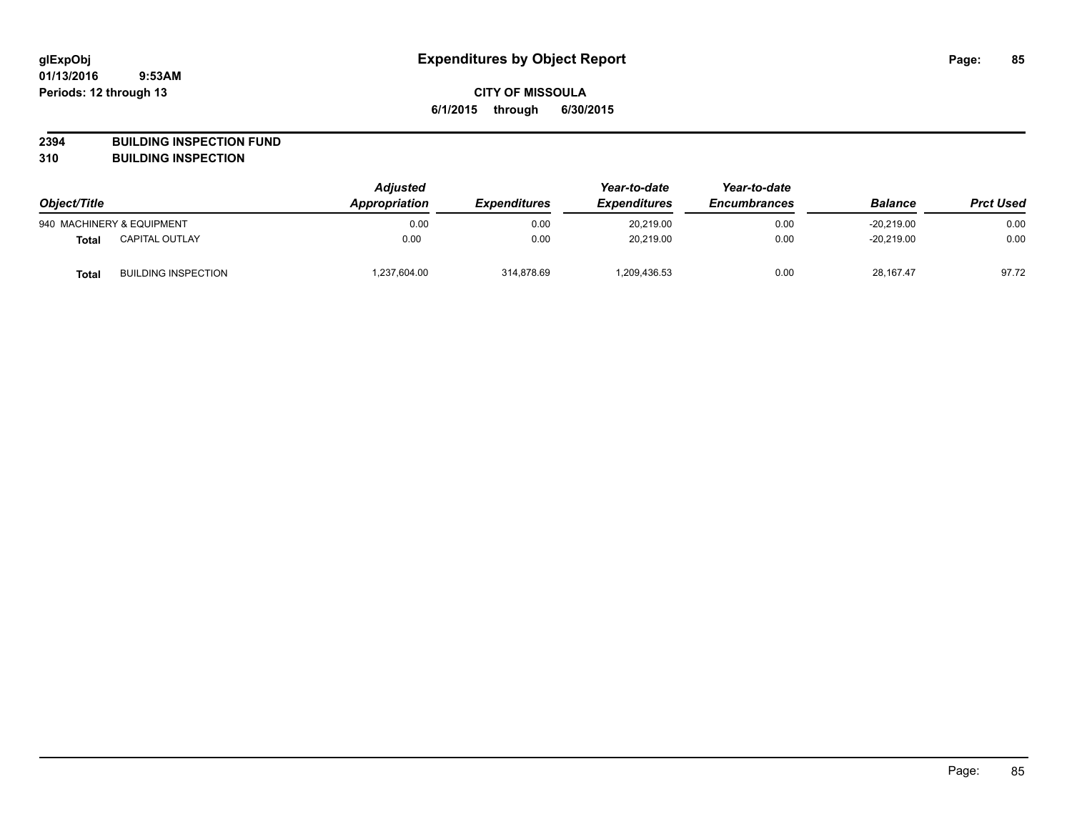# Expenditures by Object Report

glExpObj
01/13/2016 9:53AM
Periods: 12 through 13

**CITY OF MISSOULA**
**6/1/2015 through 6/30/2015**

## 2394 BUILDING INSPECTION FUND
## 310 BUILDING INSPECTION

| Object/Title | | Adjusted Appropriation | Expenditures | Year-to-date Expenditures | Year-to-date Encumbrances | Balance | Prct Used |
|---|---|---|---|---|---|---|---|
| 940 MACHINERY & EQUIPMENT | | 0.00 | 0.00 | 20,219.00 | 0.00 | -20,219.00 | 0.00 |
| **Total** | CAPITAL OUTLAY | 0.00 | 0.00 | 20,219.00 | 0.00 | -20,219.00 | 0.00 |
| **Total** | BUILDING INSPECTION | 1,237,604.00 | 314,878.69 | 1,209,436.53 | 0.00 | 28,167.47 | 97.72 |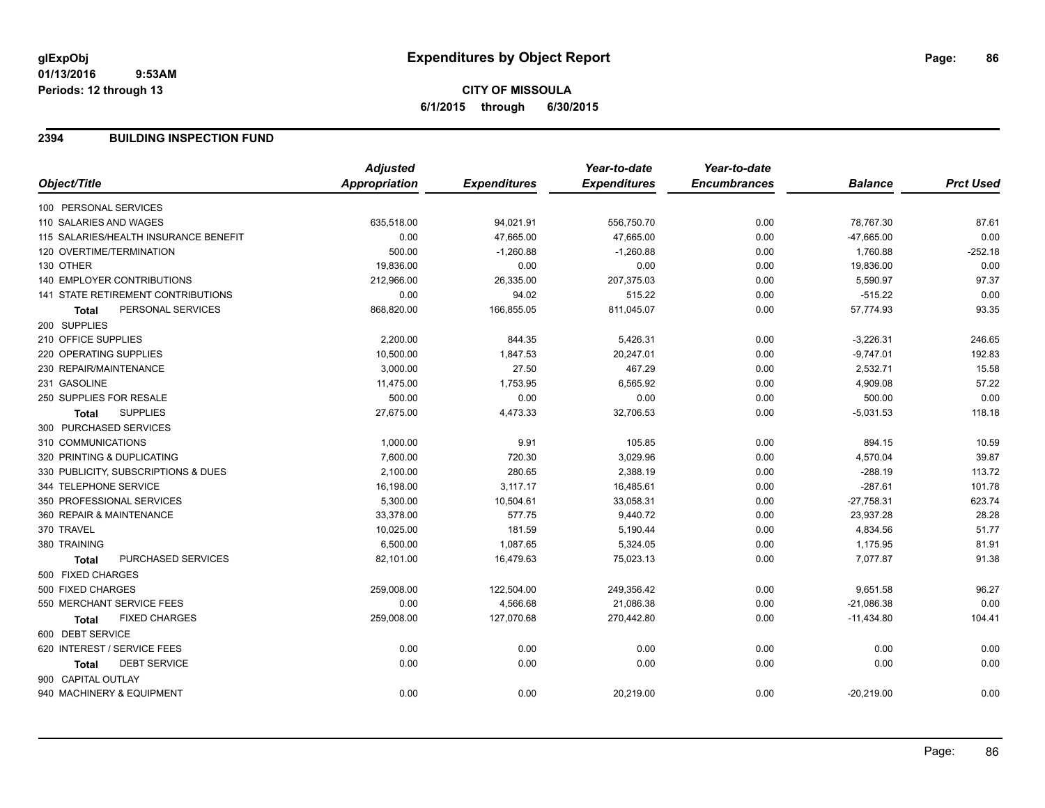**glExpObj** **Expenditures by Object Report**

**01/13/2016 9:53AM**

**Periods: 12 through 13**

**CITY OF MISSOULA**

**6/1/2015 through 6/30/2015**

## 2394 BUILDING INSPECTION FUND

| Object/Title | Adjusted Appropriation | Expenditures | Year-to-date Expenditures | Year-to-date Encumbrances | Balance | Prct Used |
|---|---|---|---|---|---|---|
| 100 PERSONAL SERVICES | | | | | | |
| 110 SALARIES AND WAGES | 635,518.00 | 94,021.91 | 556,750.70 | 0.00 | 78,767.30 | 87.61 |
| 115 SALARIES/HEALTH INSURANCE BENEFIT | 0.00 | 47,665.00 | 47,665.00 | 0.00 | -47,665.00 | 0.00 |
| 120 OVERTIME/TERMINATION | 500.00 | -1,260.88 | -1,260.88 | 0.00 | 1,760.88 | -252.18 |
| 130 OTHER | 19,836.00 | 0.00 | 0.00 | 0.00 | 19,836.00 | 0.00 |
| 140 EMPLOYER CONTRIBUTIONS | 212,966.00 | 26,335.00 | 207,375.03 | 0.00 | 5,590.97 | 97.37 |
| 141 STATE RETIREMENT CONTRIBUTIONS | 0.00 | 94.02 | 515.22 | 0.00 | -515.22 | 0.00 |
| **Total** PERSONAL SERVICES | 868,820.00 | 166,855.05 | 811,045.07 | 0.00 | 57,774.93 | 93.35 |
| 200 SUPPLIES | | | | | | |
| 210 OFFICE SUPPLIES | 2,200.00 | 844.35 | 5,426.31 | 0.00 | -3,226.31 | 246.65 |
| 220 OPERATING SUPPLIES | 10,500.00 | 1,847.53 | 20,247.01 | 0.00 | -9,747.01 | 192.83 |
| 230 REPAIR/MAINTENANCE | 3,000.00 | 27.50 | 467.29 | 0.00 | 2,532.71 | 15.58 |
| 231 GASOLINE | 11,475.00 | 1,753.95 | 6,565.92 | 0.00 | 4,909.08 | 57.22 |
| 250 SUPPLIES FOR RESALE | 500.00 | 0.00 | 0.00 | 0.00 | 500.00 | 0.00 |
| **Total** SUPPLIES | 27,675.00 | 4,473.33 | 32,706.53 | 0.00 | -5,031.53 | 118.18 |
| 300 PURCHASED SERVICES | | | | | | |
| 310 COMMUNICATIONS | 1,000.00 | 9.91 | 105.85 | 0.00 | 894.15 | 10.59 |
| 320 PRINTING & DUPLICATING | 7,600.00 | 720.30 | 3,029.96 | 0.00 | 4,570.04 | 39.87 |
| 330 PUBLICITY, SUBSCRIPTIONS & DUES | 2,100.00 | 280.65 | 2,388.19 | 0.00 | -288.19 | 113.72 |
| 344 TELEPHONE SERVICE | 16,198.00 | 3,117.17 | 16,485.61 | 0.00 | -287.61 | 101.78 |
| 350 PROFESSIONAL SERVICES | 5,300.00 | 10,504.61 | 33,058.31 | 0.00 | -27,758.31 | 623.74 |
| 360 REPAIR & MAINTENANCE | 33,378.00 | 577.75 | 9,440.72 | 0.00 | 23,937.28 | 28.28 |
| 370 TRAVEL | 10,025.00 | 181.59 | 5,190.44 | 0.00 | 4,834.56 | 51.77 |
| 380 TRAINING | 6,500.00 | 1,087.65 | 5,324.05 | 0.00 | 1,175.95 | 81.91 |
| **Total** PURCHASED SERVICES | 82,101.00 | 16,479.63 | 75,023.13 | 0.00 | 7,077.87 | 91.38 |
| 500 FIXED CHARGES | | | | | | |
| 500 FIXED CHARGES | 259,008.00 | 122,504.00 | 249,356.42 | 0.00 | 9,651.58 | 96.27 |
| 550 MERCHANT SERVICE FEES | 0.00 | 4,566.68 | 21,086.38 | 0.00 | -21,086.38 | 0.00 |
| **Total** FIXED CHARGES | 259,008.00 | 127,070.68 | 270,442.80 | 0.00 | -11,434.80 | 104.41 |
| 600 DEBT SERVICE | | | | | | |
| 620 INTEREST / SERVICE FEES | 0.00 | 0.00 | 0.00 | 0.00 | 0.00 | 0.00 |
| **Total** DEBT SERVICE | 0.00 | 0.00 | 0.00 | 0.00 | 0.00 | 0.00 |
| 900 CAPITAL OUTLAY | | | | | | |
| 940 MACHINERY & EQUIPMENT | 0.00 | 0.00 | 20,219.00 | 0.00 | -20,219.00 | 0.00 |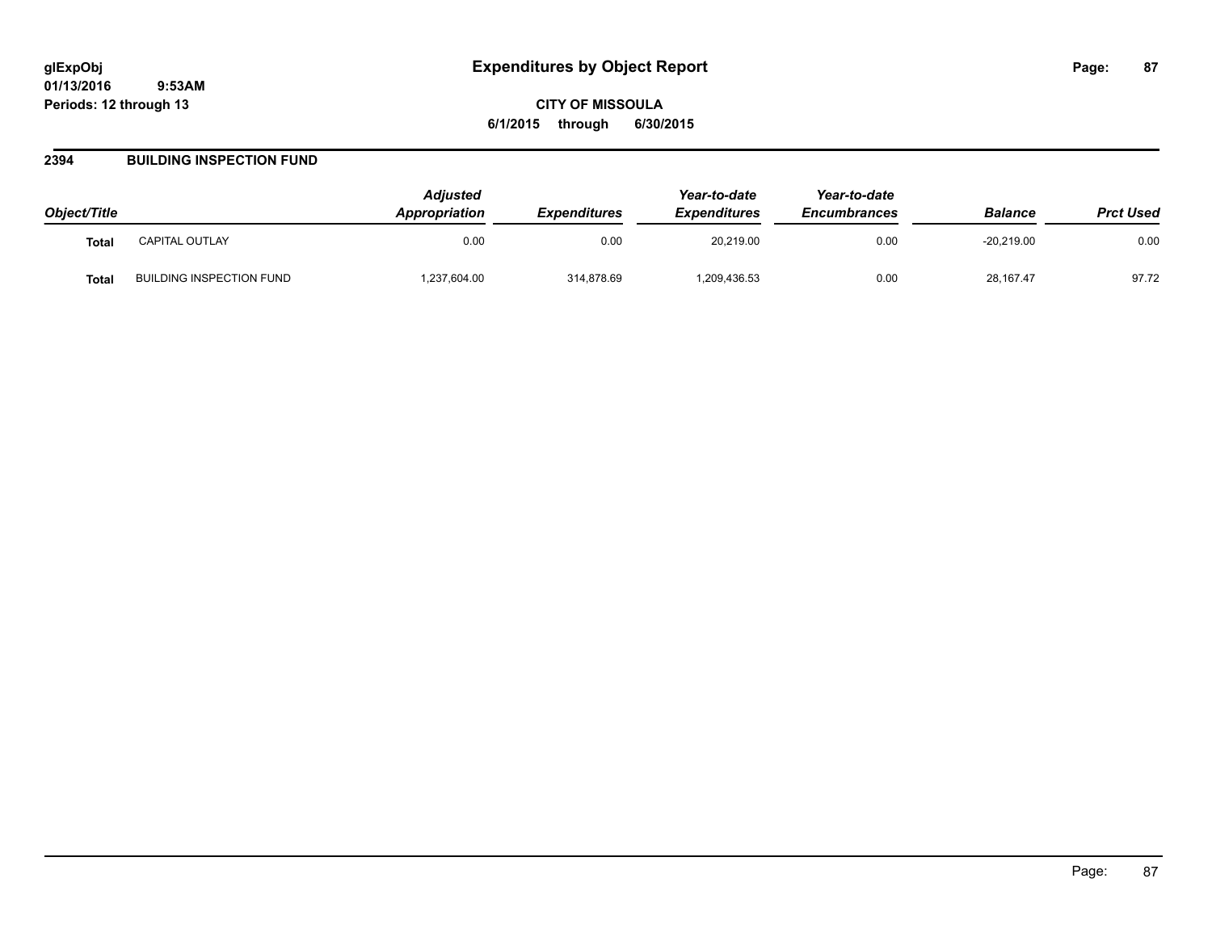**glExpObj**
**01/13/2016 9:53AM**
**Periods: 12 through 13**

# Expenditures by Object Report

**CITY OF MISSOULA**
**6/1/2015 through 6/30/2015**

## 2394 BUILDING INSPECTION FUND

| Object/Title | | Adjusted Appropriation | Expenditures | Year-to-date Expenditures | Year-to-date Encumbrances | Balance | Prct Used |
|---|---|---|---|---|---|---|---|
| **Total** | CAPITAL OUTLAY | 0.00 | 0.00 | 20,219.00 | 0.00 | -20,219.00 | 0.00 |
| **Total** | BUILDING INSPECTION FUND | 1,237,604.00 | 314,878.69 | 1,209,436.53 | 0.00 | 28,167.47 | 97.72 |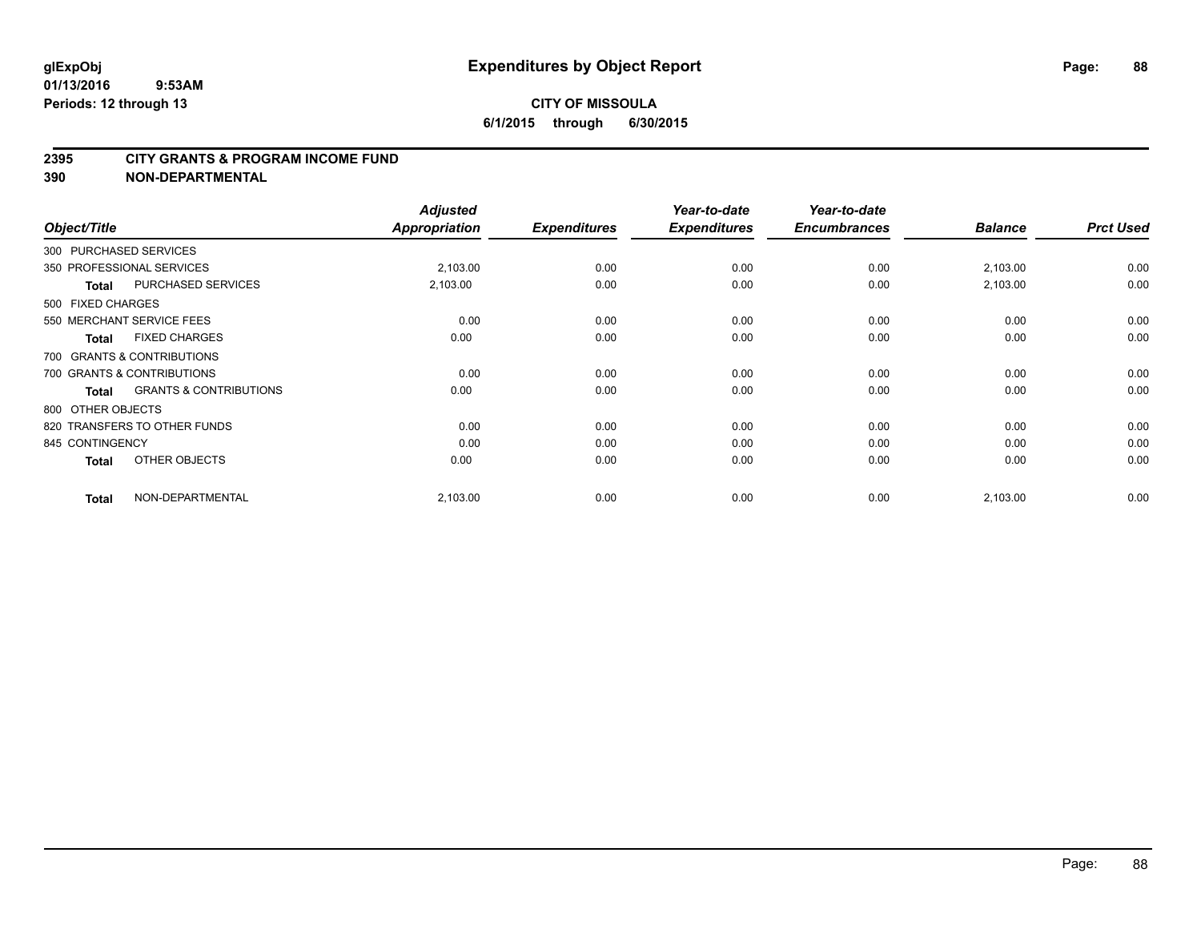# Expenditures by Object Report

**CITY OF MISSOULA**

**6/1/2015 through 6/30/2015**

glExpObj
01/13/2016 9:53AM
Periods: 12 through 13

## 2395 CITY GRANTS & PROGRAM INCOME FUND
## 390 NON-DEPARTMENTAL

| Object/Title | | Adjusted Appropriation | Expenditures | Year-to-date Expenditures | Year-to-date Encumbrances | Balance | Prct Used |
|---|---|---|---|---|---|---|---|
| 300 PURCHASED SERVICES | | | | | | | |
| 350 PROFESSIONAL SERVICES | | 2,103.00 | 0.00 | 0.00 | 0.00 | 2,103.00 | 0.00 |
| **Total** | PURCHASED SERVICES | 2,103.00 | 0.00 | 0.00 | 0.00 | 2,103.00 | 0.00 |
| 500 FIXED CHARGES | | | | | | | |
| 550 MERCHANT SERVICE FEES | | 0.00 | 0.00 | 0.00 | 0.00 | 0.00 | 0.00 |
| **Total** | FIXED CHARGES | 0.00 | 0.00 | 0.00 | 0.00 | 0.00 | 0.00 |
| 700 GRANTS & CONTRIBUTIONS | | | | | | | |
| 700 GRANTS & CONTRIBUTIONS | | 0.00 | 0.00 | 0.00 | 0.00 | 0.00 | 0.00 |
| **Total** | GRANTS & CONTRIBUTIONS | 0.00 | 0.00 | 0.00 | 0.00 | 0.00 | 0.00 |
| 800 OTHER OBJECTS | | | | | | | |
| 820 TRANSFERS TO OTHER FUNDS | | 0.00 | 0.00 | 0.00 | 0.00 | 0.00 | 0.00 |
| 845 CONTINGENCY | | 0.00 | 0.00 | 0.00 | 0.00 | 0.00 | 0.00 |
| **Total** | OTHER OBJECTS | 0.00 | 0.00 | 0.00 | 0.00 | 0.00 | 0.00 |
| **Total** | NON-DEPARTMENTAL | 2,103.00 | 0.00 | 0.00 | 0.00 | 2,103.00 | 0.00 |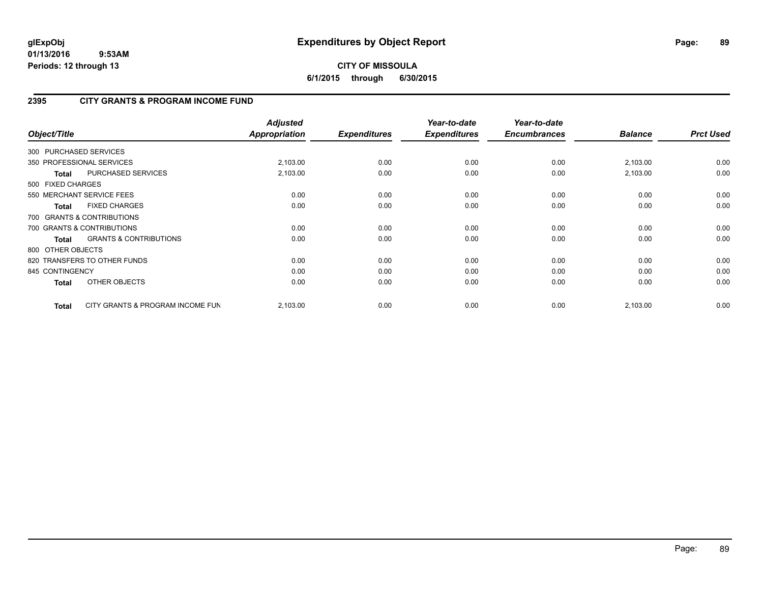**glExpObj**
**01/13/2016 9:53AM**
**Periods: 12 through 13**

# Expenditures by Object Report

**CITY OF MISSOULA**
**6/1/2015 through 6/30/2015**

## 2395 CITY GRANTS & PROGRAM INCOME FUND

| Object/Title | Adjusted Appropriation | Expenditures | Year-to-date Expenditures | Year-to-date Encumbrances | Balance | Prct Used |
|---|---|---|---|---|---|---|
| 300 PURCHASED SERVICES | | | | | | |
| 350 PROFESSIONAL SERVICES | 2,103.00 | 0.00 | 0.00 | 0.00 | 2,103.00 | 0.00 |
| **Total** PURCHASED SERVICES | 2,103.00 | 0.00 | 0.00 | 0.00 | 2,103.00 | 0.00 |
| 500 FIXED CHARGES | | | | | | |
| 550 MERCHANT SERVICE FEES | 0.00 | 0.00 | 0.00 | 0.00 | 0.00 | 0.00 |
| **Total** FIXED CHARGES | 0.00 | 0.00 | 0.00 | 0.00 | 0.00 | 0.00 |
| 700 GRANTS & CONTRIBUTIONS | | | | | | |
| 700 GRANTS & CONTRIBUTIONS | 0.00 | 0.00 | 0.00 | 0.00 | 0.00 | 0.00 |
| **Total** GRANTS & CONTRIBUTIONS | 0.00 | 0.00 | 0.00 | 0.00 | 0.00 | 0.00 |
| 800 OTHER OBJECTS | | | | | | |
| 820 TRANSFERS TO OTHER FUNDS | 0.00 | 0.00 | 0.00 | 0.00 | 0.00 | 0.00 |
| 845 CONTINGENCY | 0.00 | 0.00 | 0.00 | 0.00 | 0.00 | 0.00 |
| **Total** OTHER OBJECTS | 0.00 | 0.00 | 0.00 | 0.00 | 0.00 | 0.00 |
| **Total** CITY GRANTS & PROGRAM INCOME FUN | 2,103.00 | 0.00 | 0.00 | 0.00 | 2,103.00 | 0.00 |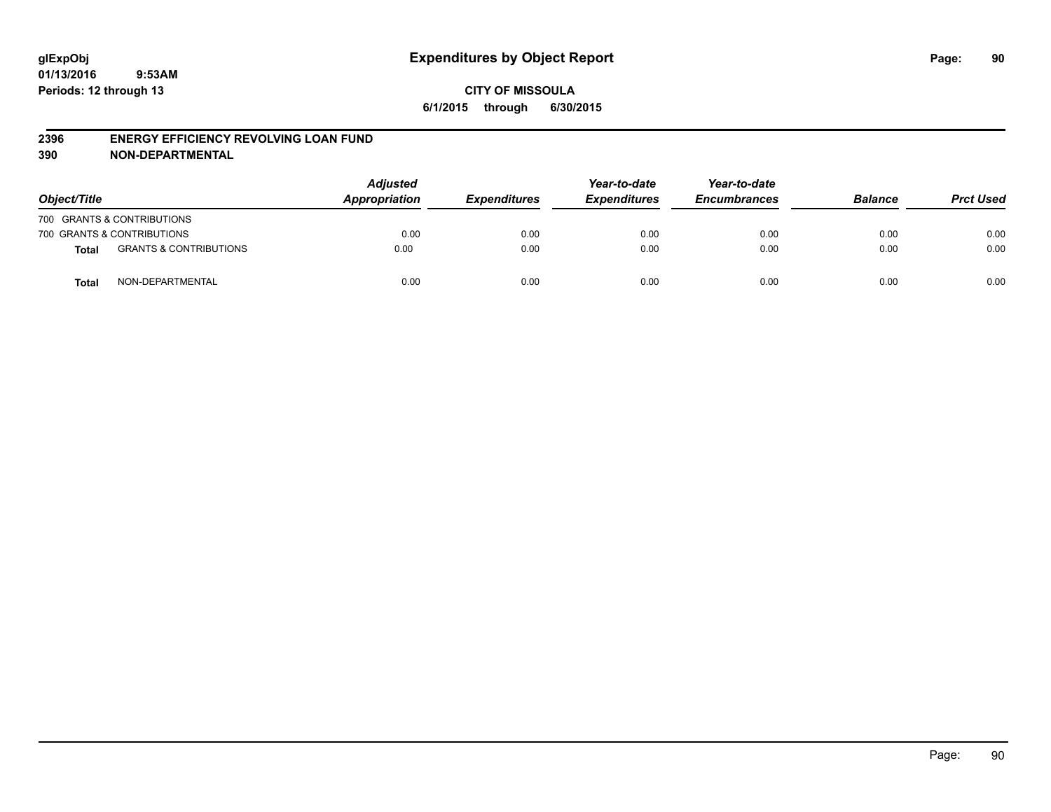**glExpObj**
**01/13/2016 9:53AM**
**Periods: 12 through 13**

# Expenditures by Object Report

**CITY OF MISSOULA**
**6/1/2015 through 6/30/2015**

## 2396 ENERGY EFFICIENCY REVOLVING LOAN FUND
## 390 NON-DEPARTMENTAL

| Object/Title | | Adjusted Appropriation | Expenditures | Year-to-date Expenditures | Year-to-date Encumbrances | Balance | Prct Used |
|---|---|---|---|---|---|---|---|
| 700 GRANTS & CONTRIBUTIONS | | | | | | | |
| 700 GRANTS & CONTRIBUTIONS | | 0.00 | 0.00 | 0.00 | 0.00 | 0.00 | 0.00 |
| **Total** | GRANTS & CONTRIBUTIONS | 0.00 | 0.00 | 0.00 | 0.00 | 0.00 | 0.00 |
| **Total** | NON-DEPARTMENTAL | 0.00 | 0.00 | 0.00 | 0.00 | 0.00 | 0.00 |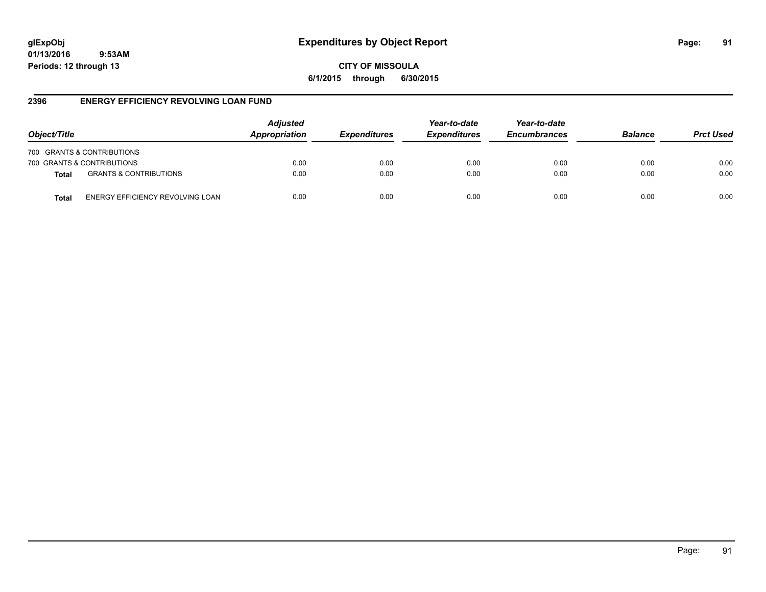# Expenditures by Object Report

**glExpObj**
**01/13/2016 9:53AM**
**Periods: 12 through 13**

**CITY OF MISSOULA**
**6/1/2015 through 6/30/2015**

## 2396 ENERGY EFFICIENCY REVOLVING LOAN FUND

| Object/Title | | Adjusted Appropriation | Expenditures | Year-to-date Expenditures | Year-to-date Encumbrances | Balance | Prct Used |
|---|---|---|---|---|---|---|---|
| 700 GRANTS & CONTRIBUTIONS | | | | | | | |
| 700 GRANTS & CONTRIBUTIONS | | 0.00 | 0.00 | 0.00 | 0.00 | 0.00 | 0.00 |
| **Total** | GRANTS & CONTRIBUTIONS | 0.00 | 0.00 | 0.00 | 0.00 | 0.00 | 0.00 |
| **Total** | ENERGY EFFICIENCY REVOLVING LOAN | 0.00 | 0.00 | 0.00 | 0.00 | 0.00 | 0.00 |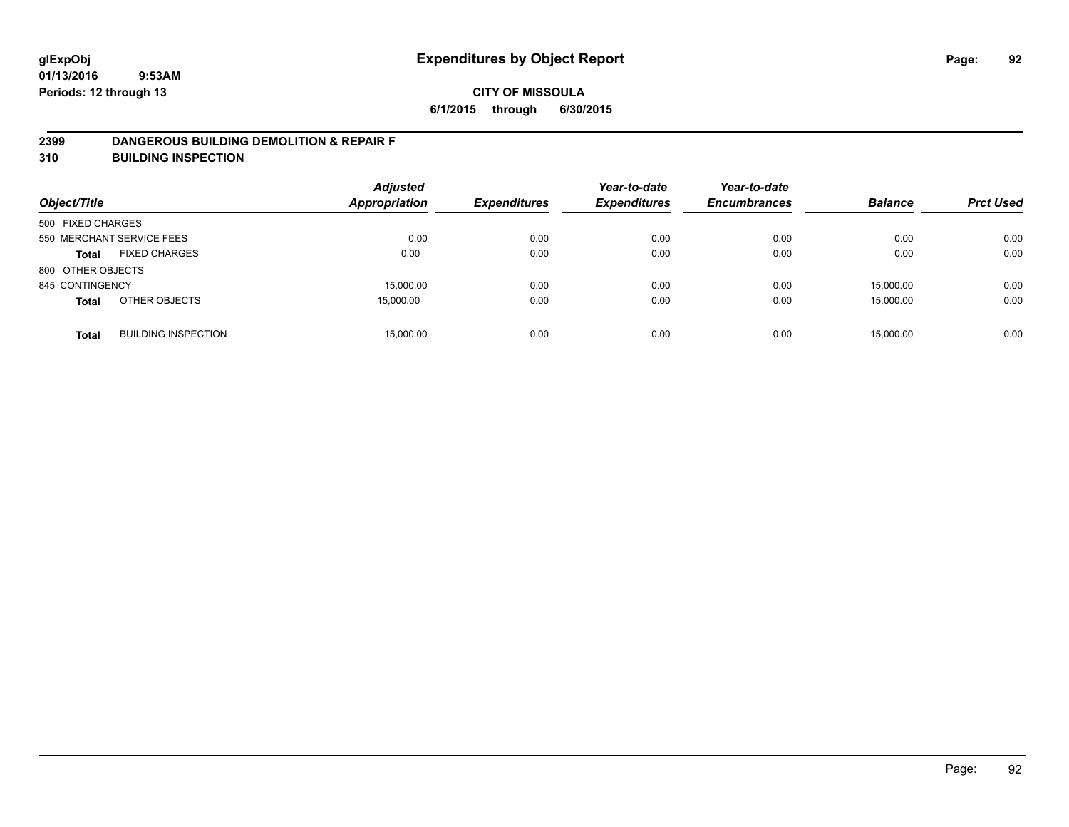**glExpObj**
**01/13/2016 9:53AM**
**Periods: 12 through 13**

# Expenditures by Object Report

**CITY OF MISSOULA**
**6/1/2015 through 6/30/2015**

## 2399 DANGEROUS BUILDING DEMOLITION & REPAIR F
## 310 BUILDING INSPECTION

| Object/Title | | Adjusted Appropriation | Expenditures | Year-to-date Expenditures | Year-to-date Encumbrances | Balance | Prct Used |
|---|---|---|---|---|---|---|---|
| 500 FIXED CHARGES | | | | | | | |
| 550 MERCHANT SERVICE FEES | | 0.00 | 0.00 | 0.00 | 0.00 | 0.00 | 0.00 |
| **Total** | FIXED CHARGES | 0.00 | 0.00 | 0.00 | 0.00 | 0.00 | 0.00 |
| 800 OTHER OBJECTS | | | | | | | |
| 845 CONTINGENCY | | 15,000.00 | 0.00 | 0.00 | 0.00 | 15,000.00 | 0.00 |
| **Total** | OTHER OBJECTS | 15,000.00 | 0.00 | 0.00 | 0.00 | 15,000.00 | 0.00 |
| **Total** | BUILDING INSPECTION | 15,000.00 | 0.00 | 0.00 | 0.00 | 15,000.00 | 0.00 |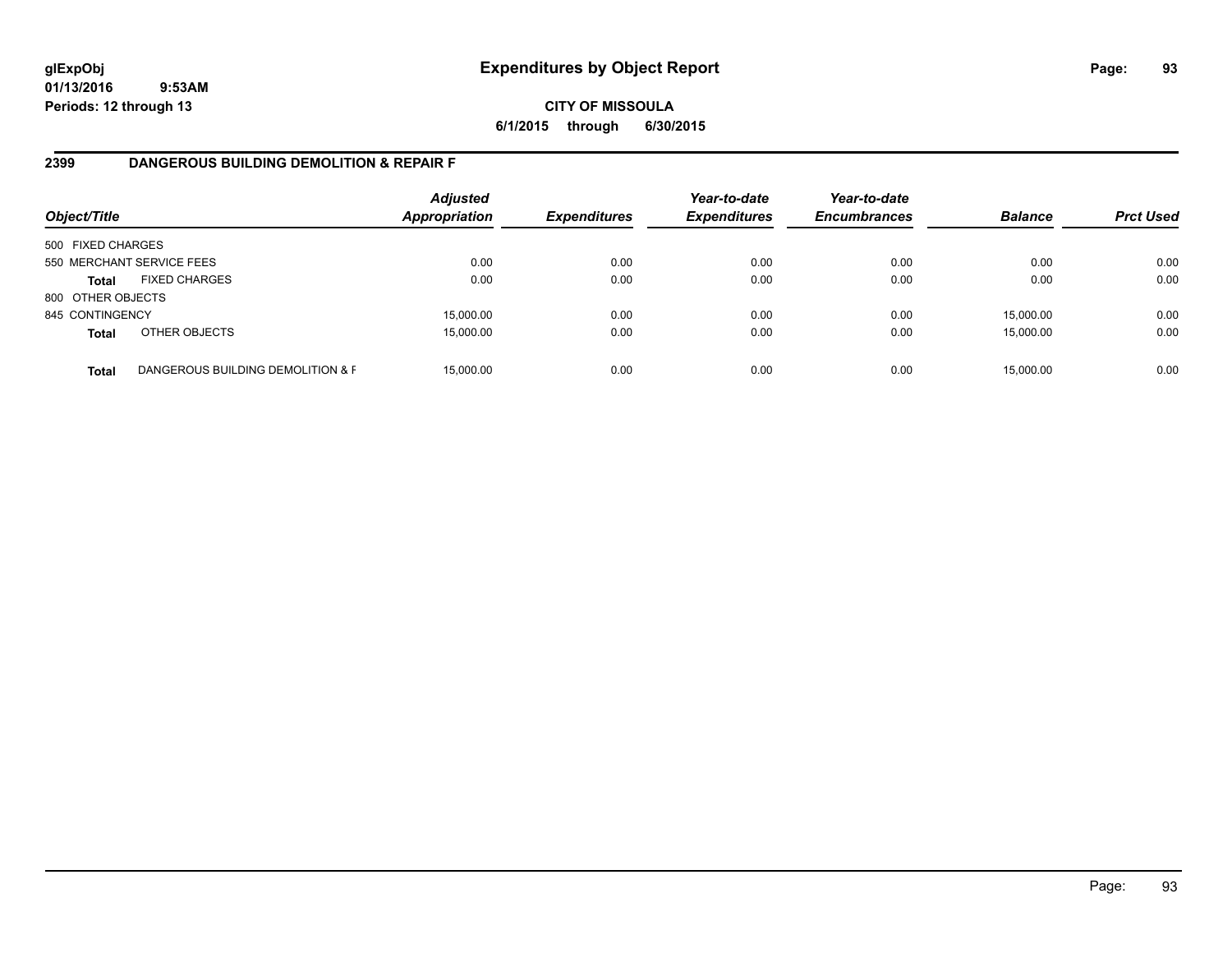**glExpObj**
**01/13/2016 9:53AM**
**Periods: 12 through 13**

# Expenditures by Object Report

**CITY OF MISSOULA**
**6/1/2015 through 6/30/2015**

## 2399 DANGEROUS BUILDING DEMOLITION & REPAIR F

| Object/Title | | Adjusted Appropriation | Expenditures | Year-to-date Expenditures | Year-to-date Encumbrances | Balance | Prct Used |
|---|---|---|---|---|---|---|---|
| 500 FIXED CHARGES | | | | | | | |
| 550 MERCHANT SERVICE FEES | | 0.00 | 0.00 | 0.00 | 0.00 | 0.00 | 0.00 |
| **Total** | FIXED CHARGES | 0.00 | 0.00 | 0.00 | 0.00 | 0.00 | 0.00 |
| 800 OTHER OBJECTS | | | | | | | |
| 845 CONTINGENCY | | 15,000.00 | 0.00 | 0.00 | 0.00 | 15,000.00 | 0.00 |
| **Total** | OTHER OBJECTS | 15,000.00 | 0.00 | 0.00 | 0.00 | 15,000.00 | 0.00 |
| **Total** | DANGEROUS BUILDING DEMOLITION & F | 15,000.00 | 0.00 | 0.00 | 0.00 | 15,000.00 | 0.00 |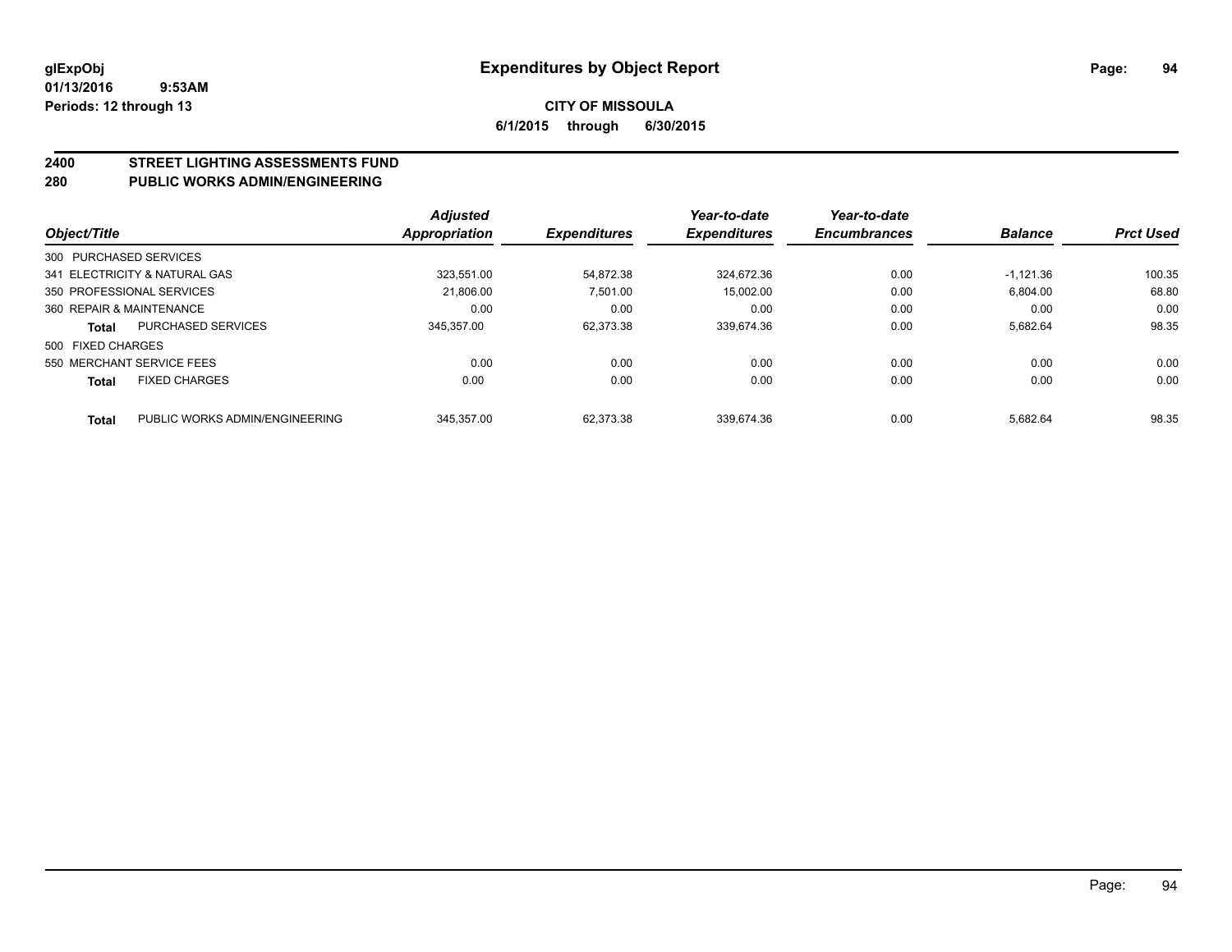# Expenditures by Object Report

glExpObj
01/13/2016 9:53AM
Periods: 12 through 13

**CITY OF MISSOULA**
**6/1/2015 through 6/30/2015**

**2400 STREET LIGHTING ASSESSMENTS FUND**
**280 PUBLIC WORKS ADMIN/ENGINEERING**

| Object/Title | | Adjusted Appropriation | Expenditures | Year-to-date Expenditures | Year-to-date Encumbrances | Balance | Prct Used |
|---|---|---|---|---|---|---|---|
| 300 PURCHASED SERVICES | | | | | | | |
| 341 ELECTRICITY & NATURAL GAS | | 323,551.00 | 54,872.38 | 324,672.36 | 0.00 | -1,121.36 | 100.35 |
| 350 PROFESSIONAL SERVICES | | 21,806.00 | 7,501.00 | 15,002.00 | 0.00 | 6,804.00 | 68.80 |
| 360 REPAIR & MAINTENANCE | | 0.00 | 0.00 | 0.00 | 0.00 | 0.00 | 0.00 |
| **Total** | PURCHASED SERVICES | 345,357.00 | 62,373.38 | 339,674.36 | 0.00 | 5,682.64 | 98.35 |
| 500 FIXED CHARGES | | | | | | | |
| 550 MERCHANT SERVICE FEES | | 0.00 | 0.00 | 0.00 | 0.00 | 0.00 | 0.00 |
| **Total** | FIXED CHARGES | 0.00 | 0.00 | 0.00 | 0.00 | 0.00 | 0.00 |
| **Total** | PUBLIC WORKS ADMIN/ENGINEERING | 345,357.00 | 62,373.38 | 339,674.36 | 0.00 | 5,682.64 | 98.35 |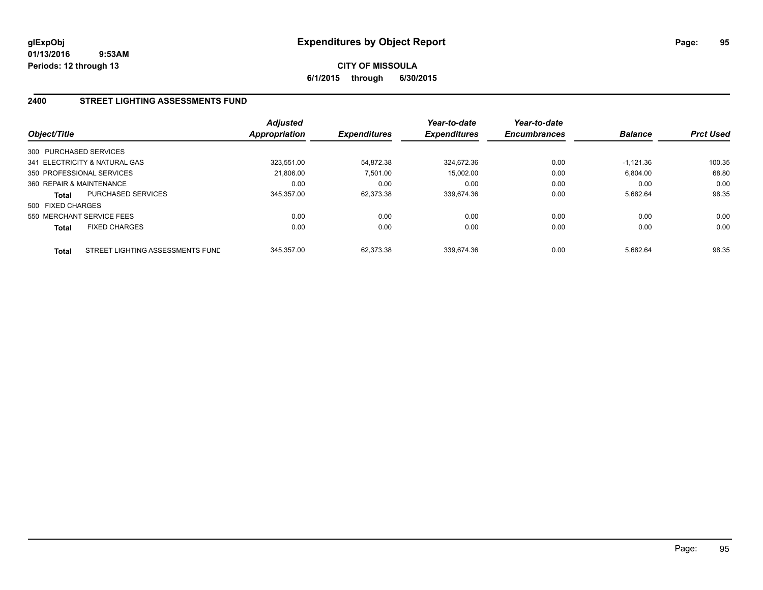**glExpObj**
**01/13/2016 9:53AM**
**Periods: 12 through 13**

# Expenditures by Object Report

**CITY OF MISSOULA**
**6/1/2015 through 6/30/2015**

## 2400 STREET LIGHTING ASSESSMENTS FUND

| Object/Title | | Adjusted Appropriation | Expenditures | Year-to-date Expenditures | Year-to-date Encumbrances | Balance | Prct Used |
|---|---|---|---|---|---|---|---|
| 300 PURCHASED SERVICES | | | | | | | |
| 341 ELECTRICITY & NATURAL GAS | | 323,551.00 | 54,872.38 | 324,672.36 | 0.00 | -1,121.36 | 100.35 |
| 350 PROFESSIONAL SERVICES | | 21,806.00 | 7,501.00 | 15,002.00 | 0.00 | 6,804.00 | 68.80 |
| 360 REPAIR & MAINTENANCE | | 0.00 | 0.00 | 0.00 | 0.00 | 0.00 | 0.00 |
| **Total** | PURCHASED SERVICES | 345,357.00 | 62,373.38 | 339,674.36 | 0.00 | 5,682.64 | 98.35 |
| 500 FIXED CHARGES | | | | | | | |
| 550 MERCHANT SERVICE FEES | | 0.00 | 0.00 | 0.00 | 0.00 | 0.00 | 0.00 |
| **Total** | FIXED CHARGES | 0.00 | 0.00 | 0.00 | 0.00 | 0.00 | 0.00 |
| **Total** | STREET LIGHTING ASSESSMENTS FUND | 345,357.00 | 62,373.38 | 339,674.36 | 0.00 | 5,682.64 | 98.35 |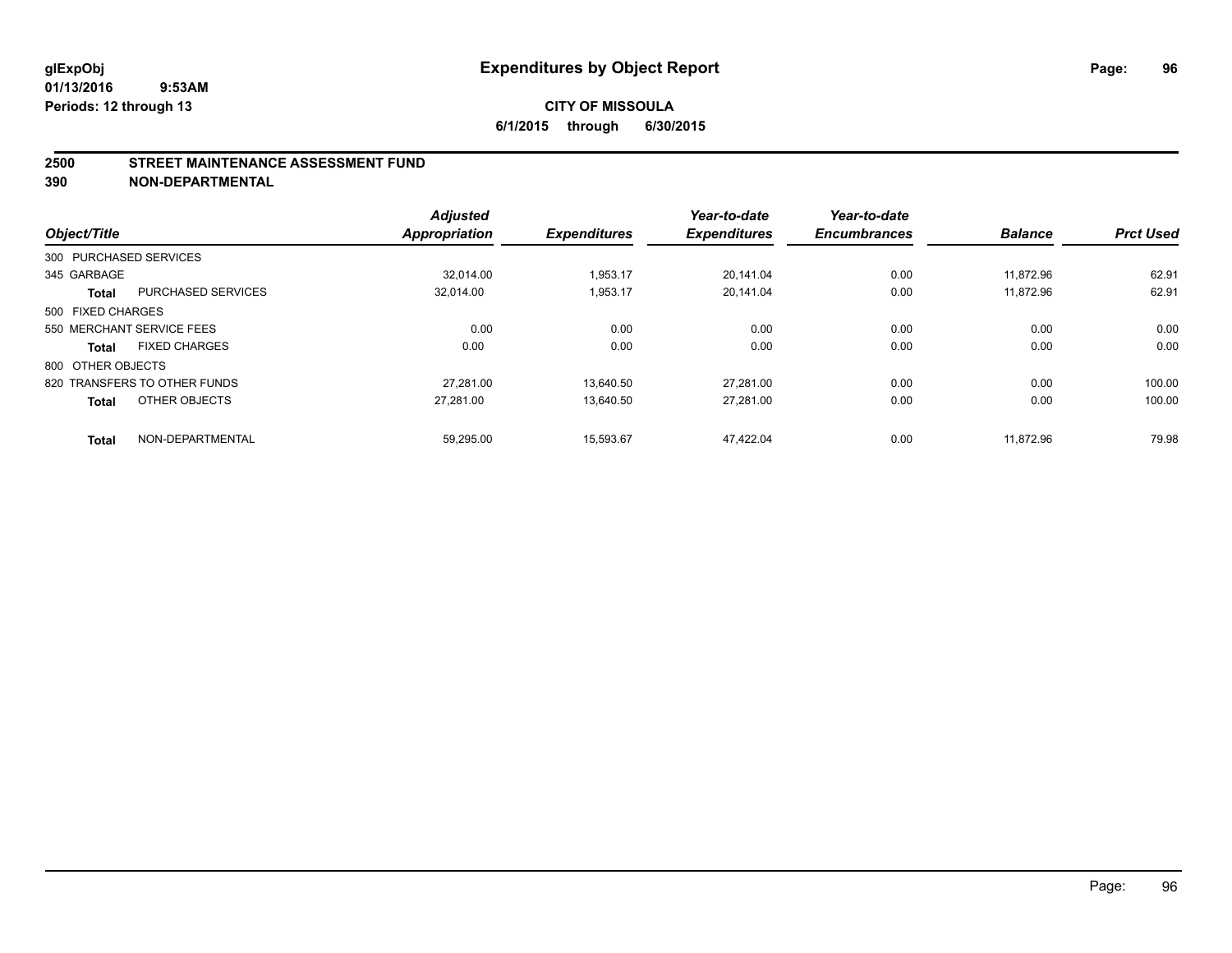glExpObj
01/13/2016 9:53AM
Periods: 12 through 13

# Expenditures by Object Report

**CITY OF MISSOULA**
**6/1/2015 through 6/30/2015**

## 2500 STREET MAINTENANCE ASSESSMENT FUND
## 390 NON-DEPARTMENTAL

| Object/Title | | Adjusted Appropriation | Expenditures | Year-to-date Expenditures | Year-to-date Encumbrances | Balance | Prct Used |
|---|---|---|---|---|---|---|---|
| 300 PURCHASED SERVICES | | | | | | | |
| 345 GARBAGE | | 32,014.00 | 1,953.17 | 20,141.04 | 0.00 | 11,872.96 | 62.91 |
| **Total** | PURCHASED SERVICES | 32,014.00 | 1,953.17 | 20,141.04 | 0.00 | 11,872.96 | 62.91 |
| 500 FIXED CHARGES | | | | | | | |
| 550 MERCHANT SERVICE FEES | | 0.00 | 0.00 | 0.00 | 0.00 | 0.00 | 0.00 |
| **Total** | FIXED CHARGES | 0.00 | 0.00 | 0.00 | 0.00 | 0.00 | 0.00 |
| 800 OTHER OBJECTS | | | | | | | |
| 820 TRANSFERS TO OTHER FUNDS | | 27,281.00 | 13,640.50 | 27,281.00 | 0.00 | 0.00 | 100.00 |
| **Total** | OTHER OBJECTS | 27,281.00 | 13,640.50 | 27,281.00 | 0.00 | 0.00 | 100.00 |
| **Total** | NON-DEPARTMENTAL | 59,295.00 | 15,593.67 | 47,422.04 | 0.00 | 11,872.96 | 79.98 |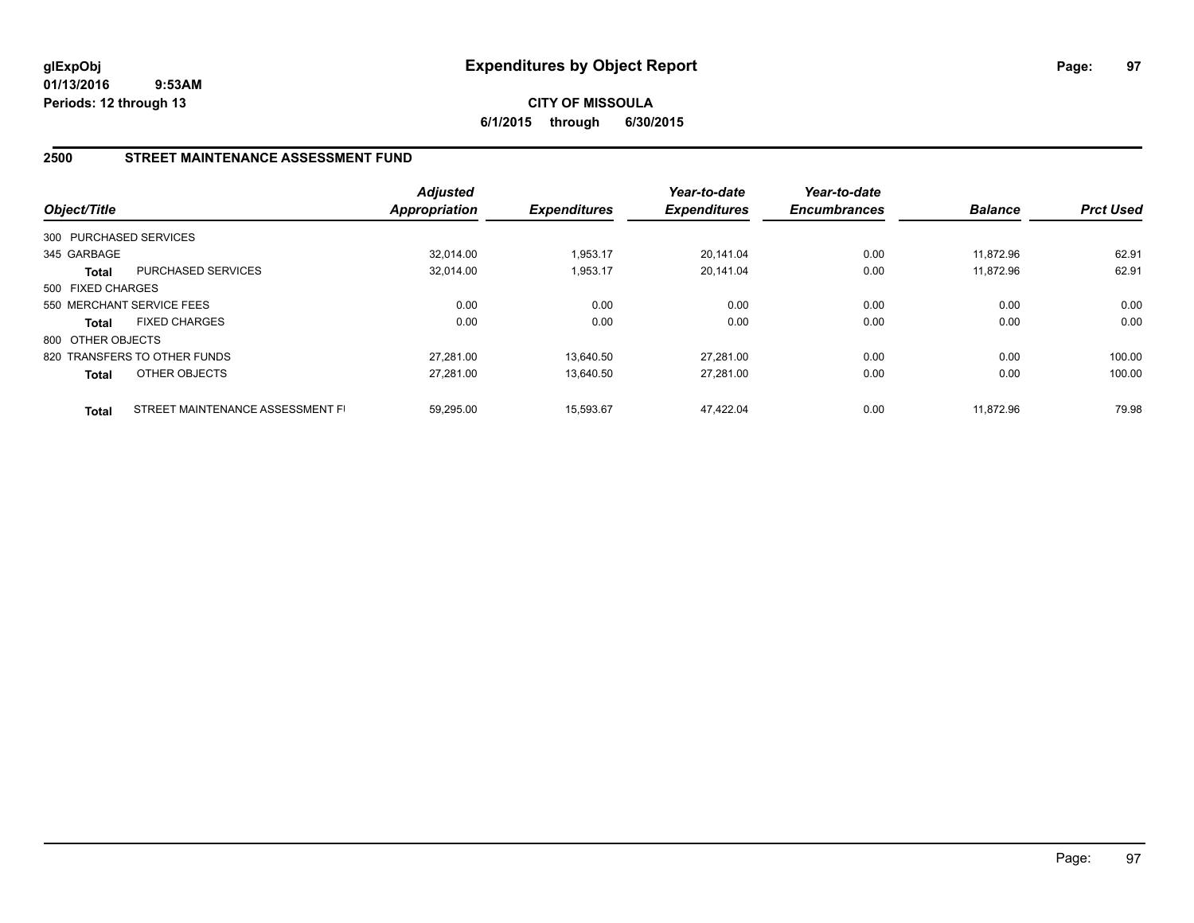glExpObj
01/13/2016 9:53AM
Periods: 12 through 13

# Expenditures by Object Report

**CITY OF MISSOULA**
**6/1/2015 through 6/30/2015**

## 2500 STREET MAINTENANCE ASSESSMENT FUND

| Object/Title | | *Adjusted Appropriation* | *Expenditures* | *Year-to-date Expenditures* | *Year-to-date Encumbrances* | *Balance* | *Prct Used* |
|---|---|---|---|---|---|---|---|
| 300 PURCHASED SERVICES | | | | | | | |
| 345 GARBAGE | | 32,014.00 | 1,953.17 | 20,141.04 | 0.00 | 11,872.96 | 62.91 |
| **Total** | PURCHASED SERVICES | 32,014.00 | 1,953.17 | 20,141.04 | 0.00 | 11,872.96 | 62.91 |
| 500 FIXED CHARGES | | | | | | | |
| 550 MERCHANT SERVICE FEES | | 0.00 | 0.00 | 0.00 | 0.00 | 0.00 | 0.00 |
| **Total** | FIXED CHARGES | 0.00 | 0.00 | 0.00 | 0.00 | 0.00 | 0.00 |
| 800 OTHER OBJECTS | | | | | | | |
| 820 TRANSFERS TO OTHER FUNDS | | 27,281.00 | 13,640.50 | 27,281.00 | 0.00 | 0.00 | 100.00 |
| **Total** | OTHER OBJECTS | 27,281.00 | 13,640.50 | 27,281.00 | 0.00 | 0.00 | 100.00 |
| **Total** | STREET MAINTENANCE ASSESSMENT FI | 59,295.00 | 15,593.67 | 47,422.04 | 0.00 | 11,872.96 | 79.98 |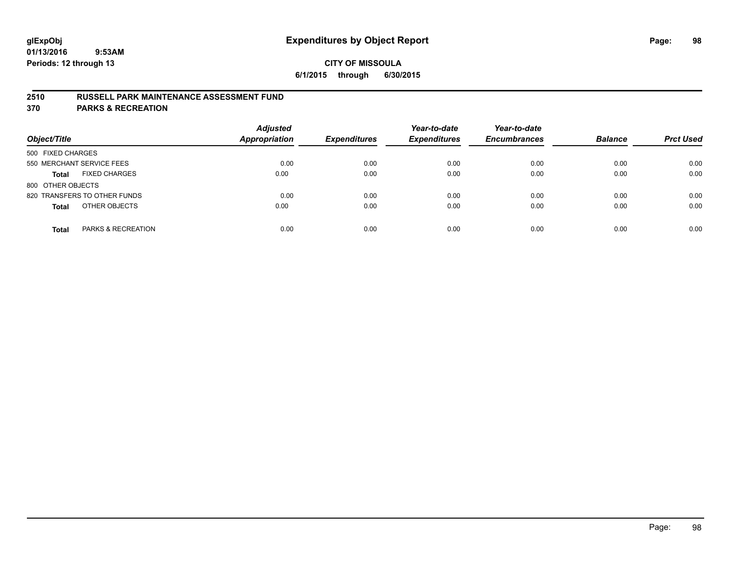glExpObj
01/13/2016 9:53AM
Periods: 12 through 13

# Expenditures by Object Report

**CITY OF MISSOULA**

**6/1/2015 through 6/30/2015**

**2510 RUSSELL PARK MAINTENANCE ASSESSMENT FUND**

**370 PARKS & RECREATION**

| Object/Title | | Adjusted Appropriation | Expenditures | Year-to-date Expenditures | Year-to-date Encumbrances | Balance | Prct Used |
|---|---|---|---|---|---|---|---|
| 500 FIXED CHARGES | | | | | | | |
| 550 MERCHANT SERVICE FEES | | 0.00 | 0.00 | 0.00 | 0.00 | 0.00 | 0.00 |
| **Total** | FIXED CHARGES | 0.00 | 0.00 | 0.00 | 0.00 | 0.00 | 0.00 |
| 800 OTHER OBJECTS | | | | | | | |
| 820 TRANSFERS TO OTHER FUNDS | | 0.00 | 0.00 | 0.00 | 0.00 | 0.00 | 0.00 |
| **Total** | OTHER OBJECTS | 0.00 | 0.00 | 0.00 | 0.00 | 0.00 | 0.00 |
| **Total** | PARKS & RECREATION | 0.00 | 0.00 | 0.00 | 0.00 | 0.00 | 0.00 |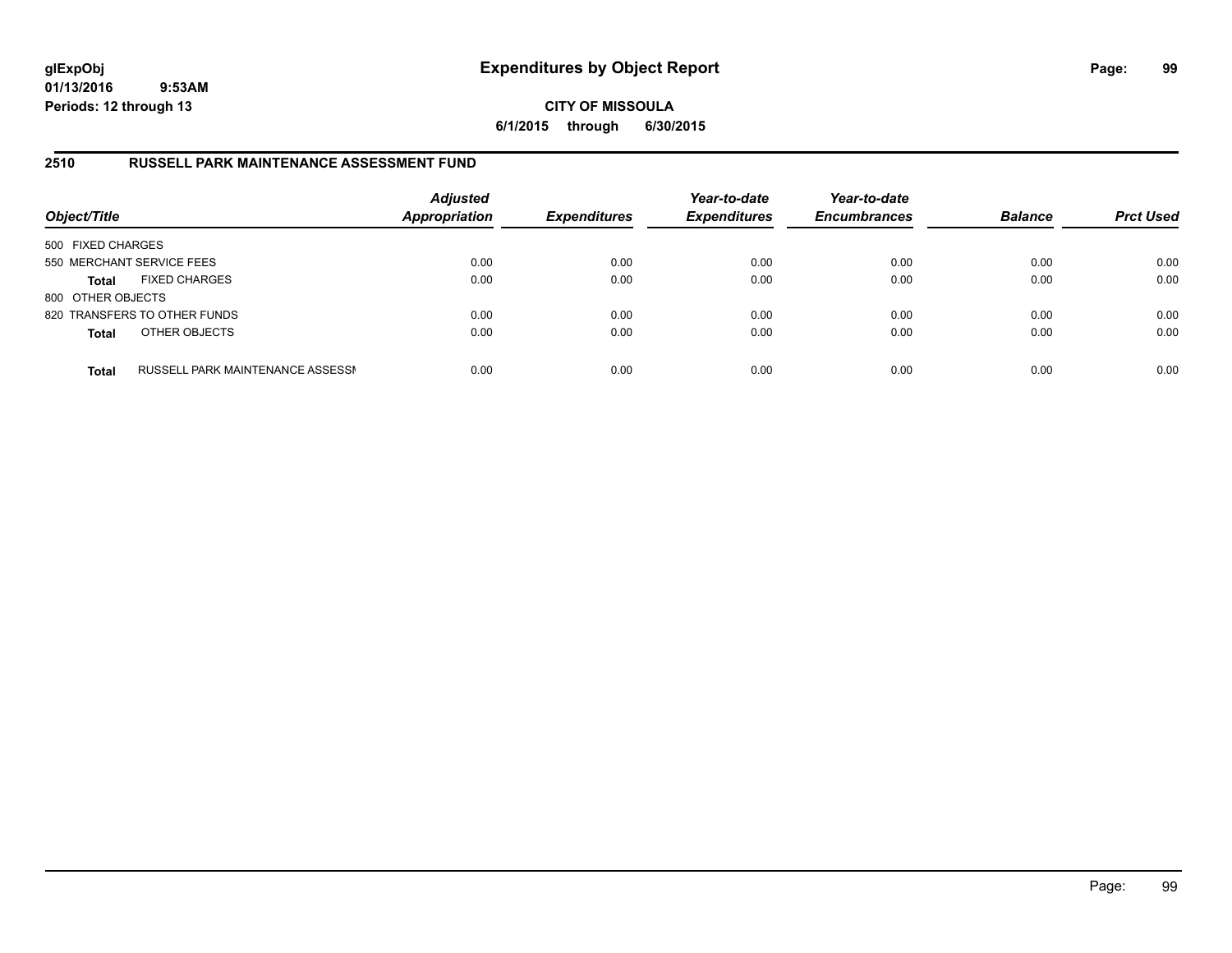# Expenditures by Object Report

glExpObj
01/13/2016 9:53AM
Periods: 12 through 13

**CITY OF MISSOULA**
**6/1/2015 through 6/30/2015**

## 2510 RUSSELL PARK MAINTENANCE ASSESSMENT FUND

| Object/Title | | Adjusted Appropriation | Expenditures | Year-to-date Expenditures | Year-to-date Encumbrances | Balance | Prct Used |
|---|---|---|---|---|---|---|---|
| 500 FIXED CHARGES | | | | | | | |
| 550 MERCHANT SERVICE FEES | | 0.00 | 0.00 | 0.00 | 0.00 | 0.00 | 0.00 |
| **Total** | FIXED CHARGES | 0.00 | 0.00 | 0.00 | 0.00 | 0.00 | 0.00 |
| 800 OTHER OBJECTS | | | | | | | |
| 820 TRANSFERS TO OTHER FUNDS | | 0.00 | 0.00 | 0.00 | 0.00 | 0.00 | 0.00 |
| **Total** | OTHER OBJECTS | 0.00 | 0.00 | 0.00 | 0.00 | 0.00 | 0.00 |
| **Total** | RUSSELL PARK MAINTENANCE ASSESSI | 0.00 | 0.00 | 0.00 | 0.00 | 0.00 | 0.00 |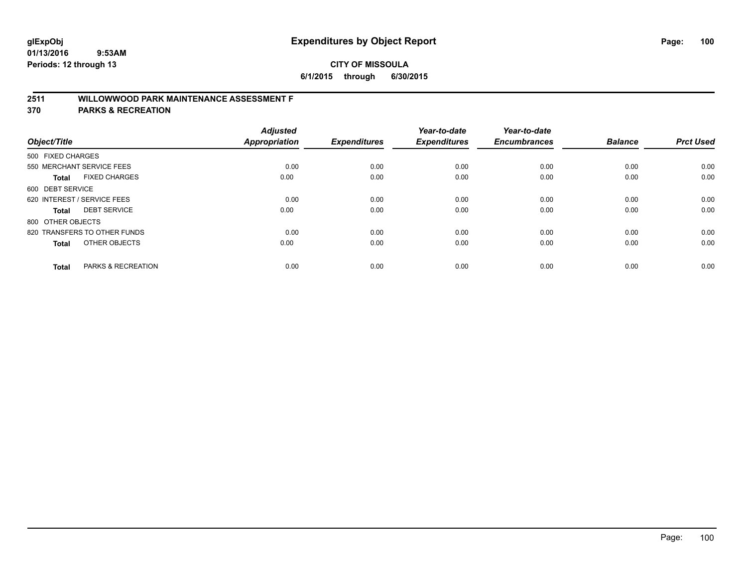**glExpObj**
**01/13/2016 9:53AM**
**Periods: 12 through 13**

# Expenditures by Object Report

**CITY OF MISSOULA**
**6/1/2015 through 6/30/2015**

## 2511 WILLOWWOOD PARK MAINTENANCE ASSESSMENT F
## 370 PARKS & RECREATION

| Object/Title | Adjusted Appropriation | Expenditures | Year-to-date Expenditures | Year-to-date Encumbrances | Balance | Prct Used |
|---|---|---|---|---|---|---|
| 500 FIXED CHARGES | | | | | | |
| 550 MERCHANT SERVICE FEES | 0.00 | 0.00 | 0.00 | 0.00 | 0.00 | 0.00 |
| **Total** FIXED CHARGES | 0.00 | 0.00 | 0.00 | 0.00 | 0.00 | 0.00 |
| 600 DEBT SERVICE | | | | | | |
| 620 INTEREST / SERVICE FEES | 0.00 | 0.00 | 0.00 | 0.00 | 0.00 | 0.00 |
| **Total** DEBT SERVICE | 0.00 | 0.00 | 0.00 | 0.00 | 0.00 | 0.00 |
| 800 OTHER OBJECTS | | | | | | |
| 820 TRANSFERS TO OTHER FUNDS | 0.00 | 0.00 | 0.00 | 0.00 | 0.00 | 0.00 |
| **Total** OTHER OBJECTS | 0.00 | 0.00 | 0.00 | 0.00 | 0.00 | 0.00 |
| **Total** PARKS & RECREATION | 0.00 | 0.00 | 0.00 | 0.00 | 0.00 | 0.00 |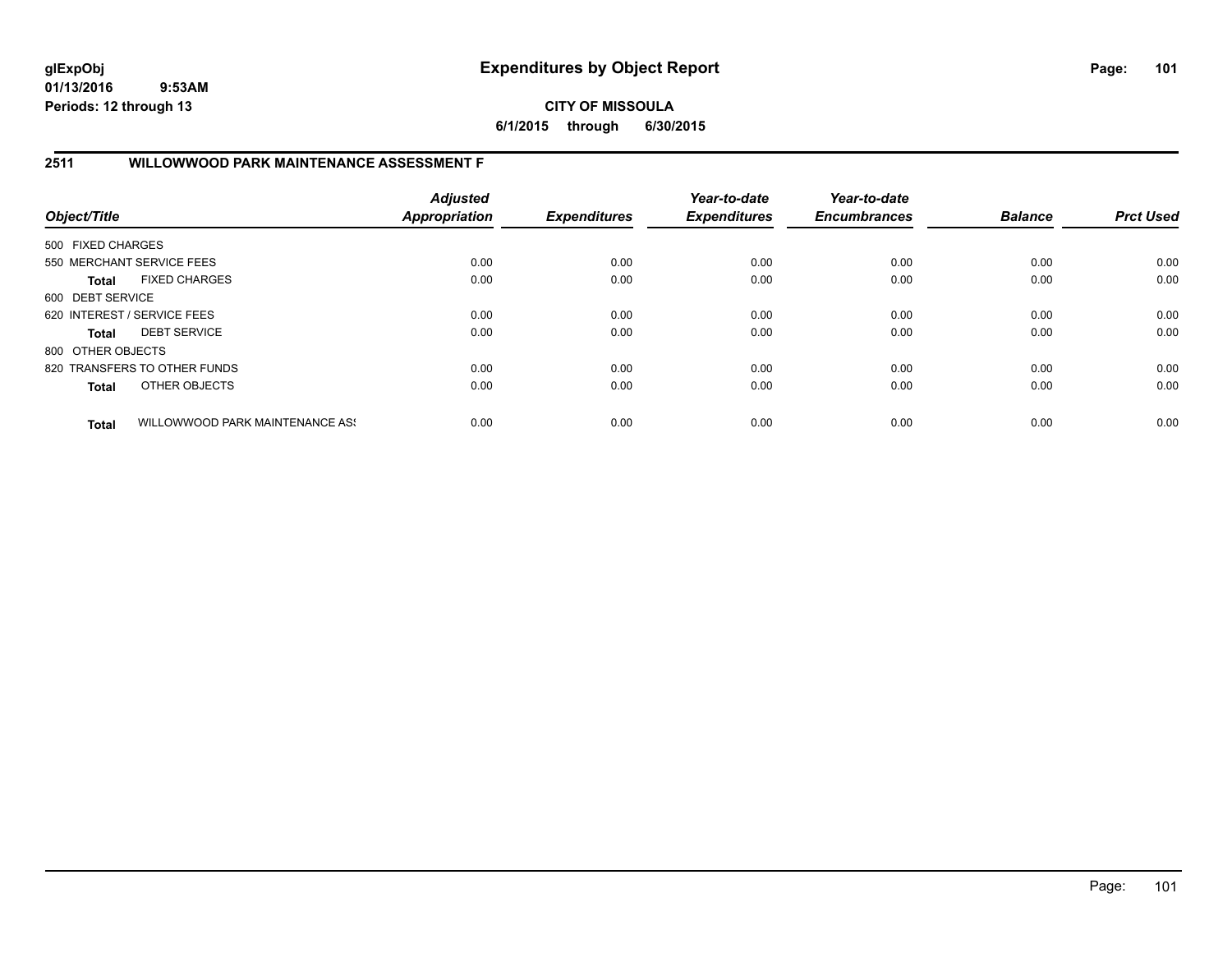# Expenditures by Object Report

glExpObj
01/13/2016 9:53AM
Periods: 12 through 13

**CITY OF MISSOULA**
**6/1/2015 through 6/30/2015**

## 2511 WILLOWWOOD PARK MAINTENANCE ASSESSMENT F

| Object/Title | | Adjusted Appropriation | Expenditures | Year-to-date Expenditures | Year-to-date Encumbrances | Balance | Prct Used |
|---|---|---|---|---|---|---|---|
| 500 FIXED CHARGES | | | | | | | |
| 550 MERCHANT SERVICE FEES | | 0.00 | 0.00 | 0.00 | 0.00 | 0.00 | 0.00 |
| **Total** | FIXED CHARGES | 0.00 | 0.00 | 0.00 | 0.00 | 0.00 | 0.00 |
| 600 DEBT SERVICE | | | | | | | |
| 620 INTEREST / SERVICE FEES | | 0.00 | 0.00 | 0.00 | 0.00 | 0.00 | 0.00 |
| **Total** | DEBT SERVICE | 0.00 | 0.00 | 0.00 | 0.00 | 0.00 | 0.00 |
| 800 OTHER OBJECTS | | | | | | | |
| 820 TRANSFERS TO OTHER FUNDS | | 0.00 | 0.00 | 0.00 | 0.00 | 0.00 | 0.00 |
| **Total** | OTHER OBJECTS | 0.00 | 0.00 | 0.00 | 0.00 | 0.00 | 0.00 |
| **Total** | WILLOWWOOD PARK MAINTENANCE ASS | 0.00 | 0.00 | 0.00 | 0.00 | 0.00 | 0.00 |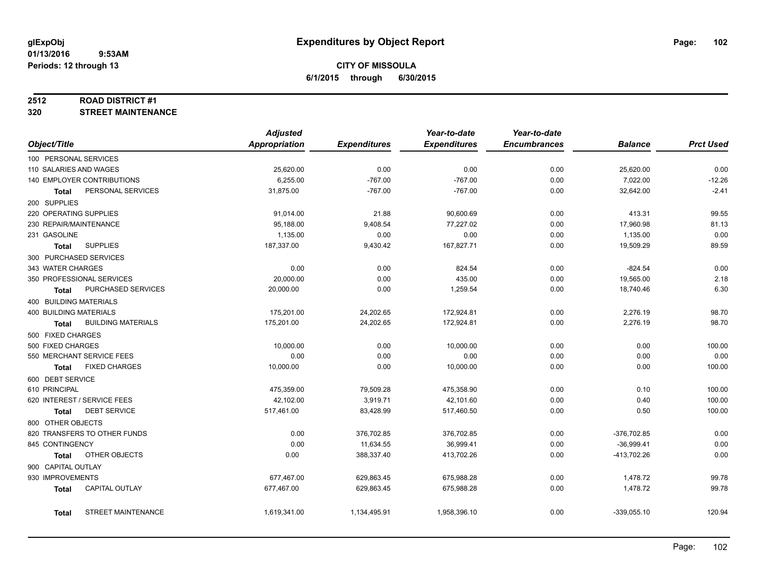glExpObj
01/13/2016 9:53AM
Periods: 12 through 13

# Expenditures by Object Report

**CITY OF MISSOULA**
**6/1/2015 through 6/30/2015**

**2512 ROAD DISTRICT #1**
**320 STREET MAINTENANCE**

| Object/Title | Adjusted Appropriation | Expenditures | Year-to-date Expenditures | Year-to-date Encumbrances | Balance | Prct Used |
|---|---|---|---|---|---|---|
| 100 PERSONAL SERVICES | | | | | | |
| 110 SALARIES AND WAGES | 25,620.00 | 0.00 | 0.00 | 0.00 | 25,620.00 | 0.00 |
| 140 EMPLOYER CONTRIBUTIONS | 6,255.00 | -767.00 | -767.00 | 0.00 | 7,022.00 | -12.26 |
| **Total** PERSONAL SERVICES | 31,875.00 | -767.00 | -767.00 | 0.00 | 32,642.00 | -2.41 |
| 200 SUPPLIES | | | | | | |
| 220 OPERATING SUPPLIES | 91,014.00 | 21.88 | 90,600.69 | 0.00 | 413.31 | 99.55 |
| 230 REPAIR/MAINTENANCE | 95,188.00 | 9,408.54 | 77,227.02 | 0.00 | 17,960.98 | 81.13 |
| 231 GASOLINE | 1,135.00 | 0.00 | 0.00 | 0.00 | 1,135.00 | 0.00 |
| **Total** SUPPLIES | 187,337.00 | 9,430.42 | 167,827.71 | 0.00 | 19,509.29 | 89.59 |
| 300 PURCHASED SERVICES | | | | | | |
| 343 WATER CHARGES | 0.00 | 0.00 | 824.54 | 0.00 | -824.54 | 0.00 |
| 350 PROFESSIONAL SERVICES | 20,000.00 | 0.00 | 435.00 | 0.00 | 19,565.00 | 2.18 |
| **Total** PURCHASED SERVICES | 20,000.00 | 0.00 | 1,259.54 | 0.00 | 18,740.46 | 6.30 |
| 400 BUILDING MATERIALS | | | | | | |
| 400 BUILDING MATERIALS | 175,201.00 | 24,202.65 | 172,924.81 | 0.00 | 2,276.19 | 98.70 |
| **Total** BUILDING MATERIALS | 175,201.00 | 24,202.65 | 172,924.81 | 0.00 | 2,276.19 | 98.70 |
| 500 FIXED CHARGES | | | | | | |
| 500 FIXED CHARGES | 10,000.00 | 0.00 | 10,000.00 | 0.00 | 0.00 | 100.00 |
| 550 MERCHANT SERVICE FEES | 0.00 | 0.00 | 0.00 | 0.00 | 0.00 | 0.00 |
| **Total** FIXED CHARGES | 10,000.00 | 0.00 | 10,000.00 | 0.00 | 0.00 | 100.00 |
| 600 DEBT SERVICE | | | | | | |
| 610 PRINCIPAL | 475,359.00 | 79,509.28 | 475,358.90 | 0.00 | 0.10 | 100.00 |
| 620 INTEREST / SERVICE FEES | 42,102.00 | 3,919.71 | 42,101.60 | 0.00 | 0.40 | 100.00 |
| **Total** DEBT SERVICE | 517,461.00 | 83,428.99 | 517,460.50 | 0.00 | 0.50 | 100.00 |
| 800 OTHER OBJECTS | | | | | | |
| 820 TRANSFERS TO OTHER FUNDS | 0.00 | 376,702.85 | 376,702.85 | 0.00 | -376,702.85 | 0.00 |
| 845 CONTINGENCY | 0.00 | 11,634.55 | 36,999.41 | 0.00 | -36,999.41 | 0.00 |
| **Total** OTHER OBJECTS | 0.00 | 388,337.40 | 413,702.26 | 0.00 | -413,702.26 | 0.00 |
| 900 CAPITAL OUTLAY | | | | | | |
| 930 IMPROVEMENTS | 677,467.00 | 629,863.45 | 675,988.28 | 0.00 | 1,478.72 | 99.78 |
| **Total** CAPITAL OUTLAY | 677,467.00 | 629,863.45 | 675,988.28 | 0.00 | 1,478.72 | 99.78 |
| **Total** STREET MAINTENANCE | 1,619,341.00 | 1,134,495.91 | 1,958,396.10 | 0.00 | -339,055.10 | 120.94 |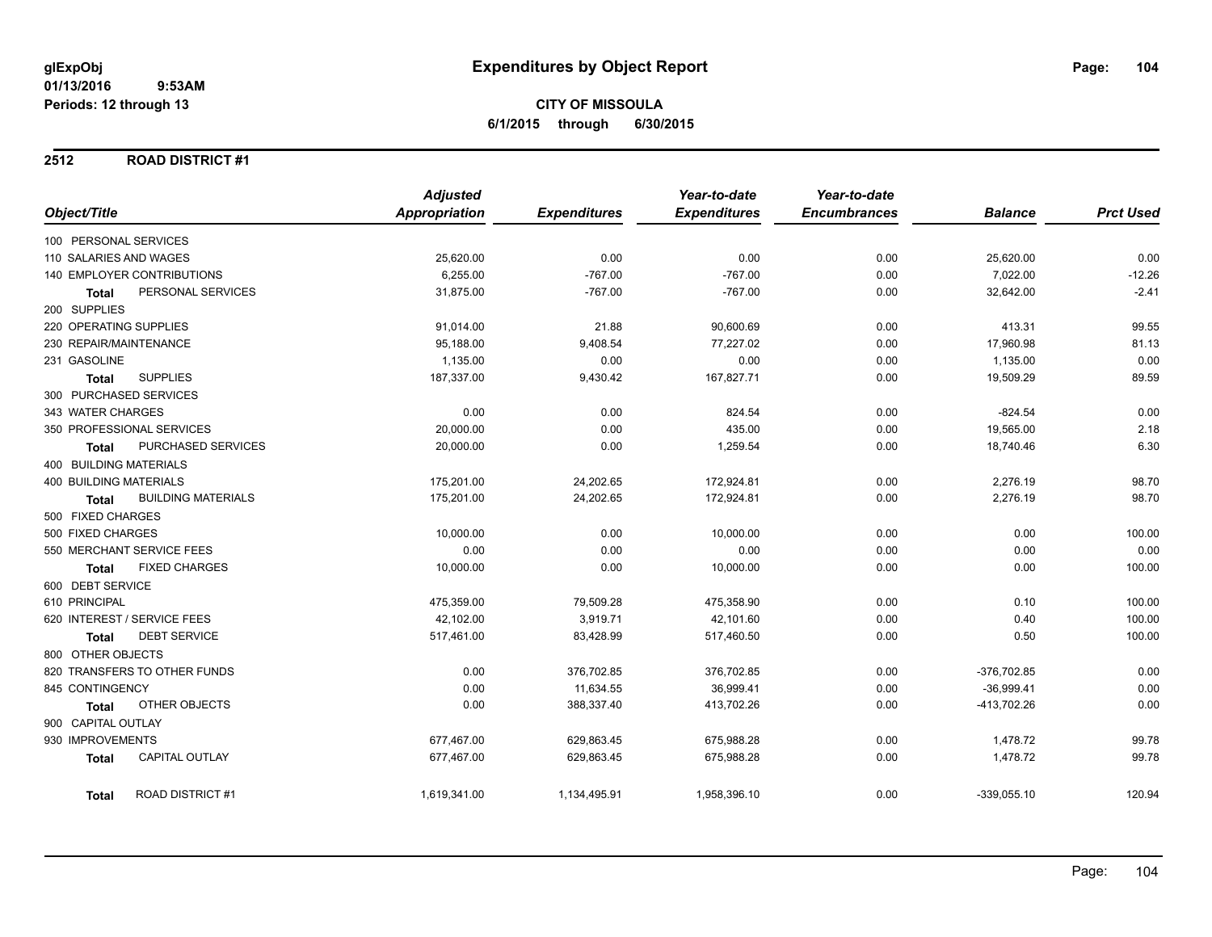# Expenditures by Object Report

glExpObj
01/13/2016 9:53AM
Periods: 12 through 13

**CITY OF MISSOULA**
**6/1/2015 through 6/30/2015**

## 2512 ROAD DISTRICT #1

| Object/Title | Adjusted Appropriation | Expenditures | Year-to-date Expenditures | Year-to-date Encumbrances | Balance | Prct Used |
|---|---|---|---|---|---|---|
| 100 PERSONAL SERVICES | | | | | | |
| 110 SALARIES AND WAGES | 25,620.00 | 0.00 | 0.00 | 0.00 | 25,620.00 | 0.00 |
| 140 EMPLOYER CONTRIBUTIONS | 6,255.00 | -767.00 | -767.00 | 0.00 | 7,022.00 | -12.26 |
| **Total** PERSONAL SERVICES | 31,875.00 | -767.00 | -767.00 | 0.00 | 32,642.00 | -2.41 |
| 200 SUPPLIES | | | | | | |
| 220 OPERATING SUPPLIES | 91,014.00 | 21.88 | 90,600.69 | 0.00 | 413.31 | 99.55 |
| 230 REPAIR/MAINTENANCE | 95,188.00 | 9,408.54 | 77,227.02 | 0.00 | 17,960.98 | 81.13 |
| 231 GASOLINE | 1,135.00 | 0.00 | 0.00 | 0.00 | 1,135.00 | 0.00 |
| **Total** SUPPLIES | 187,337.00 | 9,430.42 | 167,827.71 | 0.00 | 19,509.29 | 89.59 |
| 300 PURCHASED SERVICES | | | | | | |
| 343 WATER CHARGES | 0.00 | 0.00 | 824.54 | 0.00 | -824.54 | 0.00 |
| 350 PROFESSIONAL SERVICES | 20,000.00 | 0.00 | 435.00 | 0.00 | 19,565.00 | 2.18 |
| **Total** PURCHASED SERVICES | 20,000.00 | 0.00 | 1,259.54 | 0.00 | 18,740.46 | 6.30 |
| 400 BUILDING MATERIALS | | | | | | |
| 400 BUILDING MATERIALS | 175,201.00 | 24,202.65 | 172,924.81 | 0.00 | 2,276.19 | 98.70 |
| **Total** BUILDING MATERIALS | 175,201.00 | 24,202.65 | 172,924.81 | 0.00 | 2,276.19 | 98.70 |
| 500 FIXED CHARGES | | | | | | |
| 500 FIXED CHARGES | 10,000.00 | 0.00 | 10,000.00 | 0.00 | 0.00 | 100.00 |
| 550 MERCHANT SERVICE FEES | 0.00 | 0.00 | 0.00 | 0.00 | 0.00 | 0.00 |
| **Total** FIXED CHARGES | 10,000.00 | 0.00 | 10,000.00 | 0.00 | 0.00 | 100.00 |
| 600 DEBT SERVICE | | | | | | |
| 610 PRINCIPAL | 475,359.00 | 79,509.28 | 475,358.90 | 0.00 | 0.10 | 100.00 |
| 620 INTEREST / SERVICE FEES | 42,102.00 | 3,919.71 | 42,101.60 | 0.00 | 0.40 | 100.00 |
| **Total** DEBT SERVICE | 517,461.00 | 83,428.99 | 517,460.50 | 0.00 | 0.50 | 100.00 |
| 800 OTHER OBJECTS | | | | | | |
| 820 TRANSFERS TO OTHER FUNDS | 0.00 | 376,702.85 | 376,702.85 | 0.00 | -376,702.85 | 0.00 |
| 845 CONTINGENCY | 0.00 | 11,634.55 | 36,999.41 | 0.00 | -36,999.41 | 0.00 |
| **Total** OTHER OBJECTS | 0.00 | 388,337.40 | 413,702.26 | 0.00 | -413,702.26 | 0.00 |
| 900 CAPITAL OUTLAY | | | | | | |
| 930 IMPROVEMENTS | 677,467.00 | 629,863.45 | 675,988.28 | 0.00 | 1,478.72 | 99.78 |
| **Total** CAPITAL OUTLAY | 677,467.00 | 629,863.45 | 675,988.28 | 0.00 | 1,478.72 | 99.78 |
| **Total** ROAD DISTRICT #1 | 1,619,341.00 | 1,134,495.91 | 1,958,396.10 | 0.00 | -339,055.10 | 120.94 |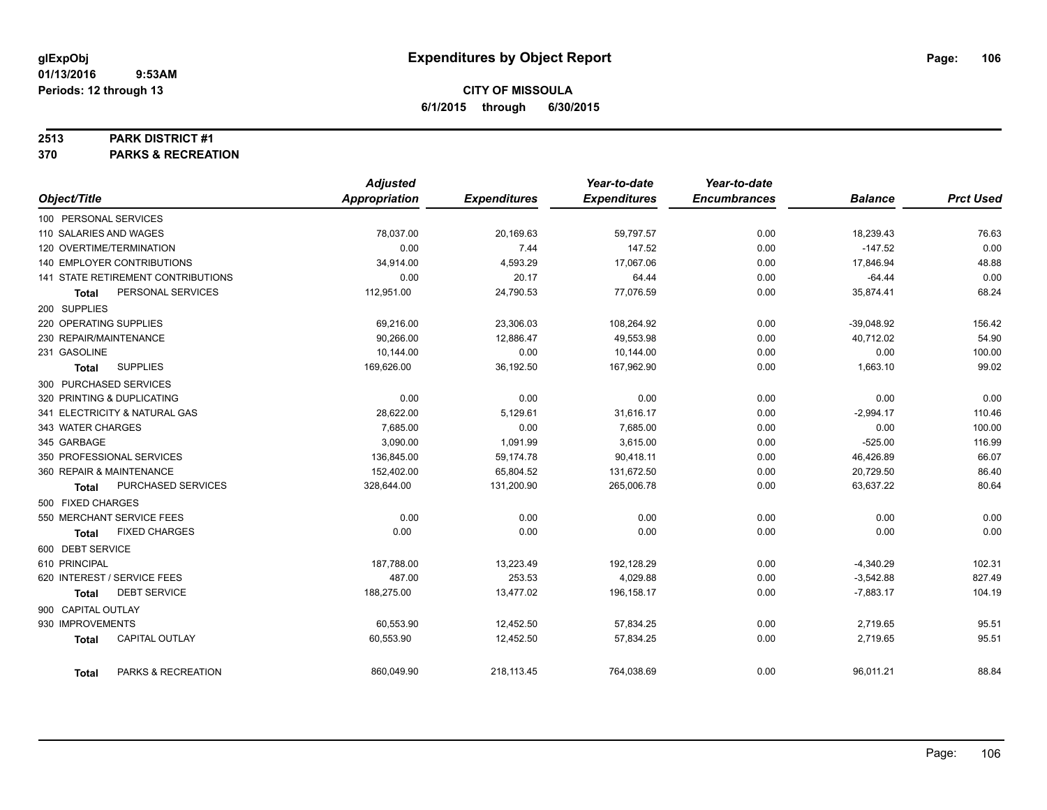glExpObj
01/13/2016 9:53AM
Periods: 12 through 13

# Expenditures by Object Report

**CITY OF MISSOULA**
**6/1/2015 through 6/30/2015**

**2513 PARK DISTRICT #1**
**370 PARKS & RECREATION**

| Object/Title | Adjusted Appropriation | Expenditures | Year-to-date Expenditures | Year-to-date Encumbrances | Balance | Prct Used |
|---|---|---|---|---|---|---|
| 100 PERSONAL SERVICES | | | | | | |
| 110 SALARIES AND WAGES | 78,037.00 | 20,169.63 | 59,797.57 | 0.00 | 18,239.43 | 76.63 |
| 120 OVERTIME/TERMINATION | 0.00 | 7.44 | 147.52 | 0.00 | -147.52 | 0.00 |
| 140 EMPLOYER CONTRIBUTIONS | 34,914.00 | 4,593.29 | 17,067.06 | 0.00 | 17,846.94 | 48.88 |
| 141 STATE RETIREMENT CONTRIBUTIONS | 0.00 | 20.17 | 64.44 | 0.00 | -64.44 | 0.00 |
| **Total** PERSONAL SERVICES | 112,951.00 | 24,790.53 | 77,076.59 | 0.00 | 35,874.41 | 68.24 |
| 200 SUPPLIES | | | | | | |
| 220 OPERATING SUPPLIES | 69,216.00 | 23,306.03 | 108,264.92 | 0.00 | -39,048.92 | 156.42 |
| 230 REPAIR/MAINTENANCE | 90,266.00 | 12,886.47 | 49,553.98 | 0.00 | 40,712.02 | 54.90 |
| 231 GASOLINE | 10,144.00 | 0.00 | 10,144.00 | 0.00 | 0.00 | 100.00 |
| **Total** SUPPLIES | 169,626.00 | 36,192.50 | 167,962.90 | 0.00 | 1,663.10 | 99.02 |
| 300 PURCHASED SERVICES | | | | | | |
| 320 PRINTING & DUPLICATING | 0.00 | 0.00 | 0.00 | 0.00 | 0.00 | 0.00 |
| 341 ELECTRICITY & NATURAL GAS | 28,622.00 | 5,129.61 | 31,616.17 | 0.00 | -2,994.17 | 110.46 |
| 343 WATER CHARGES | 7,685.00 | 0.00 | 7,685.00 | 0.00 | 0.00 | 100.00 |
| 345 GARBAGE | 3,090.00 | 1,091.99 | 3,615.00 | 0.00 | -525.00 | 116.99 |
| 350 PROFESSIONAL SERVICES | 136,845.00 | 59,174.78 | 90,418.11 | 0.00 | 46,426.89 | 66.07 |
| 360 REPAIR & MAINTENANCE | 152,402.00 | 65,804.52 | 131,672.50 | 0.00 | 20,729.50 | 86.40 |
| **Total** PURCHASED SERVICES | 328,644.00 | 131,200.90 | 265,006.78 | 0.00 | 63,637.22 | 80.64 |
| 500 FIXED CHARGES | | | | | | |
| 550 MERCHANT SERVICE FEES | 0.00 | 0.00 | 0.00 | 0.00 | 0.00 | 0.00 |
| **Total** FIXED CHARGES | 0.00 | 0.00 | 0.00 | 0.00 | 0.00 | 0.00 |
| 600 DEBT SERVICE | | | | | | |
| 610 PRINCIPAL | 187,788.00 | 13,223.49 | 192,128.29 | 0.00 | -4,340.29 | 102.31 |
| 620 INTEREST / SERVICE FEES | 487.00 | 253.53 | 4,029.88 | 0.00 | -3,542.88 | 827.49 |
| **Total** DEBT SERVICE | 188,275.00 | 13,477.02 | 196,158.17 | 0.00 | -7,883.17 | 104.19 |
| 900 CAPITAL OUTLAY | | | | | | |
| 930 IMPROVEMENTS | 60,553.90 | 12,452.50 | 57,834.25 | 0.00 | 2,719.65 | 95.51 |
| **Total** CAPITAL OUTLAY | 60,553.90 | 12,452.50 | 57,834.25 | 0.00 | 2,719.65 | 95.51 |
| **Total** PARKS & RECREATION | 860,049.90 | 218,113.45 | 764,038.69 | 0.00 | 96,011.21 | 88.84 |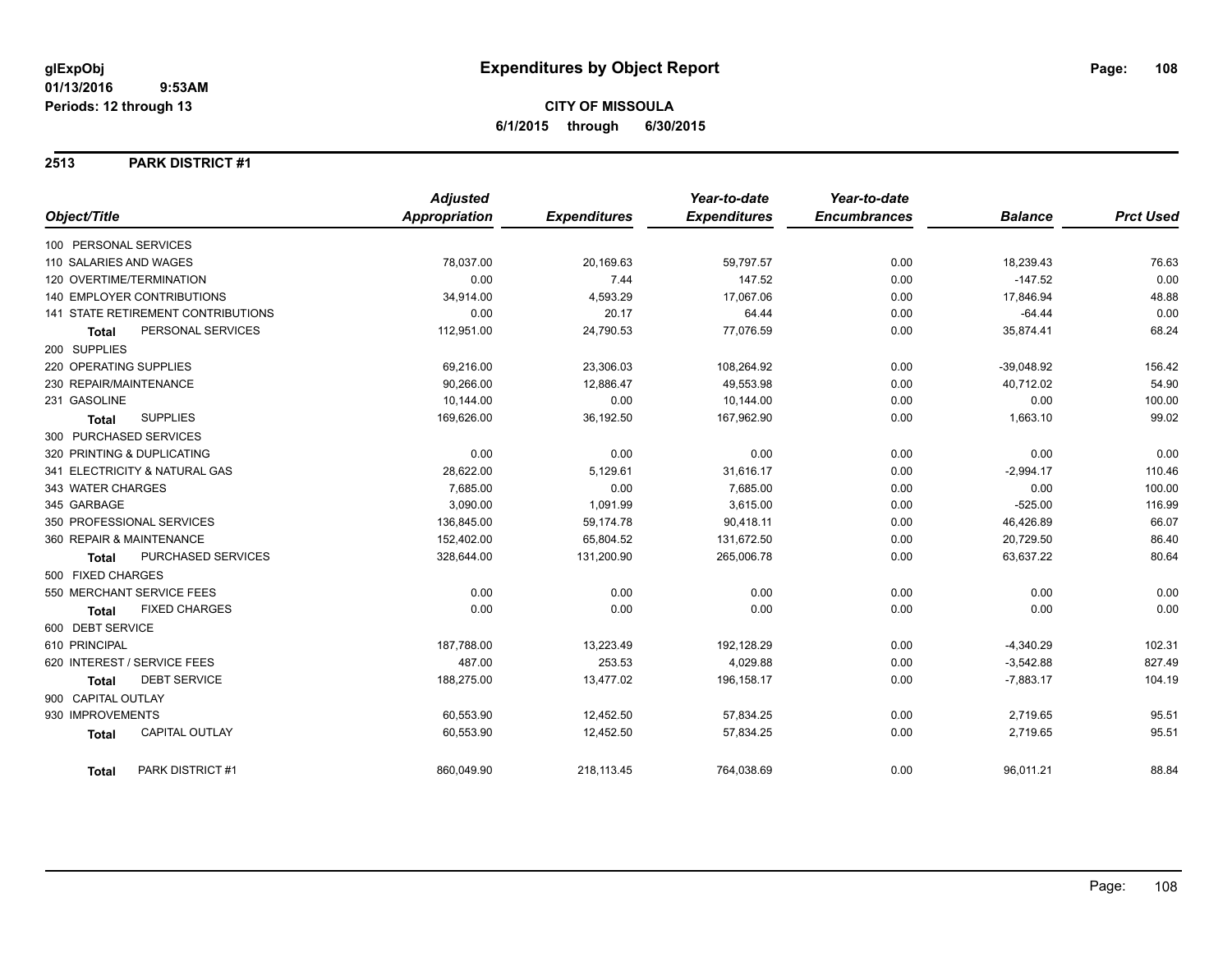glExpObj
01/13/2016 9:53AM
Periods: 12 through 13

# Expenditures by Object Report

**CITY OF MISSOULA**
**6/1/2015 through 6/30/2015**

## 2513 PARK DISTRICT #1

| Object/Title | Adjusted Appropriation | Expenditures | Year-to-date Expenditures | Year-to-date Encumbrances | Balance | Prct Used |
|---|---|---|---|---|---|---|
| 100 PERSONAL SERVICES | | | | | | |
| 110 SALARIES AND WAGES | 78,037.00 | 20,169.63 | 59,797.57 | 0.00 | 18,239.43 | 76.63 |
| 120 OVERTIME/TERMINATION | 0.00 | 7.44 | 147.52 | 0.00 | -147.52 | 0.00 |
| 140 EMPLOYER CONTRIBUTIONS | 34,914.00 | 4,593.29 | 17,067.06 | 0.00 | 17,846.94 | 48.88 |
| 141 STATE RETIREMENT CONTRIBUTIONS | 0.00 | 20.17 | 64.44 | 0.00 | -64.44 | 0.00 |
| **Total** PERSONAL SERVICES | 112,951.00 | 24,790.53 | 77,076.59 | 0.00 | 35,874.41 | 68.24 |
| 200 SUPPLIES | | | | | | |
| 220 OPERATING SUPPLIES | 69,216.00 | 23,306.03 | 108,264.92 | 0.00 | -39,048.92 | 156.42 |
| 230 REPAIR/MAINTENANCE | 90,266.00 | 12,886.47 | 49,553.98 | 0.00 | 40,712.02 | 54.90 |
| 231 GASOLINE | 10,144.00 | 0.00 | 10,144.00 | 0.00 | 0.00 | 100.00 |
| **Total** SUPPLIES | 169,626.00 | 36,192.50 | 167,962.90 | 0.00 | 1,663.10 | 99.02 |
| 300 PURCHASED SERVICES | | | | | | |
| 320 PRINTING & DUPLICATING | 0.00 | 0.00 | 0.00 | 0.00 | 0.00 | 0.00 |
| 341 ELECTRICITY & NATURAL GAS | 28,622.00 | 5,129.61 | 31,616.17 | 0.00 | -2,994.17 | 110.46 |
| 343 WATER CHARGES | 7,685.00 | 0.00 | 7,685.00 | 0.00 | 0.00 | 100.00 |
| 345 GARBAGE | 3,090.00 | 1,091.99 | 3,615.00 | 0.00 | -525.00 | 116.99 |
| 350 PROFESSIONAL SERVICES | 136,845.00 | 59,174.78 | 90,418.11 | 0.00 | 46,426.89 | 66.07 |
| 360 REPAIR & MAINTENANCE | 152,402.00 | 65,804.52 | 131,672.50 | 0.00 | 20,729.50 | 86.40 |
| **Total** PURCHASED SERVICES | 328,644.00 | 131,200.90 | 265,006.78 | 0.00 | 63,637.22 | 80.64 |
| 500 FIXED CHARGES | | | | | | |
| 550 MERCHANT SERVICE FEES | 0.00 | 0.00 | 0.00 | 0.00 | 0.00 | 0.00 |
| **Total** FIXED CHARGES | 0.00 | 0.00 | 0.00 | 0.00 | 0.00 | 0.00 |
| 600 DEBT SERVICE | | | | | | |
| 610 PRINCIPAL | 187,788.00 | 13,223.49 | 192,128.29 | 0.00 | -4,340.29 | 102.31 |
| 620 INTEREST / SERVICE FEES | 487.00 | 253.53 | 4,029.88 | 0.00 | -3,542.88 | 827.49 |
| **Total** DEBT SERVICE | 188,275.00 | 13,477.02 | 196,158.17 | 0.00 | -7,883.17 | 104.19 |
| 900 CAPITAL OUTLAY | | | | | | |
| 930 IMPROVEMENTS | 60,553.90 | 12,452.50 | 57,834.25 | 0.00 | 2,719.65 | 95.51 |
| **Total** CAPITAL OUTLAY | 60,553.90 | 12,452.50 | 57,834.25 | 0.00 | 2,719.65 | 95.51 |
| **Total** PARK DISTRICT #1 | 860,049.90 | 218,113.45 | 764,038.69 | 0.00 | 96,011.21 | 88.84 |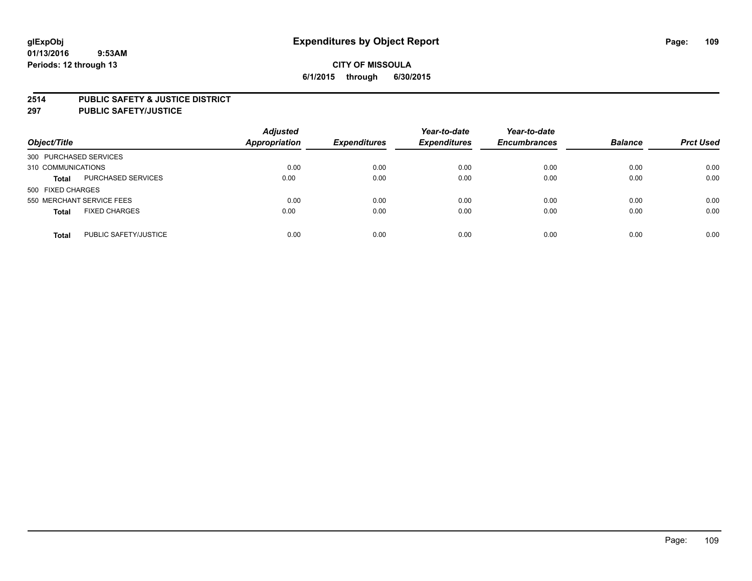# Expenditures by Object Report

glExpObj
01/13/2016 9:53AM
Periods: 12 through 13

**CITY OF MISSOULA**
**6/1/2015 through 6/30/2015**

**2514 PUBLIC SAFETY & JUSTICE DISTRICT**
**297 PUBLIC SAFETY/JUSTICE**

| Object/Title | | Adjusted Appropriation | Expenditures | Year-to-date Expenditures | Year-to-date Encumbrances | Balance | Prct Used |
|---|---|---|---|---|---|---|---|
| 300 PURCHASED SERVICES | | | | | | | |
| 310 COMMUNICATIONS | | 0.00 | 0.00 | 0.00 | 0.00 | 0.00 | 0.00 |
| **Total** | PURCHASED SERVICES | 0.00 | 0.00 | 0.00 | 0.00 | 0.00 | 0.00 |
| 500 FIXED CHARGES | | | | | | | |
| 550 MERCHANT SERVICE FEES | | 0.00 | 0.00 | 0.00 | 0.00 | 0.00 | 0.00 |
| **Total** | FIXED CHARGES | 0.00 | 0.00 | 0.00 | 0.00 | 0.00 | 0.00 |
| **Total** | PUBLIC SAFETY/JUSTICE | 0.00 | 0.00 | 0.00 | 0.00 | 0.00 | 0.00 |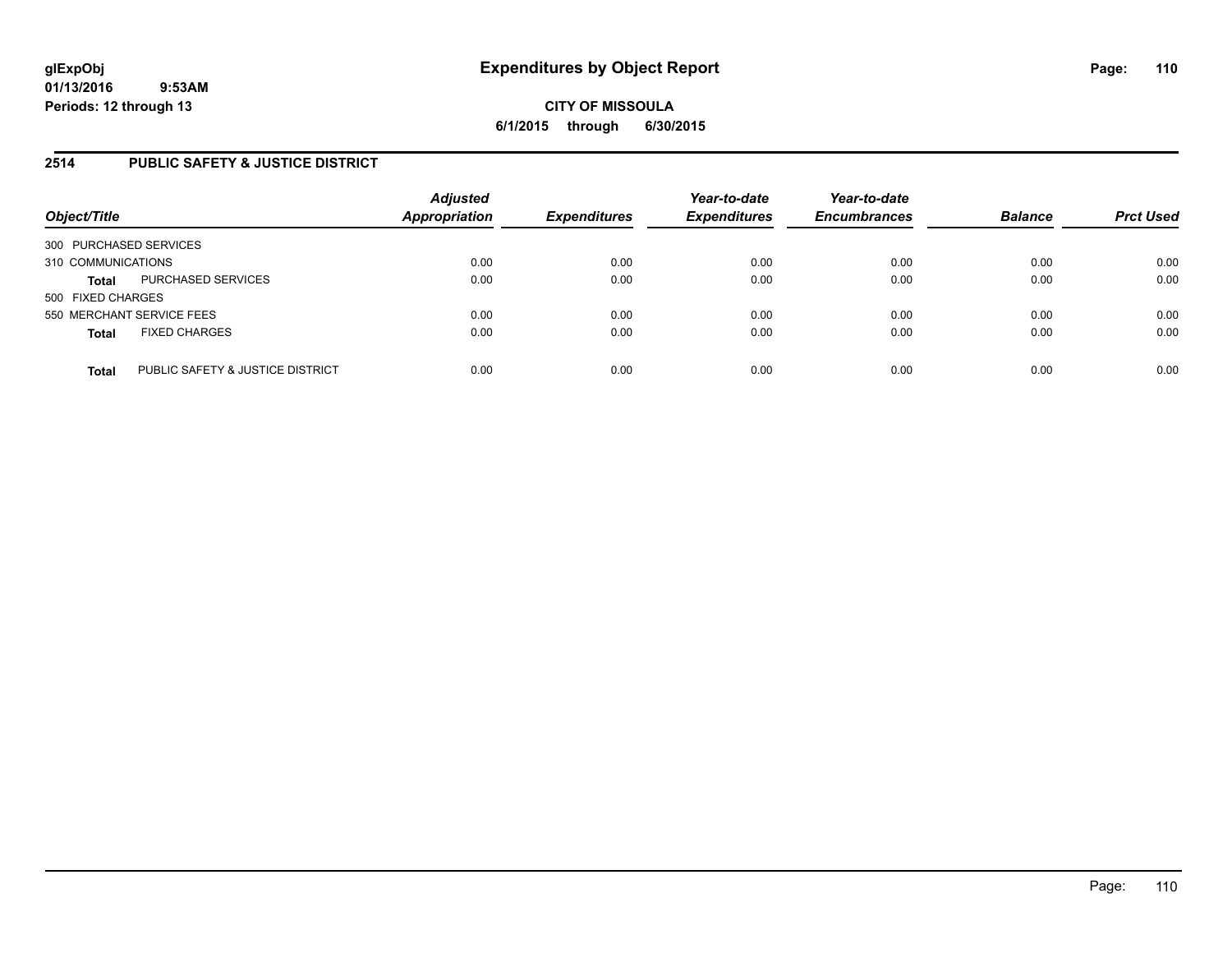glExpObj
01/13/2016 9:53AM
Periods: 12 through 13

# Expenditures by Object Report

**CITY OF MISSOULA**
**6/1/2015 through 6/30/2015**

## 2514 PUBLIC SAFETY & JUSTICE DISTRICT

| Object/Title | | Adjusted Appropriation | Expenditures | Year-to-date Expenditures | Year-to-date Encumbrances | Balance | Prct Used |
|---|---|---|---|---|---|---|---|
| 300 PURCHASED SERVICES | | | | | | | |
| 310 COMMUNICATIONS | | 0.00 | 0.00 | 0.00 | 0.00 | 0.00 | 0.00 |
| **Total** | PURCHASED SERVICES | 0.00 | 0.00 | 0.00 | 0.00 | 0.00 | 0.00 |
| 500 FIXED CHARGES | | | | | | | |
| 550 MERCHANT SERVICE FEES | | 0.00 | 0.00 | 0.00 | 0.00 | 0.00 | 0.00 |
| **Total** | FIXED CHARGES | 0.00 | 0.00 | 0.00 | 0.00 | 0.00 | 0.00 |
| **Total** | PUBLIC SAFETY & JUSTICE DISTRICT | 0.00 | 0.00 | 0.00 | 0.00 | 0.00 | 0.00 |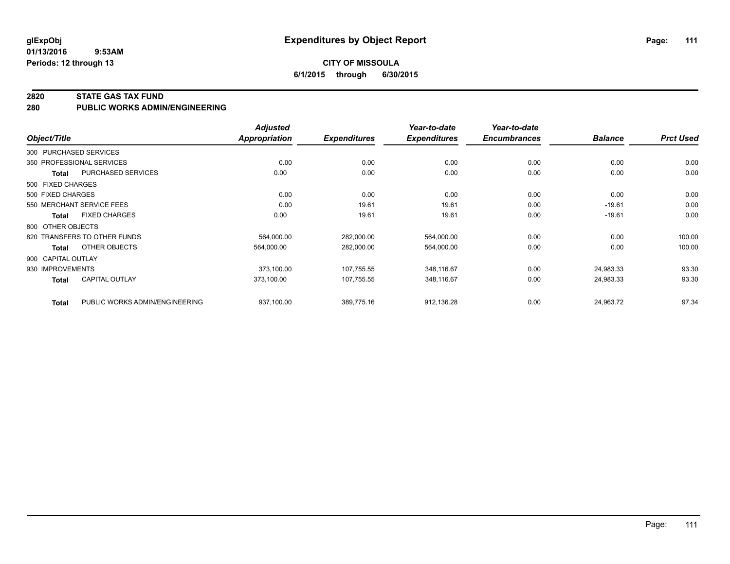**glExpObj**
**01/13/2016 9:53AM**
**Periods: 12 through 13**

# Expenditures by Object Report

**CITY OF MISSOULA**
**6/1/2015 through 6/30/2015**

## 2820 STATE GAS TAX FUND
## 280 PUBLIC WORKS ADMIN/ENGINEERING

| Object/Title | | Adjusted Appropriation | Expenditures | Year-to-date Expenditures | Year-to-date Encumbrances | Balance | Prct Used |
|---|---|---|---|---|---|---|---|
| 300 PURCHASED SERVICES | | | | | | | |
| 350 PROFESSIONAL SERVICES | | 0.00 | 0.00 | 0.00 | 0.00 | 0.00 | 0.00 |
| **Total** | PURCHASED SERVICES | 0.00 | 0.00 | 0.00 | 0.00 | 0.00 | 0.00 |
| 500 FIXED CHARGES | | | | | | | |
| 500 FIXED CHARGES | | 0.00 | 0.00 | 0.00 | 0.00 | 0.00 | 0.00 |
| 550 MERCHANT SERVICE FEES | | 0.00 | 19.61 | 19.61 | 0.00 | -19.61 | 0.00 |
| **Total** | FIXED CHARGES | 0.00 | 19.61 | 19.61 | 0.00 | -19.61 | 0.00 |
| 800 OTHER OBJECTS | | | | | | | |
| 820 TRANSFERS TO OTHER FUNDS | | 564,000.00 | 282,000.00 | 564,000.00 | 0.00 | 0.00 | 100.00 |
| **Total** | OTHER OBJECTS | 564,000.00 | 282,000.00 | 564,000.00 | 0.00 | 0.00 | 100.00 |
| 900 CAPITAL OUTLAY | | | | | | | |
| 930 IMPROVEMENTS | | 373,100.00 | 107,755.55 | 348,116.67 | 0.00 | 24,983.33 | 93.30 |
| **Total** | CAPITAL OUTLAY | 373,100.00 | 107,755.55 | 348,116.67 | 0.00 | 24,983.33 | 93.30 |
| **Total** | PUBLIC WORKS ADMIN/ENGINEERING | 937,100.00 | 389,775.16 | 912,136.28 | 0.00 | 24,963.72 | 97.34 |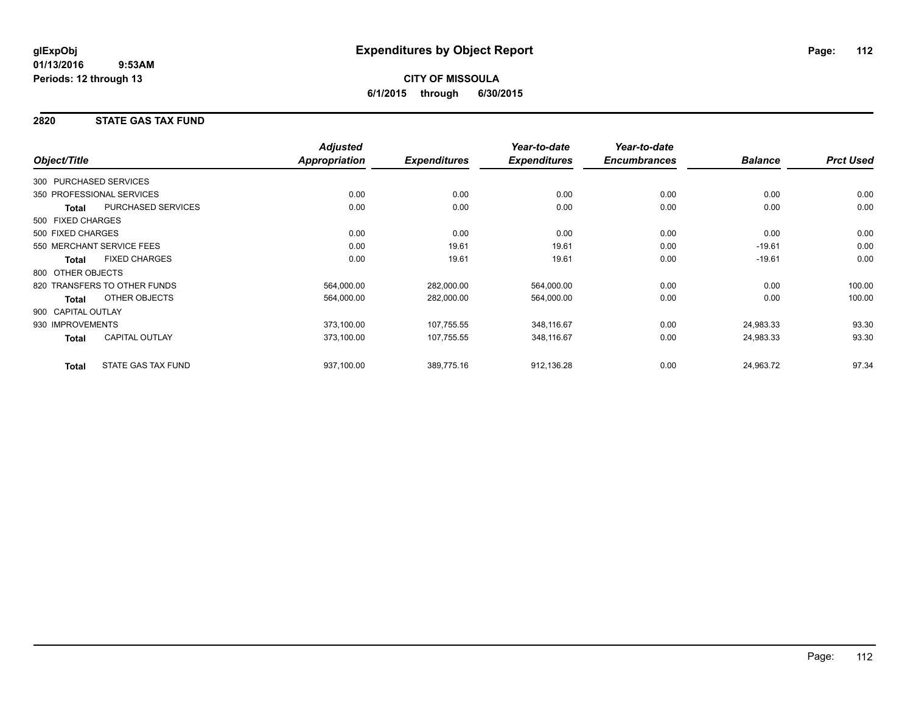**glExpObj**
**01/13/2016 9:53AM**
**Periods: 12 through 13**

# Expenditures by Object Report

**CITY OF MISSOULA**
**6/1/2015 through 6/30/2015**

## 2820 STATE GAS TAX FUND

| Object/Title | | Adjusted Appropriation | Expenditures | Year-to-date Expenditures | Year-to-date Encumbrances | Balance | Prct Used |
|---|---|---|---|---|---|---|---|
| 300 PURCHASED SERVICES | | | | | | | |
| 350 PROFESSIONAL SERVICES | | 0.00 | 0.00 | 0.00 | 0.00 | 0.00 | 0.00 |
| **Total** | PURCHASED SERVICES | 0.00 | 0.00 | 0.00 | 0.00 | 0.00 | 0.00 |
| 500 FIXED CHARGES | | | | | | | |
| 500 FIXED CHARGES | | 0.00 | 0.00 | 0.00 | 0.00 | 0.00 | 0.00 |
| 550 MERCHANT SERVICE FEES | | 0.00 | 19.61 | 19.61 | 0.00 | -19.61 | 0.00 |
| **Total** | FIXED CHARGES | 0.00 | 19.61 | 19.61 | 0.00 | -19.61 | 0.00 |
| 800 OTHER OBJECTS | | | | | | | |
| 820 TRANSFERS TO OTHER FUNDS | | 564,000.00 | 282,000.00 | 564,000.00 | 0.00 | 0.00 | 100.00 |
| **Total** | OTHER OBJECTS | 564,000.00 | 282,000.00 | 564,000.00 | 0.00 | 0.00 | 100.00 |
| 900 CAPITAL OUTLAY | | | | | | | |
| 930 IMPROVEMENTS | | 373,100.00 | 107,755.55 | 348,116.67 | 0.00 | 24,983.33 | 93.30 |
| **Total** | CAPITAL OUTLAY | 373,100.00 | 107,755.55 | 348,116.67 | 0.00 | 24,983.33 | 93.30 |
| **Total** | STATE GAS TAX FUND | 937,100.00 | 389,775.16 | 912,136.28 | 0.00 | 24,963.72 | 97.34 |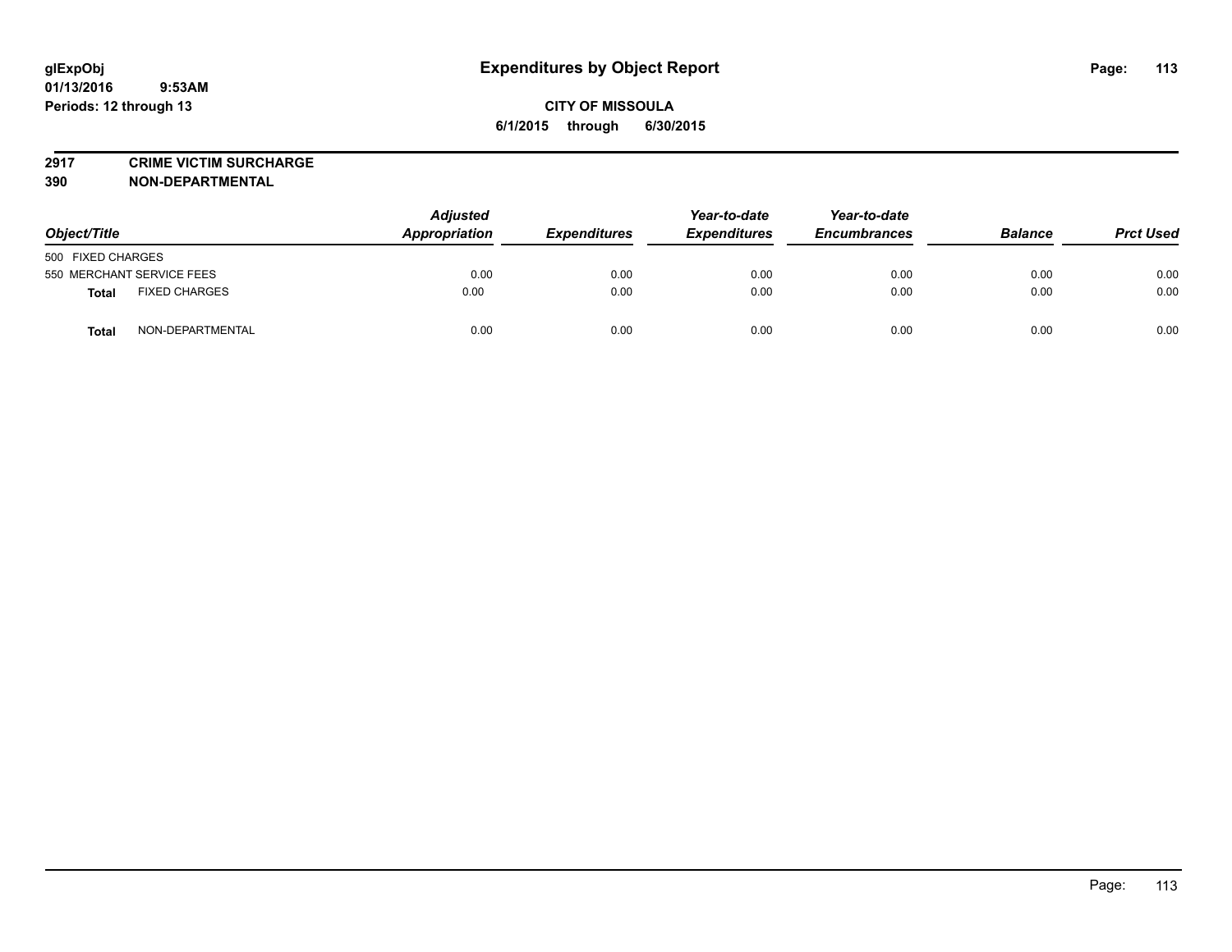glExpObj
01/13/2016 9:53AM
Periods: 12 through 13

# Expenditures by Object Report

**CITY OF MISSOULA**

**6/1/2015 through 6/30/2015**

**2917 CRIME VICTIM SURCHARGE**
**390 NON-DEPARTMENTAL**

| Object/Title | | Adjusted Appropriation | Expenditures | Year-to-date Expenditures | Year-to-date Encumbrances | Balance | Prct Used |
|---|---|---|---|---|---|---|---|
| 500 FIXED CHARGES | | | | | | | |
| 550 MERCHANT SERVICE FEES | | 0.00 | 0.00 | 0.00 | 0.00 | 0.00 | 0.00 |
| **Total** | FIXED CHARGES | 0.00 | 0.00 | 0.00 | 0.00 | 0.00 | 0.00 |
| **Total** | NON-DEPARTMENTAL | 0.00 | 0.00 | 0.00 | 0.00 | 0.00 | 0.00 |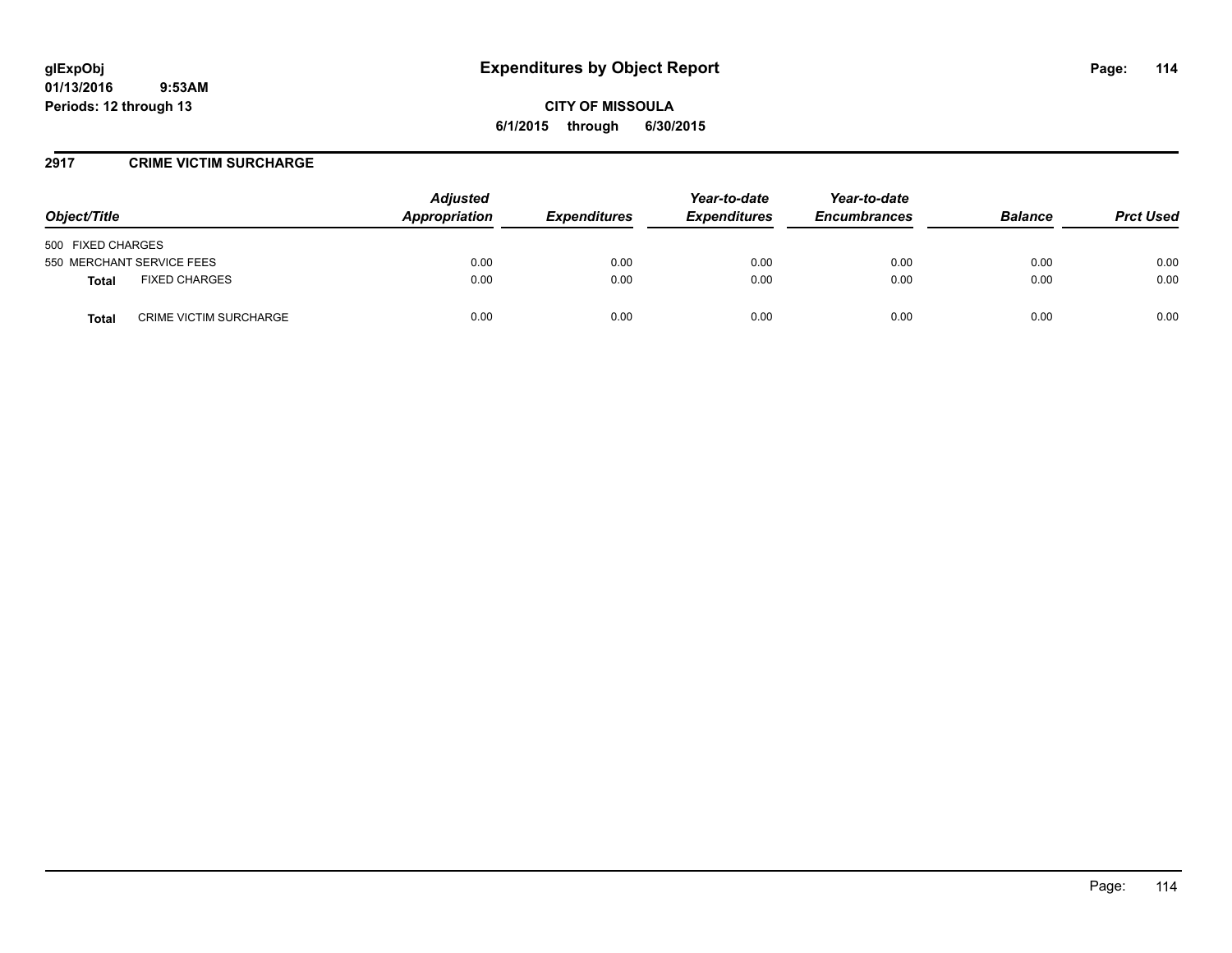# Expenditures by Object Report

glExpObj
01/13/2016 9:53AM
Periods: 12 through 13

**CITY OF MISSOULA**
**6/1/2015 through 6/30/2015**

## 2917 CRIME VICTIM SURCHARGE

| Object/Title | Adjusted Appropriation | Expenditures | Year-to-date Expenditures | Year-to-date Encumbrances | Balance | Prct Used |
|---|---|---|---|---|---|---|
| 500 FIXED CHARGES | | | | | | |
| 550 MERCHANT SERVICE FEES | 0.00 | 0.00 | 0.00 | 0.00 | 0.00 | 0.00 |
| **Total** FIXED CHARGES | 0.00 | 0.00 | 0.00 | 0.00 | 0.00 | 0.00 |
| **Total** CRIME VICTIM SURCHARGE | 0.00 | 0.00 | 0.00 | 0.00 | 0.00 | 0.00 |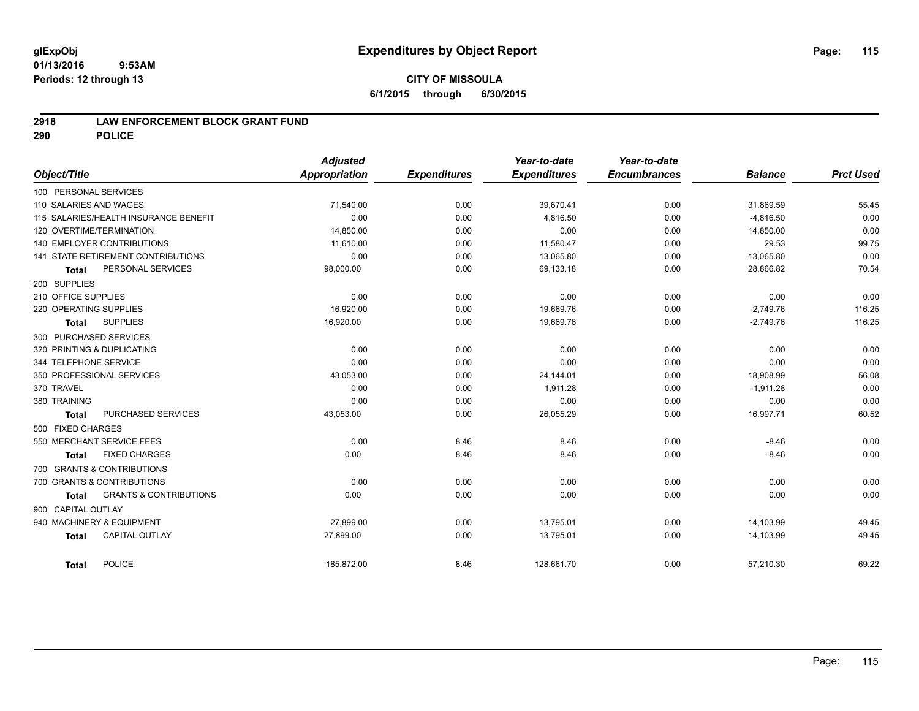glExpObj
01/13/2016 9:53AM
Periods: 12 through 13

# Expenditures by Object Report

**CITY OF MISSOULA**
**6/1/2015 through 6/30/2015**

## 2918 LAW ENFORCEMENT BLOCK GRANT FUND
## 290 POLICE

| Object/Title | Adjusted Appropriation | Expenditures | Year-to-date Expenditures | Year-to-date Encumbrances | Balance | Prct Used |
|---|---|---|---|---|---|---|
| 100 PERSONAL SERVICES | | | | | | |
| 110 SALARIES AND WAGES | 71,540.00 | 0.00 | 39,670.41 | 0.00 | 31,869.59 | 55.45 |
| 115 SALARIES/HEALTH INSURANCE BENEFIT | 0.00 | 0.00 | 4,816.50 | 0.00 | -4,816.50 | 0.00 |
| 120 OVERTIME/TERMINATION | 14,850.00 | 0.00 | 0.00 | 0.00 | 14,850.00 | 0.00 |
| 140 EMPLOYER CONTRIBUTIONS | 11,610.00 | 0.00 | 11,580.47 | 0.00 | 29.53 | 99.75 |
| 141 STATE RETIREMENT CONTRIBUTIONS | 0.00 | 0.00 | 13,065.80 | 0.00 | -13,065.80 | 0.00 |
| **Total** PERSONAL SERVICES | 98,000.00 | 0.00 | 69,133.18 | 0.00 | 28,866.82 | 70.54 |
| 200 SUPPLIES | | | | | | |
| 210 OFFICE SUPPLIES | 0.00 | 0.00 | 0.00 | 0.00 | 0.00 | 0.00 |
| 220 OPERATING SUPPLIES | 16,920.00 | 0.00 | 19,669.76 | 0.00 | -2,749.76 | 116.25 |
| **Total** SUPPLIES | 16,920.00 | 0.00 | 19,669.76 | 0.00 | -2,749.76 | 116.25 |
| 300 PURCHASED SERVICES | | | | | | |
| 320 PRINTING & DUPLICATING | 0.00 | 0.00 | 0.00 | 0.00 | 0.00 | 0.00 |
| 344 TELEPHONE SERVICE | 0.00 | 0.00 | 0.00 | 0.00 | 0.00 | 0.00 |
| 350 PROFESSIONAL SERVICES | 43,053.00 | 0.00 | 24,144.01 | 0.00 | 18,908.99 | 56.08 |
| 370 TRAVEL | 0.00 | 0.00 | 1,911.28 | 0.00 | -1,911.28 | 0.00 |
| 380 TRAINING | 0.00 | 0.00 | 0.00 | 0.00 | 0.00 | 0.00 |
| **Total** PURCHASED SERVICES | 43,053.00 | 0.00 | 26,055.29 | 0.00 | 16,997.71 | 60.52 |
| 500 FIXED CHARGES | | | | | | |
| 550 MERCHANT SERVICE FEES | 0.00 | 8.46 | 8.46 | 0.00 | -8.46 | 0.00 |
| **Total** FIXED CHARGES | 0.00 | 8.46 | 8.46 | 0.00 | -8.46 | 0.00 |
| 700 GRANTS & CONTRIBUTIONS | | | | | | |
| 700 GRANTS & CONTRIBUTIONS | 0.00 | 0.00 | 0.00 | 0.00 | 0.00 | 0.00 |
| **Total** GRANTS & CONTRIBUTIONS | 0.00 | 0.00 | 0.00 | 0.00 | 0.00 | 0.00 |
| 900 CAPITAL OUTLAY | | | | | | |
| 940 MACHINERY & EQUIPMENT | 27,899.00 | 0.00 | 13,795.01 | 0.00 | 14,103.99 | 49.45 |
| **Total** CAPITAL OUTLAY | 27,899.00 | 0.00 | 13,795.01 | 0.00 | 14,103.99 | 49.45 |
| **Total** POLICE | 185,872.00 | 8.46 | 128,661.70 | 0.00 | 57,210.30 | 69.22 |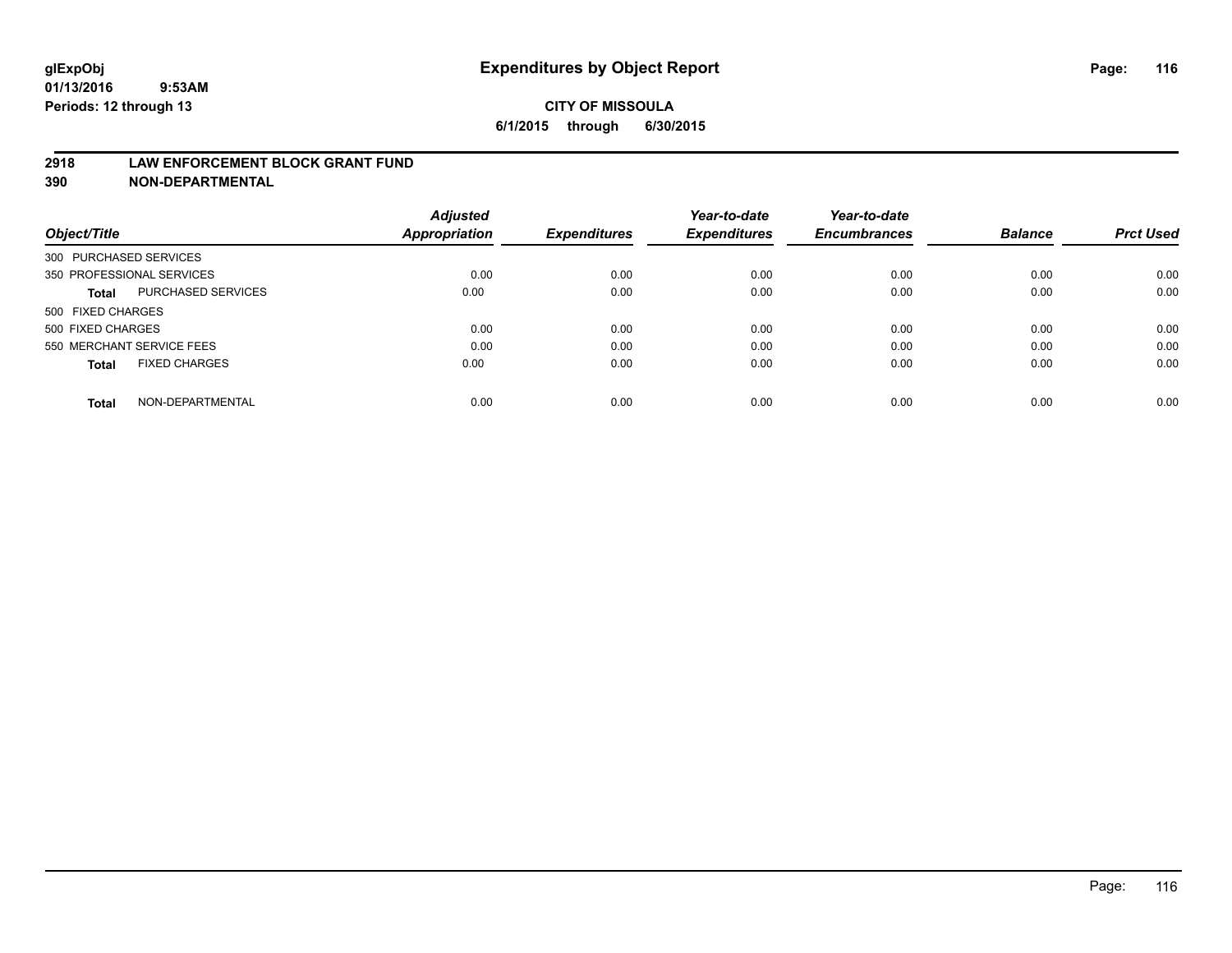# Expenditures by Object Report

glExpObj
01/13/2016 9:53AM
Periods: 12 through 13

**CITY OF MISSOULA**
**6/1/2015 through 6/30/2015**

**2918 LAW ENFORCEMENT BLOCK GRANT FUND**
**390 NON-DEPARTMENTAL**

| Object/Title | | Adjusted Appropriation | Expenditures | Year-to-date Expenditures | Year-to-date Encumbrances | Balance | Prct Used |
|---|---|---|---|---|---|---|---|
| 300 PURCHASED SERVICES | | | | | | | |
| 350 PROFESSIONAL SERVICES | | 0.00 | 0.00 | 0.00 | 0.00 | 0.00 | 0.00 |
| **Total** | PURCHASED SERVICES | 0.00 | 0.00 | 0.00 | 0.00 | 0.00 | 0.00 |
| 500 FIXED CHARGES | | | | | | | |
| 500 FIXED CHARGES | | 0.00 | 0.00 | 0.00 | 0.00 | 0.00 | 0.00 |
| 550 MERCHANT SERVICE FEES | | 0.00 | 0.00 | 0.00 | 0.00 | 0.00 | 0.00 |
| **Total** | FIXED CHARGES | 0.00 | 0.00 | 0.00 | 0.00 | 0.00 | 0.00 |
| **Total** | NON-DEPARTMENTAL | 0.00 | 0.00 | 0.00 | 0.00 | 0.00 | 0.00 |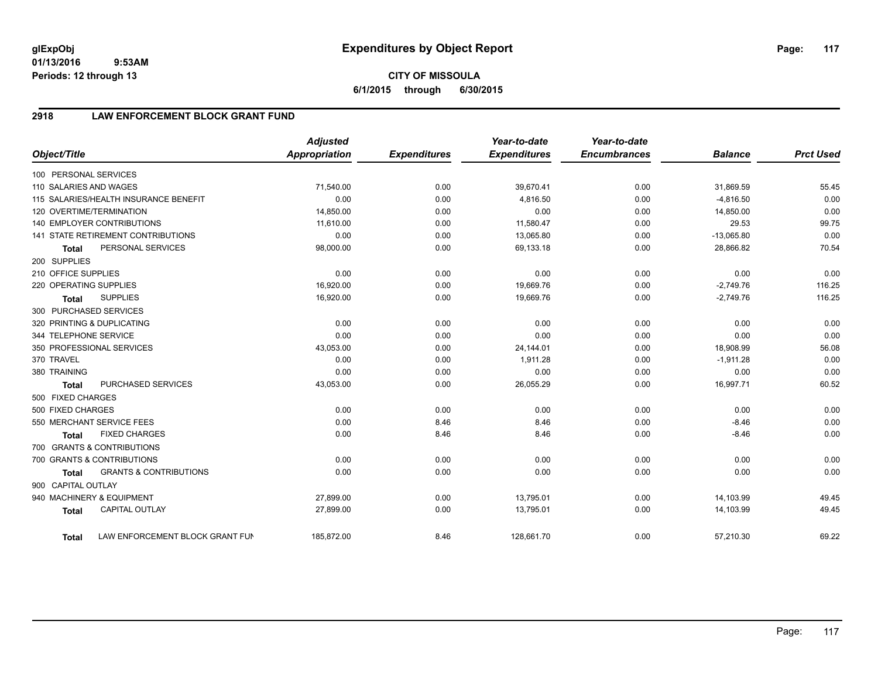glExpObj
01/13/2016 9:53AM
Periods: 12 through 13

# Expenditures by Object Report

**CITY OF MISSOULA**
**6/1/2015 through 6/30/2015**

## 2918 LAW ENFORCEMENT BLOCK GRANT FUND

| Object/Title | Adjusted Appropriation | Expenditures | Year-to-date Expenditures | Year-to-date Encumbrances | Balance | Prct Used |
|---|---|---|---|---|---|---|
| 100 PERSONAL SERVICES | | | | | | |
| 110 SALARIES AND WAGES | 71,540.00 | 0.00 | 39,670.41 | 0.00 | 31,869.59 | 55.45 |
| 115 SALARIES/HEALTH INSURANCE BENEFIT | 0.00 | 0.00 | 4,816.50 | 0.00 | -4,816.50 | 0.00 |
| 120 OVERTIME/TERMINATION | 14,850.00 | 0.00 | 0.00 | 0.00 | 14,850.00 | 0.00 |
| 140 EMPLOYER CONTRIBUTIONS | 11,610.00 | 0.00 | 11,580.47 | 0.00 | 29.53 | 99.75 |
| 141 STATE RETIREMENT CONTRIBUTIONS | 0.00 | 0.00 | 13,065.80 | 0.00 | -13,065.80 | 0.00 |
| **Total** PERSONAL SERVICES | 98,000.00 | 0.00 | 69,133.18 | 0.00 | 28,866.82 | 70.54 |
| 200 SUPPLIES | | | | | | |
| 210 OFFICE SUPPLIES | 0.00 | 0.00 | 0.00 | 0.00 | 0.00 | 0.00 |
| 220 OPERATING SUPPLIES | 16,920.00 | 0.00 | 19,669.76 | 0.00 | -2,749.76 | 116.25 |
| **Total** SUPPLIES | 16,920.00 | 0.00 | 19,669.76 | 0.00 | -2,749.76 | 116.25 |
| 300 PURCHASED SERVICES | | | | | | |
| 320 PRINTING & DUPLICATING | 0.00 | 0.00 | 0.00 | 0.00 | 0.00 | 0.00 |
| 344 TELEPHONE SERVICE | 0.00 | 0.00 | 0.00 | 0.00 | 0.00 | 0.00 |
| 350 PROFESSIONAL SERVICES | 43,053.00 | 0.00 | 24,144.01 | 0.00 | 18,908.99 | 56.08 |
| 370 TRAVEL | 0.00 | 0.00 | 1,911.28 | 0.00 | -1,911.28 | 0.00 |
| 380 TRAINING | 0.00 | 0.00 | 0.00 | 0.00 | 0.00 | 0.00 |
| **Total** PURCHASED SERVICES | 43,053.00 | 0.00 | 26,055.29 | 0.00 | 16,997.71 | 60.52 |
| 500 FIXED CHARGES | | | | | | |
| 500 FIXED CHARGES | 0.00 | 0.00 | 0.00 | 0.00 | 0.00 | 0.00 |
| 550 MERCHANT SERVICE FEES | 0.00 | 8.46 | 8.46 | 0.00 | -8.46 | 0.00 |
| **Total** FIXED CHARGES | 0.00 | 8.46 | 8.46 | 0.00 | -8.46 | 0.00 |
| 700 GRANTS & CONTRIBUTIONS | | | | | | |
| 700 GRANTS & CONTRIBUTIONS | 0.00 | 0.00 | 0.00 | 0.00 | 0.00 | 0.00 |
| **Total** GRANTS & CONTRIBUTIONS | 0.00 | 0.00 | 0.00 | 0.00 | 0.00 | 0.00 |
| 900 CAPITAL OUTLAY | | | | | | |
| 940 MACHINERY & EQUIPMENT | 27,899.00 | 0.00 | 13,795.01 | 0.00 | 14,103.99 | 49.45 |
| **Total** CAPITAL OUTLAY | 27,899.00 | 0.00 | 13,795.01 | 0.00 | 14,103.99 | 49.45 |
| **Total** LAW ENFORCEMENT BLOCK GRANT FUN | 185,872.00 | 8.46 | 128,661.70 | 0.00 | 57,210.30 | 69.22 |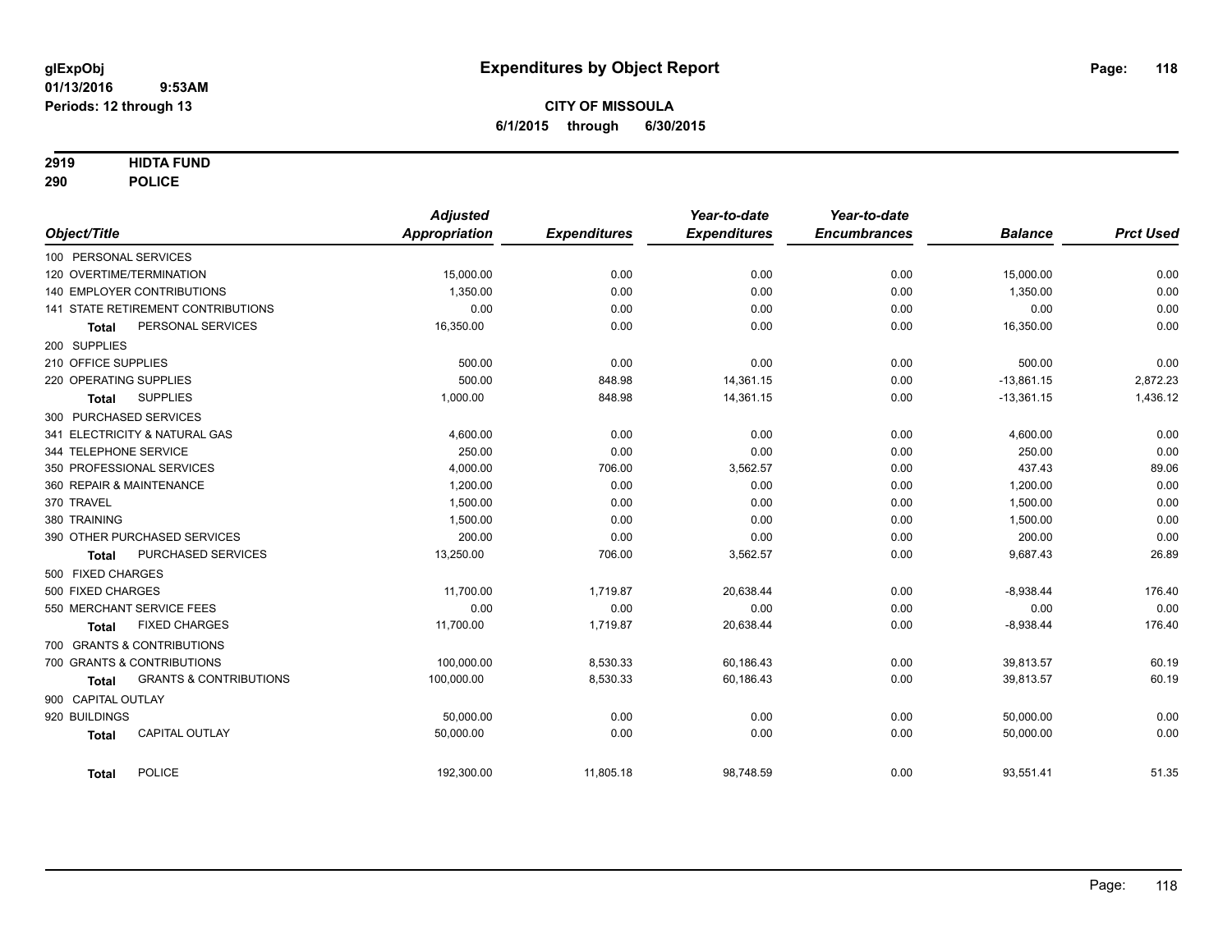glExpObj
01/13/2016 9:53AM
Periods: 12 through 13

# Expenditures by Object Report

**CITY OF MISSOULA**
**6/1/2015 through 6/30/2015**

**2919 HIDTA FUND**
**290 POLICE**

| Object/Title | | Adjusted Appropriation | Expenditures | Year-to-date Expenditures | Year-to-date Encumbrances | Balance | Prct Used |
|---|---|---|---|---|---|---|---|
| 100 PERSONAL SERVICES | | | | | | | |
| 120 OVERTIME/TERMINATION | | 15,000.00 | 0.00 | 0.00 | 0.00 | 15,000.00 | 0.00 |
| 140 EMPLOYER CONTRIBUTIONS | | 1,350.00 | 0.00 | 0.00 | 0.00 | 1,350.00 | 0.00 |
| 141 STATE RETIREMENT CONTRIBUTIONS | | 0.00 | 0.00 | 0.00 | 0.00 | 0.00 | 0.00 |
| **Total** | PERSONAL SERVICES | 16,350.00 | 0.00 | 0.00 | 0.00 | 16,350.00 | 0.00 |
| 200 SUPPLIES | | | | | | | |
| 210 OFFICE SUPPLIES | | 500.00 | 0.00 | 0.00 | 0.00 | 500.00 | 0.00 |
| 220 OPERATING SUPPLIES | | 500.00 | 848.98 | 14,361.15 | 0.00 | -13,861.15 | 2,872.23 |
| **Total** | SUPPLIES | 1,000.00 | 848.98 | 14,361.15 | 0.00 | -13,361.15 | 1,436.12 |
| 300 PURCHASED SERVICES | | | | | | | |
| 341 ELECTRICITY & NATURAL GAS | | 4,600.00 | 0.00 | 0.00 | 0.00 | 4,600.00 | 0.00 |
| 344 TELEPHONE SERVICE | | 250.00 | 0.00 | 0.00 | 0.00 | 250.00 | 0.00 |
| 350 PROFESSIONAL SERVICES | | 4,000.00 | 706.00 | 3,562.57 | 0.00 | 437.43 | 89.06 |
| 360 REPAIR & MAINTENANCE | | 1,200.00 | 0.00 | 0.00 | 0.00 | 1,200.00 | 0.00 |
| 370 TRAVEL | | 1,500.00 | 0.00 | 0.00 | 0.00 | 1,500.00 | 0.00 |
| 380 TRAINING | | 1,500.00 | 0.00 | 0.00 | 0.00 | 1,500.00 | 0.00 |
| 390 OTHER PURCHASED SERVICES | | 200.00 | 0.00 | 0.00 | 0.00 | 200.00 | 0.00 |
| **Total** | PURCHASED SERVICES | 13,250.00 | 706.00 | 3,562.57 | 0.00 | 9,687.43 | 26.89 |
| 500 FIXED CHARGES | | | | | | | |
| 500 FIXED CHARGES | | 11,700.00 | 1,719.87 | 20,638.44 | 0.00 | -8,938.44 | 176.40 |
| 550 MERCHANT SERVICE FEES | | 0.00 | 0.00 | 0.00 | 0.00 | 0.00 | 0.00 |
| **Total** | FIXED CHARGES | 11,700.00 | 1,719.87 | 20,638.44 | 0.00 | -8,938.44 | 176.40 |
| 700 GRANTS & CONTRIBUTIONS | | | | | | | |
| 700 GRANTS & CONTRIBUTIONS | | 100,000.00 | 8,530.33 | 60,186.43 | 0.00 | 39,813.57 | 60.19 |
| **Total** | GRANTS & CONTRIBUTIONS | 100,000.00 | 8,530.33 | 60,186.43 | 0.00 | 39,813.57 | 60.19 |
| 900 CAPITAL OUTLAY | | | | | | | |
| 920 BUILDINGS | | 50,000.00 | 0.00 | 0.00 | 0.00 | 50,000.00 | 0.00 |
| **Total** | CAPITAL OUTLAY | 50,000.00 | 0.00 | 0.00 | 0.00 | 50,000.00 | 0.00 |
| **Total** | POLICE | 192,300.00 | 11,805.18 | 98,748.59 | 0.00 | 93,551.41 | 51.35 |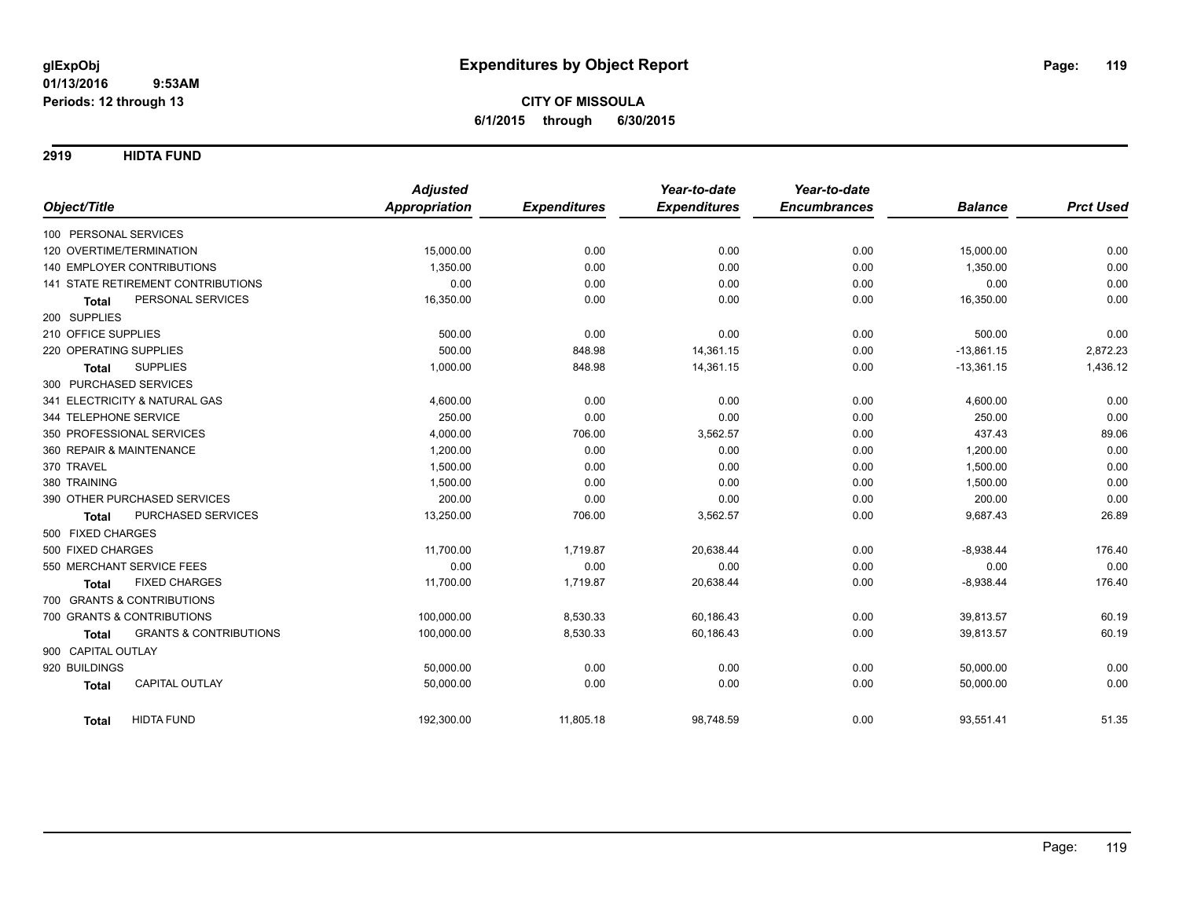# Expenditures by Object Report

glExpObj
01/13/2016 9:53AM
Periods: 12 through 13

**CITY OF MISSOULA**
**6/1/2015 through 6/30/2015**

## 2919 HIDTA FUND

| Object/Title | Adjusted Appropriation | Expenditures | Year-to-date Expenditures | Year-to-date Encumbrances | Balance | Prct Used |
|---|---|---|---|---|---|---|
| 100 PERSONAL SERVICES | | | | | | |
| 120 OVERTIME/TERMINATION | 15,000.00 | 0.00 | 0.00 | 0.00 | 15,000.00 | 0.00 |
| 140 EMPLOYER CONTRIBUTIONS | 1,350.00 | 0.00 | 0.00 | 0.00 | 1,350.00 | 0.00 |
| 141 STATE RETIREMENT CONTRIBUTIONS | 0.00 | 0.00 | 0.00 | 0.00 | 0.00 | 0.00 |
| **Total** PERSONAL SERVICES | 16,350.00 | 0.00 | 0.00 | 0.00 | 16,350.00 | 0.00 |
| 200 SUPPLIES | | | | | | |
| 210 OFFICE SUPPLIES | 500.00 | 0.00 | 0.00 | 0.00 | 500.00 | 0.00 |
| 220 OPERATING SUPPLIES | 500.00 | 848.98 | 14,361.15 | 0.00 | -13,861.15 | 2,872.23 |
| **Total** SUPPLIES | 1,000.00 | 848.98 | 14,361.15 | 0.00 | -13,361.15 | 1,436.12 |
| 300 PURCHASED SERVICES | | | | | | |
| 341 ELECTRICITY & NATURAL GAS | 4,600.00 | 0.00 | 0.00 | 0.00 | 4,600.00 | 0.00 |
| 344 TELEPHONE SERVICE | 250.00 | 0.00 | 0.00 | 0.00 | 250.00 | 0.00 |
| 350 PROFESSIONAL SERVICES | 4,000.00 | 706.00 | 3,562.57 | 0.00 | 437.43 | 89.06 |
| 360 REPAIR & MAINTENANCE | 1,200.00 | 0.00 | 0.00 | 0.00 | 1,200.00 | 0.00 |
| 370 TRAVEL | 1,500.00 | 0.00 | 0.00 | 0.00 | 1,500.00 | 0.00 |
| 380 TRAINING | 1,500.00 | 0.00 | 0.00 | 0.00 | 1,500.00 | 0.00 |
| 390 OTHER PURCHASED SERVICES | 200.00 | 0.00 | 0.00 | 0.00 | 200.00 | 0.00 |
| **Total** PURCHASED SERVICES | 13,250.00 | 706.00 | 3,562.57 | 0.00 | 9,687.43 | 26.89 |
| 500 FIXED CHARGES | | | | | | |
| 500 FIXED CHARGES | 11,700.00 | 1,719.87 | 20,638.44 | 0.00 | -8,938.44 | 176.40 |
| 550 MERCHANT SERVICE FEES | 0.00 | 0.00 | 0.00 | 0.00 | 0.00 | 0.00 |
| **Total** FIXED CHARGES | 11,700.00 | 1,719.87 | 20,638.44 | 0.00 | -8,938.44 | 176.40 |
| 700 GRANTS & CONTRIBUTIONS | | | | | | |
| 700 GRANTS & CONTRIBUTIONS | 100,000.00 | 8,530.33 | 60,186.43 | 0.00 | 39,813.57 | 60.19 |
| **Total** GRANTS & CONTRIBUTIONS | 100,000.00 | 8,530.33 | 60,186.43 | 0.00 | 39,813.57 | 60.19 |
| 900 CAPITAL OUTLAY | | | | | | |
| 920 BUILDINGS | 50,000.00 | 0.00 | 0.00 | 0.00 | 50,000.00 | 0.00 |
| **Total** CAPITAL OUTLAY | 50,000.00 | 0.00 | 0.00 | 0.00 | 50,000.00 | 0.00 |
| **Total** HIDTA FUND | 192,300.00 | 11,805.18 | 98,748.59 | 0.00 | 93,551.41 | 51.35 |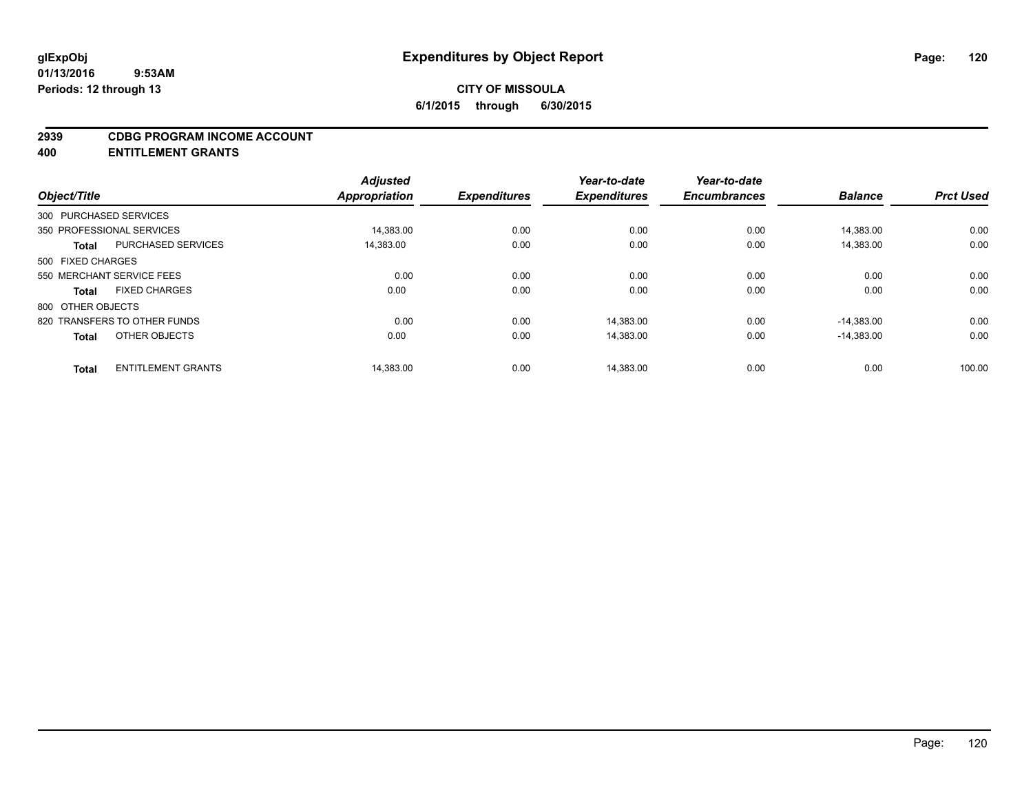# Expenditures by Object Report

glExpObj
01/13/2016 9:53AM
Periods: 12 through 13

**CITY OF MISSOULA**
**6/1/2015 through 6/30/2015**

**2939 CDBG PROGRAM INCOME ACCOUNT**
**400 ENTITLEMENT GRANTS**

| Object/Title | | Adjusted Appropriation | Expenditures | Year-to-date Expenditures | Year-to-date Encumbrances | Balance | Prct Used |
|---|---|---|---|---|---|---|---|
| 300 PURCHASED SERVICES | | | | | | | |
| 350 PROFESSIONAL SERVICES | | 14,383.00 | 0.00 | 0.00 | 0.00 | 14,383.00 | 0.00 |
| **Total** | PURCHASED SERVICES | 14,383.00 | 0.00 | 0.00 | 0.00 | 14,383.00 | 0.00 |
| 500 FIXED CHARGES | | | | | | | |
| 550 MERCHANT SERVICE FEES | | 0.00 | 0.00 | 0.00 | 0.00 | 0.00 | 0.00 |
| **Total** | FIXED CHARGES | 0.00 | 0.00 | 0.00 | 0.00 | 0.00 | 0.00 |
| 800 OTHER OBJECTS | | | | | | | |
| 820 TRANSFERS TO OTHER FUNDS | | 0.00 | 0.00 | 14,383.00 | 0.00 | -14,383.00 | 0.00 |
| **Total** | OTHER OBJECTS | 0.00 | 0.00 | 14,383.00 | 0.00 | -14,383.00 | 0.00 |
| **Total** | ENTITLEMENT GRANTS | 14,383.00 | 0.00 | 14,383.00 | 0.00 | 0.00 | 100.00 |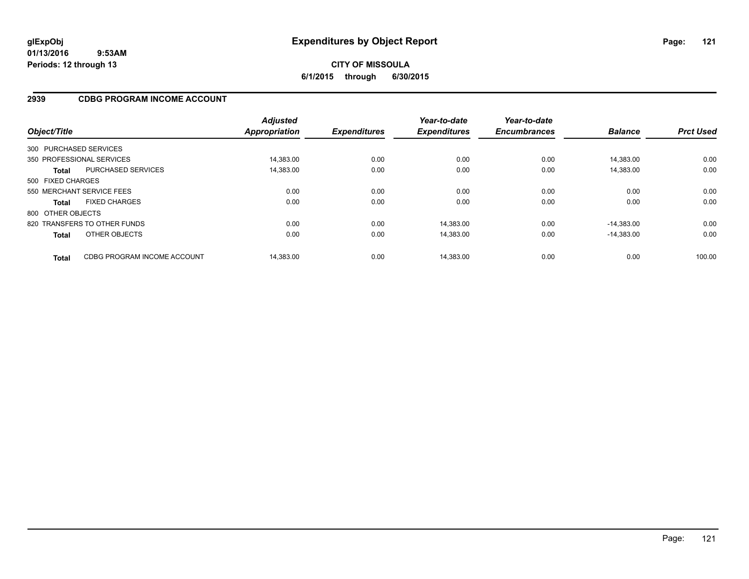glExpObj
01/13/2016 9:53AM
Periods: 12 through 13

# Expenditures by Object Report

**CITY OF MISSOULA**
**6/1/2015 through 6/30/2015**

## 2939 CDBG PROGRAM INCOME ACCOUNT

| Object/Title | | Adjusted Appropriation | Expenditures | Year-to-date Expenditures | Year-to-date Encumbrances | Balance | Prct Used |
|---|---|---|---|---|---|---|---|
| 300 PURCHASED SERVICES | | | | | | | |
| 350 PROFESSIONAL SERVICES | | 14,383.00 | 0.00 | 0.00 | 0.00 | 14,383.00 | 0.00 |
| **Total** | PURCHASED SERVICES | 14,383.00 | 0.00 | 0.00 | 0.00 | 14,383.00 | 0.00 |
| 500 FIXED CHARGES | | | | | | | |
| 550 MERCHANT SERVICE FEES | | 0.00 | 0.00 | 0.00 | 0.00 | 0.00 | 0.00 |
| **Total** | FIXED CHARGES | 0.00 | 0.00 | 0.00 | 0.00 | 0.00 | 0.00 |
| 800 OTHER OBJECTS | | | | | | | |
| 820 TRANSFERS TO OTHER FUNDS | | 0.00 | 0.00 | 14,383.00 | 0.00 | -14,383.00 | 0.00 |
| **Total** | OTHER OBJECTS | 0.00 | 0.00 | 14,383.00 | 0.00 | -14,383.00 | 0.00 |
| **Total** | CDBG PROGRAM INCOME ACCOUNT | 14,383.00 | 0.00 | 14,383.00 | 0.00 | 0.00 | 100.00 |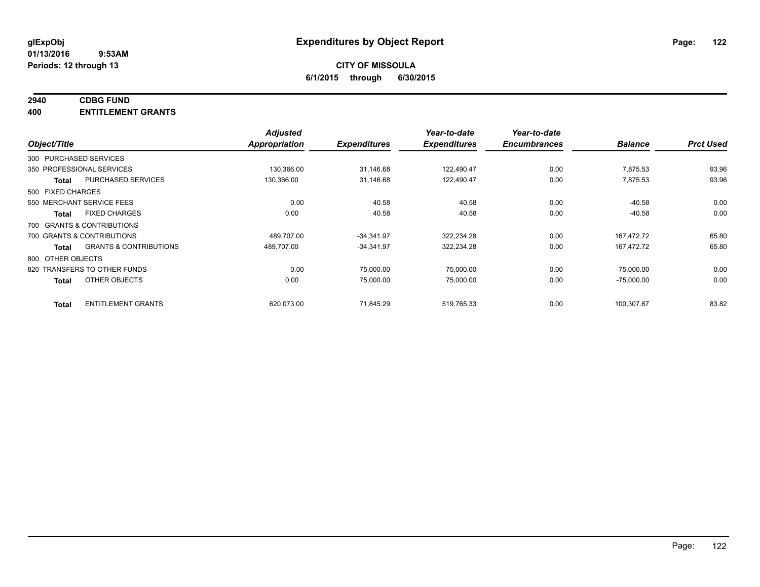glExpObj
01/13/2016 9:53AM
Periods: 12 through 13

# Expenditures by Object Report

**CITY OF MISSOULA**
**6/1/2015 through 6/30/2015**

**2940 CDBG FUND**
**400 ENTITLEMENT GRANTS**

| Object/Title | | Adjusted Appropriation | Expenditures | Year-to-date Expenditures | Year-to-date Encumbrances | Balance | Prct Used |
|---|---|---|---|---|---|---|---|
| 300 PURCHASED SERVICES | | | | | | | |
| 350 PROFESSIONAL SERVICES | | 130,366.00 | 31,146.68 | 122,490.47 | 0.00 | 7,875.53 | 93.96 |
| **Total** | PURCHASED SERVICES | 130,366.00 | 31,146.68 | 122,490.47 | 0.00 | 7,875.53 | 93.96 |
| 500 FIXED CHARGES | | | | | | | |
| 550 MERCHANT SERVICE FEES | | 0.00 | 40.58 | 40.58 | 0.00 | -40.58 | 0.00 |
| **Total** | FIXED CHARGES | 0.00 | 40.58 | 40.58 | 0.00 | -40.58 | 0.00 |
| 700 GRANTS & CONTRIBUTIONS | | | | | | | |
| 700 GRANTS & CONTRIBUTIONS | | 489,707.00 | -34,341.97 | 322,234.28 | 0.00 | 167,472.72 | 65.80 |
| **Total** | GRANTS & CONTRIBUTIONS | 489,707.00 | -34,341.97 | 322,234.28 | 0.00 | 167,472.72 | 65.80 |
| 800 OTHER OBJECTS | | | | | | | |
| 820 TRANSFERS TO OTHER FUNDS | | 0.00 | 75,000.00 | 75,000.00 | 0.00 | -75,000.00 | 0.00 |
| **Total** | OTHER OBJECTS | 0.00 | 75,000.00 | 75,000.00 | 0.00 | -75,000.00 | 0.00 |
| **Total** | ENTITLEMENT GRANTS | 620,073.00 | 71,845.29 | 519,765.33 | 0.00 | 100,307.67 | 83.82 |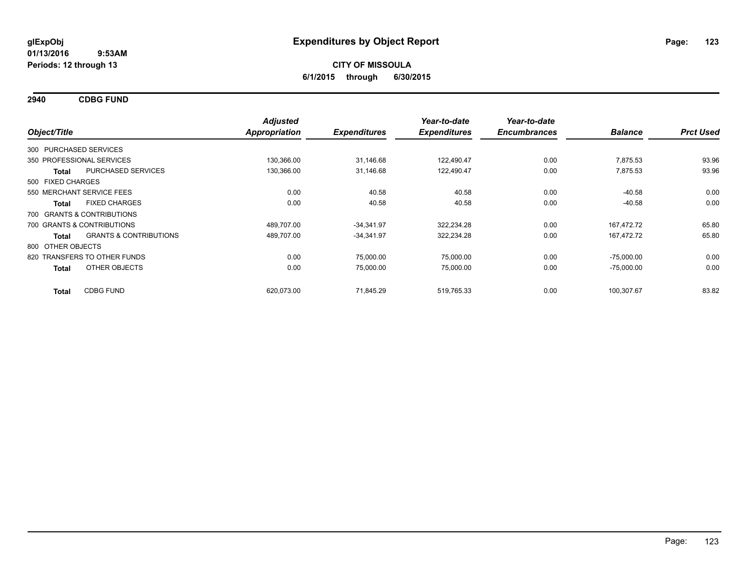**glExpObj** **Expenditures by Object Report**
**01/13/2016 9:53AM**
**Periods: 12 through 13**

**CITY OF MISSOULA**
**6/1/2015 through 6/30/2015**

## 2940 CDBG FUND

| Object/Title | | Adjusted Appropriation | Expenditures | Year-to-date Expenditures | Year-to-date Encumbrances | Balance | Prct Used |
|---|---|---|---|---|---|---|---|
| 300 PURCHASED SERVICES | | | | | | | |
| 350 PROFESSIONAL SERVICES | | 130,366.00 | 31,146.68 | 122,490.47 | 0.00 | 7,875.53 | 93.96 |
| **Total** | PURCHASED SERVICES | 130,366.00 | 31,146.68 | 122,490.47 | 0.00 | 7,875.53 | 93.96 |
| 500 FIXED CHARGES | | | | | | | |
| 550 MERCHANT SERVICE FEES | | 0.00 | 40.58 | 40.58 | 0.00 | -40.58 | 0.00 |
| **Total** | FIXED CHARGES | 0.00 | 40.58 | 40.58 | 0.00 | -40.58 | 0.00 |
| 700 GRANTS & CONTRIBUTIONS | | | | | | | |
| 700 GRANTS & CONTRIBUTIONS | | 489,707.00 | -34,341.97 | 322,234.28 | 0.00 | 167,472.72 | 65.80 |
| **Total** | GRANTS & CONTRIBUTIONS | 489,707.00 | -34,341.97 | 322,234.28 | 0.00 | 167,472.72 | 65.80 |
| 800 OTHER OBJECTS | | | | | | | |
| 820 TRANSFERS TO OTHER FUNDS | | 0.00 | 75,000.00 | 75,000.00 | 0.00 | -75,000.00 | 0.00 |
| **Total** | OTHER OBJECTS | 0.00 | 75,000.00 | 75,000.00 | 0.00 | -75,000.00 | 0.00 |
| **Total** | CDBG FUND | 620,073.00 | 71,845.29 | 519,765.33 | 0.00 | 100,307.67 | 83.82 |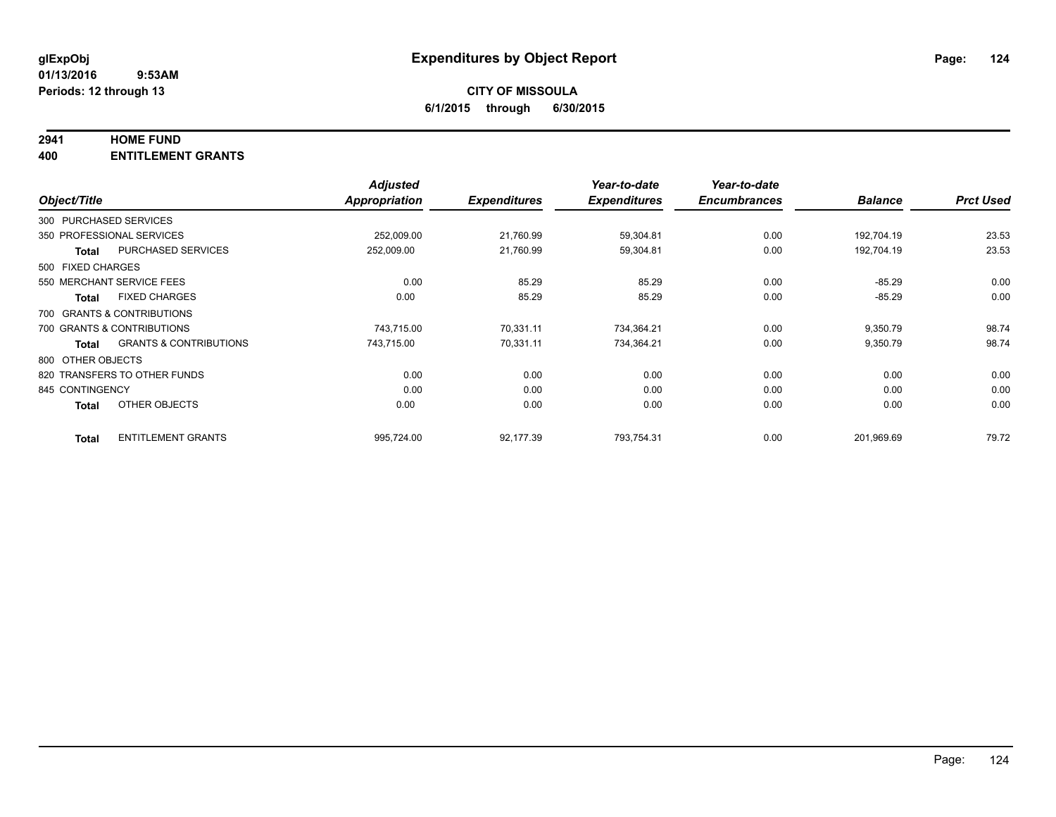glExpObj
01/13/2016 9:53AM
Periods: 12 through 13

# Expenditures by Object Report

**CITY OF MISSOULA**
**6/1/2015 through 6/30/2015**

**2941 HOME FUND**
**400 ENTITLEMENT GRANTS**

| Object/Title | | Adjusted Appropriation | Expenditures | Year-to-date Expenditures | Year-to-date Encumbrances | Balance | Prct Used |
|---|---|---|---|---|---|---|---|
| 300 PURCHASED SERVICES | | | | | | | |
| 350 PROFESSIONAL SERVICES | | 252,009.00 | 21,760.99 | 59,304.81 | 0.00 | 192,704.19 | 23.53 |
| **Total** | PURCHASED SERVICES | 252,009.00 | 21,760.99 | 59,304.81 | 0.00 | 192,704.19 | 23.53 |
| 500 FIXED CHARGES | | | | | | | |
| 550 MERCHANT SERVICE FEES | | 0.00 | 85.29 | 85.29 | 0.00 | -85.29 | 0.00 |
| **Total** | FIXED CHARGES | 0.00 | 85.29 | 85.29 | 0.00 | -85.29 | 0.00 |
| 700 GRANTS & CONTRIBUTIONS | | | | | | | |
| 700 GRANTS & CONTRIBUTIONS | | 743,715.00 | 70,331.11 | 734,364.21 | 0.00 | 9,350.79 | 98.74 |
| **Total** | GRANTS & CONTRIBUTIONS | 743,715.00 | 70,331.11 | 734,364.21 | 0.00 | 9,350.79 | 98.74 |
| 800 OTHER OBJECTS | | | | | | | |
| 820 TRANSFERS TO OTHER FUNDS | | 0.00 | 0.00 | 0.00 | 0.00 | 0.00 | 0.00 |
| 845 CONTINGENCY | | 0.00 | 0.00 | 0.00 | 0.00 | 0.00 | 0.00 |
| **Total** | OTHER OBJECTS | 0.00 | 0.00 | 0.00 | 0.00 | 0.00 | 0.00 |
| **Total** | ENTITLEMENT GRANTS | 995,724.00 | 92,177.39 | 793,754.31 | 0.00 | 201,969.69 | 79.72 |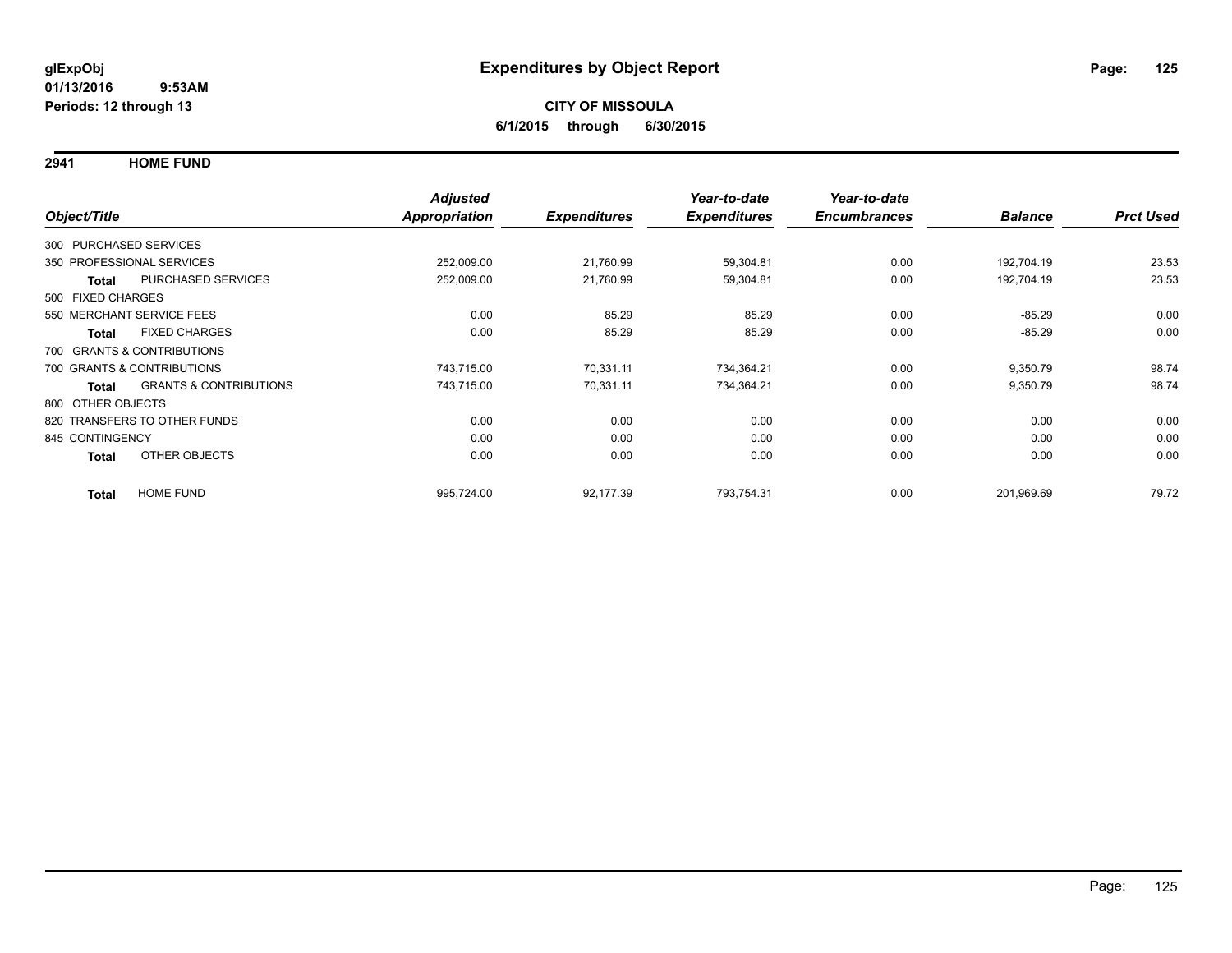**glExpObj**
**01/13/2016 9:53AM**
**Periods: 12 through 13**

# Expenditures by Object Report

**CITY OF MISSOULA**
**6/1/2015 through 6/30/2015**

## 2941 HOME FUND

| Object/Title | | Adjusted Appropriation | Expenditures | Year-to-date Expenditures | Year-to-date Encumbrances | Balance | Prct Used |
|---|---|---|---|---|---|---|---|
| 300 PURCHASED SERVICES | | | | | | | |
| 350 PROFESSIONAL SERVICES | | 252,009.00 | 21,760.99 | 59,304.81 | 0.00 | 192,704.19 | 23.53 |
| **Total** | PURCHASED SERVICES | 252,009.00 | 21,760.99 | 59,304.81 | 0.00 | 192,704.19 | 23.53 |
| 500 FIXED CHARGES | | | | | | | |
| 550 MERCHANT SERVICE FEES | | 0.00 | 85.29 | 85.29 | 0.00 | -85.29 | 0.00 |
| **Total** | FIXED CHARGES | 0.00 | 85.29 | 85.29 | 0.00 | -85.29 | 0.00 |
| 700 GRANTS & CONTRIBUTIONS | | | | | | | |
| 700 GRANTS & CONTRIBUTIONS | | 743,715.00 | 70,331.11 | 734,364.21 | 0.00 | 9,350.79 | 98.74 |
| **Total** | GRANTS & CONTRIBUTIONS | 743,715.00 | 70,331.11 | 734,364.21 | 0.00 | 9,350.79 | 98.74 |
| 800 OTHER OBJECTS | | | | | | | |
| 820 TRANSFERS TO OTHER FUNDS | | 0.00 | 0.00 | 0.00 | 0.00 | 0.00 | 0.00 |
| 845 CONTINGENCY | | 0.00 | 0.00 | 0.00 | 0.00 | 0.00 | 0.00 |
| **Total** | OTHER OBJECTS | 0.00 | 0.00 | 0.00 | 0.00 | 0.00 | 0.00 |
| **Total** | HOME FUND | 995,724.00 | 92,177.39 | 793,754.31 | 0.00 | 201,969.69 | 79.72 |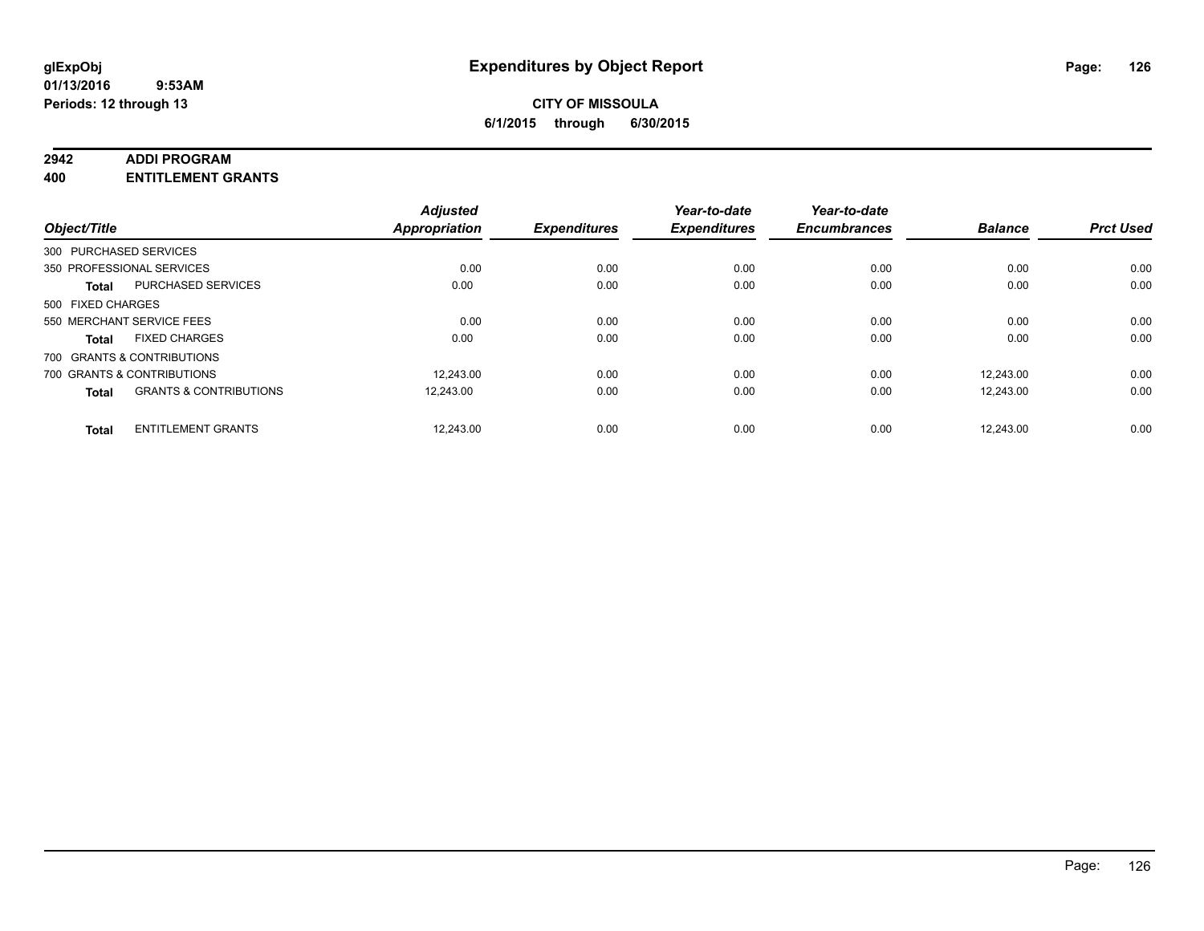glExpObj
01/13/2016 9:53AM
Periods: 12 through 13

# Expenditures by Object Report

**CITY OF MISSOULA**
**6/1/2015 through 6/30/2015**

**2942 ADDI PROGRAM**
**400 ENTITLEMENT GRANTS**

| Object/Title | | Adjusted Appropriation | Expenditures | Year-to-date Expenditures | Year-to-date Encumbrances | Balance | Prct Used |
|---|---|---|---|---|---|---|---|
| 300 PURCHASED SERVICES | | | | | | | |
| 350 PROFESSIONAL SERVICES | | 0.00 | 0.00 | 0.00 | 0.00 | 0.00 | 0.00 |
| **Total** | PURCHASED SERVICES | 0.00 | 0.00 | 0.00 | 0.00 | 0.00 | 0.00 |
| 500 FIXED CHARGES | | | | | | | |
| 550 MERCHANT SERVICE FEES | | 0.00 | 0.00 | 0.00 | 0.00 | 0.00 | 0.00 |
| **Total** | FIXED CHARGES | 0.00 | 0.00 | 0.00 | 0.00 | 0.00 | 0.00 |
| 700 GRANTS & CONTRIBUTIONS | | | | | | | |
| 700 GRANTS & CONTRIBUTIONS | | 12,243.00 | 0.00 | 0.00 | 0.00 | 12,243.00 | 0.00 |
| **Total** | GRANTS & CONTRIBUTIONS | 12,243.00 | 0.00 | 0.00 | 0.00 | 12,243.00 | 0.00 |
| **Total** | ENTITLEMENT GRANTS | 12,243.00 | 0.00 | 0.00 | 0.00 | 12,243.00 | 0.00 |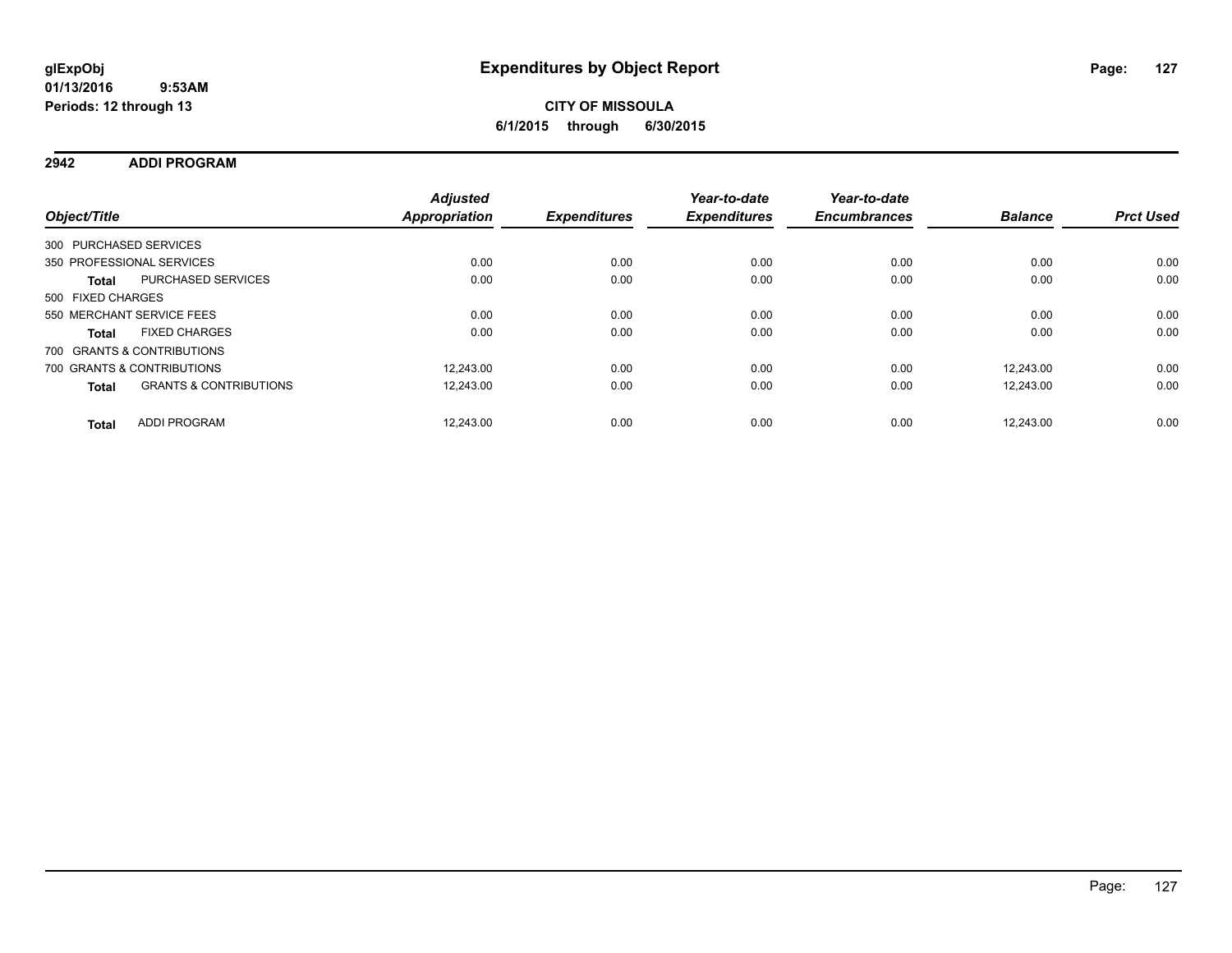glExpObj
01/13/2016 9:53AM
Periods: 12 through 13

# Expenditures by Object Report

**CITY OF MISSOULA**
**6/1/2015 through 6/30/2015**

## 2942 ADDI PROGRAM

| Object/Title | | Adjusted Appropriation | Expenditures | Year-to-date Expenditures | Year-to-date Encumbrances | Balance | Prct Used |
|---|---|---|---|---|---|---|---|
| 300 PURCHASED SERVICES | | | | | | | |
| 350 PROFESSIONAL SERVICES | | 0.00 | 0.00 | 0.00 | 0.00 | 0.00 | 0.00 |
| **Total** | PURCHASED SERVICES | 0.00 | 0.00 | 0.00 | 0.00 | 0.00 | 0.00 |
| 500 FIXED CHARGES | | | | | | | |
| 550 MERCHANT SERVICE FEES | | 0.00 | 0.00 | 0.00 | 0.00 | 0.00 | 0.00 |
| **Total** | FIXED CHARGES | 0.00 | 0.00 | 0.00 | 0.00 | 0.00 | 0.00 |
| 700 GRANTS & CONTRIBUTIONS | | | | | | | |
| 700 GRANTS & CONTRIBUTIONS | | 12,243.00 | 0.00 | 0.00 | 0.00 | 12,243.00 | 0.00 |
| **Total** | GRANTS & CONTRIBUTIONS | 12,243.00 | 0.00 | 0.00 | 0.00 | 12,243.00 | 0.00 |
| **Total** | ADDI PROGRAM | 12,243.00 | 0.00 | 0.00 | 0.00 | 12,243.00 | 0.00 |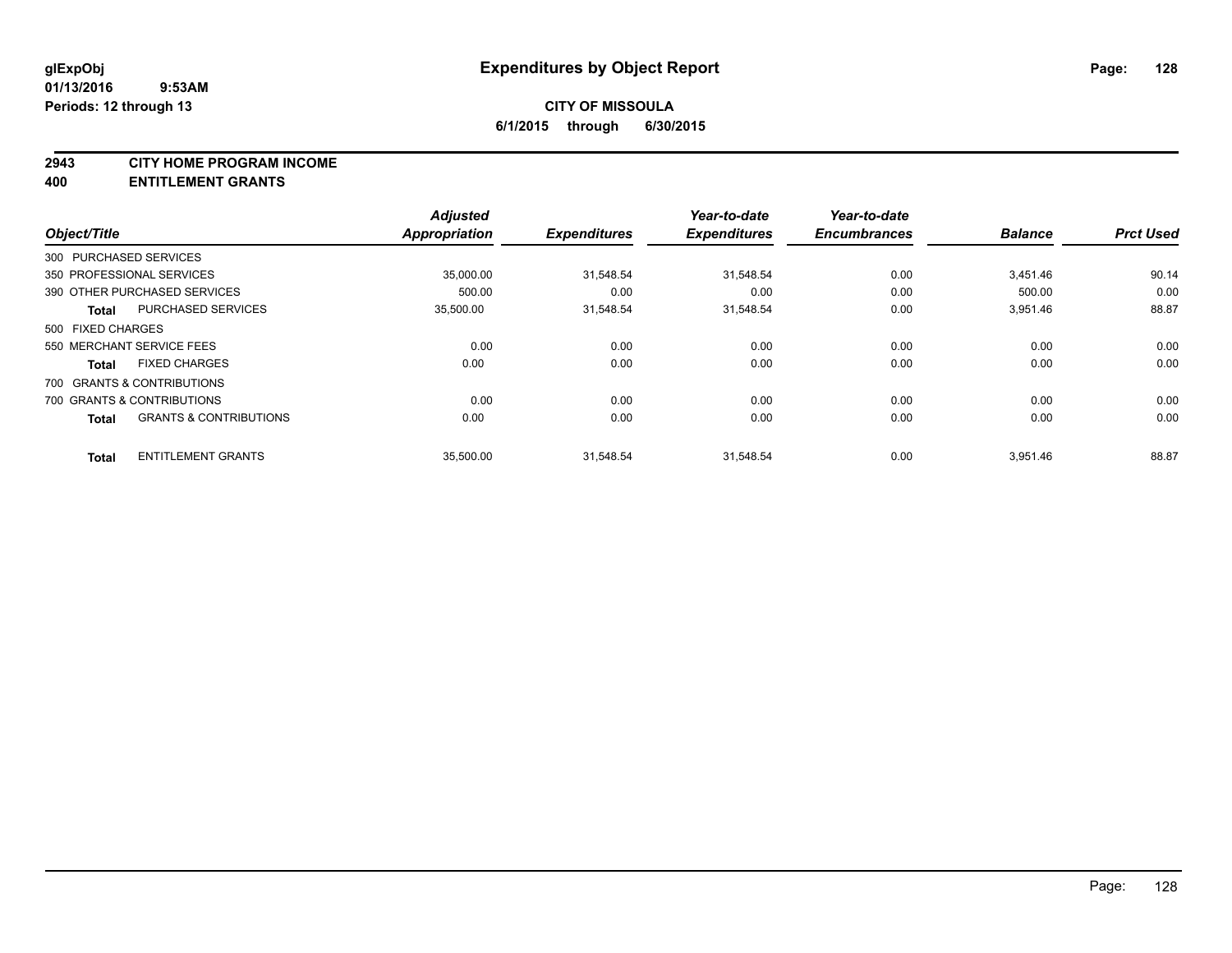**glExpObj** **Expenditures by Object Report**
**01/13/2016 9:53AM**
**Periods: 12 through 13**

**CITY OF MISSOULA**
**6/1/2015 through 6/30/2015**

## 2943 CITY HOME PROGRAM INCOME
## 400 ENTITLEMENT GRANTS

| Object/Title | | Adjusted Appropriation | Expenditures | Year-to-date Expenditures | Year-to-date Encumbrances | Balance | Prct Used |
|---|---|---|---|---|---|---|---|
| 300 PURCHASED SERVICES | | | | | | | |
| 350 PROFESSIONAL SERVICES | | 35,000.00 | 31,548.54 | 31,548.54 | 0.00 | 3,451.46 | 90.14 |
| 390 OTHER PURCHASED SERVICES | | 500.00 | 0.00 | 0.00 | 0.00 | 500.00 | 0.00 |
| **Total** | PURCHASED SERVICES | 35,500.00 | 31,548.54 | 31,548.54 | 0.00 | 3,951.46 | 88.87 |
| 500 FIXED CHARGES | | | | | | | |
| 550 MERCHANT SERVICE FEES | | 0.00 | 0.00 | 0.00 | 0.00 | 0.00 | 0.00 |
| **Total** | FIXED CHARGES | 0.00 | 0.00 | 0.00 | 0.00 | 0.00 | 0.00 |
| 700 GRANTS & CONTRIBUTIONS | | | | | | | |
| 700 GRANTS & CONTRIBUTIONS | | 0.00 | 0.00 | 0.00 | 0.00 | 0.00 | 0.00 |
| **Total** | GRANTS & CONTRIBUTIONS | 0.00 | 0.00 | 0.00 | 0.00 | 0.00 | 0.00 |
| **Total** | ENTITLEMENT GRANTS | 35,500.00 | 31,548.54 | 31,548.54 | 0.00 | 3,951.46 | 88.87 |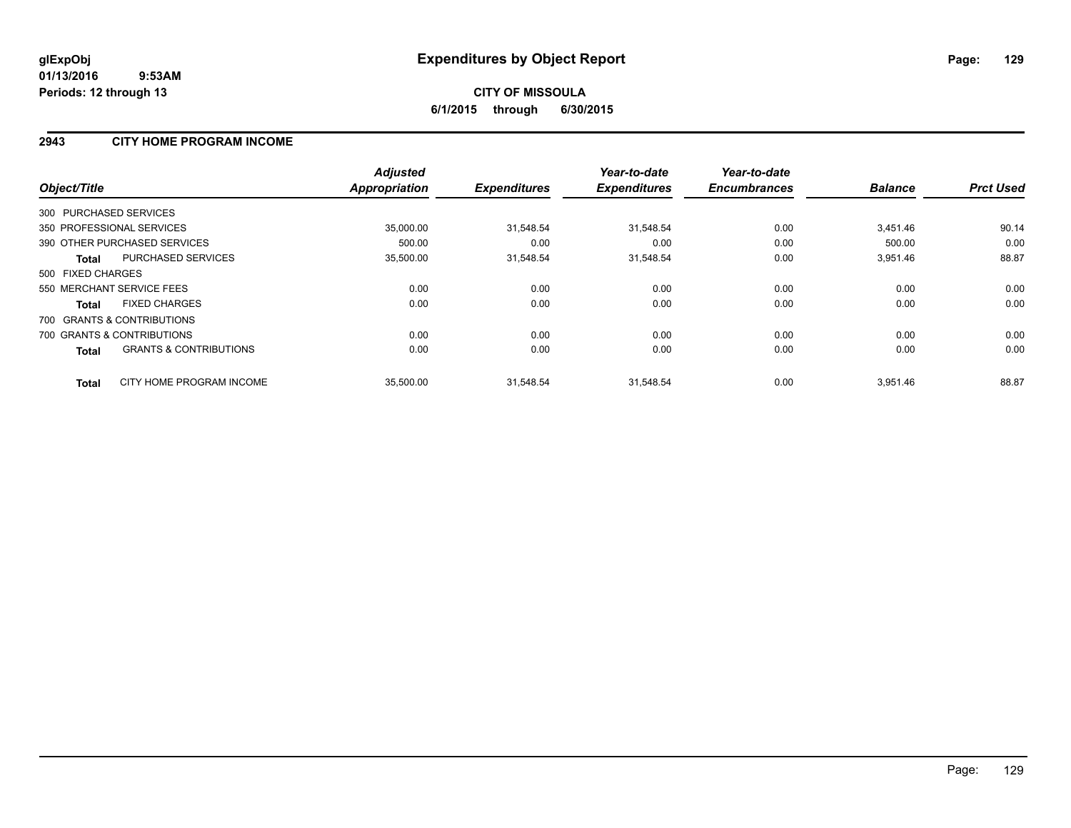# Expenditures by Object Report

**glExpObj**
**01/13/2016 9:53AM**
**Periods: 12 through 13**

**CITY OF MISSOULA**
**6/1/2015 through 6/30/2015**

## 2943 CITY HOME PROGRAM INCOME

| Object/Title | | Adjusted Appropriation | Expenditures | Year-to-date Expenditures | Year-to-date Encumbrances | Balance | Prct Used |
|---|---|---|---|---|---|---|---|
| 300 PURCHASED SERVICES | | | | | | | |
| 350 PROFESSIONAL SERVICES | | 35,000.00 | 31,548.54 | 31,548.54 | 0.00 | 3,451.46 | 90.14 |
| 390 OTHER PURCHASED SERVICES | | 500.00 | 0.00 | 0.00 | 0.00 | 500.00 | 0.00 |
| **Total** | PURCHASED SERVICES | 35,500.00 | 31,548.54 | 31,548.54 | 0.00 | 3,951.46 | 88.87 |
| 500 FIXED CHARGES | | | | | | | |
| 550 MERCHANT SERVICE FEES | | 0.00 | 0.00 | 0.00 | 0.00 | 0.00 | 0.00 |
| **Total** | FIXED CHARGES | 0.00 | 0.00 | 0.00 | 0.00 | 0.00 | 0.00 |
| 700 GRANTS & CONTRIBUTIONS | | | | | | | |
| 700 GRANTS & CONTRIBUTIONS | | 0.00 | 0.00 | 0.00 | 0.00 | 0.00 | 0.00 |
| **Total** | GRANTS & CONTRIBUTIONS | 0.00 | 0.00 | 0.00 | 0.00 | 0.00 | 0.00 |
| **Total** | CITY HOME PROGRAM INCOME | 35,500.00 | 31,548.54 | 31,548.54 | 0.00 | 3,951.46 | 88.87 |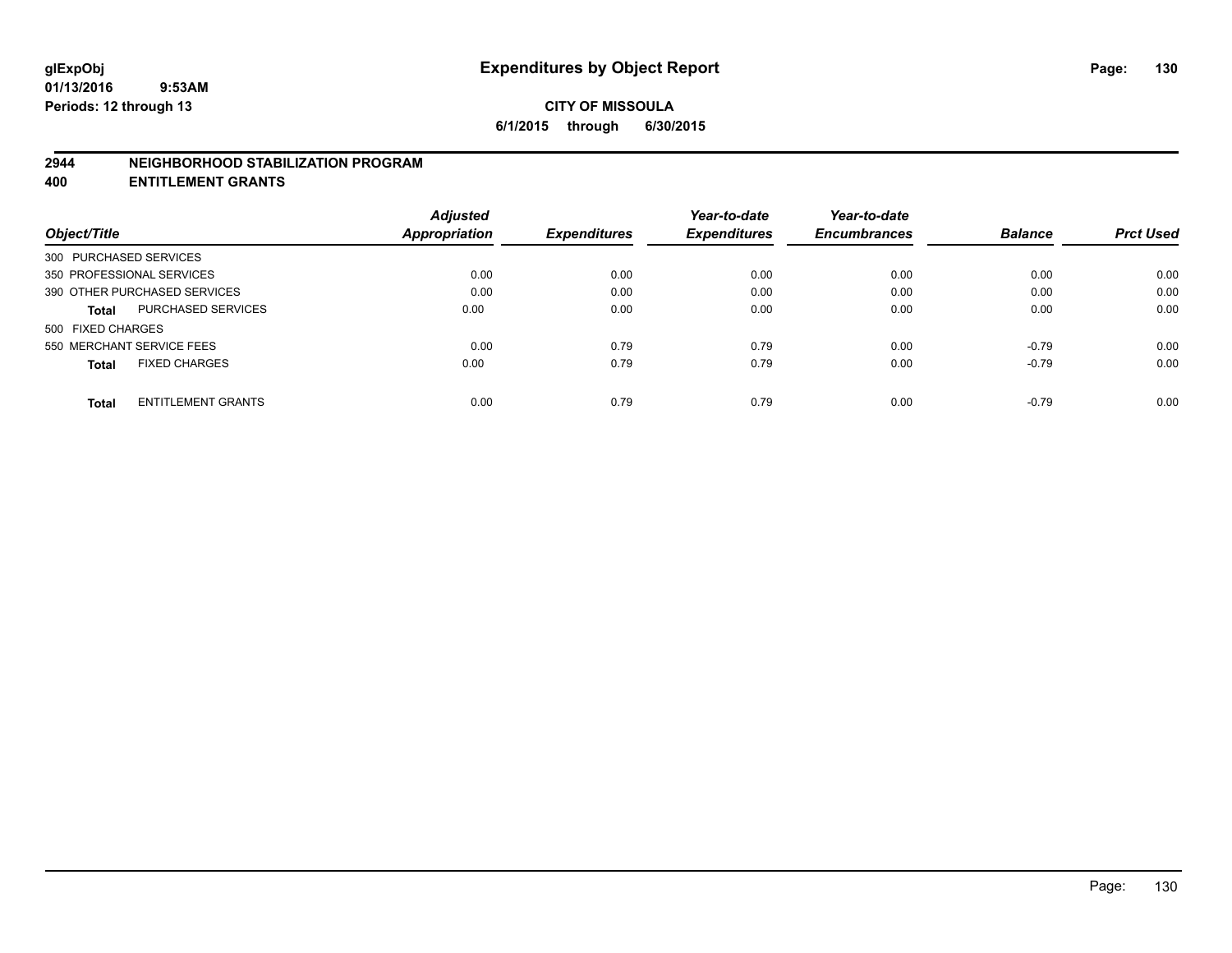# Expenditures by Object Report

glExpObj
01/13/2016 9:53AM
Periods: 12 through 13

**CITY OF MISSOULA**
**6/1/2015 through 6/30/2015**

**2944 NEIGHBORHOOD STABILIZATION PROGRAM**
**400 ENTITLEMENT GRANTS**

| Object/Title | Adjusted Appropriation | Expenditures | Year-to-date Expenditures | Year-to-date Encumbrances | Balance | Prct Used |
|---|---|---|---|---|---|---|
| 300 PURCHASED SERVICES | | | | | | |
| 350 PROFESSIONAL SERVICES | 0.00 | 0.00 | 0.00 | 0.00 | 0.00 | 0.00 |
| 390 OTHER PURCHASED SERVICES | 0.00 | 0.00 | 0.00 | 0.00 | 0.00 | 0.00 |
| **Total** PURCHASED SERVICES | 0.00 | 0.00 | 0.00 | 0.00 | 0.00 | 0.00 |
| 500 FIXED CHARGES | | | | | | |
| 550 MERCHANT SERVICE FEES | 0.00 | 0.79 | 0.79 | 0.00 | -0.79 | 0.00 |
| **Total** FIXED CHARGES | 0.00 | 0.79 | 0.79 | 0.00 | -0.79 | 0.00 |
| **Total** ENTITLEMENT GRANTS | 0.00 | 0.79 | 0.79 | 0.00 | -0.79 | 0.00 |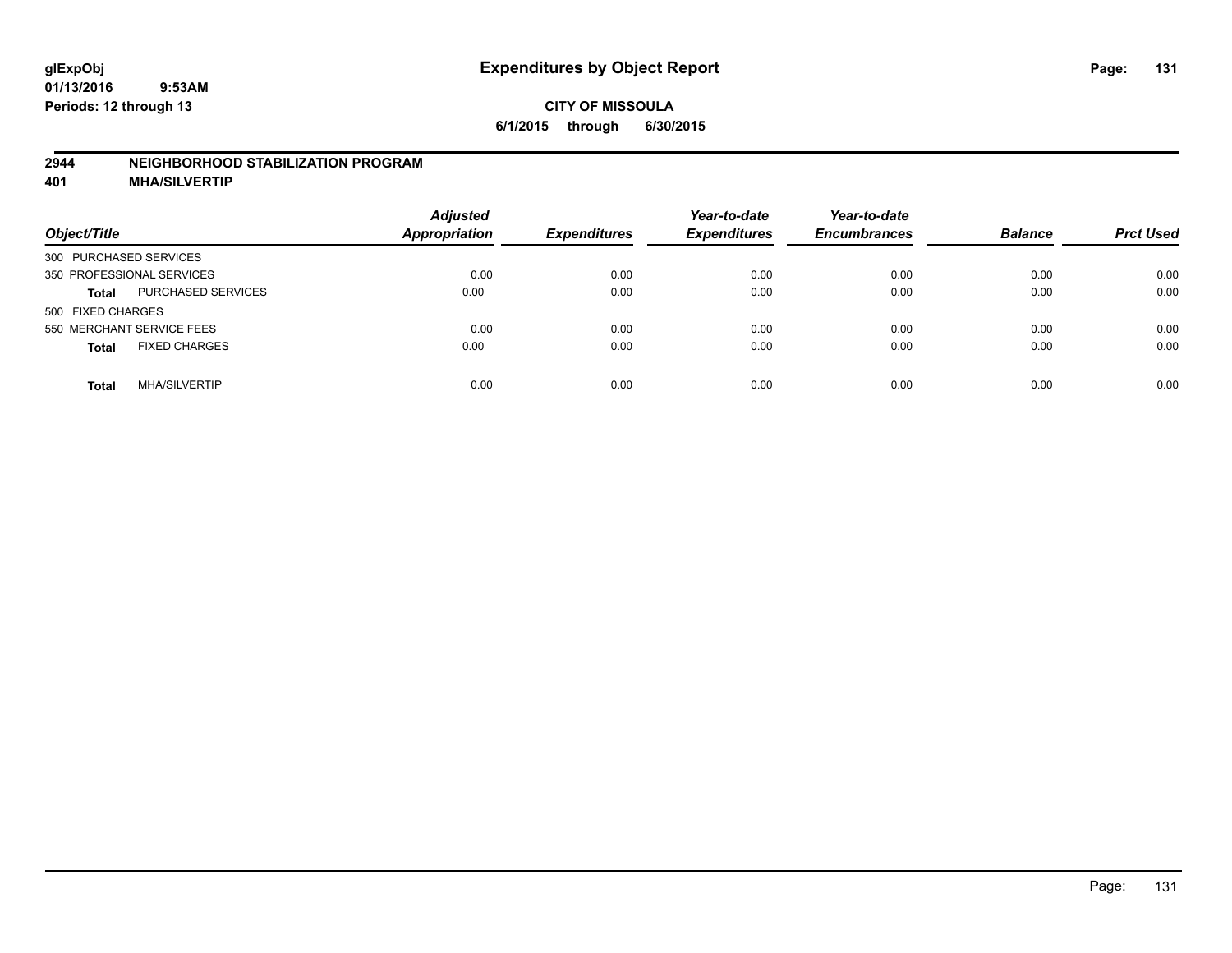glExpObj
01/13/2016 9:53AM
Periods: 12 through 13

# Expenditures by Object Report

**CITY OF MISSOULA**
**6/1/2015 through 6/30/2015**

**2944 NEIGHBORHOOD STABILIZATION PROGRAM**
**401 MHA/SILVERTIP**

| Object/Title | | Adjusted Appropriation | Expenditures | Year-to-date Expenditures | Year-to-date Encumbrances | Balance | Prct Used |
|---|---|---|---|---|---|---|---|
| 300 PURCHASED SERVICES | | | | | | | |
| 350 PROFESSIONAL SERVICES | | 0.00 | 0.00 | 0.00 | 0.00 | 0.00 | 0.00 |
| Total | PURCHASED SERVICES | 0.00 | 0.00 | 0.00 | 0.00 | 0.00 | 0.00 |
| 500 FIXED CHARGES | | | | | | | |
| 550 MERCHANT SERVICE FEES | | 0.00 | 0.00 | 0.00 | 0.00 | 0.00 | 0.00 |
| Total | FIXED CHARGES | 0.00 | 0.00 | 0.00 | 0.00 | 0.00 | 0.00 |
| Total | MHA/SILVERTIP | 0.00 | 0.00 | 0.00 | 0.00 | 0.00 | 0.00 |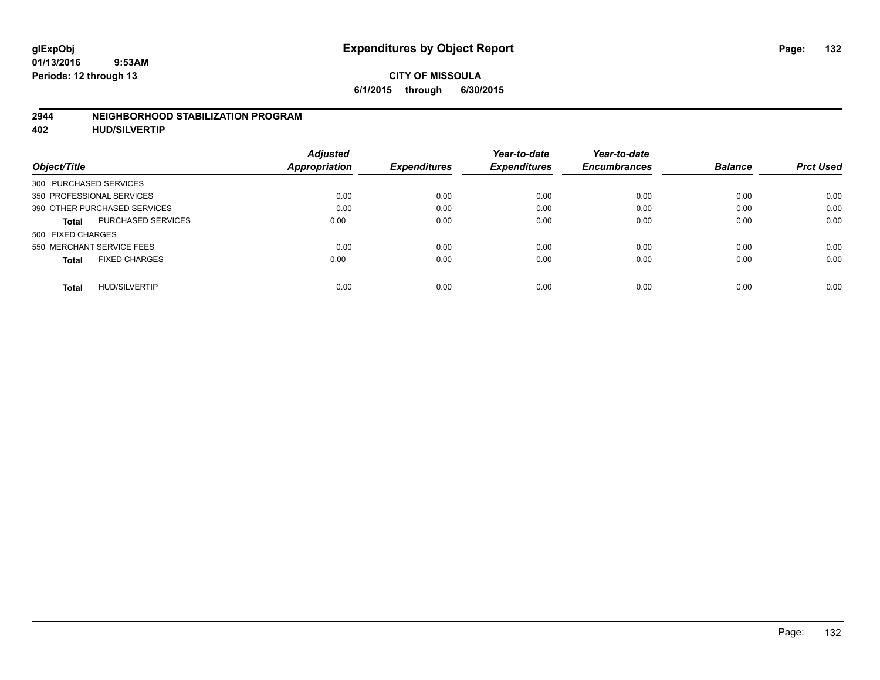glExpObj
01/13/2016 9:53AM
Periods: 12 through 13

# Expenditures by Object Report

**CITY OF MISSOULA**

**6/1/2015 through 6/30/2015**

**2944 NEIGHBORHOOD STABILIZATION PROGRAM**

**402 HUD/SILVERTIP**

| Object/Title | Adjusted Appropriation | Expenditures | Year-to-date Expenditures | Year-to-date Encumbrances | Balance | Prct Used |
|---|---|---|---|---|---|---|
| 300 PURCHASED SERVICES | | | | | | |
| 350 PROFESSIONAL SERVICES | 0.00 | 0.00 | 0.00 | 0.00 | 0.00 | 0.00 |
| 390 OTHER PURCHASED SERVICES | 0.00 | 0.00 | 0.00 | 0.00 | 0.00 | 0.00 |
| **Total** PURCHASED SERVICES | 0.00 | 0.00 | 0.00 | 0.00 | 0.00 | 0.00 |
| 500 FIXED CHARGES | | | | | | |
| 550 MERCHANT SERVICE FEES | 0.00 | 0.00 | 0.00 | 0.00 | 0.00 | 0.00 |
| **Total** FIXED CHARGES | 0.00 | 0.00 | 0.00 | 0.00 | 0.00 | 0.00 |
| **Total** HUD/SILVERTIP | 0.00 | 0.00 | 0.00 | 0.00 | 0.00 | 0.00 |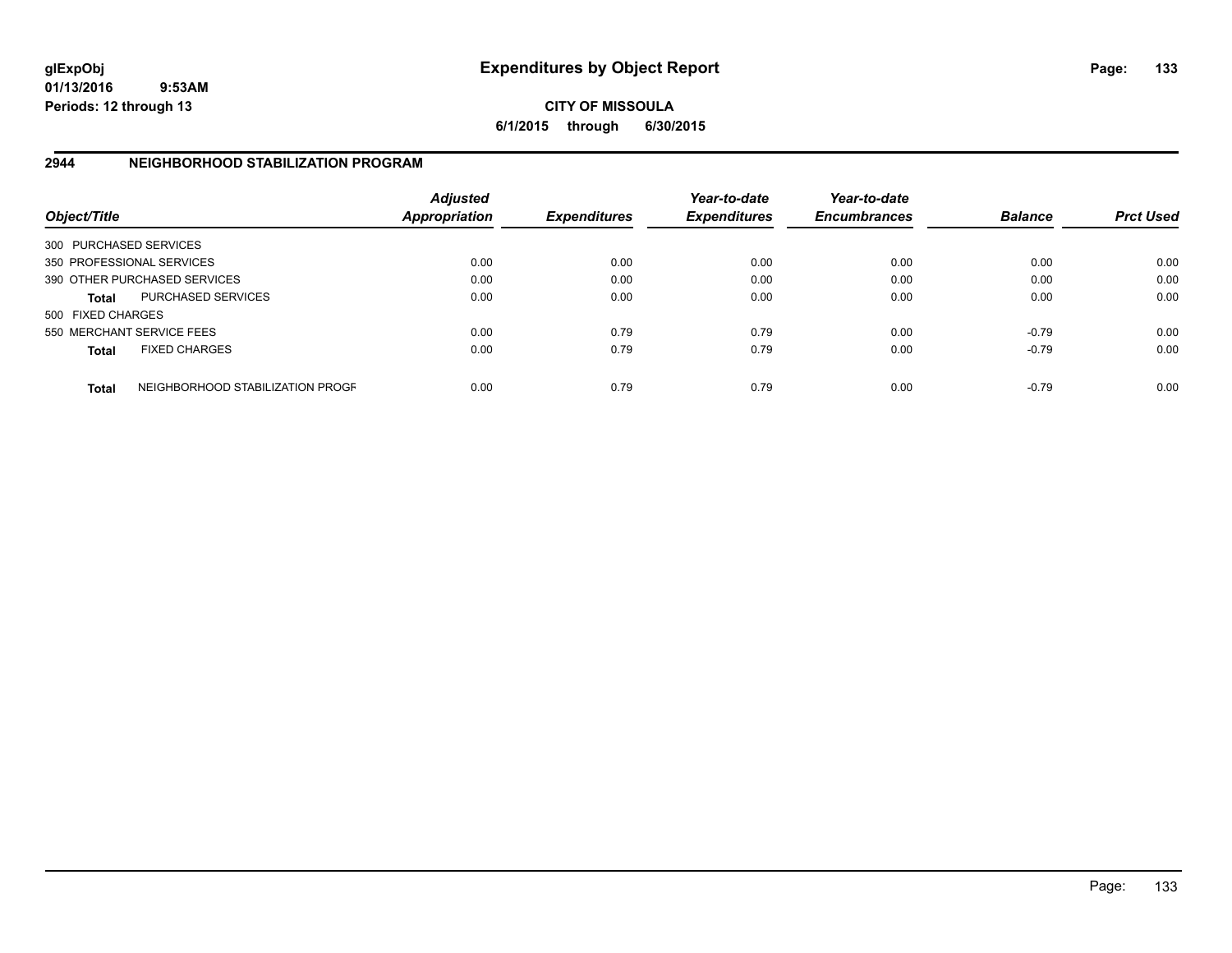glExpObj
01/13/2016 9:53AM
Periods: 12 through 13

# Expenditures by Object Report

**CITY OF MISSOULA**

**6/1/2015 through 6/30/2015**

## 2944 NEIGHBORHOOD STABILIZATION PROGRAM

| Object/Title | | Adjusted Appropriation | Expenditures | Year-to-date Expenditures | Year-to-date Encumbrances | Balance | Prct Used |
|---|---|---|---|---|---|---|---|
| 300 PURCHASED SERVICES | | | | | | | |
| 350 PROFESSIONAL SERVICES | | 0.00 | 0.00 | 0.00 | 0.00 | 0.00 | 0.00 |
| 390 OTHER PURCHASED SERVICES | | 0.00 | 0.00 | 0.00 | 0.00 | 0.00 | 0.00 |
| **Total** | PURCHASED SERVICES | 0.00 | 0.00 | 0.00 | 0.00 | 0.00 | 0.00 |
| 500 FIXED CHARGES | | | | | | | |
| 550 MERCHANT SERVICE FEES | | 0.00 | 0.79 | 0.79 | 0.00 | -0.79 | 0.00 |
| **Total** | FIXED CHARGES | 0.00 | 0.79 | 0.79 | 0.00 | -0.79 | 0.00 |
| **Total** | NEIGHBORHOOD STABILIZATION PROGF | 0.00 | 0.79 | 0.79 | 0.00 | -0.79 | 0.00 |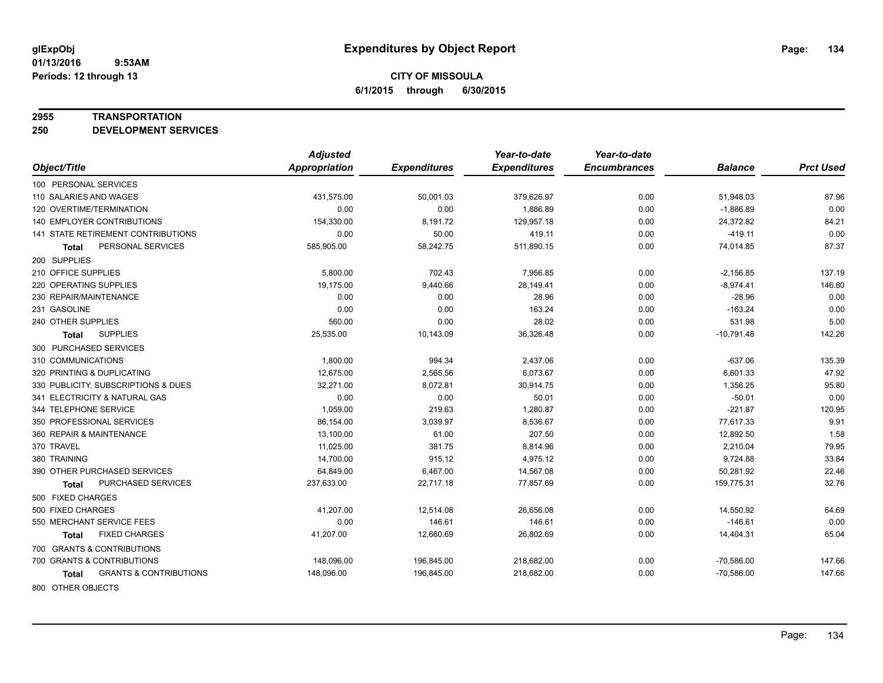**glExpObj**
**01/13/2016 9:53AM**
**Periods: 12 through 13**

# Expenditures by Object Report

**CITY OF MISSOULA**
**6/1/2015 through 6/30/2015**

**2955 TRANSPORTATION**
**250 DEVELOPMENT SERVICES**

| Object/Title | Adjusted Appropriation | Expenditures | Year-to-date Expenditures | Year-to-date Encumbrances | Balance | Prct Used |
|---|---|---|---|---|---|---|
| 100 PERSONAL SERVICES | | | | | | |
| 110 SALARIES AND WAGES | 431,575.00 | 50,001.03 | 379,626.97 | 0.00 | 51,948.03 | 87.96 |
| 120 OVERTIME/TERMINATION | 0.00 | 0.00 | 1,886.89 | 0.00 | -1,886.89 | 0.00 |
| 140 EMPLOYER CONTRIBUTIONS | 154,330.00 | 8,191.72 | 129,957.18 | 0.00 | 24,372.82 | 84.21 |
| 141 STATE RETIREMENT CONTRIBUTIONS | 0.00 | 50.00 | 419.11 | 0.00 | -419.11 | 0.00 |
| **Total** PERSONAL SERVICES | 585,905.00 | 58,242.75 | 511,890.15 | 0.00 | 74,014.85 | 87.37 |
| 200 SUPPLIES | | | | | | |
| 210 OFFICE SUPPLIES | 5,800.00 | 702.43 | 7,956.85 | 0.00 | -2,156.85 | 137.19 |
| 220 OPERATING SUPPLIES | 19,175.00 | 9,440.66 | 28,149.41 | 0.00 | -8,974.41 | 146.80 |
| 230 REPAIR/MAINTENANCE | 0.00 | 0.00 | 28.96 | 0.00 | -28.96 | 0.00 |
| 231 GASOLINE | 0.00 | 0.00 | 163.24 | 0.00 | -163.24 | 0.00 |
| 240 OTHER SUPPLIES | 560.00 | 0.00 | 28.02 | 0.00 | 531.98 | 5.00 |
| **Total** SUPPLIES | 25,535.00 | 10,143.09 | 36,326.48 | 0.00 | -10,791.48 | 142.26 |
| 300 PURCHASED SERVICES | | | | | | |
| 310 COMMUNICATIONS | 1,800.00 | 994.34 | 2,437.06 | 0.00 | -637.06 | 135.39 |
| 320 PRINTING & DUPLICATING | 12,675.00 | 2,565.56 | 6,073.67 | 0.00 | 6,601.33 | 47.92 |
| 330 PUBLICITY, SUBSCRIPTIONS & DUES | 32,271.00 | 8,072.81 | 30,914.75 | 0.00 | 1,356.25 | 95.80 |
| 341 ELECTRICITY & NATURAL GAS | 0.00 | 0.00 | 50.01 | 0.00 | -50.01 | 0.00 |
| 344 TELEPHONE SERVICE | 1,059.00 | 219.63 | 1,280.87 | 0.00 | -221.87 | 120.95 |
| 350 PROFESSIONAL SERVICES | 86,154.00 | 3,039.97 | 8,536.67 | 0.00 | 77,617.33 | 9.91 |
| 360 REPAIR & MAINTENANCE | 13,100.00 | 61.00 | 207.50 | 0.00 | 12,892.50 | 1.58 |
| 370 TRAVEL | 11,025.00 | 381.75 | 8,814.96 | 0.00 | 2,210.04 | 79.95 |
| 380 TRAINING | 14,700.00 | 915.12 | 4,975.12 | 0.00 | 9,724.88 | 33.84 |
| 390 OTHER PURCHASED SERVICES | 64,849.00 | 6,467.00 | 14,567.08 | 0.00 | 50,281.92 | 22.46 |
| **Total** PURCHASED SERVICES | 237,633.00 | 22,717.18 | 77,857.69 | 0.00 | 159,775.31 | 32.76 |
| 500 FIXED CHARGES | | | | | | |
| 500 FIXED CHARGES | 41,207.00 | 12,514.08 | 26,656.08 | 0.00 | 14,550.92 | 64.69 |
| 550 MERCHANT SERVICE FEES | 0.00 | 146.61 | 146.61 | 0.00 | -146.61 | 0.00 |
| **Total** FIXED CHARGES | 41,207.00 | 12,660.69 | 26,802.69 | 0.00 | 14,404.31 | 65.04 |
| 700 GRANTS & CONTRIBUTIONS | | | | | | |
| 700 GRANTS & CONTRIBUTIONS | 148,096.00 | 196,845.00 | 218,682.00 | 0.00 | -70,586.00 | 147.66 |
| **Total** GRANTS & CONTRIBUTIONS | 148,096.00 | 196,845.00 | 218,682.00 | 0.00 | -70,586.00 | 147.66 |
| 800 OTHER OBJECTS | | | | | | |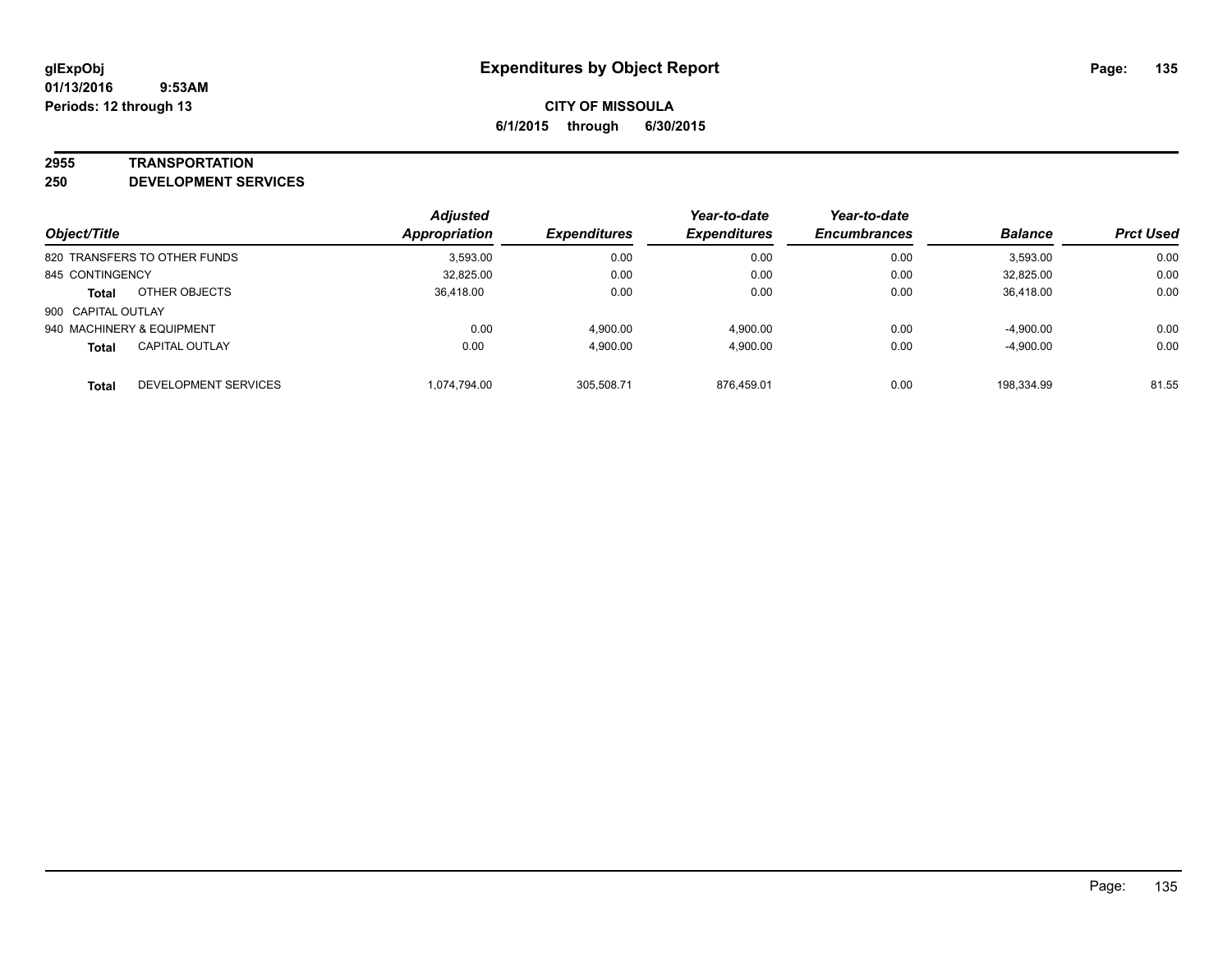# Expenditures by Object Report

glExpObj
01/13/2016 9:53AM
Periods: 12 through 13

**CITY OF MISSOULA**
**6/1/2015 through 6/30/2015**

**2955 TRANSPORTATION**
**250 DEVELOPMENT SERVICES**

| Object/Title | | Adjusted Appropriation | Expenditures | Year-to-date Expenditures | Year-to-date Encumbrances | Balance | Prct Used |
|---|---|---|---|---|---|---|---|
| 820 TRANSFERS TO OTHER FUNDS | | 3,593.00 | 0.00 | 0.00 | 0.00 | 3,593.00 | 0.00 |
| 845 CONTINGENCY | | 32,825.00 | 0.00 | 0.00 | 0.00 | 32,825.00 | 0.00 |
| **Total** | OTHER OBJECTS | 36,418.00 | 0.00 | 0.00 | 0.00 | 36,418.00 | 0.00 |
| 900 CAPITAL OUTLAY | | | | | | | |
| 940 MACHINERY & EQUIPMENT | | 0.00 | 4,900.00 | 4,900.00 | 0.00 | -4,900.00 | 0.00 |
| **Total** | CAPITAL OUTLAY | 0.00 | 4,900.00 | 4,900.00 | 0.00 | -4,900.00 | 0.00 |
| **Total** | DEVELOPMENT SERVICES | 1,074,794.00 | 305,508.71 | 876,459.01 | 0.00 | 198,334.99 | 81.55 |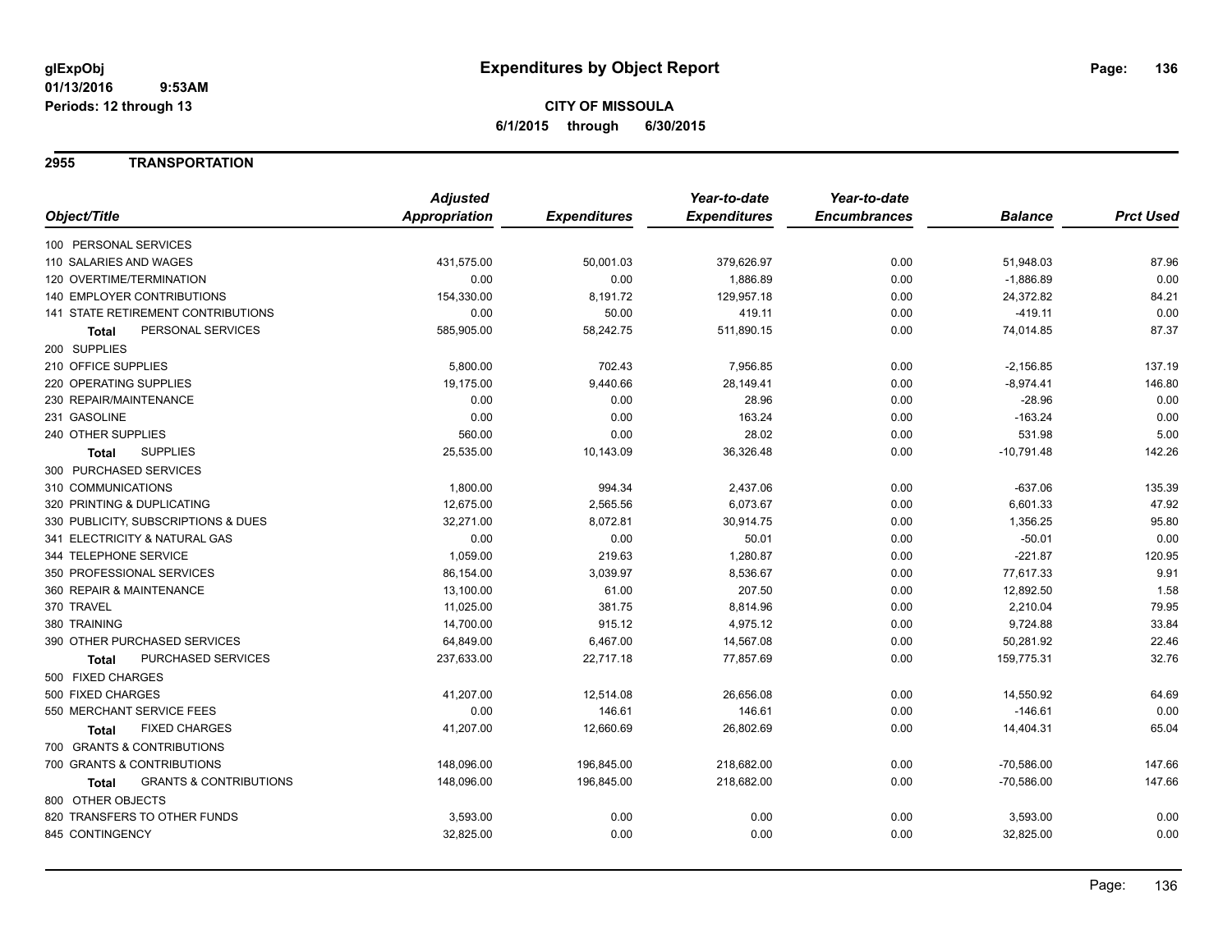**glExpObj** 01/13/2016 9:53AM
**Periods: 12 through 13**

# Expenditures by Object Report

**CITY OF MISSOULA**
**6/1/2015 through 6/30/2015**

## 2955 TRANSPORTATION

| Object/Title | Adjusted Appropriation | Expenditures | Year-to-date Expenditures | Year-to-date Encumbrances | Balance | Prct Used |
|---|---|---|---|---|---|---|
| 100 PERSONAL SERVICES | | | | | | |
| 110 SALARIES AND WAGES | 431,575.00 | 50,001.03 | 379,626.97 | 0.00 | 51,948.03 | 87.96 |
| 120 OVERTIME/TERMINATION | 0.00 | 0.00 | 1,886.89 | 0.00 | -1,886.89 | 0.00 |
| 140 EMPLOYER CONTRIBUTIONS | 154,330.00 | 8,191.72 | 129,957.18 | 0.00 | 24,372.82 | 84.21 |
| 141 STATE RETIREMENT CONTRIBUTIONS | 0.00 | 50.00 | 419.11 | 0.00 | -419.11 | 0.00 |
| **Total** PERSONAL SERVICES | 585,905.00 | 58,242.75 | 511,890.15 | 0.00 | 74,014.85 | 87.37 |
| 200 SUPPLIES | | | | | | |
| 210 OFFICE SUPPLIES | 5,800.00 | 702.43 | 7,956.85 | 0.00 | -2,156.85 | 137.19 |
| 220 OPERATING SUPPLIES | 19,175.00 | 9,440.66 | 28,149.41 | 0.00 | -8,974.41 | 146.80 |
| 230 REPAIR/MAINTENANCE | 0.00 | 0.00 | 28.96 | 0.00 | -28.96 | 0.00 |
| 231 GASOLINE | 0.00 | 0.00 | 163.24 | 0.00 | -163.24 | 0.00 |
| 240 OTHER SUPPLIES | 560.00 | 0.00 | 28.02 | 0.00 | 531.98 | 5.00 |
| **Total** SUPPLIES | 25,535.00 | 10,143.09 | 36,326.48 | 0.00 | -10,791.48 | 142.26 |
| 300 PURCHASED SERVICES | | | | | | |
| 310 COMMUNICATIONS | 1,800.00 | 994.34 | 2,437.06 | 0.00 | -637.06 | 135.39 |
| 320 PRINTING & DUPLICATING | 12,675.00 | 2,565.56 | 6,073.67 | 0.00 | 6,601.33 | 47.92 |
| 330 PUBLICITY, SUBSCRIPTIONS & DUES | 32,271.00 | 8,072.81 | 30,914.75 | 0.00 | 1,356.25 | 95.80 |
| 341 ELECTRICITY & NATURAL GAS | 0.00 | 0.00 | 50.01 | 0.00 | -50.01 | 0.00 |
| 344 TELEPHONE SERVICE | 1,059.00 | 219.63 | 1,280.87 | 0.00 | -221.87 | 120.95 |
| 350 PROFESSIONAL SERVICES | 86,154.00 | 3,039.97 | 8,536.67 | 0.00 | 77,617.33 | 9.91 |
| 360 REPAIR & MAINTENANCE | 13,100.00 | 61.00 | 207.50 | 0.00 | 12,892.50 | 1.58 |
| 370 TRAVEL | 11,025.00 | 381.75 | 8,814.96 | 0.00 | 2,210.04 | 79.95 |
| 380 TRAINING | 14,700.00 | 915.12 | 4,975.12 | 0.00 | 9,724.88 | 33.84 |
| 390 OTHER PURCHASED SERVICES | 64,849.00 | 6,467.00 | 14,567.08 | 0.00 | 50,281.92 | 22.46 |
| **Total** PURCHASED SERVICES | 237,633.00 | 22,717.18 | 77,857.69 | 0.00 | 159,775.31 | 32.76 |
| 500 FIXED CHARGES | | | | | | |
| 500 FIXED CHARGES | 41,207.00 | 12,514.08 | 26,656.08 | 0.00 | 14,550.92 | 64.69 |
| 550 MERCHANT SERVICE FEES | 0.00 | 146.61 | 146.61 | 0.00 | -146.61 | 0.00 |
| **Total** FIXED CHARGES | 41,207.00 | 12,660.69 | 26,802.69 | 0.00 | 14,404.31 | 65.04 |
| 700 GRANTS & CONTRIBUTIONS | | | | | | |
| 700 GRANTS & CONTRIBUTIONS | 148,096.00 | 196,845.00 | 218,682.00 | 0.00 | -70,586.00 | 147.66 |
| **Total** GRANTS & CONTRIBUTIONS | 148,096.00 | 196,845.00 | 218,682.00 | 0.00 | -70,586.00 | 147.66 |
| 800 OTHER OBJECTS | | | | | | |
| 820 TRANSFERS TO OTHER FUNDS | 3,593.00 | 0.00 | 0.00 | 0.00 | 3,593.00 | 0.00 |
| 845 CONTINGENCY | 32,825.00 | 0.00 | 0.00 | 0.00 | 32,825.00 | 0.00 |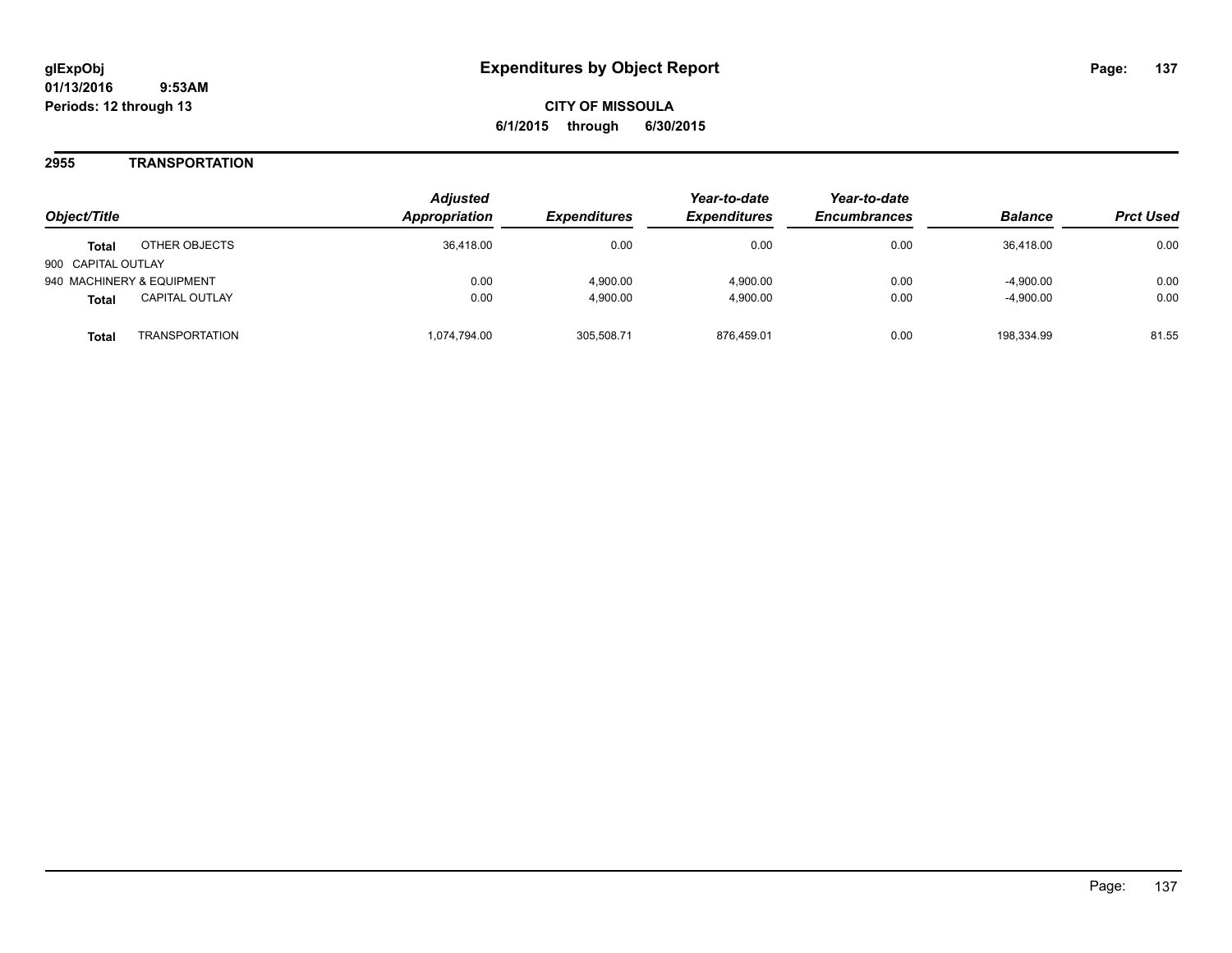**glExpObj**
**01/13/2016 9:53AM**
**Periods: 12 through 13**

# Expenditures by Object Report

**CITY OF MISSOULA**
**6/1/2015 through 6/30/2015**

## 2955 TRANSPORTATION

| Object/Title | | Adjusted Appropriation | Expenditures | Year-to-date Expenditures | Year-to-date Encumbrances | Balance | Prct Used |
|---|---|---|---|---|---|---|---|
| **Total** | OTHER OBJECTS | 36,418.00 | 0.00 | 0.00 | 0.00 | 36,418.00 | 0.00 |
| 900 CAPITAL OUTLAY | | | | | | | |
| 940 MACHINERY & EQUIPMENT | | 0.00 | 4,900.00 | 4,900.00 | 0.00 | -4,900.00 | 0.00 |
| **Total** | CAPITAL OUTLAY | 0.00 | 4,900.00 | 4,900.00 | 0.00 | -4,900.00 | 0.00 |
| **Total** | TRANSPORTATION | 1,074,794.00 | 305,508.71 | 876,459.01 | 0.00 | 198,334.99 | 81.55 |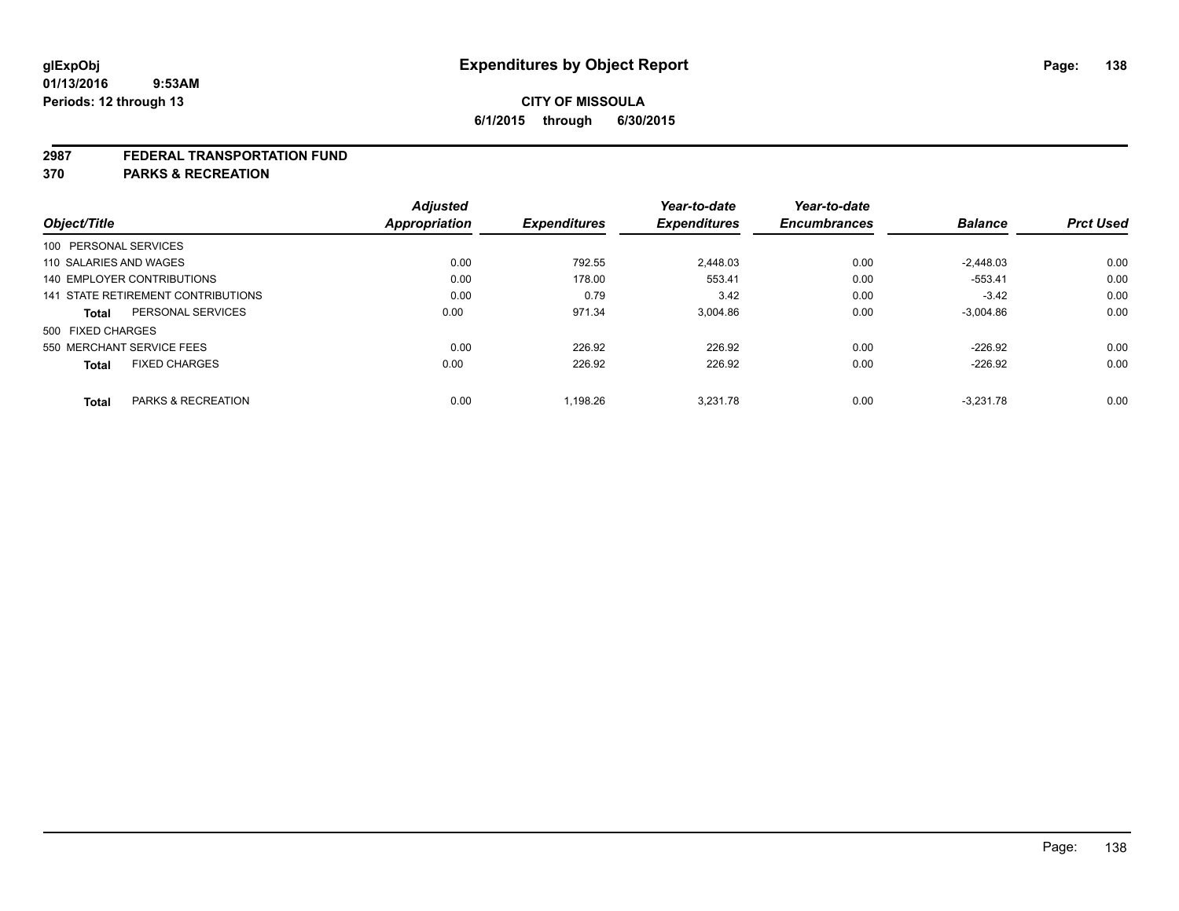glExpObj
01/13/2016 9:53AM
Periods: 12 through 13

# Expenditures by Object Report

**CITY OF MISSOULA**
**6/1/2015 through 6/30/2015**

## 2987 FEDERAL TRANSPORTATION FUND
## 370 PARKS & RECREATION

| Object/Title | Adjusted Appropriation | Expenditures | Year-to-date Expenditures | Year-to-date Encumbrances | Balance | Prct Used |
|---|---|---|---|---|---|---|
| 100 PERSONAL SERVICES | | | | | | |
| 110 SALARIES AND WAGES | 0.00 | 792.55 | 2,448.03 | 0.00 | -2,448.03 | 0.00 |
| 140 EMPLOYER CONTRIBUTIONS | 0.00 | 178.00 | 553.41 | 0.00 | -553.41 | 0.00 |
| 141 STATE RETIREMENT CONTRIBUTIONS | 0.00 | 0.79 | 3.42 | 0.00 | -3.42 | 0.00 |
| **Total** PERSONAL SERVICES | 0.00 | 971.34 | 3,004.86 | 0.00 | -3,004.86 | 0.00 |
| 500 FIXED CHARGES | | | | | | |
| 550 MERCHANT SERVICE FEES | 0.00 | 226.92 | 226.92 | 0.00 | -226.92 | 0.00 |
| **Total** FIXED CHARGES | 0.00 | 226.92 | 226.92 | 0.00 | -226.92 | 0.00 |
| **Total** PARKS & RECREATION | 0.00 | 1,198.26 | 3,231.78 | 0.00 | -3,231.78 | 0.00 |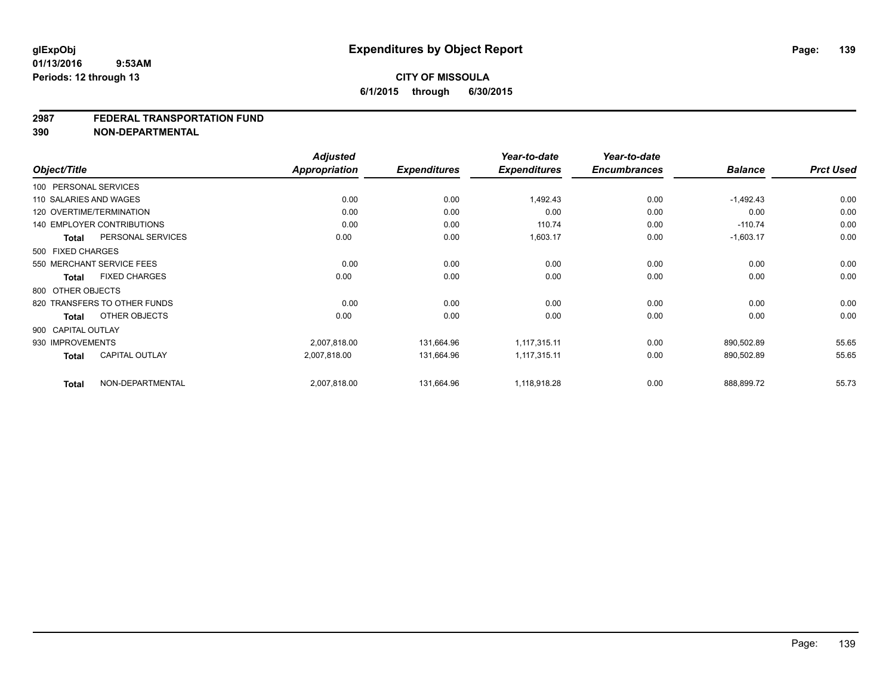glExpObj
01/13/2016 9:53AM
Periods: 12 through 13

# Expenditures by Object Report

**CITY OF MISSOULA**
**6/1/2015 through 6/30/2015**

## 2987 FEDERAL TRANSPORTATION FUND
## 390 NON-DEPARTMENTAL

| Object/Title | Adjusted Appropriation | Expenditures | Year-to-date Expenditures | Year-to-date Encumbrances | Balance | Prct Used |
|---|---|---|---|---|---|---|
| 100 PERSONAL SERVICES | | | | | | |
| 110 SALARIES AND WAGES | 0.00 | 0.00 | 1,492.43 | 0.00 | -1,492.43 | 0.00 |
| 120 OVERTIME/TERMINATION | 0.00 | 0.00 | 0.00 | 0.00 | 0.00 | 0.00 |
| 140 EMPLOYER CONTRIBUTIONS | 0.00 | 0.00 | 110.74 | 0.00 | -110.74 | 0.00 |
| **Total** PERSONAL SERVICES | 0.00 | 0.00 | 1,603.17 | 0.00 | -1,603.17 | 0.00 |
| 500 FIXED CHARGES | | | | | | |
| 550 MERCHANT SERVICE FEES | 0.00 | 0.00 | 0.00 | 0.00 | 0.00 | 0.00 |
| **Total** FIXED CHARGES | 0.00 | 0.00 | 0.00 | 0.00 | 0.00 | 0.00 |
| 800 OTHER OBJECTS | | | | | | |
| 820 TRANSFERS TO OTHER FUNDS | 0.00 | 0.00 | 0.00 | 0.00 | 0.00 | 0.00 |
| **Total** OTHER OBJECTS | 0.00 | 0.00 | 0.00 | 0.00 | 0.00 | 0.00 |
| 900 CAPITAL OUTLAY | | | | | | |
| 930 IMPROVEMENTS | 2,007,818.00 | 131,664.96 | 1,117,315.11 | 0.00 | 890,502.89 | 55.65 |
| **Total** CAPITAL OUTLAY | 2,007,818.00 | 131,664.96 | 1,117,315.11 | 0.00 | 890,502.89 | 55.65 |
| **Total** NON-DEPARTMENTAL | 2,007,818.00 | 131,664.96 | 1,118,918.28 | 0.00 | 888,899.72 | 55.73 |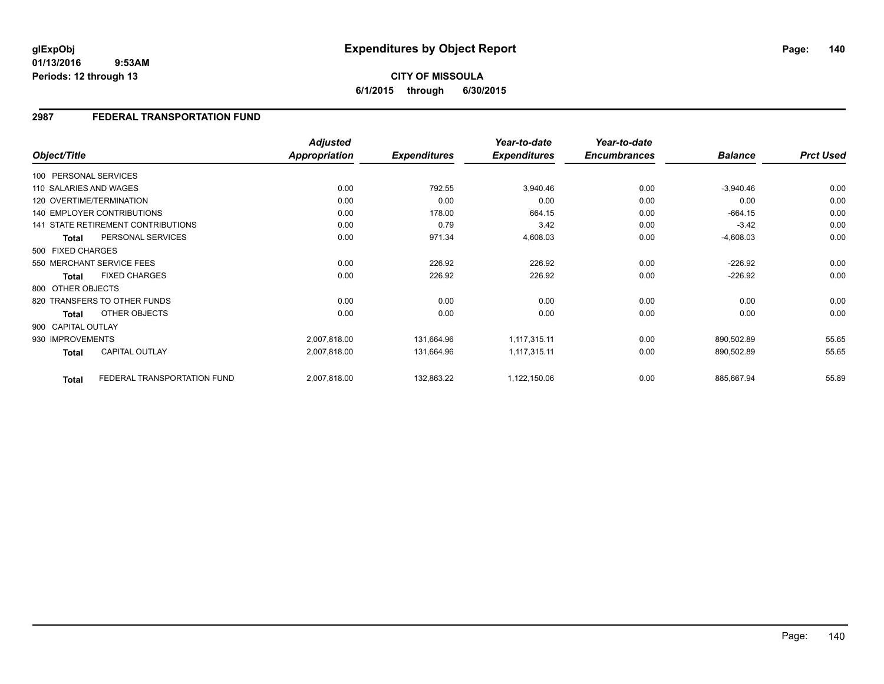**glExpObj**
**01/13/2016 9:53AM**
**Periods: 12 through 13**

# Expenditures by Object Report

**CITY OF MISSOULA**
**6/1/2015 through 6/30/2015**

## 2987 FEDERAL TRANSPORTATION FUND

| Object/Title | | Adjusted Appropriation | Expenditures | Year-to-date Expenditures | Year-to-date Encumbrances | Balance | Prct Used |
|---|---|---|---|---|---|---|---|
| 100 PERSONAL SERVICES | | | | | | | |
| 110 SALARIES AND WAGES | | 0.00 | 792.55 | 3,940.46 | 0.00 | -3,940.46 | 0.00 |
| 120 OVERTIME/TERMINATION | | 0.00 | 0.00 | 0.00 | 0.00 | 0.00 | 0.00 |
| 140 EMPLOYER CONTRIBUTIONS | | 0.00 | 178.00 | 664.15 | 0.00 | -664.15 | 0.00 |
| 141 STATE RETIREMENT CONTRIBUTIONS | | 0.00 | 0.79 | 3.42 | 0.00 | -3.42 | 0.00 |
| **Total** | PERSONAL SERVICES | 0.00 | 971.34 | 4,608.03 | 0.00 | -4,608.03 | 0.00 |
| 500 FIXED CHARGES | | | | | | | |
| 550 MERCHANT SERVICE FEES | | 0.00 | 226.92 | 226.92 | 0.00 | -226.92 | 0.00 |
| **Total** | FIXED CHARGES | 0.00 | 226.92 | 226.92 | 0.00 | -226.92 | 0.00 |
| 800 OTHER OBJECTS | | | | | | | |
| 820 TRANSFERS TO OTHER FUNDS | | 0.00 | 0.00 | 0.00 | 0.00 | 0.00 | 0.00 |
| **Total** | OTHER OBJECTS | 0.00 | 0.00 | 0.00 | 0.00 | 0.00 | 0.00 |
| 900 CAPITAL OUTLAY | | | | | | | |
| 930 IMPROVEMENTS | | 2,007,818.00 | 131,664.96 | 1,117,315.11 | 0.00 | 890,502.89 | 55.65 |
| **Total** | CAPITAL OUTLAY | 2,007,818.00 | 131,664.96 | 1,117,315.11 | 0.00 | 890,502.89 | 55.65 |
| **Total** | FEDERAL TRANSPORTATION FUND | 2,007,818.00 | 132,863.22 | 1,122,150.06 | 0.00 | 885,667.94 | 55.89 |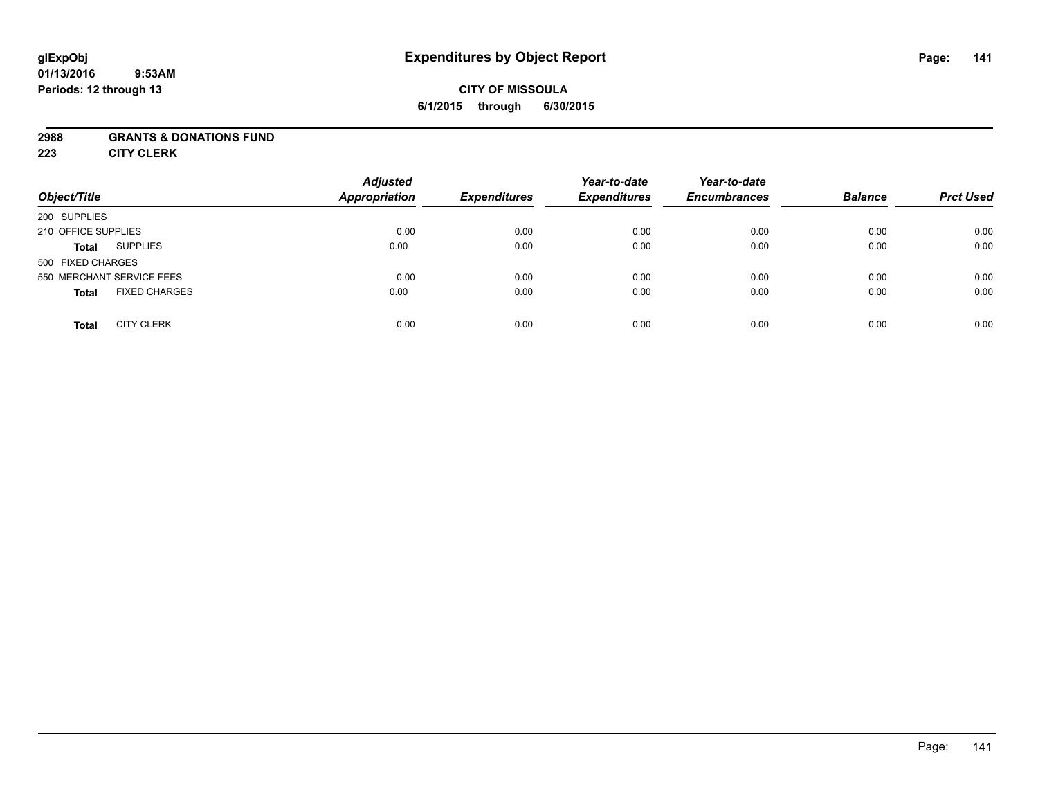glExpObj
01/13/2016 9:53AM
Periods: 12 through 13

# Expenditures by Object Report

**CITY OF MISSOULA**
**6/1/2015 through 6/30/2015**

**2988 GRANTS & DONATIONS FUND**
**223 CITY CLERK**

| Object/Title | | Adjusted Appropriation | Expenditures | Year-to-date Expenditures | Year-to-date Encumbrances | Balance | Prct Used |
|---|---|---|---|---|---|---|---|
| 200 SUPPLIES | | | | | | | |
| 210 OFFICE SUPPLIES | | 0.00 | 0.00 | 0.00 | 0.00 | 0.00 | 0.00 |
| **Total** | SUPPLIES | 0.00 | 0.00 | 0.00 | 0.00 | 0.00 | 0.00 |
| 500 FIXED CHARGES | | | | | | | |
| 550 MERCHANT SERVICE FEES | | 0.00 | 0.00 | 0.00 | 0.00 | 0.00 | 0.00 |
| **Total** | FIXED CHARGES | 0.00 | 0.00 | 0.00 | 0.00 | 0.00 | 0.00 |
| **Total** | CITY CLERK | 0.00 | 0.00 | 0.00 | 0.00 | 0.00 | 0.00 |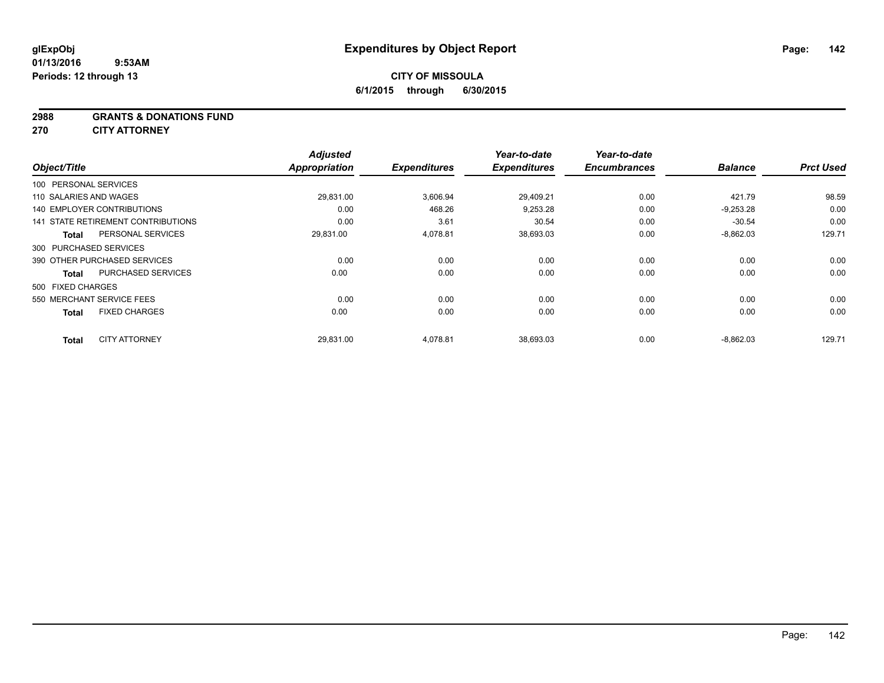**glExpObj**
**01/13/2016 9:53AM**
**Periods: 12 through 13**

# Expenditures by Object Report

**CITY OF MISSOULA**
**6/1/2015 through 6/30/2015**

**2988 GRANTS & DONATIONS FUND**
**270 CITY ATTORNEY**

| Object/Title | Adjusted Appropriation | Expenditures | Year-to-date Expenditures | Year-to-date Encumbrances | Balance | Prct Used |
|---|---|---|---|---|---|---|
| 100 PERSONAL SERVICES | | | | | | |
| 110 SALARIES AND WAGES | 29,831.00 | 3,606.94 | 29,409.21 | 0.00 | 421.79 | 98.59 |
| 140 EMPLOYER CONTRIBUTIONS | 0.00 | 468.26 | 9,253.28 | 0.00 | -9,253.28 | 0.00 |
| 141 STATE RETIREMENT CONTRIBUTIONS | 0.00 | 3.61 | 30.54 | 0.00 | -30.54 | 0.00 |
| **Total** PERSONAL SERVICES | 29,831.00 | 4,078.81 | 38,693.03 | 0.00 | -8,862.03 | 129.71 |
| 300 PURCHASED SERVICES | | | | | | |
| 390 OTHER PURCHASED SERVICES | 0.00 | 0.00 | 0.00 | 0.00 | 0.00 | 0.00 |
| **Total** PURCHASED SERVICES | 0.00 | 0.00 | 0.00 | 0.00 | 0.00 | 0.00 |
| 500 FIXED CHARGES | | | | | | |
| 550 MERCHANT SERVICE FEES | 0.00 | 0.00 | 0.00 | 0.00 | 0.00 | 0.00 |
| **Total** FIXED CHARGES | 0.00 | 0.00 | 0.00 | 0.00 | 0.00 | 0.00 |
| **Total** CITY ATTORNEY | 29,831.00 | 4,078.81 | 38,693.03 | 0.00 | -8,862.03 | 129.71 |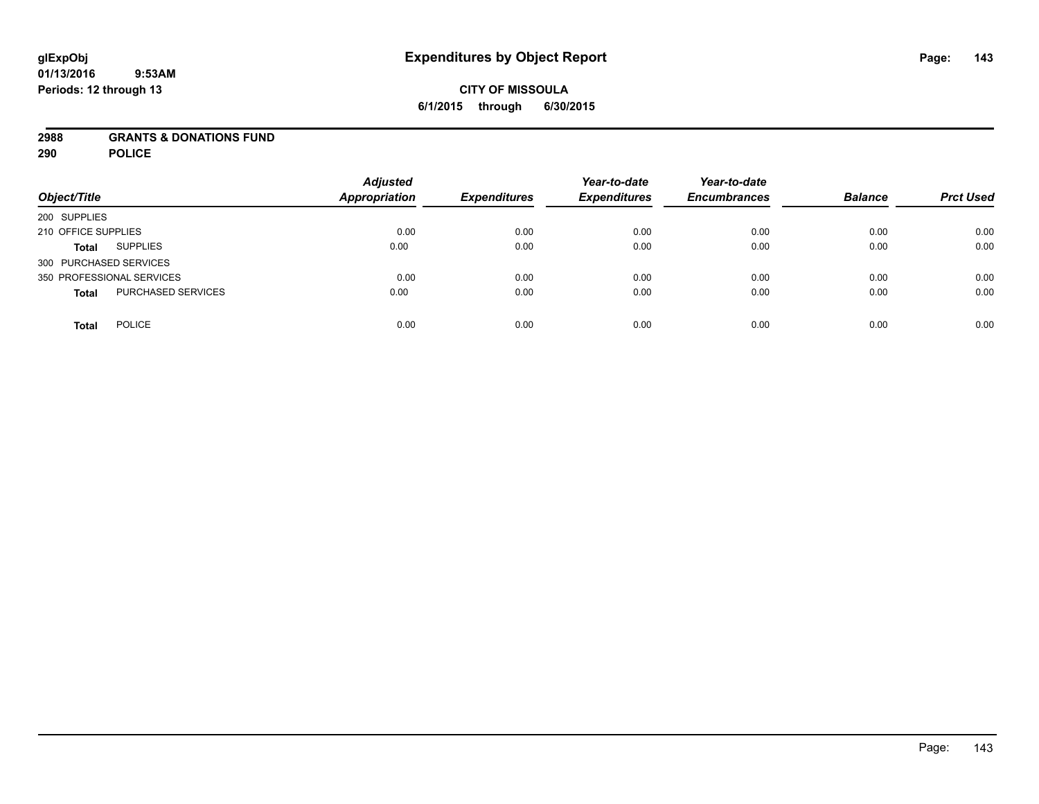glExpObj
01/13/2016 9:53AM
Periods: 12 through 13

# Expenditures by Object Report

**CITY OF MISSOULA**

**6/1/2015 through 6/30/2015**

**2988 GRANTS & DONATIONS FUND**

**290 POLICE**

| Object/Title | | Adjusted Appropriation | Expenditures | Year-to-date Expenditures | Year-to-date Encumbrances | Balance | Prct Used |
|---|---|---|---|---|---|---|---|
| 200 SUPPLIES | | | | | | | |
| 210 OFFICE SUPPLIES | | 0.00 | 0.00 | 0.00 | 0.00 | 0.00 | 0.00 |
| **Total** | SUPPLIES | 0.00 | 0.00 | 0.00 | 0.00 | 0.00 | 0.00 |
| 300 PURCHASED SERVICES | | | | | | | |
| 350 PROFESSIONAL SERVICES | | 0.00 | 0.00 | 0.00 | 0.00 | 0.00 | 0.00 |
| **Total** | PURCHASED SERVICES | 0.00 | 0.00 | 0.00 | 0.00 | 0.00 | 0.00 |
| **Total** | POLICE | 0.00 | 0.00 | 0.00 | 0.00 | 0.00 | 0.00 |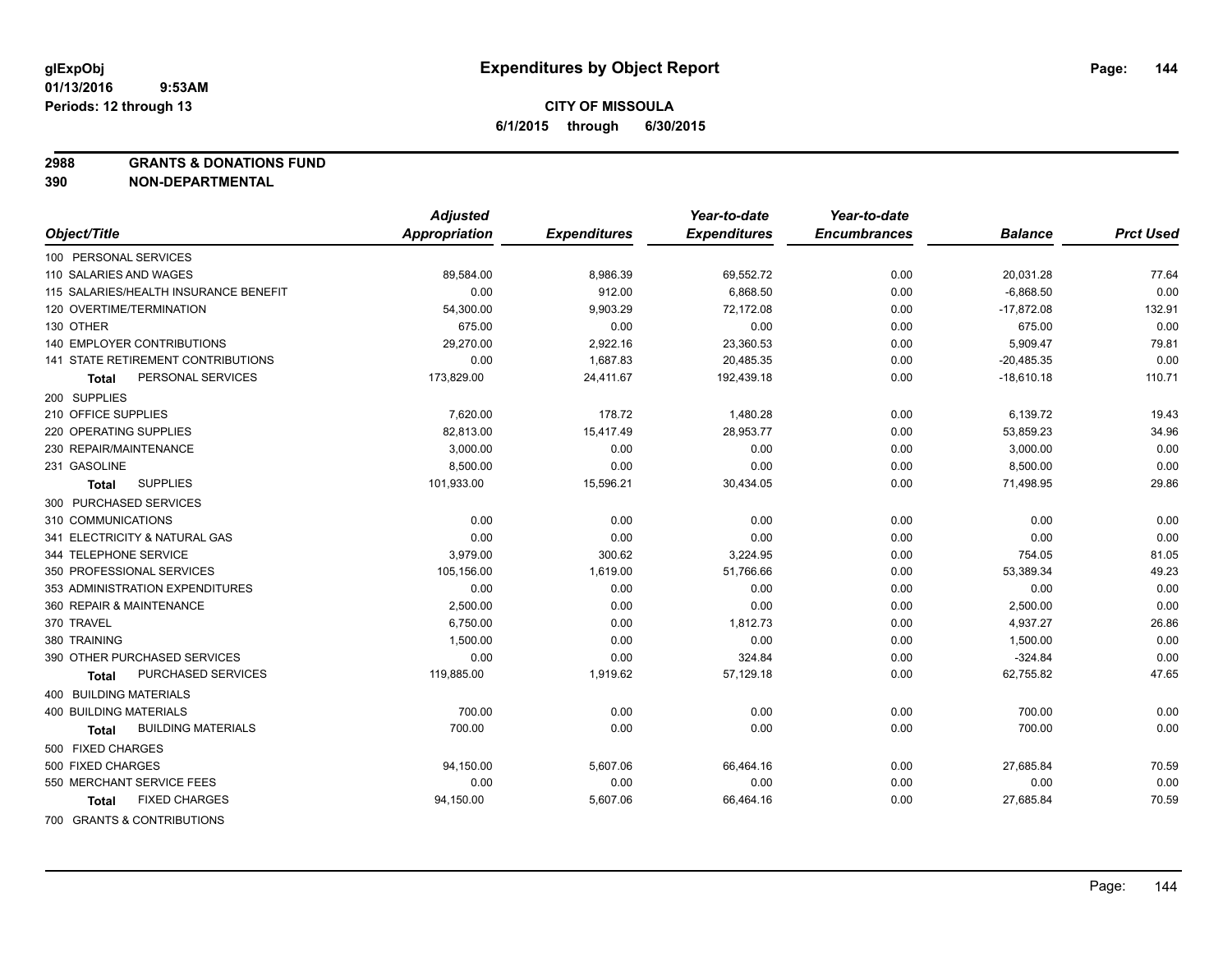# Expenditures by Object Report

**glExpObj**
**01/13/2016 9:53AM**
**Periods: 12 through 13**

**CITY OF MISSOULA**
**6/1/2015 through 6/30/2015**

**2988 GRANTS & DONATIONS FUND**
**390 NON-DEPARTMENTAL**

| Object/Title | Adjusted Appropriation | Expenditures | Year-to-date Expenditures | Year-to-date Encumbrances | Balance | Prct Used |
|---|---|---|---|---|---|---|
| 100 PERSONAL SERVICES | | | | | | |
| 110 SALARIES AND WAGES | 89,584.00 | 8,986.39 | 69,552.72 | 0.00 | 20,031.28 | 77.64 |
| 115 SALARIES/HEALTH INSURANCE BENEFIT | 0.00 | 912.00 | 6,868.50 | 0.00 | -6,868.50 | 0.00 |
| 120 OVERTIME/TERMINATION | 54,300.00 | 9,903.29 | 72,172.08 | 0.00 | -17,872.08 | 132.91 |
| 130 OTHER | 675.00 | 0.00 | 0.00 | 0.00 | 675.00 | 0.00 |
| 140 EMPLOYER CONTRIBUTIONS | 29,270.00 | 2,922.16 | 23,360.53 | 0.00 | 5,909.47 | 79.81 |
| 141 STATE RETIREMENT CONTRIBUTIONS | 0.00 | 1,687.83 | 20,485.35 | 0.00 | -20,485.35 | 0.00 |
| **Total** PERSONAL SERVICES | 173,829.00 | 24,411.67 | 192,439.18 | 0.00 | -18,610.18 | 110.71 |
| 200 SUPPLIES | | | | | | |
| 210 OFFICE SUPPLIES | 7,620.00 | 178.72 | 1,480.28 | 0.00 | 6,139.72 | 19.43 |
| 220 OPERATING SUPPLIES | 82,813.00 | 15,417.49 | 28,953.77 | 0.00 | 53,859.23 | 34.96 |
| 230 REPAIR/MAINTENANCE | 3,000.00 | 0.00 | 0.00 | 0.00 | 3,000.00 | 0.00 |
| 231 GASOLINE | 8,500.00 | 0.00 | 0.00 | 0.00 | 8,500.00 | 0.00 |
| **Total** SUPPLIES | 101,933.00 | 15,596.21 | 30,434.05 | 0.00 | 71,498.95 | 29.86 |
| 300 PURCHASED SERVICES | | | | | | |
| 310 COMMUNICATIONS | 0.00 | 0.00 | 0.00 | 0.00 | 0.00 | 0.00 |
| 341 ELECTRICITY & NATURAL GAS | 0.00 | 0.00 | 0.00 | 0.00 | 0.00 | 0.00 |
| 344 TELEPHONE SERVICE | 3,979.00 | 300.62 | 3,224.95 | 0.00 | 754.05 | 81.05 |
| 350 PROFESSIONAL SERVICES | 105,156.00 | 1,619.00 | 51,766.66 | 0.00 | 53,389.34 | 49.23 |
| 353 ADMINISTRATION EXPENDITURES | 0.00 | 0.00 | 0.00 | 0.00 | 0.00 | 0.00 |
| 360 REPAIR & MAINTENANCE | 2,500.00 | 0.00 | 0.00 | 0.00 | 2,500.00 | 0.00 |
| 370 TRAVEL | 6,750.00 | 0.00 | 1,812.73 | 0.00 | 4,937.27 | 26.86 |
| 380 TRAINING | 1,500.00 | 0.00 | 0.00 | 0.00 | 1,500.00 | 0.00 |
| 390 OTHER PURCHASED SERVICES | 0.00 | 0.00 | 324.84 | 0.00 | -324.84 | 0.00 |
| **Total** PURCHASED SERVICES | 119,885.00 | 1,919.62 | 57,129.18 | 0.00 | 62,755.82 | 47.65 |
| 400 BUILDING MATERIALS | | | | | | |
| 400 BUILDING MATERIALS | 700.00 | 0.00 | 0.00 | 0.00 | 700.00 | 0.00 |
| **Total** BUILDING MATERIALS | 700.00 | 0.00 | 0.00 | 0.00 | 700.00 | 0.00 |
| 500 FIXED CHARGES | | | | | | |
| 500 FIXED CHARGES | 94,150.00 | 5,607.06 | 66,464.16 | 0.00 | 27,685.84 | 70.59 |
| 550 MERCHANT SERVICE FEES | 0.00 | 0.00 | 0.00 | 0.00 | 0.00 | 0.00 |
| **Total** FIXED CHARGES | 94,150.00 | 5,607.06 | 66,464.16 | 0.00 | 27,685.84 | 70.59 |
| 700 GRANTS & CONTRIBUTIONS | | | | | | |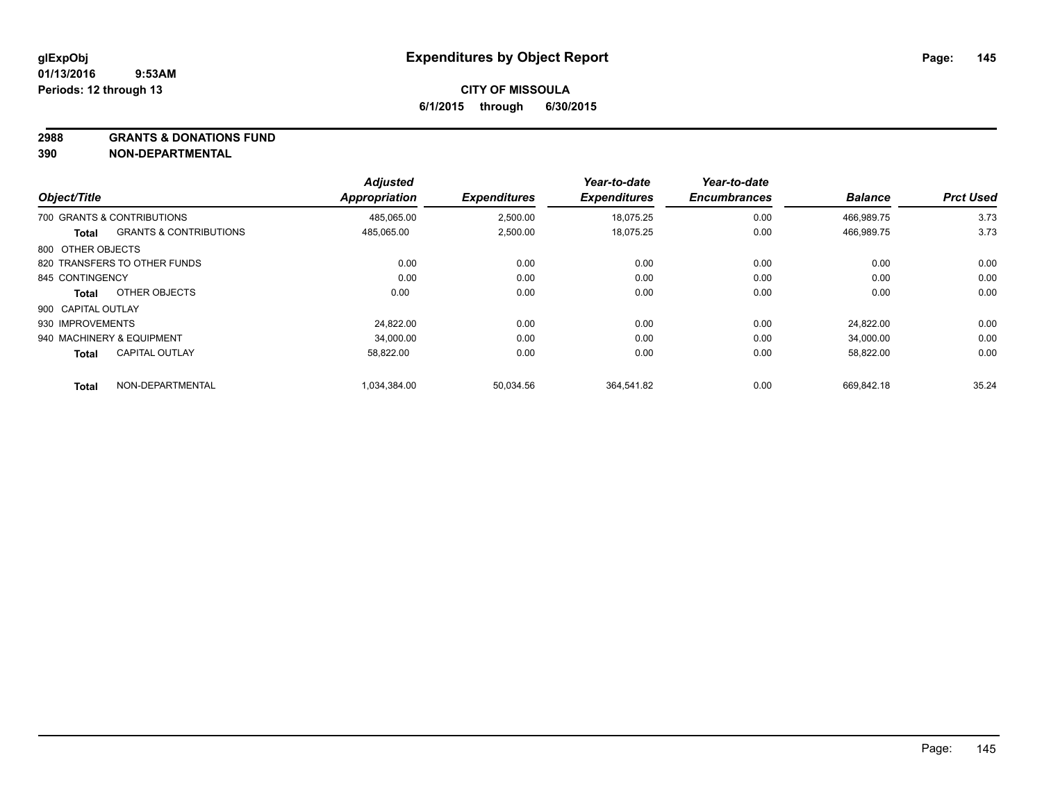**glExpObj** **Expenditures by Object Report**

**01/13/2016 9:53AM**

**Periods: 12 through 13**

**CITY OF MISSOULA**

**6/1/2015 through 6/30/2015**

**2988 GRANTS & DONATIONS FUND**

**390 NON-DEPARTMENTAL**

| Object/Title | | Adjusted Appropriation | Expenditures | Year-to-date Expenditures | Year-to-date Encumbrances | Balance | Prct Used |
|---|---|---|---|---|---|---|---|
| 700 GRANTS & CONTRIBUTIONS | | 485,065.00 | 2,500.00 | 18,075.25 | 0.00 | 466,989.75 | 3.73 |
| **Total** | GRANTS & CONTRIBUTIONS | 485,065.00 | 2,500.00 | 18,075.25 | 0.00 | 466,989.75 | 3.73 |
| 800 OTHER OBJECTS | | | | | | | |
| 820 TRANSFERS TO OTHER FUNDS | | 0.00 | 0.00 | 0.00 | 0.00 | 0.00 | 0.00 |
| 845 CONTINGENCY | | 0.00 | 0.00 | 0.00 | 0.00 | 0.00 | 0.00 |
| **Total** | OTHER OBJECTS | 0.00 | 0.00 | 0.00 | 0.00 | 0.00 | 0.00 |
| 900 CAPITAL OUTLAY | | | | | | | |
| 930 IMPROVEMENTS | | 24,822.00 | 0.00 | 0.00 | 0.00 | 24,822.00 | 0.00 |
| 940 MACHINERY & EQUIPMENT | | 34,000.00 | 0.00 | 0.00 | 0.00 | 34,000.00 | 0.00 |
| **Total** | CAPITAL OUTLAY | 58,822.00 | 0.00 | 0.00 | 0.00 | 58,822.00 | 0.00 |
| **Total** | NON-DEPARTMENTAL | 1,034,384.00 | 50,034.56 | 364,541.82 | 0.00 | 669,842.18 | 35.24 |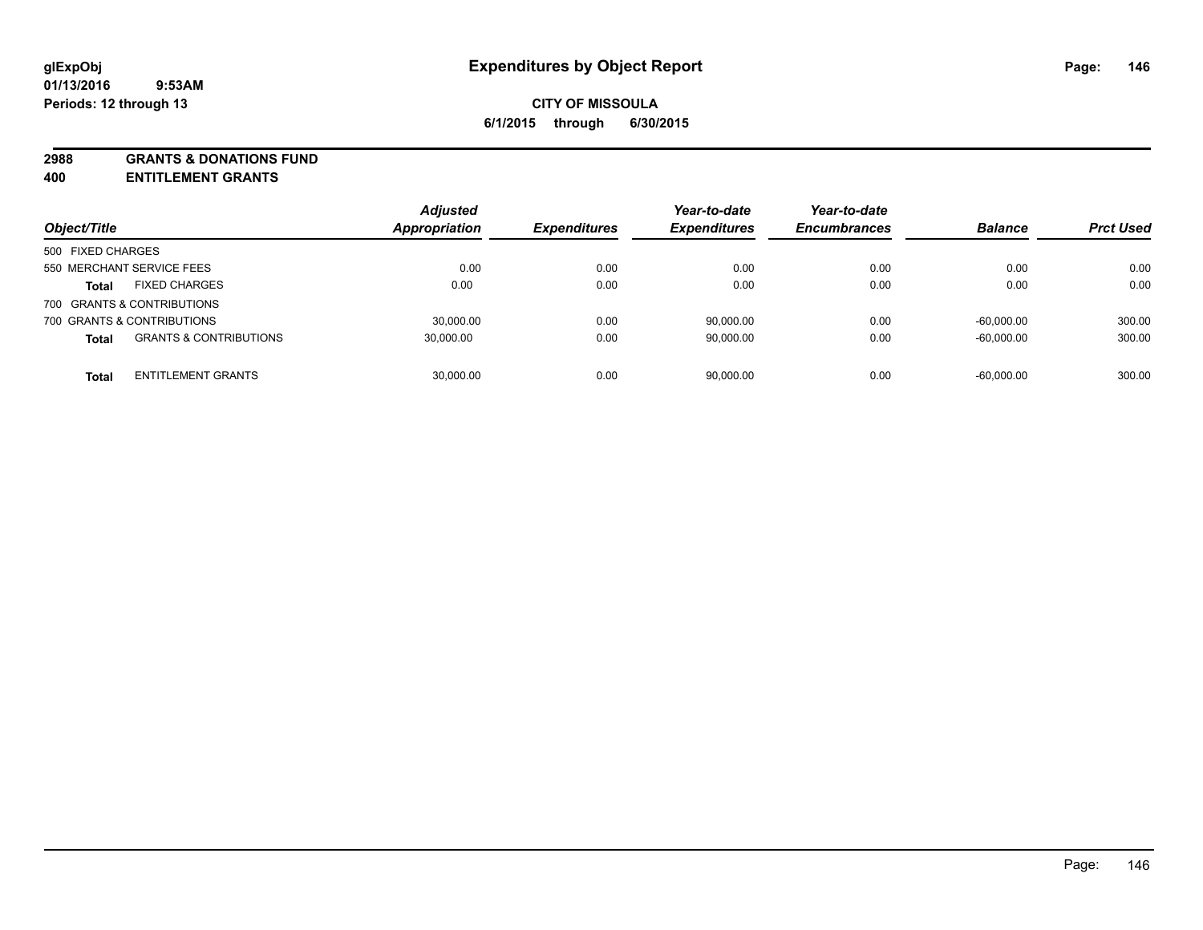**glExpObj** **Expenditures by Object Report**

**01/13/2016 9:53AM**

**Periods: 12 through 13**

**CITY OF MISSOULA**

**6/1/2015 through 6/30/2015**

## 2988 GRANTS & DONATIONS FUND
## 400 ENTITLEMENT GRANTS

| Object/Title | | Adjusted Appropriation | Expenditures | Year-to-date Expenditures | Year-to-date Encumbrances | Balance | Prct Used |
|---|---|---|---|---|---|---|---|
| 500 FIXED CHARGES | | | | | | | |
| 550 MERCHANT SERVICE FEES | | 0.00 | 0.00 | 0.00 | 0.00 | 0.00 | 0.00 |
| **Total** | FIXED CHARGES | 0.00 | 0.00 | 0.00 | 0.00 | 0.00 | 0.00 |
| 700 GRANTS & CONTRIBUTIONS | | | | | | | |
| 700 GRANTS & CONTRIBUTIONS | | 30,000.00 | 0.00 | 90,000.00 | 0.00 | -60,000.00 | 300.00 |
| **Total** | GRANTS & CONTRIBUTIONS | 30,000.00 | 0.00 | 90,000.00 | 0.00 | -60,000.00 | 300.00 |
| **Total** | ENTITLEMENT GRANTS | 30,000.00 | 0.00 | 90,000.00 | 0.00 | -60,000.00 | 300.00 |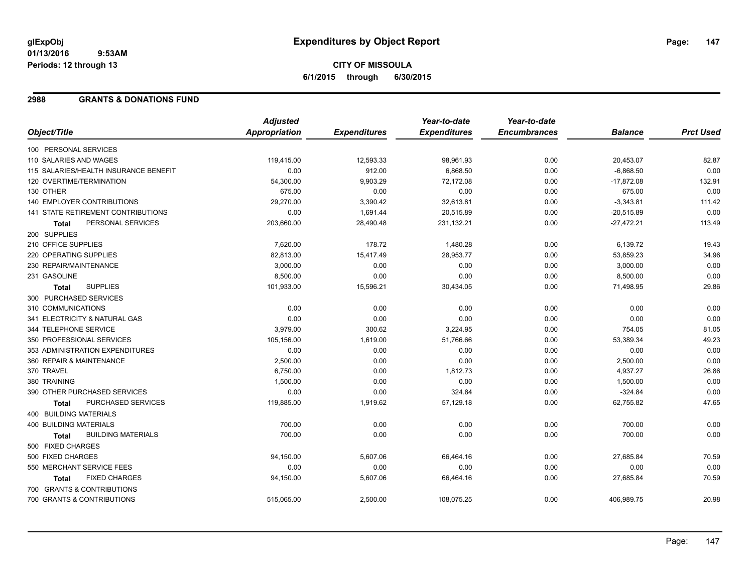glExpObj
01/13/2016 9:53AM
Periods: 12 through 13

# Expenditures by Object Report

**CITY OF MISSOULA**
**6/1/2015 through 6/30/2015**

## 2988 GRANTS & DONATIONS FUND

| Object/Title | Adjusted Appropriation | Expenditures | Year-to-date Expenditures | Year-to-date Encumbrances | Balance | Prct Used |
|---|---|---|---|---|---|---|
| 100 PERSONAL SERVICES | | | | | | |
| 110 SALARIES AND WAGES | 119,415.00 | 12,593.33 | 98,961.93 | 0.00 | 20,453.07 | 82.87 |
| 115 SALARIES/HEALTH INSURANCE BENEFIT | 0.00 | 912.00 | 6,868.50 | 0.00 | -6,868.50 | 0.00 |
| 120 OVERTIME/TERMINATION | 54,300.00 | 9,903.29 | 72,172.08 | 0.00 | -17,872.08 | 132.91 |
| 130 OTHER | 675.00 | 0.00 | 0.00 | 0.00 | 675.00 | 0.00 |
| 140 EMPLOYER CONTRIBUTIONS | 29,270.00 | 3,390.42 | 32,613.81 | 0.00 | -3,343.81 | 111.42 |
| 141 STATE RETIREMENT CONTRIBUTIONS | 0.00 | 1,691.44 | 20,515.89 | 0.00 | -20,515.89 | 0.00 |
| **Total** PERSONAL SERVICES | 203,660.00 | 28,490.48 | 231,132.21 | 0.00 | -27,472.21 | 113.49 |
| 200 SUPPLIES | | | | | | |
| 210 OFFICE SUPPLIES | 7,620.00 | 178.72 | 1,480.28 | 0.00 | 6,139.72 | 19.43 |
| 220 OPERATING SUPPLIES | 82,813.00 | 15,417.49 | 28,953.77 | 0.00 | 53,859.23 | 34.96 |
| 230 REPAIR/MAINTENANCE | 3,000.00 | 0.00 | 0.00 | 0.00 | 3,000.00 | 0.00 |
| 231 GASOLINE | 8,500.00 | 0.00 | 0.00 | 0.00 | 8,500.00 | 0.00 |
| **Total** SUPPLIES | 101,933.00 | 15,596.21 | 30,434.05 | 0.00 | 71,498.95 | 29.86 |
| 300 PURCHASED SERVICES | | | | | | |
| 310 COMMUNICATIONS | 0.00 | 0.00 | 0.00 | 0.00 | 0.00 | 0.00 |
| 341 ELECTRICITY & NATURAL GAS | 0.00 | 0.00 | 0.00 | 0.00 | 0.00 | 0.00 |
| 344 TELEPHONE SERVICE | 3,979.00 | 300.62 | 3,224.95 | 0.00 | 754.05 | 81.05 |
| 350 PROFESSIONAL SERVICES | 105,156.00 | 1,619.00 | 51,766.66 | 0.00 | 53,389.34 | 49.23 |
| 353 ADMINISTRATION EXPENDITURES | 0.00 | 0.00 | 0.00 | 0.00 | 0.00 | 0.00 |
| 360 REPAIR & MAINTENANCE | 2,500.00 | 0.00 | 0.00 | 0.00 | 2,500.00 | 0.00 |
| 370 TRAVEL | 6,750.00 | 0.00 | 1,812.73 | 0.00 | 4,937.27 | 26.86 |
| 380 TRAINING | 1,500.00 | 0.00 | 0.00 | 0.00 | 1,500.00 | 0.00 |
| 390 OTHER PURCHASED SERVICES | 0.00 | 0.00 | 324.84 | 0.00 | -324.84 | 0.00 |
| **Total** PURCHASED SERVICES | 119,885.00 | 1,919.62 | 57,129.18 | 0.00 | 62,755.82 | 47.65 |
| 400 BUILDING MATERIALS | | | | | | |
| 400 BUILDING MATERIALS | 700.00 | 0.00 | 0.00 | 0.00 | 700.00 | 0.00 |
| **Total** BUILDING MATERIALS | 700.00 | 0.00 | 0.00 | 0.00 | 700.00 | 0.00 |
| 500 FIXED CHARGES | | | | | | |
| 500 FIXED CHARGES | 94,150.00 | 5,607.06 | 66,464.16 | 0.00 | 27,685.84 | 70.59 |
| 550 MERCHANT SERVICE FEES | 0.00 | 0.00 | 0.00 | 0.00 | 0.00 | 0.00 |
| **Total** FIXED CHARGES | 94,150.00 | 5,607.06 | 66,464.16 | 0.00 | 27,685.84 | 70.59 |
| 700 GRANTS & CONTRIBUTIONS | | | | | | |
| 700 GRANTS & CONTRIBUTIONS | 515,065.00 | 2,500.00 | 108,075.25 | 0.00 | 406,989.75 | 20.98 |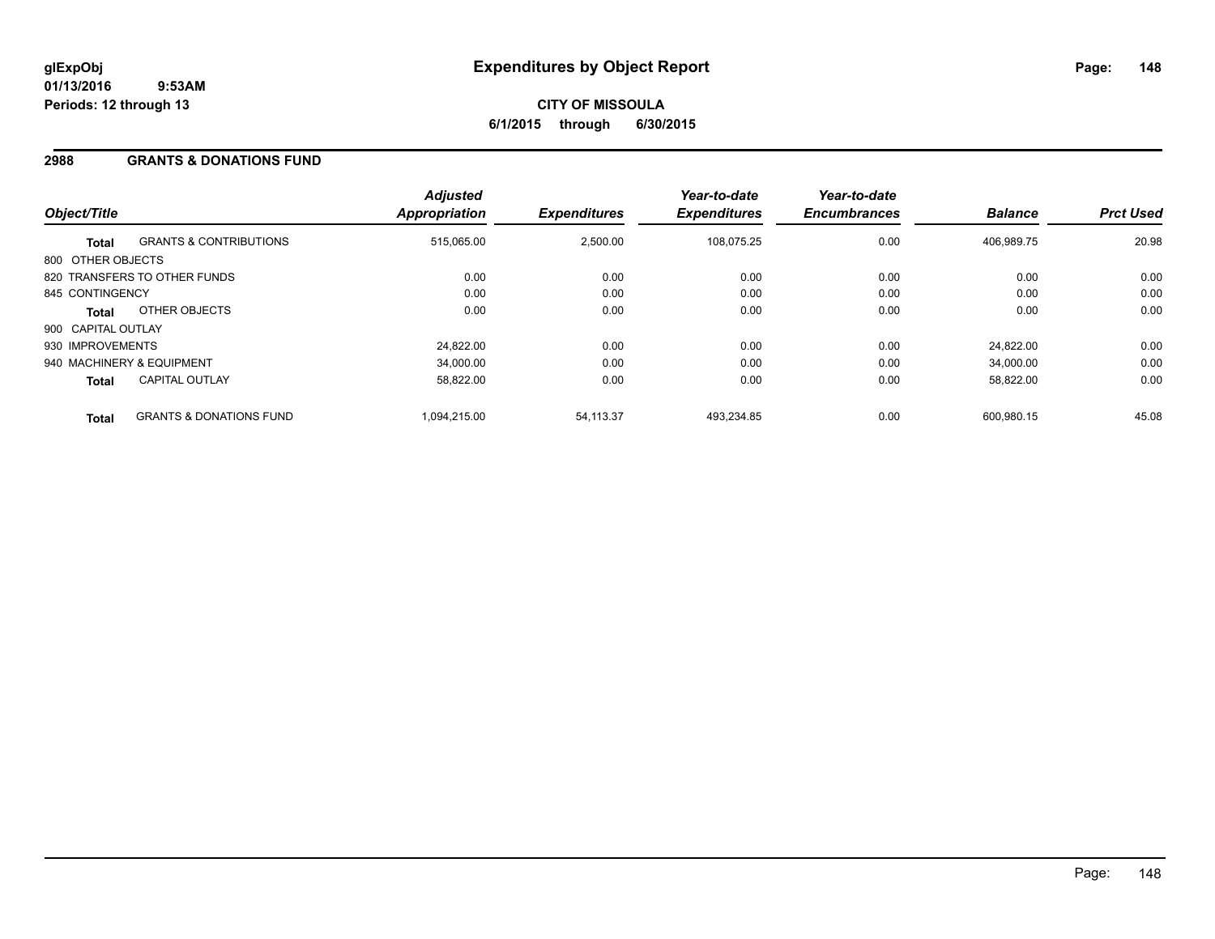**glExpObj**
**01/13/2016 9:53AM**
**Periods: 12 through 13**

# Expenditures by Object Report

**CITY OF MISSOULA**
**6/1/2015 through 6/30/2015**

## 2988 GRANTS & DONATIONS FUND

| Object/Title | | Adjusted Appropriation | Expenditures | Year-to-date Expenditures | Year-to-date Encumbrances | Balance | Prct Used |
|---|---|---|---|---|---|---|---|
| **Total** | GRANTS & CONTRIBUTIONS | 515,065.00 | 2,500.00 | 108,075.25 | 0.00 | 406,989.75 | 20.98 |
| 800 OTHER OBJECTS | | | | | | | |
| 820 TRANSFERS TO OTHER FUNDS | | 0.00 | 0.00 | 0.00 | 0.00 | 0.00 | 0.00 |
| 845 CONTINGENCY | | 0.00 | 0.00 | 0.00 | 0.00 | 0.00 | 0.00 |
| **Total** | OTHER OBJECTS | 0.00 | 0.00 | 0.00 | 0.00 | 0.00 | 0.00 |
| 900 CAPITAL OUTLAY | | | | | | | |
| 930 IMPROVEMENTS | | 24,822.00 | 0.00 | 0.00 | 0.00 | 24,822.00 | 0.00 |
| 940 MACHINERY & EQUIPMENT | | 34,000.00 | 0.00 | 0.00 | 0.00 | 34,000.00 | 0.00 |
| **Total** | CAPITAL OUTLAY | 58,822.00 | 0.00 | 0.00 | 0.00 | 58,822.00 | 0.00 |
| **Total** | GRANTS & DONATIONS FUND | 1,094,215.00 | 54,113.37 | 493,234.85 | 0.00 | 600,980.15 | 45.08 |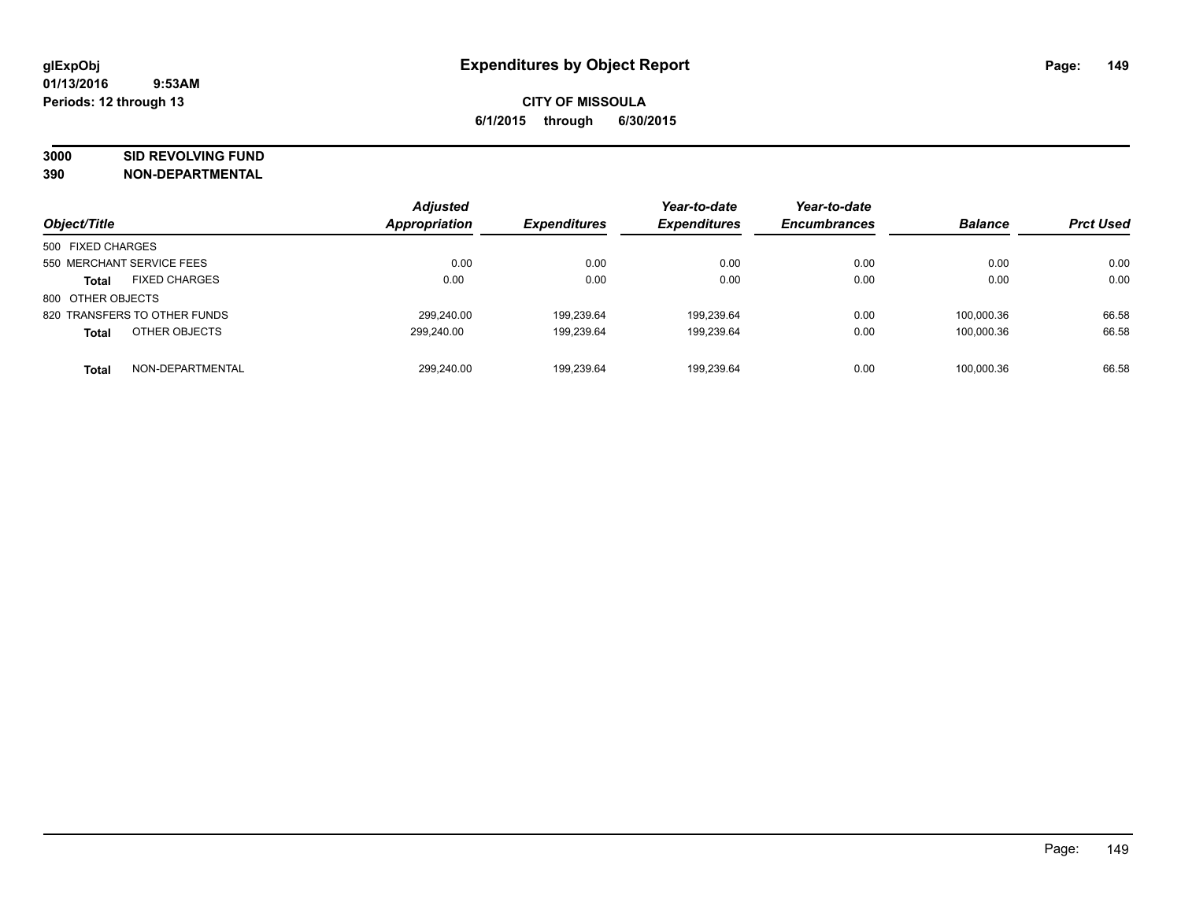# Expenditures by Object Report

glExpObj
01/13/2016 9:53AM
Periods: 12 through 13

**CITY OF MISSOULA**
**6/1/2015 through 6/30/2015**

**3000 SID REVOLVING FUND**
**390 NON-DEPARTMENTAL**

| Object/Title | Adjusted Appropriation | Expenditures | Year-to-date Expenditures | Year-to-date Encumbrances | Balance | Prct Used |
|---|---|---|---|---|---|---|
| 500 FIXED CHARGES | | | | | | |
| 550 MERCHANT SERVICE FEES | 0.00 | 0.00 | 0.00 | 0.00 | 0.00 | 0.00 |
| **Total** FIXED CHARGES | 0.00 | 0.00 | 0.00 | 0.00 | 0.00 | 0.00 |
| 800 OTHER OBJECTS | | | | | | |
| 820 TRANSFERS TO OTHER FUNDS | 299,240.00 | 199,239.64 | 199,239.64 | 0.00 | 100,000.36 | 66.58 |
| **Total** OTHER OBJECTS | 299,240.00 | 199,239.64 | 199,239.64 | 0.00 | 100,000.36 | 66.58 |
| **Total** NON-DEPARTMENTAL | 299,240.00 | 199,239.64 | 199,239.64 | 0.00 | 100,000.36 | 66.58 |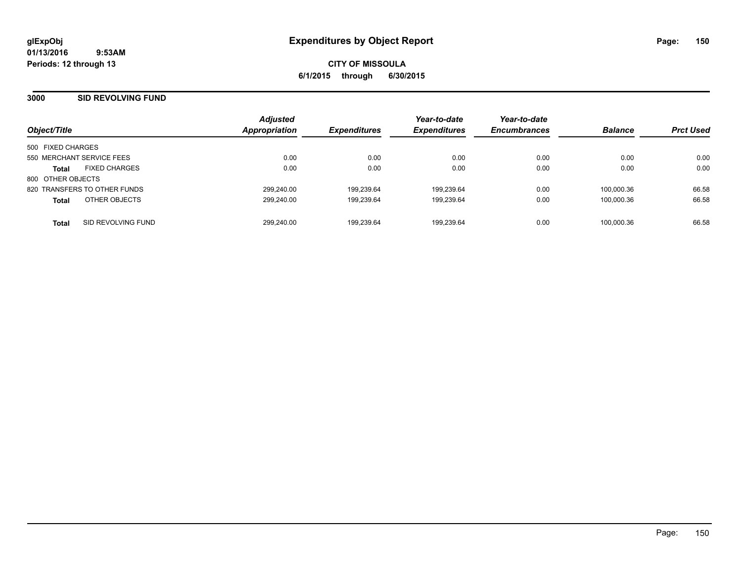glExpObj
01/13/2016 9:53AM
Periods: 12 through 13

# Expenditures by Object Report

**CITY OF MISSOULA**
**6/1/2015 through 6/30/2015**

## 3000 SID REVOLVING FUND

| Object/Title | Adjusted Appropriation | Expenditures | Year-to-date Expenditures | Year-to-date Encumbrances | Balance | Prct Used |
|---|---|---|---|---|---|---|
| 500 FIXED CHARGES | | | | | | |
| 550 MERCHANT SERVICE FEES | 0.00 | 0.00 | 0.00 | 0.00 | 0.00 | 0.00 |
| **Total** FIXED CHARGES | 0.00 | 0.00 | 0.00 | 0.00 | 0.00 | 0.00 |
| 800 OTHER OBJECTS | | | | | | |
| 820 TRANSFERS TO OTHER FUNDS | 299,240.00 | 199,239.64 | 199,239.64 | 0.00 | 100,000.36 | 66.58 |
| **Total** OTHER OBJECTS | 299,240.00 | 199,239.64 | 199,239.64 | 0.00 | 100,000.36 | 66.58 |
| **Total** SID REVOLVING FUND | 299,240.00 | 199,239.64 | 199,239.64 | 0.00 | 100,000.36 | 66.58 |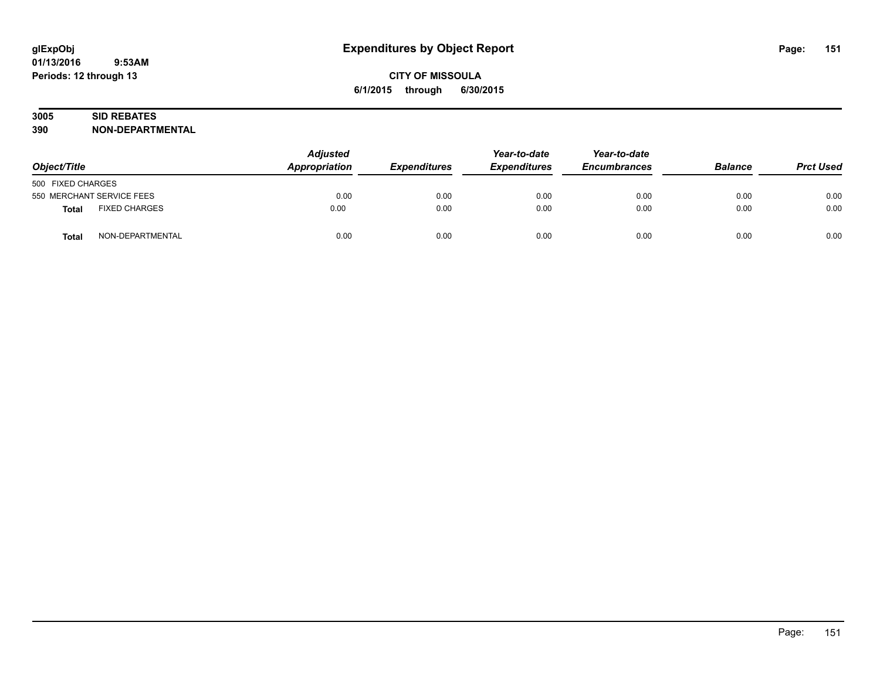glExpObj
01/13/2016 9:53AM
Periods: 12 through 13

# Expenditures by Object Report

**CITY OF MISSOULA**
**6/1/2015 through 6/30/2015**

**3005 SID REBATES**
**390 NON-DEPARTMENTAL**

| Object/Title | | Adjusted Appropriation | Expenditures | Year-to-date Expenditures | Year-to-date Encumbrances | Balance | Prct Used |
|---|---|---|---|---|---|---|---|
| 500 FIXED CHARGES | | | | | | | |
| 550 MERCHANT SERVICE FEES | | 0.00 | 0.00 | 0.00 | 0.00 | 0.00 | 0.00 |
| **Total** | FIXED CHARGES | 0.00 | 0.00 | 0.00 | 0.00 | 0.00 | 0.00 |
| **Total** | NON-DEPARTMENTAL | 0.00 | 0.00 | 0.00 | 0.00 | 0.00 | 0.00 |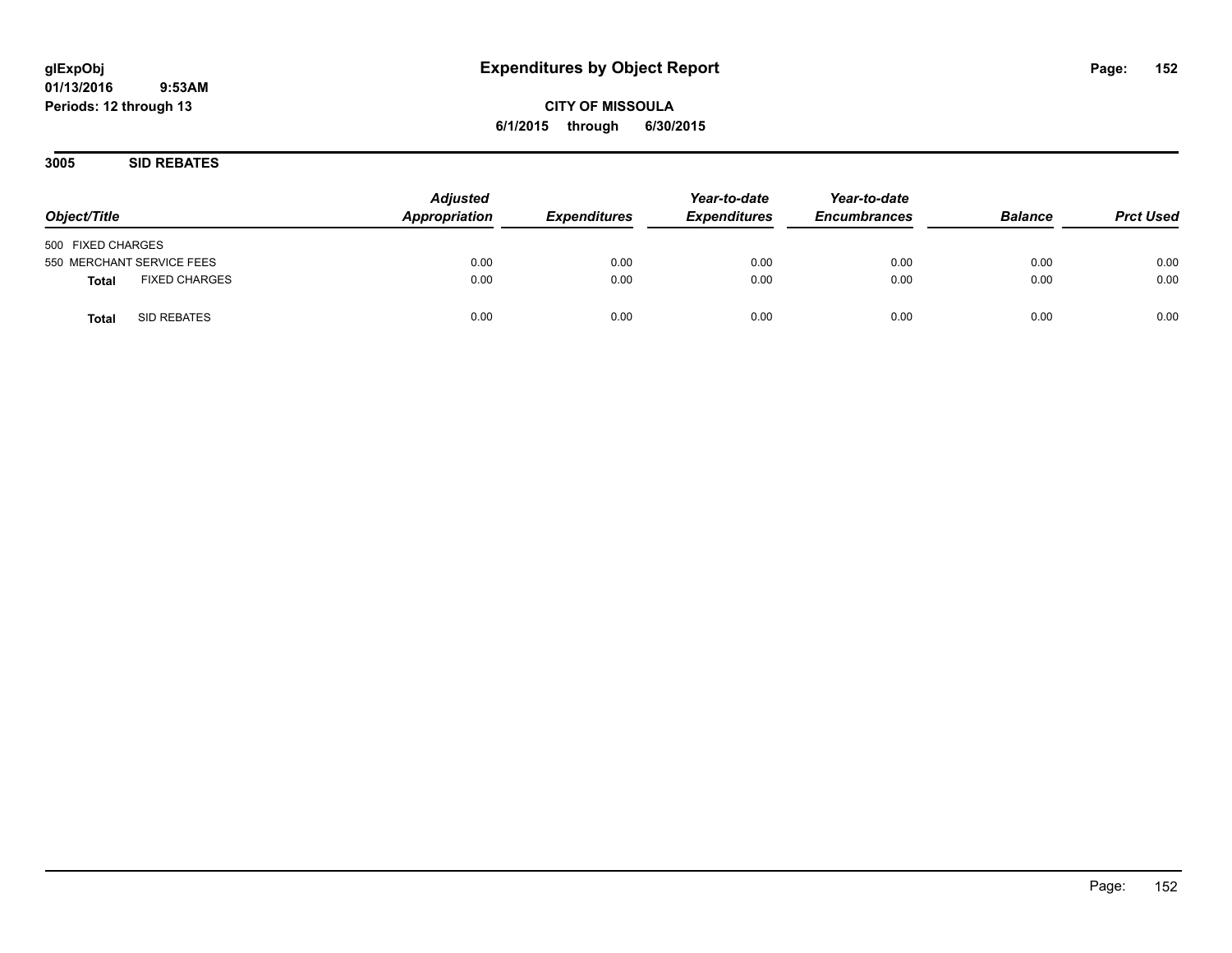glExpObj
01/13/2016 9:53AM
Periods: 12 through 13

# Expenditures by Object Report

**CITY OF MISSOULA**
**6/1/2015 through 6/30/2015**

## 3005 SID REBATES

| Object/Title | | Adjusted Appropriation | Expenditures | Year-to-date Expenditures | Year-to-date Encumbrances | Balance | Prct Used |
|---|---|---|---|---|---|---|---|
| 500 FIXED CHARGES | | | | | | | |
| 550 MERCHANT SERVICE FEES | | 0.00 | 0.00 | 0.00 | 0.00 | 0.00 | 0.00 |
| **Total** | FIXED CHARGES | 0.00 | 0.00 | 0.00 | 0.00 | 0.00 | 0.00 |
| **Total** | SID REBATES | 0.00 | 0.00 | 0.00 | 0.00 | 0.00 | 0.00 |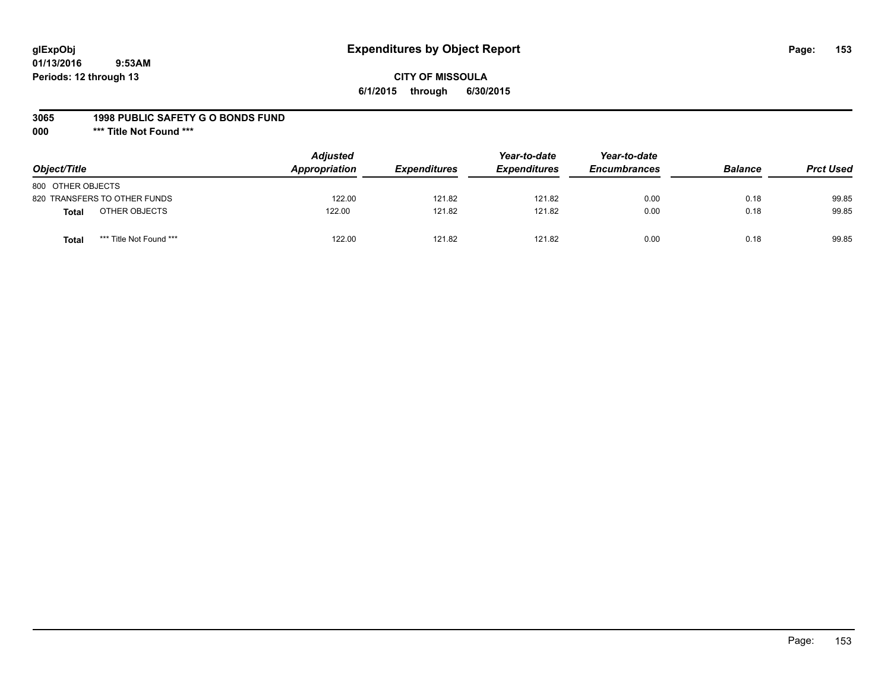# Expenditures by Object Report

glExpObj
01/13/2016 9:53AM
Periods: 12 through 13

**CITY OF MISSOULA**
**6/1/2015 through 6/30/2015**

**3065 1998 PUBLIC SAFETY G O BONDS FUND**
**000 *** Title Not Found *****

| Object/Title | | Adjusted Appropriation | Expenditures | Year-to-date Expenditures | Year-to-date Encumbrances | Balance | Prct Used |
|---|---|---|---|---|---|---|---|
| 800 OTHER OBJECTS | | | | | | | |
| 820 TRANSFERS TO OTHER FUNDS | | 122.00 | 121.82 | 121.82 | 0.00 | 0.18 | 99.85 |
| **Total** | OTHER OBJECTS | 122.00 | 121.82 | 121.82 | 0.00 | 0.18 | 99.85 |
| **Total** | *** Title Not Found *** | 122.00 | 121.82 | 121.82 | 0.00 | 0.18 | 99.85 |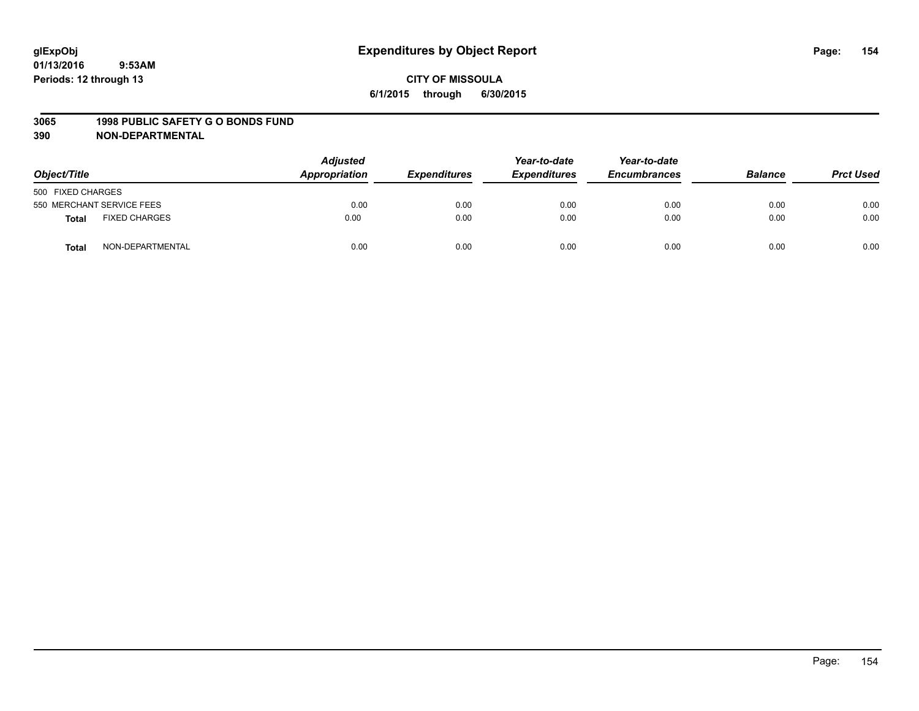glExpObj
01/13/2016 9:53AM
Periods: 12 through 13

# Expenditures by Object Report

**CITY OF MISSOULA**
**6/1/2015 through 6/30/2015**

**3065 1998 PUBLIC SAFETY G O BONDS FUND**
**390 NON-DEPARTMENTAL**

| Object/Title | | Adjusted Appropriation | Expenditures | Year-to-date Expenditures | Year-to-date Encumbrances | Balance | Prct Used |
|---|---|---|---|---|---|---|---|
| 500 FIXED CHARGES | | | | | | | |
| 550 MERCHANT SERVICE FEES | | 0.00 | 0.00 | 0.00 | 0.00 | 0.00 | 0.00 |
| **Total** | FIXED CHARGES | 0.00 | 0.00 | 0.00 | 0.00 | 0.00 | 0.00 |
| **Total** | NON-DEPARTMENTAL | 0.00 | 0.00 | 0.00 | 0.00 | 0.00 | 0.00 |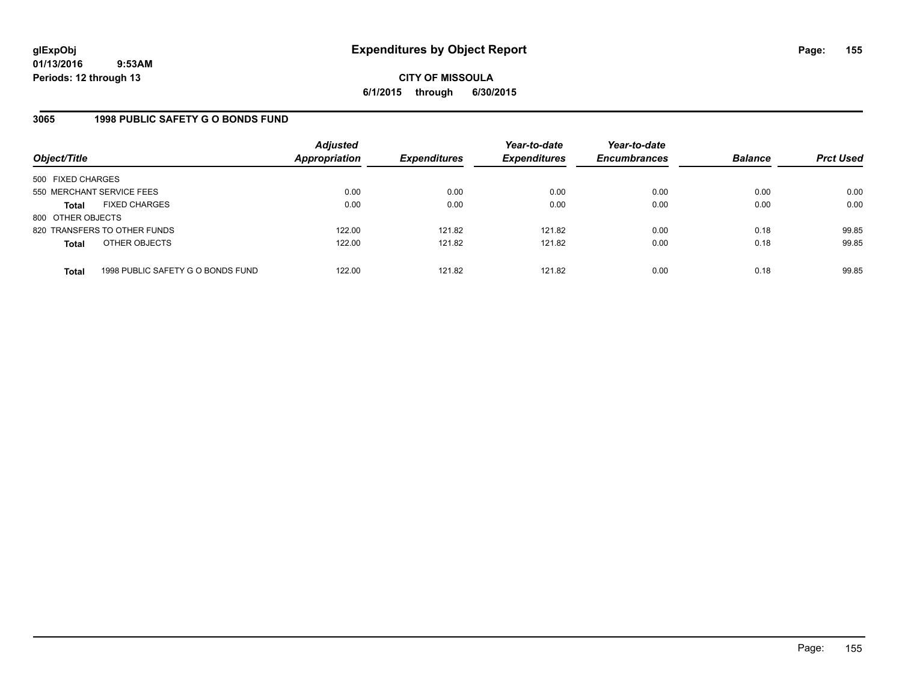# Expenditures by Object Report

**CITY OF MISSOULA**

**6/1/2015 through 6/30/2015**

glExpObj
01/13/2016 9:53AM
Periods: 12 through 13

## 3065 1998 PUBLIC SAFETY G O BONDS FUND

| Object/Title | Adjusted Appropriation | Expenditures | Year-to-date Expenditures | Year-to-date Encumbrances | Balance | Prct Used |
|---|---|---|---|---|---|---|
| 500 FIXED CHARGES | | | | | | |
| 550 MERCHANT SERVICE FEES | 0.00 | 0.00 | 0.00 | 0.00 | 0.00 | 0.00 |
| **Total** FIXED CHARGES | 0.00 | 0.00 | 0.00 | 0.00 | 0.00 | 0.00 |
| 800 OTHER OBJECTS | | | | | | |
| 820 TRANSFERS TO OTHER FUNDS | 122.00 | 121.82 | 121.82 | 0.00 | 0.18 | 99.85 |
| **Total** OTHER OBJECTS | 122.00 | 121.82 | 121.82 | 0.00 | 0.18 | 99.85 |
| **Total** 1998 PUBLIC SAFETY G O BONDS FUND | 122.00 | 121.82 | 121.82 | 0.00 | 0.18 | 99.85 |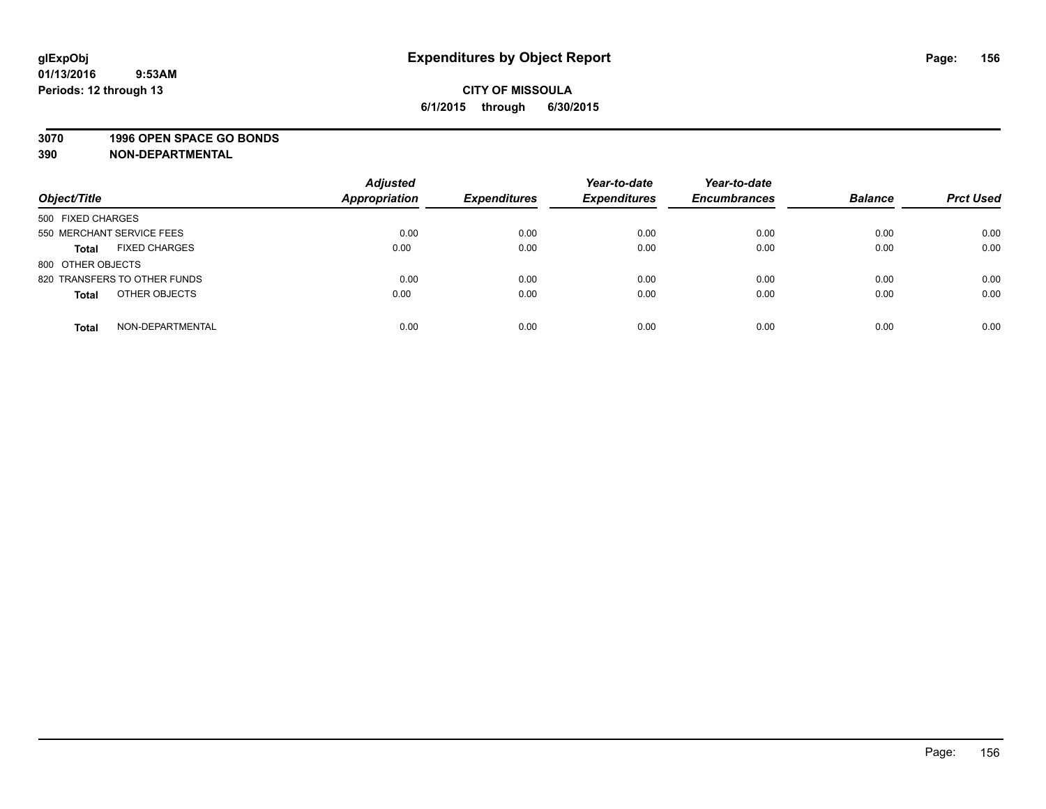# Expenditures by Object Report

glExpObj
01/13/2016 9:53AM
Periods: 12 through 13

**CITY OF MISSOULA**
**6/1/2015 through 6/30/2015**

**3070 1996 OPEN SPACE GO BONDS**
**390 NON-DEPARTMENTAL**

| Object/Title | Adjusted Appropriation | Expenditures | Year-to-date Expenditures | Year-to-date Encumbrances | Balance | Prct Used |
|---|---|---|---|---|---|---|
| 500 FIXED CHARGES | | | | | | |
| 550 MERCHANT SERVICE FEES | 0.00 | 0.00 | 0.00 | 0.00 | 0.00 | 0.00 |
| **Total** FIXED CHARGES | 0.00 | 0.00 | 0.00 | 0.00 | 0.00 | 0.00 |
| 800 OTHER OBJECTS | | | | | | |
| 820 TRANSFERS TO OTHER FUNDS | 0.00 | 0.00 | 0.00 | 0.00 | 0.00 | 0.00 |
| **Total** OTHER OBJECTS | 0.00 | 0.00 | 0.00 | 0.00 | 0.00 | 0.00 |
| **Total** NON-DEPARTMENTAL | 0.00 | 0.00 | 0.00 | 0.00 | 0.00 | 0.00 |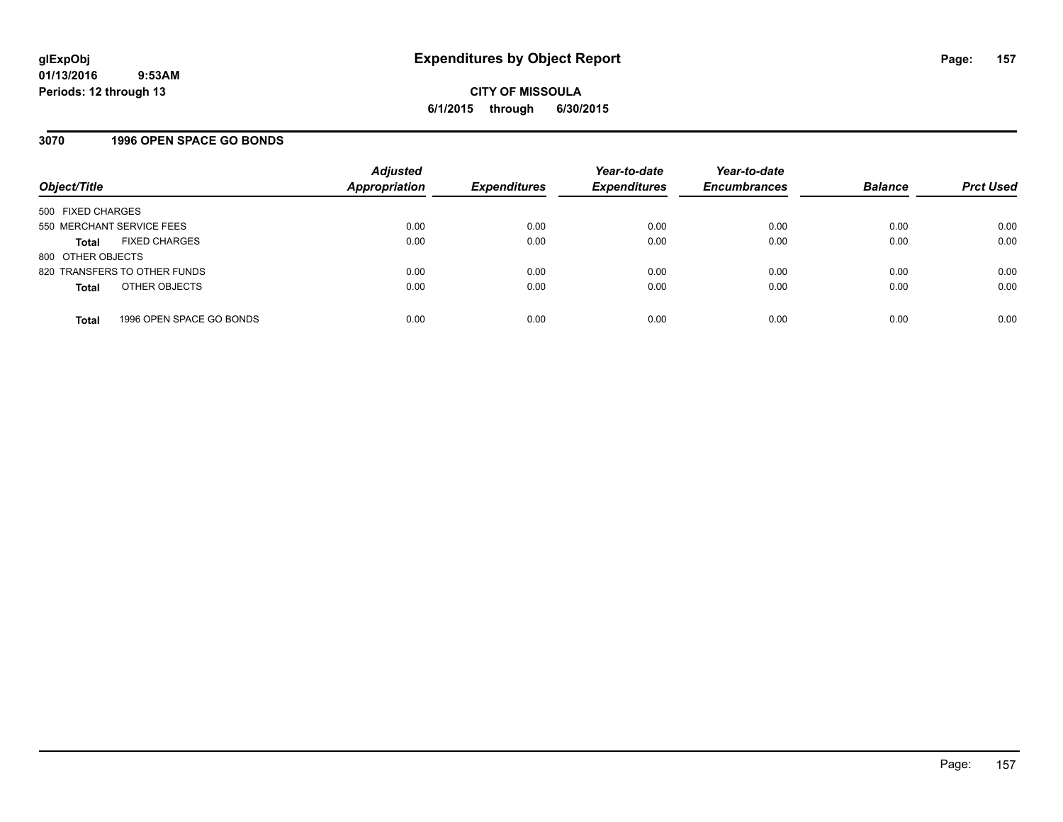glExpObj
01/13/2016 9:53AM
Periods: 12 through 13

# Expenditures by Object Report

**CITY OF MISSOULA**
**6/1/2015 through 6/30/2015**

## 3070 1996 OPEN SPACE GO BONDS

| Object/Title | | Adjusted Appropriation | Expenditures | Year-to-date Expenditures | Year-to-date Encumbrances | Balance | Prct Used |
|---|---|---|---|---|---|---|---|
| 500 FIXED CHARGES | | | | | | | |
| 550 MERCHANT SERVICE FEES | | 0.00 | 0.00 | 0.00 | 0.00 | 0.00 | 0.00 |
| **Total** | FIXED CHARGES | 0.00 | 0.00 | 0.00 | 0.00 | 0.00 | 0.00 |
| 800 OTHER OBJECTS | | | | | | | |
| 820 TRANSFERS TO OTHER FUNDS | | 0.00 | 0.00 | 0.00 | 0.00 | 0.00 | 0.00 |
| **Total** | OTHER OBJECTS | 0.00 | 0.00 | 0.00 | 0.00 | 0.00 | 0.00 |
| **Total** | 1996 OPEN SPACE GO BONDS | 0.00 | 0.00 | 0.00 | 0.00 | 0.00 | 0.00 |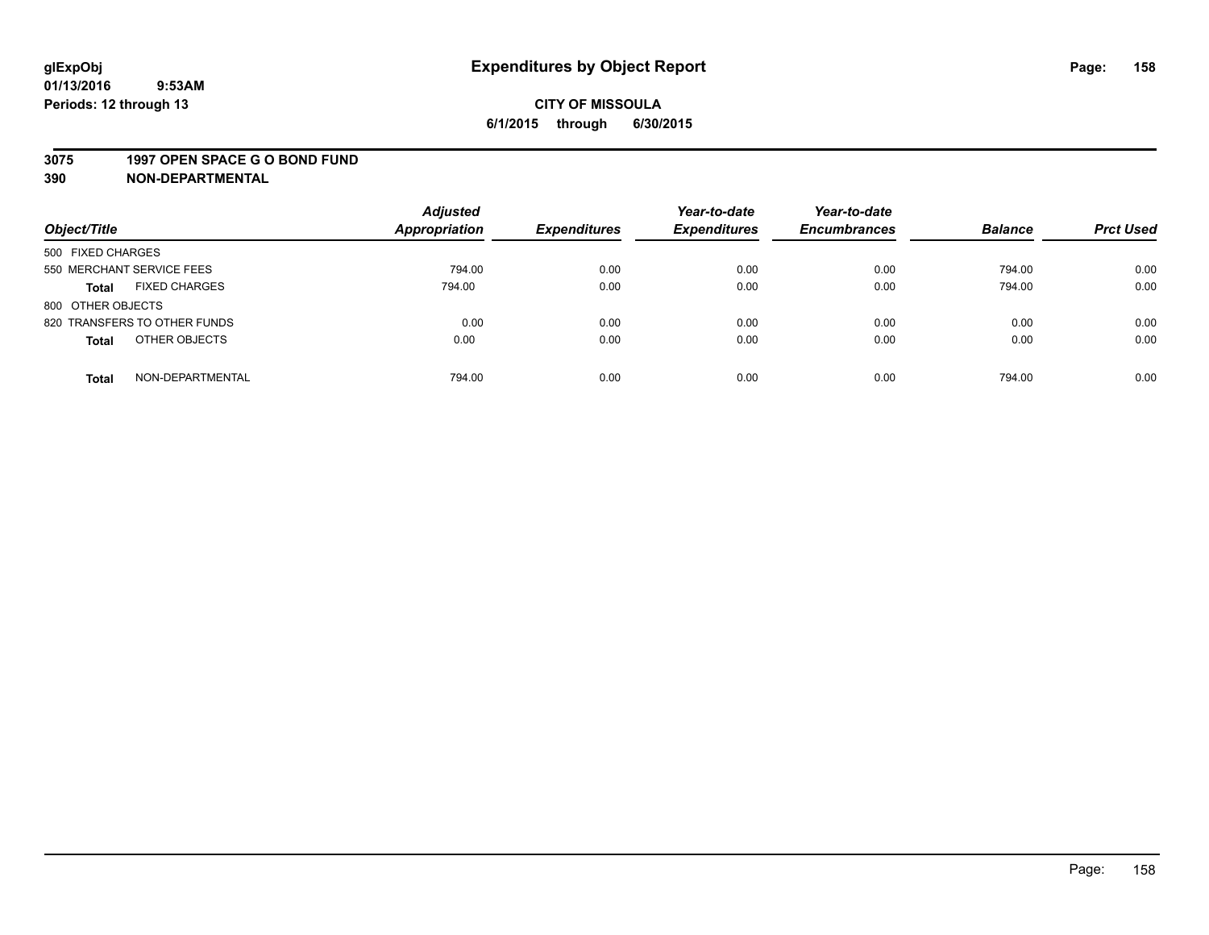glExpObj
01/13/2016 9:53AM
Periods: 12 through 13

# Expenditures by Object Report

**CITY OF MISSOULA**
**6/1/2015 through 6/30/2015**

**3075 1997 OPEN SPACE G O BOND FUND**
**390 NON-DEPARTMENTAL**

| Object/Title | Adjusted Appropriation | Expenditures | Year-to-date Expenditures | Year-to-date Encumbrances | Balance | Prct Used |
|---|---|---|---|---|---|---|
| 500 FIXED CHARGES | | | | | | |
| 550 MERCHANT SERVICE FEES | 794.00 | 0.00 | 0.00 | 0.00 | 794.00 | 0.00 |
| **Total** FIXED CHARGES | 794.00 | 0.00 | 0.00 | 0.00 | 794.00 | 0.00 |
| 800 OTHER OBJECTS | | | | | | |
| 820 TRANSFERS TO OTHER FUNDS | 0.00 | 0.00 | 0.00 | 0.00 | 0.00 | 0.00 |
| **Total** OTHER OBJECTS | 0.00 | 0.00 | 0.00 | 0.00 | 0.00 | 0.00 |
| **Total** NON-DEPARTMENTAL | 794.00 | 0.00 | 0.00 | 0.00 | 794.00 | 0.00 |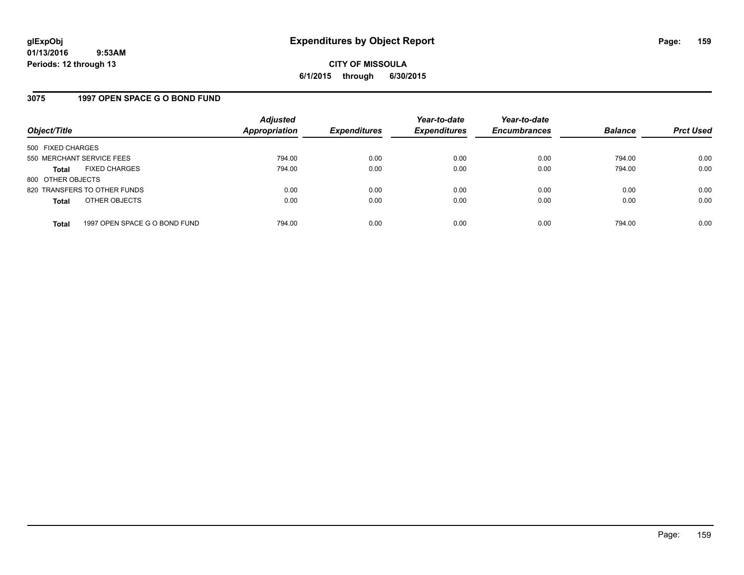**glExpObj**
**01/13/2016 9:53AM**
**Periods: 12 through 13**

# Expenditures by Object Report

**CITY OF MISSOULA**
**6/1/2015 through 6/30/2015**

## 3075 1997 OPEN SPACE G O BOND FUND

| Object/Title | | Adjusted Appropriation | Expenditures | Year-to-date Expenditures | Year-to-date Encumbrances | Balance | Prct Used |
|---|---|---|---|---|---|---|---|
| 500 FIXED CHARGES | | | | | | | |
| 550 MERCHANT SERVICE FEES | | 794.00 | 0.00 | 0.00 | 0.00 | 794.00 | 0.00 |
| **Total** | FIXED CHARGES | 794.00 | 0.00 | 0.00 | 0.00 | 794.00 | 0.00 |
| 800 OTHER OBJECTS | | | | | | | |
| 820 TRANSFERS TO OTHER FUNDS | | 0.00 | 0.00 | 0.00 | 0.00 | 0.00 | 0.00 |
| **Total** | OTHER OBJECTS | 0.00 | 0.00 | 0.00 | 0.00 | 0.00 | 0.00 |
| **Total** | 1997 OPEN SPACE G O BOND FUND | 794.00 | 0.00 | 0.00 | 0.00 | 794.00 | 0.00 |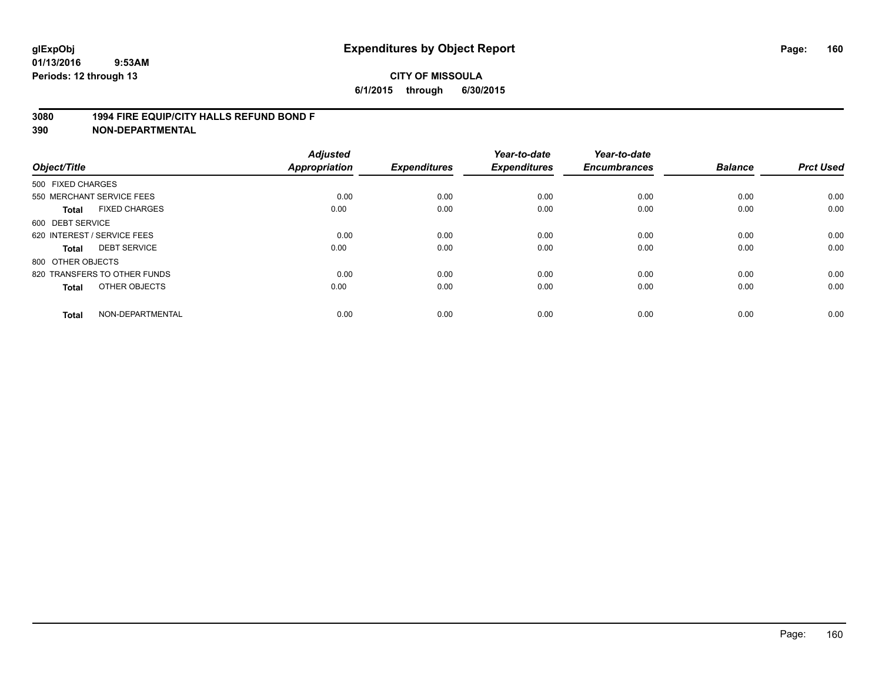glExpObj
01/13/2016 9:53AM
Periods: 12 through 13

# Expenditures by Object Report

**CITY OF MISSOULA**
**6/1/2015 through 6/30/2015**

**3080 1994 FIRE EQUIP/CITY HALLS REFUND BOND F**
**390 NON-DEPARTMENTAL**

| Object/Title | Adjusted Appropriation | Expenditures | Year-to-date Expenditures | Year-to-date Encumbrances | Balance | Prct Used |
|---|---|---|---|---|---|---|
| 500 FIXED CHARGES | | | | | | |
| 550 MERCHANT SERVICE FEES | 0.00 | 0.00 | 0.00 | 0.00 | 0.00 | 0.00 |
| **Total** FIXED CHARGES | 0.00 | 0.00 | 0.00 | 0.00 | 0.00 | 0.00 |
| 600 DEBT SERVICE | | | | | | |
| 620 INTEREST / SERVICE FEES | 0.00 | 0.00 | 0.00 | 0.00 | 0.00 | 0.00 |
| **Total** DEBT SERVICE | 0.00 | 0.00 | 0.00 | 0.00 | 0.00 | 0.00 |
| 800 OTHER OBJECTS | | | | | | |
| 820 TRANSFERS TO OTHER FUNDS | 0.00 | 0.00 | 0.00 | 0.00 | 0.00 | 0.00 |
| **Total** OTHER OBJECTS | 0.00 | 0.00 | 0.00 | 0.00 | 0.00 | 0.00 |
| **Total** NON-DEPARTMENTAL | 0.00 | 0.00 | 0.00 | 0.00 | 0.00 | 0.00 |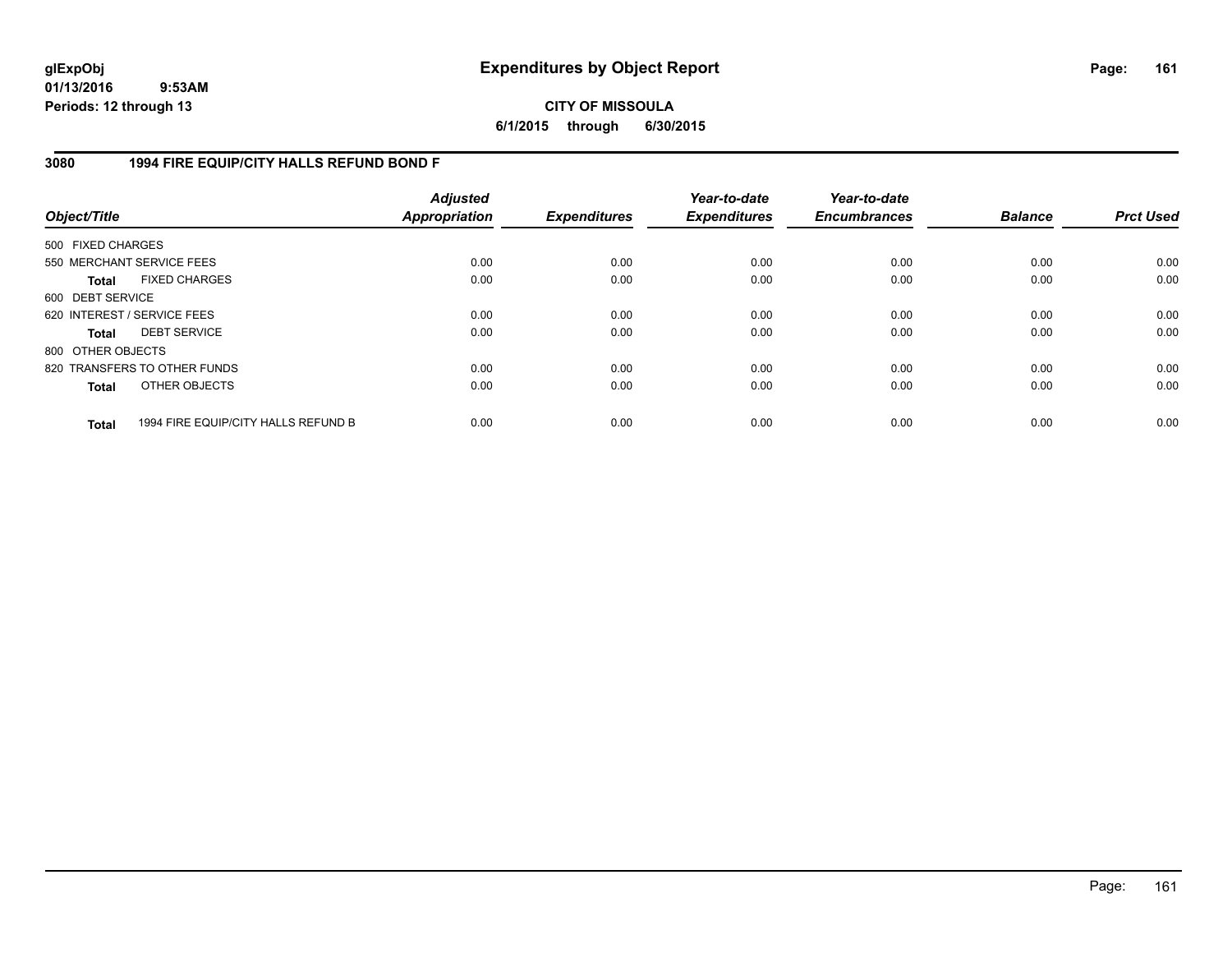**glExpObj**
**01/13/2016 9:53AM**
**Periods: 12 through 13**

# Expenditures by Object Report

**CITY OF MISSOULA**
**6/1/2015 through 6/30/2015**

## 3080 1994 FIRE EQUIP/CITY HALLS REFUND BOND F

| Object/Title | | Adjusted Appropriation | Expenditures | Year-to-date Expenditures | Year-to-date Encumbrances | Balance | Prct Used |
|---|---|---|---|---|---|---|---|
| 500 FIXED CHARGES | | | | | | | |
| 550 MERCHANT SERVICE FEES | | 0.00 | 0.00 | 0.00 | 0.00 | 0.00 | 0.00 |
| **Total** | FIXED CHARGES | 0.00 | 0.00 | 0.00 | 0.00 | 0.00 | 0.00 |
| 600 DEBT SERVICE | | | | | | | |
| 620 INTEREST / SERVICE FEES | | 0.00 | 0.00 | 0.00 | 0.00 | 0.00 | 0.00 |
| **Total** | DEBT SERVICE | 0.00 | 0.00 | 0.00 | 0.00 | 0.00 | 0.00 |
| 800 OTHER OBJECTS | | | | | | | |
| 820 TRANSFERS TO OTHER FUNDS | | 0.00 | 0.00 | 0.00 | 0.00 | 0.00 | 0.00 |
| **Total** | OTHER OBJECTS | 0.00 | 0.00 | 0.00 | 0.00 | 0.00 | 0.00 |
| **Total** | 1994 FIRE EQUIP/CITY HALLS REFUND B | 0.00 | 0.00 | 0.00 | 0.00 | 0.00 | 0.00 |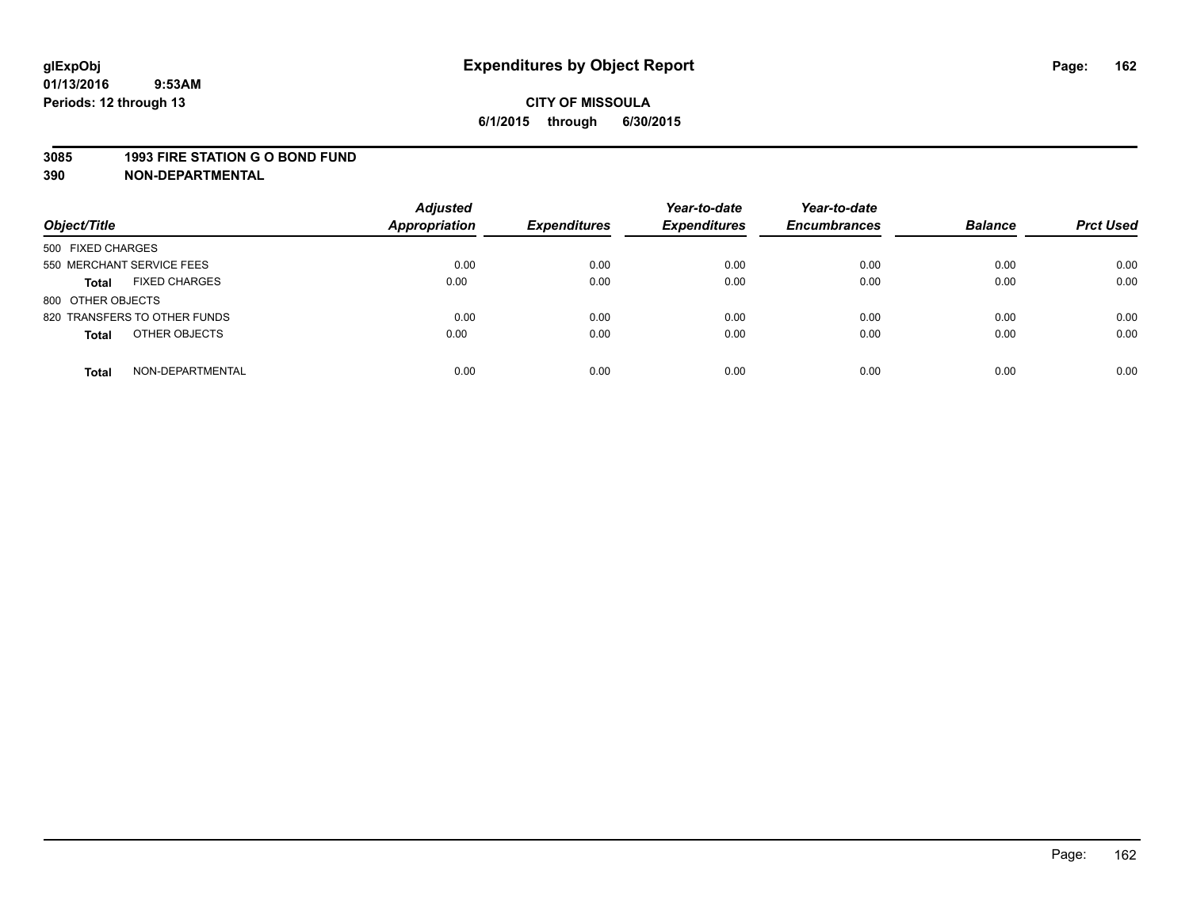glExpObj
01/13/2016 9:53AM
Periods: 12 through 13

# Expenditures by Object Report

**CITY OF MISSOULA**
**6/1/2015 through 6/30/2015**

**3085 1993 FIRE STATION G O BOND FUND**
**390 NON-DEPARTMENTAL**

| Object/Title | Adjusted Appropriation | Expenditures | Year-to-date Expenditures | Year-to-date Encumbrances | Balance | Prct Used |
|---|---|---|---|---|---|---|
| 500 FIXED CHARGES | | | | | | |
| 550 MERCHANT SERVICE FEES | 0.00 | 0.00 | 0.00 | 0.00 | 0.00 | 0.00 |
| **Total** FIXED CHARGES | 0.00 | 0.00 | 0.00 | 0.00 | 0.00 | 0.00 |
| 800 OTHER OBJECTS | | | | | | |
| 820 TRANSFERS TO OTHER FUNDS | 0.00 | 0.00 | 0.00 | 0.00 | 0.00 | 0.00 |
| **Total** OTHER OBJECTS | 0.00 | 0.00 | 0.00 | 0.00 | 0.00 | 0.00 |
| **Total** NON-DEPARTMENTAL | 0.00 | 0.00 | 0.00 | 0.00 | 0.00 | 0.00 |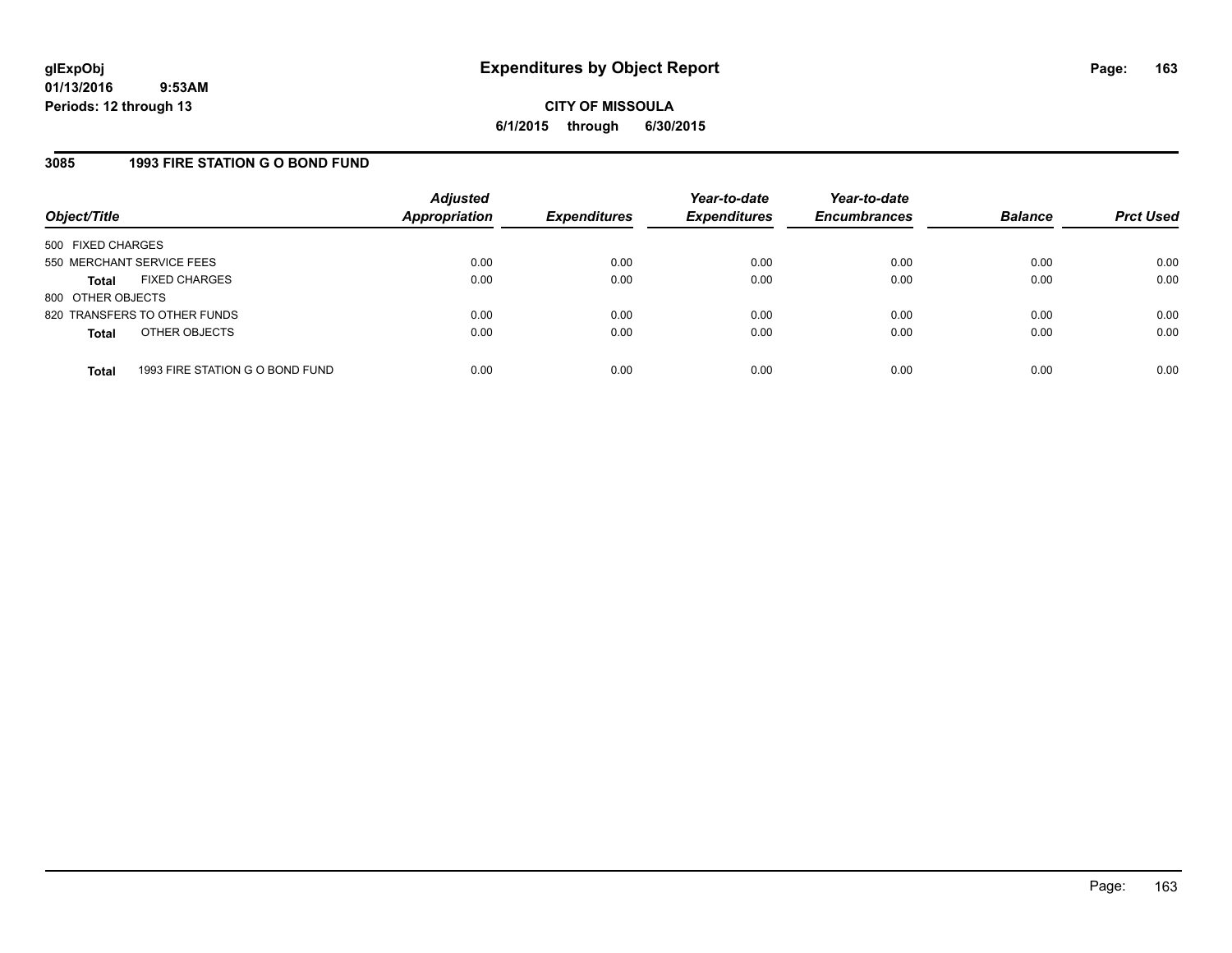glExpObj
01/13/2016 9:53AM
Periods: 12 through 13

# Expenditures by Object Report

**CITY OF MISSOULA**
**6/1/2015 through 6/30/2015**

## 3085 1993 FIRE STATION G O BOND FUND

| Object/Title | Adjusted Appropriation | Expenditures | Year-to-date Expenditures | Year-to-date Encumbrances | Balance | Prct Used |
|---|---|---|---|---|---|---|
| 500 FIXED CHARGES | | | | | | |
| 550 MERCHANT SERVICE FEES | 0.00 | 0.00 | 0.00 | 0.00 | 0.00 | 0.00 |
| **Total** FIXED CHARGES | 0.00 | 0.00 | 0.00 | 0.00 | 0.00 | 0.00 |
| 800 OTHER OBJECTS | | | | | | |
| 820 TRANSFERS TO OTHER FUNDS | 0.00 | 0.00 | 0.00 | 0.00 | 0.00 | 0.00 |
| **Total** OTHER OBJECTS | 0.00 | 0.00 | 0.00 | 0.00 | 0.00 | 0.00 |
| **Total** 1993 FIRE STATION G O BOND FUND | 0.00 | 0.00 | 0.00 | 0.00 | 0.00 | 0.00 |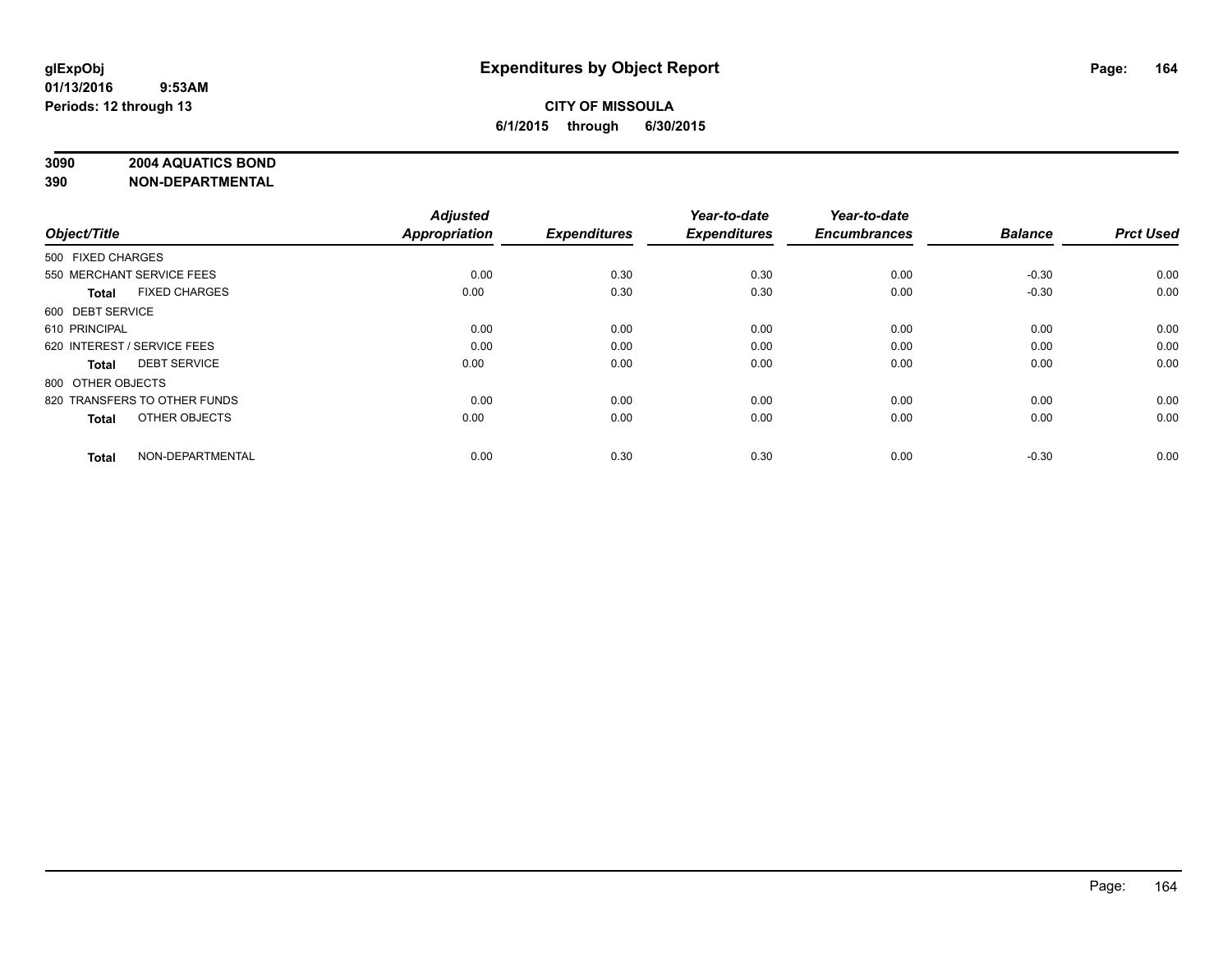**glExpObj**
**01/13/2016 9:53AM**
**Periods: 12 through 13**

# Expenditures by Object Report

**CITY OF MISSOULA**
**6/1/2015 through 6/30/2015**

**3090 2004 AQUATICS BOND**
**390 NON-DEPARTMENTAL**

| Object/Title | Adjusted Appropriation | Expenditures | Year-to-date Expenditures | Year-to-date Encumbrances | Balance | Prct Used |
|---|---|---|---|---|---|---|
| 500 FIXED CHARGES | | | | | | |
| 550 MERCHANT SERVICE FEES | 0.00 | 0.30 | 0.30 | 0.00 | -0.30 | 0.00 |
| **Total** FIXED CHARGES | 0.00 | 0.30 | 0.30 | 0.00 | -0.30 | 0.00 |
| 600 DEBT SERVICE | | | | | | |
| 610 PRINCIPAL | 0.00 | 0.00 | 0.00 | 0.00 | 0.00 | 0.00 |
| 620 INTEREST / SERVICE FEES | 0.00 | 0.00 | 0.00 | 0.00 | 0.00 | 0.00 |
| **Total** DEBT SERVICE | 0.00 | 0.00 | 0.00 | 0.00 | 0.00 | 0.00 |
| 800 OTHER OBJECTS | | | | | | |
| 820 TRANSFERS TO OTHER FUNDS | 0.00 | 0.00 | 0.00 | 0.00 | 0.00 | 0.00 |
| **Total** OTHER OBJECTS | 0.00 | 0.00 | 0.00 | 0.00 | 0.00 | 0.00 |
| **Total** NON-DEPARTMENTAL | 0.00 | 0.30 | 0.30 | 0.00 | -0.30 | 0.00 |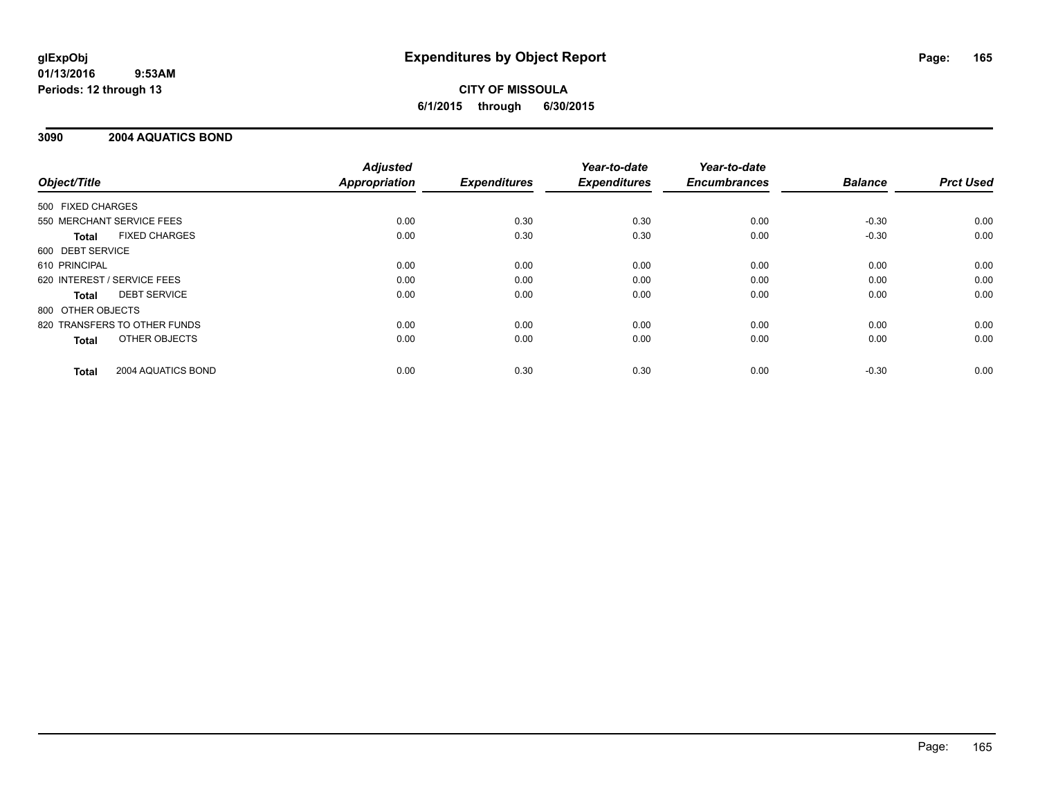# Expenditures by Object Report

glExpObj
01/13/2016 9:53AM
Periods: 12 through 13

**CITY OF MISSOULA**
**6/1/2015 through 6/30/2015**

## 3090 2004 AQUATICS BOND

| Object/Title | Adjusted Appropriation | Expenditures | Year-to-date Expenditures | Year-to-date Encumbrances | Balance | Prct Used |
|---|---|---|---|---|---|---|
| 500 FIXED CHARGES | | | | | | |
| 550 MERCHANT SERVICE FEES | 0.00 | 0.30 | 0.30 | 0.00 | -0.30 | 0.00 |
| **Total** FIXED CHARGES | 0.00 | 0.30 | 0.30 | 0.00 | -0.30 | 0.00 |
| 600 DEBT SERVICE | | | | | | |
| 610 PRINCIPAL | 0.00 | 0.00 | 0.00 | 0.00 | 0.00 | 0.00 |
| 620 INTEREST / SERVICE FEES | 0.00 | 0.00 | 0.00 | 0.00 | 0.00 | 0.00 |
| **Total** DEBT SERVICE | 0.00 | 0.00 | 0.00 | 0.00 | 0.00 | 0.00 |
| 800 OTHER OBJECTS | | | | | | |
| 820 TRANSFERS TO OTHER FUNDS | 0.00 | 0.00 | 0.00 | 0.00 | 0.00 | 0.00 |
| **Total** OTHER OBJECTS | 0.00 | 0.00 | 0.00 | 0.00 | 0.00 | 0.00 |
| **Total** 2004 AQUATICS BOND | 0.00 | 0.30 | 0.30 | 0.00 | -0.30 | 0.00 |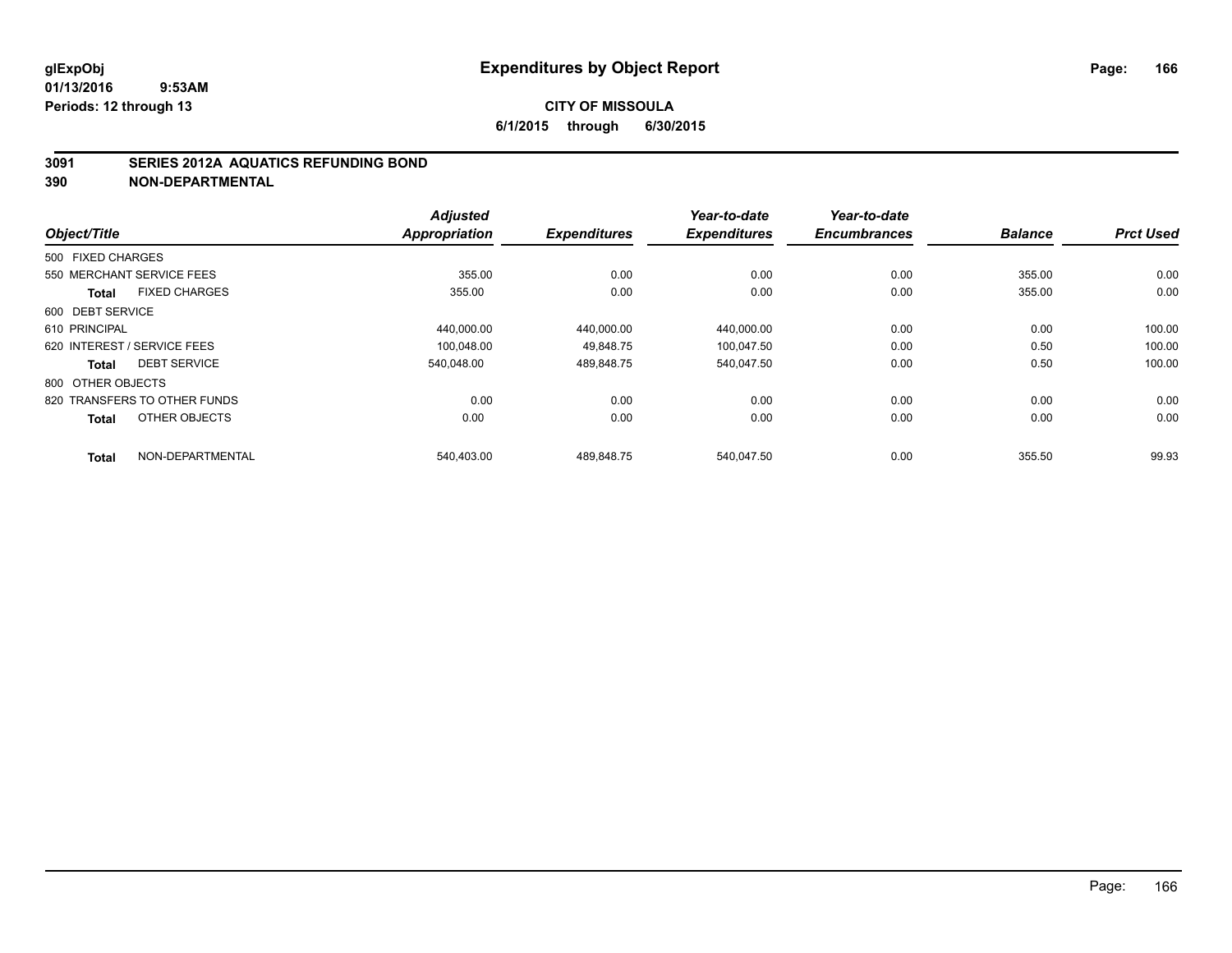# Expenditures by Object Report

glExpObj
01/13/2016 9:53AM
Periods: 12 through 13

**CITY OF MISSOULA**
**6/1/2015 through 6/30/2015**

## 3091 SERIES 2012A AQUATICS REFUNDING BOND
## 390 NON-DEPARTMENTAL

| Object/Title | Adjusted Appropriation | Expenditures | Year-to-date Expenditures | Year-to-date Encumbrances | Balance | Prct Used |
|---|---|---|---|---|---|---|
| 500 FIXED CHARGES | | | | | | |
| 550 MERCHANT SERVICE FEES | 355.00 | 0.00 | 0.00 | 0.00 | 355.00 | 0.00 |
| **Total** FIXED CHARGES | 355.00 | 0.00 | 0.00 | 0.00 | 355.00 | 0.00 |
| 600 DEBT SERVICE | | | | | | |
| 610 PRINCIPAL | 440,000.00 | 440,000.00 | 440,000.00 | 0.00 | 0.00 | 100.00 |
| 620 INTEREST / SERVICE FEES | 100,048.00 | 49,848.75 | 100,047.50 | 0.00 | 0.50 | 100.00 |
| **Total** DEBT SERVICE | 540,048.00 | 489,848.75 | 540,047.50 | 0.00 | 0.50 | 100.00 |
| 800 OTHER OBJECTS | | | | | | |
| 820 TRANSFERS TO OTHER FUNDS | 0.00 | 0.00 | 0.00 | 0.00 | 0.00 | 0.00 |
| **Total** OTHER OBJECTS | 0.00 | 0.00 | 0.00 | 0.00 | 0.00 | 0.00 |
| **Total** NON-DEPARTMENTAL | 540,403.00 | 489,848.75 | 540,047.50 | 0.00 | 355.50 | 99.93 |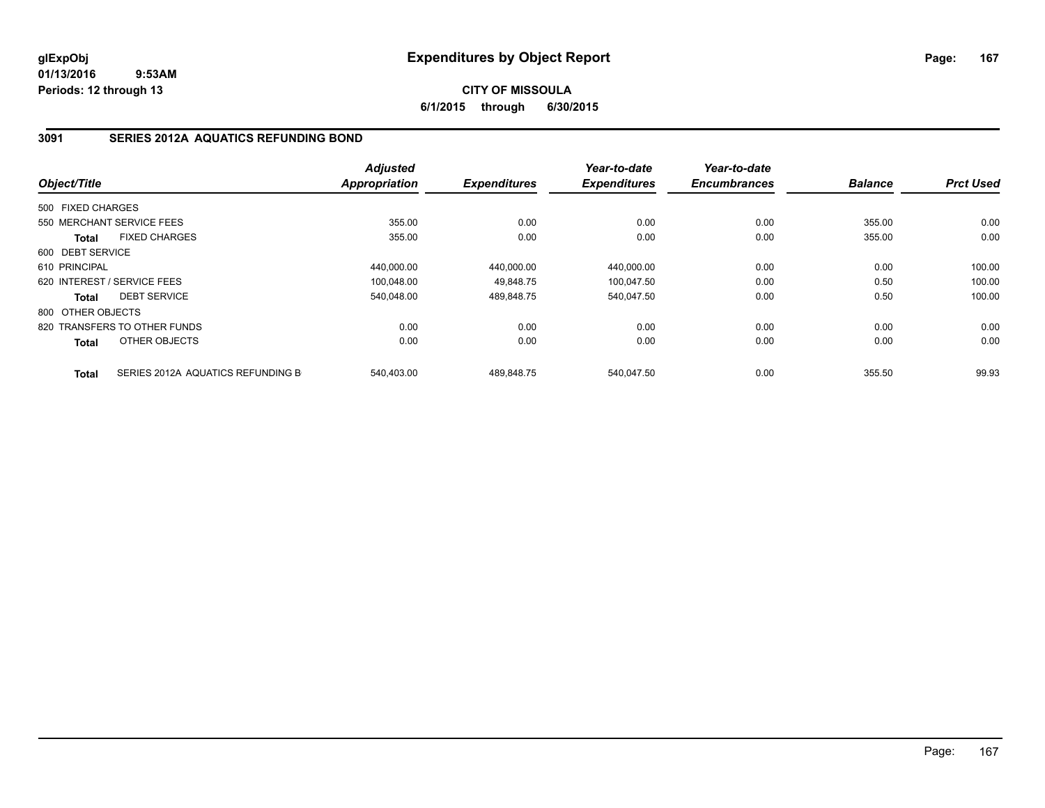**glExpObj**
**01/13/2016 9:53AM**
**Periods: 12 through 13**

# Expenditures by Object Report

**CITY OF MISSOULA**
**6/1/2015 through 6/30/2015**

## 3091 SERIES 2012A AQUATICS REFUNDING BOND

| Object/Title | Adjusted Appropriation | Expenditures | Year-to-date Expenditures | Year-to-date Encumbrances | Balance | Prct Used |
|---|---|---|---|---|---|---|
| 500 FIXED CHARGES | | | | | | |
| 550 MERCHANT SERVICE FEES | 355.00 | 0.00 | 0.00 | 0.00 | 355.00 | 0.00 |
| **Total** FIXED CHARGES | 355.00 | 0.00 | 0.00 | 0.00 | 355.00 | 0.00 |
| 600 DEBT SERVICE | | | | | | |
| 610 PRINCIPAL | 440,000.00 | 440,000.00 | 440,000.00 | 0.00 | 0.00 | 100.00 |
| 620 INTEREST / SERVICE FEES | 100,048.00 | 49,848.75 | 100,047.50 | 0.00 | 0.50 | 100.00 |
| **Total** DEBT SERVICE | 540,048.00 | 489,848.75 | 540,047.50 | 0.00 | 0.50 | 100.00 |
| 800 OTHER OBJECTS | | | | | | |
| 820 TRANSFERS TO OTHER FUNDS | 0.00 | 0.00 | 0.00 | 0.00 | 0.00 | 0.00 |
| **Total** OTHER OBJECTS | 0.00 | 0.00 | 0.00 | 0.00 | 0.00 | 0.00 |
| **Total** SERIES 2012A AQUATICS REFUNDING B | 540,403.00 | 489,848.75 | 540,047.50 | 0.00 | 355.50 | 99.93 |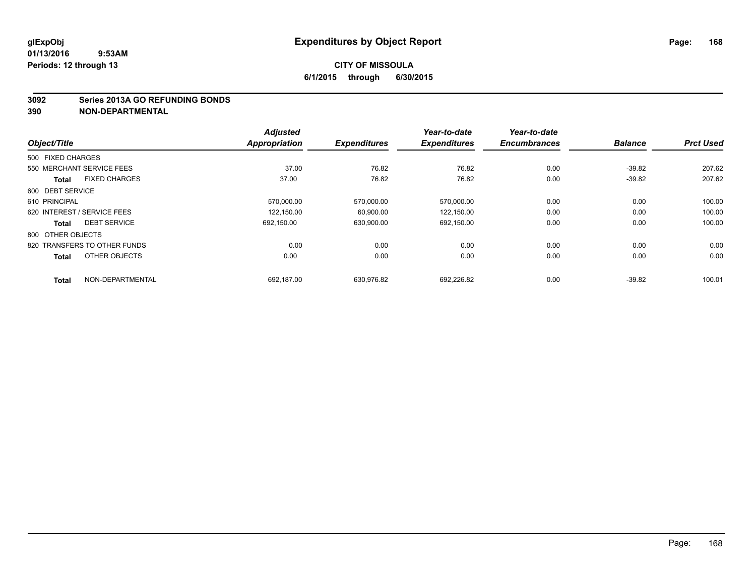**glExpObj** **Expenditures by Object Report**

**01/13/2016 9:53AM**

**Periods: 12 through 13**

**CITY OF MISSOULA**

**6/1/2015 through 6/30/2015**

## 3092 Series 2013A GO REFUNDING BONDS
## 390 NON-DEPARTMENTAL

| Object/Title | Adjusted Appropriation | Expenditures | Year-to-date Expenditures | Year-to-date Encumbrances | Balance | Prct Used |
|---|---|---|---|---|---|---|
| 500 FIXED CHARGES | | | | | | |
| 550 MERCHANT SERVICE FEES | 37.00 | 76.82 | 76.82 | 0.00 | -39.82 | 207.62 |
| **Total** FIXED CHARGES | 37.00 | 76.82 | 76.82 | 0.00 | -39.82 | 207.62 |
| 600 DEBT SERVICE | | | | | | |
| 610 PRINCIPAL | 570,000.00 | 570,000.00 | 570,000.00 | 0.00 | 0.00 | 100.00 |
| 620 INTEREST / SERVICE FEES | 122,150.00 | 60,900.00 | 122,150.00 | 0.00 | 0.00 | 100.00 |
| **Total** DEBT SERVICE | 692,150.00 | 630,900.00 | 692,150.00 | 0.00 | 0.00 | 100.00 |
| 800 OTHER OBJECTS | | | | | | |
| 820 TRANSFERS TO OTHER FUNDS | 0.00 | 0.00 | 0.00 | 0.00 | 0.00 | 0.00 |
| **Total** OTHER OBJECTS | 0.00 | 0.00 | 0.00 | 0.00 | 0.00 | 0.00 |
| **Total** NON-DEPARTMENTAL | 692,187.00 | 630,976.82 | 692,226.82 | 0.00 | -39.82 | 100.01 |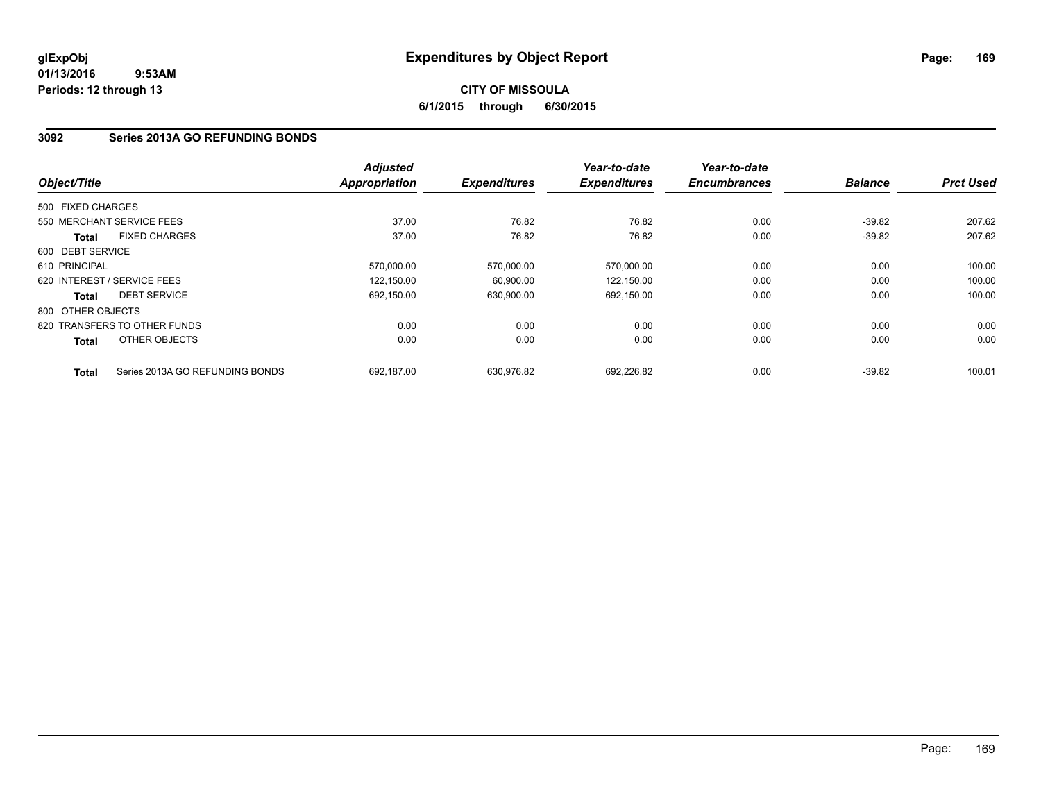# Expenditures by Object Report

glExpObj
01/13/2016 9:53AM
Periods: 12 through 13

**CITY OF MISSOULA**
**6/1/2015 through 6/30/2015**

## 3092 Series 2013A GO REFUNDING BONDS

| Object/Title | | Adjusted Appropriation | Expenditures | Year-to-date Expenditures | Year-to-date Encumbrances | Balance | Prct Used |
|---|---|---|---|---|---|---|---|
| 500 FIXED CHARGES | | | | | | | |
| 550 MERCHANT SERVICE FEES | | 37.00 | 76.82 | 76.82 | 0.00 | -39.82 | 207.62 |
| **Total** | FIXED CHARGES | 37.00 | 76.82 | 76.82 | 0.00 | -39.82 | 207.62 |
| 600 DEBT SERVICE | | | | | | | |
| 610 PRINCIPAL | | 570,000.00 | 570,000.00 | 570,000.00 | 0.00 | 0.00 | 100.00 |
| 620 INTEREST / SERVICE FEES | | 122,150.00 | 60,900.00 | 122,150.00 | 0.00 | 0.00 | 100.00 |
| **Total** | DEBT SERVICE | 692,150.00 | 630,900.00 | 692,150.00 | 0.00 | 0.00 | 100.00 |
| 800 OTHER OBJECTS | | | | | | | |
| 820 TRANSFERS TO OTHER FUNDS | | 0.00 | 0.00 | 0.00 | 0.00 | 0.00 | 0.00 |
| **Total** | OTHER OBJECTS | 0.00 | 0.00 | 0.00 | 0.00 | 0.00 | 0.00 |
| **Total** | Series 2013A GO REFUNDING BONDS | 692,187.00 | 630,976.82 | 692,226.82 | 0.00 | -39.82 | 100.01 |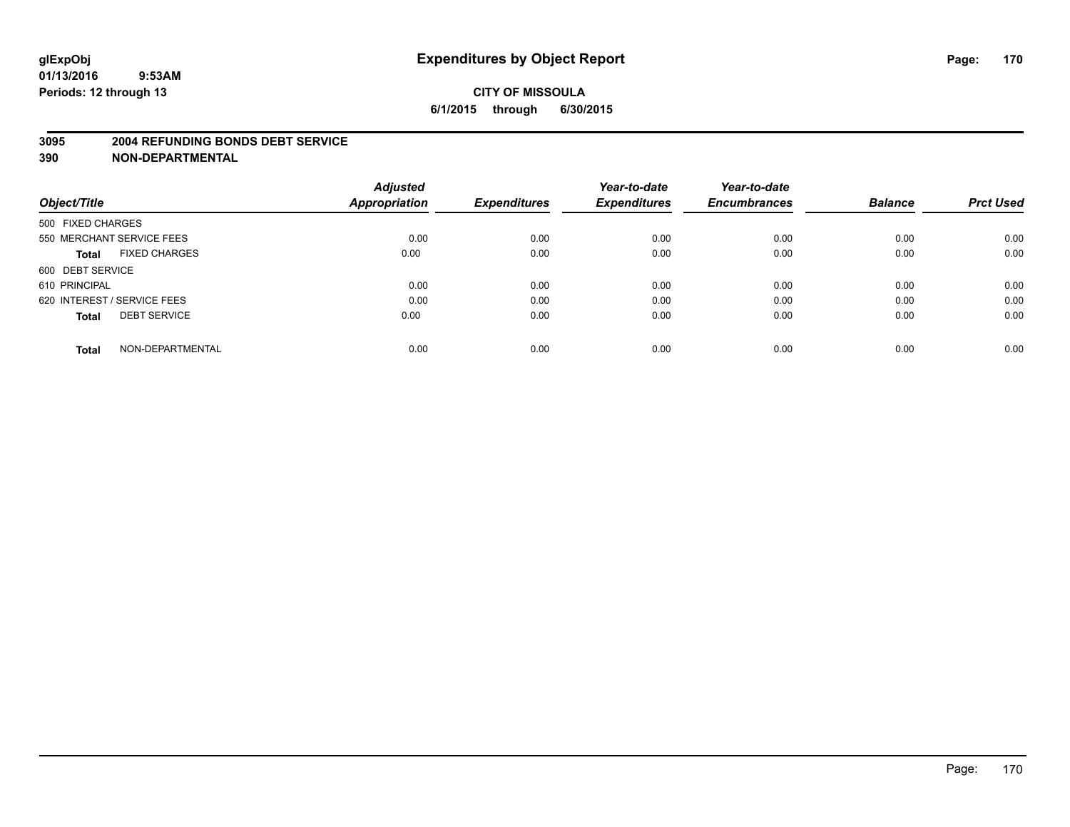# Expenditures by Object Report

glExpObj
01/13/2016 9:53AM
Periods: 12 through 13

**CITY OF MISSOULA**
**6/1/2015 through 6/30/2015**

**3095 2004 REFUNDING BONDS DEBT SERVICE**
**390 NON-DEPARTMENTAL**

| Object/Title | Adjusted Appropriation | Expenditures | Year-to-date Expenditures | Year-to-date Encumbrances | Balance | Prct Used |
|---|---|---|---|---|---|---|
| 500 FIXED CHARGES | | | | | | |
| 550 MERCHANT SERVICE FEES | 0.00 | 0.00 | 0.00 | 0.00 | 0.00 | 0.00 |
| **Total** FIXED CHARGES | 0.00 | 0.00 | 0.00 | 0.00 | 0.00 | 0.00 |
| 600 DEBT SERVICE | | | | | | |
| 610 PRINCIPAL | 0.00 | 0.00 | 0.00 | 0.00 | 0.00 | 0.00 |
| 620 INTEREST / SERVICE FEES | 0.00 | 0.00 | 0.00 | 0.00 | 0.00 | 0.00 |
| **Total** DEBT SERVICE | 0.00 | 0.00 | 0.00 | 0.00 | 0.00 | 0.00 |
| **Total** NON-DEPARTMENTAL | 0.00 | 0.00 | 0.00 | 0.00 | 0.00 | 0.00 |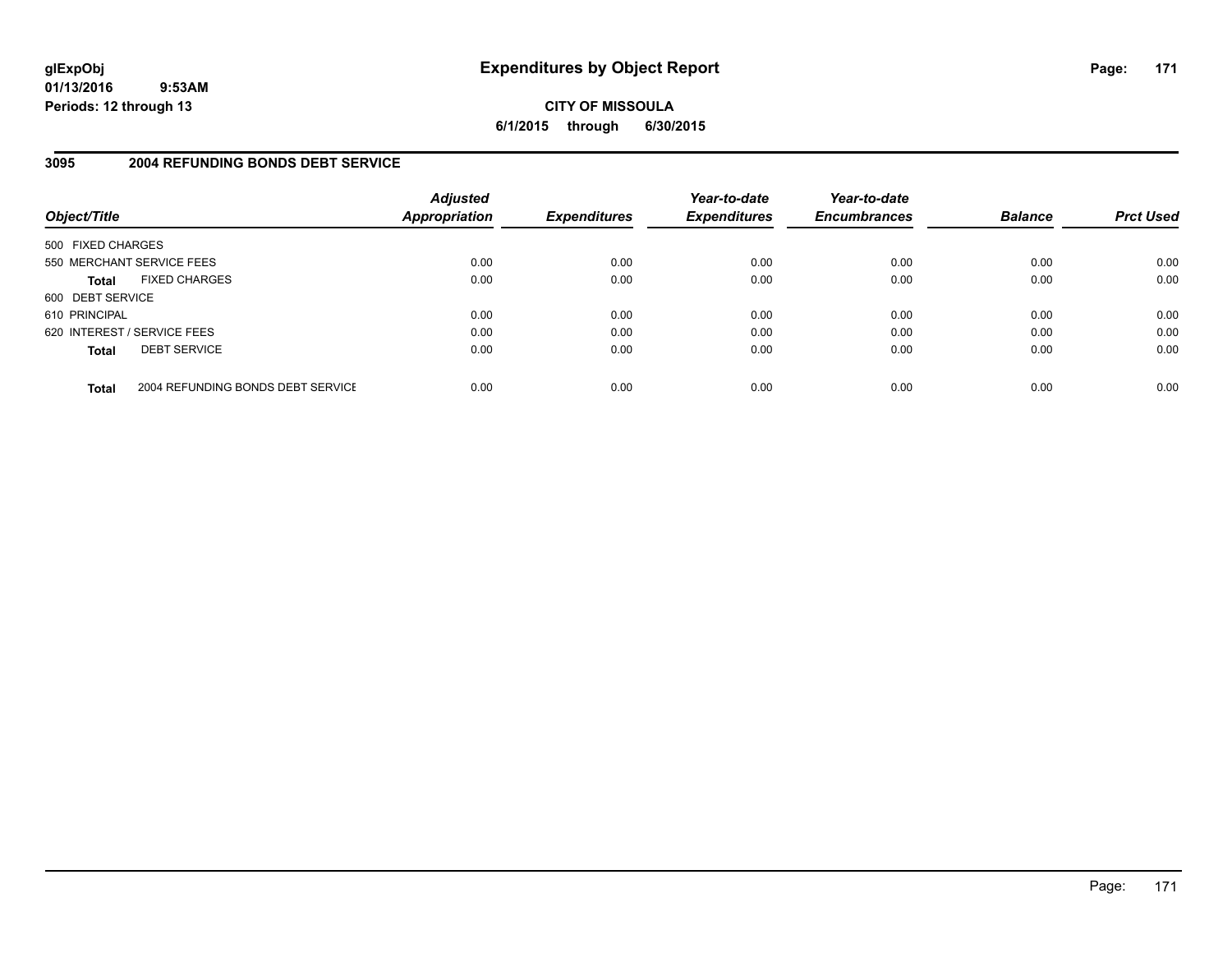**glExpObj**
**01/13/2016 9:53AM**
**Periods: 12 through 13**

# Expenditures by Object Report

**CITY OF MISSOULA**
**6/1/2015 through 6/30/2015**

## 3095 2004 REFUNDING BONDS DEBT SERVICE

| Object/Title | | Adjusted Appropriation | Expenditures | Year-to-date Expenditures | Year-to-date Encumbrances | Balance | Prct Used |
|---|---|---|---|---|---|---|---|
| 500 FIXED CHARGES | | | | | | | |
| 550 MERCHANT SERVICE FEES | | 0.00 | 0.00 | 0.00 | 0.00 | 0.00 | 0.00 |
| **Total** | FIXED CHARGES | 0.00 | 0.00 | 0.00 | 0.00 | 0.00 | 0.00 |
| 600 DEBT SERVICE | | | | | | | |
| 610 PRINCIPAL | | 0.00 | 0.00 | 0.00 | 0.00 | 0.00 | 0.00 |
| 620 INTEREST / SERVICE FEES | | 0.00 | 0.00 | 0.00 | 0.00 | 0.00 | 0.00 |
| **Total** | DEBT SERVICE | 0.00 | 0.00 | 0.00 | 0.00 | 0.00 | 0.00 |
| **Total** | 2004 REFUNDING BONDS DEBT SERVICE | 0.00 | 0.00 | 0.00 | 0.00 | 0.00 | 0.00 |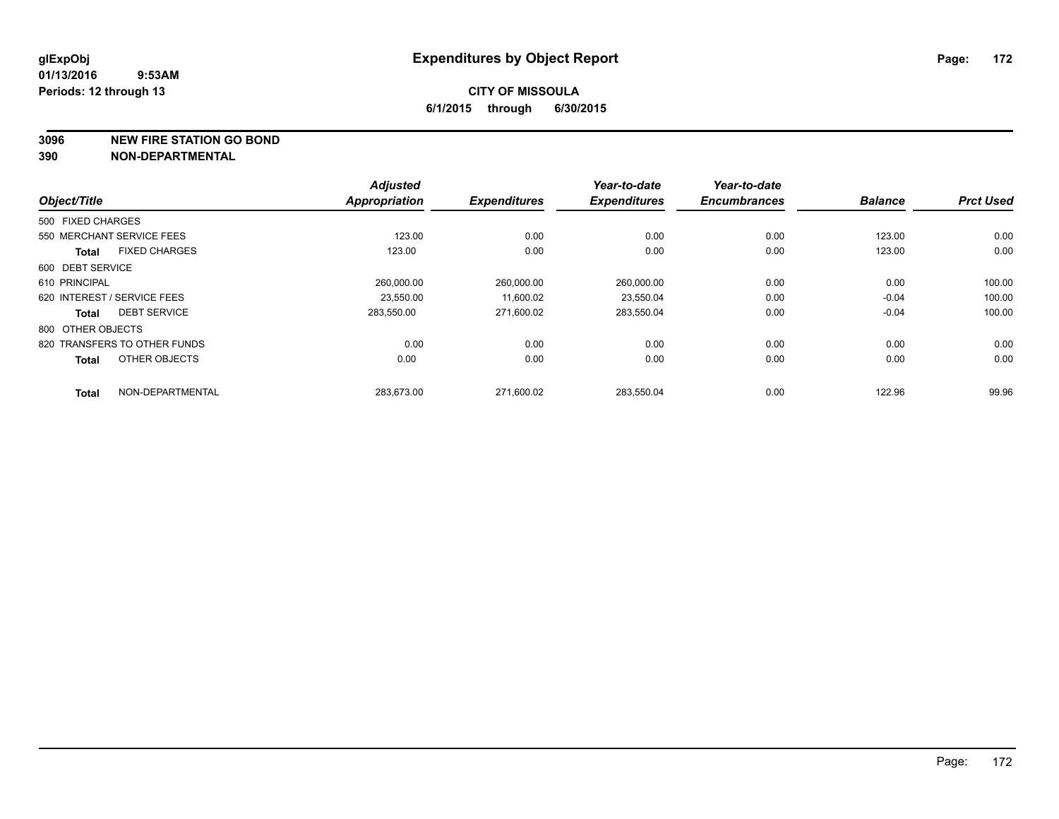**glExpObj** **Expenditures by Object Report**

**01/13/2016 9:53AM**

**Periods: 12 through 13**

**CITY OF MISSOULA**

**6/1/2015 through 6/30/2015**

**3096 NEW FIRE STATION GO BOND**

**390 NON-DEPARTMENTAL**

| Object/Title | | Adjusted Appropriation | Expenditures | Year-to-date Expenditures | Year-to-date Encumbrances | Balance | Prct Used |
|---|---|---|---|---|---|---|---|
| 500 FIXED CHARGES | | | | | | | |
| 550 MERCHANT SERVICE FEES | | 123.00 | 0.00 | 0.00 | 0.00 | 123.00 | 0.00 |
| **Total** | FIXED CHARGES | 123.00 | 0.00 | 0.00 | 0.00 | 123.00 | 0.00 |
| 600 DEBT SERVICE | | | | | | | |
| 610 PRINCIPAL | | 260,000.00 | 260,000.00 | 260,000.00 | 0.00 | 0.00 | 100.00 |
| 620 INTEREST / SERVICE FEES | | 23,550.00 | 11,600.02 | 23,550.04 | 0.00 | -0.04 | 100.00 |
| **Total** | DEBT SERVICE | 283,550.00 | 271,600.02 | 283,550.04 | 0.00 | -0.04 | 100.00 |
| 800 OTHER OBJECTS | | | | | | | |
| 820 TRANSFERS TO OTHER FUNDS | | 0.00 | 0.00 | 0.00 | 0.00 | 0.00 | 0.00 |
| **Total** | OTHER OBJECTS | 0.00 | 0.00 | 0.00 | 0.00 | 0.00 | 0.00 |
| **Total** | NON-DEPARTMENTAL | 283,673.00 | 271,600.02 | 283,550.04 | 0.00 | 122.96 | 99.96 |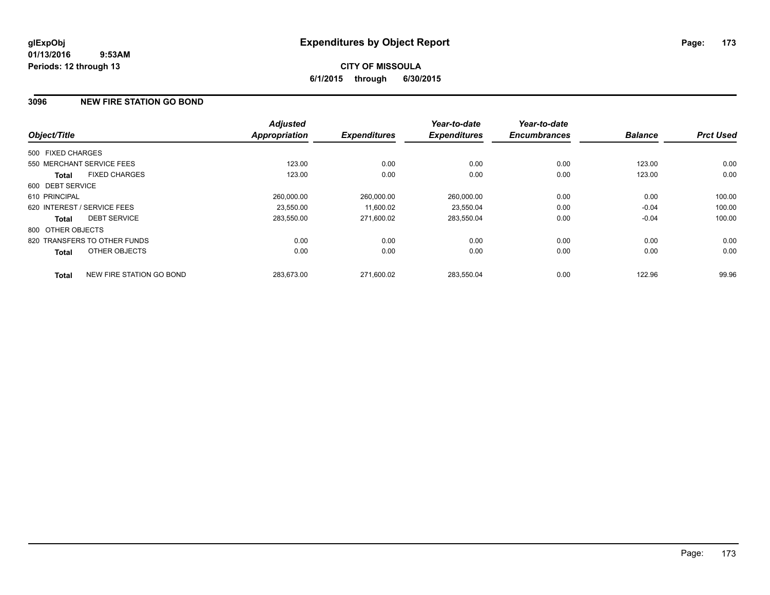**glExpObj**
**01/13/2016 9:53AM**
**Periods: 12 through 13**

# Expenditures by Object Report

**CITY OF MISSOULA**
**6/1/2015 through 6/30/2015**

## 3096 NEW FIRE STATION GO BOND

| Object/Title | | Adjusted Appropriation | Expenditures | Year-to-date Expenditures | Year-to-date Encumbrances | Balance | Prct Used |
|---|---|---|---|---|---|---|---|
| 500 FIXED CHARGES | | | | | | | |
| 550 MERCHANT SERVICE FEES | | 123.00 | 0.00 | 0.00 | 0.00 | 123.00 | 0.00 |
| **Total** | FIXED CHARGES | 123.00 | 0.00 | 0.00 | 0.00 | 123.00 | 0.00 |
| 600 DEBT SERVICE | | | | | | | |
| 610 PRINCIPAL | | 260,000.00 | 260,000.00 | 260,000.00 | 0.00 | 0.00 | 100.00 |
| 620 INTEREST / SERVICE FEES | | 23,550.00 | 11,600.02 | 23,550.04 | 0.00 | -0.04 | 100.00 |
| **Total** | DEBT SERVICE | 283,550.00 | 271,600.02 | 283,550.04 | 0.00 | -0.04 | 100.00 |
| 800 OTHER OBJECTS | | | | | | | |
| 820 TRANSFERS TO OTHER FUNDS | | 0.00 | 0.00 | 0.00 | 0.00 | 0.00 | 0.00 |
| **Total** | OTHER OBJECTS | 0.00 | 0.00 | 0.00 | 0.00 | 0.00 | 0.00 |
| **Total** | NEW FIRE STATION GO BOND | 283,673.00 | 271,600.02 | 283,550.04 | 0.00 | 122.96 | 99.96 |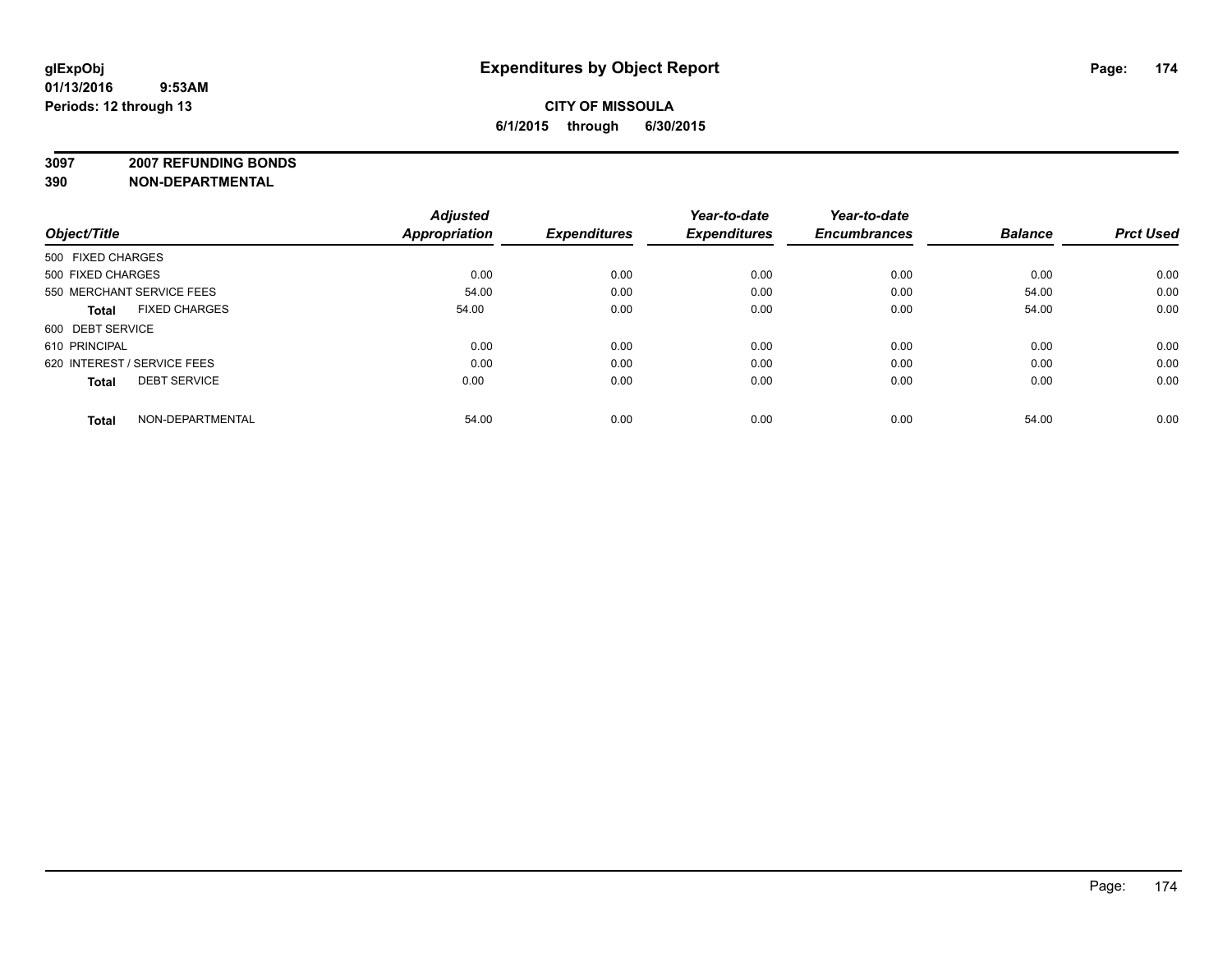# Expenditures by Object Report

glExpObj
01/13/2016 9:53AM
Periods: 12 through 13

**CITY OF MISSOULA**
**6/1/2015 through 6/30/2015**

**3097 2007 REFUNDING BONDS**
**390 NON-DEPARTMENTAL**

| Object/Title | Adjusted Appropriation | Expenditures | Year-to-date Expenditures | Year-to-date Encumbrances | Balance | Prct Used |
|---|---|---|---|---|---|---|
| 500 FIXED CHARGES | | | | | | |
| 500 FIXED CHARGES | 0.00 | 0.00 | 0.00 | 0.00 | 0.00 | 0.00 |
| 550 MERCHANT SERVICE FEES | 54.00 | 0.00 | 0.00 | 0.00 | 54.00 | 0.00 |
| **Total** FIXED CHARGES | 54.00 | 0.00 | 0.00 | 0.00 | 54.00 | 0.00 |
| 600 DEBT SERVICE | | | | | | |
| 610 PRINCIPAL | 0.00 | 0.00 | 0.00 | 0.00 | 0.00 | 0.00 |
| 620 INTEREST / SERVICE FEES | 0.00 | 0.00 | 0.00 | 0.00 | 0.00 | 0.00 |
| **Total** DEBT SERVICE | 0.00 | 0.00 | 0.00 | 0.00 | 0.00 | 0.00 |
| **Total** NON-DEPARTMENTAL | 54.00 | 0.00 | 0.00 | 0.00 | 54.00 | 0.00 |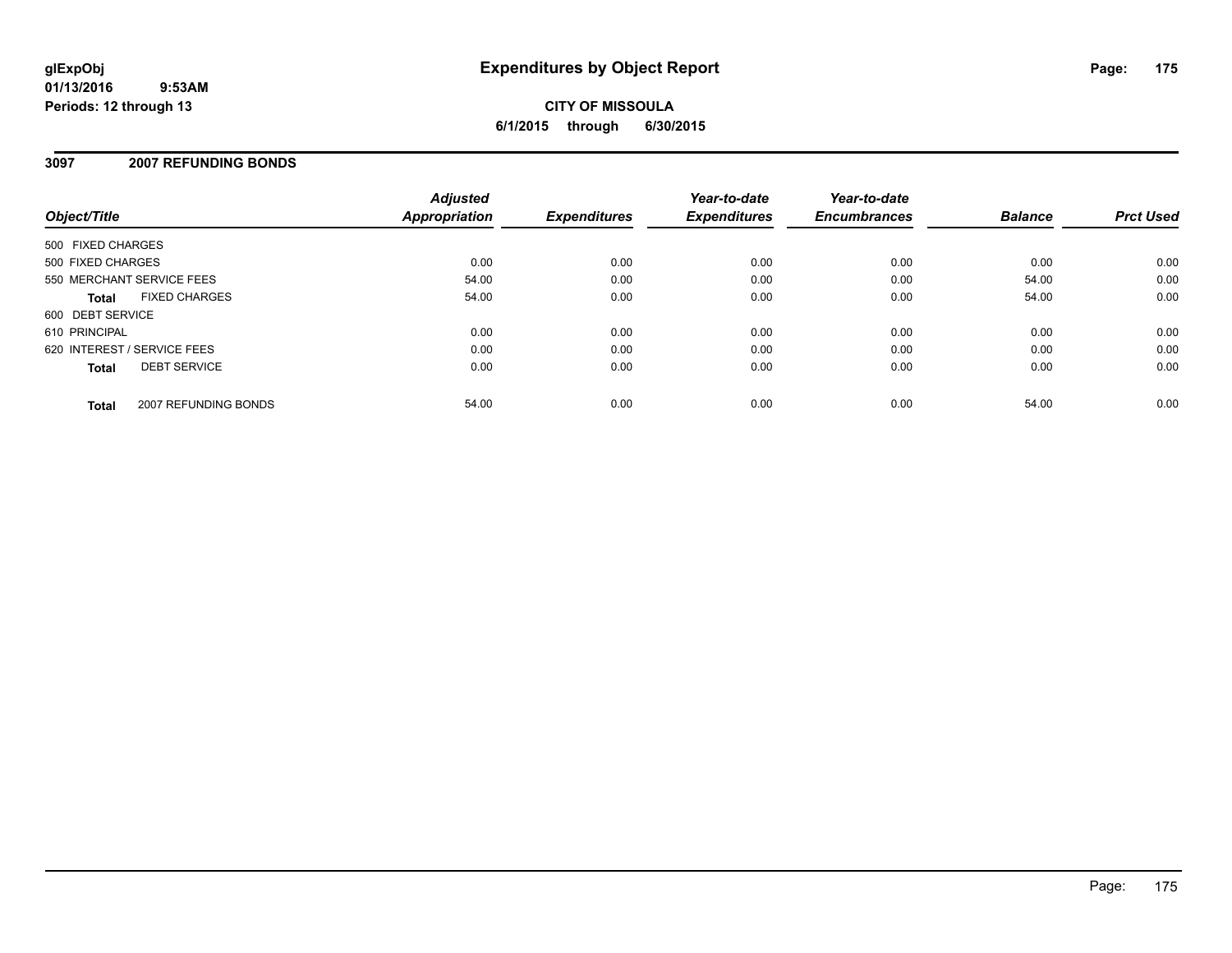glExpObj
01/13/2016 9:53AM
Periods: 12 through 13

# Expenditures by Object Report

**CITY OF MISSOULA**
**6/1/2015 through 6/30/2015**

## 3097 2007 REFUNDING BONDS

| Object/Title | | Adjusted Appropriation | Expenditures | Year-to-date Expenditures | Year-to-date Encumbrances | Balance | Prct Used |
|---|---|---|---|---|---|---|---|
| 500 FIXED CHARGES | | | | | | | |
| 500 FIXED CHARGES | | 0.00 | 0.00 | 0.00 | 0.00 | 0.00 | 0.00 |
| 550 MERCHANT SERVICE FEES | | 54.00 | 0.00 | 0.00 | 0.00 | 54.00 | 0.00 |
| **Total** | FIXED CHARGES | 54.00 | 0.00 | 0.00 | 0.00 | 54.00 | 0.00 |
| 600 DEBT SERVICE | | | | | | | |
| 610 PRINCIPAL | | 0.00 | 0.00 | 0.00 | 0.00 | 0.00 | 0.00 |
| 620 INTEREST / SERVICE FEES | | 0.00 | 0.00 | 0.00 | 0.00 | 0.00 | 0.00 |
| **Total** | DEBT SERVICE | 0.00 | 0.00 | 0.00 | 0.00 | 0.00 | 0.00 |
| **Total** | 2007 REFUNDING BONDS | 54.00 | 0.00 | 0.00 | 0.00 | 54.00 | 0.00 |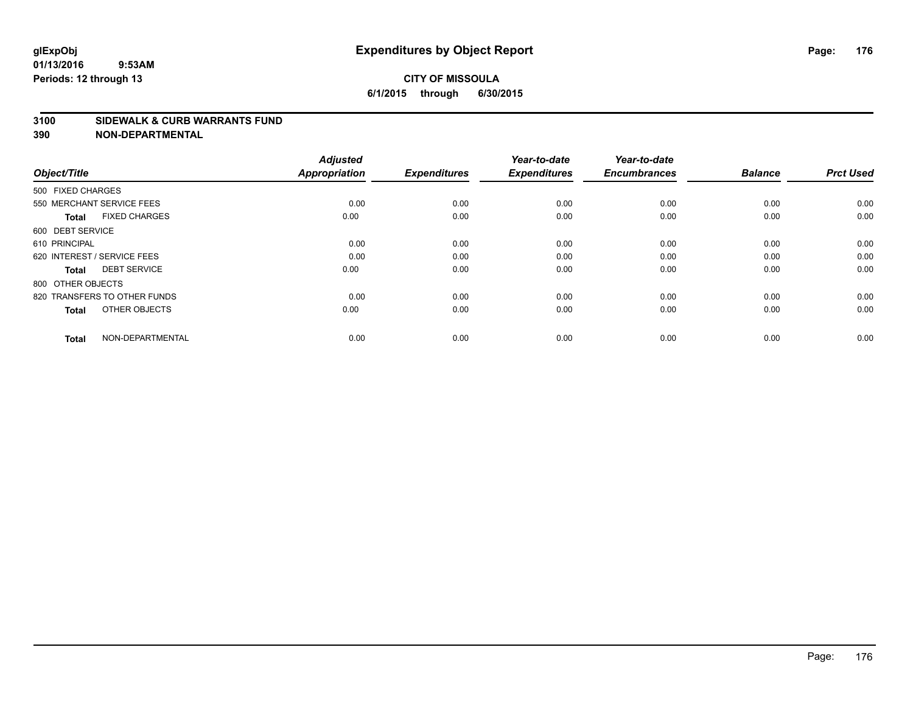**glExpObj** **Expenditures by Object Report**

**01/13/2016 9:53AM**

**Periods: 12 through 13**

**CITY OF MISSOULA**

**6/1/2015 through 6/30/2015**

## 3100 SIDEWALK & CURB WARRANTS FUND
## 390 NON-DEPARTMENTAL

| Object/Title | Adjusted Appropriation | Expenditures | Year-to-date Expenditures | Year-to-date Encumbrances | Balance | Prct Used |
|---|---|---|---|---|---|---|
| 500 FIXED CHARGES | | | | | | |
| 550 MERCHANT SERVICE FEES | 0.00 | 0.00 | 0.00 | 0.00 | 0.00 | 0.00 |
| **Total** FIXED CHARGES | 0.00 | 0.00 | 0.00 | 0.00 | 0.00 | 0.00 |
| 600 DEBT SERVICE | | | | | | |
| 610 PRINCIPAL | 0.00 | 0.00 | 0.00 | 0.00 | 0.00 | 0.00 |
| 620 INTEREST / SERVICE FEES | 0.00 | 0.00 | 0.00 | 0.00 | 0.00 | 0.00 |
| **Total** DEBT SERVICE | 0.00 | 0.00 | 0.00 | 0.00 | 0.00 | 0.00 |
| 800 OTHER OBJECTS | | | | | | |
| 820 TRANSFERS TO OTHER FUNDS | 0.00 | 0.00 | 0.00 | 0.00 | 0.00 | 0.00 |
| **Total** OTHER OBJECTS | 0.00 | 0.00 | 0.00 | 0.00 | 0.00 | 0.00 |
| **Total** NON-DEPARTMENTAL | 0.00 | 0.00 | 0.00 | 0.00 | 0.00 | 0.00 |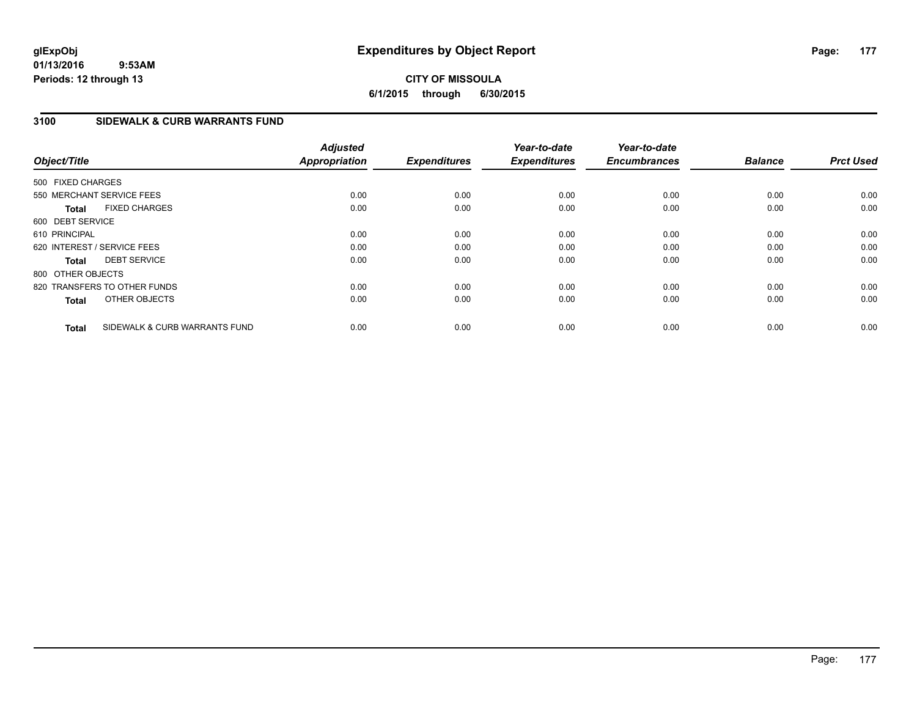**glExpObj**
**01/13/2016 9:53AM**
**Periods: 12 through 13**

# Expenditures by Object Report

**CITY OF MISSOULA**
**6/1/2015 through 6/30/2015**

## 3100 SIDEWALK & CURB WARRANTS FUND

| Object/Title | Adjusted Appropriation | Expenditures | Year-to-date Expenditures | Year-to-date Encumbrances | Balance | Prct Used |
|---|---|---|---|---|---|---|
| 500 FIXED CHARGES | | | | | | |
| 550 MERCHANT SERVICE FEES | 0.00 | 0.00 | 0.00 | 0.00 | 0.00 | 0.00 |
| **Total** FIXED CHARGES | 0.00 | 0.00 | 0.00 | 0.00 | 0.00 | 0.00 |
| 600 DEBT SERVICE | | | | | | |
| 610 PRINCIPAL | 0.00 | 0.00 | 0.00 | 0.00 | 0.00 | 0.00 |
| 620 INTEREST / SERVICE FEES | 0.00 | 0.00 | 0.00 | 0.00 | 0.00 | 0.00 |
| **Total** DEBT SERVICE | 0.00 | 0.00 | 0.00 | 0.00 | 0.00 | 0.00 |
| 800 OTHER OBJECTS | | | | | | |
| 820 TRANSFERS TO OTHER FUNDS | 0.00 | 0.00 | 0.00 | 0.00 | 0.00 | 0.00 |
| **Total** OTHER OBJECTS | 0.00 | 0.00 | 0.00 | 0.00 | 0.00 | 0.00 |
| **Total** SIDEWALK & CURB WARRANTS FUND | 0.00 | 0.00 | 0.00 | 0.00 | 0.00 | 0.00 |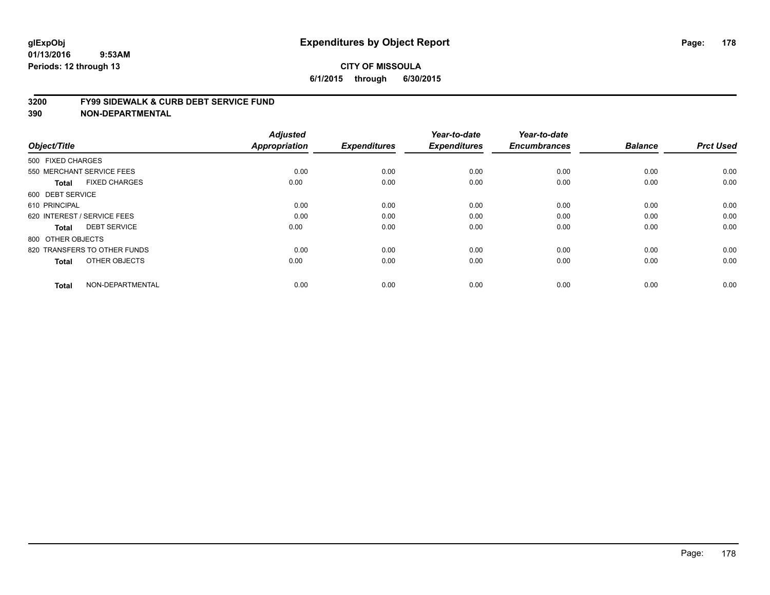**glExpObj** **Expenditures by Object Report**

**01/13/2016 9:53AM**

**Periods: 12 through 13**

**CITY OF MISSOULA**

**6/1/2015 through 6/30/2015**

## 3200 FY99 SIDEWALK & CURB DEBT SERVICE FUND

## 390 NON-DEPARTMENTAL

| Object/Title | | Adjusted Appropriation | Expenditures | Year-to-date Expenditures | Year-to-date Encumbrances | Balance | Prct Used |
|---|---|---|---|---|---|---|---|
| 500 FIXED CHARGES | | | | | | | |
| 550 MERCHANT SERVICE FEES | | 0.00 | 0.00 | 0.00 | 0.00 | 0.00 | 0.00 |
| **Total** | FIXED CHARGES | 0.00 | 0.00 | 0.00 | 0.00 | 0.00 | 0.00 |
| 600 DEBT SERVICE | | | | | | | |
| 610 PRINCIPAL | | 0.00 | 0.00 | 0.00 | 0.00 | 0.00 | 0.00 |
| 620 INTEREST / SERVICE FEES | | 0.00 | 0.00 | 0.00 | 0.00 | 0.00 | 0.00 |
| **Total** | DEBT SERVICE | 0.00 | 0.00 | 0.00 | 0.00 | 0.00 | 0.00 |
| 800 OTHER OBJECTS | | | | | | | |
| 820 TRANSFERS TO OTHER FUNDS | | 0.00 | 0.00 | 0.00 | 0.00 | 0.00 | 0.00 |
| **Total** | OTHER OBJECTS | 0.00 | 0.00 | 0.00 | 0.00 | 0.00 | 0.00 |
| **Total** | NON-DEPARTMENTAL | 0.00 | 0.00 | 0.00 | 0.00 | 0.00 | 0.00 |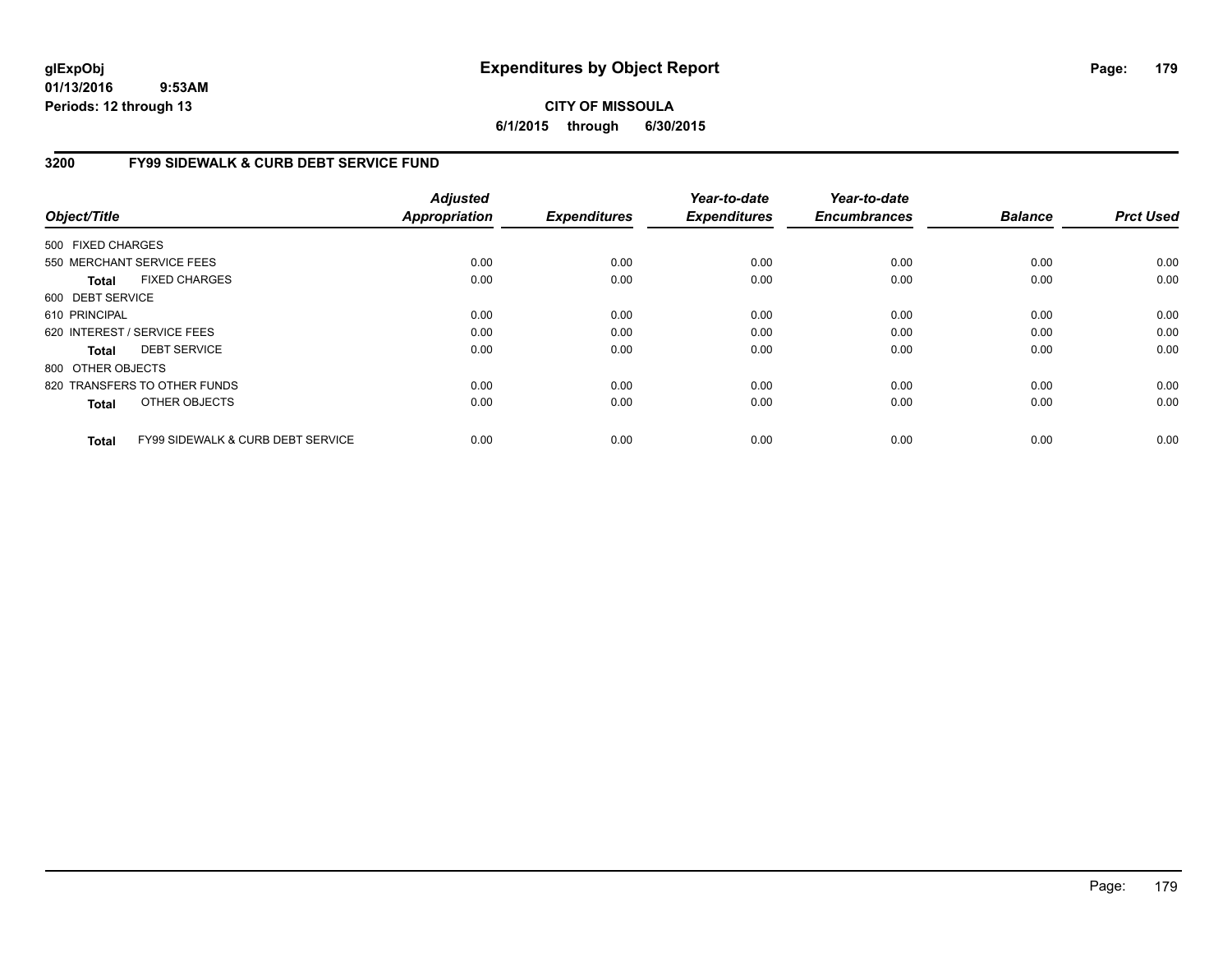glExpObj
01/13/2016 9:53AM
Periods: 12 through 13

# Expenditures by Object Report

**CITY OF MISSOULA**

**6/1/2015 through 6/30/2015**

## 3200 FY99 SIDEWALK & CURB DEBT SERVICE FUND

| Object/Title | Adjusted Appropriation | Expenditures | Year-to-date Expenditures | Year-to-date Encumbrances | Balance | Prct Used |
|---|---|---|---|---|---|---|
| 500 FIXED CHARGES | | | | | | |
| 550 MERCHANT SERVICE FEES | 0.00 | 0.00 | 0.00 | 0.00 | 0.00 | 0.00 |
| **Total** FIXED CHARGES | 0.00 | 0.00 | 0.00 | 0.00 | 0.00 | 0.00 |
| 600 DEBT SERVICE | | | | | | |
| 610 PRINCIPAL | 0.00 | 0.00 | 0.00 | 0.00 | 0.00 | 0.00 |
| 620 INTEREST / SERVICE FEES | 0.00 | 0.00 | 0.00 | 0.00 | 0.00 | 0.00 |
| **Total** DEBT SERVICE | 0.00 | 0.00 | 0.00 | 0.00 | 0.00 | 0.00 |
| 800 OTHER OBJECTS | | | | | | |
| 820 TRANSFERS TO OTHER FUNDS | 0.00 | 0.00 | 0.00 | 0.00 | 0.00 | 0.00 |
| **Total** OTHER OBJECTS | 0.00 | 0.00 | 0.00 | 0.00 | 0.00 | 0.00 |
| **Total** FY99 SIDEWALK & CURB DEBT SERVICE | 0.00 | 0.00 | 0.00 | 0.00 | 0.00 | 0.00 |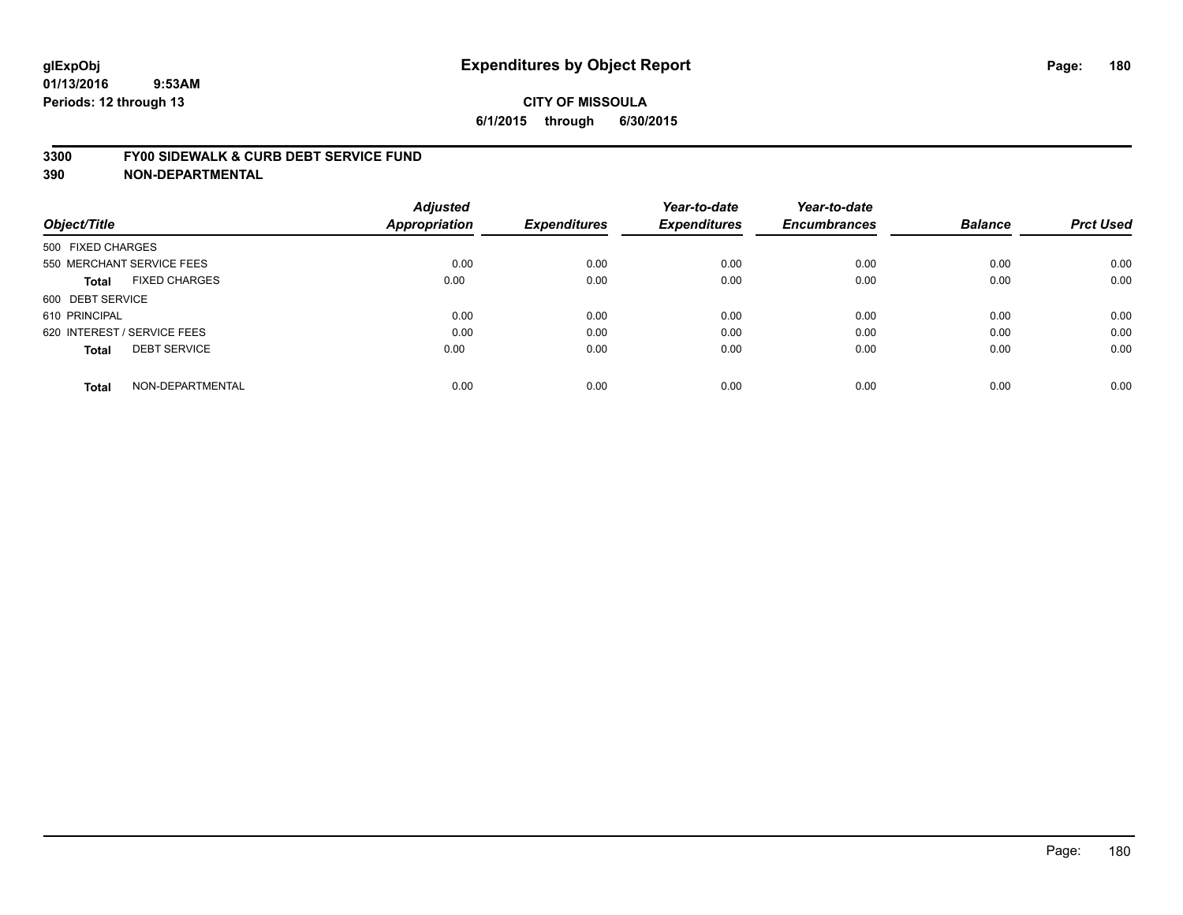glExpObj
01/13/2016 9:53AM
Periods: 12 through 13

# Expenditures by Object Report

**CITY OF MISSOULA**
**6/1/2015 through 6/30/2015**

## 3300 FY00 SIDEWALK & CURB DEBT SERVICE FUND
## 390 NON-DEPARTMENTAL

| Object/Title | Adjusted Appropriation | Expenditures | Year-to-date Expenditures | Year-to-date Encumbrances | Balance | Prct Used |
|---|---|---|---|---|---|---|
| 500 FIXED CHARGES | | | | | | |
| 550 MERCHANT SERVICE FEES | 0.00 | 0.00 | 0.00 | 0.00 | 0.00 | 0.00 |
| **Total** FIXED CHARGES | 0.00 | 0.00 | 0.00 | 0.00 | 0.00 | 0.00 |
| 600 DEBT SERVICE | | | | | | |
| 610 PRINCIPAL | 0.00 | 0.00 | 0.00 | 0.00 | 0.00 | 0.00 |
| 620 INTEREST / SERVICE FEES | 0.00 | 0.00 | 0.00 | 0.00 | 0.00 | 0.00 |
| **Total** DEBT SERVICE | 0.00 | 0.00 | 0.00 | 0.00 | 0.00 | 0.00 |
| **Total** NON-DEPARTMENTAL | 0.00 | 0.00 | 0.00 | 0.00 | 0.00 | 0.00 |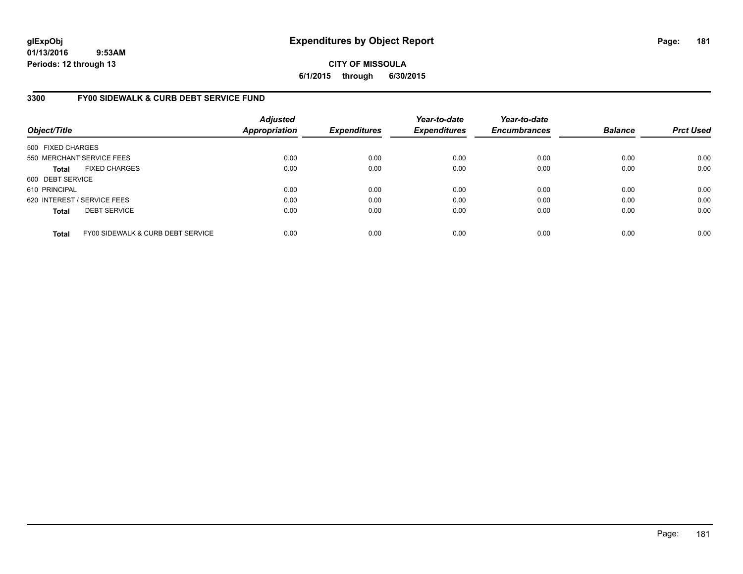# Expenditures by Object Report

glExpObj
01/13/2016 9:53AM
Periods: 12 through 13

**CITY OF MISSOULA**
**6/1/2015 through 6/30/2015**

## 3300 FY00 SIDEWALK & CURB DEBT SERVICE FUND

| Object/Title | Adjusted Appropriation | Expenditures | Year-to-date Expenditures | Year-to-date Encumbrances | Balance | Prct Used |
|---|---|---|---|---|---|---|
| 500 FIXED CHARGES | | | | | | |
| 550 MERCHANT SERVICE FEES | 0.00 | 0.00 | 0.00 | 0.00 | 0.00 | 0.00 |
| **Total** FIXED CHARGES | 0.00 | 0.00 | 0.00 | 0.00 | 0.00 | 0.00 |
| 600 DEBT SERVICE | | | | | | |
| 610 PRINCIPAL | 0.00 | 0.00 | 0.00 | 0.00 | 0.00 | 0.00 |
| 620 INTEREST / SERVICE FEES | 0.00 | 0.00 | 0.00 | 0.00 | 0.00 | 0.00 |
| **Total** DEBT SERVICE | 0.00 | 0.00 | 0.00 | 0.00 | 0.00 | 0.00 |
| **Total** FY00 SIDEWALK & CURB DEBT SERVICE | 0.00 | 0.00 | 0.00 | 0.00 | 0.00 | 0.00 |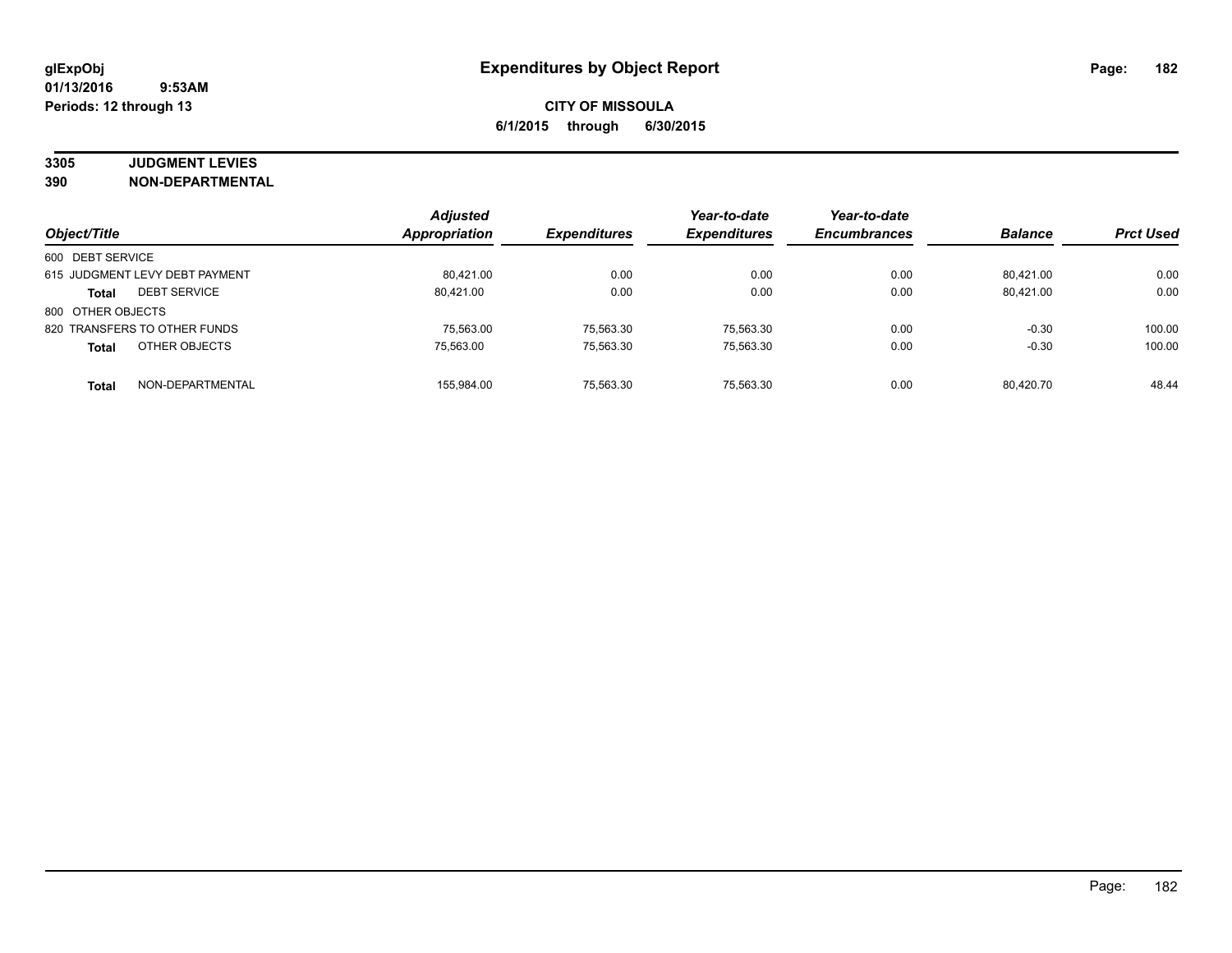**glExpObj** **Expenditures by Object Report**

**01/13/2016 9:53AM**

**Periods: 12 through 13**

**CITY OF MISSOULA**

**6/1/2015 through 6/30/2015**

**3305 JUDGMENT LEVIES**

**390 NON-DEPARTMENTAL**

| Object/Title | Adjusted Appropriation | Expenditures | Year-to-date Expenditures | Year-to-date Encumbrances | Balance | Prct Used |
|---|---|---|---|---|---|---|
| 600 DEBT SERVICE | | | | | | |
| 615 JUDGMENT LEVY DEBT PAYMENT | 80,421.00 | 0.00 | 0.00 | 0.00 | 80,421.00 | 0.00 |
| **Total** DEBT SERVICE | 80,421.00 | 0.00 | 0.00 | 0.00 | 80,421.00 | 0.00 |
| 800 OTHER OBJECTS | | | | | | |
| 820 TRANSFERS TO OTHER FUNDS | 75,563.00 | 75,563.30 | 75,563.30 | 0.00 | -0.30 | 100.00 |
| **Total** OTHER OBJECTS | 75,563.00 | 75,563.30 | 75,563.30 | 0.00 | -0.30 | 100.00 |
| **Total** NON-DEPARTMENTAL | 155,984.00 | 75,563.30 | 75,563.30 | 0.00 | 80,420.70 | 48.44 |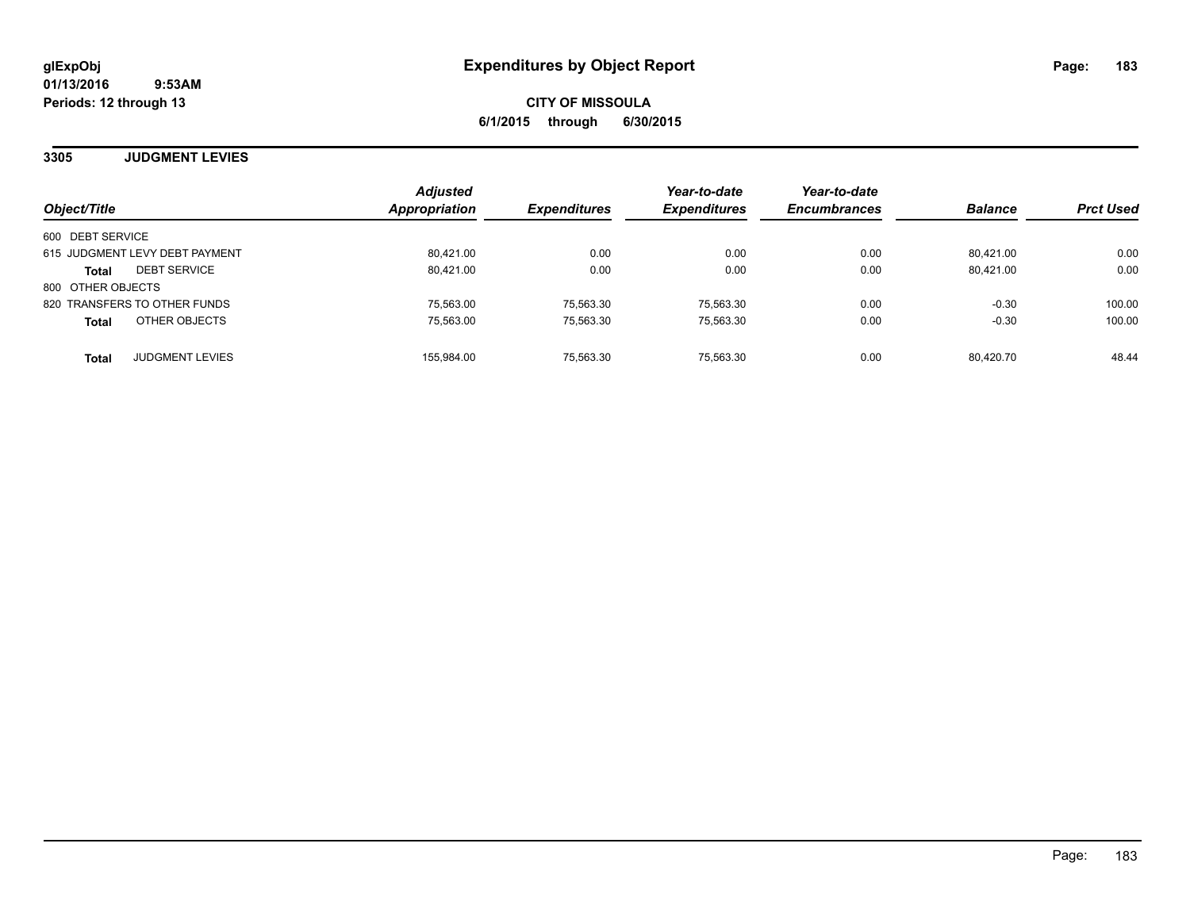# Expenditures by Object Report

glExpObj
01/13/2016 9:53AM
Periods: 12 through 13

**CITY OF MISSOULA**
**6/1/2015 through 6/30/2015**

## 3305 JUDGMENT LEVIES

| Object/Title | Adjusted Appropriation | Expenditures | Year-to-date Expenditures | Year-to-date Encumbrances | Balance | Prct Used |
|---|---|---|---|---|---|---|
| 600 DEBT SERVICE | | | | | | |
| 615 JUDGMENT LEVY DEBT PAYMENT | 80,421.00 | 0.00 | 0.00 | 0.00 | 80,421.00 | 0.00 |
| **Total** DEBT SERVICE | 80,421.00 | 0.00 | 0.00 | 0.00 | 80,421.00 | 0.00 |
| 800 OTHER OBJECTS | | | | | | |
| 820 TRANSFERS TO OTHER FUNDS | 75,563.00 | 75,563.30 | 75,563.30 | 0.00 | -0.30 | 100.00 |
| **Total** OTHER OBJECTS | 75,563.00 | 75,563.30 | 75,563.30 | 0.00 | -0.30 | 100.00 |
| **Total** JUDGMENT LEVIES | 155,984.00 | 75,563.30 | 75,563.30 | 0.00 | 80,420.70 | 48.44 |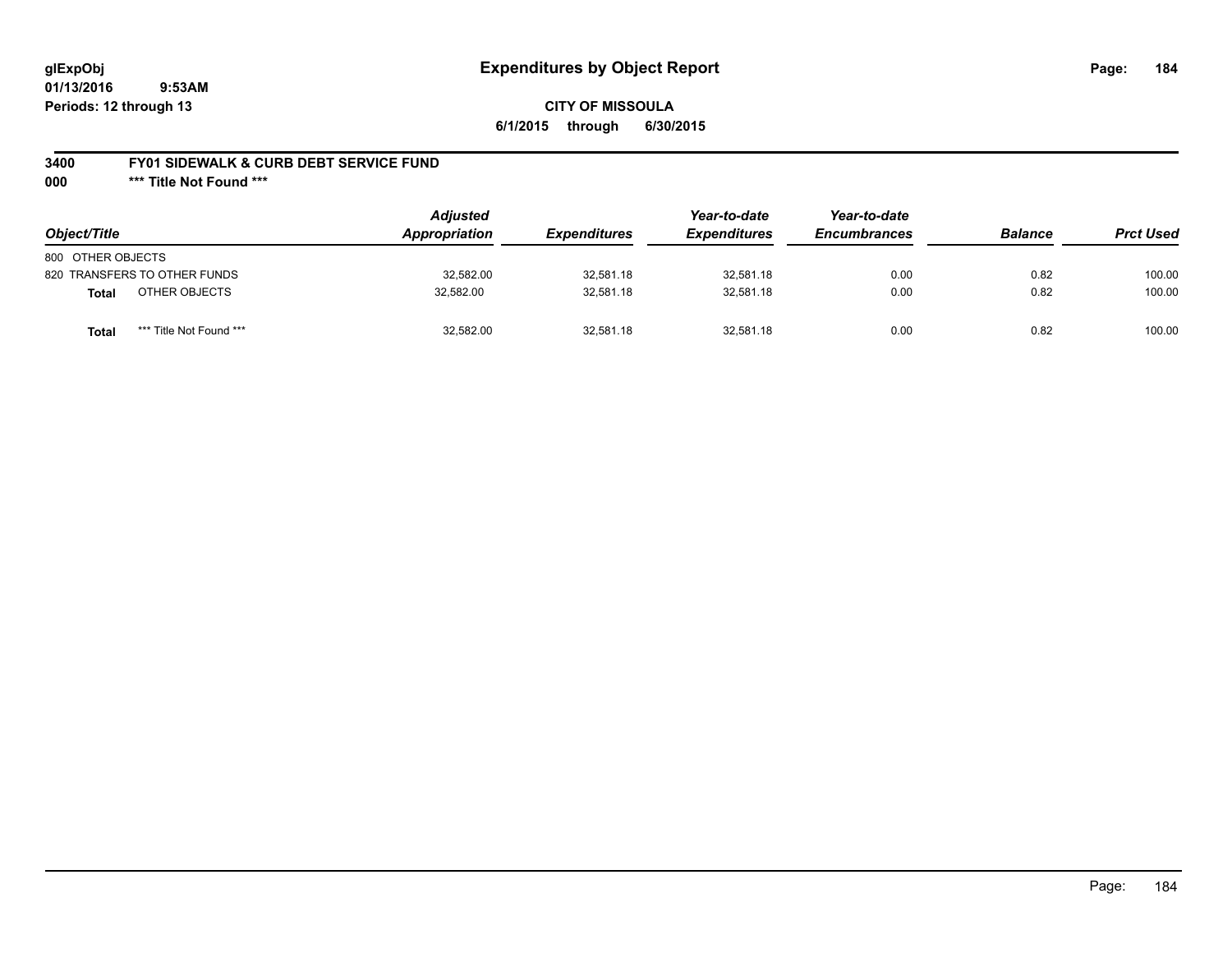glExpObj
01/13/2016 9:53AM
Periods: 12 through 13

# Expenditures by Object Report

**CITY OF MISSOULA**
**6/1/2015 through 6/30/2015**

**3400 FY01 SIDEWALK & CURB DEBT SERVICE FUND**
**000 *** Title Not Found *****

| Object/Title | Adjusted Appropriation | Expenditures | Year-to-date Expenditures | Year-to-date Encumbrances | Balance | Prct Used |
|---|---|---|---|---|---|---|
| 800 OTHER OBJECTS | | | | | | |
| 820 TRANSFERS TO OTHER FUNDS | 32,582.00 | 32,581.18 | 32,581.18 | 0.00 | 0.82 | 100.00 |
| **Total** OTHER OBJECTS | 32,582.00 | 32,581.18 | 32,581.18 | 0.00 | 0.82 | 100.00 |
| **Total** *** Title Not Found *** | 32,582.00 | 32,581.18 | 32,581.18 | 0.00 | 0.82 | 100.00 |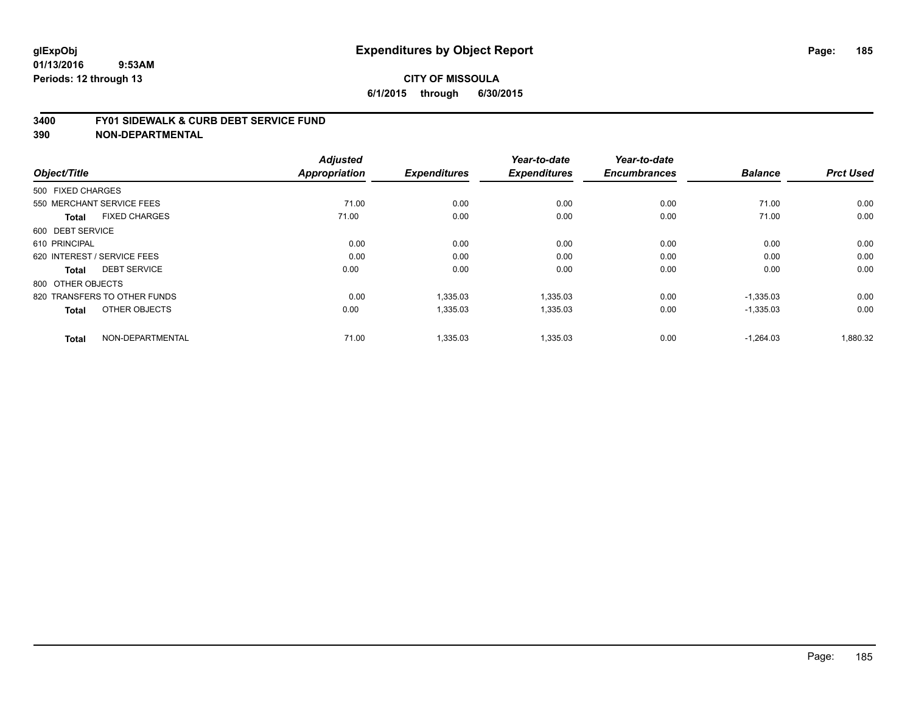# Expenditures by Object Report

glExpObj
01/13/2016 9:53AM
Periods: 12 through 13

**CITY OF MISSOULA**
**6/1/2015 through 6/30/2015**

**3400 FY01 SIDEWALK & CURB DEBT SERVICE FUND**
**390 NON-DEPARTMENTAL**

| Object/Title | Adjusted Appropriation | Expenditures | Year-to-date Expenditures | Year-to-date Encumbrances | Balance | Prct Used |
|---|---|---|---|---|---|---|
| 500 FIXED CHARGES | | | | | | |
| 550 MERCHANT SERVICE FEES | 71.00 | 0.00 | 0.00 | 0.00 | 71.00 | 0.00 |
| **Total** FIXED CHARGES | 71.00 | 0.00 | 0.00 | 0.00 | 71.00 | 0.00 |
| 600 DEBT SERVICE | | | | | | |
| 610 PRINCIPAL | 0.00 | 0.00 | 0.00 | 0.00 | 0.00 | 0.00 |
| 620 INTEREST / SERVICE FEES | 0.00 | 0.00 | 0.00 | 0.00 | 0.00 | 0.00 |
| **Total** DEBT SERVICE | 0.00 | 0.00 | 0.00 | 0.00 | 0.00 | 0.00 |
| 800 OTHER OBJECTS | | | | | | |
| 820 TRANSFERS TO OTHER FUNDS | 0.00 | 1,335.03 | 1,335.03 | 0.00 | -1,335.03 | 0.00 |
| **Total** OTHER OBJECTS | 0.00 | 1,335.03 | 1,335.03 | 0.00 | -1,335.03 | 0.00 |
| **Total** NON-DEPARTMENTAL | 71.00 | 1,335.03 | 1,335.03 | 0.00 | -1,264.03 | 1,880.32 |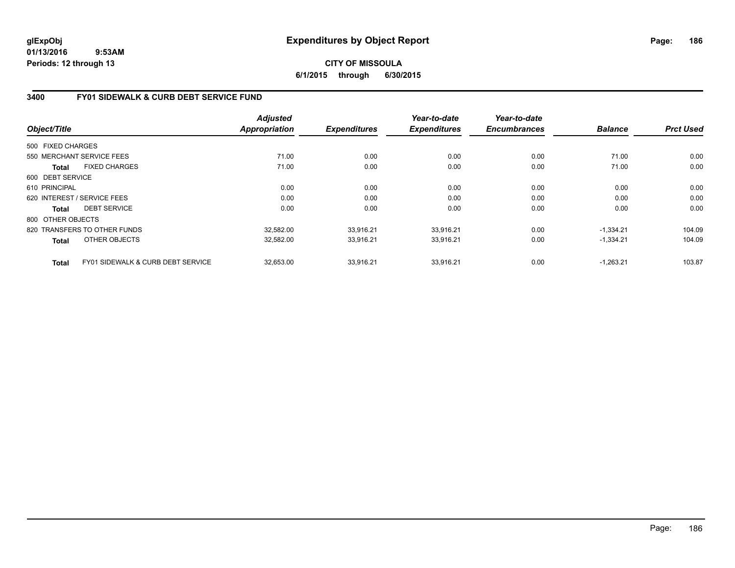**glExpObj**
**01/13/2016 9:53AM**
**Periods: 12 through 13**

# Expenditures by Object Report

**CITY OF MISSOULA**
**6/1/2015 through 6/30/2015**

## 3400 FY01 SIDEWALK & CURB DEBT SERVICE FUND

| Object/Title | | Adjusted Appropriation | Expenditures | Year-to-date Expenditures | Year-to-date Encumbrances | Balance | Prct Used |
|---|---|---|---|---|---|---|---|
| 500 FIXED CHARGES | | | | | | | |
| 550 MERCHANT SERVICE FEES | | 71.00 | 0.00 | 0.00 | 0.00 | 71.00 | 0.00 |
| **Total** | FIXED CHARGES | 71.00 | 0.00 | 0.00 | 0.00 | 71.00 | 0.00 |
| 600 DEBT SERVICE | | | | | | | |
| 610 PRINCIPAL | | 0.00 | 0.00 | 0.00 | 0.00 | 0.00 | 0.00 |
| 620 INTEREST / SERVICE FEES | | 0.00 | 0.00 | 0.00 | 0.00 | 0.00 | 0.00 |
| **Total** | DEBT SERVICE | 0.00 | 0.00 | 0.00 | 0.00 | 0.00 | 0.00 |
| 800 OTHER OBJECTS | | | | | | | |
| 820 TRANSFERS TO OTHER FUNDS | | 32,582.00 | 33,916.21 | 33,916.21 | 0.00 | -1,334.21 | 104.09 |
| **Total** | OTHER OBJECTS | 32,582.00 | 33,916.21 | 33,916.21 | 0.00 | -1,334.21 | 104.09 |
| **Total** | FY01 SIDEWALK & CURB DEBT SERVICE | 32,653.00 | 33,916.21 | 33,916.21 | 0.00 | -1,263.21 | 103.87 |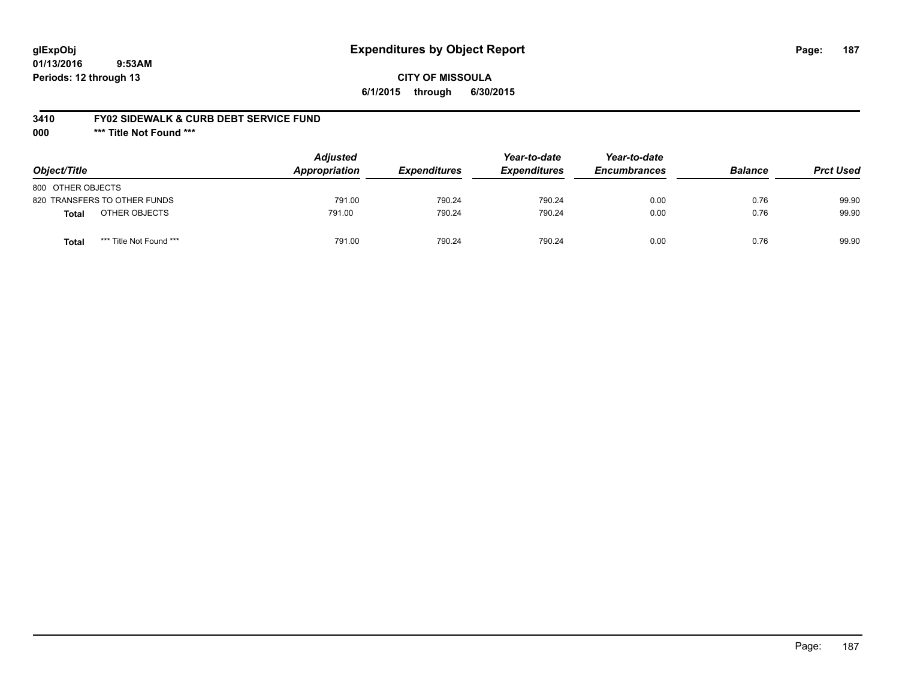# Expenditures by Object Report

glExpObj
01/13/2016 9:53AM
Periods: 12 through 13

**CITY OF MISSOULA**
**6/1/2015 through 6/30/2015**

**3410 FY02 SIDEWALK & CURB DEBT SERVICE FUND**
**000 \*\*\* Title Not Found \*\*\***

| Object/Title | Adjusted Appropriation | Expenditures | Year-to-date Expenditures | Year-to-date Encumbrances | Balance | Prct Used |
|---|---|---|---|---|---|---|
| 800 OTHER OBJECTS | | | | | | |
| 820 TRANSFERS TO OTHER FUNDS | 791.00 | 790.24 | 790.24 | 0.00 | 0.76 | 99.90 |
| **Total** OTHER OBJECTS | 791.00 | 790.24 | 790.24 | 0.00 | 0.76 | 99.90 |
| **Total** *** Title Not Found *** | 791.00 | 790.24 | 790.24 | 0.00 | 0.76 | 99.90 |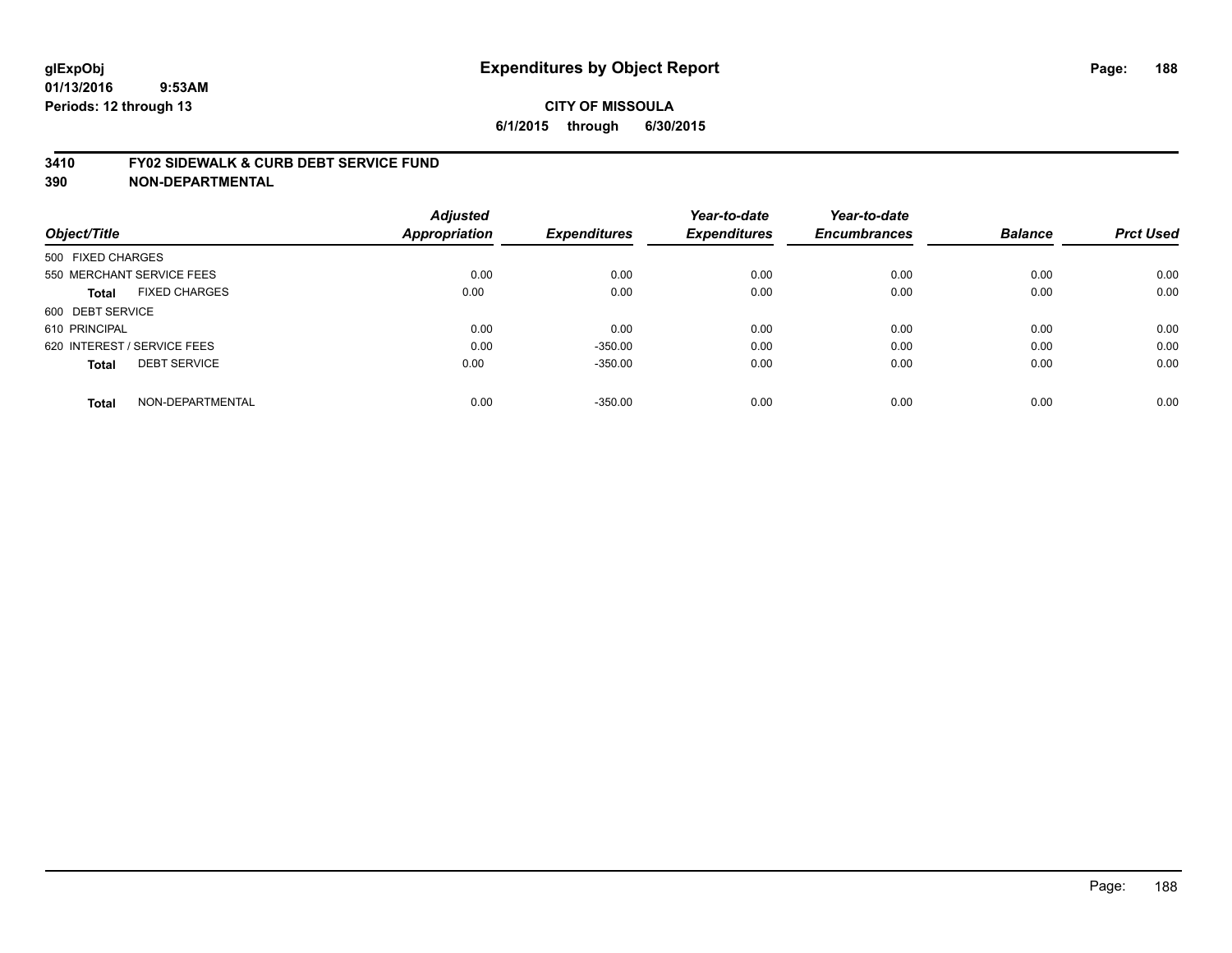**glExpObj**
**01/13/2016 9:53AM**
**Periods: 12 through 13**

# Expenditures by Object Report

**CITY OF MISSOULA**
**6/1/2015 through 6/30/2015**

**3410 FY02 SIDEWALK & CURB DEBT SERVICE FUND**
**390 NON-DEPARTMENTAL**

| Object/Title | Adjusted Appropriation | Expenditures | Year-to-date Expenditures | Year-to-date Encumbrances | Balance | Prct Used |
|---|---|---|---|---|---|---|
| 500 FIXED CHARGES | | | | | | |
| 550 MERCHANT SERVICE FEES | 0.00 | 0.00 | 0.00 | 0.00 | 0.00 | 0.00 |
| **Total** FIXED CHARGES | 0.00 | 0.00 | 0.00 | 0.00 | 0.00 | 0.00 |
| 600 DEBT SERVICE | | | | | | |
| 610 PRINCIPAL | 0.00 | 0.00 | 0.00 | 0.00 | 0.00 | 0.00 |
| 620 INTEREST / SERVICE FEES | 0.00 | -350.00 | 0.00 | 0.00 | 0.00 | 0.00 |
| **Total** DEBT SERVICE | 0.00 | -350.00 | 0.00 | 0.00 | 0.00 | 0.00 |
| **Total** NON-DEPARTMENTAL | 0.00 | -350.00 | 0.00 | 0.00 | 0.00 | 0.00 |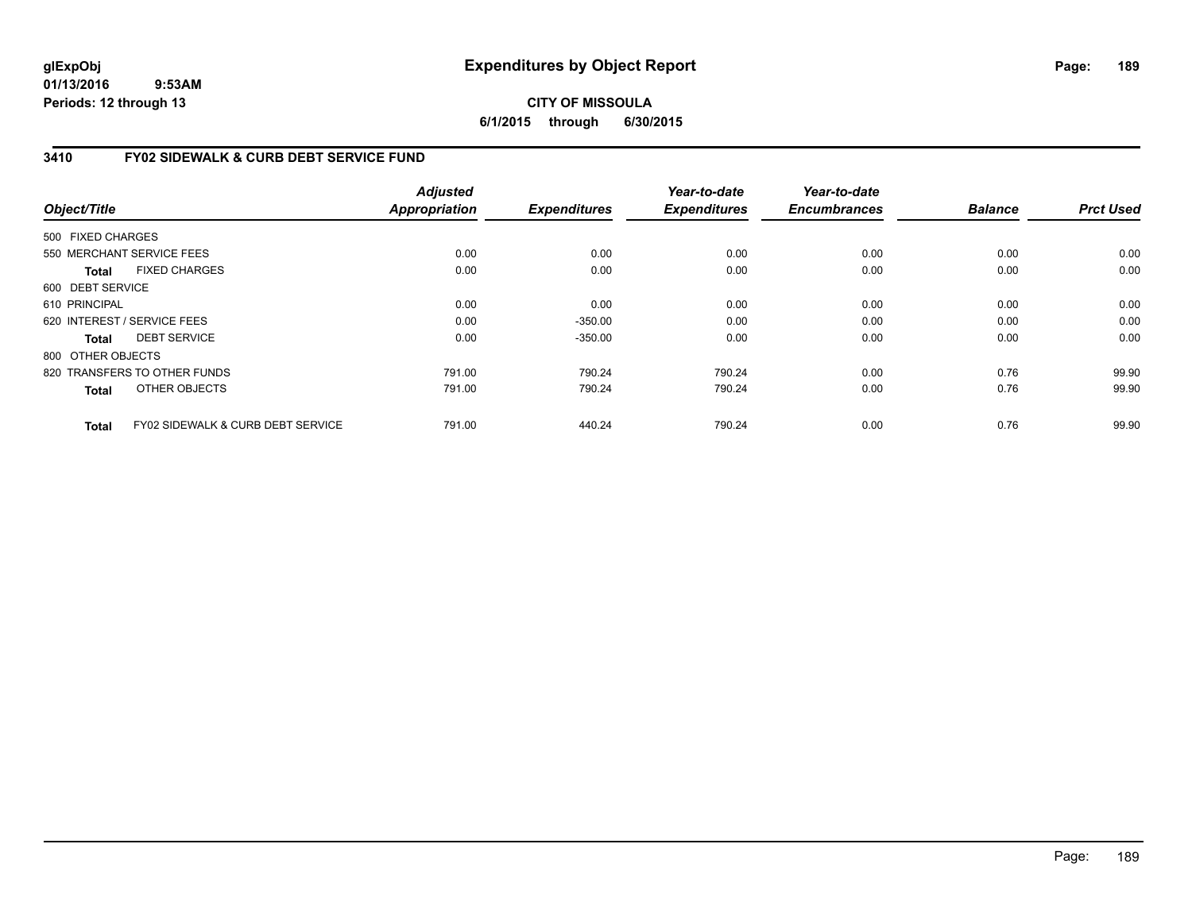glExpObj
01/13/2016 9:53AM
Periods: 12 through 13

# Expenditures by Object Report

**CITY OF MISSOULA**
**6/1/2015 through 6/30/2015**

## 3410 FY02 SIDEWALK & CURB DEBT SERVICE FUND

| Object/Title | Adjusted Appropriation | Expenditures | Year-to-date Expenditures | Year-to-date Encumbrances | Balance | Prct Used |
|---|---|---|---|---|---|---|
| 500 FIXED CHARGES | | | | | | |
| 550 MERCHANT SERVICE FEES | 0.00 | 0.00 | 0.00 | 0.00 | 0.00 | 0.00 |
| **Total** FIXED CHARGES | 0.00 | 0.00 | 0.00 | 0.00 | 0.00 | 0.00 |
| 600 DEBT SERVICE | | | | | | |
| 610 PRINCIPAL | 0.00 | 0.00 | 0.00 | 0.00 | 0.00 | 0.00 |
| 620 INTEREST / SERVICE FEES | 0.00 | -350.00 | 0.00 | 0.00 | 0.00 | 0.00 |
| **Total** DEBT SERVICE | 0.00 | -350.00 | 0.00 | 0.00 | 0.00 | 0.00 |
| 800 OTHER OBJECTS | | | | | | |
| 820 TRANSFERS TO OTHER FUNDS | 791.00 | 790.24 | 790.24 | 0.00 | 0.76 | 99.90 |
| **Total** OTHER OBJECTS | 791.00 | 790.24 | 790.24 | 0.00 | 0.76 | 99.90 |
| **Total** FY02 SIDEWALK & CURB DEBT SERVICE | 791.00 | 440.24 | 790.24 | 0.00 | 0.76 | 99.90 |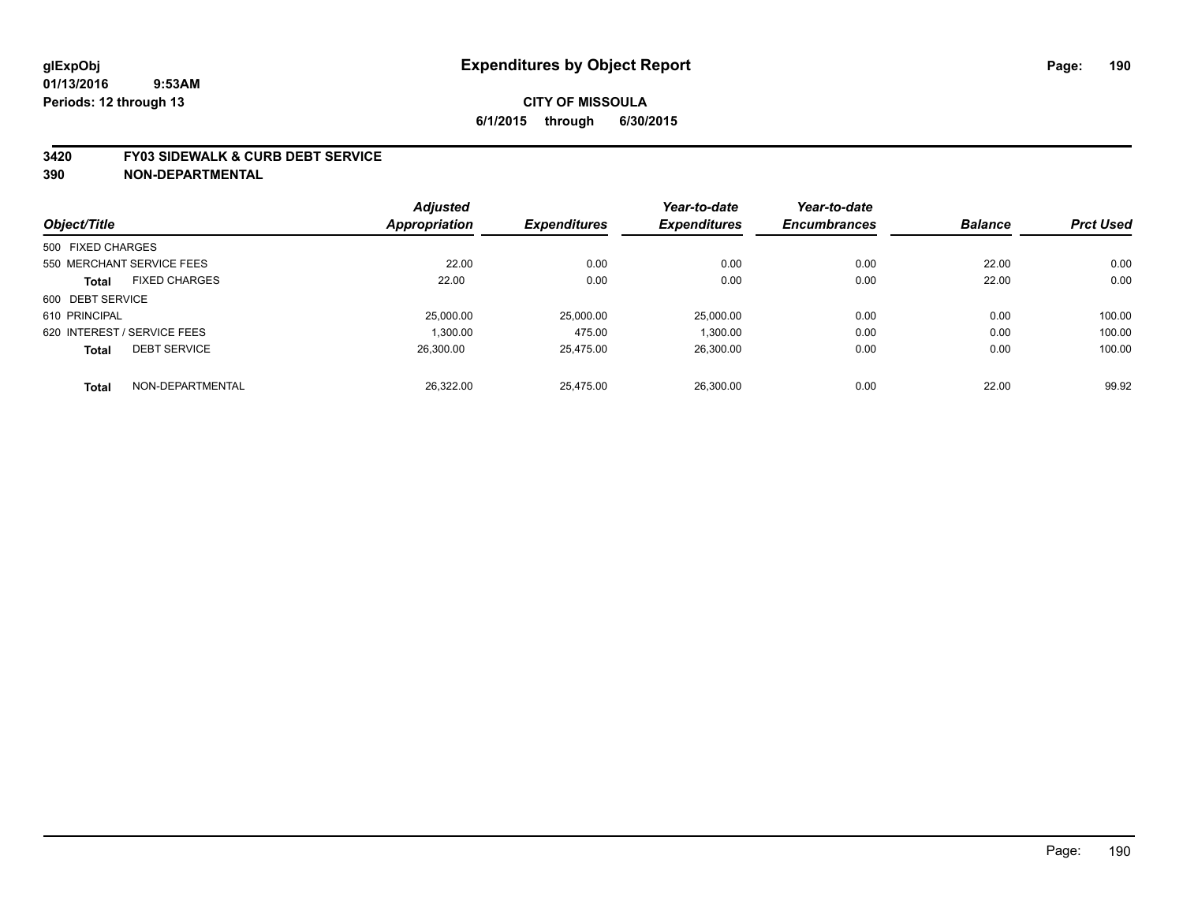glExpObj
01/13/2016 9:53AM
Periods: 12 through 13

# Expenditures by Object Report

**CITY OF MISSOULA**
**6/1/2015 through 6/30/2015**

## 3420 FY03 SIDEWALK & CURB DEBT SERVICE
## 390 NON-DEPARTMENTAL

| Object/Title | | Adjusted Appropriation | Expenditures | Year-to-date Expenditures | Year-to-date Encumbrances | Balance | Prct Used |
|---|---|---|---|---|---|---|---|
| 500 FIXED CHARGES | | | | | | | |
| 550 MERCHANT SERVICE FEES | | 22.00 | 0.00 | 0.00 | 0.00 | 22.00 | 0.00 |
| **Total** | FIXED CHARGES | 22.00 | 0.00 | 0.00 | 0.00 | 22.00 | 0.00 |
| 600 DEBT SERVICE | | | | | | | |
| 610 PRINCIPAL | | 25,000.00 | 25,000.00 | 25,000.00 | 0.00 | 0.00 | 100.00 |
| 620 INTEREST / SERVICE FEES | | 1,300.00 | 475.00 | 1,300.00 | 0.00 | 0.00 | 100.00 |
| **Total** | DEBT SERVICE | 26,300.00 | 25,475.00 | 26,300.00 | 0.00 | 0.00 | 100.00 |
| **Total** | NON-DEPARTMENTAL | 26,322.00 | 25,475.00 | 26,300.00 | 0.00 | 22.00 | 99.92 |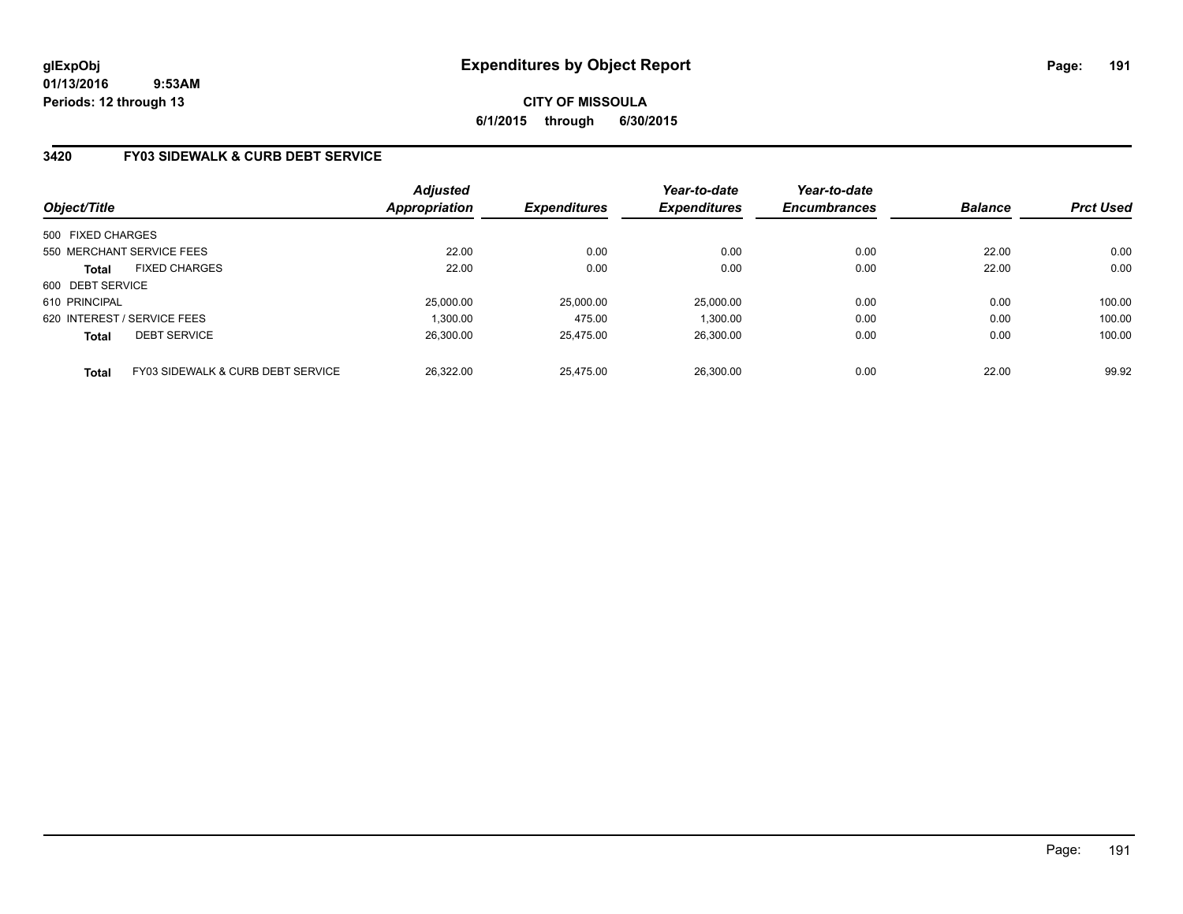glExpObj
01/13/2016 9:53AM
Periods: 12 through 13

# Expenditures by Object Report

**CITY OF MISSOULA**
**6/1/2015 through 6/30/2015**

## 3420 FY03 SIDEWALK & CURB DEBT SERVICE

| Object/Title | | Adjusted Appropriation | Expenditures | Year-to-date Expenditures | Year-to-date Encumbrances | Balance | Prct Used |
|---|---|---|---|---|---|---|---|
| 500 FIXED CHARGES | | | | | | | |
| 550 MERCHANT SERVICE FEES | | 22.00 | 0.00 | 0.00 | 0.00 | 22.00 | 0.00 |
| **Total** | FIXED CHARGES | 22.00 | 0.00 | 0.00 | 0.00 | 22.00 | 0.00 |
| 600 DEBT SERVICE | | | | | | | |
| 610 PRINCIPAL | | 25,000.00 | 25,000.00 | 25,000.00 | 0.00 | 0.00 | 100.00 |
| 620 INTEREST / SERVICE FEES | | 1,300.00 | 475.00 | 1,300.00 | 0.00 | 0.00 | 100.00 |
| **Total** | DEBT SERVICE | 26,300.00 | 25,475.00 | 26,300.00 | 0.00 | 0.00 | 100.00 |
| **Total** | FY03 SIDEWALK & CURB DEBT SERVICE | 26,322.00 | 25,475.00 | 26,300.00 | 0.00 | 22.00 | 99.92 |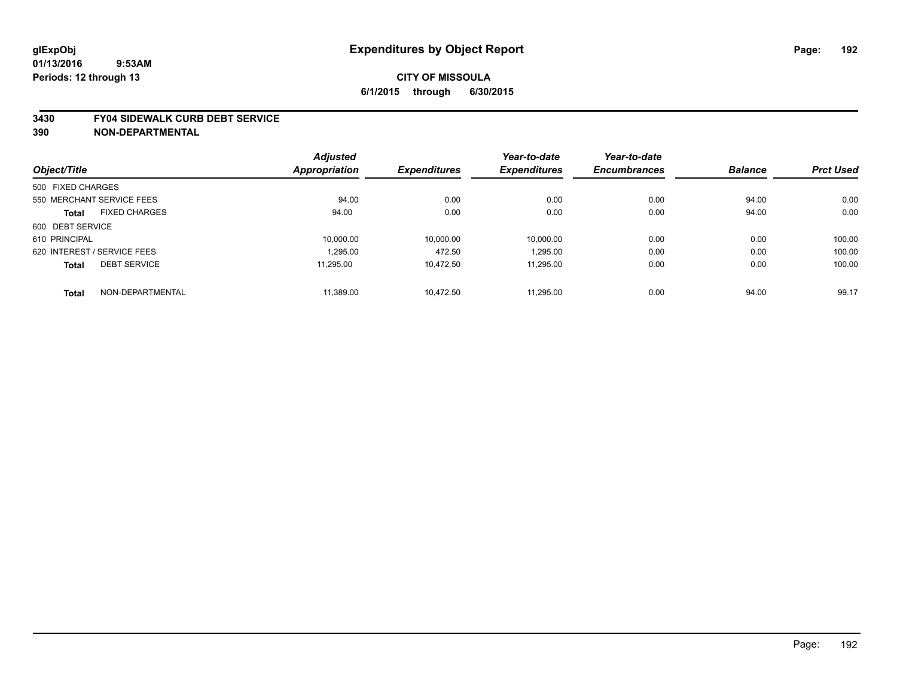glExpObj
01/13/2016 9:53AM
Periods: 12 through 13

# Expenditures by Object Report

**CITY OF MISSOULA**
**6/1/2015 through 6/30/2015**

**3430 FY04 SIDEWALK CURB DEBT SERVICE**
**390 NON-DEPARTMENTAL**

| Object/Title | Adjusted Appropriation | Expenditures | Year-to-date Expenditures | Year-to-date Encumbrances | Balance | Prct Used |
|---|---|---|---|---|---|---|
| 500 FIXED CHARGES | | | | | | |
| 550 MERCHANT SERVICE FEES | 94.00 | 0.00 | 0.00 | 0.00 | 94.00 | 0.00 |
| **Total** FIXED CHARGES | 94.00 | 0.00 | 0.00 | 0.00 | 94.00 | 0.00 |
| 600 DEBT SERVICE | | | | | | |
| 610 PRINCIPAL | 10,000.00 | 10,000.00 | 10,000.00 | 0.00 | 0.00 | 100.00 |
| 620 INTEREST / SERVICE FEES | 1,295.00 | 472.50 | 1,295.00 | 0.00 | 0.00 | 100.00 |
| **Total** DEBT SERVICE | 11,295.00 | 10,472.50 | 11,295.00 | 0.00 | 0.00 | 100.00 |
| **Total** NON-DEPARTMENTAL | 11,389.00 | 10,472.50 | 11,295.00 | 0.00 | 94.00 | 99.17 |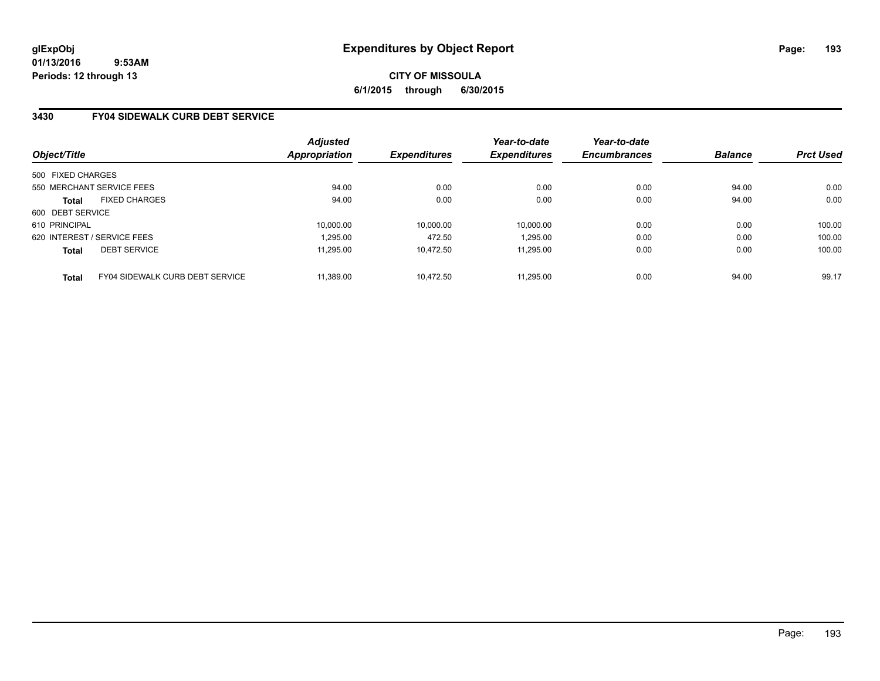**glExpObj**
**01/13/2016 9:53AM**
**Periods: 12 through 13**

# Expenditures by Object Report

**CITY OF MISSOULA**
**6/1/2015 through 6/30/2015**

## 3430 FY04 SIDEWALK CURB DEBT SERVICE

| Object/Title | Adjusted Appropriation | Expenditures | Year-to-date Expenditures | Year-to-date Encumbrances | Balance | Prct Used |
|---|---|---|---|---|---|---|
| 500 FIXED CHARGES | | | | | | |
| 550 MERCHANT SERVICE FEES | 94.00 | 0.00 | 0.00 | 0.00 | 94.00 | 0.00 |
| **Total** FIXED CHARGES | 94.00 | 0.00 | 0.00 | 0.00 | 94.00 | 0.00 |
| 600 DEBT SERVICE | | | | | | |
| 610 PRINCIPAL | 10,000.00 | 10,000.00 | 10,000.00 | 0.00 | 0.00 | 100.00 |
| 620 INTEREST / SERVICE FEES | 1,295.00 | 472.50 | 1,295.00 | 0.00 | 0.00 | 100.00 |
| **Total** DEBT SERVICE | 11,295.00 | 10,472.50 | 11,295.00 | 0.00 | 0.00 | 100.00 |
| **Total** FY04 SIDEWALK CURB DEBT SERVICE | 11,389.00 | 10,472.50 | 11,295.00 | 0.00 | 94.00 | 99.17 |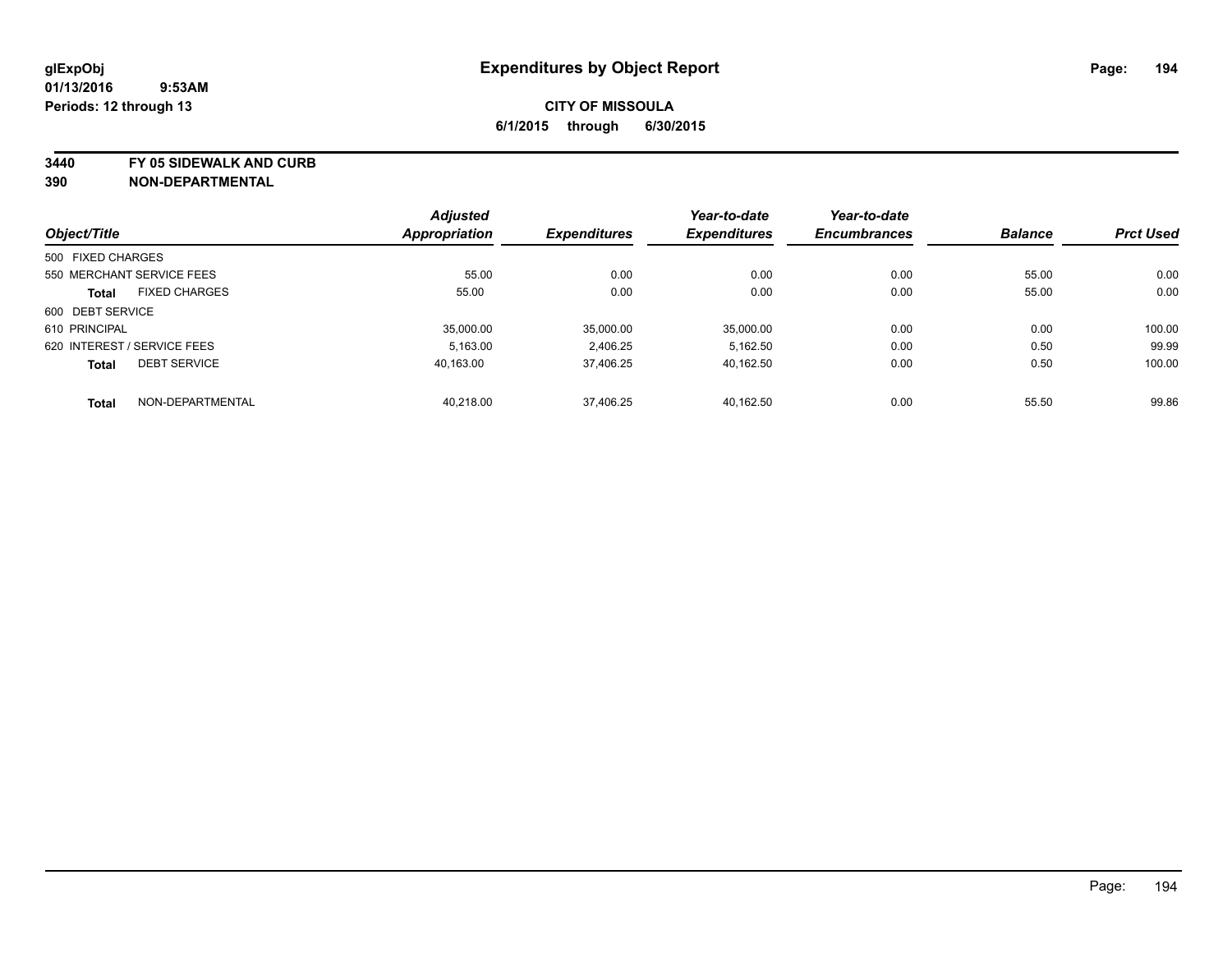glExpObj
01/13/2016 9:53AM
Periods: 12 through 13

# Expenditures by Object Report

**CITY OF MISSOULA**

**6/1/2015 through 6/30/2015**

**3440 FY 05 SIDEWALK AND CURB**
**390 NON-DEPARTMENTAL**

| Object/Title | | Adjusted Appropriation | Expenditures | Year-to-date Expenditures | Year-to-date Encumbrances | Balance | Prct Used |
|---|---|---|---|---|---|---|---|
| 500 FIXED CHARGES | | | | | | | |
| 550 MERCHANT SERVICE FEES | | 55.00 | 0.00 | 0.00 | 0.00 | 55.00 | 0.00 |
| **Total** | FIXED CHARGES | 55.00 | 0.00 | 0.00 | 0.00 | 55.00 | 0.00 |
| 600 DEBT SERVICE | | | | | | | |
| 610 PRINCIPAL | | 35,000.00 | 35,000.00 | 35,000.00 | 0.00 | 0.00 | 100.00 |
| 620 INTEREST / SERVICE FEES | | 5,163.00 | 2,406.25 | 5,162.50 | 0.00 | 0.50 | 99.99 |
| **Total** | DEBT SERVICE | 40,163.00 | 37,406.25 | 40,162.50 | 0.00 | 0.50 | 100.00 |
| **Total** | NON-DEPARTMENTAL | 40,218.00 | 37,406.25 | 40,162.50 | 0.00 | 55.50 | 99.86 |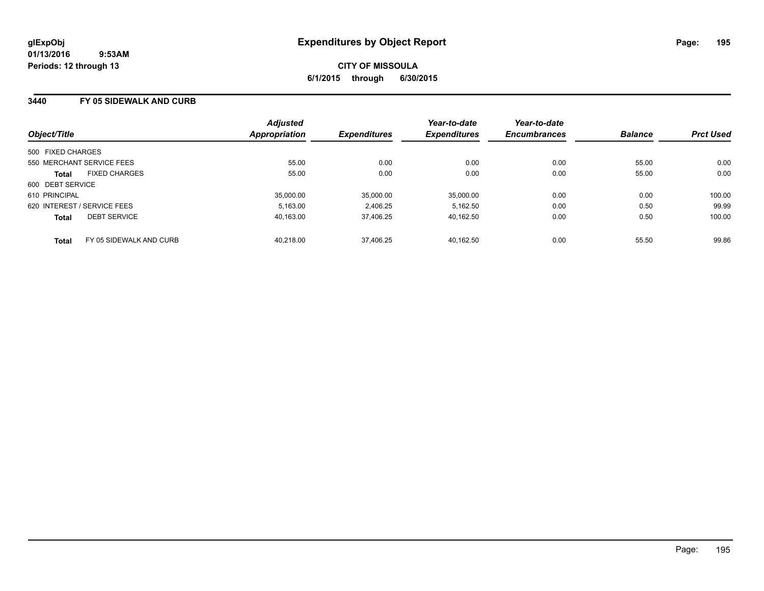glExpObj
01/13/2016 9:53AM
Periods: 12 through 13

# Expenditures by Object Report

CITY OF MISSOULA
6/1/2015 through 6/30/2015

## 3440 FY 05 SIDEWALK AND CURB

| Object/Title | | Adjusted Appropriation | Expenditures | Year-to-date Expenditures | Year-to-date Encumbrances | Balance | Prct Used |
|---|---|---|---|---|---|---|---|
| 500 FIXED CHARGES | | | | | | | |
| 550 MERCHANT SERVICE FEES | | 55.00 | 0.00 | 0.00 | 0.00 | 55.00 | 0.00 |
| **Total** | FIXED CHARGES | 55.00 | 0.00 | 0.00 | 0.00 | 55.00 | 0.00 |
| 600 DEBT SERVICE | | | | | | | |
| 610 PRINCIPAL | | 35,000.00 | 35,000.00 | 35,000.00 | 0.00 | 0.00 | 100.00 |
| 620 INTEREST / SERVICE FEES | | 5,163.00 | 2,406.25 | 5,162.50 | 0.00 | 0.50 | 99.99 |
| **Total** | DEBT SERVICE | 40,163.00 | 37,406.25 | 40,162.50 | 0.00 | 0.50 | 100.00 |
| **Total** | FY 05 SIDEWALK AND CURB | 40,218.00 | 37,406.25 | 40,162.50 | 0.00 | 55.50 | 99.86 |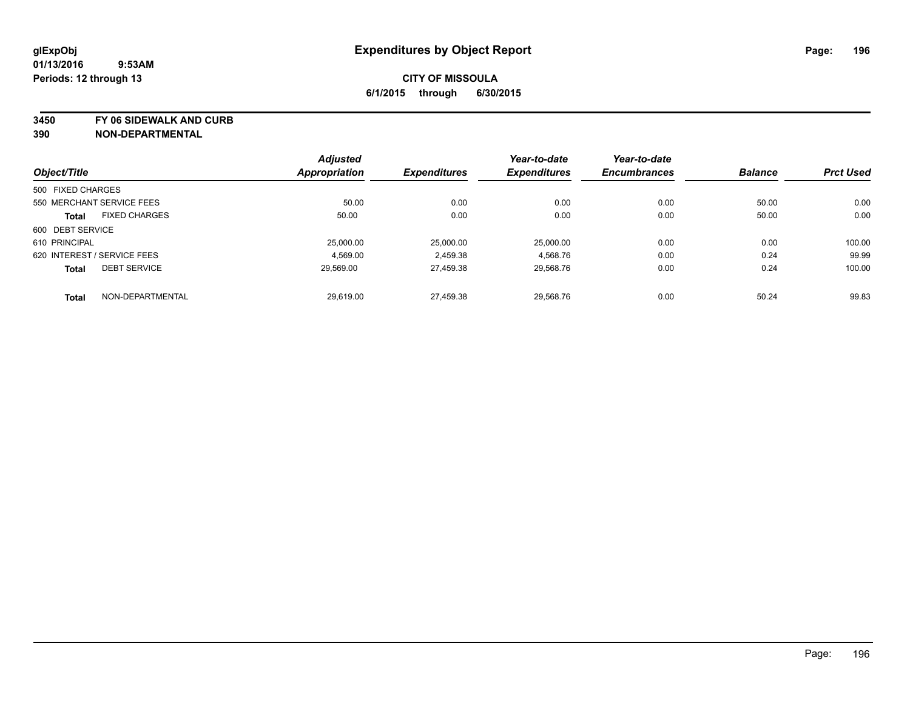glExpObj
01/13/2016 9:53AM
Periods: 12 through 13

# Expenditures by Object Report

**CITY OF MISSOULA**
**6/1/2015 through 6/30/2015**

**3450 FY 06 SIDEWALK AND CURB**
**390 NON-DEPARTMENTAL**

| Object/Title | Adjusted Appropriation | Expenditures | Year-to-date Expenditures | Year-to-date Encumbrances | Balance | Prct Used |
|---|---|---|---|---|---|---|
| 500 FIXED CHARGES | | | | | | |
| 550 MERCHANT SERVICE FEES | 50.00 | 0.00 | 0.00 | 0.00 | 50.00 | 0.00 |
| **Total** FIXED CHARGES | 50.00 | 0.00 | 0.00 | 0.00 | 50.00 | 0.00 |
| 600 DEBT SERVICE | | | | | | |
| 610 PRINCIPAL | 25,000.00 | 25,000.00 | 25,000.00 | 0.00 | 0.00 | 100.00 |
| 620 INTEREST / SERVICE FEES | 4,569.00 | 2,459.38 | 4,568.76 | 0.00 | 0.24 | 99.99 |
| **Total** DEBT SERVICE | 29,569.00 | 27,459.38 | 29,568.76 | 0.00 | 0.24 | 100.00 |
| **Total** NON-DEPARTMENTAL | 29,619.00 | 27,459.38 | 29,568.76 | 0.00 | 50.24 | 99.83 |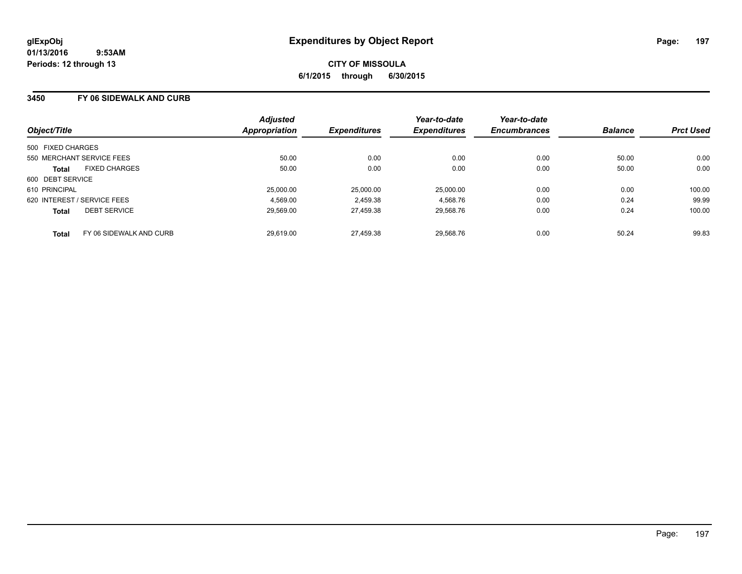glExpObj
01/13/2016 9:53AM
Periods: 12 through 13

# Expenditures by Object Report

**CITY OF MISSOULA**
**6/1/2015 through 6/30/2015**

## 3450 FY 06 SIDEWALK AND CURB

| Object/Title | | Adjusted Appropriation | Expenditures | Year-to-date Expenditures | Year-to-date Encumbrances | Balance | Prct Used |
|---|---|---|---|---|---|---|---|
| 500 FIXED CHARGES | | | | | | | |
| 550 MERCHANT SERVICE FEES | | 50.00 | 0.00 | 0.00 | 0.00 | 50.00 | 0.00 |
| **Total** | FIXED CHARGES | 50.00 | 0.00 | 0.00 | 0.00 | 50.00 | 0.00 |
| 600 DEBT SERVICE | | | | | | | |
| 610 PRINCIPAL | | 25,000.00 | 25,000.00 | 25,000.00 | 0.00 | 0.00 | 100.00 |
| 620 INTEREST / SERVICE FEES | | 4,569.00 | 2,459.38 | 4,568.76 | 0.00 | 0.24 | 99.99 |
| **Total** | DEBT SERVICE | 29,569.00 | 27,459.38 | 29,568.76 | 0.00 | 0.24 | 100.00 |
| **Total** | FY 06 SIDEWALK AND CURB | 29,619.00 | 27,459.38 | 29,568.76 | 0.00 | 50.24 | 99.83 |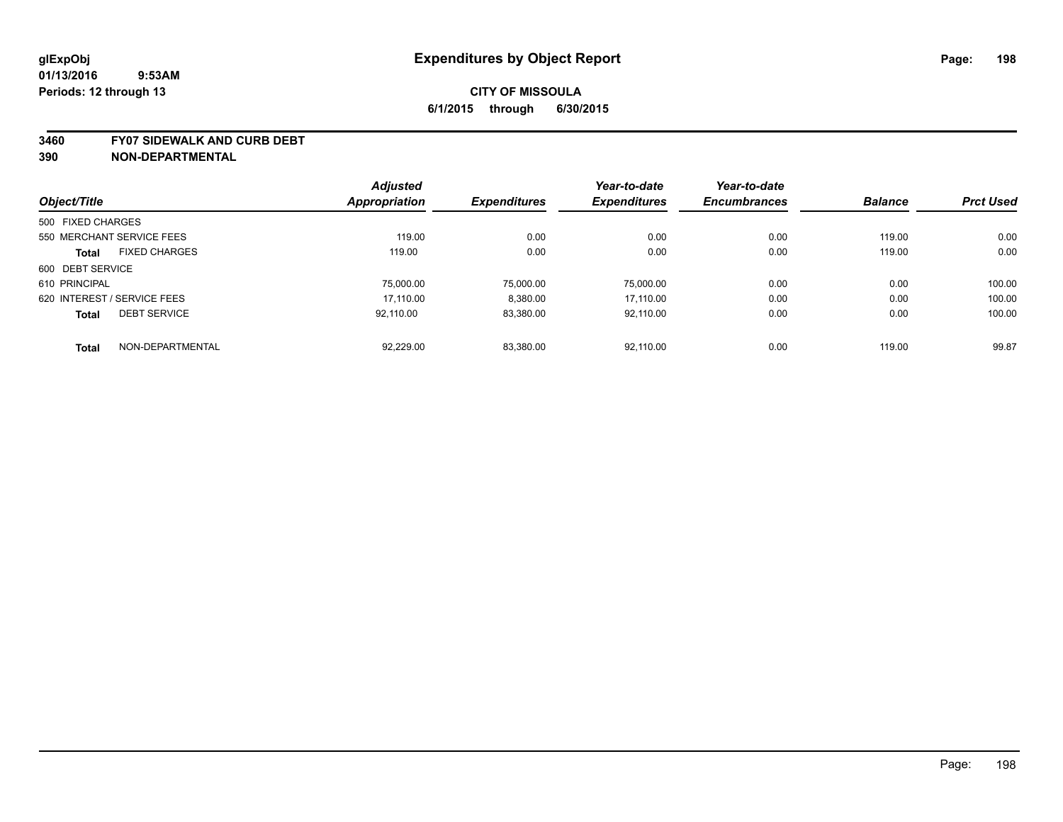glExpObj
01/13/2016 9:53AM
Periods: 12 through 13

# Expenditures by Object Report

**CITY OF MISSOULA**
**6/1/2015 through 6/30/2015**

**3460 FY07 SIDEWALK AND CURB DEBT**
**390 NON-DEPARTMENTAL**

| Object/Title | Adjusted Appropriation | Expenditures | Year-to-date Expenditures | Year-to-date Encumbrances | Balance | Prct Used |
|---|---|---|---|---|---|---|
| 500 FIXED CHARGES | | | | | | |
| 550 MERCHANT SERVICE FEES | 119.00 | 0.00 | 0.00 | 0.00 | 119.00 | 0.00 |
| **Total** FIXED CHARGES | 119.00 | 0.00 | 0.00 | 0.00 | 119.00 | 0.00 |
| 600 DEBT SERVICE | | | | | | |
| 610 PRINCIPAL | 75,000.00 | 75,000.00 | 75,000.00 | 0.00 | 0.00 | 100.00 |
| 620 INTEREST / SERVICE FEES | 17,110.00 | 8,380.00 | 17,110.00 | 0.00 | 0.00 | 100.00 |
| **Total** DEBT SERVICE | 92,110.00 | 83,380.00 | 92,110.00 | 0.00 | 0.00 | 100.00 |
| **Total** NON-DEPARTMENTAL | 92,229.00 | 83,380.00 | 92,110.00 | 0.00 | 119.00 | 99.87 |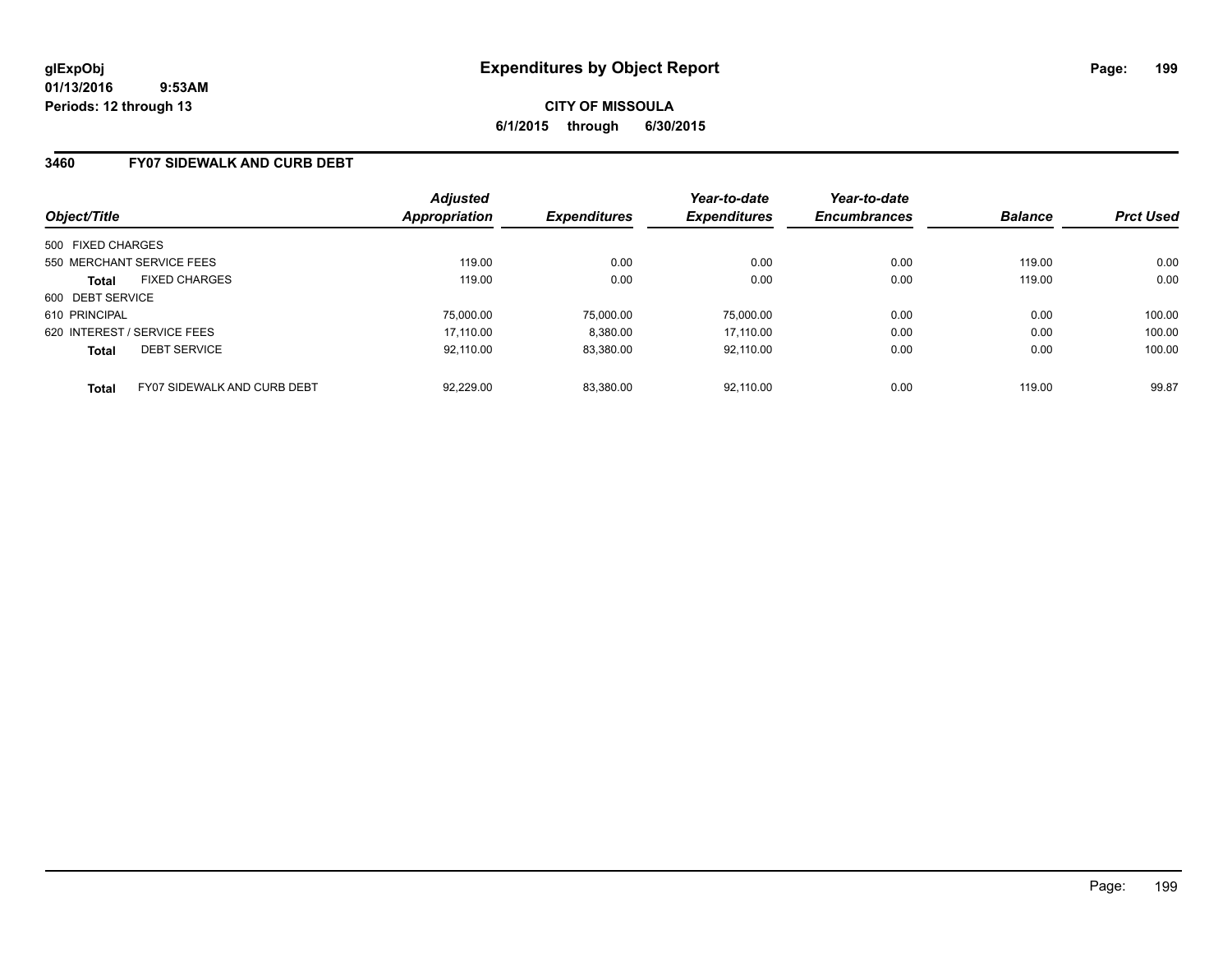# Expenditures by Object Report

glExpObj
01/13/2016 9:53AM
Periods: 12 through 13

**CITY OF MISSOULA**
**6/1/2015 through 6/30/2015**

## 3460 FY07 SIDEWALK AND CURB DEBT

| Object/Title | | Adjusted Appropriation | Expenditures | Year-to-date Expenditures | Year-to-date Encumbrances | Balance | Prct Used |
|---|---|---|---|---|---|---|---|
| 500 FIXED CHARGES | | | | | | | |
| 550 MERCHANT SERVICE FEES | | 119.00 | 0.00 | 0.00 | 0.00 | 119.00 | 0.00 |
| **Total** | FIXED CHARGES | 119.00 | 0.00 | 0.00 | 0.00 | 119.00 | 0.00 |
| 600 DEBT SERVICE | | | | | | | |
| 610 PRINCIPAL | | 75,000.00 | 75,000.00 | 75,000.00 | 0.00 | 0.00 | 100.00 |
| 620 INTEREST / SERVICE FEES | | 17,110.00 | 8,380.00 | 17,110.00 | 0.00 | 0.00 | 100.00 |
| **Total** | DEBT SERVICE | 92,110.00 | 83,380.00 | 92,110.00 | 0.00 | 0.00 | 100.00 |
| **Total** | FY07 SIDEWALK AND CURB DEBT | 92,229.00 | 83,380.00 | 92,110.00 | 0.00 | 119.00 | 99.87 |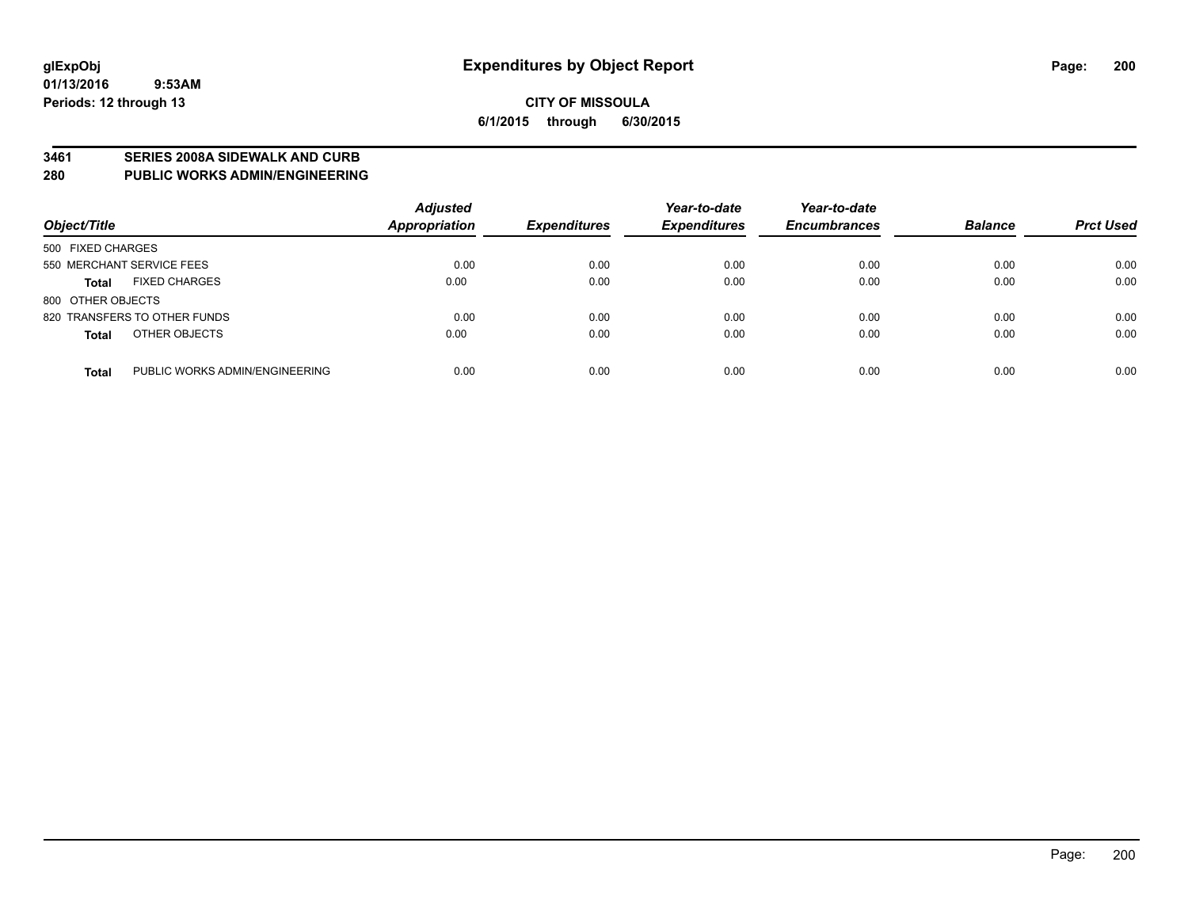**glExpObj**
**01/13/2016 9:53AM**
**Periods: 12 through 13**

# Expenditures by Object Report

**CITY OF MISSOULA**
**6/1/2015 through 6/30/2015**

## 3461 SERIES 2008A SIDEWALK AND CURB
## 280 PUBLIC WORKS ADMIN/ENGINEERING

| Object/Title | | Adjusted Appropriation | Expenditures | Year-to-date Expenditures | Year-to-date Encumbrances | Balance | Prct Used |
|---|---|---|---|---|---|---|---|
| 500 FIXED CHARGES | | | | | | | |
| 550 MERCHANT SERVICE FEES | | 0.00 | 0.00 | 0.00 | 0.00 | 0.00 | 0.00 |
| **Total** | FIXED CHARGES | 0.00 | 0.00 | 0.00 | 0.00 | 0.00 | 0.00 |
| 800 OTHER OBJECTS | | | | | | | |
| 820 TRANSFERS TO OTHER FUNDS | | 0.00 | 0.00 | 0.00 | 0.00 | 0.00 | 0.00 |
| **Total** | OTHER OBJECTS | 0.00 | 0.00 | 0.00 | 0.00 | 0.00 | 0.00 |
| **Total** | PUBLIC WORKS ADMIN/ENGINEERING | 0.00 | 0.00 | 0.00 | 0.00 | 0.00 | 0.00 |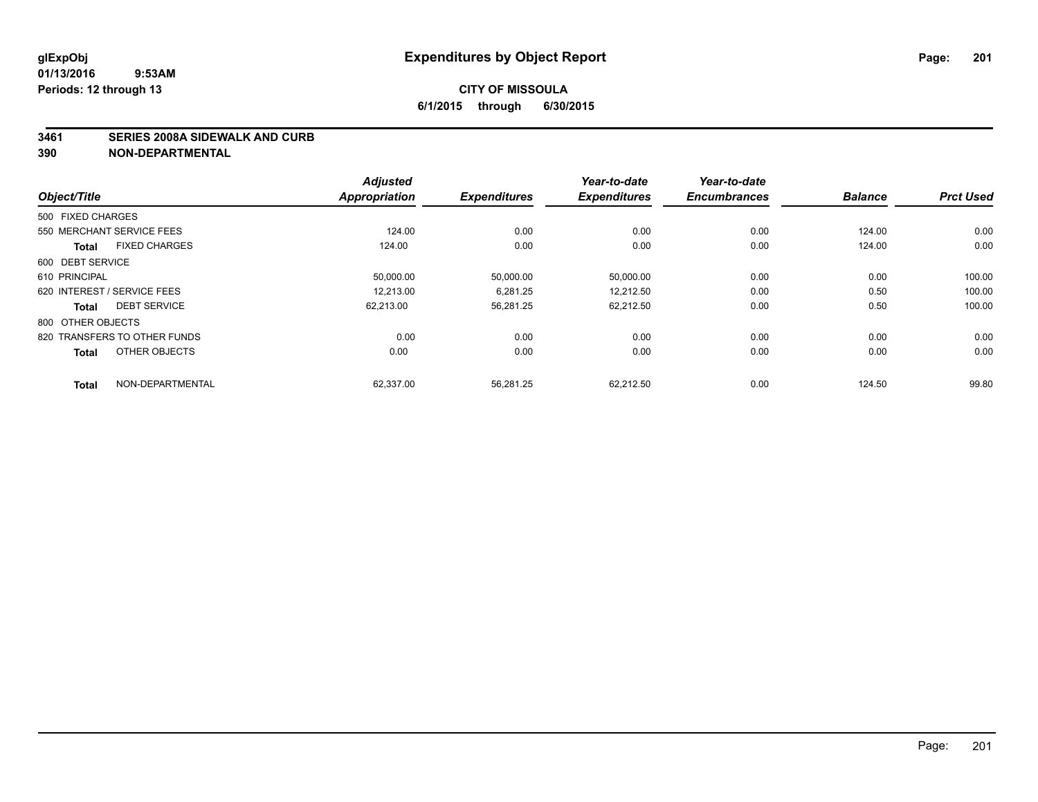**glExpObj**
**01/13/2016 9:53AM**
**Periods: 12 through 13**

# Expenditures by Object Report

**CITY OF MISSOULA**
**6/1/2015 through 6/30/2015**

**3461 SERIES 2008A SIDEWALK AND CURB**
**390 NON-DEPARTMENTAL**

| Object/Title | Adjusted Appropriation | Expenditures | Year-to-date Expenditures | Year-to-date Encumbrances | Balance | Prct Used |
|---|---|---|---|---|---|---|
| 500 FIXED CHARGES | | | | | | |
| 550 MERCHANT SERVICE FEES | 124.00 | 0.00 | 0.00 | 0.00 | 124.00 | 0.00 |
| **Total** FIXED CHARGES | 124.00 | 0.00 | 0.00 | 0.00 | 124.00 | 0.00 |
| 600 DEBT SERVICE | | | | | | |
| 610 PRINCIPAL | 50,000.00 | 50,000.00 | 50,000.00 | 0.00 | 0.00 | 100.00 |
| 620 INTEREST / SERVICE FEES | 12,213.00 | 6,281.25 | 12,212.50 | 0.00 | 0.50 | 100.00 |
| **Total** DEBT SERVICE | 62,213.00 | 56,281.25 | 62,212.50 | 0.00 | 0.50 | 100.00 |
| 800 OTHER OBJECTS | | | | | | |
| 820 TRANSFERS TO OTHER FUNDS | 0.00 | 0.00 | 0.00 | 0.00 | 0.00 | 0.00 |
| **Total** OTHER OBJECTS | 0.00 | 0.00 | 0.00 | 0.00 | 0.00 | 0.00 |
| **Total** NON-DEPARTMENTAL | 62,337.00 | 56,281.25 | 62,212.50 | 0.00 | 124.50 | 99.80 |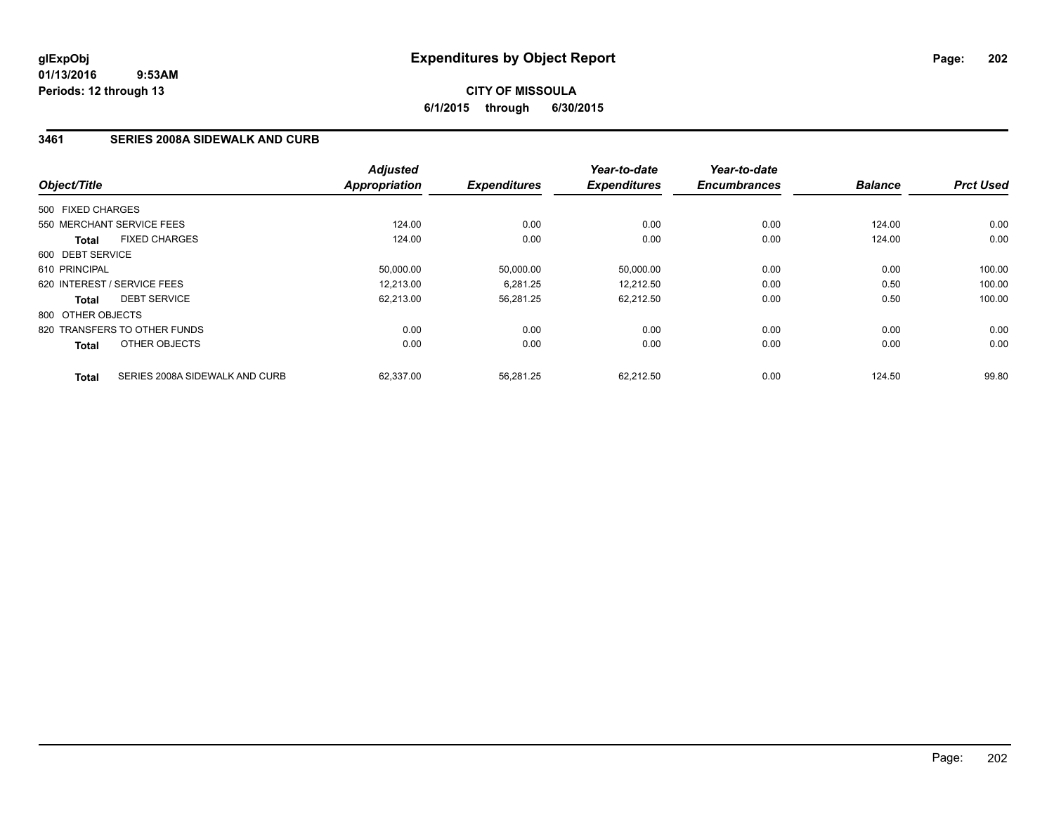**glExpObj**
**01/13/2016 9:53AM**
**Periods: 12 through 13**

# Expenditures by Object Report

**CITY OF MISSOULA**
**6/1/2015 through 6/30/2015**

## 3461 SERIES 2008A SIDEWALK AND CURB

| Object/Title | Adjusted Appropriation | Expenditures | Year-to-date Expenditures | Year-to-date Encumbrances | Balance | Prct Used |
|---|---|---|---|---|---|---|
| 500 FIXED CHARGES | | | | | | |
| 550 MERCHANT SERVICE FEES | 124.00 | 0.00 | 0.00 | 0.00 | 124.00 | 0.00 |
| **Total** FIXED CHARGES | 124.00 | 0.00 | 0.00 | 0.00 | 124.00 | 0.00 |
| 600 DEBT SERVICE | | | | | | |
| 610 PRINCIPAL | 50,000.00 | 50,000.00 | 50,000.00 | 0.00 | 0.00 | 100.00 |
| 620 INTEREST / SERVICE FEES | 12,213.00 | 6,281.25 | 12,212.50 | 0.00 | 0.50 | 100.00 |
| **Total** DEBT SERVICE | 62,213.00 | 56,281.25 | 62,212.50 | 0.00 | 0.50 | 100.00 |
| 800 OTHER OBJECTS | | | | | | |
| 820 TRANSFERS TO OTHER FUNDS | 0.00 | 0.00 | 0.00 | 0.00 | 0.00 | 0.00 |
| **Total** OTHER OBJECTS | 0.00 | 0.00 | 0.00 | 0.00 | 0.00 | 0.00 |
| **Total** SERIES 2008A SIDEWALK AND CURB | 62,337.00 | 56,281.25 | 62,212.50 | 0.00 | 124.50 | 99.80 |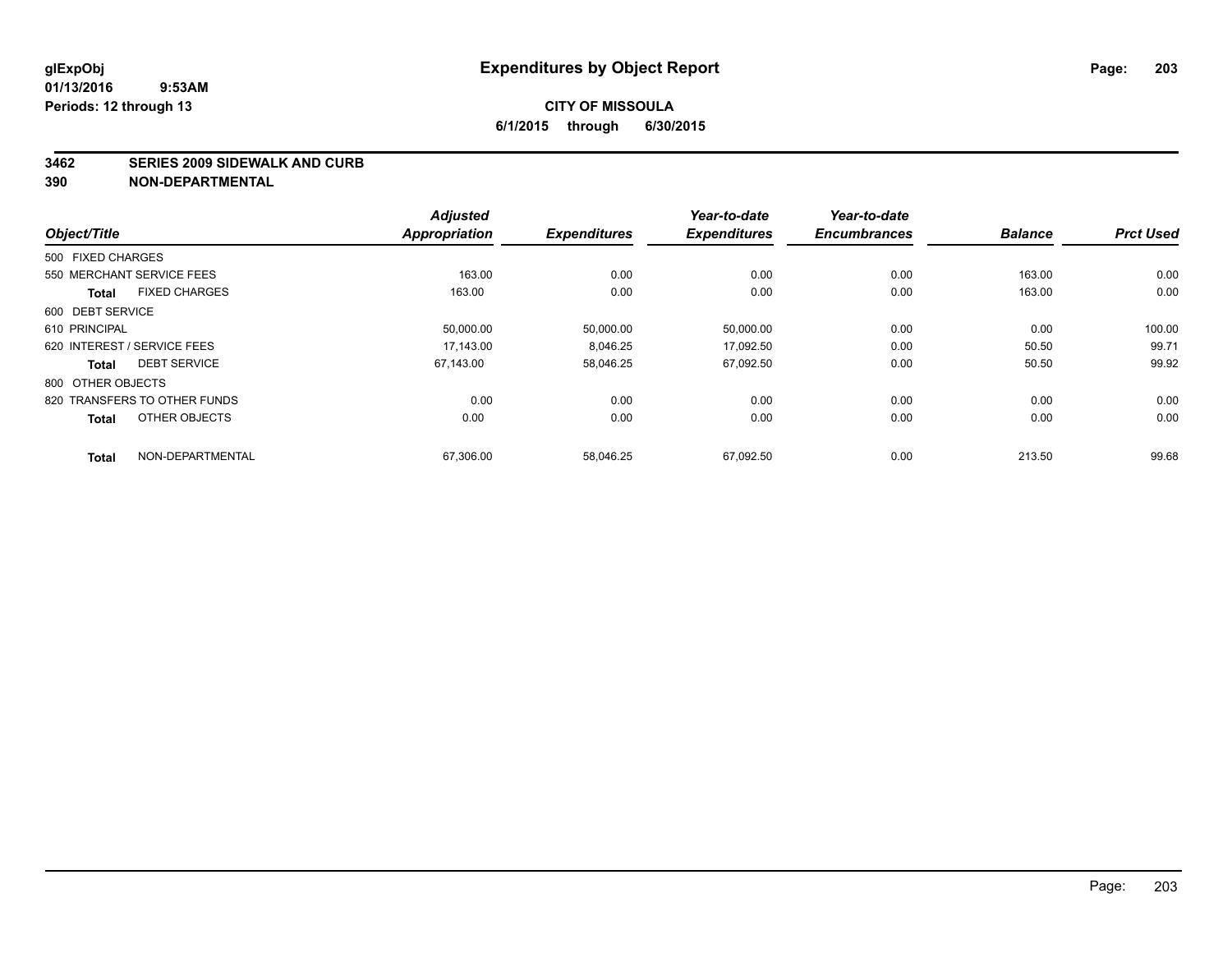# Expenditures by Object Report

glExpObj
01/13/2016 9:53AM
Periods: 12 through 13

**CITY OF MISSOULA**
**6/1/2015 through 6/30/2015**

**3462 SERIES 2009 SIDEWALK AND CURB**
**390 NON-DEPARTMENTAL**

| Object/Title | Adjusted Appropriation | Expenditures | Year-to-date Expenditures | Year-to-date Encumbrances | Balance | Prct Used |
|---|---|---|---|---|---|---|
| 500 FIXED CHARGES | | | | | | |
| 550 MERCHANT SERVICE FEES | 163.00 | 0.00 | 0.00 | 0.00 | 163.00 | 0.00 |
| **Total** FIXED CHARGES | 163.00 | 0.00 | 0.00 | 0.00 | 163.00 | 0.00 |
| 600 DEBT SERVICE | | | | | | |
| 610 PRINCIPAL | 50,000.00 | 50,000.00 | 50,000.00 | 0.00 | 0.00 | 100.00 |
| 620 INTEREST / SERVICE FEES | 17,143.00 | 8,046.25 | 17,092.50 | 0.00 | 50.50 | 99.71 |
| **Total** DEBT SERVICE | 67,143.00 | 58,046.25 | 67,092.50 | 0.00 | 50.50 | 99.92 |
| 800 OTHER OBJECTS | | | | | | |
| 820 TRANSFERS TO OTHER FUNDS | 0.00 | 0.00 | 0.00 | 0.00 | 0.00 | 0.00 |
| **Total** OTHER OBJECTS | 0.00 | 0.00 | 0.00 | 0.00 | 0.00 | 0.00 |
| **Total** NON-DEPARTMENTAL | 67,306.00 | 58,046.25 | 67,092.50 | 0.00 | 213.50 | 99.68 |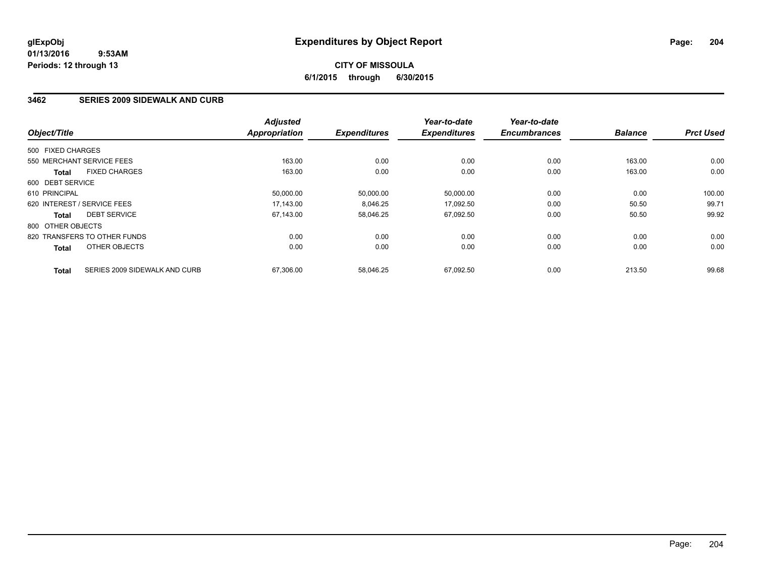**glExpObj**
**01/13/2016 9:53AM**
**Periods: 12 through 13**

# Expenditures by Object Report

**CITY OF MISSOULA**
**6/1/2015 through 6/30/2015**

## 3462 SERIES 2009 SIDEWALK AND CURB

| Object/Title | Adjusted Appropriation | Expenditures | Year-to-date Expenditures | Year-to-date Encumbrances | Balance | Prct Used |
|---|---|---|---|---|---|---|
| 500 FIXED CHARGES | | | | | | |
| 550 MERCHANT SERVICE FEES | 163.00 | 0.00 | 0.00 | 0.00 | 163.00 | 0.00 |
| **Total** FIXED CHARGES | 163.00 | 0.00 | 0.00 | 0.00 | 163.00 | 0.00 |
| 600 DEBT SERVICE | | | | | | |
| 610 PRINCIPAL | 50,000.00 | 50,000.00 | 50,000.00 | 0.00 | 0.00 | 100.00 |
| 620 INTEREST / SERVICE FEES | 17,143.00 | 8,046.25 | 17,092.50 | 0.00 | 50.50 | 99.71 |
| **Total** DEBT SERVICE | 67,143.00 | 58,046.25 | 67,092.50 | 0.00 | 50.50 | 99.92 |
| 800 OTHER OBJECTS | | | | | | |
| 820 TRANSFERS TO OTHER FUNDS | 0.00 | 0.00 | 0.00 | 0.00 | 0.00 | 0.00 |
| **Total** OTHER OBJECTS | 0.00 | 0.00 | 0.00 | 0.00 | 0.00 | 0.00 |
| **Total** SERIES 2009 SIDEWALK AND CURB | 67,306.00 | 58,046.25 | 67,092.50 | 0.00 | 213.50 | 99.68 |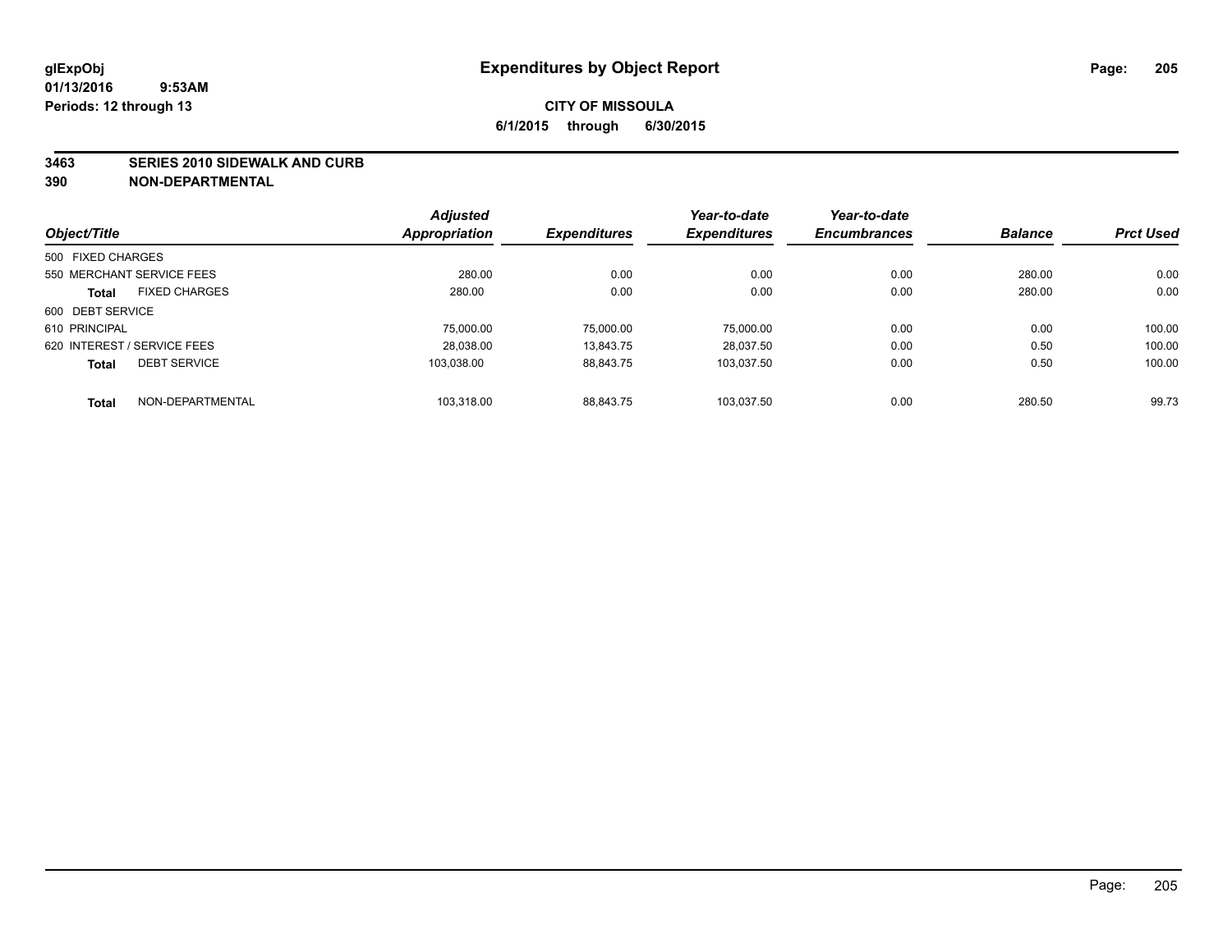glExpObj
01/13/2016 9:53AM
Periods: 12 through 13

# Expenditures by Object Report

**CITY OF MISSOULA**

**6/1/2015 through 6/30/2015**

**3463 SERIES 2010 SIDEWALK AND CURB**
**390 NON-DEPARTMENTAL**

| Object/Title | Adjusted Appropriation | Expenditures | Year-to-date Expenditures | Year-to-date Encumbrances | Balance | Prct Used |
|---|---|---|---|---|---|---|
| 500 FIXED CHARGES | | | | | | |
| 550 MERCHANT SERVICE FEES | 280.00 | 0.00 | 0.00 | 0.00 | 280.00 | 0.00 |
| **Total** FIXED CHARGES | 280.00 | 0.00 | 0.00 | 0.00 | 280.00 | 0.00 |
| 600 DEBT SERVICE | | | | | | |
| 610 PRINCIPAL | 75,000.00 | 75,000.00 | 75,000.00 | 0.00 | 0.00 | 100.00 |
| 620 INTEREST / SERVICE FEES | 28,038.00 | 13,843.75 | 28,037.50 | 0.00 | 0.50 | 100.00 |
| **Total** DEBT SERVICE | 103,038.00 | 88,843.75 | 103,037.50 | 0.00 | 0.50 | 100.00 |
| **Total** NON-DEPARTMENTAL | 103,318.00 | 88,843.75 | 103,037.50 | 0.00 | 280.50 | 99.73 |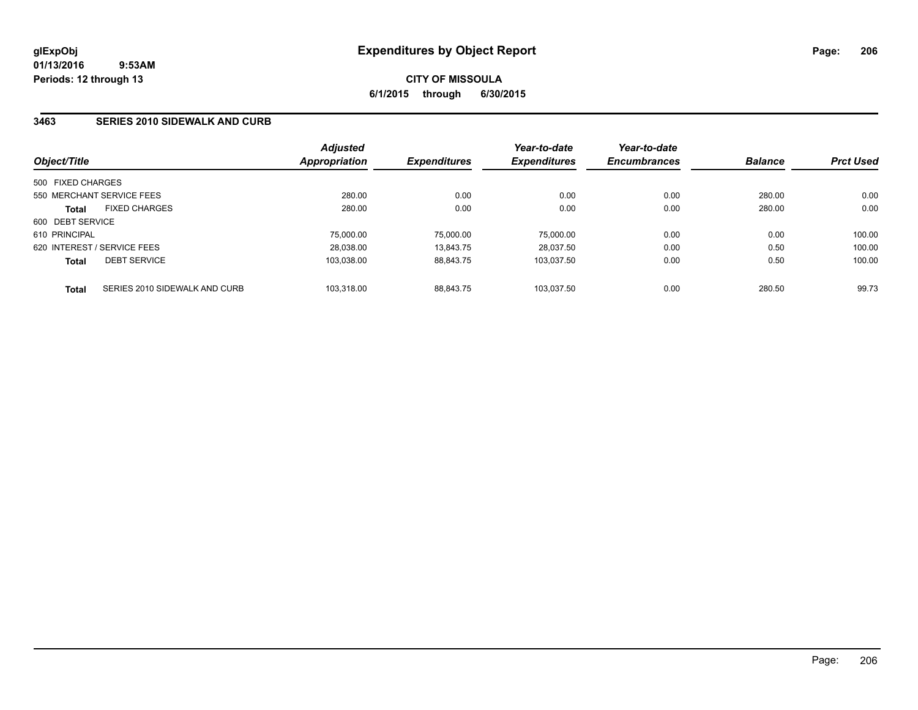# Expenditures by Object Report

glExpObj
01/13/2016 9:53AM
Periods: 12 through 13

**CITY OF MISSOULA**
**6/1/2015 through 6/30/2015**

## 3463 SERIES 2010 SIDEWALK AND CURB

| Object/Title | | Adjusted Appropriation | Expenditures | Year-to-date Expenditures | Year-to-date Encumbrances | Balance | Prct Used |
|---|---|---|---|---|---|---|---|
| 500 FIXED CHARGES | | | | | | | |
| 550 MERCHANT SERVICE FEES | | 280.00 | 0.00 | 0.00 | 0.00 | 280.00 | 0.00 |
| **Total** | FIXED CHARGES | 280.00 | 0.00 | 0.00 | 0.00 | 280.00 | 0.00 |
| 600 DEBT SERVICE | | | | | | | |
| 610 PRINCIPAL | | 75,000.00 | 75,000.00 | 75,000.00 | 0.00 | 0.00 | 100.00 |
| 620 INTEREST / SERVICE FEES | | 28,038.00 | 13,843.75 | 28,037.50 | 0.00 | 0.50 | 100.00 |
| **Total** | DEBT SERVICE | 103,038.00 | 88,843.75 | 103,037.50 | 0.00 | 0.50 | 100.00 |
| **Total** | SERIES 2010 SIDEWALK AND CURB | 103,318.00 | 88,843.75 | 103,037.50 | 0.00 | 280.50 | 99.73 |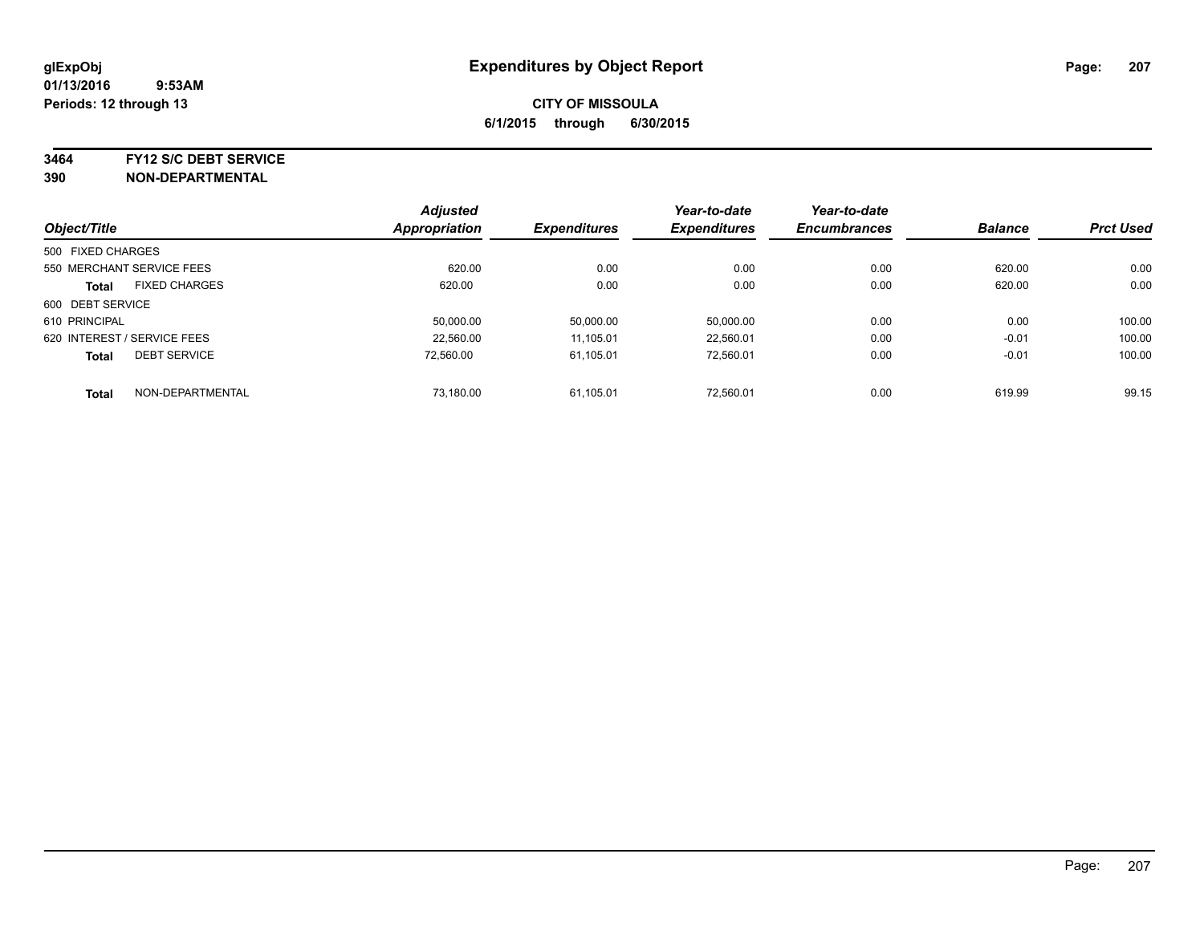glExpObj
01/13/2016 9:53AM
Periods: 12 through 13

# Expenditures by Object Report

**CITY OF MISSOULA**
**6/1/2015 through 6/30/2015**

**3464 FY12 S/C DEBT SERVICE**
**390 NON-DEPARTMENTAL**

| Object/Title | | Adjusted Appropriation | Expenditures | Year-to-date Expenditures | Year-to-date Encumbrances | Balance | Prct Used |
|---|---|---|---|---|---|---|---|
| 500 FIXED CHARGES | | | | | | | |
| 550 MERCHANT SERVICE FEES | | 620.00 | 0.00 | 0.00 | 0.00 | 620.00 | 0.00 |
| **Total** | FIXED CHARGES | 620.00 | 0.00 | 0.00 | 0.00 | 620.00 | 0.00 |
| 600 DEBT SERVICE | | | | | | | |
| 610 PRINCIPAL | | 50,000.00 | 50,000.00 | 50,000.00 | 0.00 | 0.00 | 100.00 |
| 620 INTEREST / SERVICE FEES | | 22,560.00 | 11,105.01 | 22,560.01 | 0.00 | -0.01 | 100.00 |
| **Total** | DEBT SERVICE | 72,560.00 | 61,105.01 | 72,560.01 | 0.00 | -0.01 | 100.00 |
| **Total** | NON-DEPARTMENTAL | 73,180.00 | 61,105.01 | 72,560.01 | 0.00 | 619.99 | 99.15 |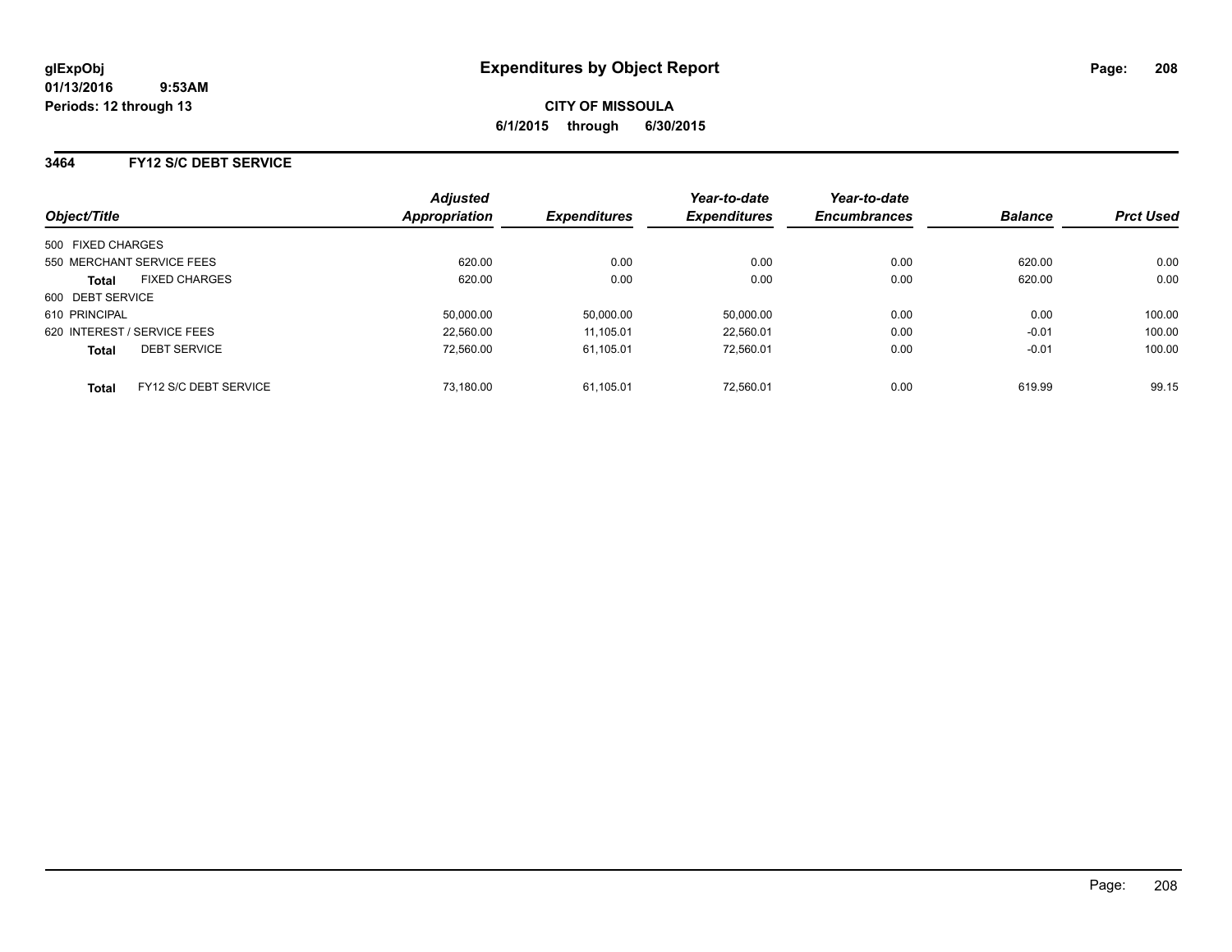**glExpObj**
**01/13/2016 9:53AM**
**Periods: 12 through 13**

# Expenditures by Object Report

**CITY OF MISSOULA**
**6/1/2015 through 6/30/2015**

## 3464 FY12 S/C DEBT SERVICE

| Object/Title | | Adjusted Appropriation | Expenditures | Year-to-date Expenditures | Year-to-date Encumbrances | Balance | Prct Used |
|---|---|---|---|---|---|---|---|
| 500 FIXED CHARGES | | | | | | | |
| 550 MERCHANT SERVICE FEES | | 620.00 | 0.00 | 0.00 | 0.00 | 620.00 | 0.00 |
| **Total** | FIXED CHARGES | 620.00 | 0.00 | 0.00 | 0.00 | 620.00 | 0.00 |
| 600 DEBT SERVICE | | | | | | | |
| 610 PRINCIPAL | | 50,000.00 | 50,000.00 | 50,000.00 | 0.00 | 0.00 | 100.00 |
| 620 INTEREST / SERVICE FEES | | 22,560.00 | 11,105.01 | 22,560.01 | 0.00 | -0.01 | 100.00 |
| **Total** | DEBT SERVICE | 72,560.00 | 61,105.01 | 72,560.01 | 0.00 | -0.01 | 100.00 |
| **Total** | FY12 S/C DEBT SERVICE | 73,180.00 | 61,105.01 | 72,560.01 | 0.00 | 619.99 | 99.15 |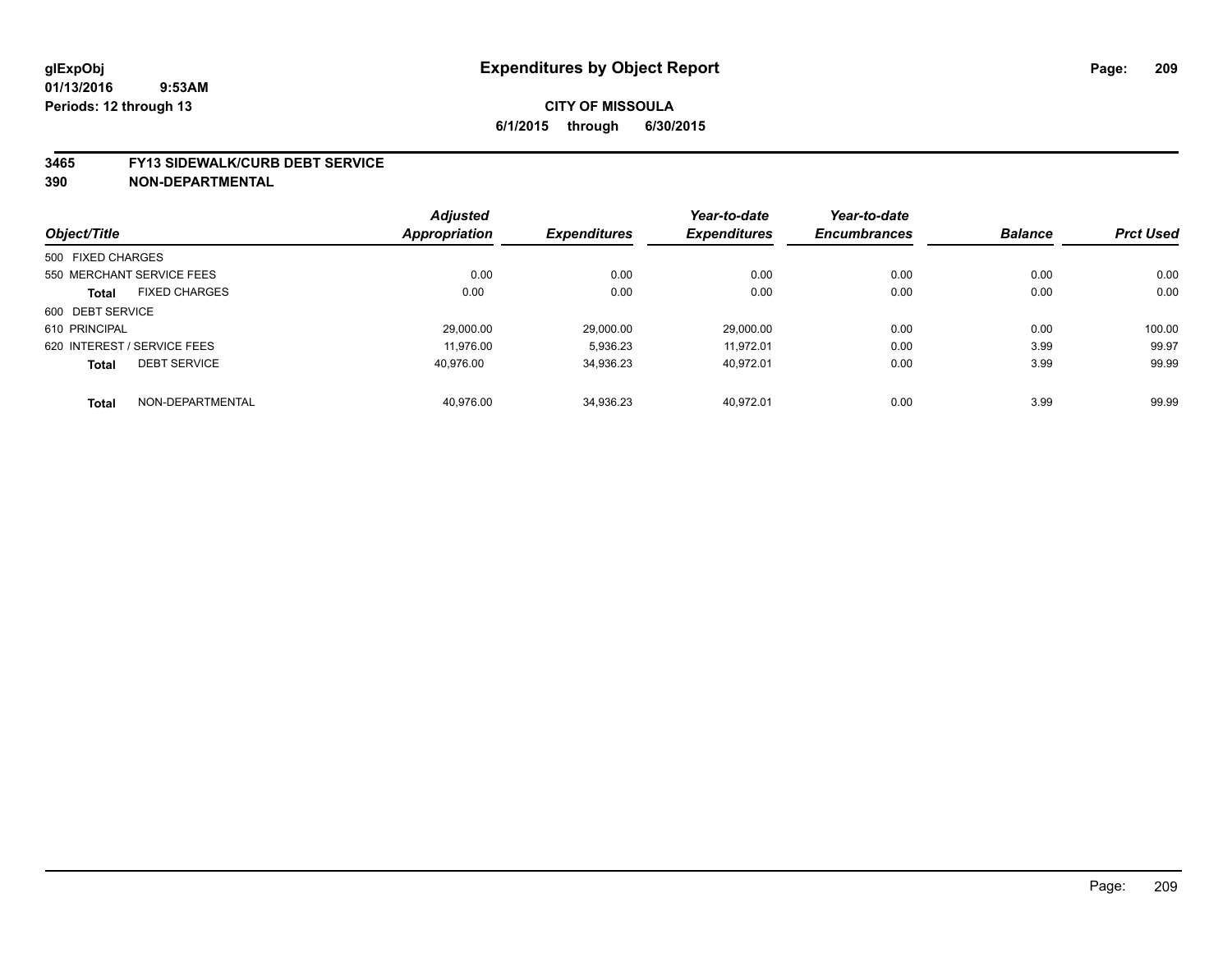**glExpObj**
**01/13/2016 9:53AM**
**Periods: 12 through 13**

# Expenditures by Object Report

**CITY OF MISSOULA**
**6/1/2015 through 6/30/2015**

## 3465 FY13 SIDEWALK/CURB DEBT SERVICE
## 390 NON-DEPARTMENTAL

| Object/Title | Adjusted Appropriation | Expenditures | Year-to-date Expenditures | Year-to-date Encumbrances | Balance | Prct Used |
|---|---|---|---|---|---|---|
| 500 FIXED CHARGES | | | | | | |
| 550 MERCHANT SERVICE FEES | 0.00 | 0.00 | 0.00 | 0.00 | 0.00 | 0.00 |
| **Total** FIXED CHARGES | 0.00 | 0.00 | 0.00 | 0.00 | 0.00 | 0.00 |
| 600 DEBT SERVICE | | | | | | |
| 610 PRINCIPAL | 29,000.00 | 29,000.00 | 29,000.00 | 0.00 | 0.00 | 100.00 |
| 620 INTEREST / SERVICE FEES | 11,976.00 | 5,936.23 | 11,972.01 | 0.00 | 3.99 | 99.97 |
| **Total** DEBT SERVICE | 40,976.00 | 34,936.23 | 40,972.01 | 0.00 | 3.99 | 99.99 |
| **Total** NON-DEPARTMENTAL | 40,976.00 | 34,936.23 | 40,972.01 | 0.00 | 3.99 | 99.99 |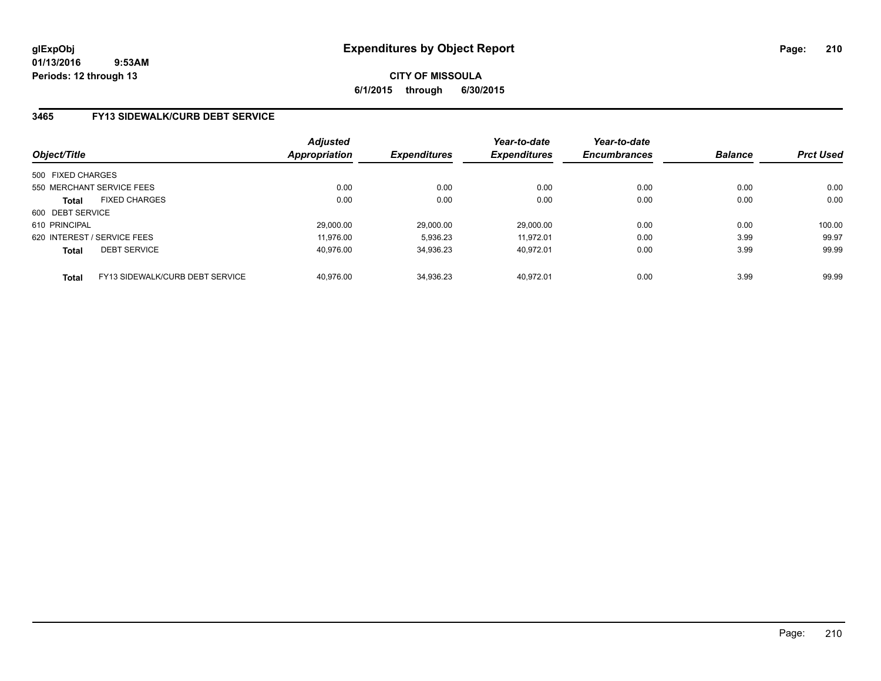**glExpObj**
**01/13/2016 9:53AM**
**Periods: 12 through 13**

# Expenditures by Object Report

**CITY OF MISSOULA**
**6/1/2015 through 6/30/2015**

## 3465 FY13 SIDEWALK/CURB DEBT SERVICE

| Object/Title | | Adjusted Appropriation | Expenditures | Year-to-date Expenditures | Year-to-date Encumbrances | Balance | Prct Used |
|---|---|---|---|---|---|---|---|
| 500 FIXED CHARGES | | | | | | | |
| 550 MERCHANT SERVICE FEES | | 0.00 | 0.00 | 0.00 | 0.00 | 0.00 | 0.00 |
| **Total** | FIXED CHARGES | 0.00 | 0.00 | 0.00 | 0.00 | 0.00 | 0.00 |
| 600 DEBT SERVICE | | | | | | | |
| 610 PRINCIPAL | | 29,000.00 | 29,000.00 | 29,000.00 | 0.00 | 0.00 | 100.00 |
| 620 INTEREST / SERVICE FEES | | 11,976.00 | 5,936.23 | 11,972.01 | 0.00 | 3.99 | 99.97 |
| **Total** | DEBT SERVICE | 40,976.00 | 34,936.23 | 40,972.01 | 0.00 | 3.99 | 99.99 |
| **Total** | FY13 SIDEWALK/CURB DEBT SERVICE | 40,976.00 | 34,936.23 | 40,972.01 | 0.00 | 3.99 | 99.99 |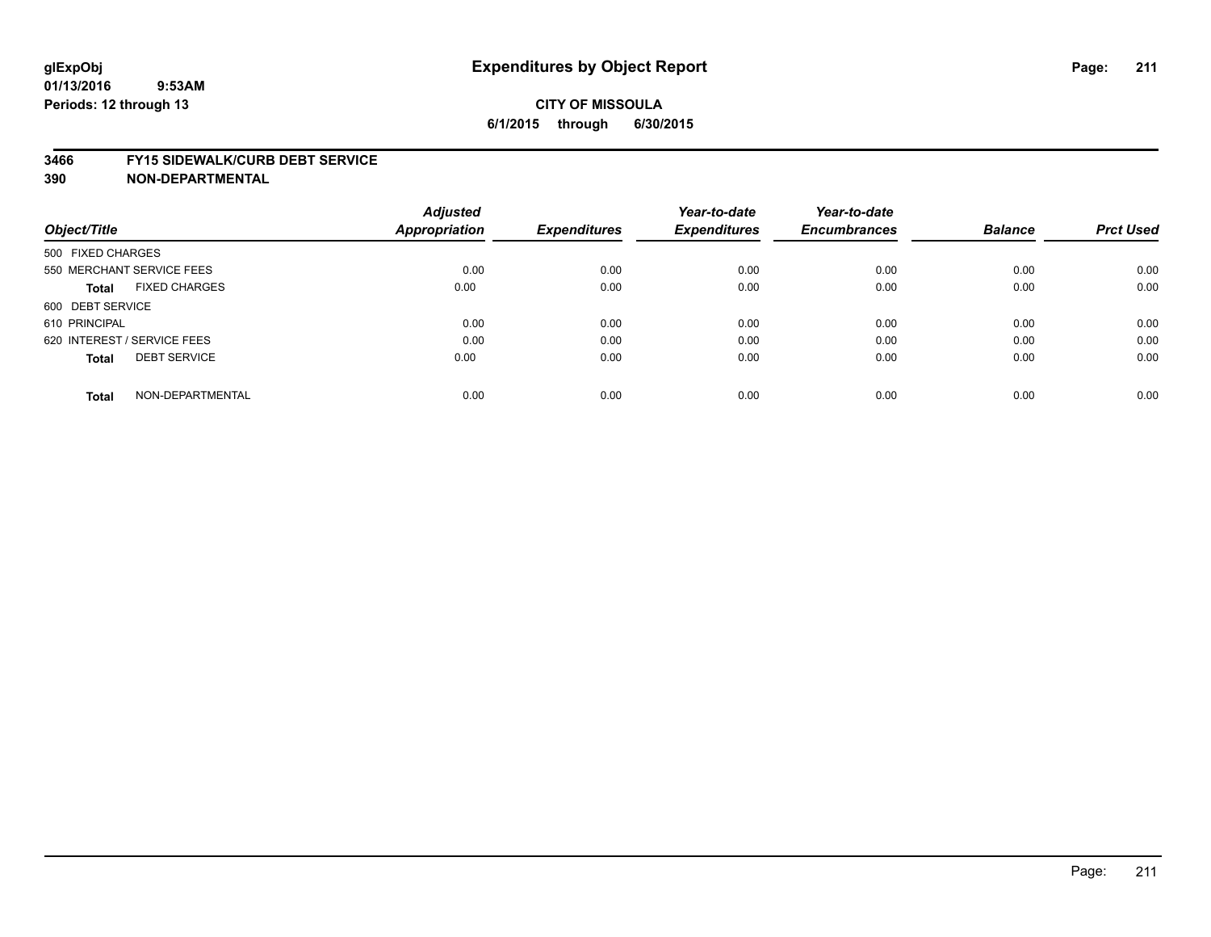glExpObj
01/13/2016 9:53AM
Periods: 12 through 13

# Expenditures by Object Report

**CITY OF MISSOULA**
**6/1/2015 through 6/30/2015**

**3466 FY15 SIDEWALK/CURB DEBT SERVICE**
**390 NON-DEPARTMENTAL**

| Object/Title | Adjusted Appropriation | Expenditures | Year-to-date Expenditures | Year-to-date Encumbrances | Balance | Prct Used |
|---|---|---|---|---|---|---|
| 500 FIXED CHARGES | | | | | | |
| 550 MERCHANT SERVICE FEES | 0.00 | 0.00 | 0.00 | 0.00 | 0.00 | 0.00 |
| **Total** FIXED CHARGES | 0.00 | 0.00 | 0.00 | 0.00 | 0.00 | 0.00 |
| 600 DEBT SERVICE | | | | | | |
| 610 PRINCIPAL | 0.00 | 0.00 | 0.00 | 0.00 | 0.00 | 0.00 |
| 620 INTEREST / SERVICE FEES | 0.00 | 0.00 | 0.00 | 0.00 | 0.00 | 0.00 |
| **Total** DEBT SERVICE | 0.00 | 0.00 | 0.00 | 0.00 | 0.00 | 0.00 |
| **Total** NON-DEPARTMENTAL | 0.00 | 0.00 | 0.00 | 0.00 | 0.00 | 0.00 |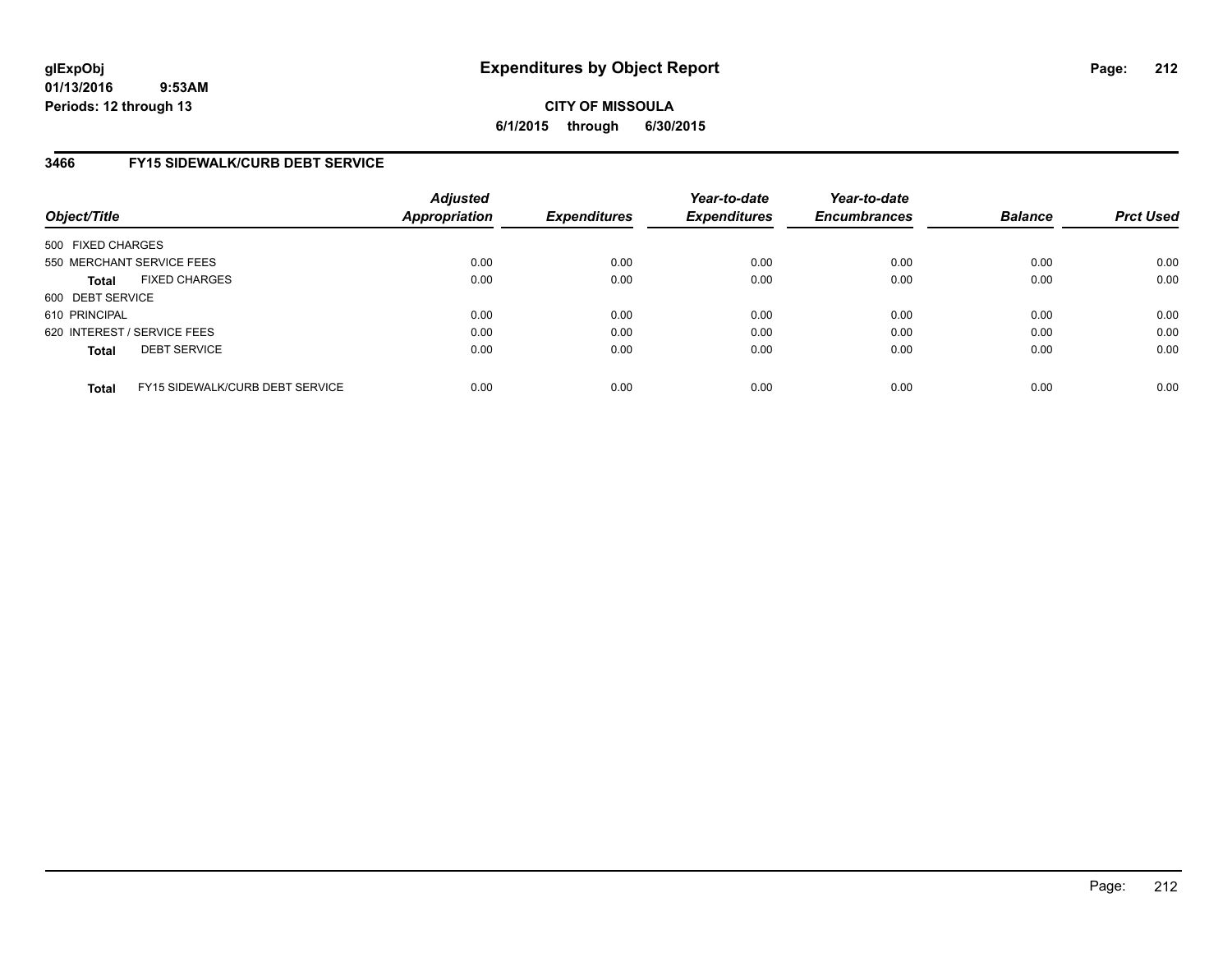glExpObj
01/13/2016 9:53AM
Periods: 12 through 13

# Expenditures by Object Report

**CITY OF MISSOULA**
**6/1/2015 through 6/30/2015**

## 3466 FY15 SIDEWALK/CURB DEBT SERVICE

| Object/Title | | Adjusted Appropriation | Expenditures | Year-to-date Expenditures | Year-to-date Encumbrances | Balance | Prct Used |
|---|---|---|---|---|---|---|---|
| 500 FIXED CHARGES | | | | | | | |
| 550 MERCHANT SERVICE FEES | | 0.00 | 0.00 | 0.00 | 0.00 | 0.00 | 0.00 |
| **Total** | FIXED CHARGES | 0.00 | 0.00 | 0.00 | 0.00 | 0.00 | 0.00 |
| 600 DEBT SERVICE | | | | | | | |
| 610 PRINCIPAL | | 0.00 | 0.00 | 0.00 | 0.00 | 0.00 | 0.00 |
| 620 INTEREST / SERVICE FEES | | 0.00 | 0.00 | 0.00 | 0.00 | 0.00 | 0.00 |
| **Total** | DEBT SERVICE | 0.00 | 0.00 | 0.00 | 0.00 | 0.00 | 0.00 |
| **Total** | FY15 SIDEWALK/CURB DEBT SERVICE | 0.00 | 0.00 | 0.00 | 0.00 | 0.00 | 0.00 |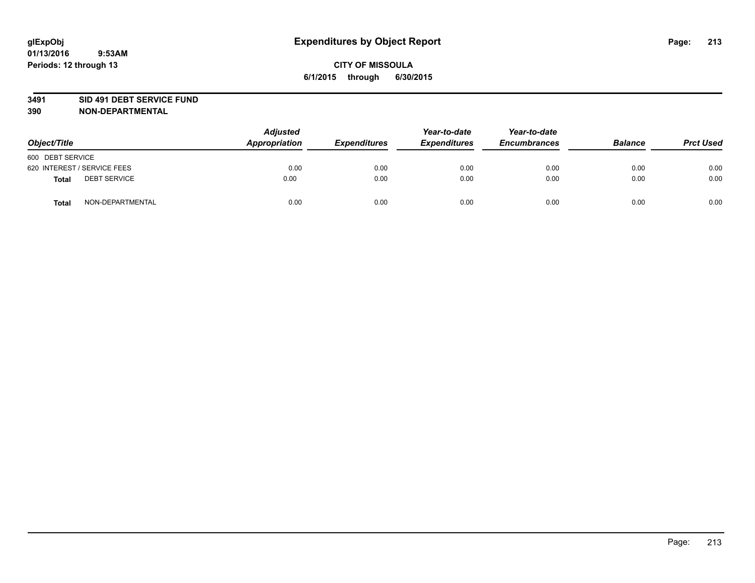**glExpObj**
**01/13/2016 9:53AM**
**Periods: 12 through 13**

# Expenditures by Object Report

**CITY OF MISSOULA**
**6/1/2015 through 6/30/2015**

**3491 SID 491 DEBT SERVICE FUND**
**390 NON-DEPARTMENTAL**

| Object/Title | Adjusted Appropriation | Expenditures | Year-to-date Expenditures | Year-to-date Encumbrances | Balance | Prct Used |
|---|---|---|---|---|---|---|
| 600 DEBT SERVICE | | | | | | |
| 620 INTEREST / SERVICE FEES | 0.00 | 0.00 | 0.00 | 0.00 | 0.00 | 0.00 |
| **Total** DEBT SERVICE | 0.00 | 0.00 | 0.00 | 0.00 | 0.00 | 0.00 |
| **Total** NON-DEPARTMENTAL | 0.00 | 0.00 | 0.00 | 0.00 | 0.00 | 0.00 |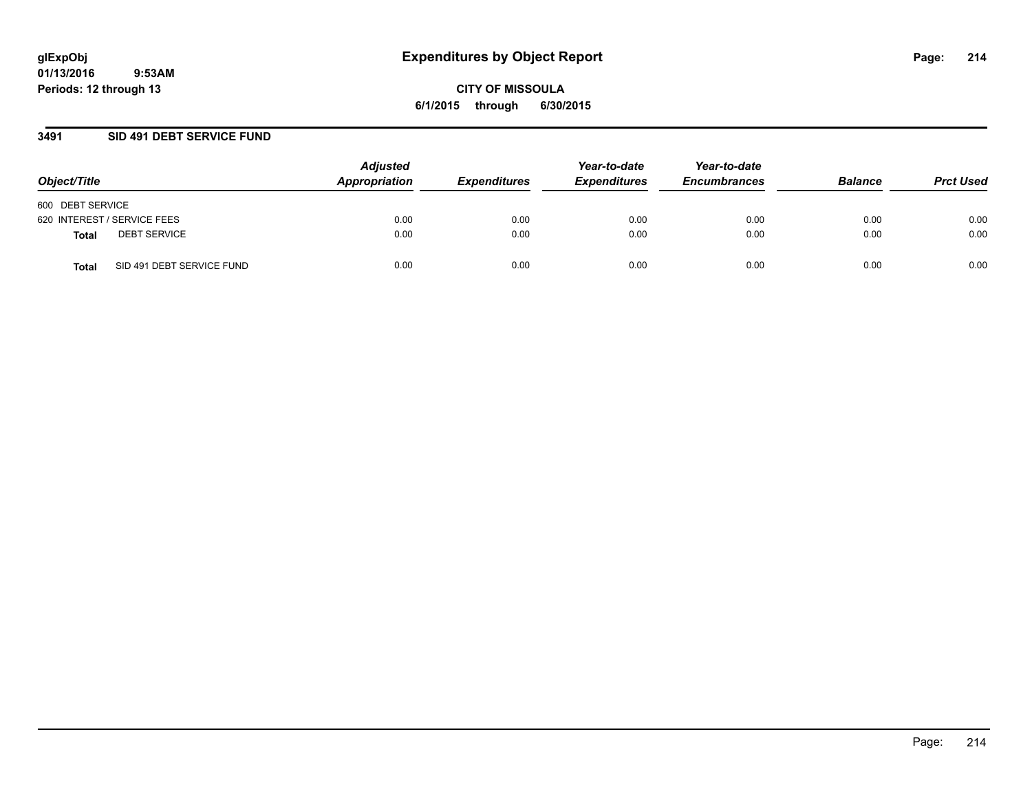glExpObj
01/13/2016 9:53AM
Periods: 12 through 13

# Expenditures by Object Report

**CITY OF MISSOULA**
**6/1/2015 through 6/30/2015**

## 3491 SID 491 DEBT SERVICE FUND

| Object/Title | Adjusted Appropriation | Expenditures | Year-to-date Expenditures | Year-to-date Encumbrances | Balance | Prct Used |
|---|---|---|---|---|---|---|
| 600 DEBT SERVICE | | | | | | |
| 620 INTEREST / SERVICE FEES | 0.00 | 0.00 | 0.00 | 0.00 | 0.00 | 0.00 |
| **Total** DEBT SERVICE | 0.00 | 0.00 | 0.00 | 0.00 | 0.00 | 0.00 |
| **Total** SID 491 DEBT SERVICE FUND | 0.00 | 0.00 | 0.00 | 0.00 | 0.00 | 0.00 |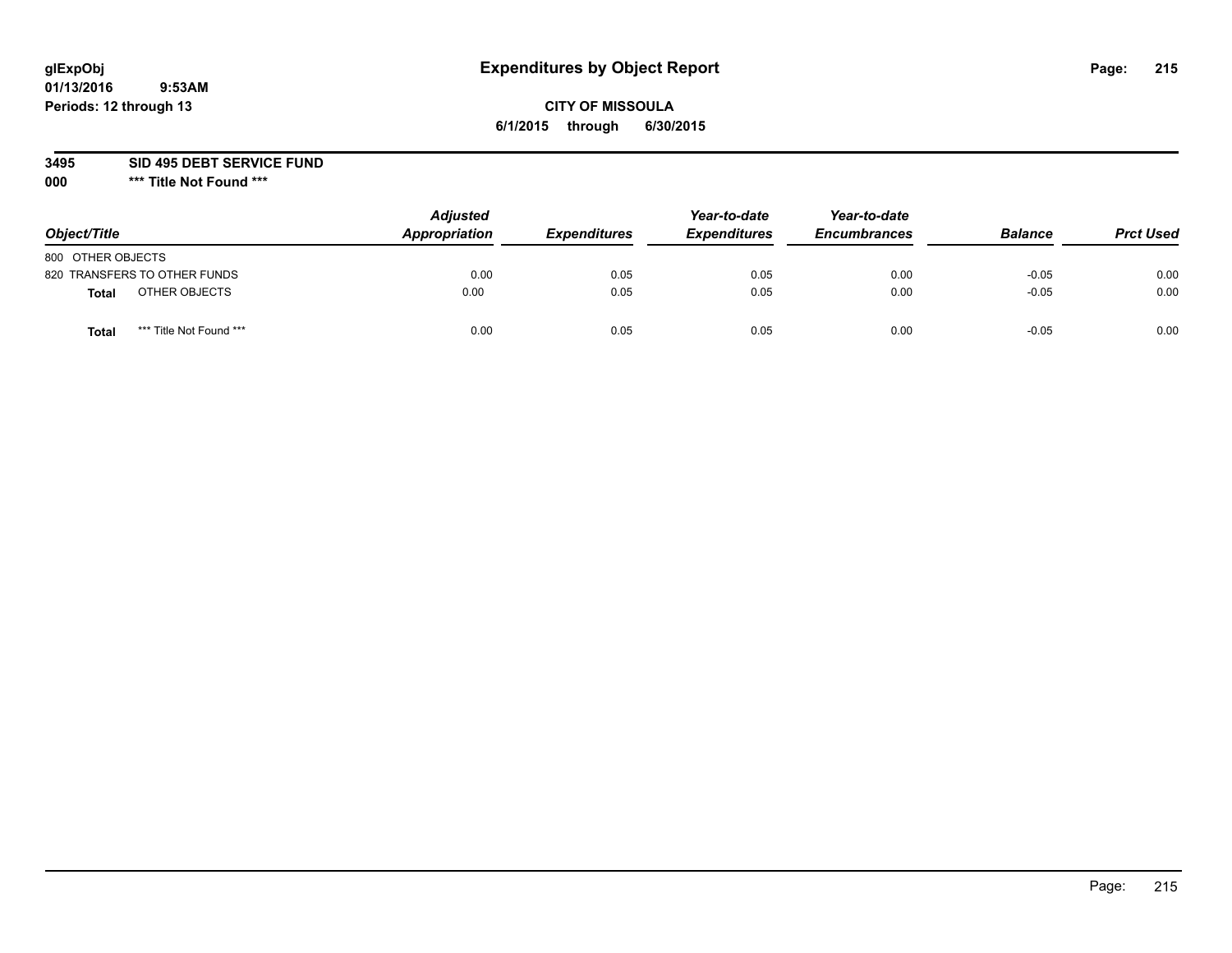glExpObj
01/13/2016 9:53AM
Periods: 12 through 13

# Expenditures by Object Report

**CITY OF MISSOULA**
**6/1/2015 through 6/30/2015**

**3495 SID 495 DEBT SERVICE FUND**
**000 *** Title Not Found *****

| Object/Title | | Adjusted Appropriation | Expenditures | Year-to-date Expenditures | Year-to-date Encumbrances | Balance | Prct Used |
|---|---|---|---|---|---|---|---|
| 800 OTHER OBJECTS | | | | | | | |
| 820 TRANSFERS TO OTHER FUNDS | | 0.00 | 0.05 | 0.05 | 0.00 | -0.05 | 0.00 |
| **Total** | OTHER OBJECTS | 0.00 | 0.05 | 0.05 | 0.00 | -0.05 | 0.00 |
| **Total** | *** Title Not Found *** | 0.00 | 0.05 | 0.05 | 0.00 | -0.05 | 0.00 |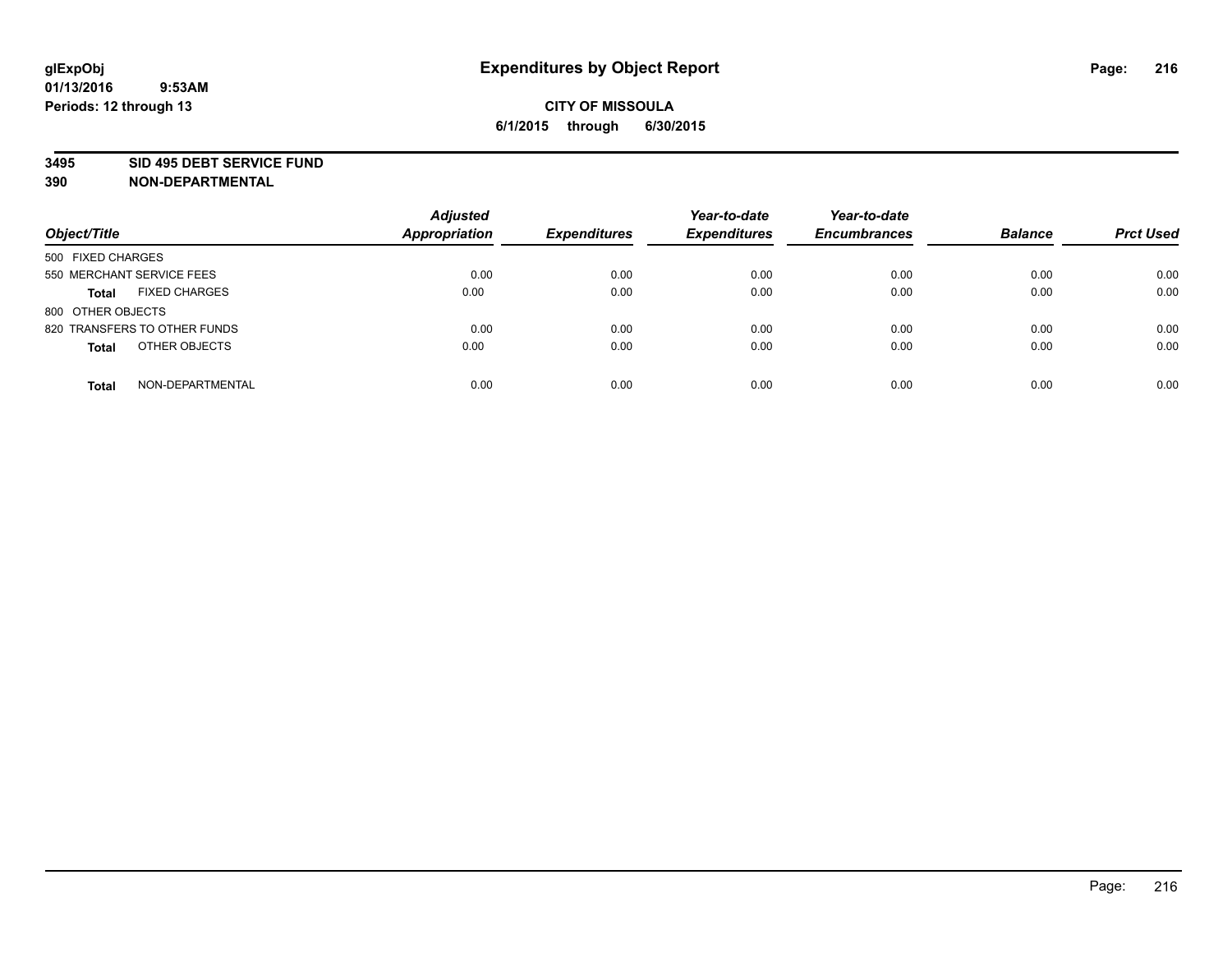# Expenditures by Object Report

glExpObj
01/13/2016 9:53AM
Periods: 12 through 13

**CITY OF MISSOULA**
**6/1/2015 through 6/30/2015**

**3495 SID 495 DEBT SERVICE FUND**
**390 NON-DEPARTMENTAL**

| Object/Title | Adjusted Appropriation | Expenditures | Year-to-date Expenditures | Year-to-date Encumbrances | Balance | Prct Used |
|---|---|---|---|---|---|---|
| 500 FIXED CHARGES | | | | | | |
| 550 MERCHANT SERVICE FEES | 0.00 | 0.00 | 0.00 | 0.00 | 0.00 | 0.00 |
| **Total** FIXED CHARGES | 0.00 | 0.00 | 0.00 | 0.00 | 0.00 | 0.00 |
| 800 OTHER OBJECTS | | | | | | |
| 820 TRANSFERS TO OTHER FUNDS | 0.00 | 0.00 | 0.00 | 0.00 | 0.00 | 0.00 |
| **Total** OTHER OBJECTS | 0.00 | 0.00 | 0.00 | 0.00 | 0.00 | 0.00 |
| **Total** NON-DEPARTMENTAL | 0.00 | 0.00 | 0.00 | 0.00 | 0.00 | 0.00 |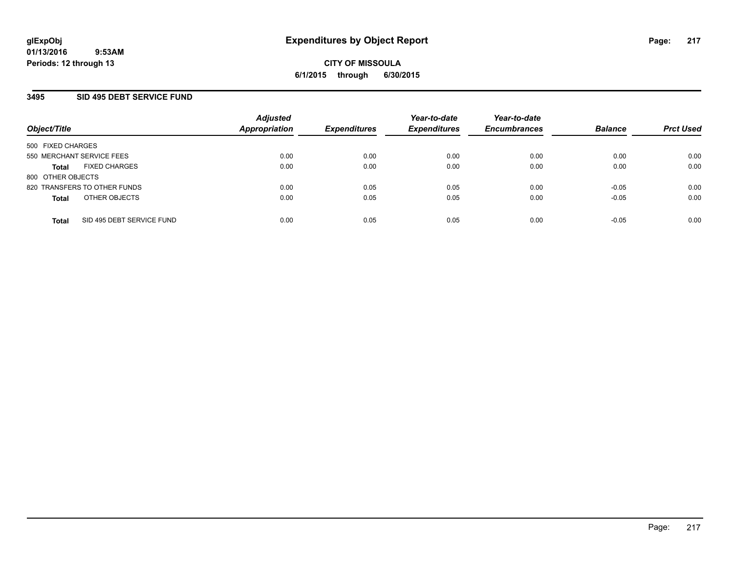glExpObj
01/13/2016 9:53AM
Periods: 12 through 13

# Expenditures by Object Report

CITY OF MISSOULA
6/1/2015 through 6/30/2015

## 3495 SID 495 DEBT SERVICE FUND

| Object/Title | | Adjusted Appropriation | Expenditures | Year-to-date Expenditures | Year-to-date Encumbrances | Balance | Prct Used |
|---|---|---|---|---|---|---|---|
| 500 FIXED CHARGES | | | | | | | |
| 550 MERCHANT SERVICE FEES | | 0.00 | 0.00 | 0.00 | 0.00 | 0.00 | 0.00 |
| **Total** | FIXED CHARGES | 0.00 | 0.00 | 0.00 | 0.00 | 0.00 | 0.00 |
| 800 OTHER OBJECTS | | | | | | | |
| 820 TRANSFERS TO OTHER FUNDS | | 0.00 | 0.05 | 0.05 | 0.00 | -0.05 | 0.00 |
| **Total** | OTHER OBJECTS | 0.00 | 0.05 | 0.05 | 0.00 | -0.05 | 0.00 |
| **Total** | SID 495 DEBT SERVICE FUND | 0.00 | 0.05 | 0.05 | 0.00 | -0.05 | 0.00 |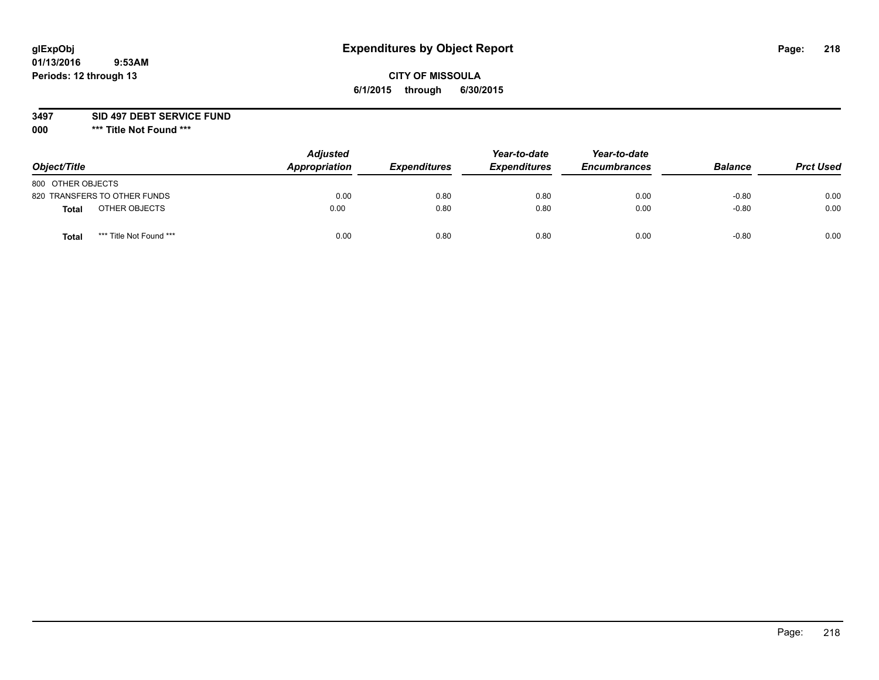# Expenditures by Object Report

glExpObj
01/13/2016 9:53AM
Periods: 12 through 13

**CITY OF MISSOULA**
**6/1/2015 through 6/30/2015**

**3497 SID 497 DEBT SERVICE FUND**
**000 \*\*\* Title Not Found \*\*\***

| Object/Title | | Adjusted Appropriation | Expenditures | Year-to-date Expenditures | Year-to-date Encumbrances | Balance | Prct Used |
|---|---|---|---|---|---|---|---|
| 800 OTHER OBJECTS | | | | | | | |
| 820 TRANSFERS TO OTHER FUNDS | | 0.00 | 0.80 | 0.80 | 0.00 | -0.80 | 0.00 |
| **Total** | OTHER OBJECTS | 0.00 | 0.80 | 0.80 | 0.00 | -0.80 | 0.00 |
| **Total** | *** Title Not Found *** | 0.00 | 0.80 | 0.80 | 0.00 | -0.80 | 0.00 |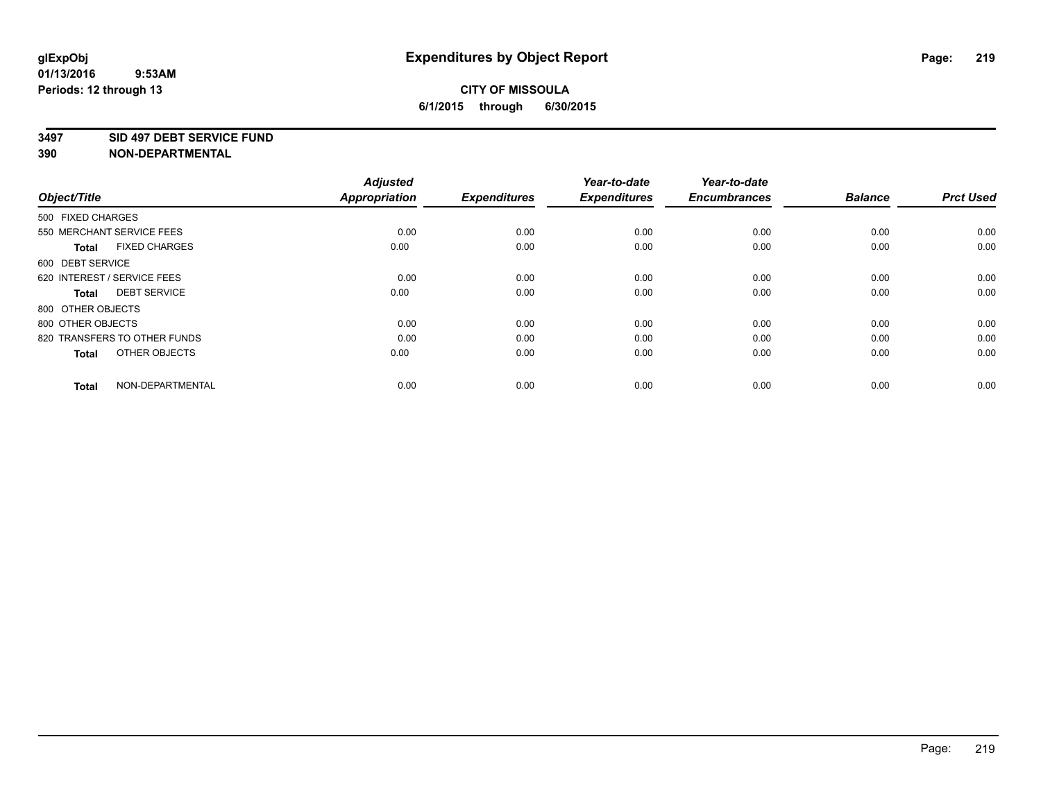glExpObj
01/13/2016 9:53AM
Periods: 12 through 13

# Expenditures by Object Report

**CITY OF MISSOULA**
**6/1/2015 through 6/30/2015**

**3497 SID 497 DEBT SERVICE FUND**
**390 NON-DEPARTMENTAL**

| Object/Title | | Adjusted Appropriation | Expenditures | Year-to-date Expenditures | Year-to-date Encumbrances | Balance | Prct Used |
|---|---|---|---|---|---|---|---|
| 500 FIXED CHARGES | | | | | | | |
| 550 MERCHANT SERVICE FEES | | 0.00 | 0.00 | 0.00 | 0.00 | 0.00 | 0.00 |
| **Total** | FIXED CHARGES | 0.00 | 0.00 | 0.00 | 0.00 | 0.00 | 0.00 |
| 600 DEBT SERVICE | | | | | | | |
| 620 INTEREST / SERVICE FEES | | 0.00 | 0.00 | 0.00 | 0.00 | 0.00 | 0.00 |
| **Total** | DEBT SERVICE | 0.00 | 0.00 | 0.00 | 0.00 | 0.00 | 0.00 |
| 800 OTHER OBJECTS | | | | | | | |
| 800 OTHER OBJECTS | | 0.00 | 0.00 | 0.00 | 0.00 | 0.00 | 0.00 |
| 820 TRANSFERS TO OTHER FUNDS | | 0.00 | 0.00 | 0.00 | 0.00 | 0.00 | 0.00 |
| **Total** | OTHER OBJECTS | 0.00 | 0.00 | 0.00 | 0.00 | 0.00 | 0.00 |
| **Total** | NON-DEPARTMENTAL | 0.00 | 0.00 | 0.00 | 0.00 | 0.00 | 0.00 |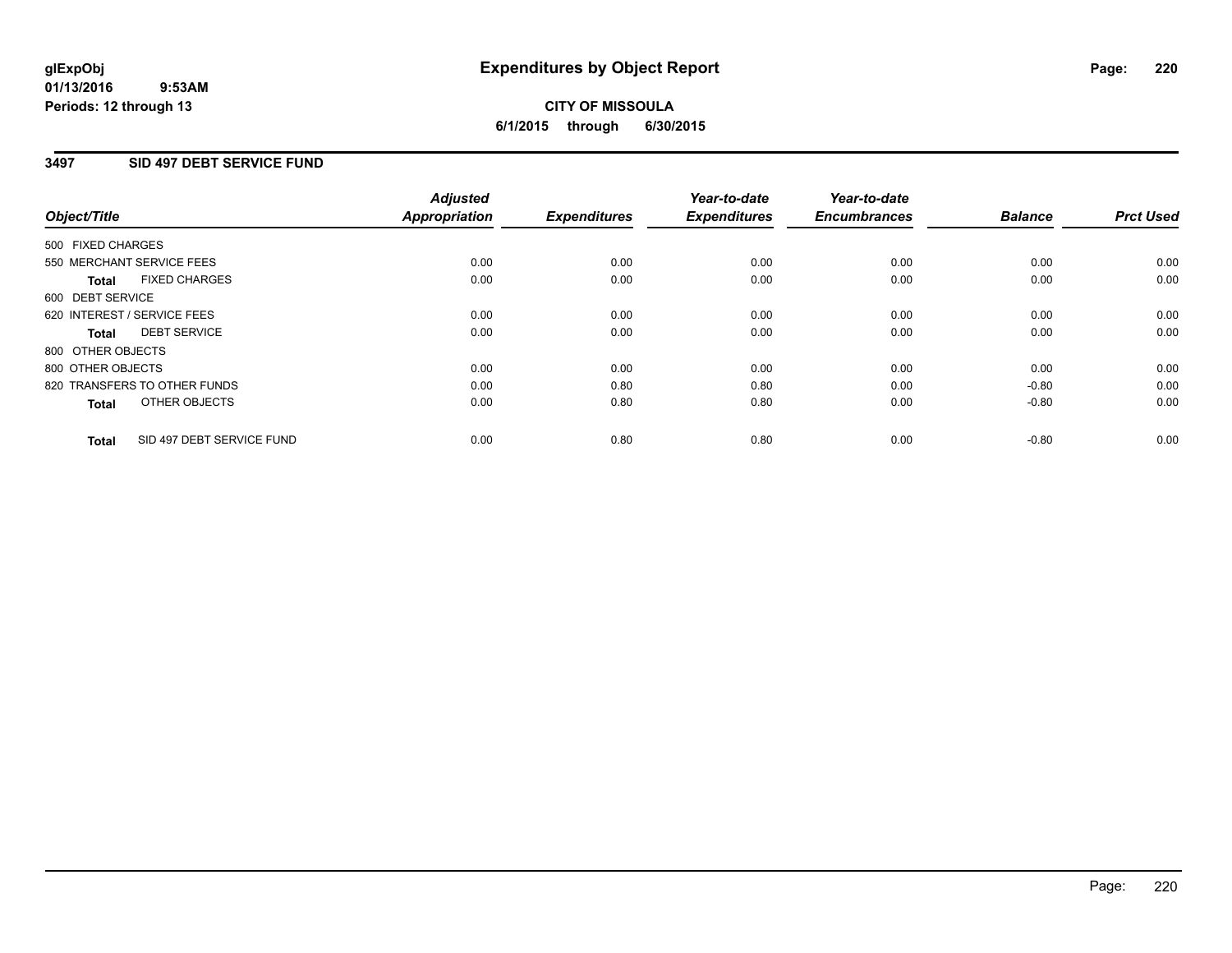**glExpObj**
**01/13/2016 9:53AM**
**Periods: 12 through 13**

# Expenditures by Object Report

**CITY OF MISSOULA**
**6/1/2015 through 6/30/2015**

## 3497 SID 497 DEBT SERVICE FUND

| Object/Title | Adjusted Appropriation | Expenditures | Year-to-date Expenditures | Year-to-date Encumbrances | Balance | Prct Used |
|---|---|---|---|---|---|---|
| 500 FIXED CHARGES | | | | | | |
| 550 MERCHANT SERVICE FEES | 0.00 | 0.00 | 0.00 | 0.00 | 0.00 | 0.00 |
| **Total** FIXED CHARGES | 0.00 | 0.00 | 0.00 | 0.00 | 0.00 | 0.00 |
| 600 DEBT SERVICE | | | | | | |
| 620 INTEREST / SERVICE FEES | 0.00 | 0.00 | 0.00 | 0.00 | 0.00 | 0.00 |
| **Total** DEBT SERVICE | 0.00 | 0.00 | 0.00 | 0.00 | 0.00 | 0.00 |
| 800 OTHER OBJECTS | | | | | | |
| 800 OTHER OBJECTS | 0.00 | 0.00 | 0.00 | 0.00 | 0.00 | 0.00 |
| 820 TRANSFERS TO OTHER FUNDS | 0.00 | 0.80 | 0.80 | 0.00 | -0.80 | 0.00 |
| **Total** OTHER OBJECTS | 0.00 | 0.80 | 0.80 | 0.00 | -0.80 | 0.00 |
| **Total** SID 497 DEBT SERVICE FUND | 0.00 | 0.80 | 0.80 | 0.00 | -0.80 | 0.00 |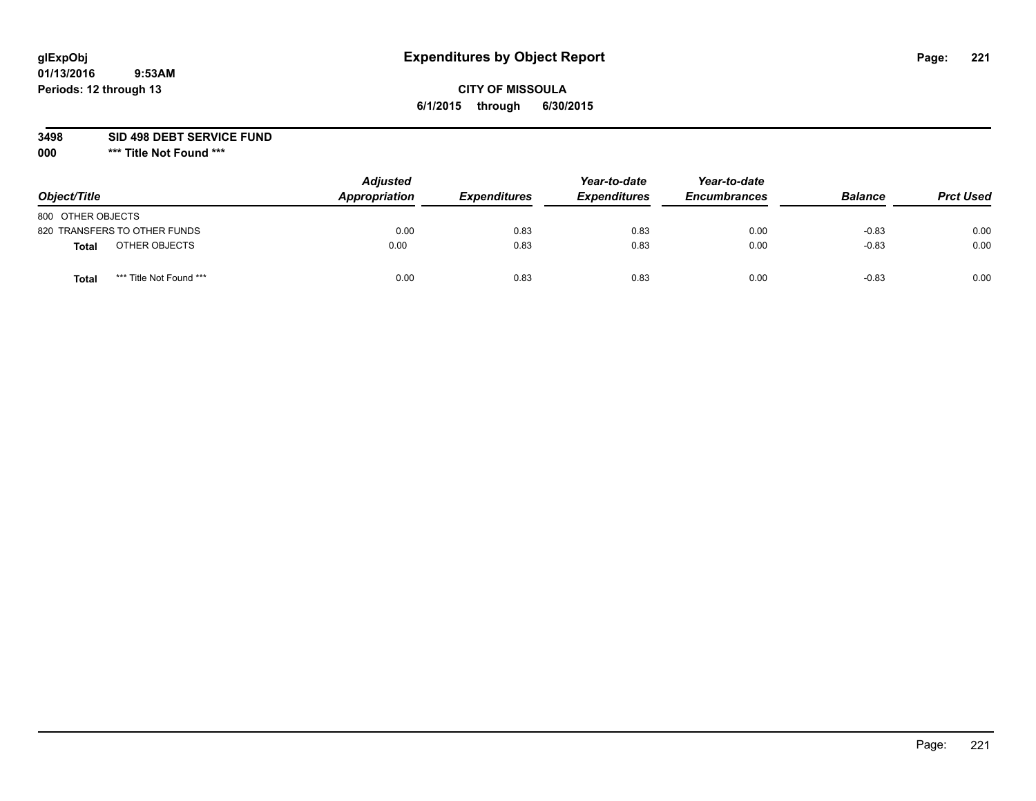glExpObj
01/13/2016 9:53AM
Periods: 12 through 13

# Expenditures by Object Report

**CITY OF MISSOULA**

**6/1/2015 through 6/30/2015**

**3498 SID 498 DEBT SERVICE FUND**

**000 *** Title Not Found *****

| Object/Title | | Adjusted Appropriation | Expenditures | Year-to-date Expenditures | Year-to-date Encumbrances | Balance | Prct Used |
|---|---|---|---|---|---|---|---|
| 800 OTHER OBJECTS | | | | | | | |
| 820 TRANSFERS TO OTHER FUNDS | | 0.00 | 0.83 | 0.83 | 0.00 | -0.83 | 0.00 |
| **Total** | OTHER OBJECTS | 0.00 | 0.83 | 0.83 | 0.00 | -0.83 | 0.00 |
| **Total** | *** Title Not Found *** | 0.00 | 0.83 | 0.83 | 0.00 | -0.83 | 0.00 |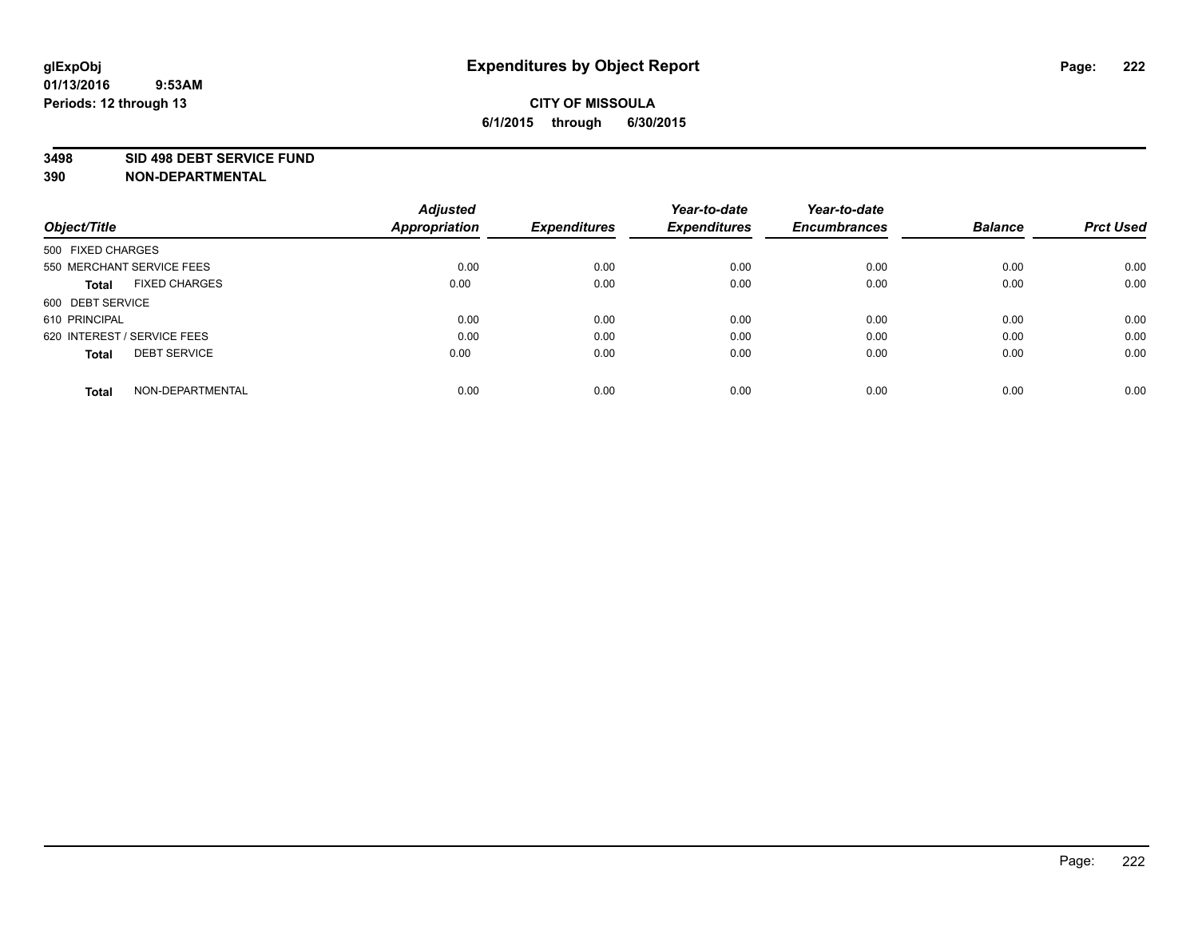# Expenditures by Object Report

glExpObj
01/13/2016 9:53AM
Periods: 12 through 13

**CITY OF MISSOULA**
**6/1/2015 through 6/30/2015**

**3498 SID 498 DEBT SERVICE FUND**
**390 NON-DEPARTMENTAL**

| Object/Title | | Adjusted Appropriation | Expenditures | Year-to-date Expenditures | Year-to-date Encumbrances | Balance | Prct Used |
|---|---|---|---|---|---|---|---|
| 500 FIXED CHARGES | | | | | | | |
| 550 MERCHANT SERVICE FEES | | 0.00 | 0.00 | 0.00 | 0.00 | 0.00 | 0.00 |
| **Total** | FIXED CHARGES | 0.00 | 0.00 | 0.00 | 0.00 | 0.00 | 0.00 |
| 600 DEBT SERVICE | | | | | | | |
| 610 PRINCIPAL | | 0.00 | 0.00 | 0.00 | 0.00 | 0.00 | 0.00 |
| 620 INTEREST / SERVICE FEES | | 0.00 | 0.00 | 0.00 | 0.00 | 0.00 | 0.00 |
| **Total** | DEBT SERVICE | 0.00 | 0.00 | 0.00 | 0.00 | 0.00 | 0.00 |
| **Total** | NON-DEPARTMENTAL | 0.00 | 0.00 | 0.00 | 0.00 | 0.00 | 0.00 |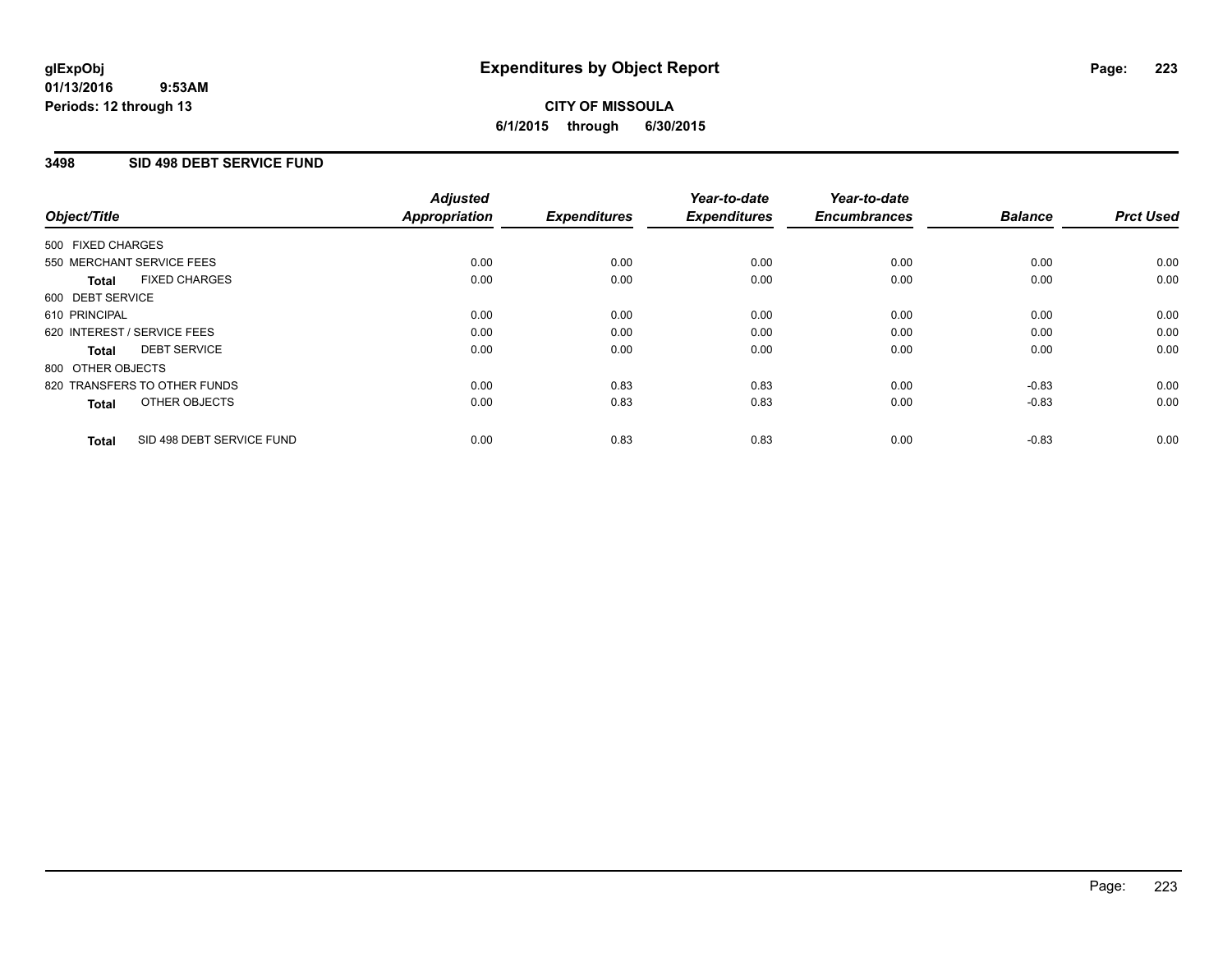glExpObj
01/13/2016 9:53AM
Periods: 12 through 13

# Expenditures by Object Report

**CITY OF MISSOULA**
**6/1/2015 through 6/30/2015**

## 3498 SID 498 DEBT SERVICE FUND

| Object/Title | | Adjusted Appropriation | Expenditures | Year-to-date Expenditures | Year-to-date Encumbrances | Balance | Prct Used |
|---|---|---|---|---|---|---|---|
| 500 FIXED CHARGES | | | | | | | |
| 550 MERCHANT SERVICE FEES | | 0.00 | 0.00 | 0.00 | 0.00 | 0.00 | 0.00 |
| **Total** | FIXED CHARGES | 0.00 | 0.00 | 0.00 | 0.00 | 0.00 | 0.00 |
| 600 DEBT SERVICE | | | | | | | |
| 610 PRINCIPAL | | 0.00 | 0.00 | 0.00 | 0.00 | 0.00 | 0.00 |
| 620 INTEREST / SERVICE FEES | | 0.00 | 0.00 | 0.00 | 0.00 | 0.00 | 0.00 |
| **Total** | DEBT SERVICE | 0.00 | 0.00 | 0.00 | 0.00 | 0.00 | 0.00 |
| 800 OTHER OBJECTS | | | | | | | |
| 820 TRANSFERS TO OTHER FUNDS | | 0.00 | 0.83 | 0.83 | 0.00 | -0.83 | 0.00 |
| **Total** | OTHER OBJECTS | 0.00 | 0.83 | 0.83 | 0.00 | -0.83 | 0.00 |
| **Total** | SID 498 DEBT SERVICE FUND | 0.00 | 0.83 | 0.83 | 0.00 | -0.83 | 0.00 |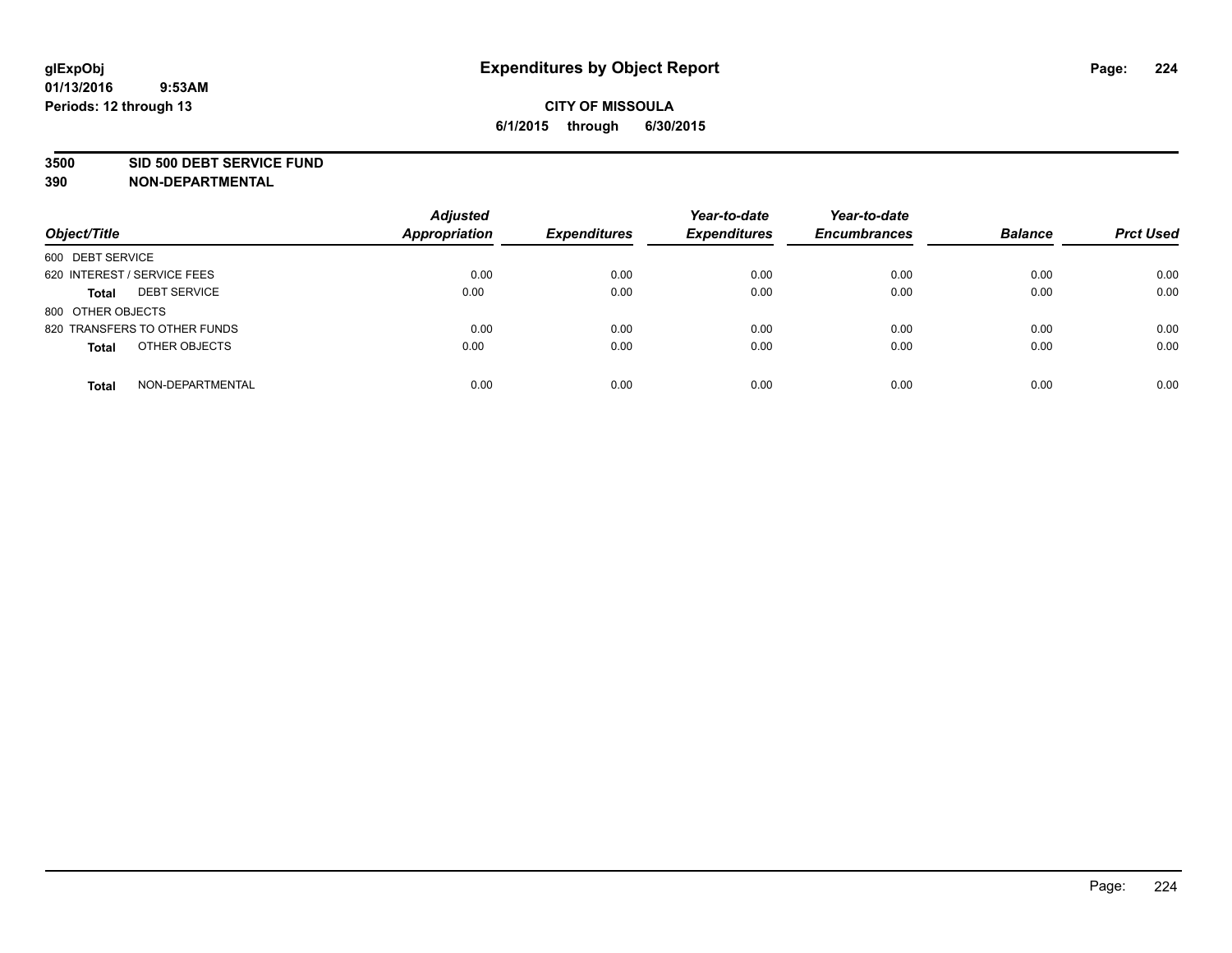**glExpObj**
**01/13/2016 9:53AM**
**Periods: 12 through 13**

# Expenditures by Object Report

**CITY OF MISSOULA**
**6/1/2015 through 6/30/2015**

**3500 SID 500 DEBT SERVICE FUND**
**390 NON-DEPARTMENTAL**

| Object/Title | | Adjusted Appropriation | Expenditures | Year-to-date Expenditures | Year-to-date Encumbrances | Balance | Prct Used |
|---|---|---|---|---|---|---|---|
| 600 DEBT SERVICE | | | | | | | |
| 620 INTEREST / SERVICE FEES | | 0.00 | 0.00 | 0.00 | 0.00 | 0.00 | 0.00 |
| **Total** | DEBT SERVICE | 0.00 | 0.00 | 0.00 | 0.00 | 0.00 | 0.00 |
| 800 OTHER OBJECTS | | | | | | | |
| 820 TRANSFERS TO OTHER FUNDS | | 0.00 | 0.00 | 0.00 | 0.00 | 0.00 | 0.00 |
| **Total** | OTHER OBJECTS | 0.00 | 0.00 | 0.00 | 0.00 | 0.00 | 0.00 |
| **Total** | NON-DEPARTMENTAL | 0.00 | 0.00 | 0.00 | 0.00 | 0.00 | 0.00 |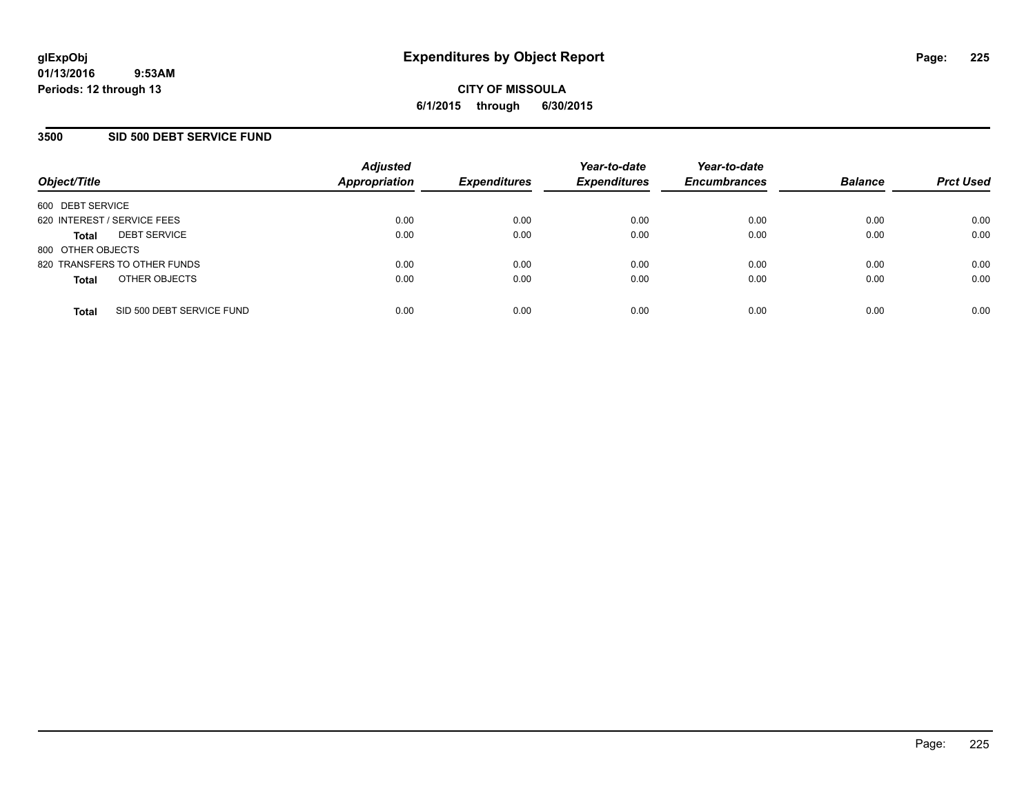# Expenditures by Object Report

glExpObj
01/13/2016 9:53AM
Periods: 12 through 13

**CITY OF MISSOULA**
**6/1/2015 through 6/30/2015**

## 3500 SID 500 DEBT SERVICE FUND

| Object/Title | | Adjusted Appropriation | Expenditures | Year-to-date Expenditures | Year-to-date Encumbrances | Balance | Prct Used |
|---|---|---|---|---|---|---|---|
| 600 DEBT SERVICE | | | | | | | |
| 620 INTEREST / SERVICE FEES | | 0.00 | 0.00 | 0.00 | 0.00 | 0.00 | 0.00 |
| **Total** | DEBT SERVICE | 0.00 | 0.00 | 0.00 | 0.00 | 0.00 | 0.00 |
| 800 OTHER OBJECTS | | | | | | | |
| 820 TRANSFERS TO OTHER FUNDS | | 0.00 | 0.00 | 0.00 | 0.00 | 0.00 | 0.00 |
| **Total** | OTHER OBJECTS | 0.00 | 0.00 | 0.00 | 0.00 | 0.00 | 0.00 |
| **Total** | SID 500 DEBT SERVICE FUND | 0.00 | 0.00 | 0.00 | 0.00 | 0.00 | 0.00 |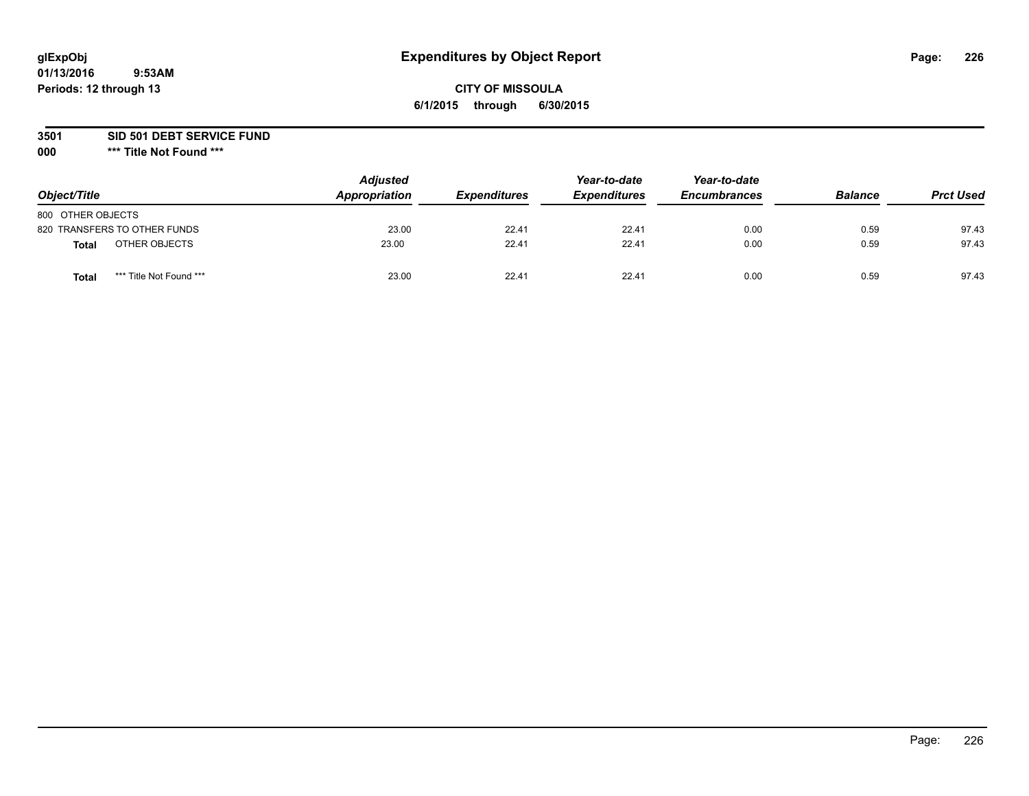glExpObj
01/13/2016 9:53AM
Periods: 12 through 13

# Expenditures by Object Report

**CITY OF MISSOULA**
**6/1/2015 through 6/30/2015**

**3501 SID 501 DEBT SERVICE FUND**
**000 *** Title Not Found *****

| Object/Title | | Adjusted Appropriation | Expenditures | Year-to-date Expenditures | Year-to-date Encumbrances | Balance | Prct Used |
|---|---|---|---|---|---|---|---|
| 800 OTHER OBJECTS | | | | | | | |
| 820 TRANSFERS TO OTHER FUNDS | | 23.00 | 22.41 | 22.41 | 0.00 | 0.59 | 97.43 |
| **Total** | OTHER OBJECTS | 23.00 | 22.41 | 22.41 | 0.00 | 0.59 | 97.43 |
| **Total** | *** Title Not Found *** | 23.00 | 22.41 | 22.41 | 0.00 | 0.59 | 97.43 |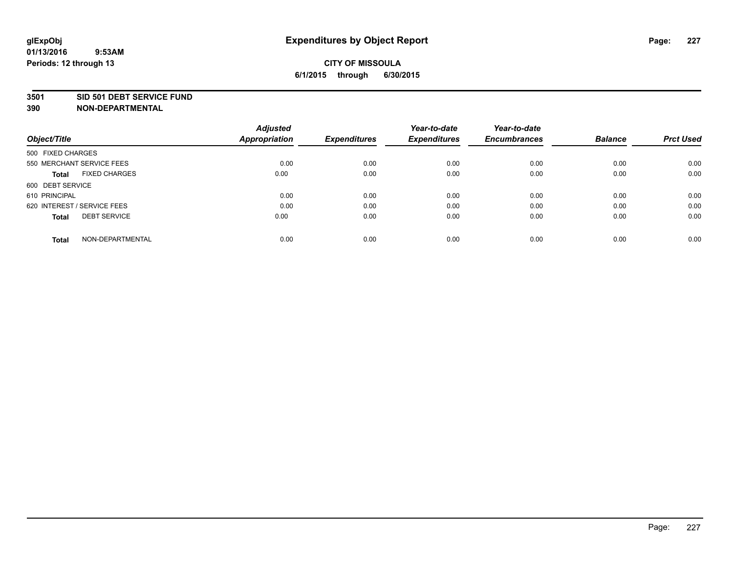# Expenditures by Object Report

glExpObj
01/13/2016 9:53AM
Periods: 12 through 13

**CITY OF MISSOULA**
**6/1/2015 through 6/30/2015**

**3501 SID 501 DEBT SERVICE FUND**
**390 NON-DEPARTMENTAL**

| Object/Title | Adjusted Appropriation | Expenditures | Year-to-date Expenditures | Year-to-date Encumbrances | Balance | Prct Used |
|---|---|---|---|---|---|---|
| 500 FIXED CHARGES | | | | | | |
| 550 MERCHANT SERVICE FEES | 0.00 | 0.00 | 0.00 | 0.00 | 0.00 | 0.00 |
| **Total** FIXED CHARGES | 0.00 | 0.00 | 0.00 | 0.00 | 0.00 | 0.00 |
| 600 DEBT SERVICE | | | | | | |
| 610 PRINCIPAL | 0.00 | 0.00 | 0.00 | 0.00 | 0.00 | 0.00 |
| 620 INTEREST / SERVICE FEES | 0.00 | 0.00 | 0.00 | 0.00 | 0.00 | 0.00 |
| **Total** DEBT SERVICE | 0.00 | 0.00 | 0.00 | 0.00 | 0.00 | 0.00 |
| **Total** NON-DEPARTMENTAL | 0.00 | 0.00 | 0.00 | 0.00 | 0.00 | 0.00 |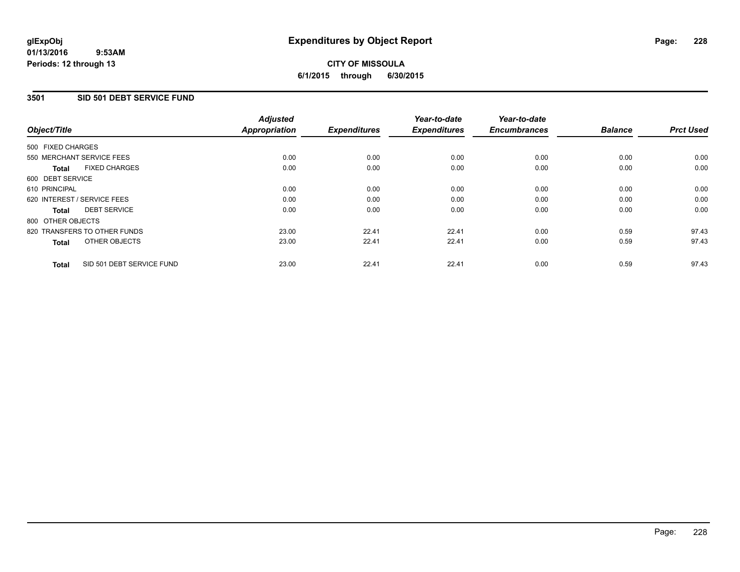# Expenditures by Object Report

glExpObj
01/13/2016 9:53AM
Periods: 12 through 13

**CITY OF MISSOULA**
**6/1/2015 through 6/30/2015**

## 3501 SID 501 DEBT SERVICE FUND

| Object/Title | Adjusted Appropriation | Expenditures | Year-to-date Expenditures | Year-to-date Encumbrances | Balance | Prct Used |
|---|---|---|---|---|---|---|
| 500 FIXED CHARGES | | | | | | |
| 550 MERCHANT SERVICE FEES | 0.00 | 0.00 | 0.00 | 0.00 | 0.00 | 0.00 |
| **Total** FIXED CHARGES | 0.00 | 0.00 | 0.00 | 0.00 | 0.00 | 0.00 |
| 600 DEBT SERVICE | | | | | | |
| 610 PRINCIPAL | 0.00 | 0.00 | 0.00 | 0.00 | 0.00 | 0.00 |
| 620 INTEREST / SERVICE FEES | 0.00 | 0.00 | 0.00 | 0.00 | 0.00 | 0.00 |
| **Total** DEBT SERVICE | 0.00 | 0.00 | 0.00 | 0.00 | 0.00 | 0.00 |
| 800 OTHER OBJECTS | | | | | | |
| 820 TRANSFERS TO OTHER FUNDS | 23.00 | 22.41 | 22.41 | 0.00 | 0.59 | 97.43 |
| **Total** OTHER OBJECTS | 23.00 | 22.41 | 22.41 | 0.00 | 0.59 | 97.43 |
| **Total** SID 501 DEBT SERVICE FUND | 23.00 | 22.41 | 22.41 | 0.00 | 0.59 | 97.43 |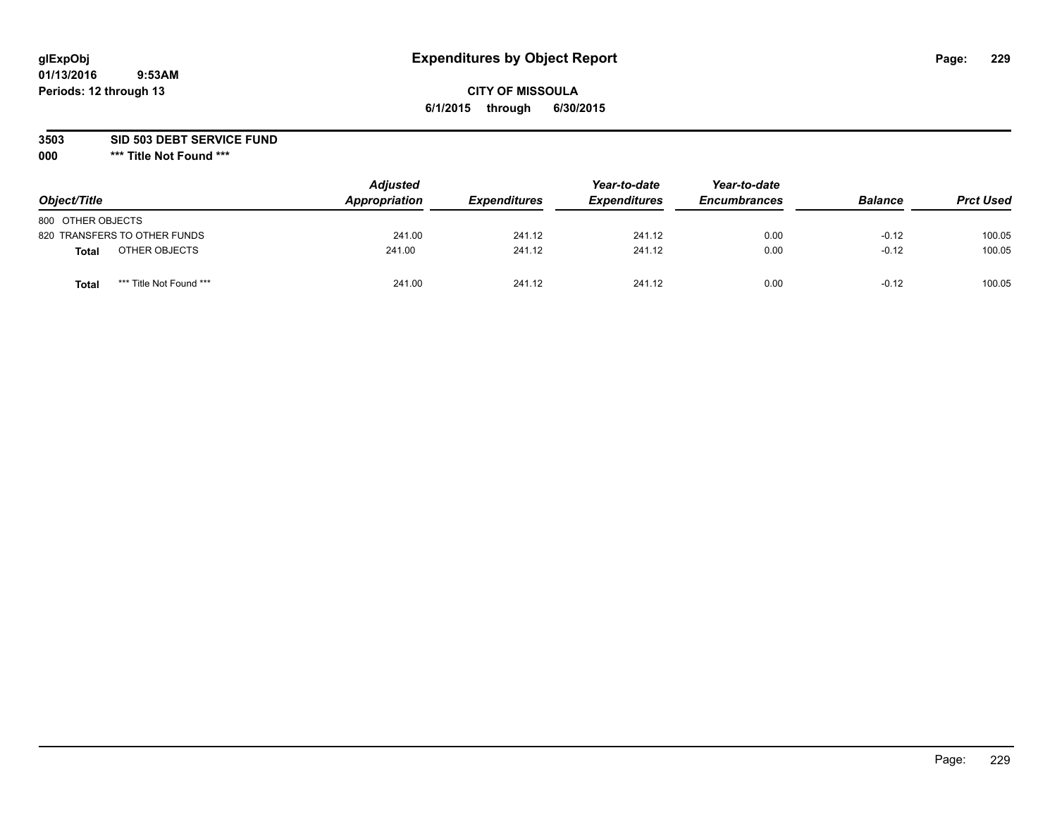glExpObj
01/13/2016 9:53AM
Periods: 12 through 13

# Expenditures by Object Report

**CITY OF MISSOULA**

**6/1/2015 through 6/30/2015**

**3503 SID 503 DEBT SERVICE FUND**

**000 *** Title Not Found *****

| Object/Title | Adjusted Appropriation | Expenditures | Year-to-date Expenditures | Year-to-date Encumbrances | Balance | Prct Used |
|---|---|---|---|---|---|---|
| 800 OTHER OBJECTS | | | | | | |
| 820 TRANSFERS TO OTHER FUNDS | 241.00 | 241.12 | 241.12 | 0.00 | -0.12 | 100.05 |
| **Total** OTHER OBJECTS | 241.00 | 241.12 | 241.12 | 0.00 | -0.12 | 100.05 |
| **Total** *** Title Not Found *** | 241.00 | 241.12 | 241.12 | 0.00 | -0.12 | 100.05 |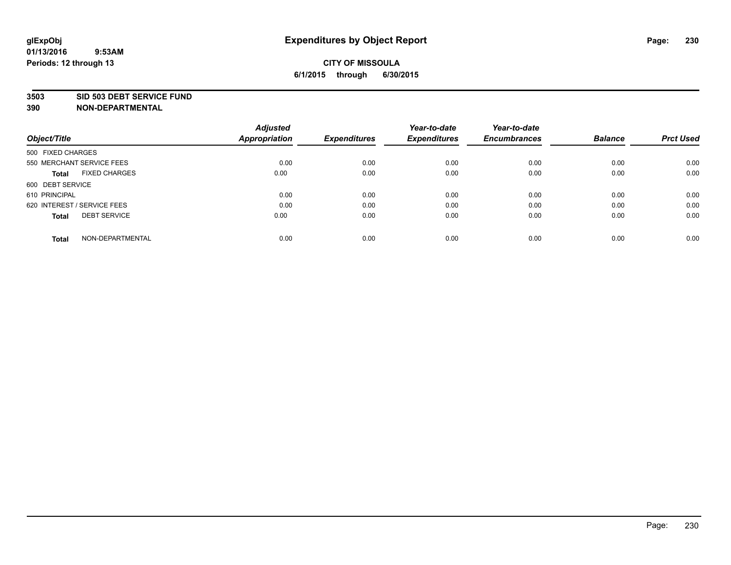# Expenditures by Object Report

glExpObj
01/13/2016 9:53AM
Periods: 12 through 13

**CITY OF MISSOULA**
**6/1/2015 through 6/30/2015**

**3503 SID 503 DEBT SERVICE FUND**
**390 NON-DEPARTMENTAL**

| Object/Title | | Adjusted Appropriation | Expenditures | Year-to-date Expenditures | Year-to-date Encumbrances | Balance | Prct Used |
|---|---|---|---|---|---|---|---|
| 500 FIXED CHARGES | | | | | | | |
| 550 MERCHANT SERVICE FEES | | 0.00 | 0.00 | 0.00 | 0.00 | 0.00 | 0.00 |
| **Total** | FIXED CHARGES | 0.00 | 0.00 | 0.00 | 0.00 | 0.00 | 0.00 |
| 600 DEBT SERVICE | | | | | | | |
| 610 PRINCIPAL | | 0.00 | 0.00 | 0.00 | 0.00 | 0.00 | 0.00 |
| 620 INTEREST / SERVICE FEES | | 0.00 | 0.00 | 0.00 | 0.00 | 0.00 | 0.00 |
| **Total** | DEBT SERVICE | 0.00 | 0.00 | 0.00 | 0.00 | 0.00 | 0.00 |
| **Total** | NON-DEPARTMENTAL | 0.00 | 0.00 | 0.00 | 0.00 | 0.00 | 0.00 |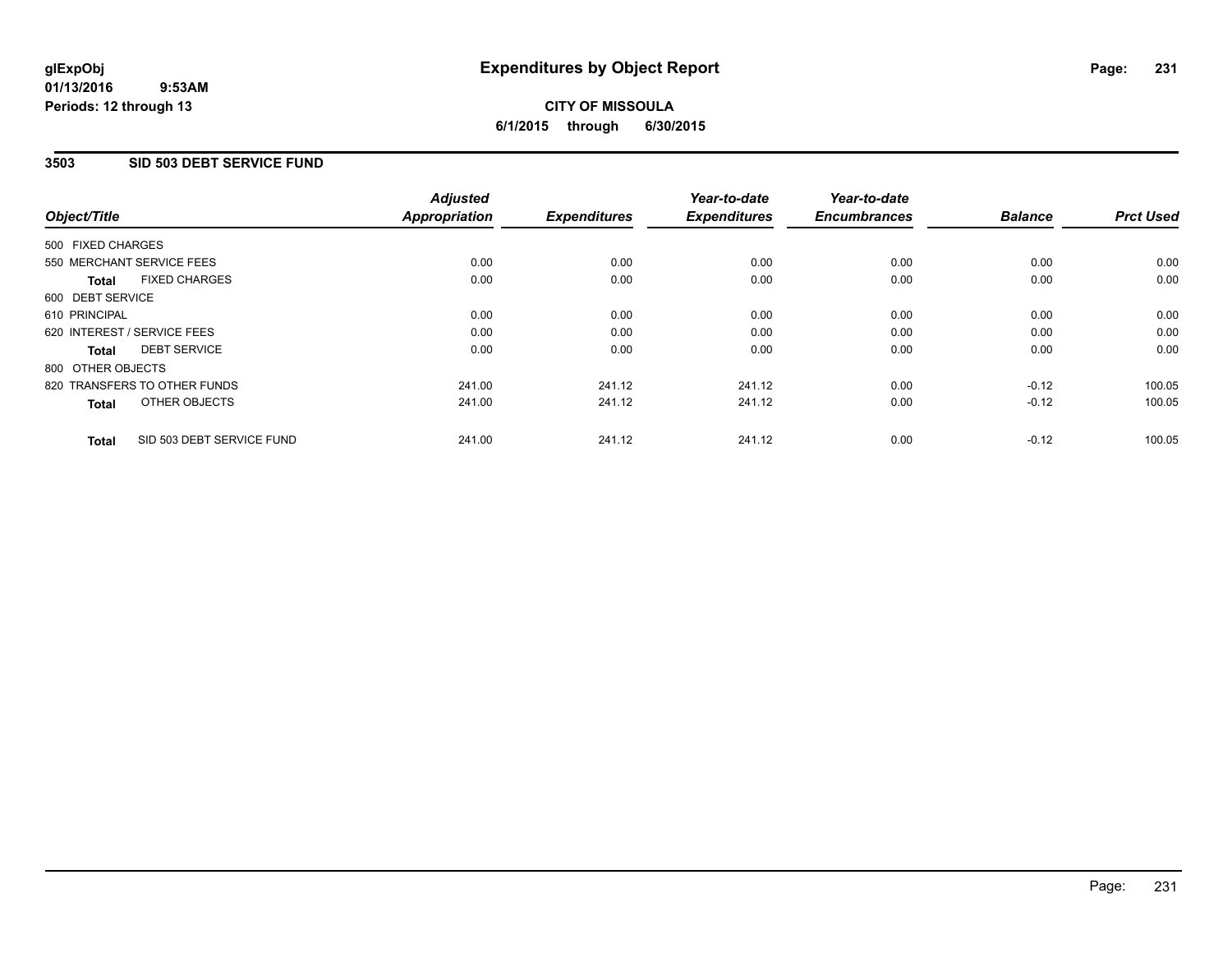# Expenditures by Object Report

glExpObj
01/13/2016 9:53AM
Periods: 12 through 13

**CITY OF MISSOULA**
**6/1/2015 through 6/30/2015**

## 3503 SID 503 DEBT SERVICE FUND

| Object/Title | | Adjusted Appropriation | Expenditures | Year-to-date Expenditures | Year-to-date Encumbrances | Balance | Prct Used |
|---|---|---|---|---|---|---|---|
| 500 FIXED CHARGES | | | | | | | |
| 550 MERCHANT SERVICE FEES | | 0.00 | 0.00 | 0.00 | 0.00 | 0.00 | 0.00 |
| **Total** | FIXED CHARGES | 0.00 | 0.00 | 0.00 | 0.00 | 0.00 | 0.00 |
| 600 DEBT SERVICE | | | | | | | |
| 610 PRINCIPAL | | 0.00 | 0.00 | 0.00 | 0.00 | 0.00 | 0.00 |
| 620 INTEREST / SERVICE FEES | | 0.00 | 0.00 | 0.00 | 0.00 | 0.00 | 0.00 |
| **Total** | DEBT SERVICE | 0.00 | 0.00 | 0.00 | 0.00 | 0.00 | 0.00 |
| 800 OTHER OBJECTS | | | | | | | |
| 820 TRANSFERS TO OTHER FUNDS | | 241.00 | 241.12 | 241.12 | 0.00 | -0.12 | 100.05 |
| **Total** | OTHER OBJECTS | 241.00 | 241.12 | 241.12 | 0.00 | -0.12 | 100.05 |
| **Total** | SID 503 DEBT SERVICE FUND | 241.00 | 241.12 | 241.12 | 0.00 | -0.12 | 100.05 |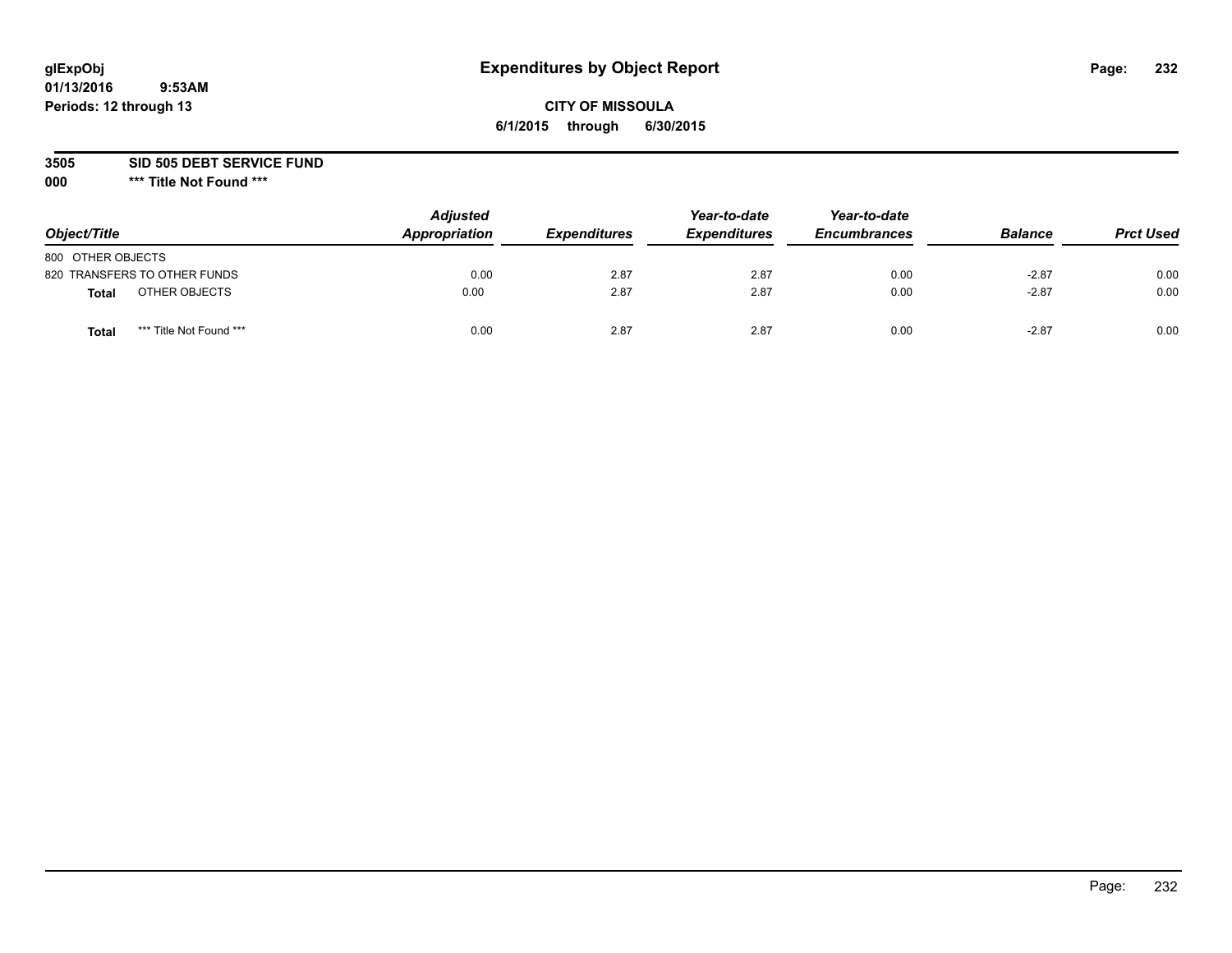glExpObj
01/13/2016 9:53AM
Periods: 12 through 13

# Expenditures by Object Report

**CITY OF MISSOULA**
**6/1/2015 through 6/30/2015**

**3505 SID 505 DEBT SERVICE FUND**
**000 \*\*\* Title Not Found \*\*\***

| Object/Title | | Adjusted Appropriation | Expenditures | Year-to-date Expenditures | Year-to-date Encumbrances | Balance | Prct Used |
|---|---|---|---|---|---|---|---|
| 800 OTHER OBJECTS | | | | | | | |
| 820 TRANSFERS TO OTHER FUNDS | | 0.00 | 2.87 | 2.87 | 0.00 | -2.87 | 0.00 |
| **Total** | OTHER OBJECTS | 0.00 | 2.87 | 2.87 | 0.00 | -2.87 | 0.00 |
| **Total** | *** Title Not Found *** | 0.00 | 2.87 | 2.87 | 0.00 | -2.87 | 0.00 |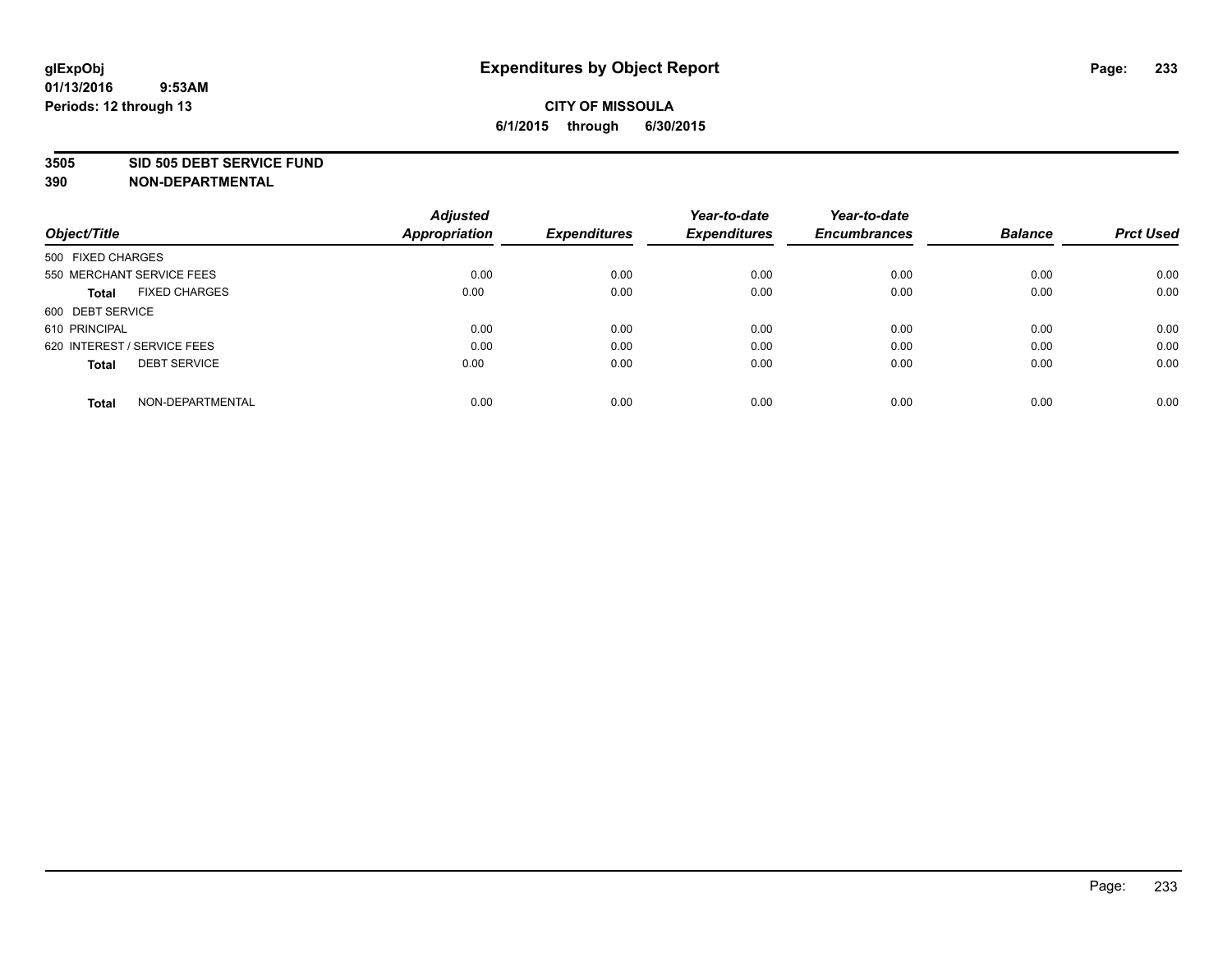glExpObj
01/13/2016 9:53AM
Periods: 12 through 13

# Expenditures by Object Report

**CITY OF MISSOULA**
**6/1/2015 through 6/30/2015**

**3505 SID 505 DEBT SERVICE FUND**
**390 NON-DEPARTMENTAL**

| Object/Title | Adjusted Appropriation | Expenditures | Year-to-date Expenditures | Year-to-date Encumbrances | Balance | Prct Used |
|---|---|---|---|---|---|---|
| 500 FIXED CHARGES | | | | | | |
| 550 MERCHANT SERVICE FEES | 0.00 | 0.00 | 0.00 | 0.00 | 0.00 | 0.00 |
| **Total** FIXED CHARGES | 0.00 | 0.00 | 0.00 | 0.00 | 0.00 | 0.00 |
| 600 DEBT SERVICE | | | | | | |
| 610 PRINCIPAL | 0.00 | 0.00 | 0.00 | 0.00 | 0.00 | 0.00 |
| 620 INTEREST / SERVICE FEES | 0.00 | 0.00 | 0.00 | 0.00 | 0.00 | 0.00 |
| **Total** DEBT SERVICE | 0.00 | 0.00 | 0.00 | 0.00 | 0.00 | 0.00 |
| **Total** NON-DEPARTMENTAL | 0.00 | 0.00 | 0.00 | 0.00 | 0.00 | 0.00 |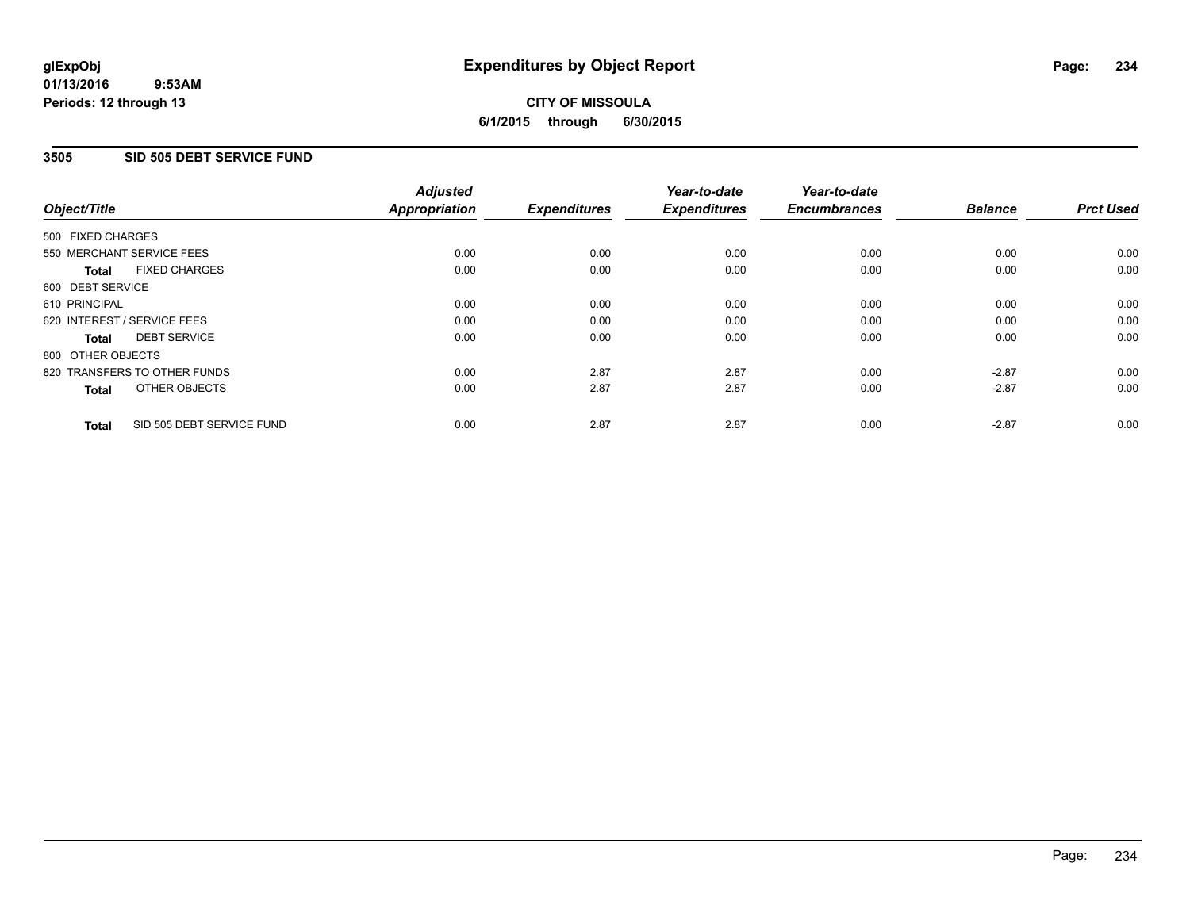glExpObj
01/13/2016 9:53AM
Periods: 12 through 13

# Expenditures by Object Report

**CITY OF MISSOULA**
**6/1/2015 through 6/30/2015**

## 3505 SID 505 DEBT SERVICE FUND

| Object/Title | Adjusted Appropriation | Expenditures | Year-to-date Expenditures | Year-to-date Encumbrances | Balance | Prct Used |
|---|---|---|---|---|---|---|
| 500 FIXED CHARGES | | | | | | |
| 550 MERCHANT SERVICE FEES | 0.00 | 0.00 | 0.00 | 0.00 | 0.00 | 0.00 |
| **Total** FIXED CHARGES | 0.00 | 0.00 | 0.00 | 0.00 | 0.00 | 0.00 |
| 600 DEBT SERVICE | | | | | | |
| 610 PRINCIPAL | 0.00 | 0.00 | 0.00 | 0.00 | 0.00 | 0.00 |
| 620 INTEREST / SERVICE FEES | 0.00 | 0.00 | 0.00 | 0.00 | 0.00 | 0.00 |
| **Total** DEBT SERVICE | 0.00 | 0.00 | 0.00 | 0.00 | 0.00 | 0.00 |
| 800 OTHER OBJECTS | | | | | | |
| 820 TRANSFERS TO OTHER FUNDS | 0.00 | 2.87 | 2.87 | 0.00 | -2.87 | 0.00 |
| **Total** OTHER OBJECTS | 0.00 | 2.87 | 2.87 | 0.00 | -2.87 | 0.00 |
| **Total** SID 505 DEBT SERVICE FUND | 0.00 | 2.87 | 2.87 | 0.00 | -2.87 | 0.00 |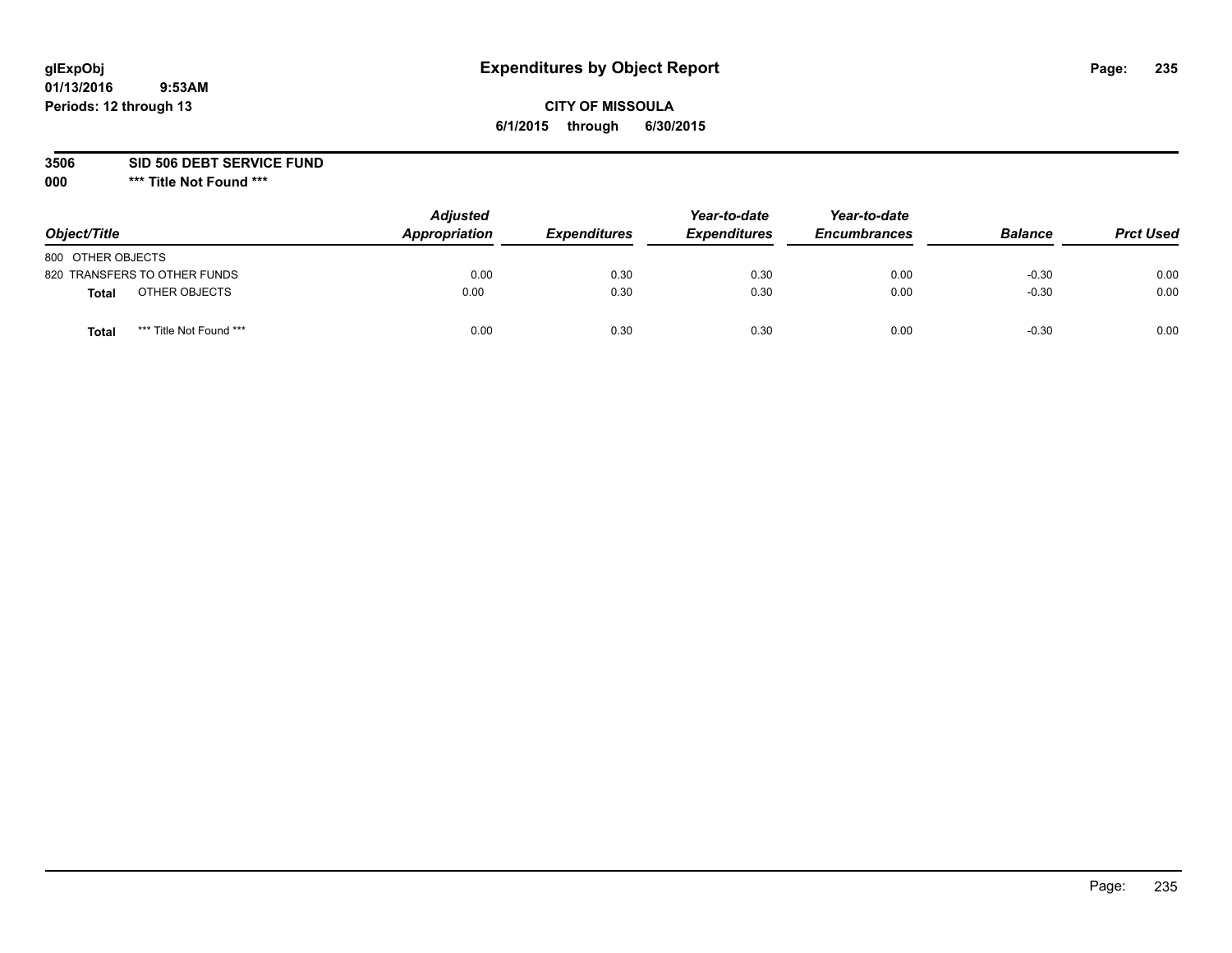# Expenditures by Object Report

glExpObj
01/13/2016 9:53AM
Periods: 12 through 13

**CITY OF MISSOULA**
**6/1/2015 through 6/30/2015**

**3506 SID 506 DEBT SERVICE FUND**
**000 \*\*\* Title Not Found \*\*\***

| Object/Title | Adjusted Appropriation | Expenditures | Year-to-date Expenditures | Year-to-date Encumbrances | Balance | Prct Used |
|---|---|---|---|---|---|---|
| 800 OTHER OBJECTS | | | | | | |
| 820 TRANSFERS TO OTHER FUNDS | 0.00 | 0.30 | 0.30 | 0.00 | -0.30 | 0.00 |
| **Total** OTHER OBJECTS | 0.00 | 0.30 | 0.30 | 0.00 | -0.30 | 0.00 |
| **Total** *** Title Not Found *** | 0.00 | 0.30 | 0.30 | 0.00 | -0.30 | 0.00 |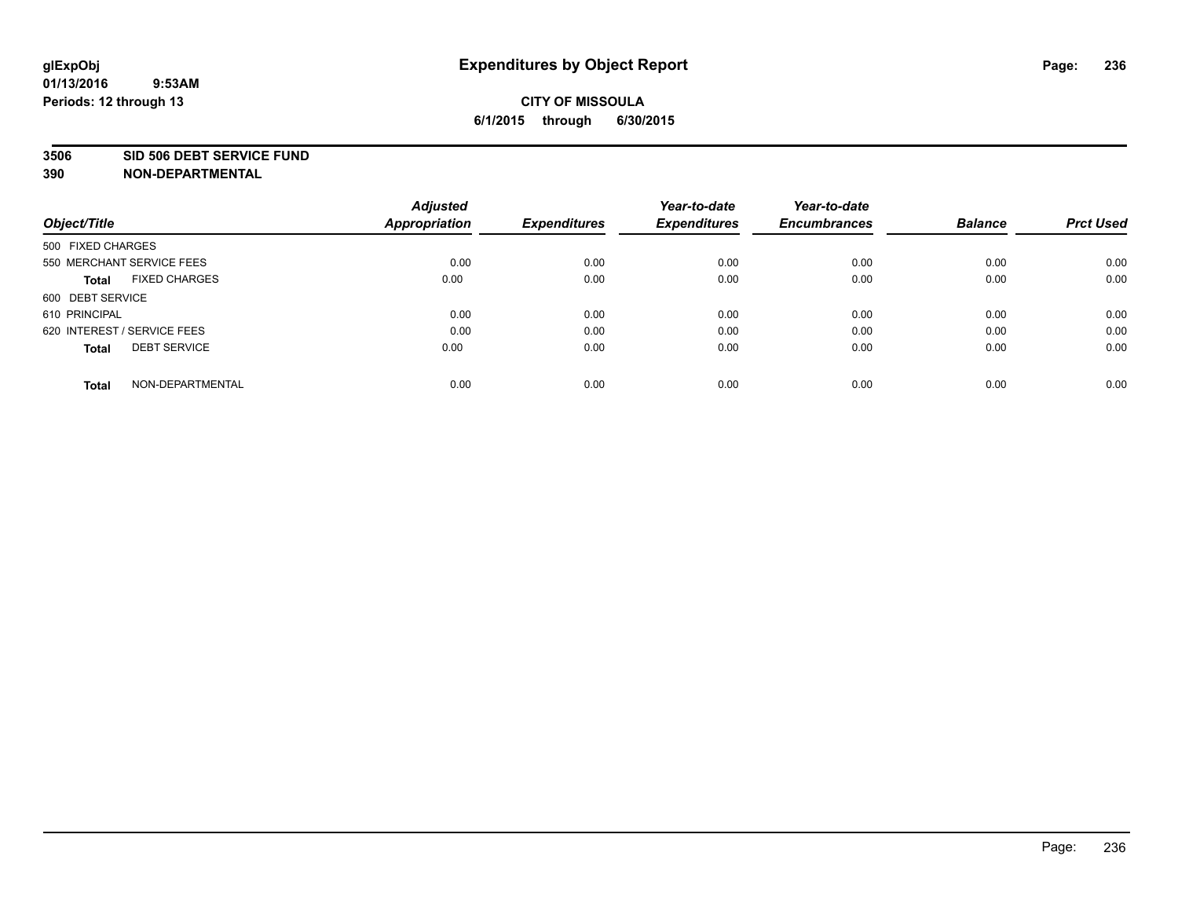# Expenditures by Object Report

glExpObj
01/13/2016 9:53AM
Periods: 12 through 13

**CITY OF MISSOULA**
**6/1/2015 through 6/30/2015**

**3506 SID 506 DEBT SERVICE FUND**
**390 NON-DEPARTMENTAL**

| Object/Title | Adjusted Appropriation | Expenditures | Year-to-date Expenditures | Year-to-date Encumbrances | Balance | Prct Used |
|---|---|---|---|---|---|---|
| 500 FIXED CHARGES | | | | | | |
| 550 MERCHANT SERVICE FEES | 0.00 | 0.00 | 0.00 | 0.00 | 0.00 | 0.00 |
| **Total** FIXED CHARGES | 0.00 | 0.00 | 0.00 | 0.00 | 0.00 | 0.00 |
| 600 DEBT SERVICE | | | | | | |
| 610 PRINCIPAL | 0.00 | 0.00 | 0.00 | 0.00 | 0.00 | 0.00 |
| 620 INTEREST / SERVICE FEES | 0.00 | 0.00 | 0.00 | 0.00 | 0.00 | 0.00 |
| **Total** DEBT SERVICE | 0.00 | 0.00 | 0.00 | 0.00 | 0.00 | 0.00 |
| **Total** NON-DEPARTMENTAL | 0.00 | 0.00 | 0.00 | 0.00 | 0.00 | 0.00 |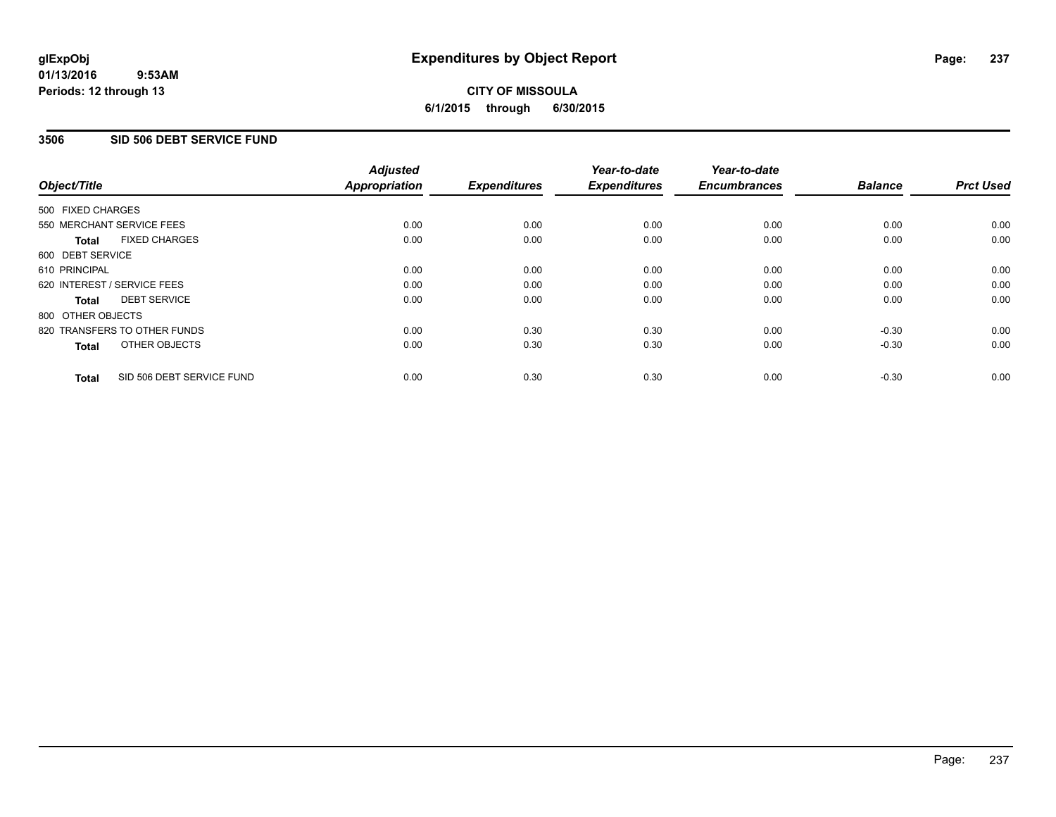# Expenditures by Object Report

glExpObj
01/13/2016 9:53AM
Periods: 12 through 13

**CITY OF MISSOULA**
**6/1/2015 through 6/30/2015**

## 3506 SID 506 DEBT SERVICE FUND

| Object/Title | Adjusted Appropriation | Expenditures | Year-to-date Expenditures | Year-to-date Encumbrances | Balance | Prct Used |
|---|---|---|---|---|---|---|
| 500 FIXED CHARGES | | | | | | |
| 550 MERCHANT SERVICE FEES | 0.00 | 0.00 | 0.00 | 0.00 | 0.00 | 0.00 |
| **Total** FIXED CHARGES | 0.00 | 0.00 | 0.00 | 0.00 | 0.00 | 0.00 |
| 600 DEBT SERVICE | | | | | | |
| 610 PRINCIPAL | 0.00 | 0.00 | 0.00 | 0.00 | 0.00 | 0.00 |
| 620 INTEREST / SERVICE FEES | 0.00 | 0.00 | 0.00 | 0.00 | 0.00 | 0.00 |
| **Total** DEBT SERVICE | 0.00 | 0.00 | 0.00 | 0.00 | 0.00 | 0.00 |
| 800 OTHER OBJECTS | | | | | | |
| 820 TRANSFERS TO OTHER FUNDS | 0.00 | 0.30 | 0.30 | 0.00 | -0.30 | 0.00 |
| **Total** OTHER OBJECTS | 0.00 | 0.30 | 0.30 | 0.00 | -0.30 | 0.00 |
| **Total** SID 506 DEBT SERVICE FUND | 0.00 | 0.30 | 0.30 | 0.00 | -0.30 | 0.00 |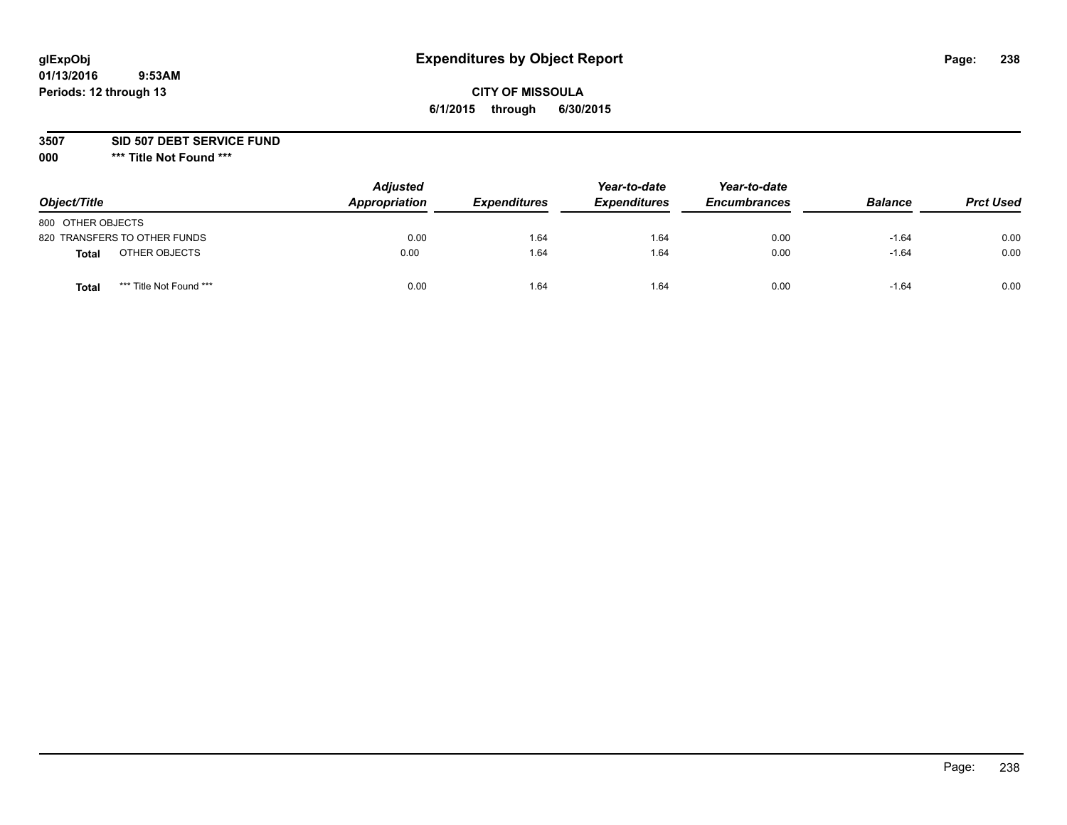glExpObj
01/13/2016 9:53AM
Periods: 12 through 13

# Expenditures by Object Report

**CITY OF MISSOULA**
**6/1/2015 through 6/30/2015**

**3507 SID 507 DEBT SERVICE FUND**
**000 *** Title Not Found *****

| Object/Title | | Adjusted Appropriation | Expenditures | Year-to-date Expenditures | Year-to-date Encumbrances | Balance | Prct Used |
|---|---|---|---|---|---|---|---|
| 800 OTHER OBJECTS | | | | | | | |
| 820 TRANSFERS TO OTHER FUNDS | | 0.00 | 1.64 | 1.64 | 0.00 | -1.64 | 0.00 |
| **Total** | OTHER OBJECTS | 0.00 | 1.64 | 1.64 | 0.00 | -1.64 | 0.00 |
| **Total** | *** Title Not Found *** | 0.00 | 1.64 | 1.64 | 0.00 | -1.64 | 0.00 |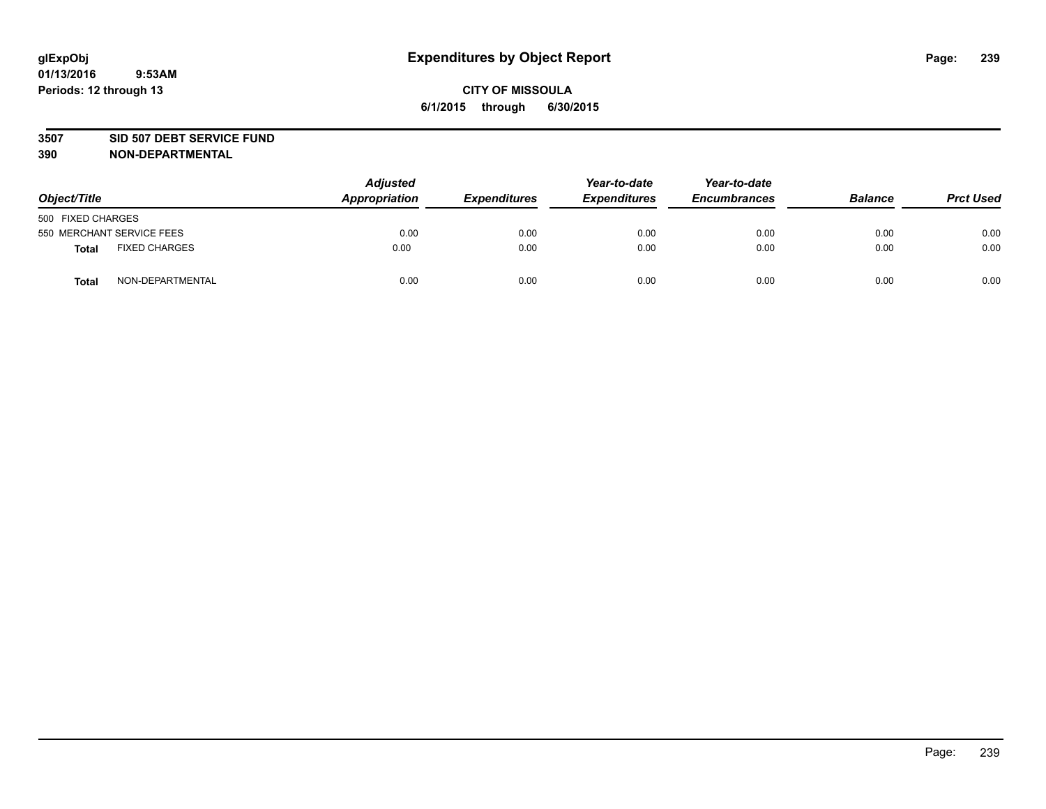**glExpObj**
**01/13/2016 9:53AM**
**Periods: 12 through 13**

# Expenditures by Object Report

**CITY OF MISSOULA**
**6/1/2015 through 6/30/2015**

**3507 SID 507 DEBT SERVICE FUND**
**390 NON-DEPARTMENTAL**

| Object/Title | | Adjusted Appropriation | Expenditures | Year-to-date Expenditures | Year-to-date Encumbrances | Balance | Prct Used |
|---|---|---|---|---|---|---|---|
| 500 FIXED CHARGES | | | | | | | |
| 550 MERCHANT SERVICE FEES | | 0.00 | 0.00 | 0.00 | 0.00 | 0.00 | 0.00 |
| **Total** | FIXED CHARGES | 0.00 | 0.00 | 0.00 | 0.00 | 0.00 | 0.00 |
| **Total** | NON-DEPARTMENTAL | 0.00 | 0.00 | 0.00 | 0.00 | 0.00 | 0.00 |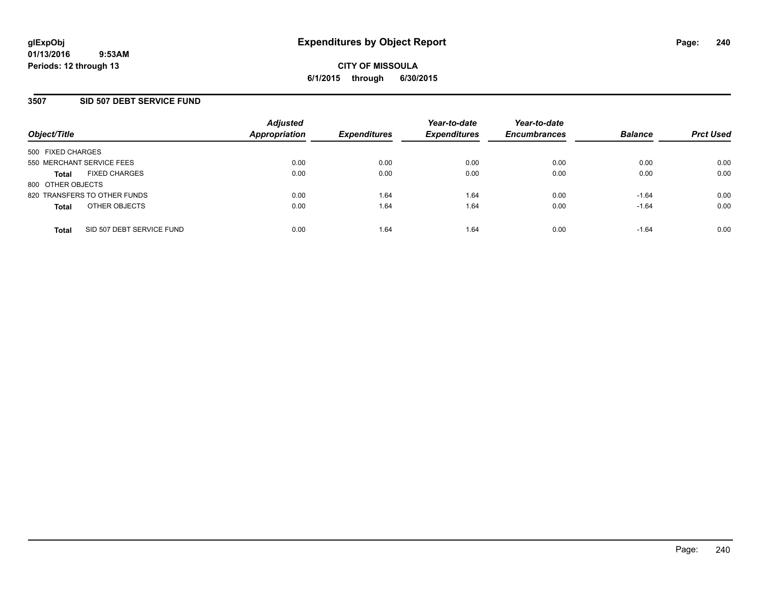glExpObj
01/13/2016 9:53AM
Periods: 12 through 13

# Expenditures by Object Report

**CITY OF MISSOULA**
**6/1/2015 through 6/30/2015**

## 3507 SID 507 DEBT SERVICE FUND

| Object/Title | Adjusted Appropriation | Expenditures | Year-to-date Expenditures | Year-to-date Encumbrances | Balance | Prct Used |
|---|---|---|---|---|---|---|
| 500 FIXED CHARGES | | | | | | |
| 550 MERCHANT SERVICE FEES | 0.00 | 0.00 | 0.00 | 0.00 | 0.00 | 0.00 |
| **Total** FIXED CHARGES | 0.00 | 0.00 | 0.00 | 0.00 | 0.00 | 0.00 |
| 800 OTHER OBJECTS | | | | | | |
| 820 TRANSFERS TO OTHER FUNDS | 0.00 | 1.64 | 1.64 | 0.00 | -1.64 | 0.00 |
| **Total** OTHER OBJECTS | 0.00 | 1.64 | 1.64 | 0.00 | -1.64 | 0.00 |
| **Total** SID 507 DEBT SERVICE FUND | 0.00 | 1.64 | 1.64 | 0.00 | -1.64 | 0.00 |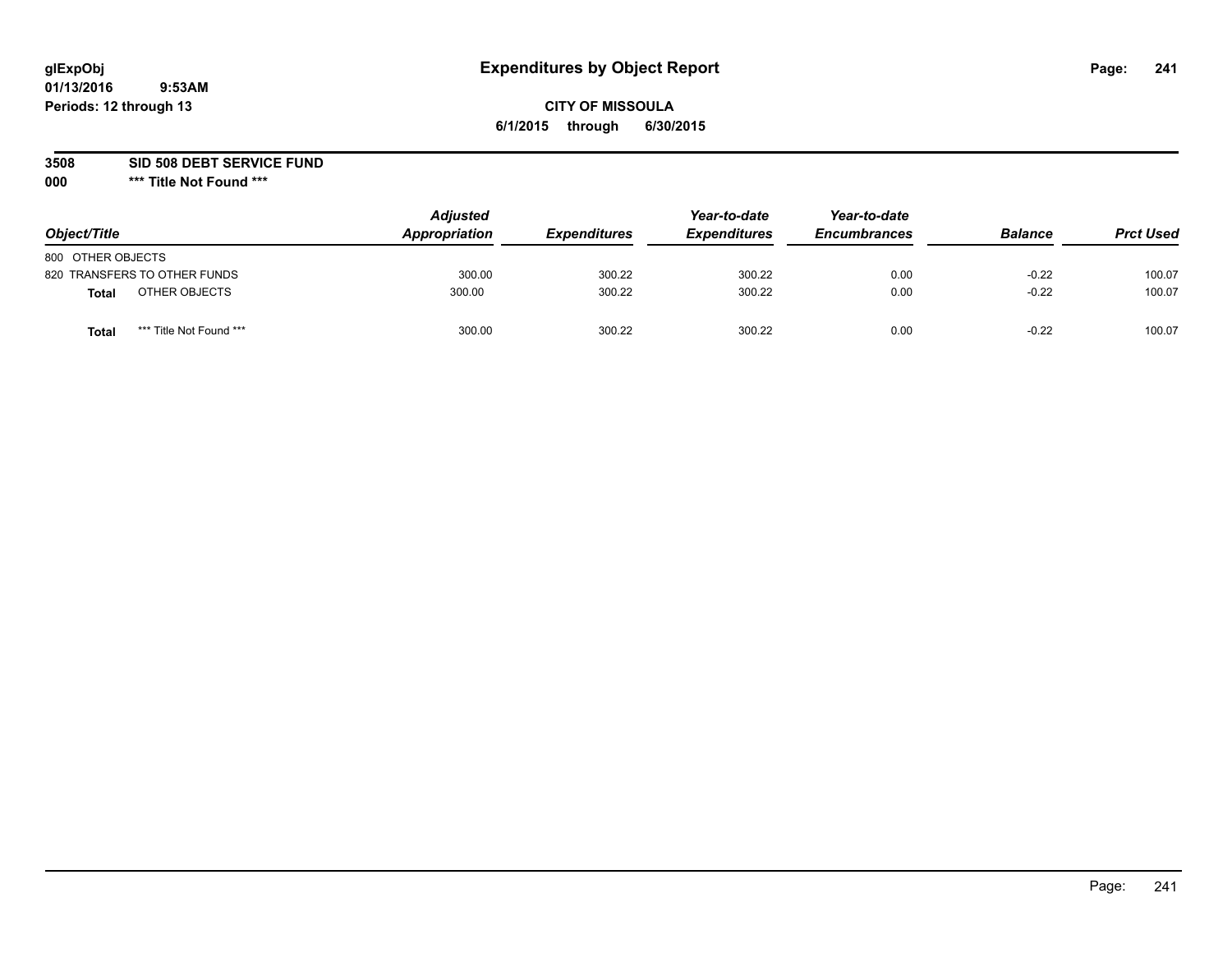# Expenditures by Object Report

glExpObj
01/13/2016 9:53AM
Periods: 12 through 13

**CITY OF MISSOULA**
**6/1/2015 through 6/30/2015**

**3508 SID 508 DEBT SERVICE FUND**
**000 *** Title Not Found *****

| Object/Title | Adjusted Appropriation | Expenditures | Year-to-date Expenditures | Year-to-date Encumbrances | Balance | Prct Used |
|---|---|---|---|---|---|---|
| 800 OTHER OBJECTS | | | | | | |
| 820 TRANSFERS TO OTHER FUNDS | 300.00 | 300.22 | 300.22 | 0.00 | -0.22 | 100.07 |
| **Total** OTHER OBJECTS | 300.00 | 300.22 | 300.22 | 0.00 | -0.22 | 100.07 |
| **Total** *** Title Not Found *** | 300.00 | 300.22 | 300.22 | 0.00 | -0.22 | 100.07 |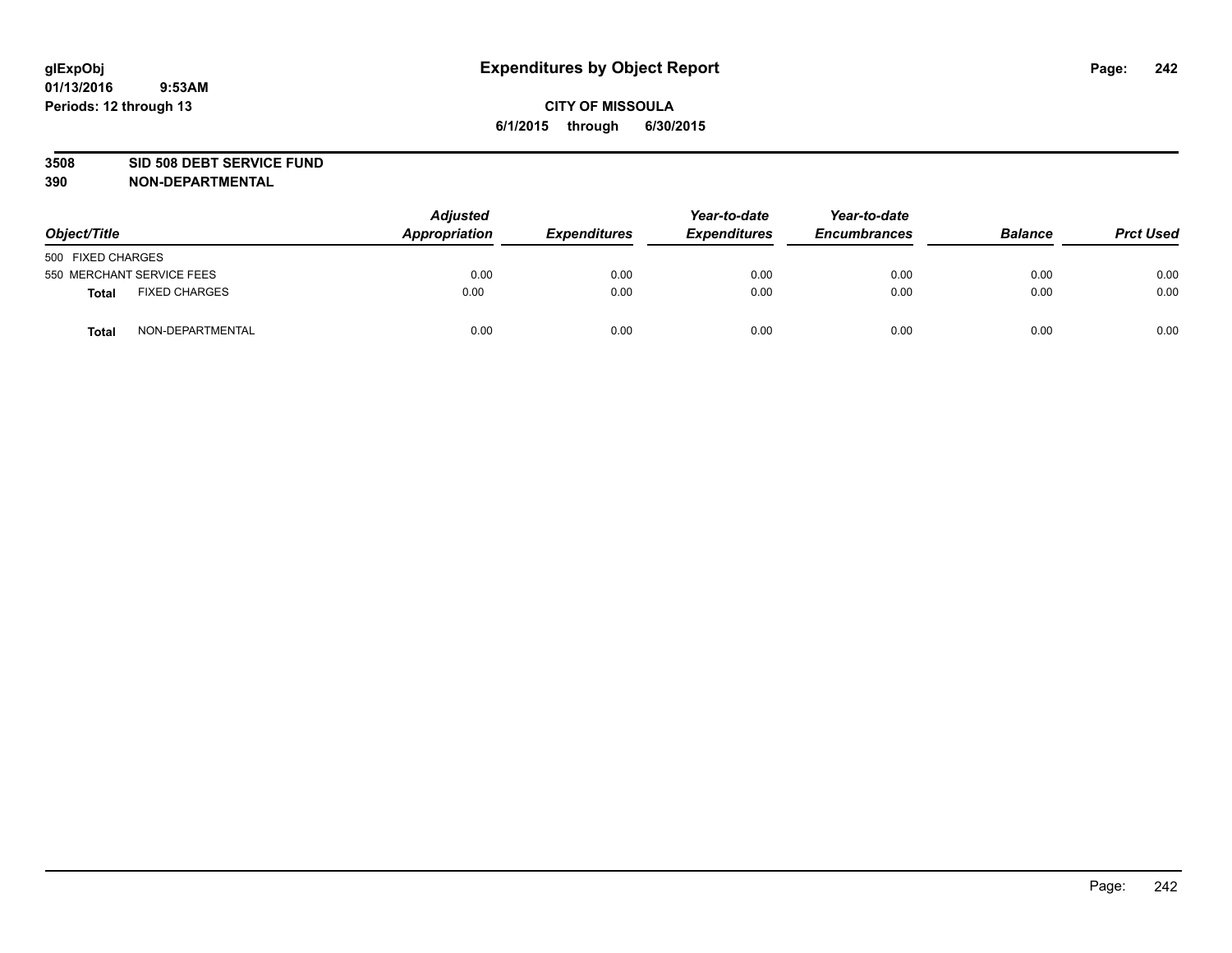# Expenditures by Object Report

glExpObj
01/13/2016 9:53AM
Periods: 12 through 13

**CITY OF MISSOULA**
**6/1/2015 through 6/30/2015**

**3508 SID 508 DEBT SERVICE FUND**
**390 NON-DEPARTMENTAL**

| Object/Title | | Adjusted Appropriation | Expenditures | Year-to-date Expenditures | Year-to-date Encumbrances | Balance | Prct Used |
|---|---|---|---|---|---|---|---|
| 500 FIXED CHARGES | | | | | | | |
| 550 MERCHANT SERVICE FEES | | 0.00 | 0.00 | 0.00 | 0.00 | 0.00 | 0.00 |
| **Total** | FIXED CHARGES | 0.00 | 0.00 | 0.00 | 0.00 | 0.00 | 0.00 |
| **Total** | NON-DEPARTMENTAL | 0.00 | 0.00 | 0.00 | 0.00 | 0.00 | 0.00 |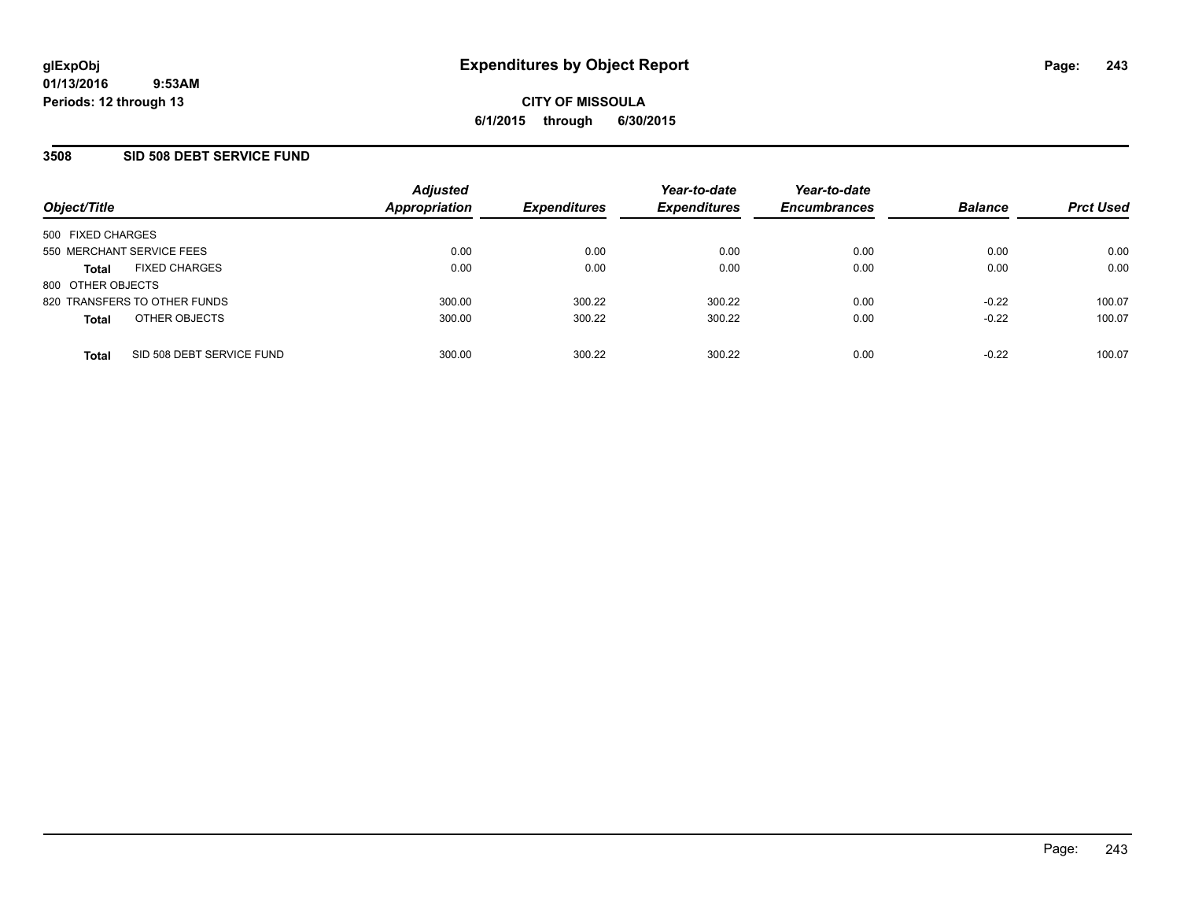# Expenditures by Object Report

glExpObj
01/13/2016 9:53AM
Periods: 12 through 13

**CITY OF MISSOULA**
**6/1/2015 through 6/30/2015**

## 3508 SID 508 DEBT SERVICE FUND

| Object/Title | | Adjusted Appropriation | Expenditures | Year-to-date Expenditures | Year-to-date Encumbrances | Balance | Prct Used |
|---|---|---|---|---|---|---|---|
| 500 FIXED CHARGES | | | | | | | |
| 550 MERCHANT SERVICE FEES | | 0.00 | 0.00 | 0.00 | 0.00 | 0.00 | 0.00 |
| **Total** | FIXED CHARGES | 0.00 | 0.00 | 0.00 | 0.00 | 0.00 | 0.00 |
| 800 OTHER OBJECTS | | | | | | | |
| 820 TRANSFERS TO OTHER FUNDS | | 300.00 | 300.22 | 300.22 | 0.00 | -0.22 | 100.07 |
| **Total** | OTHER OBJECTS | 300.00 | 300.22 | 300.22 | 0.00 | -0.22 | 100.07 |
| **Total** | SID 508 DEBT SERVICE FUND | 300.00 | 300.22 | 300.22 | 0.00 | -0.22 | 100.07 |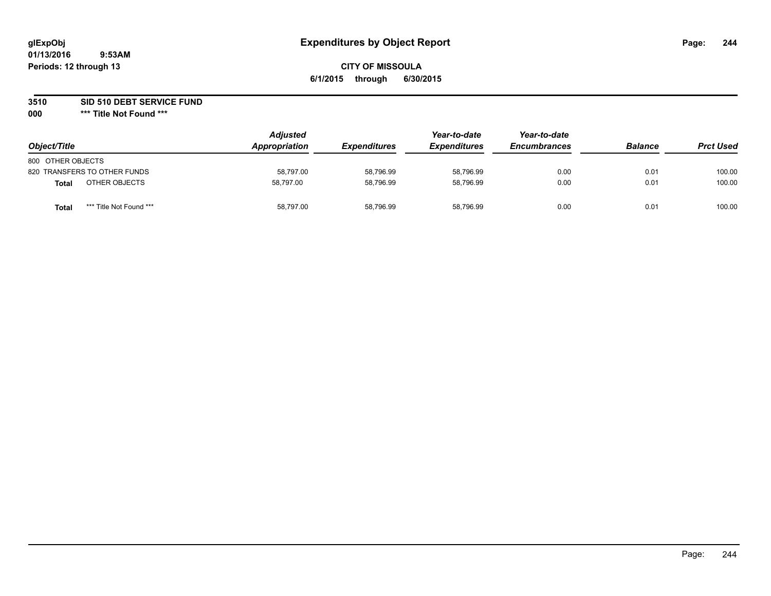# Expenditures by Object Report

glExpObj
01/13/2016 9:53AM
Periods: 12 through 13

**CITY OF MISSOULA**
**6/1/2015 through 6/30/2015**

**3510 SID 510 DEBT SERVICE FUND**
**000 \*\*\* Title Not Found \*\*\***

| Object/Title | | Adjusted Appropriation | Expenditures | Year-to-date Expenditures | Year-to-date Encumbrances | Balance | Prct Used |
|---|---|---|---|---|---|---|---|
| 800 OTHER OBJECTS | | | | | | | |
| 820 TRANSFERS TO OTHER FUNDS | | 58,797.00 | 58,796.99 | 58,796.99 | 0.00 | 0.01 | 100.00 |
| **Total** | OTHER OBJECTS | 58,797.00 | 58,796.99 | 58,796.99 | 0.00 | 0.01 | 100.00 |
| **Total** | *** Title Not Found *** | 58,797.00 | 58,796.99 | 58,796.99 | 0.00 | 0.01 | 100.00 |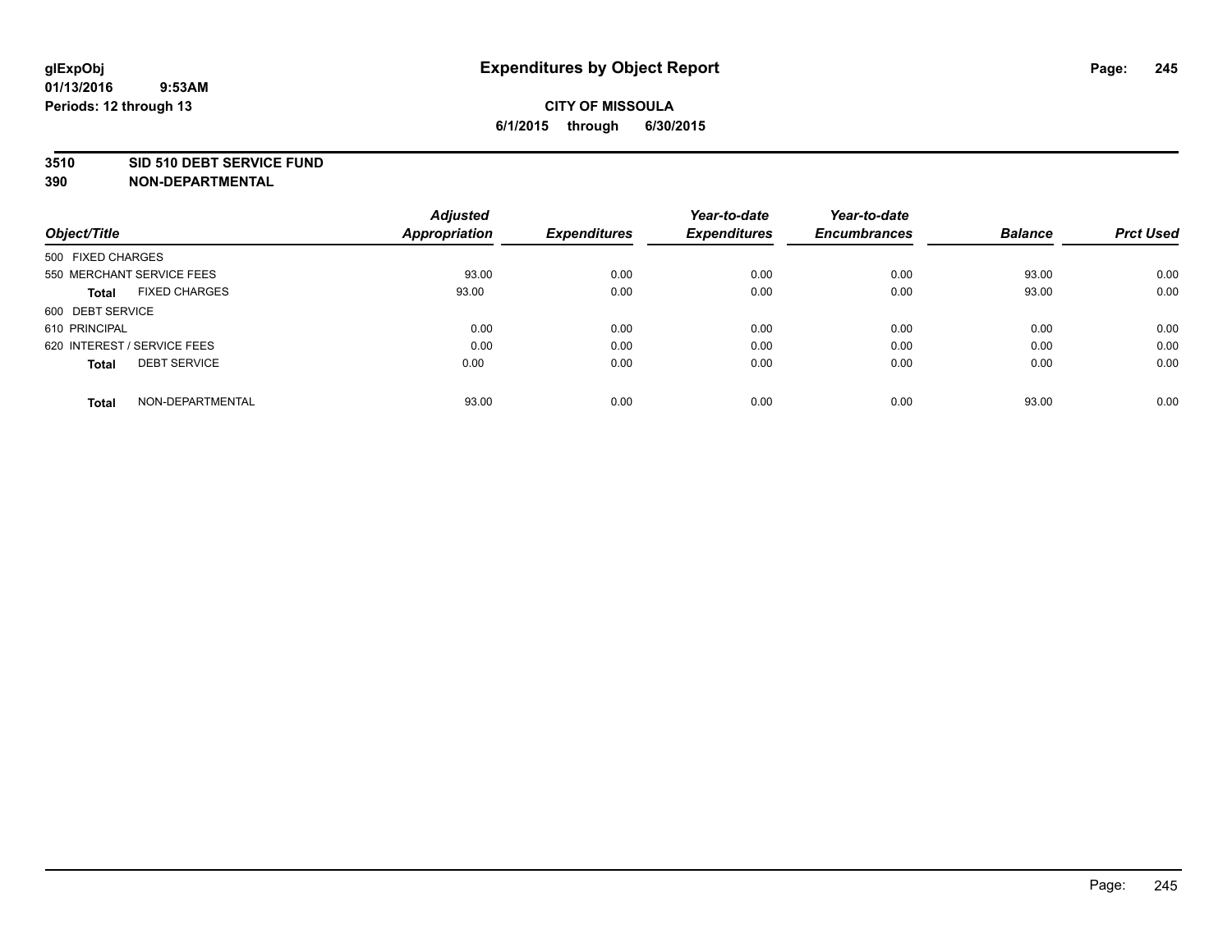# Expenditures by Object Report

glExpObj
01/13/2016 9:53AM
Periods: 12 through 13

**CITY OF MISSOULA**
**6/1/2015 through 6/30/2015**

**3510 SID 510 DEBT SERVICE FUND**
**390 NON-DEPARTMENTAL**

| Object/Title | | Adjusted Appropriation | Expenditures | Year-to-date Expenditures | Year-to-date Encumbrances | Balance | Prct Used |
|---|---|---|---|---|---|---|---|
| 500 FIXED CHARGES | | | | | | | |
| 550 MERCHANT SERVICE FEES | | 93.00 | 0.00 | 0.00 | 0.00 | 93.00 | 0.00 |
| **Total** | FIXED CHARGES | 93.00 | 0.00 | 0.00 | 0.00 | 93.00 | 0.00 |
| 600 DEBT SERVICE | | | | | | | |
| 610 PRINCIPAL | | 0.00 | 0.00 | 0.00 | 0.00 | 0.00 | 0.00 |
| 620 INTEREST / SERVICE FEES | | 0.00 | 0.00 | 0.00 | 0.00 | 0.00 | 0.00 |
| **Total** | DEBT SERVICE | 0.00 | 0.00 | 0.00 | 0.00 | 0.00 | 0.00 |
| **Total** | NON-DEPARTMENTAL | 93.00 | 0.00 | 0.00 | 0.00 | 93.00 | 0.00 |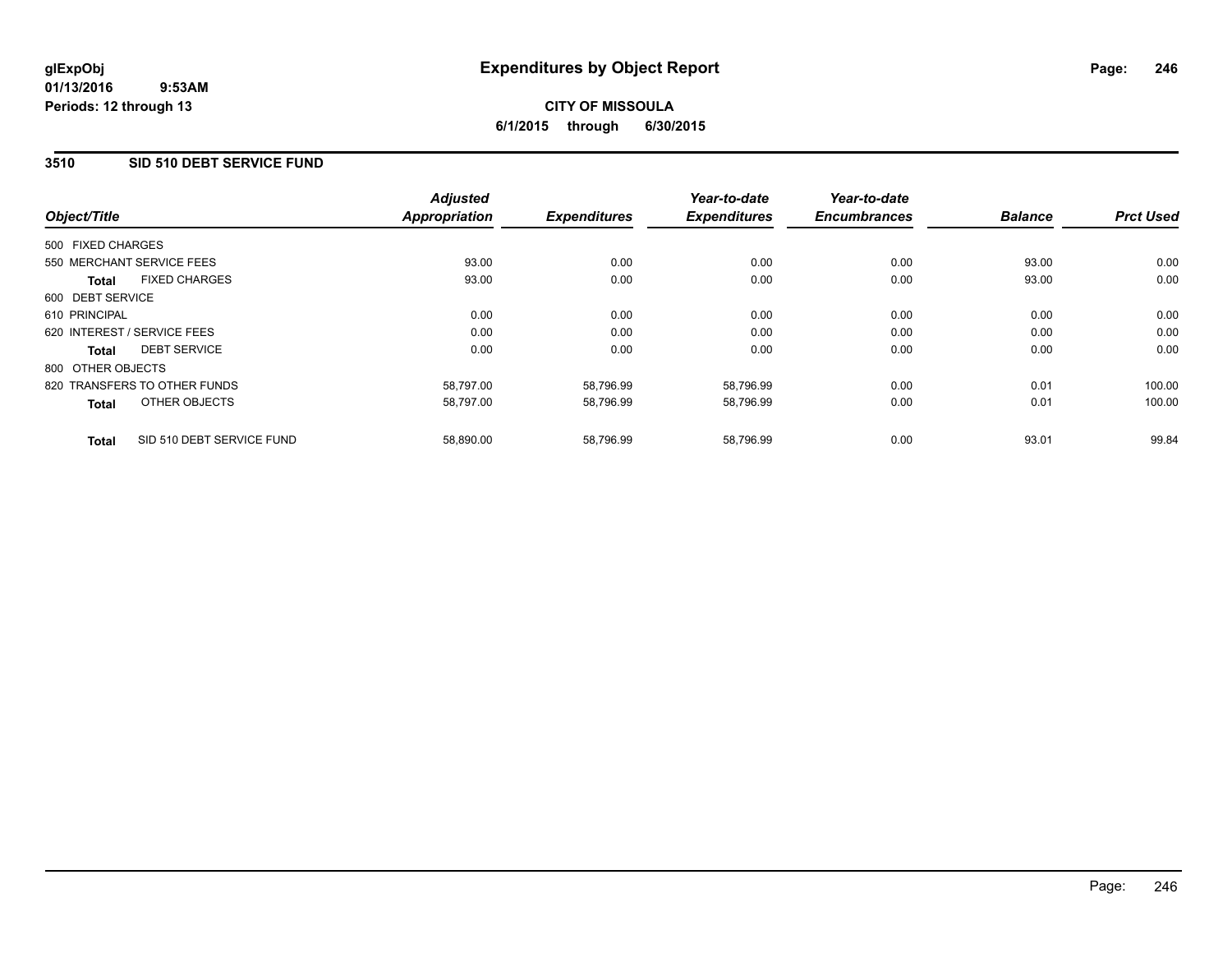# Expenditures by Object Report

glExpObj
01/13/2016 9:53AM
Periods: 12 through 13

**CITY OF MISSOULA**
**6/1/2015 through 6/30/2015**

## 3510 SID 510 DEBT SERVICE FUND

| Object/Title | | Adjusted Appropriation | Expenditures | Year-to-date Expenditures | Year-to-date Encumbrances | Balance | Prct Used |
|---|---|---|---|---|---|---|---|
| 500 FIXED CHARGES | | | | | | | |
| 550 MERCHANT SERVICE FEES | | 93.00 | 0.00 | 0.00 | 0.00 | 93.00 | 0.00 |
| **Total** | FIXED CHARGES | 93.00 | 0.00 | 0.00 | 0.00 | 93.00 | 0.00 |
| 600 DEBT SERVICE | | | | | | | |
| 610 PRINCIPAL | | 0.00 | 0.00 | 0.00 | 0.00 | 0.00 | 0.00 |
| 620 INTEREST / SERVICE FEES | | 0.00 | 0.00 | 0.00 | 0.00 | 0.00 | 0.00 |
| **Total** | DEBT SERVICE | 0.00 | 0.00 | 0.00 | 0.00 | 0.00 | 0.00 |
| 800 OTHER OBJECTS | | | | | | | |
| 820 TRANSFERS TO OTHER FUNDS | | 58,797.00 | 58,796.99 | 58,796.99 | 0.00 | 0.01 | 100.00 |
| **Total** | OTHER OBJECTS | 58,797.00 | 58,796.99 | 58,796.99 | 0.00 | 0.01 | 100.00 |
| **Total** | SID 510 DEBT SERVICE FUND | 58,890.00 | 58,796.99 | 58,796.99 | 0.00 | 93.01 | 99.84 |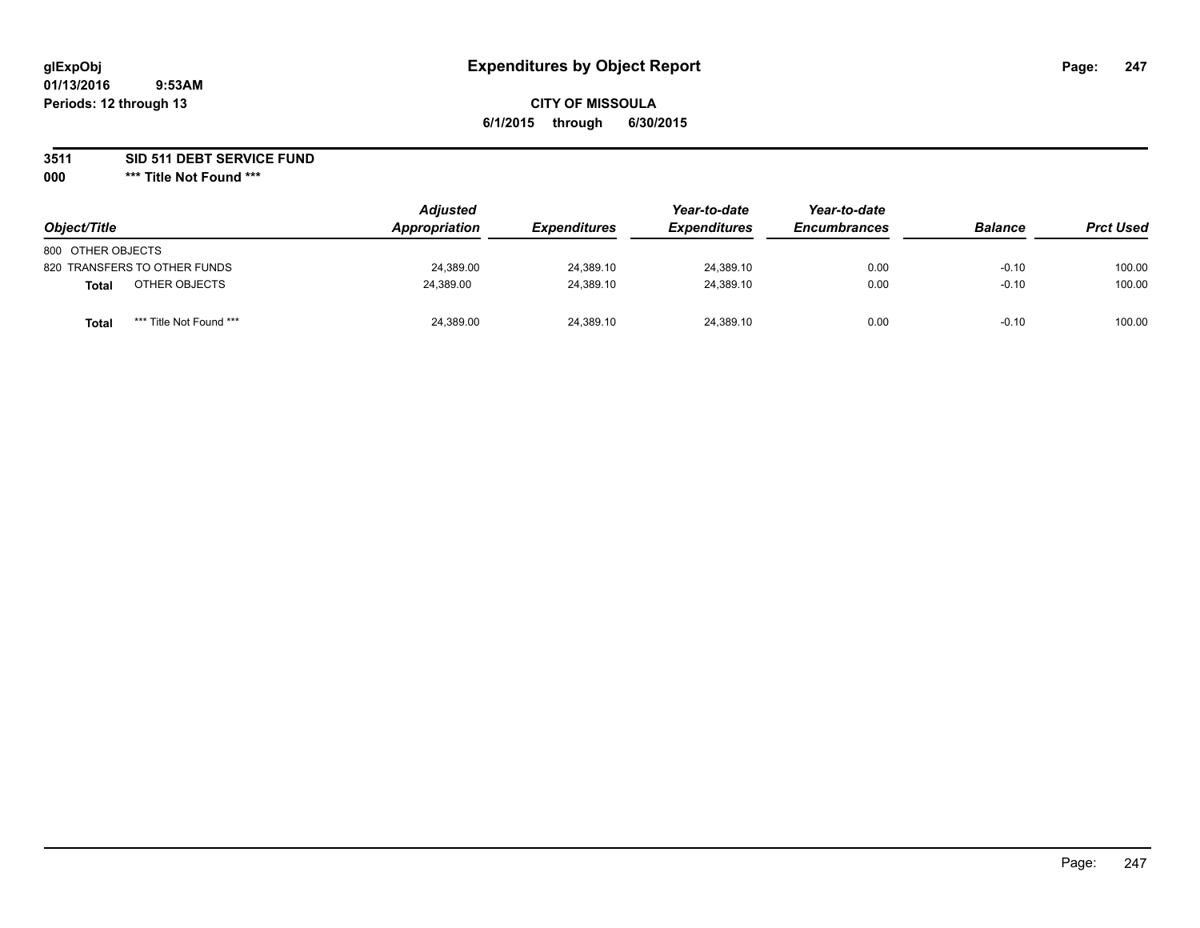# Expenditures by Object Report

glExpObj
01/13/2016 9:53AM
Periods: 12 through 13

**CITY OF MISSOULA**
**6/1/2015 through 6/30/2015**

**3511 SID 511 DEBT SERVICE FUND**
**000 \*\*\* Title Not Found \*\*\***

| Object/Title | | Adjusted Appropriation | Expenditures | Year-to-date Expenditures | Year-to-date Encumbrances | Balance | Prct Used |
|---|---|---|---|---|---|---|---|
| 800 OTHER OBJECTS | | | | | | | |
| 820 TRANSFERS TO OTHER FUNDS | | 24,389.00 | 24,389.10 | 24,389.10 | 0.00 | -0.10 | 100.00 |
| **Total** | OTHER OBJECTS | 24,389.00 | 24,389.10 | 24,389.10 | 0.00 | -0.10 | 100.00 |
| **Total** | *** Title Not Found *** | 24,389.00 | 24,389.10 | 24,389.10 | 0.00 | -0.10 | 100.00 |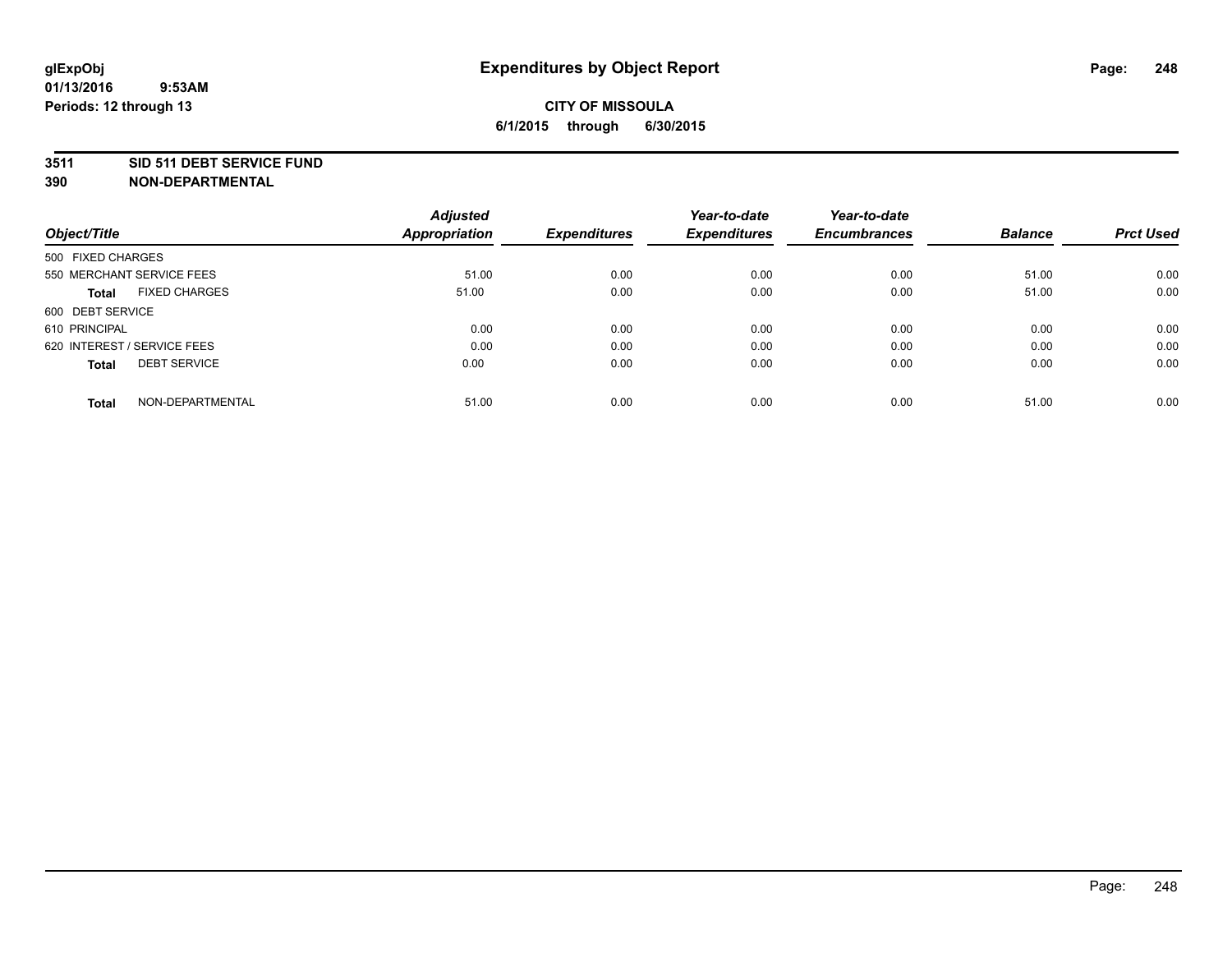glExpObj
01/13/2016 9:53AM
Periods: 12 through 13

# Expenditures by Object Report

CITY OF MISSOULA
6/1/2015 through 6/30/2015

**3511 SID 511 DEBT SERVICE FUND**
**390 NON-DEPARTMENTAL**

| Object/Title | Adjusted Appropriation | Expenditures | Year-to-date Expenditures | Year-to-date Encumbrances | Balance | Prct Used |
|---|---|---|---|---|---|---|
| 500 FIXED CHARGES | | | | | | |
| 550 MERCHANT SERVICE FEES | 51.00 | 0.00 | 0.00 | 0.00 | 51.00 | 0.00 |
| **Total** FIXED CHARGES | 51.00 | 0.00 | 0.00 | 0.00 | 51.00 | 0.00 |
| 600 DEBT SERVICE | | | | | | |
| 610 PRINCIPAL | 0.00 | 0.00 | 0.00 | 0.00 | 0.00 | 0.00 |
| 620 INTEREST / SERVICE FEES | 0.00 | 0.00 | 0.00 | 0.00 | 0.00 | 0.00 |
| **Total** DEBT SERVICE | 0.00 | 0.00 | 0.00 | 0.00 | 0.00 | 0.00 |
| **Total** NON-DEPARTMENTAL | 51.00 | 0.00 | 0.00 | 0.00 | 51.00 | 0.00 |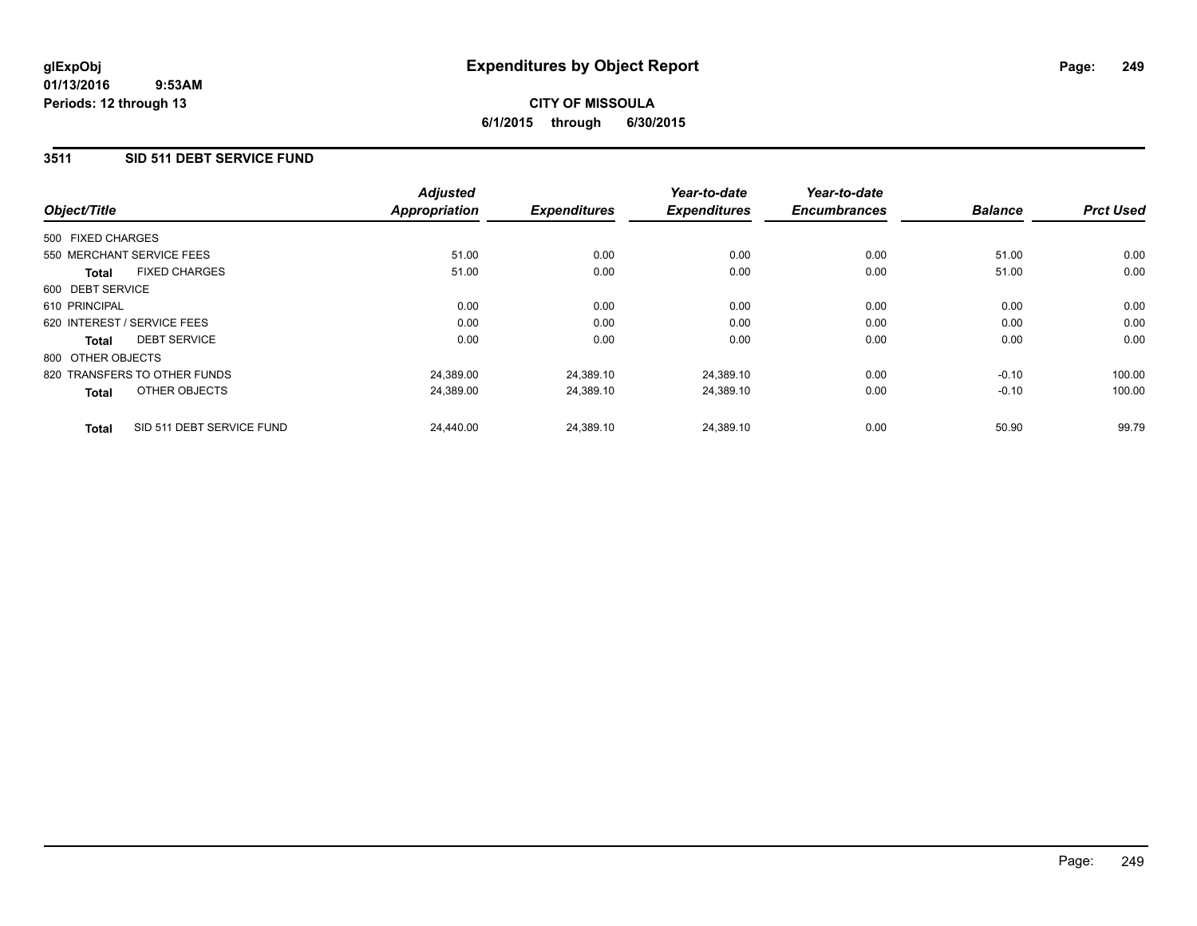**glExpObj**
**01/13/2016 9:53AM**
**Periods: 12 through 13**

# Expenditures by Object Report

**CITY OF MISSOULA**
**6/1/2015 through 6/30/2015**

## 3511 SID 511 DEBT SERVICE FUND

| Object/Title | Adjusted Appropriation | Expenditures | Year-to-date Expenditures | Year-to-date Encumbrances | Balance | Prct Used |
|---|---|---|---|---|---|---|
| 500 FIXED CHARGES | | | | | | |
| 550 MERCHANT SERVICE FEES | 51.00 | 0.00 | 0.00 | 0.00 | 51.00 | 0.00 |
| **Total** FIXED CHARGES | 51.00 | 0.00 | 0.00 | 0.00 | 51.00 | 0.00 |
| 600 DEBT SERVICE | | | | | | |
| 610 PRINCIPAL | 0.00 | 0.00 | 0.00 | 0.00 | 0.00 | 0.00 |
| 620 INTEREST / SERVICE FEES | 0.00 | 0.00 | 0.00 | 0.00 | 0.00 | 0.00 |
| **Total** DEBT SERVICE | 0.00 | 0.00 | 0.00 | 0.00 | 0.00 | 0.00 |
| 800 OTHER OBJECTS | | | | | | |
| 820 TRANSFERS TO OTHER FUNDS | 24,389.00 | 24,389.10 | 24,389.10 | 0.00 | -0.10 | 100.00 |
| **Total** OTHER OBJECTS | 24,389.00 | 24,389.10 | 24,389.10 | 0.00 | -0.10 | 100.00 |
| **Total** SID 511 DEBT SERVICE FUND | 24,440.00 | 24,389.10 | 24,389.10 | 0.00 | 50.90 | 99.79 |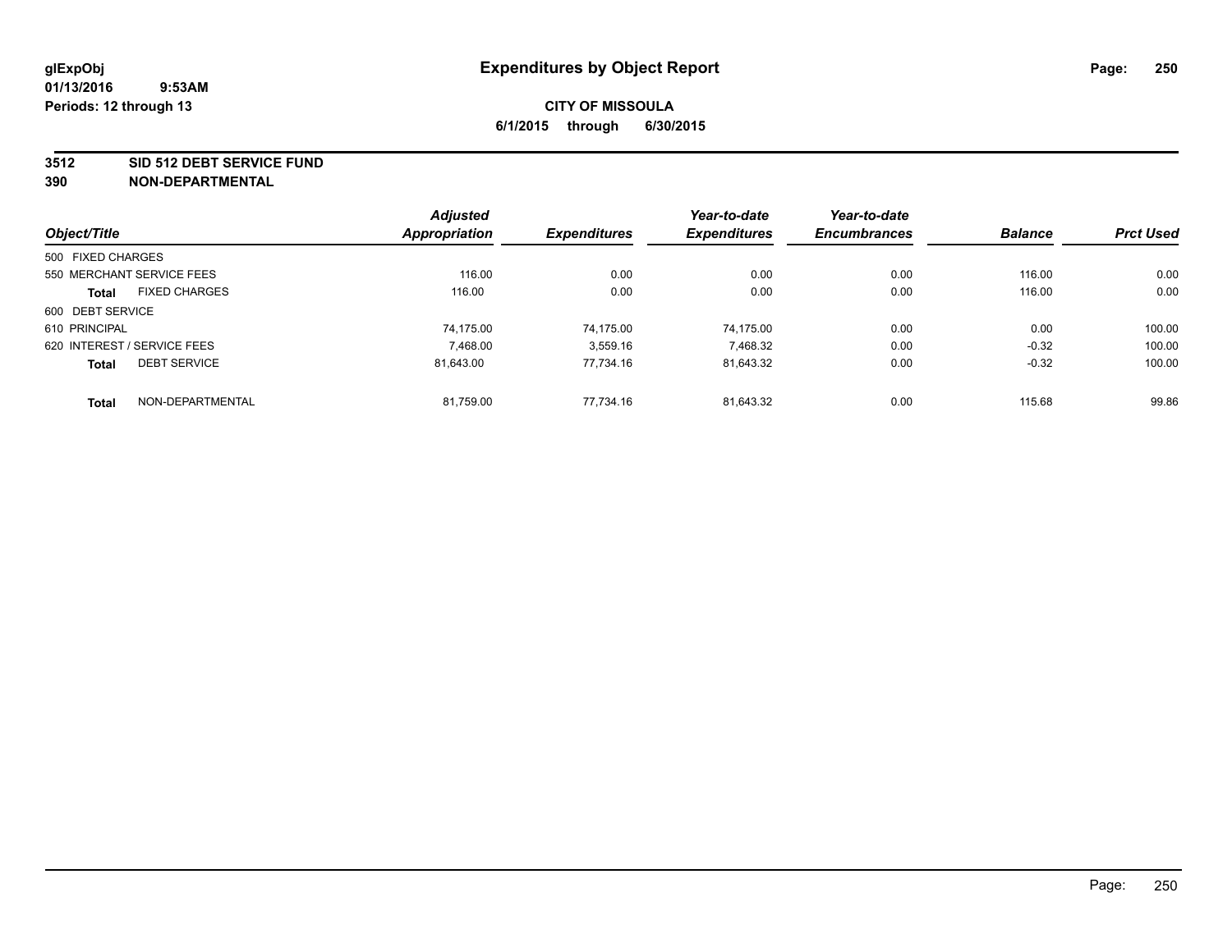# Expenditures by Object Report

glExpObj
01/13/2016 9:53AM
Periods: 12 through 13

**CITY OF MISSOULA**
**6/1/2015 through 6/30/2015**

**3512 SID 512 DEBT SERVICE FUND**
**390 NON-DEPARTMENTAL**

| Object/Title | | Adjusted Appropriation | Expenditures | Year-to-date Expenditures | Year-to-date Encumbrances | Balance | Prct Used |
|---|---|---|---|---|---|---|---|
| 500 FIXED CHARGES | | | | | | | |
| 550 MERCHANT SERVICE FEES | | 116.00 | 0.00 | 0.00 | 0.00 | 116.00 | 0.00 |
| **Total** | FIXED CHARGES | 116.00 | 0.00 | 0.00 | 0.00 | 116.00 | 0.00 |
| 600 DEBT SERVICE | | | | | | | |
| 610 PRINCIPAL | | 74,175.00 | 74,175.00 | 74,175.00 | 0.00 | 0.00 | 100.00 |
| 620 INTEREST / SERVICE FEES | | 7,468.00 | 3,559.16 | 7,468.32 | 0.00 | -0.32 | 100.00 |
| **Total** | DEBT SERVICE | 81,643.00 | 77,734.16 | 81,643.32 | 0.00 | -0.32 | 100.00 |
| **Total** | NON-DEPARTMENTAL | 81,759.00 | 77,734.16 | 81,643.32 | 0.00 | 115.68 | 99.86 |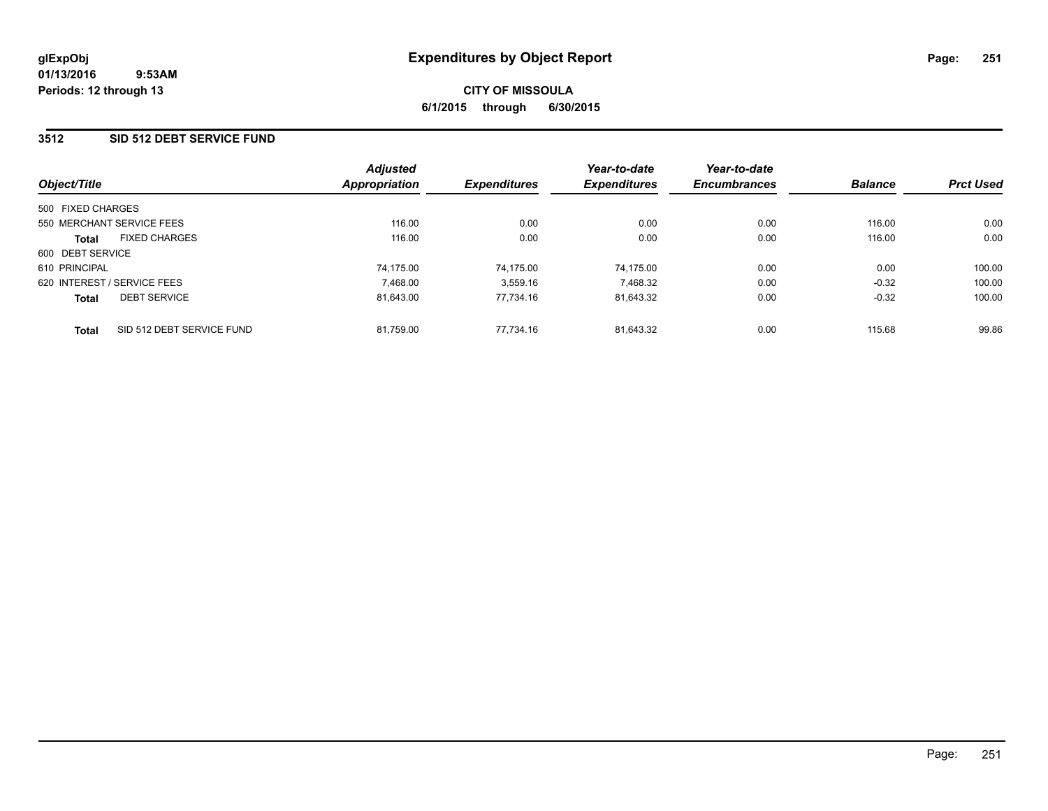**glExpObj**
**01/13/2016 9:53AM**
**Periods: 12 through 13**

# Expenditures by Object Report

**CITY OF MISSOULA**
**6/1/2015 through 6/30/2015**

## 3512 SID 512 DEBT SERVICE FUND

| Object/Title | | Adjusted Appropriation | Expenditures | Year-to-date Expenditures | Year-to-date Encumbrances | Balance | Prct Used |
|---|---|---|---|---|---|---|---|
| 500 FIXED CHARGES | | | | | | | |
| 550 MERCHANT SERVICE FEES | | 116.00 | 0.00 | 0.00 | 0.00 | 116.00 | 0.00 |
| **Total** | FIXED CHARGES | 116.00 | 0.00 | 0.00 | 0.00 | 116.00 | 0.00 |
| 600 DEBT SERVICE | | | | | | | |
| 610 PRINCIPAL | | 74,175.00 | 74,175.00 | 74,175.00 | 0.00 | 0.00 | 100.00 |
| 620 INTEREST / SERVICE FEES | | 7,468.00 | 3,559.16 | 7,468.32 | 0.00 | -0.32 | 100.00 |
| **Total** | DEBT SERVICE | 81,643.00 | 77,734.16 | 81,643.32 | 0.00 | -0.32 | 100.00 |
| **Total** | SID 512 DEBT SERVICE FUND | 81,759.00 | 77,734.16 | 81,643.32 | 0.00 | 115.68 | 99.86 |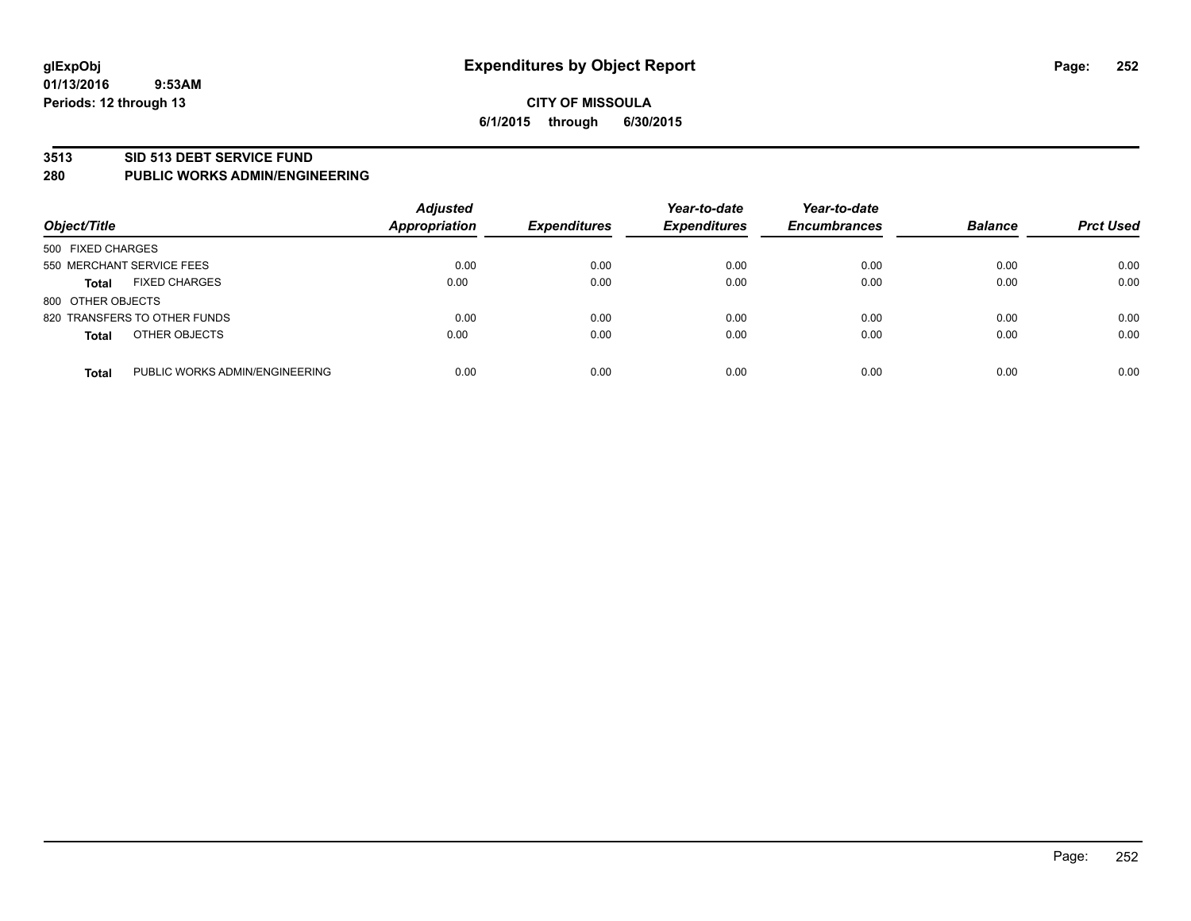glExpObj
01/13/2016 9:53AM
Periods: 12 through 13

# Expenditures by Object Report

**CITY OF MISSOULA**
**6/1/2015 through 6/30/2015**

## 3513 SID 513 DEBT SERVICE FUND
## 280 PUBLIC WORKS ADMIN/ENGINEERING

| Object/Title | | Adjusted Appropriation | Expenditures | Year-to-date Expenditures | Year-to-date Encumbrances | Balance | Prct Used |
|---|---|---|---|---|---|---|---|
| 500 FIXED CHARGES | | | | | | | |
| 550 MERCHANT SERVICE FEES | | 0.00 | 0.00 | 0.00 | 0.00 | 0.00 | 0.00 |
| **Total** | FIXED CHARGES | 0.00 | 0.00 | 0.00 | 0.00 | 0.00 | 0.00 |
| 800 OTHER OBJECTS | | | | | | | |
| 820 TRANSFERS TO OTHER FUNDS | | 0.00 | 0.00 | 0.00 | 0.00 | 0.00 | 0.00 |
| **Total** | OTHER OBJECTS | 0.00 | 0.00 | 0.00 | 0.00 | 0.00 | 0.00 |
| **Total** | PUBLIC WORKS ADMIN/ENGINEERING | 0.00 | 0.00 | 0.00 | 0.00 | 0.00 | 0.00 |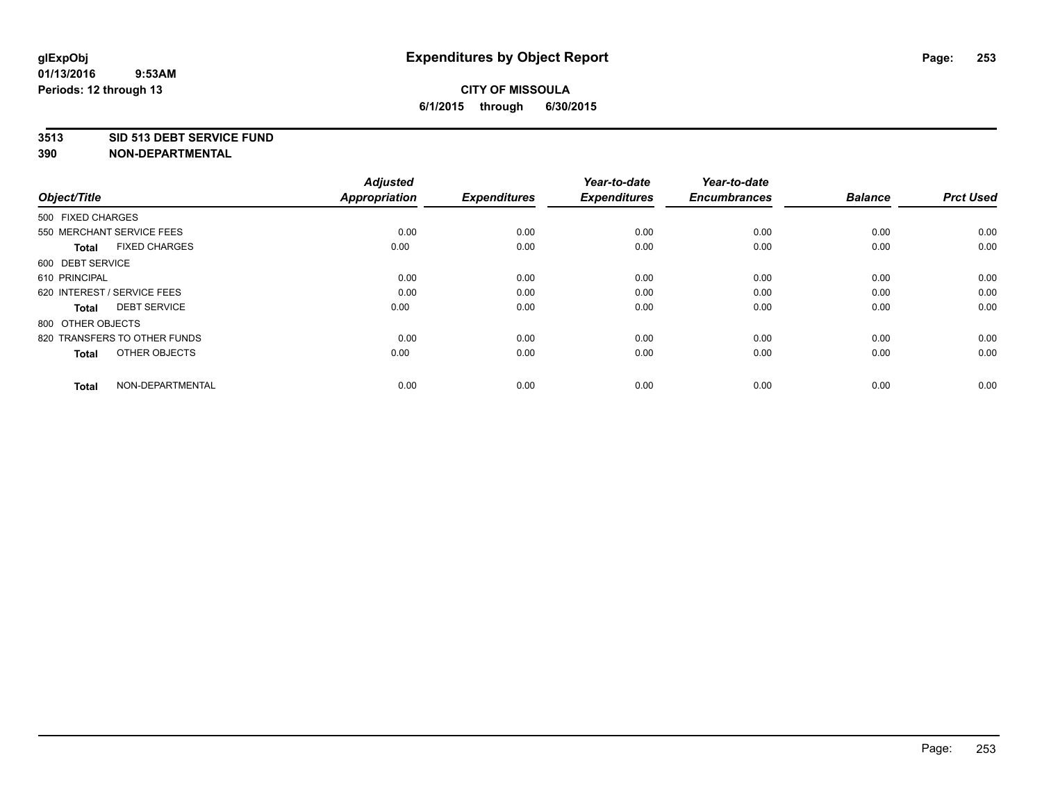# Expenditures by Object Report

glExpObj
01/13/2016 9:53AM
Periods: 12 through 13

**CITY OF MISSOULA**
**6/1/2015 through 6/30/2015**

**3513 SID 513 DEBT SERVICE FUND**
**390 NON-DEPARTMENTAL**

| Object/Title | Adjusted Appropriation | Expenditures | Year-to-date Expenditures | Year-to-date Encumbrances | Balance | Prct Used |
|---|---|---|---|---|---|---|
| 500 FIXED CHARGES | | | | | | |
| 550 MERCHANT SERVICE FEES | 0.00 | 0.00 | 0.00 | 0.00 | 0.00 | 0.00 |
| **Total** FIXED CHARGES | 0.00 | 0.00 | 0.00 | 0.00 | 0.00 | 0.00 |
| 600 DEBT SERVICE | | | | | | |
| 610 PRINCIPAL | 0.00 | 0.00 | 0.00 | 0.00 | 0.00 | 0.00 |
| 620 INTEREST / SERVICE FEES | 0.00 | 0.00 | 0.00 | 0.00 | 0.00 | 0.00 |
| **Total** DEBT SERVICE | 0.00 | 0.00 | 0.00 | 0.00 | 0.00 | 0.00 |
| 800 OTHER OBJECTS | | | | | | |
| 820 TRANSFERS TO OTHER FUNDS | 0.00 | 0.00 | 0.00 | 0.00 | 0.00 | 0.00 |
| **Total** OTHER OBJECTS | 0.00 | 0.00 | 0.00 | 0.00 | 0.00 | 0.00 |
| **Total** NON-DEPARTMENTAL | 0.00 | 0.00 | 0.00 | 0.00 | 0.00 | 0.00 |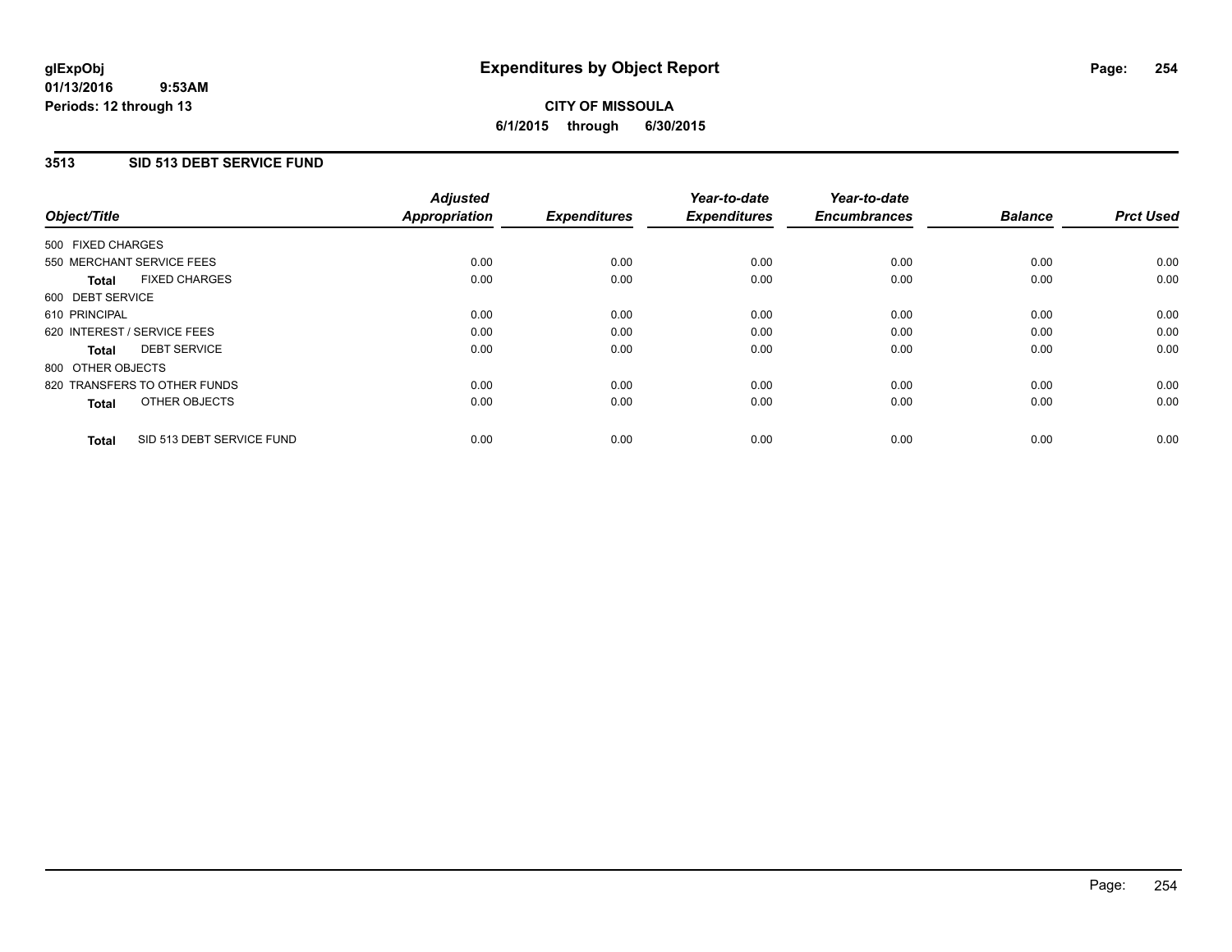glExpObj
01/13/2016 9:53AM
Periods: 12 through 13

# Expenditures by Object Report

**CITY OF MISSOULA**
**6/1/2015 through 6/30/2015**

## 3513 SID 513 DEBT SERVICE FUND

| Object/Title | Adjusted Appropriation | Expenditures | Year-to-date Expenditures | Year-to-date Encumbrances | Balance | Prct Used |
|---|---|---|---|---|---|---|
| 500 FIXED CHARGES | | | | | | |
| 550 MERCHANT SERVICE FEES | 0.00 | 0.00 | 0.00 | 0.00 | 0.00 | 0.00 |
| **Total** FIXED CHARGES | 0.00 | 0.00 | 0.00 | 0.00 | 0.00 | 0.00 |
| 600 DEBT SERVICE | | | | | | |
| 610 PRINCIPAL | 0.00 | 0.00 | 0.00 | 0.00 | 0.00 | 0.00 |
| 620 INTEREST / SERVICE FEES | 0.00 | 0.00 | 0.00 | 0.00 | 0.00 | 0.00 |
| **Total** DEBT SERVICE | 0.00 | 0.00 | 0.00 | 0.00 | 0.00 | 0.00 |
| 800 OTHER OBJECTS | | | | | | |
| 820 TRANSFERS TO OTHER FUNDS | 0.00 | 0.00 | 0.00 | 0.00 | 0.00 | 0.00 |
| **Total** OTHER OBJECTS | 0.00 | 0.00 | 0.00 | 0.00 | 0.00 | 0.00 |
| **Total** SID 513 DEBT SERVICE FUND | 0.00 | 0.00 | 0.00 | 0.00 | 0.00 | 0.00 |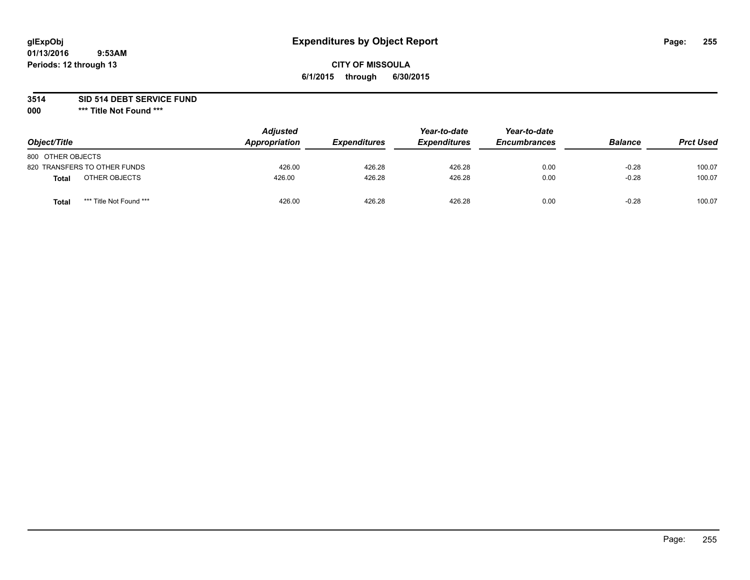glExpObj
01/13/2016 9:53AM
Periods: 12 through 13

# Expenditures by Object Report

**CITY OF MISSOULA**
**6/1/2015 through 6/30/2015**

**3514 SID 514 DEBT SERVICE FUND**
**000 *** Title Not Found *****

| Object/Title | Adjusted Appropriation | Expenditures | Year-to-date Expenditures | Year-to-date Encumbrances | Balance | Prct Used |
|---|---|---|---|---|---|---|
| 800 OTHER OBJECTS | | | | | | |
| 820 TRANSFERS TO OTHER FUNDS | 426.00 | 426.28 | 426.28 | 0.00 | -0.28 | 100.07 |
| **Total** OTHER OBJECTS | 426.00 | 426.28 | 426.28 | 0.00 | -0.28 | 100.07 |
| **Total** *** Title Not Found *** | 426.00 | 426.28 | 426.28 | 0.00 | -0.28 | 100.07 |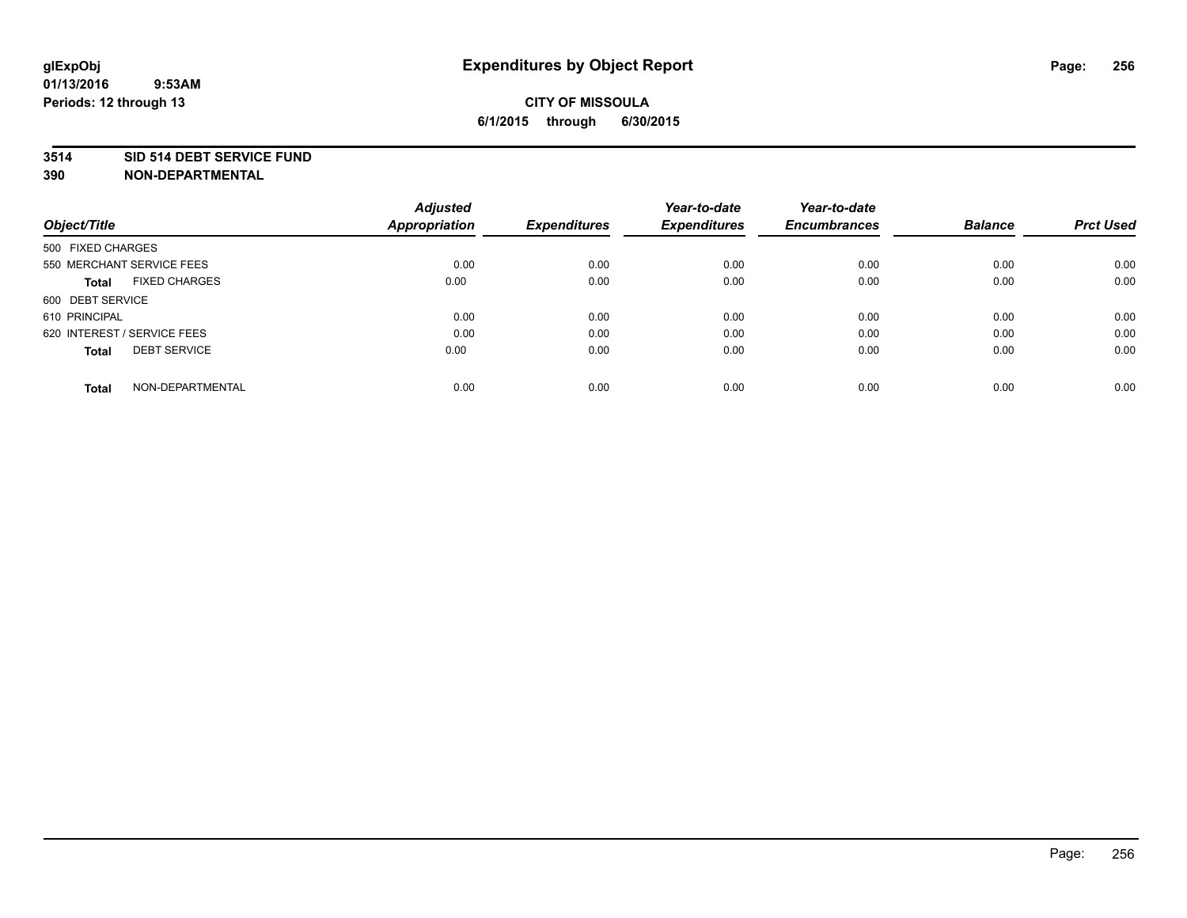glExpObj
01/13/2016 9:53AM
Periods: 12 through 13

# Expenditures by Object Report

**CITY OF MISSOULA**
**6/1/2015 through 6/30/2015**

**3514 SID 514 DEBT SERVICE FUND**
**390 NON-DEPARTMENTAL**

| Object/Title | | Adjusted Appropriation | Expenditures | Year-to-date Expenditures | Year-to-date Encumbrances | Balance | Prct Used |
|---|---|---|---|---|---|---|---|
| 500 FIXED CHARGES | | | | | | | |
| 550 MERCHANT SERVICE FEES | | 0.00 | 0.00 | 0.00 | 0.00 | 0.00 | 0.00 |
| **Total** | FIXED CHARGES | 0.00 | 0.00 | 0.00 | 0.00 | 0.00 | 0.00 |
| 600 DEBT SERVICE | | | | | | | |
| 610 PRINCIPAL | | 0.00 | 0.00 | 0.00 | 0.00 | 0.00 | 0.00 |
| 620 INTEREST / SERVICE FEES | | 0.00 | 0.00 | 0.00 | 0.00 | 0.00 | 0.00 |
| **Total** | DEBT SERVICE | 0.00 | 0.00 | 0.00 | 0.00 | 0.00 | 0.00 |
| **Total** | NON-DEPARTMENTAL | 0.00 | 0.00 | 0.00 | 0.00 | 0.00 | 0.00 |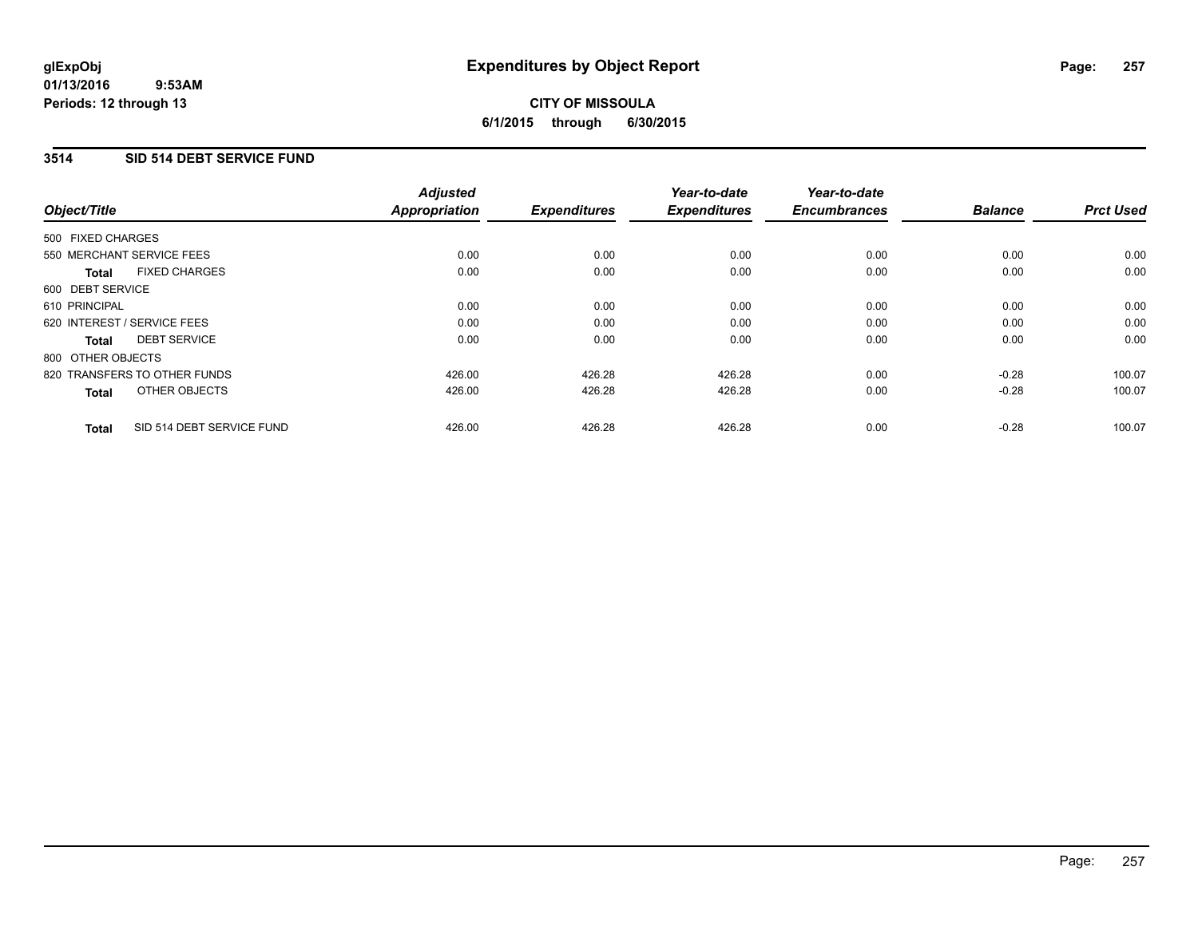# Expenditures by Object Report

glExpObj
01/13/2016 9:53AM
Periods: 12 through 13

**CITY OF MISSOULA**
**6/1/2015 through 6/30/2015**

## 3514 SID 514 DEBT SERVICE FUND

| Object/Title | Adjusted Appropriation | Expenditures | Year-to-date Expenditures | Year-to-date Encumbrances | Balance | Prct Used |
|---|---|---|---|---|---|---|
| 500 FIXED CHARGES | | | | | | |
| 550 MERCHANT SERVICE FEES | 0.00 | 0.00 | 0.00 | 0.00 | 0.00 | 0.00 |
| **Total** FIXED CHARGES | 0.00 | 0.00 | 0.00 | 0.00 | 0.00 | 0.00 |
| 600 DEBT SERVICE | | | | | | |
| 610 PRINCIPAL | 0.00 | 0.00 | 0.00 | 0.00 | 0.00 | 0.00 |
| 620 INTEREST / SERVICE FEES | 0.00 | 0.00 | 0.00 | 0.00 | 0.00 | 0.00 |
| **Total** DEBT SERVICE | 0.00 | 0.00 | 0.00 | 0.00 | 0.00 | 0.00 |
| 800 OTHER OBJECTS | | | | | | |
| 820 TRANSFERS TO OTHER FUNDS | 426.00 | 426.28 | 426.28 | 0.00 | -0.28 | 100.07 |
| **Total** OTHER OBJECTS | 426.00 | 426.28 | 426.28 | 0.00 | -0.28 | 100.07 |
| **Total** SID 514 DEBT SERVICE FUND | 426.00 | 426.28 | 426.28 | 0.00 | -0.28 | 100.07 |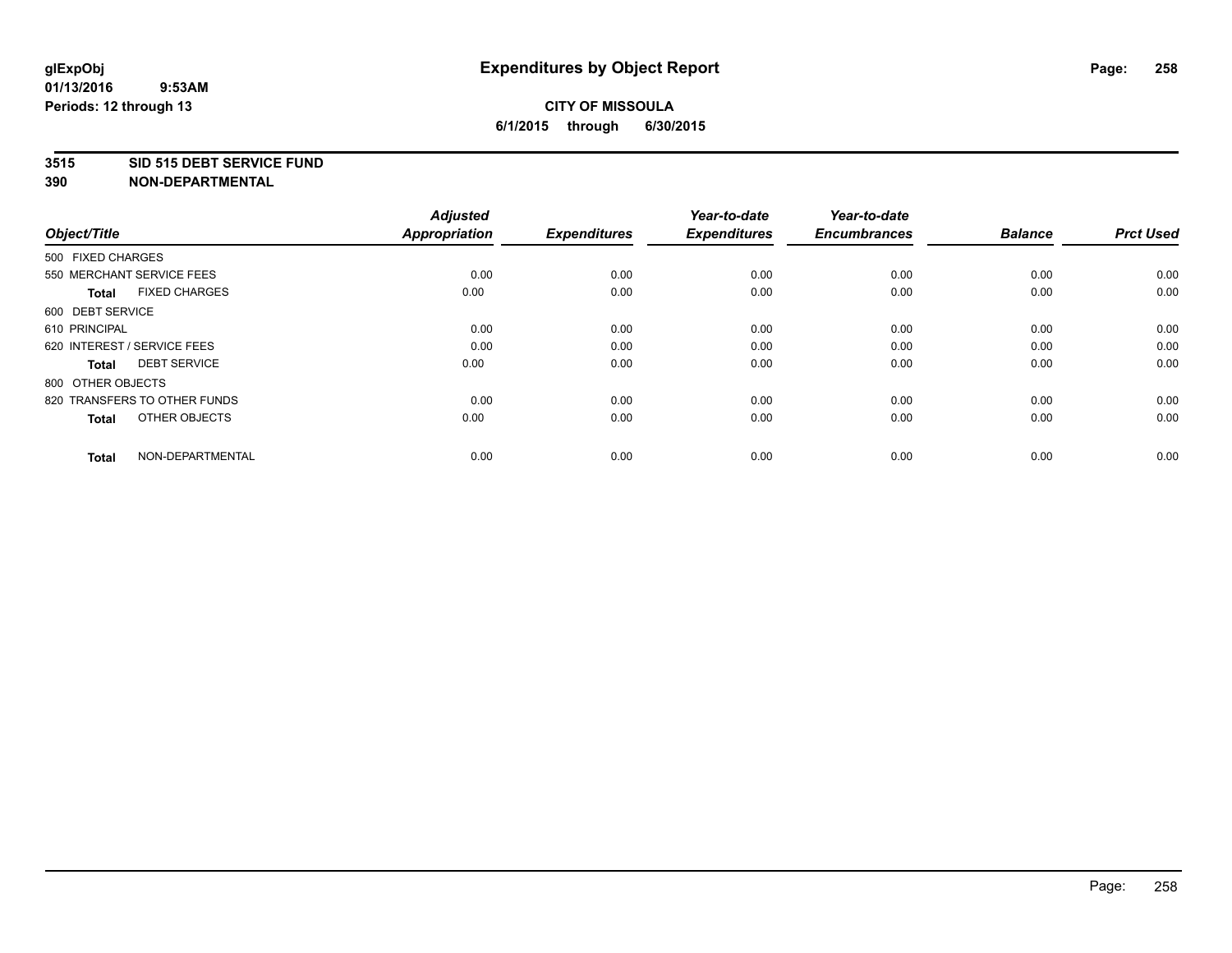# Expenditures by Object Report

glExpObj
01/13/2016 9:53AM
Periods: 12 through 13

**CITY OF MISSOULA**
**6/1/2015 through 6/30/2015**

**3515 SID 515 DEBT SERVICE FUND**
**390 NON-DEPARTMENTAL**

| Object/Title | | Adjusted Appropriation | Expenditures | Year-to-date Expenditures | Year-to-date Encumbrances | Balance | Prct Used |
|---|---|---|---|---|---|---|---|
| 500 FIXED CHARGES | | | | | | | |
| 550 MERCHANT SERVICE FEES | | 0.00 | 0.00 | 0.00 | 0.00 | 0.00 | 0.00 |
| **Total** | FIXED CHARGES | 0.00 | 0.00 | 0.00 | 0.00 | 0.00 | 0.00 |
| 600 DEBT SERVICE | | | | | | | |
| 610 PRINCIPAL | | 0.00 | 0.00 | 0.00 | 0.00 | 0.00 | 0.00 |
| 620 INTEREST / SERVICE FEES | | 0.00 | 0.00 | 0.00 | 0.00 | 0.00 | 0.00 |
| **Total** | DEBT SERVICE | 0.00 | 0.00 | 0.00 | 0.00 | 0.00 | 0.00 |
| 800 OTHER OBJECTS | | | | | | | |
| 820 TRANSFERS TO OTHER FUNDS | | 0.00 | 0.00 | 0.00 | 0.00 | 0.00 | 0.00 |
| **Total** | OTHER OBJECTS | 0.00 | 0.00 | 0.00 | 0.00 | 0.00 | 0.00 |
| **Total** | NON-DEPARTMENTAL | 0.00 | 0.00 | 0.00 | 0.00 | 0.00 | 0.00 |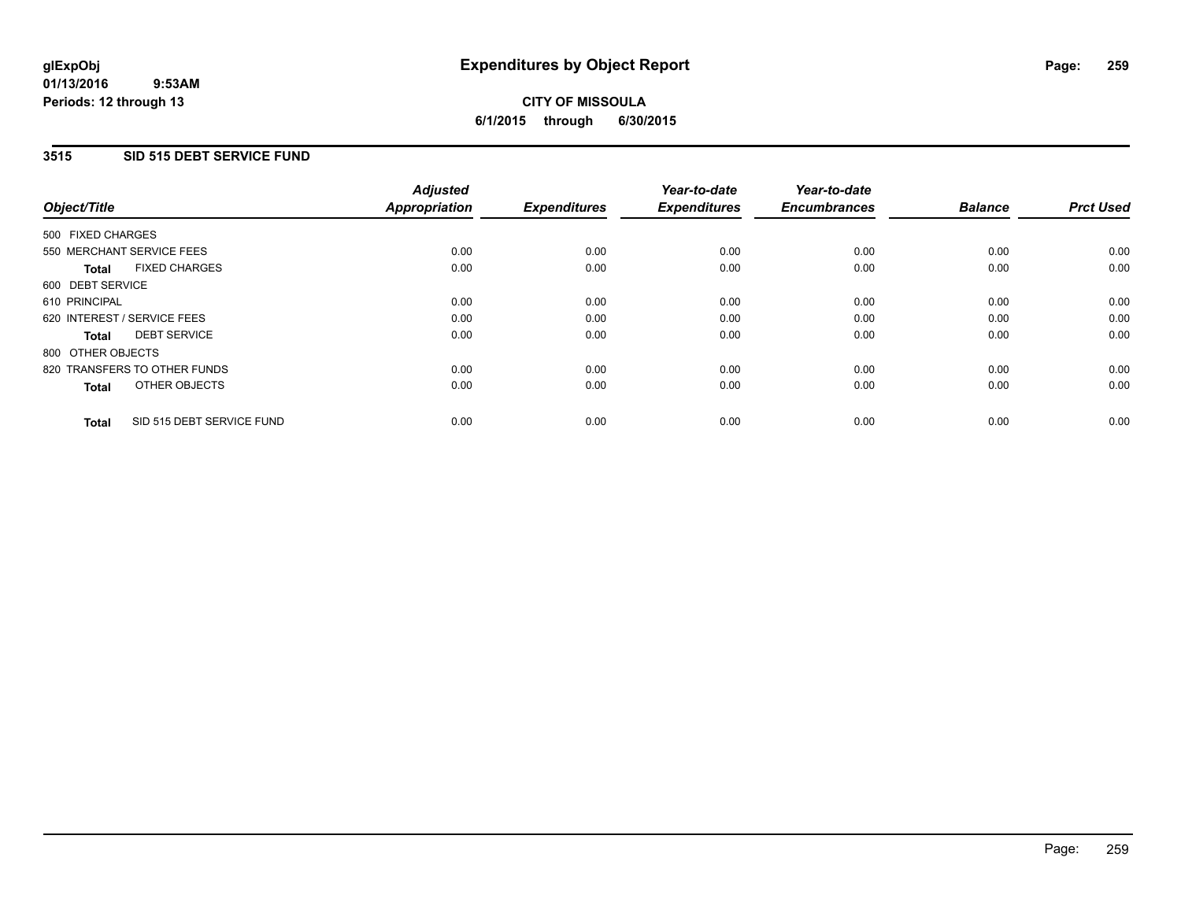# Expenditures by Object Report

glExpObj
01/13/2016 9:53AM
Periods: 12 through 13

**CITY OF MISSOULA**
**6/1/2015 through 6/30/2015**

## 3515 SID 515 DEBT SERVICE FUND

| Object/Title | Adjusted Appropriation | Expenditures | Year-to-date Expenditures | Year-to-date Encumbrances | Balance | Prct Used |
|---|---|---|---|---|---|---|
| 500 FIXED CHARGES | | | | | | |
| 550 MERCHANT SERVICE FEES | 0.00 | 0.00 | 0.00 | 0.00 | 0.00 | 0.00 |
| **Total** FIXED CHARGES | 0.00 | 0.00 | 0.00 | 0.00 | 0.00 | 0.00 |
| 600 DEBT SERVICE | | | | | | |
| 610 PRINCIPAL | 0.00 | 0.00 | 0.00 | 0.00 | 0.00 | 0.00 |
| 620 INTEREST / SERVICE FEES | 0.00 | 0.00 | 0.00 | 0.00 | 0.00 | 0.00 |
| **Total** DEBT SERVICE | 0.00 | 0.00 | 0.00 | 0.00 | 0.00 | 0.00 |
| 800 OTHER OBJECTS | | | | | | |
| 820 TRANSFERS TO OTHER FUNDS | 0.00 | 0.00 | 0.00 | 0.00 | 0.00 | 0.00 |
| **Total** OTHER OBJECTS | 0.00 | 0.00 | 0.00 | 0.00 | 0.00 | 0.00 |
| **Total** SID 515 DEBT SERVICE FUND | 0.00 | 0.00 | 0.00 | 0.00 | 0.00 | 0.00 |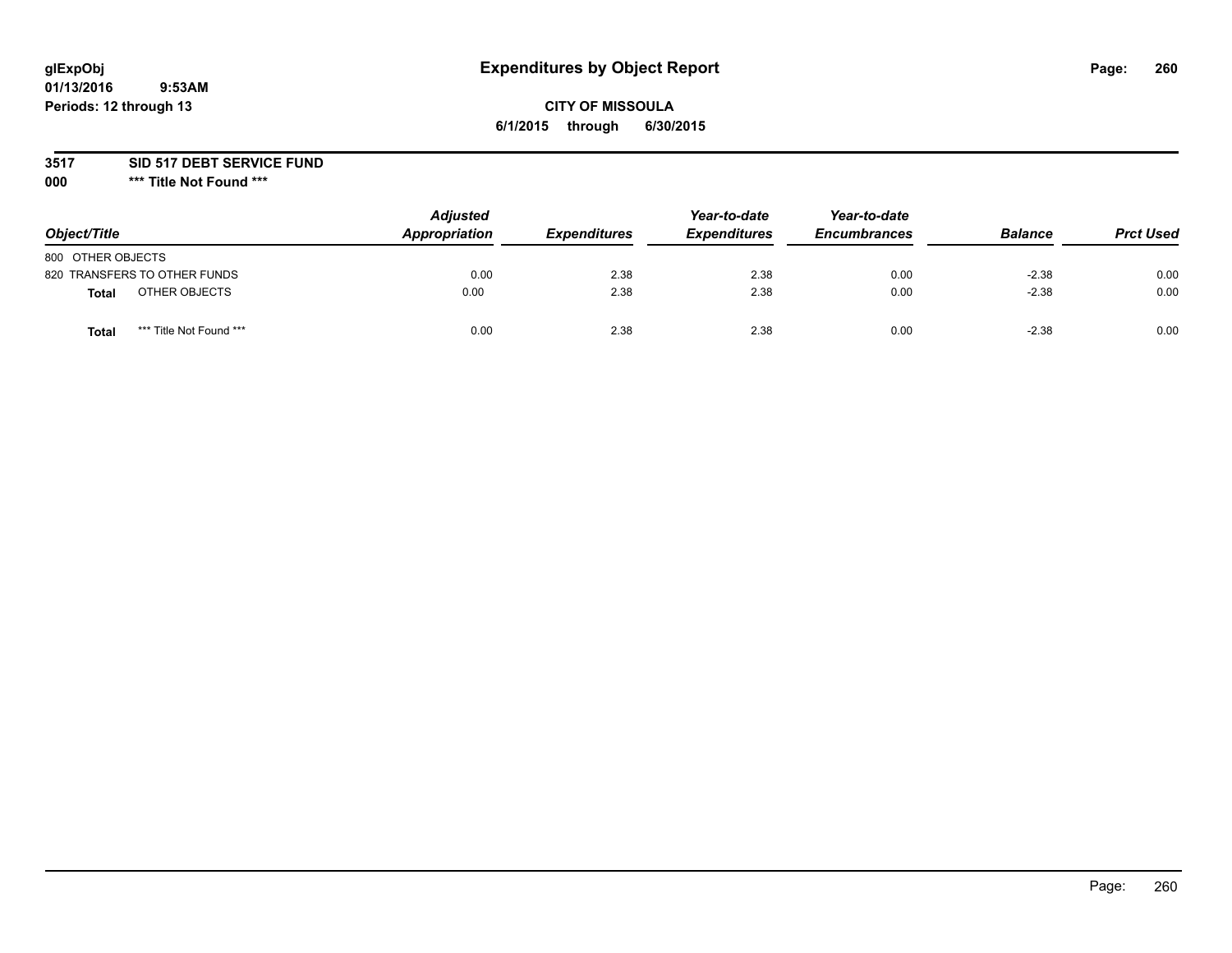glExpObj
01/13/2016 9:53AM
Periods: 12 through 13

# Expenditures by Object Report

**CITY OF MISSOULA**
**6/1/2015 through 6/30/2015**

**3517 SID 517 DEBT SERVICE FUND**
**000 \*\*\* Title Not Found \*\*\***

| Object/Title | Adjusted Appropriation | Expenditures | Year-to-date Expenditures | Year-to-date Encumbrances | Balance | Prct Used |
|---|---|---|---|---|---|---|
| 800 OTHER OBJECTS | | | | | | |
| 820 TRANSFERS TO OTHER FUNDS | 0.00 | 2.38 | 2.38 | 0.00 | -2.38 | 0.00 |
| **Total** OTHER OBJECTS | 0.00 | 2.38 | 2.38 | 0.00 | -2.38 | 0.00 |
| **Total** *** Title Not Found *** | 0.00 | 2.38 | 2.38 | 0.00 | -2.38 | 0.00 |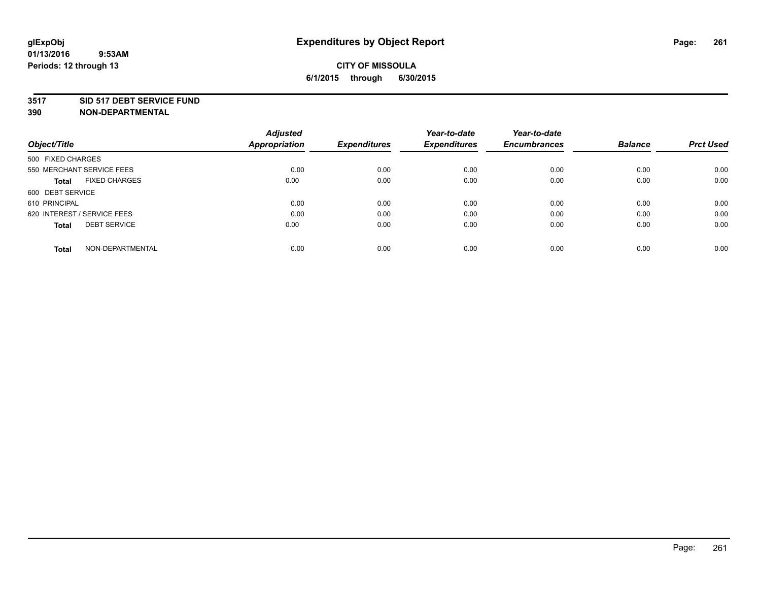**glExpObj**
**01/13/2016 9:53AM**
**Periods: 12 through 13**

# Expenditures by Object Report

**CITY OF MISSOULA**
**6/1/2015 through 6/30/2015**

**3517 SID 517 DEBT SERVICE FUND**
**390 NON-DEPARTMENTAL**

| Object/Title | Adjusted Appropriation | Expenditures | Year-to-date Expenditures | Year-to-date Encumbrances | Balance | Prct Used |
|---|---|---|---|---|---|---|
| 500 FIXED CHARGES | | | | | | |
| 550 MERCHANT SERVICE FEES | 0.00 | 0.00 | 0.00 | 0.00 | 0.00 | 0.00 |
| **Total** FIXED CHARGES | 0.00 | 0.00 | 0.00 | 0.00 | 0.00 | 0.00 |
| 600 DEBT SERVICE | | | | | | |
| 610 PRINCIPAL | 0.00 | 0.00 | 0.00 | 0.00 | 0.00 | 0.00 |
| 620 INTEREST / SERVICE FEES | 0.00 | 0.00 | 0.00 | 0.00 | 0.00 | 0.00 |
| **Total** DEBT SERVICE | 0.00 | 0.00 | 0.00 | 0.00 | 0.00 | 0.00 |
| **Total** NON-DEPARTMENTAL | 0.00 | 0.00 | 0.00 | 0.00 | 0.00 | 0.00 |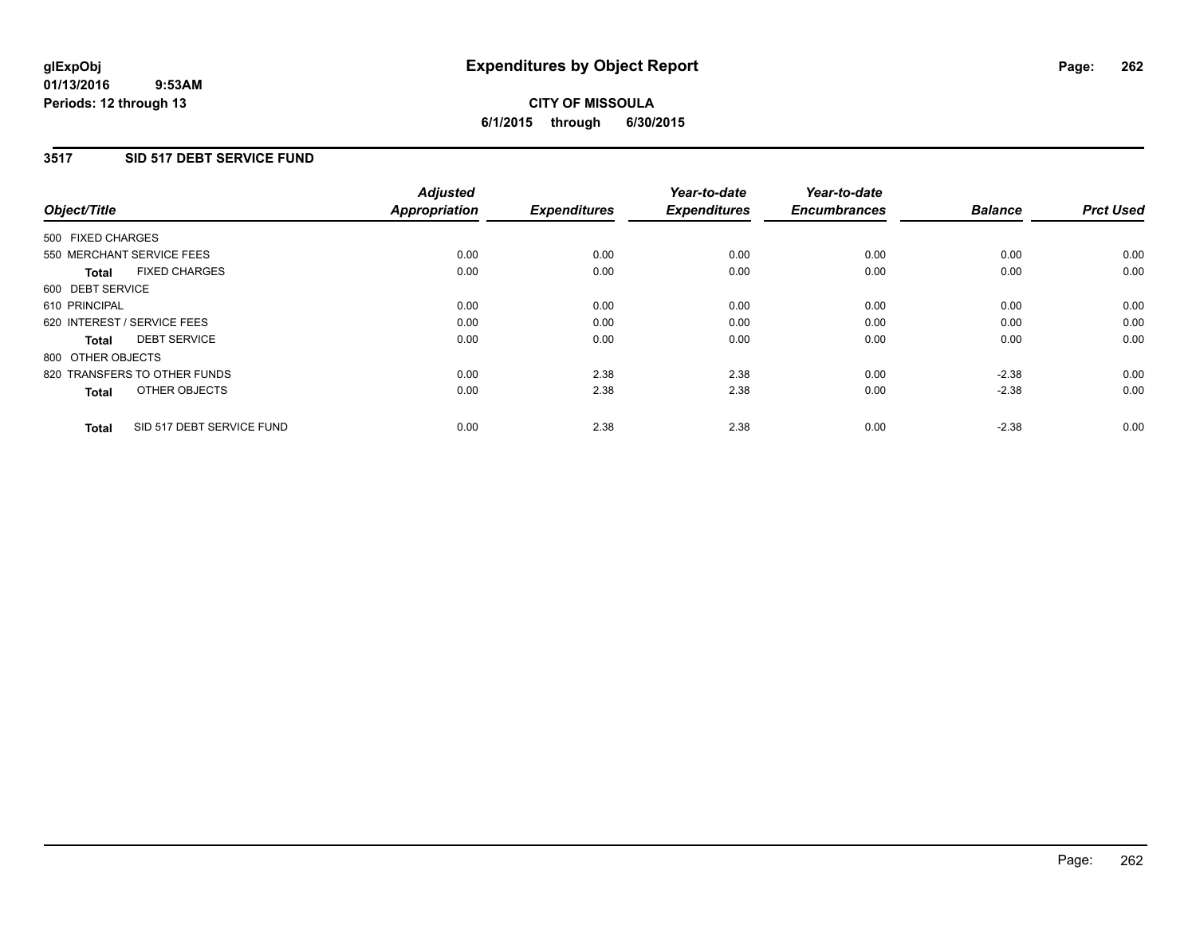# Expenditures by Object Report

glExpObj
01/13/2016 9:53AM
Periods: 12 through 13

**CITY OF MISSOULA**
**6/1/2015 through 6/30/2015**

## 3517 SID 517 DEBT SERVICE FUND

| Object/Title | Adjusted Appropriation | Expenditures | Year-to-date Expenditures | Year-to-date Encumbrances | Balance | Prct Used |
|---|---|---|---|---|---|---|
| 500 FIXED CHARGES | | | | | | |
| 550 MERCHANT SERVICE FEES | 0.00 | 0.00 | 0.00 | 0.00 | 0.00 | 0.00 |
| **Total** FIXED CHARGES | 0.00 | 0.00 | 0.00 | 0.00 | 0.00 | 0.00 |
| 600 DEBT SERVICE | | | | | | |
| 610 PRINCIPAL | 0.00 | 0.00 | 0.00 | 0.00 | 0.00 | 0.00 |
| 620 INTEREST / SERVICE FEES | 0.00 | 0.00 | 0.00 | 0.00 | 0.00 | 0.00 |
| **Total** DEBT SERVICE | 0.00 | 0.00 | 0.00 | 0.00 | 0.00 | 0.00 |
| 800 OTHER OBJECTS | | | | | | |
| 820 TRANSFERS TO OTHER FUNDS | 0.00 | 2.38 | 2.38 | 0.00 | -2.38 | 0.00 |
| **Total** OTHER OBJECTS | 0.00 | 2.38 | 2.38 | 0.00 | -2.38 | 0.00 |
| **Total** SID 517 DEBT SERVICE FUND | 0.00 | 2.38 | 2.38 | 0.00 | -2.38 | 0.00 |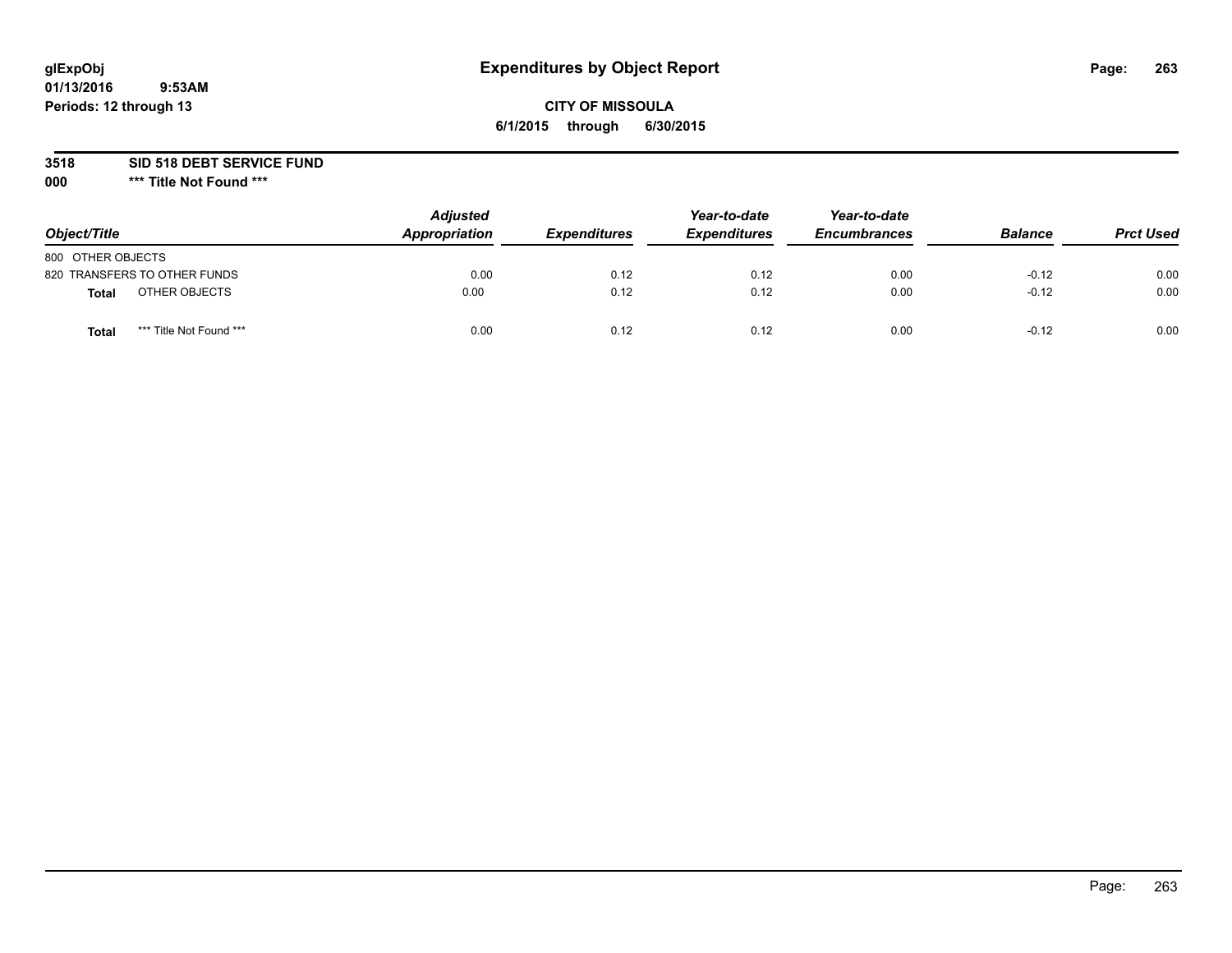# Expenditures by Object Report

glExpObj
01/13/2016 9:53AM
Periods: 12 through 13

**CITY OF MISSOULA**
**6/1/2015 through 6/30/2015**

**3518 SID 518 DEBT SERVICE FUND**
**000 \*\*\* Title Not Found \*\*\***

| Object/Title | Adjusted Appropriation | Expenditures | Year-to-date Expenditures | Year-to-date Encumbrances | Balance | Prct Used |
|---|---|---|---|---|---|---|
| 800 OTHER OBJECTS | | | | | | |
| 820 TRANSFERS TO OTHER FUNDS | 0.00 | 0.12 | 0.12 | 0.00 | -0.12 | 0.00 |
| **Total** OTHER OBJECTS | 0.00 | 0.12 | 0.12 | 0.00 | -0.12 | 0.00 |
| **Total** *** Title Not Found *** | 0.00 | 0.12 | 0.12 | 0.00 | -0.12 | 0.00 |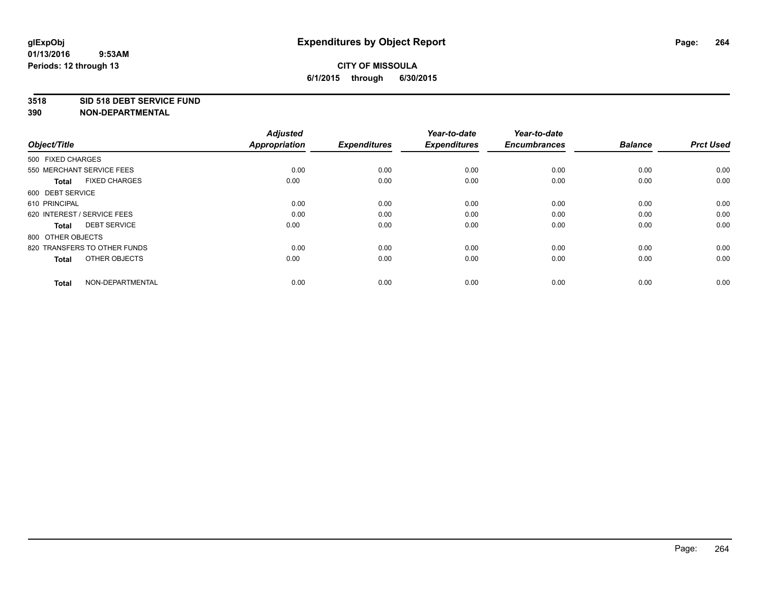glExpObj
01/13/2016 9:53AM
Periods: 12 through 13

# Expenditures by Object Report

**CITY OF MISSOULA**
**6/1/2015 through 6/30/2015**

**3518 SID 518 DEBT SERVICE FUND**
**390 NON-DEPARTMENTAL**

| Object/Title | Adjusted Appropriation | Expenditures | Year-to-date Expenditures | Year-to-date Encumbrances | Balance | Prct Used |
|---|---|---|---|---|---|---|
| 500 FIXED CHARGES | | | | | | |
| 550 MERCHANT SERVICE FEES | 0.00 | 0.00 | 0.00 | 0.00 | 0.00 | 0.00 |
| **Total** FIXED CHARGES | 0.00 | 0.00 | 0.00 | 0.00 | 0.00 | 0.00 |
| 600 DEBT SERVICE | | | | | | |
| 610 PRINCIPAL | 0.00 | 0.00 | 0.00 | 0.00 | 0.00 | 0.00 |
| 620 INTEREST / SERVICE FEES | 0.00 | 0.00 | 0.00 | 0.00 | 0.00 | 0.00 |
| **Total** DEBT SERVICE | 0.00 | 0.00 | 0.00 | 0.00 | 0.00 | 0.00 |
| 800 OTHER OBJECTS | | | | | | |
| 820 TRANSFERS TO OTHER FUNDS | 0.00 | 0.00 | 0.00 | 0.00 | 0.00 | 0.00 |
| **Total** OTHER OBJECTS | 0.00 | 0.00 | 0.00 | 0.00 | 0.00 | 0.00 |
| **Total** NON-DEPARTMENTAL | 0.00 | 0.00 | 0.00 | 0.00 | 0.00 | 0.00 |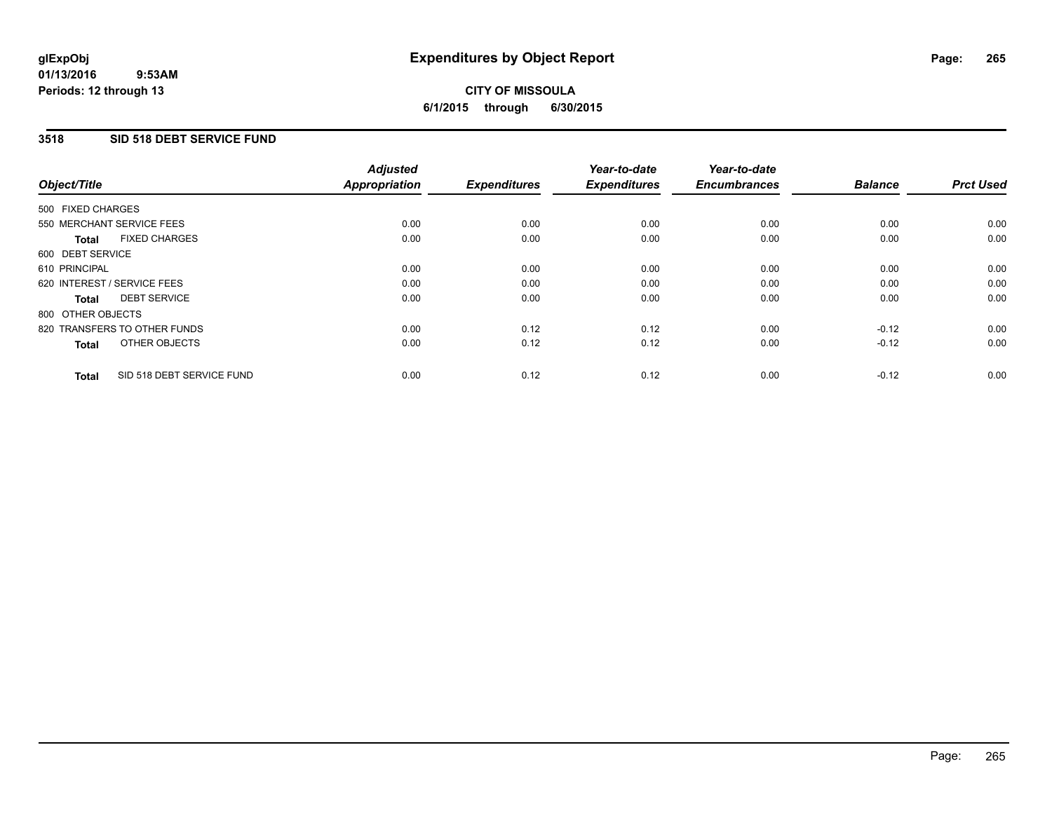# Expenditures by Object Report

glExpObj
01/13/2016 9:53AM
Periods: 12 through 13

**CITY OF MISSOULA**
**6/1/2015 through 6/30/2015**

## 3518 SID 518 DEBT SERVICE FUND

| Object/Title | Adjusted Appropriation | Expenditures | Year-to-date Expenditures | Year-to-date Encumbrances | Balance | Prct Used |
|---|---|---|---|---|---|---|
| 500 FIXED CHARGES | | | | | | |
| 550 MERCHANT SERVICE FEES | 0.00 | 0.00 | 0.00 | 0.00 | 0.00 | 0.00 |
| **Total** FIXED CHARGES | 0.00 | 0.00 | 0.00 | 0.00 | 0.00 | 0.00 |
| 600 DEBT SERVICE | | | | | | |
| 610 PRINCIPAL | 0.00 | 0.00 | 0.00 | 0.00 | 0.00 | 0.00 |
| 620 INTEREST / SERVICE FEES | 0.00 | 0.00 | 0.00 | 0.00 | 0.00 | 0.00 |
| **Total** DEBT SERVICE | 0.00 | 0.00 | 0.00 | 0.00 | 0.00 | 0.00 |
| 800 OTHER OBJECTS | | | | | | |
| 820 TRANSFERS TO OTHER FUNDS | 0.00 | 0.12 | 0.12 | 0.00 | -0.12 | 0.00 |
| **Total** OTHER OBJECTS | 0.00 | 0.12 | 0.12 | 0.00 | -0.12 | 0.00 |
| **Total** SID 518 DEBT SERVICE FUND | 0.00 | 0.12 | 0.12 | 0.00 | -0.12 | 0.00 |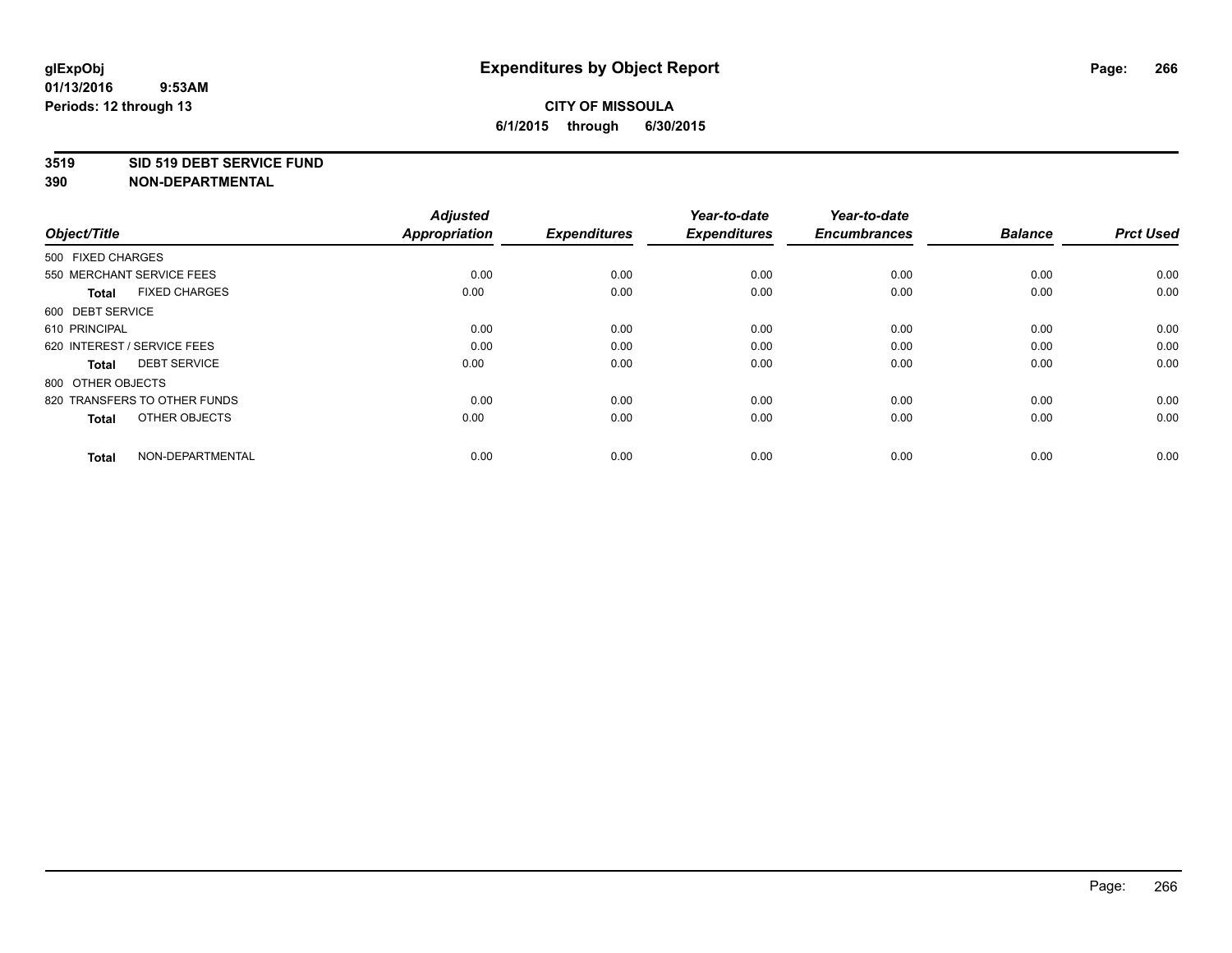# Expenditures by Object Report

glExpObj
01/13/2016 9:53AM
Periods: 12 through 13

**CITY OF MISSOULA**
**6/1/2015 through 6/30/2015**

**3519 SID 519 DEBT SERVICE FUND**
**390 NON-DEPARTMENTAL**

| Object/Title | | Adjusted Appropriation | Expenditures | Year-to-date Expenditures | Year-to-date Encumbrances | Balance | Prct Used |
|---|---|---|---|---|---|---|---|
| 500 FIXED CHARGES | | | | | | | |
| 550 MERCHANT SERVICE FEES | | 0.00 | 0.00 | 0.00 | 0.00 | 0.00 | 0.00 |
| **Total** | FIXED CHARGES | 0.00 | 0.00 | 0.00 | 0.00 | 0.00 | 0.00 |
| 600 DEBT SERVICE | | | | | | | |
| 610 PRINCIPAL | | 0.00 | 0.00 | 0.00 | 0.00 | 0.00 | 0.00 |
| 620 INTEREST / SERVICE FEES | | 0.00 | 0.00 | 0.00 | 0.00 | 0.00 | 0.00 |
| **Total** | DEBT SERVICE | 0.00 | 0.00 | 0.00 | 0.00 | 0.00 | 0.00 |
| 800 OTHER OBJECTS | | | | | | | |
| 820 TRANSFERS TO OTHER FUNDS | | 0.00 | 0.00 | 0.00 | 0.00 | 0.00 | 0.00 |
| **Total** | OTHER OBJECTS | 0.00 | 0.00 | 0.00 | 0.00 | 0.00 | 0.00 |
| **Total** | NON-DEPARTMENTAL | 0.00 | 0.00 | 0.00 | 0.00 | 0.00 | 0.00 |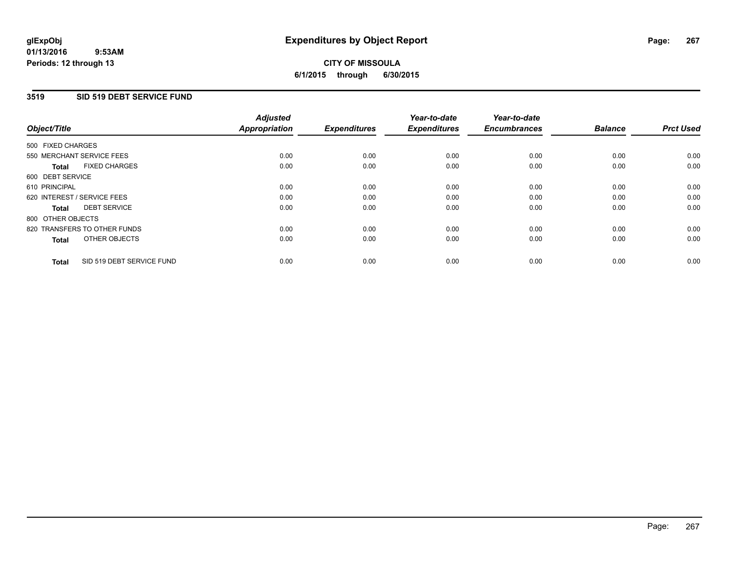**glExpObj**
**01/13/2016 9:53AM**
**Periods: 12 through 13**

# Expenditures by Object Report

**CITY OF MISSOULA**
**6/1/2015 through 6/30/2015**

## 3519 SID 519 DEBT SERVICE FUND

| Object/Title | Adjusted Appropriation | Expenditures | Year-to-date Expenditures | Year-to-date Encumbrances | Balance | Prct Used |
|---|---|---|---|---|---|---|
| 500 FIXED CHARGES | | | | | | |
| 550 MERCHANT SERVICE FEES | 0.00 | 0.00 | 0.00 | 0.00 | 0.00 | 0.00 |
| **Total** FIXED CHARGES | 0.00 | 0.00 | 0.00 | 0.00 | 0.00 | 0.00 |
| 600 DEBT SERVICE | | | | | | |
| 610 PRINCIPAL | 0.00 | 0.00 | 0.00 | 0.00 | 0.00 | 0.00 |
| 620 INTEREST / SERVICE FEES | 0.00 | 0.00 | 0.00 | 0.00 | 0.00 | 0.00 |
| **Total** DEBT SERVICE | 0.00 | 0.00 | 0.00 | 0.00 | 0.00 | 0.00 |
| 800 OTHER OBJECTS | | | | | | |
| 820 TRANSFERS TO OTHER FUNDS | 0.00 | 0.00 | 0.00 | 0.00 | 0.00 | 0.00 |
| **Total** OTHER OBJECTS | 0.00 | 0.00 | 0.00 | 0.00 | 0.00 | 0.00 |
| **Total** SID 519 DEBT SERVICE FUND | 0.00 | 0.00 | 0.00 | 0.00 | 0.00 | 0.00 |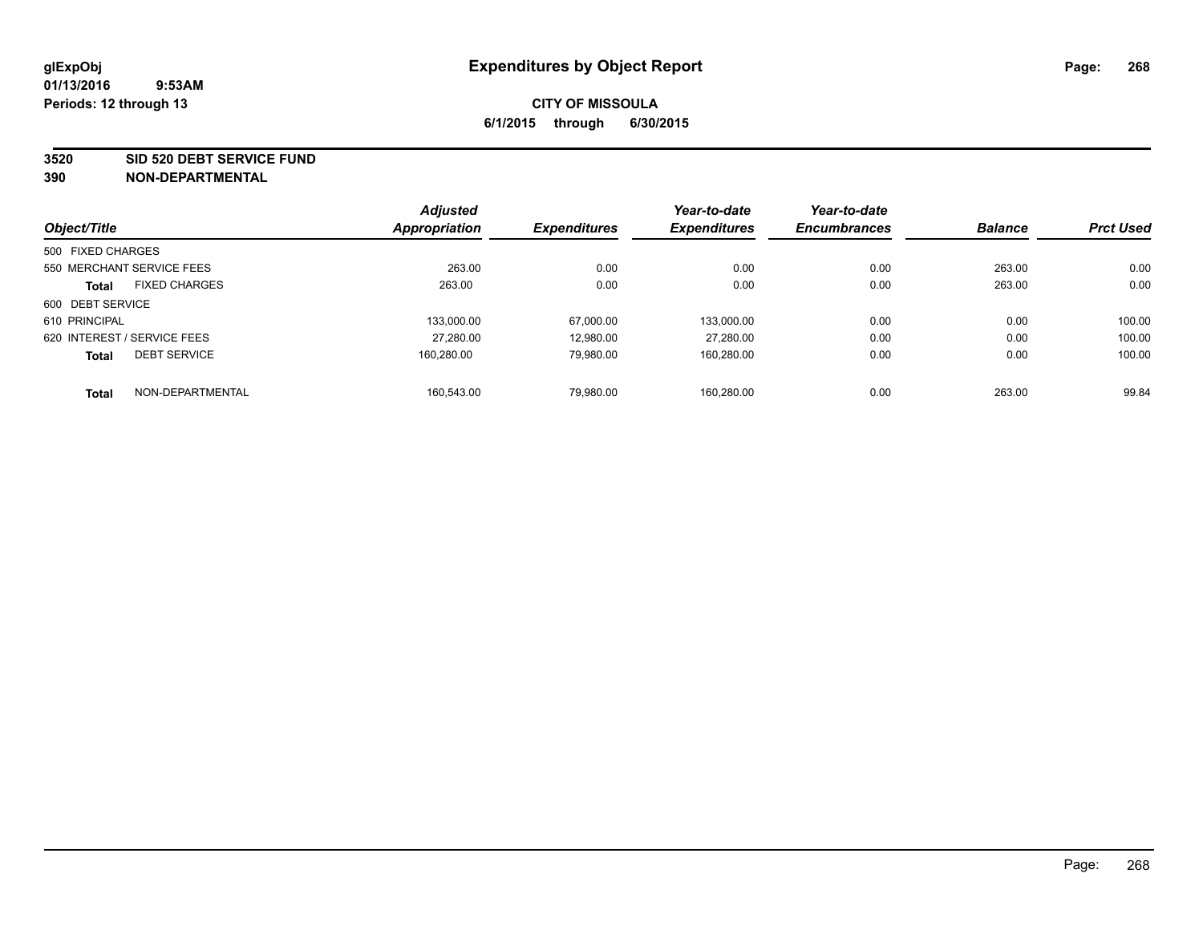# Expenditures by Object Report

glExpObj
01/13/2016 9:53AM
Periods: 12 through 13

**CITY OF MISSOULA**
**6/1/2015 through 6/30/2015**

**3520 SID 520 DEBT SERVICE FUND**
**390 NON-DEPARTMENTAL**

| Object/Title | | Adjusted Appropriation | Expenditures | Year-to-date Expenditures | Year-to-date Encumbrances | Balance | Prct Used |
|---|---|---|---|---|---|---|---|
| 500 FIXED CHARGES | | | | | | | |
| 550 MERCHANT SERVICE FEES | | 263.00 | 0.00 | 0.00 | 0.00 | 263.00 | 0.00 |
| **Total** | FIXED CHARGES | 263.00 | 0.00 | 0.00 | 0.00 | 263.00 | 0.00 |
| 600 DEBT SERVICE | | | | | | | |
| 610 PRINCIPAL | | 133,000.00 | 67,000.00 | 133,000.00 | 0.00 | 0.00 | 100.00 |
| 620 INTEREST / SERVICE FEES | | 27,280.00 | 12,980.00 | 27,280.00 | 0.00 | 0.00 | 100.00 |
| **Total** | DEBT SERVICE | 160,280.00 | 79,980.00 | 160,280.00 | 0.00 | 0.00 | 100.00 |
| **Total** | NON-DEPARTMENTAL | 160,543.00 | 79,980.00 | 160,280.00 | 0.00 | 263.00 | 99.84 |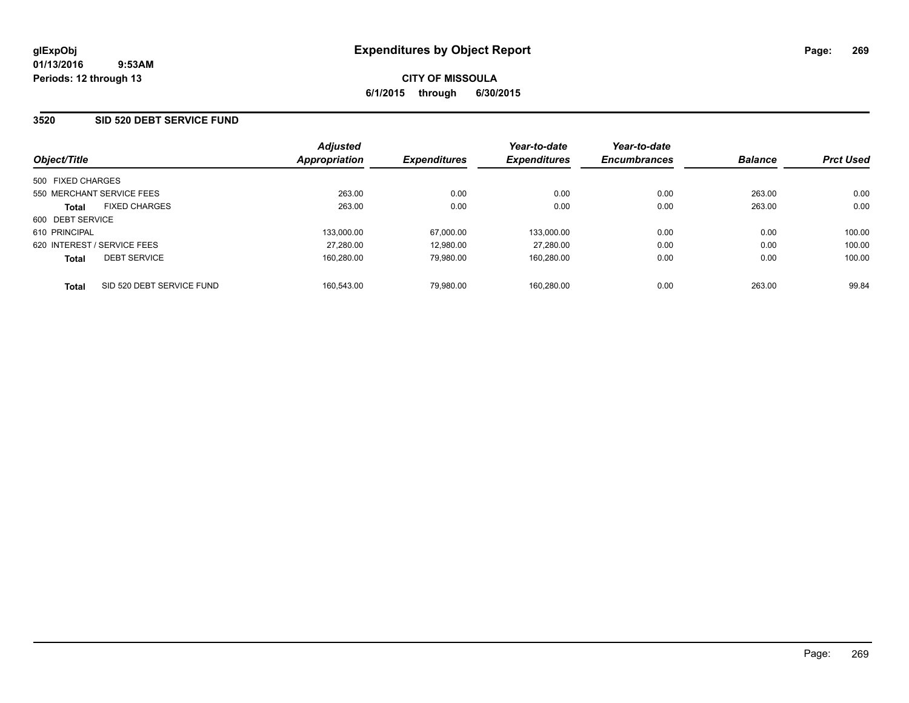glExpObj
01/13/2016 9:53AM
Periods: 12 through 13

# Expenditures by Object Report

**CITY OF MISSOULA**
**6/1/2015 through 6/30/2015**

## 3520 SID 520 DEBT SERVICE FUND

| Object/Title | | Adjusted Appropriation | Expenditures | Year-to-date Expenditures | Year-to-date Encumbrances | Balance | Prct Used |
|---|---|---|---|---|---|---|---|
| 500 FIXED CHARGES | | | | | | | |
| 550 MERCHANT SERVICE FEES | | 263.00 | 0.00 | 0.00 | 0.00 | 263.00 | 0.00 |
| **Total** | FIXED CHARGES | 263.00 | 0.00 | 0.00 | 0.00 | 263.00 | 0.00 |
| 600 DEBT SERVICE | | | | | | | |
| 610 PRINCIPAL | | 133,000.00 | 67,000.00 | 133,000.00 | 0.00 | 0.00 | 100.00 |
| 620 INTEREST / SERVICE FEES | | 27,280.00 | 12,980.00 | 27,280.00 | 0.00 | 0.00 | 100.00 |
| **Total** | DEBT SERVICE | 160,280.00 | 79,980.00 | 160,280.00 | 0.00 | 0.00 | 100.00 |
| **Total** | SID 520 DEBT SERVICE FUND | 160,543.00 | 79,980.00 | 160,280.00 | 0.00 | 263.00 | 99.84 |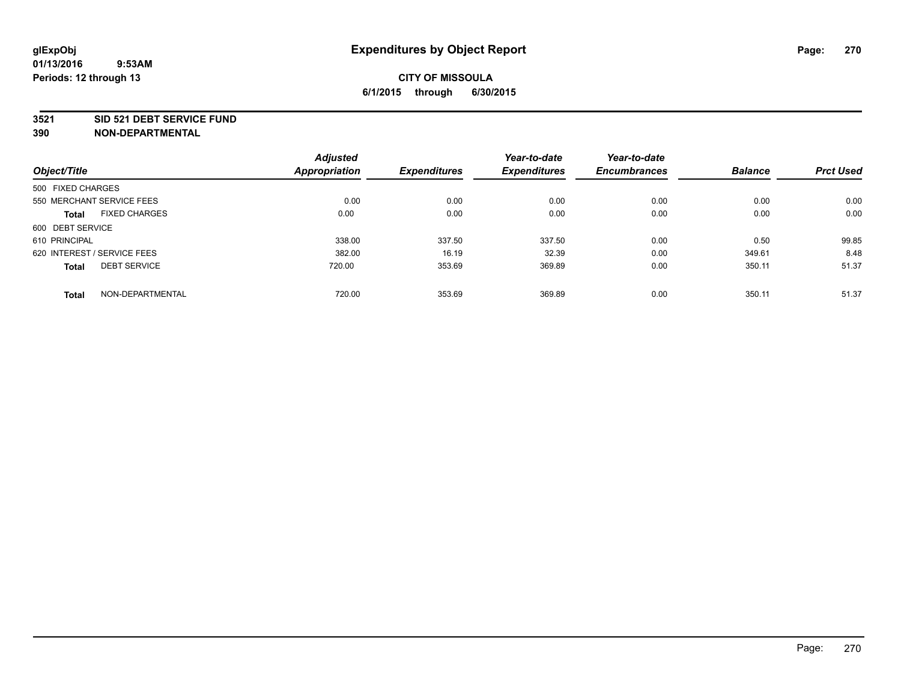# Expenditures by Object Report

glExpObj
01/13/2016 9:53AM
Periods: 12 through 13

**CITY OF MISSOULA**
**6/1/2015 through 6/30/2015**

**3521 SID 521 DEBT SERVICE FUND**
**390 NON-DEPARTMENTAL**

| Object/Title | | Adjusted Appropriation | Expenditures | Year-to-date Expenditures | Year-to-date Encumbrances | Balance | Prct Used |
|---|---|---|---|---|---|---|---|
| 500 FIXED CHARGES | | | | | | | |
| 550 MERCHANT SERVICE FEES | | 0.00 | 0.00 | 0.00 | 0.00 | 0.00 | 0.00 |
| **Total** | FIXED CHARGES | 0.00 | 0.00 | 0.00 | 0.00 | 0.00 | 0.00 |
| 600 DEBT SERVICE | | | | | | | |
| 610 PRINCIPAL | | 338.00 | 337.50 | 337.50 | 0.00 | 0.50 | 99.85 |
| 620 INTEREST / SERVICE FEES | | 382.00 | 16.19 | 32.39 | 0.00 | 349.61 | 8.48 |
| **Total** | DEBT SERVICE | 720.00 | 353.69 | 369.89 | 0.00 | 350.11 | 51.37 |
| **Total** | NON-DEPARTMENTAL | 720.00 | 353.69 | 369.89 | 0.00 | 350.11 | 51.37 |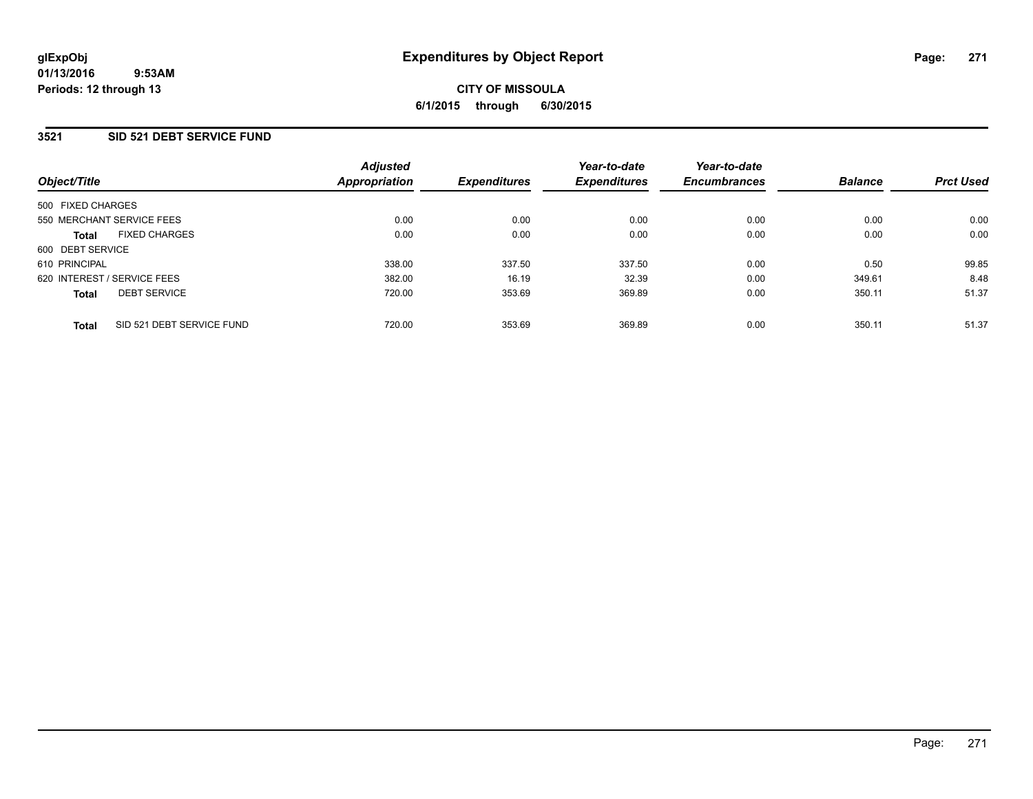# Expenditures by Object Report

glExpObj
01/13/2016 9:53AM
Periods: 12 through 13

**CITY OF MISSOULA**
**6/1/2015 through 6/30/2015**

## 3521 SID 521 DEBT SERVICE FUND

| Object/Title | Adjusted Appropriation | Expenditures | Year-to-date Expenditures | Year-to-date Encumbrances | Balance | Prct Used |
|---|---|---|---|---|---|---|
| 500 FIXED CHARGES | | | | | | |
| 550 MERCHANT SERVICE FEES | 0.00 | 0.00 | 0.00 | 0.00 | 0.00 | 0.00 |
| **Total** FIXED CHARGES | 0.00 | 0.00 | 0.00 | 0.00 | 0.00 | 0.00 |
| 600 DEBT SERVICE | | | | | | |
| 610 PRINCIPAL | 338.00 | 337.50 | 337.50 | 0.00 | 0.50 | 99.85 |
| 620 INTEREST / SERVICE FEES | 382.00 | 16.19 | 32.39 | 0.00 | 349.61 | 8.48 |
| **Total** DEBT SERVICE | 720.00 | 353.69 | 369.89 | 0.00 | 350.11 | 51.37 |
| **Total** SID 521 DEBT SERVICE FUND | 720.00 | 353.69 | 369.89 | 0.00 | 350.11 | 51.37 |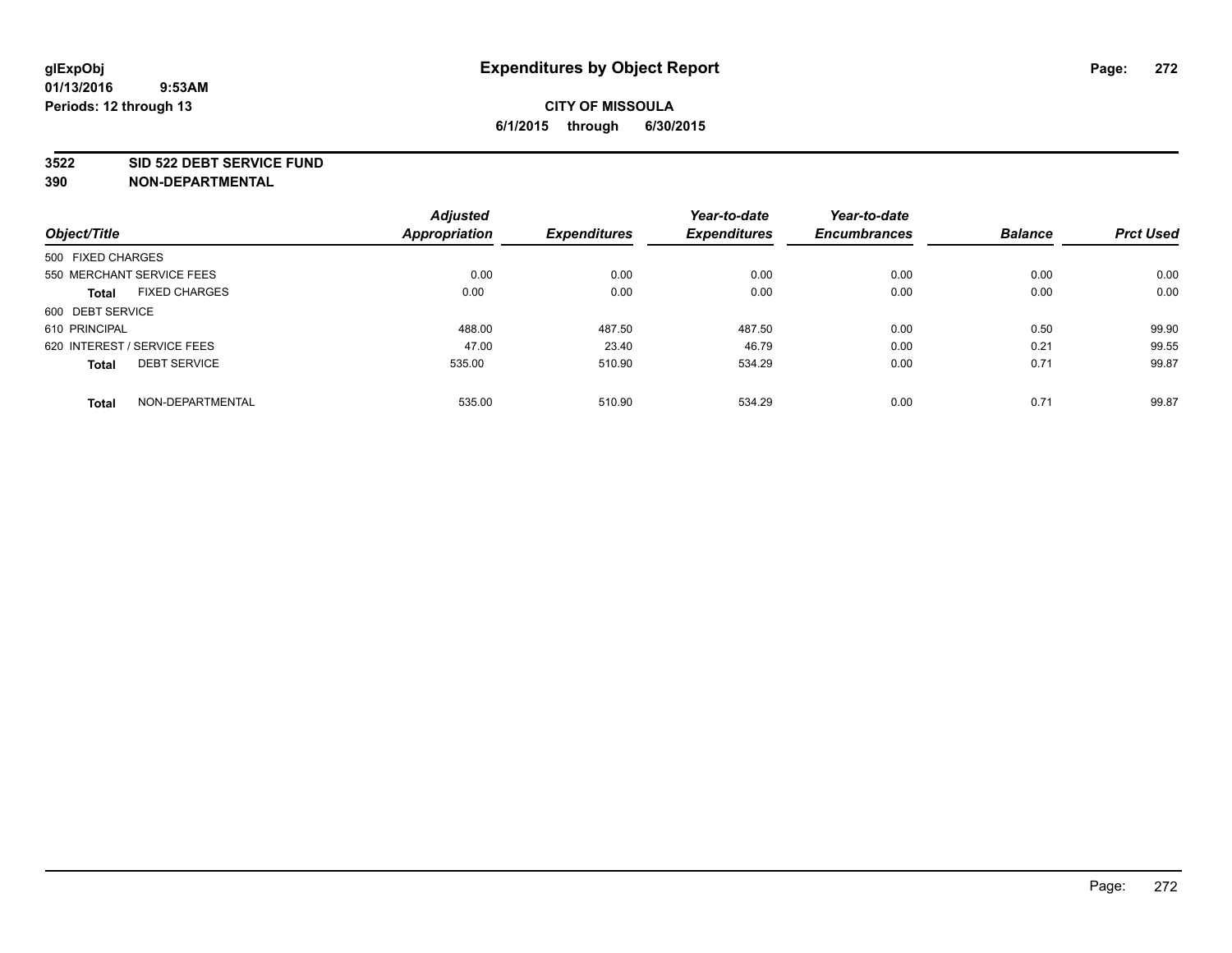glExpObj
01/13/2016 9:53AM
Periods: 12 through 13

# Expenditures by Object Report

**CITY OF MISSOULA**
**6/1/2015 through 6/30/2015**

**3522 SID 522 DEBT SERVICE FUND**
**390 NON-DEPARTMENTAL**

| Object/Title | Adjusted Appropriation | Expenditures | Year-to-date Expenditures | Year-to-date Encumbrances | Balance | Prct Used |
|---|---|---|---|---|---|---|
| 500 FIXED CHARGES | | | | | | |
| 550 MERCHANT SERVICE FEES | 0.00 | 0.00 | 0.00 | 0.00 | 0.00 | 0.00 |
| **Total** FIXED CHARGES | 0.00 | 0.00 | 0.00 | 0.00 | 0.00 | 0.00 |
| 600 DEBT SERVICE | | | | | | |
| 610 PRINCIPAL | 488.00 | 487.50 | 487.50 | 0.00 | 0.50 | 99.90 |
| 620 INTEREST / SERVICE FEES | 47.00 | 23.40 | 46.79 | 0.00 | 0.21 | 99.55 |
| **Total** DEBT SERVICE | 535.00 | 510.90 | 534.29 | 0.00 | 0.71 | 99.87 |
| **Total** NON-DEPARTMENTAL | 535.00 | 510.90 | 534.29 | 0.00 | 0.71 | 99.87 |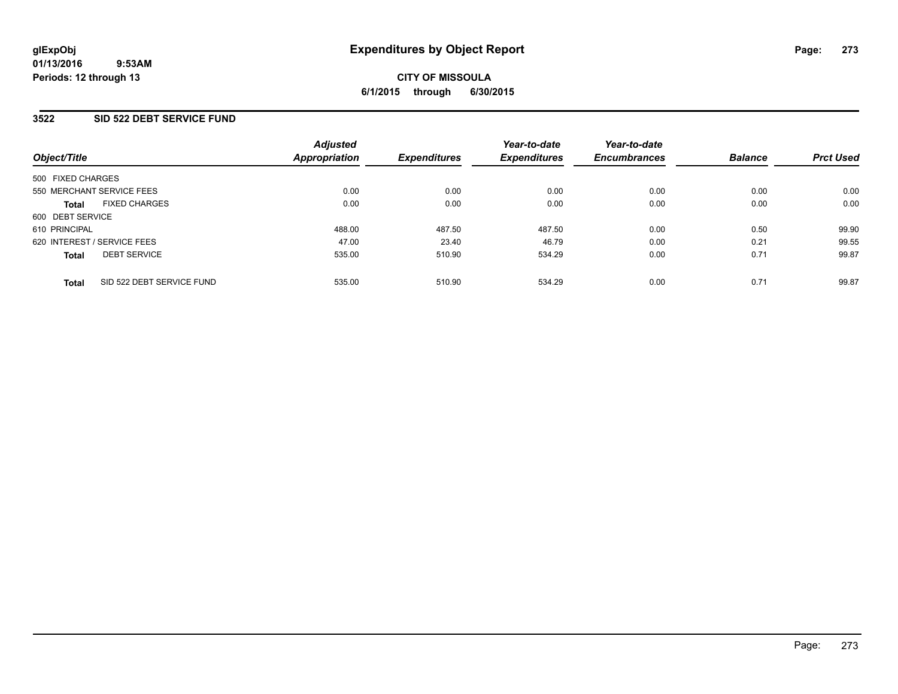**glExpObj**
**01/13/2016 9:53AM**
**Periods: 12 through 13**

# Expenditures by Object Report

**CITY OF MISSOULA**
**6/1/2015 through 6/30/2015**

## 3522 SID 522 DEBT SERVICE FUND

| Object/Title | Adjusted Appropriation | Expenditures | Year-to-date Expenditures | Year-to-date Encumbrances | Balance | Prct Used |
|---|---|---|---|---|---|---|
| 500 FIXED CHARGES | | | | | | |
| 550 MERCHANT SERVICE FEES | 0.00 | 0.00 | 0.00 | 0.00 | 0.00 | 0.00 |
| **Total** FIXED CHARGES | 0.00 | 0.00 | 0.00 | 0.00 | 0.00 | 0.00 |
| 600 DEBT SERVICE | | | | | | |
| 610 PRINCIPAL | 488.00 | 487.50 | 487.50 | 0.00 | 0.50 | 99.90 |
| 620 INTEREST / SERVICE FEES | 47.00 | 23.40 | 46.79 | 0.00 | 0.21 | 99.55 |
| **Total** DEBT SERVICE | 535.00 | 510.90 | 534.29 | 0.00 | 0.71 | 99.87 |
| **Total** SID 522 DEBT SERVICE FUND | 535.00 | 510.90 | 534.29 | 0.00 | 0.71 | 99.87 |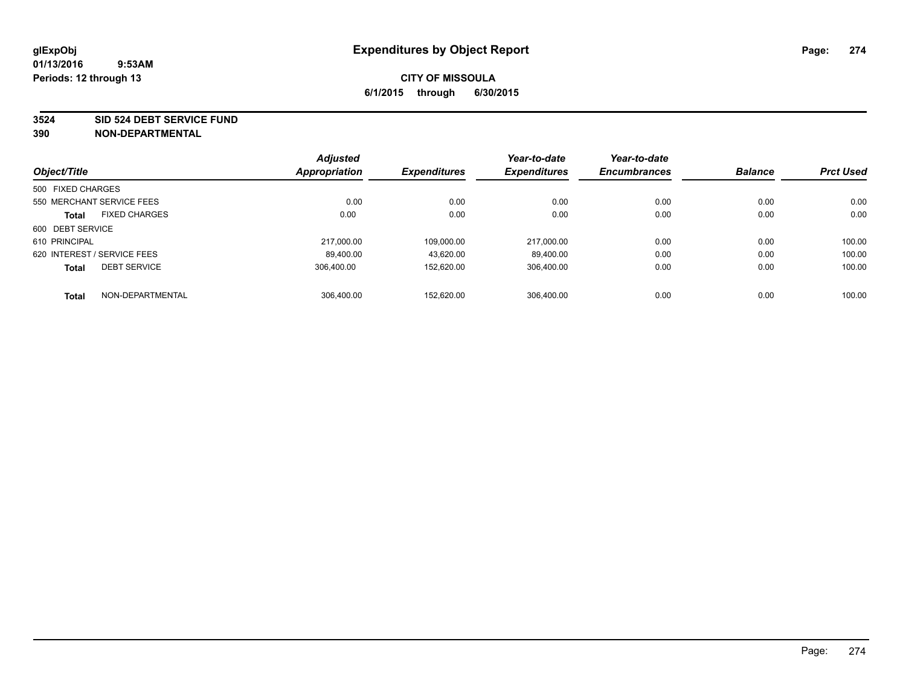glExpObj
01/13/2016 9:53AM
Periods: 12 through 13

# Expenditures by Object Report

**CITY OF MISSOULA**
**6/1/2015 through 6/30/2015**

**3524 SID 524 DEBT SERVICE FUND**
**390 NON-DEPARTMENTAL**

| Object/Title | | Adjusted Appropriation | Expenditures | Year-to-date Expenditures | Year-to-date Encumbrances | Balance | Prct Used |
|---|---|---|---|---|---|---|---|
| 500 FIXED CHARGES | | | | | | | |
| 550 MERCHANT SERVICE FEES | | 0.00 | 0.00 | 0.00 | 0.00 | 0.00 | 0.00 |
| **Total** | FIXED CHARGES | 0.00 | 0.00 | 0.00 | 0.00 | 0.00 | 0.00 |
| 600 DEBT SERVICE | | | | | | | |
| 610 PRINCIPAL | | 217,000.00 | 109,000.00 | 217,000.00 | 0.00 | 0.00 | 100.00 |
| 620 INTEREST / SERVICE FEES | | 89,400.00 | 43,620.00 | 89,400.00 | 0.00 | 0.00 | 100.00 |
| **Total** | DEBT SERVICE | 306,400.00 | 152,620.00 | 306,400.00 | 0.00 | 0.00 | 100.00 |
| **Total** | NON-DEPARTMENTAL | 306,400.00 | 152,620.00 | 306,400.00 | 0.00 | 0.00 | 100.00 |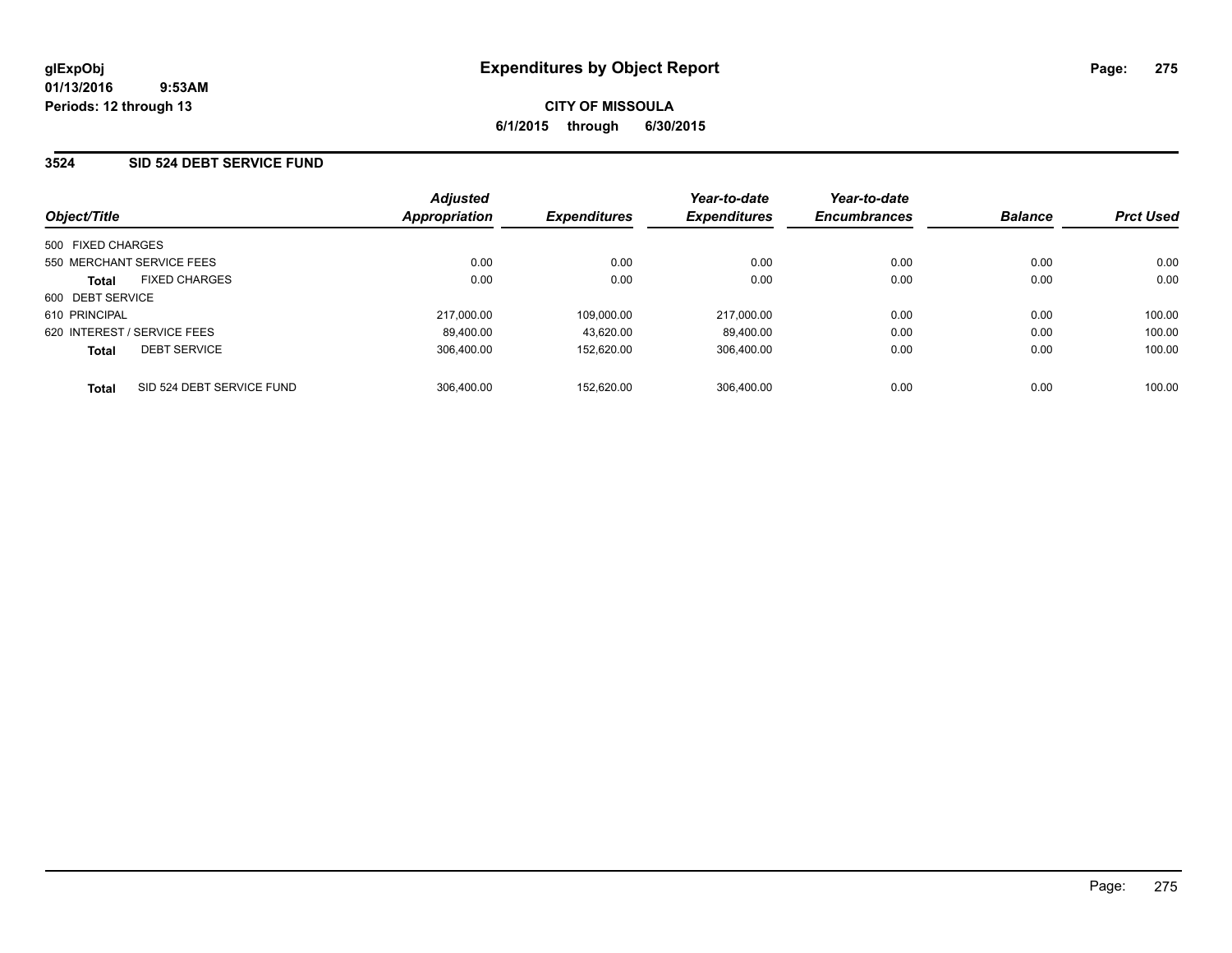**glExpObj** **Expenditures by Object Report**

**01/13/2016 9:53AM**

**Periods: 12 through 13**

**CITY OF MISSOULA**

**6/1/2015 through 6/30/2015**

## 3524 SID 524 DEBT SERVICE FUND

| Object/Title | Adjusted Appropriation | Expenditures | Year-to-date Expenditures | Year-to-date Encumbrances | Balance | Prct Used |
|---|---|---|---|---|---|---|
| 500 FIXED CHARGES | | | | | | |
| 550 MERCHANT SERVICE FEES | 0.00 | 0.00 | 0.00 | 0.00 | 0.00 | 0.00 |
| **Total** FIXED CHARGES | 0.00 | 0.00 | 0.00 | 0.00 | 0.00 | 0.00 |
| 600 DEBT SERVICE | | | | | | |
| 610 PRINCIPAL | 217,000.00 | 109,000.00 | 217,000.00 | 0.00 | 0.00 | 100.00 |
| 620 INTEREST / SERVICE FEES | 89,400.00 | 43,620.00 | 89,400.00 | 0.00 | 0.00 | 100.00 |
| **Total** DEBT SERVICE | 306,400.00 | 152,620.00 | 306,400.00 | 0.00 | 0.00 | 100.00 |
| **Total** SID 524 DEBT SERVICE FUND | 306,400.00 | 152,620.00 | 306,400.00 | 0.00 | 0.00 | 100.00 |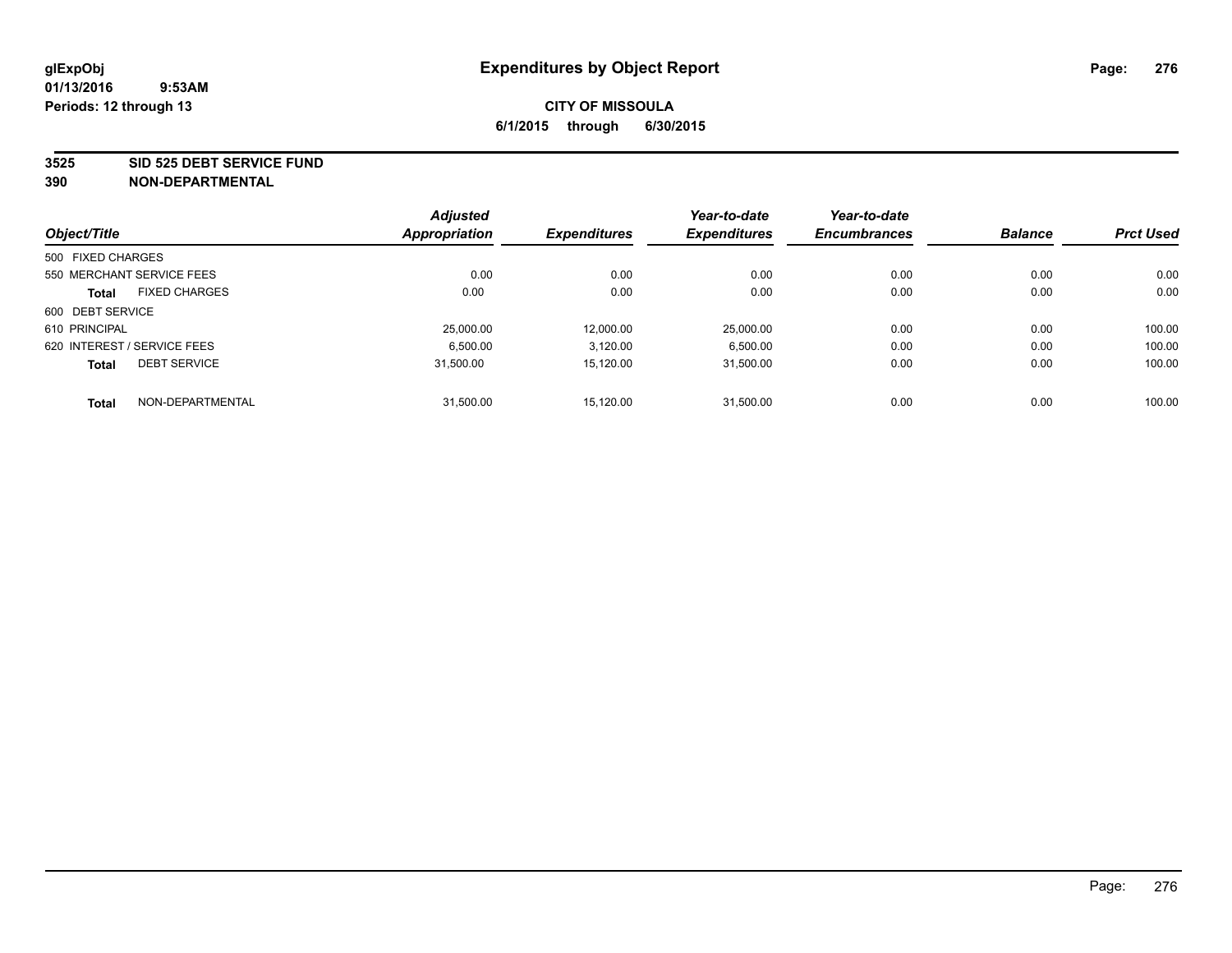glExpObj
01/13/2016 9:53AM
Periods: 12 through 13

# Expenditures by Object Report

**CITY OF MISSOULA**
**6/1/2015 through 6/30/2015**

**3525 SID 525 DEBT SERVICE FUND**
**390 NON-DEPARTMENTAL**

| Object/Title | | Adjusted Appropriation | Expenditures | Year-to-date Expenditures | Year-to-date Encumbrances | Balance | Prct Used |
|---|---|---|---|---|---|---|---|
| 500 FIXED CHARGES | | | | | | | |
| 550 MERCHANT SERVICE FEES | | 0.00 | 0.00 | 0.00 | 0.00 | 0.00 | 0.00 |
| **Total** | FIXED CHARGES | 0.00 | 0.00 | 0.00 | 0.00 | 0.00 | 0.00 |
| 600 DEBT SERVICE | | | | | | | |
| 610 PRINCIPAL | | 25,000.00 | 12,000.00 | 25,000.00 | 0.00 | 0.00 | 100.00 |
| 620 INTEREST / SERVICE FEES | | 6,500.00 | 3,120.00 | 6,500.00 | 0.00 | 0.00 | 100.00 |
| **Total** | DEBT SERVICE | 31,500.00 | 15,120.00 | 31,500.00 | 0.00 | 0.00 | 100.00 |
| **Total** | NON-DEPARTMENTAL | 31,500.00 | 15,120.00 | 31,500.00 | 0.00 | 0.00 | 100.00 |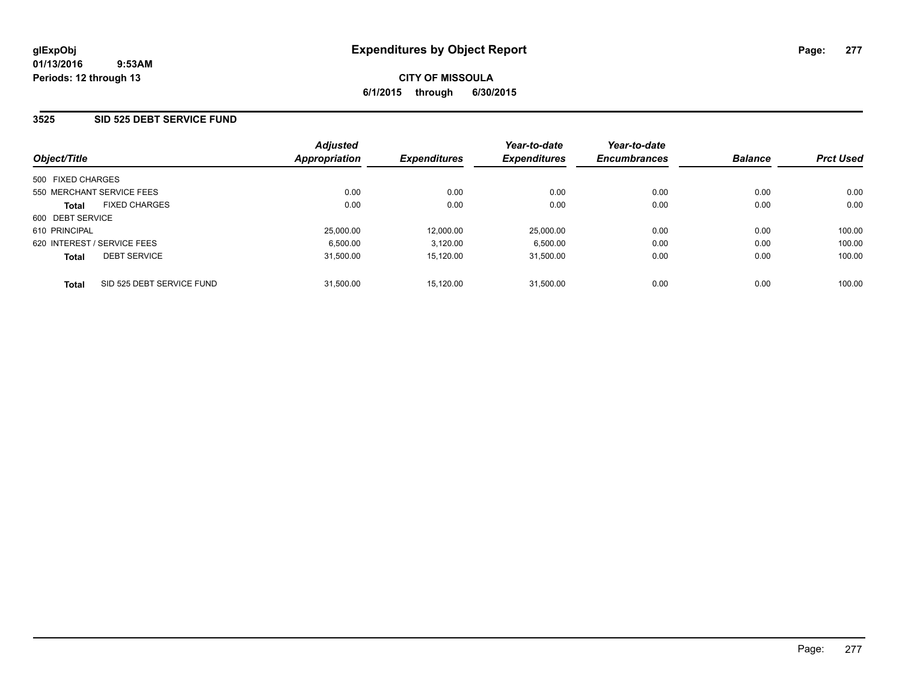**glExpObj**
**01/13/2016 9:53AM**
**Periods: 12 through 13**

# Expenditures by Object Report

**CITY OF MISSOULA**
**6/1/2015 through 6/30/2015**

## 3525 SID 525 DEBT SERVICE FUND

| Object/Title | Adjusted Appropriation | Expenditures | Year-to-date Expenditures | Year-to-date Encumbrances | Balance | Prct Used |
|---|---|---|---|---|---|---|
| 500 FIXED CHARGES | | | | | | |
| 550 MERCHANT SERVICE FEES | 0.00 | 0.00 | 0.00 | 0.00 | 0.00 | 0.00 |
| **Total** FIXED CHARGES | 0.00 | 0.00 | 0.00 | 0.00 | 0.00 | 0.00 |
| 600 DEBT SERVICE | | | | | | |
| 610 PRINCIPAL | 25,000.00 | 12,000.00 | 25,000.00 | 0.00 | 0.00 | 100.00 |
| 620 INTEREST / SERVICE FEES | 6,500.00 | 3,120.00 | 6,500.00 | 0.00 | 0.00 | 100.00 |
| **Total** DEBT SERVICE | 31,500.00 | 15,120.00 | 31,500.00 | 0.00 | 0.00 | 100.00 |
| **Total** SID 525 DEBT SERVICE FUND | 31,500.00 | 15,120.00 | 31,500.00 | 0.00 | 0.00 | 100.00 |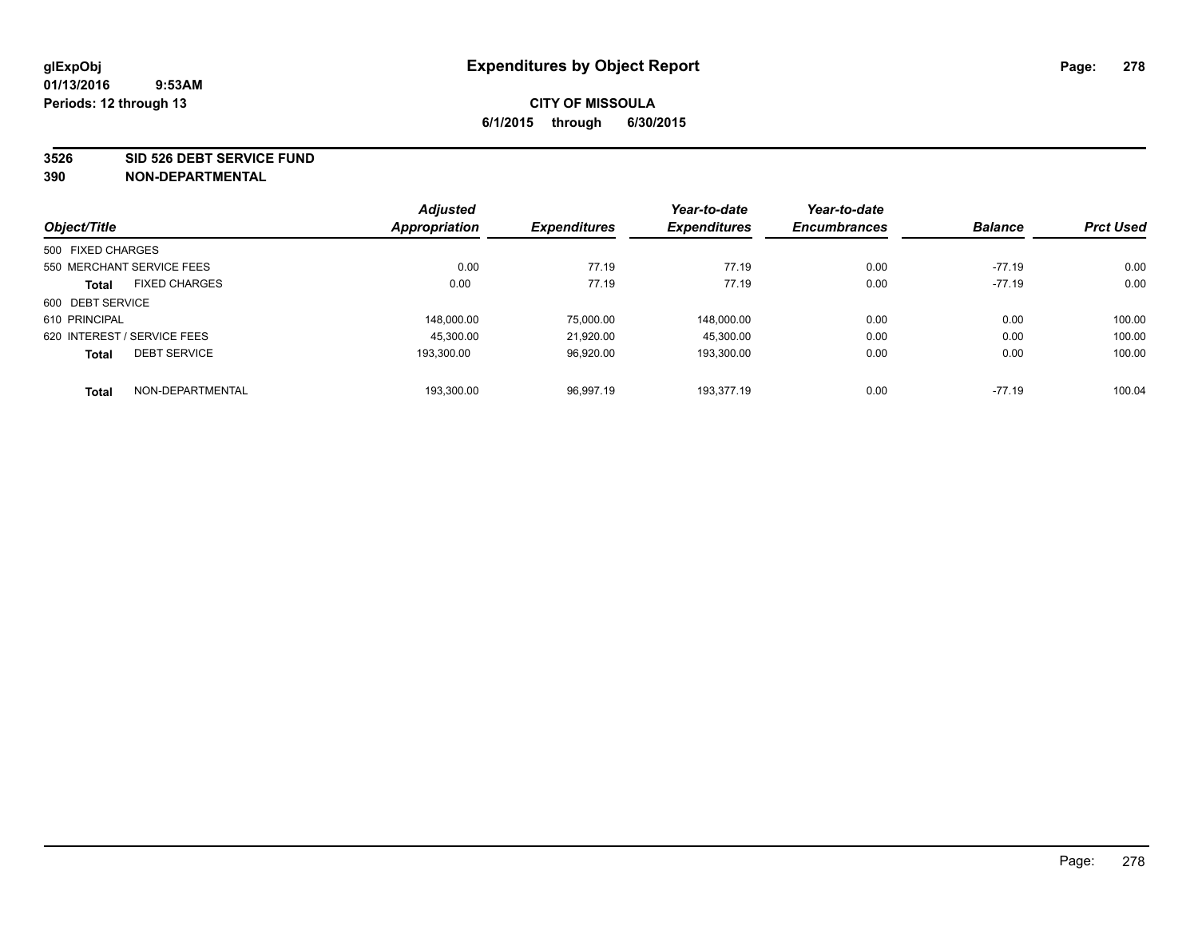# Expenditures by Object Report

glExpObj
01/13/2016 9:53AM
Periods: 12 through 13

**CITY OF MISSOULA**
**6/1/2015 through 6/30/2015**

**3526 SID 526 DEBT SERVICE FUND**
**390 NON-DEPARTMENTAL**

| Object/Title | | Adjusted Appropriation | Expenditures | Year-to-date Expenditures | Year-to-date Encumbrances | Balance | Prct Used |
|---|---|---|---|---|---|---|---|
| 500 FIXED CHARGES | | | | | | | |
| 550 MERCHANT SERVICE FEES | | 0.00 | 77.19 | 77.19 | 0.00 | -77.19 | 0.00 |
| **Total** | FIXED CHARGES | 0.00 | 77.19 | 77.19 | 0.00 | -77.19 | 0.00 |
| 600 DEBT SERVICE | | | | | | | |
| 610 PRINCIPAL | | 148,000.00 | 75,000.00 | 148,000.00 | 0.00 | 0.00 | 100.00 |
| 620 INTEREST / SERVICE FEES | | 45,300.00 | 21,920.00 | 45,300.00 | 0.00 | 0.00 | 100.00 |
| **Total** | DEBT SERVICE | 193,300.00 | 96,920.00 | 193,300.00 | 0.00 | 0.00 | 100.00 |
| **Total** | NON-DEPARTMENTAL | 193,300.00 | 96,997.19 | 193,377.19 | 0.00 | -77.19 | 100.04 |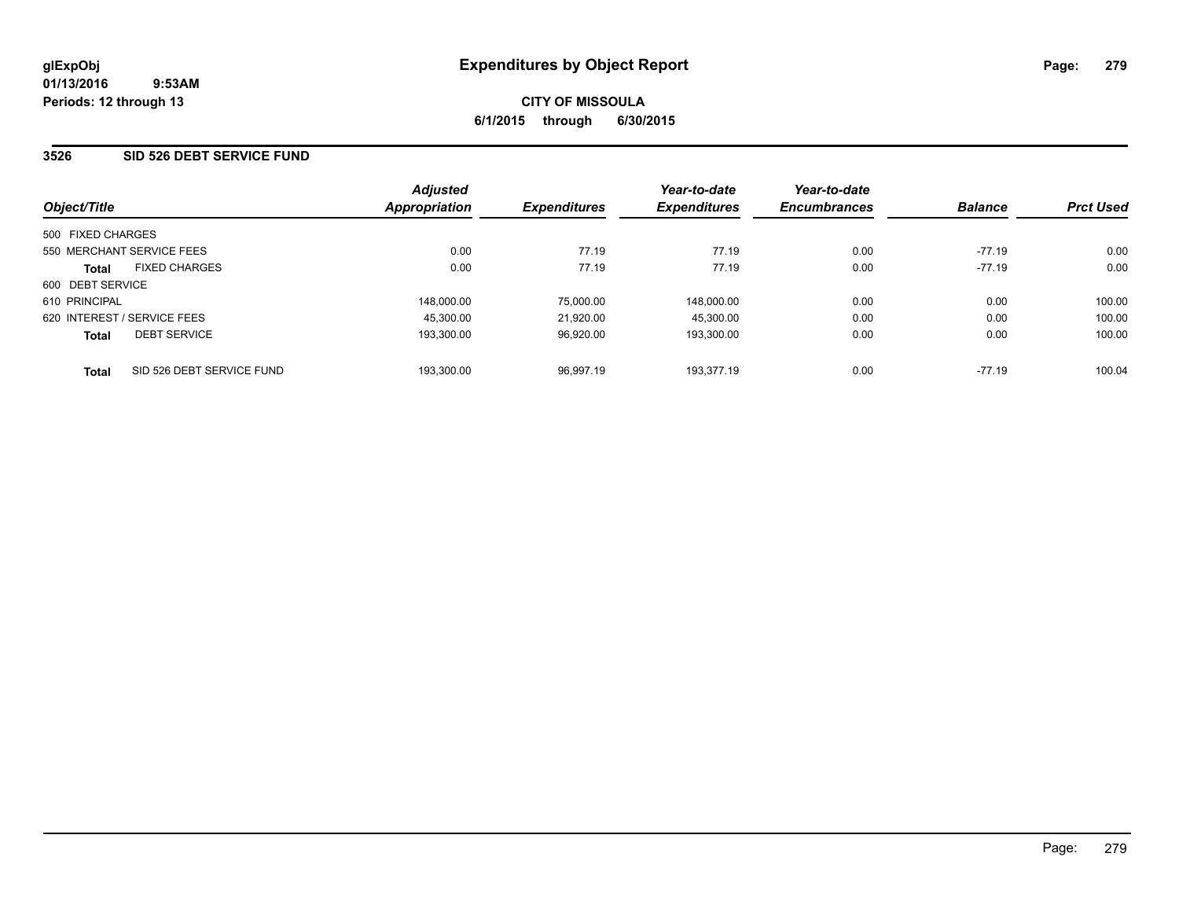**glExpObj**
**01/13/2016 9:53AM**
**Periods: 12 through 13**

# Expenditures by Object Report

**CITY OF MISSOULA**
**6/1/2015 through 6/30/2015**

## 3526 SID 526 DEBT SERVICE FUND

| Object/Title | | Adjusted Appropriation | Expenditures | Year-to-date Expenditures | Year-to-date Encumbrances | Balance | Prct Used |
|---|---|---|---|---|---|---|---|
| 500 FIXED CHARGES | | | | | | | |
| 550 MERCHANT SERVICE FEES | | 0.00 | 77.19 | 77.19 | 0.00 | -77.19 | 0.00 |
| **Total** | FIXED CHARGES | 0.00 | 77.19 | 77.19 | 0.00 | -77.19 | 0.00 |
| 600 DEBT SERVICE | | | | | | | |
| 610 PRINCIPAL | | 148,000.00 | 75,000.00 | 148,000.00 | 0.00 | 0.00 | 100.00 |
| 620 INTEREST / SERVICE FEES | | 45,300.00 | 21,920.00 | 45,300.00 | 0.00 | 0.00 | 100.00 |
| **Total** | DEBT SERVICE | 193,300.00 | 96,920.00 | 193,300.00 | 0.00 | 0.00 | 100.00 |
| **Total** | SID 526 DEBT SERVICE FUND | 193,300.00 | 96,997.19 | 193,377.19 | 0.00 | -77.19 | 100.04 |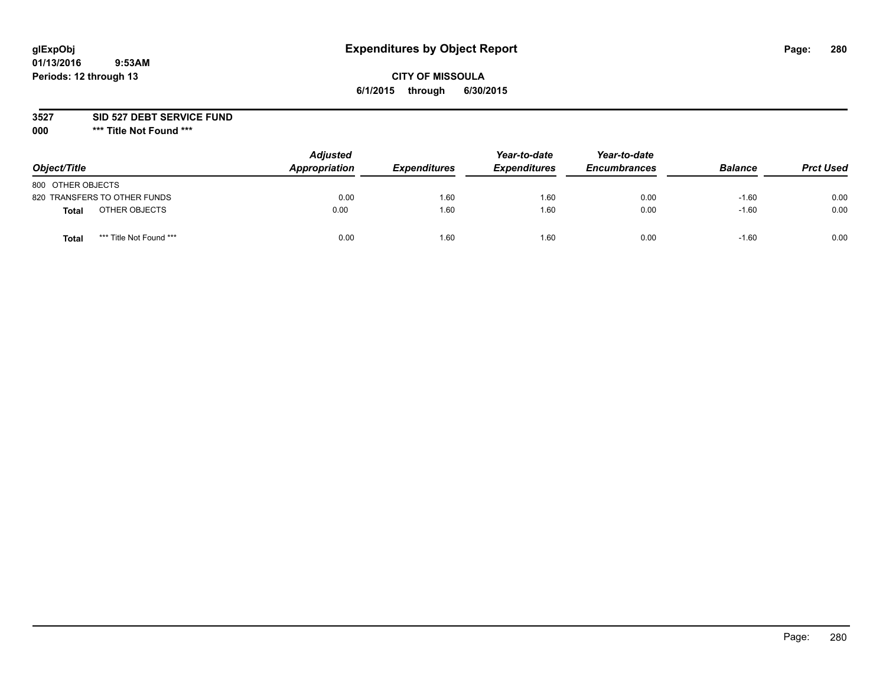glExpObj
01/13/2016 9:53AM
Periods: 12 through 13

# Expenditures by Object Report

**CITY OF MISSOULA**
**6/1/2015 through 6/30/2015**

**3527 SID 527 DEBT SERVICE FUND**
**000 \*\*\* Title Not Found \*\*\***

| Object/Title | | Adjusted Appropriation | Expenditures | Year-to-date Expenditures | Year-to-date Encumbrances | Balance | Prct Used |
|---|---|---|---|---|---|---|---|
| 800 OTHER OBJECTS | | | | | | | |
| 820 TRANSFERS TO OTHER FUNDS | | 0.00 | 1.60 | 1.60 | 0.00 | -1.60 | 0.00 |
| **Total** | OTHER OBJECTS | 0.00 | 1.60 | 1.60 | 0.00 | -1.60 | 0.00 |
| **Total** | *** Title Not Found *** | 0.00 | 1.60 | 1.60 | 0.00 | -1.60 | 0.00 |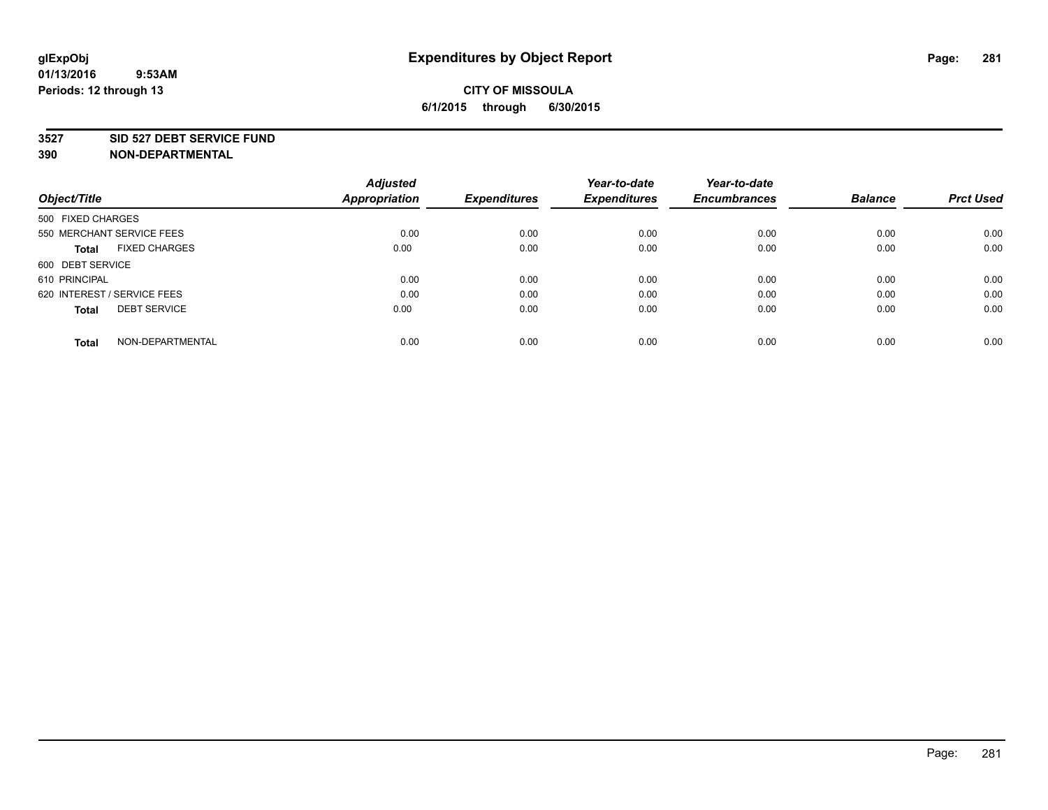**glExpObj**
**01/13/2016 9:53AM**
**Periods: 12 through 13**

# Expenditures by Object Report

**CITY OF MISSOULA**
**6/1/2015 through 6/30/2015**

**3527 SID 527 DEBT SERVICE FUND**
**390 NON-DEPARTMENTAL**

| Object/Title | Adjusted Appropriation | Expenditures | Year-to-date Expenditures | Year-to-date Encumbrances | Balance | Prct Used |
|---|---|---|---|---|---|---|
| 500 FIXED CHARGES | | | | | | |
| 550 MERCHANT SERVICE FEES | 0.00 | 0.00 | 0.00 | 0.00 | 0.00 | 0.00 |
| **Total** FIXED CHARGES | 0.00 | 0.00 | 0.00 | 0.00 | 0.00 | 0.00 |
| 600 DEBT SERVICE | | | | | | |
| 610 PRINCIPAL | 0.00 | 0.00 | 0.00 | 0.00 | 0.00 | 0.00 |
| 620 INTEREST / SERVICE FEES | 0.00 | 0.00 | 0.00 | 0.00 | 0.00 | 0.00 |
| **Total** DEBT SERVICE | 0.00 | 0.00 | 0.00 | 0.00 | 0.00 | 0.00 |
| **Total** NON-DEPARTMENTAL | 0.00 | 0.00 | 0.00 | 0.00 | 0.00 | 0.00 |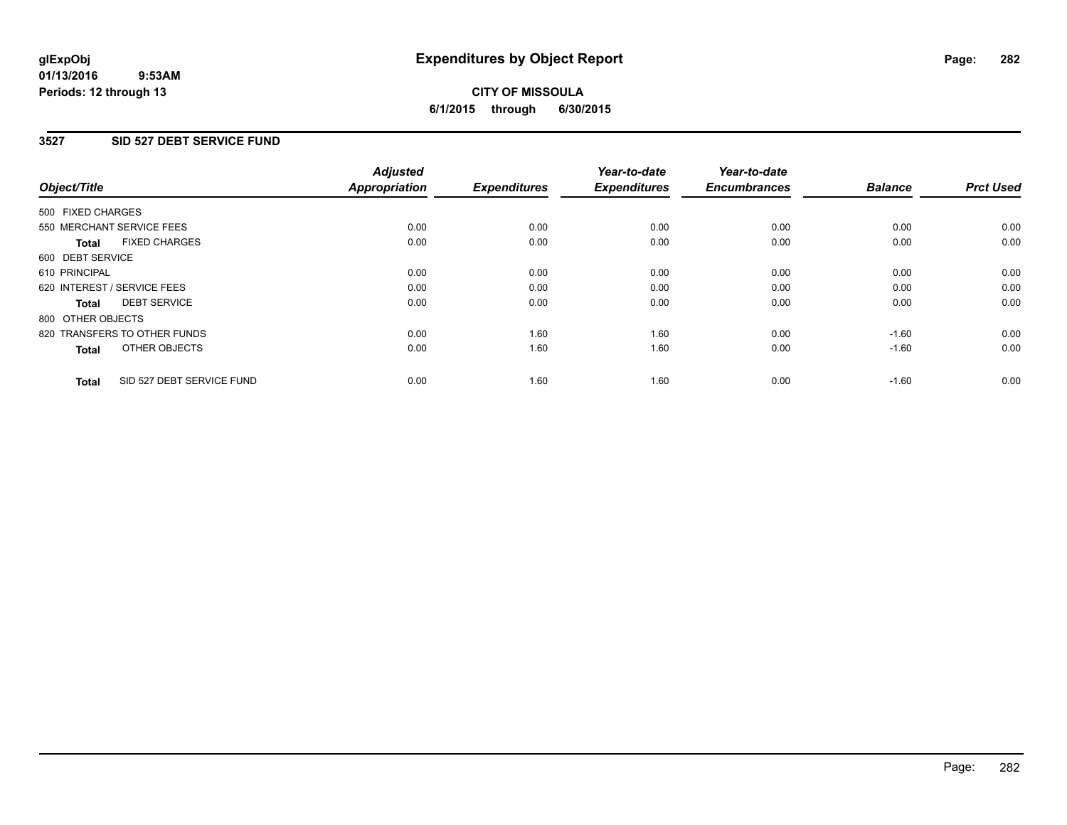**glExpObj**
**01/13/2016 9:53AM**
**Periods: 12 through 13**

# Expenditures by Object Report

**CITY OF MISSOULA**
**6/1/2015 through 6/30/2015**

## 3527 SID 527 DEBT SERVICE FUND

| Object/Title | Adjusted Appropriation | Expenditures | Year-to-date Expenditures | Year-to-date Encumbrances | Balance | Prct Used |
|---|---|---|---|---|---|---|
| 500 FIXED CHARGES | | | | | | |
| 550 MERCHANT SERVICE FEES | 0.00 | 0.00 | 0.00 | 0.00 | 0.00 | 0.00 |
| **Total** FIXED CHARGES | 0.00 | 0.00 | 0.00 | 0.00 | 0.00 | 0.00 |
| 600 DEBT SERVICE | | | | | | |
| 610 PRINCIPAL | 0.00 | 0.00 | 0.00 | 0.00 | 0.00 | 0.00 |
| 620 INTEREST / SERVICE FEES | 0.00 | 0.00 | 0.00 | 0.00 | 0.00 | 0.00 |
| **Total** DEBT SERVICE | 0.00 | 0.00 | 0.00 | 0.00 | 0.00 | 0.00 |
| 800 OTHER OBJECTS | | | | | | |
| 820 TRANSFERS TO OTHER FUNDS | 0.00 | 1.60 | 1.60 | 0.00 | -1.60 | 0.00 |
| **Total** OTHER OBJECTS | 0.00 | 1.60 | 1.60 | 0.00 | -1.60 | 0.00 |
| **Total** SID 527 DEBT SERVICE FUND | 0.00 | 1.60 | 1.60 | 0.00 | -1.60 | 0.00 |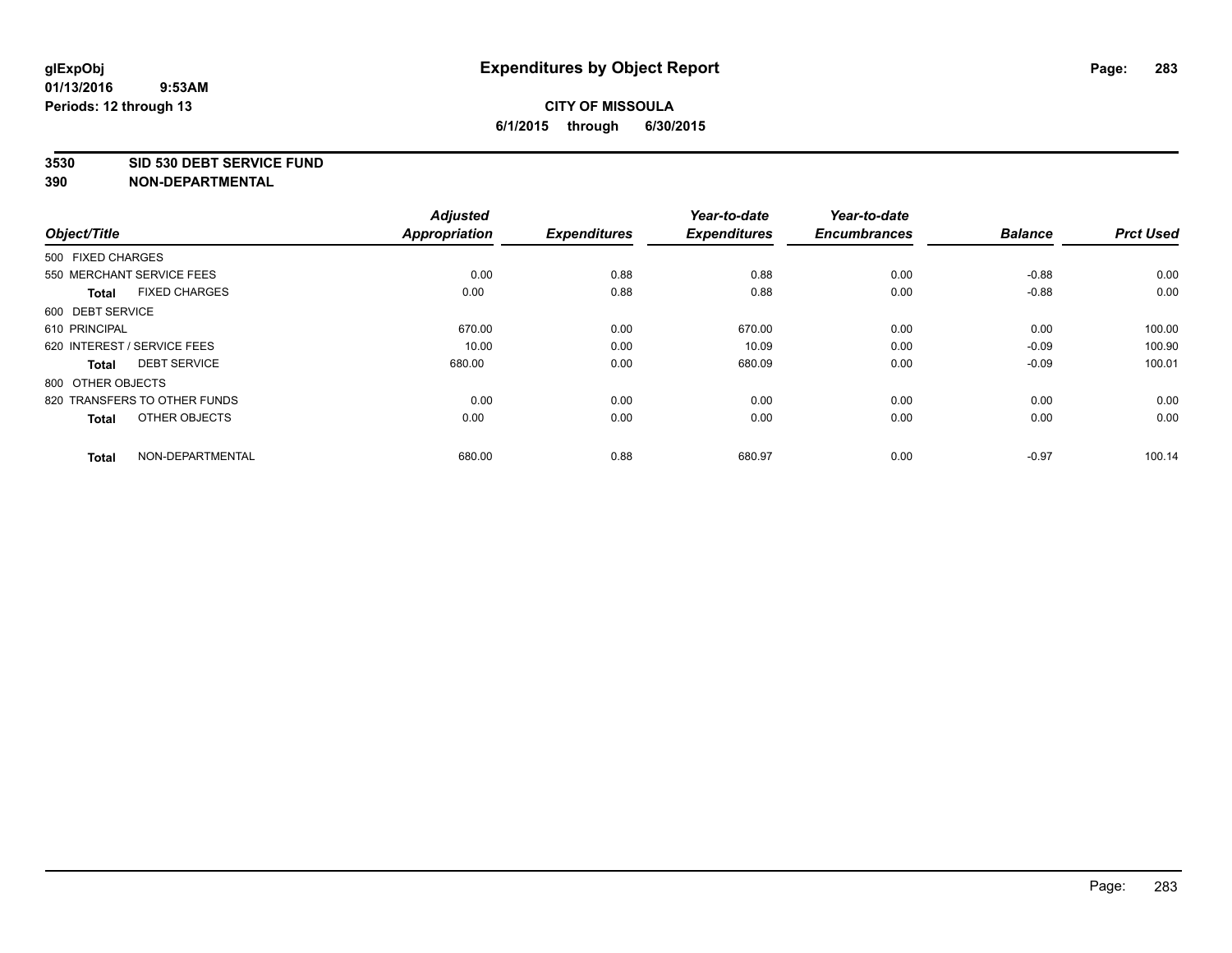# Expenditures by Object Report

glExpObj
01/13/2016 9:53AM
Periods: 12 through 13

**CITY OF MISSOULA**
**6/1/2015 through 6/30/2015**

**3530 SID 530 DEBT SERVICE FUND**
**390 NON-DEPARTMENTAL**

| Object/Title | Adjusted Appropriation | Expenditures | Year-to-date Expenditures | Year-to-date Encumbrances | Balance | Prct Used |
|---|---|---|---|---|---|---|
| 500 FIXED CHARGES | | | | | | |
| 550 MERCHANT SERVICE FEES | 0.00 | 0.88 | 0.88 | 0.00 | -0.88 | 0.00 |
| **Total** FIXED CHARGES | 0.00 | 0.88 | 0.88 | 0.00 | -0.88 | 0.00 |
| 600 DEBT SERVICE | | | | | | |
| 610 PRINCIPAL | 670.00 | 0.00 | 670.00 | 0.00 | 0.00 | 100.00 |
| 620 INTEREST / SERVICE FEES | 10.00 | 0.00 | 10.09 | 0.00 | -0.09 | 100.90 |
| **Total** DEBT SERVICE | 680.00 | 0.00 | 680.09 | 0.00 | -0.09 | 100.01 |
| 800 OTHER OBJECTS | | | | | | |
| 820 TRANSFERS TO OTHER FUNDS | 0.00 | 0.00 | 0.00 | 0.00 | 0.00 | 0.00 |
| **Total** OTHER OBJECTS | 0.00 | 0.00 | 0.00 | 0.00 | 0.00 | 0.00 |
| **Total** NON-DEPARTMENTAL | 680.00 | 0.88 | 680.97 | 0.00 | -0.97 | 100.14 |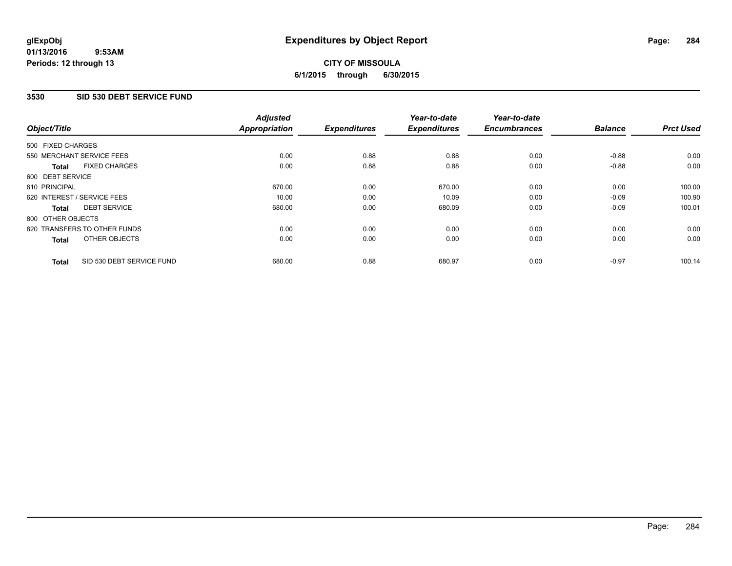**glExpObj**
**01/13/2016 9:53AM**
**Periods: 12 through 13**

# Expenditures by Object Report

**CITY OF MISSOULA**
**6/1/2015 through 6/30/2015**

## 3530 SID 530 DEBT SERVICE FUND

| Object/Title | Adjusted Appropriation | Expenditures | Year-to-date Expenditures | Year-to-date Encumbrances | Balance | Prct Used |
|---|---|---|---|---|---|---|
| 500 FIXED CHARGES | | | | | | |
| 550 MERCHANT SERVICE FEES | 0.00 | 0.88 | 0.88 | 0.00 | -0.88 | 0.00 |
| **Total** FIXED CHARGES | 0.00 | 0.88 | 0.88 | 0.00 | -0.88 | 0.00 |
| 600 DEBT SERVICE | | | | | | |
| 610 PRINCIPAL | 670.00 | 0.00 | 670.00 | 0.00 | 0.00 | 100.00 |
| 620 INTEREST / SERVICE FEES | 10.00 | 0.00 | 10.09 | 0.00 | -0.09 | 100.90 |
| **Total** DEBT SERVICE | 680.00 | 0.00 | 680.09 | 0.00 | -0.09 | 100.01 |
| 800 OTHER OBJECTS | | | | | | |
| 820 TRANSFERS TO OTHER FUNDS | 0.00 | 0.00 | 0.00 | 0.00 | 0.00 | 0.00 |
| **Total** OTHER OBJECTS | 0.00 | 0.00 | 0.00 | 0.00 | 0.00 | 0.00 |
| **Total** SID 530 DEBT SERVICE FUND | 680.00 | 0.88 | 680.97 | 0.00 | -0.97 | 100.14 |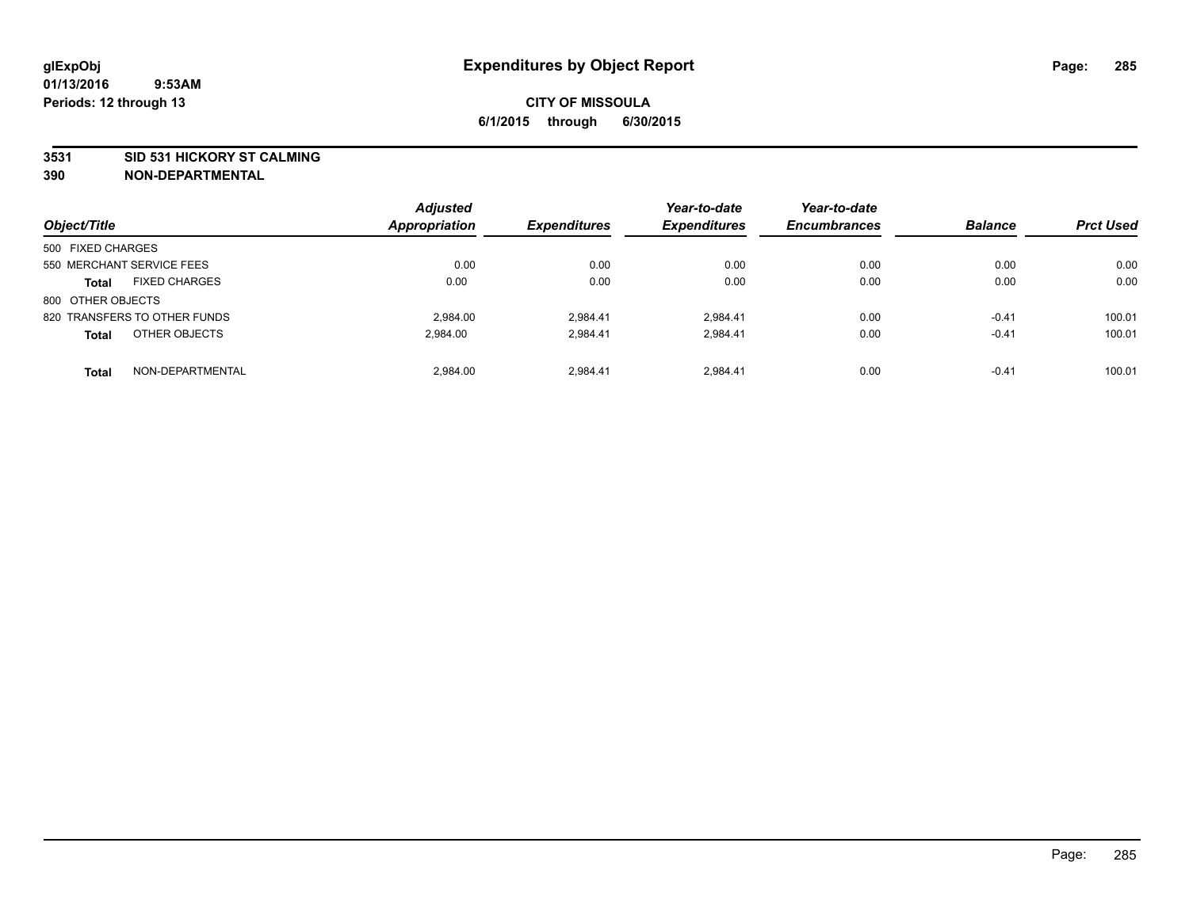# Expenditures by Object Report

glExpObj
01/13/2016 9:53AM
Periods: 12 through 13

**CITY OF MISSOULA**
**6/1/2015 through 6/30/2015**

**3531 SID 531 HICKORY ST CALMING**
**390 NON-DEPARTMENTAL**

| Object/Title | Adjusted Appropriation | Expenditures | Year-to-date Expenditures | Year-to-date Encumbrances | Balance | Prct Used |
|---|---|---|---|---|---|---|
| 500 FIXED CHARGES | | | | | | |
| 550 MERCHANT SERVICE FEES | 0.00 | 0.00 | 0.00 | 0.00 | 0.00 | 0.00 |
| **Total** FIXED CHARGES | 0.00 | 0.00 | 0.00 | 0.00 | 0.00 | 0.00 |
| 800 OTHER OBJECTS | | | | | | |
| 820 TRANSFERS TO OTHER FUNDS | 2,984.00 | 2,984.41 | 2,984.41 | 0.00 | -0.41 | 100.01 |
| **Total** OTHER OBJECTS | 2,984.00 | 2,984.41 | 2,984.41 | 0.00 | -0.41 | 100.01 |
| **Total** NON-DEPARTMENTAL | 2,984.00 | 2,984.41 | 2,984.41 | 0.00 | -0.41 | 100.01 |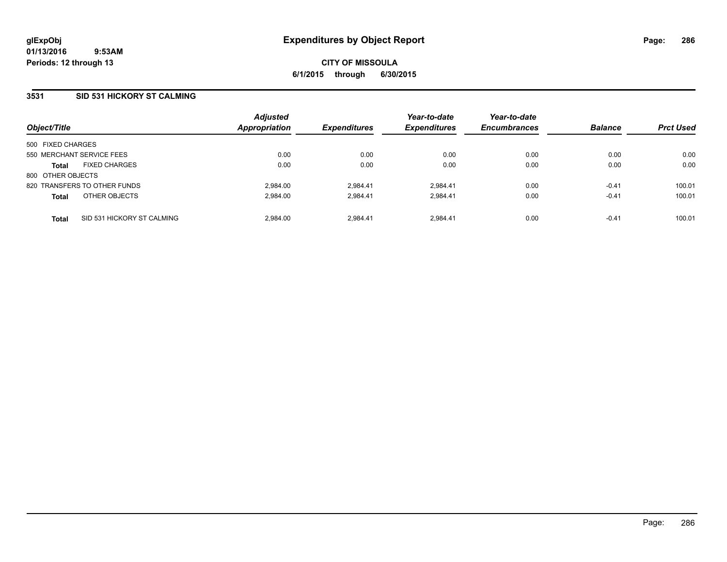# Expenditures by Object Report

**CITY OF MISSOULA**

**6/1/2015 through 6/30/2015**

glExpObj
01/13/2016 9:53AM
Periods: 12 through 13

## 3531 SID 531 HICKORY ST CALMING

| Object/Title | | Adjusted Appropriation | Expenditures | Year-to-date Expenditures | Year-to-date Encumbrances | Balance | Prct Used |
|---|---|---|---|---|---|---|---|
| 500 FIXED CHARGES | | | | | | | |
| 550 MERCHANT SERVICE FEES | | 0.00 | 0.00 | 0.00 | 0.00 | 0.00 | 0.00 |
| **Total** | FIXED CHARGES | 0.00 | 0.00 | 0.00 | 0.00 | 0.00 | 0.00 |
| 800 OTHER OBJECTS | | | | | | | |
| 820 TRANSFERS TO OTHER FUNDS | | 2,984.00 | 2,984.41 | 2,984.41 | 0.00 | -0.41 | 100.01 |
| **Total** | OTHER OBJECTS | 2,984.00 | 2,984.41 | 2,984.41 | 0.00 | -0.41 | 100.01 |
| **Total** | SID 531 HICKORY ST CALMING | 2,984.00 | 2,984.41 | 2,984.41 | 0.00 | -0.41 | 100.01 |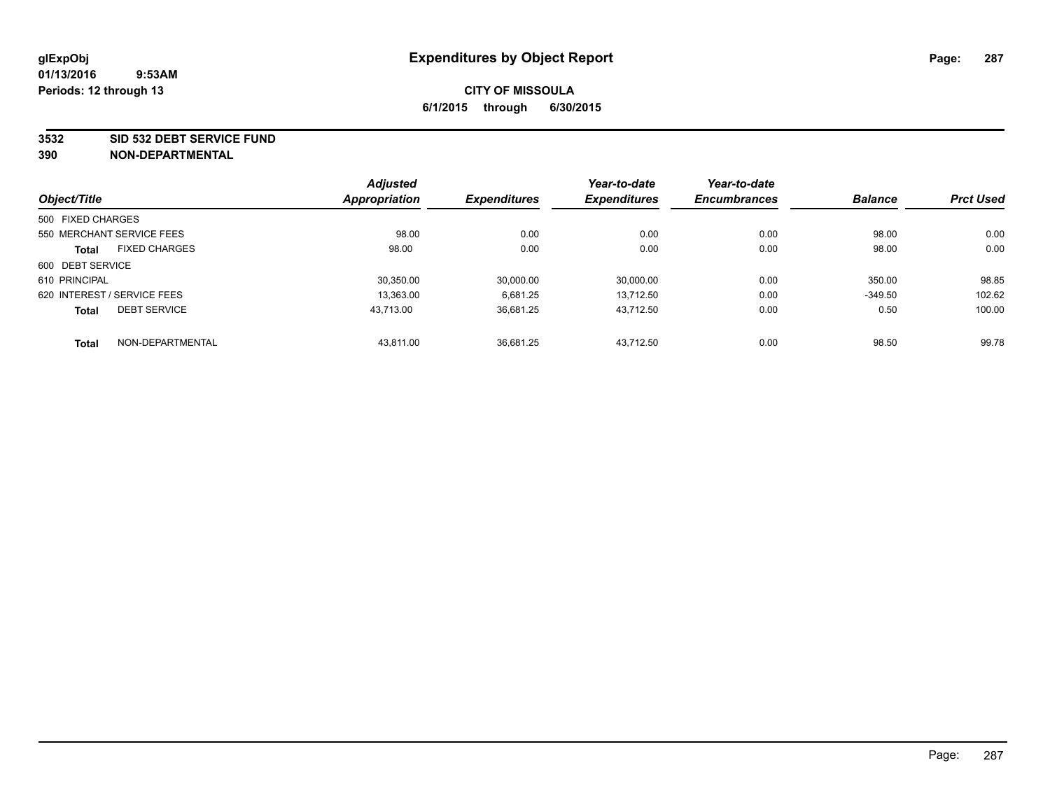# Expenditures by Object Report

glExpObj
01/13/2016 9:53AM
Periods: 12 through 13

**CITY OF MISSOULA**
**6/1/2015 through 6/30/2015**

## 3532 SID 532 DEBT SERVICE FUND
## 390 NON-DEPARTMENTAL

| Object/Title | | Adjusted Appropriation | Expenditures | Year-to-date Expenditures | Year-to-date Encumbrances | Balance | Prct Used |
|---|---|---|---|---|---|---|---|
| 500 FIXED CHARGES | | | | | | | |
| 550 MERCHANT SERVICE FEES | | 98.00 | 0.00 | 0.00 | 0.00 | 98.00 | 0.00 |
| **Total** | FIXED CHARGES | 98.00 | 0.00 | 0.00 | 0.00 | 98.00 | 0.00 |
| 600 DEBT SERVICE | | | | | | | |
| 610 PRINCIPAL | | 30,350.00 | 30,000.00 | 30,000.00 | 0.00 | 350.00 | 98.85 |
| 620 INTEREST / SERVICE FEES | | 13,363.00 | 6,681.25 | 13,712.50 | 0.00 | -349.50 | 102.62 |
| **Total** | DEBT SERVICE | 43,713.00 | 36,681.25 | 43,712.50 | 0.00 | 0.50 | 100.00 |
| **Total** | NON-DEPARTMENTAL | 43,811.00 | 36,681.25 | 43,712.50 | 0.00 | 98.50 | 99.78 |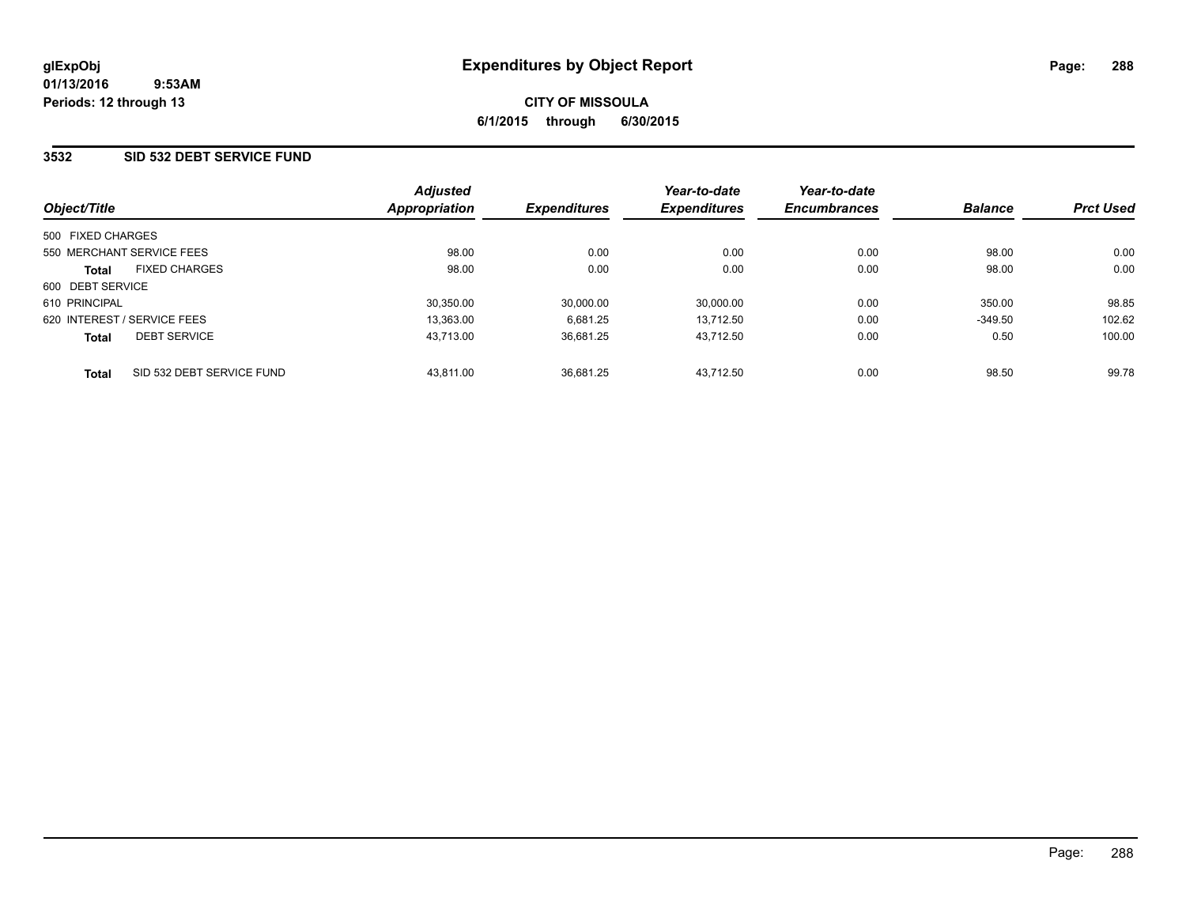**glExpObj**
**01/13/2016 9:53AM**
**Periods: 12 through 13**

# Expenditures by Object Report

**CITY OF MISSOULA**
**6/1/2015 through 6/30/2015**

## 3532 SID 532 DEBT SERVICE FUND

| Object/Title | | Adjusted Appropriation | Expenditures | Year-to-date Expenditures | Year-to-date Encumbrances | Balance | Prct Used |
|---|---|---|---|---|---|---|---|
| 500 FIXED CHARGES | | | | | | | |
| 550 MERCHANT SERVICE FEES | | 98.00 | 0.00 | 0.00 | 0.00 | 98.00 | 0.00 |
| **Total** | FIXED CHARGES | 98.00 | 0.00 | 0.00 | 0.00 | 98.00 | 0.00 |
| 600 DEBT SERVICE | | | | | | | |
| 610 PRINCIPAL | | 30,350.00 | 30,000.00 | 30,000.00 | 0.00 | 350.00 | 98.85 |
| 620 INTEREST / SERVICE FEES | | 13,363.00 | 6,681.25 | 13,712.50 | 0.00 | -349.50 | 102.62 |
| **Total** | DEBT SERVICE | 43,713.00 | 36,681.25 | 43,712.50 | 0.00 | 0.50 | 100.00 |
| **Total** | SID 532 DEBT SERVICE FUND | 43,811.00 | 36,681.25 | 43,712.50 | 0.00 | 98.50 | 99.78 |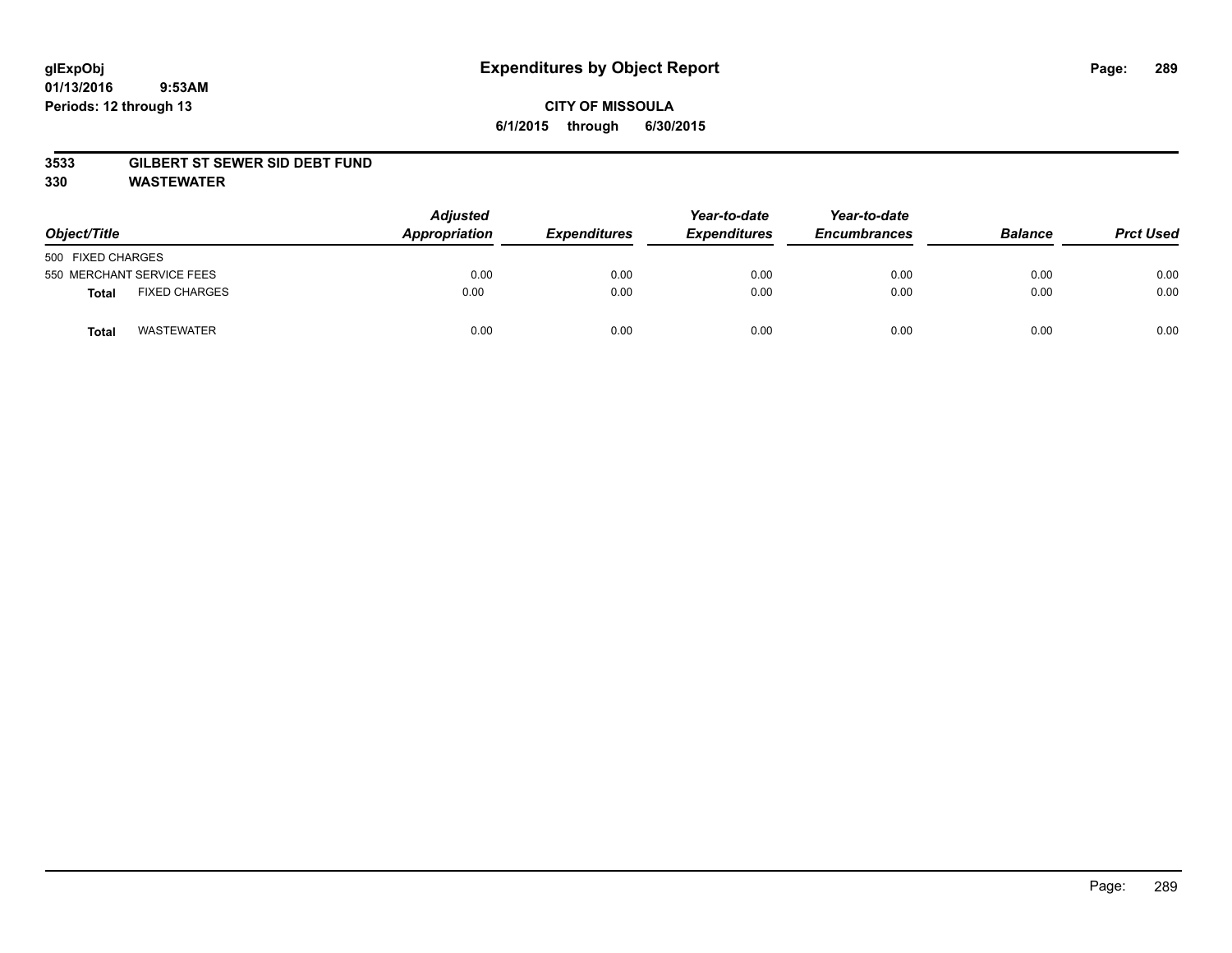glExpObj
01/13/2016 9:53AM
Periods: 12 through 13

# Expenditures by Object Report

**CITY OF MISSOULA**
**6/1/2015 through 6/30/2015**

**3533 GILBERT ST SEWER SID DEBT FUND**
**330 WASTEWATER**

| Object/Title | Adjusted Appropriation | Expenditures | Year-to-date Expenditures | Year-to-date Encumbrances | Balance | Prct Used |
|---|---|---|---|---|---|---|
| 500 FIXED CHARGES | | | | | | |
| 550 MERCHANT SERVICE FEES | 0.00 | 0.00 | 0.00 | 0.00 | 0.00 | 0.00 |
| **Total** FIXED CHARGES | 0.00 | 0.00 | 0.00 | 0.00 | 0.00 | 0.00 |
| **Total** WASTEWATER | 0.00 | 0.00 | 0.00 | 0.00 | 0.00 | 0.00 |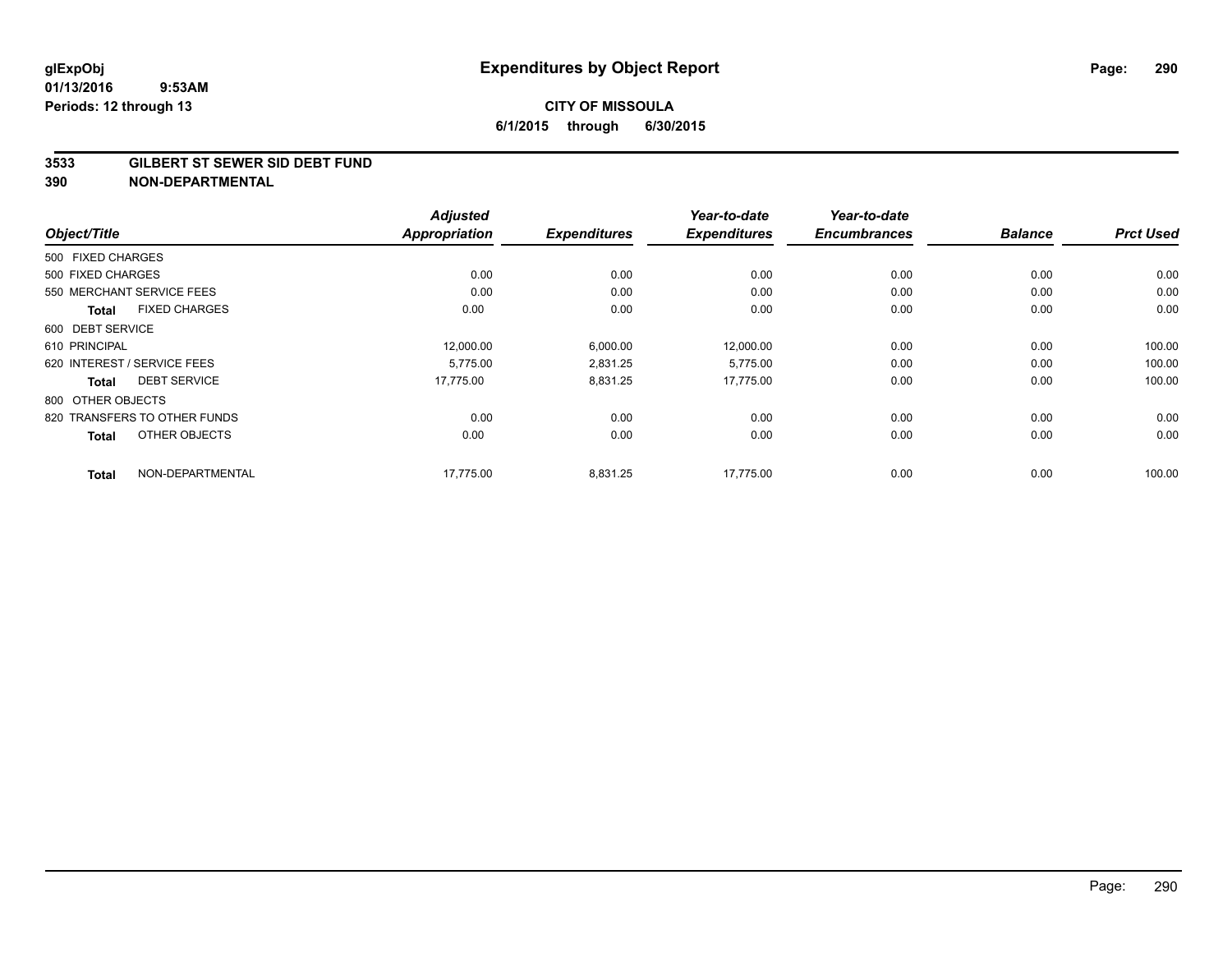# Expenditures by Object Report

glExpObj
01/13/2016 9:53AM
Periods: 12 through 13

**CITY OF MISSOULA**
**6/1/2015 through 6/30/2015**

**3533 GILBERT ST SEWER SID DEBT FUND**
**390 NON-DEPARTMENTAL**

| Object/Title | Adjusted Appropriation | Expenditures | Year-to-date Expenditures | Year-to-date Encumbrances | Balance | Prct Used |
|---|---|---|---|---|---|---|
| 500 FIXED CHARGES | | | | | | |
| 500 FIXED CHARGES | 0.00 | 0.00 | 0.00 | 0.00 | 0.00 | 0.00 |
| 550 MERCHANT SERVICE FEES | 0.00 | 0.00 | 0.00 | 0.00 | 0.00 | 0.00 |
| **Total** FIXED CHARGES | 0.00 | 0.00 | 0.00 | 0.00 | 0.00 | 0.00 |
| 600 DEBT SERVICE | | | | | | |
| 610 PRINCIPAL | 12,000.00 | 6,000.00 | 12,000.00 | 0.00 | 0.00 | 100.00 |
| 620 INTEREST / SERVICE FEES | 5,775.00 | 2,831.25 | 5,775.00 | 0.00 | 0.00 | 100.00 |
| **Total** DEBT SERVICE | 17,775.00 | 8,831.25 | 17,775.00 | 0.00 | 0.00 | 100.00 |
| 800 OTHER OBJECTS | | | | | | |
| 820 TRANSFERS TO OTHER FUNDS | 0.00 | 0.00 | 0.00 | 0.00 | 0.00 | 0.00 |
| **Total** OTHER OBJECTS | 0.00 | 0.00 | 0.00 | 0.00 | 0.00 | 0.00 |
| **Total** NON-DEPARTMENTAL | 17,775.00 | 8,831.25 | 17,775.00 | 0.00 | 0.00 | 100.00 |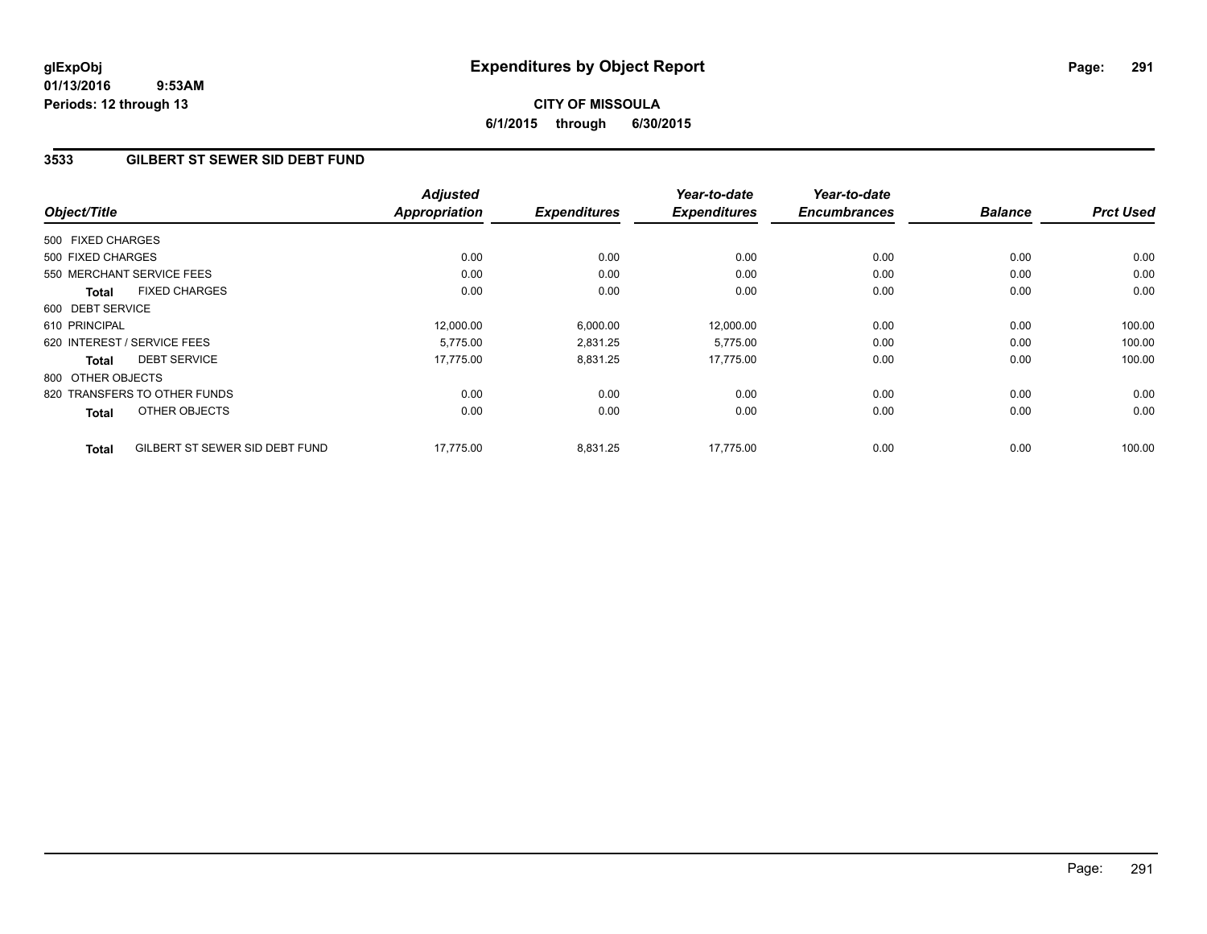glExpObj
01/13/2016 9:53AM
Periods: 12 through 13

# Expenditures by Object Report

**CITY OF MISSOULA**

**6/1/2015 through 6/30/2015**

## 3533 GILBERT ST SEWER SID DEBT FUND

| Object/Title | | Adjusted Appropriation | Expenditures | Year-to-date Expenditures | Year-to-date Encumbrances | Balance | Prct Used |
|---|---|---|---|---|---|---|---|
| 500 FIXED CHARGES | | | | | | | |
| 500 FIXED CHARGES | | 0.00 | 0.00 | 0.00 | 0.00 | 0.00 | 0.00 |
| 550 MERCHANT SERVICE FEES | | 0.00 | 0.00 | 0.00 | 0.00 | 0.00 | 0.00 |
| **Total** | FIXED CHARGES | 0.00 | 0.00 | 0.00 | 0.00 | 0.00 | 0.00 |
| 600 DEBT SERVICE | | | | | | | |
| 610 PRINCIPAL | | 12,000.00 | 6,000.00 | 12,000.00 | 0.00 | 0.00 | 100.00 |
| 620 INTEREST / SERVICE FEES | | 5,775.00 | 2,831.25 | 5,775.00 | 0.00 | 0.00 | 100.00 |
| **Total** | DEBT SERVICE | 17,775.00 | 8,831.25 | 17,775.00 | 0.00 | 0.00 | 100.00 |
| 800 OTHER OBJECTS | | | | | | | |
| 820 TRANSFERS TO OTHER FUNDS | | 0.00 | 0.00 | 0.00 | 0.00 | 0.00 | 0.00 |
| **Total** | OTHER OBJECTS | 0.00 | 0.00 | 0.00 | 0.00 | 0.00 | 0.00 |
| **Total** | GILBERT ST SEWER SID DEBT FUND | 17,775.00 | 8,831.25 | 17,775.00 | 0.00 | 0.00 | 100.00 |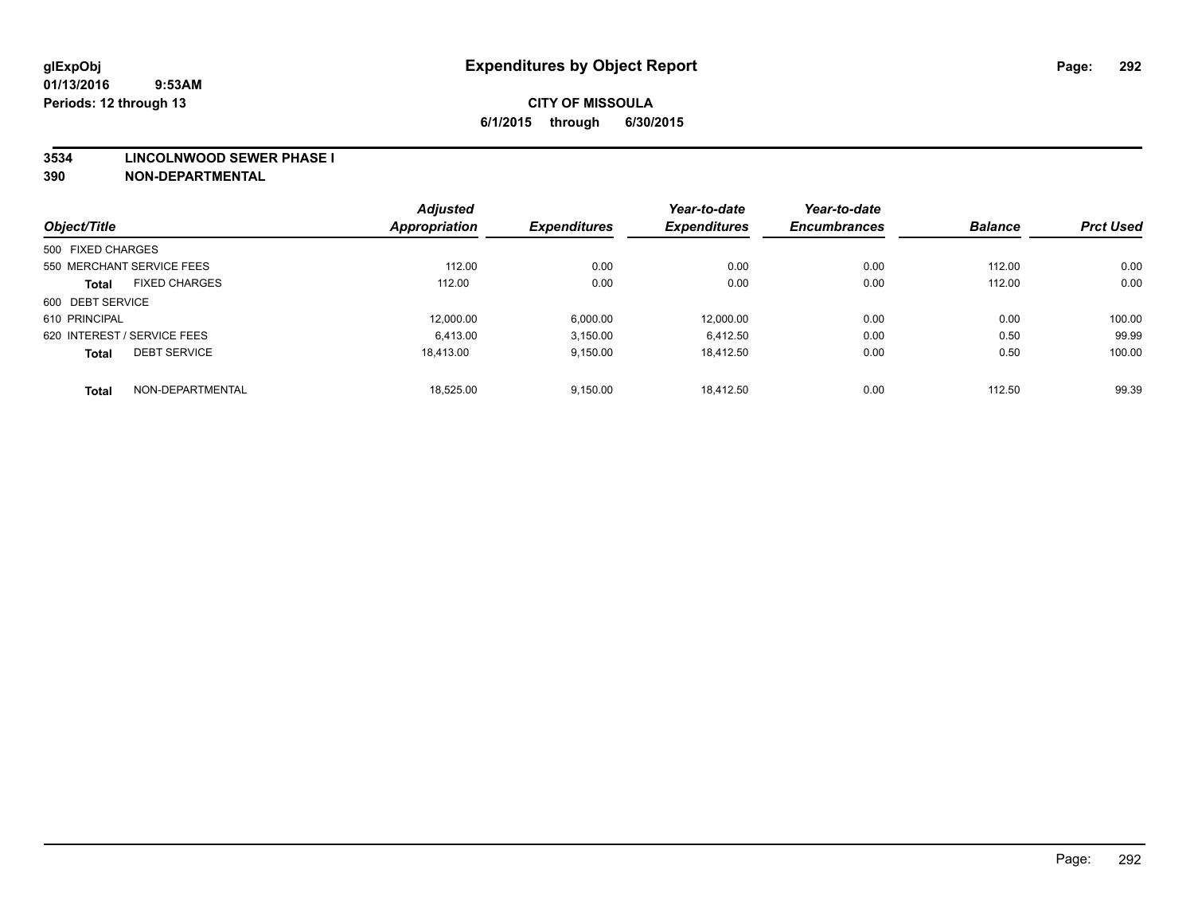glExpObj
01/13/2016 9:53AM
Periods: 12 through 13

# Expenditures by Object Report

**CITY OF MISSOULA**
**6/1/2015 through 6/30/2015**

**3534 LINCOLNWOOD SEWER PHASE I**
**390 NON-DEPARTMENTAL**

| Object/Title | | Adjusted Appropriation | Expenditures | Year-to-date Expenditures | Year-to-date Encumbrances | Balance | Prct Used |
|---|---|---|---|---|---|---|---|
| 500 FIXED CHARGES | | | | | | | |
| 550 MERCHANT SERVICE FEES | | 112.00 | 0.00 | 0.00 | 0.00 | 112.00 | 0.00 |
| **Total** | FIXED CHARGES | 112.00 | 0.00 | 0.00 | 0.00 | 112.00 | 0.00 |
| 600 DEBT SERVICE | | | | | | | |
| 610 PRINCIPAL | | 12,000.00 | 6,000.00 | 12,000.00 | 0.00 | 0.00 | 100.00 |
| 620 INTEREST / SERVICE FEES | | 6,413.00 | 3,150.00 | 6,412.50 | 0.00 | 0.50 | 99.99 |
| **Total** | DEBT SERVICE | 18,413.00 | 9,150.00 | 18,412.50 | 0.00 | 0.50 | 100.00 |
| **Total** | NON-DEPARTMENTAL | 18,525.00 | 9,150.00 | 18,412.50 | 0.00 | 112.50 | 99.39 |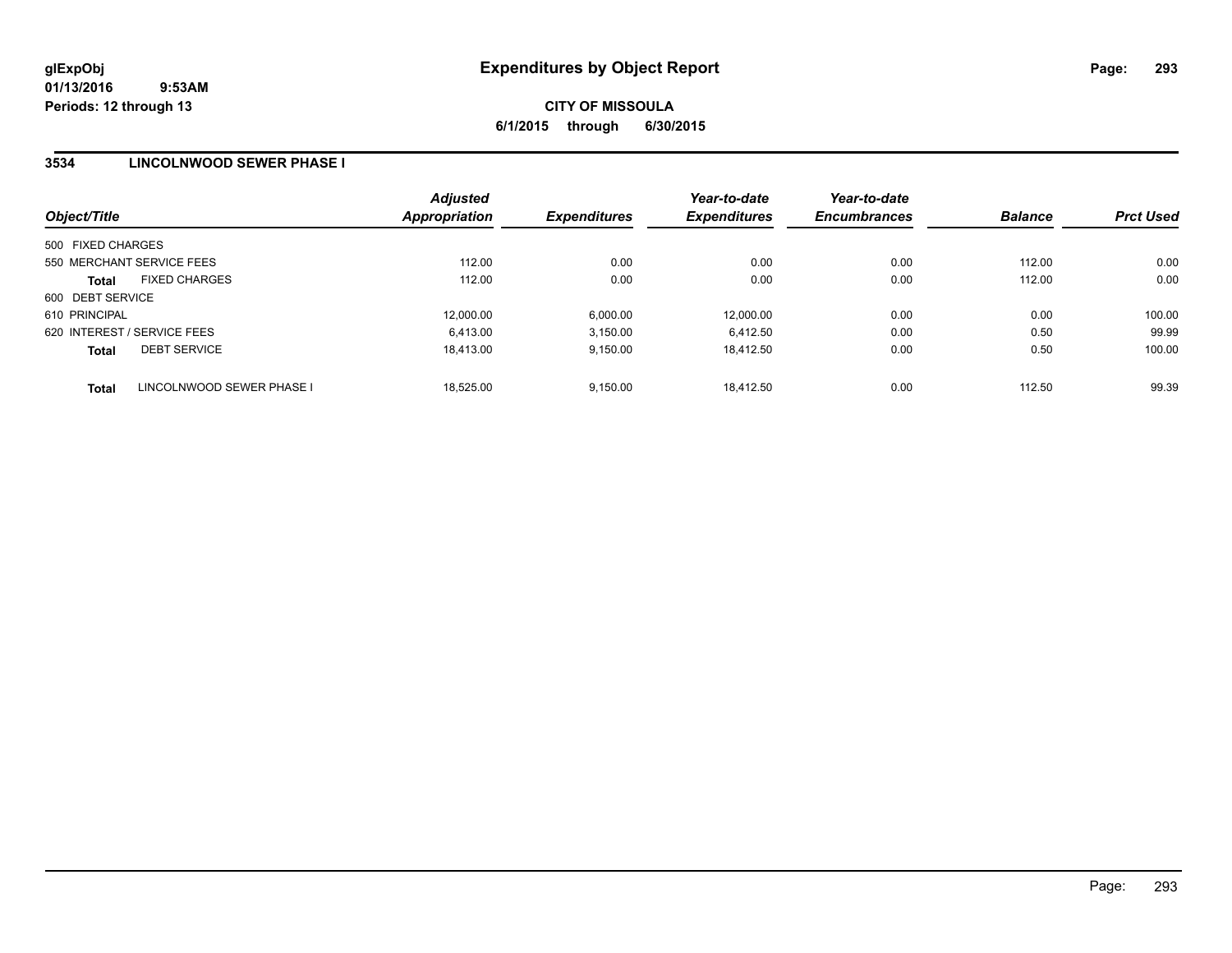**glExpObj**
**01/13/2016 9:53AM**
**Periods: 12 through 13**

# Expenditures by Object Report

**CITY OF MISSOULA**
**6/1/2015 through 6/30/2015**

## 3534 LINCOLNWOOD SEWER PHASE I

| Object/Title | Adjusted Appropriation | Expenditures | Year-to-date Expenditures | Year-to-date Encumbrances | Balance | Prct Used |
|---|---|---|---|---|---|---|
| 500 FIXED CHARGES | | | | | | |
| 550 MERCHANT SERVICE FEES | 112.00 | 0.00 | 0.00 | 0.00 | 112.00 | 0.00 |
| **Total** FIXED CHARGES | 112.00 | 0.00 | 0.00 | 0.00 | 112.00 | 0.00 |
| 600 DEBT SERVICE | | | | | | |
| 610 PRINCIPAL | 12,000.00 | 6,000.00 | 12,000.00 | 0.00 | 0.00 | 100.00 |
| 620 INTEREST / SERVICE FEES | 6,413.00 | 3,150.00 | 6,412.50 | 0.00 | 0.50 | 99.99 |
| **Total** DEBT SERVICE | 18,413.00 | 9,150.00 | 18,412.50 | 0.00 | 0.50 | 100.00 |
| **Total** LINCOLNWOOD SEWER PHASE I | 18,525.00 | 9,150.00 | 18,412.50 | 0.00 | 112.50 | 99.39 |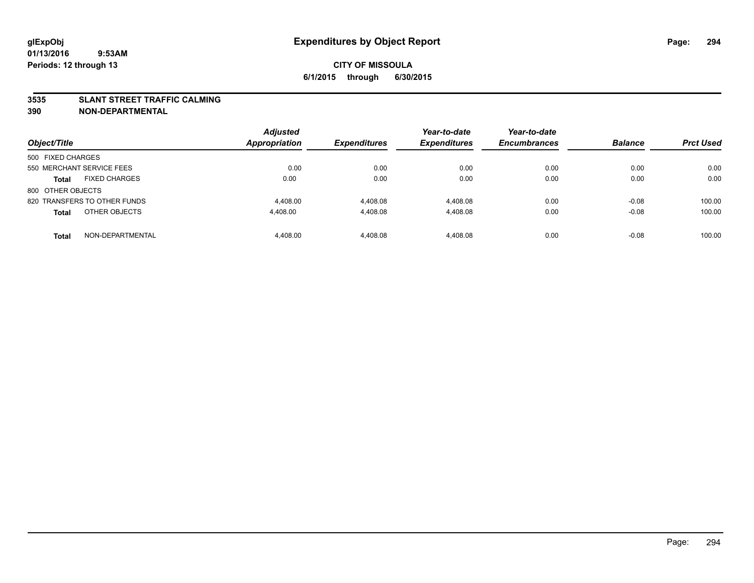**glExpObj** **Expenditures by Object Report**
**01/13/2016 9:53AM**
**Periods: 12 through 13**

**CITY OF MISSOULA**
**6/1/2015 through 6/30/2015**

**3535 SLANT STREET TRAFFIC CALMING**
**390 NON-DEPARTMENTAL**

| Object/Title | Adjusted Appropriation | Expenditures | Year-to-date Expenditures | Year-to-date Encumbrances | Balance | Prct Used |
|---|---|---|---|---|---|---|
| 500 FIXED CHARGES | | | | | | |
| 550 MERCHANT SERVICE FEES | 0.00 | 0.00 | 0.00 | 0.00 | 0.00 | 0.00 |
| **Total** FIXED CHARGES | 0.00 | 0.00 | 0.00 | 0.00 | 0.00 | 0.00 |
| 800 OTHER OBJECTS | | | | | | |
| 820 TRANSFERS TO OTHER FUNDS | 4,408.00 | 4,408.08 | 4,408.08 | 0.00 | -0.08 | 100.00 |
| **Total** OTHER OBJECTS | 4,408.00 | 4,408.08 | 4,408.08 | 0.00 | -0.08 | 100.00 |
| **Total** NON-DEPARTMENTAL | 4,408.00 | 4,408.08 | 4,408.08 | 0.00 | -0.08 | 100.00 |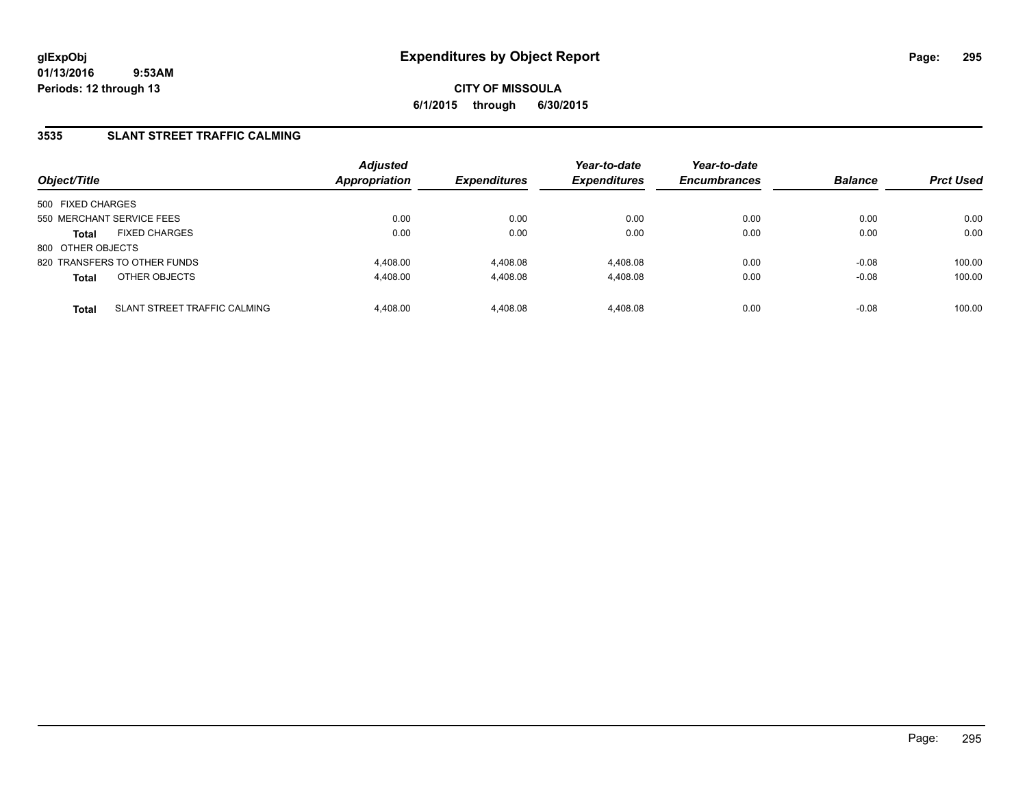# Expenditures by Object Report

glExpObj
01/13/2016 9:53AM
Periods: 12 through 13

**CITY OF MISSOULA**
**6/1/2015 through 6/30/2015**

## 3535 SLANT STREET TRAFFIC CALMING

| Object/Title | | Adjusted Appropriation | Expenditures | Year-to-date Expenditures | Year-to-date Encumbrances | Balance | Prct Used |
|---|---|---|---|---|---|---|---|
| 500 FIXED CHARGES | | | | | | | |
| 550 MERCHANT SERVICE FEES | | 0.00 | 0.00 | 0.00 | 0.00 | 0.00 | 0.00 |
| **Total** | FIXED CHARGES | 0.00 | 0.00 | 0.00 | 0.00 | 0.00 | 0.00 |
| 800 OTHER OBJECTS | | | | | | | |
| 820 TRANSFERS TO OTHER FUNDS | | 4,408.00 | 4,408.08 | 4,408.08 | 0.00 | -0.08 | 100.00 |
| **Total** | OTHER OBJECTS | 4,408.00 | 4,408.08 | 4,408.08 | 0.00 | -0.08 | 100.00 |
| **Total** | SLANT STREET TRAFFIC CALMING | 4,408.00 | 4,408.08 | 4,408.08 | 0.00 | -0.08 | 100.00 |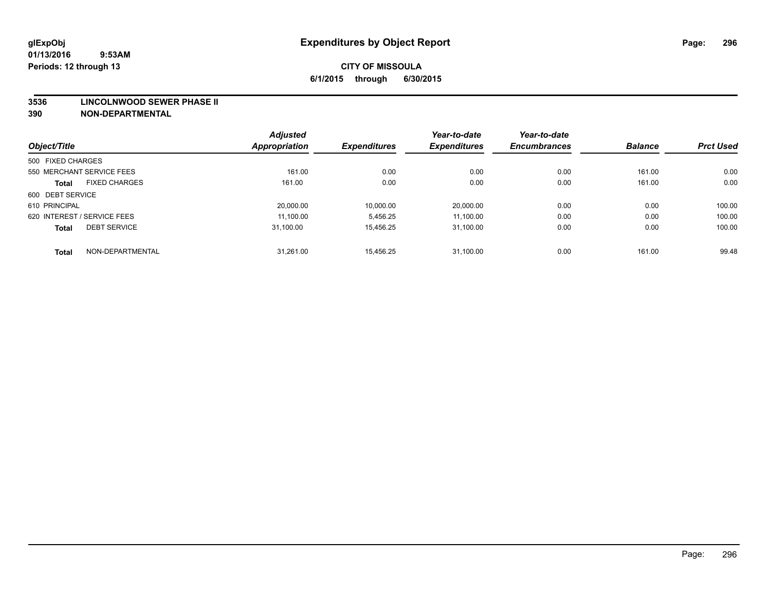glExpObj
01/13/2016 9:53AM
Periods: 12 through 13

# Expenditures by Object Report

**CITY OF MISSOULA**
**6/1/2015 through 6/30/2015**

**3536 LINCOLNWOOD SEWER PHASE II**
**390 NON-DEPARTMENTAL**

| Object/Title | Adjusted Appropriation | Expenditures | Year-to-date Expenditures | Year-to-date Encumbrances | Balance | Prct Used |
|---|---|---|---|---|---|---|
| 500 FIXED CHARGES | | | | | | |
| 550 MERCHANT SERVICE FEES | 161.00 | 0.00 | 0.00 | 0.00 | 161.00 | 0.00 |
| **Total** FIXED CHARGES | 161.00 | 0.00 | 0.00 | 0.00 | 161.00 | 0.00 |
| 600 DEBT SERVICE | | | | | | |
| 610 PRINCIPAL | 20,000.00 | 10,000.00 | 20,000.00 | 0.00 | 0.00 | 100.00 |
| 620 INTEREST / SERVICE FEES | 11,100.00 | 5,456.25 | 11,100.00 | 0.00 | 0.00 | 100.00 |
| **Total** DEBT SERVICE | 31,100.00 | 15,456.25 | 31,100.00 | 0.00 | 0.00 | 100.00 |
| **Total** NON-DEPARTMENTAL | 31,261.00 | 15,456.25 | 31,100.00 | 0.00 | 161.00 | 99.48 |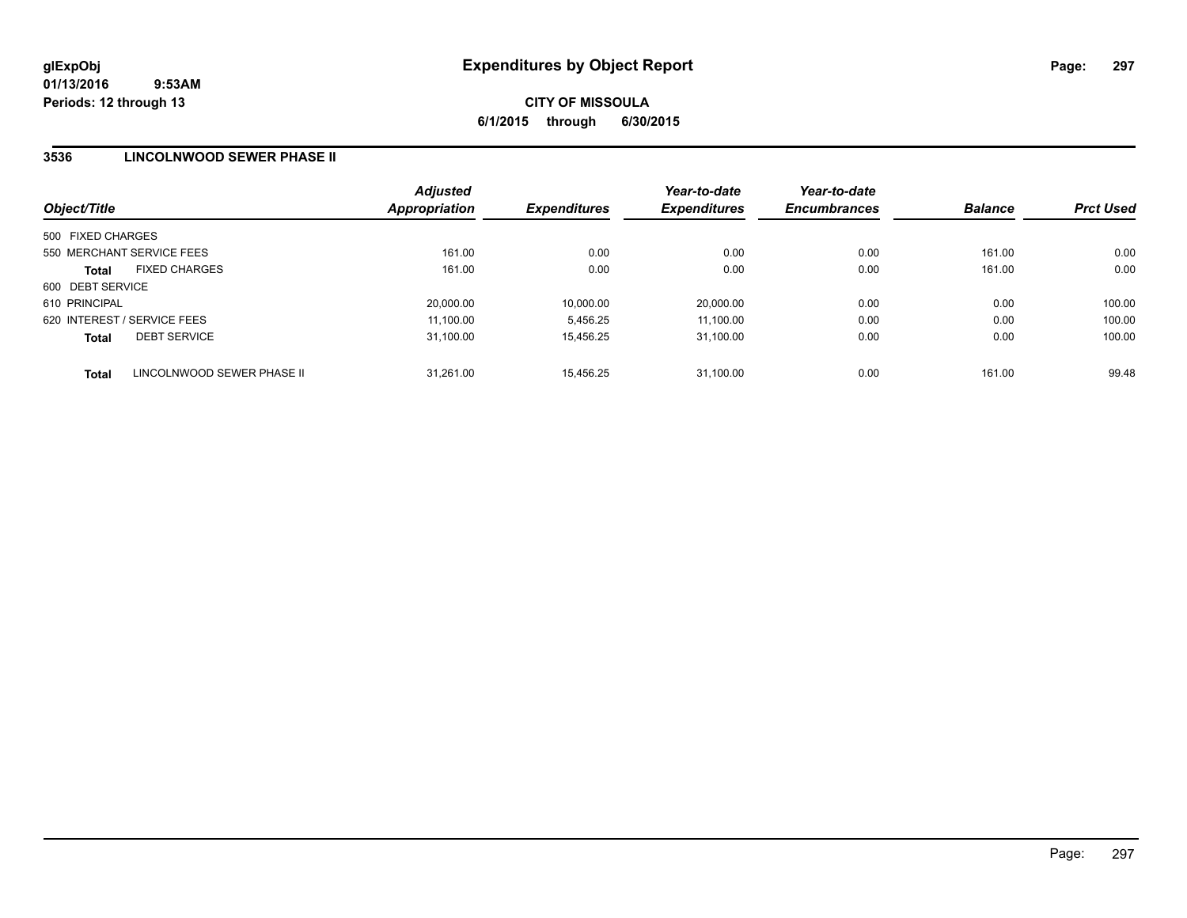glExpObj
01/13/2016 9:53AM
Periods: 12 through 13

# Expenditures by Object Report

**CITY OF MISSOULA**
**6/1/2015 through 6/30/2015**

## 3536 LINCOLNWOOD SEWER PHASE II

| Object/Title | Adjusted Appropriation | Expenditures | Year-to-date Expenditures | Year-to-date Encumbrances | Balance | Prct Used |
|---|---|---|---|---|---|---|
| 500 FIXED CHARGES | | | | | | |
| 550 MERCHANT SERVICE FEES | 161.00 | 0.00 | 0.00 | 0.00 | 161.00 | 0.00 |
| **Total** FIXED CHARGES | 161.00 | 0.00 | 0.00 | 0.00 | 161.00 | 0.00 |
| 600 DEBT SERVICE | | | | | | |
| 610 PRINCIPAL | 20,000.00 | 10,000.00 | 20,000.00 | 0.00 | 0.00 | 100.00 |
| 620 INTEREST / SERVICE FEES | 11,100.00 | 5,456.25 | 11,100.00 | 0.00 | 0.00 | 100.00 |
| **Total** DEBT SERVICE | 31,100.00 | 15,456.25 | 31,100.00 | 0.00 | 0.00 | 100.00 |
| **Total** LINCOLNWOOD SEWER PHASE II | 31,261.00 | 15,456.25 | 31,100.00 | 0.00 | 161.00 | 99.48 |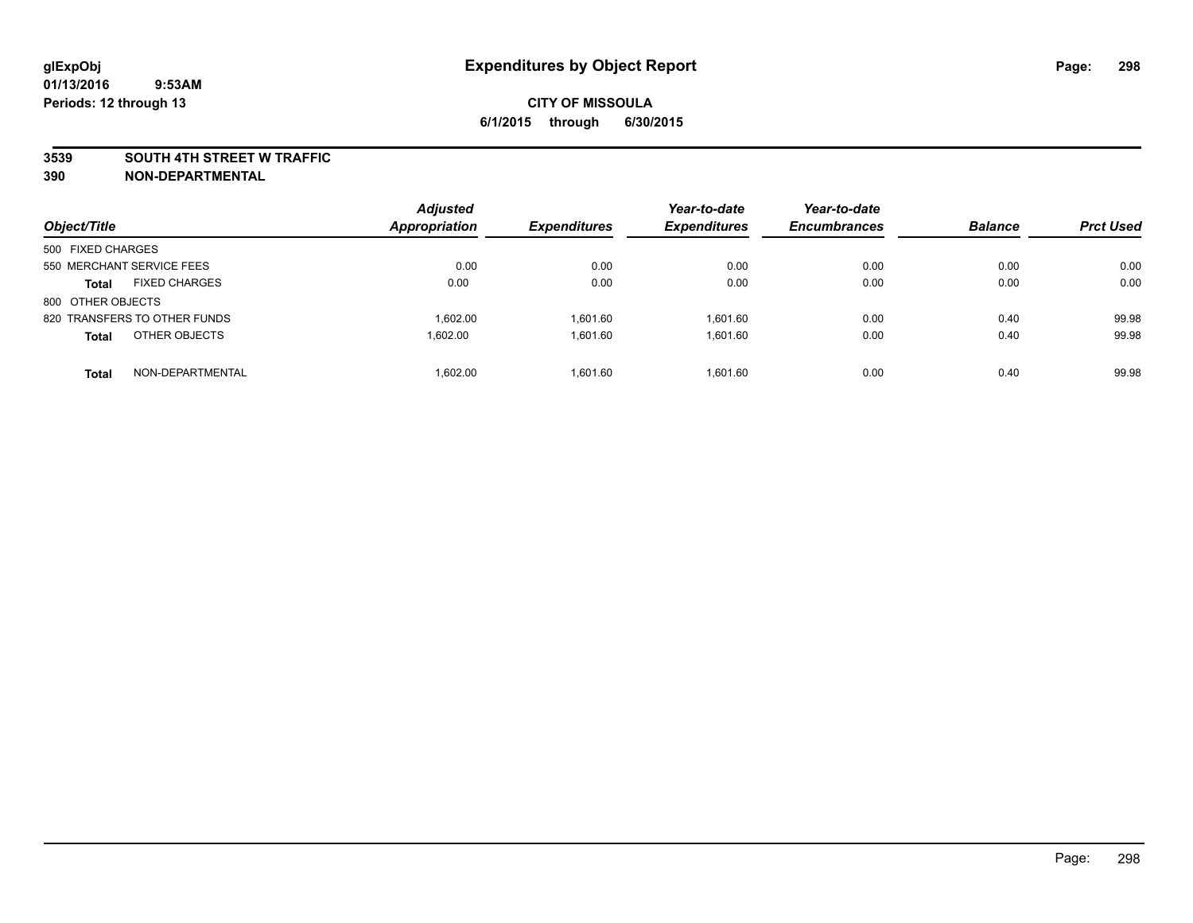# Expenditures by Object Report

glExpObj
01/13/2016 9:53AM
Periods: 12 through 13

**CITY OF MISSOULA**
**6/1/2015 through 6/30/2015**

**3539 SOUTH 4TH STREET W TRAFFIC**
**390 NON-DEPARTMENTAL**

| Object/Title | Adjusted Appropriation | Expenditures | Year-to-date Expenditures | Year-to-date Encumbrances | Balance | Prct Used |
|---|---|---|---|---|---|---|
| 500 FIXED CHARGES | | | | | | |
| 550 MERCHANT SERVICE FEES | 0.00 | 0.00 | 0.00 | 0.00 | 0.00 | 0.00 |
| **Total** FIXED CHARGES | 0.00 | 0.00 | 0.00 | 0.00 | 0.00 | 0.00 |
| 800 OTHER OBJECTS | | | | | | |
| 820 TRANSFERS TO OTHER FUNDS | 1,602.00 | 1,601.60 | 1,601.60 | 0.00 | 0.40 | 99.98 |
| **Total** OTHER OBJECTS | 1,602.00 | 1,601.60 | 1,601.60 | 0.00 | 0.40 | 99.98 |
| **Total** NON-DEPARTMENTAL | 1,602.00 | 1,601.60 | 1,601.60 | 0.00 | 0.40 | 99.98 |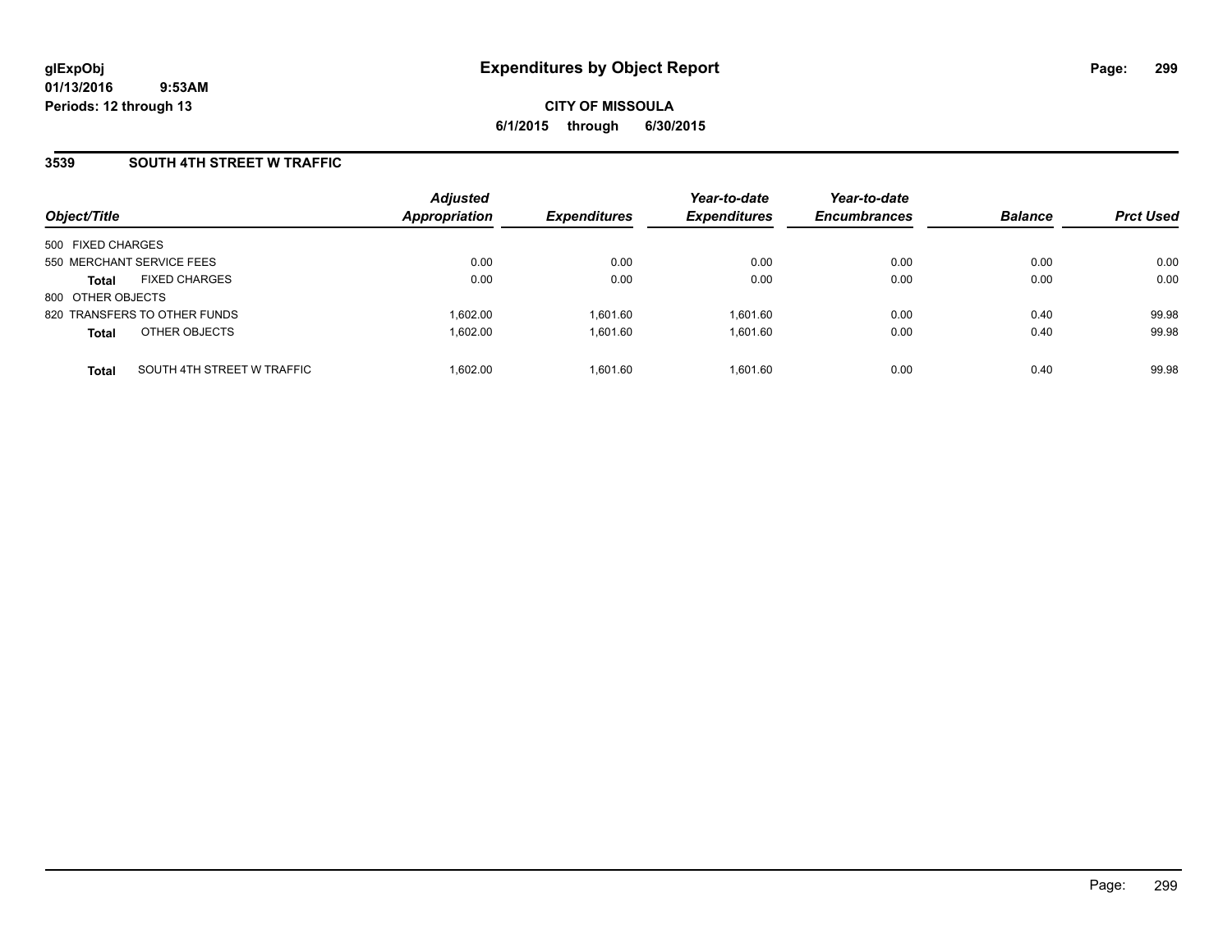**glExpObj** 01/13/2016 9:53AM
**Periods: 12 through 13**

# Expenditures by Object Report

**CITY OF MISSOULA**
**6/1/2015 through 6/30/2015**

## 3539 SOUTH 4TH STREET W TRAFFIC

| Object/Title | Adjusted Appropriation | Expenditures | Year-to-date Expenditures | Year-to-date Encumbrances | Balance | Prct Used |
|---|---|---|---|---|---|---|
| 500 FIXED CHARGES | | | | | | |
| 550 MERCHANT SERVICE FEES | 0.00 | 0.00 | 0.00 | 0.00 | 0.00 | 0.00 |
| **Total** FIXED CHARGES | 0.00 | 0.00 | 0.00 | 0.00 | 0.00 | 0.00 |
| 800 OTHER OBJECTS | | | | | | |
| 820 TRANSFERS TO OTHER FUNDS | 1,602.00 | 1,601.60 | 1,601.60 | 0.00 | 0.40 | 99.98 |
| **Total** OTHER OBJECTS | 1,602.00 | 1,601.60 | 1,601.60 | 0.00 | 0.40 | 99.98 |
| **Total** SOUTH 4TH STREET W TRAFFIC | 1,602.00 | 1,601.60 | 1,601.60 | 0.00 | 0.40 | 99.98 |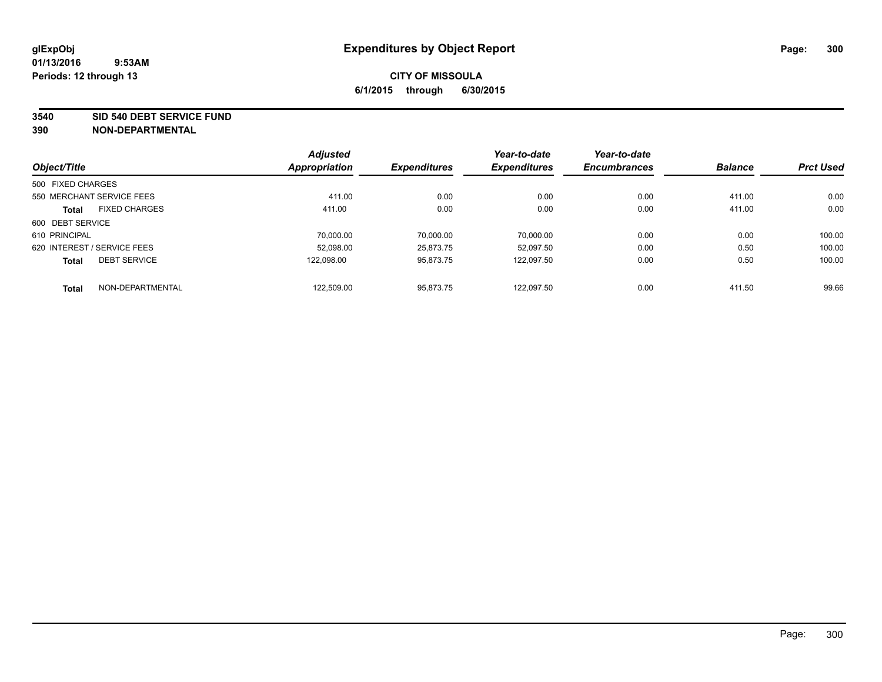glExpObj
01/13/2016 9:53AM
Periods: 12 through 13

# Expenditures by Object Report

**CITY OF MISSOULA**
**6/1/2015 through 6/30/2015**

**3540 SID 540 DEBT SERVICE FUND**
**390 NON-DEPARTMENTAL**

| Object/Title | | Adjusted Appropriation | Expenditures | Year-to-date Expenditures | Year-to-date Encumbrances | Balance | Prct Used |
|---|---|---|---|---|---|---|---|
| 500 FIXED CHARGES | | | | | | | |
| 550 MERCHANT SERVICE FEES | | 411.00 | 0.00 | 0.00 | 0.00 | 411.00 | 0.00 |
| **Total** | FIXED CHARGES | 411.00 | 0.00 | 0.00 | 0.00 | 411.00 | 0.00 |
| 600 DEBT SERVICE | | | | | | | |
| 610 PRINCIPAL | | 70,000.00 | 70,000.00 | 70,000.00 | 0.00 | 0.00 | 100.00 |
| 620 INTEREST / SERVICE FEES | | 52,098.00 | 25,873.75 | 52,097.50 | 0.00 | 0.50 | 100.00 |
| **Total** | DEBT SERVICE | 122,098.00 | 95,873.75 | 122,097.50 | 0.00 | 0.50 | 100.00 |
| **Total** | NON-DEPARTMENTAL | 122,509.00 | 95,873.75 | 122,097.50 | 0.00 | 411.50 | 99.66 |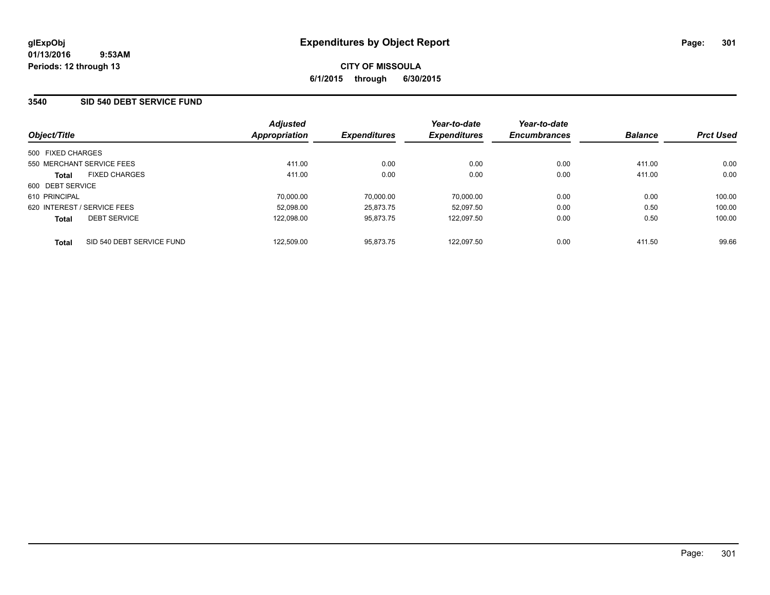glExpObj
01/13/2016 9:53AM
Periods: 12 through 13

# Expenditures by Object Report

**CITY OF MISSOULA**
**6/1/2015 through 6/30/2015**

## 3540 SID 540 DEBT SERVICE FUND

| Object/Title | | Adjusted Appropriation | Expenditures | Year-to-date Expenditures | Year-to-date Encumbrances | Balance | Prct Used |
|---|---|---|---|---|---|---|---|
| 500 FIXED CHARGES | | | | | | | |
| 550 MERCHANT SERVICE FEES | | 411.00 | 0.00 | 0.00 | 0.00 | 411.00 | 0.00 |
| **Total** | FIXED CHARGES | 411.00 | 0.00 | 0.00 | 0.00 | 411.00 | 0.00 |
| 600 DEBT SERVICE | | | | | | | |
| 610 PRINCIPAL | | 70,000.00 | 70,000.00 | 70,000.00 | 0.00 | 0.00 | 100.00 |
| 620 INTEREST / SERVICE FEES | | 52,098.00 | 25,873.75 | 52,097.50 | 0.00 | 0.50 | 100.00 |
| **Total** | DEBT SERVICE | 122,098.00 | 95,873.75 | 122,097.50 | 0.00 | 0.50 | 100.00 |
| **Total** | SID 540 DEBT SERVICE FUND | 122,509.00 | 95,873.75 | 122,097.50 | 0.00 | 411.50 | 99.66 |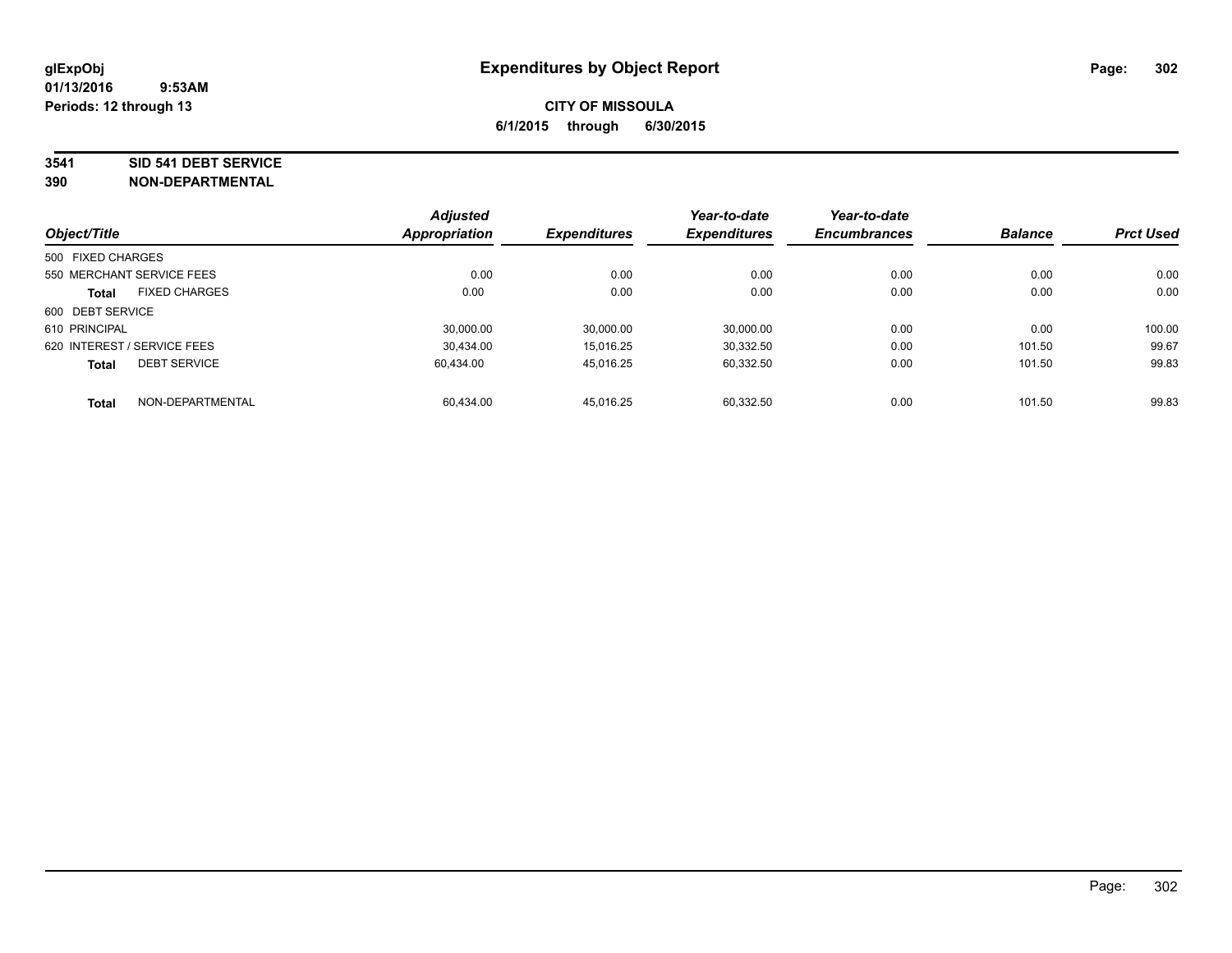glExpObj
01/13/2016 9:53AM
Periods: 12 through 13

# Expenditures by Object Report

**CITY OF MISSOULA**
**6/1/2015 through 6/30/2015**

**3541 SID 541 DEBT SERVICE**
**390 NON-DEPARTMENTAL**

| Object/Title | Adjusted Appropriation | Expenditures | Year-to-date Expenditures | Year-to-date Encumbrances | Balance | Prct Used |
|---|---|---|---|---|---|---|
| 500 FIXED CHARGES | | | | | | |
| 550 MERCHANT SERVICE FEES | 0.00 | 0.00 | 0.00 | 0.00 | 0.00 | 0.00 |
| **Total** FIXED CHARGES | 0.00 | 0.00 | 0.00 | 0.00 | 0.00 | 0.00 |
| 600 DEBT SERVICE | | | | | | |
| 610 PRINCIPAL | 30,000.00 | 30,000.00 | 30,000.00 | 0.00 | 0.00 | 100.00 |
| 620 INTEREST / SERVICE FEES | 30,434.00 | 15,016.25 | 30,332.50 | 0.00 | 101.50 | 99.67 |
| **Total** DEBT SERVICE | 60,434.00 | 45,016.25 | 60,332.50 | 0.00 | 101.50 | 99.83 |
| **Total** NON-DEPARTMENTAL | 60,434.00 | 45,016.25 | 60,332.50 | 0.00 | 101.50 | 99.83 |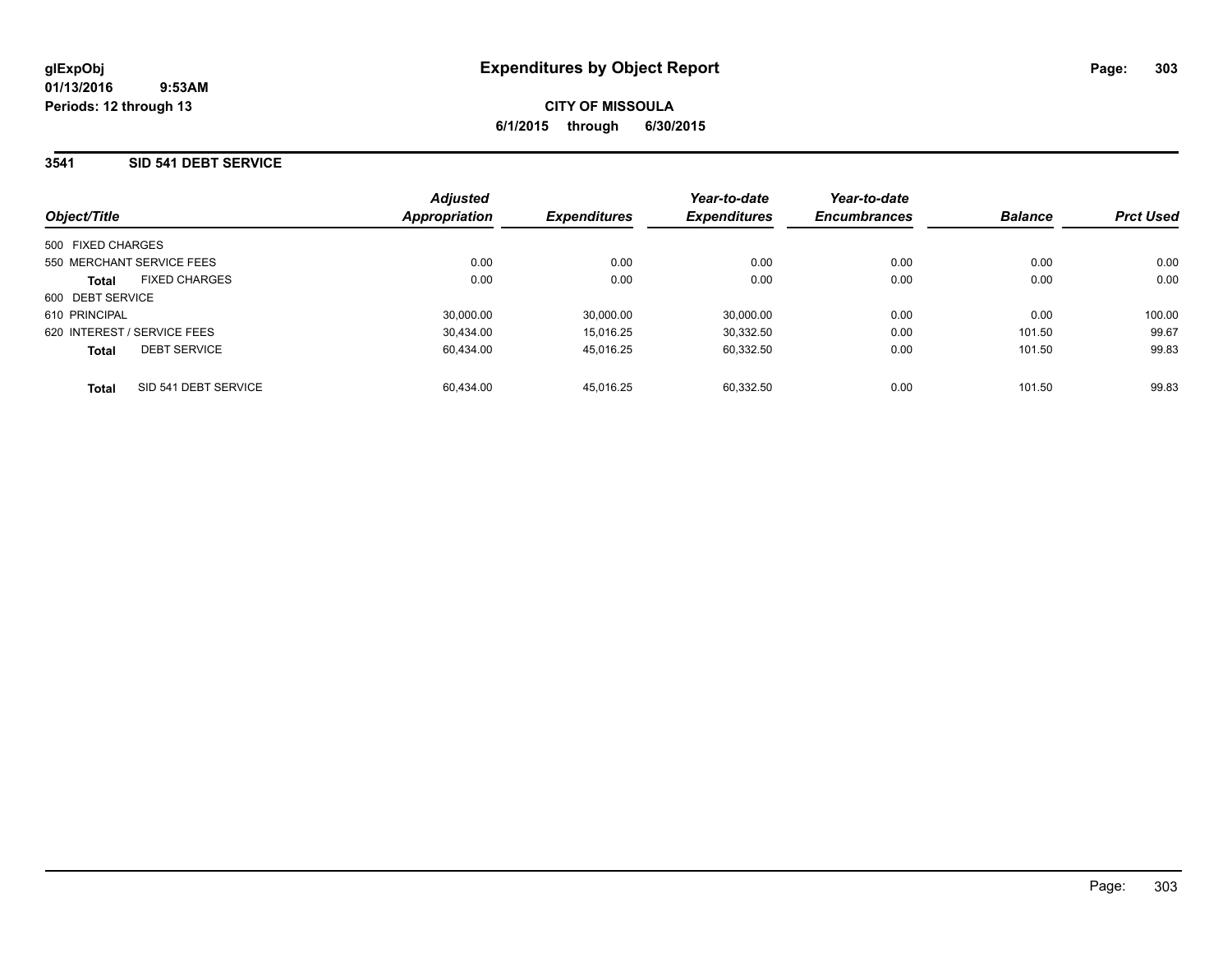# Expenditures by Object Report

glExpObj
01/13/2016 9:53AM
Periods: 12 through 13

**CITY OF MISSOULA**
**6/1/2015 through 6/30/2015**

## 3541 SID 541 DEBT SERVICE

| Object/Title | Adjusted Appropriation | Expenditures | Year-to-date Expenditures | Year-to-date Encumbrances | Balance | Prct Used |
|---|---|---|---|---|---|---|
| 500 FIXED CHARGES | | | | | | |
| 550 MERCHANT SERVICE FEES | 0.00 | 0.00 | 0.00 | 0.00 | 0.00 | 0.00 |
| **Total** FIXED CHARGES | 0.00 | 0.00 | 0.00 | 0.00 | 0.00 | 0.00 |
| 600 DEBT SERVICE | | | | | | |
| 610 PRINCIPAL | 30,000.00 | 30,000.00 | 30,000.00 | 0.00 | 0.00 | 100.00 |
| 620 INTEREST / SERVICE FEES | 30,434.00 | 15,016.25 | 30,332.50 | 0.00 | 101.50 | 99.67 |
| **Total** DEBT SERVICE | 60,434.00 | 45,016.25 | 60,332.50 | 0.00 | 101.50 | 99.83 |
| **Total** SID 541 DEBT SERVICE | 60,434.00 | 45,016.25 | 60,332.50 | 0.00 | 101.50 | 99.83 |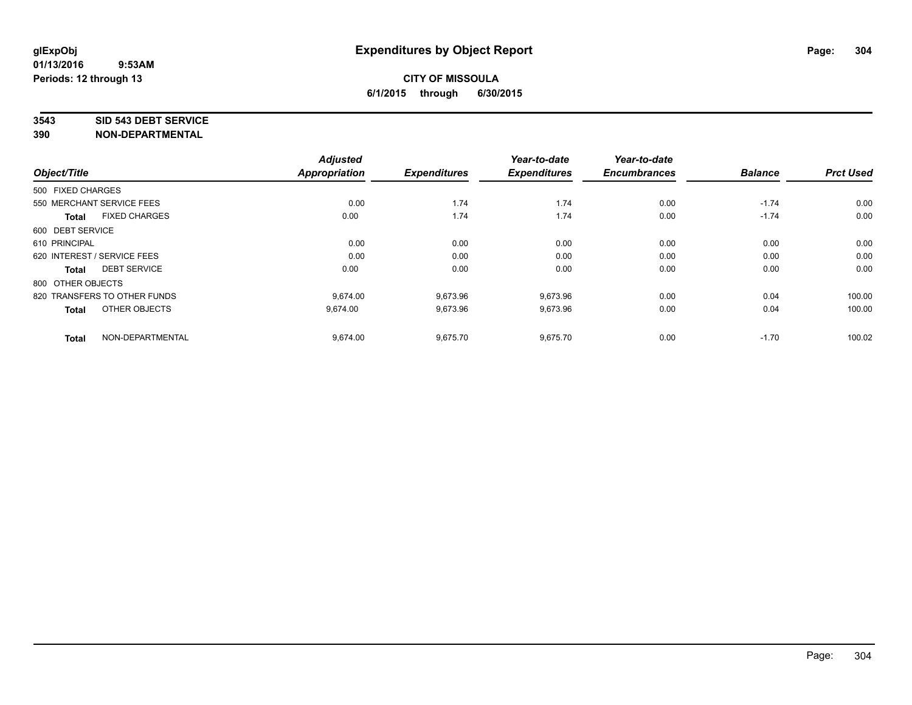# Expenditures by Object Report

glExpObj
01/13/2016 9:53AM
Periods: 12 through 13

**CITY OF MISSOULA**
**6/1/2015 through 6/30/2015**

**3543 SID 543 DEBT SERVICE**
**390 NON-DEPARTMENTAL**

| Object/Title | Adjusted Appropriation | Expenditures | Year-to-date Expenditures | Year-to-date Encumbrances | Balance | Prct Used |
|---|---|---|---|---|---|---|
| 500 FIXED CHARGES | | | | | | |
| 550 MERCHANT SERVICE FEES | 0.00 | 1.74 | 1.74 | 0.00 | -1.74 | 0.00 |
| **Total** FIXED CHARGES | 0.00 | 1.74 | 1.74 | 0.00 | -1.74 | 0.00 |
| 600 DEBT SERVICE | | | | | | |
| 610 PRINCIPAL | 0.00 | 0.00 | 0.00 | 0.00 | 0.00 | 0.00 |
| 620 INTEREST / SERVICE FEES | 0.00 | 0.00 | 0.00 | 0.00 | 0.00 | 0.00 |
| **Total** DEBT SERVICE | 0.00 | 0.00 | 0.00 | 0.00 | 0.00 | 0.00 |
| 800 OTHER OBJECTS | | | | | | |
| 820 TRANSFERS TO OTHER FUNDS | 9,674.00 | 9,673.96 | 9,673.96 | 0.00 | 0.04 | 100.00 |
| **Total** OTHER OBJECTS | 9,674.00 | 9,673.96 | 9,673.96 | 0.00 | 0.04 | 100.00 |
| **Total** NON-DEPARTMENTAL | 9,674.00 | 9,675.70 | 9,675.70 | 0.00 | -1.70 | 100.02 |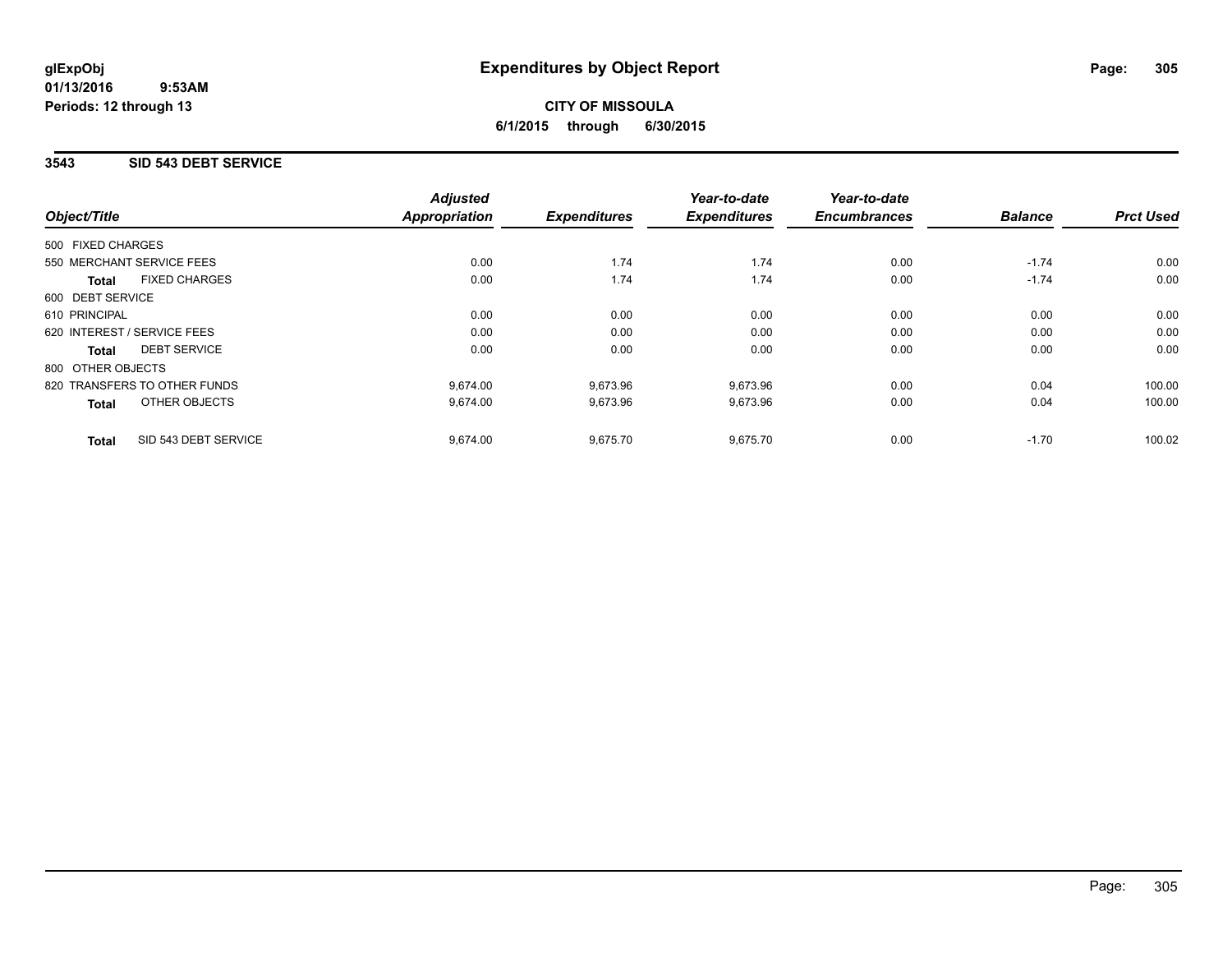glExpObj
01/13/2016 9:53AM
Periods: 12 through 13

# Expenditures by Object Report

**CITY OF MISSOULA**
**6/1/2015 through 6/30/2015**

## 3543 SID 543 DEBT SERVICE

| Object/Title | | Adjusted Appropriation | Expenditures | Year-to-date Expenditures | Year-to-date Encumbrances | Balance | Prct Used |
|---|---|---|---|---|---|---|---|
| 500 FIXED CHARGES | | | | | | | |
| 550 MERCHANT SERVICE FEES | | 0.00 | 1.74 | 1.74 | 0.00 | -1.74 | 0.00 |
| **Total** | FIXED CHARGES | 0.00 | 1.74 | 1.74 | 0.00 | -1.74 | 0.00 |
| 600 DEBT SERVICE | | | | | | | |
| 610 PRINCIPAL | | 0.00 | 0.00 | 0.00 | 0.00 | 0.00 | 0.00 |
| 620 INTEREST / SERVICE FEES | | 0.00 | 0.00 | 0.00 | 0.00 | 0.00 | 0.00 |
| **Total** | DEBT SERVICE | 0.00 | 0.00 | 0.00 | 0.00 | 0.00 | 0.00 |
| 800 OTHER OBJECTS | | | | | | | |
| 820 TRANSFERS TO OTHER FUNDS | | 9,674.00 | 9,673.96 | 9,673.96 | 0.00 | 0.04 | 100.00 |
| **Total** | OTHER OBJECTS | 9,674.00 | 9,673.96 | 9,673.96 | 0.00 | 0.04 | 100.00 |
| **Total** | SID 543 DEBT SERVICE | 9,674.00 | 9,675.70 | 9,675.70 | 0.00 | -1.70 | 100.02 |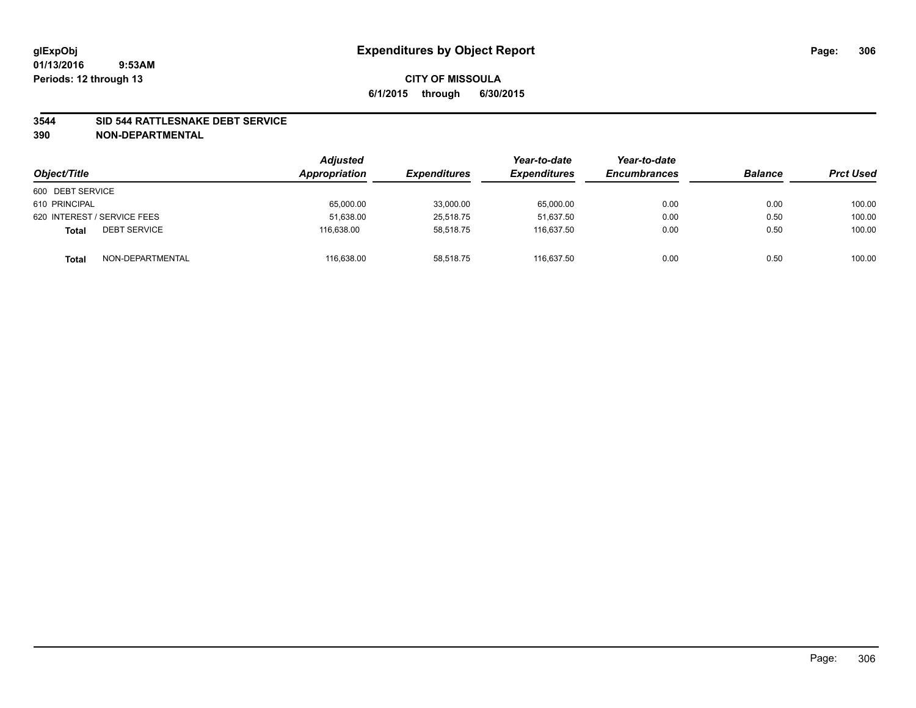**glExpObj**
**01/13/2016 9:53AM**
**Periods: 12 through 13**

# Expenditures by Object Report

**CITY OF MISSOULA**
**6/1/2015 through 6/30/2015**

**3544 SID 544 RATTLESNAKE DEBT SERVICE**
**390 NON-DEPARTMENTAL**

| Object/Title | | Adjusted Appropriation | Expenditures | Year-to-date Expenditures | Year-to-date Encumbrances | Balance | Prct Used |
|---|---|---|---|---|---|---|---|
| 600 DEBT SERVICE | | | | | | | |
| 610 PRINCIPAL | | 65,000.00 | 33,000.00 | 65,000.00 | 0.00 | 0.00 | 100.00 |
| 620 INTEREST / SERVICE FEES | | 51,638.00 | 25,518.75 | 51,637.50 | 0.00 | 0.50 | 100.00 |
| **Total** | DEBT SERVICE | 116,638.00 | 58,518.75 | 116,637.50 | 0.00 | 0.50 | 100.00 |
| **Total** | NON-DEPARTMENTAL | 116,638.00 | 58,518.75 | 116,637.50 | 0.00 | 0.50 | 100.00 |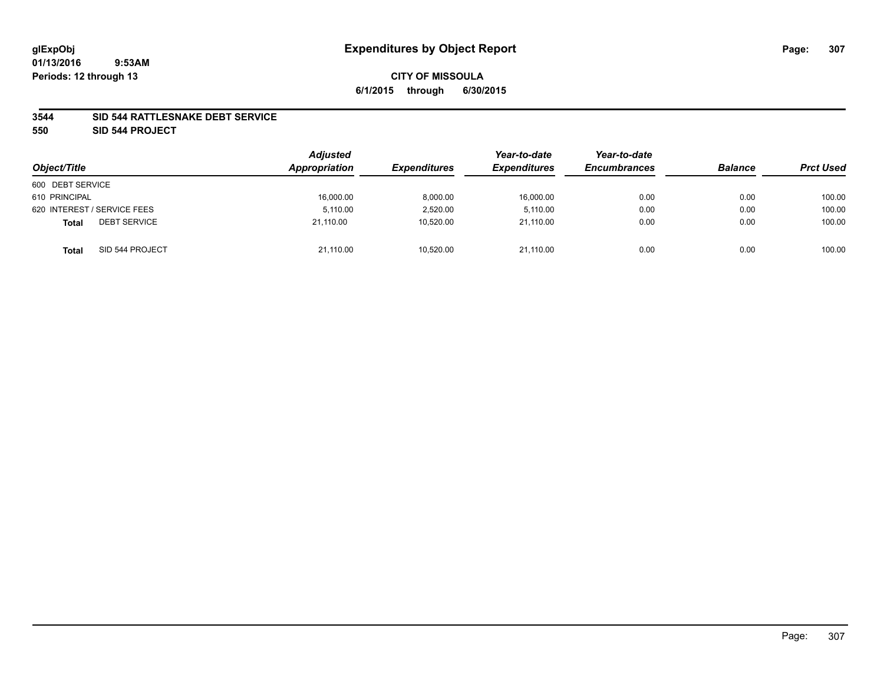# Expenditures by Object Report

glExpObj
01/13/2016 9:53AM
Periods: 12 through 13

**CITY OF MISSOULA**
**6/1/2015 through 6/30/2015**

**3544 SID 544 RATTLESNAKE DEBT SERVICE**
**550 SID 544 PROJECT**

| Object/Title | Adjusted Appropriation | Expenditures | Year-to-date Expenditures | Year-to-date Encumbrances | Balance | Prct Used |
|---|---|---|---|---|---|---|
| 600 DEBT SERVICE | | | | | | |
| 610 PRINCIPAL | 16,000.00 | 8,000.00 | 16,000.00 | 0.00 | 0.00 | 100.00 |
| 620 INTEREST / SERVICE FEES | 5,110.00 | 2,520.00 | 5,110.00 | 0.00 | 0.00 | 100.00 |
| **Total** DEBT SERVICE | 21,110.00 | 10,520.00 | 21,110.00 | 0.00 | 0.00 | 100.00 |
| **Total** SID 544 PROJECT | 21,110.00 | 10,520.00 | 21,110.00 | 0.00 | 0.00 | 100.00 |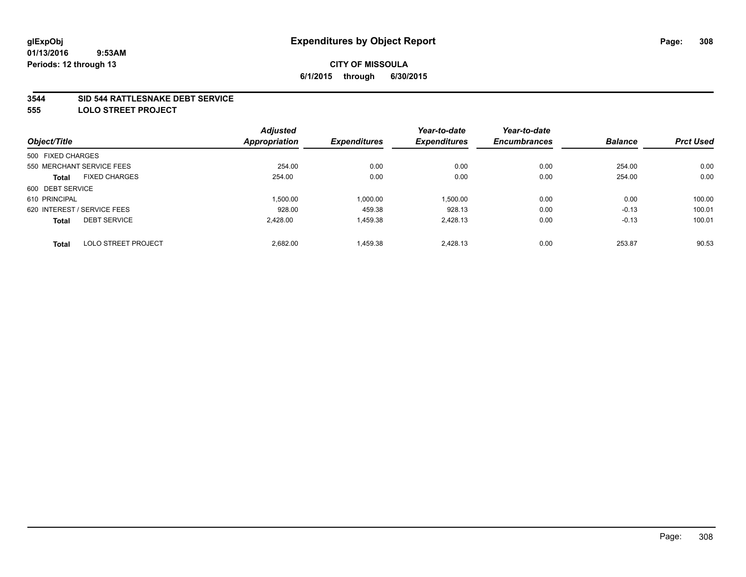# Expenditures by Object Report

glExpObj
01/13/2016 9:53AM
Periods: 12 through 13

**CITY OF MISSOULA**
**6/1/2015 through 6/30/2015**

## 3544 SID 544 RATTLESNAKE DEBT SERVICE
## 555 LOLO STREET PROJECT

| Object/Title | Adjusted Appropriation | Expenditures | Year-to-date Expenditures | Year-to-date Encumbrances | Balance | Prct Used |
|---|---|---|---|---|---|---|
| 500 FIXED CHARGES | | | | | | |
| 550 MERCHANT SERVICE FEES | 254.00 | 0.00 | 0.00 | 0.00 | 254.00 | 0.00 |
| **Total** FIXED CHARGES | 254.00 | 0.00 | 0.00 | 0.00 | 254.00 | 0.00 |
| 600 DEBT SERVICE | | | | | | |
| 610 PRINCIPAL | 1,500.00 | 1,000.00 | 1,500.00 | 0.00 | 0.00 | 100.00 |
| 620 INTEREST / SERVICE FEES | 928.00 | 459.38 | 928.13 | 0.00 | -0.13 | 100.01 |
| **Total** DEBT SERVICE | 2,428.00 | 1,459.38 | 2,428.13 | 0.00 | -0.13 | 100.01 |
| **Total** LOLO STREET PROJECT | 2,682.00 | 1,459.38 | 2,428.13 | 0.00 | 253.87 | 90.53 |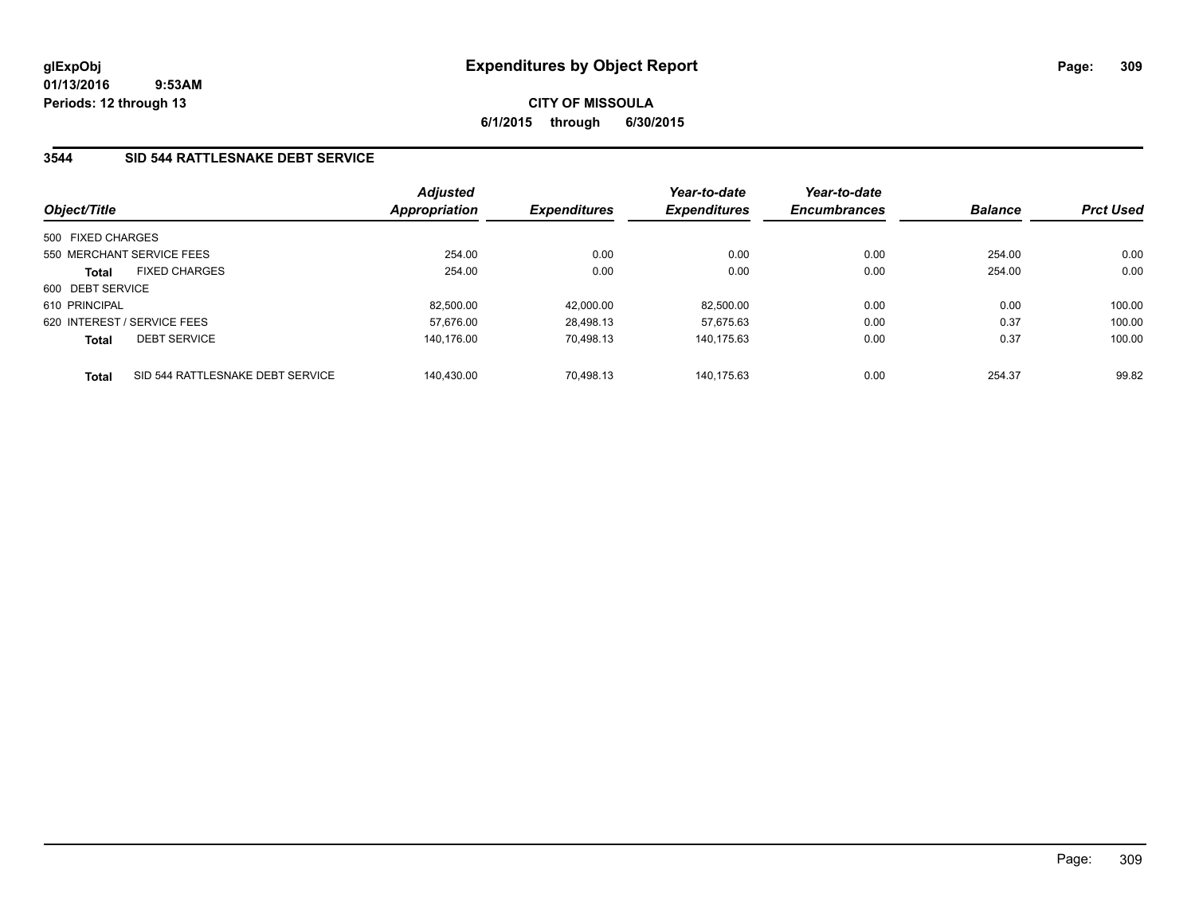**glExpObj**
**01/13/2016 9:53AM**
**Periods: 12 through 13**

# Expenditures by Object Report

**CITY OF MISSOULA**
**6/1/2015 through 6/30/2015**

## 3544 SID 544 RATTLESNAKE DEBT SERVICE

| Object/Title | | Adjusted Appropriation | Expenditures | Year-to-date Expenditures | Year-to-date Encumbrances | Balance | Prct Used |
|---|---|---|---|---|---|---|---|
| 500 FIXED CHARGES | | | | | | | |
| 550 MERCHANT SERVICE FEES | | 254.00 | 0.00 | 0.00 | 0.00 | 254.00 | 0.00 |
| **Total** | FIXED CHARGES | 254.00 | 0.00 | 0.00 | 0.00 | 254.00 | 0.00 |
| 600 DEBT SERVICE | | | | | | | |
| 610 PRINCIPAL | | 82,500.00 | 42,000.00 | 82,500.00 | 0.00 | 0.00 | 100.00 |
| 620 INTEREST / SERVICE FEES | | 57,676.00 | 28,498.13 | 57,675.63 | 0.00 | 0.37 | 100.00 |
| **Total** | DEBT SERVICE | 140,176.00 | 70,498.13 | 140,175.63 | 0.00 | 0.37 | 100.00 |
| **Total** | SID 544 RATTLESNAKE DEBT SERVICE | 140,430.00 | 70,498.13 | 140,175.63 | 0.00 | 254.37 | 99.82 |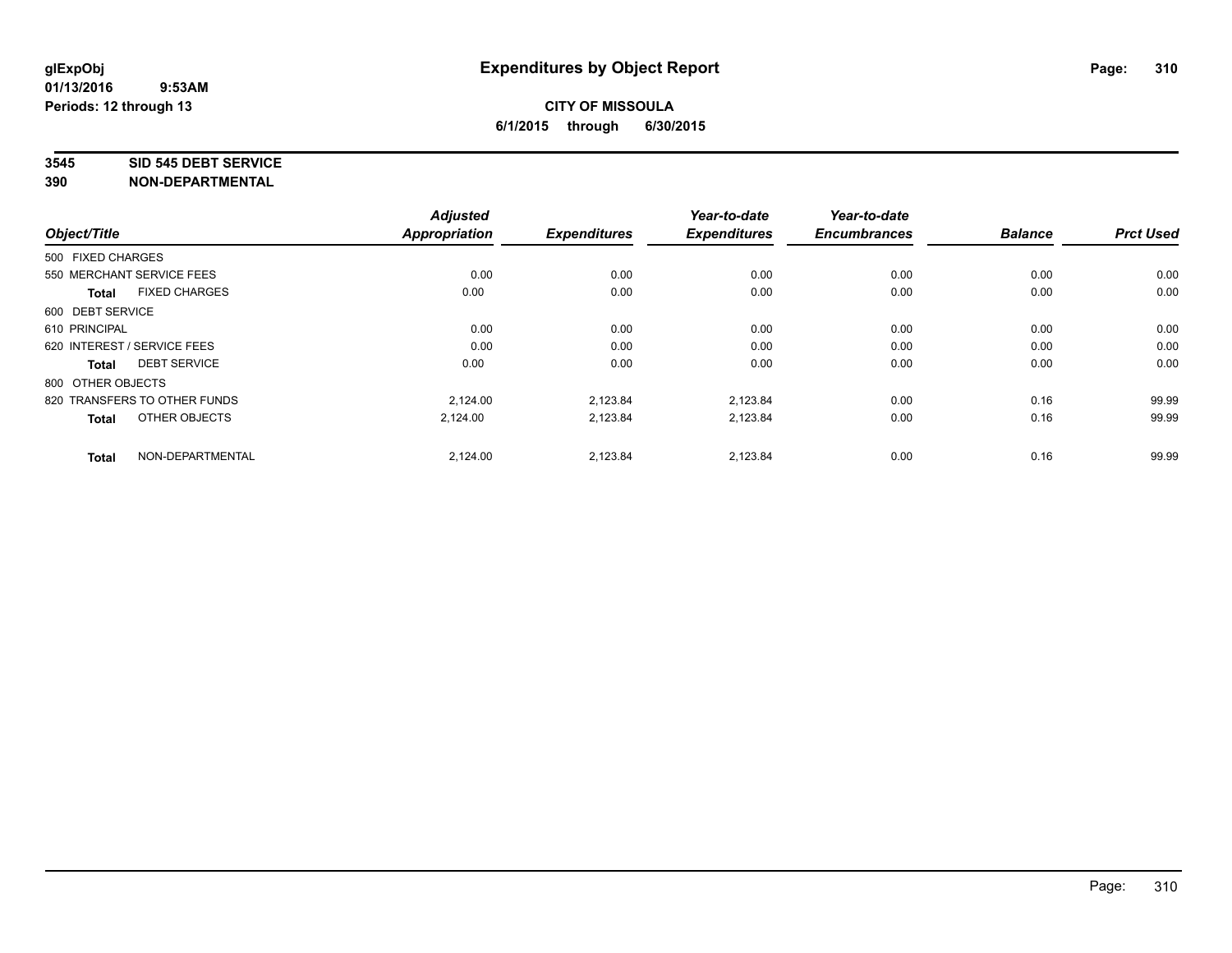**glExpObj** **Expenditures by Object Report**

**01/13/2016 9:53AM**

**Periods: 12 through 13**

**CITY OF MISSOULA**

**6/1/2015 through 6/30/2015**

## 3545 SID 545 DEBT SERVICE
## 390 NON-DEPARTMENTAL

| Object/Title | Adjusted Appropriation | Expenditures | Year-to-date Expenditures | Year-to-date Encumbrances | Balance | Prct Used |
|---|---|---|---|---|---|---|
| 500 FIXED CHARGES | | | | | | |
| 550 MERCHANT SERVICE FEES | 0.00 | 0.00 | 0.00 | 0.00 | 0.00 | 0.00 |
| **Total** FIXED CHARGES | 0.00 | 0.00 | 0.00 | 0.00 | 0.00 | 0.00 |
| 600 DEBT SERVICE | | | | | | |
| 610 PRINCIPAL | 0.00 | 0.00 | 0.00 | 0.00 | 0.00 | 0.00 |
| 620 INTEREST / SERVICE FEES | 0.00 | 0.00 | 0.00 | 0.00 | 0.00 | 0.00 |
| **Total** DEBT SERVICE | 0.00 | 0.00 | 0.00 | 0.00 | 0.00 | 0.00 |
| 800 OTHER OBJECTS | | | | | | |
| 820 TRANSFERS TO OTHER FUNDS | 2,124.00 | 2,123.84 | 2,123.84 | 0.00 | 0.16 | 99.99 |
| **Total** OTHER OBJECTS | 2,124.00 | 2,123.84 | 2,123.84 | 0.00 | 0.16 | 99.99 |
| **Total** NON-DEPARTMENTAL | 2,124.00 | 2,123.84 | 2,123.84 | 0.00 | 0.16 | 99.99 |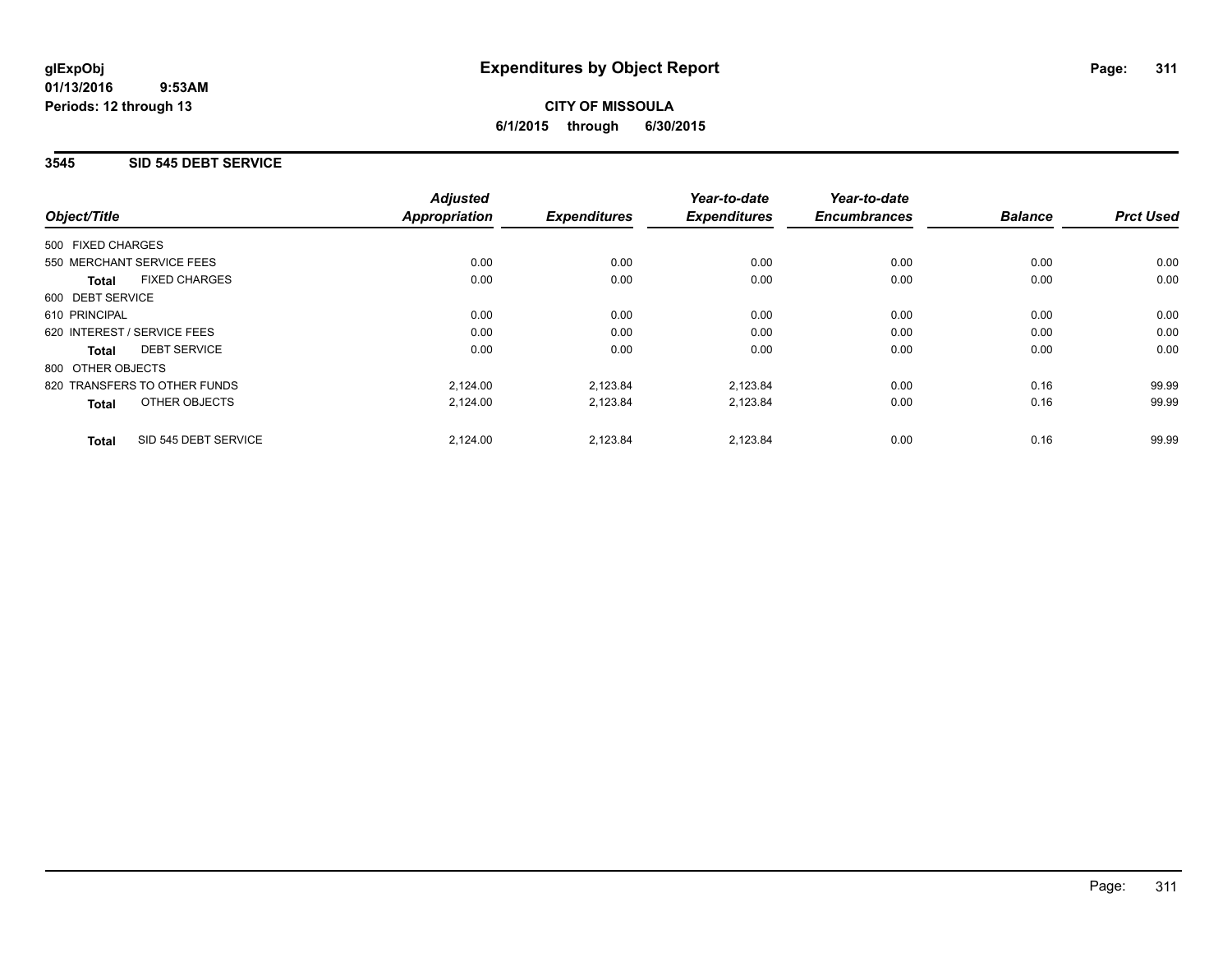glExpObj
01/13/2016 9:53AM
Periods: 12 through 13

# Expenditures by Object Report

**CITY OF MISSOULA**
**6/1/2015 through 6/30/2015**

## 3545 SID 545 DEBT SERVICE

| Object/Title | Adjusted Appropriation | Expenditures | Year-to-date Expenditures | Year-to-date Encumbrances | Balance | Prct Used |
|---|---|---|---|---|---|---|
| 500 FIXED CHARGES | | | | | | |
| 550 MERCHANT SERVICE FEES | 0.00 | 0.00 | 0.00 | 0.00 | 0.00 | 0.00 |
| **Total** FIXED CHARGES | 0.00 | 0.00 | 0.00 | 0.00 | 0.00 | 0.00 |
| 600 DEBT SERVICE | | | | | | |
| 610 PRINCIPAL | 0.00 | 0.00 | 0.00 | 0.00 | 0.00 | 0.00 |
| 620 INTEREST / SERVICE FEES | 0.00 | 0.00 | 0.00 | 0.00 | 0.00 | 0.00 |
| **Total** DEBT SERVICE | 0.00 | 0.00 | 0.00 | 0.00 | 0.00 | 0.00 |
| 800 OTHER OBJECTS | | | | | | |
| 820 TRANSFERS TO OTHER FUNDS | 2,124.00 | 2,123.84 | 2,123.84 | 0.00 | 0.16 | 99.99 |
| **Total** OTHER OBJECTS | 2,124.00 | 2,123.84 | 2,123.84 | 0.00 | 0.16 | 99.99 |
| **Total** SID 545 DEBT SERVICE | 2,124.00 | 2,123.84 | 2,123.84 | 0.00 | 0.16 | 99.99 |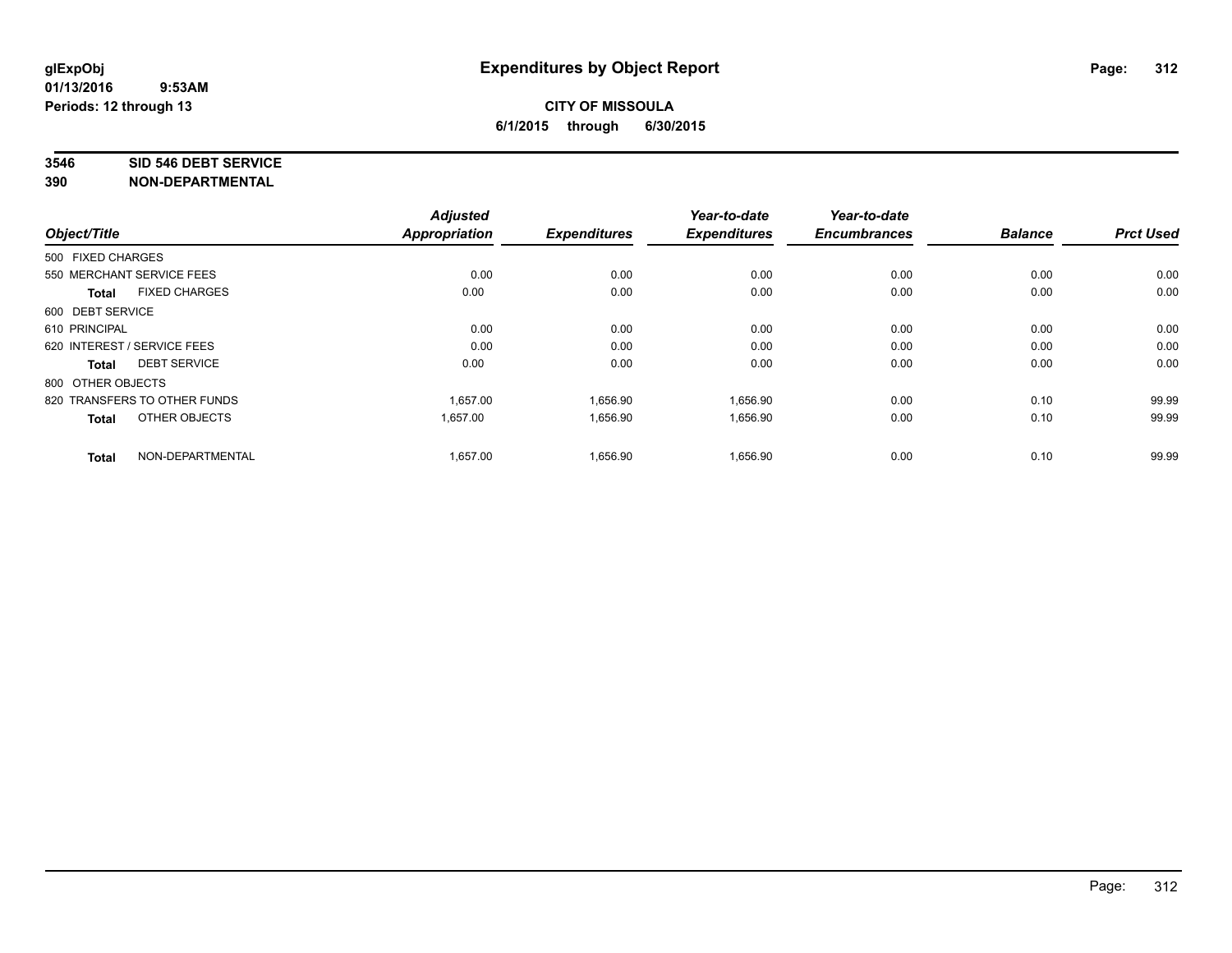glExpObj
01/13/2016 9:53AM
Periods: 12 through 13

# Expenditures by Object Report

**CITY OF MISSOULA**
**6/1/2015 through 6/30/2015**

**3546 SID 546 DEBT SERVICE**
**390 NON-DEPARTMENTAL**

| Object/Title | Adjusted Appropriation | Expenditures | Year-to-date Expenditures | Year-to-date Encumbrances | Balance | Prct Used |
|---|---|---|---|---|---|---|
| 500 FIXED CHARGES | | | | | | |
| 550 MERCHANT SERVICE FEES | 0.00 | 0.00 | 0.00 | 0.00 | 0.00 | 0.00 |
| **Total** FIXED CHARGES | 0.00 | 0.00 | 0.00 | 0.00 | 0.00 | 0.00 |
| 600 DEBT SERVICE | | | | | | |
| 610 PRINCIPAL | 0.00 | 0.00 | 0.00 | 0.00 | 0.00 | 0.00 |
| 620 INTEREST / SERVICE FEES | 0.00 | 0.00 | 0.00 | 0.00 | 0.00 | 0.00 |
| **Total** DEBT SERVICE | 0.00 | 0.00 | 0.00 | 0.00 | 0.00 | 0.00 |
| 800 OTHER OBJECTS | | | | | | |
| 820 TRANSFERS TO OTHER FUNDS | 1,657.00 | 1,656.90 | 1,656.90 | 0.00 | 0.10 | 99.99 |
| **Total** OTHER OBJECTS | 1,657.00 | 1,656.90 | 1,656.90 | 0.00 | 0.10 | 99.99 |
| **Total** NON-DEPARTMENTAL | 1,657.00 | 1,656.90 | 1,656.90 | 0.00 | 0.10 | 99.99 |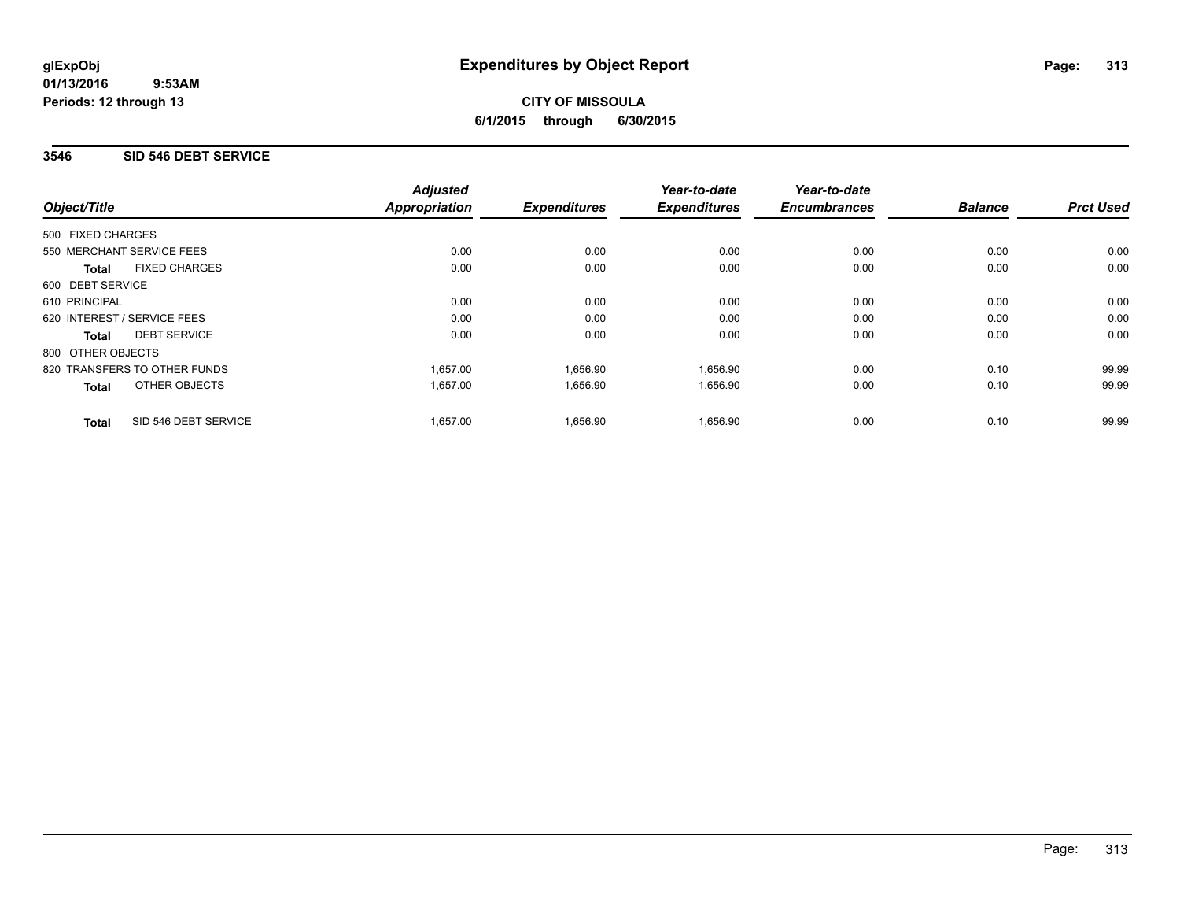**glExpObj** **Expenditures by Object Report**
**01/13/2016 9:53AM**
**Periods: 12 through 13**

**CITY OF MISSOULA**
**6/1/2015 through 6/30/2015**

## 3546 SID 546 DEBT SERVICE

| Object/Title | Adjusted Appropriation | Expenditures | Year-to-date Expenditures | Year-to-date Encumbrances | Balance | Prct Used |
|---|---|---|---|---|---|---|
| 500 FIXED CHARGES | | | | | | |
| 550 MERCHANT SERVICE FEES | 0.00 | 0.00 | 0.00 | 0.00 | 0.00 | 0.00 |
| **Total** FIXED CHARGES | 0.00 | 0.00 | 0.00 | 0.00 | 0.00 | 0.00 |
| 600 DEBT SERVICE | | | | | | |
| 610 PRINCIPAL | 0.00 | 0.00 | 0.00 | 0.00 | 0.00 | 0.00 |
| 620 INTEREST / SERVICE FEES | 0.00 | 0.00 | 0.00 | 0.00 | 0.00 | 0.00 |
| **Total** DEBT SERVICE | 0.00 | 0.00 | 0.00 | 0.00 | 0.00 | 0.00 |
| 800 OTHER OBJECTS | | | | | | |
| 820 TRANSFERS TO OTHER FUNDS | 1,657.00 | 1,656.90 | 1,656.90 | 0.00 | 0.10 | 99.99 |
| **Total** OTHER OBJECTS | 1,657.00 | 1,656.90 | 1,656.90 | 0.00 | 0.10 | 99.99 |
| **Total** SID 546 DEBT SERVICE | 1,657.00 | 1,656.90 | 1,656.90 | 0.00 | 0.10 | 99.99 |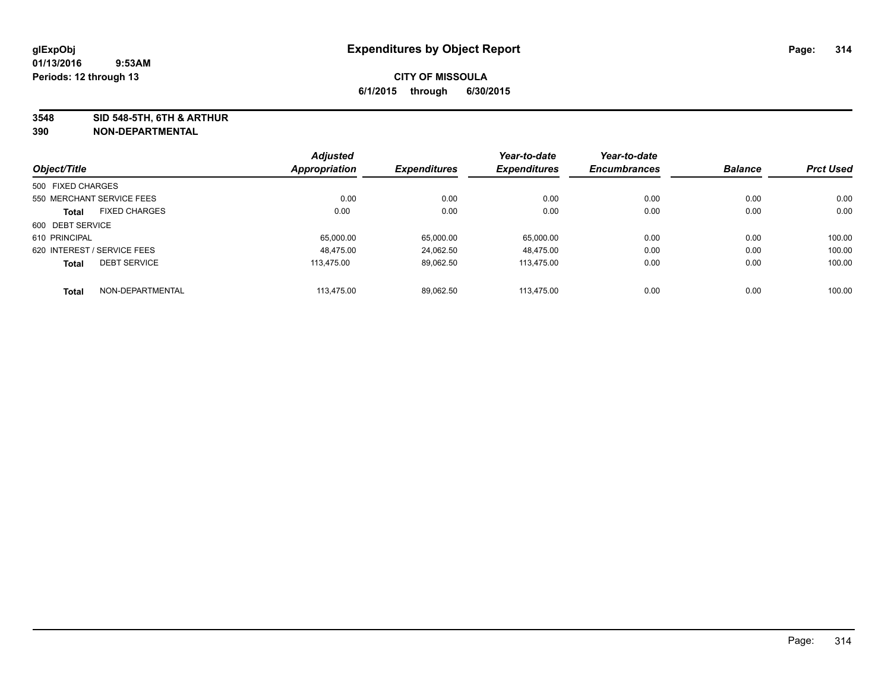**glExpObj**
**01/13/2016 9:53AM**
**Periods: 12 through 13**

# Expenditures by Object Report

**CITY OF MISSOULA**
**6/1/2015 through 6/30/2015**

**3548 SID 548-5TH, 6TH & ARTHUR**
**390 NON-DEPARTMENTAL**

| Object/Title | Adjusted Appropriation | Expenditures | Year-to-date Expenditures | Year-to-date Encumbrances | Balance | Prct Used |
|---|---|---|---|---|---|---|
| 500 FIXED CHARGES | | | | | | |
| 550 MERCHANT SERVICE FEES | 0.00 | 0.00 | 0.00 | 0.00 | 0.00 | 0.00 |
| **Total** FIXED CHARGES | 0.00 | 0.00 | 0.00 | 0.00 | 0.00 | 0.00 |
| 600 DEBT SERVICE | | | | | | |
| 610 PRINCIPAL | 65,000.00 | 65,000.00 | 65,000.00 | 0.00 | 0.00 | 100.00 |
| 620 INTEREST / SERVICE FEES | 48,475.00 | 24,062.50 | 48,475.00 | 0.00 | 0.00 | 100.00 |
| **Total** DEBT SERVICE | 113,475.00 | 89,062.50 | 113,475.00 | 0.00 | 0.00 | 100.00 |
| **Total** NON-DEPARTMENTAL | 113,475.00 | 89,062.50 | 113,475.00 | 0.00 | 0.00 | 100.00 |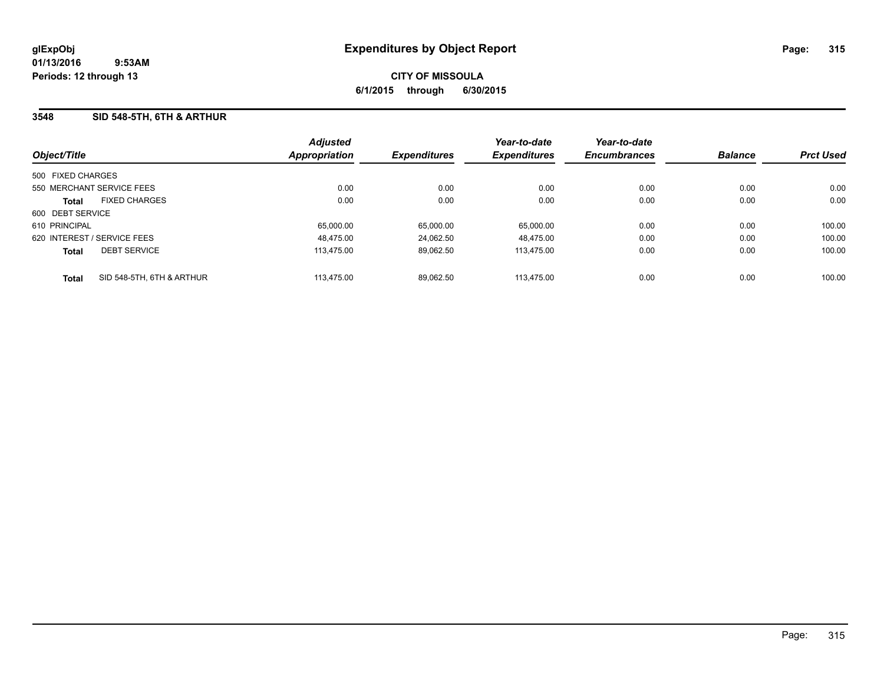glExpObj
01/13/2016 9:53AM
Periods: 12 through 13

# Expenditures by Object Report

**CITY OF MISSOULA**
**6/1/2015 through 6/30/2015**

## 3548 SID 548-5TH, 6TH & ARTHUR

| Object/Title | Adjusted Appropriation | Expenditures | Year-to-date Expenditures | Year-to-date Encumbrances | Balance | Prct Used |
|---|---|---|---|---|---|---|
| 500 FIXED CHARGES | | | | | | |
| 550 MERCHANT SERVICE FEES | 0.00 | 0.00 | 0.00 | 0.00 | 0.00 | 0.00 |
| **Total** FIXED CHARGES | 0.00 | 0.00 | 0.00 | 0.00 | 0.00 | 0.00 |
| 600 DEBT SERVICE | | | | | | |
| 610 PRINCIPAL | 65,000.00 | 65,000.00 | 65,000.00 | 0.00 | 0.00 | 100.00 |
| 620 INTEREST / SERVICE FEES | 48,475.00 | 24,062.50 | 48,475.00 | 0.00 | 0.00 | 100.00 |
| **Total** DEBT SERVICE | 113,475.00 | 89,062.50 | 113,475.00 | 0.00 | 0.00 | 100.00 |
| **Total** SID 548-5TH, 6TH & ARTHUR | 113,475.00 | 89,062.50 | 113,475.00 | 0.00 | 0.00 | 100.00 |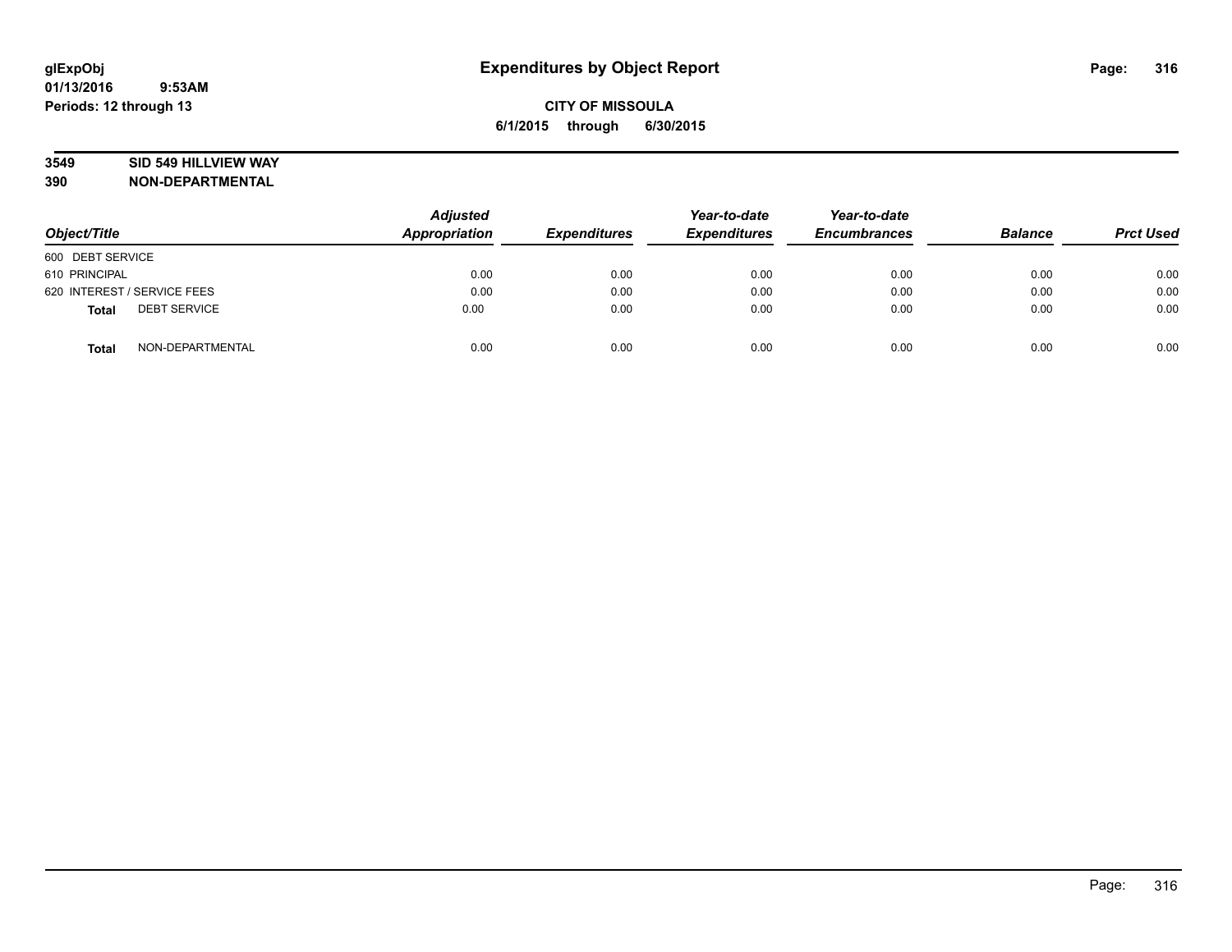# Expenditures by Object Report

glExpObj
01/13/2016 9:53AM
Periods: 12 through 13

**CITY OF MISSOULA**
**6/1/2015 through 6/30/2015**

**3549 SID 549 HILLVIEW WAY**
**390 NON-DEPARTMENTAL**

| Object/Title | Adjusted Appropriation | Expenditures | Year-to-date Expenditures | Year-to-date Encumbrances | Balance | Prct Used |
|---|---|---|---|---|---|---|
| 600 DEBT SERVICE | | | | | | |
| 610 PRINCIPAL | 0.00 | 0.00 | 0.00 | 0.00 | 0.00 | 0.00 |
| 620 INTEREST / SERVICE FEES | 0.00 | 0.00 | 0.00 | 0.00 | 0.00 | 0.00 |
| **Total** DEBT SERVICE | 0.00 | 0.00 | 0.00 | 0.00 | 0.00 | 0.00 |
| **Total** NON-DEPARTMENTAL | 0.00 | 0.00 | 0.00 | 0.00 | 0.00 | 0.00 |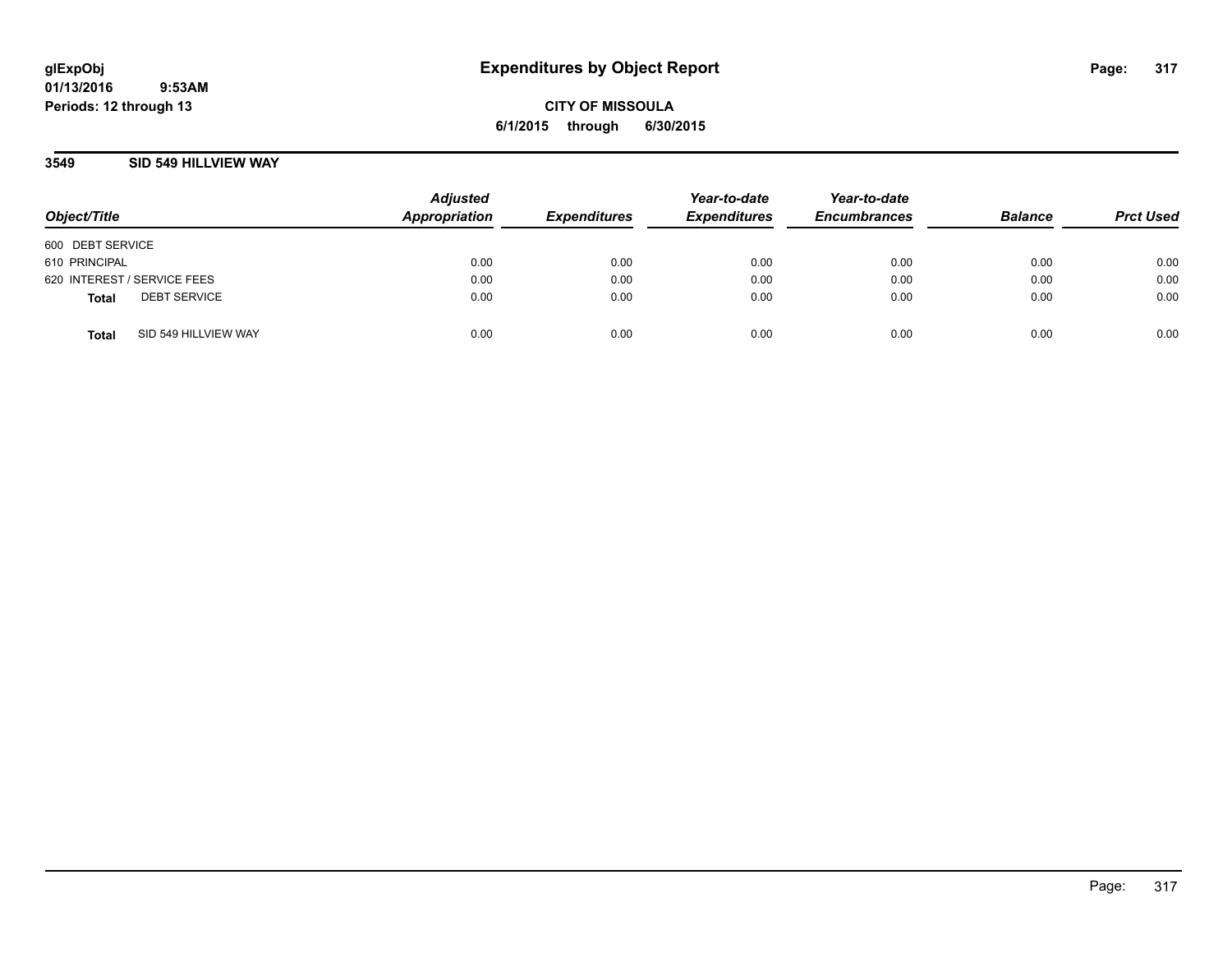**glExpObj**
**01/13/2016 9:53AM**
**Periods: 12 through 13**

# Expenditures by Object Report

**CITY OF MISSOULA**
**6/1/2015 through 6/30/2015**

## 3549 SID 549 HILLVIEW WAY

| Object/Title | Adjusted Appropriation | Expenditures | Year-to-date Expenditures | Year-to-date Encumbrances | Balance | Prct Used |
|---|---|---|---|---|---|---|
| 600 DEBT SERVICE | | | | | | |
| 610 PRINCIPAL | 0.00 | 0.00 | 0.00 | 0.00 | 0.00 | 0.00 |
| 620 INTEREST / SERVICE FEES | 0.00 | 0.00 | 0.00 | 0.00 | 0.00 | 0.00 |
| **Total** DEBT SERVICE | 0.00 | 0.00 | 0.00 | 0.00 | 0.00 | 0.00 |
| **Total** SID 549 HILLVIEW WAY | 0.00 | 0.00 | 0.00 | 0.00 | 0.00 | 0.00 |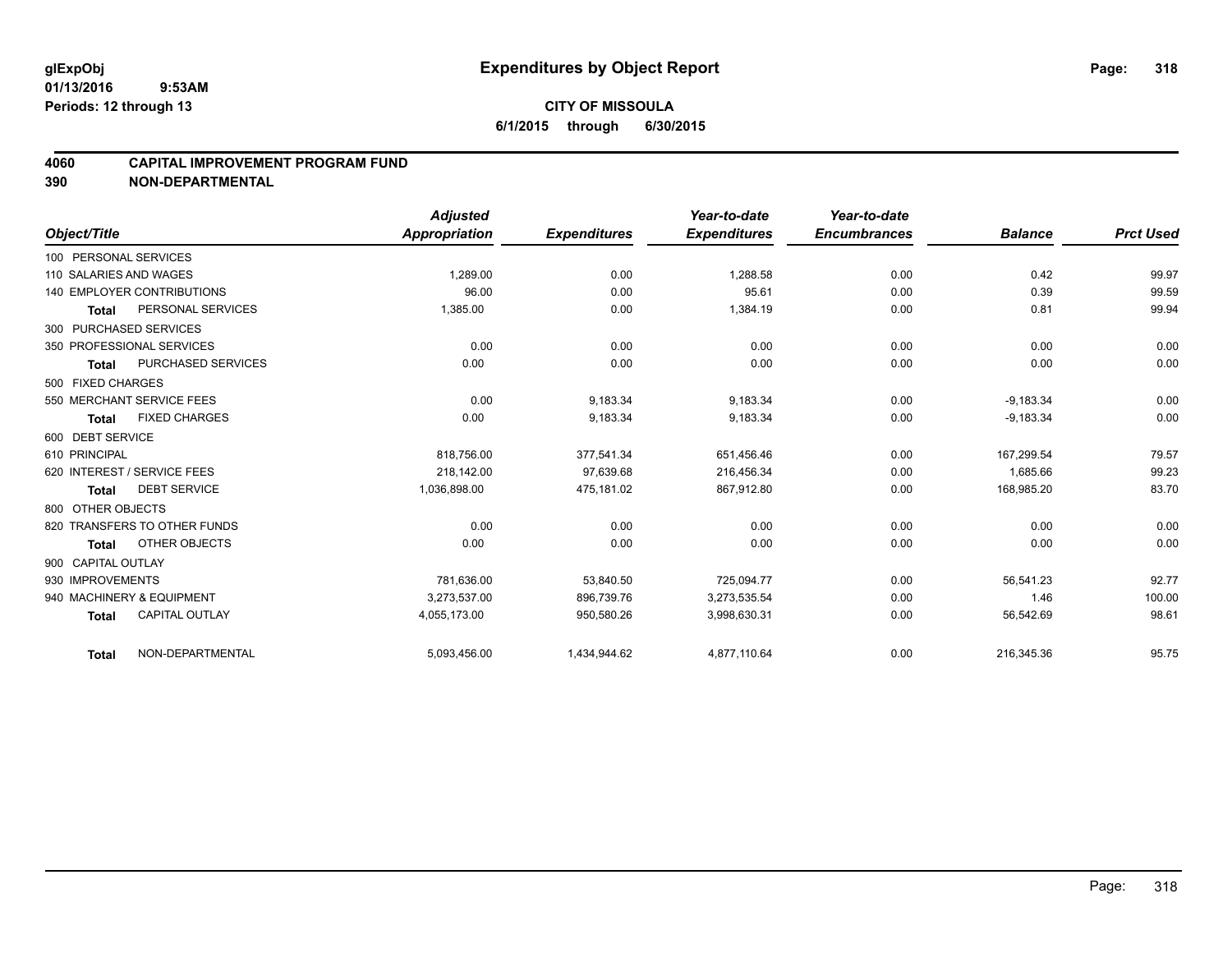# Expenditures by Object Report

glExpObj
01/13/2016 9:53AM
Periods: 12 through 13

**CITY OF MISSOULA**
**6/1/2015 through 6/30/2015**

## 4060 CAPITAL IMPROVEMENT PROGRAM FUND
## 390 NON-DEPARTMENTAL

| Object/Title | | Adjusted Appropriation | Expenditures | Year-to-date Expenditures | Year-to-date Encumbrances | Balance | Prct Used |
|---|---|---|---|---|---|---|---|
| 100 PERSONAL SERVICES | | | | | | | |
| 110 SALARIES AND WAGES | | 1,289.00 | 0.00 | 1,288.58 | 0.00 | 0.42 | 99.97 |
| 140 EMPLOYER CONTRIBUTIONS | | 96.00 | 0.00 | 95.61 | 0.00 | 0.39 | 99.59 |
| **Total** | PERSONAL SERVICES | 1,385.00 | 0.00 | 1,384.19 | 0.00 | 0.81 | 99.94 |
| 300 PURCHASED SERVICES | | | | | | | |
| 350 PROFESSIONAL SERVICES | | 0.00 | 0.00 | 0.00 | 0.00 | 0.00 | 0.00 |
| **Total** | PURCHASED SERVICES | 0.00 | 0.00 | 0.00 | 0.00 | 0.00 | 0.00 |
| 500 FIXED CHARGES | | | | | | | |
| 550 MERCHANT SERVICE FEES | | 0.00 | 9,183.34 | 9,183.34 | 0.00 | -9,183.34 | 0.00 |
| **Total** | FIXED CHARGES | 0.00 | 9,183.34 | 9,183.34 | 0.00 | -9,183.34 | 0.00 |
| 600 DEBT SERVICE | | | | | | | |
| 610 PRINCIPAL | | 818,756.00 | 377,541.34 | 651,456.46 | 0.00 | 167,299.54 | 79.57 |
| 620 INTEREST / SERVICE FEES | | 218,142.00 | 97,639.68 | 216,456.34 | 0.00 | 1,685.66 | 99.23 |
| **Total** | DEBT SERVICE | 1,036,898.00 | 475,181.02 | 867,912.80 | 0.00 | 168,985.20 | 83.70 |
| 800 OTHER OBJECTS | | | | | | | |
| 820 TRANSFERS TO OTHER FUNDS | | 0.00 | 0.00 | 0.00 | 0.00 | 0.00 | 0.00 |
| **Total** | OTHER OBJECTS | 0.00 | 0.00 | 0.00 | 0.00 | 0.00 | 0.00 |
| 900 CAPITAL OUTLAY | | | | | | | |
| 930 IMPROVEMENTS | | 781,636.00 | 53,840.50 | 725,094.77 | 0.00 | 56,541.23 | 92.77 |
| 940 MACHINERY & EQUIPMENT | | 3,273,537.00 | 896,739.76 | 3,273,535.54 | 0.00 | 1.46 | 100.00 |
| **Total** | CAPITAL OUTLAY | 4,055,173.00 | 950,580.26 | 3,998,630.31 | 0.00 | 56,542.69 | 98.61 |
| **Total** | NON-DEPARTMENTAL | 5,093,456.00 | 1,434,944.62 | 4,877,110.64 | 0.00 | 216,345.36 | 95.75 |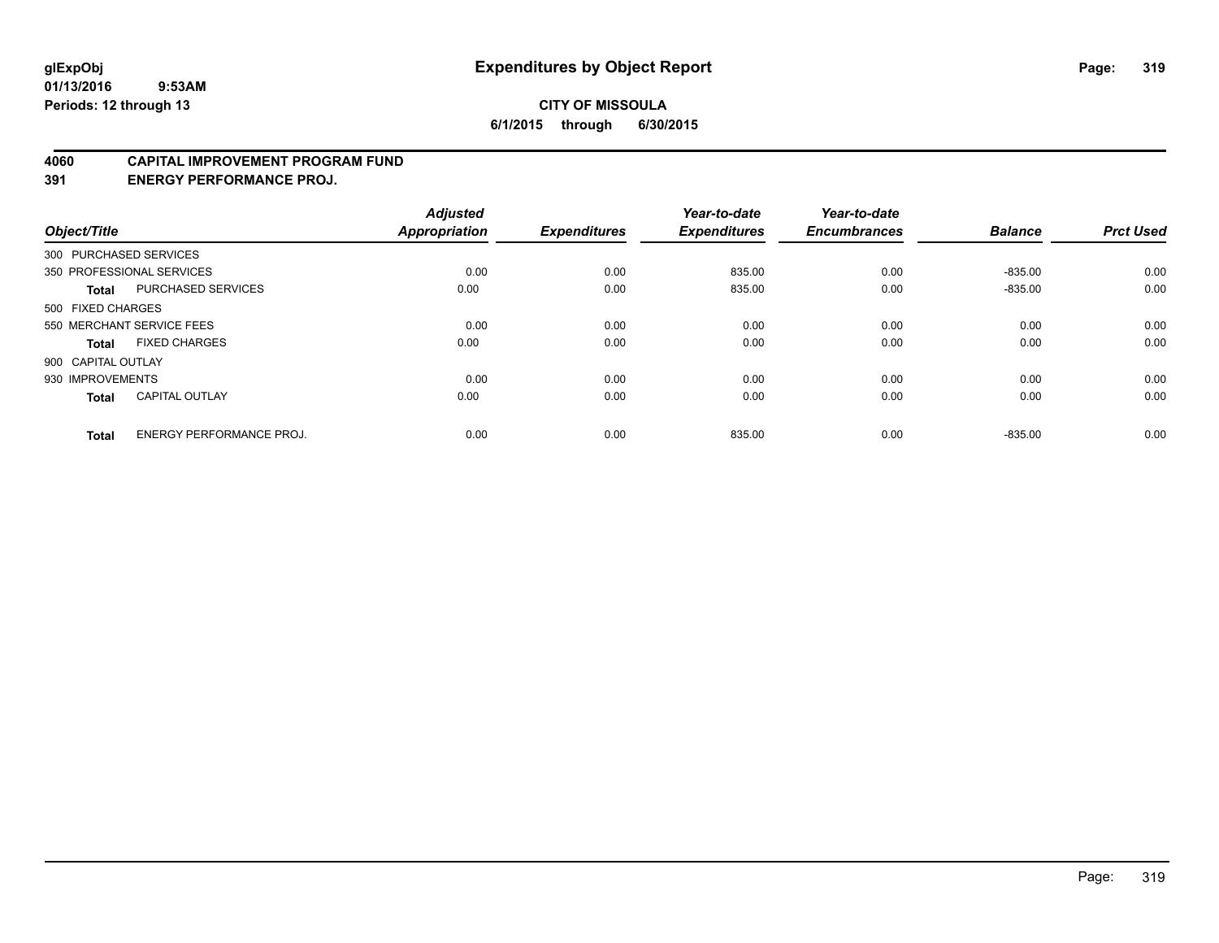# Expenditures by Object Report

**CITY OF MISSOULA**

**6/1/2015 through 6/30/2015**

glExpObj
01/13/2016 9:53AM
Periods: 12 through 13

## 4060 CAPITAL IMPROVEMENT PROGRAM FUND
## 391 ENERGY PERFORMANCE PROJ.

| Object/Title | | Adjusted Appropriation | Expenditures | Year-to-date Expenditures | Year-to-date Encumbrances | Balance | Prct Used |
|---|---|---|---|---|---|---|---|
| 300 PURCHASED SERVICES | | | | | | | |
| 350 PROFESSIONAL SERVICES | | 0.00 | 0.00 | 835.00 | 0.00 | -835.00 | 0.00 |
| **Total** | PURCHASED SERVICES | 0.00 | 0.00 | 835.00 | 0.00 | -835.00 | 0.00 |
| 500 FIXED CHARGES | | | | | | | |
| 550 MERCHANT SERVICE FEES | | 0.00 | 0.00 | 0.00 | 0.00 | 0.00 | 0.00 |
| **Total** | FIXED CHARGES | 0.00 | 0.00 | 0.00 | 0.00 | 0.00 | 0.00 |
| 900 CAPITAL OUTLAY | | | | | | | |
| 930 IMPROVEMENTS | | 0.00 | 0.00 | 0.00 | 0.00 | 0.00 | 0.00 |
| **Total** | CAPITAL OUTLAY | 0.00 | 0.00 | 0.00 | 0.00 | 0.00 | 0.00 |
| **Total** | ENERGY PERFORMANCE PROJ. | 0.00 | 0.00 | 835.00 | 0.00 | -835.00 | 0.00 |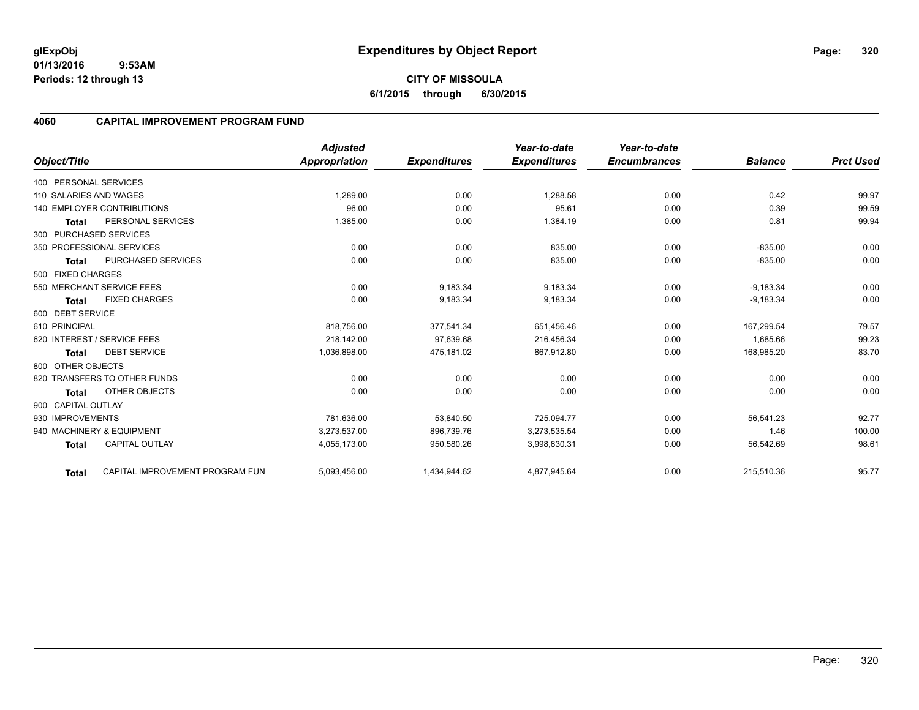# Expenditures by Object Report

glExpObj
01/13/2016 9:53AM
Periods: 12 through 13

**CITY OF MISSOULA**
**6/1/2015 through 6/30/2015**

## 4060 CAPITAL IMPROVEMENT PROGRAM FUND

| Object/Title | | Adjusted Appropriation | Expenditures | Year-to-date Expenditures | Year-to-date Encumbrances | Balance | Prct Used |
|---|---|---|---|---|---|---|---|
| 100 PERSONAL SERVICES | | | | | | | |
| 110 SALARIES AND WAGES | | 1,289.00 | 0.00 | 1,288.58 | 0.00 | 0.42 | 99.97 |
| 140 EMPLOYER CONTRIBUTIONS | | 96.00 | 0.00 | 95.61 | 0.00 | 0.39 | 99.59 |
| **Total** | PERSONAL SERVICES | 1,385.00 | 0.00 | 1,384.19 | 0.00 | 0.81 | 99.94 |
| 300 PURCHASED SERVICES | | | | | | | |
| 350 PROFESSIONAL SERVICES | | 0.00 | 0.00 | 835.00 | 0.00 | -835.00 | 0.00 |
| **Total** | PURCHASED SERVICES | 0.00 | 0.00 | 835.00 | 0.00 | -835.00 | 0.00 |
| 500 FIXED CHARGES | | | | | | | |
| 550 MERCHANT SERVICE FEES | | 0.00 | 9,183.34 | 9,183.34 | 0.00 | -9,183.34 | 0.00 |
| **Total** | FIXED CHARGES | 0.00 | 9,183.34 | 9,183.34 | 0.00 | -9,183.34 | 0.00 |
| 600 DEBT SERVICE | | | | | | | |
| 610 PRINCIPAL | | 818,756.00 | 377,541.34 | 651,456.46 | 0.00 | 167,299.54 | 79.57 |
| 620 INTEREST / SERVICE FEES | | 218,142.00 | 97,639.68 | 216,456.34 | 0.00 | 1,685.66 | 99.23 |
| **Total** | DEBT SERVICE | 1,036,898.00 | 475,181.02 | 867,912.80 | 0.00 | 168,985.20 | 83.70 |
| 800 OTHER OBJECTS | | | | | | | |
| 820 TRANSFERS TO OTHER FUNDS | | 0.00 | 0.00 | 0.00 | 0.00 | 0.00 | 0.00 |
| **Total** | OTHER OBJECTS | 0.00 | 0.00 | 0.00 | 0.00 | 0.00 | 0.00 |
| 900 CAPITAL OUTLAY | | | | | | | |
| 930 IMPROVEMENTS | | 781,636.00 | 53,840.50 | 725,094.77 | 0.00 | 56,541.23 | 92.77 |
| 940 MACHINERY & EQUIPMENT | | 3,273,537.00 | 896,739.76 | 3,273,535.54 | 0.00 | 1.46 | 100.00 |
| **Total** | CAPITAL OUTLAY | 4,055,173.00 | 950,580.26 | 3,998,630.31 | 0.00 | 56,542.69 | 98.61 |
| **Total** | CAPITAL IMPROVEMENT PROGRAM FUN | 5,093,456.00 | 1,434,944.62 | 4,877,945.64 | 0.00 | 215,510.36 | 95.77 |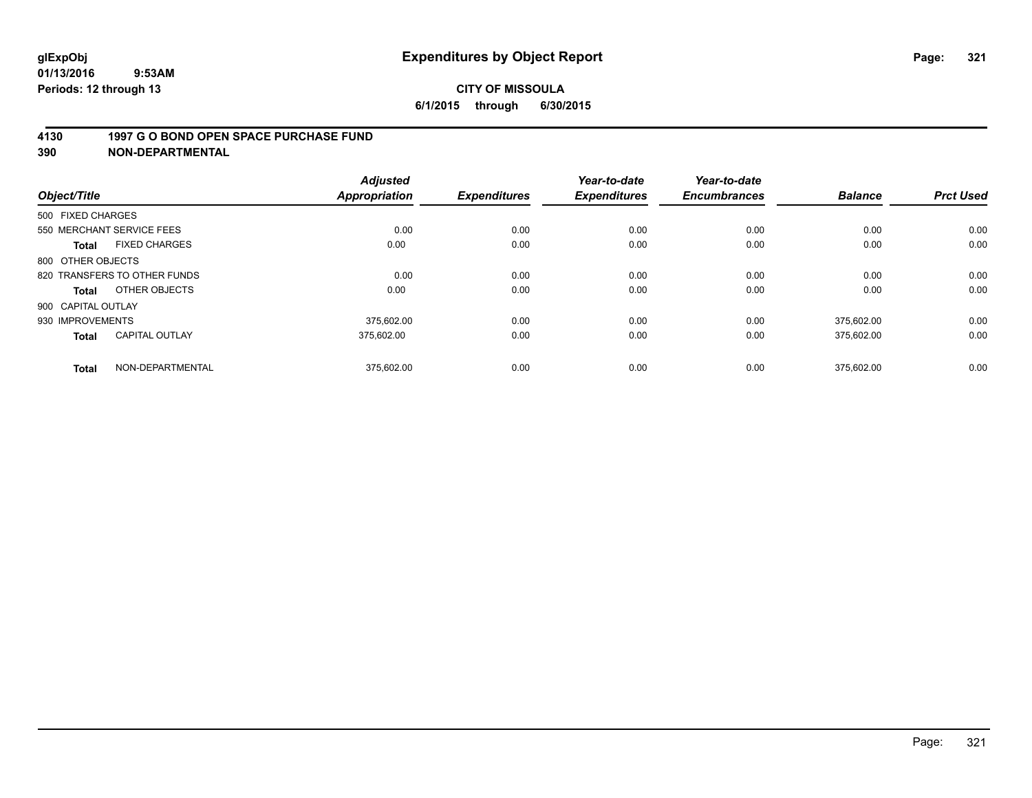# Expenditures by Object Report

glExpObj
01/13/2016 9:53AM
Periods: 12 through 13

**CITY OF MISSOULA**
**6/1/2015 through 6/30/2015**

## 4130 1997 G O BOND OPEN SPACE PURCHASE FUND
## 390 NON-DEPARTMENTAL

| Object/Title | | Adjusted Appropriation | Expenditures | Year-to-date Expenditures | Year-to-date Encumbrances | Balance | Prct Used |
|---|---|---|---|---|---|---|---|
| 500 FIXED CHARGES | | | | | | | |
| 550 MERCHANT SERVICE FEES | | 0.00 | 0.00 | 0.00 | 0.00 | 0.00 | 0.00 |
| **Total** | FIXED CHARGES | 0.00 | 0.00 | 0.00 | 0.00 | 0.00 | 0.00 |
| 800 OTHER OBJECTS | | | | | | | |
| 820 TRANSFERS TO OTHER FUNDS | | 0.00 | 0.00 | 0.00 | 0.00 | 0.00 | 0.00 |
| **Total** | OTHER OBJECTS | 0.00 | 0.00 | 0.00 | 0.00 | 0.00 | 0.00 |
| 900 CAPITAL OUTLAY | | | | | | | |
| 930 IMPROVEMENTS | | 375,602.00 | 0.00 | 0.00 | 0.00 | 375,602.00 | 0.00 |
| **Total** | CAPITAL OUTLAY | 375,602.00 | 0.00 | 0.00 | 0.00 | 375,602.00 | 0.00 |
| **Total** | NON-DEPARTMENTAL | 375,602.00 | 0.00 | 0.00 | 0.00 | 375,602.00 | 0.00 |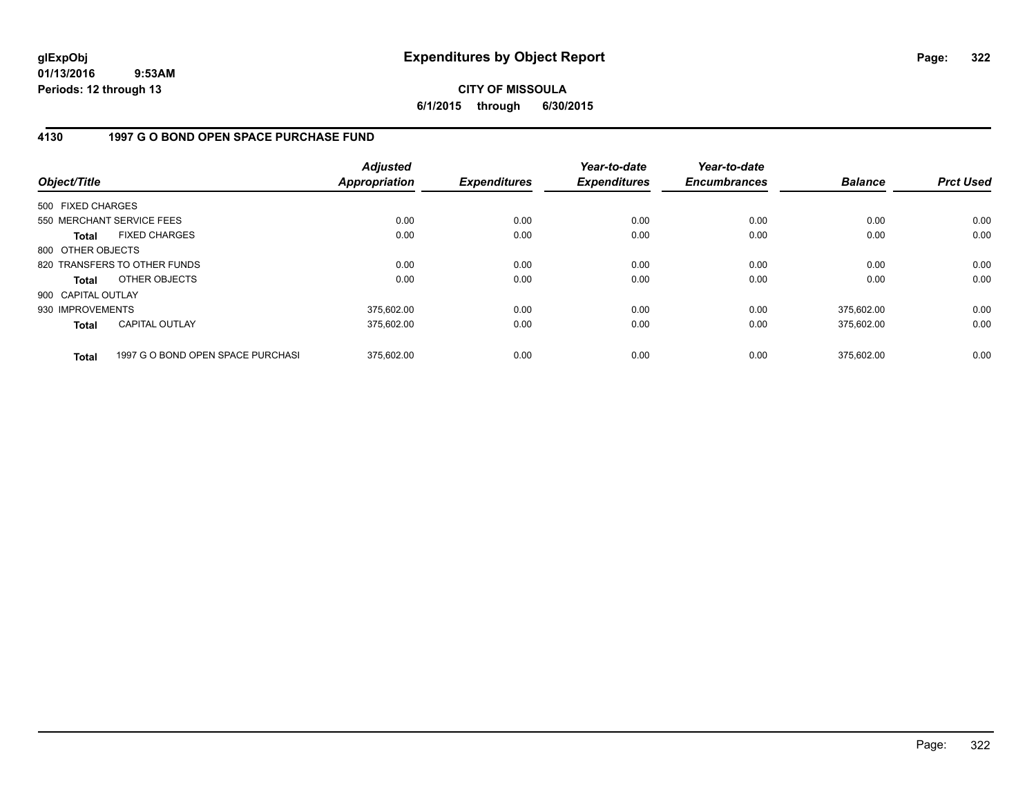**glExpObj**
**01/13/2016 9:53AM**
**Periods: 12 through 13**

# Expenditures by Object Report

**CITY OF MISSOULA**
**6/1/2015 through 6/30/2015**

## 4130 1997 G O BOND OPEN SPACE PURCHASE FUND

| Object/Title | Adjusted Appropriation | Expenditures | Year-to-date Expenditures | Year-to-date Encumbrances | Balance | Prct Used |
|---|---|---|---|---|---|---|
| 500 FIXED CHARGES | | | | | | |
| 550 MERCHANT SERVICE FEES | 0.00 | 0.00 | 0.00 | 0.00 | 0.00 | 0.00 |
| **Total** FIXED CHARGES | 0.00 | 0.00 | 0.00 | 0.00 | 0.00 | 0.00 |
| 800 OTHER OBJECTS | | | | | | |
| 820 TRANSFERS TO OTHER FUNDS | 0.00 | 0.00 | 0.00 | 0.00 | 0.00 | 0.00 |
| **Total** OTHER OBJECTS | 0.00 | 0.00 | 0.00 | 0.00 | 0.00 | 0.00 |
| 900 CAPITAL OUTLAY | | | | | | |
| 930 IMPROVEMENTS | 375,602.00 | 0.00 | 0.00 | 0.00 | 375,602.00 | 0.00 |
| **Total** CAPITAL OUTLAY | 375,602.00 | 0.00 | 0.00 | 0.00 | 375,602.00 | 0.00 |
| **Total** 1997 G O BOND OPEN SPACE PURCHASI | 375,602.00 | 0.00 | 0.00 | 0.00 | 375,602.00 | 0.00 |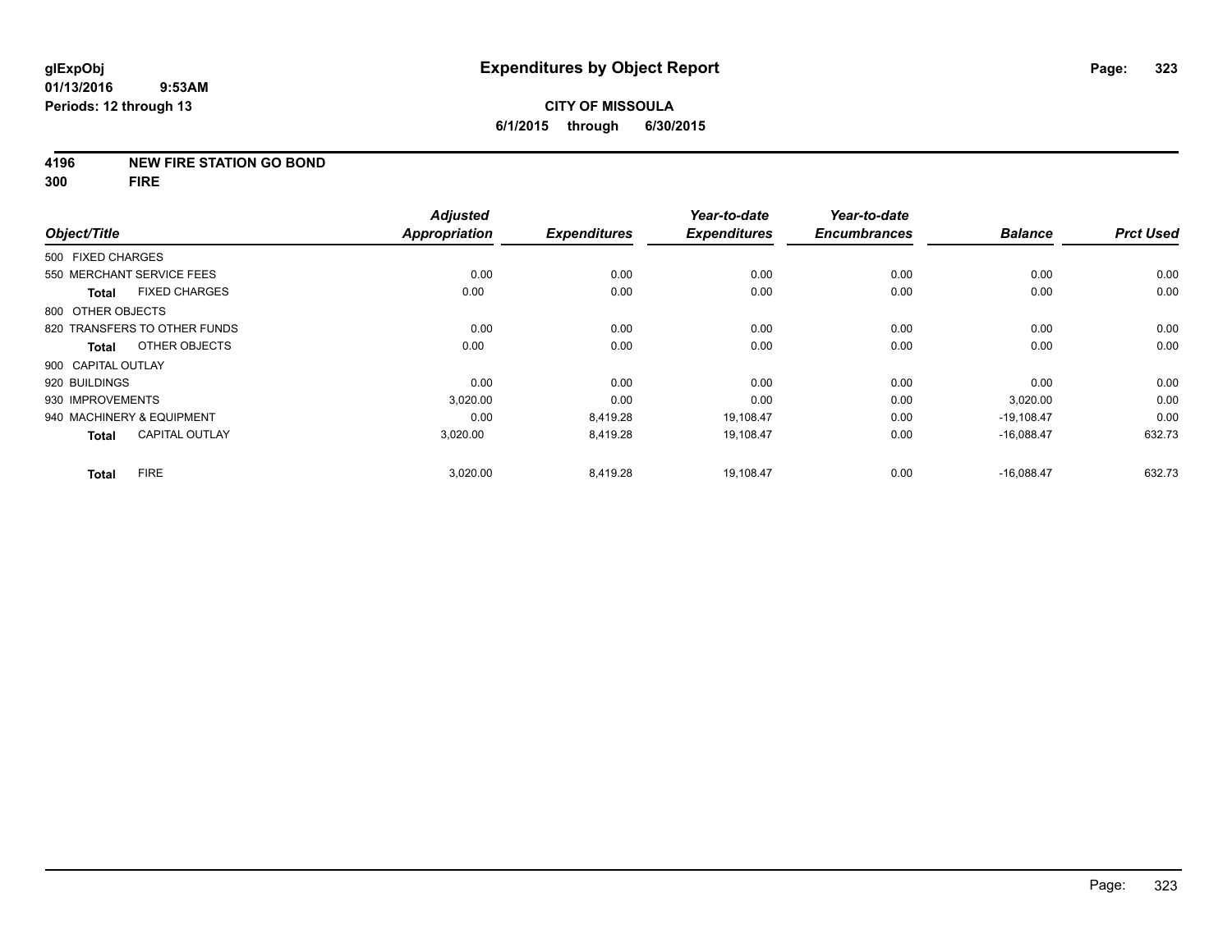glExpObj
01/13/2016 9:53AM
Periods: 12 through 13

# Expenditures by Object Report

**CITY OF MISSOULA**
**6/1/2015 through 6/30/2015**

**4196 NEW FIRE STATION GO BOND**
**300 FIRE**

| Object/Title | Adjusted Appropriation | Expenditures | Year-to-date Expenditures | Year-to-date Encumbrances | Balance | Prct Used |
|---|---|---|---|---|---|---|
| 500 FIXED CHARGES | | | | | | |
| 550 MERCHANT SERVICE FEES | 0.00 | 0.00 | 0.00 | 0.00 | 0.00 | 0.00 |
| **Total** FIXED CHARGES | 0.00 | 0.00 | 0.00 | 0.00 | 0.00 | 0.00 |
| 800 OTHER OBJECTS | | | | | | |
| 820 TRANSFERS TO OTHER FUNDS | 0.00 | 0.00 | 0.00 | 0.00 | 0.00 | 0.00 |
| **Total** OTHER OBJECTS | 0.00 | 0.00 | 0.00 | 0.00 | 0.00 | 0.00 |
| 900 CAPITAL OUTLAY | | | | | | |
| 920 BUILDINGS | 0.00 | 0.00 | 0.00 | 0.00 | 0.00 | 0.00 |
| 930 IMPROVEMENTS | 3,020.00 | 0.00 | 0.00 | 0.00 | 3,020.00 | 0.00 |
| 940 MACHINERY & EQUIPMENT | 0.00 | 8,419.28 | 19,108.47 | 0.00 | -19,108.47 | 0.00 |
| **Total** CAPITAL OUTLAY | 3,020.00 | 8,419.28 | 19,108.47 | 0.00 | -16,088.47 | 632.73 |
| **Total** FIRE | 3,020.00 | 8,419.28 | 19,108.47 | 0.00 | -16,088.47 | 632.73 |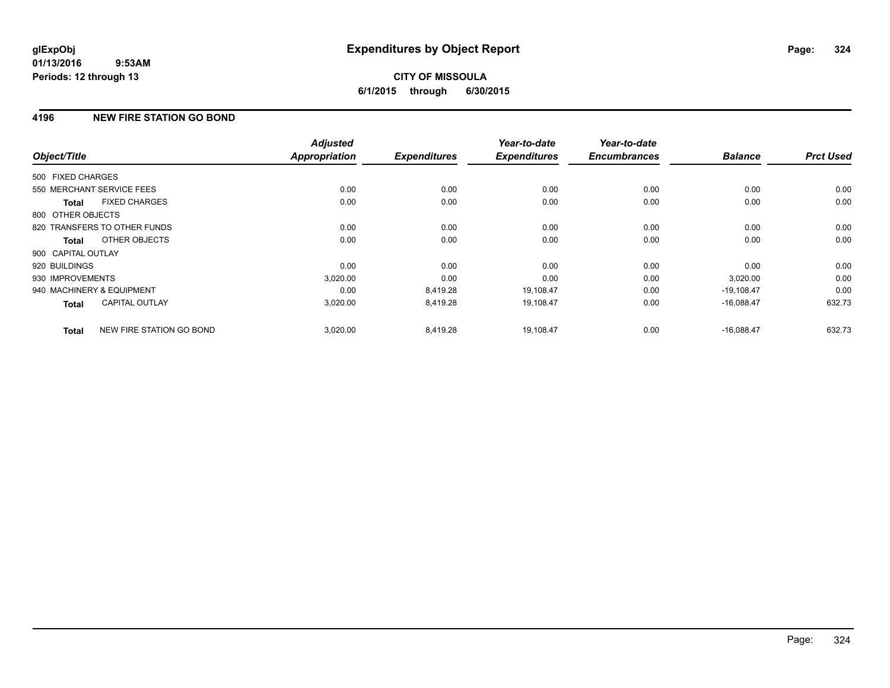# Expenditures by Object Report

glExpObj
01/13/2016 9:53AM
Periods: 12 through 13

**CITY OF MISSOULA**
**6/1/2015 through 6/30/2015**

## 4196 NEW FIRE STATION GO BOND

| Object/Title | Adjusted Appropriation | Expenditures | Year-to-date Expenditures | Year-to-date Encumbrances | Balance | Prct Used |
|---|---|---|---|---|---|---|
| 500 FIXED CHARGES | | | | | | |
| 550 MERCHANT SERVICE FEES | 0.00 | 0.00 | 0.00 | 0.00 | 0.00 | 0.00 |
| **Total** FIXED CHARGES | 0.00 | 0.00 | 0.00 | 0.00 | 0.00 | 0.00 |
| 800 OTHER OBJECTS | | | | | | |
| 820 TRANSFERS TO OTHER FUNDS | 0.00 | 0.00 | 0.00 | 0.00 | 0.00 | 0.00 |
| **Total** OTHER OBJECTS | 0.00 | 0.00 | 0.00 | 0.00 | 0.00 | 0.00 |
| 900 CAPITAL OUTLAY | | | | | | |
| 920 BUILDINGS | 0.00 | 0.00 | 0.00 | 0.00 | 0.00 | 0.00 |
| 930 IMPROVEMENTS | 3,020.00 | 0.00 | 0.00 | 0.00 | 3,020.00 | 0.00 |
| 940 MACHINERY & EQUIPMENT | 0.00 | 8,419.28 | 19,108.47 | 0.00 | -19,108.47 | 0.00 |
| **Total** CAPITAL OUTLAY | 3,020.00 | 8,419.28 | 19,108.47 | 0.00 | -16,088.47 | 632.73 |
| **Total** NEW FIRE STATION GO BOND | 3,020.00 | 8,419.28 | 19,108.47 | 0.00 | -16,088.47 | 632.73 |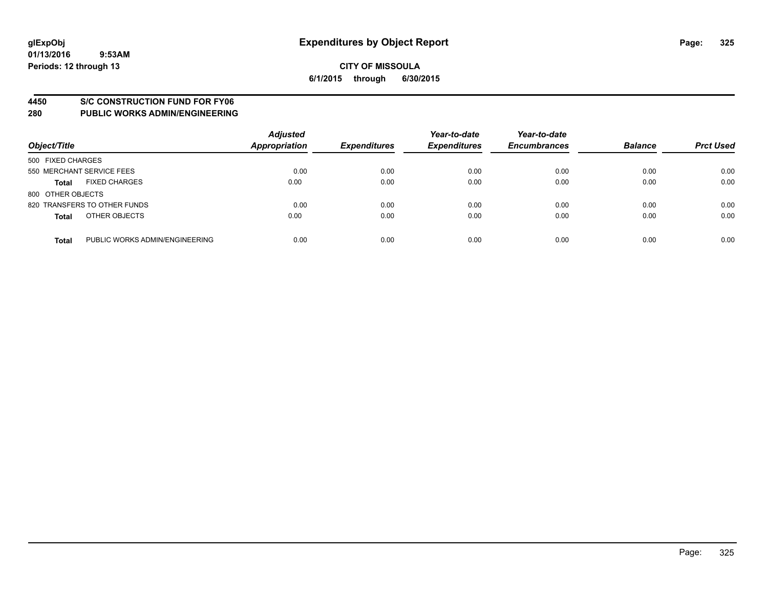**CITY OF MISSOULA**

**6/1/2015 through 6/30/2015**

## 4450 S/C CONSTRUCTION FUND FOR FY06
## 280 PUBLIC WORKS ADMIN/ENGINEERING

| Object/Title | | Adjusted Appropriation | Expenditures | Year-to-date Expenditures | Year-to-date Encumbrances | Balance | Prct Used |
|---|---|---|---|---|---|---|---|
| 500 FIXED CHARGES | | | | | | | |
| 550 MERCHANT SERVICE FEES | | 0.00 | 0.00 | 0.00 | 0.00 | 0.00 | 0.00 |
| **Total** | FIXED CHARGES | 0.00 | 0.00 | 0.00 | 0.00 | 0.00 | 0.00 |
| 800 OTHER OBJECTS | | | | | | | |
| 820 TRANSFERS TO OTHER FUNDS | | 0.00 | 0.00 | 0.00 | 0.00 | 0.00 | 0.00 |
| **Total** | OTHER OBJECTS | 0.00 | 0.00 | 0.00 | 0.00 | 0.00 | 0.00 |
| **Total** | PUBLIC WORKS ADMIN/ENGINEERING | 0.00 | 0.00 | 0.00 | 0.00 | 0.00 | 0.00 |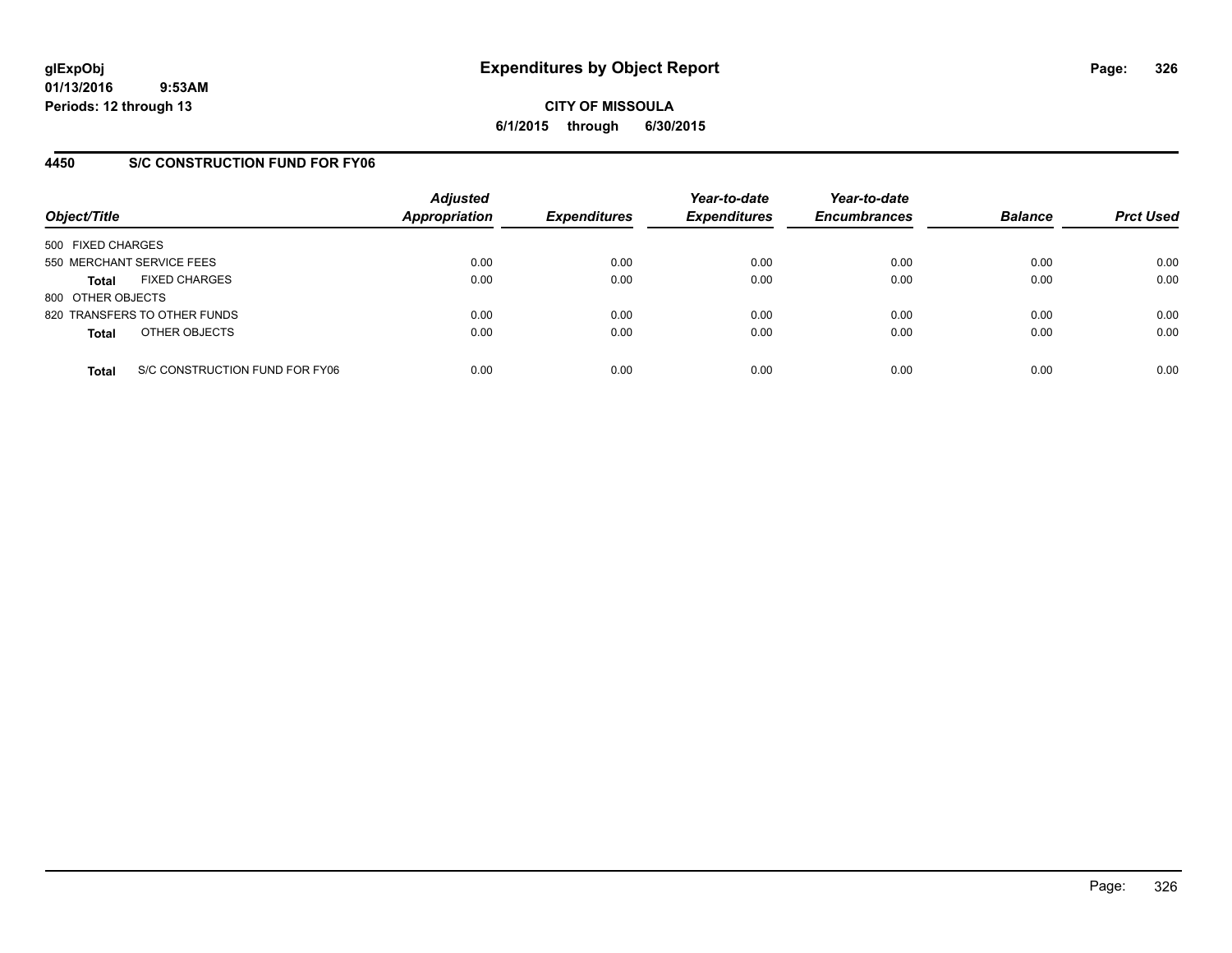# Expenditures by Object Report

glExpObj
01/13/2016 9:53AM
Periods: 12 through 13

**CITY OF MISSOULA**
**6/1/2015 through 6/30/2015**

## 4450 S/C CONSTRUCTION FUND FOR FY06

| Object/Title | Adjusted Appropriation | Expenditures | Year-to-date Expenditures | Year-to-date Encumbrances | Balance | Prct Used |
|---|---|---|---|---|---|---|
| 500 FIXED CHARGES | | | | | | |
| 550 MERCHANT SERVICE FEES | 0.00 | 0.00 | 0.00 | 0.00 | 0.00 | 0.00 |
| **Total** FIXED CHARGES | 0.00 | 0.00 | 0.00 | 0.00 | 0.00 | 0.00 |
| 800 OTHER OBJECTS | | | | | | |
| 820 TRANSFERS TO OTHER FUNDS | 0.00 | 0.00 | 0.00 | 0.00 | 0.00 | 0.00 |
| **Total** OTHER OBJECTS | 0.00 | 0.00 | 0.00 | 0.00 | 0.00 | 0.00 |
| **Total** S/C CONSTRUCTION FUND FOR FY06 | 0.00 | 0.00 | 0.00 | 0.00 | 0.00 | 0.00 |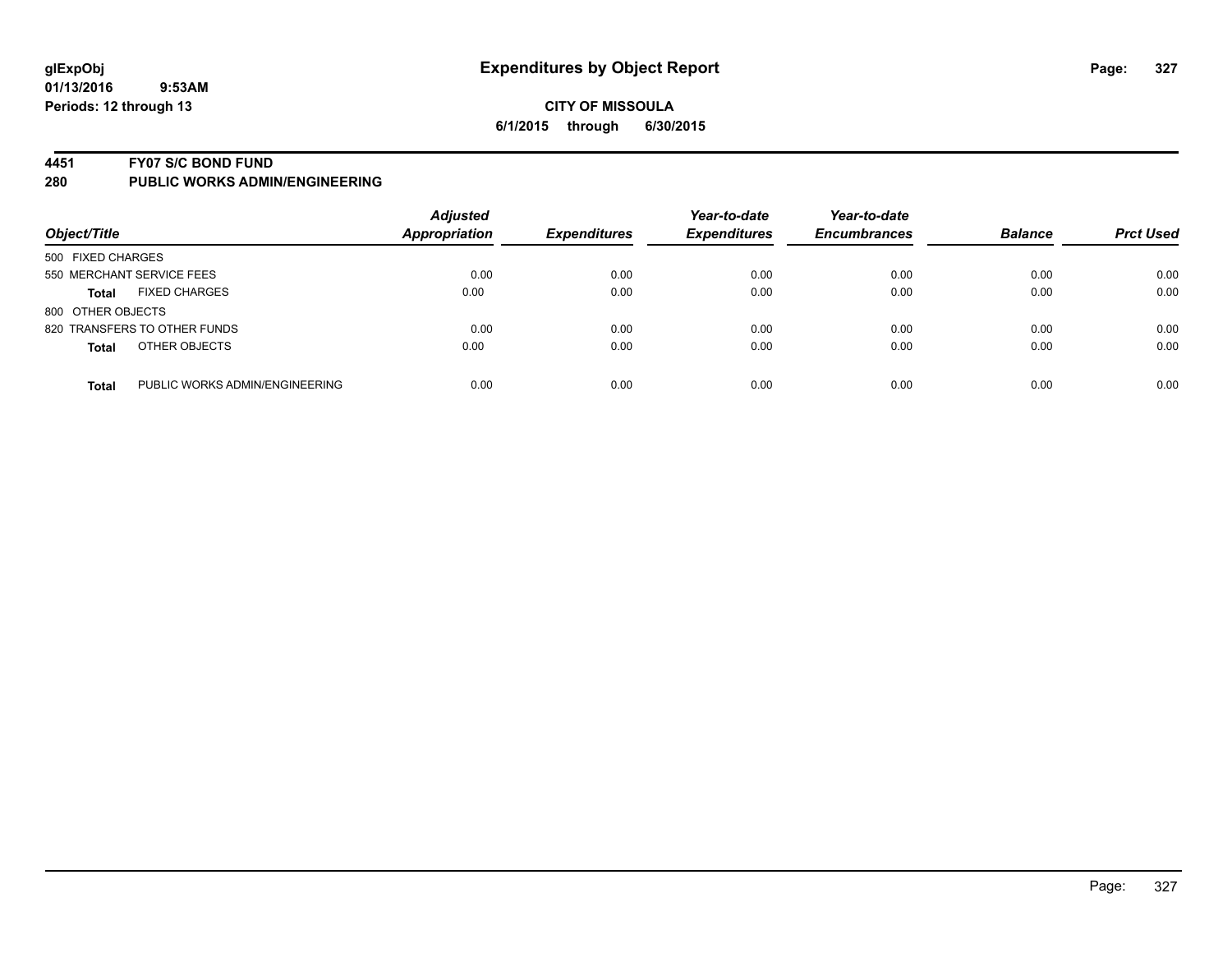# Expenditures by Object Report

**glExpObj**
**01/13/2016 9:53AM**
**Periods: 12 through 13**

**CITY OF MISSOULA**
**6/1/2015 through 6/30/2015**

## 4451 FY07 S/C BOND FUND
## 280 PUBLIC WORKS ADMIN/ENGINEERING

| Object/Title | Adjusted Appropriation | Expenditures | Year-to-date Expenditures | Year-to-date Encumbrances | Balance | Prct Used |
|---|---|---|---|---|---|---|
| 500 FIXED CHARGES | | | | | | |
| 550 MERCHANT SERVICE FEES | 0.00 | 0.00 | 0.00 | 0.00 | 0.00 | 0.00 |
| **Total** FIXED CHARGES | 0.00 | 0.00 | 0.00 | 0.00 | 0.00 | 0.00 |
| 800 OTHER OBJECTS | | | | | | |
| 820 TRANSFERS TO OTHER FUNDS | 0.00 | 0.00 | 0.00 | 0.00 | 0.00 | 0.00 |
| **Total** OTHER OBJECTS | 0.00 | 0.00 | 0.00 | 0.00 | 0.00 | 0.00 |
| **Total** PUBLIC WORKS ADMIN/ENGINEERING | 0.00 | 0.00 | 0.00 | 0.00 | 0.00 | 0.00 |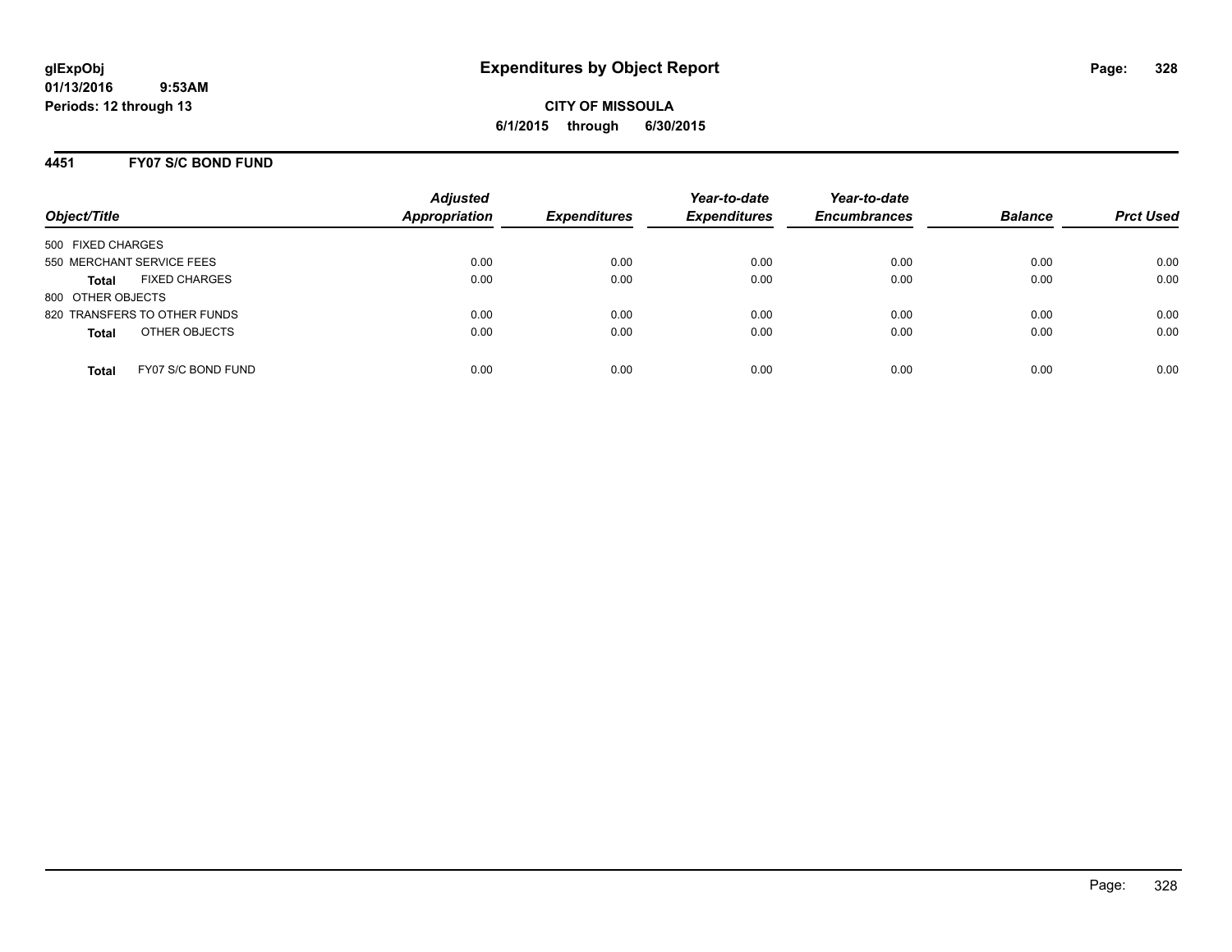# Expenditures by Object Report

glExpObj
01/13/2016 9:53AM
Periods: 12 through 13

**CITY OF MISSOULA**
**6/1/2015 through 6/30/2015**

## 4451 FY07 S/C BOND FUND

| Object/Title | Adjusted Appropriation | Expenditures | Year-to-date Expenditures | Year-to-date Encumbrances | Balance | Prct Used |
|---|---|---|---|---|---|---|
| 500 FIXED CHARGES | | | | | | |
| 550 MERCHANT SERVICE FEES | 0.00 | 0.00 | 0.00 | 0.00 | 0.00 | 0.00 |
| **Total** FIXED CHARGES | 0.00 | 0.00 | 0.00 | 0.00 | 0.00 | 0.00 |
| 800 OTHER OBJECTS | | | | | | |
| 820 TRANSFERS TO OTHER FUNDS | 0.00 | 0.00 | 0.00 | 0.00 | 0.00 | 0.00 |
| **Total** OTHER OBJECTS | 0.00 | 0.00 | 0.00 | 0.00 | 0.00 | 0.00 |
| **Total** FY07 S/C BOND FUND | 0.00 | 0.00 | 0.00 | 0.00 | 0.00 | 0.00 |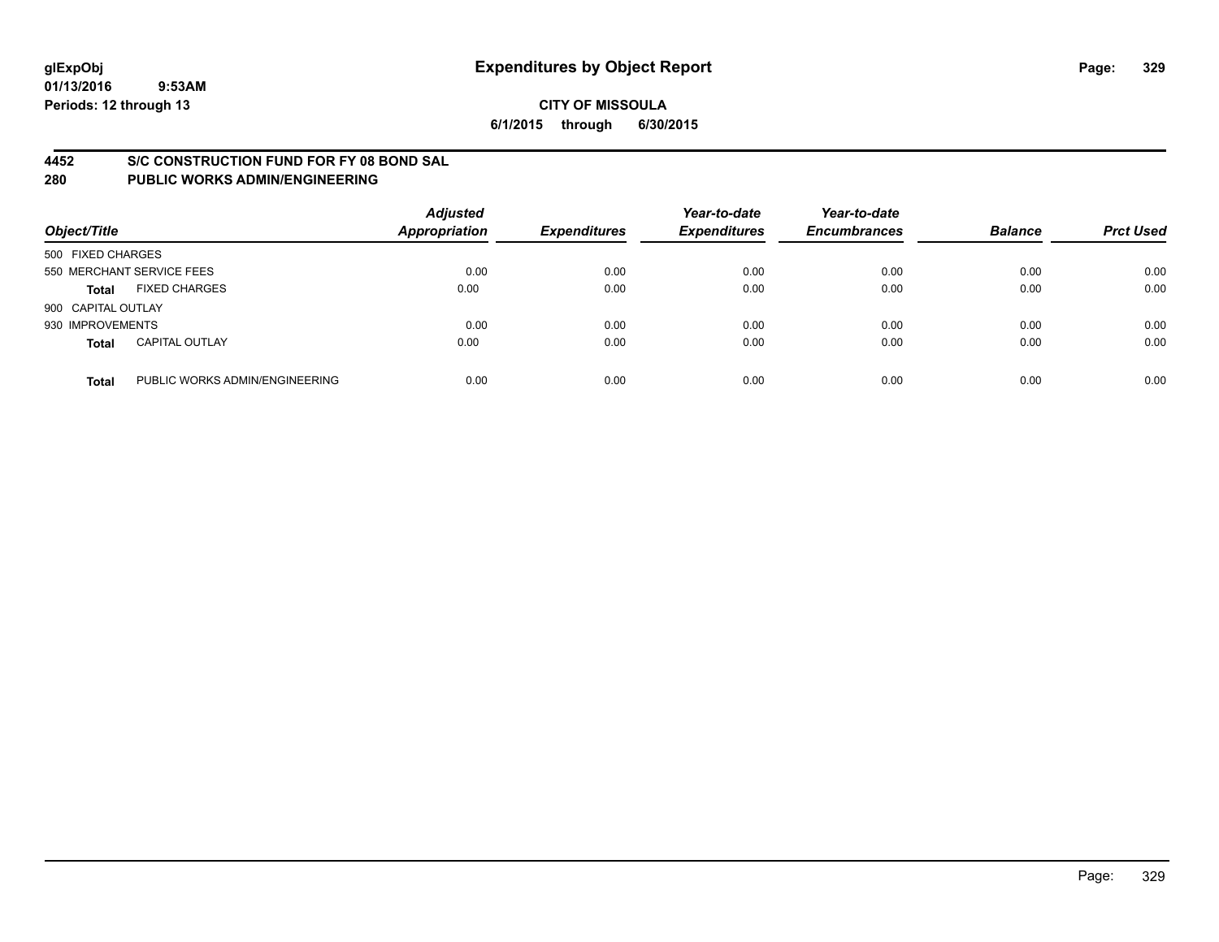**glExpObj** **Expenditures by Object Report**
**01/13/2016 9:53AM**
**Periods: 12 through 13**

**CITY OF MISSOULA**
**6/1/2015 through 6/30/2015**

## 4452 S/C CONSTRUCTION FUND FOR FY 08 BOND SAL
## 280 PUBLIC WORKS ADMIN/ENGINEERING

| Object/Title | | Adjusted Appropriation | Expenditures | Year-to-date Expenditures | Year-to-date Encumbrances | Balance | Prct Used |
|---|---|---|---|---|---|---|---|
| 500 FIXED CHARGES | | | | | | | |
| 550 MERCHANT SERVICE FEES | | 0.00 | 0.00 | 0.00 | 0.00 | 0.00 | 0.00 |
| **Total** | FIXED CHARGES | 0.00 | 0.00 | 0.00 | 0.00 | 0.00 | 0.00 |
| 900 CAPITAL OUTLAY | | | | | | | |
| 930 IMPROVEMENTS | | 0.00 | 0.00 | 0.00 | 0.00 | 0.00 | 0.00 |
| **Total** | CAPITAL OUTLAY | 0.00 | 0.00 | 0.00 | 0.00 | 0.00 | 0.00 |
| **Total** | PUBLIC WORKS ADMIN/ENGINEERING | 0.00 | 0.00 | 0.00 | 0.00 | 0.00 | 0.00 |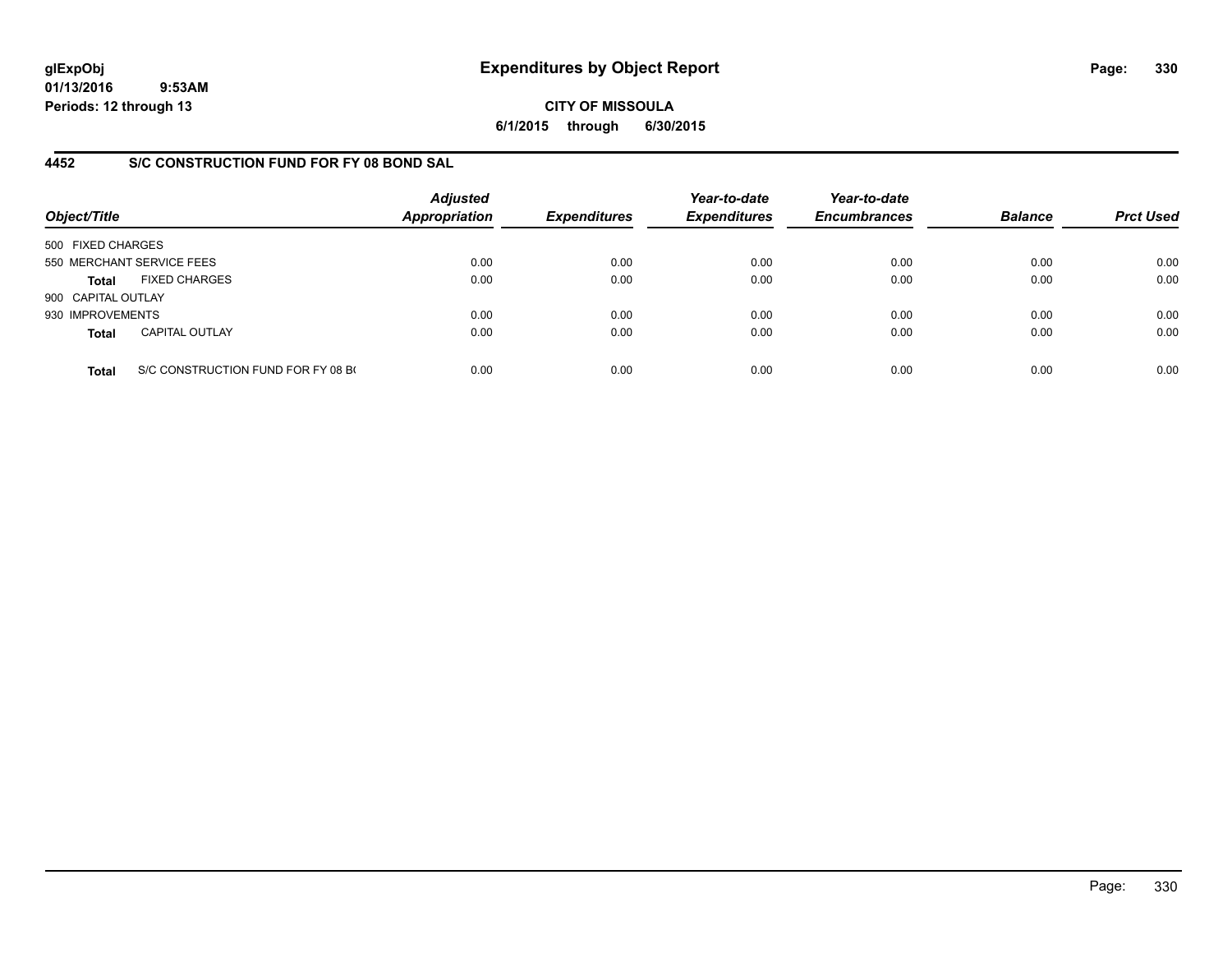# Expenditures by Object Report

glExpObj
01/13/2016 9:53AM
Periods: 12 through 13

**CITY OF MISSOULA**
**6/1/2015 through 6/30/2015**

## 4452 S/C CONSTRUCTION FUND FOR FY 08 BOND SAL

| Object/Title | | Adjusted Appropriation | Expenditures | Year-to-date Expenditures | Year-to-date Encumbrances | Balance | Prct Used |
|---|---|---|---|---|---|---|---|
| 500 FIXED CHARGES | | | | | | | |
| 550 MERCHANT SERVICE FEES | | 0.00 | 0.00 | 0.00 | 0.00 | 0.00 | 0.00 |
| **Total** | FIXED CHARGES | 0.00 | 0.00 | 0.00 | 0.00 | 0.00 | 0.00 |
| 900 CAPITAL OUTLAY | | | | | | | |
| 930 IMPROVEMENTS | | 0.00 | 0.00 | 0.00 | 0.00 | 0.00 | 0.00 |
| **Total** | CAPITAL OUTLAY | 0.00 | 0.00 | 0.00 | 0.00 | 0.00 | 0.00 |
| **Total** | S/C CONSTRUCTION FUND FOR FY 08 B( | 0.00 | 0.00 | 0.00 | 0.00 | 0.00 | 0.00 |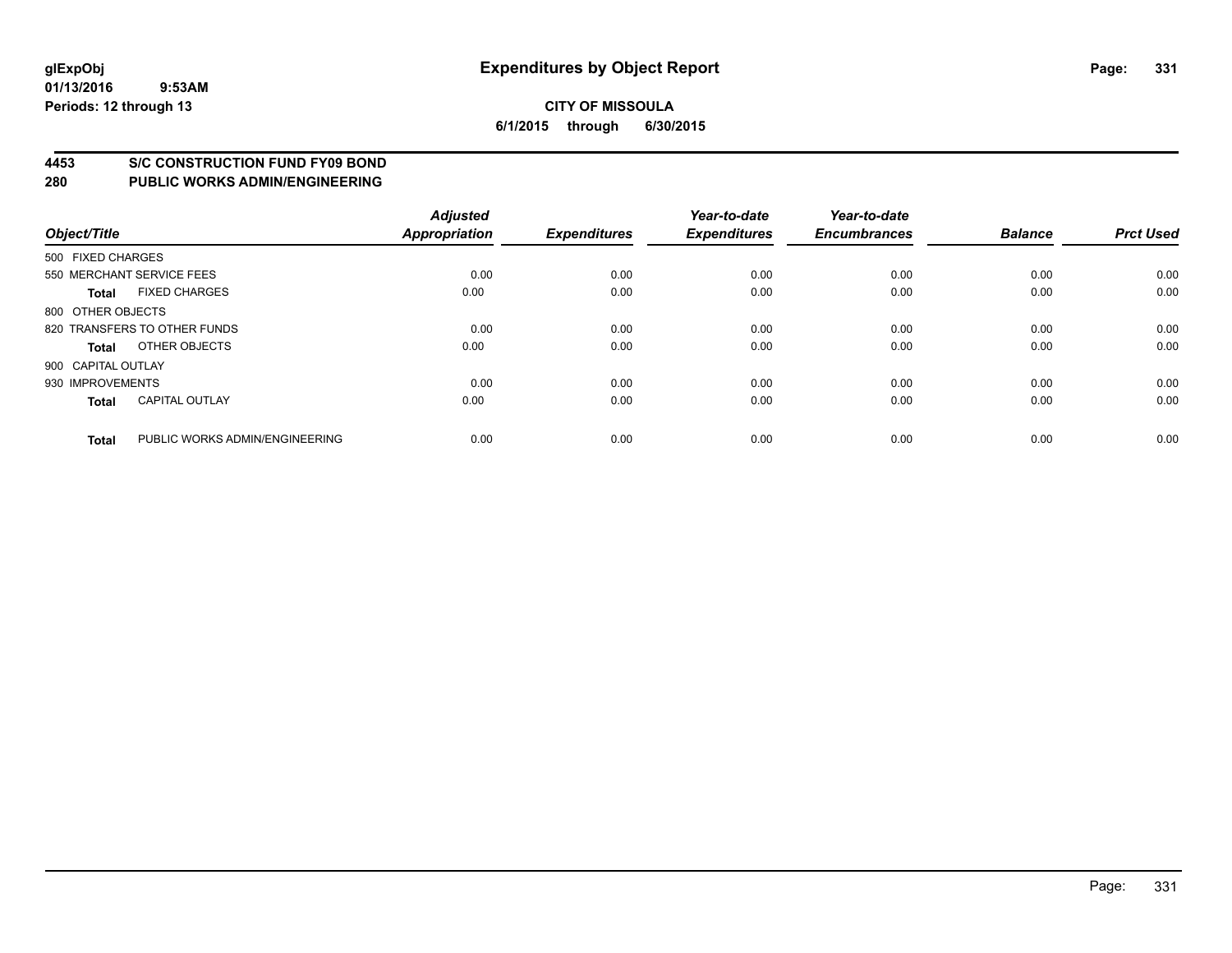# Expenditures by Object Report

glExpObj
01/13/2016 9:53AM
Periods: 12 through 13

**CITY OF MISSOULA**
**6/1/2015 through 6/30/2015**

**4453 S/C CONSTRUCTION FUND FY09 BOND**
**280 PUBLIC WORKS ADMIN/ENGINEERING**

| Object/Title | | Adjusted Appropriation | Expenditures | Year-to-date Expenditures | Year-to-date Encumbrances | Balance | Prct Used |
|---|---|---|---|---|---|---|---|
| 500 FIXED CHARGES | | | | | | | |
| 550 MERCHANT SERVICE FEES | | 0.00 | 0.00 | 0.00 | 0.00 | 0.00 | 0.00 |
| **Total** | FIXED CHARGES | 0.00 | 0.00 | 0.00 | 0.00 | 0.00 | 0.00 |
| 800 OTHER OBJECTS | | | | | | | |
| 820 TRANSFERS TO OTHER FUNDS | | 0.00 | 0.00 | 0.00 | 0.00 | 0.00 | 0.00 |
| **Total** | OTHER OBJECTS | 0.00 | 0.00 | 0.00 | 0.00 | 0.00 | 0.00 |
| 900 CAPITAL OUTLAY | | | | | | | |
| 930 IMPROVEMENTS | | 0.00 | 0.00 | 0.00 | 0.00 | 0.00 | 0.00 |
| **Total** | CAPITAL OUTLAY | 0.00 | 0.00 | 0.00 | 0.00 | 0.00 | 0.00 |
| **Total** | PUBLIC WORKS ADMIN/ENGINEERING | 0.00 | 0.00 | 0.00 | 0.00 | 0.00 | 0.00 |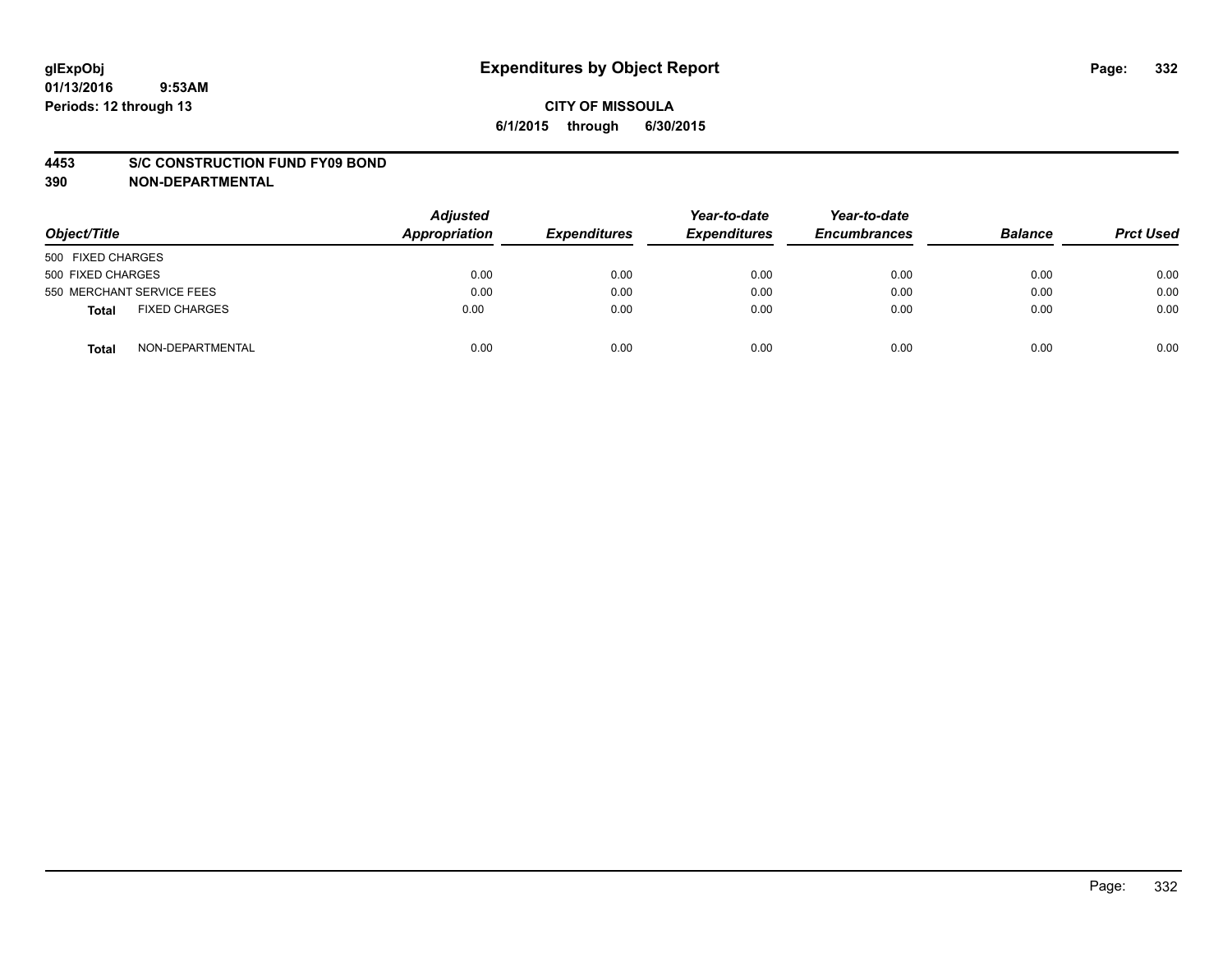glExpObj
01/13/2016 9:53AM
Periods: 12 through 13

# Expenditures by Object Report

**CITY OF MISSOULA**
**6/1/2015 through 6/30/2015**

**4453 S/C CONSTRUCTION FUND FY09 BOND**
**390 NON-DEPARTMENTAL**

| Object/Title | | Adjusted Appropriation | Expenditures | Year-to-date Expenditures | Year-to-date Encumbrances | Balance | Prct Used |
|---|---|---|---|---|---|---|---|
| 500 FIXED CHARGES | | | | | | | |
| 500 FIXED CHARGES | | 0.00 | 0.00 | 0.00 | 0.00 | 0.00 | 0.00 |
| 550 MERCHANT SERVICE FEES | | 0.00 | 0.00 | 0.00 | 0.00 | 0.00 | 0.00 |
| **Total** | FIXED CHARGES | 0.00 | 0.00 | 0.00 | 0.00 | 0.00 | 0.00 |
| **Total** | NON-DEPARTMENTAL | 0.00 | 0.00 | 0.00 | 0.00 | 0.00 | 0.00 |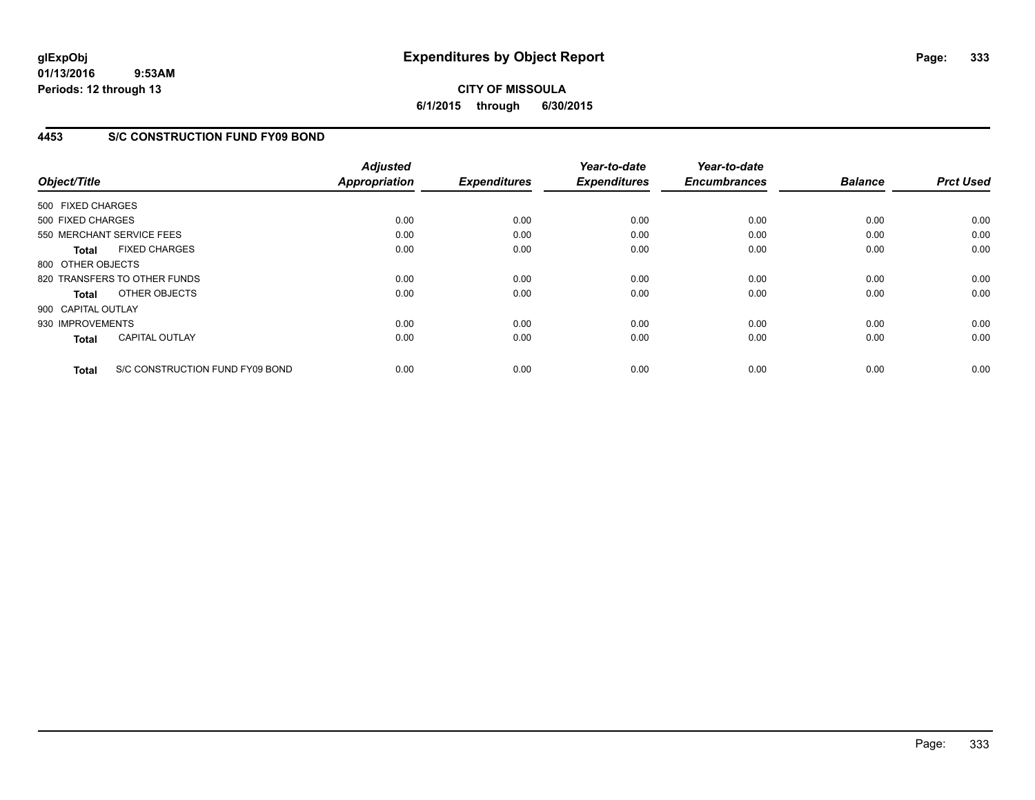# Expenditures by Object Report

glExpObj
01/13/2016 9:53AM
Periods: 12 through 13

**CITY OF MISSOULA**
**6/1/2015 through 6/30/2015**

## 4453 S/C CONSTRUCTION FUND FY09 BOND

| Object/Title | Adjusted Appropriation | Expenditures | Year-to-date Expenditures | Year-to-date Encumbrances | Balance | Prct Used |
|---|---|---|---|---|---|---|
| 500 FIXED CHARGES | | | | | | |
| 500 FIXED CHARGES | 0.00 | 0.00 | 0.00 | 0.00 | 0.00 | 0.00 |
| 550 MERCHANT SERVICE FEES | 0.00 | 0.00 | 0.00 | 0.00 | 0.00 | 0.00 |
| **Total** FIXED CHARGES | 0.00 | 0.00 | 0.00 | 0.00 | 0.00 | 0.00 |
| 800 OTHER OBJECTS | | | | | | |
| 820 TRANSFERS TO OTHER FUNDS | 0.00 | 0.00 | 0.00 | 0.00 | 0.00 | 0.00 |
| **Total** OTHER OBJECTS | 0.00 | 0.00 | 0.00 | 0.00 | 0.00 | 0.00 |
| 900 CAPITAL OUTLAY | | | | | | |
| 930 IMPROVEMENTS | 0.00 | 0.00 | 0.00 | 0.00 | 0.00 | 0.00 |
| **Total** CAPITAL OUTLAY | 0.00 | 0.00 | 0.00 | 0.00 | 0.00 | 0.00 |
| **Total** S/C CONSTRUCTION FUND FY09 BOND | 0.00 | 0.00 | 0.00 | 0.00 | 0.00 | 0.00 |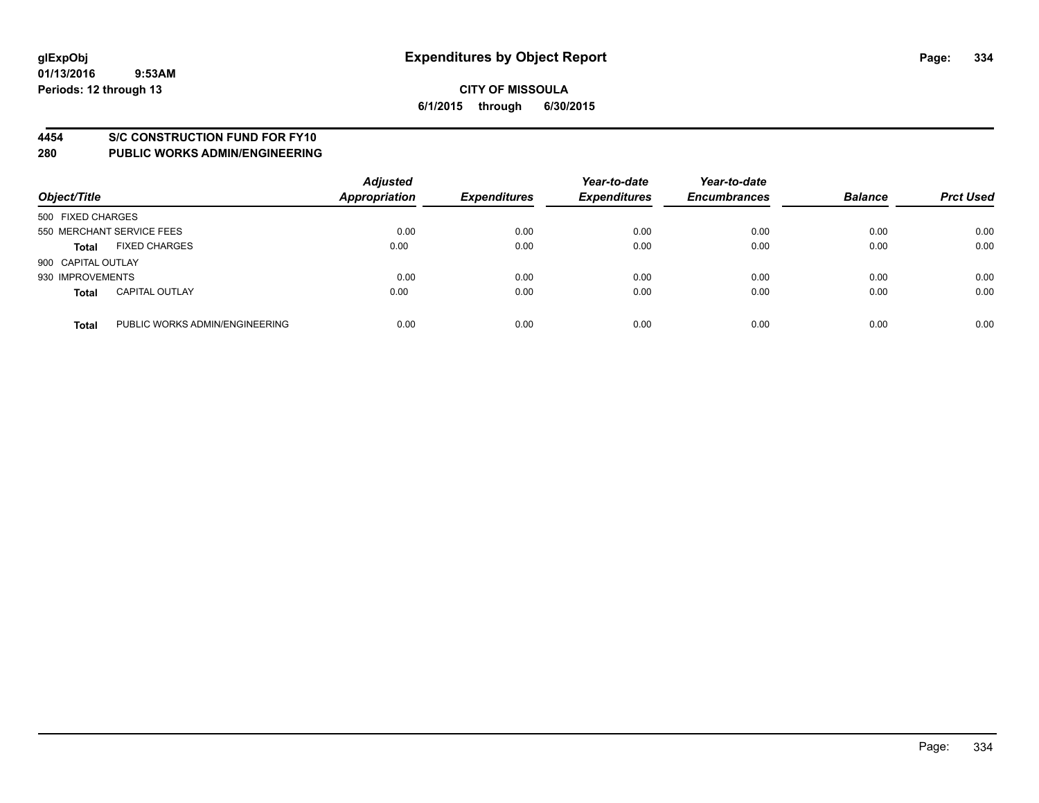**glExpObj** **Expenditures by Object Report**

**01/13/2016 9:53AM**

**Periods: 12 through 13**

**CITY OF MISSOULA**

**6/1/2015 through 6/30/2015**

## 4454 S/C CONSTRUCTION FUND FOR FY10
## 280 PUBLIC WORKS ADMIN/ENGINEERING

| Object/Title | | Adjusted Appropriation | Expenditures | Year-to-date Expenditures | Year-to-date Encumbrances | Balance | Prct Used |
|---|---|---|---|---|---|---|---|
| 500 FIXED CHARGES | | | | | | | |
| 550 MERCHANT SERVICE FEES | | 0.00 | 0.00 | 0.00 | 0.00 | 0.00 | 0.00 |
| **Total** | FIXED CHARGES | 0.00 | 0.00 | 0.00 | 0.00 | 0.00 | 0.00 |
| 900 CAPITAL OUTLAY | | | | | | | |
| 930 IMPROVEMENTS | | 0.00 | 0.00 | 0.00 | 0.00 | 0.00 | 0.00 |
| **Total** | CAPITAL OUTLAY | 0.00 | 0.00 | 0.00 | 0.00 | 0.00 | 0.00 |
| **Total** | PUBLIC WORKS ADMIN/ENGINEERING | 0.00 | 0.00 | 0.00 | 0.00 | 0.00 | 0.00 |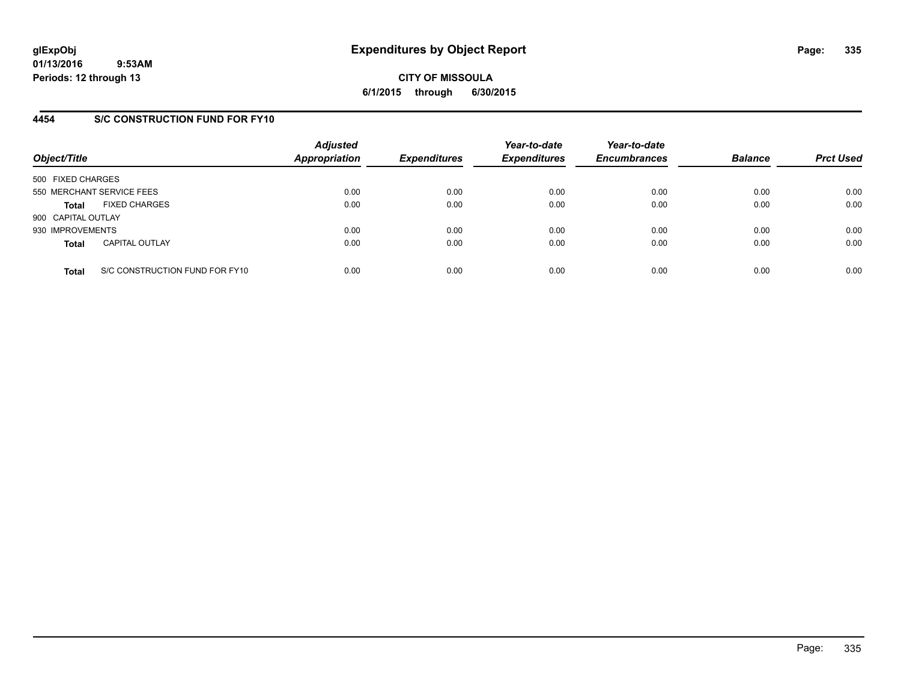**glExpObj** **Expenditures by Object Report**

**01/13/2016 9:53AM**

**Periods: 12 through 13**

**CITY OF MISSOULA**

**6/1/2015 through 6/30/2015**

## 4454 S/C CONSTRUCTION FUND FOR FY10

| Object/Title | | Adjusted Appropriation | Expenditures | Year-to-date Expenditures | Year-to-date Encumbrances | Balance | Prct Used |
|---|---|---|---|---|---|---|---|
| 500 FIXED CHARGES | | | | | | | |
| 550 MERCHANT SERVICE FEES | | 0.00 | 0.00 | 0.00 | 0.00 | 0.00 | 0.00 |
| **Total** | FIXED CHARGES | 0.00 | 0.00 | 0.00 | 0.00 | 0.00 | 0.00 |
| 900 CAPITAL OUTLAY | | | | | | | |
| 930 IMPROVEMENTS | | 0.00 | 0.00 | 0.00 | 0.00 | 0.00 | 0.00 |
| **Total** | CAPITAL OUTLAY | 0.00 | 0.00 | 0.00 | 0.00 | 0.00 | 0.00 |
| **Total** | S/C CONSTRUCTION FUND FOR FY10 | 0.00 | 0.00 | 0.00 | 0.00 | 0.00 | 0.00 |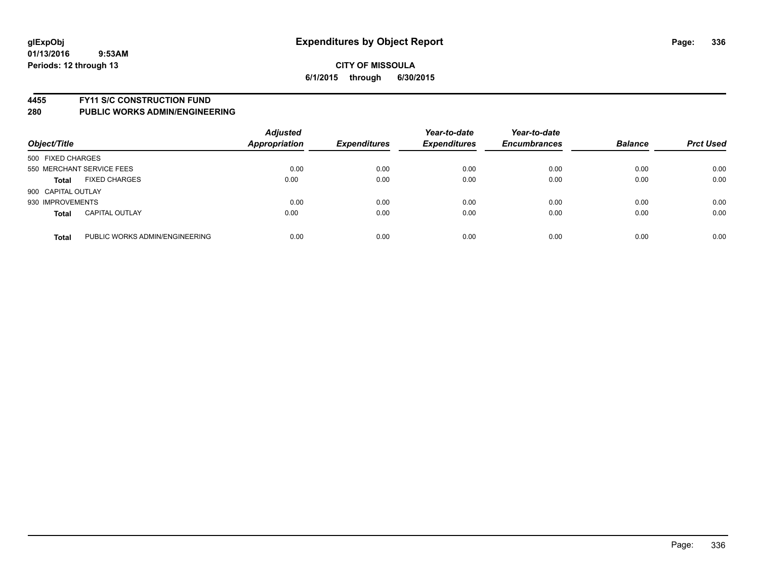glExpObj
01/13/2016 9:53AM
Periods: 12 through 13

# Expenditures by Object Report

**CITY OF MISSOULA**
**6/1/2015 through 6/30/2015**

## 4455 FY11 S/C CONSTRUCTION FUND
## 280 PUBLIC WORKS ADMIN/ENGINEERING

| Object/Title | | Adjusted Appropriation | Expenditures | Year-to-date Expenditures | Year-to-date Encumbrances | Balance | Prct Used |
|---|---|---|---|---|---|---|---|
| 500 FIXED CHARGES | | | | | | | |
| 550 MERCHANT SERVICE FEES | | 0.00 | 0.00 | 0.00 | 0.00 | 0.00 | 0.00 |
| **Total** | FIXED CHARGES | 0.00 | 0.00 | 0.00 | 0.00 | 0.00 | 0.00 |
| 900 CAPITAL OUTLAY | | | | | | | |
| 930 IMPROVEMENTS | | 0.00 | 0.00 | 0.00 | 0.00 | 0.00 | 0.00 |
| **Total** | CAPITAL OUTLAY | 0.00 | 0.00 | 0.00 | 0.00 | 0.00 | 0.00 |
| **Total** | PUBLIC WORKS ADMIN/ENGINEERING | 0.00 | 0.00 | 0.00 | 0.00 | 0.00 | 0.00 |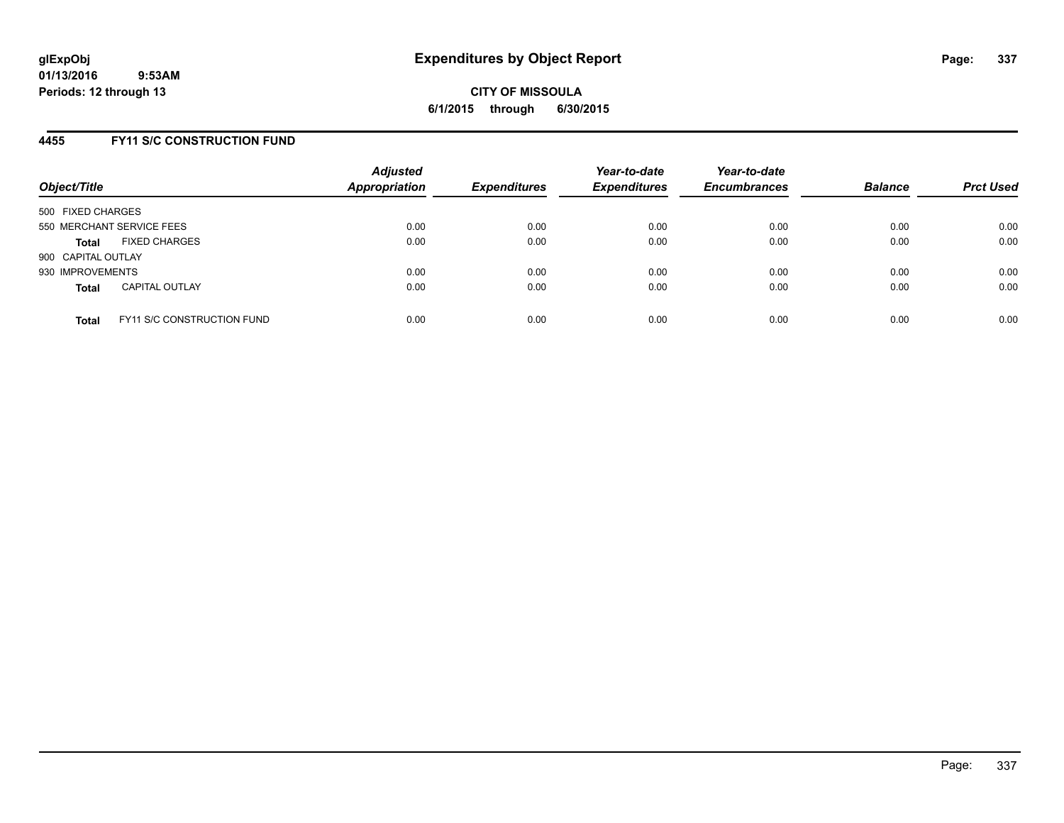# Expenditures by Object Report

**CITY OF MISSOULA**

**6/1/2015 through 6/30/2015**

glExpObj
01/13/2016 9:53AM
Periods: 12 through 13

## 4455 FY11 S/C CONSTRUCTION FUND

| Object/Title | | Adjusted Appropriation | Expenditures | Year-to-date Expenditures | Year-to-date Encumbrances | Balance | Prct Used |
|---|---|---|---|---|---|---|---|
| 500 FIXED CHARGES | | | | | | | |
| 550 MERCHANT SERVICE FEES | | 0.00 | 0.00 | 0.00 | 0.00 | 0.00 | 0.00 |
| **Total** | FIXED CHARGES | 0.00 | 0.00 | 0.00 | 0.00 | 0.00 | 0.00 |
| 900 CAPITAL OUTLAY | | | | | | | |
| 930 IMPROVEMENTS | | 0.00 | 0.00 | 0.00 | 0.00 | 0.00 | 0.00 |
| **Total** | CAPITAL OUTLAY | 0.00 | 0.00 | 0.00 | 0.00 | 0.00 | 0.00 |
| **Total** | FY11 S/C CONSTRUCTION FUND | 0.00 | 0.00 | 0.00 | 0.00 | 0.00 | 0.00 |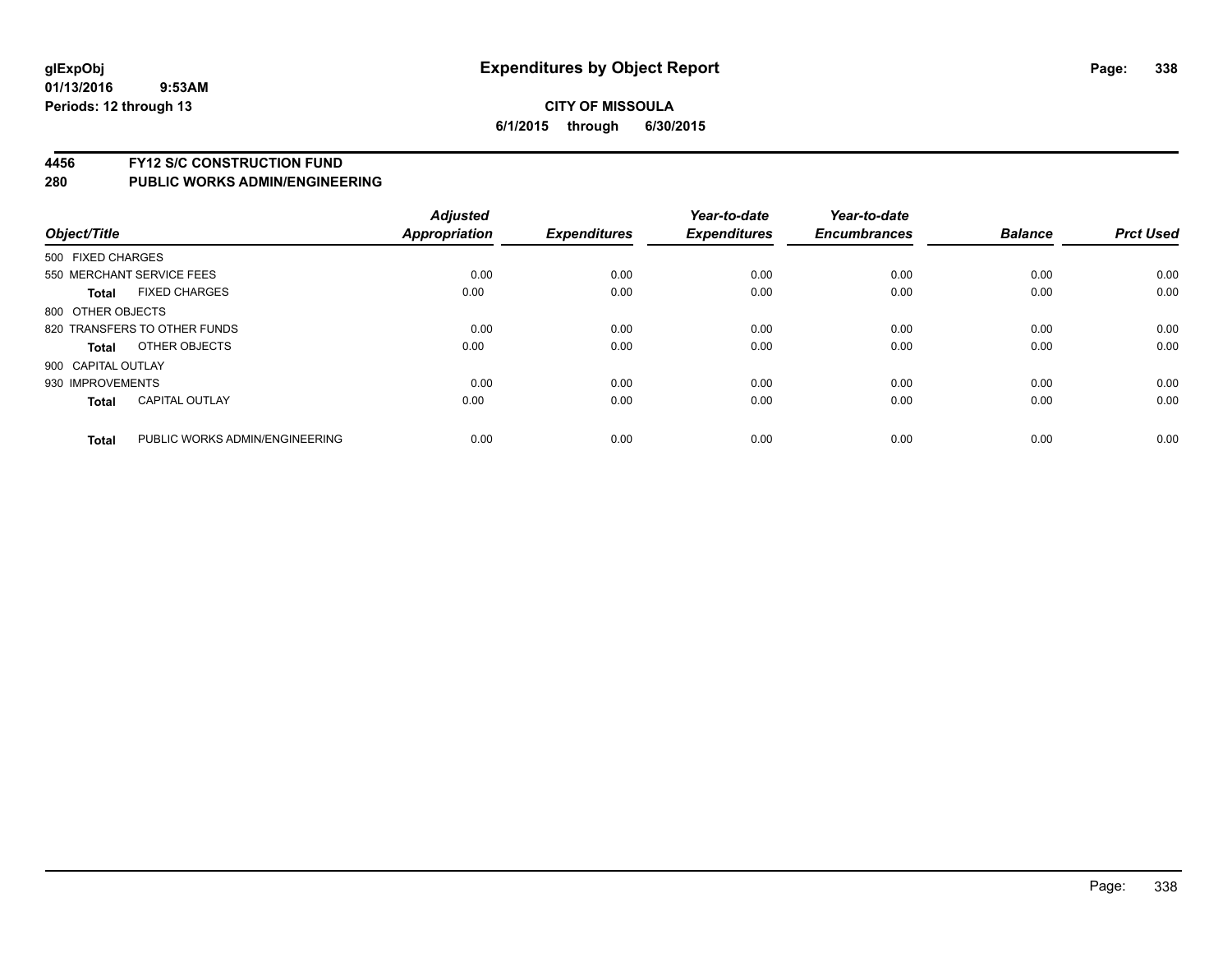glExpObj
01/13/2016 9:53AM
Periods: 12 through 13

# Expenditures by Object Report

**CITY OF MISSOULA**
**6/1/2015 through 6/30/2015**

**4456 FY12 S/C CONSTRUCTION FUND**
**280 PUBLIC WORKS ADMIN/ENGINEERING**

| Object/Title | | Adjusted Appropriation | Expenditures | Year-to-date Expenditures | Year-to-date Encumbrances | Balance | Prct Used |
|---|---|---|---|---|---|---|---|
| 500 FIXED CHARGES | | | | | | | |
| 550 MERCHANT SERVICE FEES | | 0.00 | 0.00 | 0.00 | 0.00 | 0.00 | 0.00 |
| **Total** | FIXED CHARGES | 0.00 | 0.00 | 0.00 | 0.00 | 0.00 | 0.00 |
| 800 OTHER OBJECTS | | | | | | | |
| 820 TRANSFERS TO OTHER FUNDS | | 0.00 | 0.00 | 0.00 | 0.00 | 0.00 | 0.00 |
| **Total** | OTHER OBJECTS | 0.00 | 0.00 | 0.00 | 0.00 | 0.00 | 0.00 |
| 900 CAPITAL OUTLAY | | | | | | | |
| 930 IMPROVEMENTS | | 0.00 | 0.00 | 0.00 | 0.00 | 0.00 | 0.00 |
| **Total** | CAPITAL OUTLAY | 0.00 | 0.00 | 0.00 | 0.00 | 0.00 | 0.00 |
| **Total** | PUBLIC WORKS ADMIN/ENGINEERING | 0.00 | 0.00 | 0.00 | 0.00 | 0.00 | 0.00 |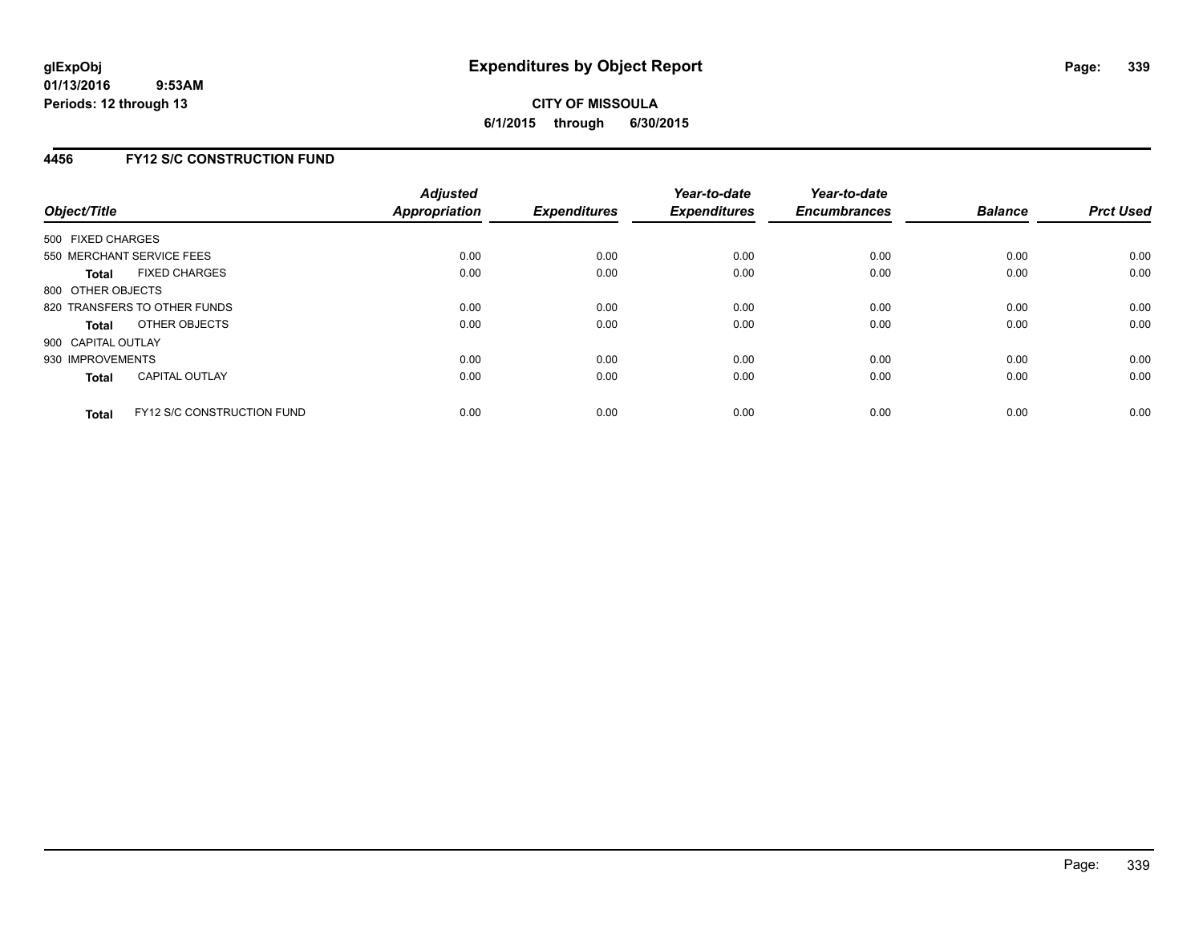**glExpObj** **Expenditures by Object Report**

**01/13/2016 9:53AM**

**Periods: 12 through 13**

**CITY OF MISSOULA**

**6/1/2015 through 6/30/2015**

## 4456 FY12 S/C CONSTRUCTION FUND

| Object/Title | | Adjusted Appropriation | Expenditures | Year-to-date Expenditures | Year-to-date Encumbrances | Balance | Prct Used |
|---|---|---|---|---|---|---|---|
| 500 FIXED CHARGES | | | | | | | |
| 550 MERCHANT SERVICE FEES | | 0.00 | 0.00 | 0.00 | 0.00 | 0.00 | 0.00 |
| **Total** | FIXED CHARGES | 0.00 | 0.00 | 0.00 | 0.00 | 0.00 | 0.00 |
| 800 OTHER OBJECTS | | | | | | | |
| 820 TRANSFERS TO OTHER FUNDS | | 0.00 | 0.00 | 0.00 | 0.00 | 0.00 | 0.00 |
| **Total** | OTHER OBJECTS | 0.00 | 0.00 | 0.00 | 0.00 | 0.00 | 0.00 |
| 900 CAPITAL OUTLAY | | | | | | | |
| 930 IMPROVEMENTS | | 0.00 | 0.00 | 0.00 | 0.00 | 0.00 | 0.00 |
| **Total** | CAPITAL OUTLAY | 0.00 | 0.00 | 0.00 | 0.00 | 0.00 | 0.00 |
| **Total** | FY12 S/C CONSTRUCTION FUND | 0.00 | 0.00 | 0.00 | 0.00 | 0.00 | 0.00 |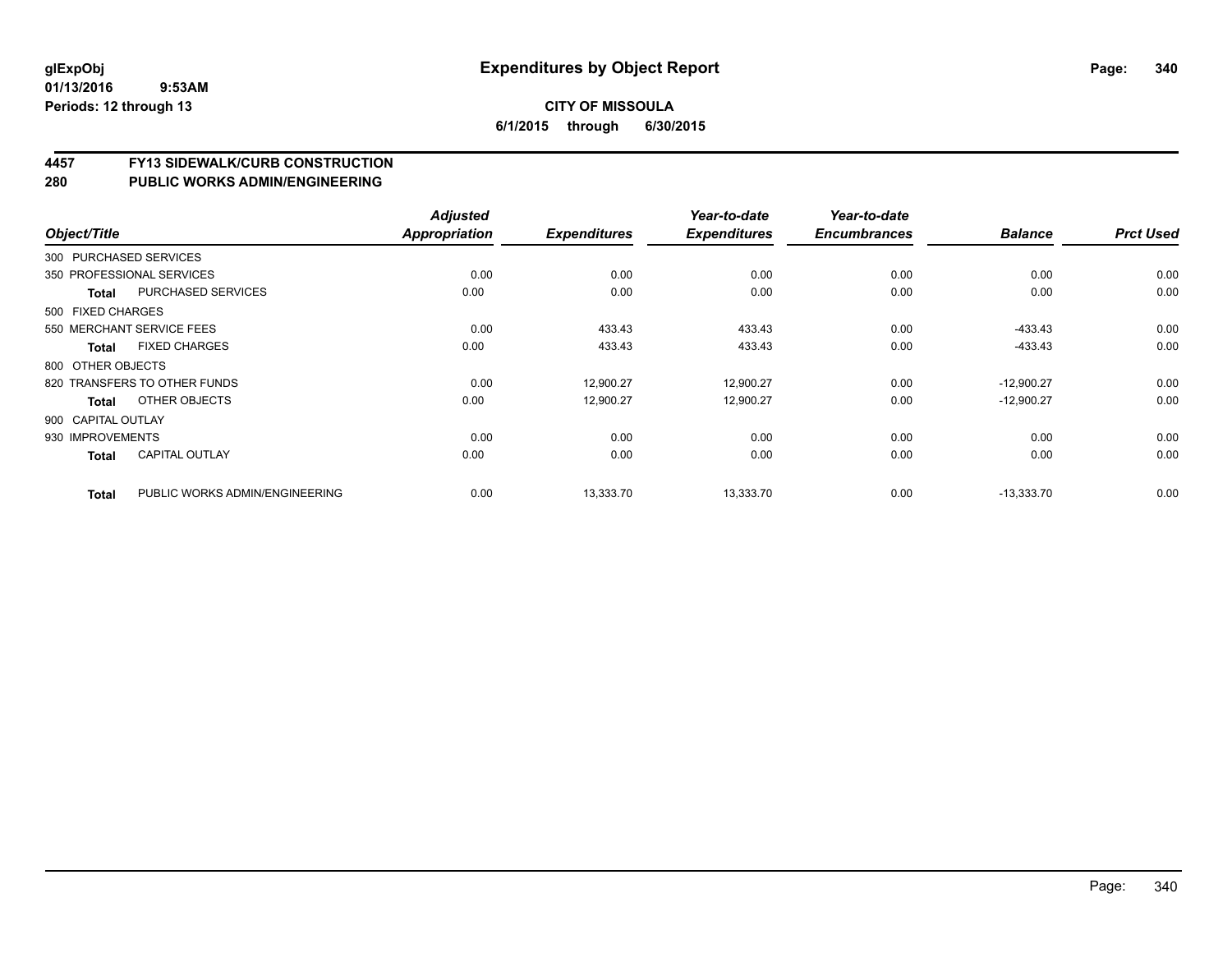# Expenditures by Object Report

glExpObj
01/13/2016 9:53AM
Periods: 12 through 13

**CITY OF MISSOULA**
**6/1/2015 through 6/30/2015**

## 4457 FY13 SIDEWALK/CURB CONSTRUCTION
## 280 PUBLIC WORKS ADMIN/ENGINEERING

| Object/Title | | Adjusted Appropriation | Expenditures | Year-to-date Expenditures | Year-to-date Encumbrances | Balance | Prct Used |
|---|---|---|---|---|---|---|---|
| 300 PURCHASED SERVICES | | | | | | | |
| 350 PROFESSIONAL SERVICES | | 0.00 | 0.00 | 0.00 | 0.00 | 0.00 | 0.00 |
| **Total** | PURCHASED SERVICES | 0.00 | 0.00 | 0.00 | 0.00 | 0.00 | 0.00 |
| 500 FIXED CHARGES | | | | | | | |
| 550 MERCHANT SERVICE FEES | | 0.00 | 433.43 | 433.43 | 0.00 | -433.43 | 0.00 |
| **Total** | FIXED CHARGES | 0.00 | 433.43 | 433.43 | 0.00 | -433.43 | 0.00 |
| 800 OTHER OBJECTS | | | | | | | |
| 820 TRANSFERS TO OTHER FUNDS | | 0.00 | 12,900.27 | 12,900.27 | 0.00 | -12,900.27 | 0.00 |
| **Total** | OTHER OBJECTS | 0.00 | 12,900.27 | 12,900.27 | 0.00 | -12,900.27 | 0.00 |
| 900 CAPITAL OUTLAY | | | | | | | |
| 930 IMPROVEMENTS | | 0.00 | 0.00 | 0.00 | 0.00 | 0.00 | 0.00 |
| **Total** | CAPITAL OUTLAY | 0.00 | 0.00 | 0.00 | 0.00 | 0.00 | 0.00 |
| **Total** | PUBLIC WORKS ADMIN/ENGINEERING | 0.00 | 13,333.70 | 13,333.70 | 0.00 | -13,333.70 | 0.00 |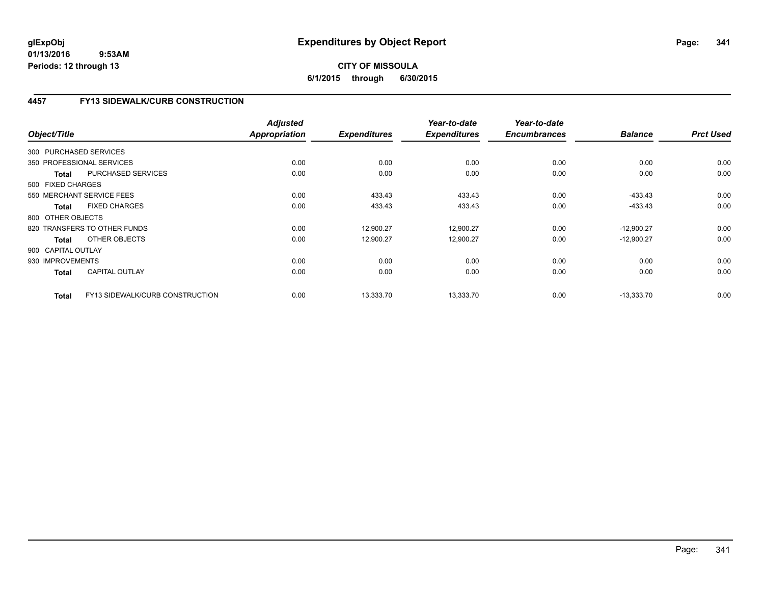**glExpObj**
**01/13/2016 9:53AM**
**Periods: 12 through 13**

# Expenditures by Object Report

**CITY OF MISSOULA**
**6/1/2015 through 6/30/2015**

## 4457 FY13 SIDEWALK/CURB CONSTRUCTION

| Object/Title | | Adjusted Appropriation | Expenditures | Year-to-date Expenditures | Year-to-date Encumbrances | Balance | Prct Used |
|---|---|---|---|---|---|---|---|
| 300 PURCHASED SERVICES | | | | | | | |
| 350 PROFESSIONAL SERVICES | | 0.00 | 0.00 | 0.00 | 0.00 | 0.00 | 0.00 |
| **Total** | PURCHASED SERVICES | 0.00 | 0.00 | 0.00 | 0.00 | 0.00 | 0.00 |
| 500 FIXED CHARGES | | | | | | | |
| 550 MERCHANT SERVICE FEES | | 0.00 | 433.43 | 433.43 | 0.00 | -433.43 | 0.00 |
| **Total** | FIXED CHARGES | 0.00 | 433.43 | 433.43 | 0.00 | -433.43 | 0.00 |
| 800 OTHER OBJECTS | | | | | | | |
| 820 TRANSFERS TO OTHER FUNDS | | 0.00 | 12,900.27 | 12,900.27 | 0.00 | -12,900.27 | 0.00 |
| **Total** | OTHER OBJECTS | 0.00 | 12,900.27 | 12,900.27 | 0.00 | -12,900.27 | 0.00 |
| 900 CAPITAL OUTLAY | | | | | | | |
| 930 IMPROVEMENTS | | 0.00 | 0.00 | 0.00 | 0.00 | 0.00 | 0.00 |
| **Total** | CAPITAL OUTLAY | 0.00 | 0.00 | 0.00 | 0.00 | 0.00 | 0.00 |
| **Total** | FY13 SIDEWALK/CURB CONSTRUCTION | 0.00 | 13,333.70 | 13,333.70 | 0.00 | -13,333.70 | 0.00 |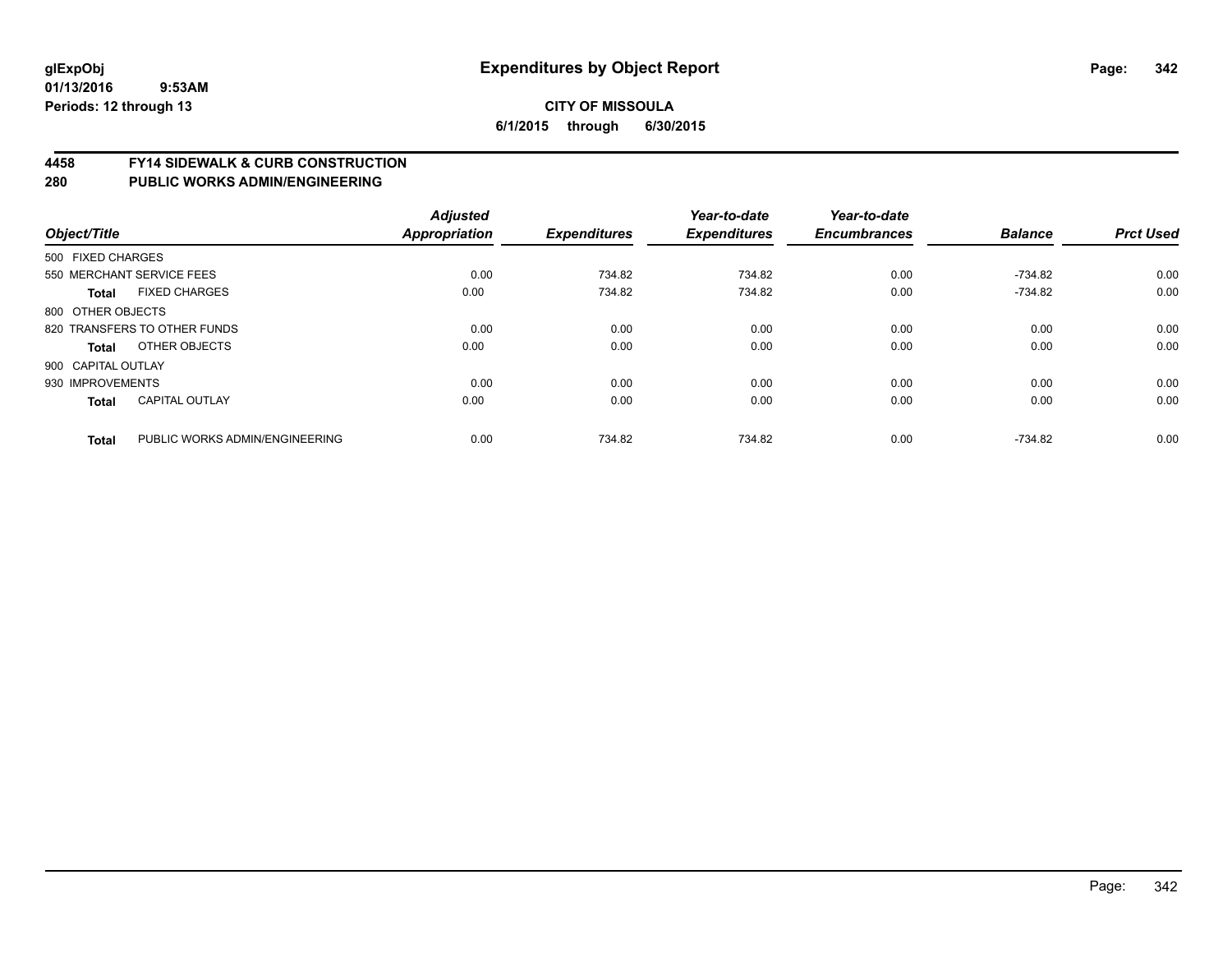**glExpObj**
**01/13/2016 9:53AM**
**Periods: 12 through 13**

# Expenditures by Object Report

**CITY OF MISSOULA**
**6/1/2015 through 6/30/2015**

## 4458 FY14 SIDEWALK & CURB CONSTRUCTION
## 280 PUBLIC WORKS ADMIN/ENGINEERING

| Object/Title | | Adjusted Appropriation | Expenditures | Year-to-date Expenditures | Year-to-date Encumbrances | Balance | Prct Used |
|---|---|---|---|---|---|---|---|
| 500 FIXED CHARGES | | | | | | | |
| 550 MERCHANT SERVICE FEES | | 0.00 | 734.82 | 734.82 | 0.00 | -734.82 | 0.00 |
| **Total** | FIXED CHARGES | 0.00 | 734.82 | 734.82 | 0.00 | -734.82 | 0.00 |
| 800 OTHER OBJECTS | | | | | | | |
| 820 TRANSFERS TO OTHER FUNDS | | 0.00 | 0.00 | 0.00 | 0.00 | 0.00 | 0.00 |
| **Total** | OTHER OBJECTS | 0.00 | 0.00 | 0.00 | 0.00 | 0.00 | 0.00 |
| 900 CAPITAL OUTLAY | | | | | | | |
| 930 IMPROVEMENTS | | 0.00 | 0.00 | 0.00 | 0.00 | 0.00 | 0.00 |
| **Total** | CAPITAL OUTLAY | 0.00 | 0.00 | 0.00 | 0.00 | 0.00 | 0.00 |
| **Total** | PUBLIC WORKS ADMIN/ENGINEERING | 0.00 | 734.82 | 734.82 | 0.00 | -734.82 | 0.00 |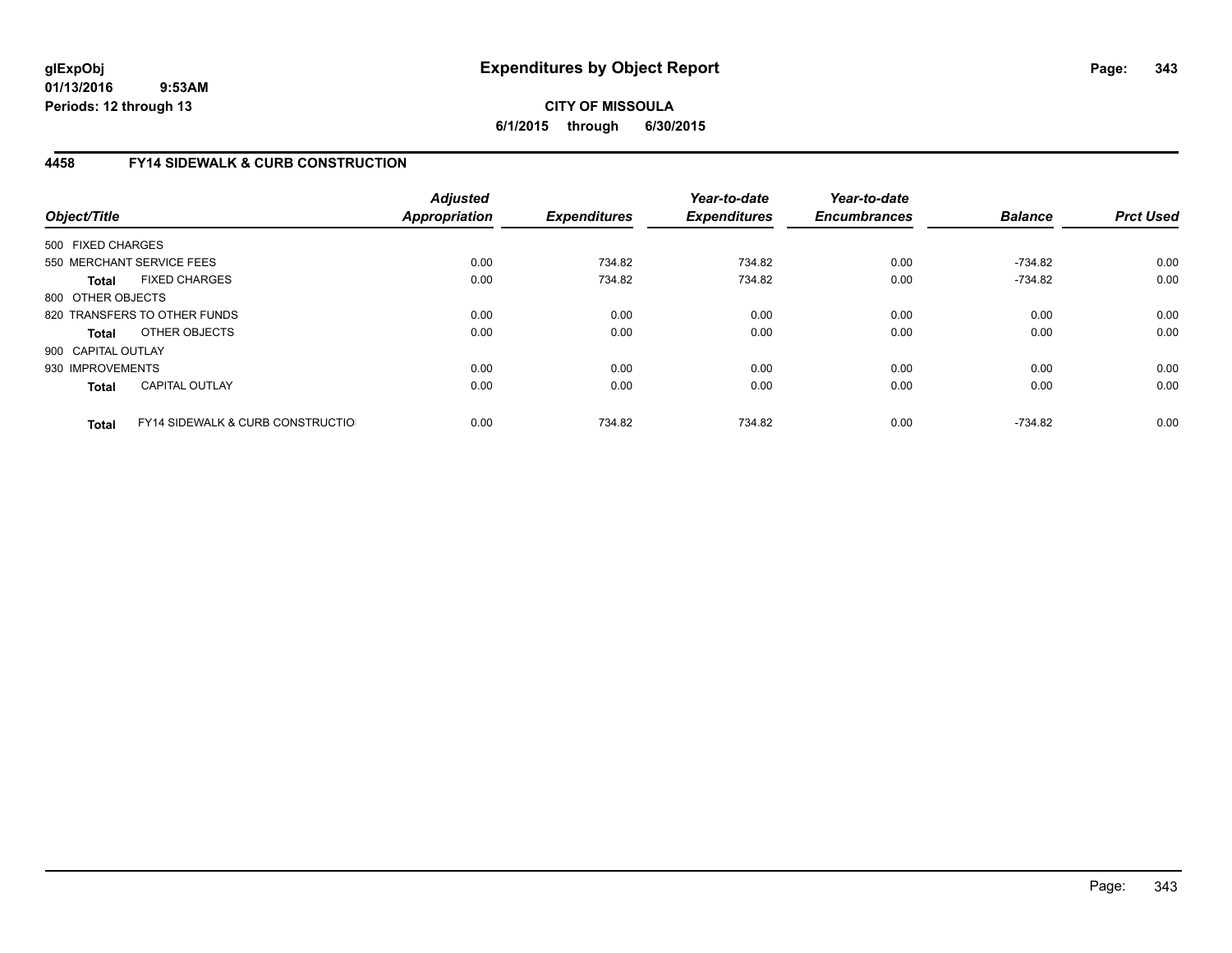**glExpObj**
**01/13/2016 9:53AM**
**Periods: 12 through 13**

# Expenditures by Object Report

**CITY OF MISSOULA**
**6/1/2015 through 6/30/2015**

## 4458 FY14 SIDEWALK & CURB CONSTRUCTION

| Object/Title | Adjusted Appropriation | Expenditures | Year-to-date Expenditures | Year-to-date Encumbrances | Balance | Prct Used |
|---|---|---|---|---|---|---|
| 500 FIXED CHARGES | | | | | | |
| 550 MERCHANT SERVICE FEES | 0.00 | 734.82 | 734.82 | 0.00 | -734.82 | 0.00 |
| **Total** FIXED CHARGES | 0.00 | 734.82 | 734.82 | 0.00 | -734.82 | 0.00 |
| 800 OTHER OBJECTS | | | | | | |
| 820 TRANSFERS TO OTHER FUNDS | 0.00 | 0.00 | 0.00 | 0.00 | 0.00 | 0.00 |
| **Total** OTHER OBJECTS | 0.00 | 0.00 | 0.00 | 0.00 | 0.00 | 0.00 |
| 900 CAPITAL OUTLAY | | | | | | |
| 930 IMPROVEMENTS | 0.00 | 0.00 | 0.00 | 0.00 | 0.00 | 0.00 |
| **Total** CAPITAL OUTLAY | 0.00 | 0.00 | 0.00 | 0.00 | 0.00 | 0.00 |
| **Total** FY14 SIDEWALK & CURB CONSTRUCTIO | 0.00 | 734.82 | 734.82 | 0.00 | -734.82 | 0.00 |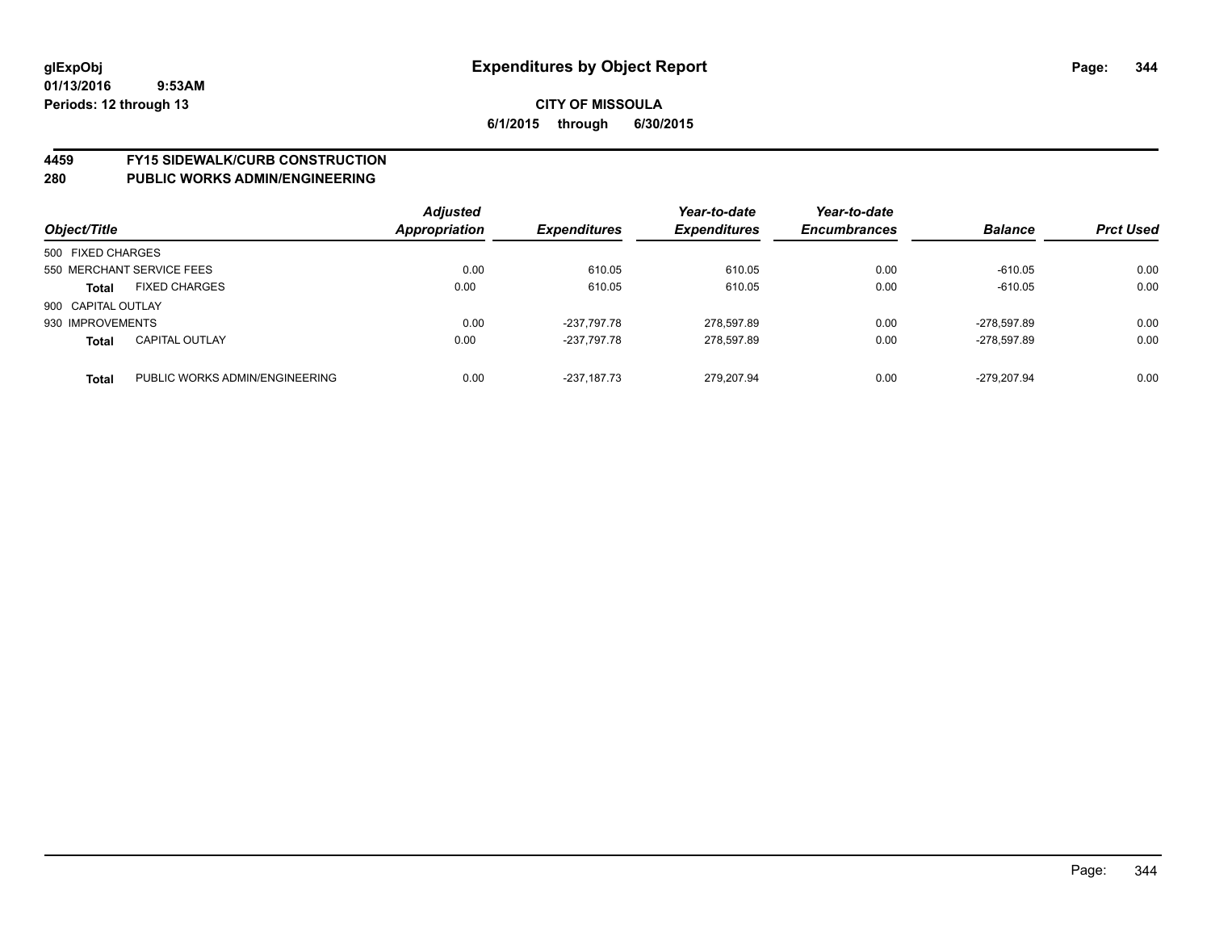# Expenditures by Object Report

glExpObj
01/13/2016 9:53AM
Periods: 12 through 13

**CITY OF MISSOULA**
**6/1/2015 through 6/30/2015**

**4459 FY15 SIDEWALK/CURB CONSTRUCTION**
**280 PUBLIC WORKS ADMIN/ENGINEERING**

| Object/Title | | Adjusted Appropriation | Expenditures | Year-to-date Expenditures | Year-to-date Encumbrances | Balance | Prct Used |
|---|---|---|---|---|---|---|---|
| 500 FIXED CHARGES | | | | | | | |
| 550 MERCHANT SERVICE FEES | | 0.00 | 610.05 | 610.05 | 0.00 | -610.05 | 0.00 |
| **Total** | FIXED CHARGES | 0.00 | 610.05 | 610.05 | 0.00 | -610.05 | 0.00 |
| 900 CAPITAL OUTLAY | | | | | | | |
| 930 IMPROVEMENTS | | 0.00 | -237,797.78 | 278,597.89 | 0.00 | -278,597.89 | 0.00 |
| **Total** | CAPITAL OUTLAY | 0.00 | -237,797.78 | 278,597.89 | 0.00 | -278,597.89 | 0.00 |
| **Total** | PUBLIC WORKS ADMIN/ENGINEERING | 0.00 | -237,187.73 | 279,207.94 | 0.00 | -279,207.94 | 0.00 |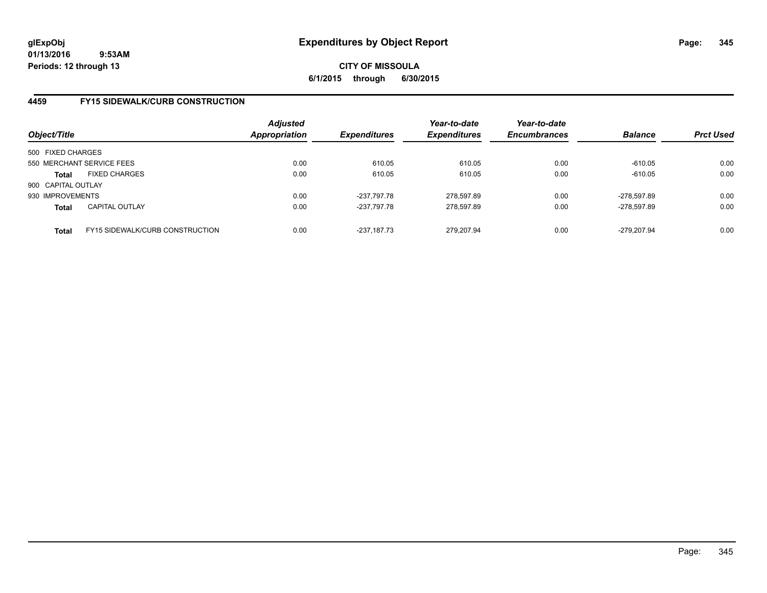glExpObj
01/13/2016 9:53AM
Periods: 12 through 13

# Expenditures by Object Report

**CITY OF MISSOULA**
**6/1/2015 through 6/30/2015**

## 4459 FY15 SIDEWALK/CURB CONSTRUCTION

| Object/Title | | Adjusted Appropriation | Expenditures | Year-to-date Expenditures | Year-to-date Encumbrances | Balance | Prct Used |
|---|---|---|---|---|---|---|---|
| 500 FIXED CHARGES | | | | | | | |
| 550 MERCHANT SERVICE FEES | | 0.00 | 610.05 | 610.05 | 0.00 | -610.05 | 0.00 |
| **Total** | FIXED CHARGES | 0.00 | 610.05 | 610.05 | 0.00 | -610.05 | 0.00 |
| 900 CAPITAL OUTLAY | | | | | | | |
| 930 IMPROVEMENTS | | 0.00 | -237,797.78 | 278,597.89 | 0.00 | -278,597.89 | 0.00 |
| **Total** | CAPITAL OUTLAY | 0.00 | -237,797.78 | 278,597.89 | 0.00 | -278,597.89 | 0.00 |
| **Total** | FY15 SIDEWALK/CURB CONSTRUCTION | 0.00 | -237,187.73 | 279,207.94 | 0.00 | -279,207.94 | 0.00 |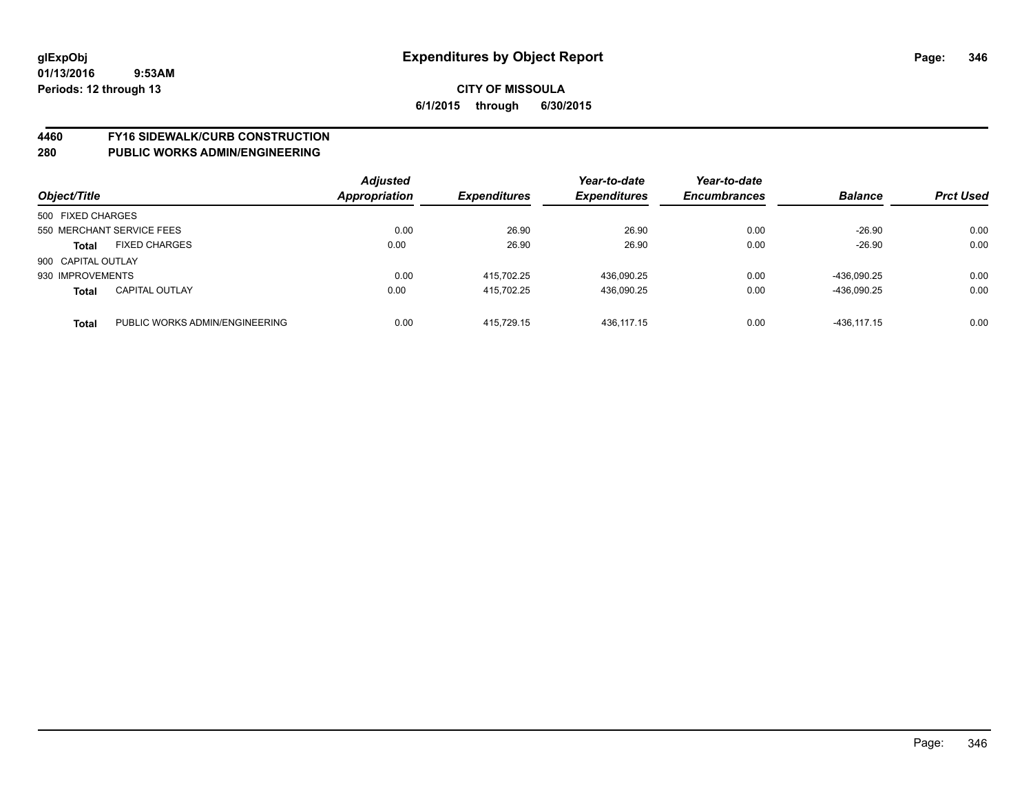**glExpObj** **Expenditures by Object Report**
**01/13/2016 9:53AM**
**Periods: 12 through 13**

**CITY OF MISSOULA**
**6/1/2015 through 6/30/2015**

## 4460 FY16 SIDEWALK/CURB CONSTRUCTION
## 280 PUBLIC WORKS ADMIN/ENGINEERING

| Object/Title | | Adjusted Appropriation | Expenditures | Year-to-date Expenditures | Year-to-date Encumbrances | Balance | Prct Used |
|---|---|---|---|---|---|---|---|
| 500 FIXED CHARGES | | | | | | | |
| 550 MERCHANT SERVICE FEES | | 0.00 | 26.90 | 26.90 | 0.00 | -26.90 | 0.00 |
| **Total** | FIXED CHARGES | 0.00 | 26.90 | 26.90 | 0.00 | -26.90 | 0.00 |
| 900 CAPITAL OUTLAY | | | | | | | |
| 930 IMPROVEMENTS | | 0.00 | 415,702.25 | 436,090.25 | 0.00 | -436,090.25 | 0.00 |
| **Total** | CAPITAL OUTLAY | 0.00 | 415,702.25 | 436,090.25 | 0.00 | -436,090.25 | 0.00 |
| **Total** | PUBLIC WORKS ADMIN/ENGINEERING | 0.00 | 415,729.15 | 436,117.15 | 0.00 | -436,117.15 | 0.00 |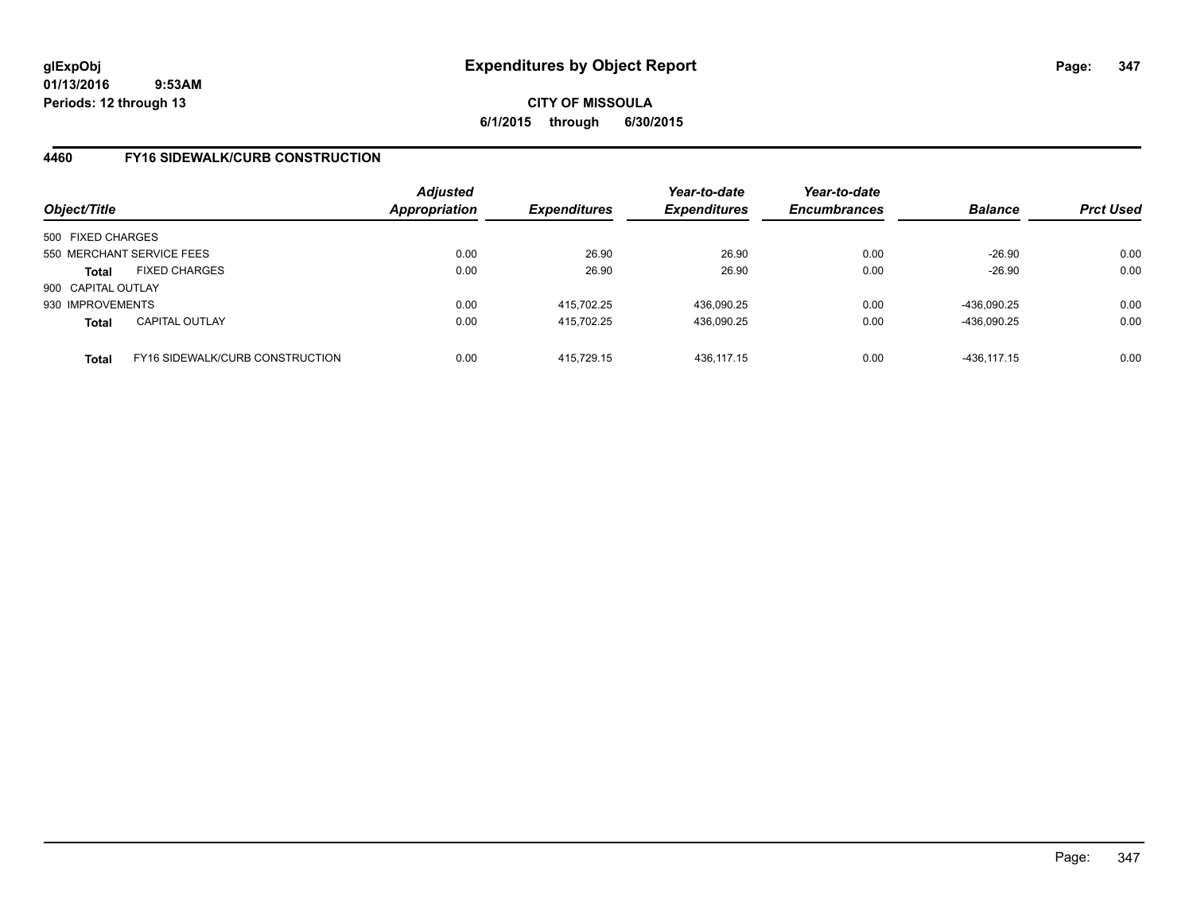**glExpObj**
**01/13/2016 9:53AM**
**Periods: 12 through 13**

# Expenditures by Object Report

**CITY OF MISSOULA**
**6/1/2015 through 6/30/2015**

## 4460 FY16 SIDEWALK/CURB CONSTRUCTION

| Object/Title | | Adjusted Appropriation | Expenditures | Year-to-date Expenditures | Year-to-date Encumbrances | Balance | Prct Used |
|---|---|---|---|---|---|---|---|
| 500 FIXED CHARGES | | | | | | | |
| 550 MERCHANT SERVICE FEES | | 0.00 | 26.90 | 26.90 | 0.00 | -26.90 | 0.00 |
| **Total** | FIXED CHARGES | 0.00 | 26.90 | 26.90 | 0.00 | -26.90 | 0.00 |
| 900 CAPITAL OUTLAY | | | | | | | |
| 930 IMPROVEMENTS | | 0.00 | 415,702.25 | 436,090.25 | 0.00 | -436,090.25 | 0.00 |
| **Total** | CAPITAL OUTLAY | 0.00 | 415,702.25 | 436,090.25 | 0.00 | -436,090.25 | 0.00 |
| **Total** | FY16 SIDEWALK/CURB CONSTRUCTION | 0.00 | 415,729.15 | 436,117.15 | 0.00 | -436,117.15 | 0.00 |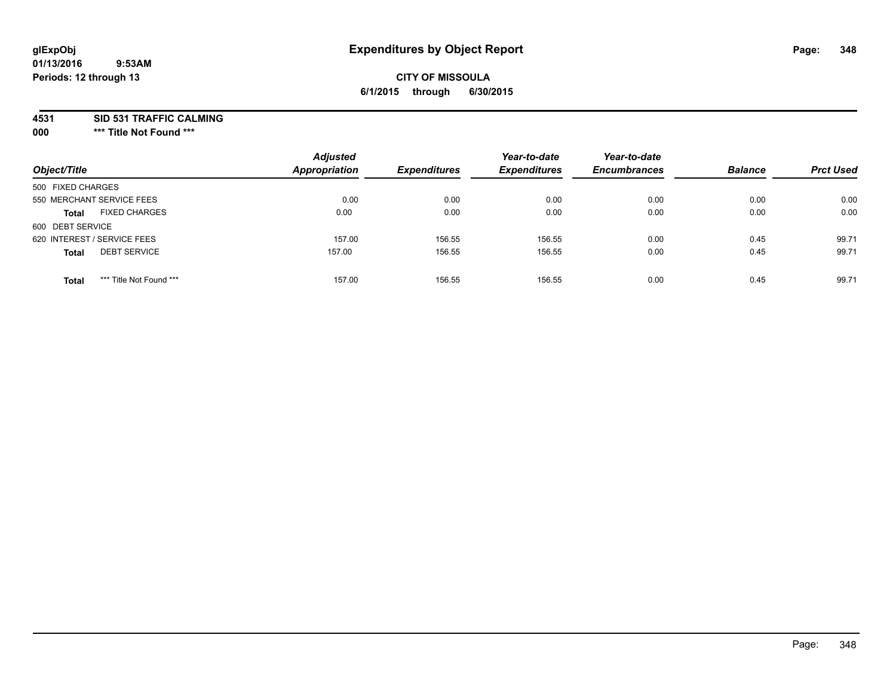# Expenditures by Object Report

glExpObj
01/13/2016 9:53AM
Periods: 12 through 13

**CITY OF MISSOULA**
**6/1/2015 through 6/30/2015**

**4531 SID 531 TRAFFIC CALMING**
**000 \*\*\* Title Not Found \*\*\***

| Object/Title | Adjusted Appropriation | Expenditures | Year-to-date Expenditures | Year-to-date Encumbrances | Balance | Prct Used |
|---|---|---|---|---|---|---|
| 500 FIXED CHARGES | | | | | | |
| 550 MERCHANT SERVICE FEES | 0.00 | 0.00 | 0.00 | 0.00 | 0.00 | 0.00 |
| **Total** FIXED CHARGES | 0.00 | 0.00 | 0.00 | 0.00 | 0.00 | 0.00 |
| 600 DEBT SERVICE | | | | | | |
| 620 INTEREST / SERVICE FEES | 157.00 | 156.55 | 156.55 | 0.00 | 0.45 | 99.71 |
| **Total** DEBT SERVICE | 157.00 | 156.55 | 156.55 | 0.00 | 0.45 | 99.71 |
| **Total** *** Title Not Found *** | 157.00 | 156.55 | 156.55 | 0.00 | 0.45 | 99.71 |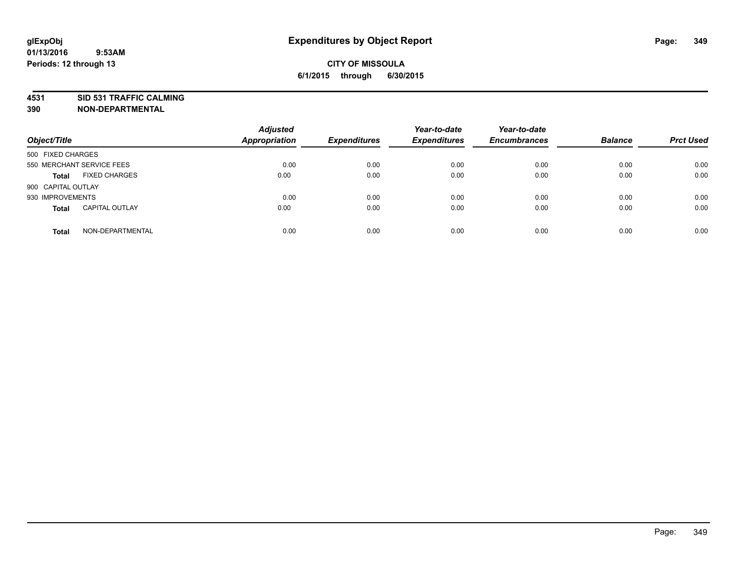**glExpObj**
**01/13/2016 9:53AM**
**Periods: 12 through 13**

# Expenditures by Object Report

**CITY OF MISSOULA**
**6/1/2015 through 6/30/2015**

**4531 SID 531 TRAFFIC CALMING**
**390 NON-DEPARTMENTAL**

| Object/Title | Adjusted Appropriation | Expenditures | Year-to-date Expenditures | Year-to-date Encumbrances | Balance | Prct Used |
|---|---|---|---|---|---|---|
| 500 FIXED CHARGES | | | | | | |
| 550 MERCHANT SERVICE FEES | 0.00 | 0.00 | 0.00 | 0.00 | 0.00 | 0.00 |
| **Total** FIXED CHARGES | 0.00 | 0.00 | 0.00 | 0.00 | 0.00 | 0.00 |
| 900 CAPITAL OUTLAY | | | | | | |
| 930 IMPROVEMENTS | 0.00 | 0.00 | 0.00 | 0.00 | 0.00 | 0.00 |
| **Total** CAPITAL OUTLAY | 0.00 | 0.00 | 0.00 | 0.00 | 0.00 | 0.00 |
| **Total** NON-DEPARTMENTAL | 0.00 | 0.00 | 0.00 | 0.00 | 0.00 | 0.00 |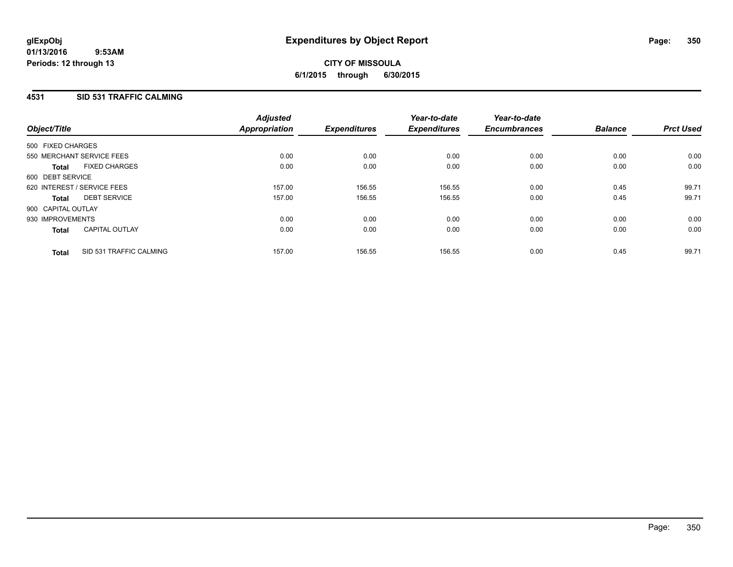**glExpObj** **Expenditures by Object Report**

**01/13/2016 9:53AM**

**Periods: 12 through 13**

**CITY OF MISSOULA**

**6/1/2015 through 6/30/2015**

## 4531 SID 531 TRAFFIC CALMING

| Object/Title | | Adjusted Appropriation | Expenditures | Year-to-date Expenditures | Year-to-date Encumbrances | Balance | Prct Used |
|---|---|---|---|---|---|---|---|
| 500 FIXED CHARGES | | | | | | | |
| 550 MERCHANT SERVICE FEES | | 0.00 | 0.00 | 0.00 | 0.00 | 0.00 | 0.00 |
| **Total** | FIXED CHARGES | 0.00 | 0.00 | 0.00 | 0.00 | 0.00 | 0.00 |
| 600 DEBT SERVICE | | | | | | | |
| 620 INTEREST / SERVICE FEES | | 157.00 | 156.55 | 156.55 | 0.00 | 0.45 | 99.71 |
| **Total** | DEBT SERVICE | 157.00 | 156.55 | 156.55 | 0.00 | 0.45 | 99.71 |
| 900 CAPITAL OUTLAY | | | | | | | |
| 930 IMPROVEMENTS | | 0.00 | 0.00 | 0.00 | 0.00 | 0.00 | 0.00 |
| **Total** | CAPITAL OUTLAY | 0.00 | 0.00 | 0.00 | 0.00 | 0.00 | 0.00 |
| **Total** | SID 531 TRAFFIC CALMING | 157.00 | 156.55 | 156.55 | 0.00 | 0.45 | 99.71 |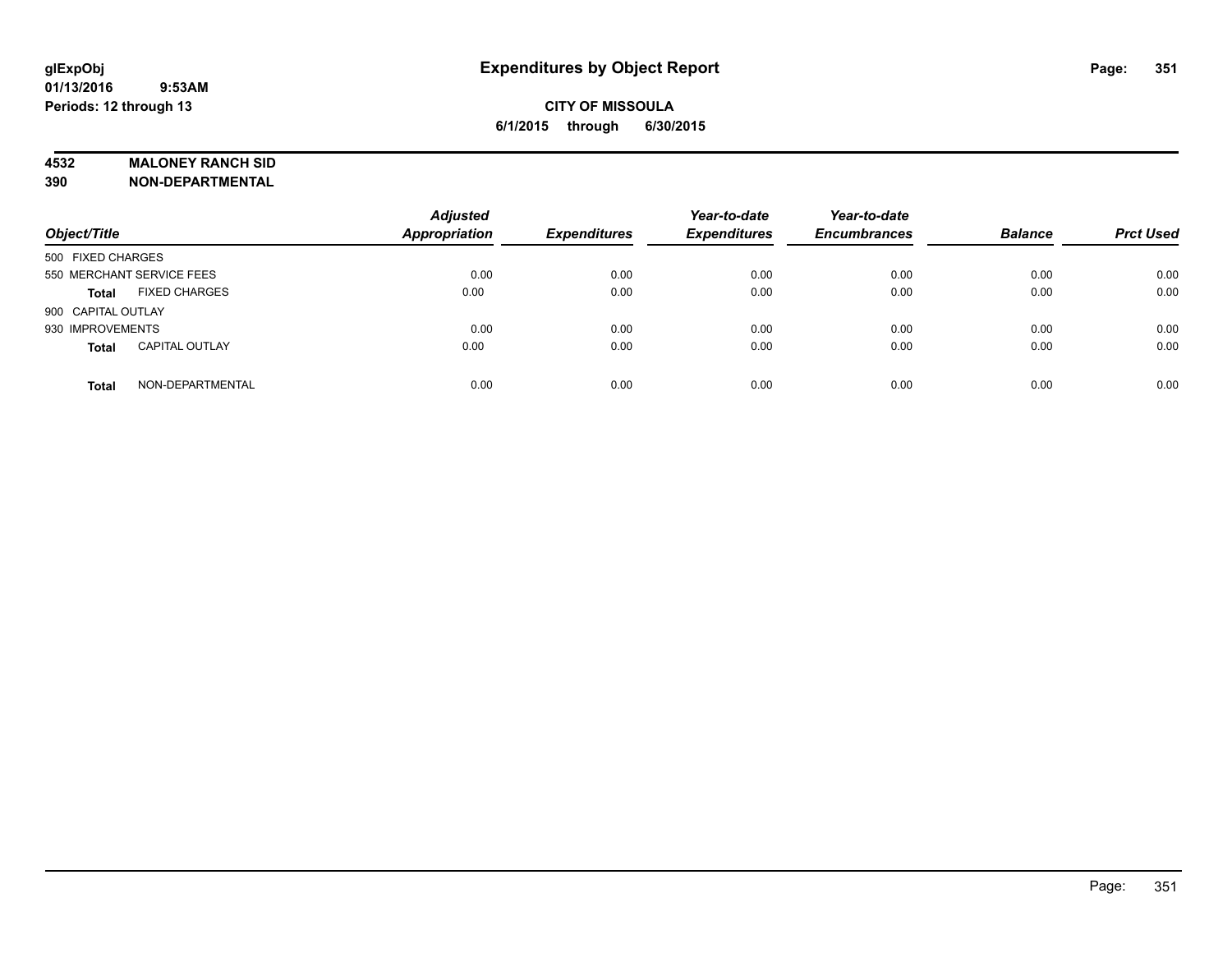# Expenditures by Object Report

glExpObj
01/13/2016 9:53AM
Periods: 12 through 13

**CITY OF MISSOULA**
**6/1/2015 through 6/30/2015**

**4532 MALONEY RANCH SID**
**390 NON-DEPARTMENTAL**

| Object/Title | Adjusted Appropriation | Expenditures | Year-to-date Expenditures | Year-to-date Encumbrances | Balance | Prct Used |
|---|---|---|---|---|---|---|
| 500 FIXED CHARGES | | | | | | |
| 550 MERCHANT SERVICE FEES | 0.00 | 0.00 | 0.00 | 0.00 | 0.00 | 0.00 |
| **Total** FIXED CHARGES | 0.00 | 0.00 | 0.00 | 0.00 | 0.00 | 0.00 |
| 900 CAPITAL OUTLAY | | | | | | |
| 930 IMPROVEMENTS | 0.00 | 0.00 | 0.00 | 0.00 | 0.00 | 0.00 |
| **Total** CAPITAL OUTLAY | 0.00 | 0.00 | 0.00 | 0.00 | 0.00 | 0.00 |
| **Total** NON-DEPARTMENTAL | 0.00 | 0.00 | 0.00 | 0.00 | 0.00 | 0.00 |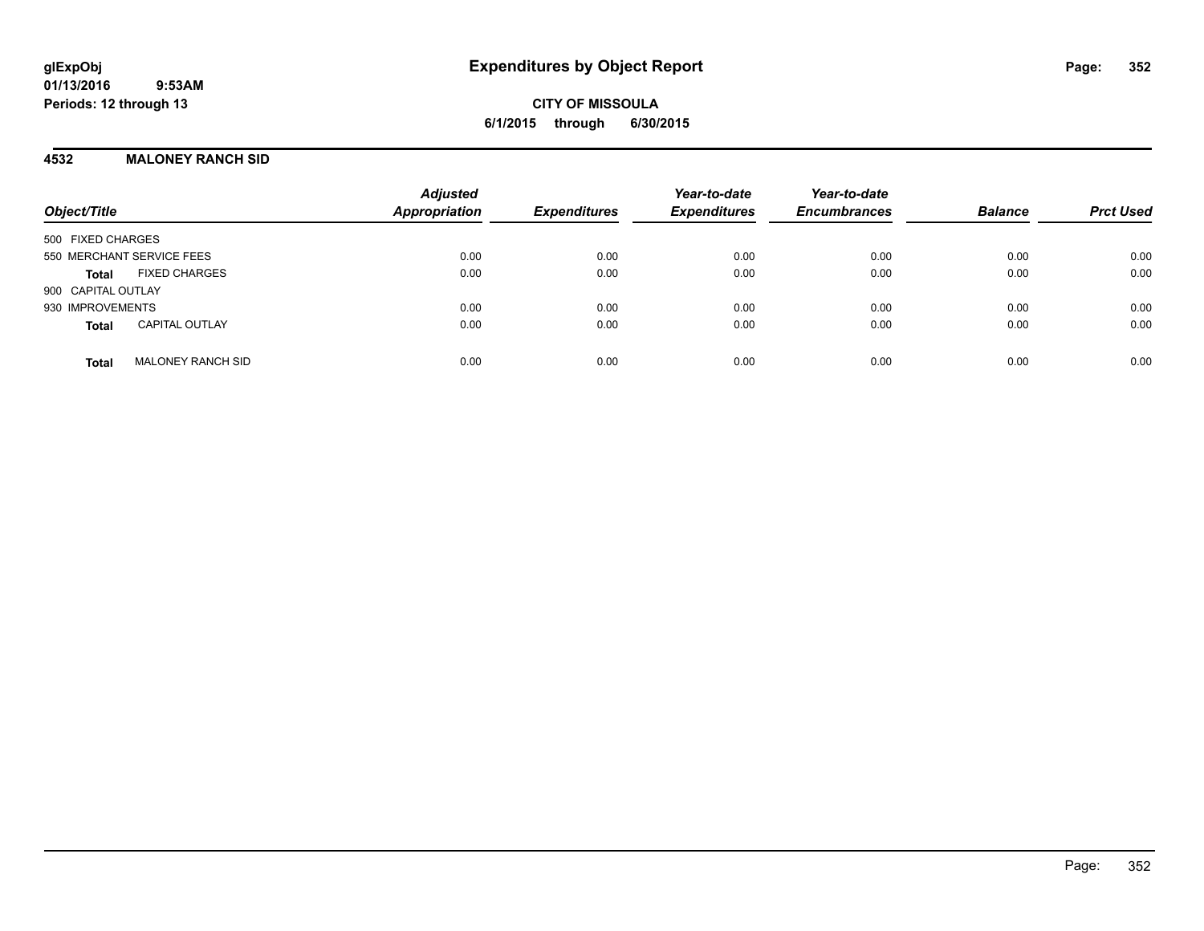# Expenditures by Object Report

glExpObj
01/13/2016 9:53AM
Periods: 12 through 13

**CITY OF MISSOULA**
**6/1/2015 through 6/30/2015**

## 4532 MALONEY RANCH SID

| Object/Title | | Adjusted Appropriation | Expenditures | Year-to-date Expenditures | Year-to-date Encumbrances | Balance | Prct Used |
|---|---|---|---|---|---|---|---|
| 500 FIXED CHARGES | | | | | | | |
| 550 MERCHANT SERVICE FEES | | 0.00 | 0.00 | 0.00 | 0.00 | 0.00 | 0.00 |
| **Total** | FIXED CHARGES | 0.00 | 0.00 | 0.00 | 0.00 | 0.00 | 0.00 |
| 900 CAPITAL OUTLAY | | | | | | | |
| 930 IMPROVEMENTS | | 0.00 | 0.00 | 0.00 | 0.00 | 0.00 | 0.00 |
| **Total** | CAPITAL OUTLAY | 0.00 | 0.00 | 0.00 | 0.00 | 0.00 | 0.00 |
| **Total** | MALONEY RANCH SID | 0.00 | 0.00 | 0.00 | 0.00 | 0.00 | 0.00 |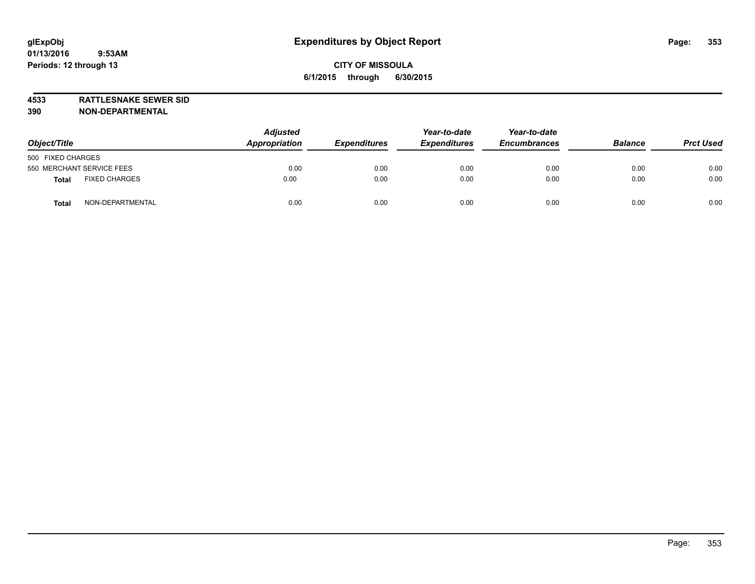# Expenditures by Object Report

glExpObj
01/13/2016 9:53AM
Periods: 12 through 13

**CITY OF MISSOULA**
**6/1/2015 through 6/30/2015**

**4533 RATTLESNAKE SEWER SID**
**390 NON-DEPARTMENTAL**

| Object/Title | Adjusted Appropriation | Expenditures | Year-to-date Expenditures | Year-to-date Encumbrances | Balance | Prct Used |
|---|---|---|---|---|---|---|
| 500 FIXED CHARGES | | | | | | |
| 550 MERCHANT SERVICE FEES | 0.00 | 0.00 | 0.00 | 0.00 | 0.00 | 0.00 |
| **Total** FIXED CHARGES | 0.00 | 0.00 | 0.00 | 0.00 | 0.00 | 0.00 |
| **Total** NON-DEPARTMENTAL | 0.00 | 0.00 | 0.00 | 0.00 | 0.00 | 0.00 |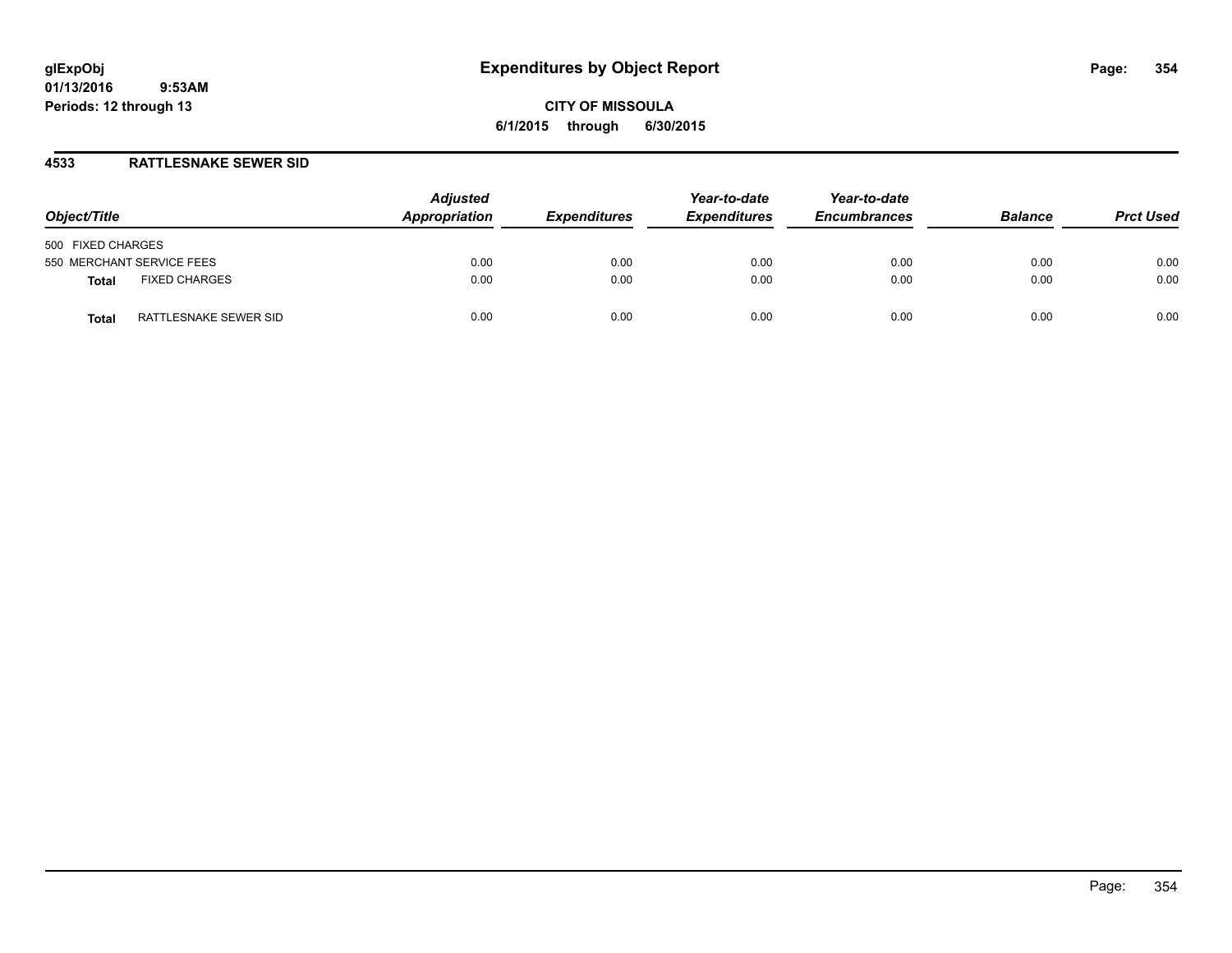# Expenditures by Object Report

**glExpObj**
**01/13/2016 9:53AM**
**Periods: 12 through 13**

**CITY OF MISSOULA**
**6/1/2015 through 6/30/2015**

## 4533 RATTLESNAKE SEWER SID

| Object/Title | Adjusted Appropriation | Expenditures | Year-to-date Expenditures | Year-to-date Encumbrances | Balance | Prct Used |
|---|---|---|---|---|---|---|
| 500 FIXED CHARGES | | | | | | |
| 550 MERCHANT SERVICE FEES | 0.00 | 0.00 | 0.00 | 0.00 | 0.00 | 0.00 |
| **Total** FIXED CHARGES | 0.00 | 0.00 | 0.00 | 0.00 | 0.00 | 0.00 |
| **Total** RATTLESNAKE SEWER SID | 0.00 | 0.00 | 0.00 | 0.00 | 0.00 | 0.00 |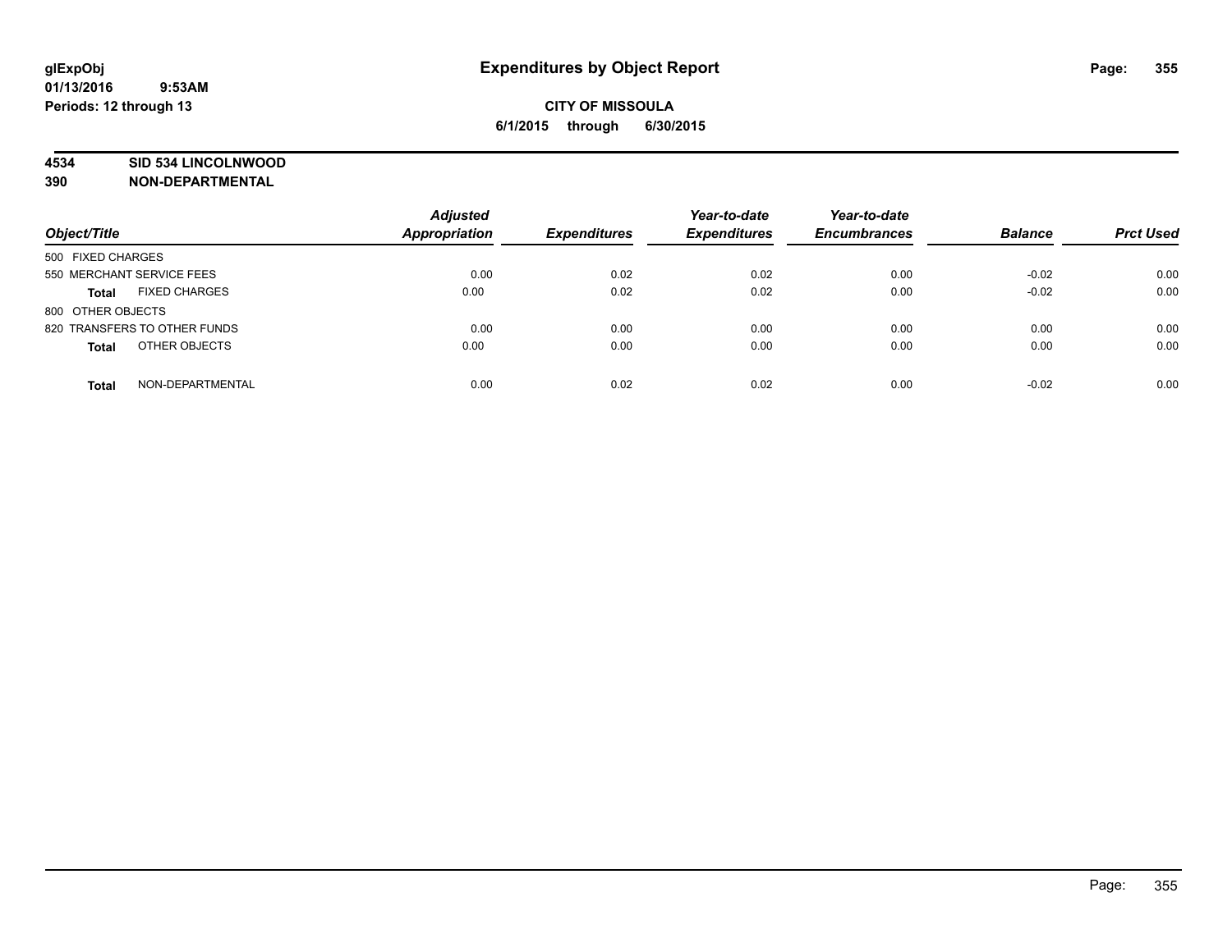**glExpObj**
**01/13/2016 9:53AM**
**Periods: 12 through 13**

# Expenditures by Object Report

**CITY OF MISSOULA**
**6/1/2015 through 6/30/2015**

**4534 SID 534 LINCOLNWOOD**
**390 NON-DEPARTMENTAL**

| Object/Title | | Adjusted Appropriation | Expenditures | Year-to-date Expenditures | Year-to-date Encumbrances | Balance | Prct Used |
|---|---|---|---|---|---|---|---|
| 500 FIXED CHARGES | | | | | | | |
| 550 MERCHANT SERVICE FEES | | 0.00 | 0.02 | 0.02 | 0.00 | -0.02 | 0.00 |
| **Total** | FIXED CHARGES | 0.00 | 0.02 | 0.02 | 0.00 | -0.02 | 0.00 |
| 800 OTHER OBJECTS | | | | | | | |
| 820 TRANSFERS TO OTHER FUNDS | | 0.00 | 0.00 | 0.00 | 0.00 | 0.00 | 0.00 |
| **Total** | OTHER OBJECTS | 0.00 | 0.00 | 0.00 | 0.00 | 0.00 | 0.00 |
| **Total** | NON-DEPARTMENTAL | 0.00 | 0.02 | 0.02 | 0.00 | -0.02 | 0.00 |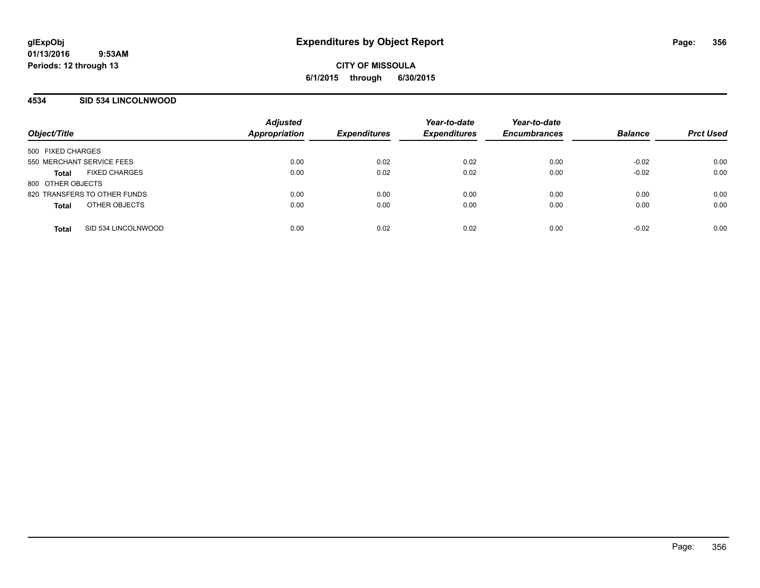# Expenditures by Object Report

glExpObj
01/13/2016 9:53AM
Periods: 12 through 13

**CITY OF MISSOULA**
**6/1/2015 through 6/30/2015**

## 4534 SID 534 LINCOLNWOOD

| Object/Title | Adjusted Appropriation | Expenditures | Year-to-date Expenditures | Year-to-date Encumbrances | Balance | Prct Used |
|---|---|---|---|---|---|---|
| 500 FIXED CHARGES | | | | | | |
| 550 MERCHANT SERVICE FEES | 0.00 | 0.02 | 0.02 | 0.00 | -0.02 | 0.00 |
| **Total** FIXED CHARGES | 0.00 | 0.02 | 0.02 | 0.00 | -0.02 | 0.00 |
| 800 OTHER OBJECTS | | | | | | |
| 820 TRANSFERS TO OTHER FUNDS | 0.00 | 0.00 | 0.00 | 0.00 | 0.00 | 0.00 |
| **Total** OTHER OBJECTS | 0.00 | 0.00 | 0.00 | 0.00 | 0.00 | 0.00 |
| **Total** SID 534 LINCOLNWOOD | 0.00 | 0.02 | 0.02 | 0.00 | -0.02 | 0.00 |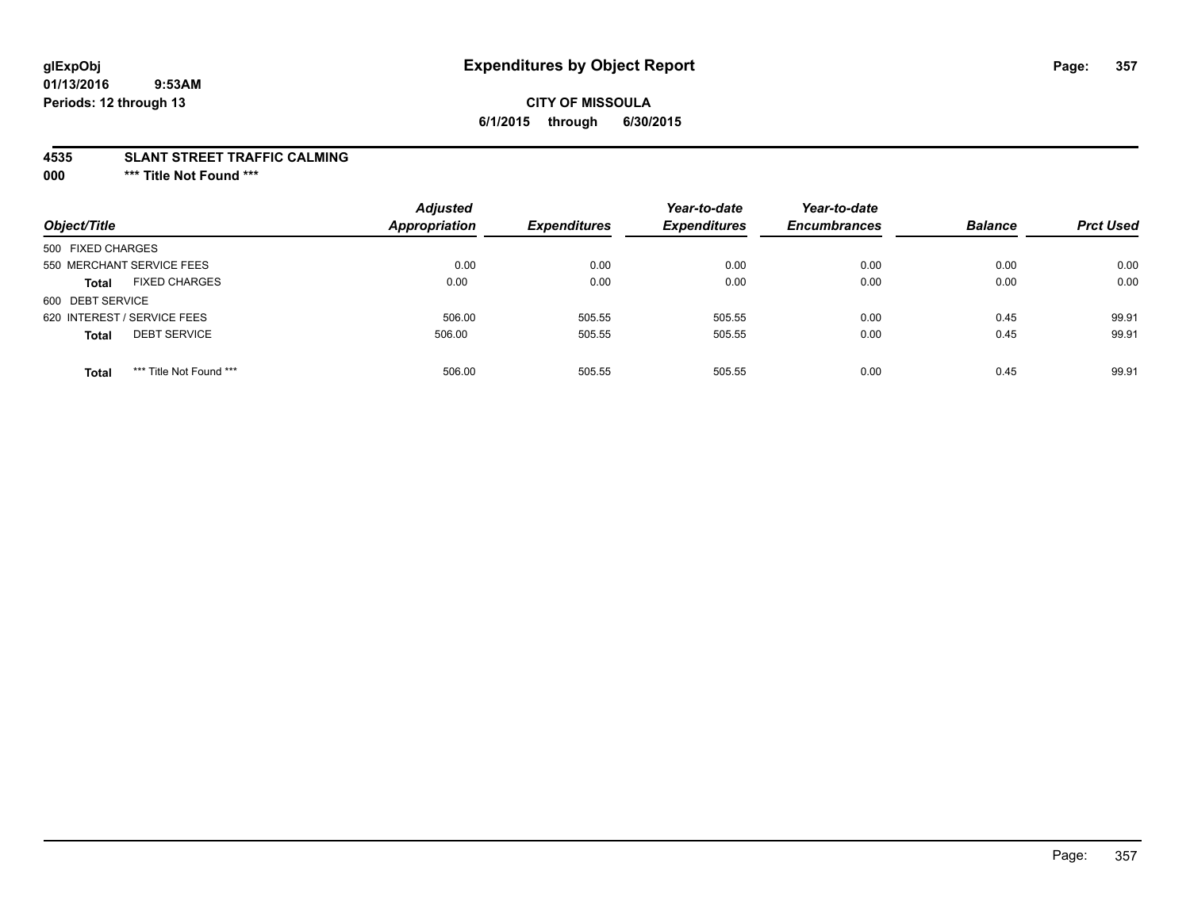glExpObj
01/13/2016 9:53AM
Periods: 12 through 13

# Expenditures by Object Report

**CITY OF MISSOULA**
**6/1/2015 through 6/30/2015**

**4535 SLANT STREET TRAFFIC CALMING**
**000 *** Title Not Found *****

| Object/Title | Adjusted Appropriation | Expenditures | Year-to-date Expenditures | Year-to-date Encumbrances | Balance | Prct Used |
|---|---|---|---|---|---|---|
| 500 FIXED CHARGES | | | | | | |
| 550 MERCHANT SERVICE FEES | 0.00 | 0.00 | 0.00 | 0.00 | 0.00 | 0.00 |
| **Total** FIXED CHARGES | 0.00 | 0.00 | 0.00 | 0.00 | 0.00 | 0.00 |
| 600 DEBT SERVICE | | | | | | |
| 620 INTEREST / SERVICE FEES | 506.00 | 505.55 | 505.55 | 0.00 | 0.45 | 99.91 |
| **Total** DEBT SERVICE | 506.00 | 505.55 | 505.55 | 0.00 | 0.45 | 99.91 |
| **Total** *** Title Not Found *** | 506.00 | 505.55 | 505.55 | 0.00 | 0.45 | 99.91 |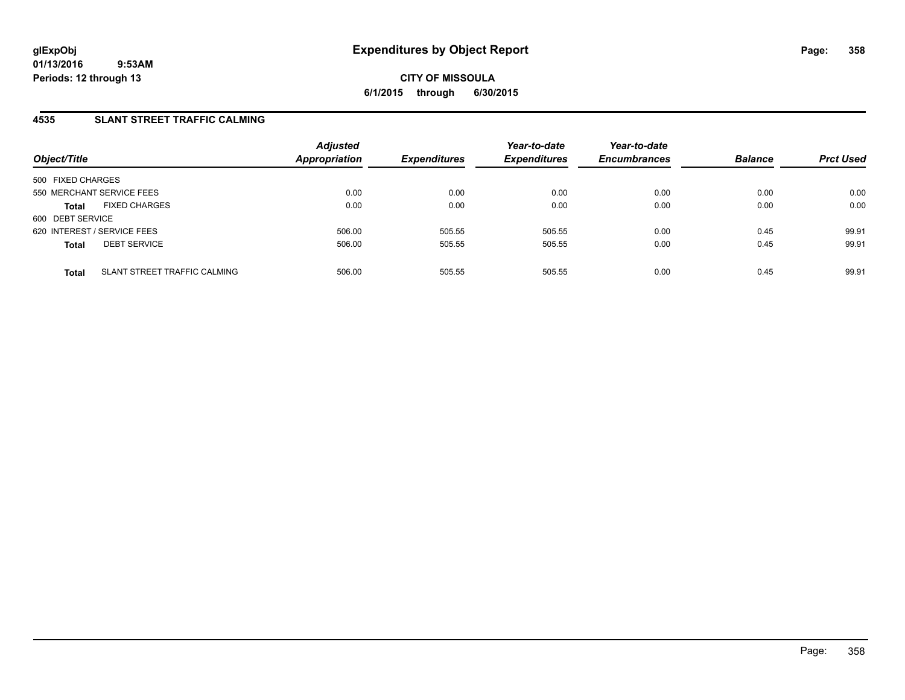**CITY OF MISSOULA**

**6/1/2015 through 6/30/2015**

## 4535 SLANT STREET TRAFFIC CALMING

| Object/Title | | Adjusted Appropriation | Expenditures | Year-to-date Expenditures | Year-to-date Encumbrances | Balance | Prct Used |
|---|---|---|---|---|---|---|---|
| 500 FIXED CHARGES | | | | | | | |
| 550 MERCHANT SERVICE FEES | | 0.00 | 0.00 | 0.00 | 0.00 | 0.00 | 0.00 |
| **Total** | FIXED CHARGES | 0.00 | 0.00 | 0.00 | 0.00 | 0.00 | 0.00 |
| 600 DEBT SERVICE | | | | | | | |
| 620 INTEREST / SERVICE FEES | | 506.00 | 505.55 | 505.55 | 0.00 | 0.45 | 99.91 |
| **Total** | DEBT SERVICE | 506.00 | 505.55 | 505.55 | 0.00 | 0.45 | 99.91 |
| **Total** | SLANT STREET TRAFFIC CALMING | 506.00 | 505.55 | 505.55 | 0.00 | 0.45 | 99.91 |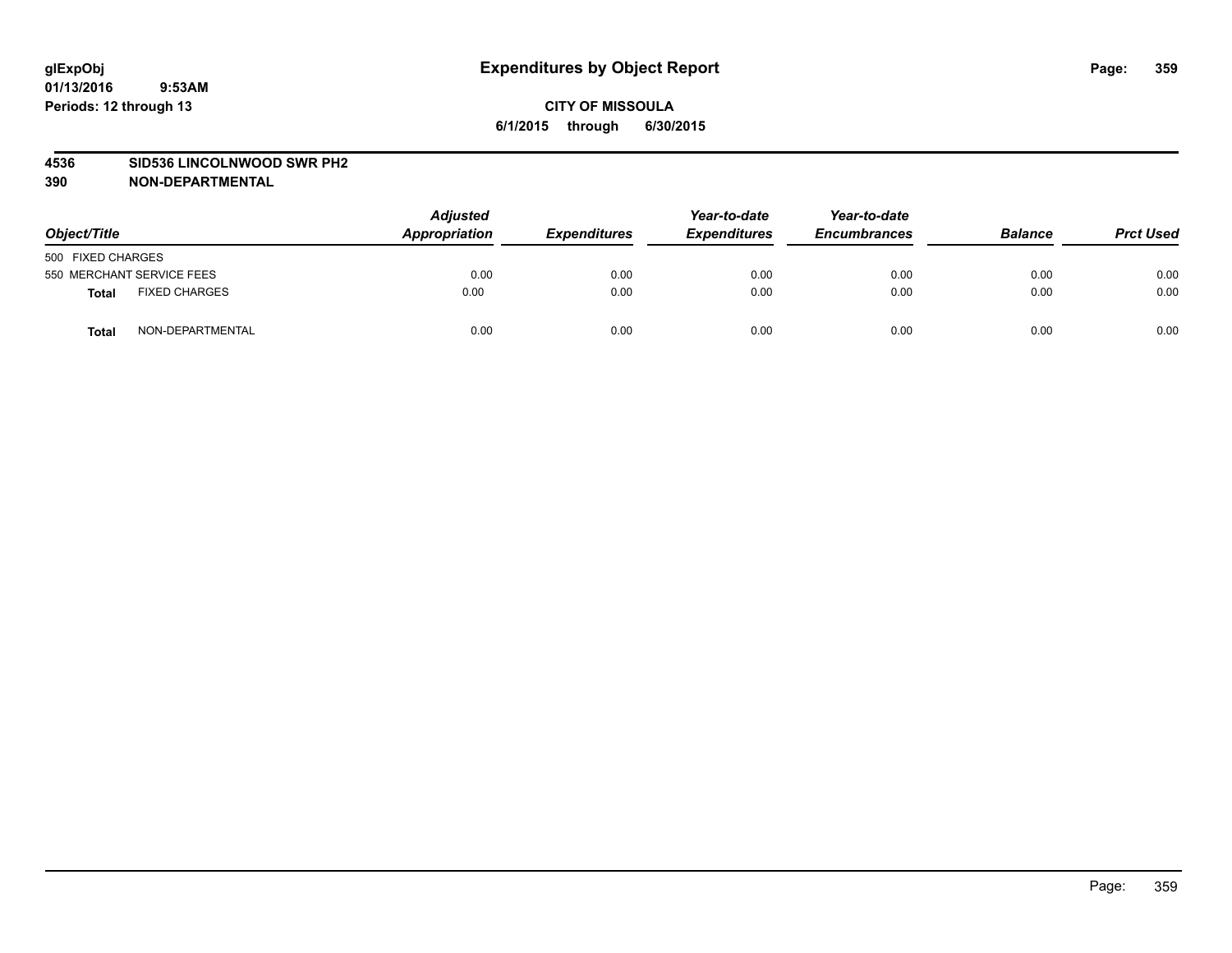# Expenditures by Object Report

glExpObj
01/13/2016 9:53AM
Periods: 12 through 13

**CITY OF MISSOULA**
**6/1/2015 through 6/30/2015**

**4536 SID536 LINCOLNWOOD SWR PH2**
**390 NON-DEPARTMENTAL**

| Object/Title | Adjusted Appropriation | Expenditures | Year-to-date Expenditures | Year-to-date Encumbrances | Balance | Prct Used |
|---|---|---|---|---|---|---|
| 500 FIXED CHARGES | | | | | | |
| 550 MERCHANT SERVICE FEES | 0.00 | 0.00 | 0.00 | 0.00 | 0.00 | 0.00 |
| **Total** FIXED CHARGES | 0.00 | 0.00 | 0.00 | 0.00 | 0.00 | 0.00 |
| **Total** NON-DEPARTMENTAL | 0.00 | 0.00 | 0.00 | 0.00 | 0.00 | 0.00 |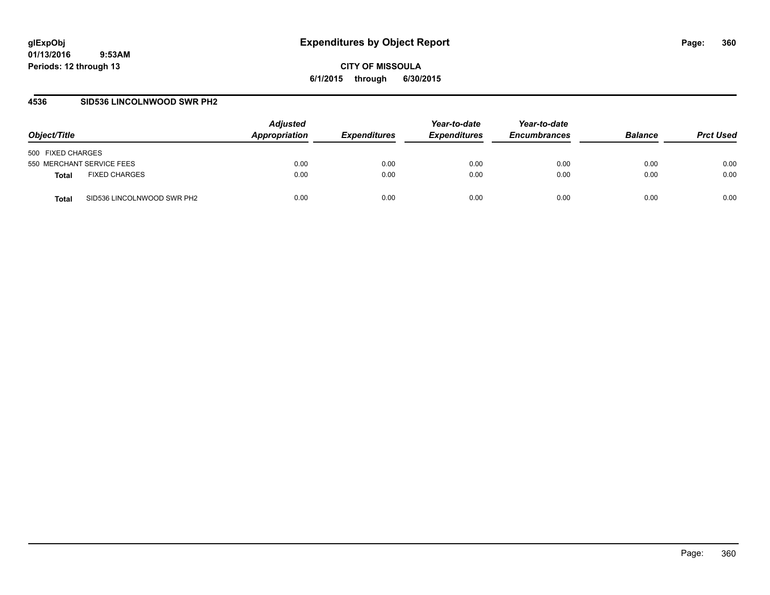glExpObj
01/13/2016 9:53AM
Periods: 12 through 13

# Expenditures by Object Report

**CITY OF MISSOULA**
**6/1/2015 through 6/30/2015**

## 4536 SID536 LINCOLNWOOD SWR PH2

| Object/Title | | Adjusted Appropriation | Expenditures | Year-to-date Expenditures | Year-to-date Encumbrances | Balance | Prct Used |
|---|---|---|---|---|---|---|---|
| 500 FIXED CHARGES | | | | | | | |
| 550 MERCHANT SERVICE FEES | | 0.00 | 0.00 | 0.00 | 0.00 | 0.00 | 0.00 |
| **Total** | FIXED CHARGES | 0.00 | 0.00 | 0.00 | 0.00 | 0.00 | 0.00 |
| **Total** | SID536 LINCOLNWOOD SWR PH2 | 0.00 | 0.00 | 0.00 | 0.00 | 0.00 | 0.00 |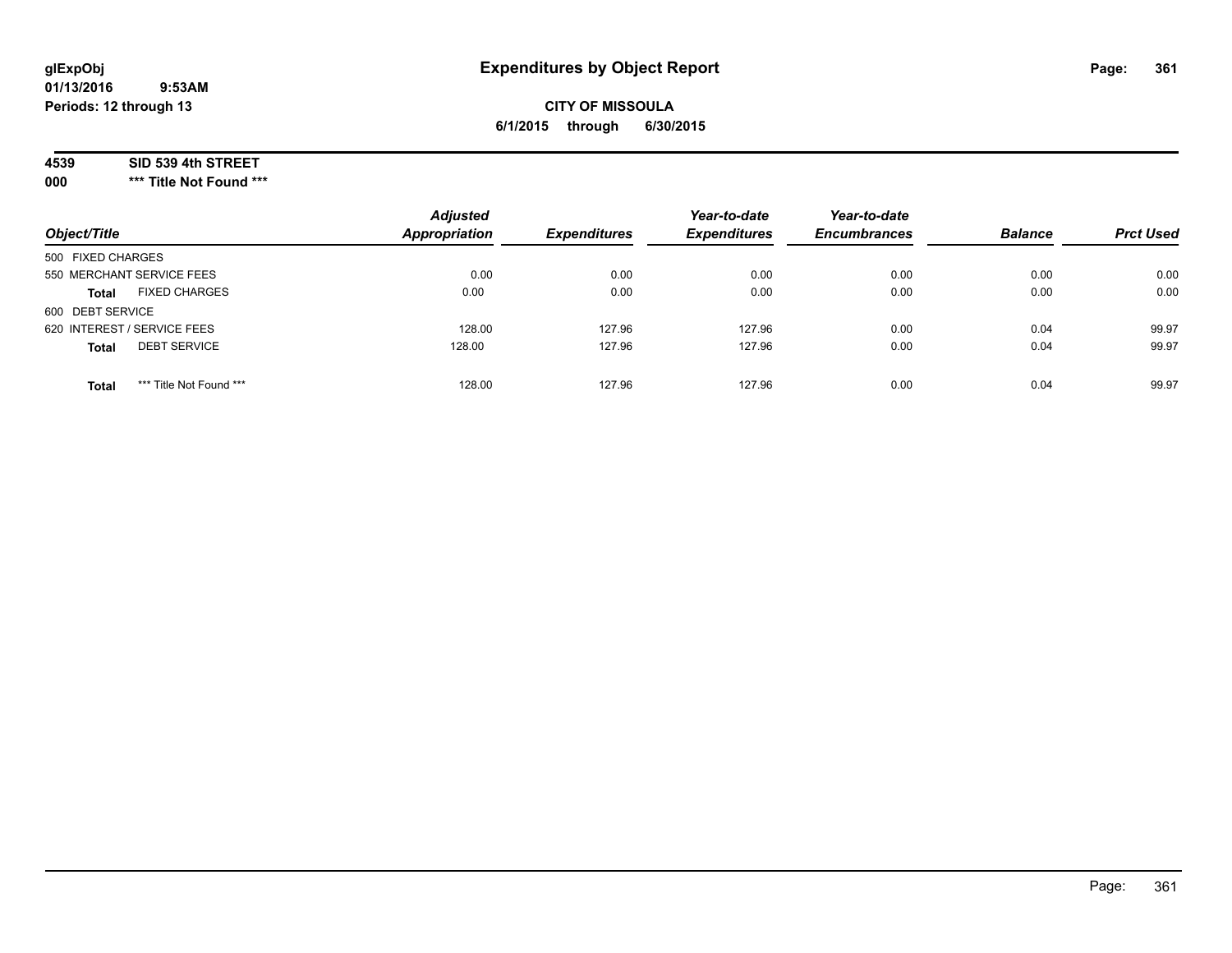glExpObj
01/13/2016 9:53AM
Periods: 12 through 13

# Expenditures by Object Report

**CITY OF MISSOULA**

**6/1/2015 through 6/30/2015**

**4539 SID 539 4th STREET**

**000 \*\*\* Title Not Found \*\*\***

| Object/Title | Adjusted Appropriation | Expenditures | Year-to-date Expenditures | Year-to-date Encumbrances | Balance | Prct Used |
|---|---|---|---|---|---|---|
| 500 FIXED CHARGES | | | | | | |
| 550 MERCHANT SERVICE FEES | 0.00 | 0.00 | 0.00 | 0.00 | 0.00 | 0.00 |
| **Total** FIXED CHARGES | 0.00 | 0.00 | 0.00 | 0.00 | 0.00 | 0.00 |
| 600 DEBT SERVICE | | | | | | |
| 620 INTEREST / SERVICE FEES | 128.00 | 127.96 | 127.96 | 0.00 | 0.04 | 99.97 |
| **Total** DEBT SERVICE | 128.00 | 127.96 | 127.96 | 0.00 | 0.04 | 99.97 |
| **Total** \*\*\* Title Not Found \*\*\* | 128.00 | 127.96 | 127.96 | 0.00 | 0.04 | 99.97 |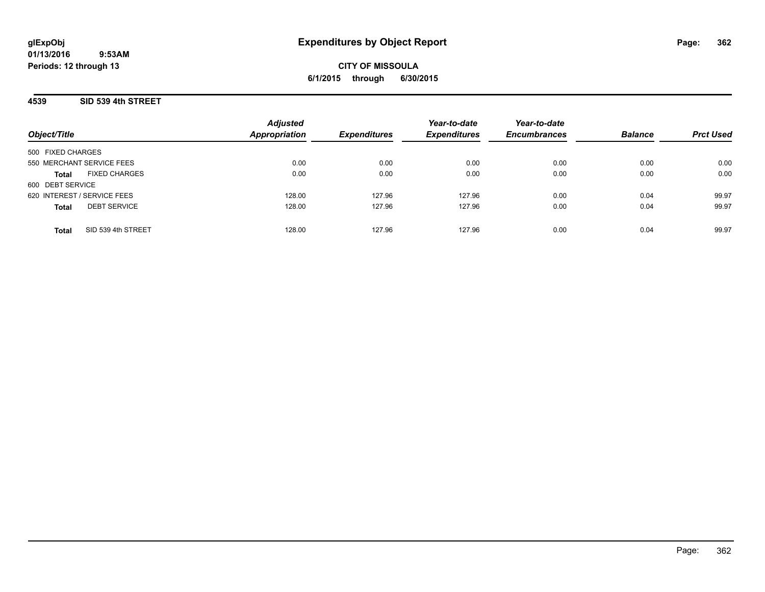# Expenditures by Object Report

glExpObj
01/13/2016 9:53AM
Periods: 12 through 13

**CITY OF MISSOULA**
**6/1/2015 through 6/30/2015**

## 4539 SID 539 4th STREET

| Object/Title | Adjusted Appropriation | Expenditures | Year-to-date Expenditures | Year-to-date Encumbrances | Balance | Prct Used |
|---|---|---|---|---|---|---|
| 500 FIXED CHARGES | | | | | | |
| 550 MERCHANT SERVICE FEES | 0.00 | 0.00 | 0.00 | 0.00 | 0.00 | 0.00 |
| **Total** FIXED CHARGES | 0.00 | 0.00 | 0.00 | 0.00 | 0.00 | 0.00 |
| 600 DEBT SERVICE | | | | | | |
| 620 INTEREST / SERVICE FEES | 128.00 | 127.96 | 127.96 | 0.00 | 0.04 | 99.97 |
| **Total** DEBT SERVICE | 128.00 | 127.96 | 127.96 | 0.00 | 0.04 | 99.97 |
| **Total** SID 539 4th STREET | 128.00 | 127.96 | 127.96 | 0.00 | 0.04 | 99.97 |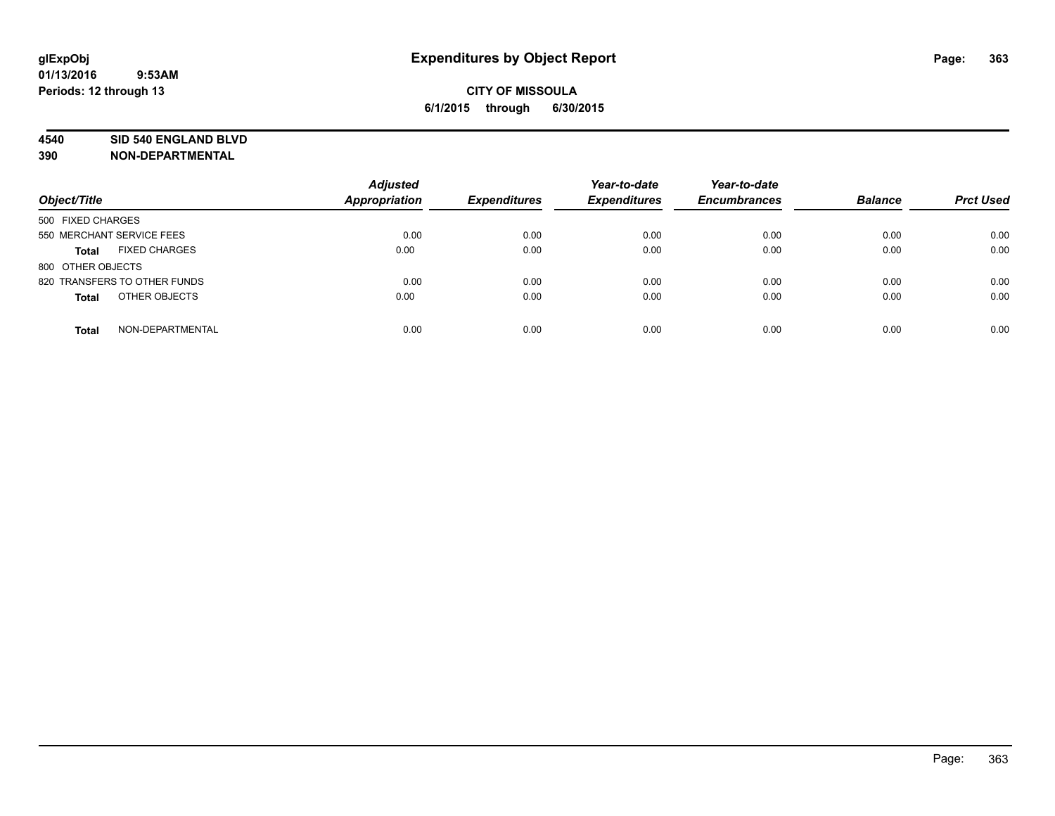**glExpObj**
**01/13/2016 9:53AM**
**Periods: 12 through 13**

# Expenditures by Object Report

**CITY OF MISSOULA**
**6/1/2015 through 6/30/2015**

**4540 SID 540 ENGLAND BLVD**
**390 NON-DEPARTMENTAL**

| Object/Title | Adjusted Appropriation | Expenditures | Year-to-date Expenditures | Year-to-date Encumbrances | Balance | Prct Used |
|---|---|---|---|---|---|---|
| 500 FIXED CHARGES | | | | | | |
| 550 MERCHANT SERVICE FEES | 0.00 | 0.00 | 0.00 | 0.00 | 0.00 | 0.00 |
| **Total** FIXED CHARGES | 0.00 | 0.00 | 0.00 | 0.00 | 0.00 | 0.00 |
| 800 OTHER OBJECTS | | | | | | |
| 820 TRANSFERS TO OTHER FUNDS | 0.00 | 0.00 | 0.00 | 0.00 | 0.00 | 0.00 |
| **Total** OTHER OBJECTS | 0.00 | 0.00 | 0.00 | 0.00 | 0.00 | 0.00 |
| **Total** NON-DEPARTMENTAL | 0.00 | 0.00 | 0.00 | 0.00 | 0.00 | 0.00 |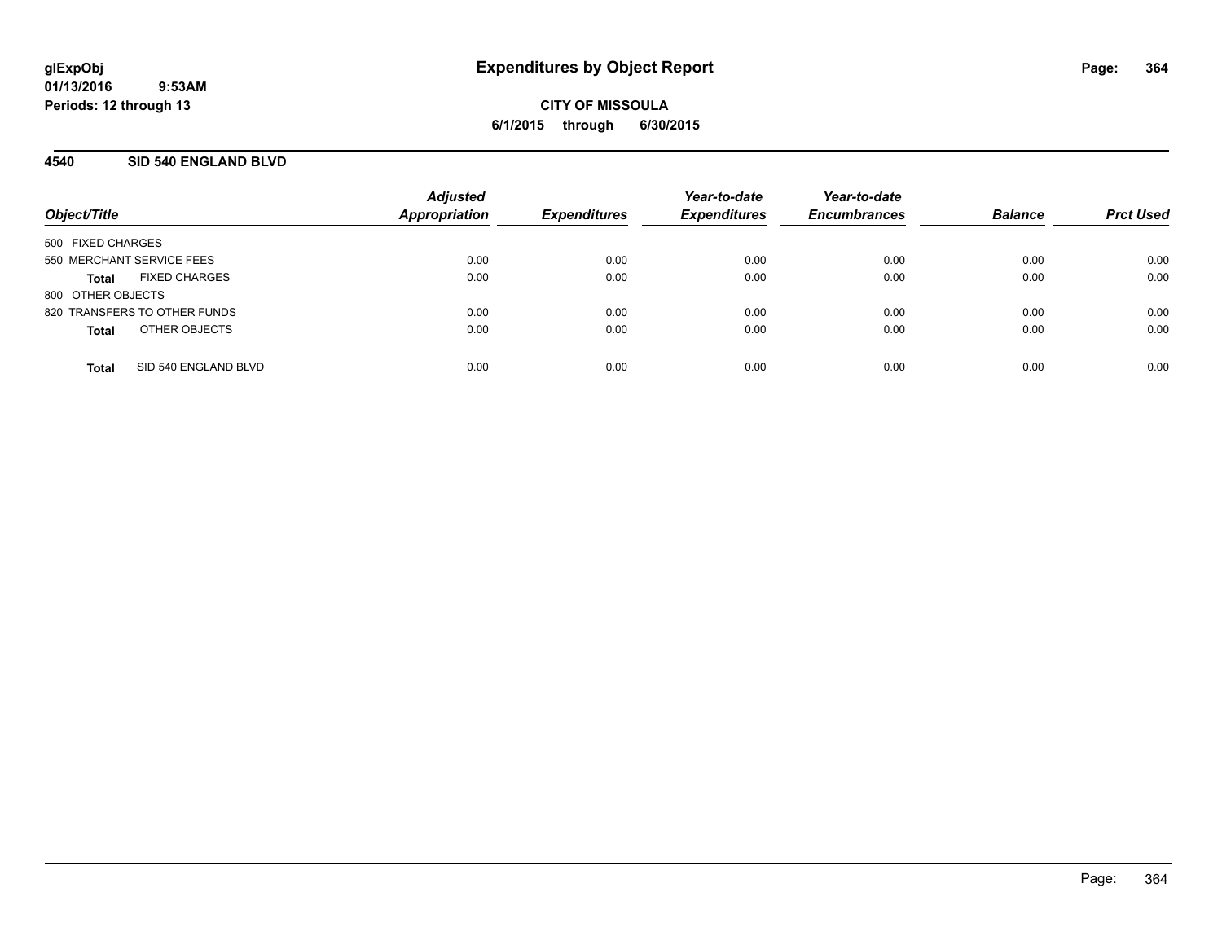**glExpObj** | **01/13/2016 9:53AM** | **Periods: 12 through 13**

# Expenditures by Object Report

**CITY OF MISSOULA**
**6/1/2015 through 6/30/2015**

## 4540 SID 540 ENGLAND BLVD

| Object/Title | Adjusted Appropriation | Expenditures | Year-to-date Expenditures | Year-to-date Encumbrances | Balance | Prct Used |
|---|---|---|---|---|---|---|
| 500 FIXED CHARGES | | | | | | |
| 550 MERCHANT SERVICE FEES | 0.00 | 0.00 | 0.00 | 0.00 | 0.00 | 0.00 |
| **Total** FIXED CHARGES | 0.00 | 0.00 | 0.00 | 0.00 | 0.00 | 0.00 |
| 800 OTHER OBJECTS | | | | | | |
| 820 TRANSFERS TO OTHER FUNDS | 0.00 | 0.00 | 0.00 | 0.00 | 0.00 | 0.00 |
| **Total** OTHER OBJECTS | 0.00 | 0.00 | 0.00 | 0.00 | 0.00 | 0.00 |
| **Total** SID 540 ENGLAND BLVD | 0.00 | 0.00 | 0.00 | 0.00 | 0.00 | 0.00 |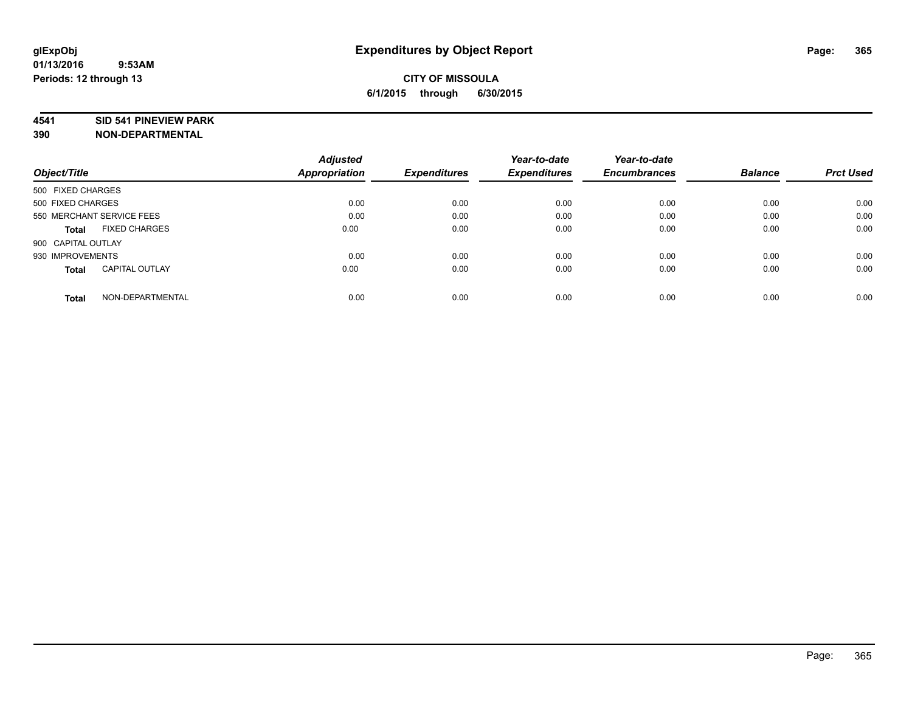glExpObj
01/13/2016 9:53AM
Periods: 12 through 13

# Expenditures by Object Report

**CITY OF MISSOULA**
**6/1/2015 through 6/30/2015**

**4541 SID 541 PINEVIEW PARK**
**390 NON-DEPARTMENTAL**

| Object/Title | Adjusted Appropriation | Expenditures | Year-to-date Expenditures | Year-to-date Encumbrances | Balance | Prct Used |
|---|---|---|---|---|---|---|
| 500 FIXED CHARGES | | | | | | |
| 500 FIXED CHARGES | 0.00 | 0.00 | 0.00 | 0.00 | 0.00 | 0.00 |
| 550 MERCHANT SERVICE FEES | 0.00 | 0.00 | 0.00 | 0.00 | 0.00 | 0.00 |
| **Total** FIXED CHARGES | 0.00 | 0.00 | 0.00 | 0.00 | 0.00 | 0.00 |
| 900 CAPITAL OUTLAY | | | | | | |
| 930 IMPROVEMENTS | 0.00 | 0.00 | 0.00 | 0.00 | 0.00 | 0.00 |
| **Total** CAPITAL OUTLAY | 0.00 | 0.00 | 0.00 | 0.00 | 0.00 | 0.00 |
| **Total** NON-DEPARTMENTAL | 0.00 | 0.00 | 0.00 | 0.00 | 0.00 | 0.00 |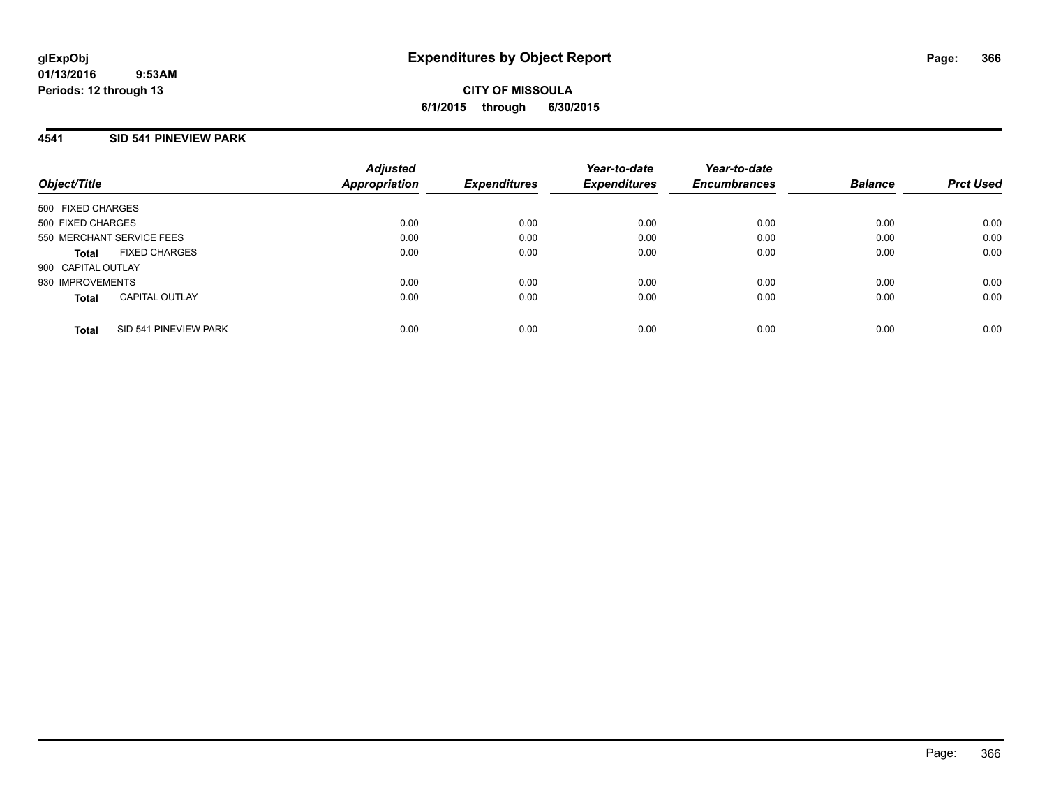# Expenditures by Object Report

**CITY OF MISSOULA**

**6/1/2015 through 6/30/2015**

glExpObj
01/13/2016 9:53AM
Periods: 12 through 13

## 4541 SID 541 PINEVIEW PARK

| Object/Title | | Adjusted Appropriation | Expenditures | Year-to-date Expenditures | Year-to-date Encumbrances | Balance | Prct Used |
|---|---|---|---|---|---|---|---|
| 500 FIXED CHARGES | | | | | | | |
| 500 FIXED CHARGES | | 0.00 | 0.00 | 0.00 | 0.00 | 0.00 | 0.00 |
| 550 MERCHANT SERVICE FEES | | 0.00 | 0.00 | 0.00 | 0.00 | 0.00 | 0.00 |
| **Total** | FIXED CHARGES | 0.00 | 0.00 | 0.00 | 0.00 | 0.00 | 0.00 |
| 900 CAPITAL OUTLAY | | | | | | | |
| 930 IMPROVEMENTS | | 0.00 | 0.00 | 0.00 | 0.00 | 0.00 | 0.00 |
| **Total** | CAPITAL OUTLAY | 0.00 | 0.00 | 0.00 | 0.00 | 0.00 | 0.00 |
| **Total** | SID 541 PINEVIEW PARK | 0.00 | 0.00 | 0.00 | 0.00 | 0.00 | 0.00 |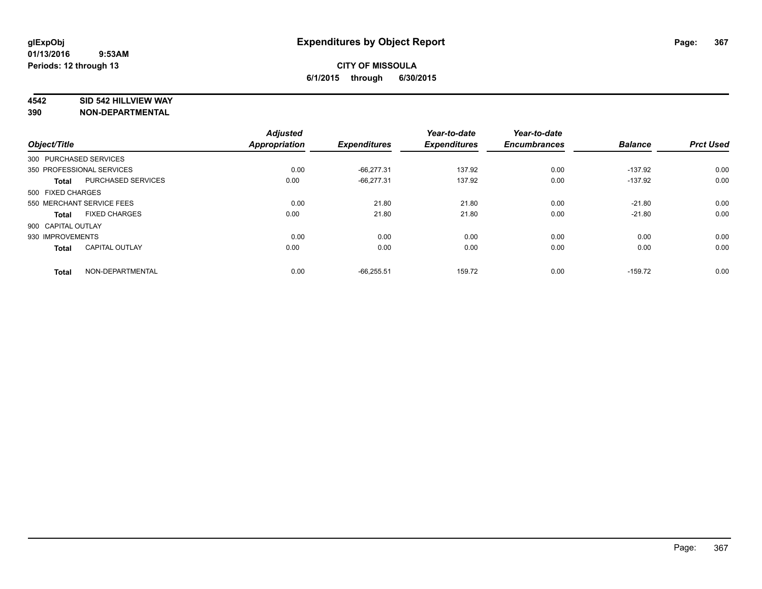**glExpObj**
**01/13/2016 9:53AM**
**Periods: 12 through 13**

# Expenditures by Object Report

**CITY OF MISSOULA**
**6/1/2015 through 6/30/2015**

**4542 SID 542 HILLVIEW WAY**
**390 NON-DEPARTMENTAL**

| Object/Title | | Adjusted Appropriation | Expenditures | Year-to-date Expenditures | Year-to-date Encumbrances | Balance | Prct Used |
|---|---|---|---|---|---|---|---|
| 300 PURCHASED SERVICES | | | | | | | |
| 350 PROFESSIONAL SERVICES | | 0.00 | -66,277.31 | 137.92 | 0.00 | -137.92 | 0.00 |
| **Total** | PURCHASED SERVICES | 0.00 | -66,277.31 | 137.92 | 0.00 | -137.92 | 0.00 |
| 500 FIXED CHARGES | | | | | | | |
| 550 MERCHANT SERVICE FEES | | 0.00 | 21.80 | 21.80 | 0.00 | -21.80 | 0.00 |
| **Total** | FIXED CHARGES | 0.00 | 21.80 | 21.80 | 0.00 | -21.80 | 0.00 |
| 900 CAPITAL OUTLAY | | | | | | | |
| 930 IMPROVEMENTS | | 0.00 | 0.00 | 0.00 | 0.00 | 0.00 | 0.00 |
| **Total** | CAPITAL OUTLAY | 0.00 | 0.00 | 0.00 | 0.00 | 0.00 | 0.00 |
| **Total** | NON-DEPARTMENTAL | 0.00 | -66,255.51 | 159.72 | 0.00 | -159.72 | 0.00 |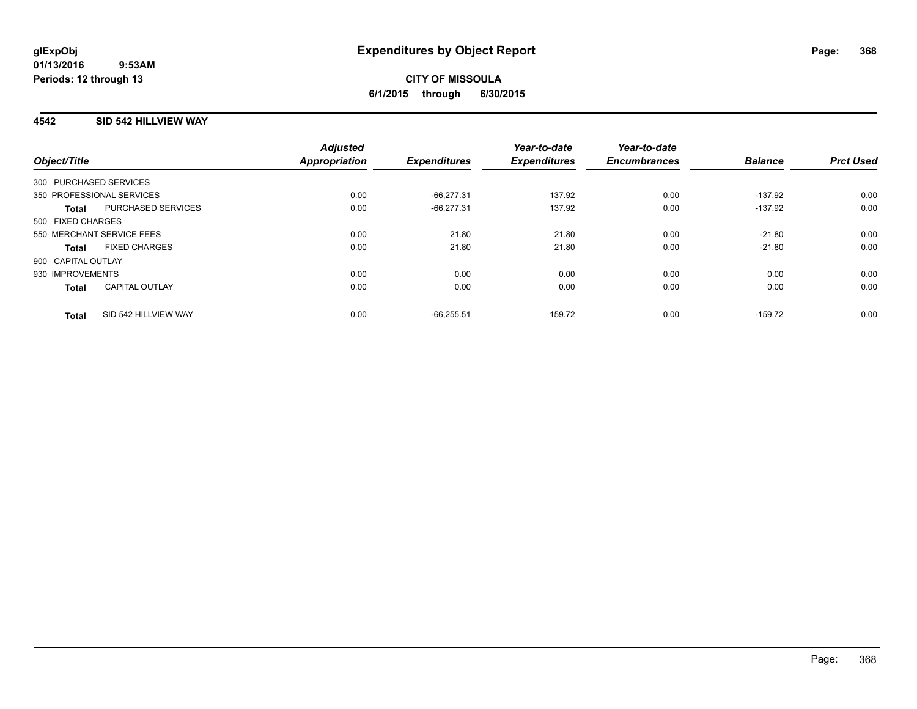**glExpObj**
**01/13/2016 9:53AM**
**Periods: 12 through 13**

# Expenditures by Object Report

**CITY OF MISSOULA**
**6/1/2015 through 6/30/2015**

## 4542 SID 542 HILLVIEW WAY

| Object/Title | | Adjusted Appropriation | Expenditures | Year-to-date Expenditures | Year-to-date Encumbrances | Balance | Prct Used |
|---|---|---|---|---|---|---|---|
| 300 PURCHASED SERVICES | | | | | | | |
| 350 PROFESSIONAL SERVICES | | 0.00 | -66,277.31 | 137.92 | 0.00 | -137.92 | 0.00 |
| **Total** | PURCHASED SERVICES | 0.00 | -66,277.31 | 137.92 | 0.00 | -137.92 | 0.00 |
| 500 FIXED CHARGES | | | | | | | |
| 550 MERCHANT SERVICE FEES | | 0.00 | 21.80 | 21.80 | 0.00 | -21.80 | 0.00 |
| **Total** | FIXED CHARGES | 0.00 | 21.80 | 21.80 | 0.00 | -21.80 | 0.00 |
| 900 CAPITAL OUTLAY | | | | | | | |
| 930 IMPROVEMENTS | | 0.00 | 0.00 | 0.00 | 0.00 | 0.00 | 0.00 |
| **Total** | CAPITAL OUTLAY | 0.00 | 0.00 | 0.00 | 0.00 | 0.00 | 0.00 |
| **Total** | SID 542 HILLVIEW WAY | 0.00 | -66,255.51 | 159.72 | 0.00 | -159.72 | 0.00 |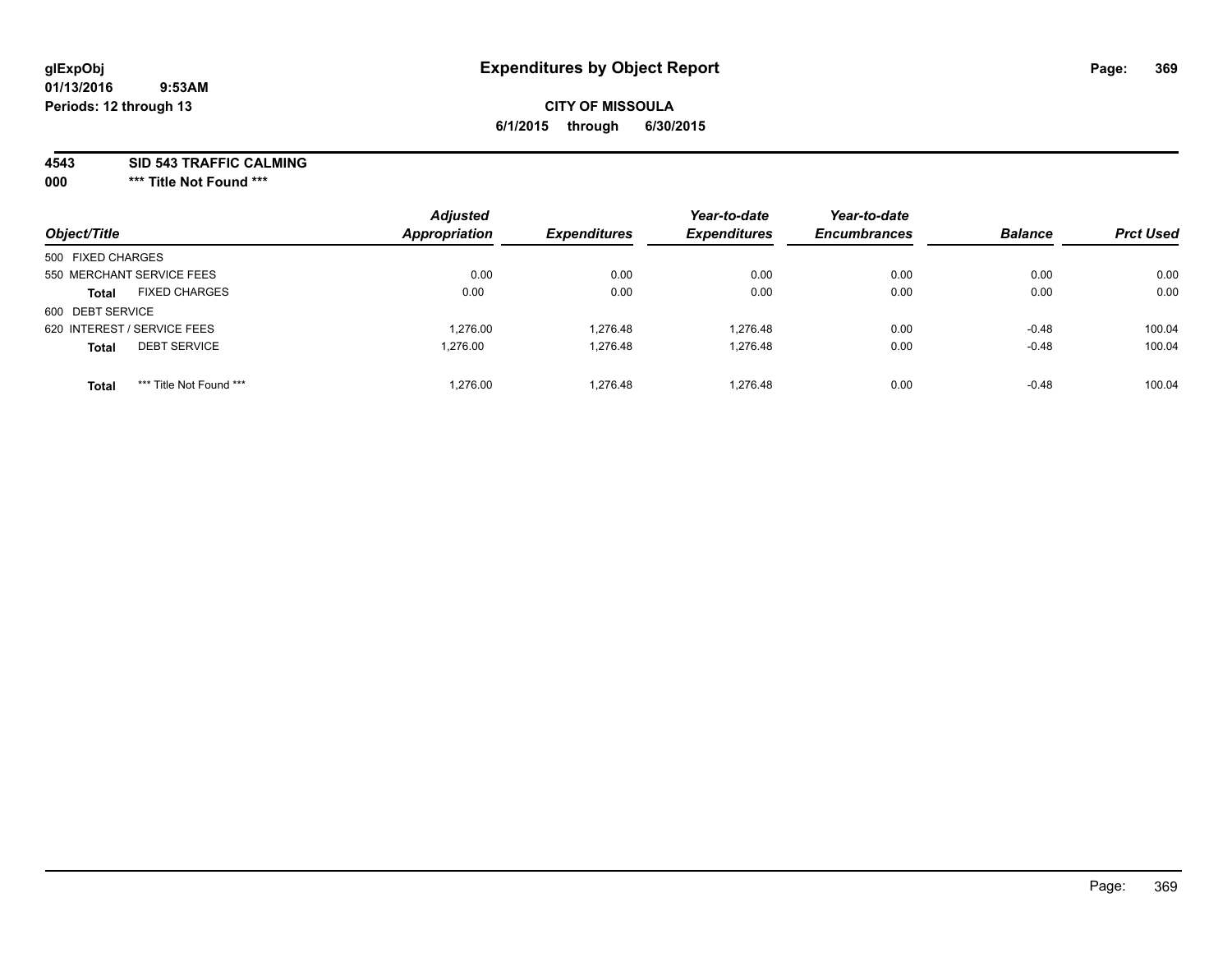**glExpObj** **Expenditures by Object Report**

**01/13/2016 9:53AM**

**Periods: 12 through 13**

**CITY OF MISSOULA**

**6/1/2015 through 6/30/2015**

**4543 SID 543 TRAFFIC CALMING**

**000 \*\*\* Title Not Found \*\*\***

| Object/Title | | Adjusted Appropriation | Expenditures | Year-to-date Expenditures | Year-to-date Encumbrances | Balance | Prct Used |
|---|---|---|---|---|---|---|---|
| 500 FIXED CHARGES | | | | | | | |
| 550 MERCHANT SERVICE FEES | | 0.00 | 0.00 | 0.00 | 0.00 | 0.00 | 0.00 |
| **Total** | FIXED CHARGES | 0.00 | 0.00 | 0.00 | 0.00 | 0.00 | 0.00 |
| 600 DEBT SERVICE | | | | | | | |
| 620 INTEREST / SERVICE FEES | | 1,276.00 | 1,276.48 | 1,276.48 | 0.00 | -0.48 | 100.04 |
| **Total** | DEBT SERVICE | 1,276.00 | 1,276.48 | 1,276.48 | 0.00 | -0.48 | 100.04 |
| **Total** | *** Title Not Found *** | 1,276.00 | 1,276.48 | 1,276.48 | 0.00 | -0.48 | 100.04 |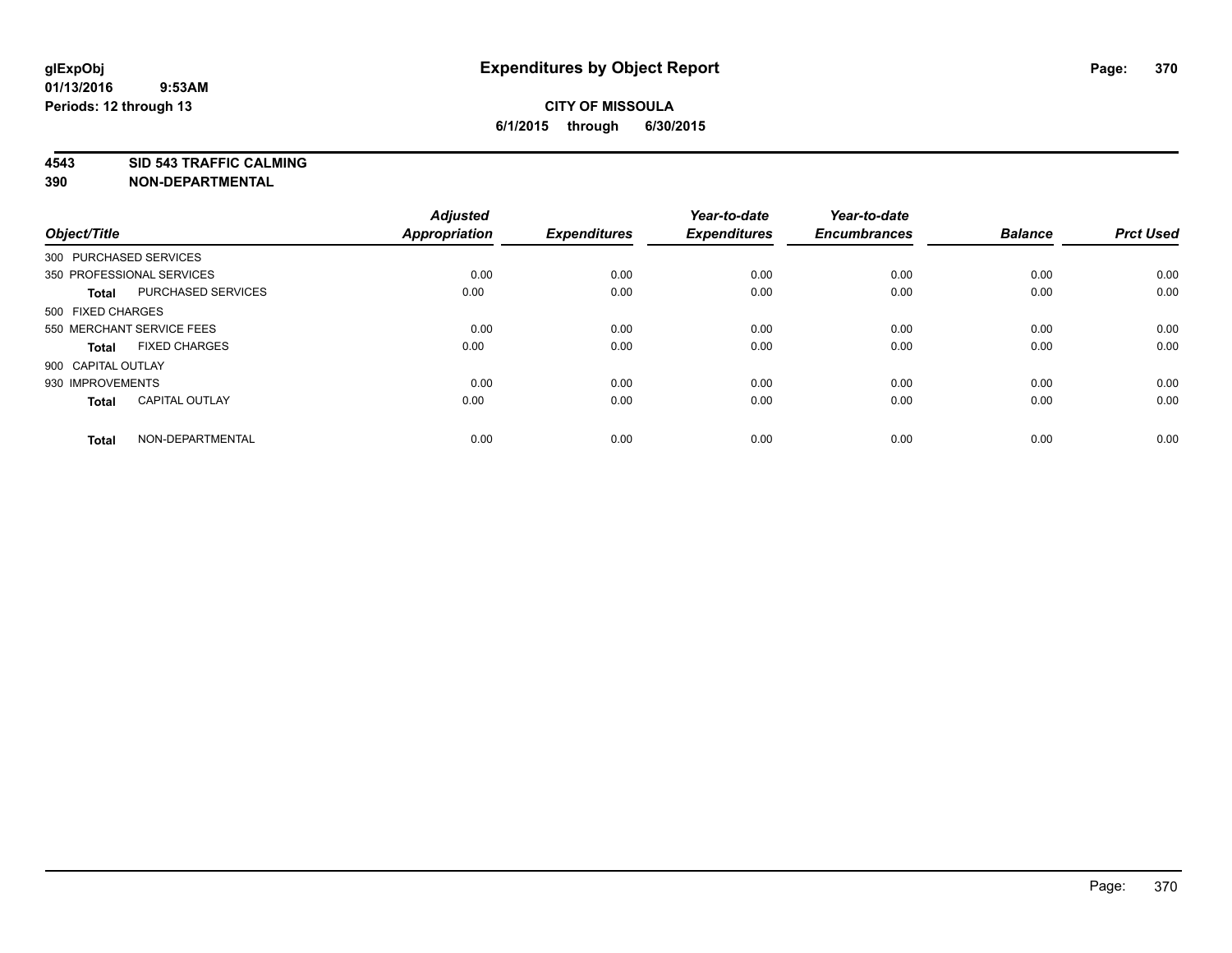**glExpObj** **Expenditures by Object Report**
**01/13/2016 9:53AM**
**Periods: 12 through 13**

**CITY OF MISSOULA**
**6/1/2015 through 6/30/2015**

**4543 SID 543 TRAFFIC CALMING**
**390 NON-DEPARTMENTAL**

| Object/Title | | Adjusted Appropriation | Expenditures | Year-to-date Expenditures | Year-to-date Encumbrances | Balance | Prct Used |
|---|---|---|---|---|---|---|---|
| 300 PURCHASED SERVICES | | | | | | | |
| 350 PROFESSIONAL SERVICES | | 0.00 | 0.00 | 0.00 | 0.00 | 0.00 | 0.00 |
| **Total** | PURCHASED SERVICES | 0.00 | 0.00 | 0.00 | 0.00 | 0.00 | 0.00 |
| 500 FIXED CHARGES | | | | | | | |
| 550 MERCHANT SERVICE FEES | | 0.00 | 0.00 | 0.00 | 0.00 | 0.00 | 0.00 |
| **Total** | FIXED CHARGES | 0.00 | 0.00 | 0.00 | 0.00 | 0.00 | 0.00 |
| 900 CAPITAL OUTLAY | | | | | | | |
| 930 IMPROVEMENTS | | 0.00 | 0.00 | 0.00 | 0.00 | 0.00 | 0.00 |
| **Total** | CAPITAL OUTLAY | 0.00 | 0.00 | 0.00 | 0.00 | 0.00 | 0.00 |
| **Total** | NON-DEPARTMENTAL | 0.00 | 0.00 | 0.00 | 0.00 | 0.00 | 0.00 |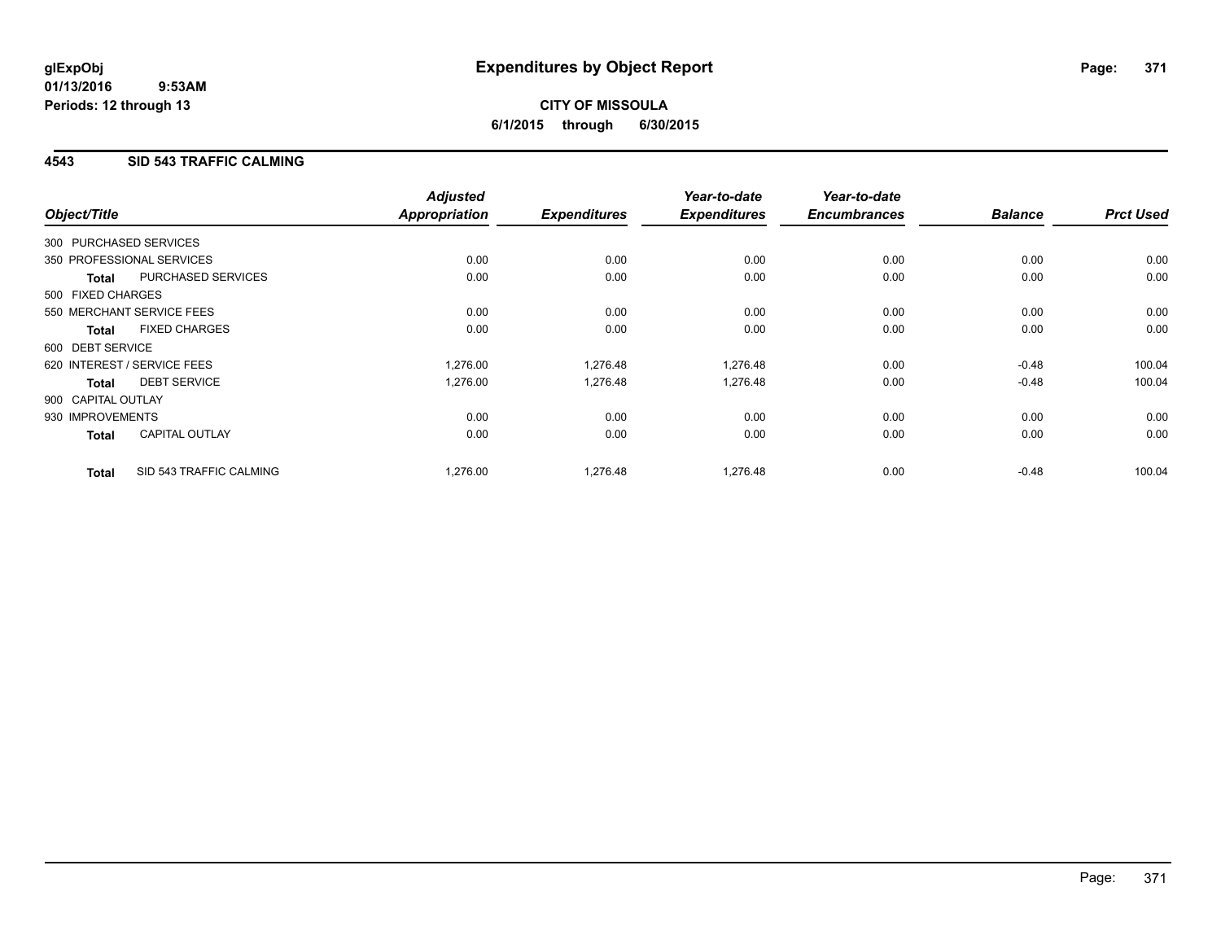# Expenditures by Object Report

glExpObj
01/13/2016 9:53AM
Periods: 12 through 13

**CITY OF MISSOULA**
**6/1/2015 through 6/30/2015**

## 4543 SID 543 TRAFFIC CALMING

| Object/Title | | Adjusted Appropriation | Expenditures | Year-to-date Expenditures | Year-to-date Encumbrances | Balance | Prct Used |
|---|---|---|---|---|---|---|---|
| 300 PURCHASED SERVICES | | | | | | | |
| 350 PROFESSIONAL SERVICES | | 0.00 | 0.00 | 0.00 | 0.00 | 0.00 | 0.00 |
| **Total** | PURCHASED SERVICES | 0.00 | 0.00 | 0.00 | 0.00 | 0.00 | 0.00 |
| 500 FIXED CHARGES | | | | | | | |
| 550 MERCHANT SERVICE FEES | | 0.00 | 0.00 | 0.00 | 0.00 | 0.00 | 0.00 |
| **Total** | FIXED CHARGES | 0.00 | 0.00 | 0.00 | 0.00 | 0.00 | 0.00 |
| 600 DEBT SERVICE | | | | | | | |
| 620 INTEREST / SERVICE FEES | | 1,276.00 | 1,276.48 | 1,276.48 | 0.00 | -0.48 | 100.04 |
| **Total** | DEBT SERVICE | 1,276.00 | 1,276.48 | 1,276.48 | 0.00 | -0.48 | 100.04 |
| 900 CAPITAL OUTLAY | | | | | | | |
| 930 IMPROVEMENTS | | 0.00 | 0.00 | 0.00 | 0.00 | 0.00 | 0.00 |
| **Total** | CAPITAL OUTLAY | 0.00 | 0.00 | 0.00 | 0.00 | 0.00 | 0.00 |
| **Total** | SID 543 TRAFFIC CALMING | 1,276.00 | 1,276.48 | 1,276.48 | 0.00 | -0.48 | 100.04 |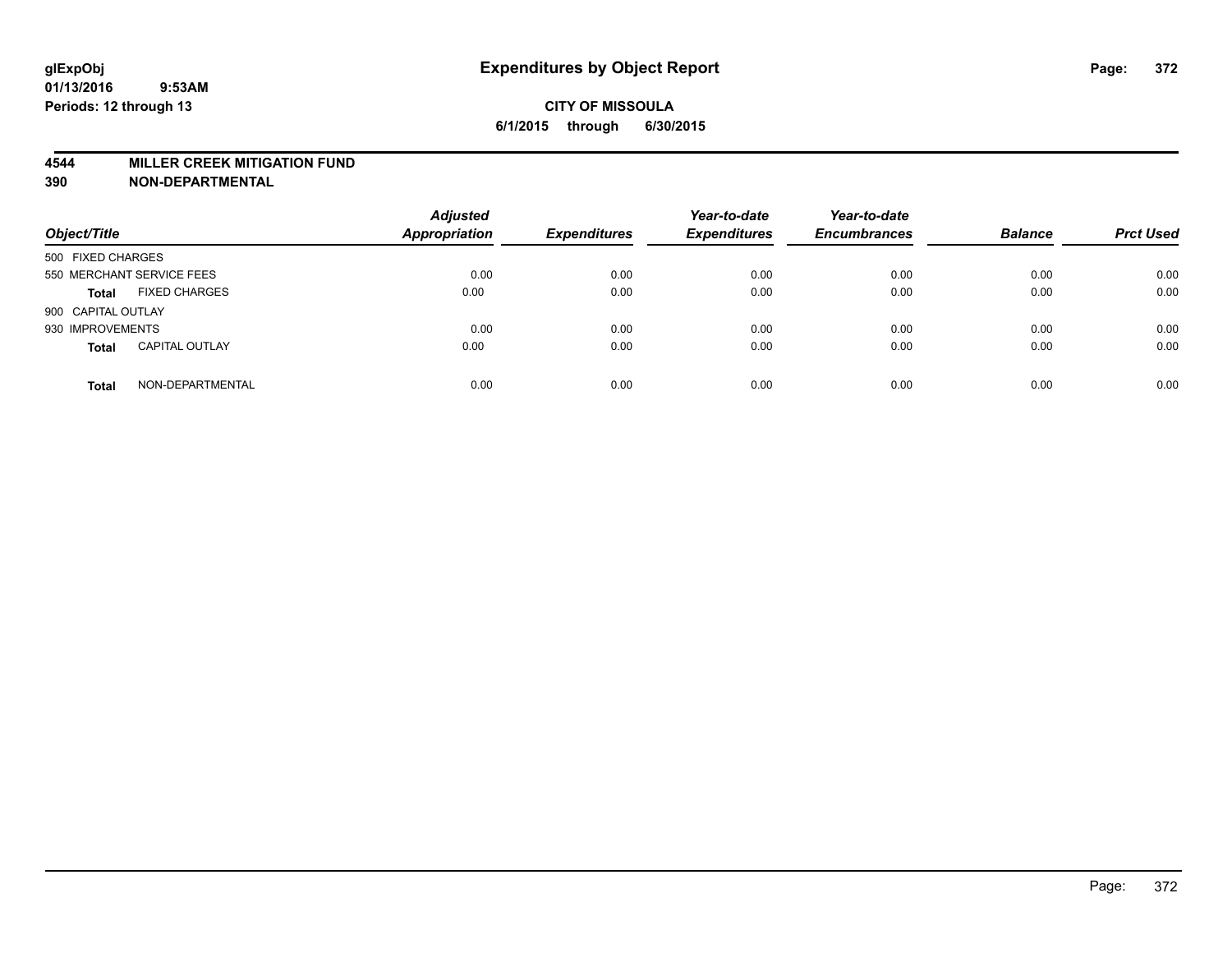glExpObj
01/13/2016 9:53AM
Periods: 12 through 13

# Expenditures by Object Report

**CITY OF MISSOULA**
**6/1/2015 through 6/30/2015**

**4544 MILLER CREEK MITIGATION FUND**
**390 NON-DEPARTMENTAL**

| Object/Title | | Adjusted Appropriation | Expenditures | Year-to-date Expenditures | Year-to-date Encumbrances | Balance | Prct Used |
|---|---|---|---|---|---|---|---|
| 500 FIXED CHARGES | | | | | | | |
| 550 MERCHANT SERVICE FEES | | 0.00 | 0.00 | 0.00 | 0.00 | 0.00 | 0.00 |
| **Total** | FIXED CHARGES | 0.00 | 0.00 | 0.00 | 0.00 | 0.00 | 0.00 |
| 900 CAPITAL OUTLAY | | | | | | | |
| 930 IMPROVEMENTS | | 0.00 | 0.00 | 0.00 | 0.00 | 0.00 | 0.00 |
| **Total** | CAPITAL OUTLAY | 0.00 | 0.00 | 0.00 | 0.00 | 0.00 | 0.00 |
| **Total** | NON-DEPARTMENTAL | 0.00 | 0.00 | 0.00 | 0.00 | 0.00 | 0.00 |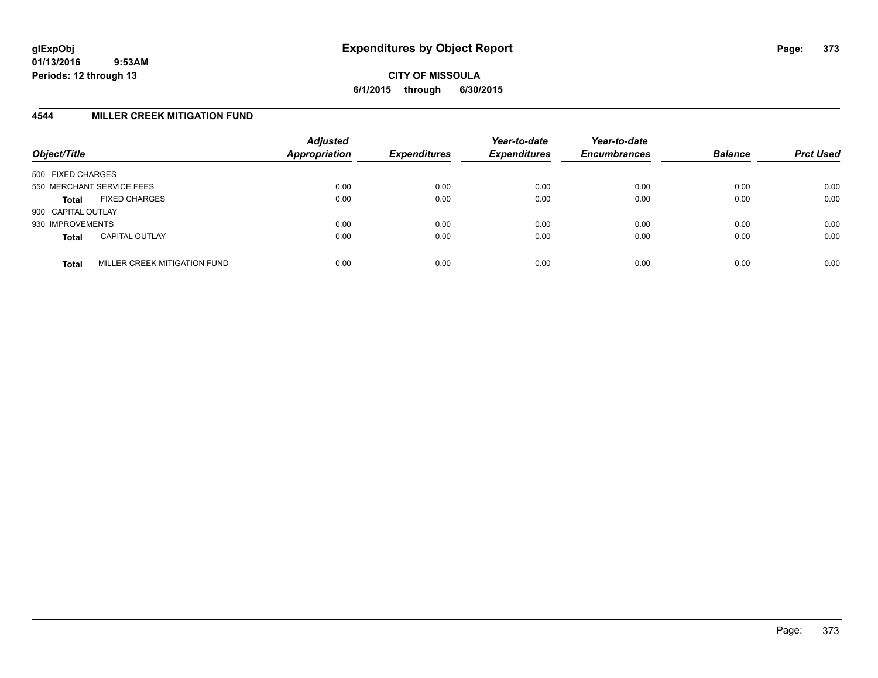glExpObj
01/13/2016 9:53AM
Periods: 12 through 13

# Expenditures by Object Report

**CITY OF MISSOULA**
**6/1/2015 through 6/30/2015**

## 4544 MILLER CREEK MITIGATION FUND

| Object/Title | | Adjusted Appropriation | Expenditures | Year-to-date Expenditures | Year-to-date Encumbrances | Balance | Prct Used |
|---|---|---|---|---|---|---|---|
| 500 FIXED CHARGES | | | | | | | |
| 550 MERCHANT SERVICE FEES | | 0.00 | 0.00 | 0.00 | 0.00 | 0.00 | 0.00 |
| **Total** | FIXED CHARGES | 0.00 | 0.00 | 0.00 | 0.00 | 0.00 | 0.00 |
| 900 CAPITAL OUTLAY | | | | | | | |
| 930 IMPROVEMENTS | | 0.00 | 0.00 | 0.00 | 0.00 | 0.00 | 0.00 |
| **Total** | CAPITAL OUTLAY | 0.00 | 0.00 | 0.00 | 0.00 | 0.00 | 0.00 |
| **Total** | MILLER CREEK MITIGATION FUND | 0.00 | 0.00 | 0.00 | 0.00 | 0.00 | 0.00 |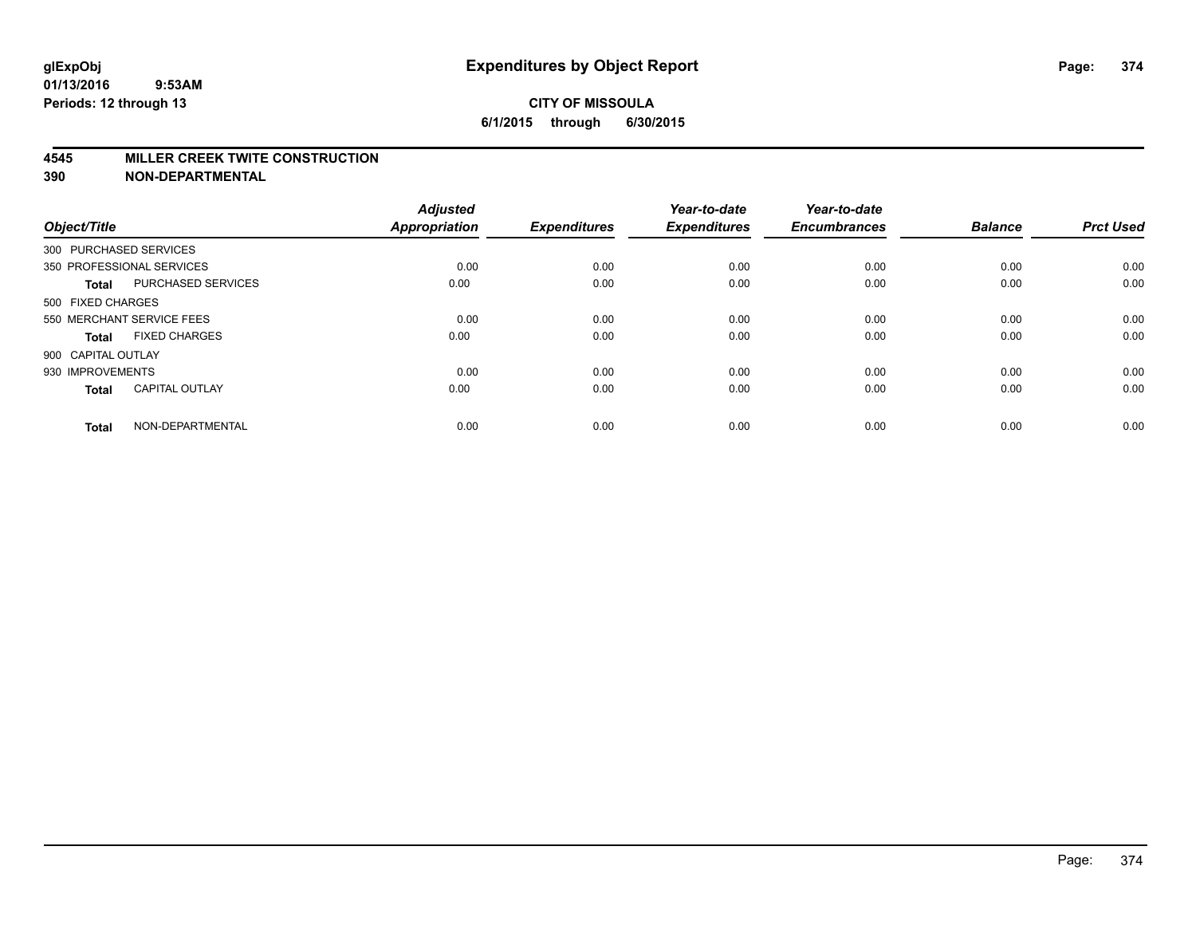**glExpObj**
**01/13/2016 9:53AM**
**Periods: 12 through 13**

# Expenditures by Object Report

**CITY OF MISSOULA**
**6/1/2015 through 6/30/2015**

## 4545 MILLER CREEK TWITE CONSTRUCTION
## 390 NON-DEPARTMENTAL

| Object/Title | | Adjusted Appropriation | Expenditures | Year-to-date Expenditures | Year-to-date Encumbrances | Balance | Prct Used |
|---|---|---|---|---|---|---|---|
| 300 PURCHASED SERVICES | | | | | | | |
| 350 PROFESSIONAL SERVICES | | 0.00 | 0.00 | 0.00 | 0.00 | 0.00 | 0.00 |
| **Total** | PURCHASED SERVICES | 0.00 | 0.00 | 0.00 | 0.00 | 0.00 | 0.00 |
| 500 FIXED CHARGES | | | | | | | |
| 550 MERCHANT SERVICE FEES | | 0.00 | 0.00 | 0.00 | 0.00 | 0.00 | 0.00 |
| **Total** | FIXED CHARGES | 0.00 | 0.00 | 0.00 | 0.00 | 0.00 | 0.00 |
| 900 CAPITAL OUTLAY | | | | | | | |
| 930 IMPROVEMENTS | | 0.00 | 0.00 | 0.00 | 0.00 | 0.00 | 0.00 |
| **Total** | CAPITAL OUTLAY | 0.00 | 0.00 | 0.00 | 0.00 | 0.00 | 0.00 |
| **Total** | NON-DEPARTMENTAL | 0.00 | 0.00 | 0.00 | 0.00 | 0.00 | 0.00 |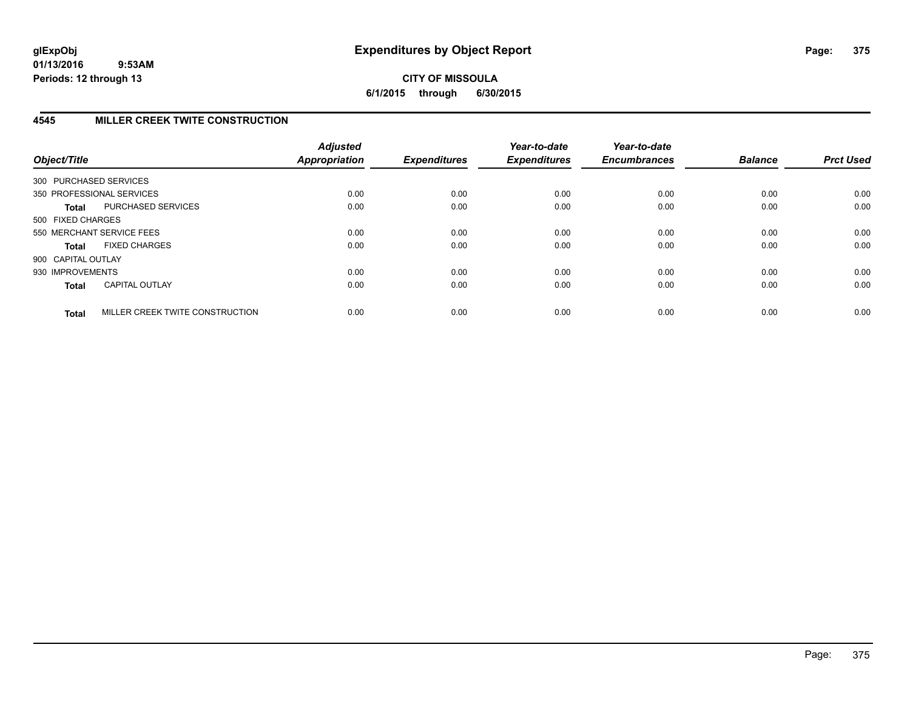**glExpObj**
**01/13/2016 9:53AM**
**Periods: 12 through 13**

# Expenditures by Object Report

**CITY OF MISSOULA**
**6/1/2015 through 6/30/2015**

## 4545 MILLER CREEK TWITE CONSTRUCTION

| Object/Title | | Adjusted Appropriation | Expenditures | Year-to-date Expenditures | Year-to-date Encumbrances | Balance | Prct Used |
|---|---|---|---|---|---|---|---|
| 300 PURCHASED SERVICES | | | | | | | |
| 350 PROFESSIONAL SERVICES | | 0.00 | 0.00 | 0.00 | 0.00 | 0.00 | 0.00 |
| **Total** | PURCHASED SERVICES | 0.00 | 0.00 | 0.00 | 0.00 | 0.00 | 0.00 |
| 500 FIXED CHARGES | | | | | | | |
| 550 MERCHANT SERVICE FEES | | 0.00 | 0.00 | 0.00 | 0.00 | 0.00 | 0.00 |
| **Total** | FIXED CHARGES | 0.00 | 0.00 | 0.00 | 0.00 | 0.00 | 0.00 |
| 900 CAPITAL OUTLAY | | | | | | | |
| 930 IMPROVEMENTS | | 0.00 | 0.00 | 0.00 | 0.00 | 0.00 | 0.00 |
| **Total** | CAPITAL OUTLAY | 0.00 | 0.00 | 0.00 | 0.00 | 0.00 | 0.00 |
| **Total** | MILLER CREEK TWITE CONSTRUCTION | 0.00 | 0.00 | 0.00 | 0.00 | 0.00 | 0.00 |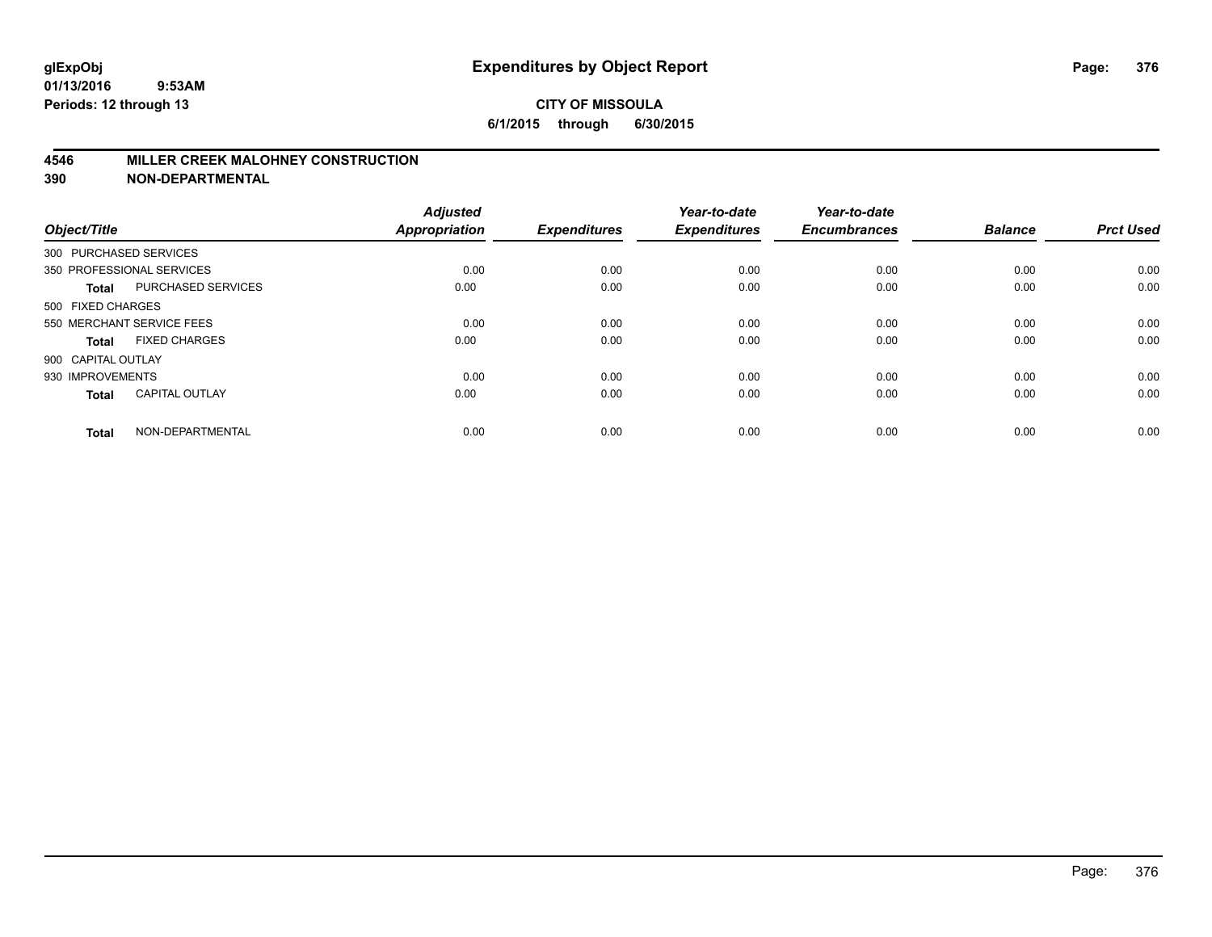# Expenditures by Object Report

glExpObj
01/13/2016 9:53AM
Periods: 12 through 13

**CITY OF MISSOULA**
**6/1/2015 through 6/30/2015**

**4546 MILLER CREEK MALOHNEY CONSTRUCTION**
**390 NON-DEPARTMENTAL**

| Object/Title | | Adjusted Appropriation | Expenditures | Year-to-date Expenditures | Year-to-date Encumbrances | Balance | Prct Used |
|---|---|---|---|---|---|---|---|
| 300 PURCHASED SERVICES | | | | | | | |
| 350 PROFESSIONAL SERVICES | | 0.00 | 0.00 | 0.00 | 0.00 | 0.00 | 0.00 |
| **Total** | PURCHASED SERVICES | 0.00 | 0.00 | 0.00 | 0.00 | 0.00 | 0.00 |
| 500 FIXED CHARGES | | | | | | | |
| 550 MERCHANT SERVICE FEES | | 0.00 | 0.00 | 0.00 | 0.00 | 0.00 | 0.00 |
| **Total** | FIXED CHARGES | 0.00 | 0.00 | 0.00 | 0.00 | 0.00 | 0.00 |
| 900 CAPITAL OUTLAY | | | | | | | |
| 930 IMPROVEMENTS | | 0.00 | 0.00 | 0.00 | 0.00 | 0.00 | 0.00 |
| **Total** | CAPITAL OUTLAY | 0.00 | 0.00 | 0.00 | 0.00 | 0.00 | 0.00 |
| **Total** | NON-DEPARTMENTAL | 0.00 | 0.00 | 0.00 | 0.00 | 0.00 | 0.00 |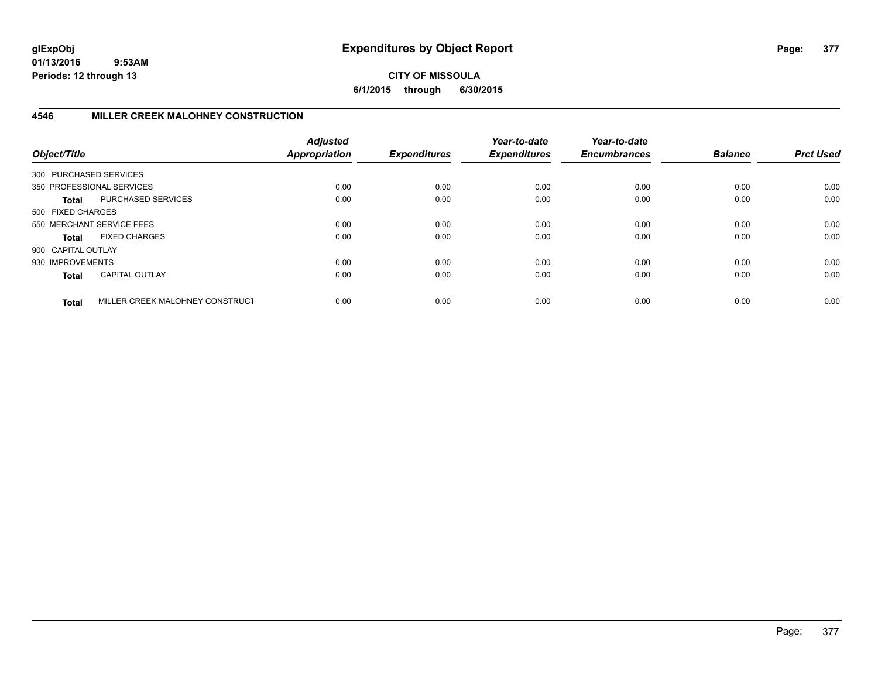# Expenditures by Object Report

glExpObj
01/13/2016 9:53AM
Periods: 12 through 13

**CITY OF MISSOULA**
**6/1/2015 through 6/30/2015**

## 4546 MILLER CREEK MALOHNEY CONSTRUCTION

| Object/Title | | Adjusted Appropriation | Expenditures | Year-to-date Expenditures | Year-to-date Encumbrances | Balance | Prct Used |
|---|---|---|---|---|---|---|---|
| 300 PURCHASED SERVICES | | | | | | | |
| 350 PROFESSIONAL SERVICES | | 0.00 | 0.00 | 0.00 | 0.00 | 0.00 | 0.00 |
| **Total** | PURCHASED SERVICES | 0.00 | 0.00 | 0.00 | 0.00 | 0.00 | 0.00 |
| 500 FIXED CHARGES | | | | | | | |
| 550 MERCHANT SERVICE FEES | | 0.00 | 0.00 | 0.00 | 0.00 | 0.00 | 0.00 |
| **Total** | FIXED CHARGES | 0.00 | 0.00 | 0.00 | 0.00 | 0.00 | 0.00 |
| 900 CAPITAL OUTLAY | | | | | | | |
| 930 IMPROVEMENTS | | 0.00 | 0.00 | 0.00 | 0.00 | 0.00 | 0.00 |
| **Total** | CAPITAL OUTLAY | 0.00 | 0.00 | 0.00 | 0.00 | 0.00 | 0.00 |
| **Total** | MILLER CREEK MALOHNEY CONSTRUCT | 0.00 | 0.00 | 0.00 | 0.00 | 0.00 | 0.00 |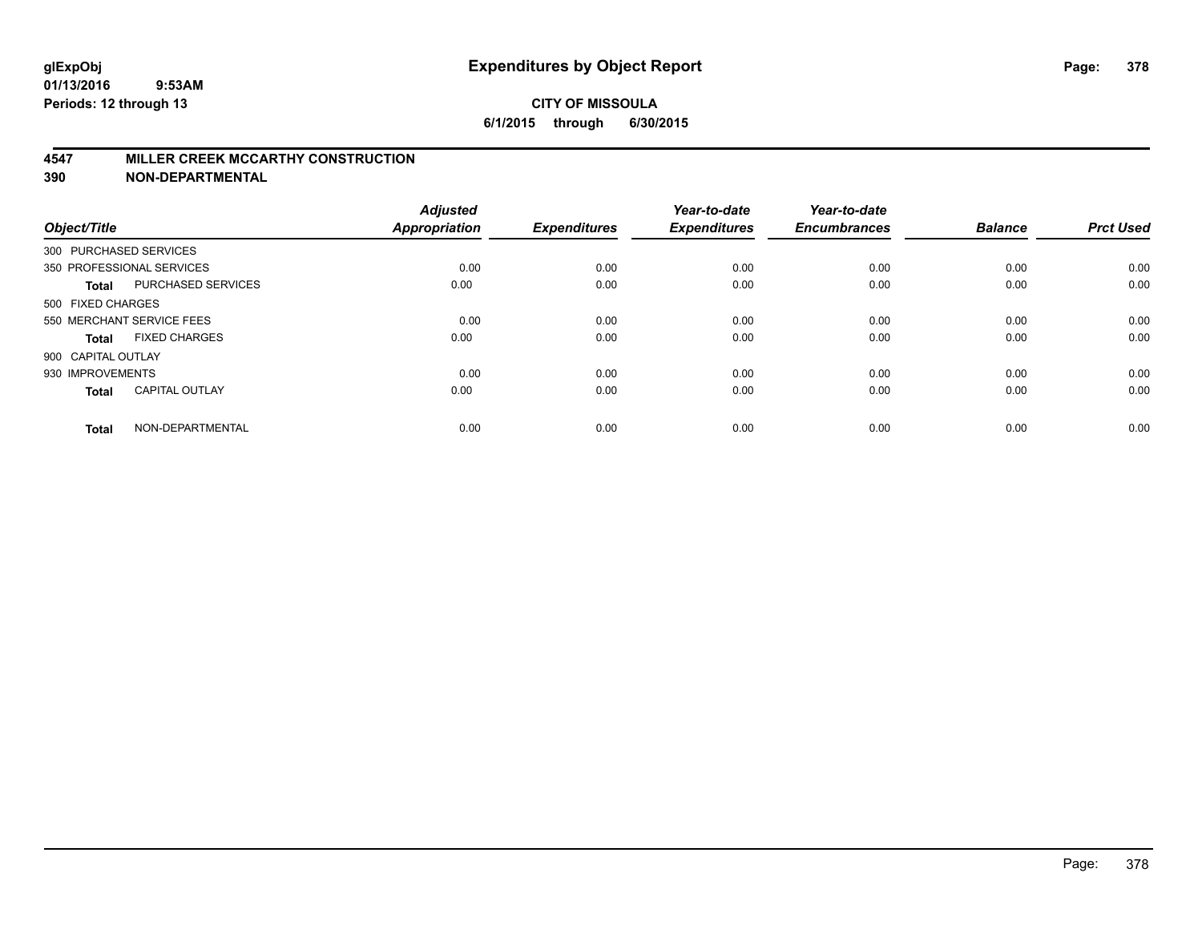**glExpObj** **Expenditures by Object Report**
**01/13/2016 9:53AM**
**Periods: 12 through 13**

**CITY OF MISSOULA**
**6/1/2015 through 6/30/2015**

## 4547 MILLER CREEK MCCARTHY CONSTRUCTION
## 390 NON-DEPARTMENTAL

| Object/Title | | Adjusted Appropriation | Expenditures | Year-to-date Expenditures | Year-to-date Encumbrances | Balance | Prct Used |
|---|---|---|---|---|---|---|---|
| 300 PURCHASED SERVICES | | | | | | | |
| 350 PROFESSIONAL SERVICES | | 0.00 | 0.00 | 0.00 | 0.00 | 0.00 | 0.00 |
| **Total** | PURCHASED SERVICES | 0.00 | 0.00 | 0.00 | 0.00 | 0.00 | 0.00 |
| 500 FIXED CHARGES | | | | | | | |
| 550 MERCHANT SERVICE FEES | | 0.00 | 0.00 | 0.00 | 0.00 | 0.00 | 0.00 |
| **Total** | FIXED CHARGES | 0.00 | 0.00 | 0.00 | 0.00 | 0.00 | 0.00 |
| 900 CAPITAL OUTLAY | | | | | | | |
| 930 IMPROVEMENTS | | 0.00 | 0.00 | 0.00 | 0.00 | 0.00 | 0.00 |
| **Total** | CAPITAL OUTLAY | 0.00 | 0.00 | 0.00 | 0.00 | 0.00 | 0.00 |
| **Total** | NON-DEPARTMENTAL | 0.00 | 0.00 | 0.00 | 0.00 | 0.00 | 0.00 |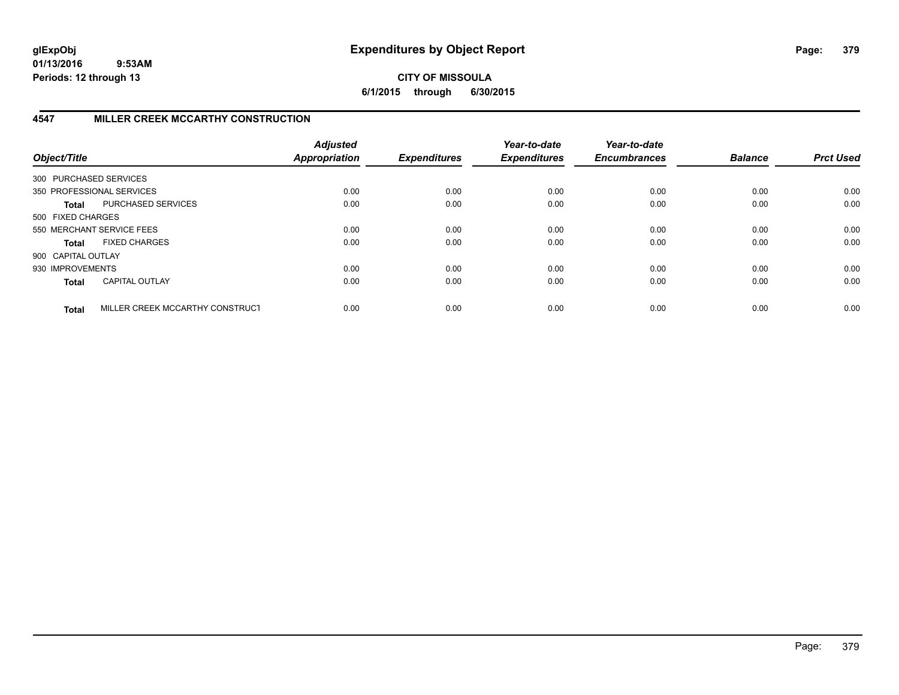**glExpObj**
**01/13/2016 9:53AM**
**Periods: 12 through 13**

# Expenditures by Object Report

**CITY OF MISSOULA**
**6/1/2015 through 6/30/2015**

## 4547 MILLER CREEK MCCARTHY CONSTRUCTION

| Object/Title | | Adjusted Appropriation | Expenditures | Year-to-date Expenditures | Year-to-date Encumbrances | Balance | Prct Used |
|---|---|---|---|---|---|---|---|
| 300 PURCHASED SERVICES | | | | | | | |
| 350 PROFESSIONAL SERVICES | | 0.00 | 0.00 | 0.00 | 0.00 | 0.00 | 0.00 |
| **Total** | PURCHASED SERVICES | 0.00 | 0.00 | 0.00 | 0.00 | 0.00 | 0.00 |
| 500 FIXED CHARGES | | | | | | | |
| 550 MERCHANT SERVICE FEES | | 0.00 | 0.00 | 0.00 | 0.00 | 0.00 | 0.00 |
| **Total** | FIXED CHARGES | 0.00 | 0.00 | 0.00 | 0.00 | 0.00 | 0.00 |
| 900 CAPITAL OUTLAY | | | | | | | |
| 930 IMPROVEMENTS | | 0.00 | 0.00 | 0.00 | 0.00 | 0.00 | 0.00 |
| **Total** | CAPITAL OUTLAY | 0.00 | 0.00 | 0.00 | 0.00 | 0.00 | 0.00 |
| **Total** | MILLER CREEK MCCARTHY CONSTRUCT | 0.00 | 0.00 | 0.00 | 0.00 | 0.00 | 0.00 |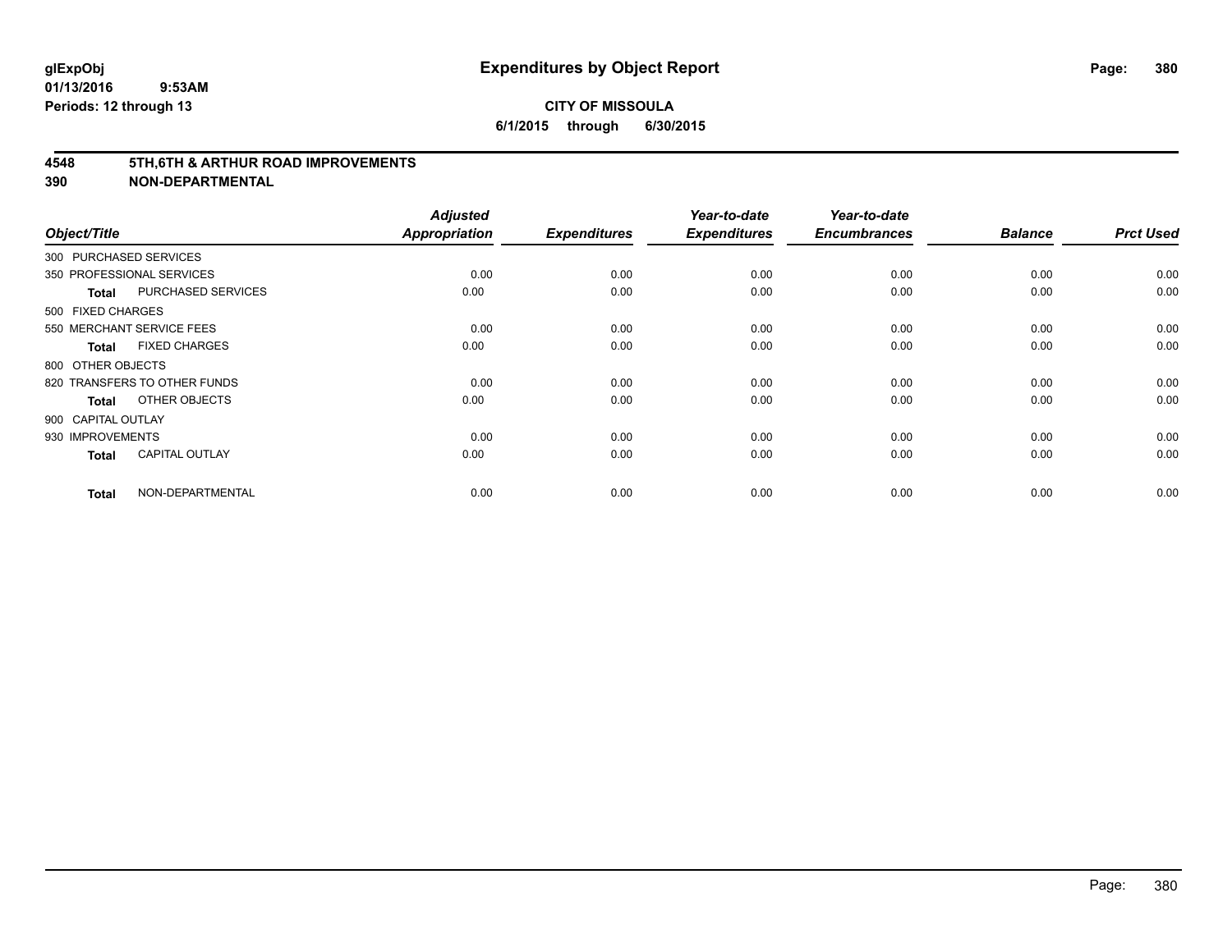**glExpObj**
**01/13/2016 9:53AM**
**Periods: 12 through 13**

# Expenditures by Object Report

**CITY OF MISSOULA**
**6/1/2015 through 6/30/2015**

## 4548 5TH,6TH & ARTHUR ROAD IMPROVEMENTS
## 390 NON-DEPARTMENTAL

| Object/Title | | Adjusted Appropriation | Expenditures | Year-to-date Expenditures | Year-to-date Encumbrances | Balance | Prct Used |
|---|---|---|---|---|---|---|---|
| 300 PURCHASED SERVICES | | | | | | | |
| 350 PROFESSIONAL SERVICES | | 0.00 | 0.00 | 0.00 | 0.00 | 0.00 | 0.00 |
| **Total** | PURCHASED SERVICES | 0.00 | 0.00 | 0.00 | 0.00 | 0.00 | 0.00 |
| 500 FIXED CHARGES | | | | | | | |
| 550 MERCHANT SERVICE FEES | | 0.00 | 0.00 | 0.00 | 0.00 | 0.00 | 0.00 |
| **Total** | FIXED CHARGES | 0.00 | 0.00 | 0.00 | 0.00 | 0.00 | 0.00 |
| 800 OTHER OBJECTS | | | | | | | |
| 820 TRANSFERS TO OTHER FUNDS | | 0.00 | 0.00 | 0.00 | 0.00 | 0.00 | 0.00 |
| **Total** | OTHER OBJECTS | 0.00 | 0.00 | 0.00 | 0.00 | 0.00 | 0.00 |
| 900 CAPITAL OUTLAY | | | | | | | |
| 930 IMPROVEMENTS | | 0.00 | 0.00 | 0.00 | 0.00 | 0.00 | 0.00 |
| **Total** | CAPITAL OUTLAY | 0.00 | 0.00 | 0.00 | 0.00 | 0.00 | 0.00 |
| **Total** | NON-DEPARTMENTAL | 0.00 | 0.00 | 0.00 | 0.00 | 0.00 | 0.00 |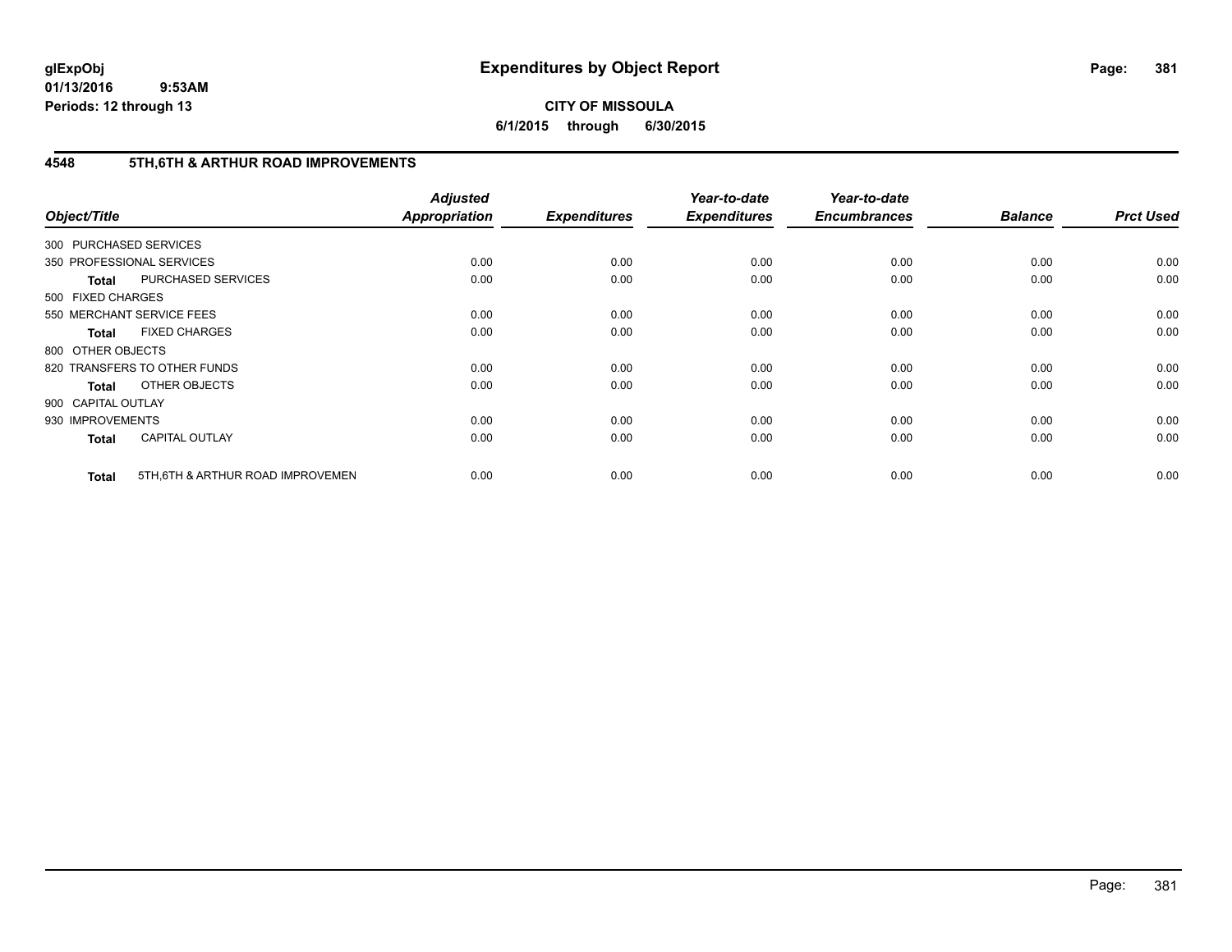# Expenditures by Object Report

**glExpObj**
**01/13/2016 9:53AM**
**Periods: 12 through 13**

**CITY OF MISSOULA**
**6/1/2015 through 6/30/2015**

## 4548 5TH,6TH & ARTHUR ROAD IMPROVEMENTS

| Object/Title | | Adjusted Appropriation | Expenditures | Year-to-date Expenditures | Year-to-date Encumbrances | Balance | Prct Used |
|---|---|---|---|---|---|---|---|
| 300 PURCHASED SERVICES | | | | | | | |
| 350 PROFESSIONAL SERVICES | | 0.00 | 0.00 | 0.00 | 0.00 | 0.00 | 0.00 |
| **Total** | PURCHASED SERVICES | 0.00 | 0.00 | 0.00 | 0.00 | 0.00 | 0.00 |
| 500 FIXED CHARGES | | | | | | | |
| 550 MERCHANT SERVICE FEES | | 0.00 | 0.00 | 0.00 | 0.00 | 0.00 | 0.00 |
| **Total** | FIXED CHARGES | 0.00 | 0.00 | 0.00 | 0.00 | 0.00 | 0.00 |
| 800 OTHER OBJECTS | | | | | | | |
| 820 TRANSFERS TO OTHER FUNDS | | 0.00 | 0.00 | 0.00 | 0.00 | 0.00 | 0.00 |
| **Total** | OTHER OBJECTS | 0.00 | 0.00 | 0.00 | 0.00 | 0.00 | 0.00 |
| 900 CAPITAL OUTLAY | | | | | | | |
| 930 IMPROVEMENTS | | 0.00 | 0.00 | 0.00 | 0.00 | 0.00 | 0.00 |
| **Total** | CAPITAL OUTLAY | 0.00 | 0.00 | 0.00 | 0.00 | 0.00 | 0.00 |
| **Total** | 5TH,6TH & ARTHUR ROAD IMPROVEMEN | 0.00 | 0.00 | 0.00 | 0.00 | 0.00 | 0.00 |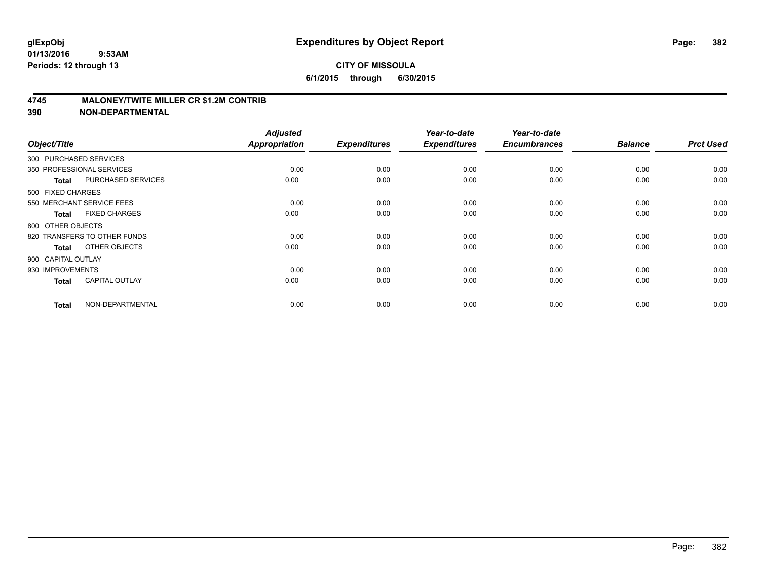# Expenditures by Object Report

glExpObj
01/13/2016 9:53AM
Periods: 12 through 13

**CITY OF MISSOULA**
**6/1/2015 through 6/30/2015**

**4745 MALONEY/TWITE MILLER CR $1.2M CONTRIB**
**390 NON-DEPARTMENTAL**

| Object/Title | | Adjusted Appropriation | Expenditures | Year-to-date Expenditures | Year-to-date Encumbrances | Balance | Prct Used |
|---|---|---|---|---|---|---|---|
| 300 PURCHASED SERVICES | | | | | | | |
| 350 PROFESSIONAL SERVICES | | 0.00 | 0.00 | 0.00 | 0.00 | 0.00 | 0.00 |
| **Total** | PURCHASED SERVICES | 0.00 | 0.00 | 0.00 | 0.00 | 0.00 | 0.00 |
| 500 FIXED CHARGES | | | | | | | |
| 550 MERCHANT SERVICE FEES | | 0.00 | 0.00 | 0.00 | 0.00 | 0.00 | 0.00 |
| **Total** | FIXED CHARGES | 0.00 | 0.00 | 0.00 | 0.00 | 0.00 | 0.00 |
| 800 OTHER OBJECTS | | | | | | | |
| 820 TRANSFERS TO OTHER FUNDS | | 0.00 | 0.00 | 0.00 | 0.00 | 0.00 | 0.00 |
| **Total** | OTHER OBJECTS | 0.00 | 0.00 | 0.00 | 0.00 | 0.00 | 0.00 |
| 900 CAPITAL OUTLAY | | | | | | | |
| 930 IMPROVEMENTS | | 0.00 | 0.00 | 0.00 | 0.00 | 0.00 | 0.00 |
| **Total** | CAPITAL OUTLAY | 0.00 | 0.00 | 0.00 | 0.00 | 0.00 | 0.00 |
| **Total** | NON-DEPARTMENTAL | 0.00 | 0.00 | 0.00 | 0.00 | 0.00 | 0.00 |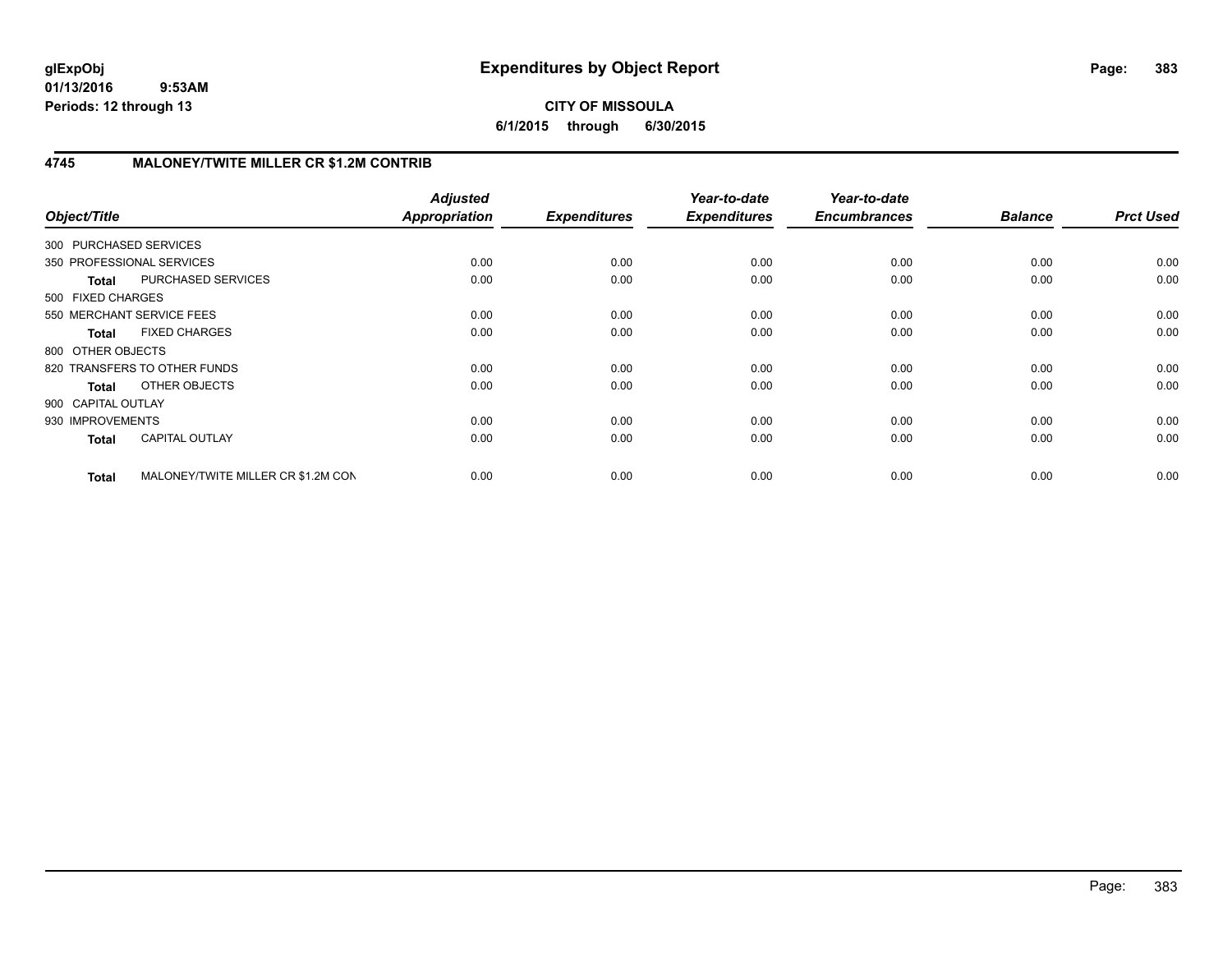**glExpObj**
**01/13/2016 9:53AM**
**Periods: 12 through 13**

# Expenditures by Object Report

**CITY OF MISSOULA**
**6/1/2015 through 6/30/2015**

## 4745 MALONEY/TWITE MILLER CR $1.2M CONTRIB

| Object/Title | | *Adjusted Appropriation* | *Expenditures* | *Year-to-date Expenditures* | *Year-to-date Encumbrances* | *Balance* | *Prct Used* |
|---|---|---|---|---|---|---|---|
| 300 PURCHASED SERVICES | | | | | | | |
| 350 PROFESSIONAL SERVICES | | 0.00 | 0.00 | 0.00 | 0.00 | 0.00 | 0.00 |
| **Total** | PURCHASED SERVICES | 0.00 | 0.00 | 0.00 | 0.00 | 0.00 | 0.00 |
| 500 FIXED CHARGES | | | | | | | |
| 550 MERCHANT SERVICE FEES | | 0.00 | 0.00 | 0.00 | 0.00 | 0.00 | 0.00 |
| **Total** | FIXED CHARGES | 0.00 | 0.00 | 0.00 | 0.00 | 0.00 | 0.00 |
| 800 OTHER OBJECTS | | | | | | | |
| 820 TRANSFERS TO OTHER FUNDS | | 0.00 | 0.00 | 0.00 | 0.00 | 0.00 | 0.00 |
| **Total** | OTHER OBJECTS | 0.00 | 0.00 | 0.00 | 0.00 | 0.00 | 0.00 |
| 900 CAPITAL OUTLAY | | | | | | | |
| 930 IMPROVEMENTS | | 0.00 | 0.00 | 0.00 | 0.00 | 0.00 | 0.00 |
| **Total** | CAPITAL OUTLAY | 0.00 | 0.00 | 0.00 | 0.00 | 0.00 | 0.00 |
| **Total** | MALONEY/TWITE MILLER CR $1.2M CON | 0.00 | 0.00 | 0.00 | 0.00 | 0.00 | 0.00 |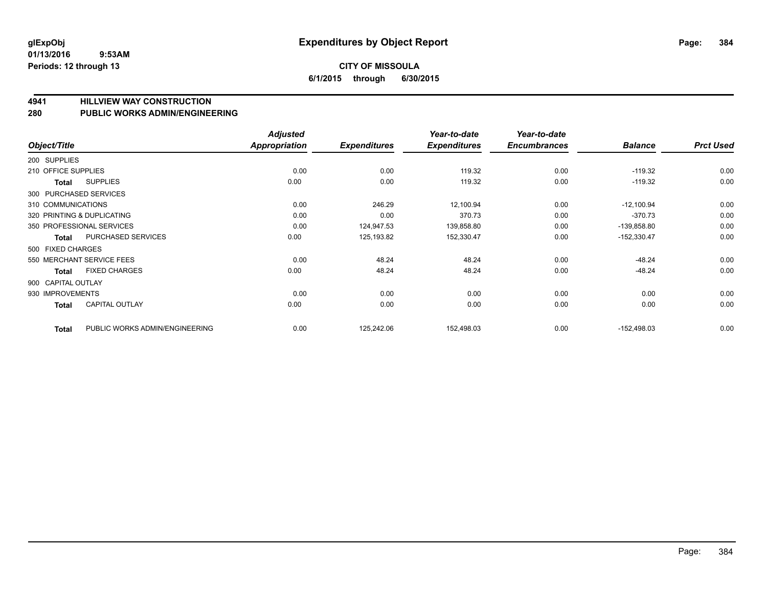**glExpObj**
**01/13/2016 9:53AM**
**Periods: 12 through 13**

# Expenditures by Object Report

**CITY OF MISSOULA**
**6/1/2015 through 6/30/2015**

## 4941 HILLVIEW WAY CONSTRUCTION
## 280 PUBLIC WORKS ADMIN/ENGINEERING

| Object/Title | | Adjusted Appropriation | Expenditures | Year-to-date Expenditures | Year-to-date Encumbrances | Balance | Prct Used |
|---|---|---|---|---|---|---|---|
| 200 SUPPLIES | | | | | | | |
| 210 OFFICE SUPPLIES | | 0.00 | 0.00 | 119.32 | 0.00 | -119.32 | 0.00 |
| **Total** | SUPPLIES | 0.00 | 0.00 | 119.32 | 0.00 | -119.32 | 0.00 |
| 300 PURCHASED SERVICES | | | | | | | |
| 310 COMMUNICATIONS | | 0.00 | 246.29 | 12,100.94 | 0.00 | -12,100.94 | 0.00 |
| 320 PRINTING & DUPLICATING | | 0.00 | 0.00 | 370.73 | 0.00 | -370.73 | 0.00 |
| 350 PROFESSIONAL SERVICES | | 0.00 | 124,947.53 | 139,858.80 | 0.00 | -139,858.80 | 0.00 |
| **Total** | PURCHASED SERVICES | 0.00 | 125,193.82 | 152,330.47 | 0.00 | -152,330.47 | 0.00 |
| 500 FIXED CHARGES | | | | | | | |
| 550 MERCHANT SERVICE FEES | | 0.00 | 48.24 | 48.24 | 0.00 | -48.24 | 0.00 |
| **Total** | FIXED CHARGES | 0.00 | 48.24 | 48.24 | 0.00 | -48.24 | 0.00 |
| 900 CAPITAL OUTLAY | | | | | | | |
| 930 IMPROVEMENTS | | 0.00 | 0.00 | 0.00 | 0.00 | 0.00 | 0.00 |
| **Total** | CAPITAL OUTLAY | 0.00 | 0.00 | 0.00 | 0.00 | 0.00 | 0.00 |
| **Total** | PUBLIC WORKS ADMIN/ENGINEERING | 0.00 | 125,242.06 | 152,498.03 | 0.00 | -152,498.03 | 0.00 |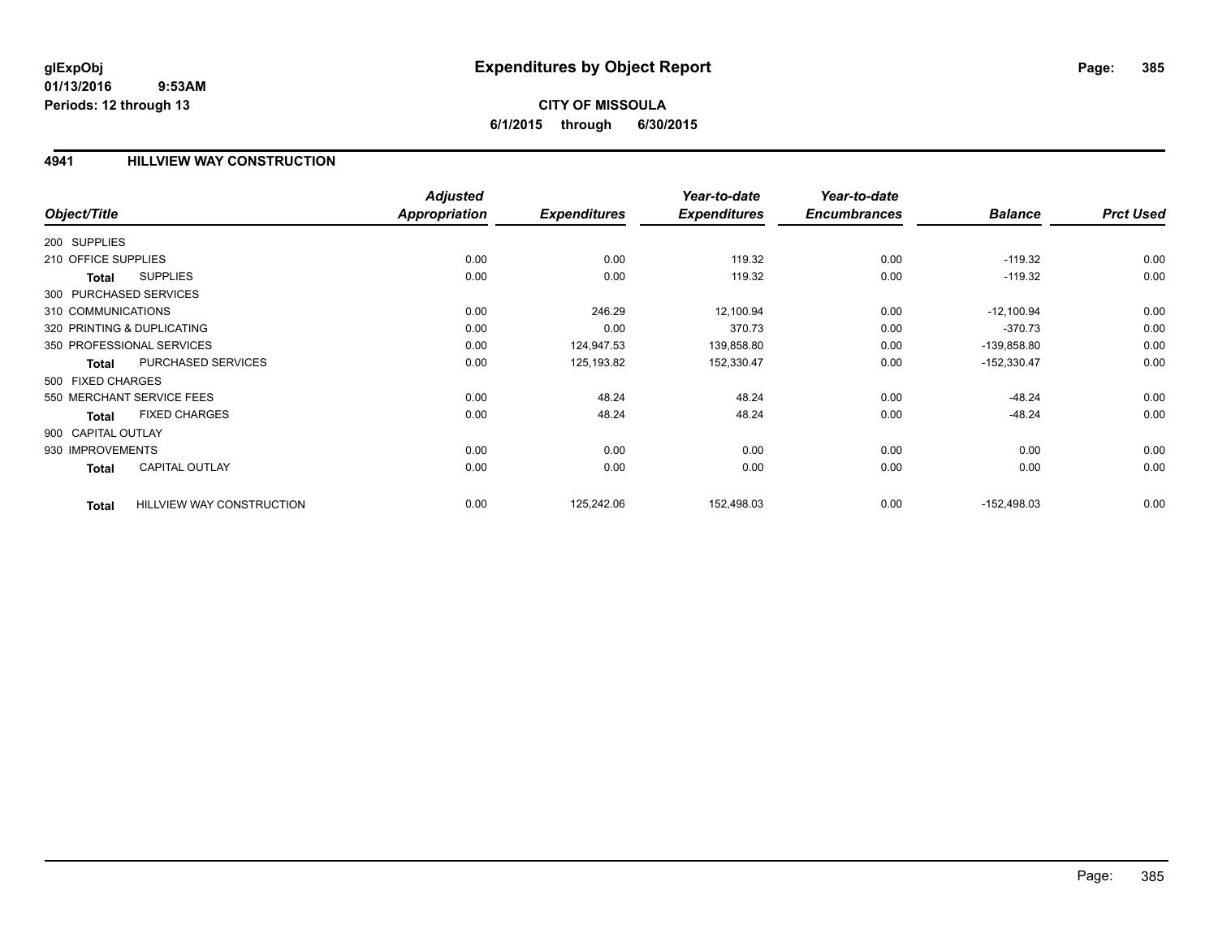**glExpObj**
**01/13/2016 9:53AM**
**Periods: 12 through 13**

# Expenditures by Object Report

**CITY OF MISSOULA**
**6/1/2015 through 6/30/2015**

## 4941 HILLVIEW WAY CONSTRUCTION

| Object/Title | | Adjusted Appropriation | Expenditures | Year-to-date Expenditures | Year-to-date Encumbrances | Balance | Prct Used |
|---|---|---|---|---|---|---|---|
| 200 SUPPLIES | | | | | | | |
| 210 OFFICE SUPPLIES | | 0.00 | 0.00 | 119.32 | 0.00 | -119.32 | 0.00 |
| **Total** | SUPPLIES | 0.00 | 0.00 | 119.32 | 0.00 | -119.32 | 0.00 |
| 300 PURCHASED SERVICES | | | | | | | |
| 310 COMMUNICATIONS | | 0.00 | 246.29 | 12,100.94 | 0.00 | -12,100.94 | 0.00 |
| 320 PRINTING & DUPLICATING | | 0.00 | 0.00 | 370.73 | 0.00 | -370.73 | 0.00 |
| 350 PROFESSIONAL SERVICES | | 0.00 | 124,947.53 | 139,858.80 | 0.00 | -139,858.80 | 0.00 |
| **Total** | PURCHASED SERVICES | 0.00 | 125,193.82 | 152,330.47 | 0.00 | -152,330.47 | 0.00 |
| 500 FIXED CHARGES | | | | | | | |
| 550 MERCHANT SERVICE FEES | | 0.00 | 48.24 | 48.24 | 0.00 | -48.24 | 0.00 |
| **Total** | FIXED CHARGES | 0.00 | 48.24 | 48.24 | 0.00 | -48.24 | 0.00 |
| 900 CAPITAL OUTLAY | | | | | | | |
| 930 IMPROVEMENTS | | 0.00 | 0.00 | 0.00 | 0.00 | 0.00 | 0.00 |
| **Total** | CAPITAL OUTLAY | 0.00 | 0.00 | 0.00 | 0.00 | 0.00 | 0.00 |
| **Total** | HILLVIEW WAY CONSTRUCTION | 0.00 | 125,242.06 | 152,498.03 | 0.00 | -152,498.03 | 0.00 |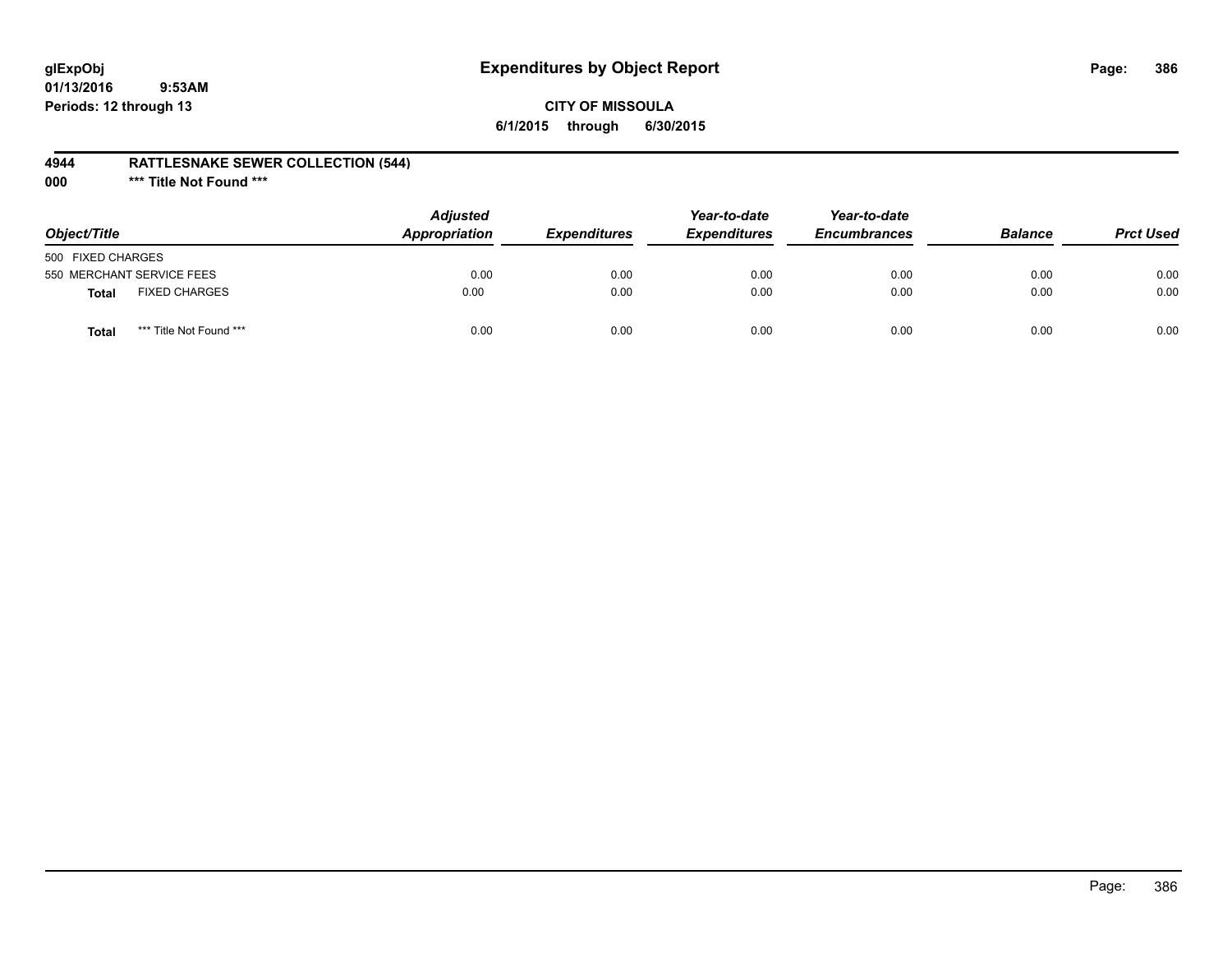**glExpObj**
**01/13/2016 9:53AM**
**Periods: 12 through 13**

# Expenditures by Object Report

**CITY OF MISSOULA**
**6/1/2015 through 6/30/2015**

**4944 RATTLESNAKE SEWER COLLECTION (544)**
**000 \*\*\* Title Not Found \*\*\***

| Object/Title | | Adjusted Appropriation | Expenditures | Year-to-date Expenditures | Year-to-date Encumbrances | Balance | Prct Used |
|---|---|---|---|---|---|---|---|
| 500 FIXED CHARGES | | | | | | | |
| 550 MERCHANT SERVICE FEES | | 0.00 | 0.00 | 0.00 | 0.00 | 0.00 | 0.00 |
| **Total** | FIXED CHARGES | 0.00 | 0.00 | 0.00 | 0.00 | 0.00 | 0.00 |
| **Total** | *** Title Not Found *** | 0.00 | 0.00 | 0.00 | 0.00 | 0.00 | 0.00 |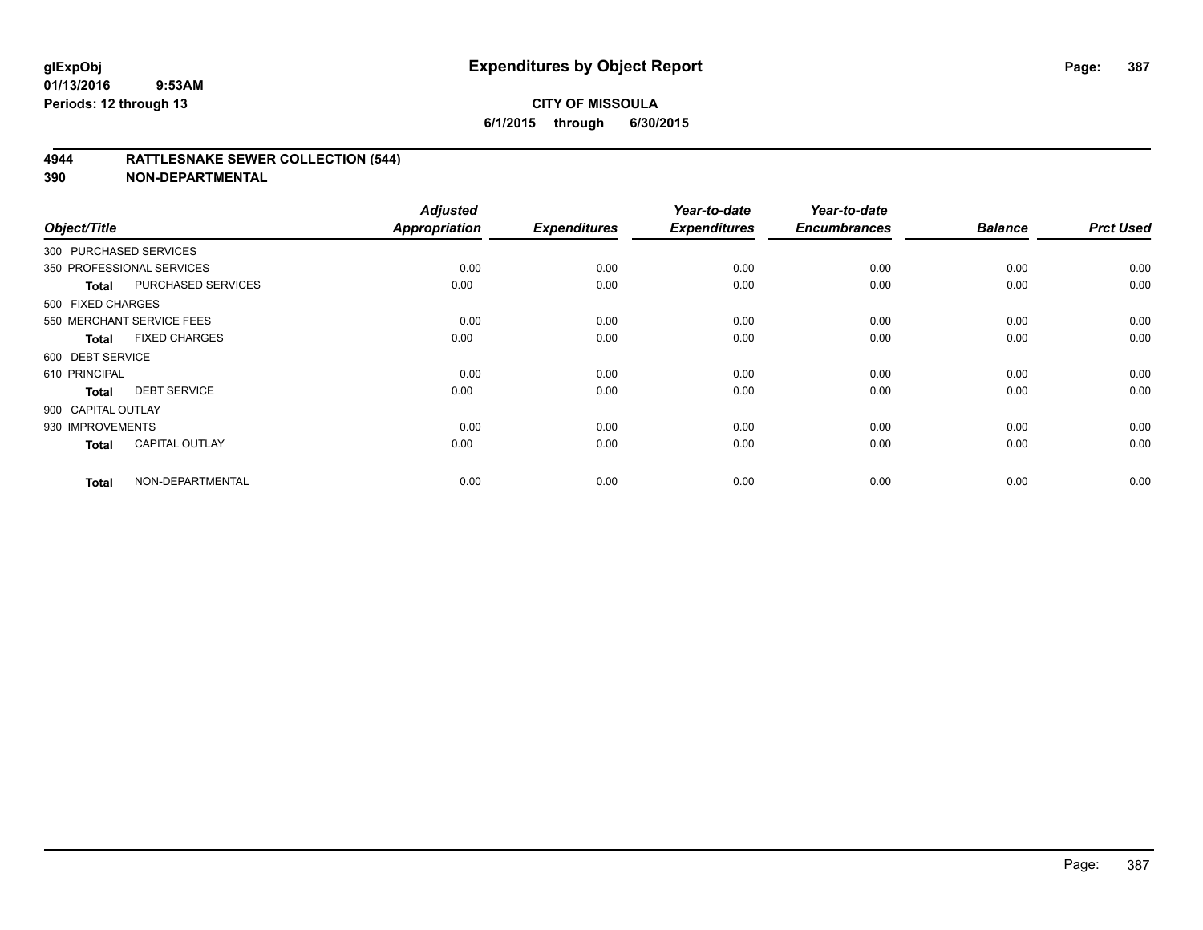# Expenditures by Object Report

glExpObj
01/13/2016 9:53AM
Periods: 12 through 13

**CITY OF MISSOULA**
**6/1/2015 through 6/30/2015**

## 4944 RATTLESNAKE SEWER COLLECTION (544)
## 390 NON-DEPARTMENTAL

| Object/Title | | Adjusted Appropriation | Expenditures | Year-to-date Expenditures | Year-to-date Encumbrances | Balance | Prct Used |
|---|---|---|---|---|---|---|---|
| 300 PURCHASED SERVICES | | | | | | | |
| 350 PROFESSIONAL SERVICES | | 0.00 | 0.00 | 0.00 | 0.00 | 0.00 | 0.00 |
| **Total** | PURCHASED SERVICES | 0.00 | 0.00 | 0.00 | 0.00 | 0.00 | 0.00 |
| 500 FIXED CHARGES | | | | | | | |
| 550 MERCHANT SERVICE FEES | | 0.00 | 0.00 | 0.00 | 0.00 | 0.00 | 0.00 |
| **Total** | FIXED CHARGES | 0.00 | 0.00 | 0.00 | 0.00 | 0.00 | 0.00 |
| 600 DEBT SERVICE | | | | | | | |
| 610 PRINCIPAL | | 0.00 | 0.00 | 0.00 | 0.00 | 0.00 | 0.00 |
| **Total** | DEBT SERVICE | 0.00 | 0.00 | 0.00 | 0.00 | 0.00 | 0.00 |
| 900 CAPITAL OUTLAY | | | | | | | |
| 930 IMPROVEMENTS | | 0.00 | 0.00 | 0.00 | 0.00 | 0.00 | 0.00 |
| **Total** | CAPITAL OUTLAY | 0.00 | 0.00 | 0.00 | 0.00 | 0.00 | 0.00 |
| **Total** | NON-DEPARTMENTAL | 0.00 | 0.00 | 0.00 | 0.00 | 0.00 | 0.00 |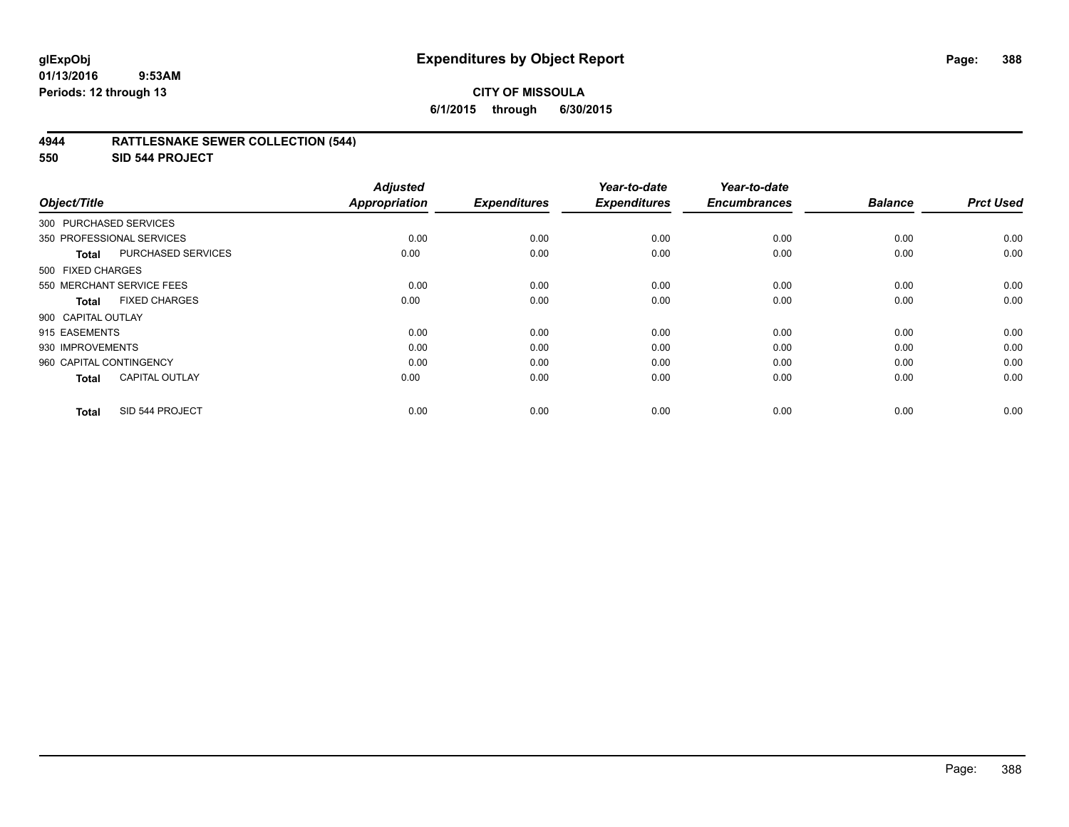# Expenditures by Object Report

glExpObj
01/13/2016 9:53AM
Periods: 12 through 13

**CITY OF MISSOULA**
**6/1/2015 through 6/30/2015**

**4944 RATTLESNAKE SEWER COLLECTION (544)**
**550 SID 544 PROJECT**

| Object/Title | Adjusted Appropriation | Expenditures | Year-to-date Expenditures | Year-to-date Encumbrances | Balance | Prct Used |
|---|---|---|---|---|---|---|
| 300 PURCHASED SERVICES | | | | | | |
| 350 PROFESSIONAL SERVICES | 0.00 | 0.00 | 0.00 | 0.00 | 0.00 | 0.00 |
| **Total** PURCHASED SERVICES | 0.00 | 0.00 | 0.00 | 0.00 | 0.00 | 0.00 |
| 500 FIXED CHARGES | | | | | | |
| 550 MERCHANT SERVICE FEES | 0.00 | 0.00 | 0.00 | 0.00 | 0.00 | 0.00 |
| **Total** FIXED CHARGES | 0.00 | 0.00 | 0.00 | 0.00 | 0.00 | 0.00 |
| 900 CAPITAL OUTLAY | | | | | | |
| 915 EASEMENTS | 0.00 | 0.00 | 0.00 | 0.00 | 0.00 | 0.00 |
| 930 IMPROVEMENTS | 0.00 | 0.00 | 0.00 | 0.00 | 0.00 | 0.00 |
| 960 CAPITAL CONTINGENCY | 0.00 | 0.00 | 0.00 | 0.00 | 0.00 | 0.00 |
| **Total** CAPITAL OUTLAY | 0.00 | 0.00 | 0.00 | 0.00 | 0.00 | 0.00 |
| **Total** SID 544 PROJECT | 0.00 | 0.00 | 0.00 | 0.00 | 0.00 | 0.00 |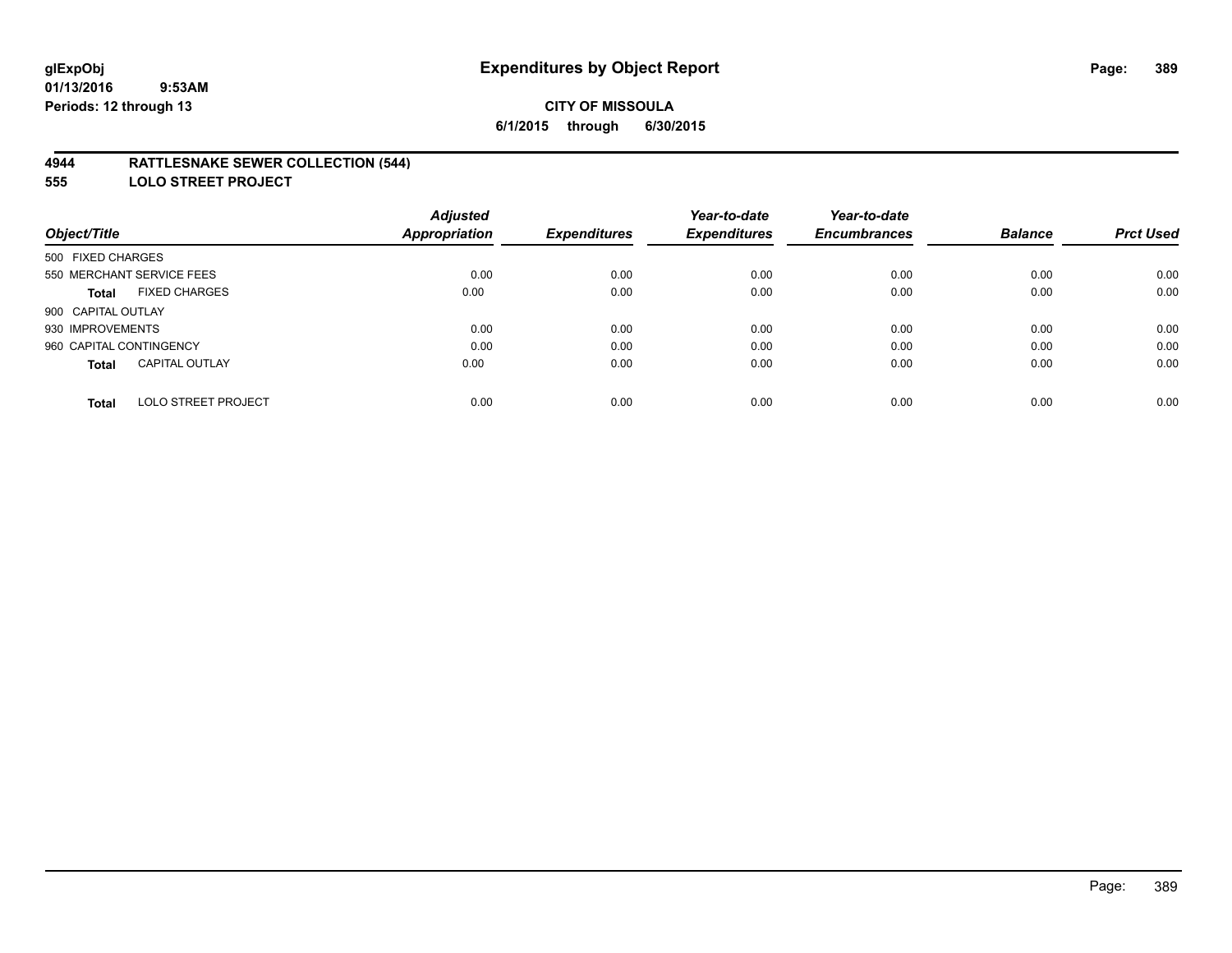# Expenditures by Object Report

glExpObj
01/13/2016 9:53AM
Periods: 12 through 13

**CITY OF MISSOULA**
**6/1/2015 through 6/30/2015**

**4944 RATTLESNAKE SEWER COLLECTION (544)**
**555 LOLO STREET PROJECT**

| Object/Title | | Adjusted Appropriation | Expenditures | Year-to-date Expenditures | Year-to-date Encumbrances | Balance | Prct Used |
|---|---|---|---|---|---|---|---|
| 500 FIXED CHARGES | | | | | | | |
| 550 MERCHANT SERVICE FEES | | 0.00 | 0.00 | 0.00 | 0.00 | 0.00 | 0.00 |
| **Total** | FIXED CHARGES | 0.00 | 0.00 | 0.00 | 0.00 | 0.00 | 0.00 |
| 900 CAPITAL OUTLAY | | | | | | | |
| 930 IMPROVEMENTS | | 0.00 | 0.00 | 0.00 | 0.00 | 0.00 | 0.00 |
| 960 CAPITAL CONTINGENCY | | 0.00 | 0.00 | 0.00 | 0.00 | 0.00 | 0.00 |
| **Total** | CAPITAL OUTLAY | 0.00 | 0.00 | 0.00 | 0.00 | 0.00 | 0.00 |
| **Total** | LOLO STREET PROJECT | 0.00 | 0.00 | 0.00 | 0.00 | 0.00 | 0.00 |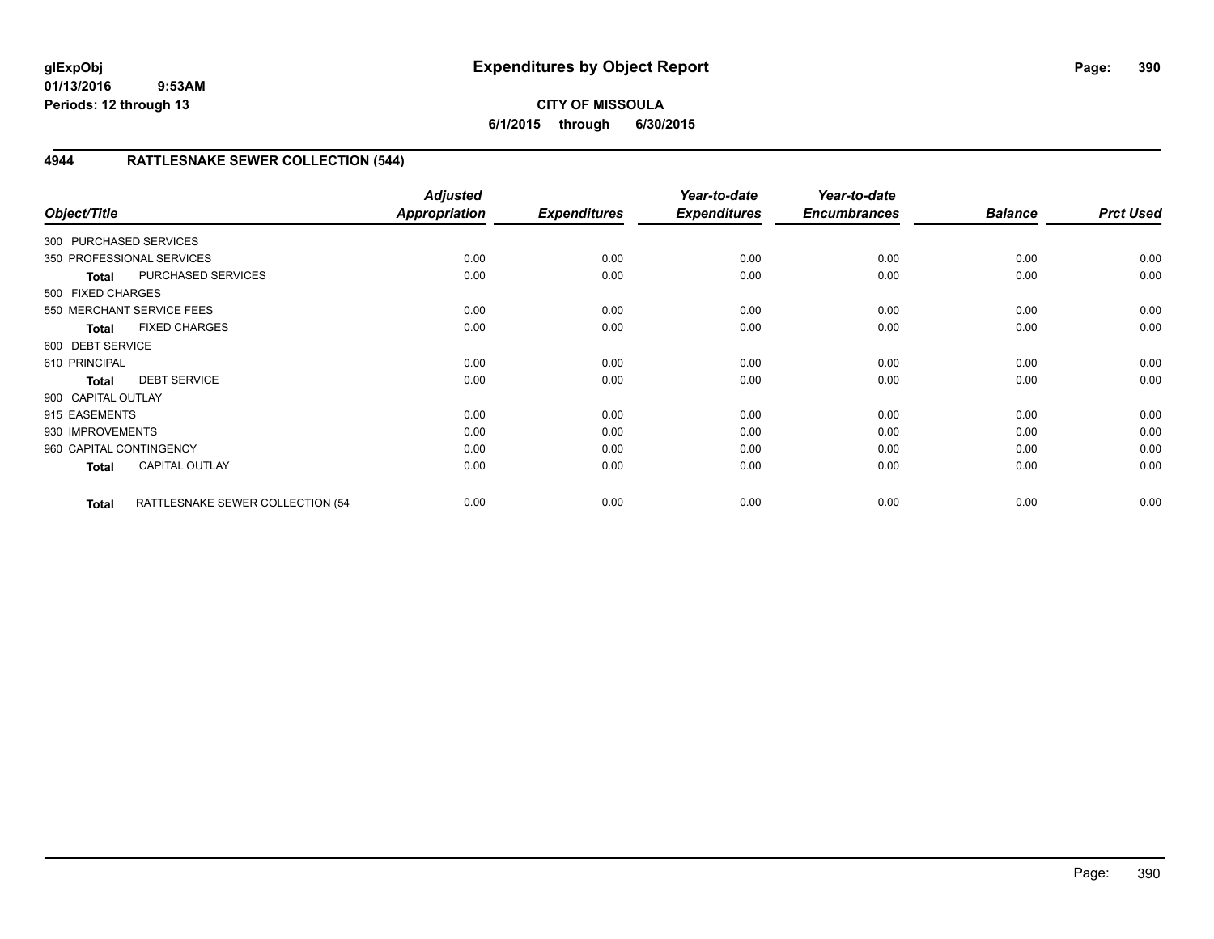# Expenditures by Object Report

**CITY OF MISSOULA**

**6/1/2015 through 6/30/2015**

glExpObj
01/13/2016 9:53AM
Periods: 12 through 13

## 4944 RATTLESNAKE SEWER COLLECTION (544)

| Object/Title | | Adjusted Appropriation | Expenditures | Year-to-date Expenditures | Year-to-date Encumbrances | Balance | Prct Used |
|---|---|---|---|---|---|---|---|
| 300 PURCHASED SERVICES | | | | | | | |
| 350 PROFESSIONAL SERVICES | | 0.00 | 0.00 | 0.00 | 0.00 | 0.00 | 0.00 |
| **Total** | PURCHASED SERVICES | 0.00 | 0.00 | 0.00 | 0.00 | 0.00 | 0.00 |
| 500 FIXED CHARGES | | | | | | | |
| 550 MERCHANT SERVICE FEES | | 0.00 | 0.00 | 0.00 | 0.00 | 0.00 | 0.00 |
| **Total** | FIXED CHARGES | 0.00 | 0.00 | 0.00 | 0.00 | 0.00 | 0.00 |
| 600 DEBT SERVICE | | | | | | | |
| 610 PRINCIPAL | | 0.00 | 0.00 | 0.00 | 0.00 | 0.00 | 0.00 |
| **Total** | DEBT SERVICE | 0.00 | 0.00 | 0.00 | 0.00 | 0.00 | 0.00 |
| 900 CAPITAL OUTLAY | | | | | | | |
| 915 EASEMENTS | | 0.00 | 0.00 | 0.00 | 0.00 | 0.00 | 0.00 |
| 930 IMPROVEMENTS | | 0.00 | 0.00 | 0.00 | 0.00 | 0.00 | 0.00 |
| 960 CAPITAL CONTINGENCY | | 0.00 | 0.00 | 0.00 | 0.00 | 0.00 | 0.00 |
| **Total** | CAPITAL OUTLAY | 0.00 | 0.00 | 0.00 | 0.00 | 0.00 | 0.00 |
| **Total** | RATTLESNAKE SEWER COLLECTION (54 | 0.00 | 0.00 | 0.00 | 0.00 | 0.00 | 0.00 |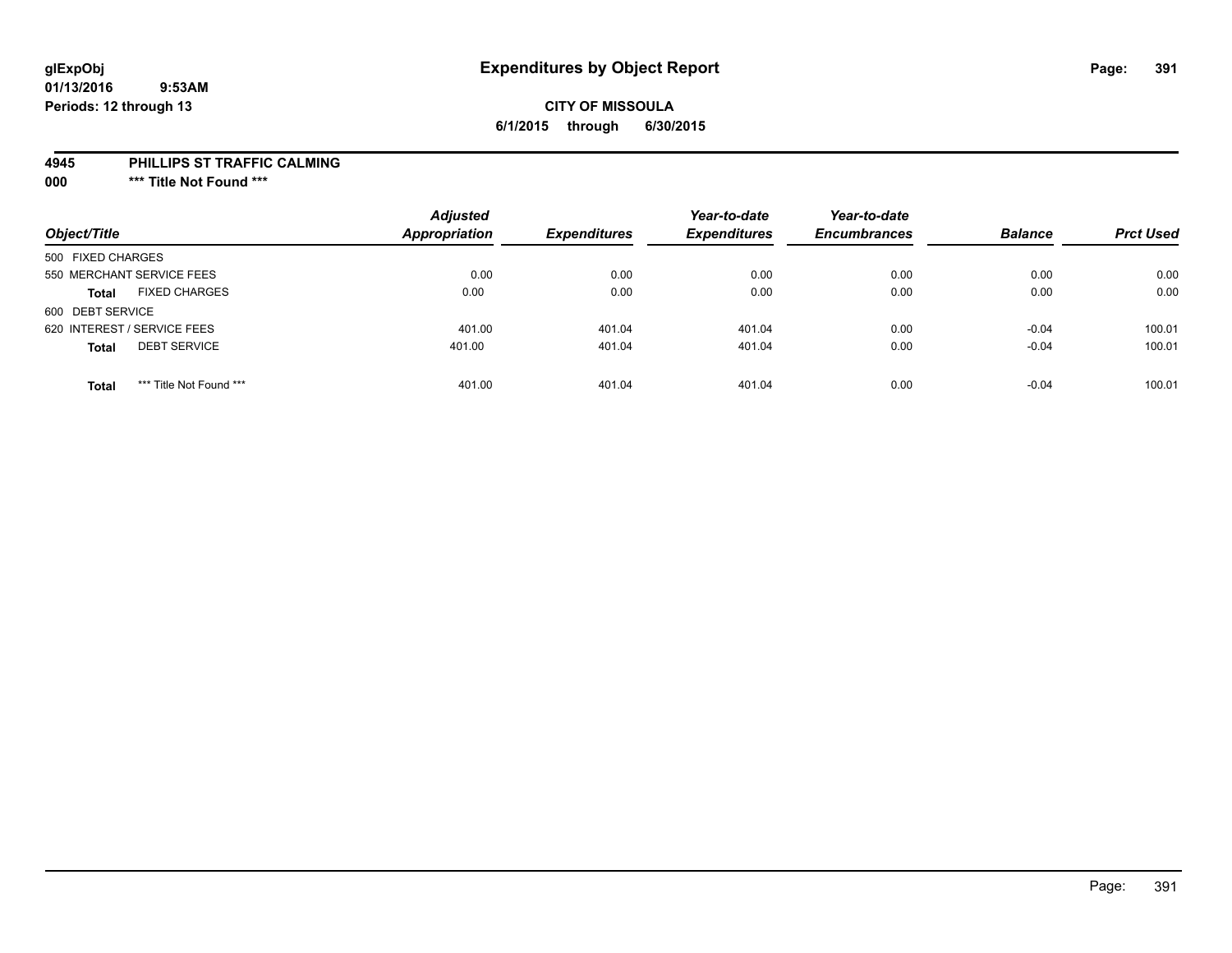**glExpObj** **Expenditures by Object Report**

**01/13/2016 9:53AM**

**Periods: 12 through 13**

**CITY OF MISSOULA**

**6/1/2015 through 6/30/2015**

**4945 PHILLIPS ST TRAFFIC CALMING**

**000 \*\*\* Title Not Found \*\*\***

| Object/Title | | Adjusted Appropriation | Expenditures | Year-to-date Expenditures | Year-to-date Encumbrances | Balance | Prct Used |
|---|---|---|---|---|---|---|---|
| 500 FIXED CHARGES | | | | | | | |
| 550 MERCHANT SERVICE FEES | | 0.00 | 0.00 | 0.00 | 0.00 | 0.00 | 0.00 |
| **Total** | FIXED CHARGES | 0.00 | 0.00 | 0.00 | 0.00 | 0.00 | 0.00 |
| 600 DEBT SERVICE | | | | | | | |
| 620 INTEREST / SERVICE FEES | | 401.00 | 401.04 | 401.04 | 0.00 | -0.04 | 100.01 |
| **Total** | DEBT SERVICE | 401.00 | 401.04 | 401.04 | 0.00 | -0.04 | 100.01 |
| **Total** | \*\*\* Title Not Found \*\*\* | 401.00 | 401.04 | 401.04 | 0.00 | -0.04 | 100.01 |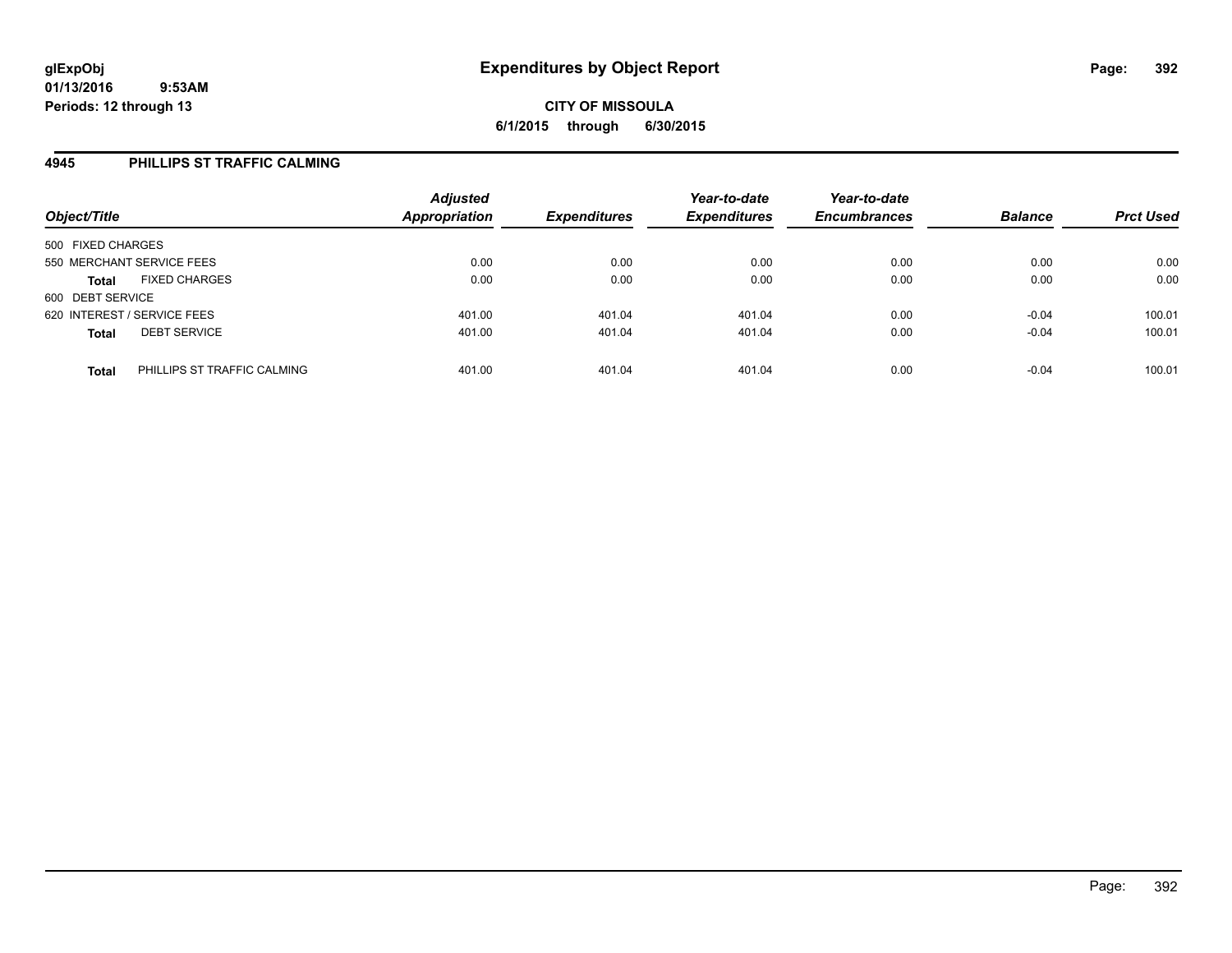# Expenditures by Object Report

glExpObj
01/13/2016 9:53AM
Periods: 12 through 13

**CITY OF MISSOULA**
**6/1/2015 through 6/30/2015**

## 4945 PHILLIPS ST TRAFFIC CALMING

| Object/Title | Adjusted Appropriation | Expenditures | Year-to-date Expenditures | Year-to-date Encumbrances | Balance | Prct Used |
|---|---|---|---|---|---|---|
| 500 FIXED CHARGES | | | | | | |
| 550 MERCHANT SERVICE FEES | 0.00 | 0.00 | 0.00 | 0.00 | 0.00 | 0.00 |
| **Total** FIXED CHARGES | 0.00 | 0.00 | 0.00 | 0.00 | 0.00 | 0.00 |
| 600 DEBT SERVICE | | | | | | |
| 620 INTEREST / SERVICE FEES | 401.00 | 401.04 | 401.04 | 0.00 | -0.04 | 100.01 |
| **Total** DEBT SERVICE | 401.00 | 401.04 | 401.04 | 0.00 | -0.04 | 100.01 |
| **Total** PHILLIPS ST TRAFFIC CALMING | 401.00 | 401.04 | 401.04 | 0.00 | -0.04 | 100.01 |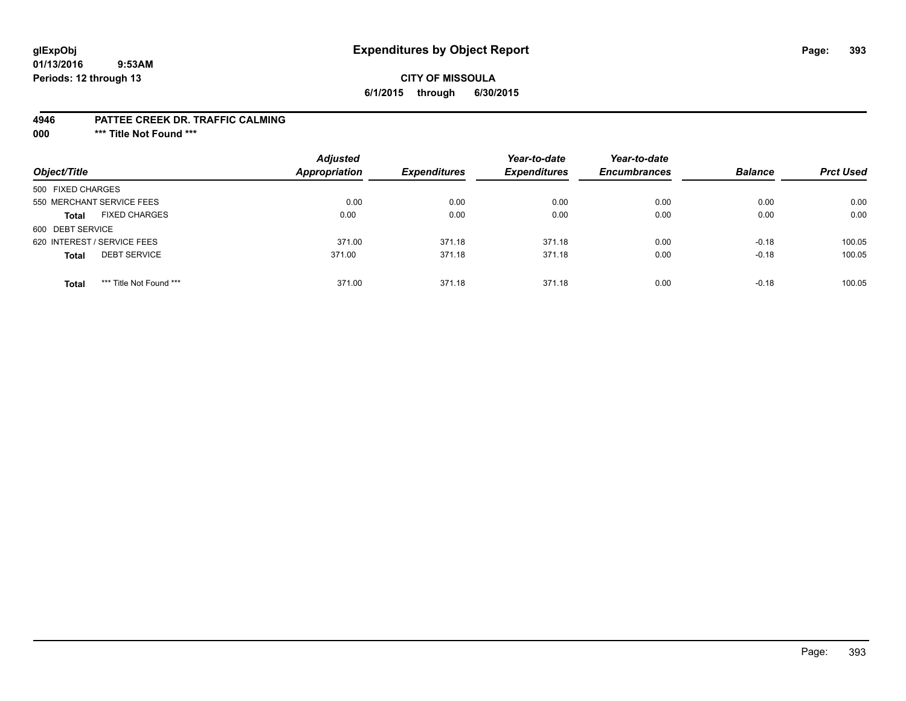# Expenditures by Object Report

glExpObj
01/13/2016 9:53AM
Periods: 12 through 13

**CITY OF MISSOULA**
**6/1/2015 through 6/30/2015**

**4946 PATTEE CREEK DR. TRAFFIC CALMING**
**000 *** Title Not Found *****

| Object/Title | | Adjusted Appropriation | Expenditures | Year-to-date Expenditures | Year-to-date Encumbrances | Balance | Prct Used |
|---|---|---|---|---|---|---|---|
| 500 FIXED CHARGES | | | | | | | |
| 550 MERCHANT SERVICE FEES | | 0.00 | 0.00 | 0.00 | 0.00 | 0.00 | 0.00 |
| **Total** | FIXED CHARGES | 0.00 | 0.00 | 0.00 | 0.00 | 0.00 | 0.00 |
| 600 DEBT SERVICE | | | | | | | |
| 620 INTEREST / SERVICE FEES | | 371.00 | 371.18 | 371.18 | 0.00 | -0.18 | 100.05 |
| **Total** | DEBT SERVICE | 371.00 | 371.18 | 371.18 | 0.00 | -0.18 | 100.05 |
| **Total** | *** Title Not Found *** | 371.00 | 371.18 | 371.18 | 0.00 | -0.18 | 100.05 |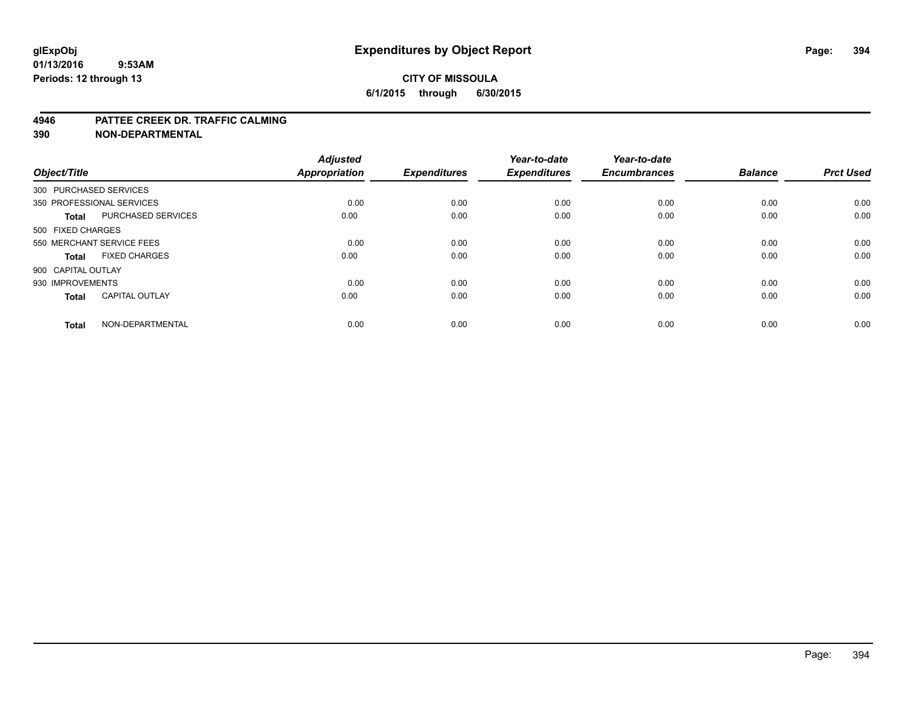# Expenditures by Object Report

glExpObj
01/13/2016 9:53AM
Periods: 12 through 13

**CITY OF MISSOULA**
**6/1/2015 through 6/30/2015**

**4946 PATTEE CREEK DR. TRAFFIC CALMING**
**390 NON-DEPARTMENTAL**

| Object/Title | | Adjusted Appropriation | Expenditures | Year-to-date Expenditures | Year-to-date Encumbrances | Balance | Prct Used |
|---|---|---|---|---|---|---|---|
| 300 PURCHASED SERVICES | | | | | | | |
| 350 PROFESSIONAL SERVICES | | 0.00 | 0.00 | 0.00 | 0.00 | 0.00 | 0.00 |
| **Total** | PURCHASED SERVICES | 0.00 | 0.00 | 0.00 | 0.00 | 0.00 | 0.00 |
| 500 FIXED CHARGES | | | | | | | |
| 550 MERCHANT SERVICE FEES | | 0.00 | 0.00 | 0.00 | 0.00 | 0.00 | 0.00 |
| **Total** | FIXED CHARGES | 0.00 | 0.00 | 0.00 | 0.00 | 0.00 | 0.00 |
| 900 CAPITAL OUTLAY | | | | | | | |
| 930 IMPROVEMENTS | | 0.00 | 0.00 | 0.00 | 0.00 | 0.00 | 0.00 |
| **Total** | CAPITAL OUTLAY | 0.00 | 0.00 | 0.00 | 0.00 | 0.00 | 0.00 |
| **Total** | NON-DEPARTMENTAL | 0.00 | 0.00 | 0.00 | 0.00 | 0.00 | 0.00 |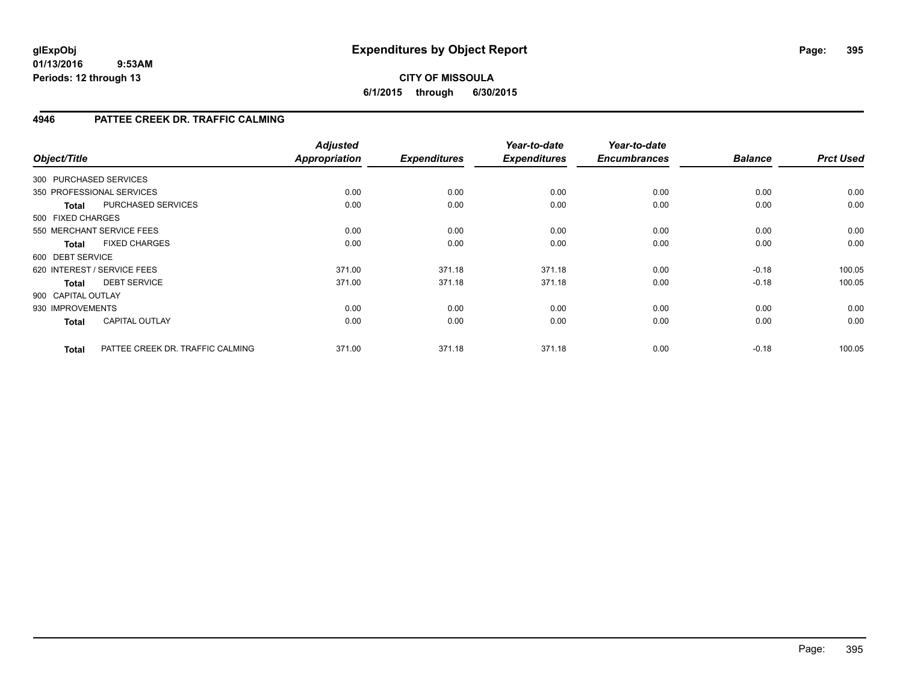**glExpObj**
**01/13/2016 9:53AM**
**Periods: 12 through 13**

# Expenditures by Object Report

**CITY OF MISSOULA**
**6/1/2015 through 6/30/2015**

## 4946 PATTEE CREEK DR. TRAFFIC CALMING

| Object/Title | | Adjusted Appropriation | Expenditures | Year-to-date Expenditures | Year-to-date Encumbrances | Balance | Prct Used |
|---|---|---|---|---|---|---|---|
| 300 PURCHASED SERVICES | | | | | | | |
| 350 PROFESSIONAL SERVICES | | 0.00 | 0.00 | 0.00 | 0.00 | 0.00 | 0.00 |
| **Total** | PURCHASED SERVICES | 0.00 | 0.00 | 0.00 | 0.00 | 0.00 | 0.00 |
| 500 FIXED CHARGES | | | | | | | |
| 550 MERCHANT SERVICE FEES | | 0.00 | 0.00 | 0.00 | 0.00 | 0.00 | 0.00 |
| **Total** | FIXED CHARGES | 0.00 | 0.00 | 0.00 | 0.00 | 0.00 | 0.00 |
| 600 DEBT SERVICE | | | | | | | |
| 620 INTEREST / SERVICE FEES | | 371.00 | 371.18 | 371.18 | 0.00 | -0.18 | 100.05 |
| **Total** | DEBT SERVICE | 371.00 | 371.18 | 371.18 | 0.00 | -0.18 | 100.05 |
| 900 CAPITAL OUTLAY | | | | | | | |
| 930 IMPROVEMENTS | | 0.00 | 0.00 | 0.00 | 0.00 | 0.00 | 0.00 |
| **Total** | CAPITAL OUTLAY | 0.00 | 0.00 | 0.00 | 0.00 | 0.00 | 0.00 |
| **Total** | PATTEE CREEK DR. TRAFFIC CALMING | 371.00 | 371.18 | 371.18 | 0.00 | -0.18 | 100.05 |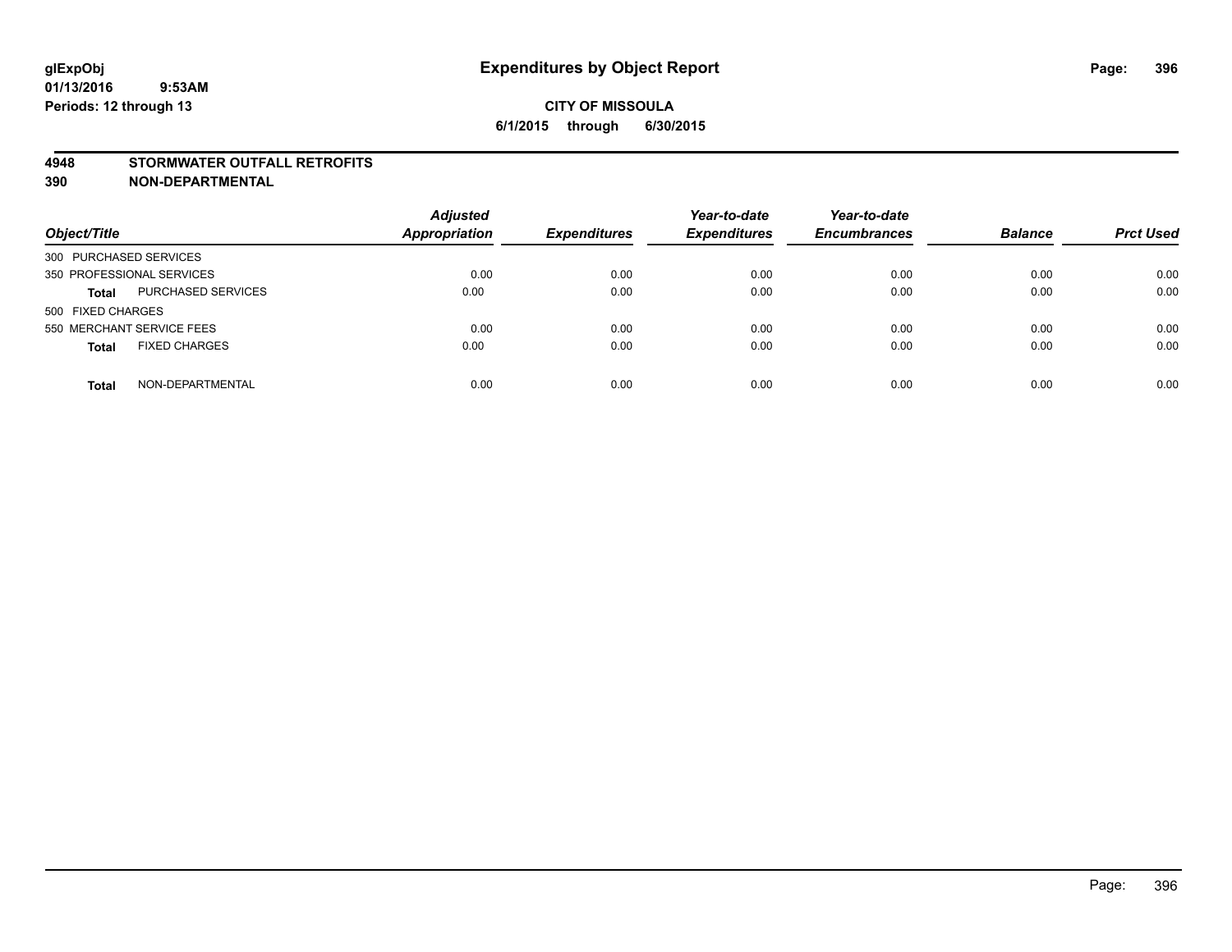**glExpObj**
**01/13/2016 9:53AM**
**Periods: 12 through 13**

# Expenditures by Object Report

**CITY OF MISSOULA**
**6/1/2015 through 6/30/2015**

**4948 STORMWATER OUTFALL RETROFITS**
**390 NON-DEPARTMENTAL**

| Object/Title | | Adjusted Appropriation | Expenditures | Year-to-date Expenditures | Year-to-date Encumbrances | Balance | Prct Used |
|---|---|---|---|---|---|---|---|
| 300 PURCHASED SERVICES | | | | | | | |
| 350 PROFESSIONAL SERVICES | | 0.00 | 0.00 | 0.00 | 0.00 | 0.00 | 0.00 |
| **Total** | PURCHASED SERVICES | 0.00 | 0.00 | 0.00 | 0.00 | 0.00 | 0.00 |
| 500 FIXED CHARGES | | | | | | | |
| 550 MERCHANT SERVICE FEES | | 0.00 | 0.00 | 0.00 | 0.00 | 0.00 | 0.00 |
| **Total** | FIXED CHARGES | 0.00 | 0.00 | 0.00 | 0.00 | 0.00 | 0.00 |
| **Total** | NON-DEPARTMENTAL | 0.00 | 0.00 | 0.00 | 0.00 | 0.00 | 0.00 |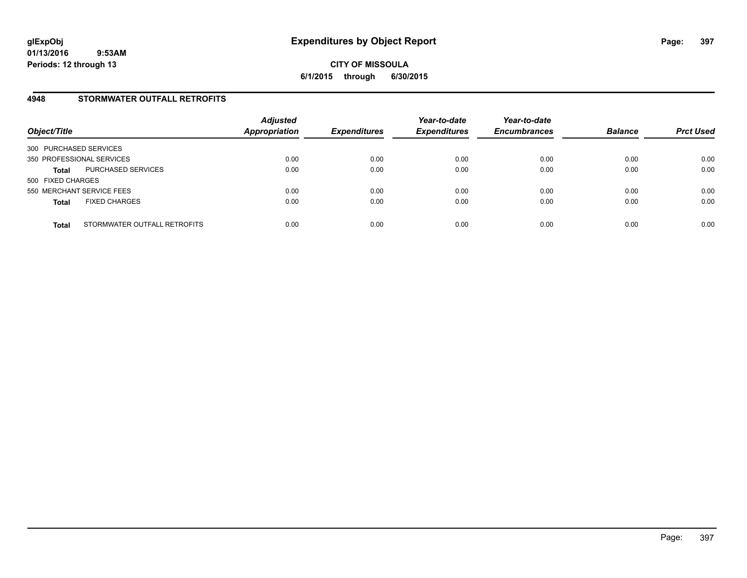**glExpObj**
**01/13/2016 9:53AM**
**Periods: 12 through 13**

# Expenditures by Object Report

**CITY OF MISSOULA**
**6/1/2015 through 6/30/2015**

## 4948 STORMWATER OUTFALL RETROFITS

| Object/Title | | Adjusted Appropriation | Expenditures | Year-to-date Expenditures | Year-to-date Encumbrances | Balance | Prct Used |
|---|---|---|---|---|---|---|---|
| 300 PURCHASED SERVICES | | | | | | | |
| 350 PROFESSIONAL SERVICES | | 0.00 | 0.00 | 0.00 | 0.00 | 0.00 | 0.00 |
| **Total** | PURCHASED SERVICES | 0.00 | 0.00 | 0.00 | 0.00 | 0.00 | 0.00 |
| 500 FIXED CHARGES | | | | | | | |
| 550 MERCHANT SERVICE FEES | | 0.00 | 0.00 | 0.00 | 0.00 | 0.00 | 0.00 |
| **Total** | FIXED CHARGES | 0.00 | 0.00 | 0.00 | 0.00 | 0.00 | 0.00 |
| **Total** | STORMWATER OUTFALL RETROFITS | 0.00 | 0.00 | 0.00 | 0.00 | 0.00 | 0.00 |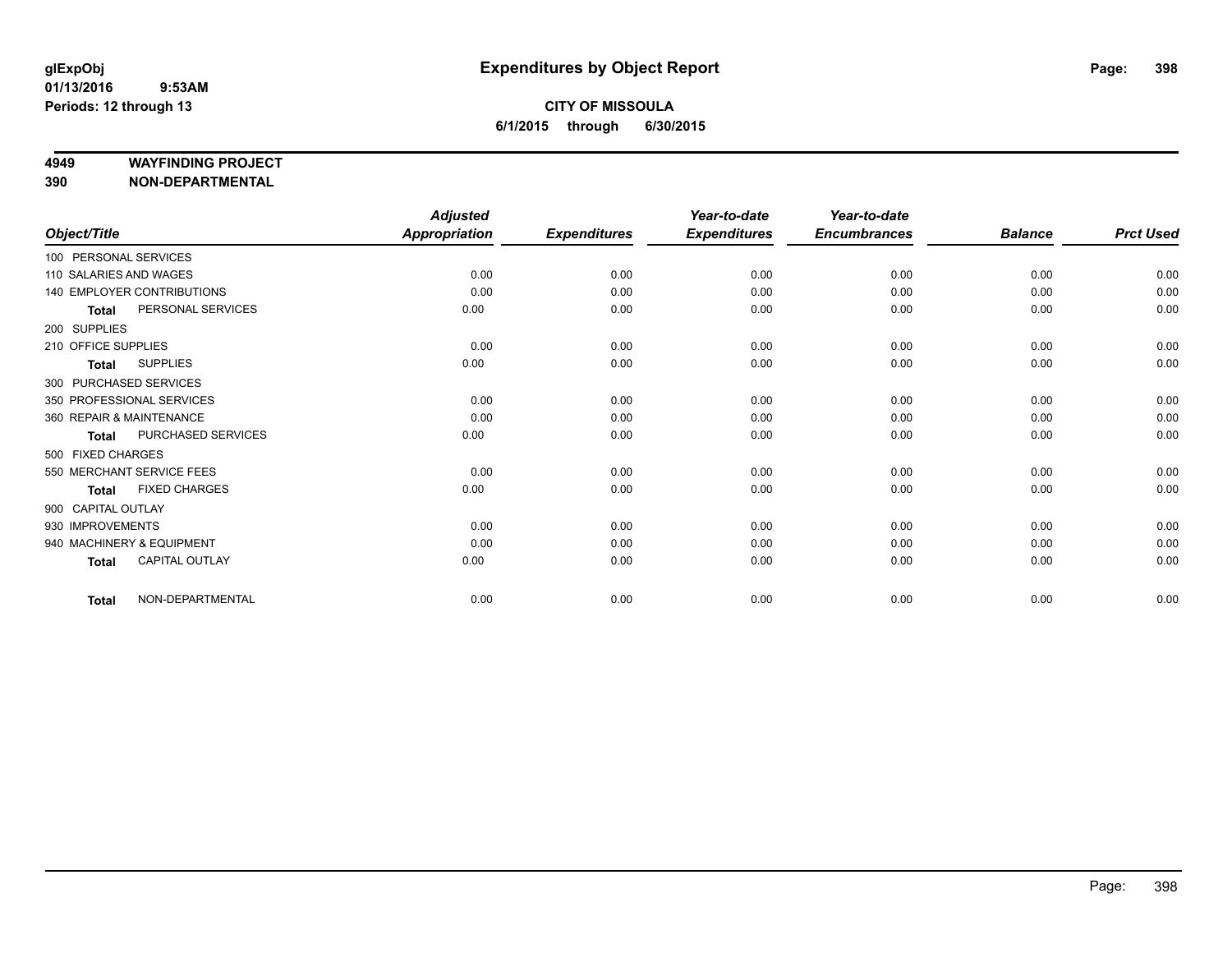**glExpObj** **Expenditures by Object Report**
**01/13/2016 9:53AM**
**Periods: 12 through 13**

**CITY OF MISSOULA**
**6/1/2015 through 6/30/2015**

**4949 WAYFINDING PROJECT**
**390 NON-DEPARTMENTAL**

| Object/Title | | Adjusted Appropriation | Expenditures | Year-to-date Expenditures | Year-to-date Encumbrances | Balance | Prct Used |
|---|---|---|---|---|---|---|---|
| 100 PERSONAL SERVICES | | | | | | | |
| 110 SALARIES AND WAGES | | 0.00 | 0.00 | 0.00 | 0.00 | 0.00 | 0.00 |
| 140 EMPLOYER CONTRIBUTIONS | | 0.00 | 0.00 | 0.00 | 0.00 | 0.00 | 0.00 |
| Total | PERSONAL SERVICES | 0.00 | 0.00 | 0.00 | 0.00 | 0.00 | 0.00 |
| 200 SUPPLIES | | | | | | | |
| 210 OFFICE SUPPLIES | | 0.00 | 0.00 | 0.00 | 0.00 | 0.00 | 0.00 |
| Total | SUPPLIES | 0.00 | 0.00 | 0.00 | 0.00 | 0.00 | 0.00 |
| 300 PURCHASED SERVICES | | | | | | | |
| 350 PROFESSIONAL SERVICES | | 0.00 | 0.00 | 0.00 | 0.00 | 0.00 | 0.00 |
| 360 REPAIR & MAINTENANCE | | 0.00 | 0.00 | 0.00 | 0.00 | 0.00 | 0.00 |
| Total | PURCHASED SERVICES | 0.00 | 0.00 | 0.00 | 0.00 | 0.00 | 0.00 |
| 500 FIXED CHARGES | | | | | | | |
| 550 MERCHANT SERVICE FEES | | 0.00 | 0.00 | 0.00 | 0.00 | 0.00 | 0.00 |
| Total | FIXED CHARGES | 0.00 | 0.00 | 0.00 | 0.00 | 0.00 | 0.00 |
| 900 CAPITAL OUTLAY | | | | | | | |
| 930 IMPROVEMENTS | | 0.00 | 0.00 | 0.00 | 0.00 | 0.00 | 0.00 |
| 940 MACHINERY & EQUIPMENT | | 0.00 | 0.00 | 0.00 | 0.00 | 0.00 | 0.00 |
| Total | CAPITAL OUTLAY | 0.00 | 0.00 | 0.00 | 0.00 | 0.00 | 0.00 |
| Total | NON-DEPARTMENTAL | 0.00 | 0.00 | 0.00 | 0.00 | 0.00 | 0.00 |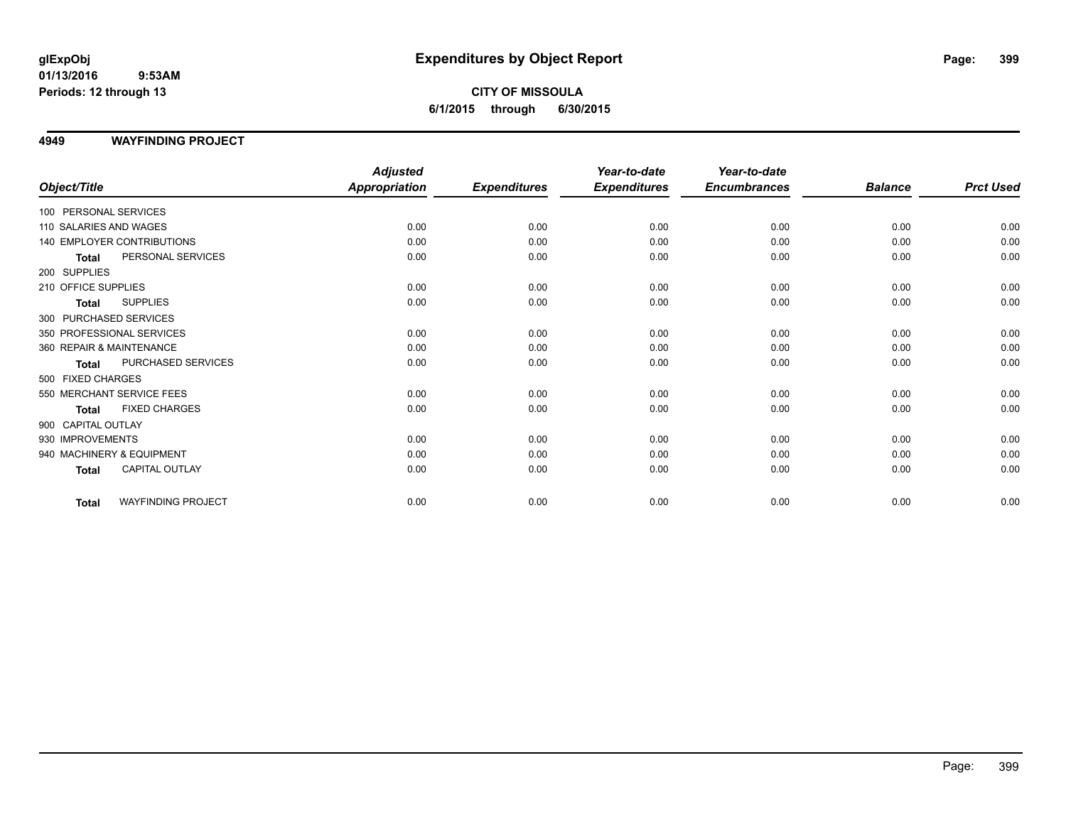glExpObj
01/13/2016 9:53AM
Periods: 12 through 13

# Expenditures by Object Report

**CITY OF MISSOULA**
**6/1/2015 through 6/30/2015**

## 4949 WAYFINDING PROJECT

| Object/Title | Adjusted Appropriation | Expenditures | Year-to-date Expenditures | Year-to-date Encumbrances | Balance | Prct Used |
|---|---|---|---|---|---|---|
| 100 PERSONAL SERVICES | | | | | | |
| 110 SALARIES AND WAGES | 0.00 | 0.00 | 0.00 | 0.00 | 0.00 | 0.00 |
| 140 EMPLOYER CONTRIBUTIONS | 0.00 | 0.00 | 0.00 | 0.00 | 0.00 | 0.00 |
| **Total** PERSONAL SERVICES | 0.00 | 0.00 | 0.00 | 0.00 | 0.00 | 0.00 |
| 200 SUPPLIES | | | | | | |
| 210 OFFICE SUPPLIES | 0.00 | 0.00 | 0.00 | 0.00 | 0.00 | 0.00 |
| **Total** SUPPLIES | 0.00 | 0.00 | 0.00 | 0.00 | 0.00 | 0.00 |
| 300 PURCHASED SERVICES | | | | | | |
| 350 PROFESSIONAL SERVICES | 0.00 | 0.00 | 0.00 | 0.00 | 0.00 | 0.00 |
| 360 REPAIR & MAINTENANCE | 0.00 | 0.00 | 0.00 | 0.00 | 0.00 | 0.00 |
| **Total** PURCHASED SERVICES | 0.00 | 0.00 | 0.00 | 0.00 | 0.00 | 0.00 |
| 500 FIXED CHARGES | | | | | | |
| 550 MERCHANT SERVICE FEES | 0.00 | 0.00 | 0.00 | 0.00 | 0.00 | 0.00 |
| **Total** FIXED CHARGES | 0.00 | 0.00 | 0.00 | 0.00 | 0.00 | 0.00 |
| 900 CAPITAL OUTLAY | | | | | | |
| 930 IMPROVEMENTS | 0.00 | 0.00 | 0.00 | 0.00 | 0.00 | 0.00 |
| 940 MACHINERY & EQUIPMENT | 0.00 | 0.00 | 0.00 | 0.00 | 0.00 | 0.00 |
| **Total** CAPITAL OUTLAY | 0.00 | 0.00 | 0.00 | 0.00 | 0.00 | 0.00 |
| **Total** WAYFINDING PROJECT | 0.00 | 0.00 | 0.00 | 0.00 | 0.00 | 0.00 |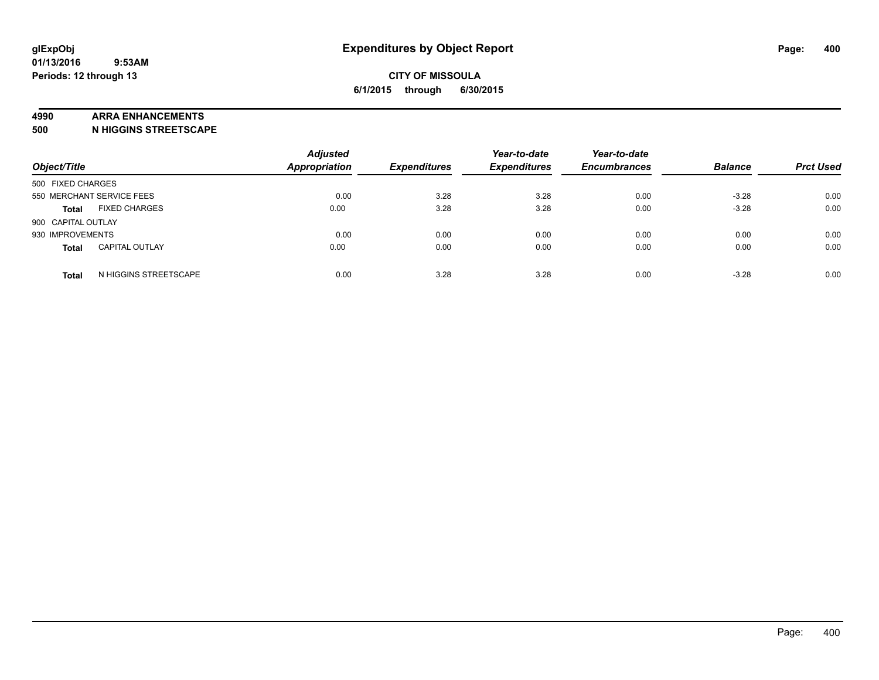**glExpObj**
**01/13/2016 9:53AM**
**Periods: 12 through 13**

# Expenditures by Object Report

**CITY OF MISSOULA**
**6/1/2015 through 6/30/2015**

**4990 ARRA ENHANCEMENTS**
**500 N HIGGINS STREETSCAPE**

| Object/Title | | Adjusted Appropriation | Expenditures | Year-to-date Expenditures | Year-to-date Encumbrances | Balance | Prct Used |
|---|---|---|---|---|---|---|---|
| 500 FIXED CHARGES | | | | | | | |
| 550 MERCHANT SERVICE FEES | | 0.00 | 3.28 | 3.28 | 0.00 | -3.28 | 0.00 |
| **Total** | FIXED CHARGES | 0.00 | 3.28 | 3.28 | 0.00 | -3.28 | 0.00 |
| 900 CAPITAL OUTLAY | | | | | | | |
| 930 IMPROVEMENTS | | 0.00 | 0.00 | 0.00 | 0.00 | 0.00 | 0.00 |
| **Total** | CAPITAL OUTLAY | 0.00 | 0.00 | 0.00 | 0.00 | 0.00 | 0.00 |
| **Total** | N HIGGINS STREETSCAPE | 0.00 | 3.28 | 3.28 | 0.00 | -3.28 | 0.00 |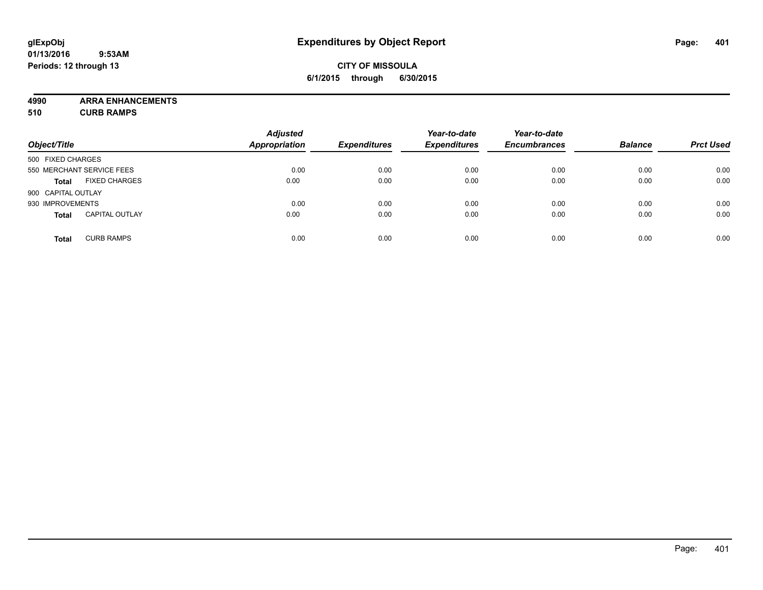# Expenditures by Object Report

glExpObj
01/13/2016 9:53AM
Periods: 12 through 13

**CITY OF MISSOULA**
**6/1/2015 through 6/30/2015**

**4990 ARRA ENHANCEMENTS**
**510 CURB RAMPS**

| Object/Title | Adjusted Appropriation | Expenditures | Year-to-date Expenditures | Year-to-date Encumbrances | Balance | Prct Used |
|---|---|---|---|---|---|---|
| 500 FIXED CHARGES | | | | | | |
| 550 MERCHANT SERVICE FEES | 0.00 | 0.00 | 0.00 | 0.00 | 0.00 | 0.00 |
| **Total** FIXED CHARGES | 0.00 | 0.00 | 0.00 | 0.00 | 0.00 | 0.00 |
| 900 CAPITAL OUTLAY | | | | | | |
| 930 IMPROVEMENTS | 0.00 | 0.00 | 0.00 | 0.00 | 0.00 | 0.00 |
| **Total** CAPITAL OUTLAY | 0.00 | 0.00 | 0.00 | 0.00 | 0.00 | 0.00 |
| **Total** CURB RAMPS | 0.00 | 0.00 | 0.00 | 0.00 | 0.00 | 0.00 |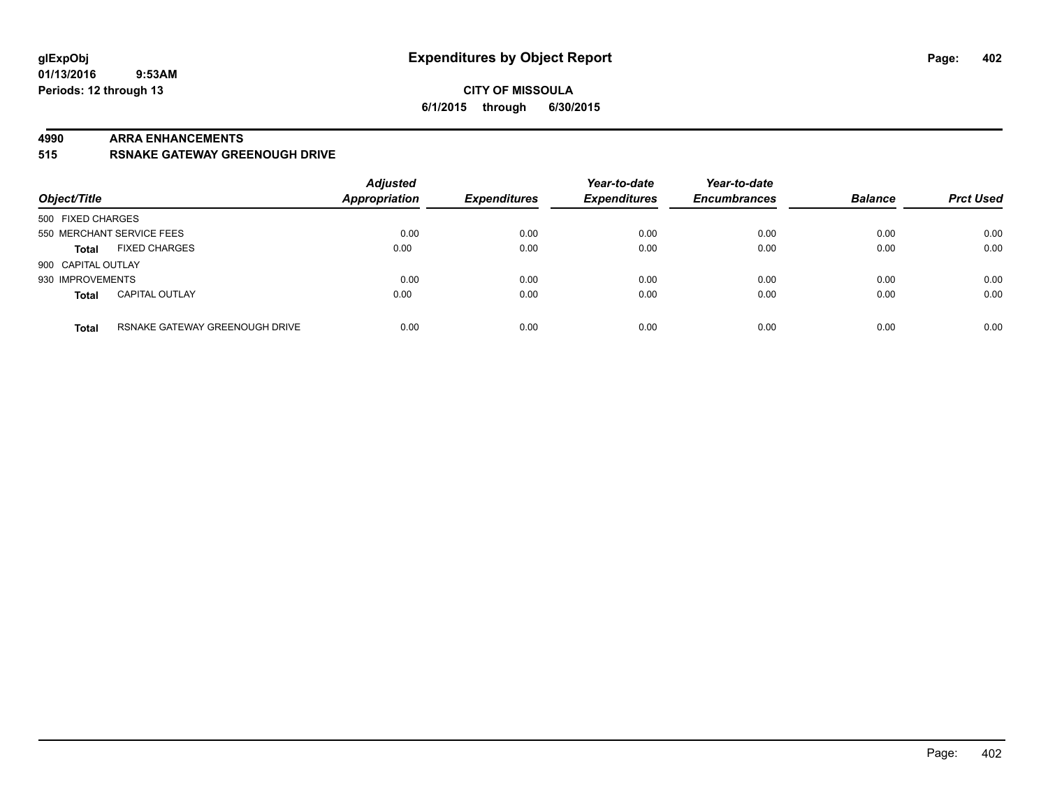**glExpObj**
**01/13/2016 9:53AM**
**Periods: 12 through 13**

# Expenditures by Object Report

**CITY OF MISSOULA**
**6/1/2015 through 6/30/2015**

**4990 ARRA ENHANCEMENTS**
**515 RSNAKE GATEWAY GREENOUGH DRIVE**

| Object/Title | | Adjusted Appropriation | Expenditures | Year-to-date Expenditures | Year-to-date Encumbrances | Balance | Prct Used |
|---|---|---|---|---|---|---|---|
| 500 FIXED CHARGES | | | | | | | |
| 550 MERCHANT SERVICE FEES | | 0.00 | 0.00 | 0.00 | 0.00 | 0.00 | 0.00 |
| **Total** | FIXED CHARGES | 0.00 | 0.00 | 0.00 | 0.00 | 0.00 | 0.00 |
| 900 CAPITAL OUTLAY | | | | | | | |
| 930 IMPROVEMENTS | | 0.00 | 0.00 | 0.00 | 0.00 | 0.00 | 0.00 |
| **Total** | CAPITAL OUTLAY | 0.00 | 0.00 | 0.00 | 0.00 | 0.00 | 0.00 |
| **Total** | RSNAKE GATEWAY GREENOUGH DRIVE | 0.00 | 0.00 | 0.00 | 0.00 | 0.00 | 0.00 |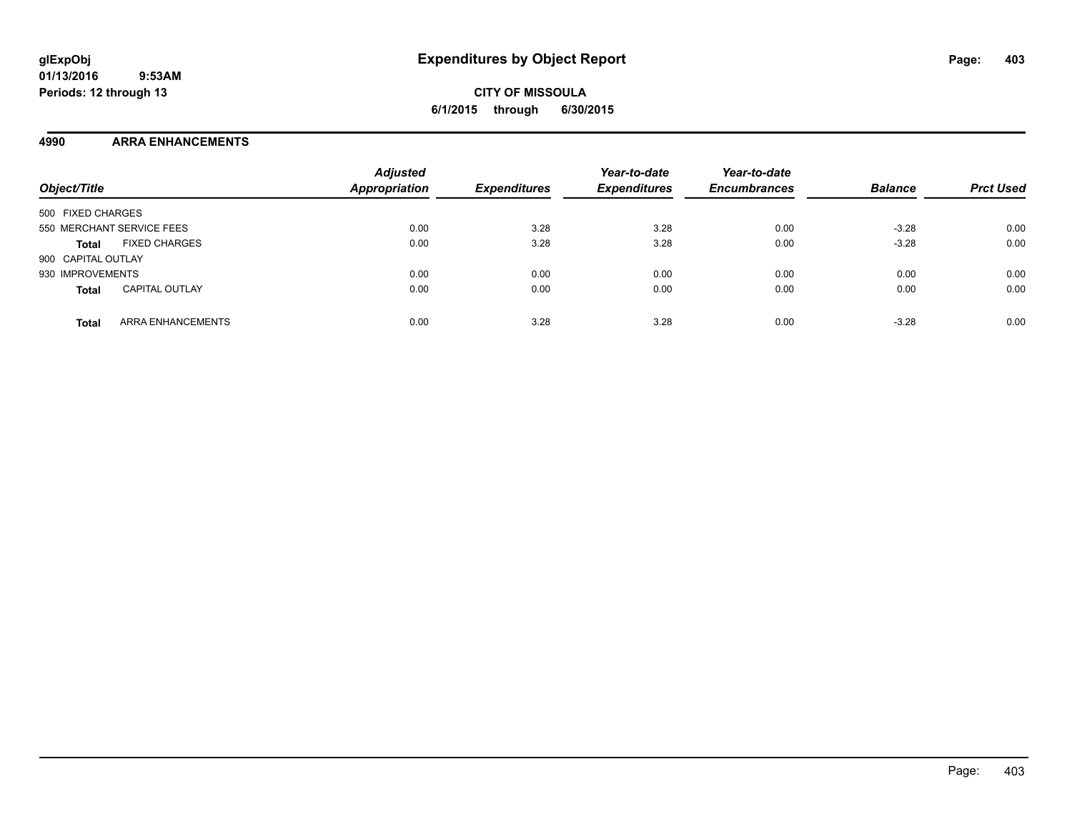**glExpObj**
**01/13/2016 9:53AM**
**Periods: 12 through 13**

# Expenditures by Object Report

**CITY OF MISSOULA**
**6/1/2015 through 6/30/2015**

## 4990 ARRA ENHANCEMENTS

| Object/Title | | Adjusted Appropriation | Expenditures | Year-to-date Expenditures | Year-to-date Encumbrances | Balance | Prct Used |
|---|---|---|---|---|---|---|---|
| 500 FIXED CHARGES | | | | | | | |
| 550 MERCHANT SERVICE FEES | | 0.00 | 3.28 | 3.28 | 0.00 | -3.28 | 0.00 |
| **Total** | FIXED CHARGES | 0.00 | 3.28 | 3.28 | 0.00 | -3.28 | 0.00 |
| 900 CAPITAL OUTLAY | | | | | | | |
| 930 IMPROVEMENTS | | 0.00 | 0.00 | 0.00 | 0.00 | 0.00 | 0.00 |
| **Total** | CAPITAL OUTLAY | 0.00 | 0.00 | 0.00 | 0.00 | 0.00 | 0.00 |
| **Total** | ARRA ENHANCEMENTS | 0.00 | 3.28 | 3.28 | 0.00 | -3.28 | 0.00 |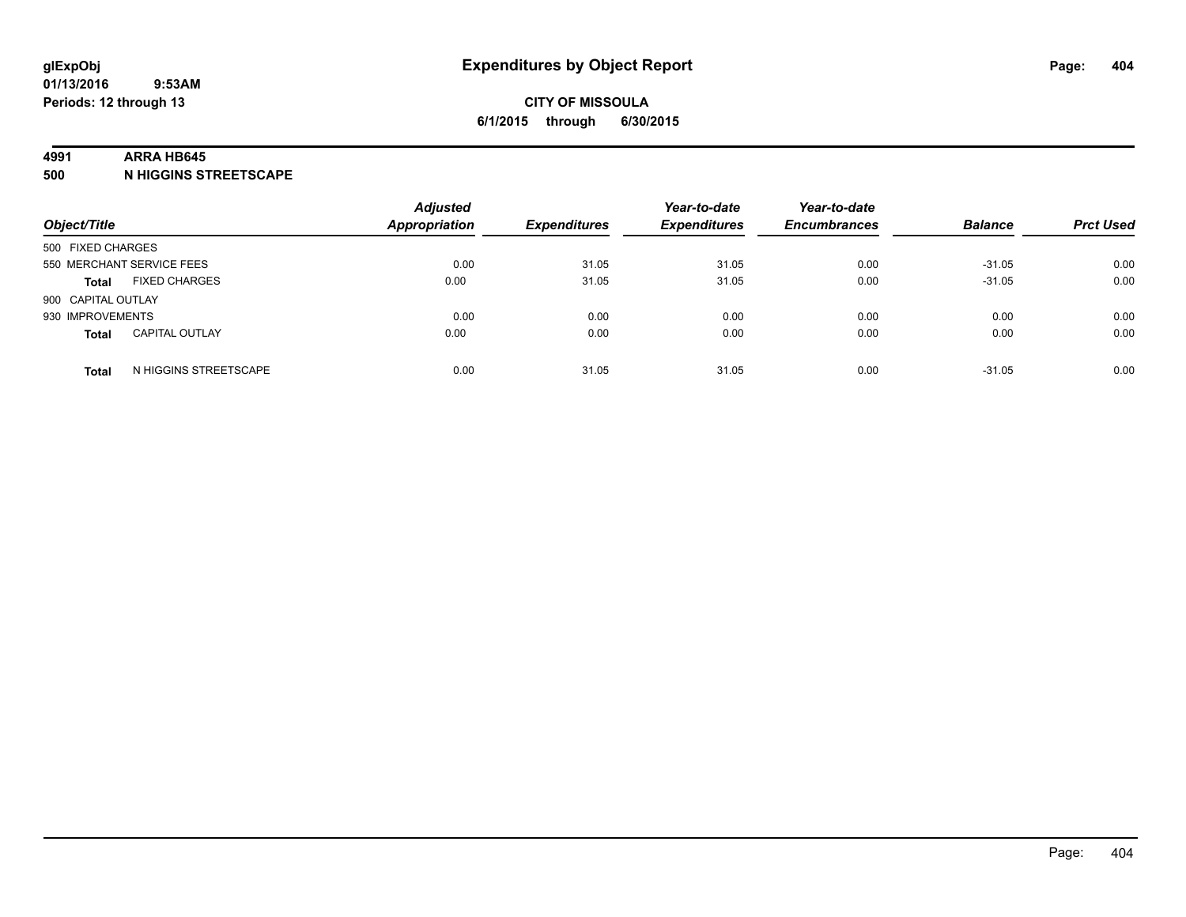**glExpObj** **Expenditures by Object Report**
**01/13/2016 9:53AM**
**Periods: 12 through 13**

**CITY OF MISSOULA**
**6/1/2015 through 6/30/2015**

**4991 ARRA HB645**
**500 N HIGGINS STREETSCAPE**

| Object/Title | | Adjusted Appropriation | Expenditures | Year-to-date Expenditures | Year-to-date Encumbrances | Balance | Prct Used |
|---|---|---|---|---|---|---|---|
| 500 FIXED CHARGES | | | | | | | |
| 550 MERCHANT SERVICE FEES | | 0.00 | 31.05 | 31.05 | 0.00 | -31.05 | 0.00 |
| Total | FIXED CHARGES | 0.00 | 31.05 | 31.05 | 0.00 | -31.05 | 0.00 |
| 900 CAPITAL OUTLAY | | | | | | | |
| 930 IMPROVEMENTS | | 0.00 | 0.00 | 0.00 | 0.00 | 0.00 | 0.00 |
| Total | CAPITAL OUTLAY | 0.00 | 0.00 | 0.00 | 0.00 | 0.00 | 0.00 |
| Total | N HIGGINS STREETSCAPE | 0.00 | 31.05 | 31.05 | 0.00 | -31.05 | 0.00 |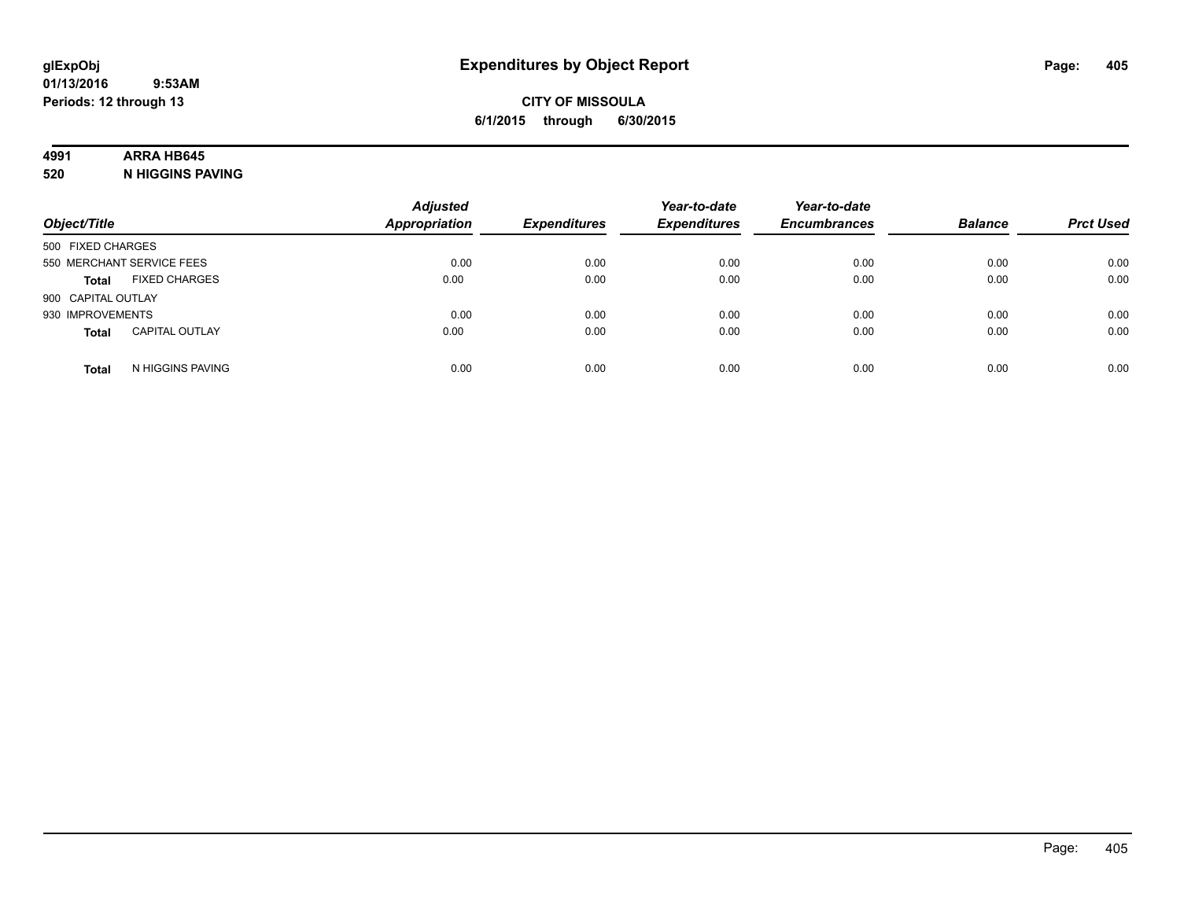# Expenditures by Object Report

glExpObj
01/13/2016 9:53AM
Periods: 12 through 13

**CITY OF MISSOULA**
**6/1/2015 through 6/30/2015**

**4991 ARRA HB645**
**520 N HIGGINS PAVING**

| Object/Title | | Adjusted Appropriation | Expenditures | Year-to-date Expenditures | Year-to-date Encumbrances | Balance | Prct Used |
|---|---|---|---|---|---|---|---|
| 500 FIXED CHARGES | | | | | | | |
| 550 MERCHANT SERVICE FEES | | 0.00 | 0.00 | 0.00 | 0.00 | 0.00 | 0.00 |
| **Total** | FIXED CHARGES | 0.00 | 0.00 | 0.00 | 0.00 | 0.00 | 0.00 |
| 900 CAPITAL OUTLAY | | | | | | | |
| 930 IMPROVEMENTS | | 0.00 | 0.00 | 0.00 | 0.00 | 0.00 | 0.00 |
| **Total** | CAPITAL OUTLAY | 0.00 | 0.00 | 0.00 | 0.00 | 0.00 | 0.00 |
| **Total** | N HIGGINS PAVING | 0.00 | 0.00 | 0.00 | 0.00 | 0.00 | 0.00 |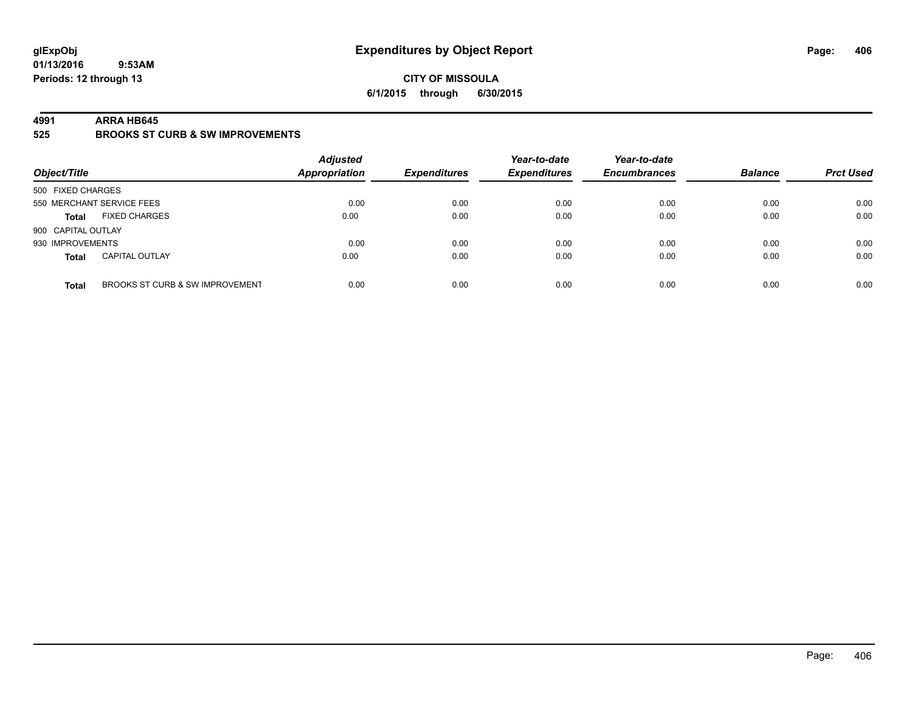glExpObj
01/13/2016 9:53AM
Periods: 12 through 13

# Expenditures by Object Report

**CITY OF MISSOULA**
**6/1/2015 through 6/30/2015**

**4991 ARRA HB645**
**525 BROOKS ST CURB & SW IMPROVEMENTS**

| Object/Title | | Adjusted Appropriation | Expenditures | Year-to-date Expenditures | Year-to-date Encumbrances | Balance | Prct Used |
|---|---|---|---|---|---|---|---|
| 500 FIXED CHARGES | | | | | | | |
| 550 MERCHANT SERVICE FEES | | 0.00 | 0.00 | 0.00 | 0.00 | 0.00 | 0.00 |
| **Total** | FIXED CHARGES | 0.00 | 0.00 | 0.00 | 0.00 | 0.00 | 0.00 |
| 900 CAPITAL OUTLAY | | | | | | | |
| 930 IMPROVEMENTS | | 0.00 | 0.00 | 0.00 | 0.00 | 0.00 | 0.00 |
| **Total** | CAPITAL OUTLAY | 0.00 | 0.00 | 0.00 | 0.00 | 0.00 | 0.00 |
| **Total** | BROOKS ST CURB & SW IMPROVEMENT | 0.00 | 0.00 | 0.00 | 0.00 | 0.00 | 0.00 |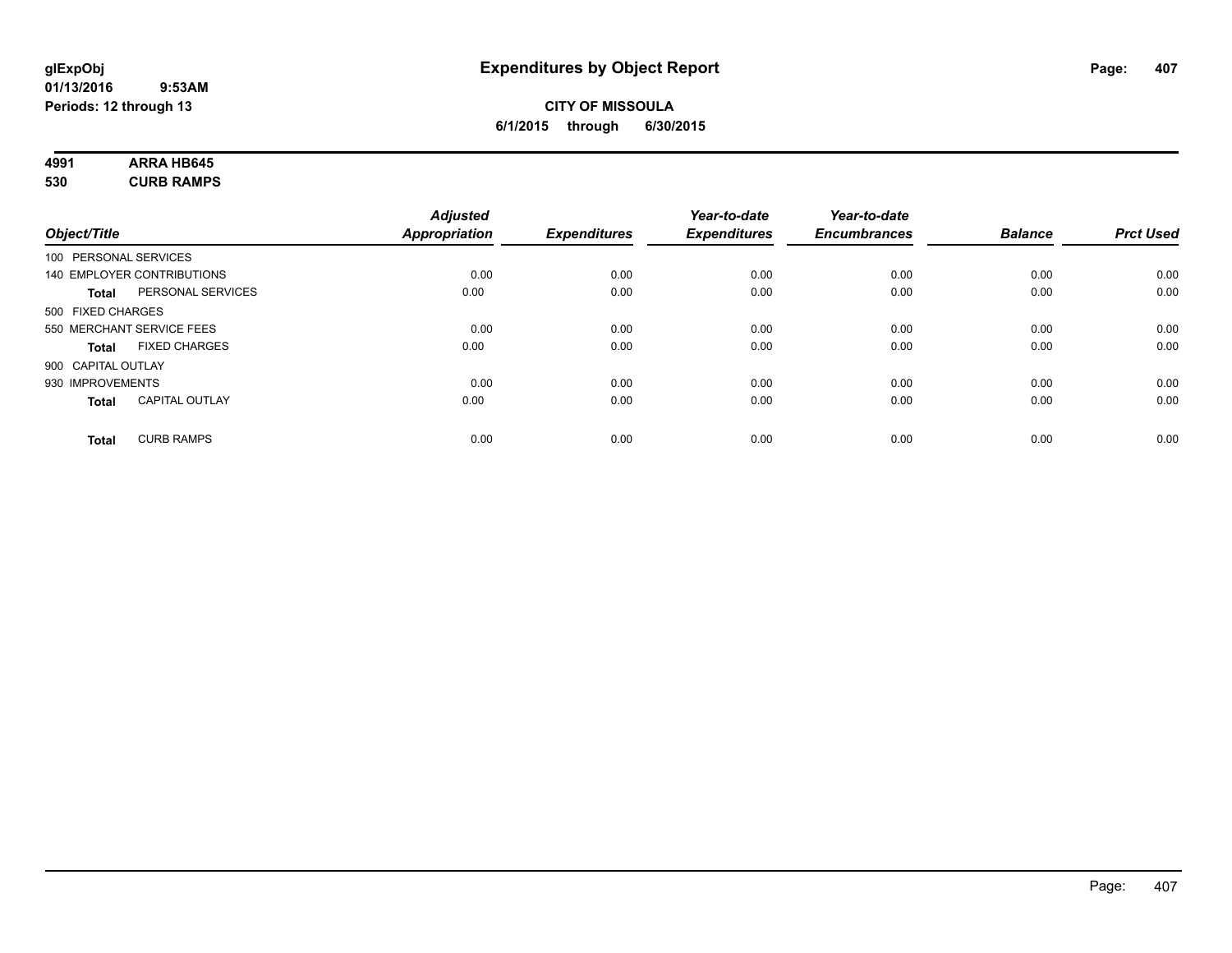glExpObj
01/13/2016 9:53AM
Periods: 12 through 13

# Expenditures by Object Report

**CITY OF MISSOULA**
**6/1/2015 through 6/30/2015**

**4991 ARRA HB645**
**530 CURB RAMPS**

| Object/Title | | Adjusted Appropriation | Expenditures | Year-to-date Expenditures | Year-to-date Encumbrances | Balance | Prct Used |
|---|---|---|---|---|---|---|---|
| 100 PERSONAL SERVICES | | | | | | | |
| 140 EMPLOYER CONTRIBUTIONS | | 0.00 | 0.00 | 0.00 | 0.00 | 0.00 | 0.00 |
| **Total** | PERSONAL SERVICES | 0.00 | 0.00 | 0.00 | 0.00 | 0.00 | 0.00 |
| 500 FIXED CHARGES | | | | | | | |
| 550 MERCHANT SERVICE FEES | | 0.00 | 0.00 | 0.00 | 0.00 | 0.00 | 0.00 |
| **Total** | FIXED CHARGES | 0.00 | 0.00 | 0.00 | 0.00 | 0.00 | 0.00 |
| 900 CAPITAL OUTLAY | | | | | | | |
| 930 IMPROVEMENTS | | 0.00 | 0.00 | 0.00 | 0.00 | 0.00 | 0.00 |
| **Total** | CAPITAL OUTLAY | 0.00 | 0.00 | 0.00 | 0.00 | 0.00 | 0.00 |
| **Total** | CURB RAMPS | 0.00 | 0.00 | 0.00 | 0.00 | 0.00 | 0.00 |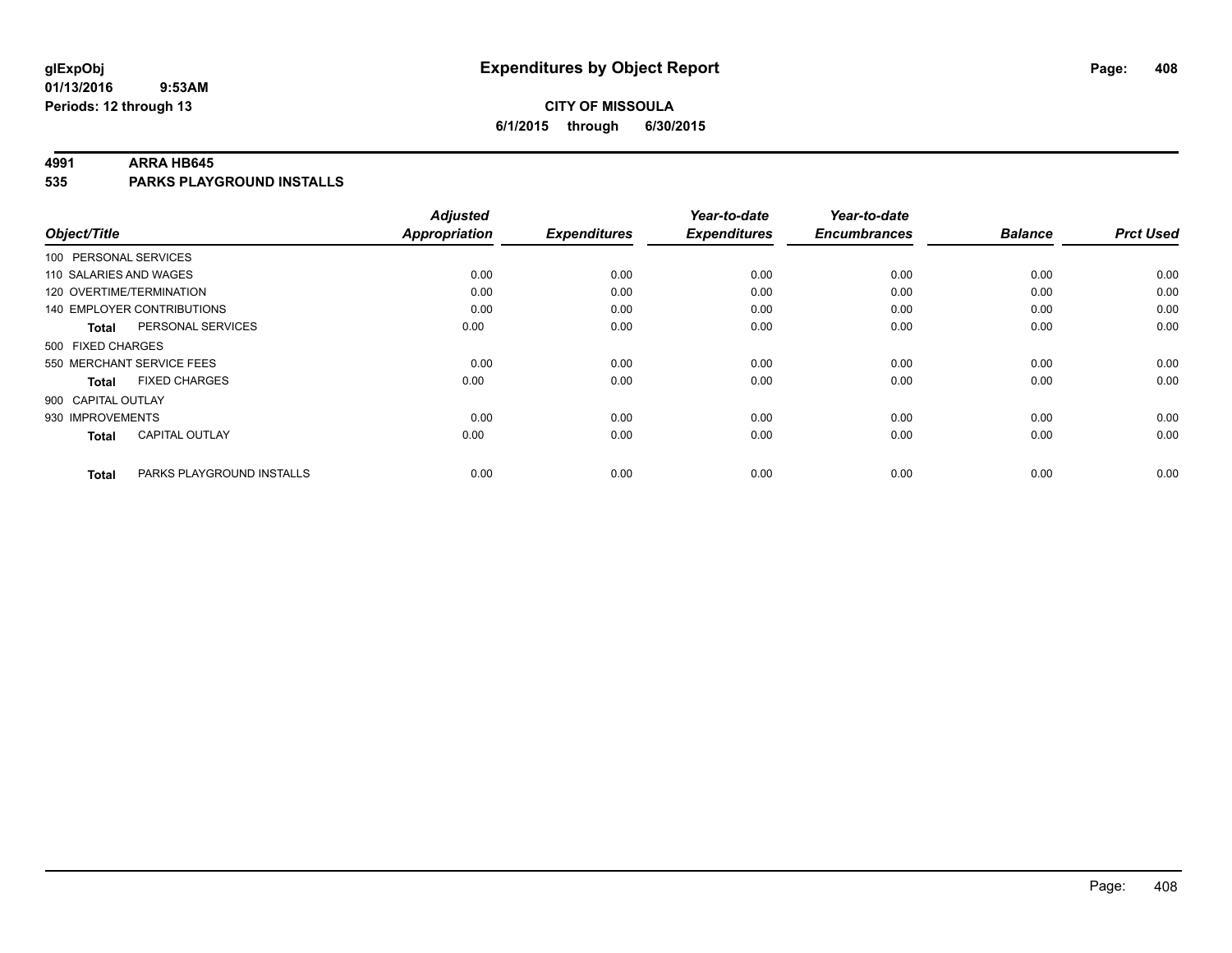**glExpObj**
**01/13/2016 9:53AM**
**Periods: 12 through 13**

# Expenditures by Object Report

**CITY OF MISSOULA**
**6/1/2015 through 6/30/2015**

## 4991 ARRA HB645
## 535 PARKS PLAYGROUND INSTALLS

| Object/Title | Adjusted Appropriation | Expenditures | Year-to-date Expenditures | Year-to-date Encumbrances | Balance | Prct Used |
|---|---|---|---|---|---|---|
| 100 PERSONAL SERVICES | | | | | | |
| 110 SALARIES AND WAGES | 0.00 | 0.00 | 0.00 | 0.00 | 0.00 | 0.00 |
| 120 OVERTIME/TERMINATION | 0.00 | 0.00 | 0.00 | 0.00 | 0.00 | 0.00 |
| 140 EMPLOYER CONTRIBUTIONS | 0.00 | 0.00 | 0.00 | 0.00 | 0.00 | 0.00 |
| **Total** PERSONAL SERVICES | 0.00 | 0.00 | 0.00 | 0.00 | 0.00 | 0.00 |
| 500 FIXED CHARGES | | | | | | |
| 550 MERCHANT SERVICE FEES | 0.00 | 0.00 | 0.00 | 0.00 | 0.00 | 0.00 |
| **Total** FIXED CHARGES | 0.00 | 0.00 | 0.00 | 0.00 | 0.00 | 0.00 |
| 900 CAPITAL OUTLAY | | | | | | |
| 930 IMPROVEMENTS | 0.00 | 0.00 | 0.00 | 0.00 | 0.00 | 0.00 |
| **Total** CAPITAL OUTLAY | 0.00 | 0.00 | 0.00 | 0.00 | 0.00 | 0.00 |
| **Total** PARKS PLAYGROUND INSTALLS | 0.00 | 0.00 | 0.00 | 0.00 | 0.00 | 0.00 |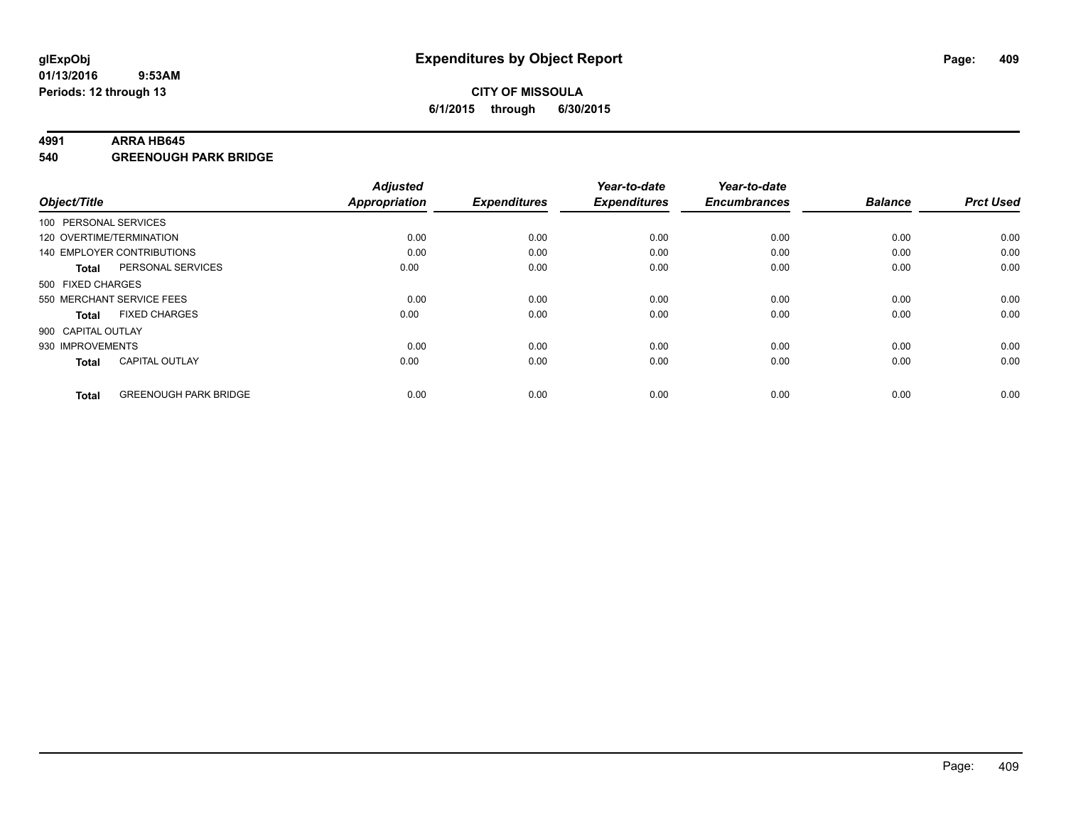# Expenditures by Object Report

glExpObj
01/13/2016 9:53AM
Periods: 12 through 13

**CITY OF MISSOULA**
**6/1/2015 through 6/30/2015**

**4991 ARRA HB645**
**540 GREENOUGH PARK BRIDGE**

| Object/Title | | Adjusted Appropriation | Expenditures | Year-to-date Expenditures | Year-to-date Encumbrances | Balance | Prct Used |
|---|---|---|---|---|---|---|---|
| 100 PERSONAL SERVICES | | | | | | | |
| 120 OVERTIME/TERMINATION | | 0.00 | 0.00 | 0.00 | 0.00 | 0.00 | 0.00 |
| 140 EMPLOYER CONTRIBUTIONS | | 0.00 | 0.00 | 0.00 | 0.00 | 0.00 | 0.00 |
| **Total** | PERSONAL SERVICES | 0.00 | 0.00 | 0.00 | 0.00 | 0.00 | 0.00 |
| 500 FIXED CHARGES | | | | | | | |
| 550 MERCHANT SERVICE FEES | | 0.00 | 0.00 | 0.00 | 0.00 | 0.00 | 0.00 |
| **Total** | FIXED CHARGES | 0.00 | 0.00 | 0.00 | 0.00 | 0.00 | 0.00 |
| 900 CAPITAL OUTLAY | | | | | | | |
| 930 IMPROVEMENTS | | 0.00 | 0.00 | 0.00 | 0.00 | 0.00 | 0.00 |
| **Total** | CAPITAL OUTLAY | 0.00 | 0.00 | 0.00 | 0.00 | 0.00 | 0.00 |
| **Total** | GREENOUGH PARK BRIDGE | 0.00 | 0.00 | 0.00 | 0.00 | 0.00 | 0.00 |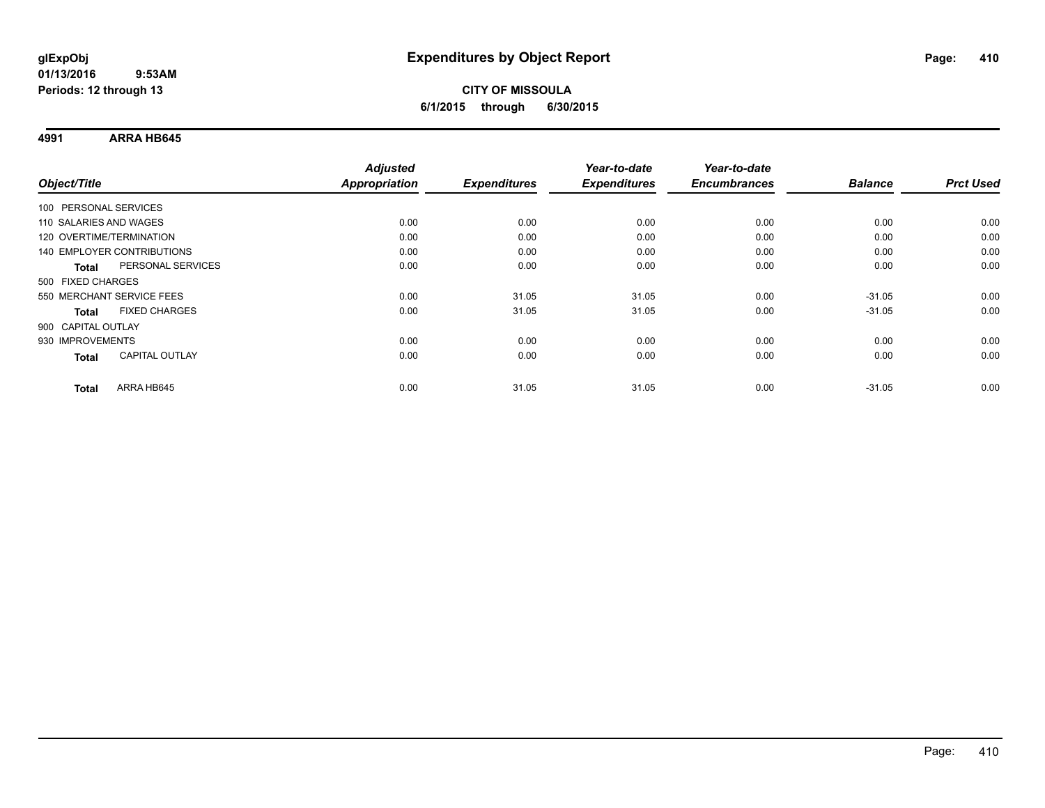# Expenditures by Object Report

glExpObj
01/13/2016 9:53AM
Periods: 12 through 13

**CITY OF MISSOULA**
**6/1/2015 through 6/30/2015**

**4991 ARRA HB645**

| Object/Title | | Adjusted Appropriation | Expenditures | Year-to-date Expenditures | Year-to-date Encumbrances | Balance | Prct Used |
|---|---|---|---|---|---|---|---|
| 100 PERSONAL SERVICES | | | | | | | |
| 110 SALARIES AND WAGES | | 0.00 | 0.00 | 0.00 | 0.00 | 0.00 | 0.00 |
| 120 OVERTIME/TERMINATION | | 0.00 | 0.00 | 0.00 | 0.00 | 0.00 | 0.00 |
| 140 EMPLOYER CONTRIBUTIONS | | 0.00 | 0.00 | 0.00 | 0.00 | 0.00 | 0.00 |
| **Total** | PERSONAL SERVICES | 0.00 | 0.00 | 0.00 | 0.00 | 0.00 | 0.00 |
| 500 FIXED CHARGES | | | | | | | |
| 550 MERCHANT SERVICE FEES | | 0.00 | 31.05 | 31.05 | 0.00 | -31.05 | 0.00 |
| **Total** | FIXED CHARGES | 0.00 | 31.05 | 31.05 | 0.00 | -31.05 | 0.00 |
| 900 CAPITAL OUTLAY | | | | | | | |
| 930 IMPROVEMENTS | | 0.00 | 0.00 | 0.00 | 0.00 | 0.00 | 0.00 |
| **Total** | CAPITAL OUTLAY | 0.00 | 0.00 | 0.00 | 0.00 | 0.00 | 0.00 |
| **Total** | ARRA HB645 | 0.00 | 31.05 | 31.05 | 0.00 | -31.05 | 0.00 |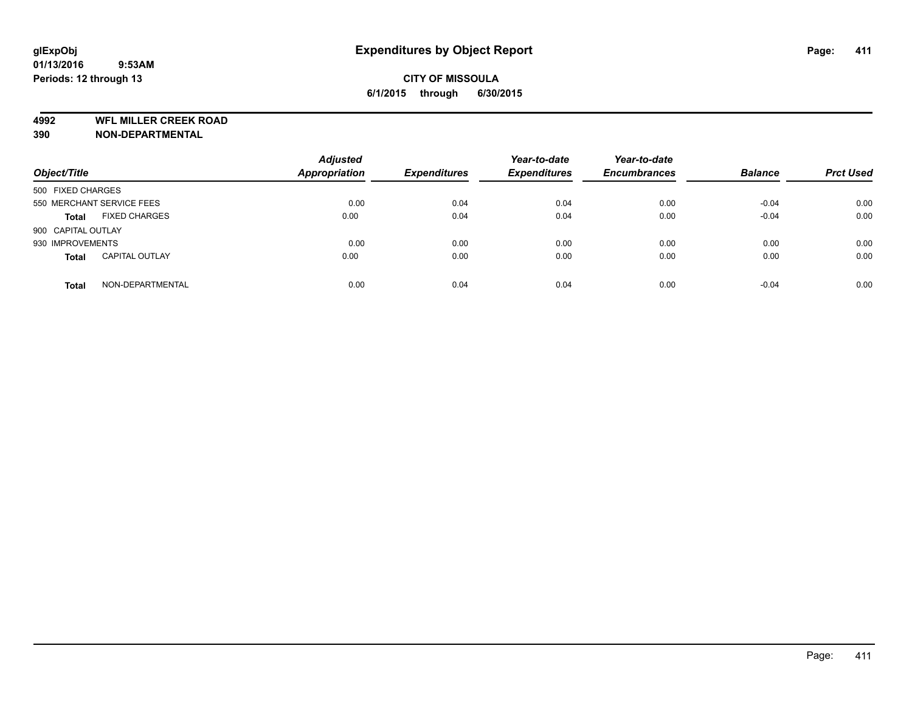# Expenditures by Object Report

glExpObj
01/13/2016 9:53AM
Periods: 12 through 13

**CITY OF MISSOULA**
**6/1/2015 through 6/30/2015**

**4992 WFL MILLER CREEK ROAD**
**390 NON-DEPARTMENTAL**

| Object/Title | | Adjusted Appropriation | Expenditures | Year-to-date Expenditures | Year-to-date Encumbrances | Balance | Prct Used |
|---|---|---|---|---|---|---|---|
| 500 FIXED CHARGES | | | | | | | |
| 550 MERCHANT SERVICE FEES | | 0.00 | 0.04 | 0.04 | 0.00 | -0.04 | 0.00 |
| **Total** | FIXED CHARGES | 0.00 | 0.04 | 0.04 | 0.00 | -0.04 | 0.00 |
| 900 CAPITAL OUTLAY | | | | | | | |
| 930 IMPROVEMENTS | | 0.00 | 0.00 | 0.00 | 0.00 | 0.00 | 0.00 |
| **Total** | CAPITAL OUTLAY | 0.00 | 0.00 | 0.00 | 0.00 | 0.00 | 0.00 |
| **Total** | NON-DEPARTMENTAL | 0.00 | 0.04 | 0.04 | 0.00 | -0.04 | 0.00 |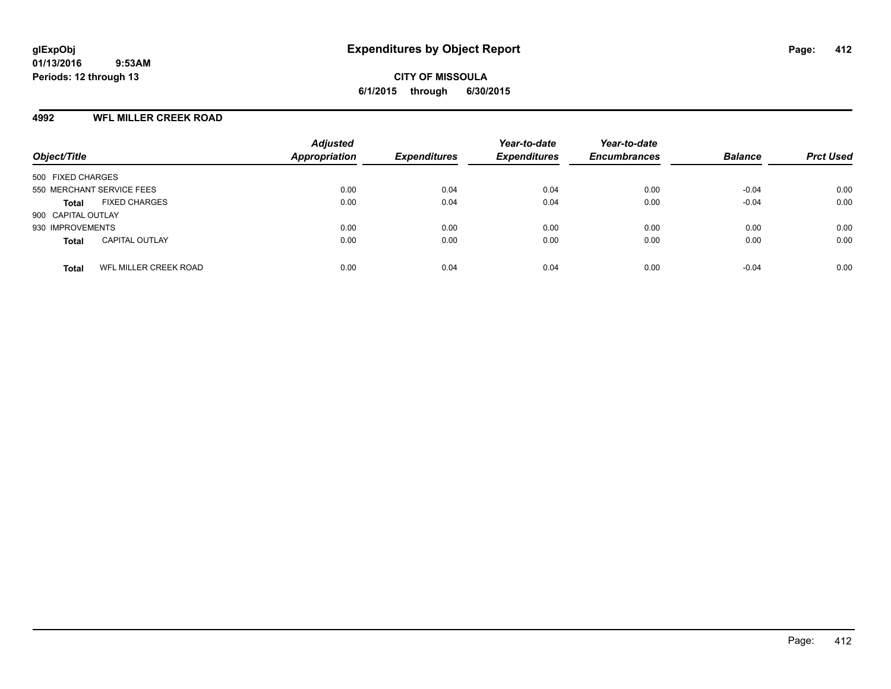# Expenditures by Object Report

glExpObj
01/13/2016 9:53AM
Periods: 12 through 13

**CITY OF MISSOULA**
**6/1/2015 through 6/30/2015**

## 4992 WFL MILLER CREEK ROAD

| Object/Title | | Adjusted Appropriation | Expenditures | Year-to-date Expenditures | Year-to-date Encumbrances | Balance | Prct Used |
|---|---|---|---|---|---|---|---|
| 500 FIXED CHARGES | | | | | | | |
| 550 MERCHANT SERVICE FEES | | 0.00 | 0.04 | 0.04 | 0.00 | -0.04 | 0.00 |
| **Total** | FIXED CHARGES | 0.00 | 0.04 | 0.04 | 0.00 | -0.04 | 0.00 |
| 900 CAPITAL OUTLAY | | | | | | | |
| 930 IMPROVEMENTS | | 0.00 | 0.00 | 0.00 | 0.00 | 0.00 | 0.00 |
| **Total** | CAPITAL OUTLAY | 0.00 | 0.00 | 0.00 | 0.00 | 0.00 | 0.00 |
| **Total** | WFL MILLER CREEK ROAD | 0.00 | 0.04 | 0.04 | 0.00 | -0.04 | 0.00 |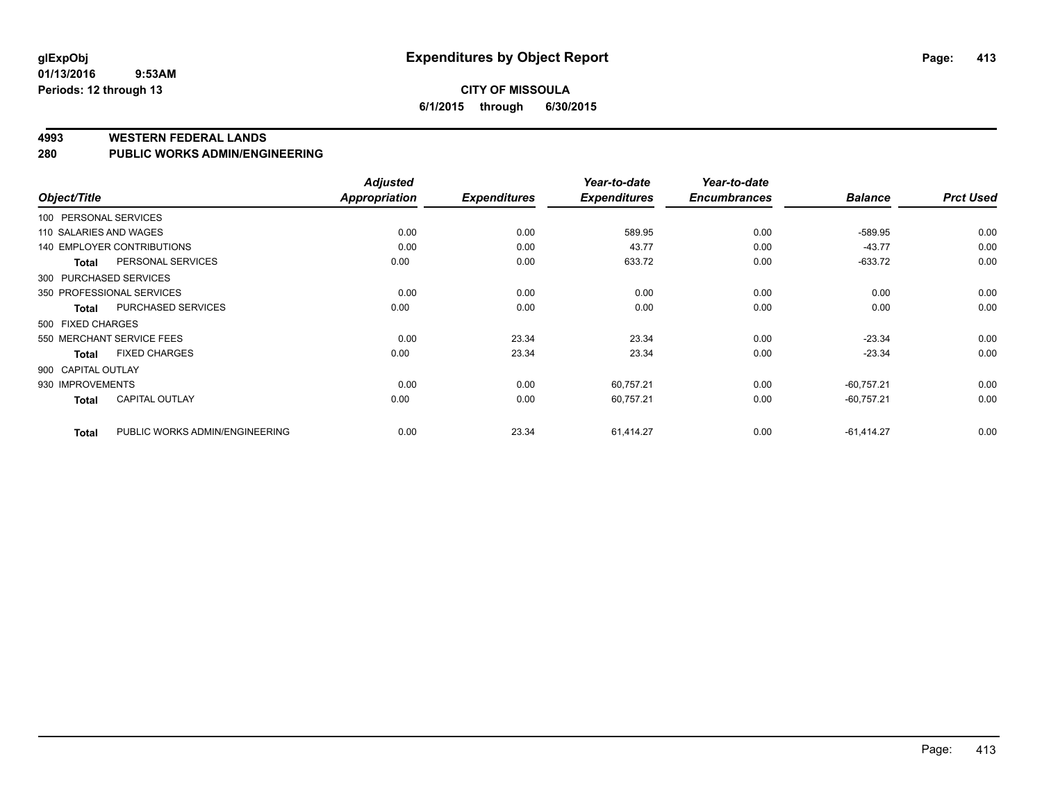**glExpObj**
**01/13/2016 9:53AM**
**Periods: 12 through 13**

# Expenditures by Object Report

**CITY OF MISSOULA**
**6/1/2015 through 6/30/2015**

## 4993 WESTERN FEDERAL LANDS
## 280 PUBLIC WORKS ADMIN/ENGINEERING

| Object/Title | | Adjusted Appropriation | Expenditures | Year-to-date Expenditures | Year-to-date Encumbrances | Balance | Prct Used |
|---|---|---|---|---|---|---|---|
| 100 PERSONAL SERVICES | | | | | | | |
| 110 SALARIES AND WAGES | | 0.00 | 0.00 | 589.95 | 0.00 | -589.95 | 0.00 |
| 140 EMPLOYER CONTRIBUTIONS | | 0.00 | 0.00 | 43.77 | 0.00 | -43.77 | 0.00 |
| Total | PERSONAL SERVICES | 0.00 | 0.00 | 633.72 | 0.00 | -633.72 | 0.00 |
| 300 PURCHASED SERVICES | | | | | | | |
| 350 PROFESSIONAL SERVICES | | 0.00 | 0.00 | 0.00 | 0.00 | 0.00 | 0.00 |
| Total | PURCHASED SERVICES | 0.00 | 0.00 | 0.00 | 0.00 | 0.00 | 0.00 |
| 500 FIXED CHARGES | | | | | | | |
| 550 MERCHANT SERVICE FEES | | 0.00 | 23.34 | 23.34 | 0.00 | -23.34 | 0.00 |
| Total | FIXED CHARGES | 0.00 | 23.34 | 23.34 | 0.00 | -23.34 | 0.00 |
| 900 CAPITAL OUTLAY | | | | | | | |
| 930 IMPROVEMENTS | | 0.00 | 0.00 | 60,757.21 | 0.00 | -60,757.21 | 0.00 |
| Total | CAPITAL OUTLAY | 0.00 | 0.00 | 60,757.21 | 0.00 | -60,757.21 | 0.00 |
| Total | PUBLIC WORKS ADMIN/ENGINEERING | 0.00 | 23.34 | 61,414.27 | 0.00 | -61,414.27 | 0.00 |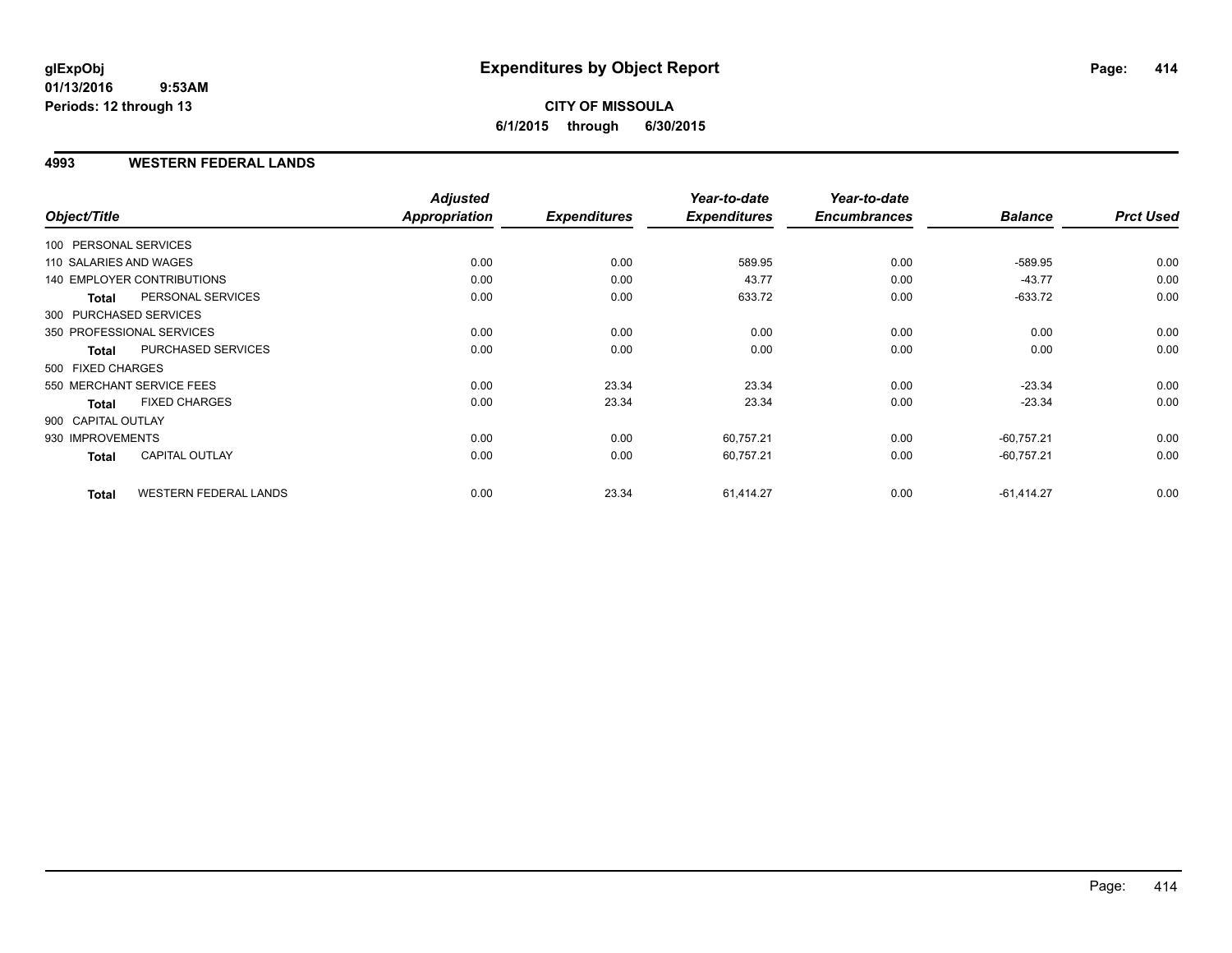**glExpObj**
**01/13/2016 9:53AM**
**Periods: 12 through 13**

# Expenditures by Object Report

**CITY OF MISSOULA**
**6/1/2015 through 6/30/2015**

## 4993 WESTERN FEDERAL LANDS

| Object/Title | | Adjusted Appropriation | Expenditures | Year-to-date Expenditures | Year-to-date Encumbrances | Balance | Prct Used |
|---|---|---|---|---|---|---|---|
| 100 PERSONAL SERVICES | | | | | | | |
| 110 SALARIES AND WAGES | | 0.00 | 0.00 | 589.95 | 0.00 | -589.95 | 0.00 |
| 140 EMPLOYER CONTRIBUTIONS | | 0.00 | 0.00 | 43.77 | 0.00 | -43.77 | 0.00 |
| **Total** | PERSONAL SERVICES | 0.00 | 0.00 | 633.72 | 0.00 | -633.72 | 0.00 |
| 300 PURCHASED SERVICES | | | | | | | |
| 350 PROFESSIONAL SERVICES | | 0.00 | 0.00 | 0.00 | 0.00 | 0.00 | 0.00 |
| **Total** | PURCHASED SERVICES | 0.00 | 0.00 | 0.00 | 0.00 | 0.00 | 0.00 |
| 500 FIXED CHARGES | | | | | | | |
| 550 MERCHANT SERVICE FEES | | 0.00 | 23.34 | 23.34 | 0.00 | -23.34 | 0.00 |
| **Total** | FIXED CHARGES | 0.00 | 23.34 | 23.34 | 0.00 | -23.34 | 0.00 |
| 900 CAPITAL OUTLAY | | | | | | | |
| 930 IMPROVEMENTS | | 0.00 | 0.00 | 60,757.21 | 0.00 | -60,757.21 | 0.00 |
| **Total** | CAPITAL OUTLAY | 0.00 | 0.00 | 60,757.21 | 0.00 | -60,757.21 | 0.00 |
| **Total** | WESTERN FEDERAL LANDS | 0.00 | 23.34 | 61,414.27 | 0.00 | -61,414.27 | 0.00 |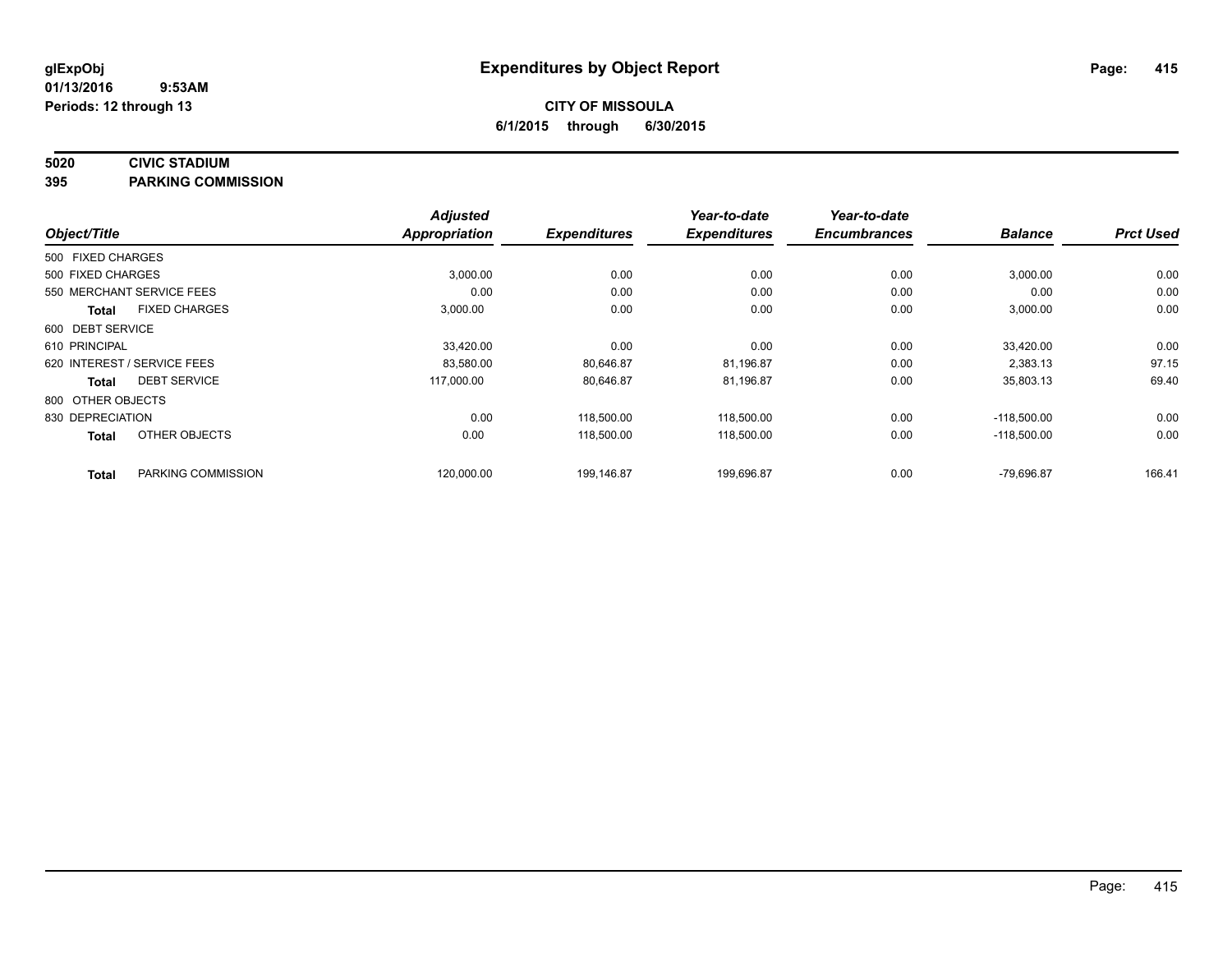# Expenditures by Object Report

glExpObj
01/13/2016 9:53AM
Periods: 12 through 13

**CITY OF MISSOULA**
**6/1/2015 through 6/30/2015**

**5020 CIVIC STADIUM**
**395 PARKING COMMISSION**

| Object/Title | | Adjusted Appropriation | Expenditures | Year-to-date Expenditures | Year-to-date Encumbrances | Balance | Prct Used |
|---|---|---|---|---|---|---|---|
| 500 FIXED CHARGES | | | | | | | |
| 500 FIXED CHARGES | | 3,000.00 | 0.00 | 0.00 | 0.00 | 3,000.00 | 0.00 |
| 550 MERCHANT SERVICE FEES | | 0.00 | 0.00 | 0.00 | 0.00 | 0.00 | 0.00 |
| **Total** | FIXED CHARGES | 3,000.00 | 0.00 | 0.00 | 0.00 | 3,000.00 | 0.00 |
| 600 DEBT SERVICE | | | | | | | |
| 610 PRINCIPAL | | 33,420.00 | 0.00 | 0.00 | 0.00 | 33,420.00 | 0.00 |
| 620 INTEREST / SERVICE FEES | | 83,580.00 | 80,646.87 | 81,196.87 | 0.00 | 2,383.13 | 97.15 |
| **Total** | DEBT SERVICE | 117,000.00 | 80,646.87 | 81,196.87 | 0.00 | 35,803.13 | 69.40 |
| 800 OTHER OBJECTS | | | | | | | |
| 830 DEPRECIATION | | 0.00 | 118,500.00 | 118,500.00 | 0.00 | -118,500.00 | 0.00 |
| **Total** | OTHER OBJECTS | 0.00 | 118,500.00 | 118,500.00 | 0.00 | -118,500.00 | 0.00 |
| **Total** | PARKING COMMISSION | 120,000.00 | 199,146.87 | 199,696.87 | 0.00 | -79,696.87 | 166.41 |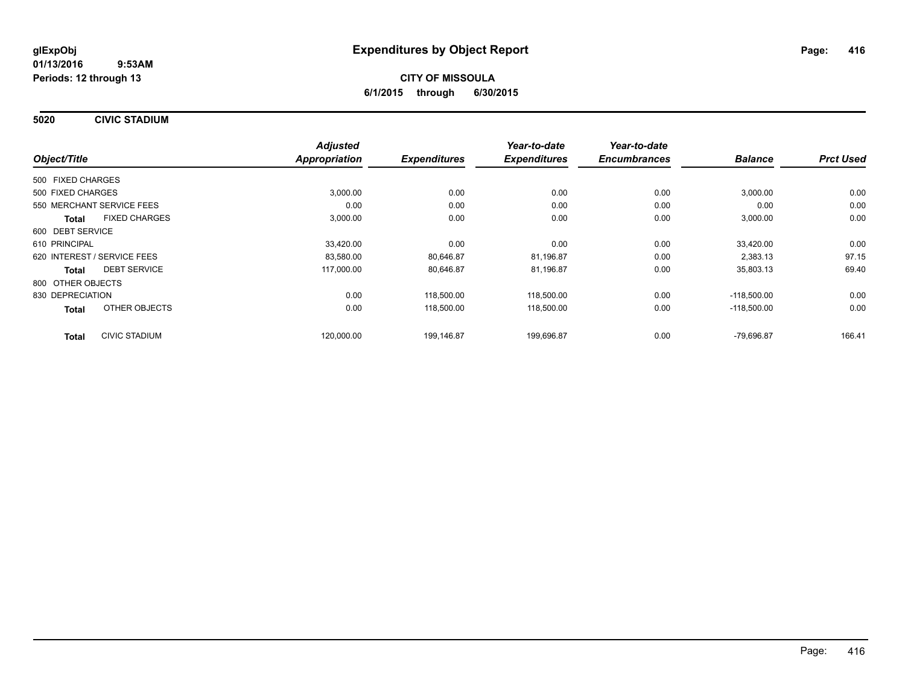**glExpObj**
**01/13/2016 9:53AM**
**Periods: 12 through 13**

# Expenditures by Object Report

**CITY OF MISSOULA**
**6/1/2015 through 6/30/2015**

## 5020 CIVIC STADIUM

| Object/Title | Adjusted Appropriation | Expenditures | Year-to-date Expenditures | Year-to-date Encumbrances | Balance | Prct Used |
|---|---|---|---|---|---|---|
| 500 FIXED CHARGES | | | | | | |
| 500 FIXED CHARGES | 3,000.00 | 0.00 | 0.00 | 0.00 | 3,000.00 | 0.00 |
| 550 MERCHANT SERVICE FEES | 0.00 | 0.00 | 0.00 | 0.00 | 0.00 | 0.00 |
| **Total** FIXED CHARGES | 3,000.00 | 0.00 | 0.00 | 0.00 | 3,000.00 | 0.00 |
| 600 DEBT SERVICE | | | | | | |
| 610 PRINCIPAL | 33,420.00 | 0.00 | 0.00 | 0.00 | 33,420.00 | 0.00 |
| 620 INTEREST / SERVICE FEES | 83,580.00 | 80,646.87 | 81,196.87 | 0.00 | 2,383.13 | 97.15 |
| **Total** DEBT SERVICE | 117,000.00 | 80,646.87 | 81,196.87 | 0.00 | 35,803.13 | 69.40 |
| 800 OTHER OBJECTS | | | | | | |
| 830 DEPRECIATION | 0.00 | 118,500.00 | 118,500.00 | 0.00 | -118,500.00 | 0.00 |
| **Total** OTHER OBJECTS | 0.00 | 118,500.00 | 118,500.00 | 0.00 | -118,500.00 | 0.00 |
| **Total** CIVIC STADIUM | 120,000.00 | 199,146.87 | 199,696.87 | 0.00 | -79,696.87 | 166.41 |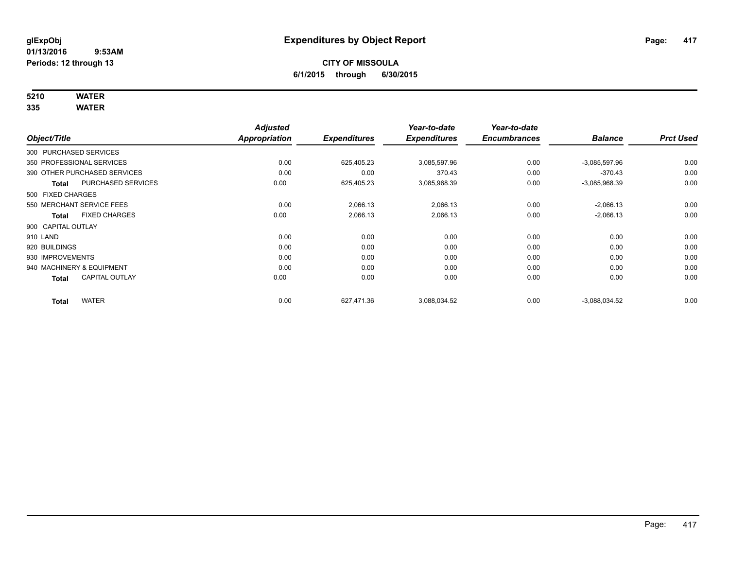# Expenditures by Object Report

glExpObj
01/13/2016 9:53AM
Periods: 12 through 13

**CITY OF MISSOULA**
**6/1/2015 through 6/30/2015**

**5210 WATER**
**335 WATER**

| Object/Title | | Adjusted Appropriation | Expenditures | Year-to-date Expenditures | Year-to-date Encumbrances | Balance | Prct Used |
|---|---|---|---|---|---|---|---|
| 300 PURCHASED SERVICES | | | | | | | |
| 350 PROFESSIONAL SERVICES | | 0.00 | 625,405.23 | 3,085,597.96 | 0.00 | -3,085,597.96 | 0.00 |
| 390 OTHER PURCHASED SERVICES | | 0.00 | 0.00 | 370.43 | 0.00 | -370.43 | 0.00 |
| **Total** | PURCHASED SERVICES | 0.00 | 625,405.23 | 3,085,968.39 | 0.00 | -3,085,968.39 | 0.00 |
| 500 FIXED CHARGES | | | | | | | |
| 550 MERCHANT SERVICE FEES | | 0.00 | 2,066.13 | 2,066.13 | 0.00 | -2,066.13 | 0.00 |
| **Total** | FIXED CHARGES | 0.00 | 2,066.13 | 2,066.13 | 0.00 | -2,066.13 | 0.00 |
| 900 CAPITAL OUTLAY | | | | | | | |
| 910 LAND | | 0.00 | 0.00 | 0.00 | 0.00 | 0.00 | 0.00 |
| 920 BUILDINGS | | 0.00 | 0.00 | 0.00 | 0.00 | 0.00 | 0.00 |
| 930 IMPROVEMENTS | | 0.00 | 0.00 | 0.00 | 0.00 | 0.00 | 0.00 |
| 940 MACHINERY & EQUIPMENT | | 0.00 | 0.00 | 0.00 | 0.00 | 0.00 | 0.00 |
| **Total** | CAPITAL OUTLAY | 0.00 | 0.00 | 0.00 | 0.00 | 0.00 | 0.00 |
| **Total** | WATER | 0.00 | 627,471.36 | 3,088,034.52 | 0.00 | -3,088,034.52 | 0.00 |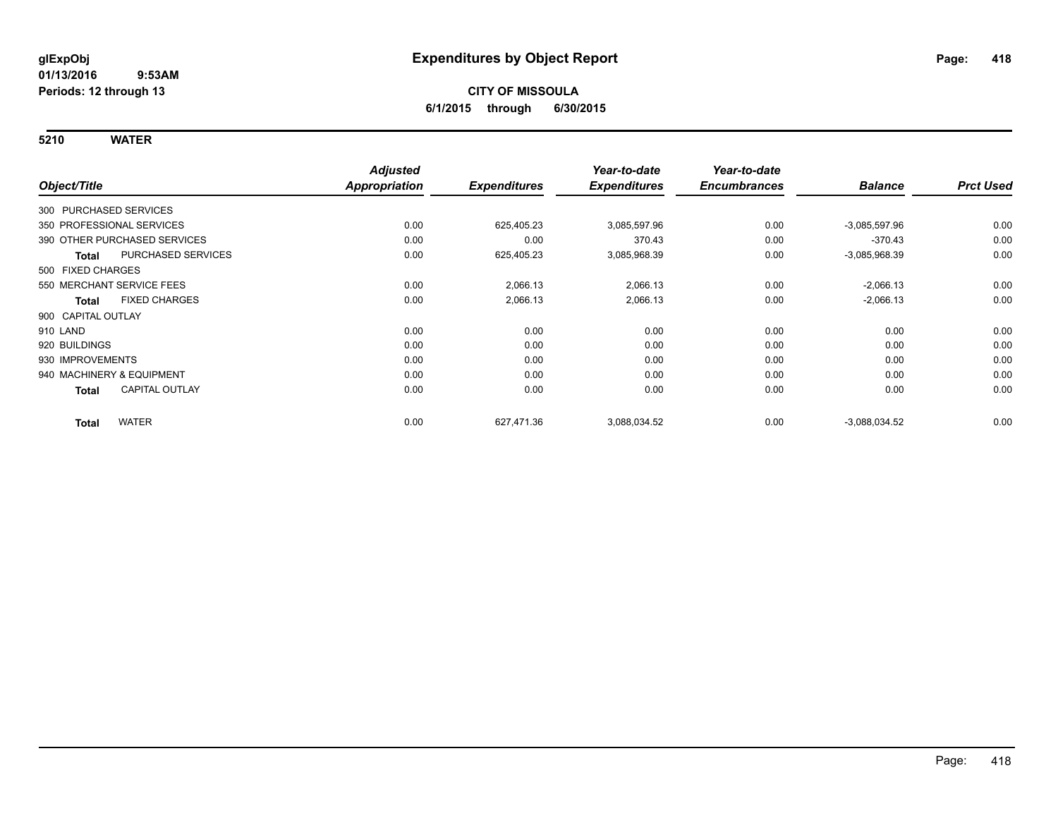**glExpObj**
**01/13/2016 9:53AM**
**Periods: 12 through 13**

# Expenditures by Object Report

**CITY OF MISSOULA**
**6/1/2015 through 6/30/2015**

## 5210 WATER

| Object/Title | Adjusted Appropriation | Expenditures | Year-to-date Expenditures | Year-to-date Encumbrances | Balance | Prct Used |
|---|---|---|---|---|---|---|
| 300 PURCHASED SERVICES | | | | | | |
| 350 PROFESSIONAL SERVICES | 0.00 | 625,405.23 | 3,085,597.96 | 0.00 | -3,085,597.96 | 0.00 |
| 390 OTHER PURCHASED SERVICES | 0.00 | 0.00 | 370.43 | 0.00 | -370.43 | 0.00 |
| **Total** PURCHASED SERVICES | 0.00 | 625,405.23 | 3,085,968.39 | 0.00 | -3,085,968.39 | 0.00 |
| 500 FIXED CHARGES | | | | | | |
| 550 MERCHANT SERVICE FEES | 0.00 | 2,066.13 | 2,066.13 | 0.00 | -2,066.13 | 0.00 |
| **Total** FIXED CHARGES | 0.00 | 2,066.13 | 2,066.13 | 0.00 | -2,066.13 | 0.00 |
| 900 CAPITAL OUTLAY | | | | | | |
| 910 LAND | 0.00 | 0.00 | 0.00 | 0.00 | 0.00 | 0.00 |
| 920 BUILDINGS | 0.00 | 0.00 | 0.00 | 0.00 | 0.00 | 0.00 |
| 930 IMPROVEMENTS | 0.00 | 0.00 | 0.00 | 0.00 | 0.00 | 0.00 |
| 940 MACHINERY & EQUIPMENT | 0.00 | 0.00 | 0.00 | 0.00 | 0.00 | 0.00 |
| **Total** CAPITAL OUTLAY | 0.00 | 0.00 | 0.00 | 0.00 | 0.00 | 0.00 |
| **Total** WATER | 0.00 | 627,471.36 | 3,088,034.52 | 0.00 | -3,088,034.52 | 0.00 |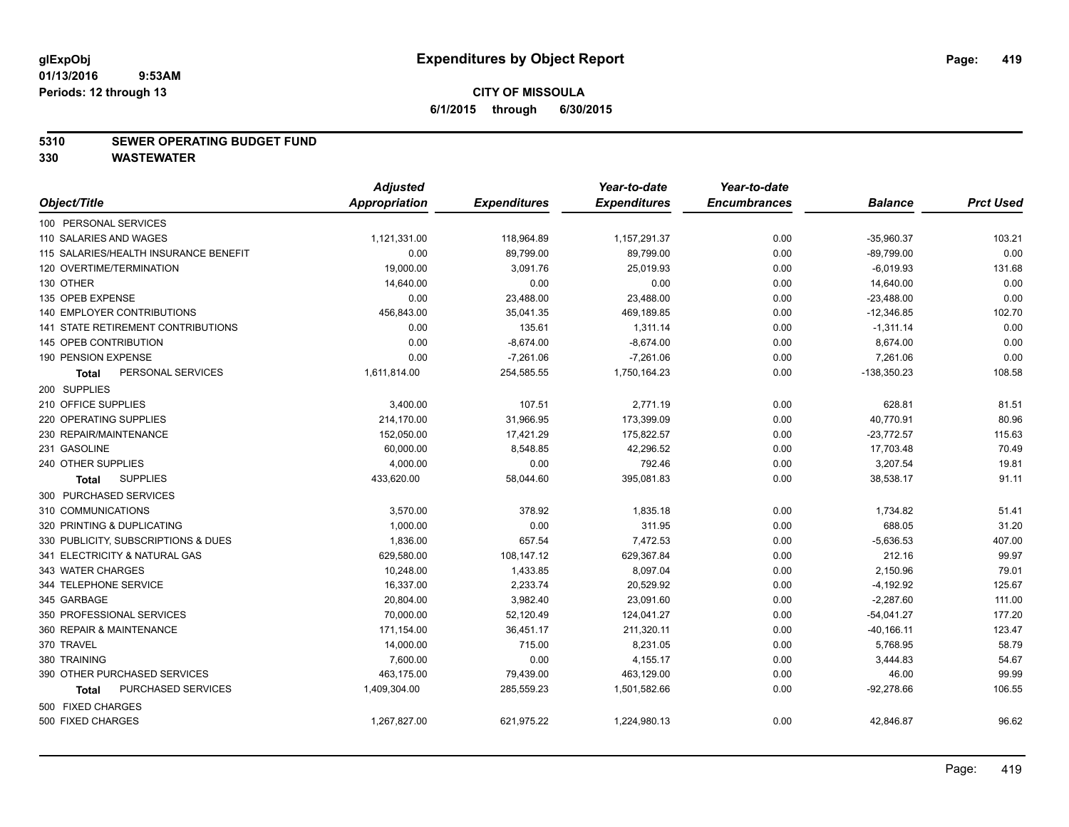**glExpObj**
**01/13/2016 9:53AM**
**Periods: 12 through 13**

# Expenditures by Object Report

**CITY OF MISSOULA**
**6/1/2015 through 6/30/2015**

## 5310 SEWER OPERATING BUDGET FUND
## 330 WASTEWATER

| Object/Title | Adjusted Appropriation | Expenditures | Year-to-date Expenditures | Year-to-date Encumbrances | Balance | Prct Used |
|---|---|---|---|---|---|---|
| 100 PERSONAL SERVICES | | | | | | |
| 110 SALARIES AND WAGES | 1,121,331.00 | 118,964.89 | 1,157,291.37 | 0.00 | -35,960.37 | 103.21 |
| 115 SALARIES/HEALTH INSURANCE BENEFIT | 0.00 | 89,799.00 | 89,799.00 | 0.00 | -89,799.00 | 0.00 |
| 120 OVERTIME/TERMINATION | 19,000.00 | 3,091.76 | 25,019.93 | 0.00 | -6,019.93 | 131.68 |
| 130 OTHER | 14,640.00 | 0.00 | 0.00 | 0.00 | 14,640.00 | 0.00 |
| 135 OPEB EXPENSE | 0.00 | 23,488.00 | 23,488.00 | 0.00 | -23,488.00 | 0.00 |
| 140 EMPLOYER CONTRIBUTIONS | 456,843.00 | 35,041.35 | 469,189.85 | 0.00 | -12,346.85 | 102.70 |
| 141 STATE RETIREMENT CONTRIBUTIONS | 0.00 | 135.61 | 1,311.14 | 0.00 | -1,311.14 | 0.00 |
| 145 OPEB CONTRIBUTION | 0.00 | -8,674.00 | -8,674.00 | 0.00 | 8,674.00 | 0.00 |
| 190 PENSION EXPENSE | 0.00 | -7,261.06 | -7,261.06 | 0.00 | 7,261.06 | 0.00 |
| **Total** PERSONAL SERVICES | 1,611,814.00 | 254,585.55 | 1,750,164.23 | 0.00 | -138,350.23 | 108.58 |
| 200 SUPPLIES | | | | | | |
| 210 OFFICE SUPPLIES | 3,400.00 | 107.51 | 2,771.19 | 0.00 | 628.81 | 81.51 |
| 220 OPERATING SUPPLIES | 214,170.00 | 31,966.95 | 173,399.09 | 0.00 | 40,770.91 | 80.96 |
| 230 REPAIR/MAINTENANCE | 152,050.00 | 17,421.29 | 175,822.57 | 0.00 | -23,772.57 | 115.63 |
| 231 GASOLINE | 60,000.00 | 8,548.85 | 42,296.52 | 0.00 | 17,703.48 | 70.49 |
| 240 OTHER SUPPLIES | 4,000.00 | 0.00 | 792.46 | 0.00 | 3,207.54 | 19.81 |
| **Total** SUPPLIES | 433,620.00 | 58,044.60 | 395,081.83 | 0.00 | 38,538.17 | 91.11 |
| 300 PURCHASED SERVICES | | | | | | |
| 310 COMMUNICATIONS | 3,570.00 | 378.92 | 1,835.18 | 0.00 | 1,734.82 | 51.41 |
| 320 PRINTING & DUPLICATING | 1,000.00 | 0.00 | 311.95 | 0.00 | 688.05 | 31.20 |
| 330 PUBLICITY, SUBSCRIPTIONS & DUES | 1,836.00 | 657.54 | 7,472.53 | 0.00 | -5,636.53 | 407.00 |
| 341 ELECTRICITY & NATURAL GAS | 629,580.00 | 108,147.12 | 629,367.84 | 0.00 | 212.16 | 99.97 |
| 343 WATER CHARGES | 10,248.00 | 1,433.85 | 8,097.04 | 0.00 | 2,150.96 | 79.01 |
| 344 TELEPHONE SERVICE | 16,337.00 | 2,233.74 | 20,529.92 | 0.00 | -4,192.92 | 125.67 |
| 345 GARBAGE | 20,804.00 | 3,982.40 | 23,091.60 | 0.00 | -2,287.60 | 111.00 |
| 350 PROFESSIONAL SERVICES | 70,000.00 | 52,120.49 | 124,041.27 | 0.00 | -54,041.27 | 177.20 |
| 360 REPAIR & MAINTENANCE | 171,154.00 | 36,451.17 | 211,320.11 | 0.00 | -40,166.11 | 123.47 |
| 370 TRAVEL | 14,000.00 | 715.00 | 8,231.05 | 0.00 | 5,768.95 | 58.79 |
| 380 TRAINING | 7,600.00 | 0.00 | 4,155.17 | 0.00 | 3,444.83 | 54.67 |
| 390 OTHER PURCHASED SERVICES | 463,175.00 | 79,439.00 | 463,129.00 | 0.00 | 46.00 | 99.99 |
| **Total** PURCHASED SERVICES | 1,409,304.00 | 285,559.23 | 1,501,582.66 | 0.00 | -92,278.66 | 106.55 |
| 500 FIXED CHARGES | | | | | | |
| 500 FIXED CHARGES | 1,267,827.00 | 621,975.22 | 1,224,980.13 | 0.00 | 42,846.87 | 96.62 |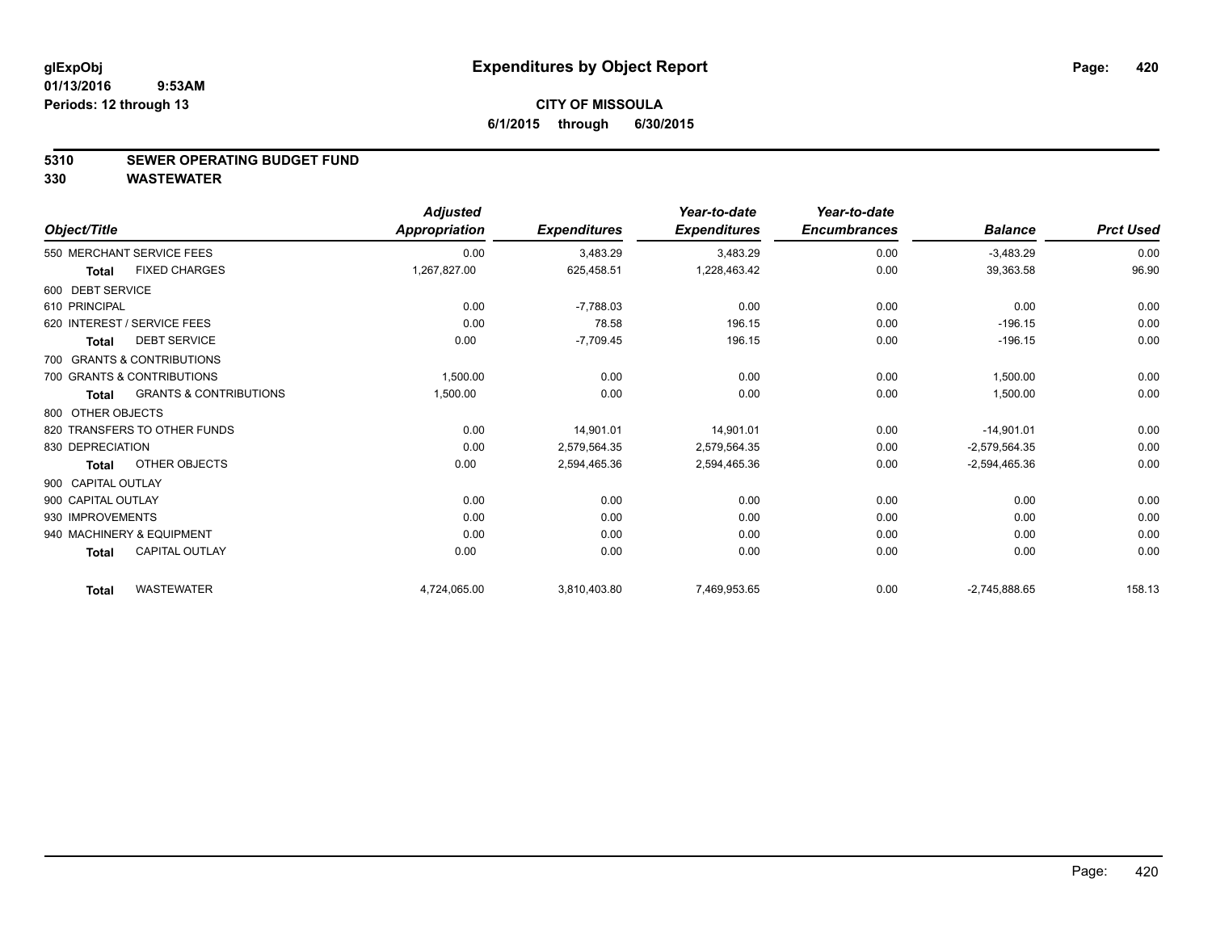glExpObj
01/13/2016 9:53AM
Periods: 12 through 13

# Expenditures by Object Report

**CITY OF MISSOULA**
**6/1/2015 through 6/30/2015**

## 5310 SEWER OPERATING BUDGET FUND
## 330 WASTEWATER

| Object/Title | Adjusted Appropriation | Expenditures | Year-to-date Expenditures | Year-to-date Encumbrances | Balance | Prct Used |
|---|---|---|---|---|---|---|
| 550 MERCHANT SERVICE FEES | 0.00 | 3,483.29 | 3,483.29 | 0.00 | -3,483.29 | 0.00 |
| **Total** FIXED CHARGES | 1,267,827.00 | 625,458.51 | 1,228,463.42 | 0.00 | 39,363.58 | 96.90 |
| 600 DEBT SERVICE | | | | | | |
| 610 PRINCIPAL | 0.00 | -7,788.03 | 0.00 | 0.00 | 0.00 | 0.00 |
| 620 INTEREST / SERVICE FEES | 0.00 | 78.58 | 196.15 | 0.00 | -196.15 | 0.00 |
| **Total** DEBT SERVICE | 0.00 | -7,709.45 | 196.15 | 0.00 | -196.15 | 0.00 |
| 700 GRANTS & CONTRIBUTIONS | | | | | | |
| 700 GRANTS & CONTRIBUTIONS | 1,500.00 | 0.00 | 0.00 | 0.00 | 1,500.00 | 0.00 |
| **Total** GRANTS & CONTRIBUTIONS | 1,500.00 | 0.00 | 0.00 | 0.00 | 1,500.00 | 0.00 |
| 800 OTHER OBJECTS | | | | | | |
| 820 TRANSFERS TO OTHER FUNDS | 0.00 | 14,901.01 | 14,901.01 | 0.00 | -14,901.01 | 0.00 |
| 830 DEPRECIATION | 0.00 | 2,579,564.35 | 2,579,564.35 | 0.00 | -2,579,564.35 | 0.00 |
| **Total** OTHER OBJECTS | 0.00 | 2,594,465.36 | 2,594,465.36 | 0.00 | -2,594,465.36 | 0.00 |
| 900 CAPITAL OUTLAY | | | | | | |
| 900 CAPITAL OUTLAY | 0.00 | 0.00 | 0.00 | 0.00 | 0.00 | 0.00 |
| 930 IMPROVEMENTS | 0.00 | 0.00 | 0.00 | 0.00 | 0.00 | 0.00 |
| 940 MACHINERY & EQUIPMENT | 0.00 | 0.00 | 0.00 | 0.00 | 0.00 | 0.00 |
| **Total** CAPITAL OUTLAY | 0.00 | 0.00 | 0.00 | 0.00 | 0.00 | 0.00 |
| **Total** WASTEWATER | 4,724,065.00 | 3,810,403.80 | 7,469,953.65 | 0.00 | -2,745,888.65 | 158.13 |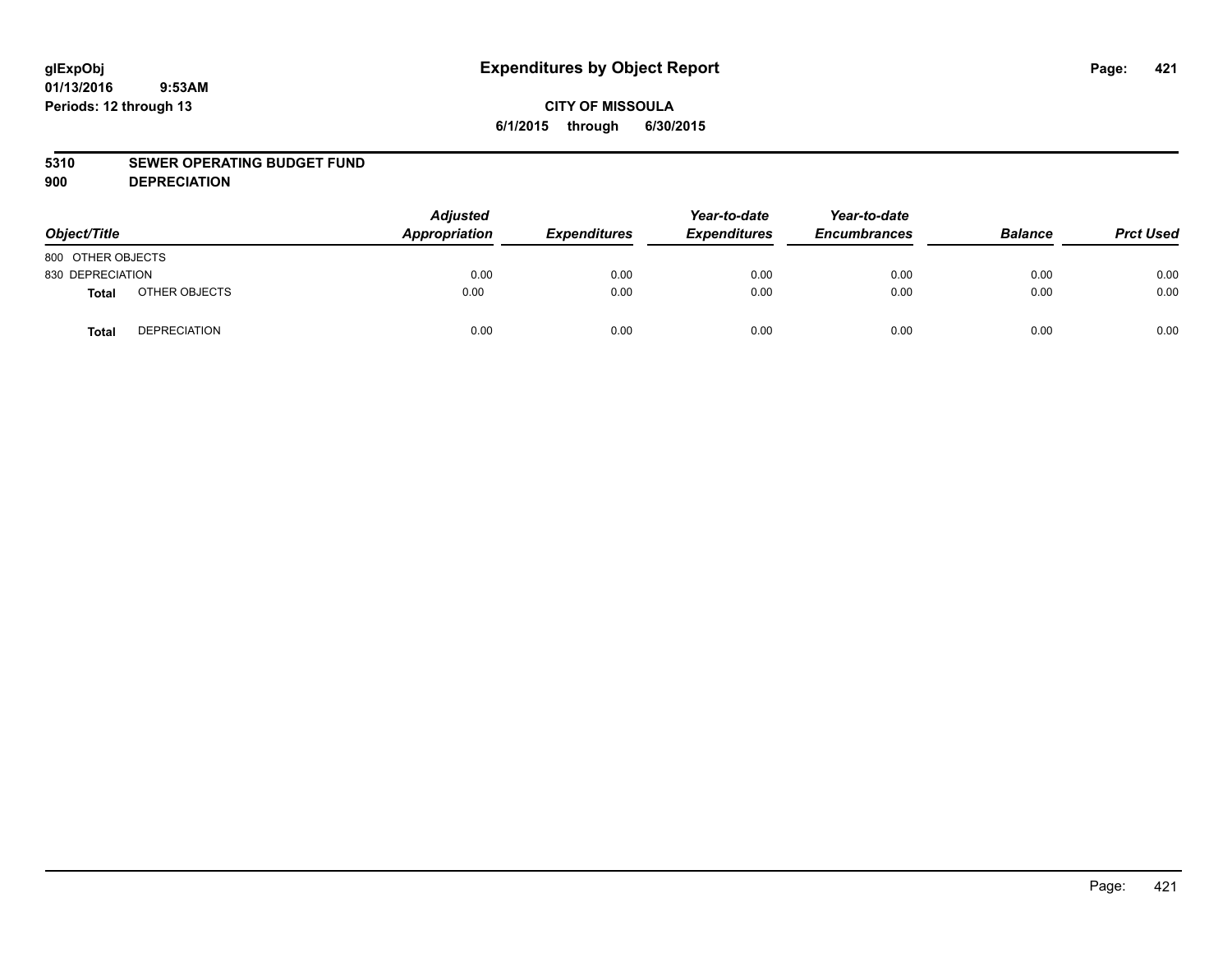**glExpObj**
**01/13/2016 9:53AM**
**Periods: 12 through 13**

# Expenditures by Object Report

**CITY OF MISSOULA**
**6/1/2015 through 6/30/2015**

**5310 SEWER OPERATING BUDGET FUND**
**900 DEPRECIATION**

| Object/Title | | Adjusted Appropriation | Expenditures | Year-to-date Expenditures | Year-to-date Encumbrances | Balance | Prct Used |
|---|---|---|---|---|---|---|---|
| 800 OTHER OBJECTS | | | | | | | |
| 830 DEPRECIATION | | 0.00 | 0.00 | 0.00 | 0.00 | 0.00 | 0.00 |
| **Total** | OTHER OBJECTS | 0.00 | 0.00 | 0.00 | 0.00 | 0.00 | 0.00 |
| **Total** | DEPRECIATION | 0.00 | 0.00 | 0.00 | 0.00 | 0.00 | 0.00 |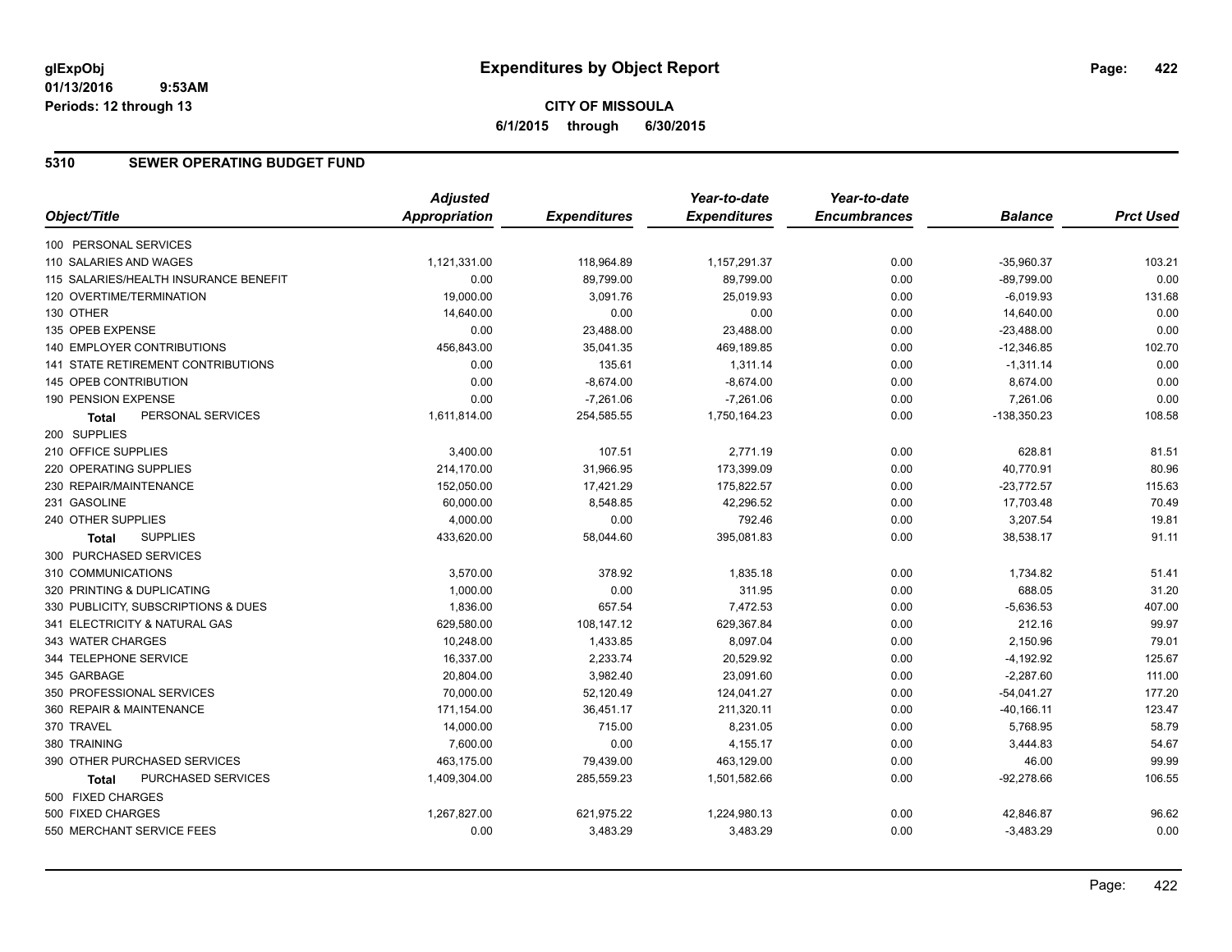# Expenditures by Object Report

**CITY OF MISSOULA**

**6/1/2015 through 6/30/2015**

glExpObj
01/13/2016 9:53AM
Periods: 12 through 13

## 5310 SEWER OPERATING BUDGET FUND

| Object/Title | Adjusted Appropriation | Expenditures | Year-to-date Expenditures | Year-to-date Encumbrances | Balance | Prct Used |
|---|---|---|---|---|---|---|
| 100 PERSONAL SERVICES | | | | | | |
| 110 SALARIES AND WAGES | 1,121,331.00 | 118,964.89 | 1,157,291.37 | 0.00 | -35,960.37 | 103.21 |
| 115 SALARIES/HEALTH INSURANCE BENEFIT | 0.00 | 89,799.00 | 89,799.00 | 0.00 | -89,799.00 | 0.00 |
| 120 OVERTIME/TERMINATION | 19,000.00 | 3,091.76 | 25,019.93 | 0.00 | -6,019.93 | 131.68 |
| 130 OTHER | 14,640.00 | 0.00 | 0.00 | 0.00 | 14,640.00 | 0.00 |
| 135 OPEB EXPENSE | 0.00 | 23,488.00 | 23,488.00 | 0.00 | -23,488.00 | 0.00 |
| 140 EMPLOYER CONTRIBUTIONS | 456,843.00 | 35,041.35 | 469,189.85 | 0.00 | -12,346.85 | 102.70 |
| 141 STATE RETIREMENT CONTRIBUTIONS | 0.00 | 135.61 | 1,311.14 | 0.00 | -1,311.14 | 0.00 |
| 145 OPEB CONTRIBUTION | 0.00 | -8,674.00 | -8,674.00 | 0.00 | 8,674.00 | 0.00 |
| 190 PENSION EXPENSE | 0.00 | -7,261.06 | -7,261.06 | 0.00 | 7,261.06 | 0.00 |
| **Total** PERSONAL SERVICES | 1,611,814.00 | 254,585.55 | 1,750,164.23 | 0.00 | -138,350.23 | 108.58 |
| 200 SUPPLIES | | | | | | |
| 210 OFFICE SUPPLIES | 3,400.00 | 107.51 | 2,771.19 | 0.00 | 628.81 | 81.51 |
| 220 OPERATING SUPPLIES | 214,170.00 | 31,966.95 | 173,399.09 | 0.00 | 40,770.91 | 80.96 |
| 230 REPAIR/MAINTENANCE | 152,050.00 | 17,421.29 | 175,822.57 | 0.00 | -23,772.57 | 115.63 |
| 231 GASOLINE | 60,000.00 | 8,548.85 | 42,296.52 | 0.00 | 17,703.48 | 70.49 |
| 240 OTHER SUPPLIES | 4,000.00 | 0.00 | 792.46 | 0.00 | 3,207.54 | 19.81 |
| **Total** SUPPLIES | 433,620.00 | 58,044.60 | 395,081.83 | 0.00 | 38,538.17 | 91.11 |
| 300 PURCHASED SERVICES | | | | | | |
| 310 COMMUNICATIONS | 3,570.00 | 378.92 | 1,835.18 | 0.00 | 1,734.82 | 51.41 |
| 320 PRINTING & DUPLICATING | 1,000.00 | 0.00 | 311.95 | 0.00 | 688.05 | 31.20 |
| 330 PUBLICITY, SUBSCRIPTIONS & DUES | 1,836.00 | 657.54 | 7,472.53 | 0.00 | -5,636.53 | 407.00 |
| 341 ELECTRICITY & NATURAL GAS | 629,580.00 | 108,147.12 | 629,367.84 | 0.00 | 212.16 | 99.97 |
| 343 WATER CHARGES | 10,248.00 | 1,433.85 | 8,097.04 | 0.00 | 2,150.96 | 79.01 |
| 344 TELEPHONE SERVICE | 16,337.00 | 2,233.74 | 20,529.92 | 0.00 | -4,192.92 | 125.67 |
| 345 GARBAGE | 20,804.00 | 3,982.40 | 23,091.60 | 0.00 | -2,287.60 | 111.00 |
| 350 PROFESSIONAL SERVICES | 70,000.00 | 52,120.49 | 124,041.27 | 0.00 | -54,041.27 | 177.20 |
| 360 REPAIR & MAINTENANCE | 171,154.00 | 36,451.17 | 211,320.11 | 0.00 | -40,166.11 | 123.47 |
| 370 TRAVEL | 14,000.00 | 715.00 | 8,231.05 | 0.00 | 5,768.95 | 58.79 |
| 380 TRAINING | 7,600.00 | 0.00 | 4,155.17 | 0.00 | 3,444.83 | 54.67 |
| 390 OTHER PURCHASED SERVICES | 463,175.00 | 79,439.00 | 463,129.00 | 0.00 | 46.00 | 99.99 |
| **Total** PURCHASED SERVICES | 1,409,304.00 | 285,559.23 | 1,501,582.66 | 0.00 | -92,278.66 | 106.55 |
| 500 FIXED CHARGES | | | | | | |
| 500 FIXED CHARGES | 1,267,827.00 | 621,975.22 | 1,224,980.13 | 0.00 | 42,846.87 | 96.62 |
| 550 MERCHANT SERVICE FEES | 0.00 | 3,483.29 | 3,483.29 | 0.00 | -3,483.29 | 0.00 |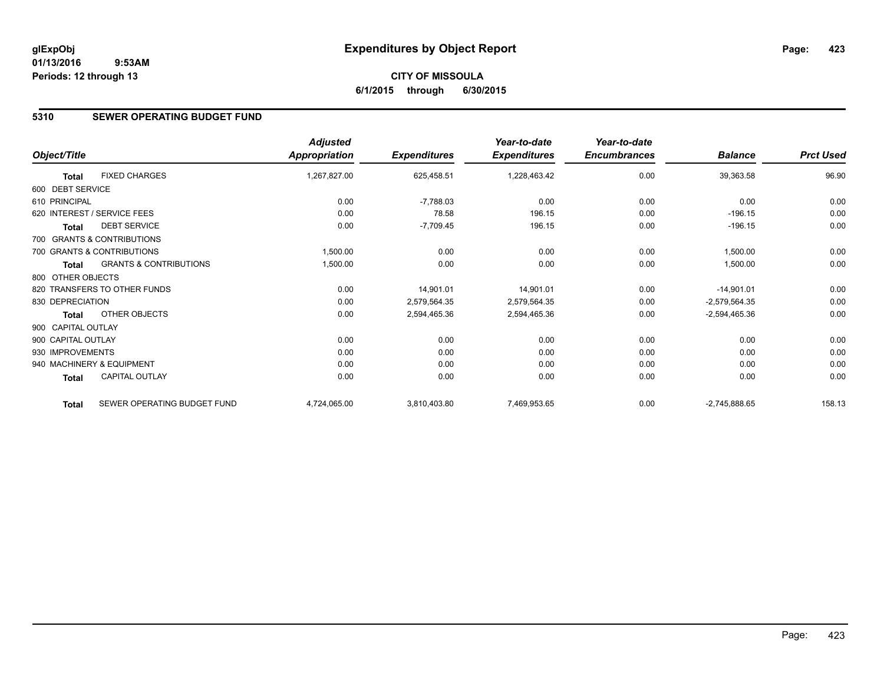**glExpObj**
**01/13/2016 9:53AM**
**Periods: 12 through 13**

# Expenditures by Object Report

**CITY OF MISSOULA**
**6/1/2015 through 6/30/2015**

## 5310 SEWER OPERATING BUDGET FUND

| Object/Title | | Adjusted Appropriation | Expenditures | Year-to-date Expenditures | Year-to-date Encumbrances | Balance | Prct Used |
|---|---|---|---|---|---|---|---|
| **Total** | FIXED CHARGES | 1,267,827.00 | 625,458.51 | 1,228,463.42 | 0.00 | 39,363.58 | 96.90 |
| 600 DEBT SERVICE | | | | | | | |
| 610 PRINCIPAL | | 0.00 | -7,788.03 | 0.00 | 0.00 | 0.00 | 0.00 |
| 620 INTEREST / SERVICE FEES | | 0.00 | 78.58 | 196.15 | 0.00 | -196.15 | 0.00 |
| **Total** | DEBT SERVICE | 0.00 | -7,709.45 | 196.15 | 0.00 | -196.15 | 0.00 |
| 700 GRANTS & CONTRIBUTIONS | | | | | | | |
| 700 GRANTS & CONTRIBUTIONS | | 1,500.00 | 0.00 | 0.00 | 0.00 | 1,500.00 | 0.00 |
| **Total** | GRANTS & CONTRIBUTIONS | 1,500.00 | 0.00 | 0.00 | 0.00 | 1,500.00 | 0.00 |
| 800 OTHER OBJECTS | | | | | | | |
| 820 TRANSFERS TO OTHER FUNDS | | 0.00 | 14,901.01 | 14,901.01 | 0.00 | -14,901.01 | 0.00 |
| 830 DEPRECIATION | | 0.00 | 2,579,564.35 | 2,579,564.35 | 0.00 | -2,579,564.35 | 0.00 |
| **Total** | OTHER OBJECTS | 0.00 | 2,594,465.36 | 2,594,465.36 | 0.00 | -2,594,465.36 | 0.00 |
| 900 CAPITAL OUTLAY | | | | | | | |
| 900 CAPITAL OUTLAY | | 0.00 | 0.00 | 0.00 | 0.00 | 0.00 | 0.00 |
| 930 IMPROVEMENTS | | 0.00 | 0.00 | 0.00 | 0.00 | 0.00 | 0.00 |
| 940 MACHINERY & EQUIPMENT | | 0.00 | 0.00 | 0.00 | 0.00 | 0.00 | 0.00 |
| **Total** | CAPITAL OUTLAY | 0.00 | 0.00 | 0.00 | 0.00 | 0.00 | 0.00 |
| **Total** | SEWER OPERATING BUDGET FUND | 4,724,065.00 | 3,810,403.80 | 7,469,953.65 | 0.00 | -2,745,888.65 | 158.13 |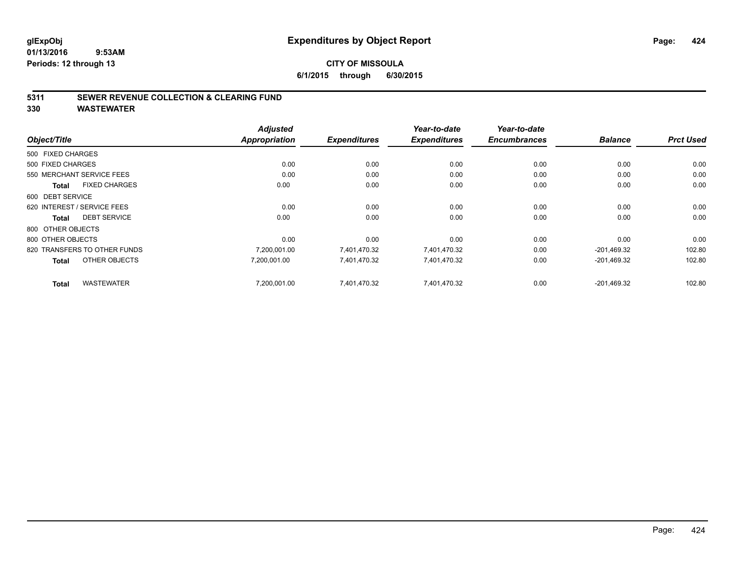# Expenditures by Object Report

glExpObj
01/13/2016 9:53AM
Periods: 12 through 13

**CITY OF MISSOULA**
**6/1/2015 through 6/30/2015**

## 5311 SEWER REVENUE COLLECTION & CLEARING FUND
## 330 WASTEWATER

| Object/Title | Adjusted Appropriation | Expenditures | Year-to-date Expenditures | Year-to-date Encumbrances | Balance | Prct Used |
|---|---|---|---|---|---|---|
| 500 FIXED CHARGES | | | | | | |
| 500 FIXED CHARGES | 0.00 | 0.00 | 0.00 | 0.00 | 0.00 | 0.00 |
| 550 MERCHANT SERVICE FEES | 0.00 | 0.00 | 0.00 | 0.00 | 0.00 | 0.00 |
| **Total** FIXED CHARGES | 0.00 | 0.00 | 0.00 | 0.00 | 0.00 | 0.00 |
| 600 DEBT SERVICE | | | | | | |
| 620 INTEREST / SERVICE FEES | 0.00 | 0.00 | 0.00 | 0.00 | 0.00 | 0.00 |
| **Total** DEBT SERVICE | 0.00 | 0.00 | 0.00 | 0.00 | 0.00 | 0.00 |
| 800 OTHER OBJECTS | | | | | | |
| 800 OTHER OBJECTS | 0.00 | 0.00 | 0.00 | 0.00 | 0.00 | 0.00 |
| 820 TRANSFERS TO OTHER FUNDS | 7,200,001.00 | 7,401,470.32 | 7,401,470.32 | 0.00 | -201,469.32 | 102.80 |
| **Total** OTHER OBJECTS | 7,200,001.00 | 7,401,470.32 | 7,401,470.32 | 0.00 | -201,469.32 | 102.80 |
| **Total** WASTEWATER | 7,200,001.00 | 7,401,470.32 | 7,401,470.32 | 0.00 | -201,469.32 | 102.80 |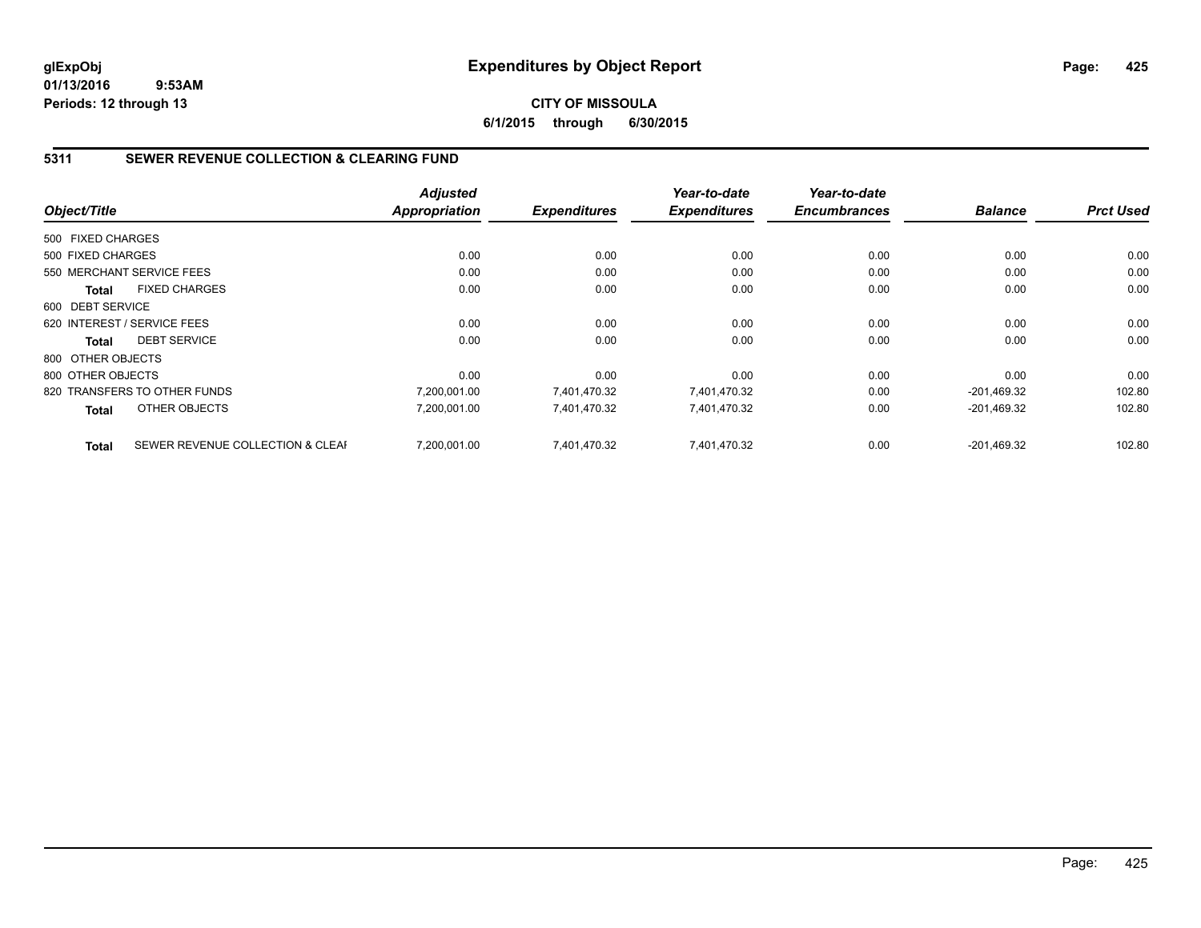**glExpObj**
**01/13/2016 9:53AM**
**Periods: 12 through 13**

# Expenditures by Object Report

**CITY OF MISSOULA**
**6/1/2015 through 6/30/2015**

## 5311 SEWER REVENUE COLLECTION & CLEARING FUND

| Object/Title | | Adjusted Appropriation | Expenditures | Year-to-date Expenditures | Year-to-date Encumbrances | Balance | Prct Used |
|---|---|---|---|---|---|---|---|
| 500 FIXED CHARGES | | | | | | | |
| 500 FIXED CHARGES | | 0.00 | 0.00 | 0.00 | 0.00 | 0.00 | 0.00 |
| 550 MERCHANT SERVICE FEES | | 0.00 | 0.00 | 0.00 | 0.00 | 0.00 | 0.00 |
| **Total** | FIXED CHARGES | 0.00 | 0.00 | 0.00 | 0.00 | 0.00 | 0.00 |
| 600 DEBT SERVICE | | | | | | | |
| 620 INTEREST / SERVICE FEES | | 0.00 | 0.00 | 0.00 | 0.00 | 0.00 | 0.00 |
| **Total** | DEBT SERVICE | 0.00 | 0.00 | 0.00 | 0.00 | 0.00 | 0.00 |
| 800 OTHER OBJECTS | | | | | | | |
| 800 OTHER OBJECTS | | 0.00 | 0.00 | 0.00 | 0.00 | 0.00 | 0.00 |
| 820 TRANSFERS TO OTHER FUNDS | | 7,200,001.00 | 7,401,470.32 | 7,401,470.32 | 0.00 | -201,469.32 | 102.80 |
| **Total** | OTHER OBJECTS | 7,200,001.00 | 7,401,470.32 | 7,401,470.32 | 0.00 | -201,469.32 | 102.80 |
| **Total** | SEWER REVENUE COLLECTION & CLEAI | 7,200,001.00 | 7,401,470.32 | 7,401,470.32 | 0.00 | -201,469.32 | 102.80 |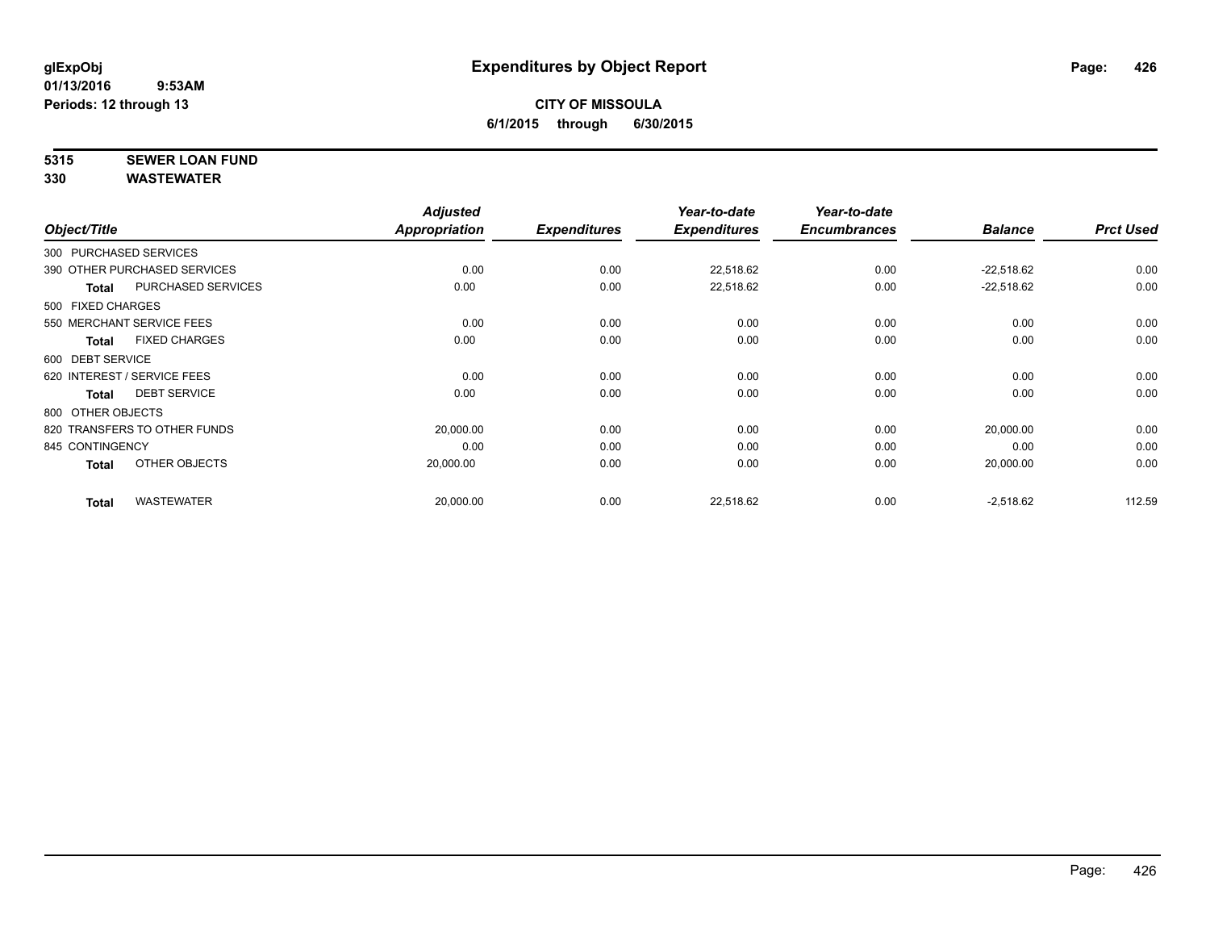# Expenditures by Object Report

glExpObj
01/13/2016 9:53AM
Periods: 12 through 13

**CITY OF MISSOULA**
**6/1/2015 through 6/30/2015**

**5315 SEWER LOAN FUND**
**330 WASTEWATER**

| Object/Title | | Adjusted Appropriation | Expenditures | Year-to-date Expenditures | Year-to-date Encumbrances | Balance | Prct Used |
|---|---|---|---|---|---|---|---|
| 300 PURCHASED SERVICES | | | | | | | |
| 390 OTHER PURCHASED SERVICES | | 0.00 | 0.00 | 22,518.62 | 0.00 | -22,518.62 | 0.00 |
| **Total** | PURCHASED SERVICES | 0.00 | 0.00 | 22,518.62 | 0.00 | -22,518.62 | 0.00 |
| 500 FIXED CHARGES | | | | | | | |
| 550 MERCHANT SERVICE FEES | | 0.00 | 0.00 | 0.00 | 0.00 | 0.00 | 0.00 |
| **Total** | FIXED CHARGES | 0.00 | 0.00 | 0.00 | 0.00 | 0.00 | 0.00 |
| 600 DEBT SERVICE | | | | | | | |
| 620 INTEREST / SERVICE FEES | | 0.00 | 0.00 | 0.00 | 0.00 | 0.00 | 0.00 |
| **Total** | DEBT SERVICE | 0.00 | 0.00 | 0.00 | 0.00 | 0.00 | 0.00 |
| 800 OTHER OBJECTS | | | | | | | |
| 820 TRANSFERS TO OTHER FUNDS | | 20,000.00 | 0.00 | 0.00 | 0.00 | 20,000.00 | 0.00 |
| 845 CONTINGENCY | | 0.00 | 0.00 | 0.00 | 0.00 | 0.00 | 0.00 |
| **Total** | OTHER OBJECTS | 20,000.00 | 0.00 | 0.00 | 0.00 | 20,000.00 | 0.00 |
| **Total** | WASTEWATER | 20,000.00 | 0.00 | 22,518.62 | 0.00 | -2,518.62 | 112.59 |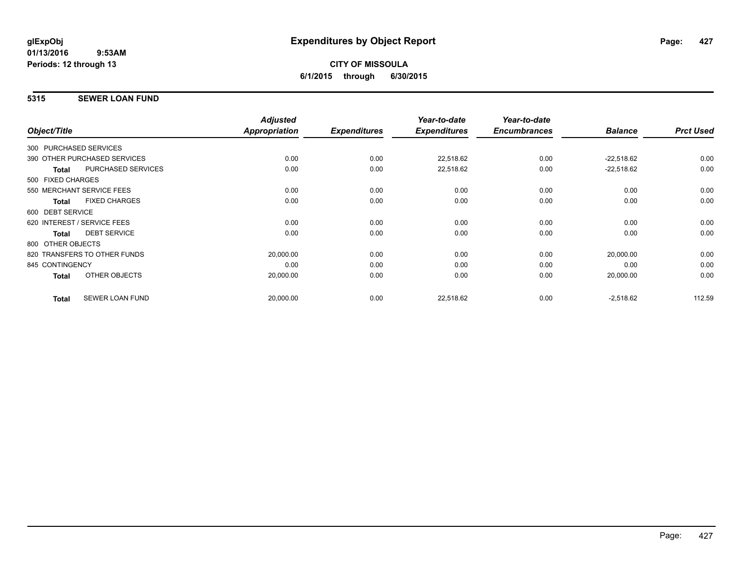**glExpObj**
**01/13/2016 9:53AM**
**Periods: 12 through 13**

# Expenditures by Object Report

**CITY OF MISSOULA**
**6/1/2015 through 6/30/2015**

## 5315 SEWER LOAN FUND

| Object/Title | Adjusted Appropriation | Expenditures | Year-to-date Expenditures | Year-to-date Encumbrances | Balance | Prct Used |
|---|---|---|---|---|---|---|
| 300 PURCHASED SERVICES | | | | | | |
| 390 OTHER PURCHASED SERVICES | 0.00 | 0.00 | 22,518.62 | 0.00 | -22,518.62 | 0.00 |
| **Total** PURCHASED SERVICES | 0.00 | 0.00 | 22,518.62 | 0.00 | -22,518.62 | 0.00 |
| 500 FIXED CHARGES | | | | | | |
| 550 MERCHANT SERVICE FEES | 0.00 | 0.00 | 0.00 | 0.00 | 0.00 | 0.00 |
| **Total** FIXED CHARGES | 0.00 | 0.00 | 0.00 | 0.00 | 0.00 | 0.00 |
| 600 DEBT SERVICE | | | | | | |
| 620 INTEREST / SERVICE FEES | 0.00 | 0.00 | 0.00 | 0.00 | 0.00 | 0.00 |
| **Total** DEBT SERVICE | 0.00 | 0.00 | 0.00 | 0.00 | 0.00 | 0.00 |
| 800 OTHER OBJECTS | | | | | | |
| 820 TRANSFERS TO OTHER FUNDS | 20,000.00 | 0.00 | 0.00 | 0.00 | 20,000.00 | 0.00 |
| 845 CONTINGENCY | 0.00 | 0.00 | 0.00 | 0.00 | 0.00 | 0.00 |
| **Total** OTHER OBJECTS | 20,000.00 | 0.00 | 0.00 | 0.00 | 20,000.00 | 0.00 |
| **Total** SEWER LOAN FUND | 20,000.00 | 0.00 | 22,518.62 | 0.00 | -2,518.62 | 112.59 |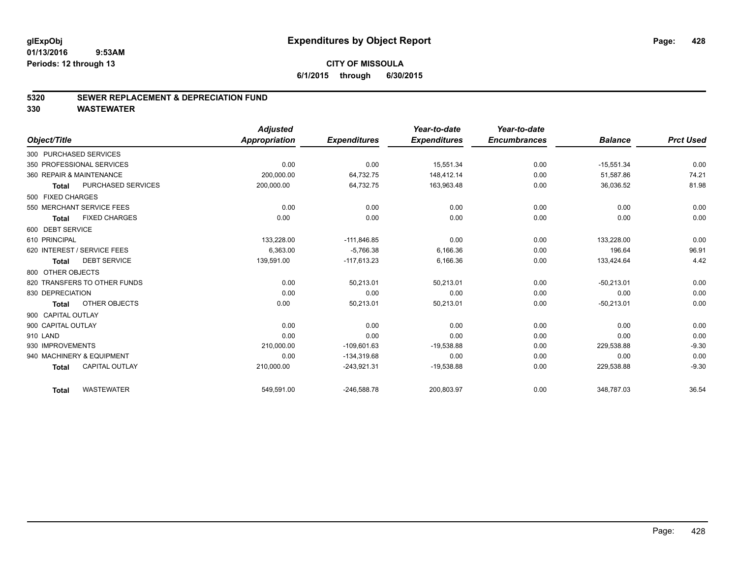glExpObj
01/13/2016 9:53AM
Periods: 12 through 13

# Expenditures by Object Report

**CITY OF MISSOULA**
**6/1/2015 through 6/30/2015**

## 5320 SEWER REPLACEMENT & DEPRECIATION FUND
## 330 WASTEWATER

| Object/Title | | Adjusted Appropriation | Expenditures | Year-to-date Expenditures | Year-to-date Encumbrances | Balance | Prct Used |
|---|---|---|---|---|---|---|---|
| 300 PURCHASED SERVICES | | | | | | | |
| 350 PROFESSIONAL SERVICES | | 0.00 | 0.00 | 15,551.34 | 0.00 | -15,551.34 | 0.00 |
| 360 REPAIR & MAINTENANCE | | 200,000.00 | 64,732.75 | 148,412.14 | 0.00 | 51,587.86 | 74.21 |
| Total | PURCHASED SERVICES | 200,000.00 | 64,732.75 | 163,963.48 | 0.00 | 36,036.52 | 81.98 |
| 500 FIXED CHARGES | | | | | | | |
| 550 MERCHANT SERVICE FEES | | 0.00 | 0.00 | 0.00 | 0.00 | 0.00 | 0.00 |
| Total | FIXED CHARGES | 0.00 | 0.00 | 0.00 | 0.00 | 0.00 | 0.00 |
| 600 DEBT SERVICE | | | | | | | |
| 610 PRINCIPAL | | 133,228.00 | -111,846.85 | 0.00 | 0.00 | 133,228.00 | 0.00 |
| 620 INTEREST / SERVICE FEES | | 6,363.00 | -5,766.38 | 6,166.36 | 0.00 | 196.64 | 96.91 |
| Total | DEBT SERVICE | 139,591.00 | -117,613.23 | 6,166.36 | 0.00 | 133,424.64 | 4.42 |
| 800 OTHER OBJECTS | | | | | | | |
| 820 TRANSFERS TO OTHER FUNDS | | 0.00 | 50,213.01 | 50,213.01 | 0.00 | -50,213.01 | 0.00 |
| 830 DEPRECIATION | | 0.00 | 0.00 | 0.00 | 0.00 | 0.00 | 0.00 |
| Total | OTHER OBJECTS | 0.00 | 50,213.01 | 50,213.01 | 0.00 | -50,213.01 | 0.00 |
| 900 CAPITAL OUTLAY | | | | | | | |
| 900 CAPITAL OUTLAY | | 0.00 | 0.00 | 0.00 | 0.00 | 0.00 | 0.00 |
| 910 LAND | | 0.00 | 0.00 | 0.00 | 0.00 | 0.00 | 0.00 |
| 930 IMPROVEMENTS | | 210,000.00 | -109,601.63 | -19,538.88 | 0.00 | 229,538.88 | -9.30 |
| 940 MACHINERY & EQUIPMENT | | 0.00 | -134,319.68 | 0.00 | 0.00 | 0.00 | 0.00 |
| Total | CAPITAL OUTLAY | 210,000.00 | -243,921.31 | -19,538.88 | 0.00 | 229,538.88 | -9.30 |
| Total | WASTEWATER | 549,591.00 | -246,588.78 | 200,803.97 | 0.00 | 348,787.03 | 36.54 |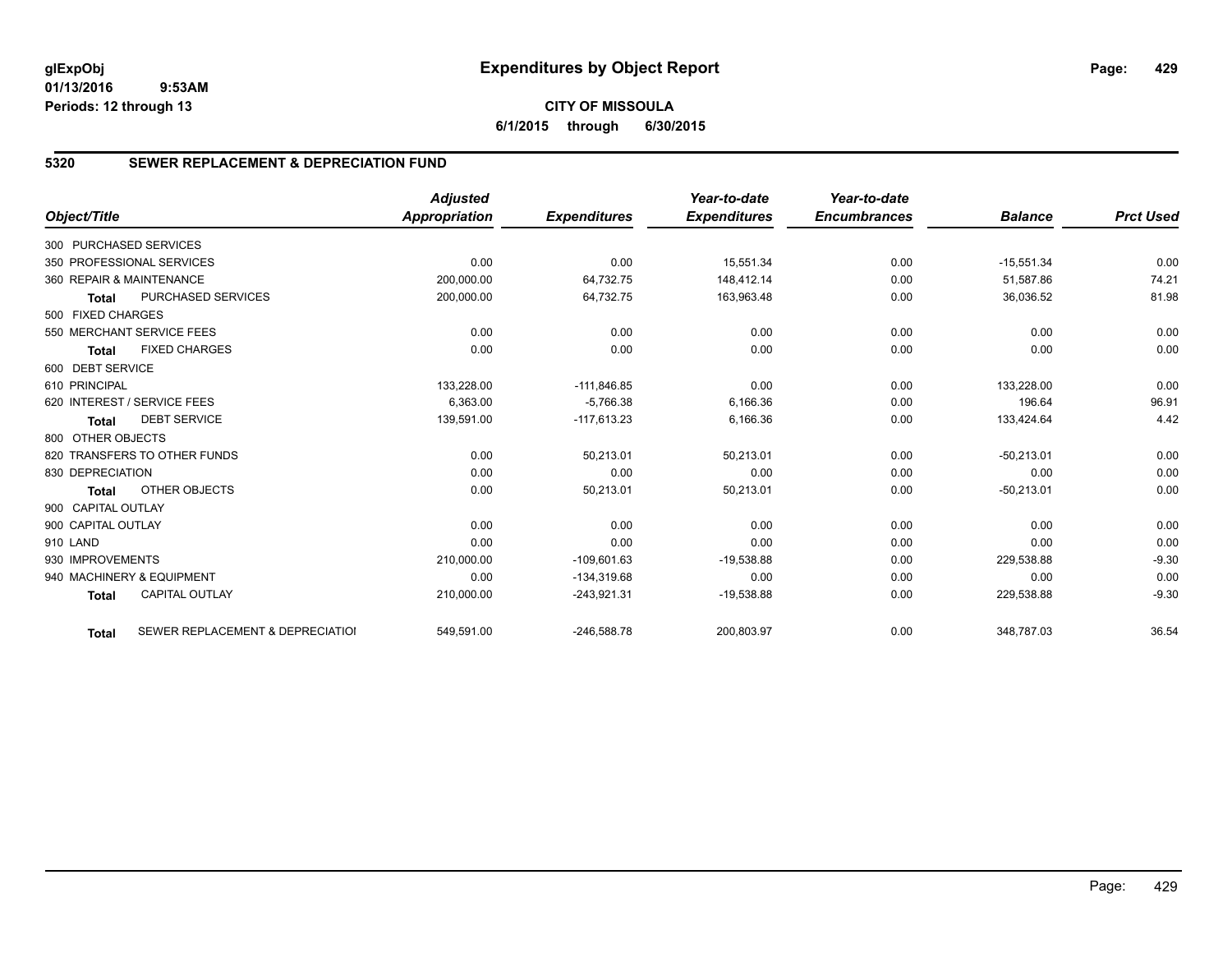# Expenditures by Object Report

glExpObj
01/13/2016 9:53AM
Periods: 12 through 13

**CITY OF MISSOULA**
**6/1/2015 through 6/30/2015**

## 5320 SEWER REPLACEMENT & DEPRECIATION FUND

| Object/Title | Adjusted Appropriation | Expenditures | Year-to-date Expenditures | Year-to-date Encumbrances | Balance | Prct Used |
|---|---|---|---|---|---|---|
| 300 PURCHASED SERVICES | | | | | | |
| 350 PROFESSIONAL SERVICES | 0.00 | 0.00 | 15,551.34 | 0.00 | -15,551.34 | 0.00 |
| 360 REPAIR & MAINTENANCE | 200,000.00 | 64,732.75 | 148,412.14 | 0.00 | 51,587.86 | 74.21 |
| **Total** PURCHASED SERVICES | 200,000.00 | 64,732.75 | 163,963.48 | 0.00 | 36,036.52 | 81.98 |
| 500 FIXED CHARGES | | | | | | |
| 550 MERCHANT SERVICE FEES | 0.00 | 0.00 | 0.00 | 0.00 | 0.00 | 0.00 |
| **Total** FIXED CHARGES | 0.00 | 0.00 | 0.00 | 0.00 | 0.00 | 0.00 |
| 600 DEBT SERVICE | | | | | | |
| 610 PRINCIPAL | 133,228.00 | -111,846.85 | 0.00 | 0.00 | 133,228.00 | 0.00 |
| 620 INTEREST / SERVICE FEES | 6,363.00 | -5,766.38 | 6,166.36 | 0.00 | 196.64 | 96.91 |
| **Total** DEBT SERVICE | 139,591.00 | -117,613.23 | 6,166.36 | 0.00 | 133,424.64 | 4.42 |
| 800 OTHER OBJECTS | | | | | | |
| 820 TRANSFERS TO OTHER FUNDS | 0.00 | 50,213.01 | 50,213.01 | 0.00 | -50,213.01 | 0.00 |
| 830 DEPRECIATION | 0.00 | 0.00 | 0.00 | 0.00 | 0.00 | 0.00 |
| **Total** OTHER OBJECTS | 0.00 | 50,213.01 | 50,213.01 | 0.00 | -50,213.01 | 0.00 |
| 900 CAPITAL OUTLAY | | | | | | |
| 900 CAPITAL OUTLAY | 0.00 | 0.00 | 0.00 | 0.00 | 0.00 | 0.00 |
| 910 LAND | 0.00 | 0.00 | 0.00 | 0.00 | 0.00 | 0.00 |
| 930 IMPROVEMENTS | 210,000.00 | -109,601.63 | -19,538.88 | 0.00 | 229,538.88 | -9.30 |
| 940 MACHINERY & EQUIPMENT | 0.00 | -134,319.68 | 0.00 | 0.00 | 0.00 | 0.00 |
| **Total** CAPITAL OUTLAY | 210,000.00 | -243,921.31 | -19,538.88 | 0.00 | 229,538.88 | -9.30 |
| **Total** SEWER REPLACEMENT & DEPRECIATIOI | 549,591.00 | -246,588.78 | 200,803.97 | 0.00 | 348,787.03 | 36.54 |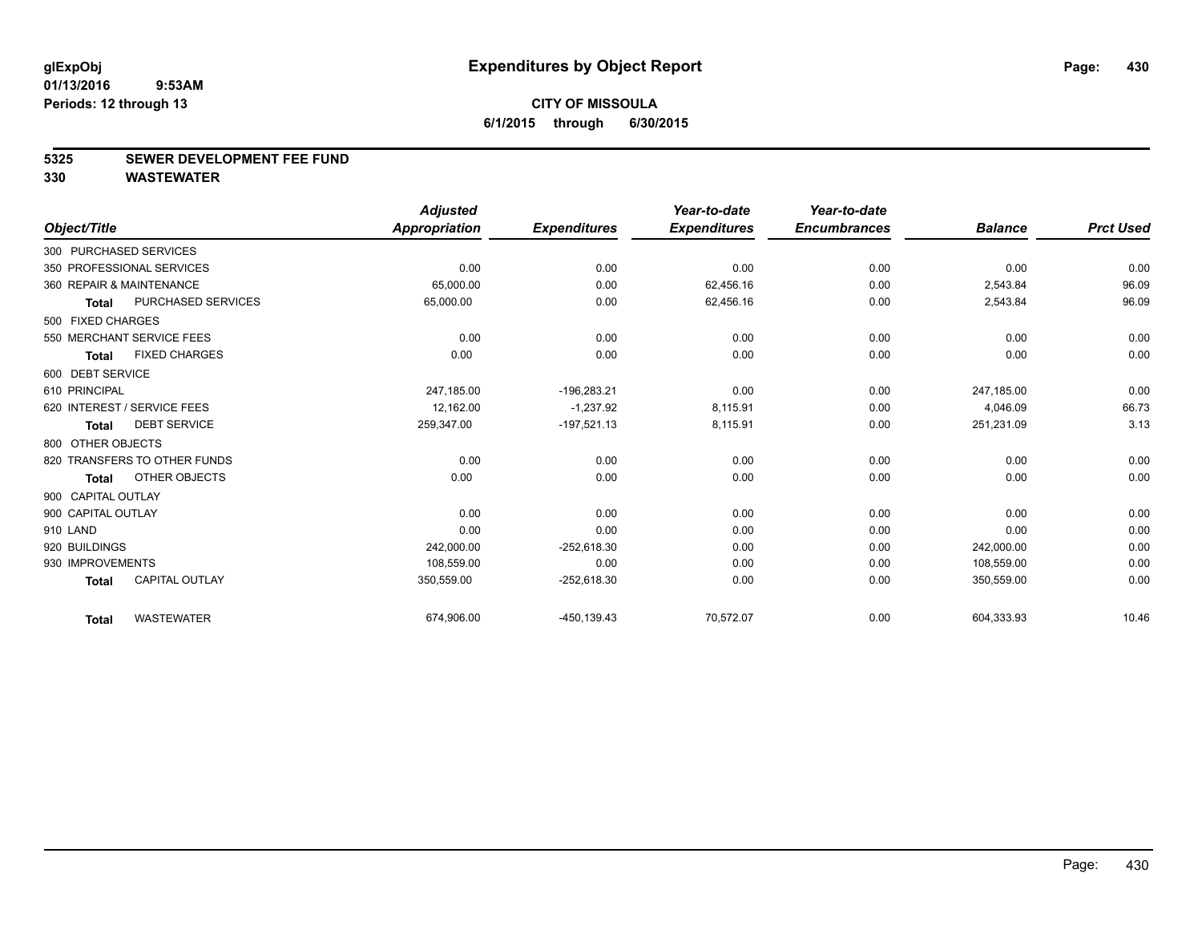glExpObj
01/13/2016 9:53AM
Periods: 12 through 13

# Expenditures by Object Report

**CITY OF MISSOULA**
**6/1/2015 through 6/30/2015**

## 5325 SEWER DEVELOPMENT FEE FUND
## 330 WASTEWATER

| Object/Title | Adjusted Appropriation | Expenditures | Year-to-date Expenditures | Year-to-date Encumbrances | Balance | Prct Used |
|---|---|---|---|---|---|---|
| 300 PURCHASED SERVICES | | | | | | |
| 350 PROFESSIONAL SERVICES | 0.00 | 0.00 | 0.00 | 0.00 | 0.00 | 0.00 |
| 360 REPAIR & MAINTENANCE | 65,000.00 | 0.00 | 62,456.16 | 0.00 | 2,543.84 | 96.09 |
| **Total** PURCHASED SERVICES | 65,000.00 | 0.00 | 62,456.16 | 0.00 | 2,543.84 | 96.09 |
| 500 FIXED CHARGES | | | | | | |
| 550 MERCHANT SERVICE FEES | 0.00 | 0.00 | 0.00 | 0.00 | 0.00 | 0.00 |
| **Total** FIXED CHARGES | 0.00 | 0.00 | 0.00 | 0.00 | 0.00 | 0.00 |
| 600 DEBT SERVICE | | | | | | |
| 610 PRINCIPAL | 247,185.00 | -196,283.21 | 0.00 | 0.00 | 247,185.00 | 0.00 |
| 620 INTEREST / SERVICE FEES | 12,162.00 | -1,237.92 | 8,115.91 | 0.00 | 4,046.09 | 66.73 |
| **Total** DEBT SERVICE | 259,347.00 | -197,521.13 | 8,115.91 | 0.00 | 251,231.09 | 3.13 |
| 800 OTHER OBJECTS | | | | | | |
| 820 TRANSFERS TO OTHER FUNDS | 0.00 | 0.00 | 0.00 | 0.00 | 0.00 | 0.00 |
| **Total** OTHER OBJECTS | 0.00 | 0.00 | 0.00 | 0.00 | 0.00 | 0.00 |
| 900 CAPITAL OUTLAY | | | | | | |
| 900 CAPITAL OUTLAY | 0.00 | 0.00 | 0.00 | 0.00 | 0.00 | 0.00 |
| 910 LAND | 0.00 | 0.00 | 0.00 | 0.00 | 0.00 | 0.00 |
| 920 BUILDINGS | 242,000.00 | -252,618.30 | 0.00 | 0.00 | 242,000.00 | 0.00 |
| 930 IMPROVEMENTS | 108,559.00 | 0.00 | 0.00 | 0.00 | 108,559.00 | 0.00 |
| **Total** CAPITAL OUTLAY | 350,559.00 | -252,618.30 | 0.00 | 0.00 | 350,559.00 | 0.00 |
| **Total** WASTEWATER | 674,906.00 | -450,139.43 | 70,572.07 | 0.00 | 604,333.93 | 10.46 |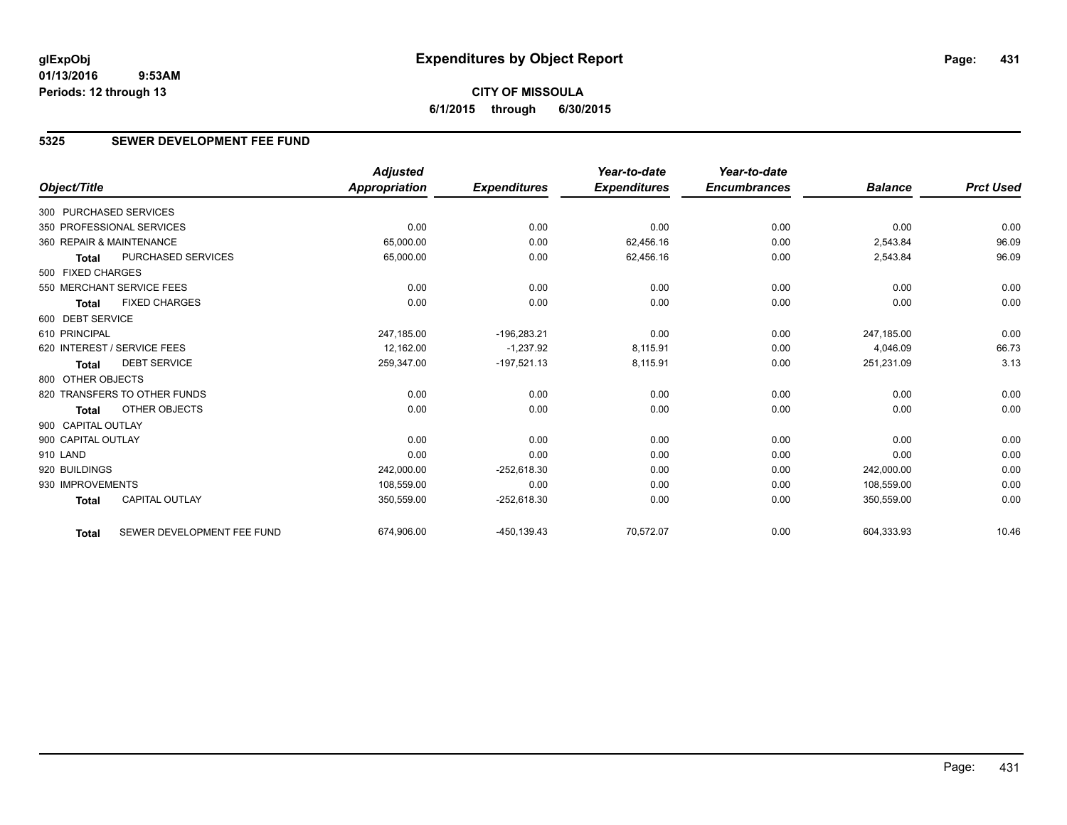glExpObj
01/13/2016 9:53AM
Periods: 12 through 13

# Expenditures by Object Report

**CITY OF MISSOULA**
**6/1/2015 through 6/30/2015**

## 5325 SEWER DEVELOPMENT FEE FUND

| Object/Title | Adjusted Appropriation | Expenditures | Year-to-date Expenditures | Year-to-date Encumbrances | Balance | Prct Used |
|---|---|---|---|---|---|---|
| 300 PURCHASED SERVICES | | | | | | |
| 350 PROFESSIONAL SERVICES | 0.00 | 0.00 | 0.00 | 0.00 | 0.00 | 0.00 |
| 360 REPAIR & MAINTENANCE | 65,000.00 | 0.00 | 62,456.16 | 0.00 | 2,543.84 | 96.09 |
| **Total** PURCHASED SERVICES | 65,000.00 | 0.00 | 62,456.16 | 0.00 | 2,543.84 | 96.09 |
| 500 FIXED CHARGES | | | | | | |
| 550 MERCHANT SERVICE FEES | 0.00 | 0.00 | 0.00 | 0.00 | 0.00 | 0.00 |
| **Total** FIXED CHARGES | 0.00 | 0.00 | 0.00 | 0.00 | 0.00 | 0.00 |
| 600 DEBT SERVICE | | | | | | |
| 610 PRINCIPAL | 247,185.00 | -196,283.21 | 0.00 | 0.00 | 247,185.00 | 0.00 |
| 620 INTEREST / SERVICE FEES | 12,162.00 | -1,237.92 | 8,115.91 | 0.00 | 4,046.09 | 66.73 |
| **Total** DEBT SERVICE | 259,347.00 | -197,521.13 | 8,115.91 | 0.00 | 251,231.09 | 3.13 |
| 800 OTHER OBJECTS | | | | | | |
| 820 TRANSFERS TO OTHER FUNDS | 0.00 | 0.00 | 0.00 | 0.00 | 0.00 | 0.00 |
| **Total** OTHER OBJECTS | 0.00 | 0.00 | 0.00 | 0.00 | 0.00 | 0.00 |
| 900 CAPITAL OUTLAY | | | | | | |
| 900 CAPITAL OUTLAY | 0.00 | 0.00 | 0.00 | 0.00 | 0.00 | 0.00 |
| 910 LAND | 0.00 | 0.00 | 0.00 | 0.00 | 0.00 | 0.00 |
| 920 BUILDINGS | 242,000.00 | -252,618.30 | 0.00 | 0.00 | 242,000.00 | 0.00 |
| 930 IMPROVEMENTS | 108,559.00 | 0.00 | 0.00 | 0.00 | 108,559.00 | 0.00 |
| **Total** CAPITAL OUTLAY | 350,559.00 | -252,618.30 | 0.00 | 0.00 | 350,559.00 | 0.00 |
| **Total** SEWER DEVELOPMENT FEE FUND | 674,906.00 | -450,139.43 | 70,572.07 | 0.00 | 604,333.93 | 10.46 |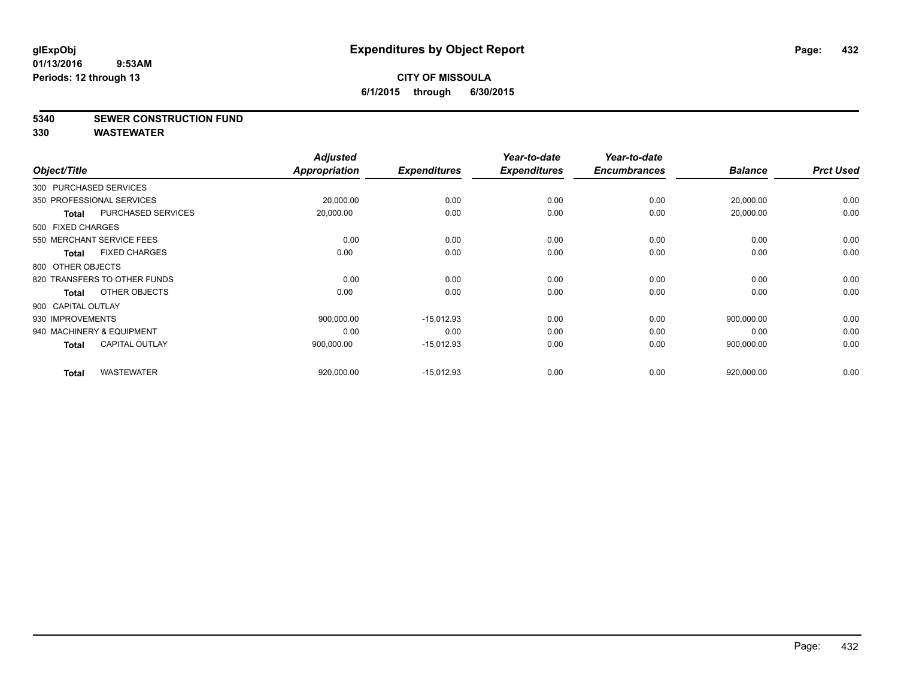glExpObj
01/13/2016 9:53AM
Periods: 12 through 13

# Expenditures by Object Report

**CITY OF MISSOULA**
**6/1/2015 through 6/30/2015**

**5340 SEWER CONSTRUCTION FUND**
**330 WASTEWATER**

| Object/Title | | Adjusted Appropriation | Expenditures | Year-to-date Expenditures | Year-to-date Encumbrances | Balance | Prct Used |
|---|---|---|---|---|---|---|---|
| 300 PURCHASED SERVICES | | | | | | | |
| 350 PROFESSIONAL SERVICES | | 20,000.00 | 0.00 | 0.00 | 0.00 | 20,000.00 | 0.00 |
| **Total** | PURCHASED SERVICES | 20,000.00 | 0.00 | 0.00 | 0.00 | 20,000.00 | 0.00 |
| 500 FIXED CHARGES | | | | | | | |
| 550 MERCHANT SERVICE FEES | | 0.00 | 0.00 | 0.00 | 0.00 | 0.00 | 0.00 |
| **Total** | FIXED CHARGES | 0.00 | 0.00 | 0.00 | 0.00 | 0.00 | 0.00 |
| 800 OTHER OBJECTS | | | | | | | |
| 820 TRANSFERS TO OTHER FUNDS | | 0.00 | 0.00 | 0.00 | 0.00 | 0.00 | 0.00 |
| **Total** | OTHER OBJECTS | 0.00 | 0.00 | 0.00 | 0.00 | 0.00 | 0.00 |
| 900 CAPITAL OUTLAY | | | | | | | |
| 930 IMPROVEMENTS | | 900,000.00 | -15,012.93 | 0.00 | 0.00 | 900,000.00 | 0.00 |
| 940 MACHINERY & EQUIPMENT | | 0.00 | 0.00 | 0.00 | 0.00 | 0.00 | 0.00 |
| **Total** | CAPITAL OUTLAY | 900,000.00 | -15,012.93 | 0.00 | 0.00 | 900,000.00 | 0.00 |
| **Total** | WASTEWATER | 920,000.00 | -15,012.93 | 0.00 | 0.00 | 920,000.00 | 0.00 |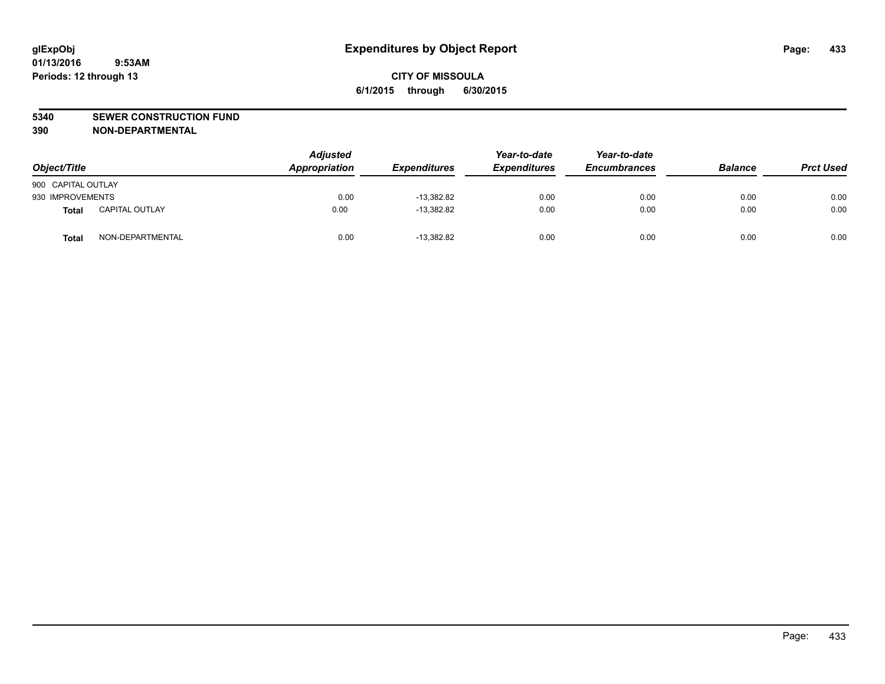glExpObj
01/13/2016 9:53AM
Periods: 12 through 13

# Expenditures by Object Report

**CITY OF MISSOULA**
**6/1/2015 through 6/30/2015**

**5340 SEWER CONSTRUCTION FUND**
**390 NON-DEPARTMENTAL**

| Object/Title | | Adjusted Appropriation | Expenditures | Year-to-date Expenditures | Year-to-date Encumbrances | Balance | Prct Used |
|---|---|---|---|---|---|---|---|
| 900 CAPITAL OUTLAY | | | | | | | |
| 930 IMPROVEMENTS | | 0.00 | -13,382.82 | 0.00 | 0.00 | 0.00 | 0.00 |
| **Total** | CAPITAL OUTLAY | 0.00 | -13,382.82 | 0.00 | 0.00 | 0.00 | 0.00 |
| **Total** | NON-DEPARTMENTAL | 0.00 | -13,382.82 | 0.00 | 0.00 | 0.00 | 0.00 |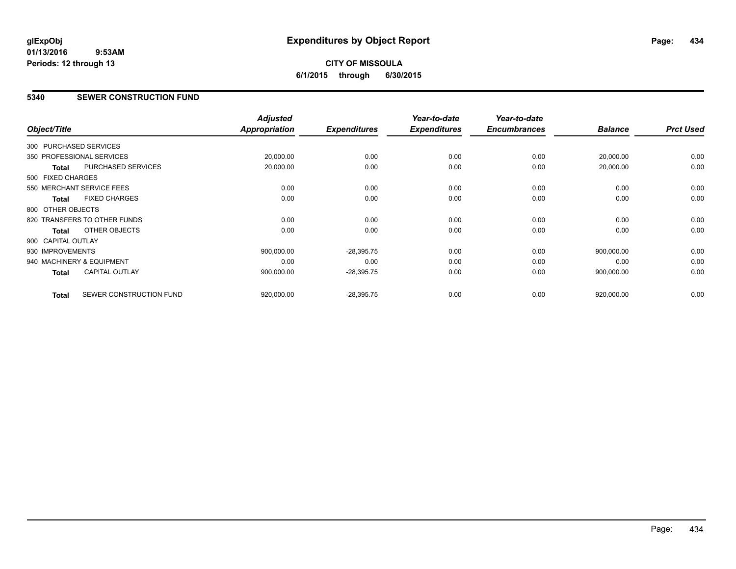**glExpObj** **Expenditures by Object Report**
**01/13/2016 9:53AM**
**Periods: 12 through 13**

**CITY OF MISSOULA**
**6/1/2015 through 6/30/2015**

## 5340 SEWER CONSTRUCTION FUND

| Object/Title | | Adjusted Appropriation | Expenditures | Year-to-date Expenditures | Year-to-date Encumbrances | Balance | Prct Used |
|---|---|---|---|---|---|---|---|
| 300 PURCHASED SERVICES | | | | | | | |
| 350 PROFESSIONAL SERVICES | | 20,000.00 | 0.00 | 0.00 | 0.00 | 20,000.00 | 0.00 |
| **Total** | PURCHASED SERVICES | 20,000.00 | 0.00 | 0.00 | 0.00 | 20,000.00 | 0.00 |
| 500 FIXED CHARGES | | | | | | | |
| 550 MERCHANT SERVICE FEES | | 0.00 | 0.00 | 0.00 | 0.00 | 0.00 | 0.00 |
| **Total** | FIXED CHARGES | 0.00 | 0.00 | 0.00 | 0.00 | 0.00 | 0.00 |
| 800 OTHER OBJECTS | | | | | | | |
| 820 TRANSFERS TO OTHER FUNDS | | 0.00 | 0.00 | 0.00 | 0.00 | 0.00 | 0.00 |
| **Total** | OTHER OBJECTS | 0.00 | 0.00 | 0.00 | 0.00 | 0.00 | 0.00 |
| 900 CAPITAL OUTLAY | | | | | | | |
| 930 IMPROVEMENTS | | 900,000.00 | -28,395.75 | 0.00 | 0.00 | 900,000.00 | 0.00 |
| 940 MACHINERY & EQUIPMENT | | 0.00 | 0.00 | 0.00 | 0.00 | 0.00 | 0.00 |
| **Total** | CAPITAL OUTLAY | 900,000.00 | -28,395.75 | 0.00 | 0.00 | 900,000.00 | 0.00 |
| **Total** | SEWER CONSTRUCTION FUND | 920,000.00 | -28,395.75 | 0.00 | 0.00 | 920,000.00 | 0.00 |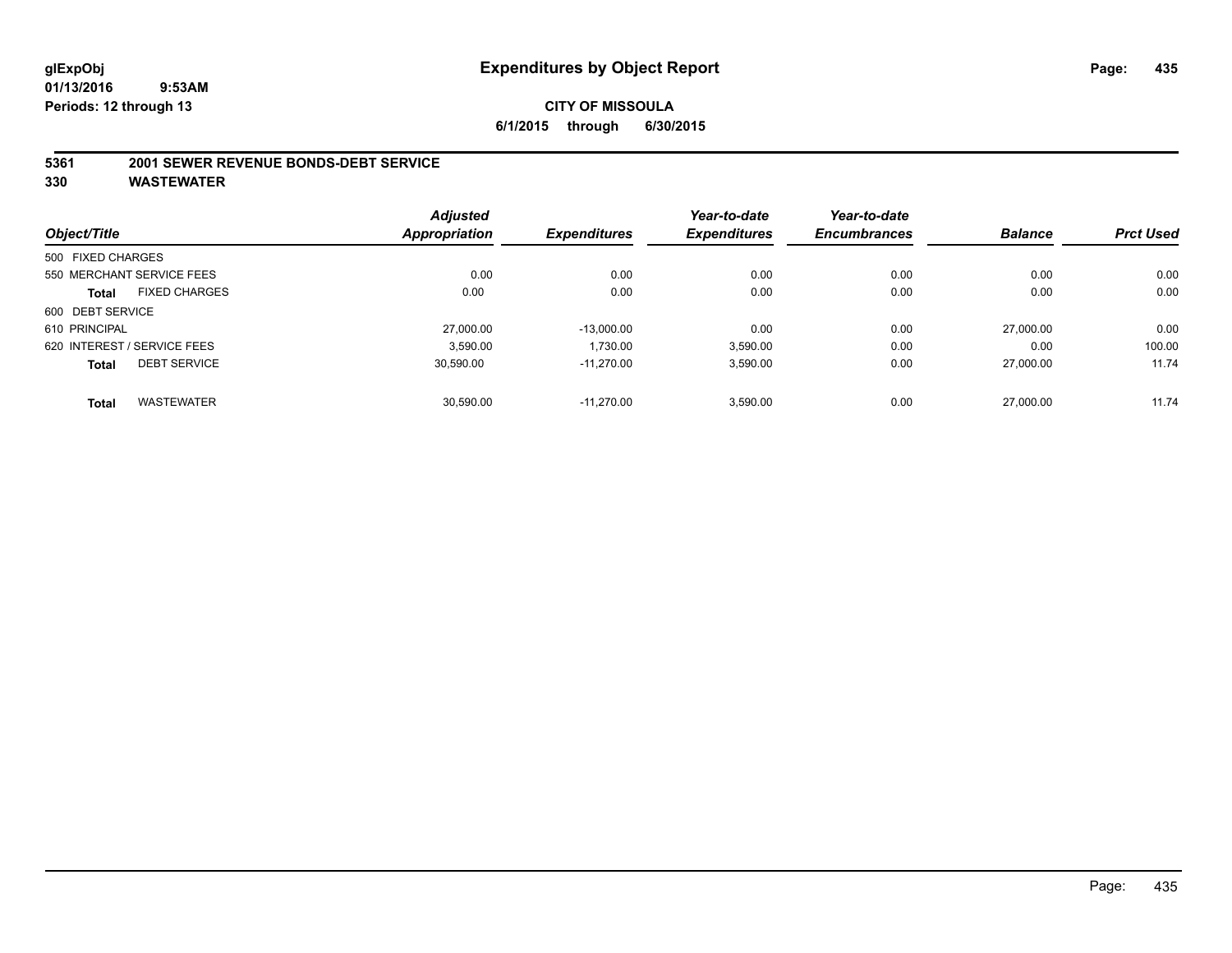# Expenditures by Object Report

glExpObj
01/13/2016 9:53AM
Periods: 12 through 13

**CITY OF MISSOULA**
**6/1/2015 through 6/30/2015**

**5361 2001 SEWER REVENUE BONDS-DEBT SERVICE**
**330 WASTEWATER**

| Object/Title | Adjusted Appropriation | Expenditures | Year-to-date Expenditures | Year-to-date Encumbrances | Balance | Prct Used |
|---|---|---|---|---|---|---|
| 500 FIXED CHARGES | | | | | | |
| 550 MERCHANT SERVICE FEES | 0.00 | 0.00 | 0.00 | 0.00 | 0.00 | 0.00 |
| **Total** FIXED CHARGES | 0.00 | 0.00 | 0.00 | 0.00 | 0.00 | 0.00 |
| 600 DEBT SERVICE | | | | | | |
| 610 PRINCIPAL | 27,000.00 | -13,000.00 | 0.00 | 0.00 | 27,000.00 | 0.00 |
| 620 INTEREST / SERVICE FEES | 3,590.00 | 1,730.00 | 3,590.00 | 0.00 | 0.00 | 100.00 |
| **Total** DEBT SERVICE | 30,590.00 | -11,270.00 | 3,590.00 | 0.00 | 27,000.00 | 11.74 |
| **Total** WASTEWATER | 30,590.00 | -11,270.00 | 3,590.00 | 0.00 | 27,000.00 | 11.74 |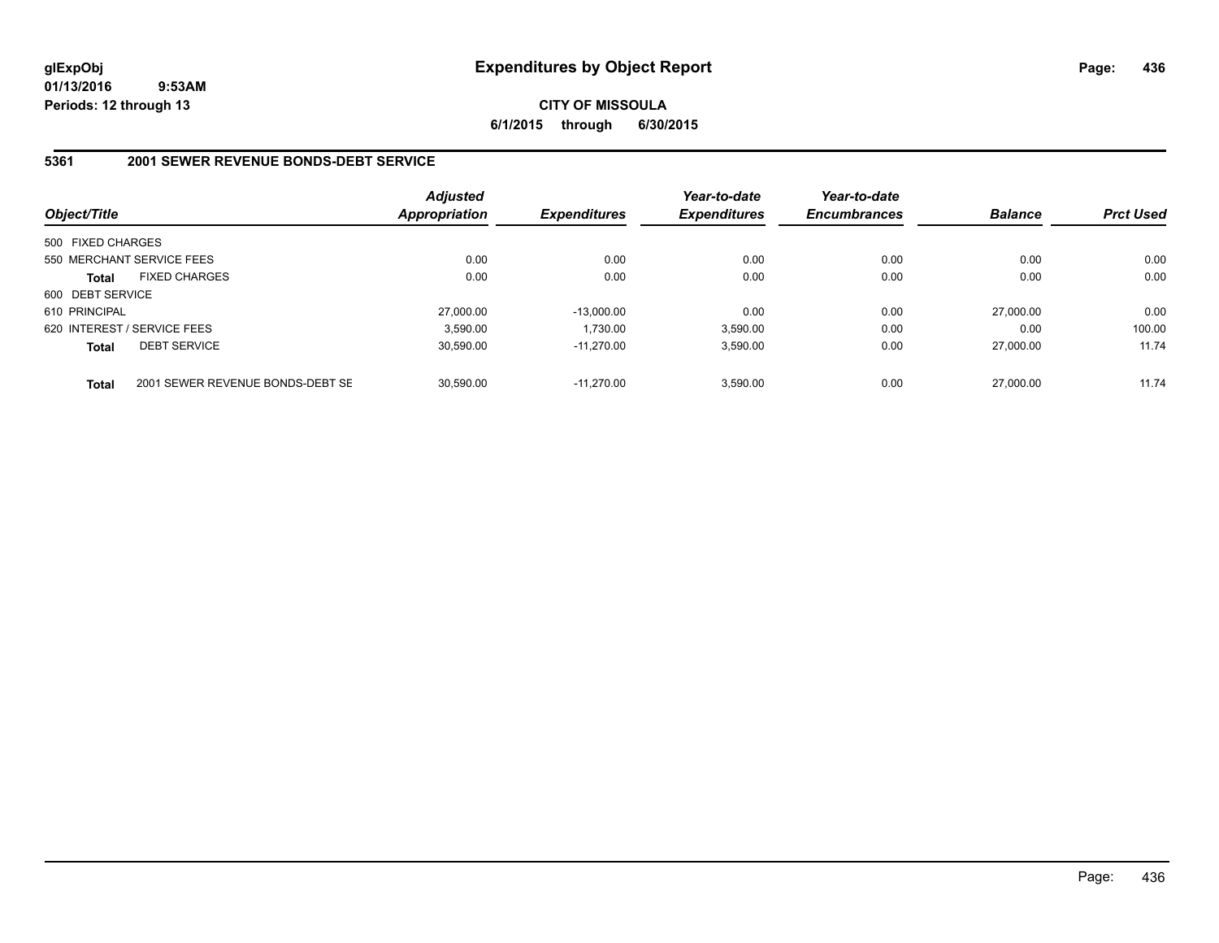**glExpObj** **Expenditures by Object Report**
**01/13/2016 9:53AM**
**Periods: 12 through 13**

**CITY OF MISSOULA**
**6/1/2015 through 6/30/2015**

## 5361 2001 SEWER REVENUE BONDS-DEBT SERVICE

| Object/Title | Adjusted Appropriation | Expenditures | Year-to-date Expenditures | Year-to-date Encumbrances | Balance | Prct Used |
|---|---|---|---|---|---|---|
| 500 FIXED CHARGES | | | | | | |
| 550 MERCHANT SERVICE FEES | 0.00 | 0.00 | 0.00 | 0.00 | 0.00 | 0.00 |
| **Total** FIXED CHARGES | 0.00 | 0.00 | 0.00 | 0.00 | 0.00 | 0.00 |
| 600 DEBT SERVICE | | | | | | |
| 610 PRINCIPAL | 27,000.00 | -13,000.00 | 0.00 | 0.00 | 27,000.00 | 0.00 |
| 620 INTEREST / SERVICE FEES | 3,590.00 | 1,730.00 | 3,590.00 | 0.00 | 0.00 | 100.00 |
| **Total** DEBT SERVICE | 30,590.00 | -11,270.00 | 3,590.00 | 0.00 | 27,000.00 | 11.74 |
| **Total** 2001 SEWER REVENUE BONDS-DEBT SE | 30,590.00 | -11,270.00 | 3,590.00 | 0.00 | 27,000.00 | 11.74 |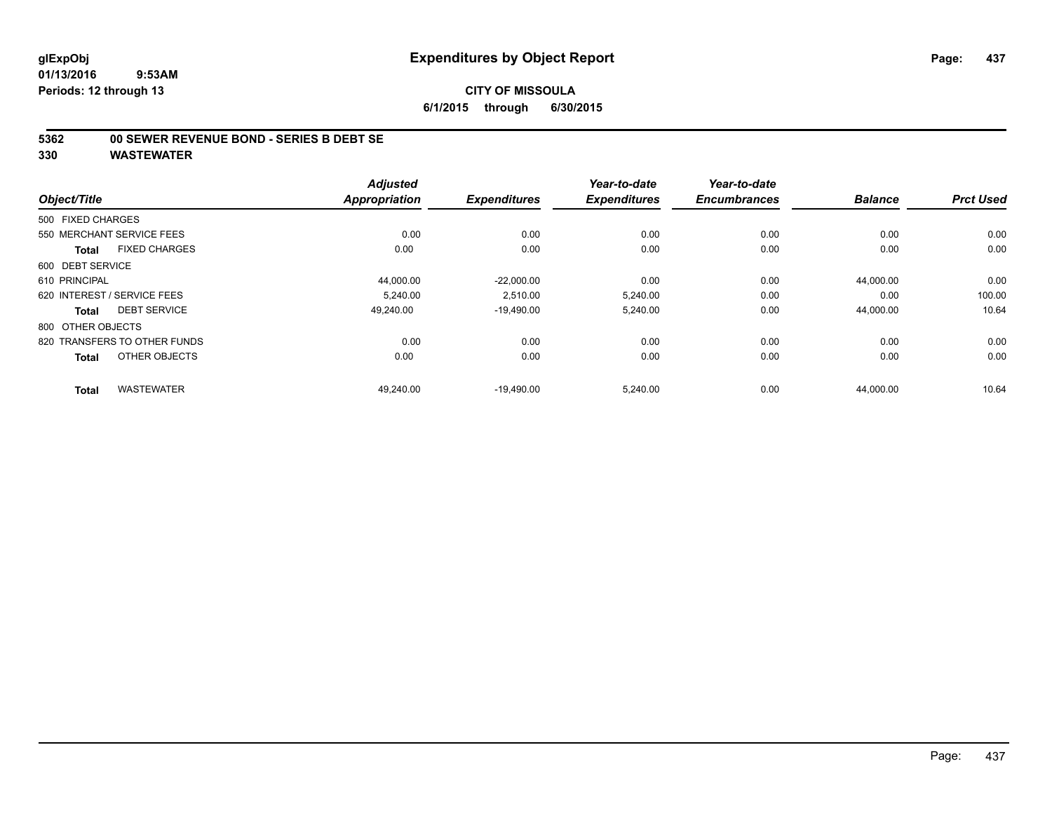glExpObj
01/13/2016 9:53AM
Periods: 12 through 13

# Expenditures by Object Report

**CITY OF MISSOULA**
**6/1/2015 through 6/30/2015**

## 5362 00 SEWER REVENUE BOND - SERIES B DEBT SE
## 330 WASTEWATER

| Object/Title | Adjusted Appropriation | Expenditures | Year-to-date Expenditures | Year-to-date Encumbrances | Balance | Prct Used |
|---|---|---|---|---|---|---|
| 500 FIXED CHARGES | | | | | | |
| 550 MERCHANT SERVICE FEES | 0.00 | 0.00 | 0.00 | 0.00 | 0.00 | 0.00 |
| **Total** FIXED CHARGES | 0.00 | 0.00 | 0.00 | 0.00 | 0.00 | 0.00 |
| 600 DEBT SERVICE | | | | | | |
| 610 PRINCIPAL | 44,000.00 | -22,000.00 | 0.00 | 0.00 | 44,000.00 | 0.00 |
| 620 INTEREST / SERVICE FEES | 5,240.00 | 2,510.00 | 5,240.00 | 0.00 | 0.00 | 100.00 |
| **Total** DEBT SERVICE | 49,240.00 | -19,490.00 | 5,240.00 | 0.00 | 44,000.00 | 10.64 |
| 800 OTHER OBJECTS | | | | | | |
| 820 TRANSFERS TO OTHER FUNDS | 0.00 | 0.00 | 0.00 | 0.00 | 0.00 | 0.00 |
| **Total** OTHER OBJECTS | 0.00 | 0.00 | 0.00 | 0.00 | 0.00 | 0.00 |
| **Total** WASTEWATER | 49,240.00 | -19,490.00 | 5,240.00 | 0.00 | 44,000.00 | 10.64 |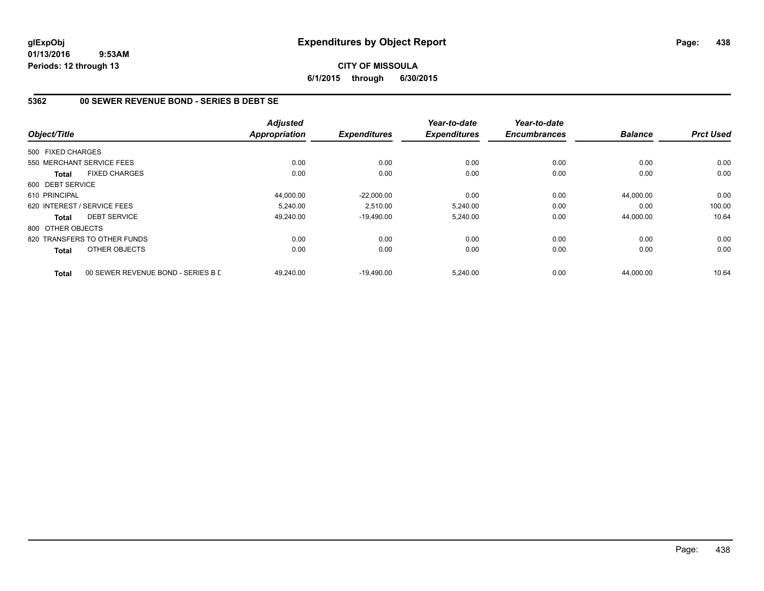**glExpObj**
**01/13/2016 9:53AM**
**Periods: 12 through 13**

# Expenditures by Object Report

**CITY OF MISSOULA**
**6/1/2015 through 6/30/2015**

## 5362 00 SEWER REVENUE BOND - SERIES B DEBT SE

| Object/Title | Adjusted Appropriation | Expenditures | Year-to-date Expenditures | Year-to-date Encumbrances | Balance | Prct Used |
|---|---|---|---|---|---|---|
| 500 FIXED CHARGES | | | | | | |
| 550 MERCHANT SERVICE FEES | 0.00 | 0.00 | 0.00 | 0.00 | 0.00 | 0.00 |
| **Total** FIXED CHARGES | 0.00 | 0.00 | 0.00 | 0.00 | 0.00 | 0.00 |
| 600 DEBT SERVICE | | | | | | |
| 610 PRINCIPAL | 44,000.00 | -22,000.00 | 0.00 | 0.00 | 44,000.00 | 0.00 |
| 620 INTEREST / SERVICE FEES | 5,240.00 | 2,510.00 | 5,240.00 | 0.00 | 0.00 | 100.00 |
| **Total** DEBT SERVICE | 49,240.00 | -19,490.00 | 5,240.00 | 0.00 | 44,000.00 | 10.64 |
| 800 OTHER OBJECTS | | | | | | |
| 820 TRANSFERS TO OTHER FUNDS | 0.00 | 0.00 | 0.00 | 0.00 | 0.00 | 0.00 |
| **Total** OTHER OBJECTS | 0.00 | 0.00 | 0.00 | 0.00 | 0.00 | 0.00 |
| **Total** 00 SEWER REVENUE BOND - SERIES B D | 49,240.00 | -19,490.00 | 5,240.00 | 0.00 | 44,000.00 | 10.64 |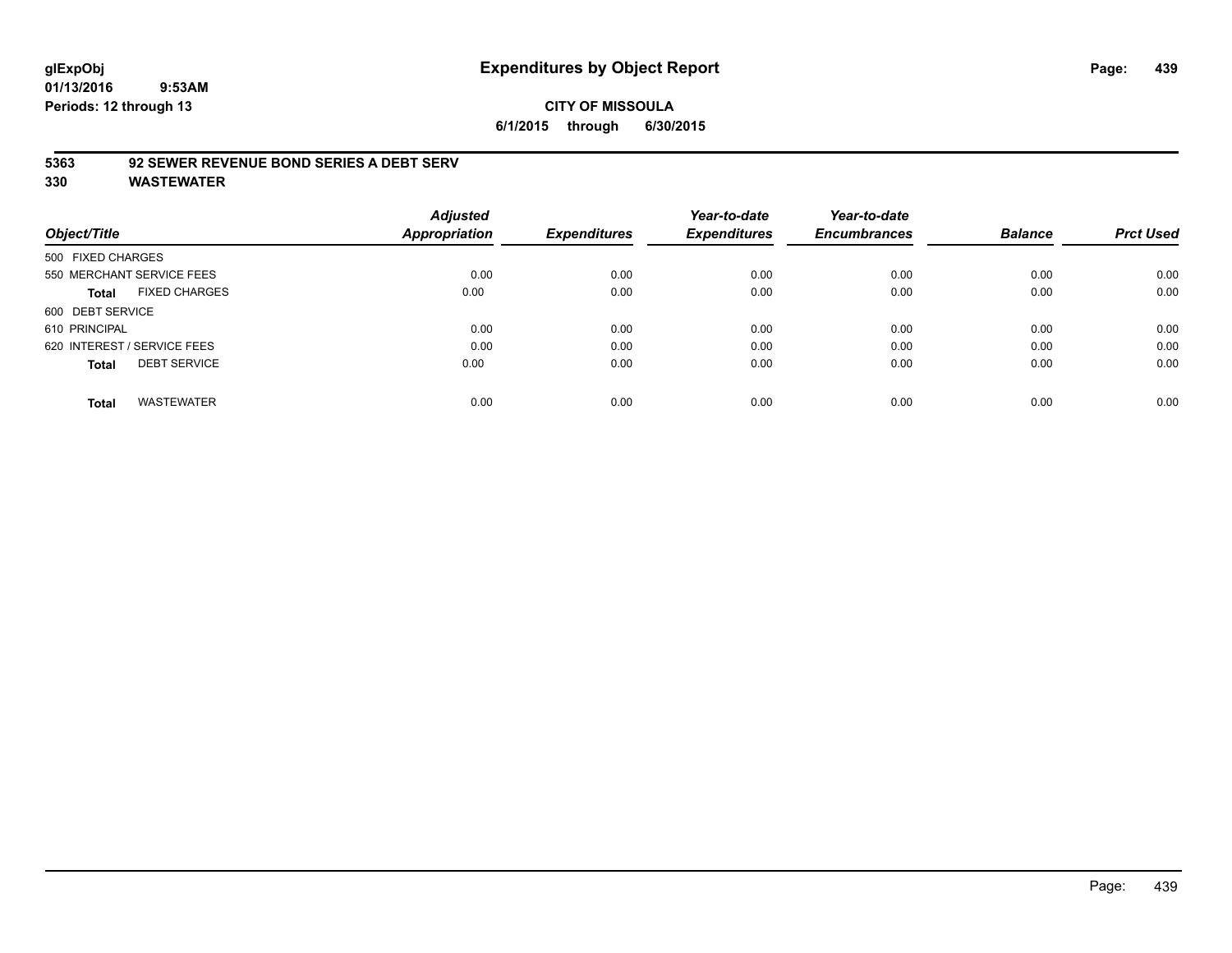# Expenditures by Object Report

glExpObj
01/13/2016 9:53AM
Periods: 12 through 13

**CITY OF MISSOULA**
**6/1/2015 through 6/30/2015**

**5363 92 SEWER REVENUE BOND SERIES A DEBT SERV**
**330 WASTEWATER**

| Object/Title | Adjusted Appropriation | Expenditures | Year-to-date Expenditures | Year-to-date Encumbrances | Balance | Prct Used |
|---|---|---|---|---|---|---|
| 500 FIXED CHARGES | | | | | | |
| 550 MERCHANT SERVICE FEES | 0.00 | 0.00 | 0.00 | 0.00 | 0.00 | 0.00 |
| **Total** FIXED CHARGES | 0.00 | 0.00 | 0.00 | 0.00 | 0.00 | 0.00 |
| 600 DEBT SERVICE | | | | | | |
| 610 PRINCIPAL | 0.00 | 0.00 | 0.00 | 0.00 | 0.00 | 0.00 |
| 620 INTEREST / SERVICE FEES | 0.00 | 0.00 | 0.00 | 0.00 | 0.00 | 0.00 |
| **Total** DEBT SERVICE | 0.00 | 0.00 | 0.00 | 0.00 | 0.00 | 0.00 |
| **Total** WASTEWATER | 0.00 | 0.00 | 0.00 | 0.00 | 0.00 | 0.00 |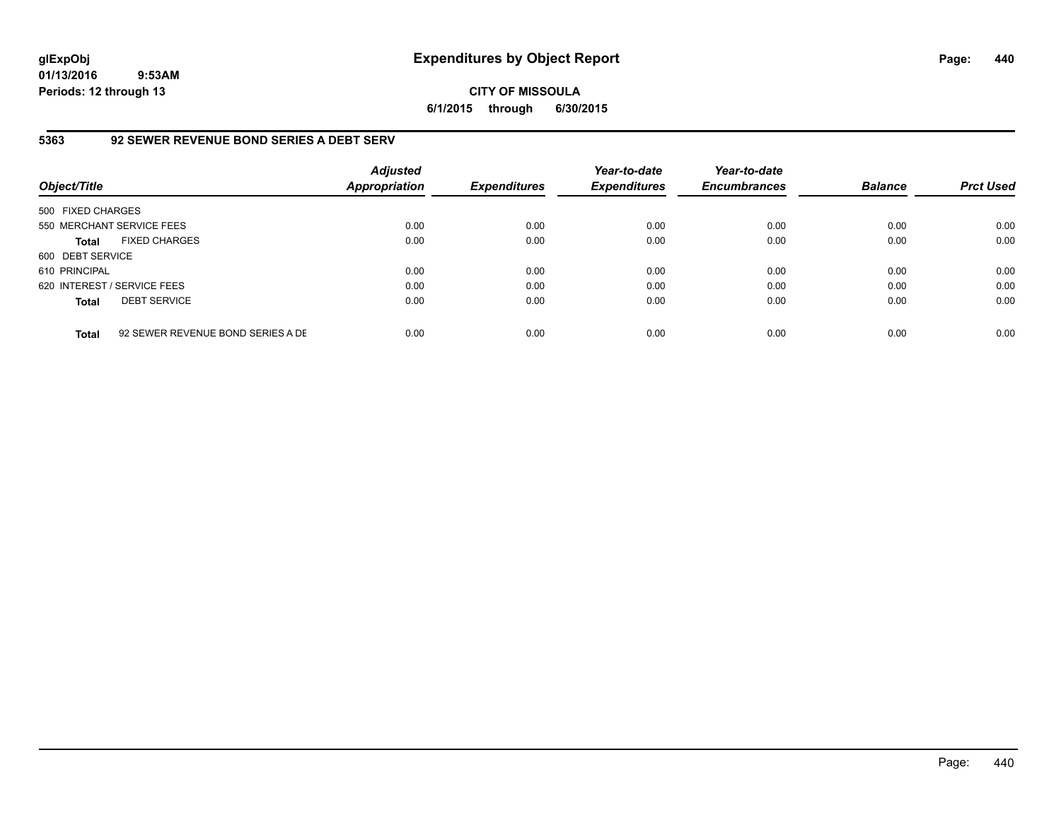# Expenditures by Object Report

**CITY OF MISSOULA**

**6/1/2015 through 6/30/2015**

glExpObj
01/13/2016 9:53AM
Periods: 12 through 13

## 5363 92 SEWER REVENUE BOND SERIES A DEBT SERV

| Object/Title | | Adjusted Appropriation | Expenditures | Year-to-date Expenditures | Year-to-date Encumbrances | Balance | Prct Used |
|---|---|---|---|---|---|---|---|
| 500 FIXED CHARGES | | | | | | | |
| 550 MERCHANT SERVICE FEES | | 0.00 | 0.00 | 0.00 | 0.00 | 0.00 | 0.00 |
| **Total** | FIXED CHARGES | 0.00 | 0.00 | 0.00 | 0.00 | 0.00 | 0.00 |
| 600 DEBT SERVICE | | | | | | | |
| 610 PRINCIPAL | | 0.00 | 0.00 | 0.00 | 0.00 | 0.00 | 0.00 |
| 620 INTEREST / SERVICE FEES | | 0.00 | 0.00 | 0.00 | 0.00 | 0.00 | 0.00 |
| **Total** | DEBT SERVICE | 0.00 | 0.00 | 0.00 | 0.00 | 0.00 | 0.00 |
| **Total** | 92 SEWER REVENUE BOND SERIES A DE | 0.00 | 0.00 | 0.00 | 0.00 | 0.00 | 0.00 |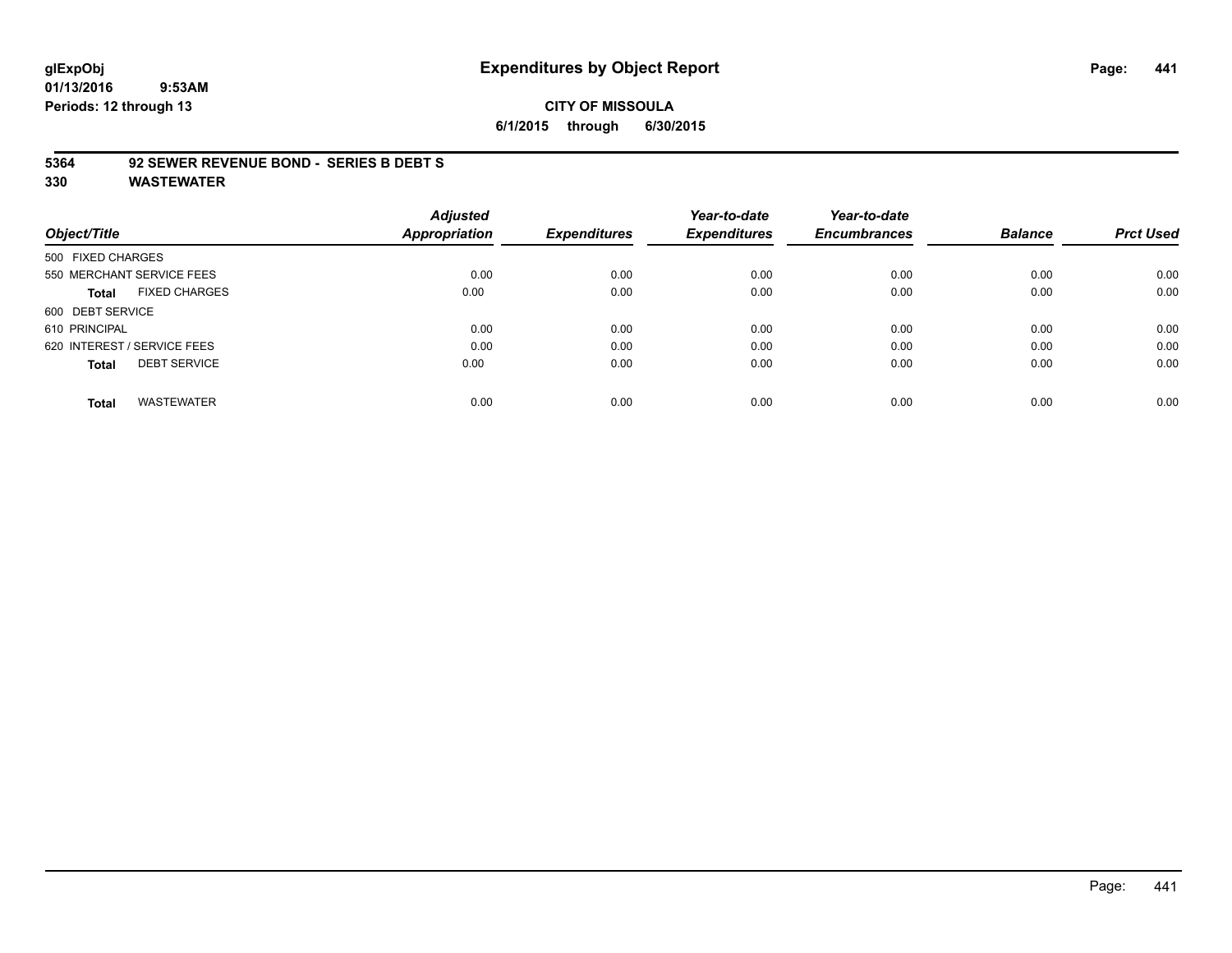# Expenditures by Object Report

glExpObj
01/13/2016 9:53AM
Periods: 12 through 13

**CITY OF MISSOULA**
**6/1/2015 through 6/30/2015**

**5364 92 SEWER REVENUE BOND - SERIES B DEBT S**
**330 WASTEWATER**

| Object/Title | Adjusted Appropriation | Expenditures | Year-to-date Expenditures | Year-to-date Encumbrances | Balance | Prct Used |
|---|---|---|---|---|---|---|
| 500 FIXED CHARGES | | | | | | |
| 550 MERCHANT SERVICE FEES | 0.00 | 0.00 | 0.00 | 0.00 | 0.00 | 0.00 |
| **Total** FIXED CHARGES | 0.00 | 0.00 | 0.00 | 0.00 | 0.00 | 0.00 |
| 600 DEBT SERVICE | | | | | | |
| 610 PRINCIPAL | 0.00 | 0.00 | 0.00 | 0.00 | 0.00 | 0.00 |
| 620 INTEREST / SERVICE FEES | 0.00 | 0.00 | 0.00 | 0.00 | 0.00 | 0.00 |
| **Total** DEBT SERVICE | 0.00 | 0.00 | 0.00 | 0.00 | 0.00 | 0.00 |
| **Total** WASTEWATER | 0.00 | 0.00 | 0.00 | 0.00 | 0.00 | 0.00 |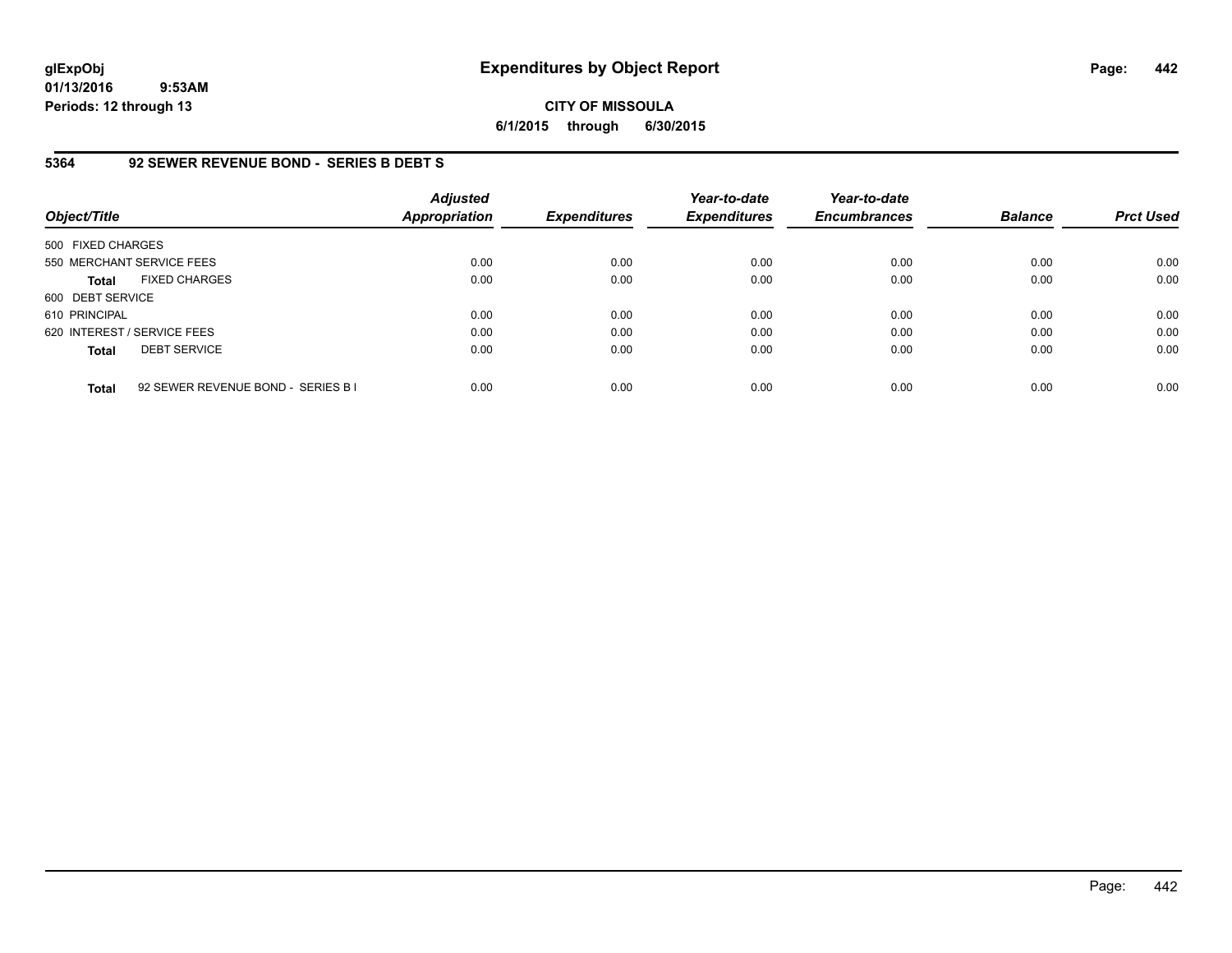**glExpObj**
**01/13/2016 9:53AM**
**Periods: 12 through 13**

# Expenditures by Object Report

**CITY OF MISSOULA**
**6/1/2015 through 6/30/2015**

## 5364 92 SEWER REVENUE BOND - SERIES B DEBT S

| Object/Title | Adjusted Appropriation | Expenditures | Year-to-date Expenditures | Year-to-date Encumbrances | Balance | Prct Used |
|---|---|---|---|---|---|---|
| 500 FIXED CHARGES | | | | | | |
| 550 MERCHANT SERVICE FEES | 0.00 | 0.00 | 0.00 | 0.00 | 0.00 | 0.00 |
| **Total** FIXED CHARGES | 0.00 | 0.00 | 0.00 | 0.00 | 0.00 | 0.00 |
| 600 DEBT SERVICE | | | | | | |
| 610 PRINCIPAL | 0.00 | 0.00 | 0.00 | 0.00 | 0.00 | 0.00 |
| 620 INTEREST / SERVICE FEES | 0.00 | 0.00 | 0.00 | 0.00 | 0.00 | 0.00 |
| **Total** DEBT SERVICE | 0.00 | 0.00 | 0.00 | 0.00 | 0.00 | 0.00 |
| **Total** 92 SEWER REVENUE BOND - SERIES B I | 0.00 | 0.00 | 0.00 | 0.00 | 0.00 | 0.00 |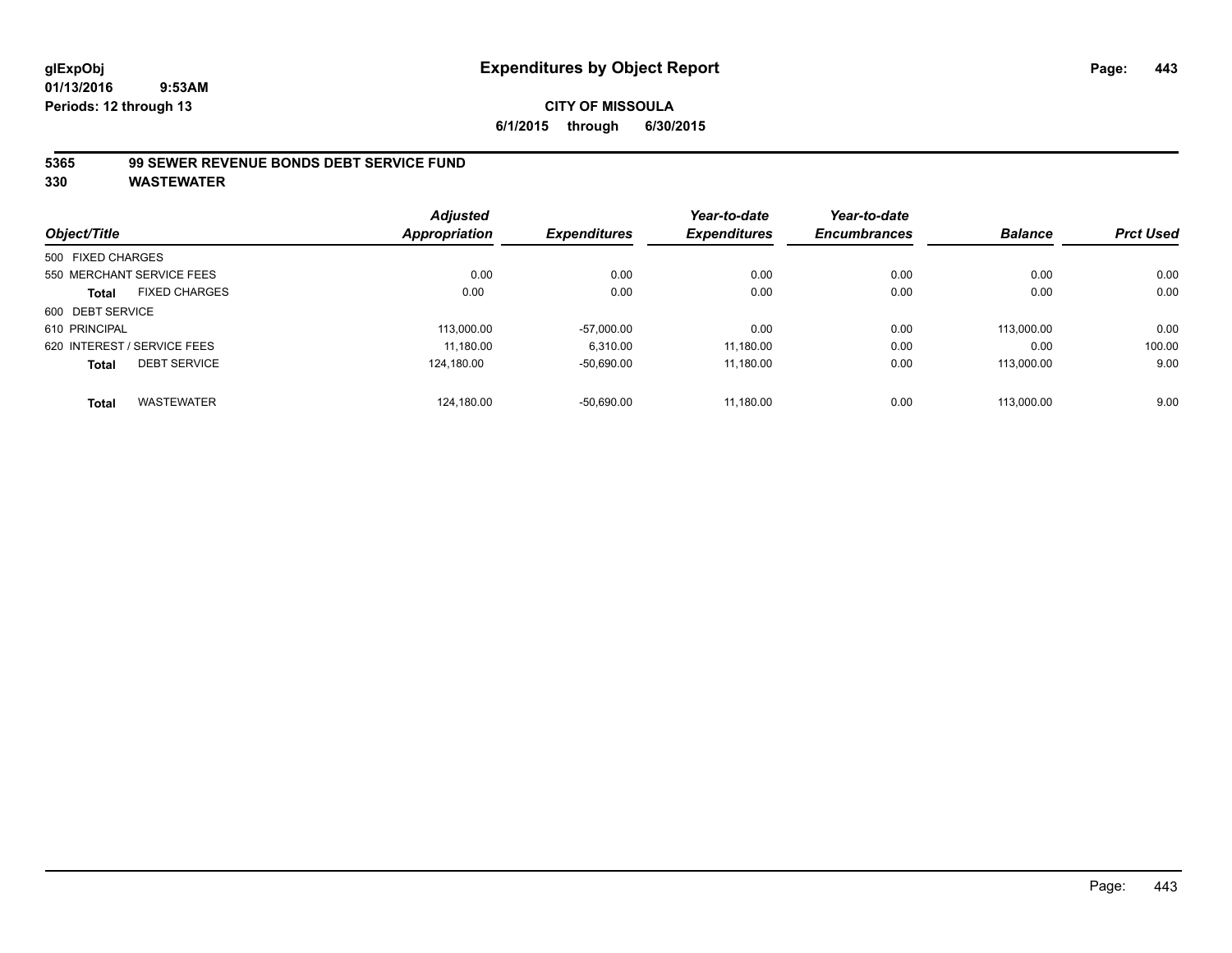# Expenditures by Object Report

glExpObj
01/13/2016 9:53AM
Periods: 12 through 13

**CITY OF MISSOULA**
**6/1/2015 through 6/30/2015**

## 5365 99 SEWER REVENUE BONDS DEBT SERVICE FUND
## 330 WASTEWATER

| Object/Title | Adjusted Appropriation | Expenditures | Year-to-date Expenditures | Year-to-date Encumbrances | Balance | Prct Used |
|---|---|---|---|---|---|---|
| 500 FIXED CHARGES | | | | | | |
| 550 MERCHANT SERVICE FEES | 0.00 | 0.00 | 0.00 | 0.00 | 0.00 | 0.00 |
| **Total** FIXED CHARGES | 0.00 | 0.00 | 0.00 | 0.00 | 0.00 | 0.00 |
| 600 DEBT SERVICE | | | | | | |
| 610 PRINCIPAL | 113,000.00 | -57,000.00 | 0.00 | 0.00 | 113,000.00 | 0.00 |
| 620 INTEREST / SERVICE FEES | 11,180.00 | 6,310.00 | 11,180.00 | 0.00 | 0.00 | 100.00 |
| **Total** DEBT SERVICE | 124,180.00 | -50,690.00 | 11,180.00 | 0.00 | 113,000.00 | 9.00 |
| **Total** WASTEWATER | 124,180.00 | -50,690.00 | 11,180.00 | 0.00 | 113,000.00 | 9.00 |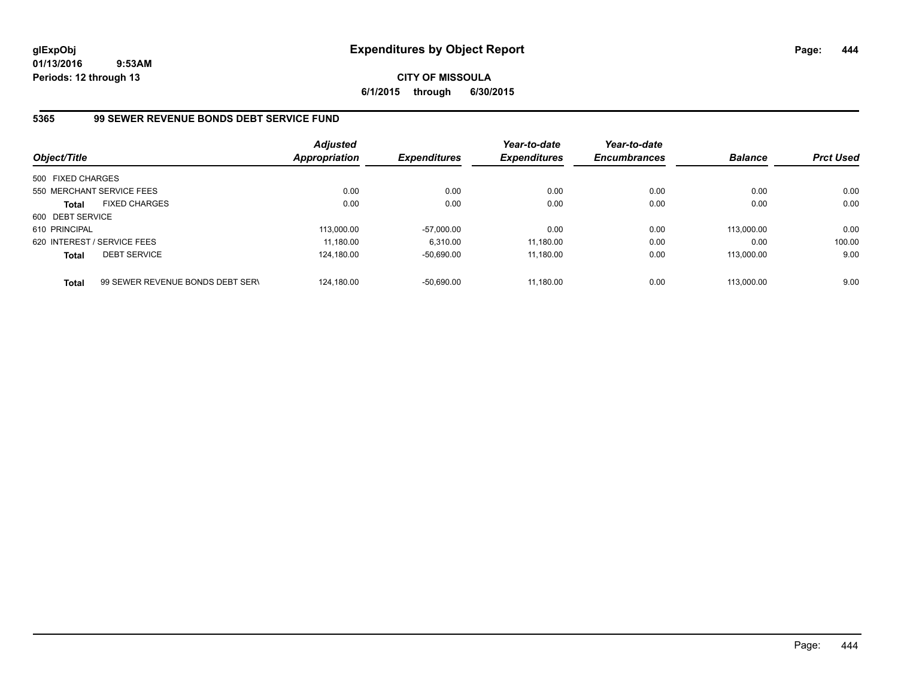**glExpObj**
**01/13/2016 9:53AM**
**Periods: 12 through 13**

# Expenditures by Object Report

**CITY OF MISSOULA**
**6/1/2015 through 6/30/2015**

## 5365 99 SEWER REVENUE BONDS DEBT SERVICE FUND

| Object/Title | | Adjusted Appropriation | Expenditures | Year-to-date Expenditures | Year-to-date Encumbrances | Balance | Prct Used |
|---|---|---|---|---|---|---|---|
| 500 FIXED CHARGES | | | | | | | |
| 550 MERCHANT SERVICE FEES | | 0.00 | 0.00 | 0.00 | 0.00 | 0.00 | 0.00 |
| **Total** | FIXED CHARGES | 0.00 | 0.00 | 0.00 | 0.00 | 0.00 | 0.00 |
| 600 DEBT SERVICE | | | | | | | |
| 610 PRINCIPAL | | 113,000.00 | -57,000.00 | 0.00 | 0.00 | 113,000.00 | 0.00 |
| 620 INTEREST / SERVICE FEES | | 11,180.00 | 6,310.00 | 11,180.00 | 0.00 | 0.00 | 100.00 |
| **Total** | DEBT SERVICE | 124,180.00 | -50,690.00 | 11,180.00 | 0.00 | 113,000.00 | 9.00 |
| **Total** | 99 SEWER REVENUE BONDS DEBT SERV | 124,180.00 | -50,690.00 | 11,180.00 | 0.00 | 113,000.00 | 9.00 |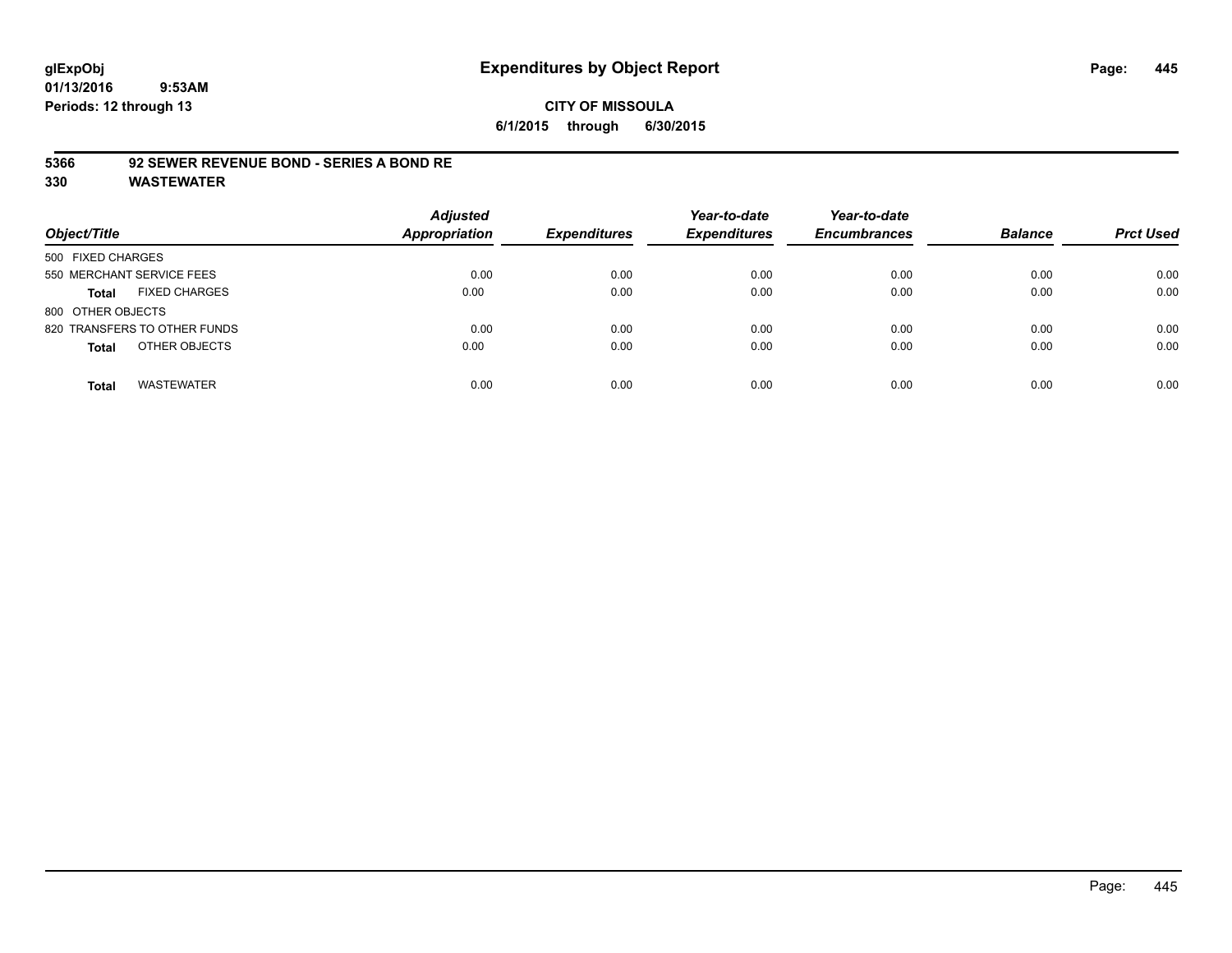# Expenditures by Object Report

glExpObj
01/13/2016 9:53AM
Periods: 12 through 13

**CITY OF MISSOULA**
**6/1/2015 through 6/30/2015**

**5366 92 SEWER REVENUE BOND - SERIES A BOND RE**
**330 WASTEWATER**

| Object/Title | Adjusted Appropriation | Expenditures | Year-to-date Expenditures | Year-to-date Encumbrances | Balance | Prct Used |
|---|---|---|---|---|---|---|
| 500 FIXED CHARGES | | | | | | |
| 550 MERCHANT SERVICE FEES | 0.00 | 0.00 | 0.00 | 0.00 | 0.00 | 0.00 |
| **Total** FIXED CHARGES | 0.00 | 0.00 | 0.00 | 0.00 | 0.00 | 0.00 |
| 800 OTHER OBJECTS | | | | | | |
| 820 TRANSFERS TO OTHER FUNDS | 0.00 | 0.00 | 0.00 | 0.00 | 0.00 | 0.00 |
| **Total** OTHER OBJECTS | 0.00 | 0.00 | 0.00 | 0.00 | 0.00 | 0.00 |
| **Total** WASTEWATER | 0.00 | 0.00 | 0.00 | 0.00 | 0.00 | 0.00 |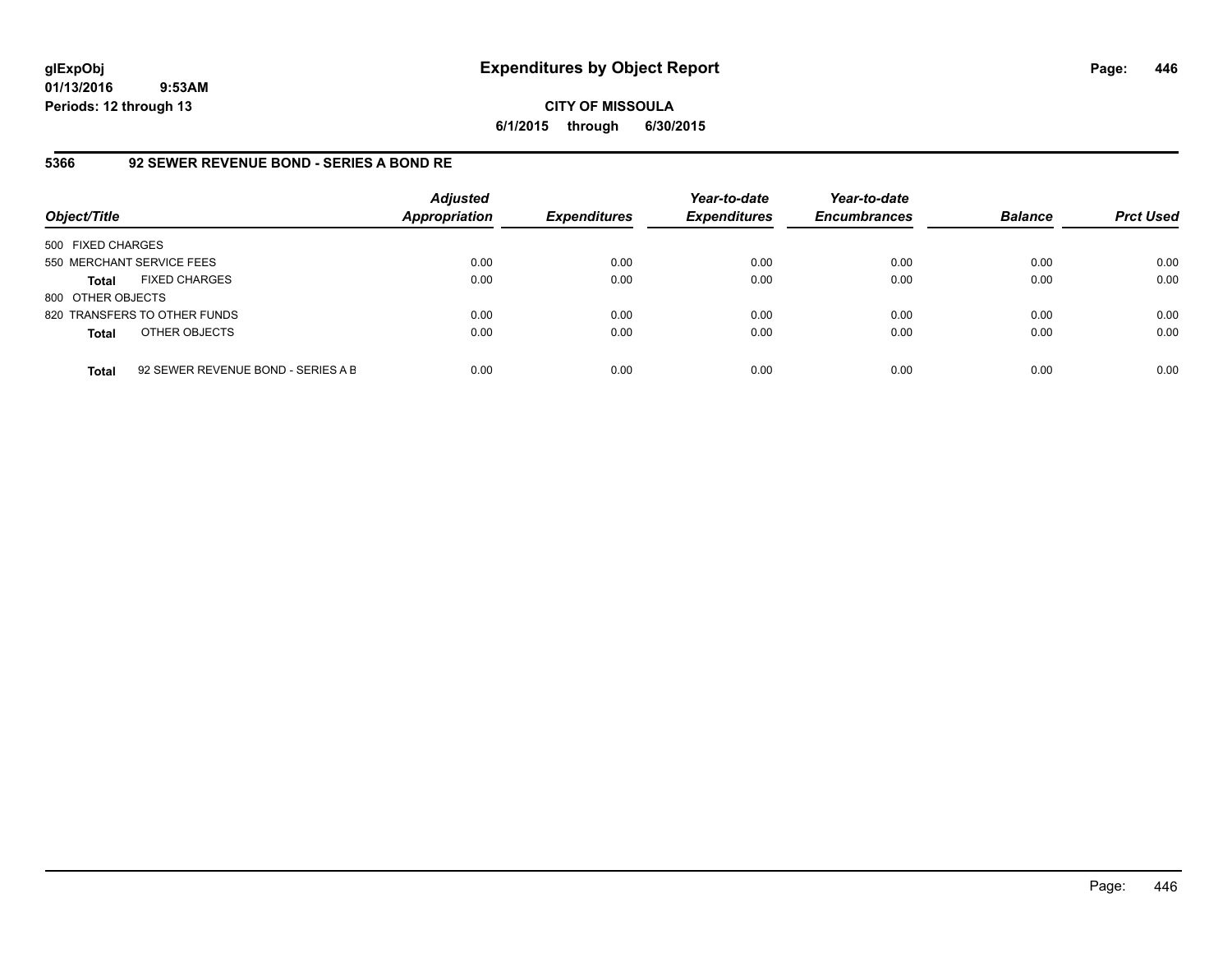# Expenditures by Object Report

glExpObj
01/13/2016 9:53AM
Periods: 12 through 13

**CITY OF MISSOULA**
**6/1/2015 through 6/30/2015**

## 5366 92 SEWER REVENUE BOND - SERIES A BOND RE

| Object/Title | | Adjusted Appropriation | Expenditures | Year-to-date Expenditures | Year-to-date Encumbrances | Balance | Prct Used |
|---|---|---|---|---|---|---|---|
| 500 FIXED CHARGES | | | | | | | |
| 550 MERCHANT SERVICE FEES | | 0.00 | 0.00 | 0.00 | 0.00 | 0.00 | 0.00 |
| **Total** | FIXED CHARGES | 0.00 | 0.00 | 0.00 | 0.00 | 0.00 | 0.00 |
| 800 OTHER OBJECTS | | | | | | | |
| 820 TRANSFERS TO OTHER FUNDS | | 0.00 | 0.00 | 0.00 | 0.00 | 0.00 | 0.00 |
| **Total** | OTHER OBJECTS | 0.00 | 0.00 | 0.00 | 0.00 | 0.00 | 0.00 |
| **Total** | 92 SEWER REVENUE BOND - SERIES A B | 0.00 | 0.00 | 0.00 | 0.00 | 0.00 | 0.00 |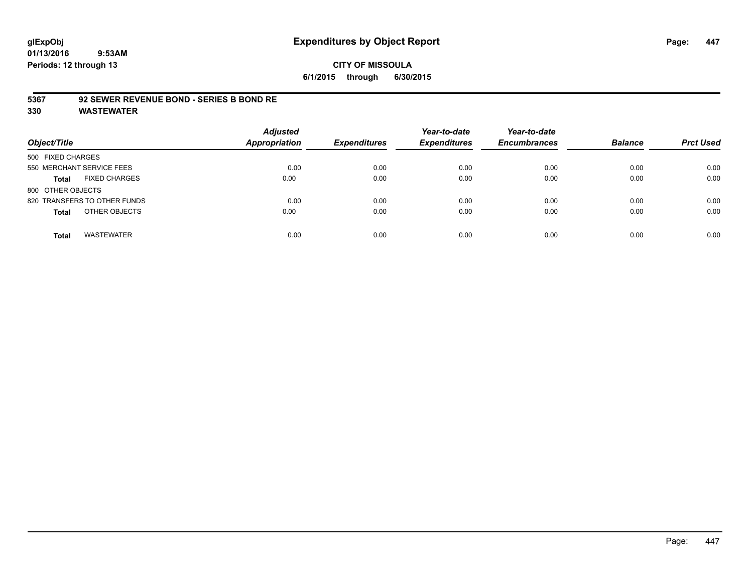# Expenditures by Object Report

glExpObj
01/13/2016 9:53AM
Periods: 12 through 13

**CITY OF MISSOULA**
**6/1/2015 through 6/30/2015**

## 5367 92 SEWER REVENUE BOND - SERIES B BOND RE
## 330 WASTEWATER

| Object/Title | Adjusted Appropriation | Expenditures | Year-to-date Expenditures | Year-to-date Encumbrances | Balance | Prct Used |
|---|---|---|---|---|---|---|
| 500 FIXED CHARGES | | | | | | |
| 550 MERCHANT SERVICE FEES | 0.00 | 0.00 | 0.00 | 0.00 | 0.00 | 0.00 |
| **Total** FIXED CHARGES | 0.00 | 0.00 | 0.00 | 0.00 | 0.00 | 0.00 |
| 800 OTHER OBJECTS | | | | | | |
| 820 TRANSFERS TO OTHER FUNDS | 0.00 | 0.00 | 0.00 | 0.00 | 0.00 | 0.00 |
| **Total** OTHER OBJECTS | 0.00 | 0.00 | 0.00 | 0.00 | 0.00 | 0.00 |
| **Total** WASTEWATER | 0.00 | 0.00 | 0.00 | 0.00 | 0.00 | 0.00 |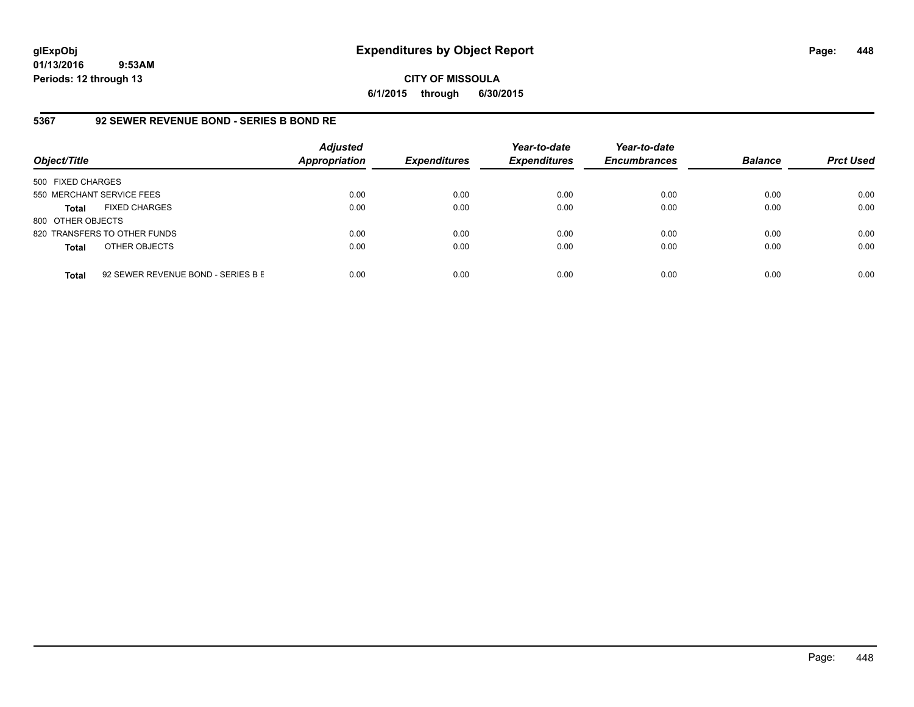**glExpObj** **Expenditures by Object Report**

**01/13/2016 9:53AM**

**Periods: 12 through 13**

**CITY OF MISSOULA**

**6/1/2015 through 6/30/2015**

## 5367 92 SEWER REVENUE BOND - SERIES B BOND RE

| Object/Title | | Adjusted Appropriation | Expenditures | Year-to-date Expenditures | Year-to-date Encumbrances | Balance | Prct Used |
|---|---|---|---|---|---|---|---|
| 500 FIXED CHARGES | | | | | | | |
| 550 MERCHANT SERVICE FEES | | 0.00 | 0.00 | 0.00 | 0.00 | 0.00 | 0.00 |
| **Total** | FIXED CHARGES | 0.00 | 0.00 | 0.00 | 0.00 | 0.00 | 0.00 |
| 800 OTHER OBJECTS | | | | | | | |
| 820 TRANSFERS TO OTHER FUNDS | | 0.00 | 0.00 | 0.00 | 0.00 | 0.00 | 0.00 |
| **Total** | OTHER OBJECTS | 0.00 | 0.00 | 0.00 | 0.00 | 0.00 | 0.00 |
| **Total** | 92 SEWER REVENUE BOND - SERIES B E | 0.00 | 0.00 | 0.00 | 0.00 | 0.00 | 0.00 |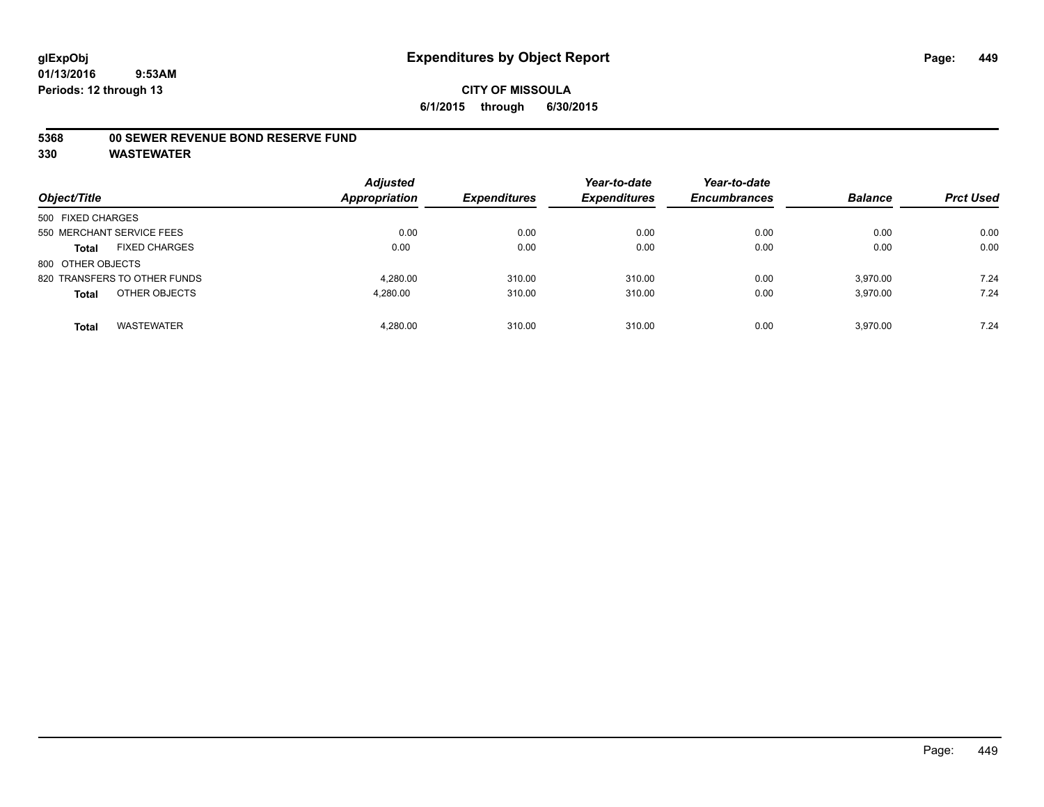**glExpObj**
**01/13/2016 9:53AM**
**Periods: 12 through 13**

# Expenditures by Object Report

**CITY OF MISSOULA**
**6/1/2015 through 6/30/2015**

**5368 00 SEWER REVENUE BOND RESERVE FUND**
**330 WASTEWATER**

| Object/Title | Adjusted Appropriation | Expenditures | Year-to-date Expenditures | Year-to-date Encumbrances | Balance | Prct Used |
|---|---|---|---|---|---|---|
| 500 FIXED CHARGES | | | | | | |
| 550 MERCHANT SERVICE FEES | 0.00 | 0.00 | 0.00 | 0.00 | 0.00 | 0.00 |
| **Total** FIXED CHARGES | 0.00 | 0.00 | 0.00 | 0.00 | 0.00 | 0.00 |
| 800 OTHER OBJECTS | | | | | | |
| 820 TRANSFERS TO OTHER FUNDS | 4,280.00 | 310.00 | 310.00 | 0.00 | 3,970.00 | 7.24 |
| **Total** OTHER OBJECTS | 4,280.00 | 310.00 | 310.00 | 0.00 | 3,970.00 | 7.24 |
| **Total** WASTEWATER | 4,280.00 | 310.00 | 310.00 | 0.00 | 3,970.00 | 7.24 |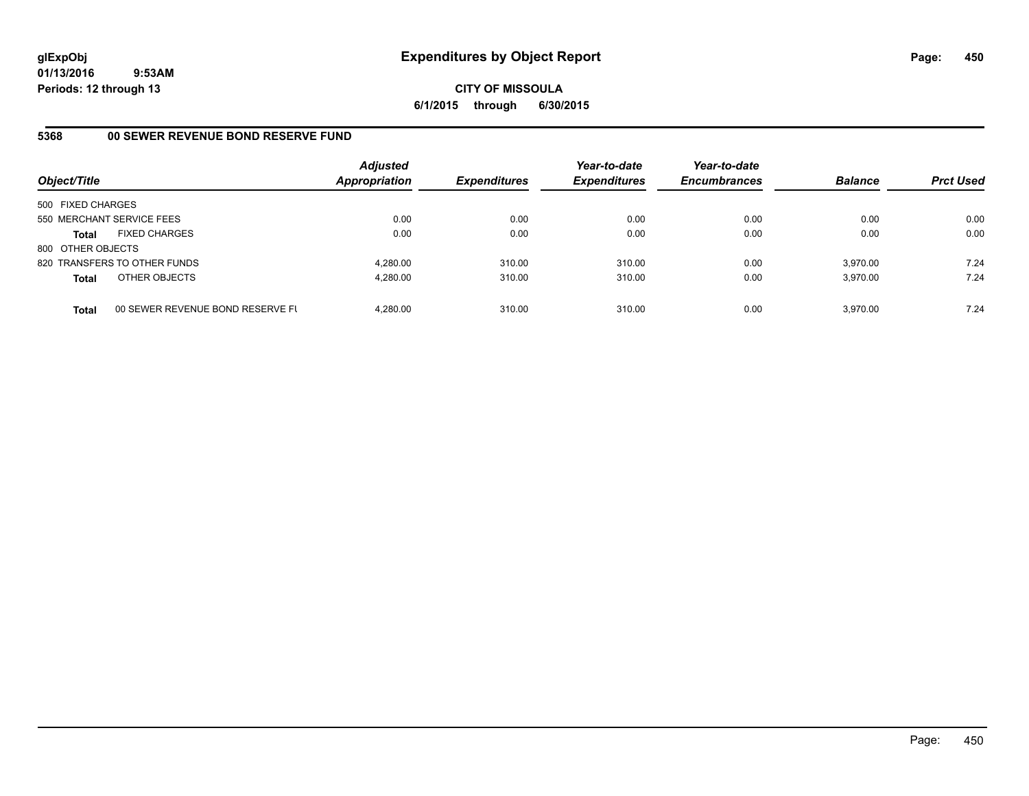# Expenditures by Object Report

glExpObj
01/13/2016 9:53AM
Periods: 12 through 13

**CITY OF MISSOULA**
**6/1/2015 through 6/30/2015**

## 5368 00 SEWER REVENUE BOND RESERVE FUND

| Object/Title | | Adjusted Appropriation | Expenditures | Year-to-date Expenditures | Year-to-date Encumbrances | Balance | Prct Used |
|---|---|---|---|---|---|---|---|
| 500 FIXED CHARGES | | | | | | | |
| 550 MERCHANT SERVICE FEES | | 0.00 | 0.00 | 0.00 | 0.00 | 0.00 | 0.00 |
| **Total** | FIXED CHARGES | 0.00 | 0.00 | 0.00 | 0.00 | 0.00 | 0.00 |
| 800 OTHER OBJECTS | | | | | | | |
| 820 TRANSFERS TO OTHER FUNDS | | 4,280.00 | 310.00 | 310.00 | 0.00 | 3,970.00 | 7.24 |
| **Total** | OTHER OBJECTS | 4,280.00 | 310.00 | 310.00 | 0.00 | 3,970.00 | 7.24 |
| **Total** | 00 SEWER REVENUE BOND RESERVE FU | 4,280.00 | 310.00 | 310.00 | 0.00 | 3,970.00 | 7.24 |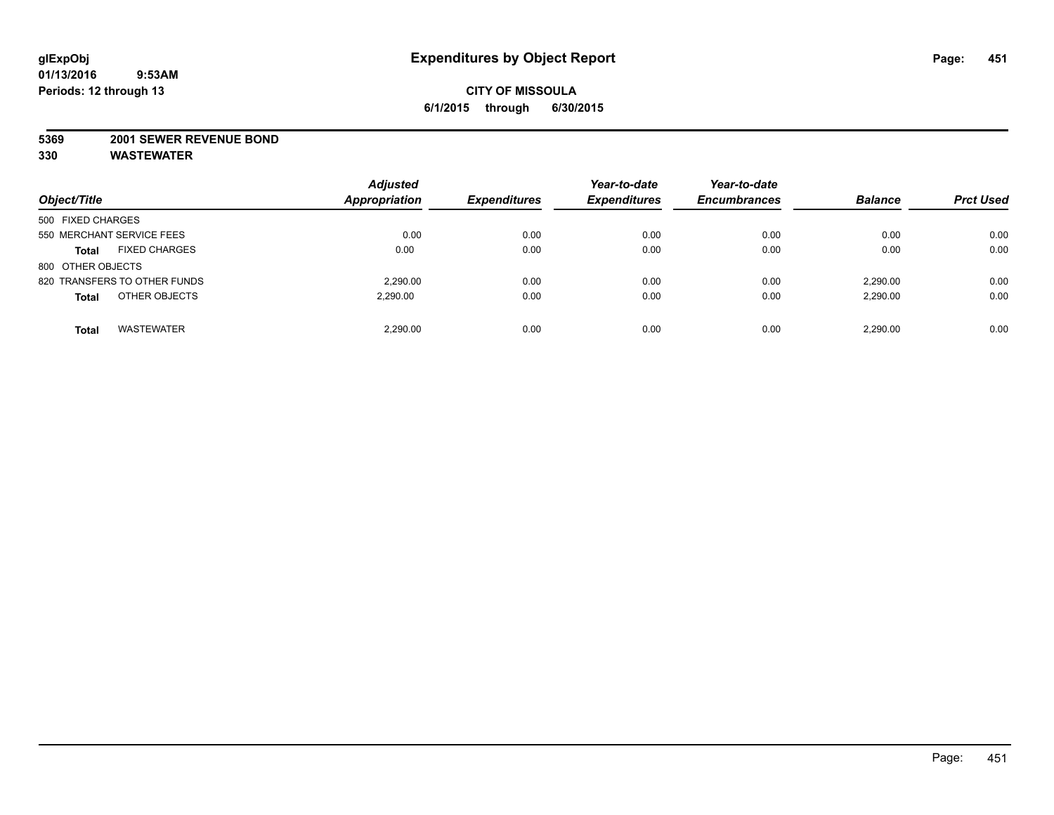**glExpObj**
**01/13/2016 9:53AM**
**Periods: 12 through 13**

# Expenditures by Object Report

**CITY OF MISSOULA**
**6/1/2015 through 6/30/2015**

**5369 2001 SEWER REVENUE BOND**
**330 WASTEWATER**

| Object/Title | Adjusted Appropriation | Expenditures | Year-to-date Expenditures | Year-to-date Encumbrances | Balance | Prct Used |
|---|---|---|---|---|---|---|
| 500 FIXED CHARGES | | | | | | |
| 550 MERCHANT SERVICE FEES | 0.00 | 0.00 | 0.00 | 0.00 | 0.00 | 0.00 |
| **Total** FIXED CHARGES | 0.00 | 0.00 | 0.00 | 0.00 | 0.00 | 0.00 |
| 800 OTHER OBJECTS | | | | | | |
| 820 TRANSFERS TO OTHER FUNDS | 2,290.00 | 0.00 | 0.00 | 0.00 | 2,290.00 | 0.00 |
| **Total** OTHER OBJECTS | 2,290.00 | 0.00 | 0.00 | 0.00 | 2,290.00 | 0.00 |
| **Total** WASTEWATER | 2,290.00 | 0.00 | 0.00 | 0.00 | 2,290.00 | 0.00 |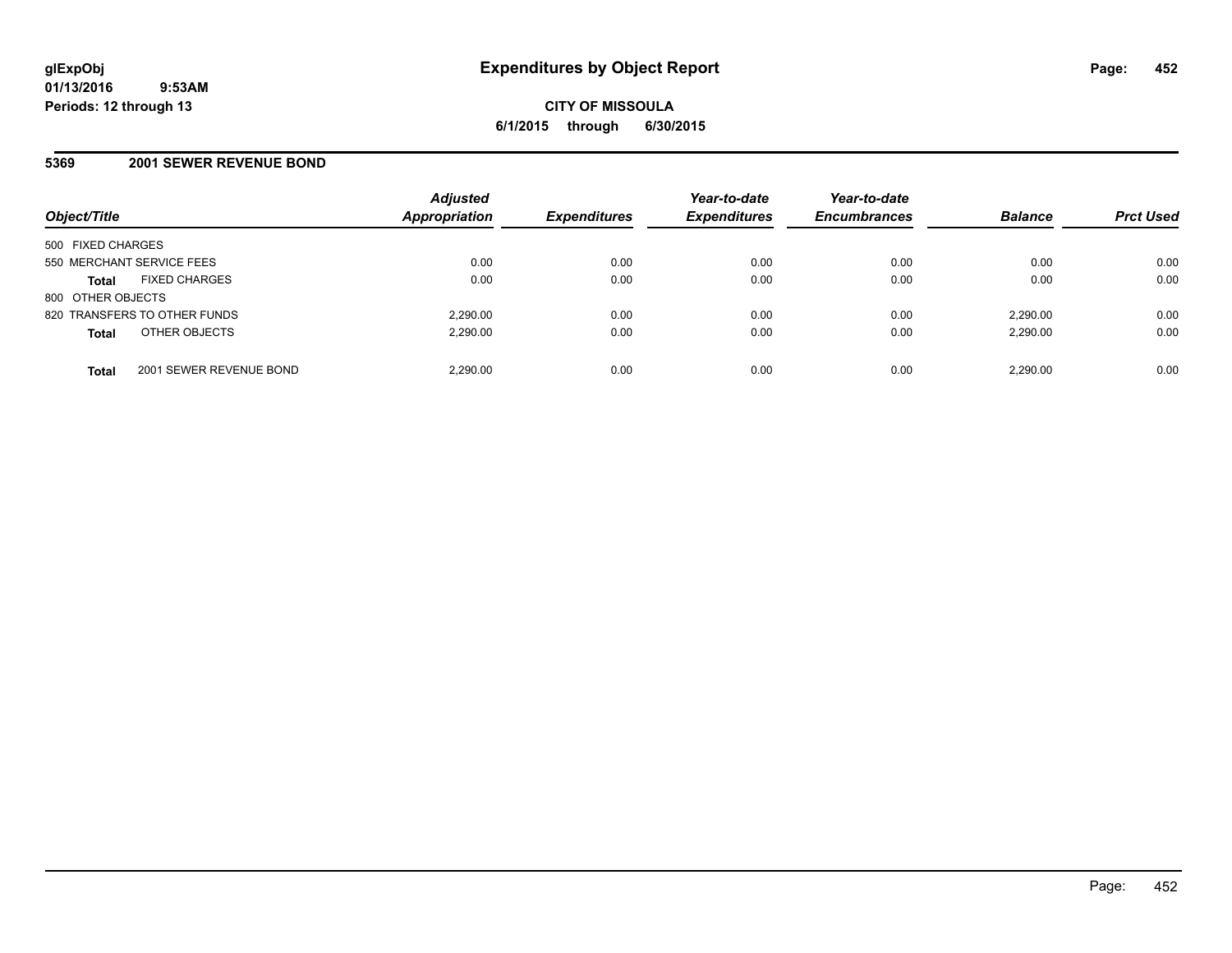# Expenditures by Object Report

glExpObj
01/13/2016 9:53AM
Periods: 12 through 13

**CITY OF MISSOULA**
**6/1/2015 through 6/30/2015**

## 5369 2001 SEWER REVENUE BOND

| Object/Title | Adjusted Appropriation | Expenditures | Year-to-date Expenditures | Year-to-date Encumbrances | Balance | Prct Used |
|---|---|---|---|---|---|---|
| 500 FIXED CHARGES | | | | | | |
| 550 MERCHANT SERVICE FEES | 0.00 | 0.00 | 0.00 | 0.00 | 0.00 | 0.00 |
| **Total** FIXED CHARGES | 0.00 | 0.00 | 0.00 | 0.00 | 0.00 | 0.00 |
| 800 OTHER OBJECTS | | | | | | |
| 820 TRANSFERS TO OTHER FUNDS | 2,290.00 | 0.00 | 0.00 | 0.00 | 2,290.00 | 0.00 |
| **Total** OTHER OBJECTS | 2,290.00 | 0.00 | 0.00 | 0.00 | 2,290.00 | 0.00 |
| **Total** 2001 SEWER REVENUE BOND | 2,290.00 | 0.00 | 0.00 | 0.00 | 2,290.00 | 0.00 |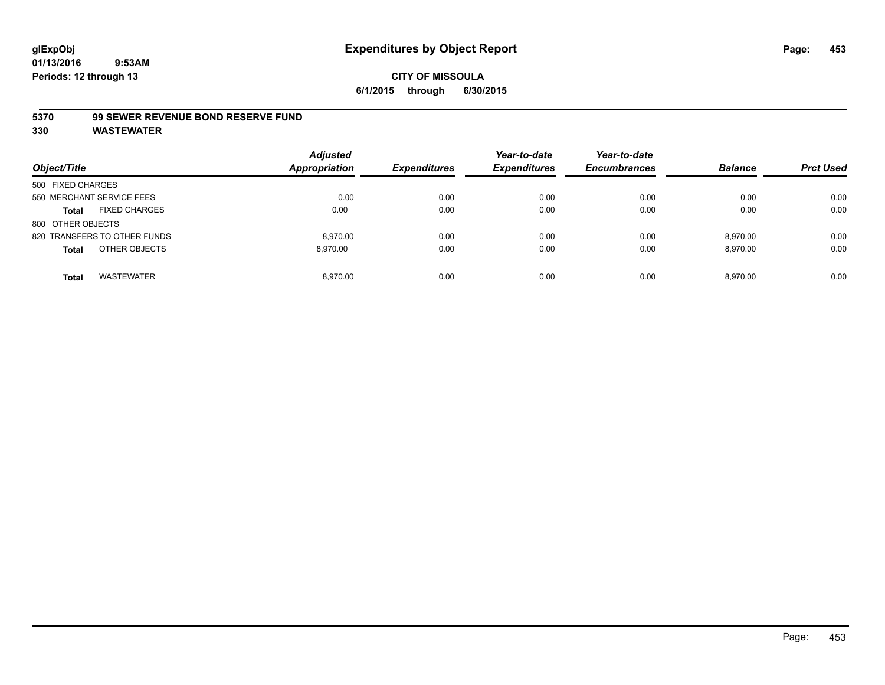# Expenditures by Object Report

glExpObj
01/13/2016 9:53AM
Periods: 12 through 13

**CITY OF MISSOULA**
**6/1/2015 through 6/30/2015**

**5370 99 SEWER REVENUE BOND RESERVE FUND**
**330 WASTEWATER**

| Object/Title | Adjusted Appropriation | Expenditures | Year-to-date Expenditures | Year-to-date Encumbrances | Balance | Prct Used |
|---|---|---|---|---|---|---|
| 500 FIXED CHARGES | | | | | | |
| 550 MERCHANT SERVICE FEES | 0.00 | 0.00 | 0.00 | 0.00 | 0.00 | 0.00 |
| **Total** FIXED CHARGES | 0.00 | 0.00 | 0.00 | 0.00 | 0.00 | 0.00 |
| 800 OTHER OBJECTS | | | | | | |
| 820 TRANSFERS TO OTHER FUNDS | 8,970.00 | 0.00 | 0.00 | 0.00 | 8,970.00 | 0.00 |
| **Total** OTHER OBJECTS | 8,970.00 | 0.00 | 0.00 | 0.00 | 8,970.00 | 0.00 |
| **Total** WASTEWATER | 8,970.00 | 0.00 | 0.00 | 0.00 | 8,970.00 | 0.00 |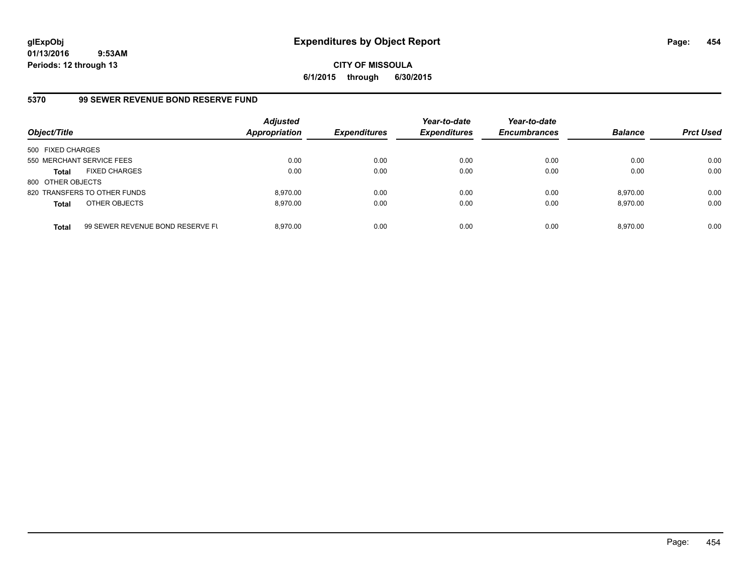glExpObj
01/13/2016 9:53AM
Periods: 12 through 13

# Expenditures by Object Report

**CITY OF MISSOULA**
**6/1/2015 through 6/30/2015**

## 5370 99 SEWER REVENUE BOND RESERVE FUND

| Object/Title | | Adjusted Appropriation | Expenditures | Year-to-date Expenditures | Year-to-date Encumbrances | Balance | Prct Used |
|---|---|---|---|---|---|---|---|
| 500 FIXED CHARGES | | | | | | | |
| 550 MERCHANT SERVICE FEES | | 0.00 | 0.00 | 0.00 | 0.00 | 0.00 | 0.00 |
| **Total** | FIXED CHARGES | 0.00 | 0.00 | 0.00 | 0.00 | 0.00 | 0.00 |
| 800 OTHER OBJECTS | | | | | | | |
| 820 TRANSFERS TO OTHER FUNDS | | 8,970.00 | 0.00 | 0.00 | 0.00 | 8,970.00 | 0.00 |
| **Total** | OTHER OBJECTS | 8,970.00 | 0.00 | 0.00 | 0.00 | 8,970.00 | 0.00 |
| **Total** | 99 SEWER REVENUE BOND RESERVE FU | 8,970.00 | 0.00 | 0.00 | 0.00 | 8,970.00 | 0.00 |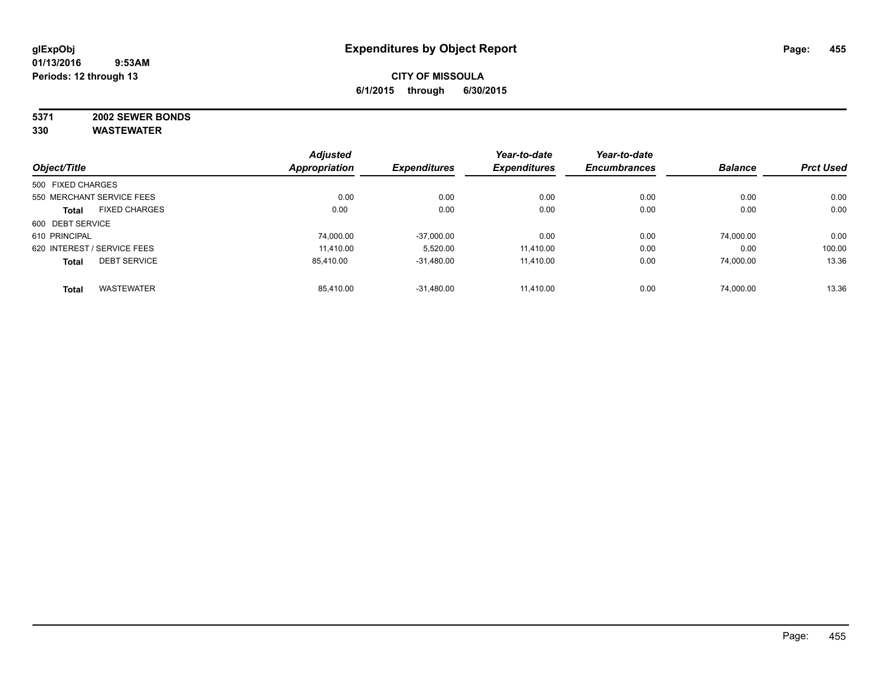# Expenditures by Object Report

glExpObj
01/13/2016 9:53AM
Periods: 12 through 13

**CITY OF MISSOULA**
**6/1/2015 through 6/30/2015**

**5371 2002 SEWER BONDS**
**330 WASTEWATER**

| Object/Title | | Adjusted Appropriation | Expenditures | Year-to-date Expenditures | Year-to-date Encumbrances | Balance | Prct Used |
|---|---|---|---|---|---|---|---|
| 500 FIXED CHARGES | | | | | | | |
| 550 MERCHANT SERVICE FEES | | 0.00 | 0.00 | 0.00 | 0.00 | 0.00 | 0.00 |
| **Total** | FIXED CHARGES | 0.00 | 0.00 | 0.00 | 0.00 | 0.00 | 0.00 |
| 600 DEBT SERVICE | | | | | | | |
| 610 PRINCIPAL | | 74,000.00 | -37,000.00 | 0.00 | 0.00 | 74,000.00 | 0.00 |
| 620 INTEREST / SERVICE FEES | | 11,410.00 | 5,520.00 | 11,410.00 | 0.00 | 0.00 | 100.00 |
| **Total** | DEBT SERVICE | 85,410.00 | -31,480.00 | 11,410.00 | 0.00 | 74,000.00 | 13.36 |
| **Total** | WASTEWATER | 85,410.00 | -31,480.00 | 11,410.00 | 0.00 | 74,000.00 | 13.36 |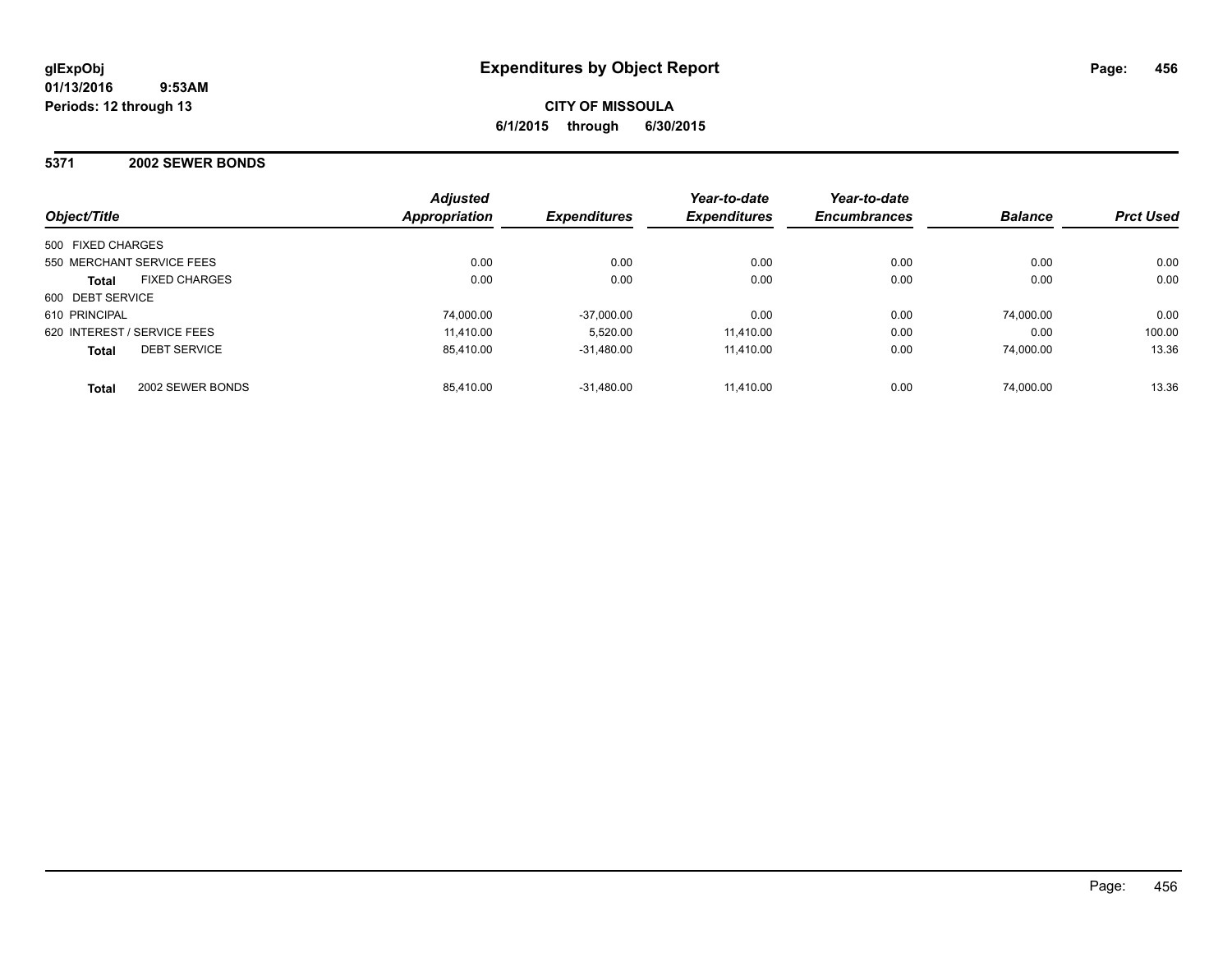# Expenditures by Object Report

**CITY OF MISSOULA**

**6/1/2015 through 6/30/2015**

glExpObj
01/13/2016 9:53AM
Periods: 12 through 13

## 5371 2002 SEWER BONDS

| Object/Title | Adjusted Appropriation | Expenditures | Year-to-date Expenditures | Year-to-date Encumbrances | Balance | Prct Used |
|---|---|---|---|---|---|---|
| 500 FIXED CHARGES | | | | | | |
| 550 MERCHANT SERVICE FEES | 0.00 | 0.00 | 0.00 | 0.00 | 0.00 | 0.00 |
| **Total** FIXED CHARGES | 0.00 | 0.00 | 0.00 | 0.00 | 0.00 | 0.00 |
| 600 DEBT SERVICE | | | | | | |
| 610 PRINCIPAL | 74,000.00 | -37,000.00 | 0.00 | 0.00 | 74,000.00 | 0.00 |
| 620 INTEREST / SERVICE FEES | 11,410.00 | 5,520.00 | 11,410.00 | 0.00 | 0.00 | 100.00 |
| **Total** DEBT SERVICE | 85,410.00 | -31,480.00 | 11,410.00 | 0.00 | 74,000.00 | 13.36 |
| **Total** 2002 SEWER BONDS | 85,410.00 | -31,480.00 | 11,410.00 | 0.00 | 74,000.00 | 13.36 |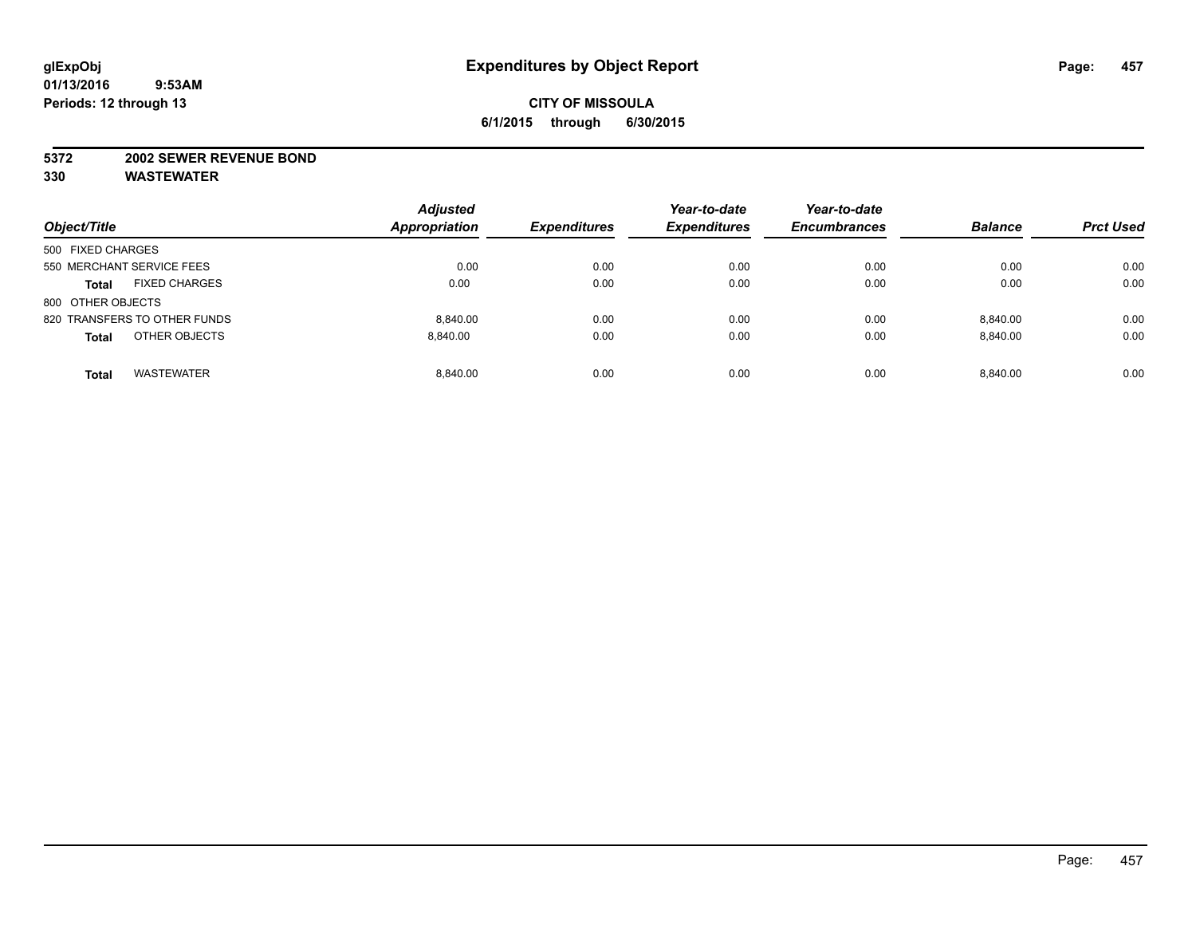# Expenditures by Object Report

glExpObj
01/13/2016 9:53AM
Periods: 12 through 13

**CITY OF MISSOULA**
**6/1/2015 through 6/30/2015**

**5372 2002 SEWER REVENUE BOND**
**330 WASTEWATER**

| Object/Title | | Adjusted Appropriation | Expenditures | Year-to-date Expenditures | Year-to-date Encumbrances | Balance | Prct Used |
|---|---|---|---|---|---|---|---|
| 500 FIXED CHARGES | | | | | | | |
| 550 MERCHANT SERVICE FEES | | 0.00 | 0.00 | 0.00 | 0.00 | 0.00 | 0.00 |
| **Total** | FIXED CHARGES | 0.00 | 0.00 | 0.00 | 0.00 | 0.00 | 0.00 |
| 800 OTHER OBJECTS | | | | | | | |
| 820 TRANSFERS TO OTHER FUNDS | | 8,840.00 | 0.00 | 0.00 | 0.00 | 8,840.00 | 0.00 |
| **Total** | OTHER OBJECTS | 8,840.00 | 0.00 | 0.00 | 0.00 | 8,840.00 | 0.00 |
| **Total** | WASTEWATER | 8,840.00 | 0.00 | 0.00 | 0.00 | 8,840.00 | 0.00 |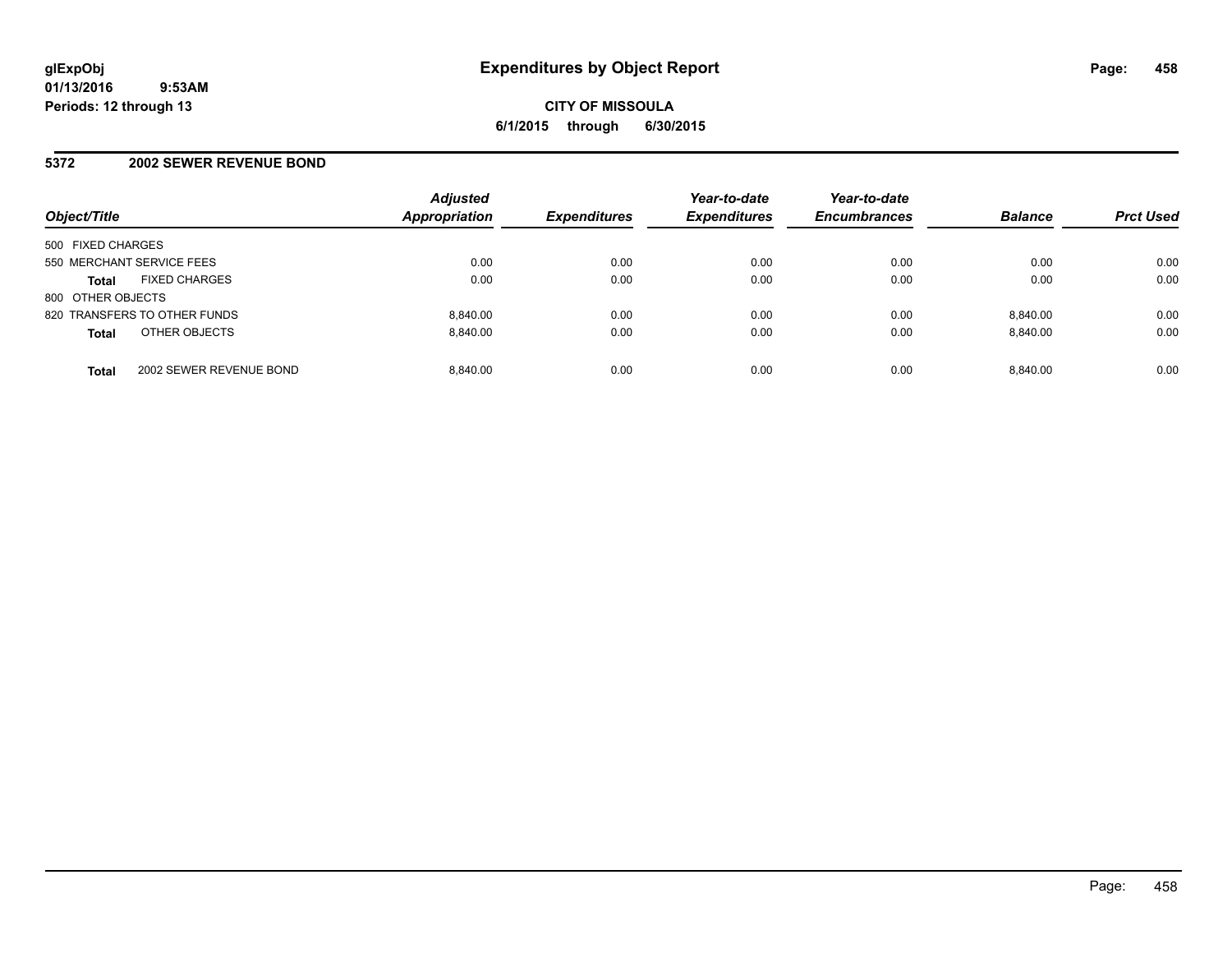# Expenditures by Object Report

glExpObj
01/13/2016 9:53AM
Periods: 12 through 13

**CITY OF MISSOULA**
**6/1/2015 through 6/30/2015**

## 5372 2002 SEWER REVENUE BOND

| Object/Title | | Adjusted Appropriation | Expenditures | Year-to-date Expenditures | Year-to-date Encumbrances | Balance | Prct Used |
|---|---|---|---|---|---|---|---|
| 500 FIXED CHARGES | | | | | | | |
| 550 MERCHANT SERVICE FEES | | 0.00 | 0.00 | 0.00 | 0.00 | 0.00 | 0.00 |
| **Total** | FIXED CHARGES | 0.00 | 0.00 | 0.00 | 0.00 | 0.00 | 0.00 |
| 800 OTHER OBJECTS | | | | | | | |
| 820 TRANSFERS TO OTHER FUNDS | | 8,840.00 | 0.00 | 0.00 | 0.00 | 8,840.00 | 0.00 |
| **Total** | OTHER OBJECTS | 8,840.00 | 0.00 | 0.00 | 0.00 | 8,840.00 | 0.00 |
| **Total** | 2002 SEWER REVENUE BOND | 8,840.00 | 0.00 | 0.00 | 0.00 | 8,840.00 | 0.00 |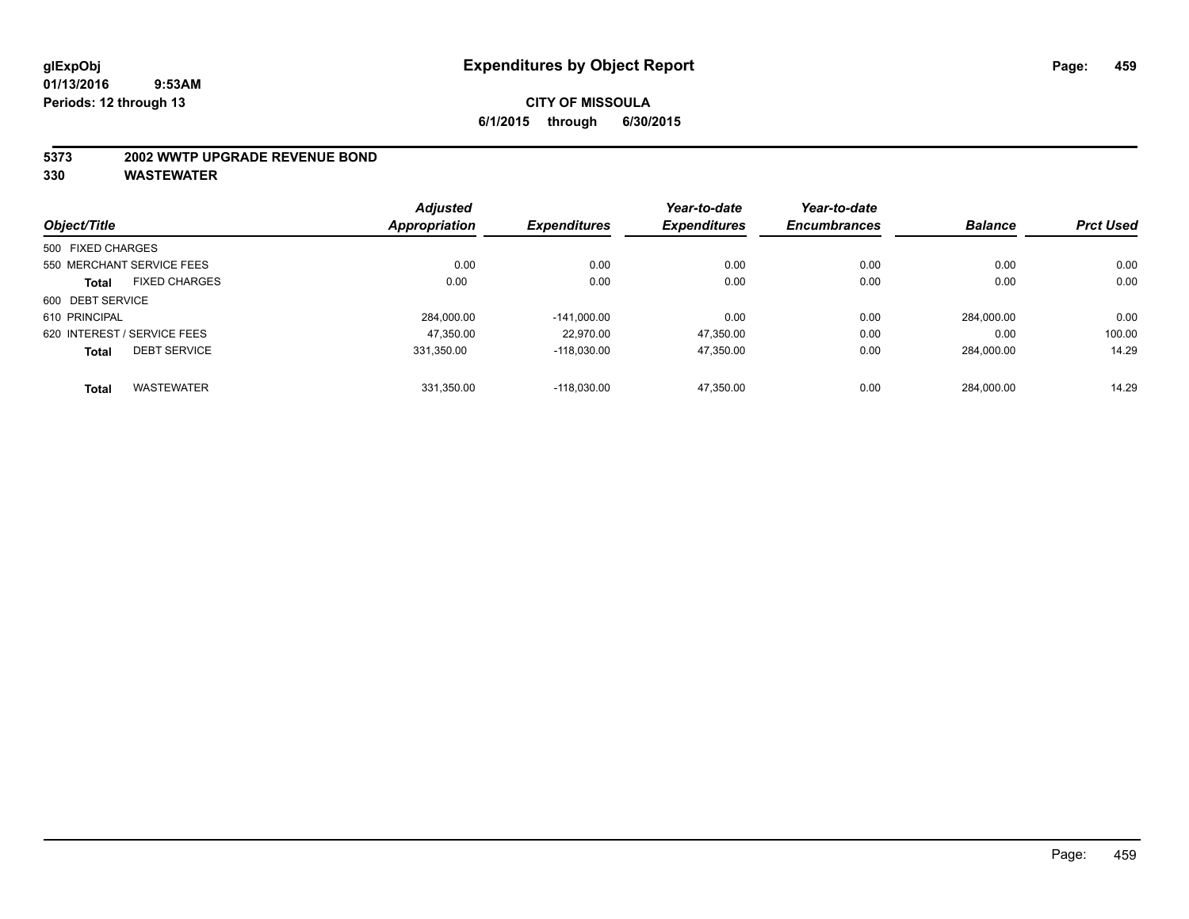**glExpObj**
**01/13/2016 9:53AM**
**Periods: 12 through 13**

# Expenditures by Object Report

**CITY OF MISSOULA**
**6/1/2015 through 6/30/2015**

**5373 2002 WWTP UPGRADE REVENUE BOND**
**330 WASTEWATER**

| Object/Title | | Adjusted Appropriation | Expenditures | Year-to-date Expenditures | Year-to-date Encumbrances | Balance | Prct Used |
|---|---|---|---|---|---|---|---|
| 500 FIXED CHARGES | | | | | | | |
| 550 MERCHANT SERVICE FEES | | 0.00 | 0.00 | 0.00 | 0.00 | 0.00 | 0.00 |
| **Total** | FIXED CHARGES | 0.00 | 0.00 | 0.00 | 0.00 | 0.00 | 0.00 |
| 600 DEBT SERVICE | | | | | | | |
| 610 PRINCIPAL | | 284,000.00 | -141,000.00 | 0.00 | 0.00 | 284,000.00 | 0.00 |
| 620 INTEREST / SERVICE FEES | | 47,350.00 | 22,970.00 | 47,350.00 | 0.00 | 0.00 | 100.00 |
| **Total** | DEBT SERVICE | 331,350.00 | -118,030.00 | 47,350.00 | 0.00 | 284,000.00 | 14.29 |
| **Total** | WASTEWATER | 331,350.00 | -118,030.00 | 47,350.00 | 0.00 | 284,000.00 | 14.29 |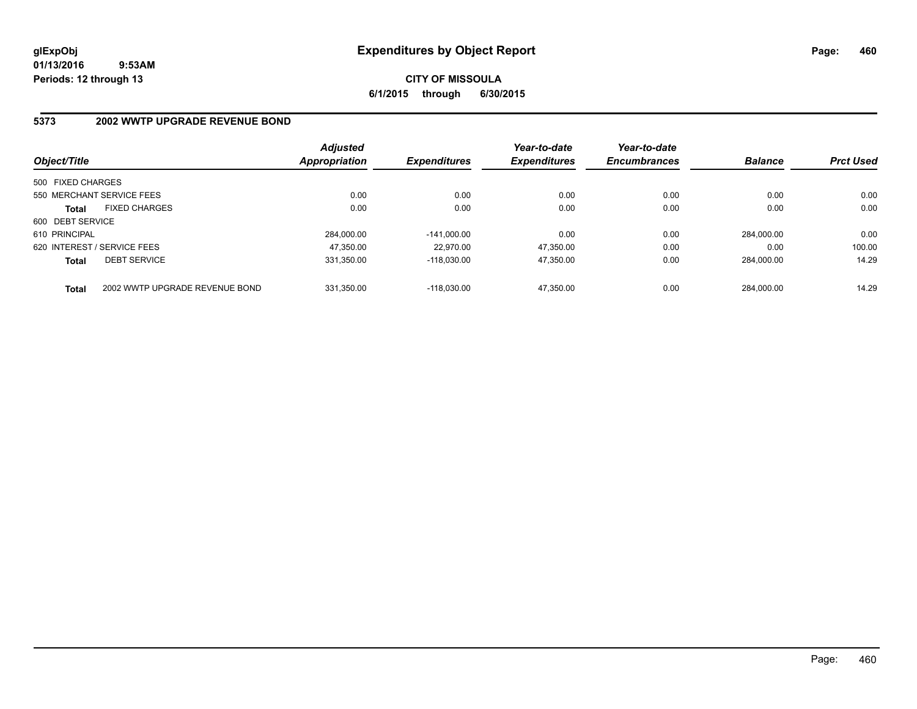# Expenditures by Object Report

glExpObj
01/13/2016 9:53AM
Periods: 12 through 13

**CITY OF MISSOULA**
**6/1/2015 through 6/30/2015**

## 5373 2002 WWTP UPGRADE REVENUE BOND

| Object/Title | Adjusted Appropriation | Expenditures | Year-to-date Expenditures | Year-to-date Encumbrances | Balance | Prct Used |
|---|---|---|---|---|---|---|
| 500 FIXED CHARGES | | | | | | |
| 550 MERCHANT SERVICE FEES | 0.00 | 0.00 | 0.00 | 0.00 | 0.00 | 0.00 |
| **Total** FIXED CHARGES | 0.00 | 0.00 | 0.00 | 0.00 | 0.00 | 0.00 |
| 600 DEBT SERVICE | | | | | | |
| 610 PRINCIPAL | 284,000.00 | -141,000.00 | 0.00 | 0.00 | 284,000.00 | 0.00 |
| 620 INTEREST / SERVICE FEES | 47,350.00 | 22,970.00 | 47,350.00 | 0.00 | 0.00 | 100.00 |
| **Total** DEBT SERVICE | 331,350.00 | -118,030.00 | 47,350.00 | 0.00 | 284,000.00 | 14.29 |
| **Total** 2002 WWTP UPGRADE REVENUE BOND | 331,350.00 | -118,030.00 | 47,350.00 | 0.00 | 284,000.00 | 14.29 |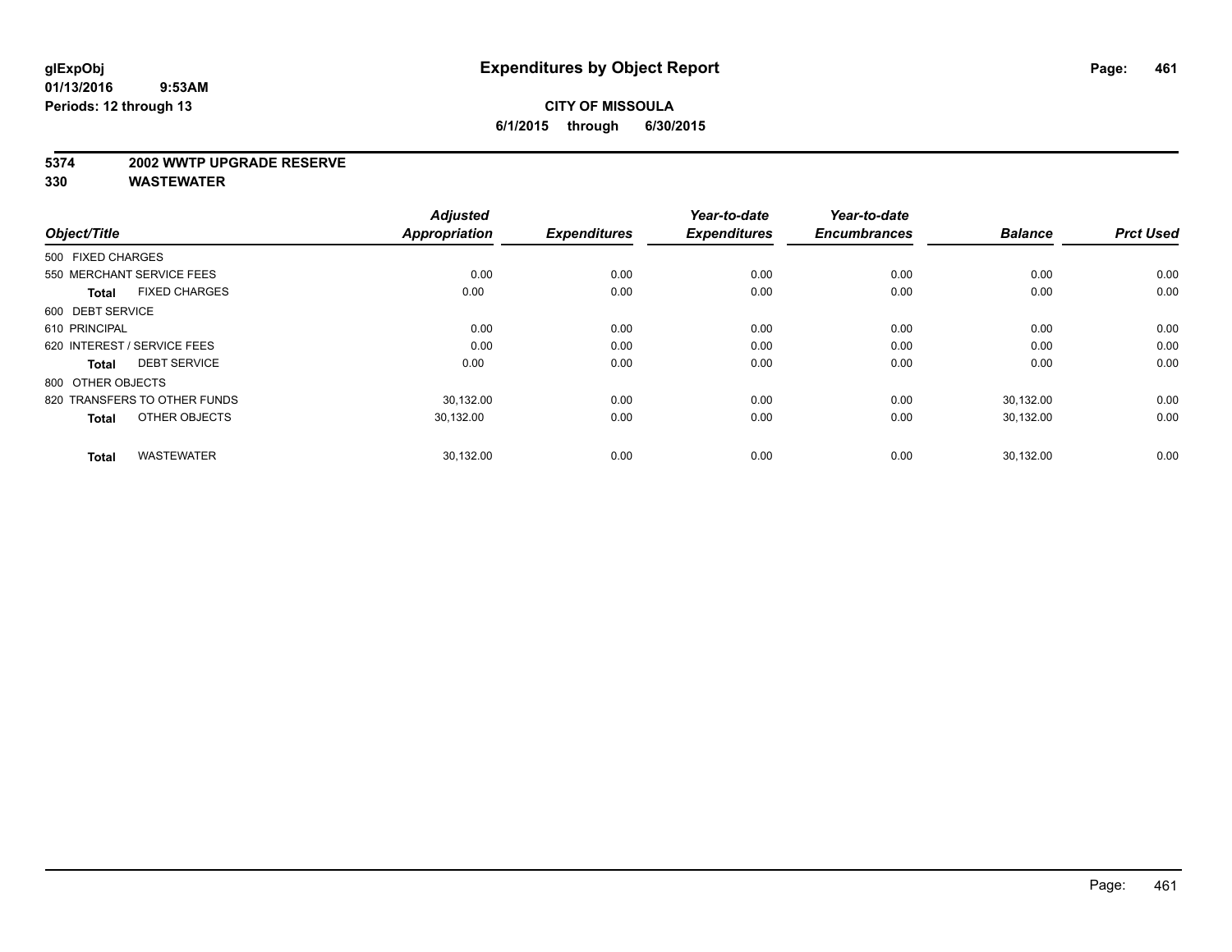# Expenditures by Object Report

glExpObj
01/13/2016 9:53AM
Periods: 12 through 13

**CITY OF MISSOULA**
**6/1/2015 through 6/30/2015**

## 5374 2002 WWTP UPGRADE RESERVE
## 330 WASTEWATER

| Object/Title | | Adjusted Appropriation | Expenditures | Year-to-date Expenditures | Year-to-date Encumbrances | Balance | Prct Used |
|---|---|---|---|---|---|---|---|
| 500 FIXED CHARGES | | | | | | | |
| 550 MERCHANT SERVICE FEES | | 0.00 | 0.00 | 0.00 | 0.00 | 0.00 | 0.00 |
| **Total** | FIXED CHARGES | 0.00 | 0.00 | 0.00 | 0.00 | 0.00 | 0.00 |
| 600 DEBT SERVICE | | | | | | | |
| 610 PRINCIPAL | | 0.00 | 0.00 | 0.00 | 0.00 | 0.00 | 0.00 |
| 620 INTEREST / SERVICE FEES | | 0.00 | 0.00 | 0.00 | 0.00 | 0.00 | 0.00 |
| **Total** | DEBT SERVICE | 0.00 | 0.00 | 0.00 | 0.00 | 0.00 | 0.00 |
| 800 OTHER OBJECTS | | | | | | | |
| 820 TRANSFERS TO OTHER FUNDS | | 30,132.00 | 0.00 | 0.00 | 0.00 | 30,132.00 | 0.00 |
| **Total** | OTHER OBJECTS | 30,132.00 | 0.00 | 0.00 | 0.00 | 30,132.00 | 0.00 |
| **Total** | WASTEWATER | 30,132.00 | 0.00 | 0.00 | 0.00 | 30,132.00 | 0.00 |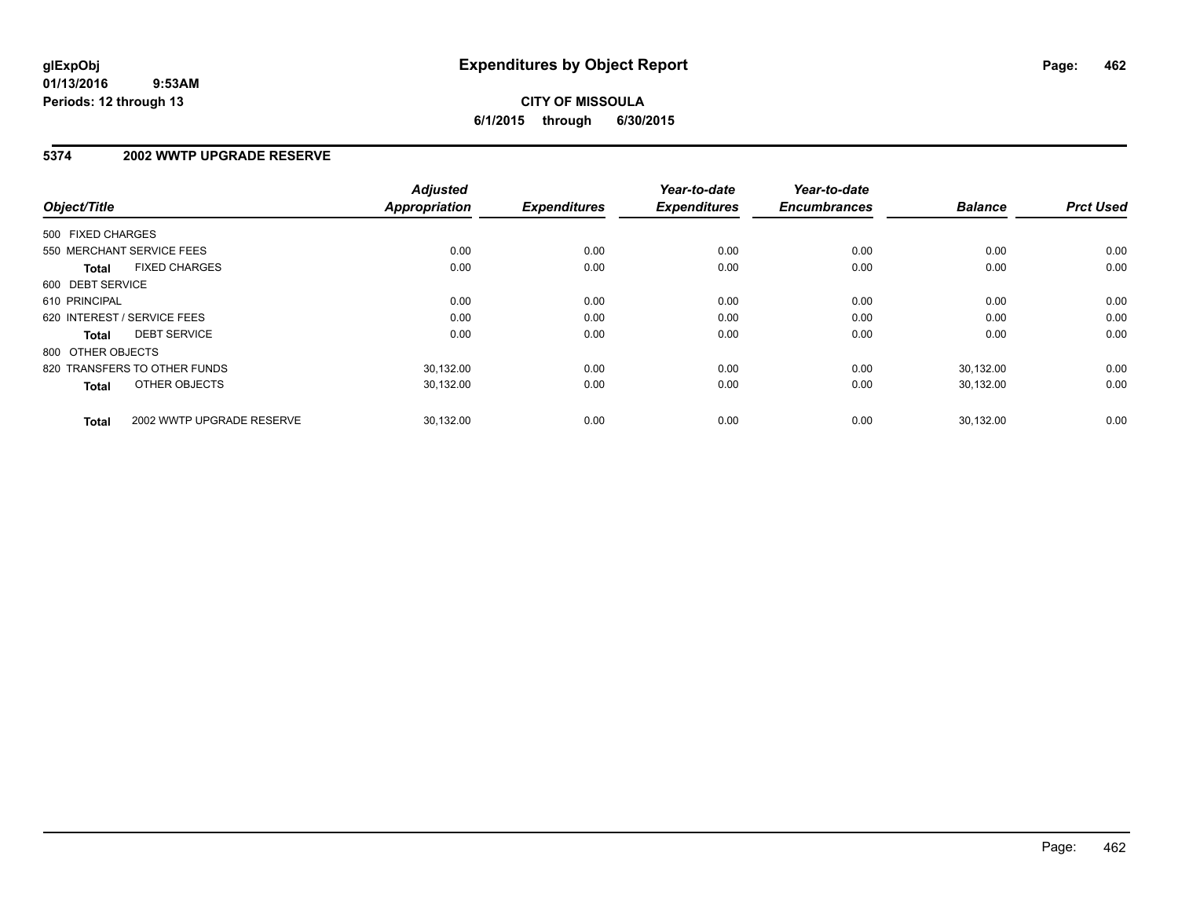# Expenditures by Object Report

**CITY OF MISSOULA**

**6/1/2015 through 6/30/2015**

glExpObj
01/13/2016 9:53AM
Periods: 12 through 13

## 5374 2002 WWTP UPGRADE RESERVE

| Object/Title | Adjusted Appropriation | Expenditures | Year-to-date Expenditures | Year-to-date Encumbrances | Balance | Prct Used |
|---|---|---|---|---|---|---|
| 500 FIXED CHARGES | | | | | | |
| 550 MERCHANT SERVICE FEES | 0.00 | 0.00 | 0.00 | 0.00 | 0.00 | 0.00 |
| **Total** FIXED CHARGES | 0.00 | 0.00 | 0.00 | 0.00 | 0.00 | 0.00 |
| 600 DEBT SERVICE | | | | | | |
| 610 PRINCIPAL | 0.00 | 0.00 | 0.00 | 0.00 | 0.00 | 0.00 |
| 620 INTEREST / SERVICE FEES | 0.00 | 0.00 | 0.00 | 0.00 | 0.00 | 0.00 |
| **Total** DEBT SERVICE | 0.00 | 0.00 | 0.00 | 0.00 | 0.00 | 0.00 |
| 800 OTHER OBJECTS | | | | | | |
| 820 TRANSFERS TO OTHER FUNDS | 30,132.00 | 0.00 | 0.00 | 0.00 | 30,132.00 | 0.00 |
| **Total** OTHER OBJECTS | 30,132.00 | 0.00 | 0.00 | 0.00 | 30,132.00 | 0.00 |
| **Total** 2002 WWTP UPGRADE RESERVE | 30,132.00 | 0.00 | 0.00 | 0.00 | 30,132.00 | 0.00 |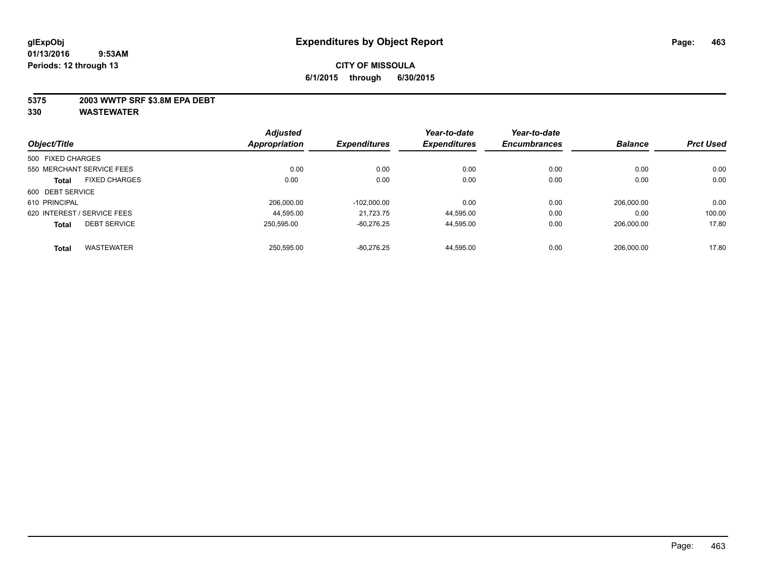**glExpObj**
**01/13/2016 9:53AM**
**Periods: 12 through 13**

# Expenditures by Object Report

**CITY OF MISSOULA**
**6/1/2015 through 6/30/2015**

**5375 2003 WWTP SRF $3.8M EPA DEBT**
**330 WASTEWATER**

| Object/Title | Adjusted Appropriation | Expenditures | Year-to-date Expenditures | Year-to-date Encumbrances | Balance | Prct Used |
|---|---|---|---|---|---|---|
| 500 FIXED CHARGES | | | | | | |
| 550 MERCHANT SERVICE FEES | 0.00 | 0.00 | 0.00 | 0.00 | 0.00 | 0.00 |
| **Total** FIXED CHARGES | 0.00 | 0.00 | 0.00 | 0.00 | 0.00 | 0.00 |
| 600 DEBT SERVICE | | | | | | |
| 610 PRINCIPAL | 206,000.00 | -102,000.00 | 0.00 | 0.00 | 206,000.00 | 0.00 |
| 620 INTEREST / SERVICE FEES | 44,595.00 | 21,723.75 | 44,595.00 | 0.00 | 0.00 | 100.00 |
| **Total** DEBT SERVICE | 250,595.00 | -80,276.25 | 44,595.00 | 0.00 | 206,000.00 | 17.80 |
| **Total** WASTEWATER | 250,595.00 | -80,276.25 | 44,595.00 | 0.00 | 206,000.00 | 17.80 |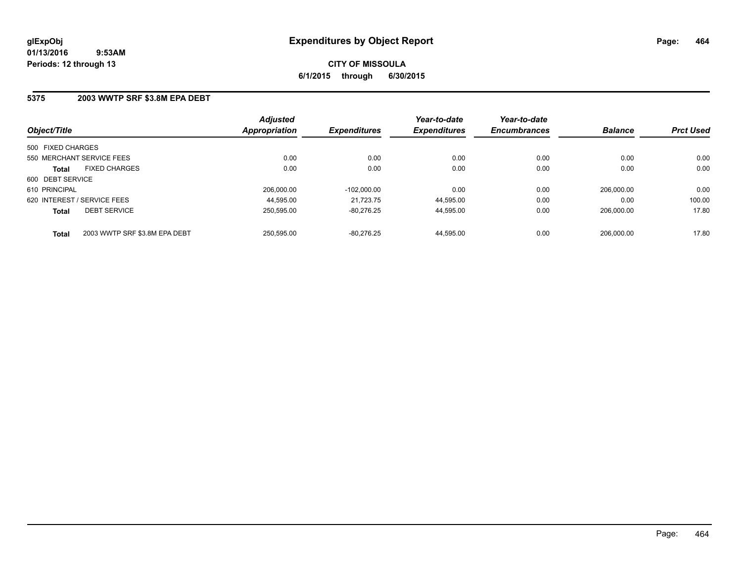# Expenditures by Object Report

glExpObj
01/13/2016 9:53AM
Periods: 12 through 13

**CITY OF MISSOULA**
**6/1/2015 through 6/30/2015**

## 5375 2003 WWTP SRF $3.8M EPA DEBT

| Object/Title | | Adjusted Appropriation | Expenditures | Year-to-date Expenditures | Year-to-date Encumbrances | Balance | Prct Used |
|---|---|---|---|---|---|---|---|
| 500 FIXED CHARGES | | | | | | | |
| 550 MERCHANT SERVICE FEES | | 0.00 | 0.00 | 0.00 | 0.00 | 0.00 | 0.00 |
| **Total** | FIXED CHARGES | 0.00 | 0.00 | 0.00 | 0.00 | 0.00 | 0.00 |
| 600 DEBT SERVICE | | | | | | | |
| 610 PRINCIPAL | | 206,000.00 | -102,000.00 | 0.00 | 0.00 | 206,000.00 | 0.00 |
| 620 INTEREST / SERVICE FEES | | 44,595.00 | 21,723.75 | 44,595.00 | 0.00 | 0.00 | 100.00 |
| **Total** | DEBT SERVICE | 250,595.00 | -80,276.25 | 44,595.00 | 0.00 | 206,000.00 | 17.80 |
| **Total** | 2003 WWTP SRF $3.8M EPA DEBT | 250,595.00 | -80,276.25 | 44,595.00 | 0.00 | 206,000.00 | 17.80 |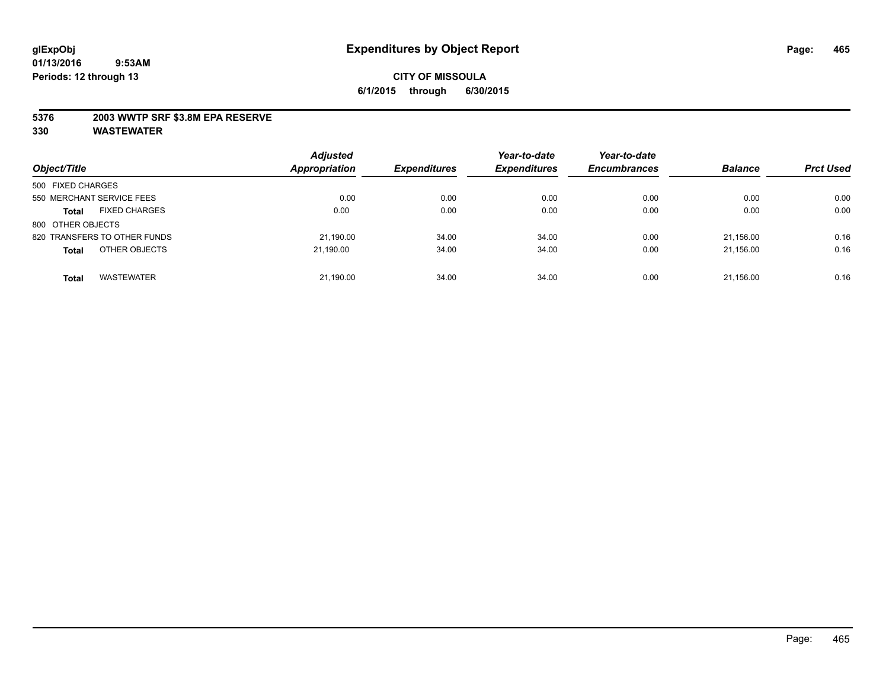glExpObj
01/13/2016 9:53AM
Periods: 12 through 13

# Expenditures by Object Report

**CITY OF MISSOULA**
**6/1/2015 through 6/30/2015**

**5376 2003 WWTP SRF $3.8M EPA RESERVE**
**330 WASTEWATER**

| Object/Title | Adjusted Appropriation | Expenditures | Year-to-date Expenditures | Year-to-date Encumbrances | Balance | Prct Used |
|---|---|---|---|---|---|---|
| 500 FIXED CHARGES | | | | | | |
| 550 MERCHANT SERVICE FEES | 0.00 | 0.00 | 0.00 | 0.00 | 0.00 | 0.00 |
| **Total** FIXED CHARGES | 0.00 | 0.00 | 0.00 | 0.00 | 0.00 | 0.00 |
| 800 OTHER OBJECTS | | | | | | |
| 820 TRANSFERS TO OTHER FUNDS | 21,190.00 | 34.00 | 34.00 | 0.00 | 21,156.00 | 0.16 |
| **Total** OTHER OBJECTS | 21,190.00 | 34.00 | 34.00 | 0.00 | 21,156.00 | 0.16 |
| **Total** WASTEWATER | 21,190.00 | 34.00 | 34.00 | 0.00 | 21,156.00 | 0.16 |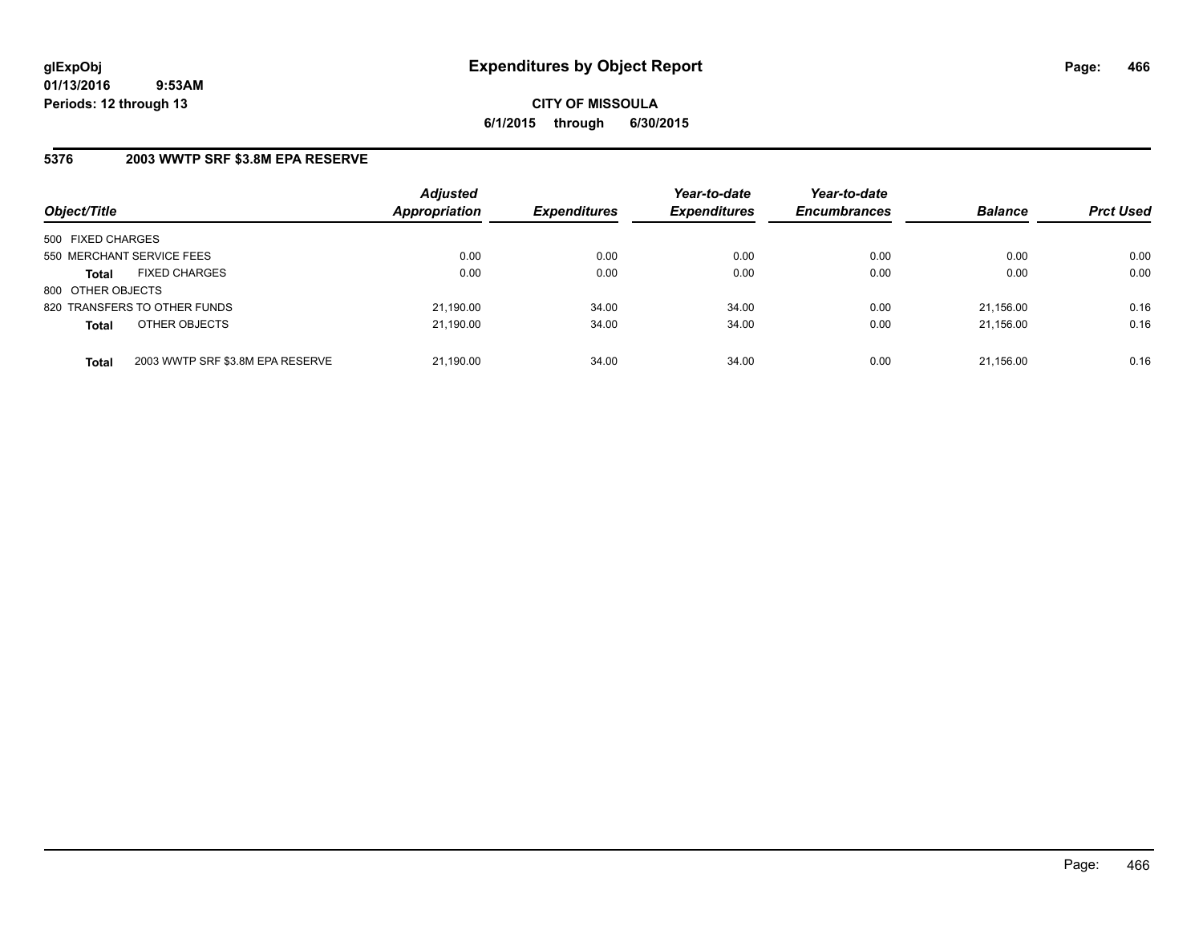# Expenditures by Object Report

glExpObj
01/13/2016 9:53AM
Periods: 12 through 13

**CITY OF MISSOULA**
**6/1/2015 through 6/30/2015**

## 5376 2003 WWTP SRF $3.8M EPA RESERVE

| Object/Title | | Adjusted Appropriation | Expenditures | Year-to-date Expenditures | Year-to-date Encumbrances | Balance | Prct Used |
|---|---|---|---|---|---|---|---|
| 500 FIXED CHARGES | | | | | | | |
| 550 MERCHANT SERVICE FEES | | 0.00 | 0.00 | 0.00 | 0.00 | 0.00 | 0.00 |
| **Total** | FIXED CHARGES | 0.00 | 0.00 | 0.00 | 0.00 | 0.00 | 0.00 |
| 800 OTHER OBJECTS | | | | | | | |
| 820 TRANSFERS TO OTHER FUNDS | | 21,190.00 | 34.00 | 34.00 | 0.00 | 21,156.00 | 0.16 |
| **Total** | OTHER OBJECTS | 21,190.00 | 34.00 | 34.00 | 0.00 | 21,156.00 | 0.16 |
| **Total** | 2003 WWTP SRF $3.8M EPA RESERVE | 21,190.00 | 34.00 | 34.00 | 0.00 | 21,156.00 | 0.16 |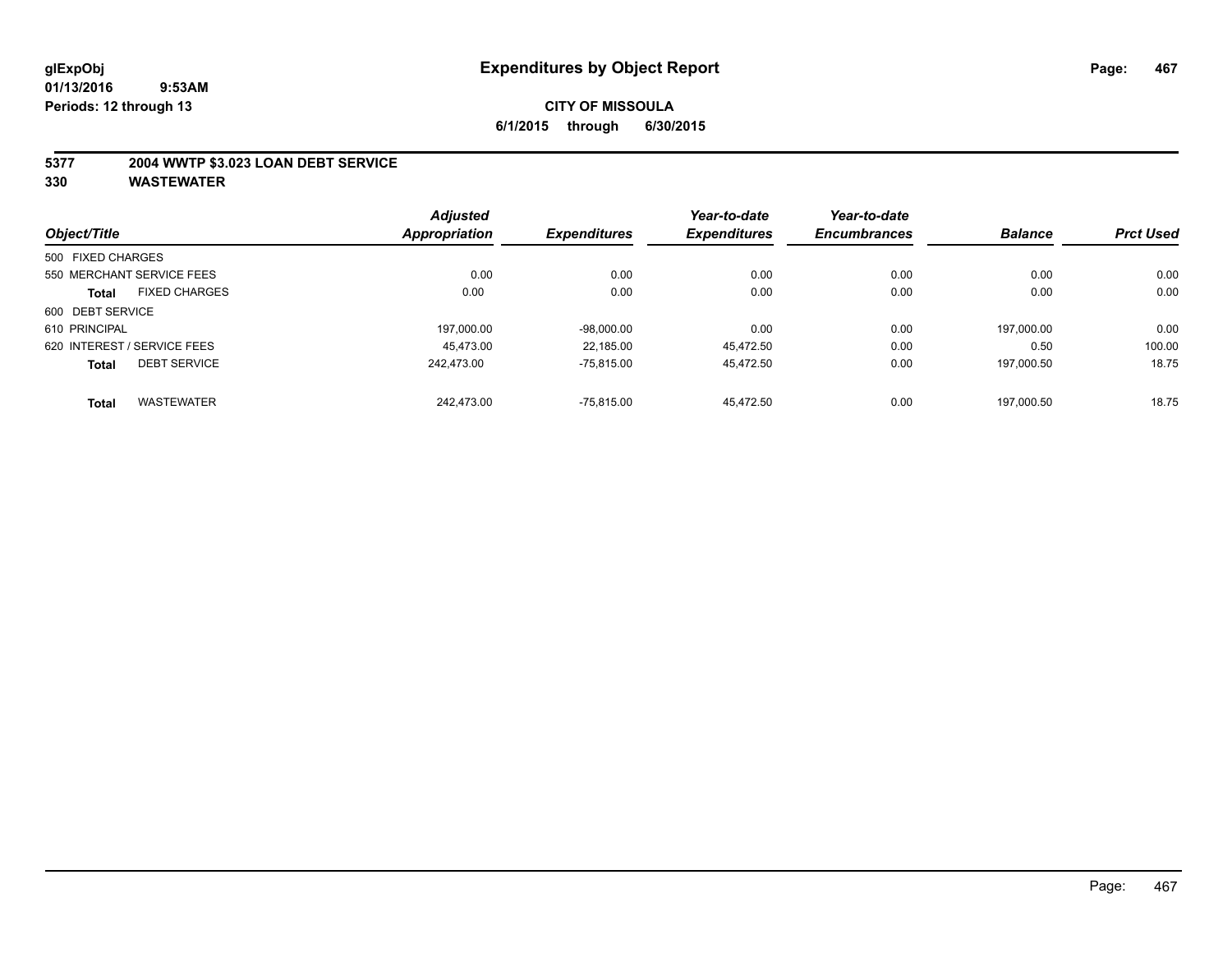**glExpObj**
**01/13/2016 9:53AM**
**Periods: 12 through 13**

# Expenditures by Object Report

**CITY OF MISSOULA**
**6/1/2015 through 6/30/2015**

**5377 2004 WWTP $3.023 LOAN DEBT SERVICE**
**330 WASTEWATER**

| Object/Title | | *Adjusted Appropriation* | *Expenditures* | *Year-to-date Expenditures* | *Year-to-date Encumbrances* | *Balance* | *Prct Used* |
|---|---|---|---|---|---|---|---|
| 500 FIXED CHARGES | | | | | | | |
| 550 MERCHANT SERVICE FEES | | 0.00 | 0.00 | 0.00 | 0.00 | 0.00 | 0.00 |
| **Total** | FIXED CHARGES | 0.00 | 0.00 | 0.00 | 0.00 | 0.00 | 0.00 |
| 600 DEBT SERVICE | | | | | | | |
| 610 PRINCIPAL | | 197,000.00 | -98,000.00 | 0.00 | 0.00 | 197,000.00 | 0.00 |
| 620 INTEREST / SERVICE FEES | | 45,473.00 | 22,185.00 | 45,472.50 | 0.00 | 0.50 | 100.00 |
| **Total** | DEBT SERVICE | 242,473.00 | -75,815.00 | 45,472.50 | 0.00 | 197,000.50 | 18.75 |
| **Total** | WASTEWATER | 242,473.00 | -75,815.00 | 45,472.50 | 0.00 | 197,000.50 | 18.75 |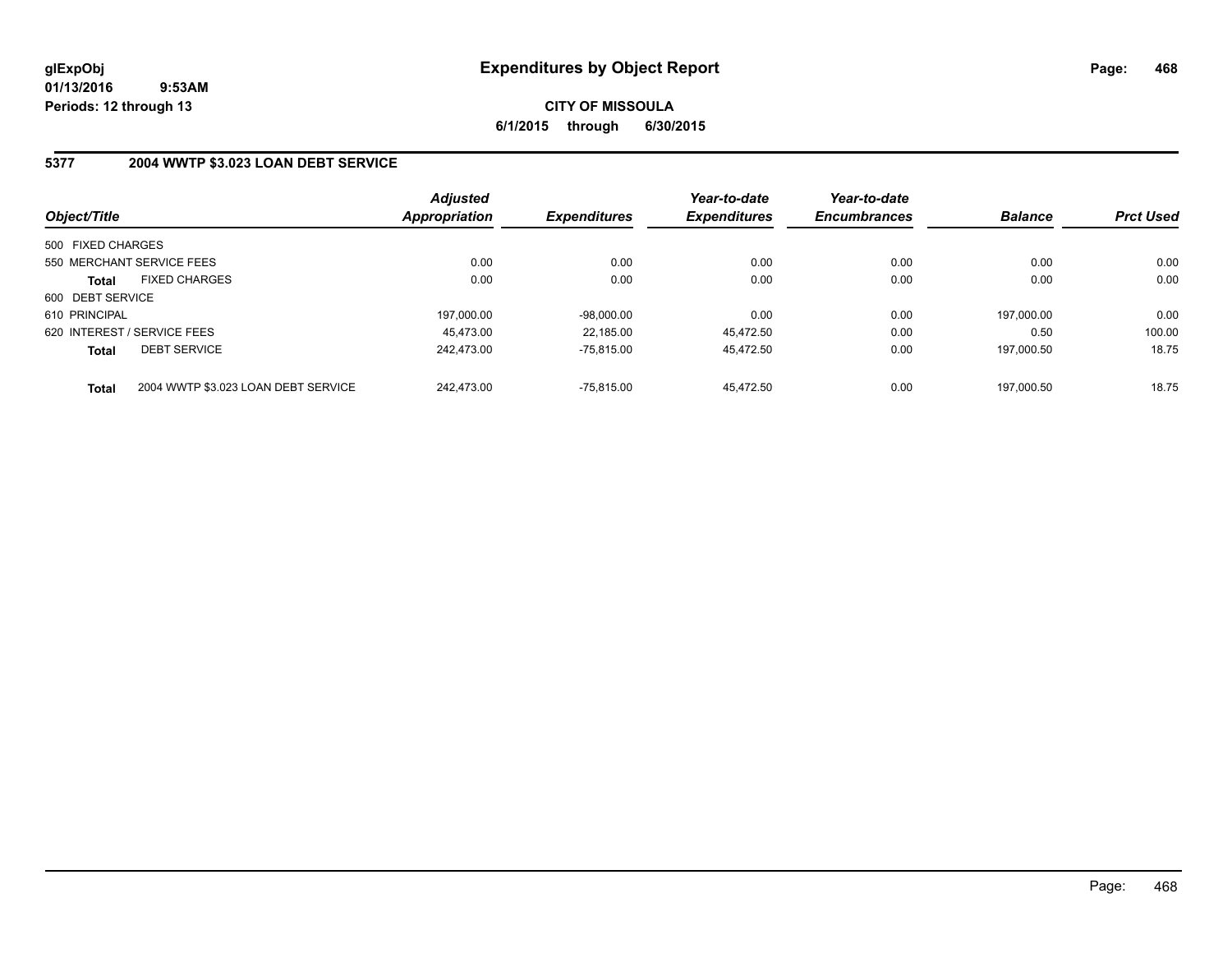**glExpObj**
**01/13/2016 9:53AM**
**Periods: 12 through 13**

# Expenditures by Object Report

**CITY OF MISSOULA**
**6/1/2015 through 6/30/2015**

## 5377 2004 WWTP $3.023 LOAN DEBT SERVICE

| Object/Title | | *Adjusted Appropriation* | *Expenditures* | *Year-to-date Expenditures* | *Year-to-date Encumbrances* | *Balance* | *Prct Used* |
|---|---|---|---|---|---|---|---|
| 500 FIXED CHARGES | | | | | | | |
| 550 MERCHANT SERVICE FEES | | 0.00 | 0.00 | 0.00 | 0.00 | 0.00 | 0.00 |
| **Total** | FIXED CHARGES | 0.00 | 0.00 | 0.00 | 0.00 | 0.00 | 0.00 |
| 600 DEBT SERVICE | | | | | | | |
| 610 PRINCIPAL | | 197,000.00 | -98,000.00 | 0.00 | 0.00 | 197,000.00 | 0.00 |
| 620 INTEREST / SERVICE FEES | | 45,473.00 | 22,185.00 | 45,472.50 | 0.00 | 0.50 | 100.00 |
| **Total** | DEBT SERVICE | 242,473.00 | -75,815.00 | 45,472.50 | 0.00 | 197,000.50 | 18.75 |
| **Total** | 2004 WWTP $3.023 LOAN DEBT SERVICE | 242,473.00 | -75,815.00 | 45,472.50 | 0.00 | 197,000.50 | 18.75 |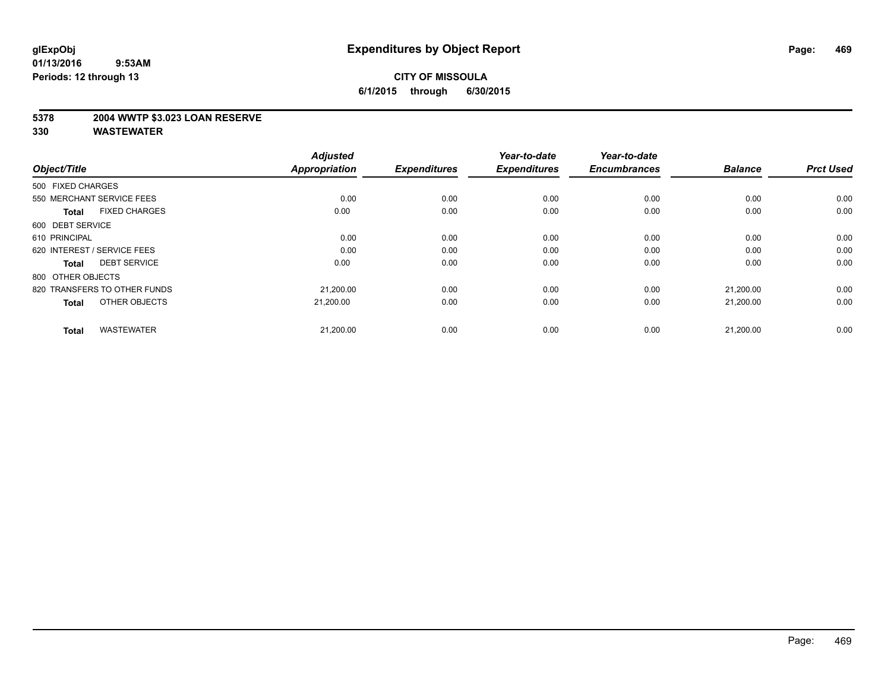**glExpObj**
**01/13/2016 9:53AM**
**Periods: 12 through 13**

# Expenditures by Object Report

**CITY OF MISSOULA**
**6/1/2015 through 6/30/2015**

**5378 2004 WWTP $3.023 LOAN RESERVE**
**330 WASTEWATER**

| Object/Title | Adjusted Appropriation | Expenditures | Year-to-date Expenditures | Year-to-date Encumbrances | Balance | Prct Used |
|---|---|---|---|---|---|---|
| 500 FIXED CHARGES | | | | | | |
| 550 MERCHANT SERVICE FEES | 0.00 | 0.00 | 0.00 | 0.00 | 0.00 | 0.00 |
| **Total** FIXED CHARGES | 0.00 | 0.00 | 0.00 | 0.00 | 0.00 | 0.00 |
| 600 DEBT SERVICE | | | | | | |
| 610 PRINCIPAL | 0.00 | 0.00 | 0.00 | 0.00 | 0.00 | 0.00 |
| 620 INTEREST / SERVICE FEES | 0.00 | 0.00 | 0.00 | 0.00 | 0.00 | 0.00 |
| **Total** DEBT SERVICE | 0.00 | 0.00 | 0.00 | 0.00 | 0.00 | 0.00 |
| 800 OTHER OBJECTS | | | | | | |
| 820 TRANSFERS TO OTHER FUNDS | 21,200.00 | 0.00 | 0.00 | 0.00 | 21,200.00 | 0.00 |
| **Total** OTHER OBJECTS | 21,200.00 | 0.00 | 0.00 | 0.00 | 21,200.00 | 0.00 |
| **Total** WASTEWATER | 21,200.00 | 0.00 | 0.00 | 0.00 | 21,200.00 | 0.00 |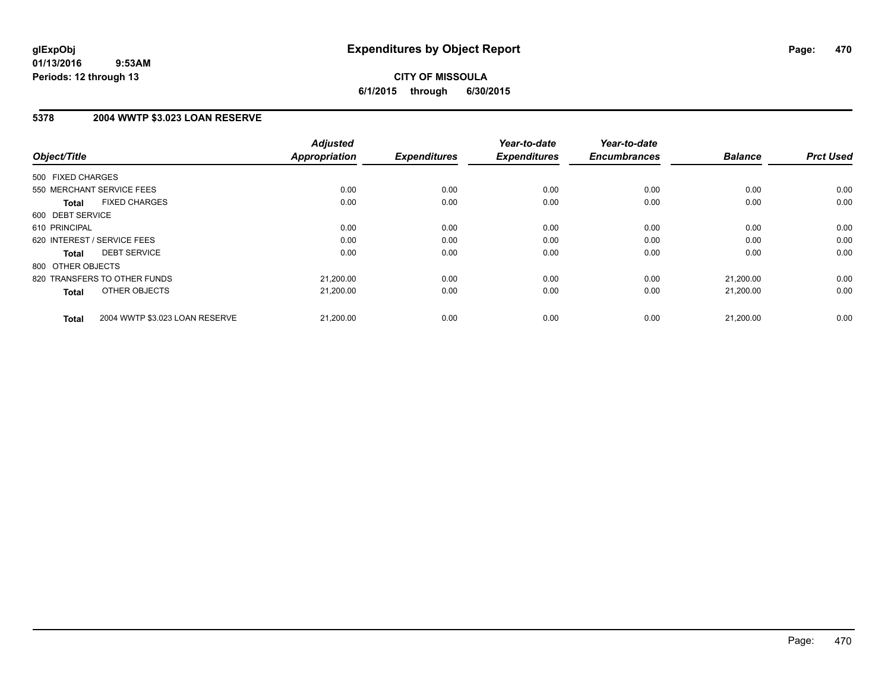# Expenditures by Object Report

glExpObj
01/13/2016 9:53AM
Periods: 12 through 13

**CITY OF MISSOULA**
**6/1/2015 through 6/30/2015**

## 5378 2004 WWTP $3.023 LOAN RESERVE

| Object/Title | | Adjusted Appropriation | Expenditures | Year-to-date Expenditures | Year-to-date Encumbrances | Balance | Prct Used |
|---|---|---|---|---|---|---|---|
| 500 FIXED CHARGES | | | | | | | |
| 550 MERCHANT SERVICE FEES | | 0.00 | 0.00 | 0.00 | 0.00 | 0.00 | 0.00 |
| **Total** | FIXED CHARGES | 0.00 | 0.00 | 0.00 | 0.00 | 0.00 | 0.00 |
| 600 DEBT SERVICE | | | | | | | |
| 610 PRINCIPAL | | 0.00 | 0.00 | 0.00 | 0.00 | 0.00 | 0.00 |
| 620 INTEREST / SERVICE FEES | | 0.00 | 0.00 | 0.00 | 0.00 | 0.00 | 0.00 |
| **Total** | DEBT SERVICE | 0.00 | 0.00 | 0.00 | 0.00 | 0.00 | 0.00 |
| 800 OTHER OBJECTS | | | | | | | |
| 820 TRANSFERS TO OTHER FUNDS | | 21,200.00 | 0.00 | 0.00 | 0.00 | 21,200.00 | 0.00 |
| **Total** | OTHER OBJECTS | 21,200.00 | 0.00 | 0.00 | 0.00 | 21,200.00 | 0.00 |
| **Total** | 2004 WWTP $3.023 LOAN RESERVE | 21,200.00 | 0.00 | 0.00 | 0.00 | 21,200.00 | 0.00 |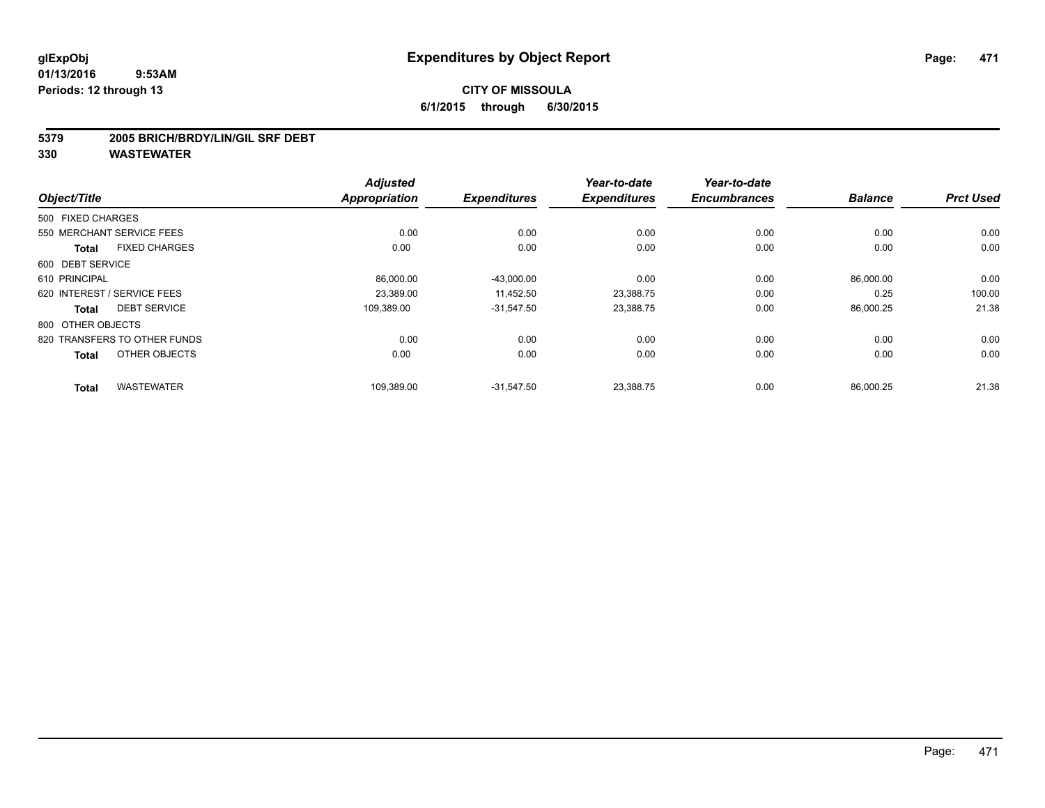**glExpObj** | **Expenditures by Object Report**

**01/13/2016 9:53AM**

**Periods: 12 through 13**

**CITY OF MISSOULA**

**6/1/2015 through 6/30/2015**

**5379 2005 BRICH/BRDY/LIN/GIL SRF DEBT**

**330 WASTEWATER**

| Object/Title | | Adjusted Appropriation | Expenditures | Year-to-date Expenditures | Year-to-date Encumbrances | Balance | Prct Used |
|---|---|---|---|---|---|---|---|
| 500 FIXED CHARGES | | | | | | | |
| 550 MERCHANT SERVICE FEES | | 0.00 | 0.00 | 0.00 | 0.00 | 0.00 | 0.00 |
| **Total** | FIXED CHARGES | 0.00 | 0.00 | 0.00 | 0.00 | 0.00 | 0.00 |
| 600 DEBT SERVICE | | | | | | | |
| 610 PRINCIPAL | | 86,000.00 | -43,000.00 | 0.00 | 0.00 | 86,000.00 | 0.00 |
| 620 INTEREST / SERVICE FEES | | 23,389.00 | 11,452.50 | 23,388.75 | 0.00 | 0.25 | 100.00 |
| **Total** | DEBT SERVICE | 109,389.00 | -31,547.50 | 23,388.75 | 0.00 | 86,000.25 | 21.38 |
| 800 OTHER OBJECTS | | | | | | | |
| 820 TRANSFERS TO OTHER FUNDS | | 0.00 | 0.00 | 0.00 | 0.00 | 0.00 | 0.00 |
| **Total** | OTHER OBJECTS | 0.00 | 0.00 | 0.00 | 0.00 | 0.00 | 0.00 |
| **Total** | WASTEWATER | 109,389.00 | -31,547.50 | 23,388.75 | 0.00 | 86,000.25 | 21.38 |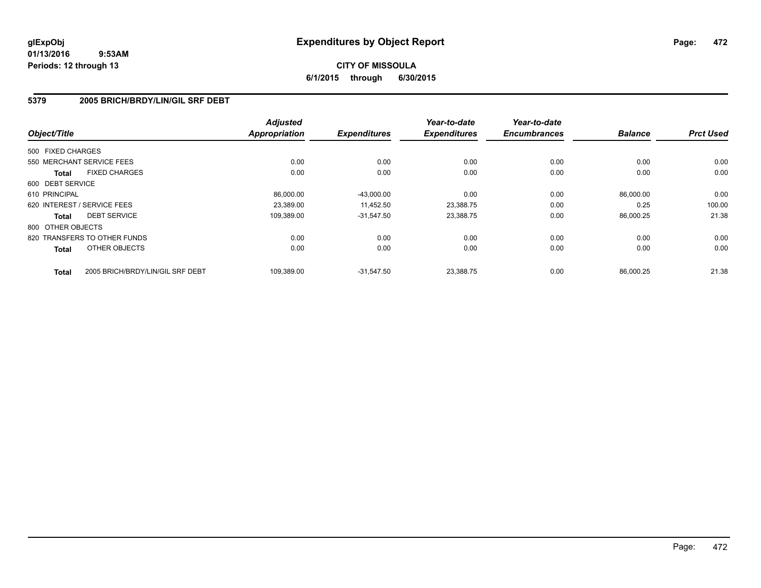glExpObj
01/13/2016 9:53AM
Periods: 12 through 13

# Expenditures by Object Report

**CITY OF MISSOULA**
**6/1/2015 through 6/30/2015**

## 5379 2005 BRICH/BRDY/LIN/GIL SRF DEBT

| Object/Title | Adjusted Appropriation | Expenditures | Year-to-date Expenditures | Year-to-date Encumbrances | Balance | Prct Used |
|---|---|---|---|---|---|---|
| 500 FIXED CHARGES | | | | | | |
| 550 MERCHANT SERVICE FEES | 0.00 | 0.00 | 0.00 | 0.00 | 0.00 | 0.00 |
| **Total** FIXED CHARGES | 0.00 | 0.00 | 0.00 | 0.00 | 0.00 | 0.00 |
| 600 DEBT SERVICE | | | | | | |
| 610 PRINCIPAL | 86,000.00 | -43,000.00 | 0.00 | 0.00 | 86,000.00 | 0.00 |
| 620 INTEREST / SERVICE FEES | 23,389.00 | 11,452.50 | 23,388.75 | 0.00 | 0.25 | 100.00 |
| **Total** DEBT SERVICE | 109,389.00 | -31,547.50 | 23,388.75 | 0.00 | 86,000.25 | 21.38 |
| 800 OTHER OBJECTS | | | | | | |
| 820 TRANSFERS TO OTHER FUNDS | 0.00 | 0.00 | 0.00 | 0.00 | 0.00 | 0.00 |
| **Total** OTHER OBJECTS | 0.00 | 0.00 | 0.00 | 0.00 | 0.00 | 0.00 |
| **Total** 2005 BRICH/BRDY/LIN/GIL SRF DEBT | 109,389.00 | -31,547.50 | 23,388.75 | 0.00 | 86,000.25 | 21.38 |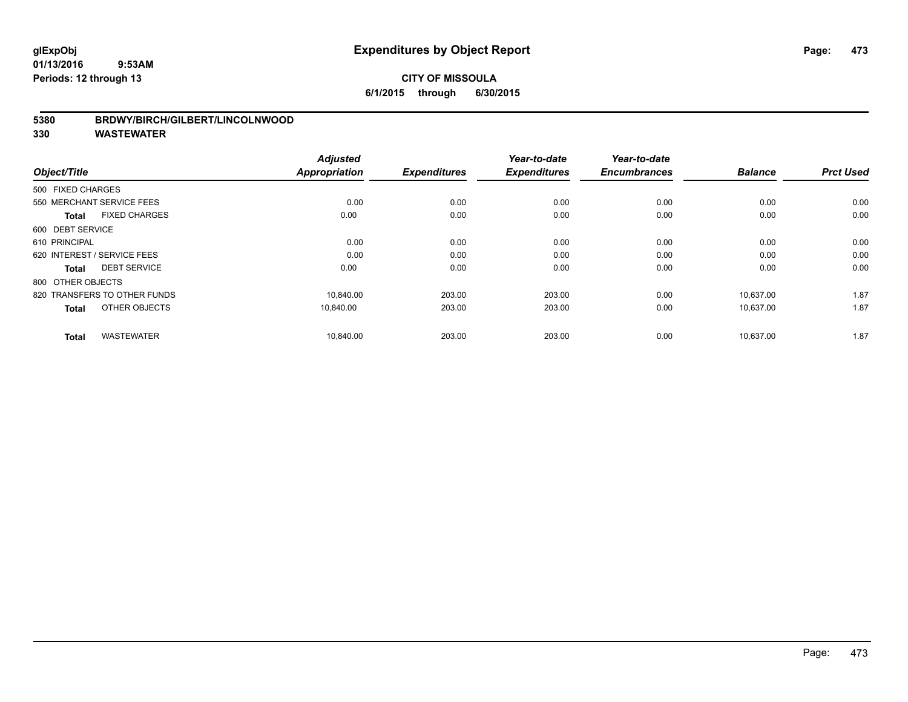# Expenditures by Object Report

glExpObj
01/13/2016 9:53AM
Periods: 12 through 13

**CITY OF MISSOULA**
**6/1/2015 through 6/30/2015**

**5380 BRDWY/BIRCH/GILBERT/LINCOLNWOOD**
**330 WASTEWATER**

| Object/Title | | Adjusted Appropriation | Expenditures | Year-to-date Expenditures | Year-to-date Encumbrances | Balance | Prct Used |
|---|---|---|---|---|---|---|---|
| 500 FIXED CHARGES | | | | | | | |
| 550 MERCHANT SERVICE FEES | | 0.00 | 0.00 | 0.00 | 0.00 | 0.00 | 0.00 |
| **Total** | FIXED CHARGES | 0.00 | 0.00 | 0.00 | 0.00 | 0.00 | 0.00 |
| 600 DEBT SERVICE | | | | | | | |
| 610 PRINCIPAL | | 0.00 | 0.00 | 0.00 | 0.00 | 0.00 | 0.00 |
| 620 INTEREST / SERVICE FEES | | 0.00 | 0.00 | 0.00 | 0.00 | 0.00 | 0.00 |
| **Total** | DEBT SERVICE | 0.00 | 0.00 | 0.00 | 0.00 | 0.00 | 0.00 |
| 800 OTHER OBJECTS | | | | | | | |
| 820 TRANSFERS TO OTHER FUNDS | | 10,840.00 | 203.00 | 203.00 | 0.00 | 10,637.00 | 1.87 |
| **Total** | OTHER OBJECTS | 10,840.00 | 203.00 | 203.00 | 0.00 | 10,637.00 | 1.87 |
| **Total** | WASTEWATER | 10,840.00 | 203.00 | 203.00 | 0.00 | 10,637.00 | 1.87 |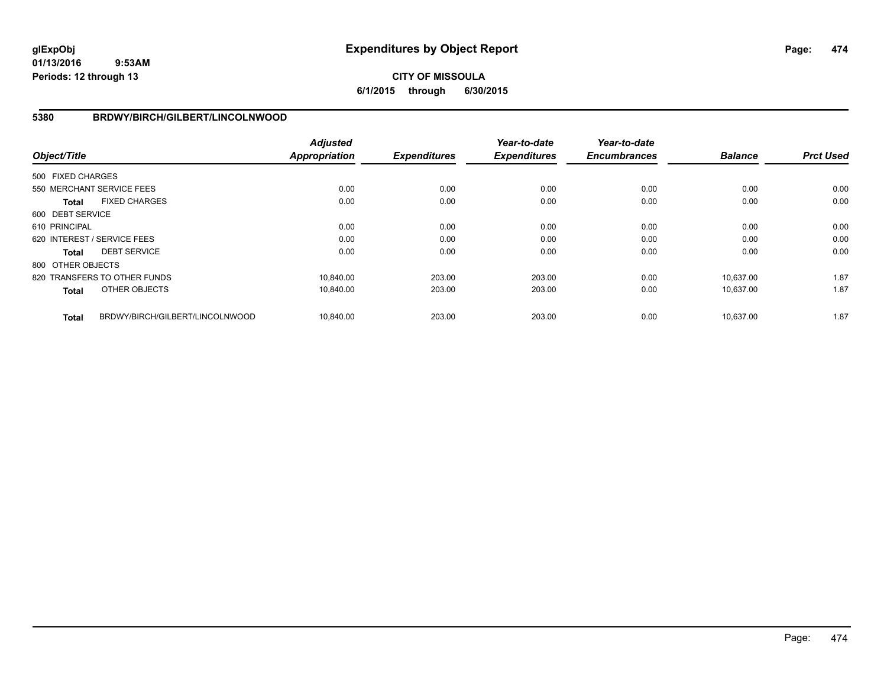# Expenditures by Object Report

glExpObj
01/13/2016 9:53AM
Periods: 12 through 13

**CITY OF MISSOULA**
**6/1/2015 through 6/30/2015**

## 5380 BRDWY/BIRCH/GILBERT/LINCOLNWOOD

| Object/Title | | *Adjusted Appropriation* | *Expenditures* | *Year-to-date Expenditures* | *Year-to-date Encumbrances* | *Balance* | *Prct Used* |
|---|---|---|---|---|---|---|---|
| 500 FIXED CHARGES | | | | | | | |
| 550 MERCHANT SERVICE FEES | | 0.00 | 0.00 | 0.00 | 0.00 | 0.00 | 0.00 |
| **Total** | FIXED CHARGES | 0.00 | 0.00 | 0.00 | 0.00 | 0.00 | 0.00 |
| 600 DEBT SERVICE | | | | | | | |
| 610 PRINCIPAL | | 0.00 | 0.00 | 0.00 | 0.00 | 0.00 | 0.00 |
| 620 INTEREST / SERVICE FEES | | 0.00 | 0.00 | 0.00 | 0.00 | 0.00 | 0.00 |
| **Total** | DEBT SERVICE | 0.00 | 0.00 | 0.00 | 0.00 | 0.00 | 0.00 |
| 800 OTHER OBJECTS | | | | | | | |
| 820 TRANSFERS TO OTHER FUNDS | | 10,840.00 | 203.00 | 203.00 | 0.00 | 10,637.00 | 1.87 |
| **Total** | OTHER OBJECTS | 10,840.00 | 203.00 | 203.00 | 0.00 | 10,637.00 | 1.87 |
| **Total** | BRDWY/BIRCH/GILBERT/LINCOLNWOOD | 10,840.00 | 203.00 | 203.00 | 0.00 | 10,637.00 | 1.87 |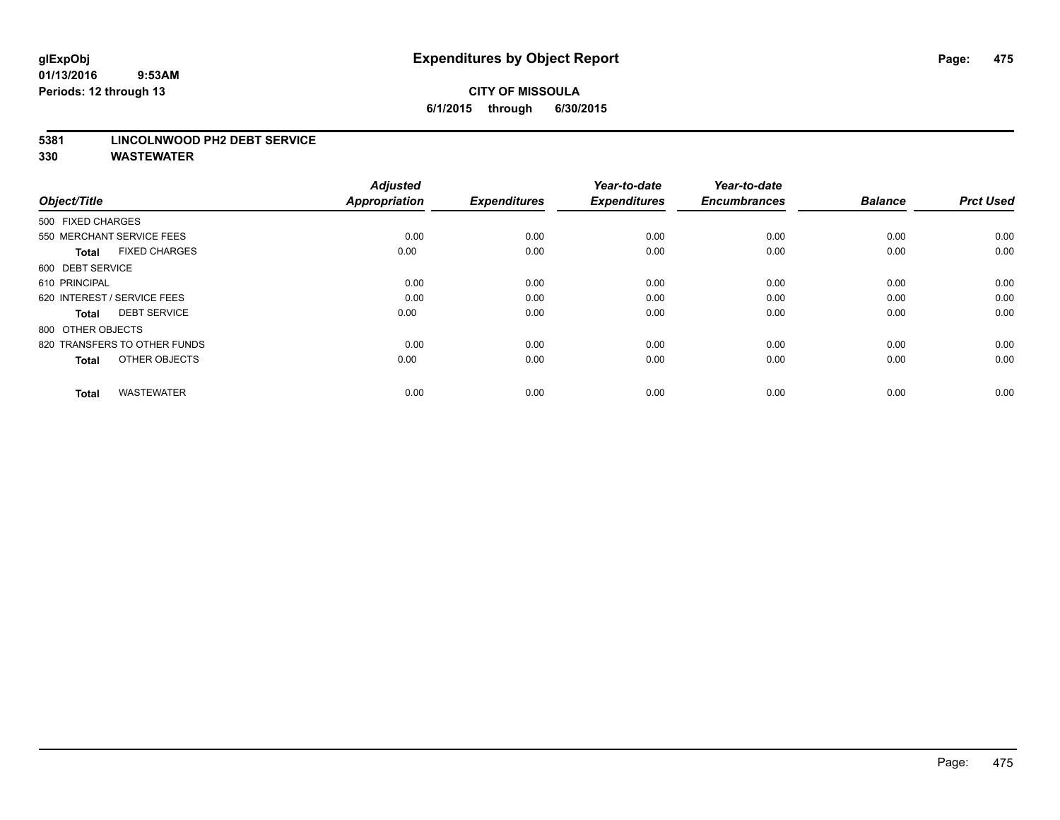glExpObj
01/13/2016 9:53AM
Periods: 12 through 13

# Expenditures by Object Report

**CITY OF MISSOULA**
**6/1/2015 through 6/30/2015**

**5381 LINCOLNWOOD PH2 DEBT SERVICE**
**330 WASTEWATER**

| Object/Title | Adjusted Appropriation | Expenditures | Year-to-date Expenditures | Year-to-date Encumbrances | Balance | Prct Used |
|---|---|---|---|---|---|---|
| 500 FIXED CHARGES | | | | | | |
| 550 MERCHANT SERVICE FEES | 0.00 | 0.00 | 0.00 | 0.00 | 0.00 | 0.00 |
| **Total** FIXED CHARGES | 0.00 | 0.00 | 0.00 | 0.00 | 0.00 | 0.00 |
| 600 DEBT SERVICE | | | | | | |
| 610 PRINCIPAL | 0.00 | 0.00 | 0.00 | 0.00 | 0.00 | 0.00 |
| 620 INTEREST / SERVICE FEES | 0.00 | 0.00 | 0.00 | 0.00 | 0.00 | 0.00 |
| **Total** DEBT SERVICE | 0.00 | 0.00 | 0.00 | 0.00 | 0.00 | 0.00 |
| 800 OTHER OBJECTS | | | | | | |
| 820 TRANSFERS TO OTHER FUNDS | 0.00 | 0.00 | 0.00 | 0.00 | 0.00 | 0.00 |
| **Total** OTHER OBJECTS | 0.00 | 0.00 | 0.00 | 0.00 | 0.00 | 0.00 |
| **Total** WASTEWATER | 0.00 | 0.00 | 0.00 | 0.00 | 0.00 | 0.00 |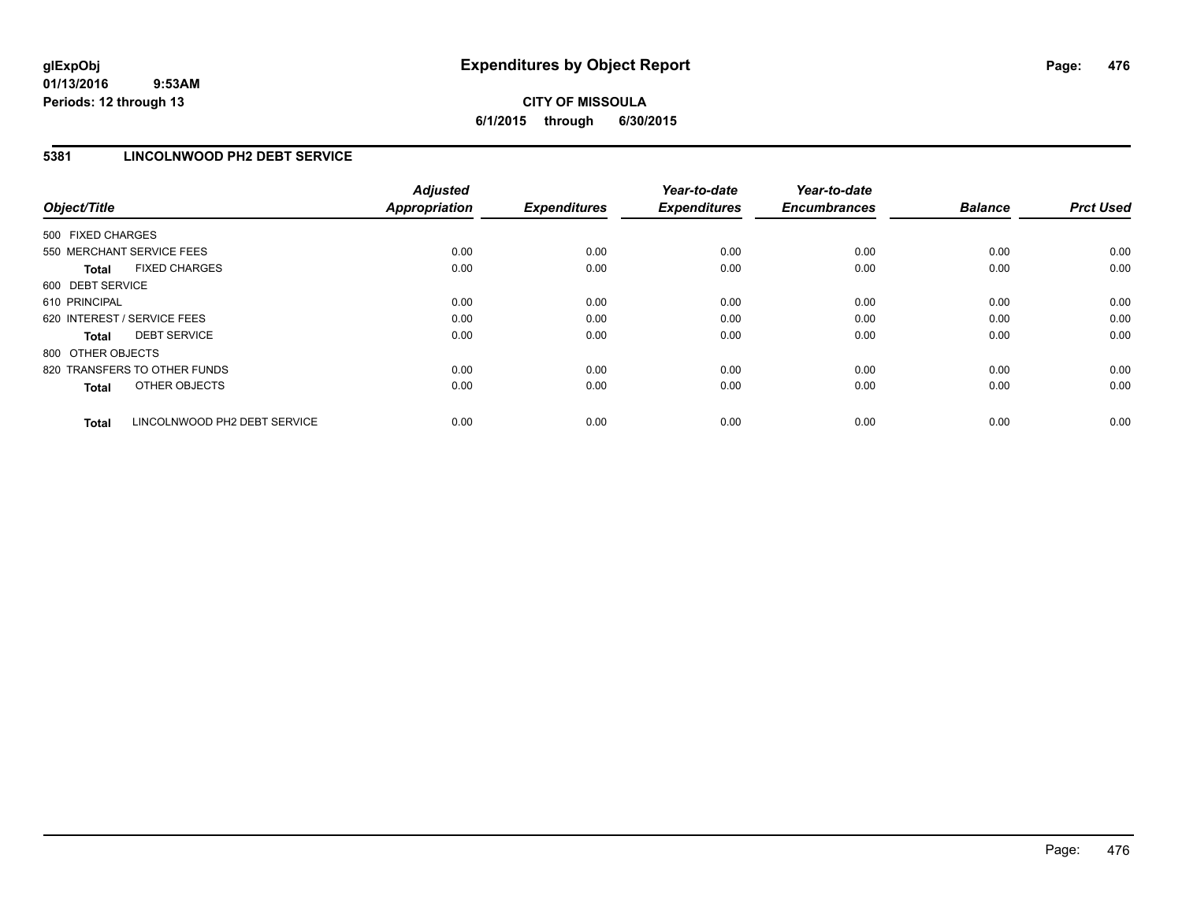**glExpObj**
**01/13/2016 9:53AM**
**Periods: 12 through 13**

# Expenditures by Object Report

**CITY OF MISSOULA**
**6/1/2015 through 6/30/2015**

## 5381 LINCOLNWOOD PH2 DEBT SERVICE

| Object/Title | Adjusted Appropriation | Expenditures | Year-to-date Expenditures | Year-to-date Encumbrances | Balance | Prct Used |
|---|---|---|---|---|---|---|
| 500 FIXED CHARGES | | | | | | |
| 550 MERCHANT SERVICE FEES | 0.00 | 0.00 | 0.00 | 0.00 | 0.00 | 0.00 |
| **Total** FIXED CHARGES | 0.00 | 0.00 | 0.00 | 0.00 | 0.00 | 0.00 |
| 600 DEBT SERVICE | | | | | | |
| 610 PRINCIPAL | 0.00 | 0.00 | 0.00 | 0.00 | 0.00 | 0.00 |
| 620 INTEREST / SERVICE FEES | 0.00 | 0.00 | 0.00 | 0.00 | 0.00 | 0.00 |
| **Total** DEBT SERVICE | 0.00 | 0.00 | 0.00 | 0.00 | 0.00 | 0.00 |
| 800 OTHER OBJECTS | | | | | | |
| 820 TRANSFERS TO OTHER FUNDS | 0.00 | 0.00 | 0.00 | 0.00 | 0.00 | 0.00 |
| **Total** OTHER OBJECTS | 0.00 | 0.00 | 0.00 | 0.00 | 0.00 | 0.00 |
| **Total** LINCOLNWOOD PH2 DEBT SERVICE | 0.00 | 0.00 | 0.00 | 0.00 | 0.00 | 0.00 |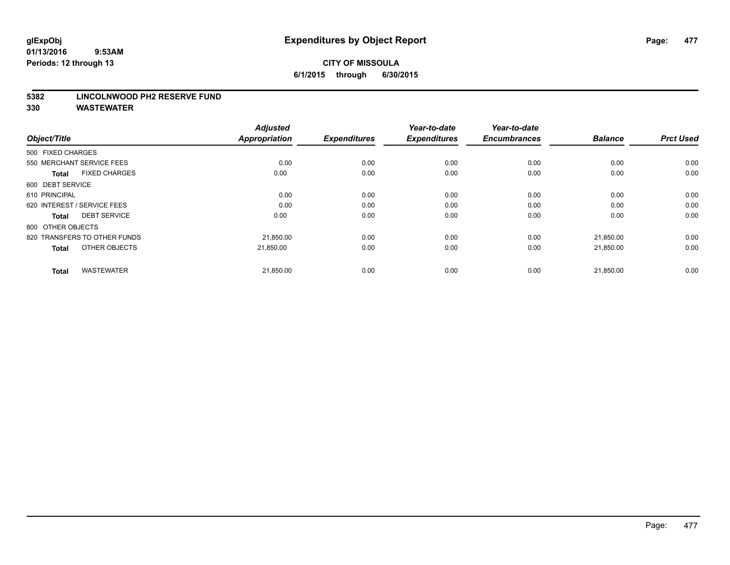**glExpObj**
**01/13/2016 9:53AM**
**Periods: 12 through 13**

# Expenditures by Object Report

**CITY OF MISSOULA**
**6/1/2015 through 6/30/2015**

## 5382 LINCOLNWOOD PH2 RESERVE FUND
## 330 WASTEWATER

| Object/Title | Adjusted Appropriation | Expenditures | Year-to-date Expenditures | Year-to-date Encumbrances | Balance | Prct Used |
|---|---|---|---|---|---|---|
| 500 FIXED CHARGES | | | | | | |
| 550 MERCHANT SERVICE FEES | 0.00 | 0.00 | 0.00 | 0.00 | 0.00 | 0.00 |
| **Total** FIXED CHARGES | 0.00 | 0.00 | 0.00 | 0.00 | 0.00 | 0.00 |
| 600 DEBT SERVICE | | | | | | |
| 610 PRINCIPAL | 0.00 | 0.00 | 0.00 | 0.00 | 0.00 | 0.00 |
| 620 INTEREST / SERVICE FEES | 0.00 | 0.00 | 0.00 | 0.00 | 0.00 | 0.00 |
| **Total** DEBT SERVICE | 0.00 | 0.00 | 0.00 | 0.00 | 0.00 | 0.00 |
| 800 OTHER OBJECTS | | | | | | |
| 820 TRANSFERS TO OTHER FUNDS | 21,850.00 | 0.00 | 0.00 | 0.00 | 21,850.00 | 0.00 |
| **Total** OTHER OBJECTS | 21,850.00 | 0.00 | 0.00 | 0.00 | 21,850.00 | 0.00 |
| **Total** WASTEWATER | 21,850.00 | 0.00 | 0.00 | 0.00 | 21,850.00 | 0.00 |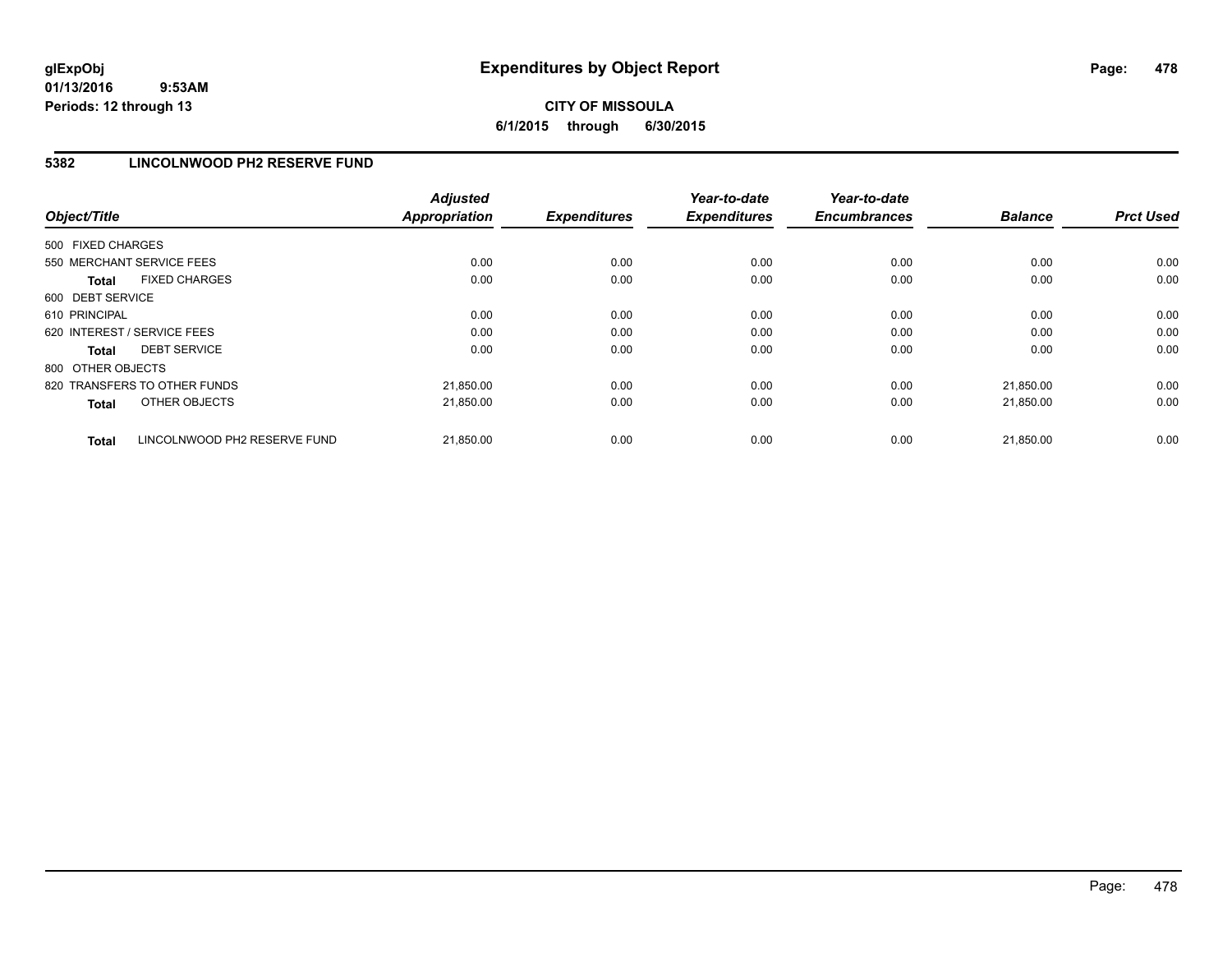# Expenditures by Object Report

glExpObj
01/13/2016 9:53AM
Periods: 12 through 13

**CITY OF MISSOULA**
**6/1/2015 through 6/30/2015**

## 5382 LINCOLNWOOD PH2 RESERVE FUND

| Object/Title | Adjusted Appropriation | Expenditures | Year-to-date Expenditures | Year-to-date Encumbrances | Balance | Prct Used |
|---|---|---|---|---|---|---|
| 500 FIXED CHARGES | | | | | | |
| 550 MERCHANT SERVICE FEES | 0.00 | 0.00 | 0.00 | 0.00 | 0.00 | 0.00 |
| **Total** FIXED CHARGES | 0.00 | 0.00 | 0.00 | 0.00 | 0.00 | 0.00 |
| 600 DEBT SERVICE | | | | | | |
| 610 PRINCIPAL | 0.00 | 0.00 | 0.00 | 0.00 | 0.00 | 0.00 |
| 620 INTEREST / SERVICE FEES | 0.00 | 0.00 | 0.00 | 0.00 | 0.00 | 0.00 |
| **Total** DEBT SERVICE | 0.00 | 0.00 | 0.00 | 0.00 | 0.00 | 0.00 |
| 800 OTHER OBJECTS | | | | | | |
| 820 TRANSFERS TO OTHER FUNDS | 21,850.00 | 0.00 | 0.00 | 0.00 | 21,850.00 | 0.00 |
| **Total** OTHER OBJECTS | 21,850.00 | 0.00 | 0.00 | 0.00 | 21,850.00 | 0.00 |
| **Total** LINCOLNWOOD PH2 RESERVE FUND | 21,850.00 | 0.00 | 0.00 | 0.00 | 21,850.00 | 0.00 |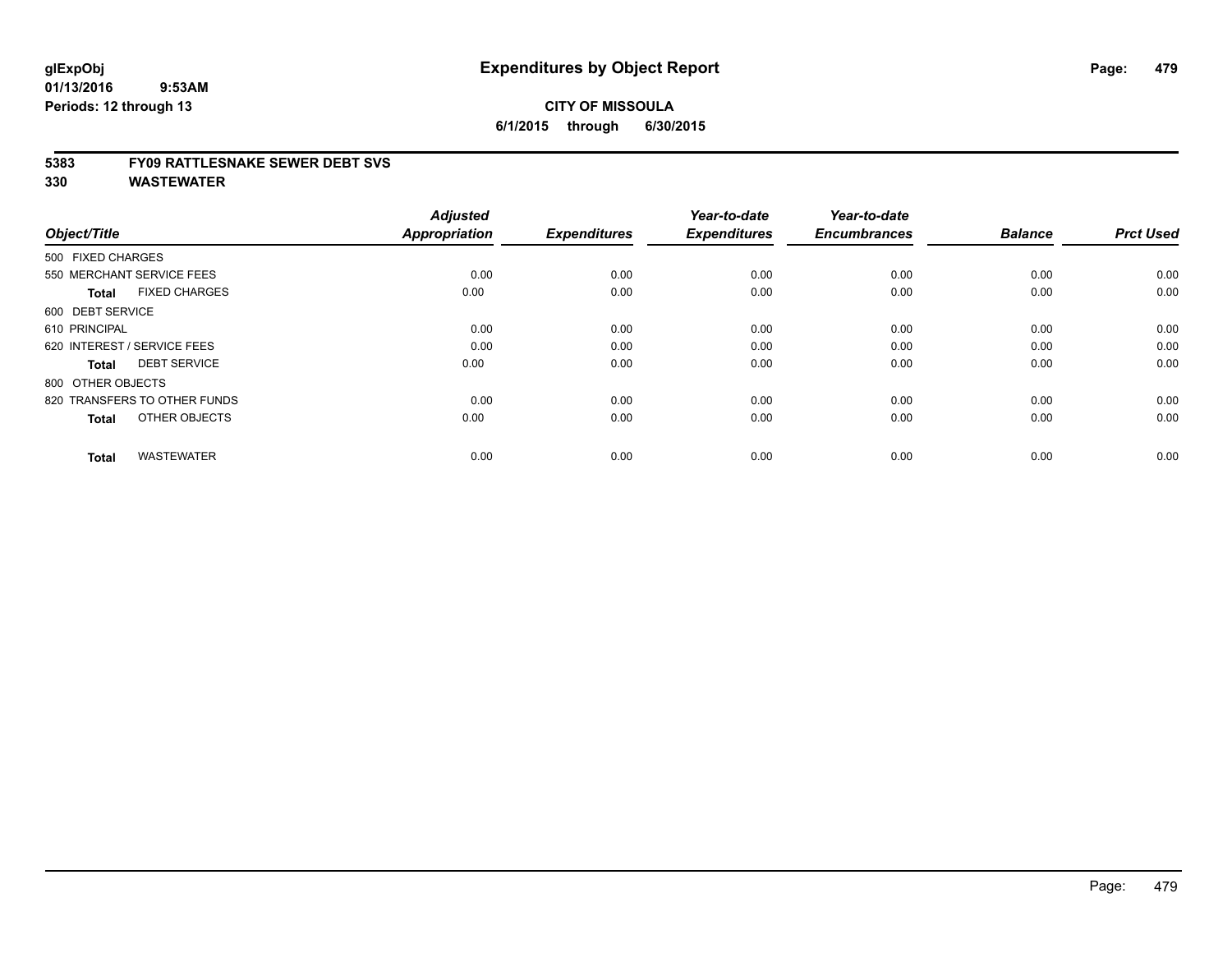# Expenditures by Object Report

glExpObj
01/13/2016 9:53AM
Periods: 12 through 13

**CITY OF MISSOULA**
**6/1/2015 through 6/30/2015**

**5383 FY09 RATTLESNAKE SEWER DEBT SVS**
**330 WASTEWATER**

| Object/Title | Adjusted Appropriation | Expenditures | Year-to-date Expenditures | Year-to-date Encumbrances | Balance | Prct Used |
|---|---|---|---|---|---|---|
| 500 FIXED CHARGES | | | | | | |
| 550 MERCHANT SERVICE FEES | 0.00 | 0.00 | 0.00 | 0.00 | 0.00 | 0.00 |
| **Total** FIXED CHARGES | 0.00 | 0.00 | 0.00 | 0.00 | 0.00 | 0.00 |
| 600 DEBT SERVICE | | | | | | |
| 610 PRINCIPAL | 0.00 | 0.00 | 0.00 | 0.00 | 0.00 | 0.00 |
| 620 INTEREST / SERVICE FEES | 0.00 | 0.00 | 0.00 | 0.00 | 0.00 | 0.00 |
| **Total** DEBT SERVICE | 0.00 | 0.00 | 0.00 | 0.00 | 0.00 | 0.00 |
| 800 OTHER OBJECTS | | | | | | |
| 820 TRANSFERS TO OTHER FUNDS | 0.00 | 0.00 | 0.00 | 0.00 | 0.00 | 0.00 |
| **Total** OTHER OBJECTS | 0.00 | 0.00 | 0.00 | 0.00 | 0.00 | 0.00 |
| **Total** WASTEWATER | 0.00 | 0.00 | 0.00 | 0.00 | 0.00 | 0.00 |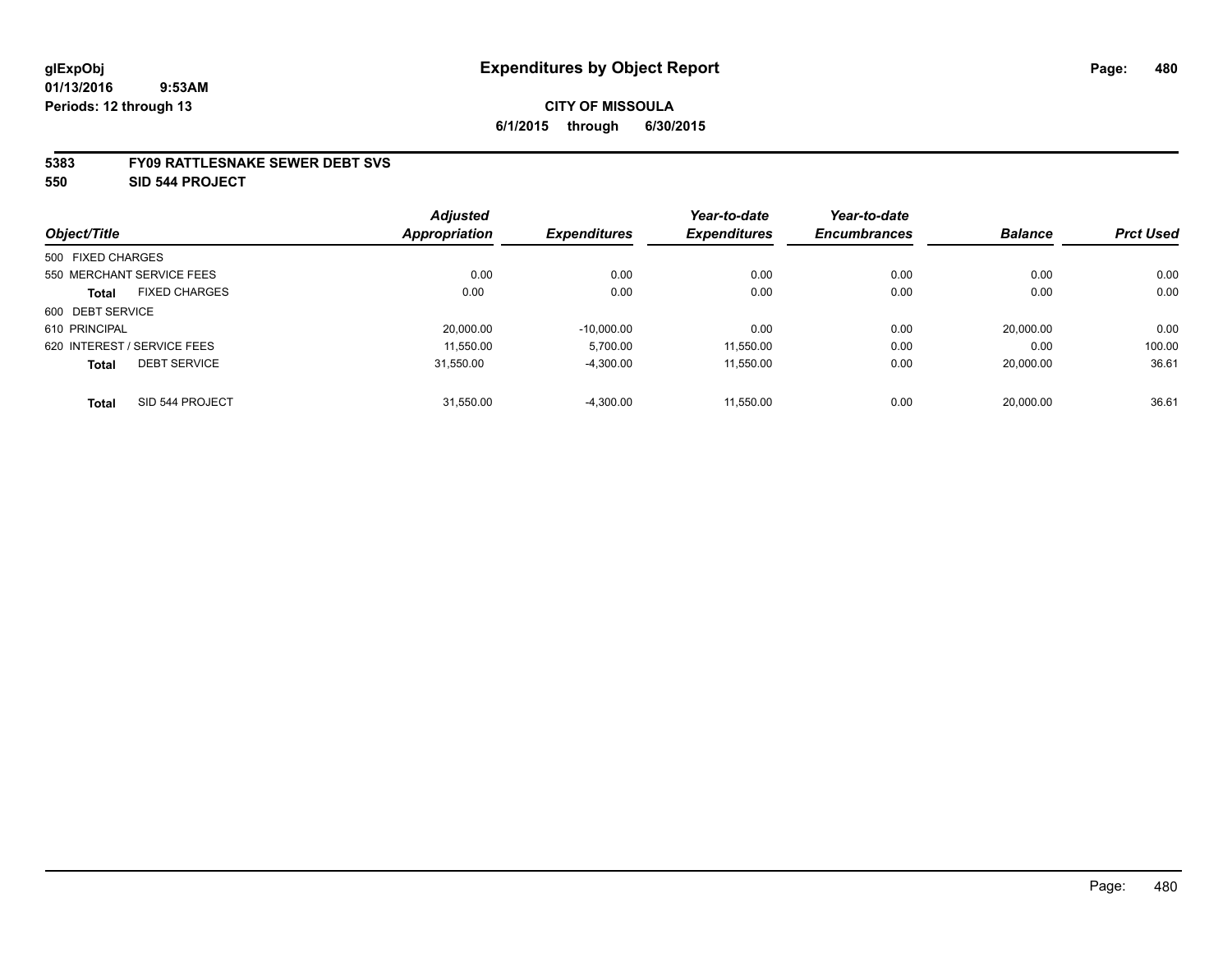# Expenditures by Object Report

glExpObj
01/13/2016 9:53AM
Periods: 12 through 13

**CITY OF MISSOULA**
**6/1/2015 through 6/30/2015**

**5383 FY09 RATTLESNAKE SEWER DEBT SVS**
**550 SID 544 PROJECT**

| Object/Title | | Adjusted Appropriation | Expenditures | Year-to-date Expenditures | Year-to-date Encumbrances | Balance | Prct Used |
|---|---|---|---|---|---|---|---|
| 500 FIXED CHARGES | | | | | | | |
| 550 MERCHANT SERVICE FEES | | 0.00 | 0.00 | 0.00 | 0.00 | 0.00 | 0.00 |
| **Total** | FIXED CHARGES | 0.00 | 0.00 | 0.00 | 0.00 | 0.00 | 0.00 |
| 600 DEBT SERVICE | | | | | | | |
| 610 PRINCIPAL | | 20,000.00 | -10,000.00 | 0.00 | 0.00 | 20,000.00 | 0.00 |
| 620 INTEREST / SERVICE FEES | | 11,550.00 | 5,700.00 | 11,550.00 | 0.00 | 0.00 | 100.00 |
| **Total** | DEBT SERVICE | 31,550.00 | -4,300.00 | 11,550.00 | 0.00 | 20,000.00 | 36.61 |
| **Total** | SID 544 PROJECT | 31,550.00 | -4,300.00 | 11,550.00 | 0.00 | 20,000.00 | 36.61 |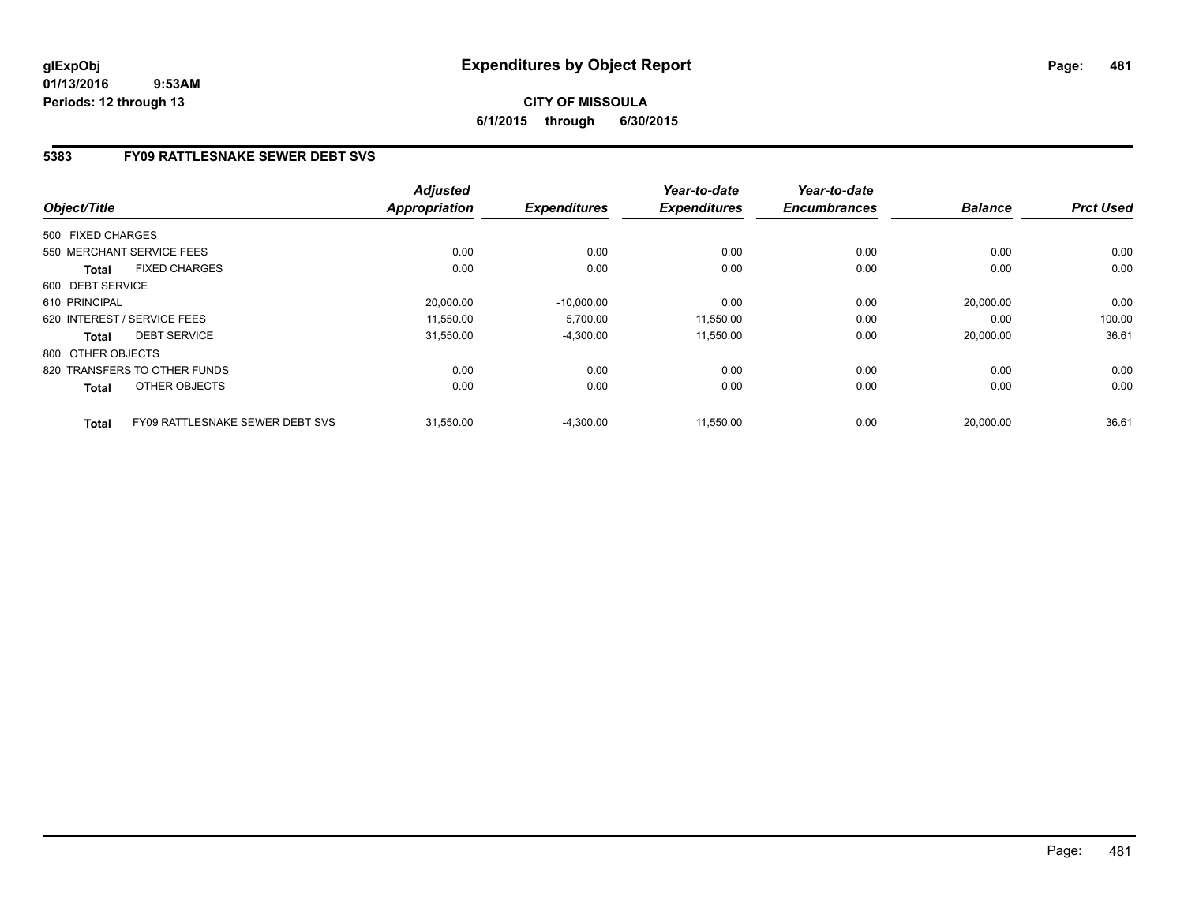# Expenditures by Object Report

**CITY OF MISSOULA**

**6/1/2015 through 6/30/2015**

glExpObj
01/13/2016 9:53AM
Periods: 12 through 13

## 5383 FY09 RATTLESNAKE SEWER DEBT SVS

| Object/Title | | Adjusted Appropriation | Expenditures | Year-to-date Expenditures | Year-to-date Encumbrances | Balance | Prct Used |
|---|---|---|---|---|---|---|---|
| 500 FIXED CHARGES | | | | | | | |
| 550 MERCHANT SERVICE FEES | | 0.00 | 0.00 | 0.00 | 0.00 | 0.00 | 0.00 |
| **Total** | FIXED CHARGES | 0.00 | 0.00 | 0.00 | 0.00 | 0.00 | 0.00 |
| 600 DEBT SERVICE | | | | | | | |
| 610 PRINCIPAL | | 20,000.00 | -10,000.00 | 0.00 | 0.00 | 20,000.00 | 0.00 |
| 620 INTEREST / SERVICE FEES | | 11,550.00 | 5,700.00 | 11,550.00 | 0.00 | 0.00 | 100.00 |
| **Total** | DEBT SERVICE | 31,550.00 | -4,300.00 | 11,550.00 | 0.00 | 20,000.00 | 36.61 |
| 800 OTHER OBJECTS | | | | | | | |
| 820 TRANSFERS TO OTHER FUNDS | | 0.00 | 0.00 | 0.00 | 0.00 | 0.00 | 0.00 |
| **Total** | OTHER OBJECTS | 0.00 | 0.00 | 0.00 | 0.00 | 0.00 | 0.00 |
| **Total** | FY09 RATTLESNAKE SEWER DEBT SVS | 31,550.00 | -4,300.00 | 11,550.00 | 0.00 | 20,000.00 | 36.61 |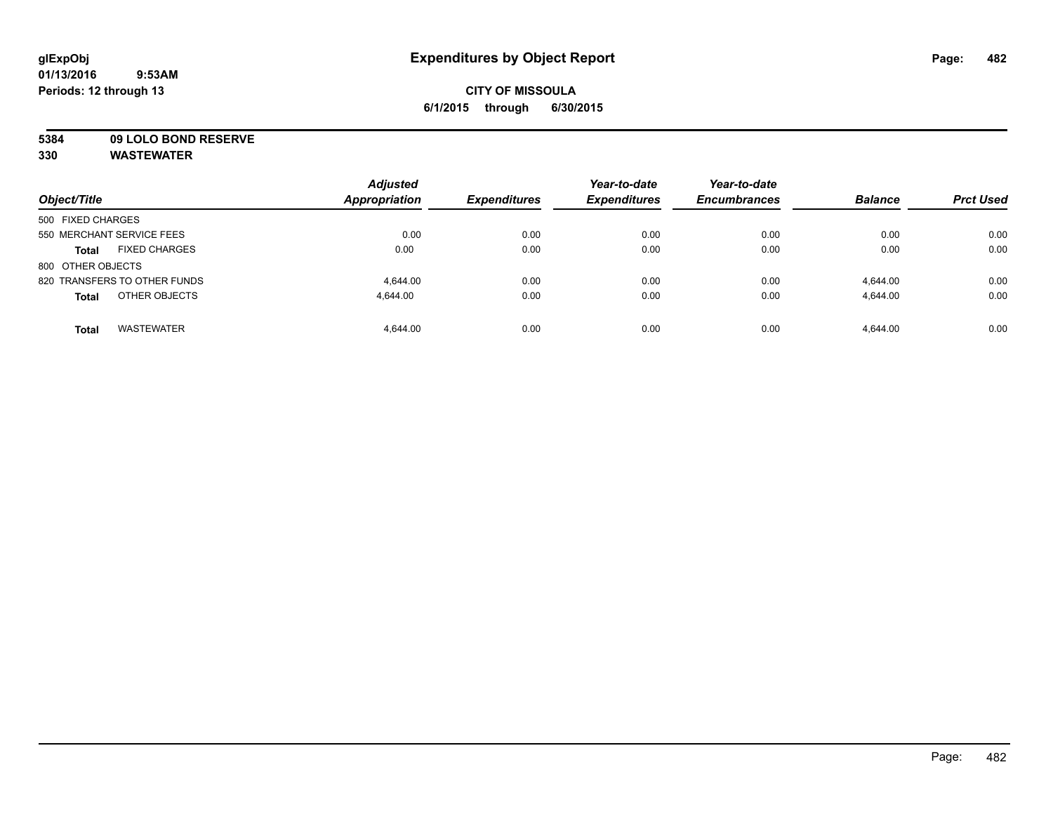# Expenditures by Object Report

glExpObj
01/13/2016 9:53AM
Periods: 12 through 13

**CITY OF MISSOULA**
**6/1/2015 through 6/30/2015**

**5384 09 LOLO BOND RESERVE**
**330 WASTEWATER**

| Object/Title | Adjusted Appropriation | Expenditures | Year-to-date Expenditures | Year-to-date Encumbrances | Balance | Prct Used |
|---|---|---|---|---|---|---|
| 500 FIXED CHARGES | | | | | | |
| 550 MERCHANT SERVICE FEES | 0.00 | 0.00 | 0.00 | 0.00 | 0.00 | 0.00 |
| **Total** FIXED CHARGES | 0.00 | 0.00 | 0.00 | 0.00 | 0.00 | 0.00 |
| 800 OTHER OBJECTS | | | | | | |
| 820 TRANSFERS TO OTHER FUNDS | 4,644.00 | 0.00 | 0.00 | 0.00 | 4,644.00 | 0.00 |
| **Total** OTHER OBJECTS | 4,644.00 | 0.00 | 0.00 | 0.00 | 4,644.00 | 0.00 |
| **Total** WASTEWATER | 4,644.00 | 0.00 | 0.00 | 0.00 | 4,644.00 | 0.00 |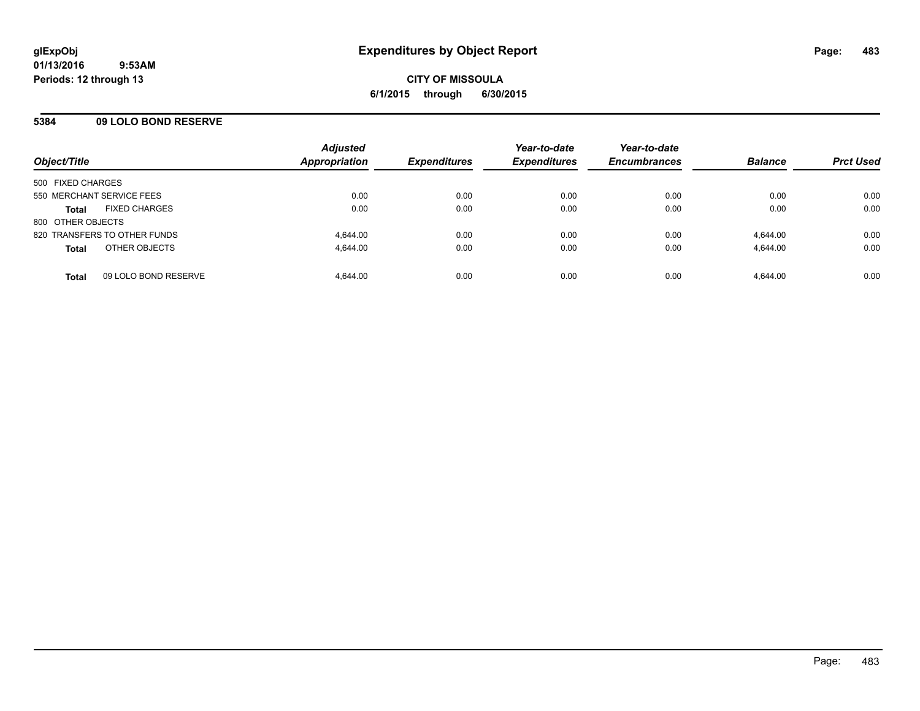# Expenditures by Object Report

glExpObj
01/13/2016 9:53AM
Periods: 12 through 13

**CITY OF MISSOULA**
**6/1/2015 through 6/30/2015**

## 5384 09 LOLO BOND RESERVE

| Object/Title | | Adjusted Appropriation | Expenditures | Year-to-date Expenditures | Year-to-date Encumbrances | Balance | Prct Used |
|---|---|---|---|---|---|---|---|
| 500 FIXED CHARGES | | | | | | | |
| 550 MERCHANT SERVICE FEES | | 0.00 | 0.00 | 0.00 | 0.00 | 0.00 | 0.00 |
| **Total** | FIXED CHARGES | 0.00 | 0.00 | 0.00 | 0.00 | 0.00 | 0.00 |
| 800 OTHER OBJECTS | | | | | | | |
| 820 TRANSFERS TO OTHER FUNDS | | 4,644.00 | 0.00 | 0.00 | 0.00 | 4,644.00 | 0.00 |
| **Total** | OTHER OBJECTS | 4,644.00 | 0.00 | 0.00 | 0.00 | 4,644.00 | 0.00 |
| **Total** | 09 LOLO BOND RESERVE | 4,644.00 | 0.00 | 0.00 | 0.00 | 4,644.00 | 0.00 |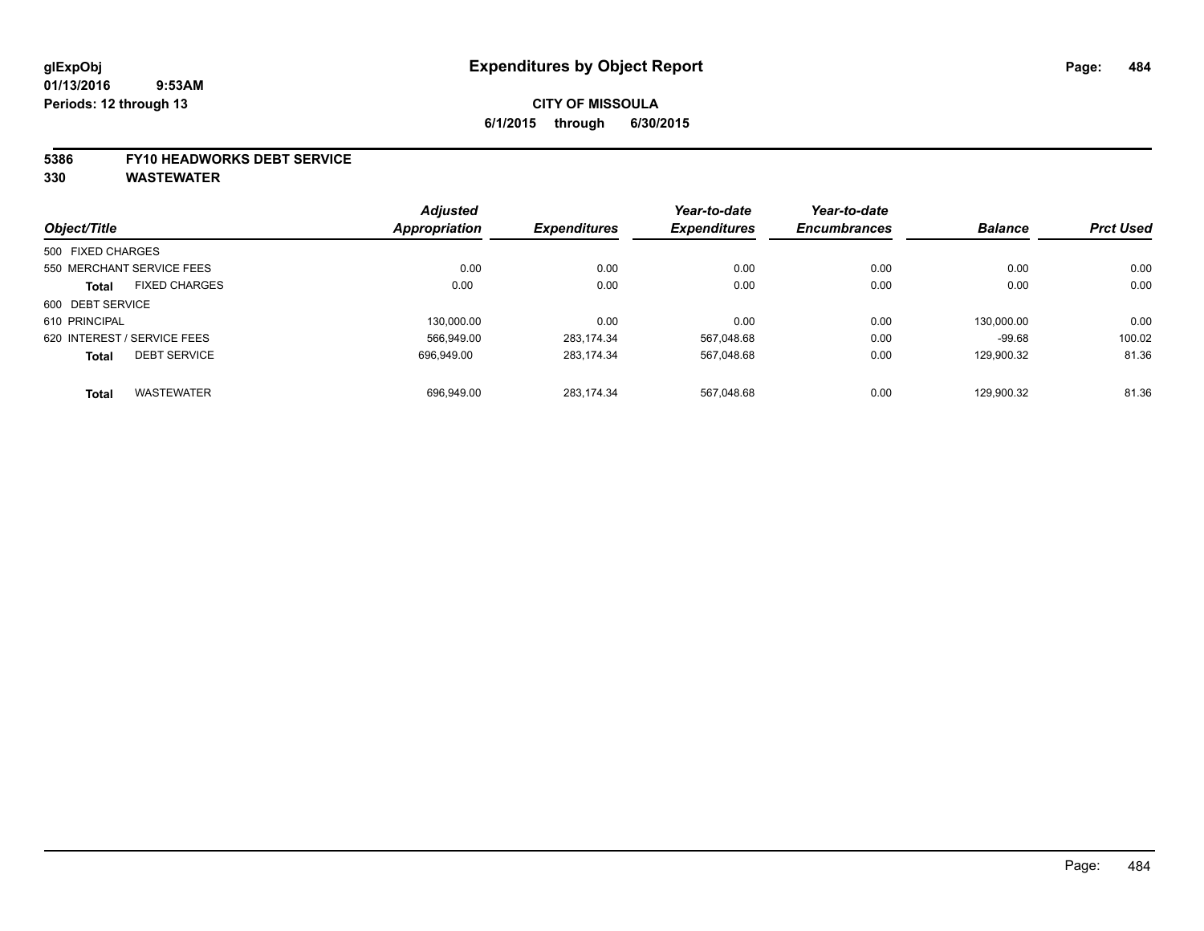**glExpObj**
**01/13/2016 9:53AM**
**Periods: 12 through 13**

# Expenditures by Object Report

**CITY OF MISSOULA**
**6/1/2015 through 6/30/2015**

**5386 FY10 HEADWORKS DEBT SERVICE**
**330 WASTEWATER**

| Object/Title | Adjusted Appropriation | Expenditures | Year-to-date Expenditures | Year-to-date Encumbrances | Balance | Prct Used |
|---|---|---|---|---|---|---|
| 500 FIXED CHARGES | | | | | | |
| 550 MERCHANT SERVICE FEES | 0.00 | 0.00 | 0.00 | 0.00 | 0.00 | 0.00 |
| **Total** FIXED CHARGES | 0.00 | 0.00 | 0.00 | 0.00 | 0.00 | 0.00 |
| 600 DEBT SERVICE | | | | | | |
| 610 PRINCIPAL | 130,000.00 | 0.00 | 0.00 | 0.00 | 130,000.00 | 0.00 |
| 620 INTEREST / SERVICE FEES | 566,949.00 | 283,174.34 | 567,048.68 | 0.00 | -99.68 | 100.02 |
| **Total** DEBT SERVICE | 696,949.00 | 283,174.34 | 567,048.68 | 0.00 | 129,900.32 | 81.36 |
| **Total** WASTEWATER | 696,949.00 | 283,174.34 | 567,048.68 | 0.00 | 129,900.32 | 81.36 |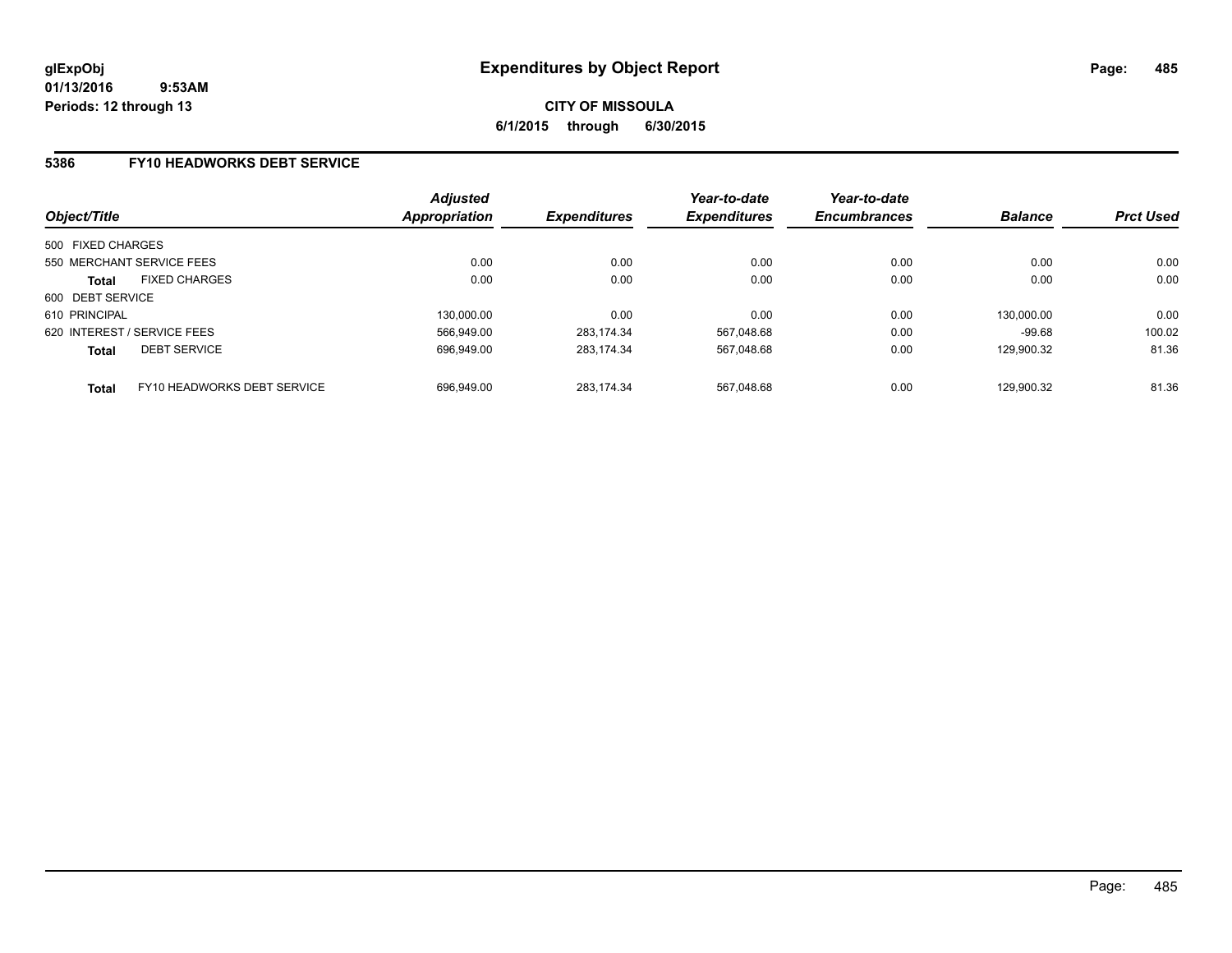**glExpObj**
**01/13/2016 9:53AM**
**Periods: 12 through 13**

# Expenditures by Object Report

**CITY OF MISSOULA**
**6/1/2015 through 6/30/2015**

## 5386 FY10 HEADWORKS DEBT SERVICE

| Object/Title | | Adjusted Appropriation | Expenditures | Year-to-date Expenditures | Year-to-date Encumbrances | Balance | Prct Used |
|---|---|---|---|---|---|---|---|
| 500 FIXED CHARGES | | | | | | | |
| 550 MERCHANT SERVICE FEES | | 0.00 | 0.00 | 0.00 | 0.00 | 0.00 | 0.00 |
| **Total** | FIXED CHARGES | 0.00 | 0.00 | 0.00 | 0.00 | 0.00 | 0.00 |
| 600 DEBT SERVICE | | | | | | | |
| 610 PRINCIPAL | | 130,000.00 | 0.00 | 0.00 | 0.00 | 130,000.00 | 0.00 |
| 620 INTEREST / SERVICE FEES | | 566,949.00 | 283,174.34 | 567,048.68 | 0.00 | -99.68 | 100.02 |
| **Total** | DEBT SERVICE | 696,949.00 | 283,174.34 | 567,048.68 | 0.00 | 129,900.32 | 81.36 |
| **Total** | FY10 HEADWORKS DEBT SERVICE | 696,949.00 | 283,174.34 | 567,048.68 | 0.00 | 129,900.32 | 81.36 |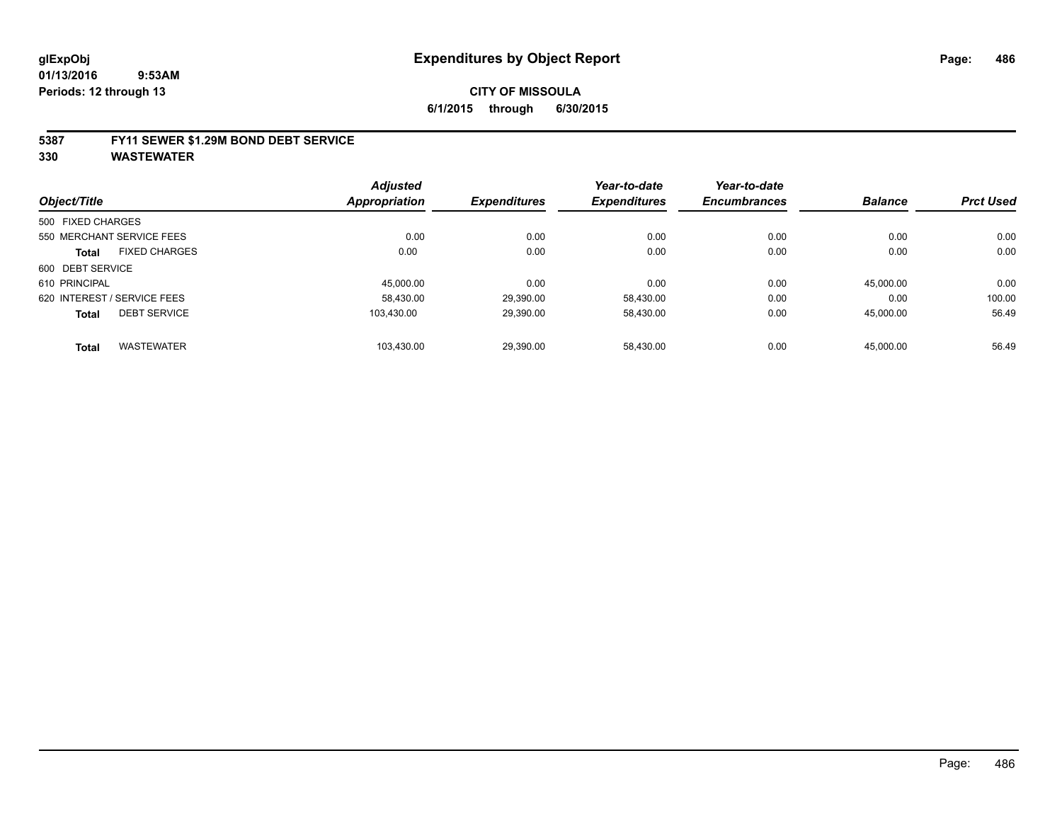**glExpObj**
**01/13/2016 9:53AM**
**Periods: 12 through 13**

# Expenditures by Object Report

**CITY OF MISSOULA**
**6/1/2015 through 6/30/2015**

**5387 FY11 SEWER $1.29M BOND DEBT SERVICE**
**330 WASTEWATER**

| Object/Title | | Adjusted Appropriation | Expenditures | Year-to-date Expenditures | Year-to-date Encumbrances | Balance | Prct Used |
|---|---|---|---|---|---|---|---|
| 500 FIXED CHARGES | | | | | | | |
| 550 MERCHANT SERVICE FEES | | 0.00 | 0.00 | 0.00 | 0.00 | 0.00 | 0.00 |
| **Total** | FIXED CHARGES | 0.00 | 0.00 | 0.00 | 0.00 | 0.00 | 0.00 |
| 600 DEBT SERVICE | | | | | | | |
| 610 PRINCIPAL | | 45,000.00 | 0.00 | 0.00 | 0.00 | 45,000.00 | 0.00 |
| 620 INTEREST / SERVICE FEES | | 58,430.00 | 29,390.00 | 58,430.00 | 0.00 | 0.00 | 100.00 |
| **Total** | DEBT SERVICE | 103,430.00 | 29,390.00 | 58,430.00 | 0.00 | 45,000.00 | 56.49 |
| **Total** | WASTEWATER | 103,430.00 | 29,390.00 | 58,430.00 | 0.00 | 45,000.00 | 56.49 |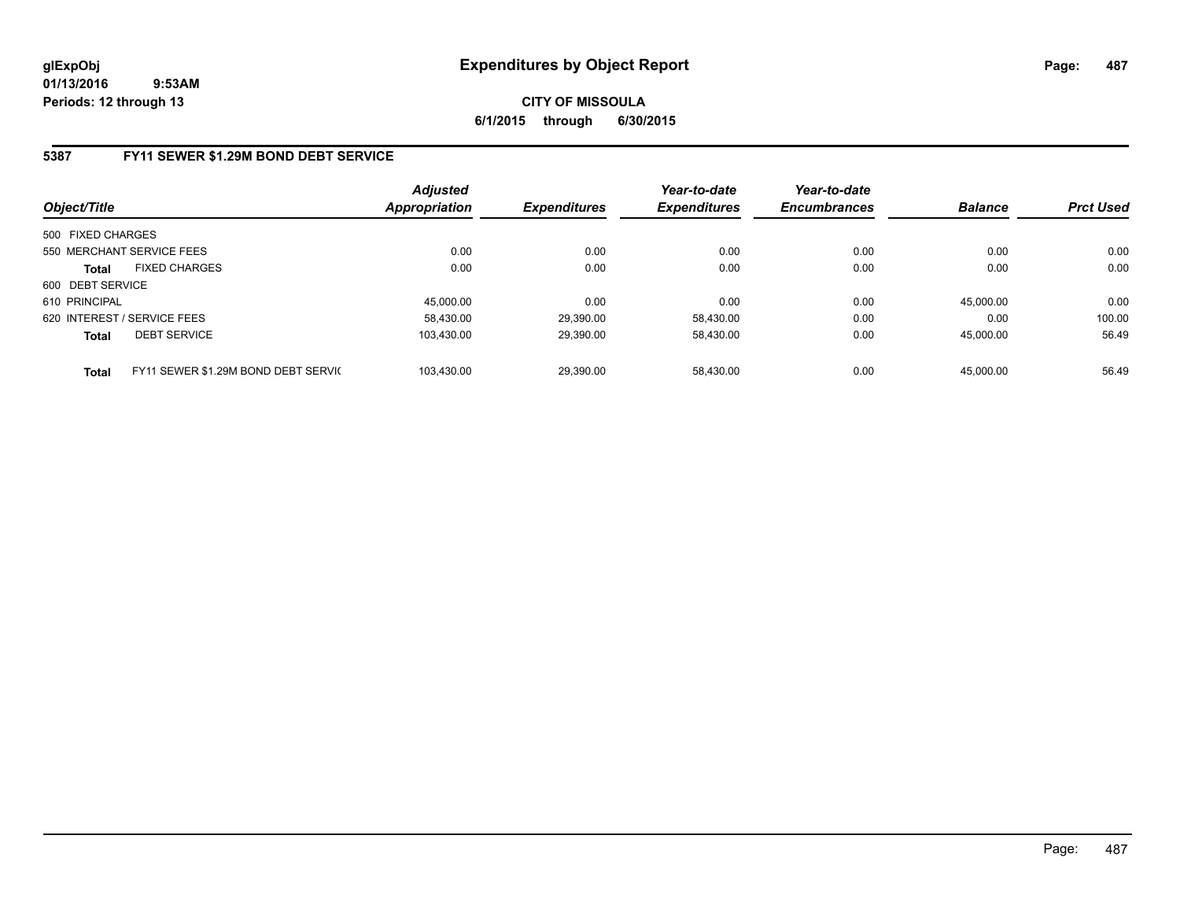**glExpObj** **Expenditures by Object Report**
**01/13/2016 9:53AM**
**Periods: 12 through 13**

**CITY OF MISSOULA**
**6/1/2015 through 6/30/2015**

## 5387 FY11 SEWER $1.29M BOND DEBT SERVICE

| Object/Title | | Adjusted Appropriation | Expenditures | Year-to-date Expenditures | Year-to-date Encumbrances | Balance | Prct Used |
|---|---|---|---|---|---|---|---|
| 500 FIXED CHARGES | | | | | | | |
| 550 MERCHANT SERVICE FEES | | 0.00 | 0.00 | 0.00 | 0.00 | 0.00 | 0.00 |
| **Total** | FIXED CHARGES | 0.00 | 0.00 | 0.00 | 0.00 | 0.00 | 0.00 |
| 600 DEBT SERVICE | | | | | | | |
| 610 PRINCIPAL | | 45,000.00 | 0.00 | 0.00 | 0.00 | 45,000.00 | 0.00 |
| 620 INTEREST / SERVICE FEES | | 58,430.00 | 29,390.00 | 58,430.00 | 0.00 | 0.00 | 100.00 |
| **Total** | DEBT SERVICE | 103,430.00 | 29,390.00 | 58,430.00 | 0.00 | 45,000.00 | 56.49 |
| **Total** | FY11 SEWER $1.29M BOND DEBT SERVIC | 103,430.00 | 29,390.00 | 58,430.00 | 0.00 | 45,000.00 | 56.49 |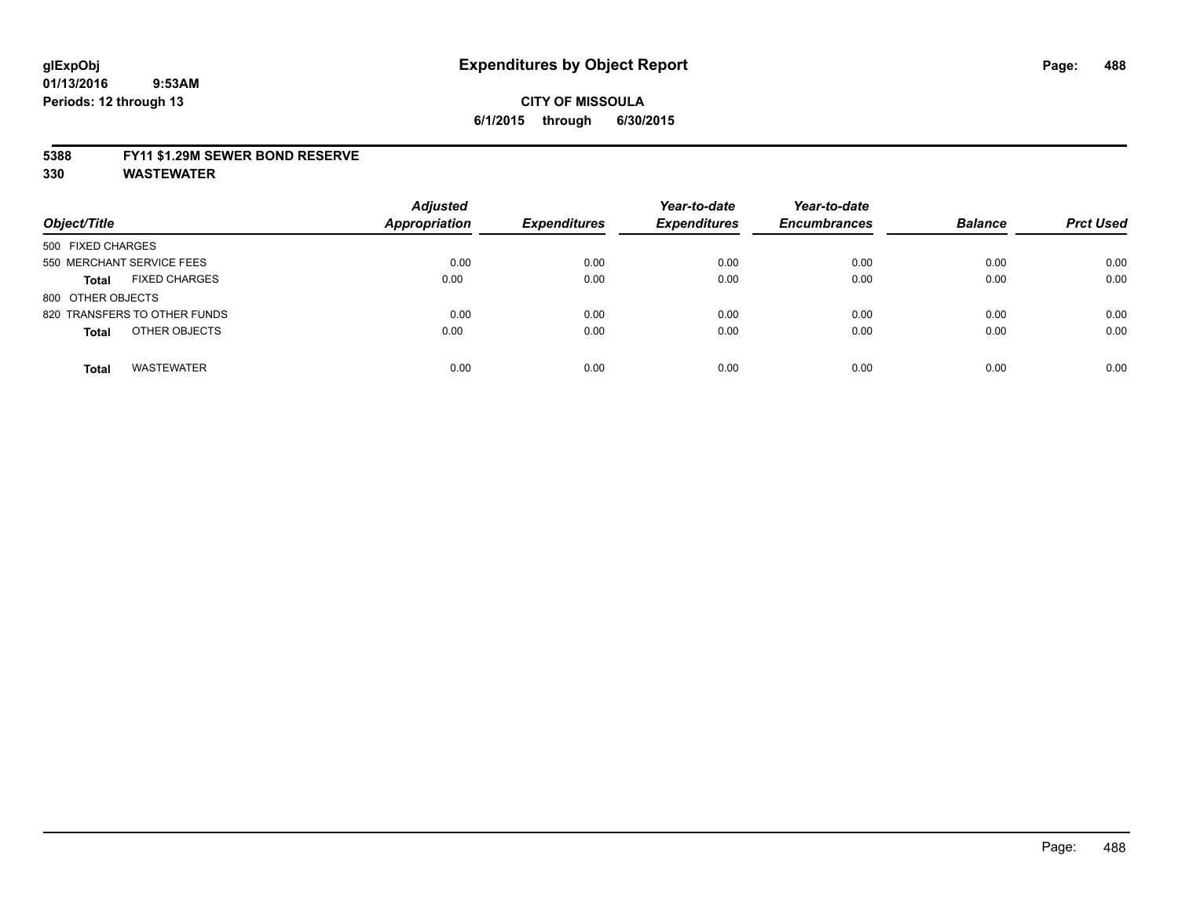**glExpObj**
**01/13/2016 9:53AM**
**Periods: 12 through 13**

# Expenditures by Object Report

**CITY OF MISSOULA**
**6/1/2015 through 6/30/2015**

**5388 FY11 $1.29M SEWER BOND RESERVE**
**330 WASTEWATER**

| Object/Title | Adjusted Appropriation | Expenditures | Year-to-date Expenditures | Year-to-date Encumbrances | Balance | Prct Used |
|---|---|---|---|---|---|---|
| 500 FIXED CHARGES | | | | | | |
| 550 MERCHANT SERVICE FEES | 0.00 | 0.00 | 0.00 | 0.00 | 0.00 | 0.00 |
| **Total** FIXED CHARGES | 0.00 | 0.00 | 0.00 | 0.00 | 0.00 | 0.00 |
| 800 OTHER OBJECTS | | | | | | |
| 820 TRANSFERS TO OTHER FUNDS | 0.00 | 0.00 | 0.00 | 0.00 | 0.00 | 0.00 |
| **Total** OTHER OBJECTS | 0.00 | 0.00 | 0.00 | 0.00 | 0.00 | 0.00 |
| **Total** WASTEWATER | 0.00 | 0.00 | 0.00 | 0.00 | 0.00 | 0.00 |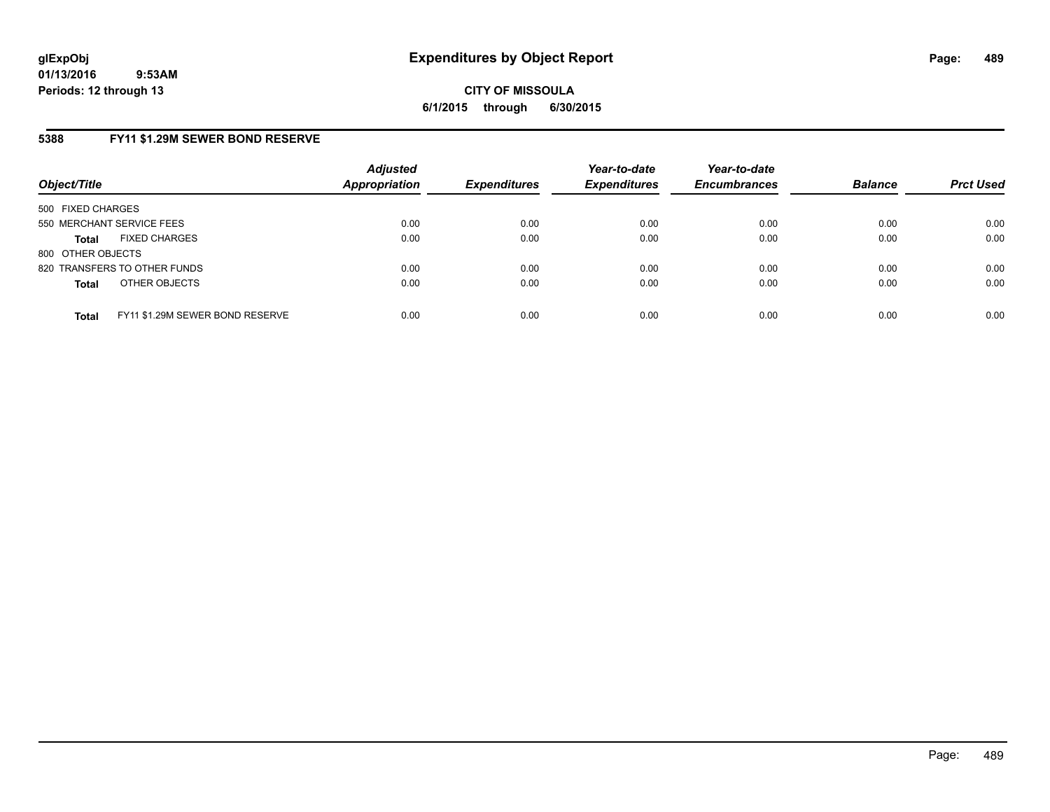# Expenditures by Object Report

glExpObj
01/13/2016 9:53AM
Periods: 12 through 13

**CITY OF MISSOULA**
**6/1/2015 through 6/30/2015**

## 5388 FY11 $1.29M SEWER BOND RESERVE

| Object/Title | Adjusted Appropriation | Expenditures | Year-to-date Expenditures | Year-to-date Encumbrances | Balance | Prct Used |
|---|---|---|---|---|---|---|
| 500 FIXED CHARGES | | | | | | |
| 550 MERCHANT SERVICE FEES | 0.00 | 0.00 | 0.00 | 0.00 | 0.00 | 0.00 |
| **Total** FIXED CHARGES | 0.00 | 0.00 | 0.00 | 0.00 | 0.00 | 0.00 |
| 800 OTHER OBJECTS | | | | | | |
| 820 TRANSFERS TO OTHER FUNDS | 0.00 | 0.00 | 0.00 | 0.00 | 0.00 | 0.00 |
| **Total** OTHER OBJECTS | 0.00 | 0.00 | 0.00 | 0.00 | 0.00 | 0.00 |
| **Total** FY11 $1.29M SEWER BOND RESERVE | 0.00 | 0.00 | 0.00 | 0.00 | 0.00 | 0.00 |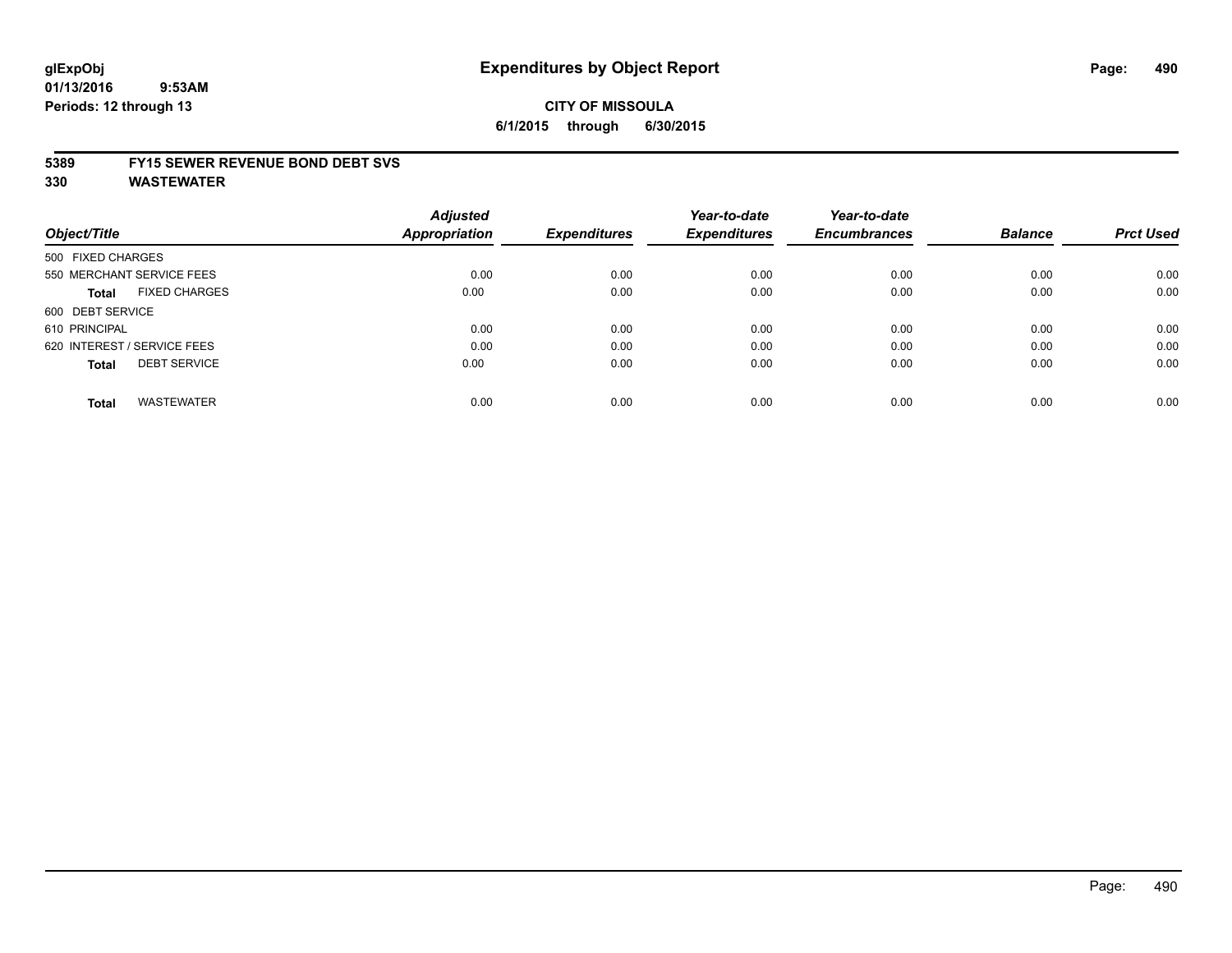**glExpObj**
**01/13/2016 9:53AM**
**Periods: 12 through 13**

# Expenditures by Object Report

**CITY OF MISSOULA**
**6/1/2015 through 6/30/2015**

**5389 FY15 SEWER REVENUE BOND DEBT SVS**
**330 WASTEWATER**

| Object/Title | Adjusted Appropriation | Expenditures | Year-to-date Expenditures | Year-to-date Encumbrances | Balance | Prct Used |
|---|---|---|---|---|---|---|
| 500 FIXED CHARGES | | | | | | |
| 550 MERCHANT SERVICE FEES | 0.00 | 0.00 | 0.00 | 0.00 | 0.00 | 0.00 |
| **Total** FIXED CHARGES | 0.00 | 0.00 | 0.00 | 0.00 | 0.00 | 0.00 |
| 600 DEBT SERVICE | | | | | | |
| 610 PRINCIPAL | 0.00 | 0.00 | 0.00 | 0.00 | 0.00 | 0.00 |
| 620 INTEREST / SERVICE FEES | 0.00 | 0.00 | 0.00 | 0.00 | 0.00 | 0.00 |
| **Total** DEBT SERVICE | 0.00 | 0.00 | 0.00 | 0.00 | 0.00 | 0.00 |
| **Total** WASTEWATER | 0.00 | 0.00 | 0.00 | 0.00 | 0.00 | 0.00 |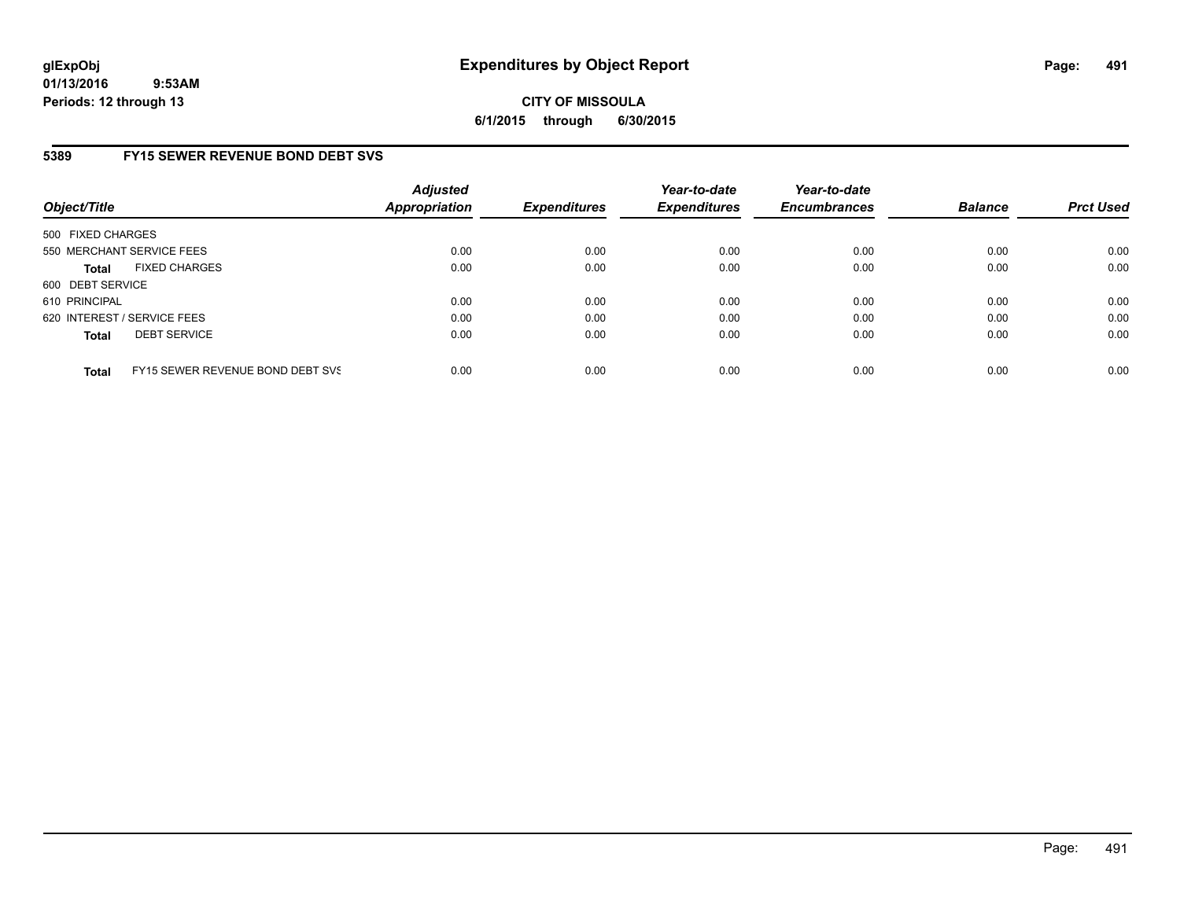# Expenditures by Object Report

glExpObj
01/13/2016 9:53AM
Periods: 12 through 13

**CITY OF MISSOULA**
**6/1/2015 through 6/30/2015**

## 5389 FY15 SEWER REVENUE BOND DEBT SVS

| Object/Title | Adjusted Appropriation | Expenditures | Year-to-date Expenditures | Year-to-date Encumbrances | Balance | Prct Used |
|---|---|---|---|---|---|---|
| 500 FIXED CHARGES | | | | | | |
| 550 MERCHANT SERVICE FEES | 0.00 | 0.00 | 0.00 | 0.00 | 0.00 | 0.00 |
| **Total** FIXED CHARGES | 0.00 | 0.00 | 0.00 | 0.00 | 0.00 | 0.00 |
| 600 DEBT SERVICE | | | | | | |
| 610 PRINCIPAL | 0.00 | 0.00 | 0.00 | 0.00 | 0.00 | 0.00 |
| 620 INTEREST / SERVICE FEES | 0.00 | 0.00 | 0.00 | 0.00 | 0.00 | 0.00 |
| **Total** DEBT SERVICE | 0.00 | 0.00 | 0.00 | 0.00 | 0.00 | 0.00 |
| **Total** FY15 SEWER REVENUE BOND DEBT SVS | 0.00 | 0.00 | 0.00 | 0.00 | 0.00 | 0.00 |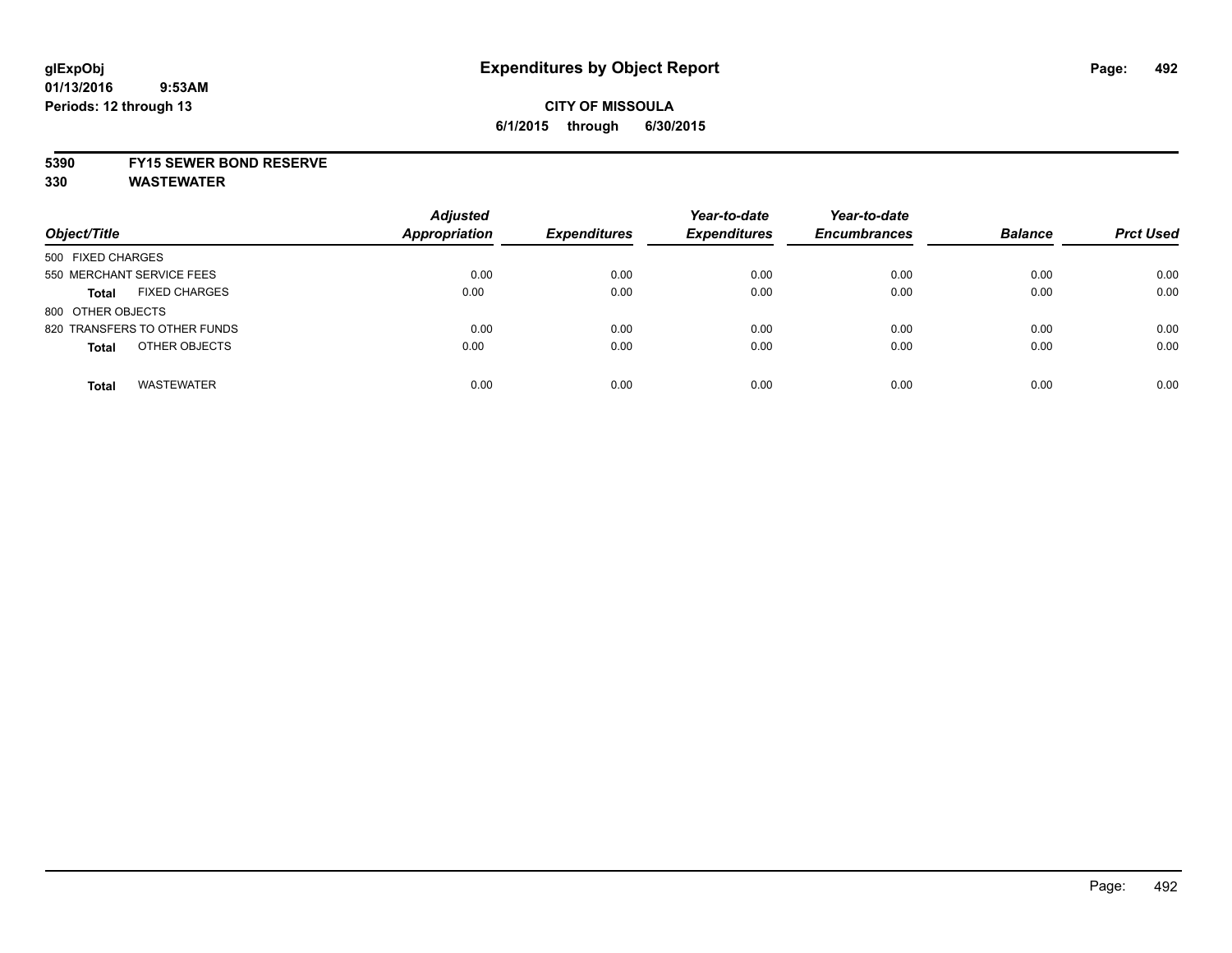**glExpObj** **Expenditures by Object Report**
**01/13/2016 9:53AM**
**Periods: 12 through 13**

**CITY OF MISSOULA**
**6/1/2015 through 6/30/2015**

**5390 FY15 SEWER BOND RESERVE**
**330 WASTEWATER**

| Object/Title | Adjusted Appropriation | Expenditures | Year-to-date Expenditures | Year-to-date Encumbrances | Balance | Prct Used |
|---|---|---|---|---|---|---|
| 500 FIXED CHARGES | | | | | | |
| 550 MERCHANT SERVICE FEES | 0.00 | 0.00 | 0.00 | 0.00 | 0.00 | 0.00 |
| **Total** FIXED CHARGES | 0.00 | 0.00 | 0.00 | 0.00 | 0.00 | 0.00 |
| 800 OTHER OBJECTS | | | | | | |
| 820 TRANSFERS TO OTHER FUNDS | 0.00 | 0.00 | 0.00 | 0.00 | 0.00 | 0.00 |
| **Total** OTHER OBJECTS | 0.00 | 0.00 | 0.00 | 0.00 | 0.00 | 0.00 |
| **Total** WASTEWATER | 0.00 | 0.00 | 0.00 | 0.00 | 0.00 | 0.00 |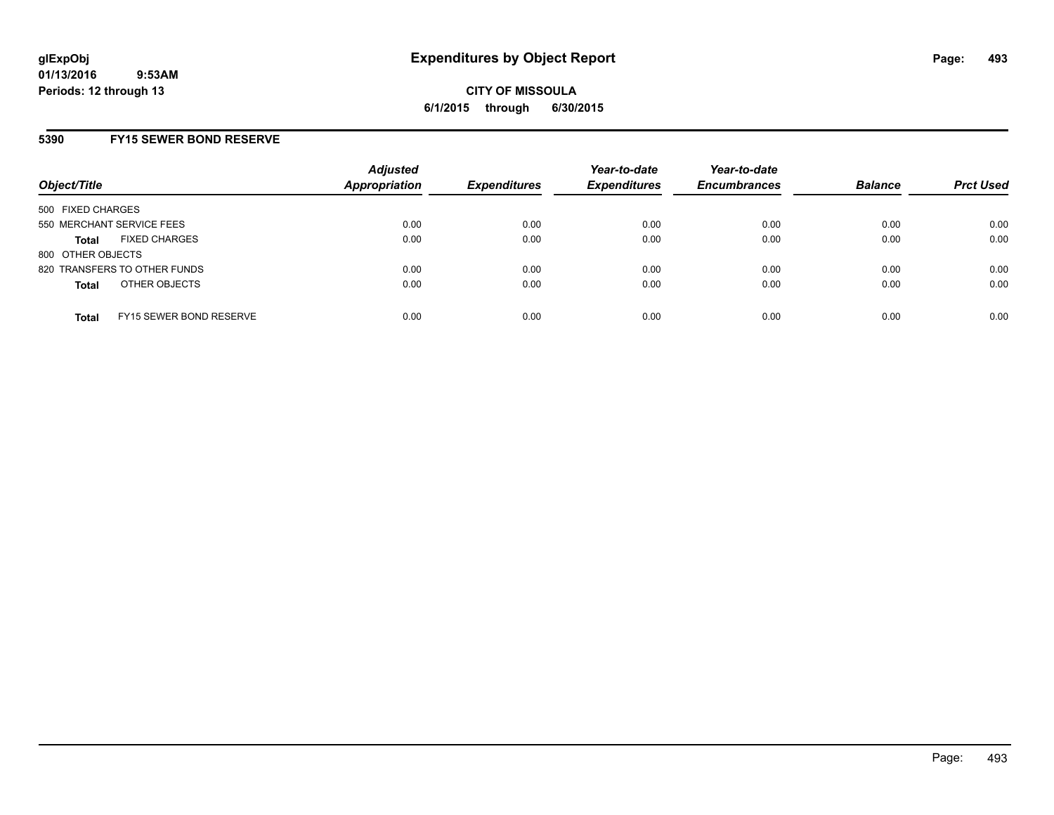**glExpObj**
**01/13/2016 9:53AM**
**Periods: 12 through 13**

# Expenditures by Object Report

**CITY OF MISSOULA**
**6/1/2015 through 6/30/2015**

## 5390 FY15 SEWER BOND RESERVE

| Object/Title | | Adjusted Appropriation | Expenditures | Year-to-date Expenditures | Year-to-date Encumbrances | Balance | Prct Used |
|---|---|---|---|---|---|---|---|
| 500 FIXED CHARGES | | | | | | | |
| 550 MERCHANT SERVICE FEES | | 0.00 | 0.00 | 0.00 | 0.00 | 0.00 | 0.00 |
| **Total** | FIXED CHARGES | 0.00 | 0.00 | 0.00 | 0.00 | 0.00 | 0.00 |
| 800 OTHER OBJECTS | | | | | | | |
| 820 TRANSFERS TO OTHER FUNDS | | 0.00 | 0.00 | 0.00 | 0.00 | 0.00 | 0.00 |
| **Total** | OTHER OBJECTS | 0.00 | 0.00 | 0.00 | 0.00 | 0.00 | 0.00 |
| **Total** | FY15 SEWER BOND RESERVE | 0.00 | 0.00 | 0.00 | 0.00 | 0.00 | 0.00 |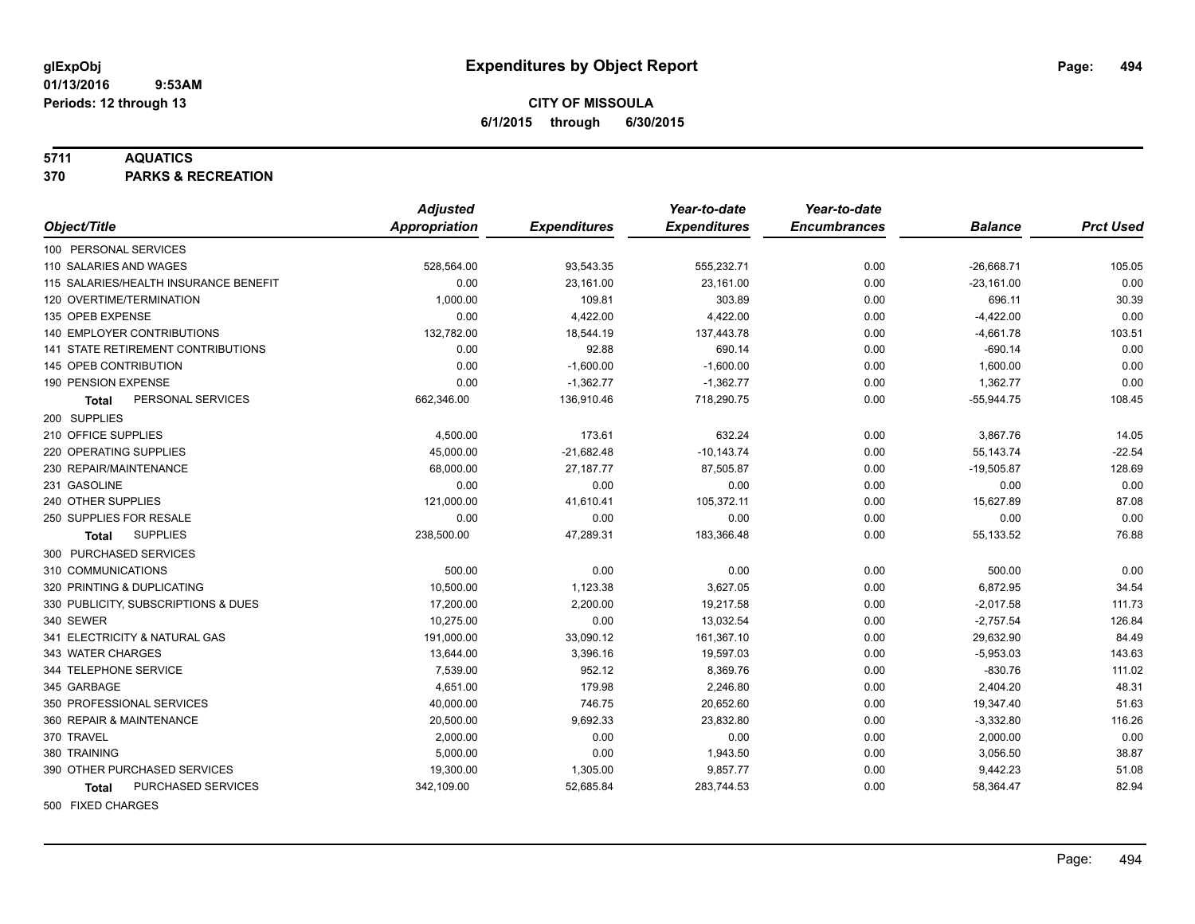# Expenditures by Object Report

glExpObj
01/13/2016 9:53AM
Periods: 12 through 13

**CITY OF MISSOULA**
**6/1/2015 through 6/30/2015**

**5711 AQUATICS**
**370 PARKS & RECREATION**

| Object/Title | Adjusted Appropriation | Expenditures | Year-to-date Expenditures | Year-to-date Encumbrances | Balance | Prct Used |
|---|---|---|---|---|---|---|
| 100 PERSONAL SERVICES | | | | | | |
| 110 SALARIES AND WAGES | 528,564.00 | 93,543.35 | 555,232.71 | 0.00 | -26,668.71 | 105.05 |
| 115 SALARIES/HEALTH INSURANCE BENEFIT | 0.00 | 23,161.00 | 23,161.00 | 0.00 | -23,161.00 | 0.00 |
| 120 OVERTIME/TERMINATION | 1,000.00 | 109.81 | 303.89 | 0.00 | 696.11 | 30.39 |
| 135 OPEB EXPENSE | 0.00 | 4,422.00 | 4,422.00 | 0.00 | -4,422.00 | 0.00 |
| 140 EMPLOYER CONTRIBUTIONS | 132,782.00 | 18,544.19 | 137,443.78 | 0.00 | -4,661.78 | 103.51 |
| 141 STATE RETIREMENT CONTRIBUTIONS | 0.00 | 92.88 | 690.14 | 0.00 | -690.14 | 0.00 |
| 145 OPEB CONTRIBUTION | 0.00 | -1,600.00 | -1,600.00 | 0.00 | 1,600.00 | 0.00 |
| 190 PENSION EXPENSE | 0.00 | -1,362.77 | -1,362.77 | 0.00 | 1,362.77 | 0.00 |
| **Total** PERSONAL SERVICES | 662,346.00 | 136,910.46 | 718,290.75 | 0.00 | -55,944.75 | 108.45 |
| 200 SUPPLIES | | | | | | |
| 210 OFFICE SUPPLIES | 4,500.00 | 173.61 | 632.24 | 0.00 | 3,867.76 | 14.05 |
| 220 OPERATING SUPPLIES | 45,000.00 | -21,682.48 | -10,143.74 | 0.00 | 55,143.74 | -22.54 |
| 230 REPAIR/MAINTENANCE | 68,000.00 | 27,187.77 | 87,505.87 | 0.00 | -19,505.87 | 128.69 |
| 231 GASOLINE | 0.00 | 0.00 | 0.00 | 0.00 | 0.00 | 0.00 |
| 240 OTHER SUPPLIES | 121,000.00 | 41,610.41 | 105,372.11 | 0.00 | 15,627.89 | 87.08 |
| 250 SUPPLIES FOR RESALE | 0.00 | 0.00 | 0.00 | 0.00 | 0.00 | 0.00 |
| **Total** SUPPLIES | 238,500.00 | 47,289.31 | 183,366.48 | 0.00 | 55,133.52 | 76.88 |
| 300 PURCHASED SERVICES | | | | | | |
| 310 COMMUNICATIONS | 500.00 | 0.00 | 0.00 | 0.00 | 500.00 | 0.00 |
| 320 PRINTING & DUPLICATING | 10,500.00 | 1,123.38 | 3,627.05 | 0.00 | 6,872.95 | 34.54 |
| 330 PUBLICITY, SUBSCRIPTIONS & DUES | 17,200.00 | 2,200.00 | 19,217.58 | 0.00 | -2,017.58 | 111.73 |
| 340 SEWER | 10,275.00 | 0.00 | 13,032.54 | 0.00 | -2,757.54 | 126.84 |
| 341 ELECTRICITY & NATURAL GAS | 191,000.00 | 33,090.12 | 161,367.10 | 0.00 | 29,632.90 | 84.49 |
| 343 WATER CHARGES | 13,644.00 | 3,396.16 | 19,597.03 | 0.00 | -5,953.03 | 143.63 |
| 344 TELEPHONE SERVICE | 7,539.00 | 952.12 | 8,369.76 | 0.00 | -830.76 | 111.02 |
| 345 GARBAGE | 4,651.00 | 179.98 | 2,246.80 | 0.00 | 2,404.20 | 48.31 |
| 350 PROFESSIONAL SERVICES | 40,000.00 | 746.75 | 20,652.60 | 0.00 | 19,347.40 | 51.63 |
| 360 REPAIR & MAINTENANCE | 20,500.00 | 9,692.33 | 23,832.80 | 0.00 | -3,332.80 | 116.26 |
| 370 TRAVEL | 2,000.00 | 0.00 | 0.00 | 0.00 | 2,000.00 | 0.00 |
| 380 TRAINING | 5,000.00 | 0.00 | 1,943.50 | 0.00 | 3,056.50 | 38.87 |
| 390 OTHER PURCHASED SERVICES | 19,300.00 | 1,305.00 | 9,857.77 | 0.00 | 9,442.23 | 51.08 |
| **Total** PURCHASED SERVICES | 342,109.00 | 52,685.84 | 283,744.53 | 0.00 | 58,364.47 | 82.94 |
| 500 FIXED CHARGES | | | | | | |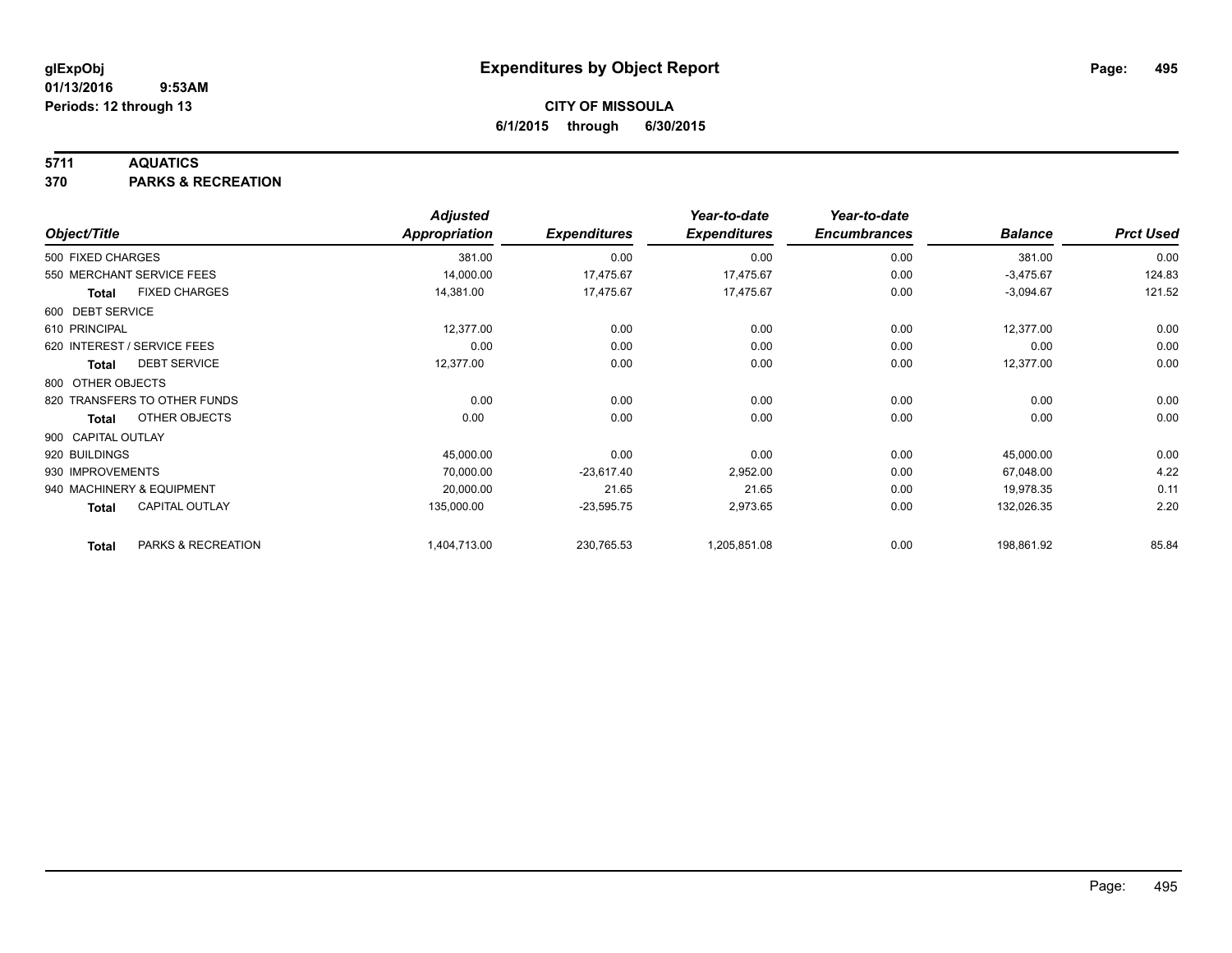**glExpObj** 
**01/13/2016 9:53AM** 
**Periods: 12 through 13**

# Expenditures by Object Report

**CITY OF MISSOULA** 
**6/1/2015 through 6/30/2015**

## 5711 AQUATICS
## 370 PARKS & RECREATION

| Object/Title | | Adjusted Appropriation | Expenditures | Year-to-date Expenditures | Year-to-date Encumbrances | Balance | Prct Used |
|---|---|---|---|---|---|---|---|
| 500 FIXED CHARGES | | 381.00 | 0.00 | 0.00 | 0.00 | 381.00 | 0.00 |
| 550 MERCHANT SERVICE FEES | | 14,000.00 | 17,475.67 | 17,475.67 | 0.00 | -3,475.67 | 124.83 |
| **Total** | FIXED CHARGES | 14,381.00 | 17,475.67 | 17,475.67 | 0.00 | -3,094.67 | 121.52 |
| 600 DEBT SERVICE | | | | | | | |
| 610 PRINCIPAL | | 12,377.00 | 0.00 | 0.00 | 0.00 | 12,377.00 | 0.00 |
| 620 INTEREST / SERVICE FEES | | 0.00 | 0.00 | 0.00 | 0.00 | 0.00 | 0.00 |
| **Total** | DEBT SERVICE | 12,377.00 | 0.00 | 0.00 | 0.00 | 12,377.00 | 0.00 |
| 800 OTHER OBJECTS | | | | | | | |
| 820 TRANSFERS TO OTHER FUNDS | | 0.00 | 0.00 | 0.00 | 0.00 | 0.00 | 0.00 |
| **Total** | OTHER OBJECTS | 0.00 | 0.00 | 0.00 | 0.00 | 0.00 | 0.00 |
| 900 CAPITAL OUTLAY | | | | | | | |
| 920 BUILDINGS | | 45,000.00 | 0.00 | 0.00 | 0.00 | 45,000.00 | 0.00 |
| 930 IMPROVEMENTS | | 70,000.00 | -23,617.40 | 2,952.00 | 0.00 | 67,048.00 | 4.22 |
| 940 MACHINERY & EQUIPMENT | | 20,000.00 | 21.65 | 21.65 | 0.00 | 19,978.35 | 0.11 |
| **Total** | CAPITAL OUTLAY | 135,000.00 | -23,595.75 | 2,973.65 | 0.00 | 132,026.35 | 2.20 |
| **Total** | PARKS & RECREATION | 1,404,713.00 | 230,765.53 | 1,205,851.08 | 0.00 | 198,861.92 | 85.84 |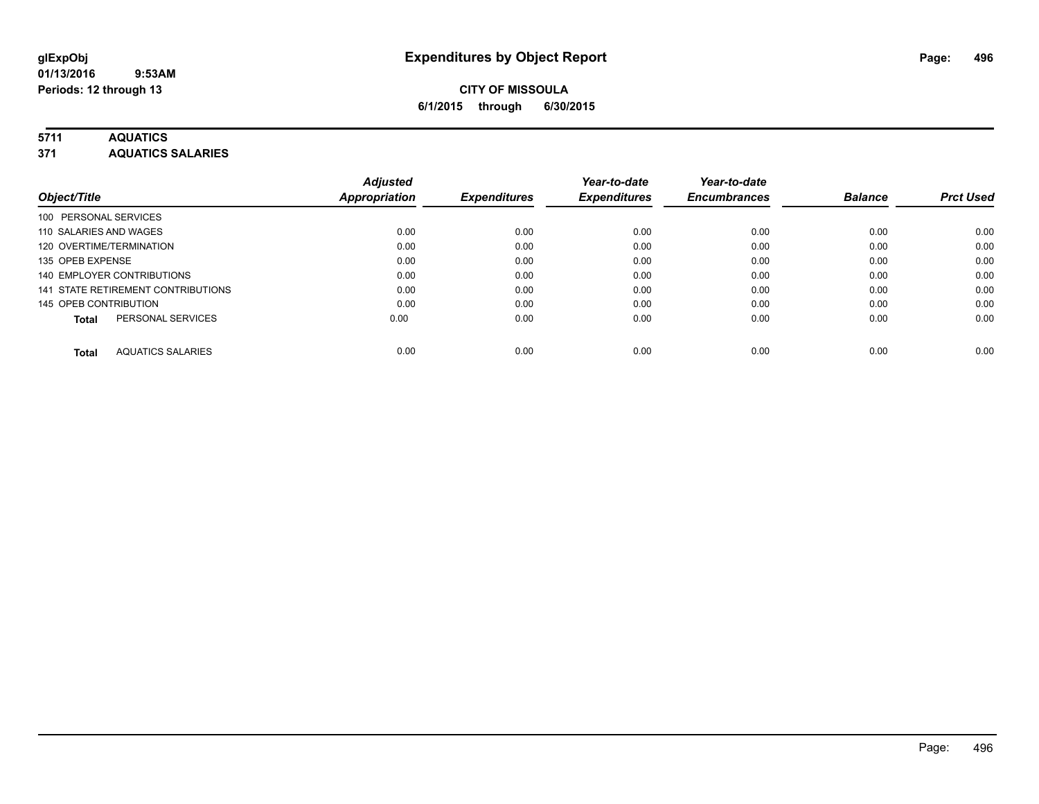# Expenditures by Object Report

glExpObj
01/13/2016 9:53AM
Periods: 12 through 13

**CITY OF MISSOULA**
**6/1/2015 through 6/30/2015**

**5711 AQUATICS**
**371 AQUATICS SALARIES**

| Object/Title | Adjusted Appropriation | Expenditures | Year-to-date Expenditures | Year-to-date Encumbrances | Balance | Prct Used |
|---|---|---|---|---|---|---|
| 100 PERSONAL SERVICES | | | | | | |
| 110 SALARIES AND WAGES | 0.00 | 0.00 | 0.00 | 0.00 | 0.00 | 0.00 |
| 120 OVERTIME/TERMINATION | 0.00 | 0.00 | 0.00 | 0.00 | 0.00 | 0.00 |
| 135 OPEB EXPENSE | 0.00 | 0.00 | 0.00 | 0.00 | 0.00 | 0.00 |
| 140 EMPLOYER CONTRIBUTIONS | 0.00 | 0.00 | 0.00 | 0.00 | 0.00 | 0.00 |
| 141 STATE RETIREMENT CONTRIBUTIONS | 0.00 | 0.00 | 0.00 | 0.00 | 0.00 | 0.00 |
| 145 OPEB CONTRIBUTION | 0.00 | 0.00 | 0.00 | 0.00 | 0.00 | 0.00 |
| **Total** PERSONAL SERVICES | 0.00 | 0.00 | 0.00 | 0.00 | 0.00 | 0.00 |
| **Total** AQUATICS SALARIES | 0.00 | 0.00 | 0.00 | 0.00 | 0.00 | 0.00 |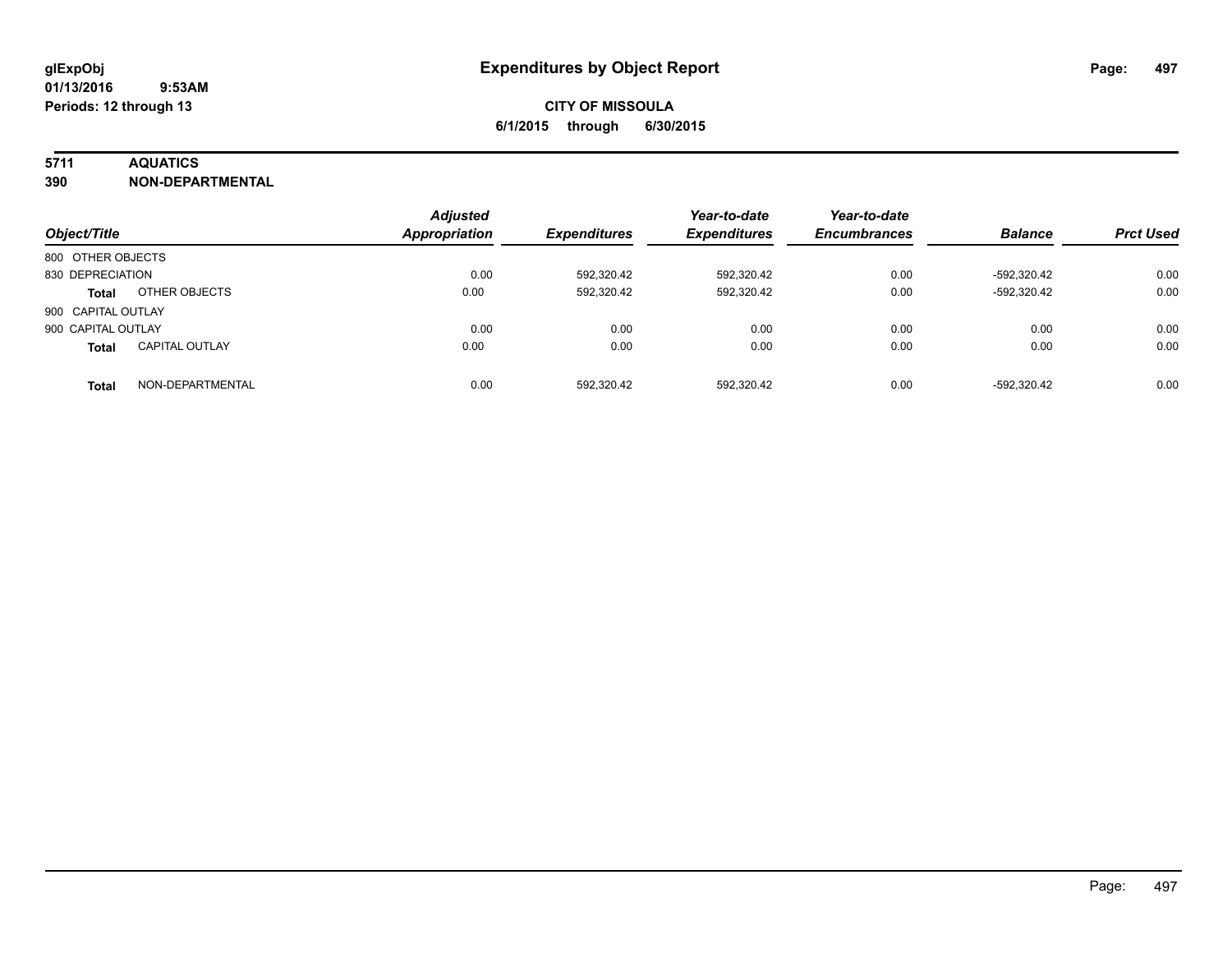# Expenditures by Object Report

glExpObj
01/13/2016 9:53AM
Periods: 12 through 13

**CITY OF MISSOULA**
**6/1/2015 through 6/30/2015**

**5711 AQUATICS**
**390 NON-DEPARTMENTAL**

| Object/Title | | Adjusted Appropriation | Expenditures | Year-to-date Expenditures | Year-to-date Encumbrances | Balance | Prct Used |
|---|---|---|---|---|---|---|---|
| 800 OTHER OBJECTS | | | | | | | |
| 830 DEPRECIATION | | 0.00 | 592,320.42 | 592,320.42 | 0.00 | -592,320.42 | 0.00 |
| **Total** | OTHER OBJECTS | 0.00 | 592,320.42 | 592,320.42 | 0.00 | -592,320.42 | 0.00 |
| 900 CAPITAL OUTLAY | | | | | | | |
| 900 CAPITAL OUTLAY | | 0.00 | 0.00 | 0.00 | 0.00 | 0.00 | 0.00 |
| **Total** | CAPITAL OUTLAY | 0.00 | 0.00 | 0.00 | 0.00 | 0.00 | 0.00 |
| **Total** | NON-DEPARTMENTAL | 0.00 | 592,320.42 | 592,320.42 | 0.00 | -592,320.42 | 0.00 |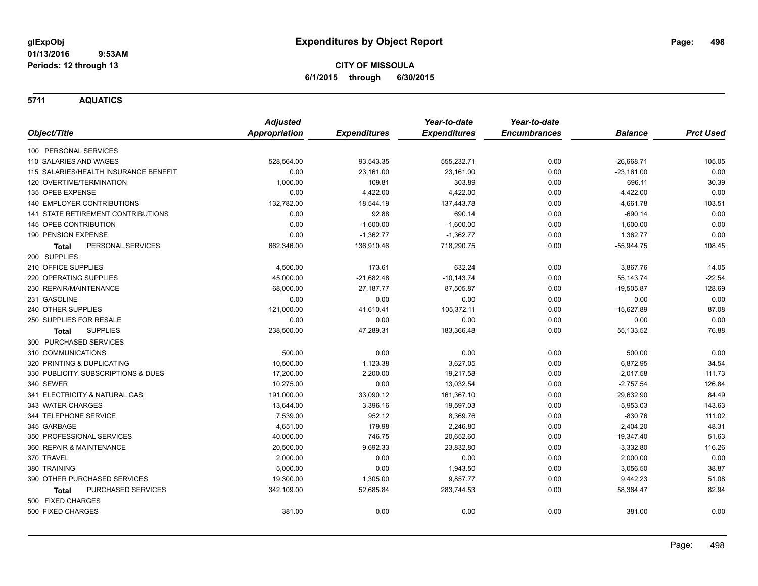# Expenditures by Object Report

glExpObj
01/13/2016 9:53AM
Periods: 12 through 13

**CITY OF MISSOULA**
**6/1/2015 through 6/30/2015**

## 5711 AQUATICS

| Object/Title | Adjusted Appropriation | Expenditures | Year-to-date Expenditures | Year-to-date Encumbrances | Balance | Prct Used |
|---|---|---|---|---|---|---|
| 100 PERSONAL SERVICES | | | | | | |
| 110 SALARIES AND WAGES | 528,564.00 | 93,543.35 | 555,232.71 | 0.00 | -26,668.71 | 105.05 |
| 115 SALARIES/HEALTH INSURANCE BENEFIT | 0.00 | 23,161.00 | 23,161.00 | 0.00 | -23,161.00 | 0.00 |
| 120 OVERTIME/TERMINATION | 1,000.00 | 109.81 | 303.89 | 0.00 | 696.11 | 30.39 |
| 135 OPEB EXPENSE | 0.00 | 4,422.00 | 4,422.00 | 0.00 | -4,422.00 | 0.00 |
| 140 EMPLOYER CONTRIBUTIONS | 132,782.00 | 18,544.19 | 137,443.78 | 0.00 | -4,661.78 | 103.51 |
| 141 STATE RETIREMENT CONTRIBUTIONS | 0.00 | 92.88 | 690.14 | 0.00 | -690.14 | 0.00 |
| 145 OPEB CONTRIBUTION | 0.00 | -1,600.00 | -1,600.00 | 0.00 | 1,600.00 | 0.00 |
| 190 PENSION EXPENSE | 0.00 | -1,362.77 | -1,362.77 | 0.00 | 1,362.77 | 0.00 |
| **Total** PERSONAL SERVICES | 662,346.00 | 136,910.46 | 718,290.75 | 0.00 | -55,944.75 | 108.45 |
| 200 SUPPLIES | | | | | | |
| 210 OFFICE SUPPLIES | 4,500.00 | 173.61 | 632.24 | 0.00 | 3,867.76 | 14.05 |
| 220 OPERATING SUPPLIES | 45,000.00 | -21,682.48 | -10,143.74 | 0.00 | 55,143.74 | -22.54 |
| 230 REPAIR/MAINTENANCE | 68,000.00 | 27,187.77 | 87,505.87 | 0.00 | -19,505.87 | 128.69 |
| 231 GASOLINE | 0.00 | 0.00 | 0.00 | 0.00 | 0.00 | 0.00 |
| 240 OTHER SUPPLIES | 121,000.00 | 41,610.41 | 105,372.11 | 0.00 | 15,627.89 | 87.08 |
| 250 SUPPLIES FOR RESALE | 0.00 | 0.00 | 0.00 | 0.00 | 0.00 | 0.00 |
| **Total** SUPPLIES | 238,500.00 | 47,289.31 | 183,366.48 | 0.00 | 55,133.52 | 76.88 |
| 300 PURCHASED SERVICES | | | | | | |
| 310 COMMUNICATIONS | 500.00 | 0.00 | 0.00 | 0.00 | 500.00 | 0.00 |
| 320 PRINTING & DUPLICATING | 10,500.00 | 1,123.38 | 3,627.05 | 0.00 | 6,872.95 | 34.54 |
| 330 PUBLICITY, SUBSCRIPTIONS & DUES | 17,200.00 | 2,200.00 | 19,217.58 | 0.00 | -2,017.58 | 111.73 |
| 340 SEWER | 10,275.00 | 0.00 | 13,032.54 | 0.00 | -2,757.54 | 126.84 |
| 341 ELECTRICITY & NATURAL GAS | 191,000.00 | 33,090.12 | 161,367.10 | 0.00 | 29,632.90 | 84.49 |
| 343 WATER CHARGES | 13,644.00 | 3,396.16 | 19,597.03 | 0.00 | -5,953.03 | 143.63 |
| 344 TELEPHONE SERVICE | 7,539.00 | 952.12 | 8,369.76 | 0.00 | -830.76 | 111.02 |
| 345 GARBAGE | 4,651.00 | 179.98 | 2,246.80 | 0.00 | 2,404.20 | 48.31 |
| 350 PROFESSIONAL SERVICES | 40,000.00 | 746.75 | 20,652.60 | 0.00 | 19,347.40 | 51.63 |
| 360 REPAIR & MAINTENANCE | 20,500.00 | 9,692.33 | 23,832.80 | 0.00 | -3,332.80 | 116.26 |
| 370 TRAVEL | 2,000.00 | 0.00 | 0.00 | 0.00 | 2,000.00 | 0.00 |
| 380 TRAINING | 5,000.00 | 0.00 | 1,943.50 | 0.00 | 3,056.50 | 38.87 |
| 390 OTHER PURCHASED SERVICES | 19,300.00 | 1,305.00 | 9,857.77 | 0.00 | 9,442.23 | 51.08 |
| **Total** PURCHASED SERVICES | 342,109.00 | 52,685.84 | 283,744.53 | 0.00 | 58,364.47 | 82.94 |
| 500 FIXED CHARGES | | | | | | |
| 500 FIXED CHARGES | 381.00 | 0.00 | 0.00 | 0.00 | 381.00 | 0.00 |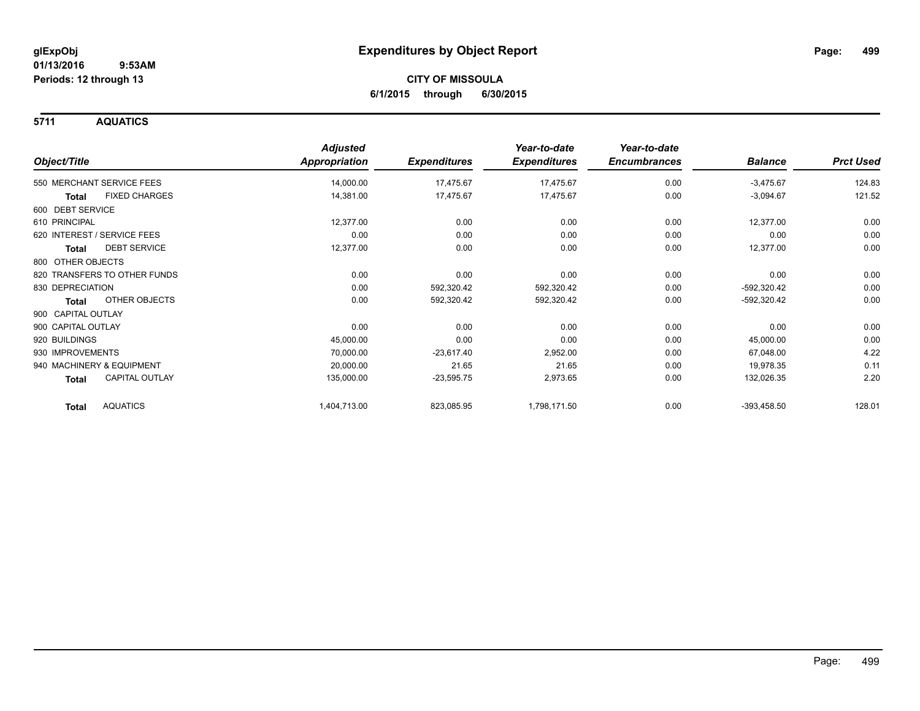# Expenditures by Object Report

glExpObj
01/13/2016 9:53AM
Periods: 12 through 13

**CITY OF MISSOULA**
**6/1/2015 through 6/30/2015**

## 5711 AQUATICS

| Object/Title | | Adjusted Appropriation | Expenditures | Year-to-date Expenditures | Year-to-date Encumbrances | Balance | Prct Used |
|---|---|---|---|---|---|---|---|
| 550 MERCHANT SERVICE FEES | | 14,000.00 | 17,475.67 | 17,475.67 | 0.00 | -3,475.67 | 124.83 |
| **Total** | FIXED CHARGES | 14,381.00 | 17,475.67 | 17,475.67 | 0.00 | -3,094.67 | 121.52 |
| 600 DEBT SERVICE | | | | | | | |
| 610 PRINCIPAL | | 12,377.00 | 0.00 | 0.00 | 0.00 | 12,377.00 | 0.00 |
| 620 INTEREST / SERVICE FEES | | 0.00 | 0.00 | 0.00 | 0.00 | 0.00 | 0.00 |
| **Total** | DEBT SERVICE | 12,377.00 | 0.00 | 0.00 | 0.00 | 12,377.00 | 0.00 |
| 800 OTHER OBJECTS | | | | | | | |
| 820 TRANSFERS TO OTHER FUNDS | | 0.00 | 0.00 | 0.00 | 0.00 | 0.00 | 0.00 |
| 830 DEPRECIATION | | 0.00 | 592,320.42 | 592,320.42 | 0.00 | -592,320.42 | 0.00 |
| **Total** | OTHER OBJECTS | 0.00 | 592,320.42 | 592,320.42 | 0.00 | -592,320.42 | 0.00 |
| 900 CAPITAL OUTLAY | | | | | | | |
| 900 CAPITAL OUTLAY | | 0.00 | 0.00 | 0.00 | 0.00 | 0.00 | 0.00 |
| 920 BUILDINGS | | 45,000.00 | 0.00 | 0.00 | 0.00 | 45,000.00 | 0.00 |
| 930 IMPROVEMENTS | | 70,000.00 | -23,617.40 | 2,952.00 | 0.00 | 67,048.00 | 4.22 |
| 940 MACHINERY & EQUIPMENT | | 20,000.00 | 21.65 | 21.65 | 0.00 | 19,978.35 | 0.11 |
| **Total** | CAPITAL OUTLAY | 135,000.00 | -23,595.75 | 2,973.65 | 0.00 | 132,026.35 | 2.20 |
| **Total** | AQUATICS | 1,404,713.00 | 823,085.95 | 1,798,171.50 | 0.00 | -393,458.50 | 128.01 |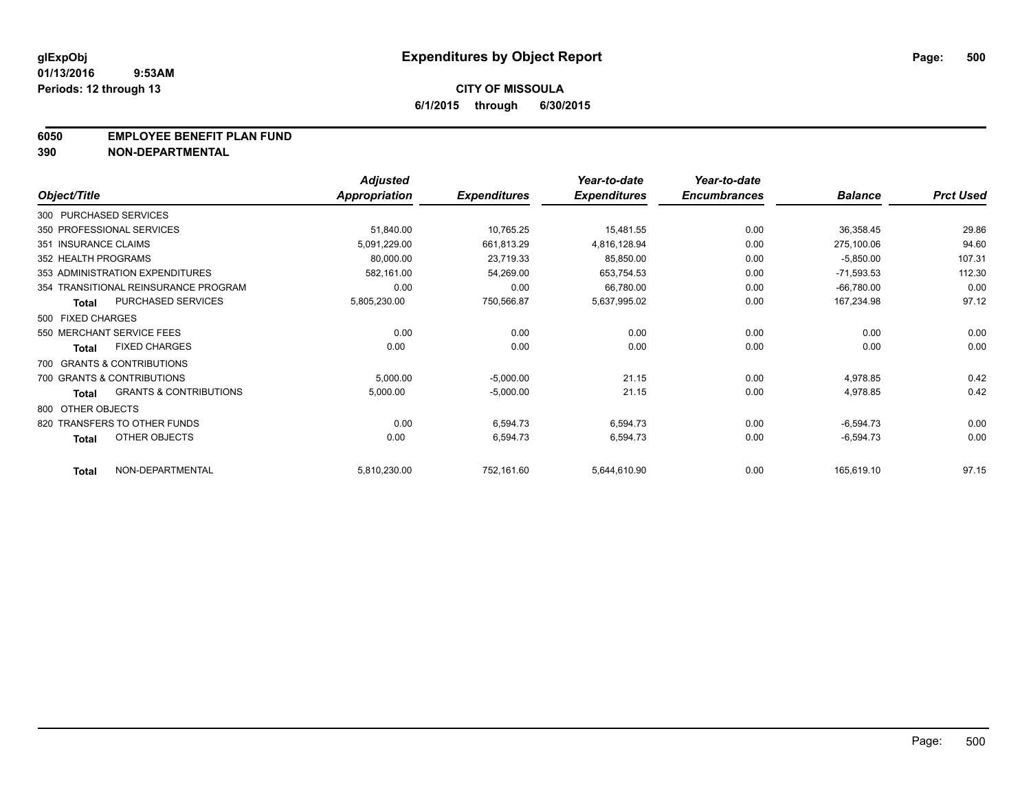# Expenditures by Object Report

glExpObj
01/13/2016 9:53AM
Periods: 12 through 13

**CITY OF MISSOULA**
**6/1/2015 through 6/30/2015**

**6050 EMPLOYEE BENEFIT PLAN FUND**
**390 NON-DEPARTMENTAL**

| Object/Title | Adjusted Appropriation | Expenditures | Year-to-date Expenditures | Year-to-date Encumbrances | Balance | Prct Used |
|---|---|---|---|---|---|---|
| 300 PURCHASED SERVICES | | | | | | |
| 350 PROFESSIONAL SERVICES | 51,840.00 | 10,765.25 | 15,481.55 | 0.00 | 36,358.45 | 29.86 |
| 351 INSURANCE CLAIMS | 5,091,229.00 | 661,813.29 | 4,816,128.94 | 0.00 | 275,100.06 | 94.60 |
| 352 HEALTH PROGRAMS | 80,000.00 | 23,719.33 | 85,850.00 | 0.00 | -5,850.00 | 107.31 |
| 353 ADMINISTRATION EXPENDITURES | 582,161.00 | 54,269.00 | 653,754.53 | 0.00 | -71,593.53 | 112.30 |
| 354 TRANSITIONAL REINSURANCE PROGRAM | 0.00 | 0.00 | 66,780.00 | 0.00 | -66,780.00 | 0.00 |
| **Total** PURCHASED SERVICES | 5,805,230.00 | 750,566.87 | 5,637,995.02 | 0.00 | 167,234.98 | 97.12 |
| 500 FIXED CHARGES | | | | | | |
| 550 MERCHANT SERVICE FEES | 0.00 | 0.00 | 0.00 | 0.00 | 0.00 | 0.00 |
| **Total** FIXED CHARGES | 0.00 | 0.00 | 0.00 | 0.00 | 0.00 | 0.00 |
| 700 GRANTS & CONTRIBUTIONS | | | | | | |
| 700 GRANTS & CONTRIBUTIONS | 5,000.00 | -5,000.00 | 21.15 | 0.00 | 4,978.85 | 0.42 |
| **Total** GRANTS & CONTRIBUTIONS | 5,000.00 | -5,000.00 | 21.15 | 0.00 | 4,978.85 | 0.42 |
| 800 OTHER OBJECTS | | | | | | |
| 820 TRANSFERS TO OTHER FUNDS | 0.00 | 6,594.73 | 6,594.73 | 0.00 | -6,594.73 | 0.00 |
| **Total** OTHER OBJECTS | 0.00 | 6,594.73 | 6,594.73 | 0.00 | -6,594.73 | 0.00 |
| **Total** NON-DEPARTMENTAL | 5,810,230.00 | 752,161.60 | 5,644,610.90 | 0.00 | 165,619.10 | 97.15 |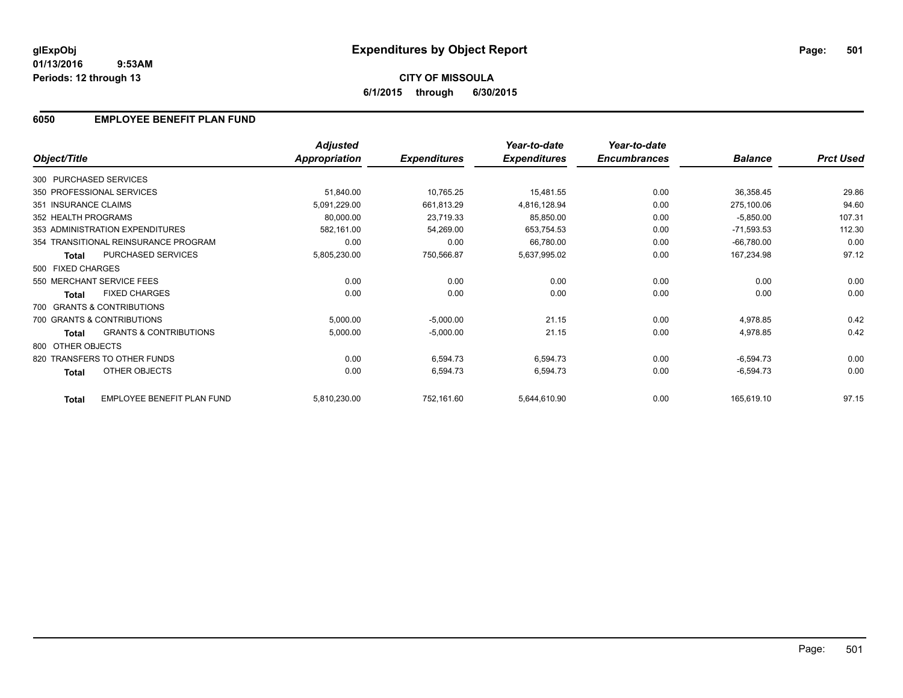**glExpObj**
**01/13/2016 9:53AM**
**Periods: 12 through 13**

# Expenditures by Object Report

**CITY OF MISSOULA**
**6/1/2015 through 6/30/2015**

## 6050 EMPLOYEE BENEFIT PLAN FUND

| Object/Title | Adjusted Appropriation | Expenditures | Year-to-date Expenditures | Year-to-date Encumbrances | Balance | Prct Used |
|---|---|---|---|---|---|---|
| 300 PURCHASED SERVICES | | | | | | |
| 350 PROFESSIONAL SERVICES | 51,840.00 | 10,765.25 | 15,481.55 | 0.00 | 36,358.45 | 29.86 |
| 351 INSURANCE CLAIMS | 5,091,229.00 | 661,813.29 | 4,816,128.94 | 0.00 | 275,100.06 | 94.60 |
| 352 HEALTH PROGRAMS | 80,000.00 | 23,719.33 | 85,850.00 | 0.00 | -5,850.00 | 107.31 |
| 353 ADMINISTRATION EXPENDITURES | 582,161.00 | 54,269.00 | 653,754.53 | 0.00 | -71,593.53 | 112.30 |
| 354 TRANSITIONAL REINSURANCE PROGRAM | 0.00 | 0.00 | 66,780.00 | 0.00 | -66,780.00 | 0.00 |
| **Total** PURCHASED SERVICES | 5,805,230.00 | 750,566.87 | 5,637,995.02 | 0.00 | 167,234.98 | 97.12 |
| 500 FIXED CHARGES | | | | | | |
| 550 MERCHANT SERVICE FEES | 0.00 | 0.00 | 0.00 | 0.00 | 0.00 | 0.00 |
| **Total** FIXED CHARGES | 0.00 | 0.00 | 0.00 | 0.00 | 0.00 | 0.00 |
| 700 GRANTS & CONTRIBUTIONS | | | | | | |
| 700 GRANTS & CONTRIBUTIONS | 5,000.00 | -5,000.00 | 21.15 | 0.00 | 4,978.85 | 0.42 |
| **Total** GRANTS & CONTRIBUTIONS | 5,000.00 | -5,000.00 | 21.15 | 0.00 | 4,978.85 | 0.42 |
| 800 OTHER OBJECTS | | | | | | |
| 820 TRANSFERS TO OTHER FUNDS | 0.00 | 6,594.73 | 6,594.73 | 0.00 | -6,594.73 | 0.00 |
| **Total** OTHER OBJECTS | 0.00 | 6,594.73 | 6,594.73 | 0.00 | -6,594.73 | 0.00 |
| **Total** EMPLOYEE BENEFIT PLAN FUND | 5,810,230.00 | 752,161.60 | 5,644,610.90 | 0.00 | 165,619.10 | 97.15 |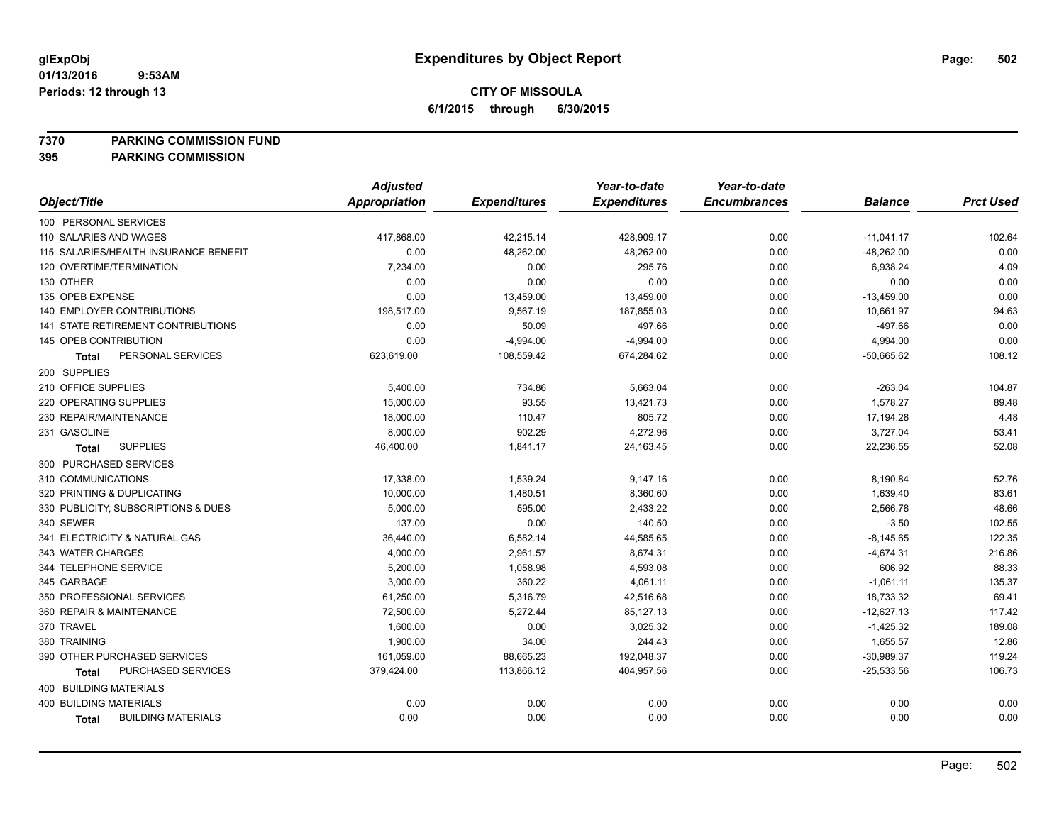**glExpObj**
**01/13/2016 9:53AM**
**Periods: 12 through 13**

# Expenditures by Object Report

**CITY OF MISSOULA**
**6/1/2015 through 6/30/2015**

**7370 PARKING COMMISSION FUND**
**395 PARKING COMMISSION**

| Object/Title | Adjusted Appropriation | Expenditures | Year-to-date Expenditures | Year-to-date Encumbrances | Balance | Prct Used |
|---|---|---|---|---|---|---|
| 100 PERSONAL SERVICES | | | | | | |
| 110 SALARIES AND WAGES | 417,868.00 | 42,215.14 | 428,909.17 | 0.00 | -11,041.17 | 102.64 |
| 115 SALARIES/HEALTH INSURANCE BENEFIT | 0.00 | 48,262.00 | 48,262.00 | 0.00 | -48,262.00 | 0.00 |
| 120 OVERTIME/TERMINATION | 7,234.00 | 0.00 | 295.76 | 0.00 | 6,938.24 | 4.09 |
| 130 OTHER | 0.00 | 0.00 | 0.00 | 0.00 | 0.00 | 0.00 |
| 135 OPEB EXPENSE | 0.00 | 13,459.00 | 13,459.00 | 0.00 | -13,459.00 | 0.00 |
| 140 EMPLOYER CONTRIBUTIONS | 198,517.00 | 9,567.19 | 187,855.03 | 0.00 | 10,661.97 | 94.63 |
| 141 STATE RETIREMENT CONTRIBUTIONS | 0.00 | 50.09 | 497.66 | 0.00 | -497.66 | 0.00 |
| 145 OPEB CONTRIBUTION | 0.00 | -4,994.00 | -4,994.00 | 0.00 | 4,994.00 | 0.00 |
| **Total** PERSONAL SERVICES | 623,619.00 | 108,559.42 | 674,284.62 | 0.00 | -50,665.62 | 108.12 |
| 200 SUPPLIES | | | | | | |
| 210 OFFICE SUPPLIES | 5,400.00 | 734.86 | 5,663.04 | 0.00 | -263.04 | 104.87 |
| 220 OPERATING SUPPLIES | 15,000.00 | 93.55 | 13,421.73 | 0.00 | 1,578.27 | 89.48 |
| 230 REPAIR/MAINTENANCE | 18,000.00 | 110.47 | 805.72 | 0.00 | 17,194.28 | 4.48 |
| 231 GASOLINE | 8,000.00 | 902.29 | 4,272.96 | 0.00 | 3,727.04 | 53.41 |
| **Total** SUPPLIES | 46,400.00 | 1,841.17 | 24,163.45 | 0.00 | 22,236.55 | 52.08 |
| 300 PURCHASED SERVICES | | | | | | |
| 310 COMMUNICATIONS | 17,338.00 | 1,539.24 | 9,147.16 | 0.00 | 8,190.84 | 52.76 |
| 320 PRINTING & DUPLICATING | 10,000.00 | 1,480.51 | 8,360.60 | 0.00 | 1,639.40 | 83.61 |
| 330 PUBLICITY, SUBSCRIPTIONS & DUES | 5,000.00 | 595.00 | 2,433.22 | 0.00 | 2,566.78 | 48.66 |
| 340 SEWER | 137.00 | 0.00 | 140.50 | 0.00 | -3.50 | 102.55 |
| 341 ELECTRICITY & NATURAL GAS | 36,440.00 | 6,582.14 | 44,585.65 | 0.00 | -8,145.65 | 122.35 |
| 343 WATER CHARGES | 4,000.00 | 2,961.57 | 8,674.31 | 0.00 | -4,674.31 | 216.86 |
| 344 TELEPHONE SERVICE | 5,200.00 | 1,058.98 | 4,593.08 | 0.00 | 606.92 | 88.33 |
| 345 GARBAGE | 3,000.00 | 360.22 | 4,061.11 | 0.00 | -1,061.11 | 135.37 |
| 350 PROFESSIONAL SERVICES | 61,250.00 | 5,316.79 | 42,516.68 | 0.00 | 18,733.32 | 69.41 |
| 360 REPAIR & MAINTENANCE | 72,500.00 | 5,272.44 | 85,127.13 | 0.00 | -12,627.13 | 117.42 |
| 370 TRAVEL | 1,600.00 | 0.00 | 3,025.32 | 0.00 | -1,425.32 | 189.08 |
| 380 TRAINING | 1,900.00 | 34.00 | 244.43 | 0.00 | 1,655.57 | 12.86 |
| 390 OTHER PURCHASED SERVICES | 161,059.00 | 88,665.23 | 192,048.37 | 0.00 | -30,989.37 | 119.24 |
| **Total** PURCHASED SERVICES | 379,424.00 | 113,866.12 | 404,957.56 | 0.00 | -25,533.56 | 106.73 |
| 400 BUILDING MATERIALS | | | | | | |
| 400 BUILDING MATERIALS | 0.00 | 0.00 | 0.00 | 0.00 | 0.00 | 0.00 |
| **Total** BUILDING MATERIALS | 0.00 | 0.00 | 0.00 | 0.00 | 0.00 | 0.00 |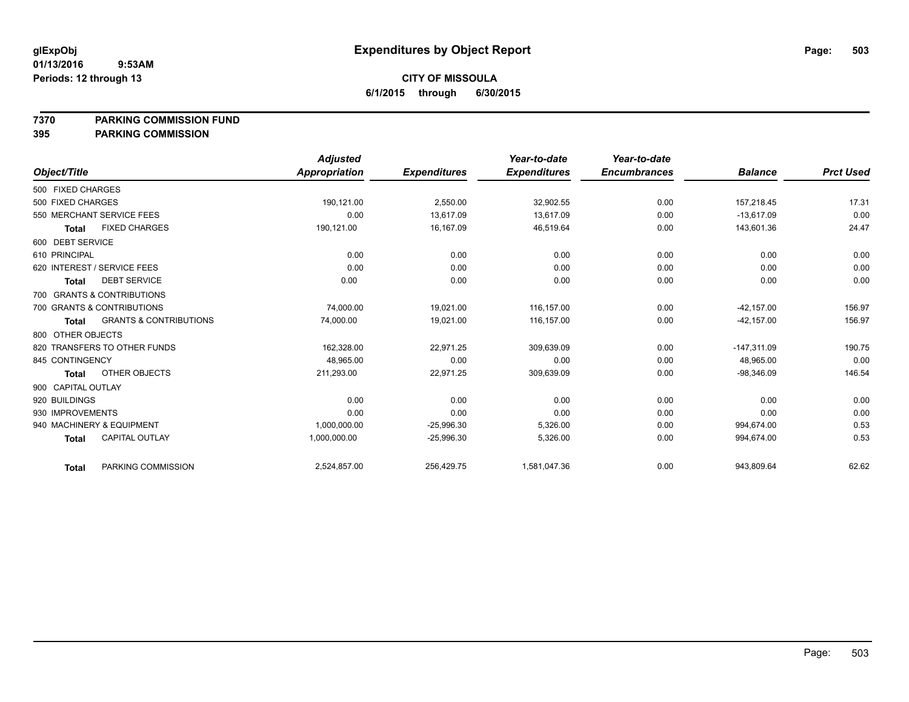# Expenditures by Object Report

glExpObj
01/13/2016 9:53AM
Periods: 12 through 13

**CITY OF MISSOULA**
**6/1/2015 through 6/30/2015**

**7370 PARKING COMMISSION FUND**
**395 PARKING COMMISSION**

| Object/Title | | Adjusted Appropriation | Expenditures | Year-to-date Expenditures | Year-to-date Encumbrances | Balance | Prct Used |
|---|---|---|---|---|---|---|---|
| 500 FIXED CHARGES | | | | | | | |
| 500 FIXED CHARGES | | 190,121.00 | 2,550.00 | 32,902.55 | 0.00 | 157,218.45 | 17.31 |
| 550 MERCHANT SERVICE FEES | | 0.00 | 13,617.09 | 13,617.09 | 0.00 | -13,617.09 | 0.00 |
| **Total** | FIXED CHARGES | 190,121.00 | 16,167.09 | 46,519.64 | 0.00 | 143,601.36 | 24.47 |
| 600 DEBT SERVICE | | | | | | | |
| 610 PRINCIPAL | | 0.00 | 0.00 | 0.00 | 0.00 | 0.00 | 0.00 |
| 620 INTEREST / SERVICE FEES | | 0.00 | 0.00 | 0.00 | 0.00 | 0.00 | 0.00 |
| **Total** | DEBT SERVICE | 0.00 | 0.00 | 0.00 | 0.00 | 0.00 | 0.00 |
| 700 GRANTS & CONTRIBUTIONS | | | | | | | |
| 700 GRANTS & CONTRIBUTIONS | | 74,000.00 | 19,021.00 | 116,157.00 | 0.00 | -42,157.00 | 156.97 |
| **Total** | GRANTS & CONTRIBUTIONS | 74,000.00 | 19,021.00 | 116,157.00 | 0.00 | -42,157.00 | 156.97 |
| 800 OTHER OBJECTS | | | | | | | |
| 820 TRANSFERS TO OTHER FUNDS | | 162,328.00 | 22,971.25 | 309,639.09 | 0.00 | -147,311.09 | 190.75 |
| 845 CONTINGENCY | | 48,965.00 | 0.00 | 0.00 | 0.00 | 48,965.00 | 0.00 |
| **Total** | OTHER OBJECTS | 211,293.00 | 22,971.25 | 309,639.09 | 0.00 | -98,346.09 | 146.54 |
| 900 CAPITAL OUTLAY | | | | | | | |
| 920 BUILDINGS | | 0.00 | 0.00 | 0.00 | 0.00 | 0.00 | 0.00 |
| 930 IMPROVEMENTS | | 0.00 | 0.00 | 0.00 | 0.00 | 0.00 | 0.00 |
| 940 MACHINERY & EQUIPMENT | | 1,000,000.00 | -25,996.30 | 5,326.00 | 0.00 | 994,674.00 | 0.53 |
| **Total** | CAPITAL OUTLAY | 1,000,000.00 | -25,996.30 | 5,326.00 | 0.00 | 994,674.00 | 0.53 |
| **Total** | PARKING COMMISSION | 2,524,857.00 | 256,429.75 | 1,581,047.36 | 0.00 | 943,809.64 | 62.62 |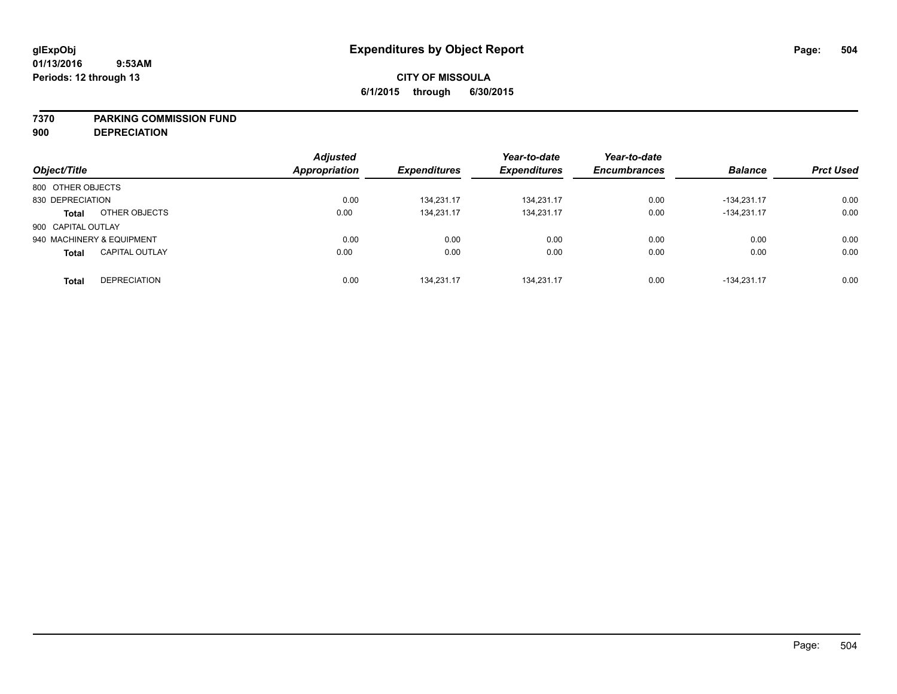**glExpObj**
**01/13/2016 9:53AM**
**Periods: 12 through 13**

# Expenditures by Object Report

**CITY OF MISSOULA**
**6/1/2015 through 6/30/2015**

**7370 PARKING COMMISSION FUND**
**900 DEPRECIATION**

| Object/Title | | *Adjusted Appropriation* | *Expenditures* | *Year-to-date Expenditures* | *Year-to-date Encumbrances* | *Balance* | *Prct Used* |
|---|---|---|---|---|---|---|---|
| 800 OTHER OBJECTS | | | | | | | |
| 830 DEPRECIATION | | 0.00 | 134,231.17 | 134,231.17 | 0.00 | -134,231.17 | 0.00 |
| **Total** | OTHER OBJECTS | 0.00 | 134,231.17 | 134,231.17 | 0.00 | -134,231.17 | 0.00 |
| 900 CAPITAL OUTLAY | | | | | | | |
| 940 MACHINERY & EQUIPMENT | | 0.00 | 0.00 | 0.00 | 0.00 | 0.00 | 0.00 |
| **Total** | CAPITAL OUTLAY | 0.00 | 0.00 | 0.00 | 0.00 | 0.00 | 0.00 |
| **Total** | DEPRECIATION | 0.00 | 134,231.17 | 134,231.17 | 0.00 | -134,231.17 | 0.00 |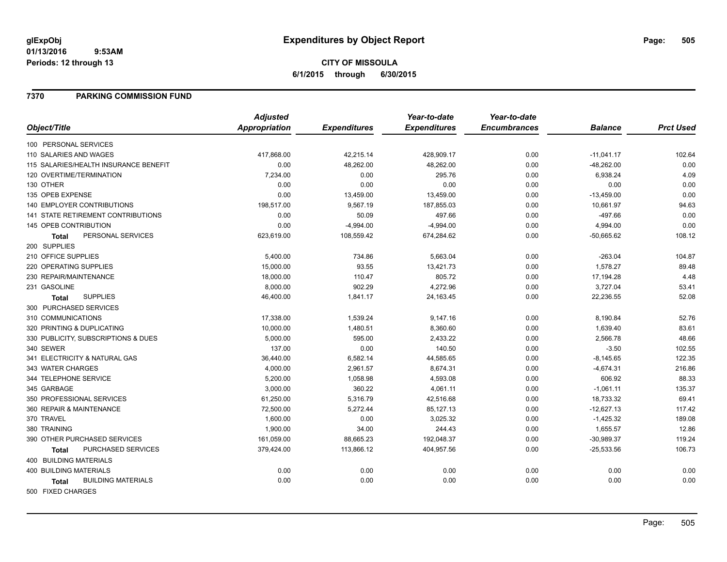# Expenditures by Object Report

glExpObj
01/13/2016 9:53AM
Periods: 12 through 13

**CITY OF MISSOULA**
**6/1/2015 through 6/30/2015**

## 7370 PARKING COMMISSION FUND

| Object/Title | Adjusted Appropriation | Expenditures | Year-to-date Expenditures | Year-to-date Encumbrances | Balance | Prct Used |
|---|---|---|---|---|---|---|
| 100 PERSONAL SERVICES | | | | | | |
| 110 SALARIES AND WAGES | 417,868.00 | 42,215.14 | 428,909.17 | 0.00 | -11,041.17 | 102.64 |
| 115 SALARIES/HEALTH INSURANCE BENEFIT | 0.00 | 48,262.00 | 48,262.00 | 0.00 | -48,262.00 | 0.00 |
| 120 OVERTIME/TERMINATION | 7,234.00 | 0.00 | 295.76 | 0.00 | 6,938.24 | 4.09 |
| 130 OTHER | 0.00 | 0.00 | 0.00 | 0.00 | 0.00 | 0.00 |
| 135 OPEB EXPENSE | 0.00 | 13,459.00 | 13,459.00 | 0.00 | -13,459.00 | 0.00 |
| 140 EMPLOYER CONTRIBUTIONS | 198,517.00 | 9,567.19 | 187,855.03 | 0.00 | 10,661.97 | 94.63 |
| 141 STATE RETIREMENT CONTRIBUTIONS | 0.00 | 50.09 | 497.66 | 0.00 | -497.66 | 0.00 |
| 145 OPEB CONTRIBUTION | 0.00 | -4,994.00 | -4,994.00 | 0.00 | 4,994.00 | 0.00 |
| **Total** PERSONAL SERVICES | 623,619.00 | 108,559.42 | 674,284.62 | 0.00 | -50,665.62 | 108.12 |
| 200 SUPPLIES | | | | | | |
| 210 OFFICE SUPPLIES | 5,400.00 | 734.86 | 5,663.04 | 0.00 | -263.04 | 104.87 |
| 220 OPERATING SUPPLIES | 15,000.00 | 93.55 | 13,421.73 | 0.00 | 1,578.27 | 89.48 |
| 230 REPAIR/MAINTENANCE | 18,000.00 | 110.47 | 805.72 | 0.00 | 17,194.28 | 4.48 |
| 231 GASOLINE | 8,000.00 | 902.29 | 4,272.96 | 0.00 | 3,727.04 | 53.41 |
| **Total** SUPPLIES | 46,400.00 | 1,841.17 | 24,163.45 | 0.00 | 22,236.55 | 52.08 |
| 300 PURCHASED SERVICES | | | | | | |
| 310 COMMUNICATIONS | 17,338.00 | 1,539.24 | 9,147.16 | 0.00 | 8,190.84 | 52.76 |
| 320 PRINTING & DUPLICATING | 10,000.00 | 1,480.51 | 8,360.60 | 0.00 | 1,639.40 | 83.61 |
| 330 PUBLICITY, SUBSCRIPTIONS & DUES | 5,000.00 | 595.00 | 2,433.22 | 0.00 | 2,566.78 | 48.66 |
| 340 SEWER | 137.00 | 0.00 | 140.50 | 0.00 | -3.50 | 102.55 |
| 341 ELECTRICITY & NATURAL GAS | 36,440.00 | 6,582.14 | 44,585.65 | 0.00 | -8,145.65 | 122.35 |
| 343 WATER CHARGES | 4,000.00 | 2,961.57 | 8,674.31 | 0.00 | -4,674.31 | 216.86 |
| 344 TELEPHONE SERVICE | 5,200.00 | 1,058.98 | 4,593.08 | 0.00 | 606.92 | 88.33 |
| 345 GARBAGE | 3,000.00 | 360.22 | 4,061.11 | 0.00 | -1,061.11 | 135.37 |
| 350 PROFESSIONAL SERVICES | 61,250.00 | 5,316.79 | 42,516.68 | 0.00 | 18,733.32 | 69.41 |
| 360 REPAIR & MAINTENANCE | 72,500.00 | 5,272.44 | 85,127.13 | 0.00 | -12,627.13 | 117.42 |
| 370 TRAVEL | 1,600.00 | 0.00 | 3,025.32 | 0.00 | -1,425.32 | 189.08 |
| 380 TRAINING | 1,900.00 | 34.00 | 244.43 | 0.00 | 1,655.57 | 12.86 |
| 390 OTHER PURCHASED SERVICES | 161,059.00 | 88,665.23 | 192,048.37 | 0.00 | -30,989.37 | 119.24 |
| **Total** PURCHASED SERVICES | 379,424.00 | 113,866.12 | 404,957.56 | 0.00 | -25,533.56 | 106.73 |
| 400 BUILDING MATERIALS | | | | | | |
| 400 BUILDING MATERIALS | 0.00 | 0.00 | 0.00 | 0.00 | 0.00 | 0.00 |
| **Total** BUILDING MATERIALS | 0.00 | 0.00 | 0.00 | 0.00 | 0.00 | 0.00 |
| 500 FIXED CHARGES | | | | | | |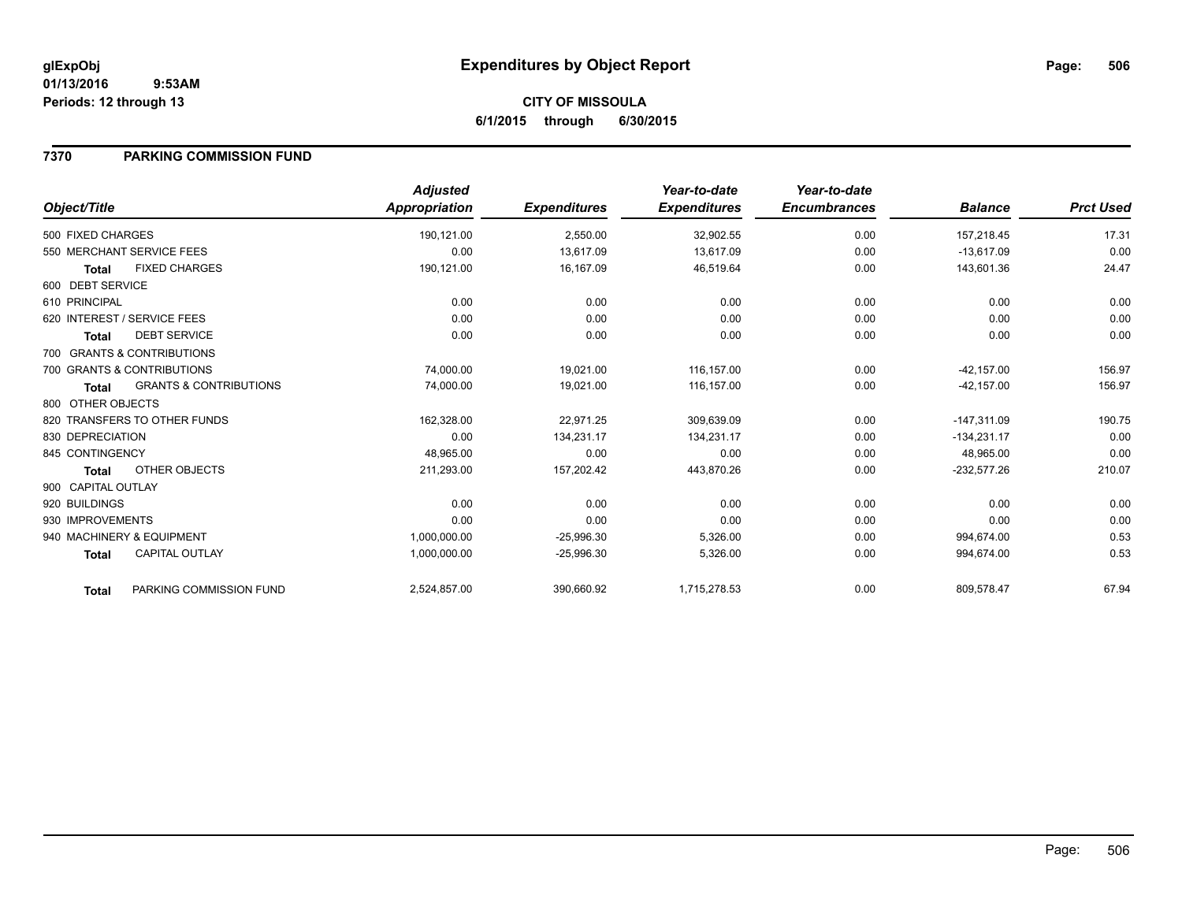# Expenditures by Object Report

glExpObj
01/13/2016 9:53AM
Periods: 12 through 13

**CITY OF MISSOULA**
**6/1/2015 through 6/30/2015**

## 7370 PARKING COMMISSION FUND

| Object/Title | Adjusted Appropriation | Expenditures | Year-to-date Expenditures | Year-to-date Encumbrances | Balance | Prct Used |
|---|---|---|---|---|---|---|
| 500 FIXED CHARGES | 190,121.00 | 2,550.00 | 32,902.55 | 0.00 | 157,218.45 | 17.31 |
| 550 MERCHANT SERVICE FEES | 0.00 | 13,617.09 | 13,617.09 | 0.00 | -13,617.09 | 0.00 |
| **Total** FIXED CHARGES | 190,121.00 | 16,167.09 | 46,519.64 | 0.00 | 143,601.36 | 24.47 |
| 600 DEBT SERVICE | | | | | | |
| 610 PRINCIPAL | 0.00 | 0.00 | 0.00 | 0.00 | 0.00 | 0.00 |
| 620 INTEREST / SERVICE FEES | 0.00 | 0.00 | 0.00 | 0.00 | 0.00 | 0.00 |
| **Total** DEBT SERVICE | 0.00 | 0.00 | 0.00 | 0.00 | 0.00 | 0.00 |
| 700 GRANTS & CONTRIBUTIONS | | | | | | |
| 700 GRANTS & CONTRIBUTIONS | 74,000.00 | 19,021.00 | 116,157.00 | 0.00 | -42,157.00 | 156.97 |
| **Total** GRANTS & CONTRIBUTIONS | 74,000.00 | 19,021.00 | 116,157.00 | 0.00 | -42,157.00 | 156.97 |
| 800 OTHER OBJECTS | | | | | | |
| 820 TRANSFERS TO OTHER FUNDS | 162,328.00 | 22,971.25 | 309,639.09 | 0.00 | -147,311.09 | 190.75 |
| 830 DEPRECIATION | 0.00 | 134,231.17 | 134,231.17 | 0.00 | -134,231.17 | 0.00 |
| 845 CONTINGENCY | 48,965.00 | 0.00 | 0.00 | 0.00 | 48,965.00 | 0.00 |
| **Total** OTHER OBJECTS | 211,293.00 | 157,202.42 | 443,870.26 | 0.00 | -232,577.26 | 210.07 |
| 900 CAPITAL OUTLAY | | | | | | |
| 920 BUILDINGS | 0.00 | 0.00 | 0.00 | 0.00 | 0.00 | 0.00 |
| 930 IMPROVEMENTS | 0.00 | 0.00 | 0.00 | 0.00 | 0.00 | 0.00 |
| 940 MACHINERY & EQUIPMENT | 1,000,000.00 | -25,996.30 | 5,326.00 | 0.00 | 994,674.00 | 0.53 |
| **Total** CAPITAL OUTLAY | 1,000,000.00 | -25,996.30 | 5,326.00 | 0.00 | 994,674.00 | 0.53 |
| **Total** PARKING COMMISSION FUND | 2,524,857.00 | 390,660.92 | 1,715,278.53 | 0.00 | 809,578.47 | 67.94 |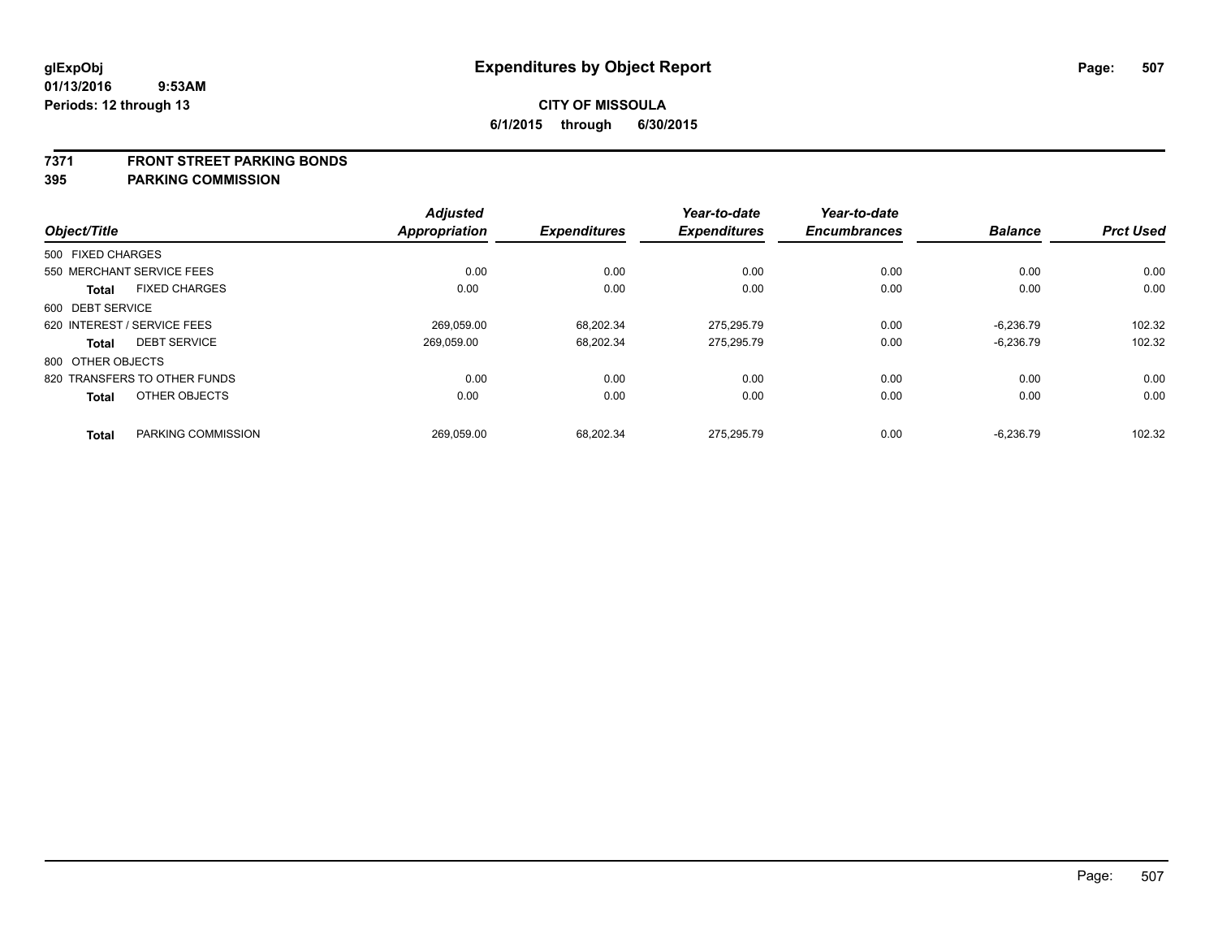glExpObj
01/13/2016 9:53AM
Periods: 12 through 13

# Expenditures by Object Report

**CITY OF MISSOULA**
**6/1/2015 through 6/30/2015**

**7371 FRONT STREET PARKING BONDS**
**395 PARKING COMMISSION**

| Object/Title | | Adjusted Appropriation | Expenditures | Year-to-date Expenditures | Year-to-date Encumbrances | Balance | Prct Used |
|---|---|---|---|---|---|---|---|
| 500 FIXED CHARGES | | | | | | | |
| 550 MERCHANT SERVICE FEES | | 0.00 | 0.00 | 0.00 | 0.00 | 0.00 | 0.00 |
| **Total** | FIXED CHARGES | 0.00 | 0.00 | 0.00 | 0.00 | 0.00 | 0.00 |
| 600 DEBT SERVICE | | | | | | | |
| 620 INTEREST / SERVICE FEES | | 269,059.00 | 68,202.34 | 275,295.79 | 0.00 | -6,236.79 | 102.32 |
| **Total** | DEBT SERVICE | 269,059.00 | 68,202.34 | 275,295.79 | 0.00 | -6,236.79 | 102.32 |
| 800 OTHER OBJECTS | | | | | | | |
| 820 TRANSFERS TO OTHER FUNDS | | 0.00 | 0.00 | 0.00 | 0.00 | 0.00 | 0.00 |
| **Total** | OTHER OBJECTS | 0.00 | 0.00 | 0.00 | 0.00 | 0.00 | 0.00 |
| **Total** | PARKING COMMISSION | 269,059.00 | 68,202.34 | 275,295.79 | 0.00 | -6,236.79 | 102.32 |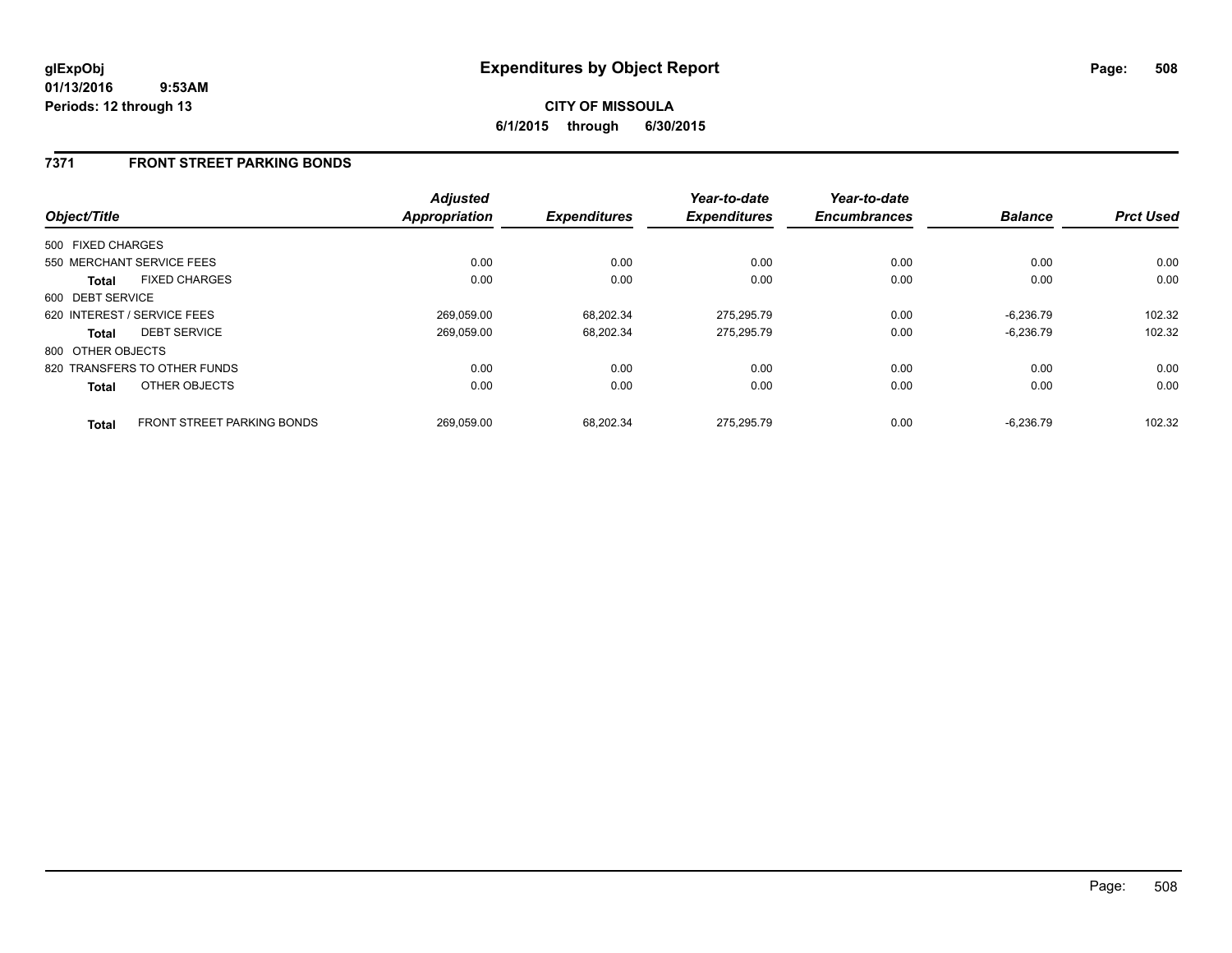# Expenditures by Object Report

glExpObj
01/13/2016 9:53AM
Periods: 12 through 13

**CITY OF MISSOULA**

**6/1/2015 through 6/30/2015**

## 7371 FRONT STREET PARKING BONDS

| Object/Title | | Adjusted Appropriation | Expenditures | Year-to-date Expenditures | Year-to-date Encumbrances | Balance | Prct Used |
|---|---|---|---|---|---|---|---|
| 500 FIXED CHARGES | | | | | | | |
| 550 MERCHANT SERVICE FEES | | 0.00 | 0.00 | 0.00 | 0.00 | 0.00 | 0.00 |
| **Total** | FIXED CHARGES | 0.00 | 0.00 | 0.00 | 0.00 | 0.00 | 0.00 |
| 600 DEBT SERVICE | | | | | | | |
| 620 INTEREST / SERVICE FEES | | 269,059.00 | 68,202.34 | 275,295.79 | 0.00 | -6,236.79 | 102.32 |
| **Total** | DEBT SERVICE | 269,059.00 | 68,202.34 | 275,295.79 | 0.00 | -6,236.79 | 102.32 |
| 800 OTHER OBJECTS | | | | | | | |
| 820 TRANSFERS TO OTHER FUNDS | | 0.00 | 0.00 | 0.00 | 0.00 | 0.00 | 0.00 |
| **Total** | OTHER OBJECTS | 0.00 | 0.00 | 0.00 | 0.00 | 0.00 | 0.00 |
| **Total** | FRONT STREET PARKING BONDS | 269,059.00 | 68,202.34 | 275,295.79 | 0.00 | -6,236.79 | 102.32 |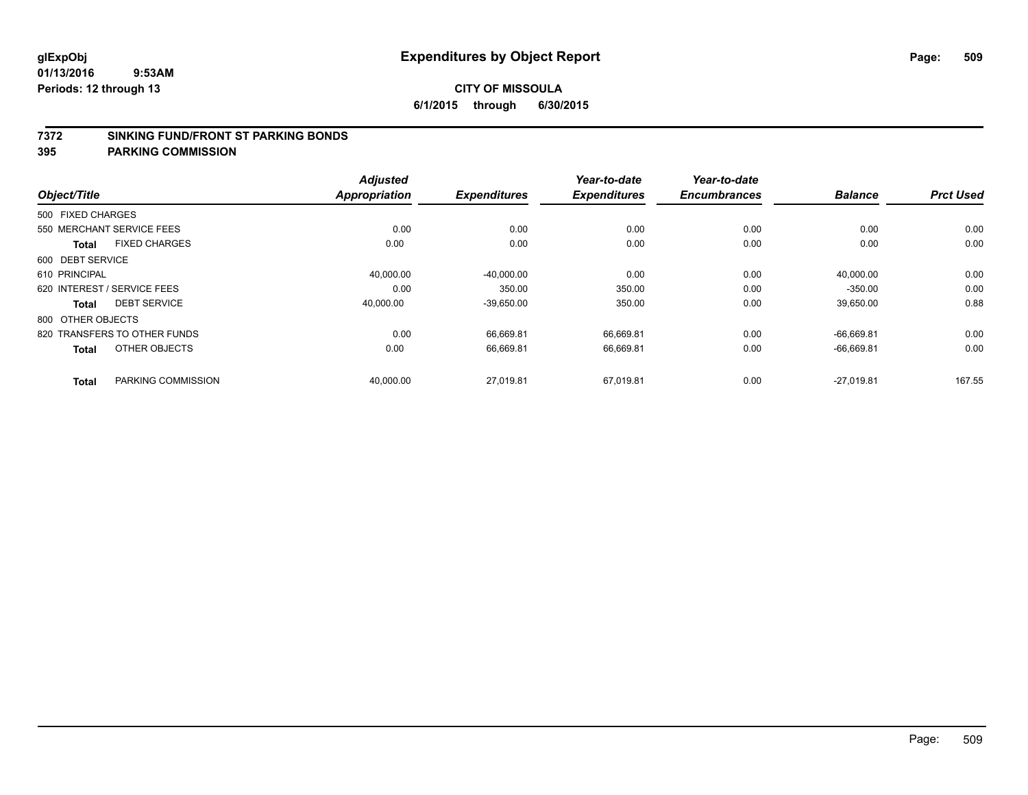glExpObj
01/13/2016 9:53AM
Periods: 12 through 13

# Expenditures by Object Report

**CITY OF MISSOULA**

**6/1/2015 through 6/30/2015**

## 7372 SINKING FUND/FRONT ST PARKING BONDS
## 395 PARKING COMMISSION

| Object/Title | | Adjusted Appropriation | Expenditures | Year-to-date Expenditures | Year-to-date Encumbrances | Balance | Prct Used |
|---|---|---|---|---|---|---|---|
| 500 FIXED CHARGES | | | | | | | |
| 550 MERCHANT SERVICE FEES | | 0.00 | 0.00 | 0.00 | 0.00 | 0.00 | 0.00 |
| **Total** | FIXED CHARGES | 0.00 | 0.00 | 0.00 | 0.00 | 0.00 | 0.00 |
| 600 DEBT SERVICE | | | | | | | |
| 610 PRINCIPAL | | 40,000.00 | -40,000.00 | 0.00 | 0.00 | 40,000.00 | 0.00 |
| 620 INTEREST / SERVICE FEES | | 0.00 | 350.00 | 350.00 | 0.00 | -350.00 | 0.00 |
| **Total** | DEBT SERVICE | 40,000.00 | -39,650.00 | 350.00 | 0.00 | 39,650.00 | 0.88 |
| 800 OTHER OBJECTS | | | | | | | |
| 820 TRANSFERS TO OTHER FUNDS | | 0.00 | 66,669.81 | 66,669.81 | 0.00 | -66,669.81 | 0.00 |
| **Total** | OTHER OBJECTS | 0.00 | 66,669.81 | 66,669.81 | 0.00 | -66,669.81 | 0.00 |
| **Total** | PARKING COMMISSION | 40,000.00 | 27,019.81 | 67,019.81 | 0.00 | -27,019.81 | 167.55 |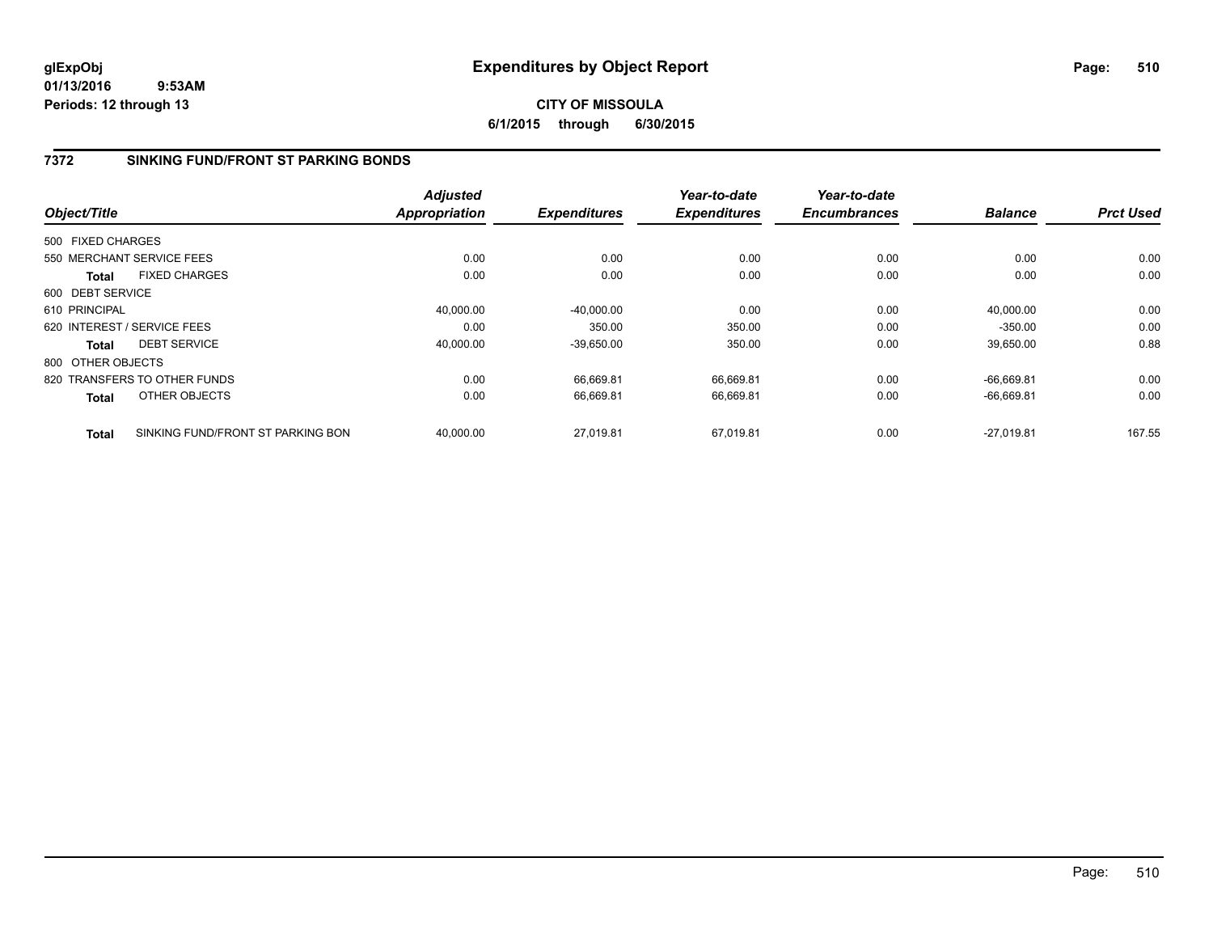**glExpObj**
**01/13/2016 9:53AM**
**Periods: 12 through 13**

# Expenditures by Object Report

**CITY OF MISSOULA**
**6/1/2015 through 6/30/2015**

## 7372 SINKING FUND/FRONT ST PARKING BONDS

| Object/Title | Adjusted Appropriation | Expenditures | Year-to-date Expenditures | Year-to-date Encumbrances | Balance | Prct Used |
|---|---|---|---|---|---|---|
| 500 FIXED CHARGES | | | | | | |
| 550 MERCHANT SERVICE FEES | 0.00 | 0.00 | 0.00 | 0.00 | 0.00 | 0.00 |
| **Total** FIXED CHARGES | 0.00 | 0.00 | 0.00 | 0.00 | 0.00 | 0.00 |
| 600 DEBT SERVICE | | | | | | |
| 610 PRINCIPAL | 40,000.00 | -40,000.00 | 0.00 | 0.00 | 40,000.00 | 0.00 |
| 620 INTEREST / SERVICE FEES | 0.00 | 350.00 | 350.00 | 0.00 | -350.00 | 0.00 |
| **Total** DEBT SERVICE | 40,000.00 | -39,650.00 | 350.00 | 0.00 | 39,650.00 | 0.88 |
| 800 OTHER OBJECTS | | | | | | |
| 820 TRANSFERS TO OTHER FUNDS | 0.00 | 66,669.81 | 66,669.81 | 0.00 | -66,669.81 | 0.00 |
| **Total** OTHER OBJECTS | 0.00 | 66,669.81 | 66,669.81 | 0.00 | -66,669.81 | 0.00 |
| **Total** SINKING FUND/FRONT ST PARKING BON | 40,000.00 | 27,019.81 | 67,019.81 | 0.00 | -27,019.81 | 167.55 |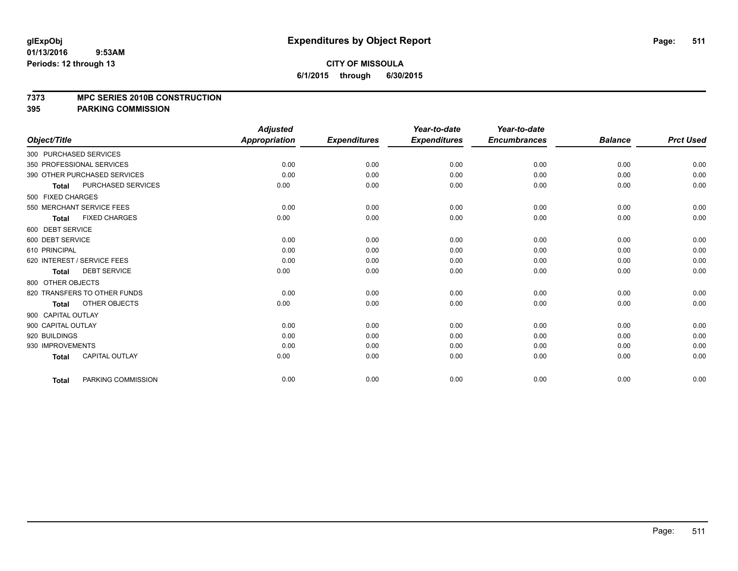**glExpObj**
**01/13/2016 9:53AM**
**Periods: 12 through 13**

# Expenditures by Object Report

**CITY OF MISSOULA**
**6/1/2015 through 6/30/2015**

## 7373 MPC SERIES 2010B CONSTRUCTION
## 395 PARKING COMMISSION

| Object/Title | Adjusted Appropriation | Expenditures | Year-to-date Expenditures | Year-to-date Encumbrances | Balance | Prct Used |
|---|---|---|---|---|---|---|
| 300 PURCHASED SERVICES | | | | | | |
| 350 PROFESSIONAL SERVICES | 0.00 | 0.00 | 0.00 | 0.00 | 0.00 | 0.00 |
| 390 OTHER PURCHASED SERVICES | 0.00 | 0.00 | 0.00 | 0.00 | 0.00 | 0.00 |
| **Total** PURCHASED SERVICES | 0.00 | 0.00 | 0.00 | 0.00 | 0.00 | 0.00 |
| 500 FIXED CHARGES | | | | | | |
| 550 MERCHANT SERVICE FEES | 0.00 | 0.00 | 0.00 | 0.00 | 0.00 | 0.00 |
| **Total** FIXED CHARGES | 0.00 | 0.00 | 0.00 | 0.00 | 0.00 | 0.00 |
| 600 DEBT SERVICE | | | | | | |
| 600 DEBT SERVICE | 0.00 | 0.00 | 0.00 | 0.00 | 0.00 | 0.00 |
| 610 PRINCIPAL | 0.00 | 0.00 | 0.00 | 0.00 | 0.00 | 0.00 |
| 620 INTEREST / SERVICE FEES | 0.00 | 0.00 | 0.00 | 0.00 | 0.00 | 0.00 |
| **Total** DEBT SERVICE | 0.00 | 0.00 | 0.00 | 0.00 | 0.00 | 0.00 |
| 800 OTHER OBJECTS | | | | | | |
| 820 TRANSFERS TO OTHER FUNDS | 0.00 | 0.00 | 0.00 | 0.00 | 0.00 | 0.00 |
| **Total** OTHER OBJECTS | 0.00 | 0.00 | 0.00 | 0.00 | 0.00 | 0.00 |
| 900 CAPITAL OUTLAY | | | | | | |
| 900 CAPITAL OUTLAY | 0.00 | 0.00 | 0.00 | 0.00 | 0.00 | 0.00 |
| 920 BUILDINGS | 0.00 | 0.00 | 0.00 | 0.00 | 0.00 | 0.00 |
| 930 IMPROVEMENTS | 0.00 | 0.00 | 0.00 | 0.00 | 0.00 | 0.00 |
| **Total** CAPITAL OUTLAY | 0.00 | 0.00 | 0.00 | 0.00 | 0.00 | 0.00 |
| **Total** PARKING COMMISSION | 0.00 | 0.00 | 0.00 | 0.00 | 0.00 | 0.00 |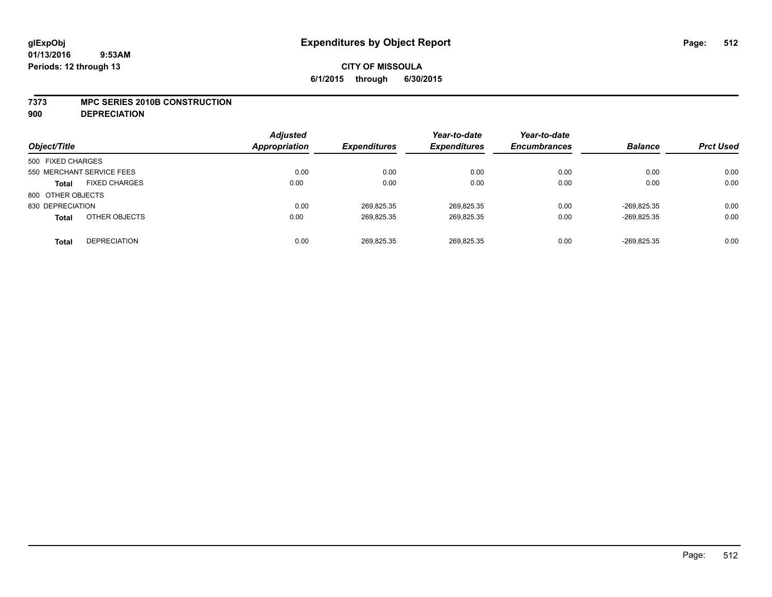# Expenditures by Object Report

glExpObj
01/13/2016 9:53AM
Periods: 12 through 13

**CITY OF MISSOULA**
**6/1/2015 through 6/30/2015**

**7373 MPC SERIES 2010B CONSTRUCTION**
**900 DEPRECIATION**

| Object/Title | | Adjusted Appropriation | Expenditures | Year-to-date Expenditures | Year-to-date Encumbrances | Balance | Prct Used |
|---|---|---|---|---|---|---|---|
| 500 FIXED CHARGES | | | | | | | |
| 550 MERCHANT SERVICE FEES | | 0.00 | 0.00 | 0.00 | 0.00 | 0.00 | 0.00 |
| **Total** | FIXED CHARGES | 0.00 | 0.00 | 0.00 | 0.00 | 0.00 | 0.00 |
| 800 OTHER OBJECTS | | | | | | | |
| 830 DEPRECIATION | | 0.00 | 269,825.35 | 269,825.35 | 0.00 | -269,825.35 | 0.00 |
| **Total** | OTHER OBJECTS | 0.00 | 269,825.35 | 269,825.35 | 0.00 | -269,825.35 | 0.00 |
| **Total** | DEPRECIATION | 0.00 | 269,825.35 | 269,825.35 | 0.00 | -269,825.35 | 0.00 |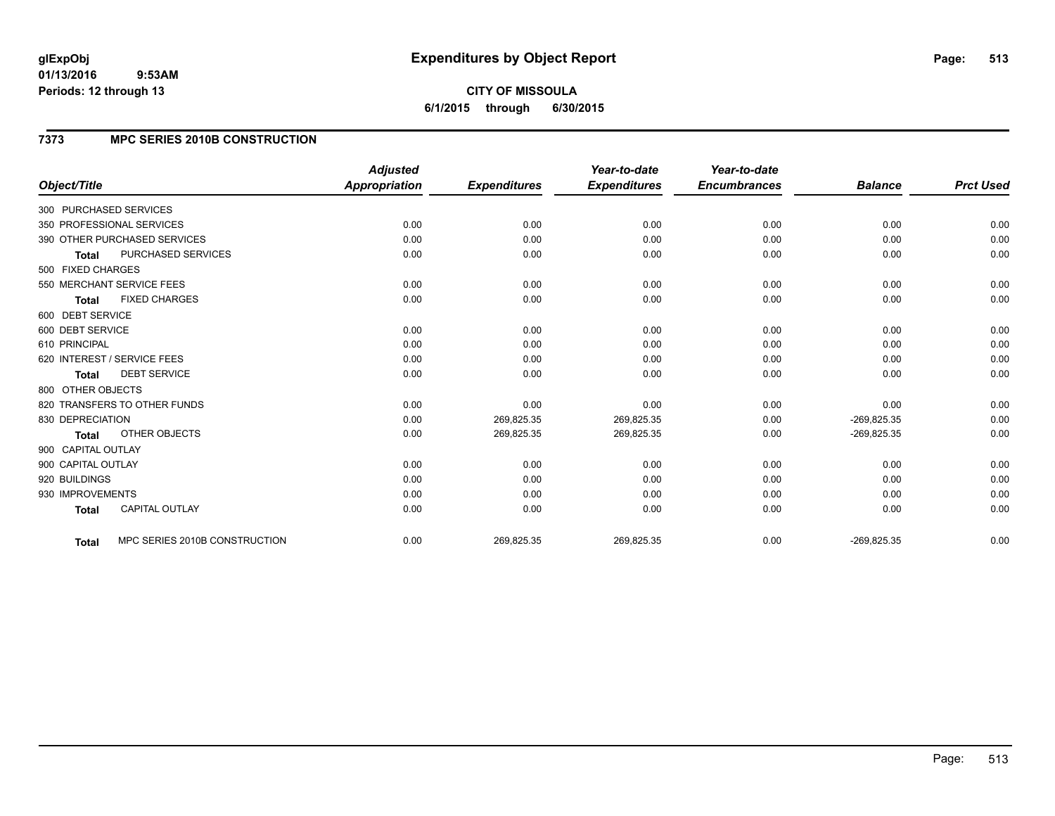# Expenditures by Object Report

glExpObj
01/13/2016 9:53AM
Periods: 12 through 13

**CITY OF MISSOULA**
**6/1/2015 through 6/30/2015**

## 7373 MPC SERIES 2010B CONSTRUCTION

| Object/Title | Adjusted Appropriation | Expenditures | Year-to-date Expenditures | Year-to-date Encumbrances | Balance | Prct Used |
|---|---|---|---|---|---|---|
| 300 PURCHASED SERVICES | | | | | | |
| 350 PROFESSIONAL SERVICES | 0.00 | 0.00 | 0.00 | 0.00 | 0.00 | 0.00 |
| 390 OTHER PURCHASED SERVICES | 0.00 | 0.00 | 0.00 | 0.00 | 0.00 | 0.00 |
| **Total** PURCHASED SERVICES | 0.00 | 0.00 | 0.00 | 0.00 | 0.00 | 0.00 |
| 500 FIXED CHARGES | | | | | | |
| 550 MERCHANT SERVICE FEES | 0.00 | 0.00 | 0.00 | 0.00 | 0.00 | 0.00 |
| **Total** FIXED CHARGES | 0.00 | 0.00 | 0.00 | 0.00 | 0.00 | 0.00 |
| 600 DEBT SERVICE | | | | | | |
| 600 DEBT SERVICE | 0.00 | 0.00 | 0.00 | 0.00 | 0.00 | 0.00 |
| 610 PRINCIPAL | 0.00 | 0.00 | 0.00 | 0.00 | 0.00 | 0.00 |
| 620 INTEREST / SERVICE FEES | 0.00 | 0.00 | 0.00 | 0.00 | 0.00 | 0.00 |
| **Total** DEBT SERVICE | 0.00 | 0.00 | 0.00 | 0.00 | 0.00 | 0.00 |
| 800 OTHER OBJECTS | | | | | | |
| 820 TRANSFERS TO OTHER FUNDS | 0.00 | 0.00 | 0.00 | 0.00 | 0.00 | 0.00 |
| 830 DEPRECIATION | 0.00 | 269,825.35 | 269,825.35 | 0.00 | -269,825.35 | 0.00 |
| **Total** OTHER OBJECTS | 0.00 | 269,825.35 | 269,825.35 | 0.00 | -269,825.35 | 0.00 |
| 900 CAPITAL OUTLAY | | | | | | |
| 900 CAPITAL OUTLAY | 0.00 | 0.00 | 0.00 | 0.00 | 0.00 | 0.00 |
| 920 BUILDINGS | 0.00 | 0.00 | 0.00 | 0.00 | 0.00 | 0.00 |
| 930 IMPROVEMENTS | 0.00 | 0.00 | 0.00 | 0.00 | 0.00 | 0.00 |
| **Total** CAPITAL OUTLAY | 0.00 | 0.00 | 0.00 | 0.00 | 0.00 | 0.00 |
| **Total** MPC SERIES 2010B CONSTRUCTION | 0.00 | 269,825.35 | 269,825.35 | 0.00 | -269,825.35 | 0.00 |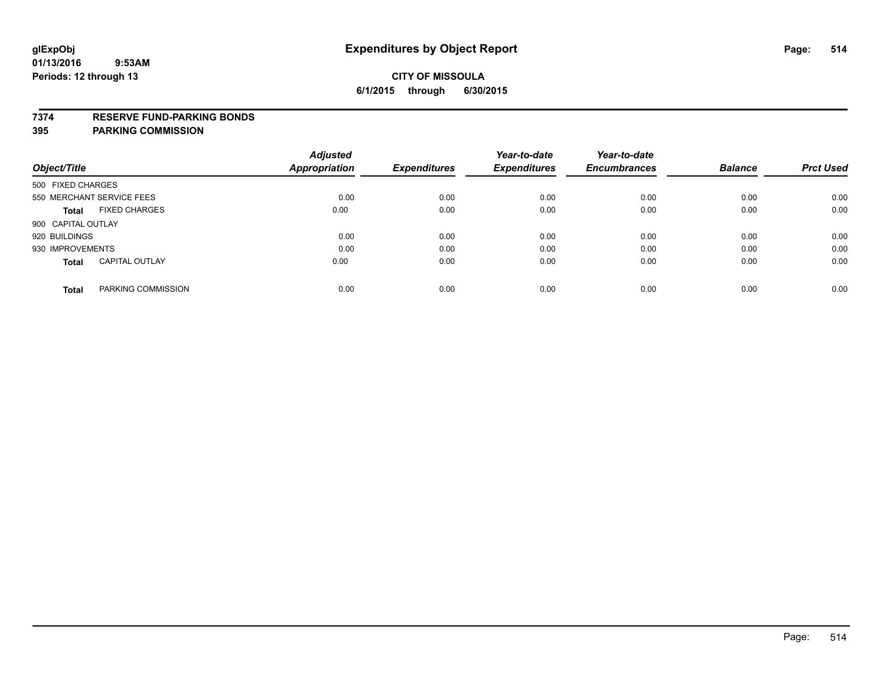**glExpObj**
**01/13/2016 9:53AM**
**Periods: 12 through 13**

# Expenditures by Object Report

**CITY OF MISSOULA**
**6/1/2015 through 6/30/2015**

**7374 RESERVE FUND-PARKING BONDS**
**395 PARKING COMMISSION**

| Object/Title | Adjusted Appropriation | Expenditures | Year-to-date Expenditures | Year-to-date Encumbrances | Balance | Prct Used |
|---|---|---|---|---|---|---|
| 500 FIXED CHARGES | | | | | | |
| 550 MERCHANT SERVICE FEES | 0.00 | 0.00 | 0.00 | 0.00 | 0.00 | 0.00 |
| **Total** FIXED CHARGES | 0.00 | 0.00 | 0.00 | 0.00 | 0.00 | 0.00 |
| 900 CAPITAL OUTLAY | | | | | | |
| 920 BUILDINGS | 0.00 | 0.00 | 0.00 | 0.00 | 0.00 | 0.00 |
| 930 IMPROVEMENTS | 0.00 | 0.00 | 0.00 | 0.00 | 0.00 | 0.00 |
| **Total** CAPITAL OUTLAY | 0.00 | 0.00 | 0.00 | 0.00 | 0.00 | 0.00 |
| **Total** PARKING COMMISSION | 0.00 | 0.00 | 0.00 | 0.00 | 0.00 | 0.00 |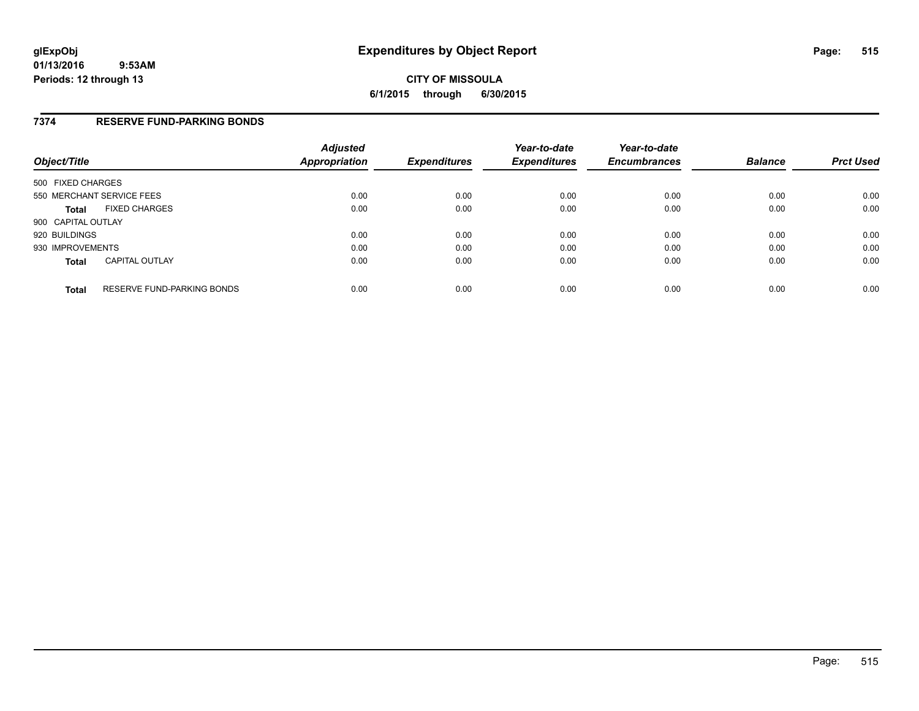# Expenditures by Object Report

glExpObj
01/13/2016 9:53AM
Periods: 12 through 13

**CITY OF MISSOULA**
**6/1/2015 through 6/30/2015**

## 7374 RESERVE FUND-PARKING BONDS

| Object/Title | | Adjusted Appropriation | Expenditures | Year-to-date Expenditures | Year-to-date Encumbrances | Balance | Prct Used |
|---|---|---|---|---|---|---|---|
| 500 FIXED CHARGES | | | | | | | |
| 550 MERCHANT SERVICE FEES | | 0.00 | 0.00 | 0.00 | 0.00 | 0.00 | 0.00 |
| **Total** | FIXED CHARGES | 0.00 | 0.00 | 0.00 | 0.00 | 0.00 | 0.00 |
| 900 CAPITAL OUTLAY | | | | | | | |
| 920 BUILDINGS | | 0.00 | 0.00 | 0.00 | 0.00 | 0.00 | 0.00 |
| 930 IMPROVEMENTS | | 0.00 | 0.00 | 0.00 | 0.00 | 0.00 | 0.00 |
| **Total** | CAPITAL OUTLAY | 0.00 | 0.00 | 0.00 | 0.00 | 0.00 | 0.00 |
| **Total** | RESERVE FUND-PARKING BONDS | 0.00 | 0.00 | 0.00 | 0.00 | 0.00 | 0.00 |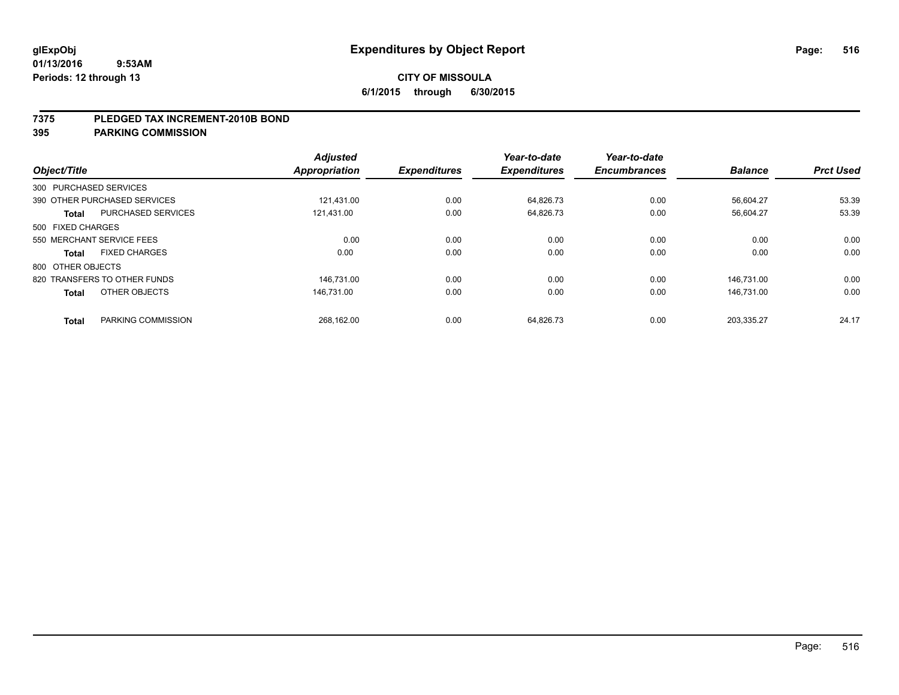**glExpObj** **Expenditures by Object Report**

**01/13/2016 9:53AM**

**Periods: 12 through 13**

**CITY OF MISSOULA**

**6/1/2015 through 6/30/2015**

## 7375 PLEDGED TAX INCREMENT-2010B BOND

## 395 PARKING COMMISSION

| Object/Title | | Adjusted Appropriation | Expenditures | Year-to-date Expenditures | Year-to-date Encumbrances | Balance | Prct Used |
|---|---|---|---|---|---|---|---|
| 300 PURCHASED SERVICES | | | | | | | |
| 390 OTHER PURCHASED SERVICES | | 121,431.00 | 0.00 | 64,826.73 | 0.00 | 56,604.27 | 53.39 |
| **Total** | PURCHASED SERVICES | 121,431.00 | 0.00 | 64,826.73 | 0.00 | 56,604.27 | 53.39 |
| 500 FIXED CHARGES | | | | | | | |
| 550 MERCHANT SERVICE FEES | | 0.00 | 0.00 | 0.00 | 0.00 | 0.00 | 0.00 |
| **Total** | FIXED CHARGES | 0.00 | 0.00 | 0.00 | 0.00 | 0.00 | 0.00 |
| 800 OTHER OBJECTS | | | | | | | |
| 820 TRANSFERS TO OTHER FUNDS | | 146,731.00 | 0.00 | 0.00 | 0.00 | 146,731.00 | 0.00 |
| **Total** | OTHER OBJECTS | 146,731.00 | 0.00 | 0.00 | 0.00 | 146,731.00 | 0.00 |
| **Total** | PARKING COMMISSION | 268,162.00 | 0.00 | 64,826.73 | 0.00 | 203,335.27 | 24.17 |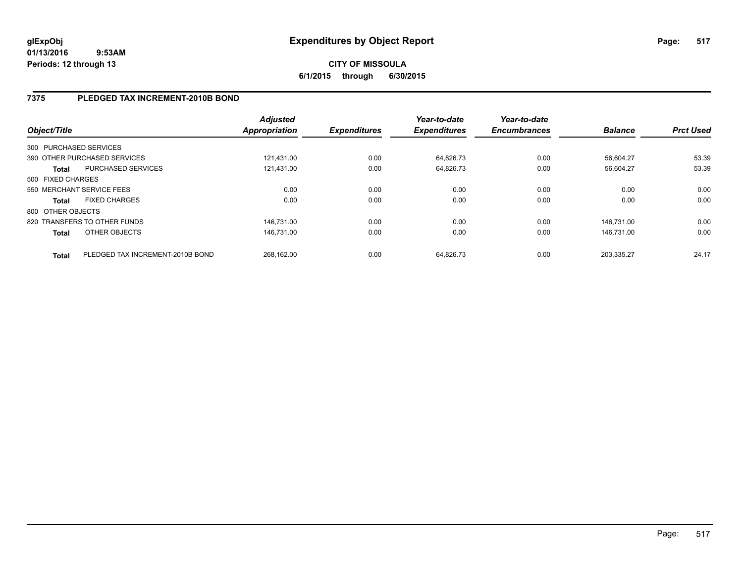**glExpObj**
**01/13/2016 9:53AM**
**Periods: 12 through 13**

# Expenditures by Object Report

**CITY OF MISSOULA**
**6/1/2015 through 6/30/2015**

## 7375 PLEDGED TAX INCREMENT-2010B BOND

| Object/Title | | *Adjusted Appropriation* | *Expenditures* | *Year-to-date Expenditures* | *Year-to-date Encumbrances* | *Balance* | *Prct Used* |
|---|---|---|---|---|---|---|---|
| 300 PURCHASED SERVICES | | | | | | | |
| 390 OTHER PURCHASED SERVICES | | 121,431.00 | 0.00 | 64,826.73 | 0.00 | 56,604.27 | 53.39 |
| **Total** | PURCHASED SERVICES | 121,431.00 | 0.00 | 64,826.73 | 0.00 | 56,604.27 | 53.39 |
| 500 FIXED CHARGES | | | | | | | |
| 550 MERCHANT SERVICE FEES | | 0.00 | 0.00 | 0.00 | 0.00 | 0.00 | 0.00 |
| **Total** | FIXED CHARGES | 0.00 | 0.00 | 0.00 | 0.00 | 0.00 | 0.00 |
| 800 OTHER OBJECTS | | | | | | | |
| 820 TRANSFERS TO OTHER FUNDS | | 146,731.00 | 0.00 | 0.00 | 0.00 | 146,731.00 | 0.00 |
| **Total** | OTHER OBJECTS | 146,731.00 | 0.00 | 0.00 | 0.00 | 146,731.00 | 0.00 |
| **Total** | PLEDGED TAX INCREMENT-2010B BOND | 268,162.00 | 0.00 | 64,826.73 | 0.00 | 203,335.27 | 24.17 |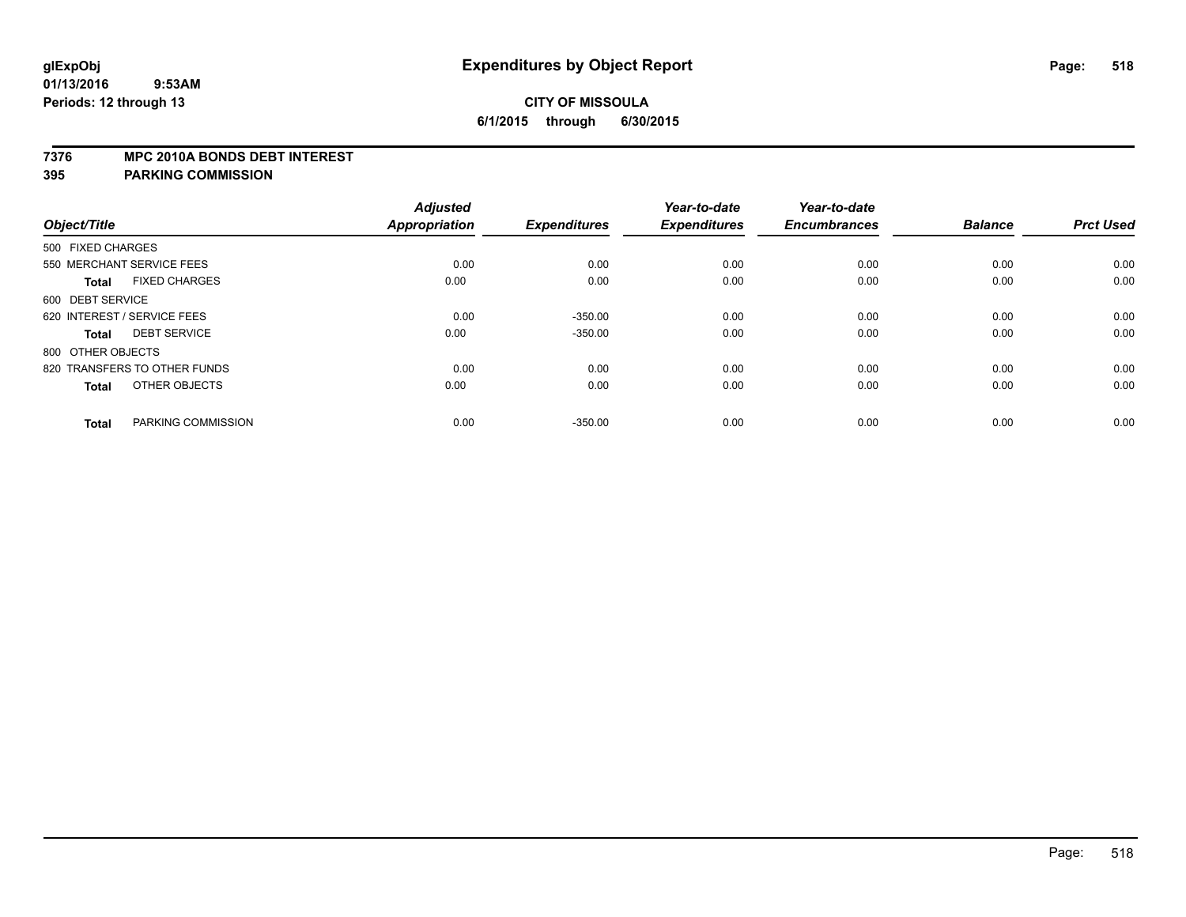**glExpObj** **Expenditures by Object Report**
**01/13/2016 9:53AM**
**Periods: 12 through 13**

**CITY OF MISSOULA**
**6/1/2015 through 6/30/2015**

**7376 MPC 2010A BONDS DEBT INTEREST**
**395 PARKING COMMISSION**

| Object/Title | Adjusted Appropriation | Expenditures | Year-to-date Expenditures | Year-to-date Encumbrances | Balance | Prct Used |
|---|---|---|---|---|---|---|
| 500 FIXED CHARGES | | | | | | |
| 550 MERCHANT SERVICE FEES | 0.00 | 0.00 | 0.00 | 0.00 | 0.00 | 0.00 |
| **Total** FIXED CHARGES | 0.00 | 0.00 | 0.00 | 0.00 | 0.00 | 0.00 |
| 600 DEBT SERVICE | | | | | | |
| 620 INTEREST / SERVICE FEES | 0.00 | -350.00 | 0.00 | 0.00 | 0.00 | 0.00 |
| **Total** DEBT SERVICE | 0.00 | -350.00 | 0.00 | 0.00 | 0.00 | 0.00 |
| 800 OTHER OBJECTS | | | | | | |
| 820 TRANSFERS TO OTHER FUNDS | 0.00 | 0.00 | 0.00 | 0.00 | 0.00 | 0.00 |
| **Total** OTHER OBJECTS | 0.00 | 0.00 | 0.00 | 0.00 | 0.00 | 0.00 |
| **Total** PARKING COMMISSION | 0.00 | -350.00 | 0.00 | 0.00 | 0.00 | 0.00 |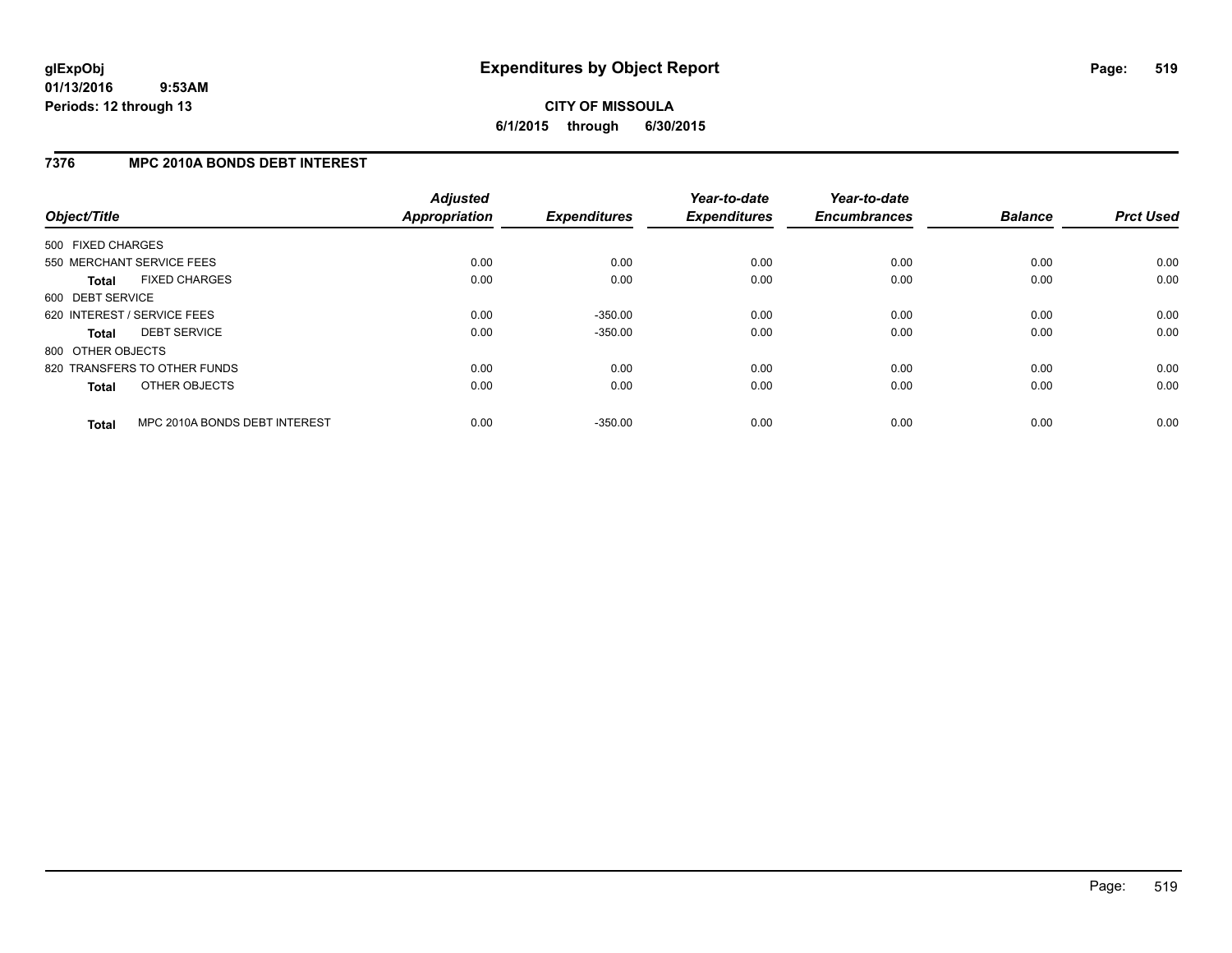# Expenditures by Object Report

**glExpObj**
**01/13/2016 9:53AM**
**Periods: 12 through 13**

**CITY OF MISSOULA**
**6/1/2015 through 6/30/2015**

## 7376 MPC 2010A BONDS DEBT INTEREST

| Object/Title | Adjusted Appropriation | Expenditures | Year-to-date Expenditures | Year-to-date Encumbrances | Balance | Prct Used |
|---|---|---|---|---|---|---|
| 500 FIXED CHARGES | | | | | | |
| 550 MERCHANT SERVICE FEES | 0.00 | 0.00 | 0.00 | 0.00 | 0.00 | 0.00 |
| **Total** FIXED CHARGES | 0.00 | 0.00 | 0.00 | 0.00 | 0.00 | 0.00 |
| 600 DEBT SERVICE | | | | | | |
| 620 INTEREST / SERVICE FEES | 0.00 | -350.00 | 0.00 | 0.00 | 0.00 | 0.00 |
| **Total** DEBT SERVICE | 0.00 | -350.00 | 0.00 | 0.00 | 0.00 | 0.00 |
| 800 OTHER OBJECTS | | | | | | |
| 820 TRANSFERS TO OTHER FUNDS | 0.00 | 0.00 | 0.00 | 0.00 | 0.00 | 0.00 |
| **Total** OTHER OBJECTS | 0.00 | 0.00 | 0.00 | 0.00 | 0.00 | 0.00 |
| **Total** MPC 2010A BONDS DEBT INTEREST | 0.00 | -350.00 | 0.00 | 0.00 | 0.00 | 0.00 |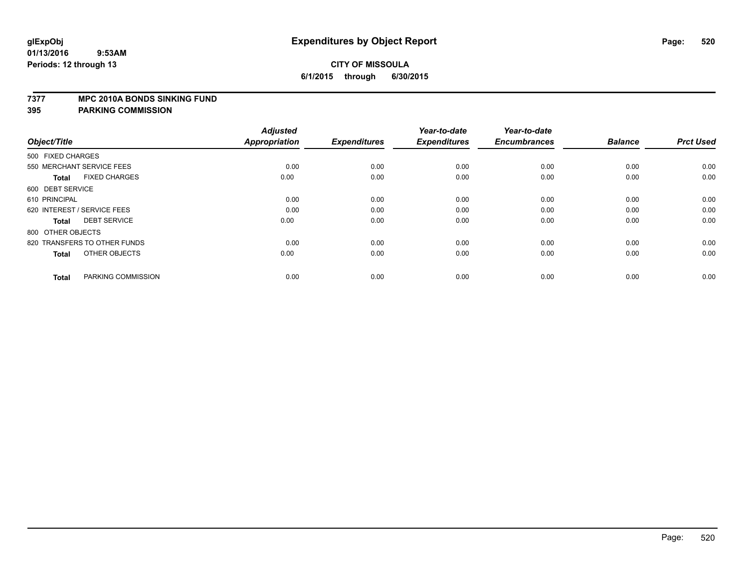# Expenditures by Object Report

glExpObj
01/13/2016 9:53AM
Periods: 12 through 13

**CITY OF MISSOULA**
**6/1/2015 through 6/30/2015**

**7377 MPC 2010A BONDS SINKING FUND**
**395 PARKING COMMISSION**

| Object/Title | | Adjusted Appropriation | Expenditures | Year-to-date Expenditures | Year-to-date Encumbrances | Balance | Prct Used |
|---|---|---|---|---|---|---|---|
| 500 FIXED CHARGES | | | | | | | |
| 550 MERCHANT SERVICE FEES | | 0.00 | 0.00 | 0.00 | 0.00 | 0.00 | 0.00 |
| **Total** | FIXED CHARGES | 0.00 | 0.00 | 0.00 | 0.00 | 0.00 | 0.00 |
| 600 DEBT SERVICE | | | | | | | |
| 610 PRINCIPAL | | 0.00 | 0.00 | 0.00 | 0.00 | 0.00 | 0.00 |
| 620 INTEREST / SERVICE FEES | | 0.00 | 0.00 | 0.00 | 0.00 | 0.00 | 0.00 |
| **Total** | DEBT SERVICE | 0.00 | 0.00 | 0.00 | 0.00 | 0.00 | 0.00 |
| 800 OTHER OBJECTS | | | | | | | |
| 820 TRANSFERS TO OTHER FUNDS | | 0.00 | 0.00 | 0.00 | 0.00 | 0.00 | 0.00 |
| **Total** | OTHER OBJECTS | 0.00 | 0.00 | 0.00 | 0.00 | 0.00 | 0.00 |
| **Total** | PARKING COMMISSION | 0.00 | 0.00 | 0.00 | 0.00 | 0.00 | 0.00 |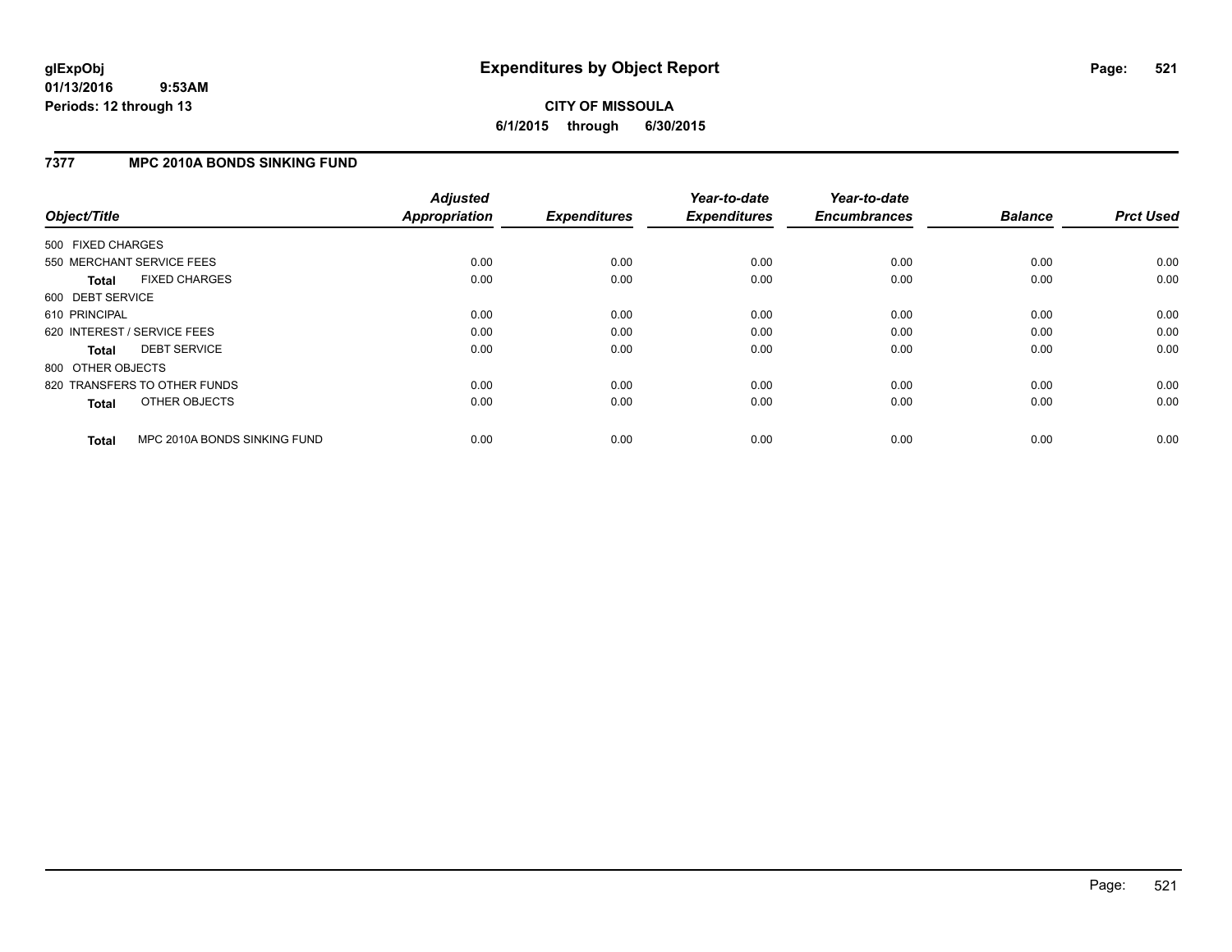# Expenditures by Object Report

glExpObj
01/13/2016 9:53AM
Periods: 12 through 13

**CITY OF MISSOULA**
**6/1/2015 through 6/30/2015**

## 7377 MPC 2010A BONDS SINKING FUND

| Object/Title | Adjusted Appropriation | Expenditures | Year-to-date Expenditures | Year-to-date Encumbrances | Balance | Prct Used |
|---|---|---|---|---|---|---|
| 500 FIXED CHARGES | | | | | | |
| 550 MERCHANT SERVICE FEES | 0.00 | 0.00 | 0.00 | 0.00 | 0.00 | 0.00 |
| **Total** FIXED CHARGES | 0.00 | 0.00 | 0.00 | 0.00 | 0.00 | 0.00 |
| 600 DEBT SERVICE | | | | | | |
| 610 PRINCIPAL | 0.00 | 0.00 | 0.00 | 0.00 | 0.00 | 0.00 |
| 620 INTEREST / SERVICE FEES | 0.00 | 0.00 | 0.00 | 0.00 | 0.00 | 0.00 |
| **Total** DEBT SERVICE | 0.00 | 0.00 | 0.00 | 0.00 | 0.00 | 0.00 |
| 800 OTHER OBJECTS | | | | | | |
| 820 TRANSFERS TO OTHER FUNDS | 0.00 | 0.00 | 0.00 | 0.00 | 0.00 | 0.00 |
| **Total** OTHER OBJECTS | 0.00 | 0.00 | 0.00 | 0.00 | 0.00 | 0.00 |
| **Total** MPC 2010A BONDS SINKING FUND | 0.00 | 0.00 | 0.00 | 0.00 | 0.00 | 0.00 |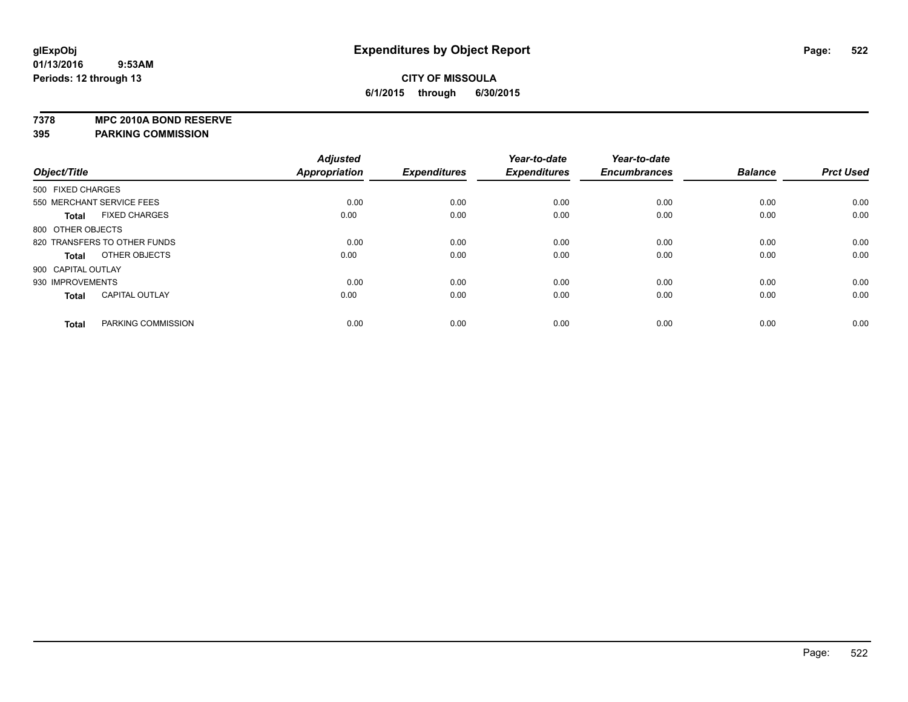# Expenditures by Object Report

glExpObj
01/13/2016 9:53AM
Periods: 12 through 13

**CITY OF MISSOULA**
**6/1/2015 through 6/30/2015**

**7378 MPC 2010A BOND RESERVE**
**395 PARKING COMMISSION**

| Object/Title | | Adjusted Appropriation | Expenditures | Year-to-date Expenditures | Year-to-date Encumbrances | Balance | Prct Used |
|---|---|---|---|---|---|---|---|
| 500 FIXED CHARGES | | | | | | | |
| 550 MERCHANT SERVICE FEES | | 0.00 | 0.00 | 0.00 | 0.00 | 0.00 | 0.00 |
| **Total** | FIXED CHARGES | 0.00 | 0.00 | 0.00 | 0.00 | 0.00 | 0.00 |
| 800 OTHER OBJECTS | | | | | | | |
| 820 TRANSFERS TO OTHER FUNDS | | 0.00 | 0.00 | 0.00 | 0.00 | 0.00 | 0.00 |
| **Total** | OTHER OBJECTS | 0.00 | 0.00 | 0.00 | 0.00 | 0.00 | 0.00 |
| 900 CAPITAL OUTLAY | | | | | | | |
| 930 IMPROVEMENTS | | 0.00 | 0.00 | 0.00 | 0.00 | 0.00 | 0.00 |
| **Total** | CAPITAL OUTLAY | 0.00 | 0.00 | 0.00 | 0.00 | 0.00 | 0.00 |
| **Total** | PARKING COMMISSION | 0.00 | 0.00 | 0.00 | 0.00 | 0.00 | 0.00 |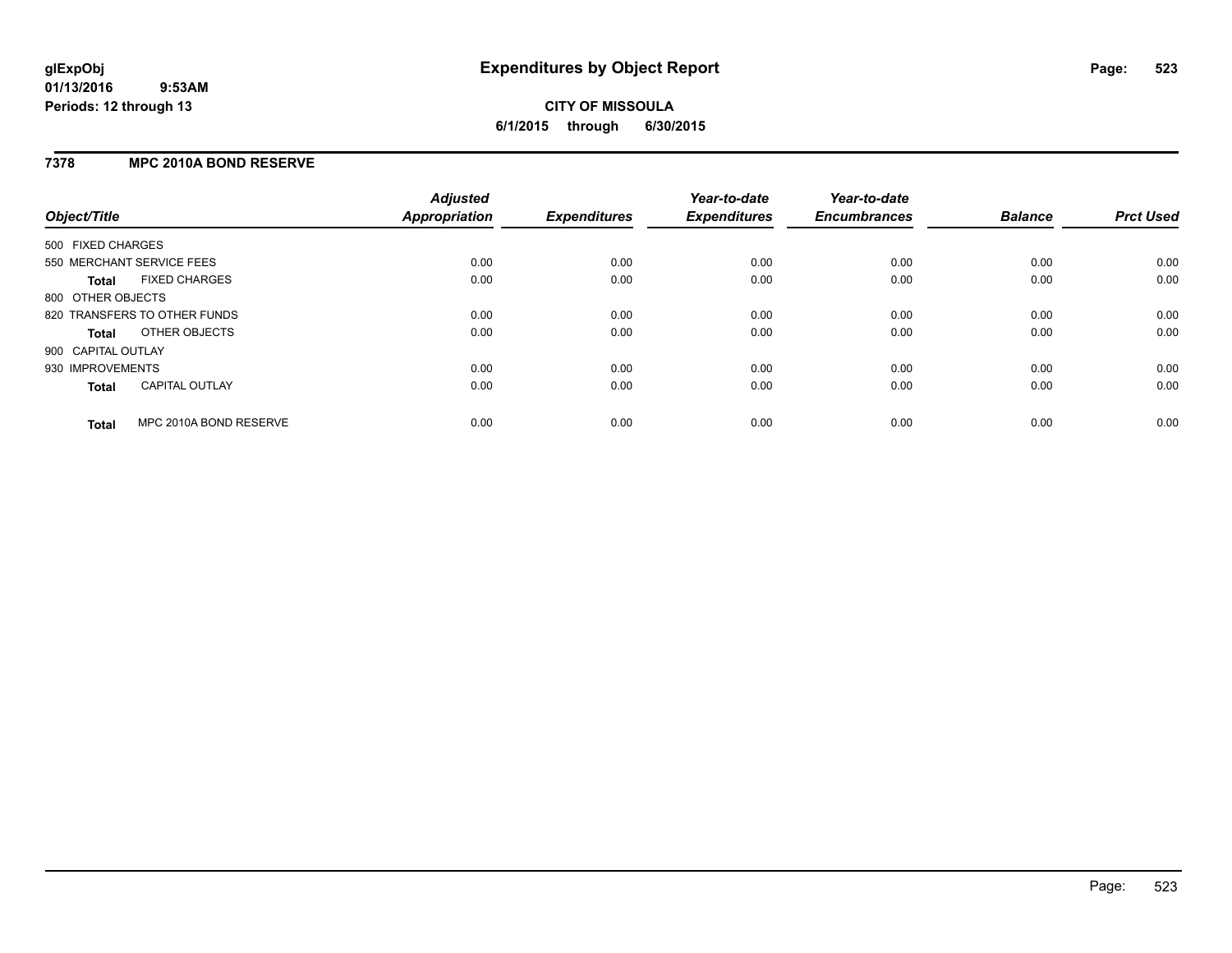# Expenditures by Object Report

**CITY OF MISSOULA**

**6/1/2015 through 6/30/2015**

glExpObj
01/13/2016 9:53AM
Periods: 12 through 13

## 7378 MPC 2010A BOND RESERVE

| Object/Title | Adjusted Appropriation | Expenditures | Year-to-date Expenditures | Year-to-date Encumbrances | Balance | Prct Used |
|---|---|---|---|---|---|---|
| 500 FIXED CHARGES | | | | | | |
| 550 MERCHANT SERVICE FEES | 0.00 | 0.00 | 0.00 | 0.00 | 0.00 | 0.00 |
| **Total** FIXED CHARGES | 0.00 | 0.00 | 0.00 | 0.00 | 0.00 | 0.00 |
| 800 OTHER OBJECTS | | | | | | |
| 820 TRANSFERS TO OTHER FUNDS | 0.00 | 0.00 | 0.00 | 0.00 | 0.00 | 0.00 |
| **Total** OTHER OBJECTS | 0.00 | 0.00 | 0.00 | 0.00 | 0.00 | 0.00 |
| 900 CAPITAL OUTLAY | | | | | | |
| 930 IMPROVEMENTS | 0.00 | 0.00 | 0.00 | 0.00 | 0.00 | 0.00 |
| **Total** CAPITAL OUTLAY | 0.00 | 0.00 | 0.00 | 0.00 | 0.00 | 0.00 |
| **Total** MPC 2010A BOND RESERVE | 0.00 | 0.00 | 0.00 | 0.00 | 0.00 | 0.00 |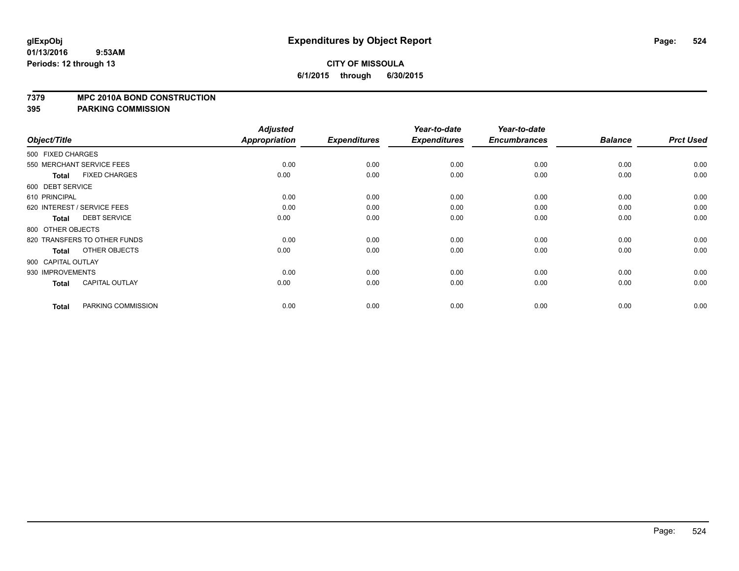**CITY OF MISSOULA**
**6/1/2015 through 6/30/2015**

## 7379 MPC 2010A BOND CONSTRUCTION
## 395 PARKING COMMISSION

| Object/Title | Adjusted Appropriation | Expenditures | Year-to-date Expenditures | Year-to-date Encumbrances | Balance | Prct Used |
|---|---|---|---|---|---|---|
| 500 FIXED CHARGES | | | | | | |
| 550 MERCHANT SERVICE FEES | 0.00 | 0.00 | 0.00 | 0.00 | 0.00 | 0.00 |
| **Total** FIXED CHARGES | 0.00 | 0.00 | 0.00 | 0.00 | 0.00 | 0.00 |
| 600 DEBT SERVICE | | | | | | |
| 610 PRINCIPAL | 0.00 | 0.00 | 0.00 | 0.00 | 0.00 | 0.00 |
| 620 INTEREST / SERVICE FEES | 0.00 | 0.00 | 0.00 | 0.00 | 0.00 | 0.00 |
| **Total** DEBT SERVICE | 0.00 | 0.00 | 0.00 | 0.00 | 0.00 | 0.00 |
| 800 OTHER OBJECTS | | | | | | |
| 820 TRANSFERS TO OTHER FUNDS | 0.00 | 0.00 | 0.00 | 0.00 | 0.00 | 0.00 |
| **Total** OTHER OBJECTS | 0.00 | 0.00 | 0.00 | 0.00 | 0.00 | 0.00 |
| 900 CAPITAL OUTLAY | | | | | | |
| 930 IMPROVEMENTS | 0.00 | 0.00 | 0.00 | 0.00 | 0.00 | 0.00 |
| **Total** CAPITAL OUTLAY | 0.00 | 0.00 | 0.00 | 0.00 | 0.00 | 0.00 |
| **Total** PARKING COMMISSION | 0.00 | 0.00 | 0.00 | 0.00 | 0.00 | 0.00 |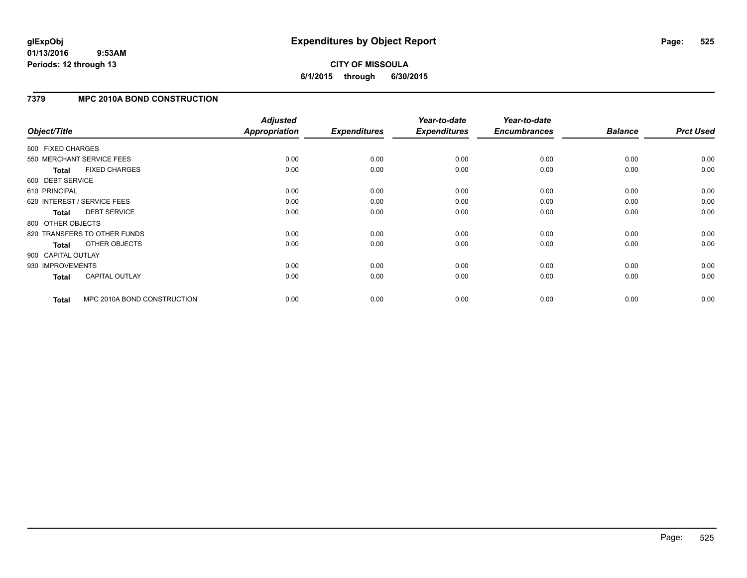# Expenditures by Object Report

glExpObj
01/13/2016 9:53AM
Periods: 12 through 13

**CITY OF MISSOULA**
**6/1/2015 through 6/30/2015**

## 7379 MPC 2010A BOND CONSTRUCTION

| Object/Title | Adjusted Appropriation | Expenditures | Year-to-date Expenditures | Year-to-date Encumbrances | Balance | Prct Used |
|---|---|---|---|---|---|---|
| 500 FIXED CHARGES | | | | | | |
| 550 MERCHANT SERVICE FEES | 0.00 | 0.00 | 0.00 | 0.00 | 0.00 | 0.00 |
| **Total** FIXED CHARGES | 0.00 | 0.00 | 0.00 | 0.00 | 0.00 | 0.00 |
| 600 DEBT SERVICE | | | | | | |
| 610 PRINCIPAL | 0.00 | 0.00 | 0.00 | 0.00 | 0.00 | 0.00 |
| 620 INTEREST / SERVICE FEES | 0.00 | 0.00 | 0.00 | 0.00 | 0.00 | 0.00 |
| **Total** DEBT SERVICE | 0.00 | 0.00 | 0.00 | 0.00 | 0.00 | 0.00 |
| 800 OTHER OBJECTS | | | | | | |
| 820 TRANSFERS TO OTHER FUNDS | 0.00 | 0.00 | 0.00 | 0.00 | 0.00 | 0.00 |
| **Total** OTHER OBJECTS | 0.00 | 0.00 | 0.00 | 0.00 | 0.00 | 0.00 |
| 900 CAPITAL OUTLAY | | | | | | |
| 930 IMPROVEMENTS | 0.00 | 0.00 | 0.00 | 0.00 | 0.00 | 0.00 |
| **Total** CAPITAL OUTLAY | 0.00 | 0.00 | 0.00 | 0.00 | 0.00 | 0.00 |
| **Total** MPC 2010A BOND CONSTRUCTION | 0.00 | 0.00 | 0.00 | 0.00 | 0.00 | 0.00 |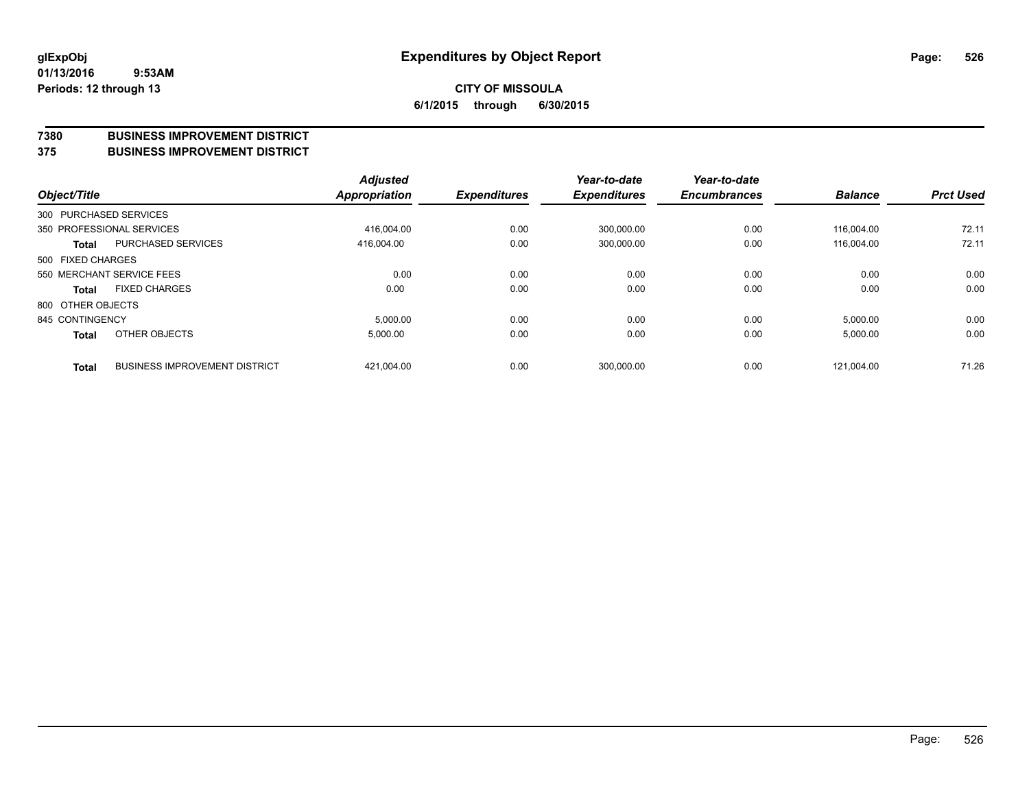# Expenditures by Object Report

glExpObj
01/13/2016 9:53AM
Periods: 12 through 13

**CITY OF MISSOULA**
**6/1/2015 through 6/30/2015**

## 7380 BUSINESS IMPROVEMENT DISTRICT
## 375 BUSINESS IMPROVEMENT DISTRICT

| Object/Title | | Adjusted Appropriation | Expenditures | Year-to-date Expenditures | Year-to-date Encumbrances | Balance | Prct Used |
|---|---|---|---|---|---|---|---|
| 300 PURCHASED SERVICES | | | | | | | |
| 350 PROFESSIONAL SERVICES | | 416,004.00 | 0.00 | 300,000.00 | 0.00 | 116,004.00 | 72.11 |
| **Total** | PURCHASED SERVICES | 416,004.00 | 0.00 | 300,000.00 | 0.00 | 116,004.00 | 72.11 |
| 500 FIXED CHARGES | | | | | | | |
| 550 MERCHANT SERVICE FEES | | 0.00 | 0.00 | 0.00 | 0.00 | 0.00 | 0.00 |
| **Total** | FIXED CHARGES | 0.00 | 0.00 | 0.00 | 0.00 | 0.00 | 0.00 |
| 800 OTHER OBJECTS | | | | | | | |
| 845 CONTINGENCY | | 5,000.00 | 0.00 | 0.00 | 0.00 | 5,000.00 | 0.00 |
| **Total** | OTHER OBJECTS | 5,000.00 | 0.00 | 0.00 | 0.00 | 5,000.00 | 0.00 |
| **Total** | BUSINESS IMPROVEMENT DISTRICT | 421,004.00 | 0.00 | 300,000.00 | 0.00 | 121,004.00 | 71.26 |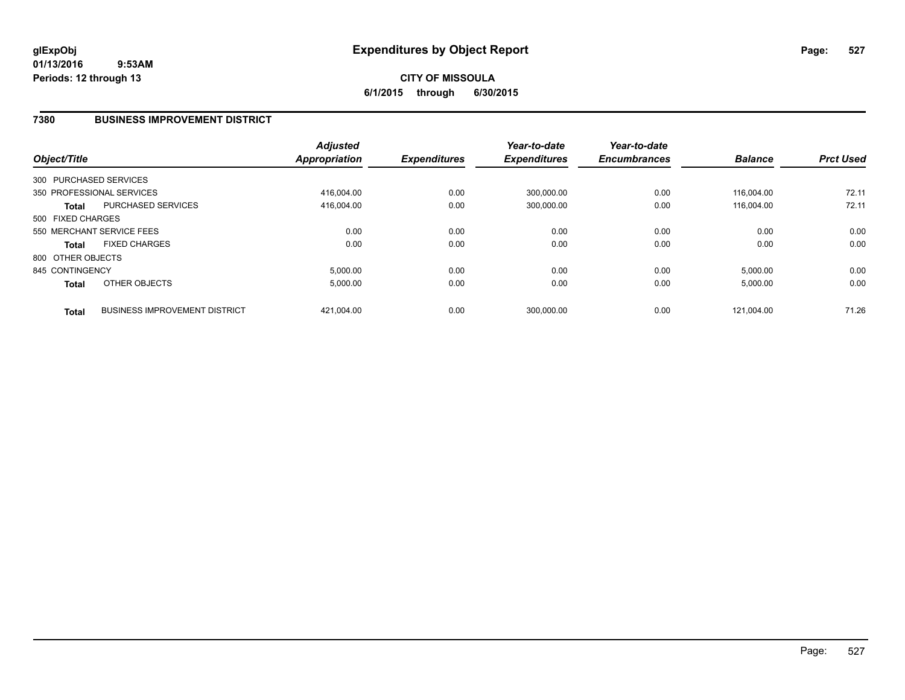# Expenditures by Object Report

glExpObj
01/13/2016 9:53AM
Periods: 12 through 13

**CITY OF MISSOULA**
**6/1/2015 through 6/30/2015**

## 7380 BUSINESS IMPROVEMENT DISTRICT

| Object/Title | | Adjusted Appropriation | Expenditures | Year-to-date Expenditures | Year-to-date Encumbrances | Balance | Prct Used |
|---|---|---|---|---|---|---|---|
| 300 PURCHASED SERVICES | | | | | | | |
| 350 PROFESSIONAL SERVICES | | 416,004.00 | 0.00 | 300,000.00 | 0.00 | 116,004.00 | 72.11 |
| **Total** | PURCHASED SERVICES | 416,004.00 | 0.00 | 300,000.00 | 0.00 | 116,004.00 | 72.11 |
| 500 FIXED CHARGES | | | | | | | |
| 550 MERCHANT SERVICE FEES | | 0.00 | 0.00 | 0.00 | 0.00 | 0.00 | 0.00 |
| **Total** | FIXED CHARGES | 0.00 | 0.00 | 0.00 | 0.00 | 0.00 | 0.00 |
| 800 OTHER OBJECTS | | | | | | | |
| 845 CONTINGENCY | | 5,000.00 | 0.00 | 0.00 | 0.00 | 5,000.00 | 0.00 |
| **Total** | OTHER OBJECTS | 5,000.00 | 0.00 | 0.00 | 0.00 | 5,000.00 | 0.00 |
| **Total** | BUSINESS IMPROVEMENT DISTRICT | 421,004.00 | 0.00 | 300,000.00 | 0.00 | 121,004.00 | 71.26 |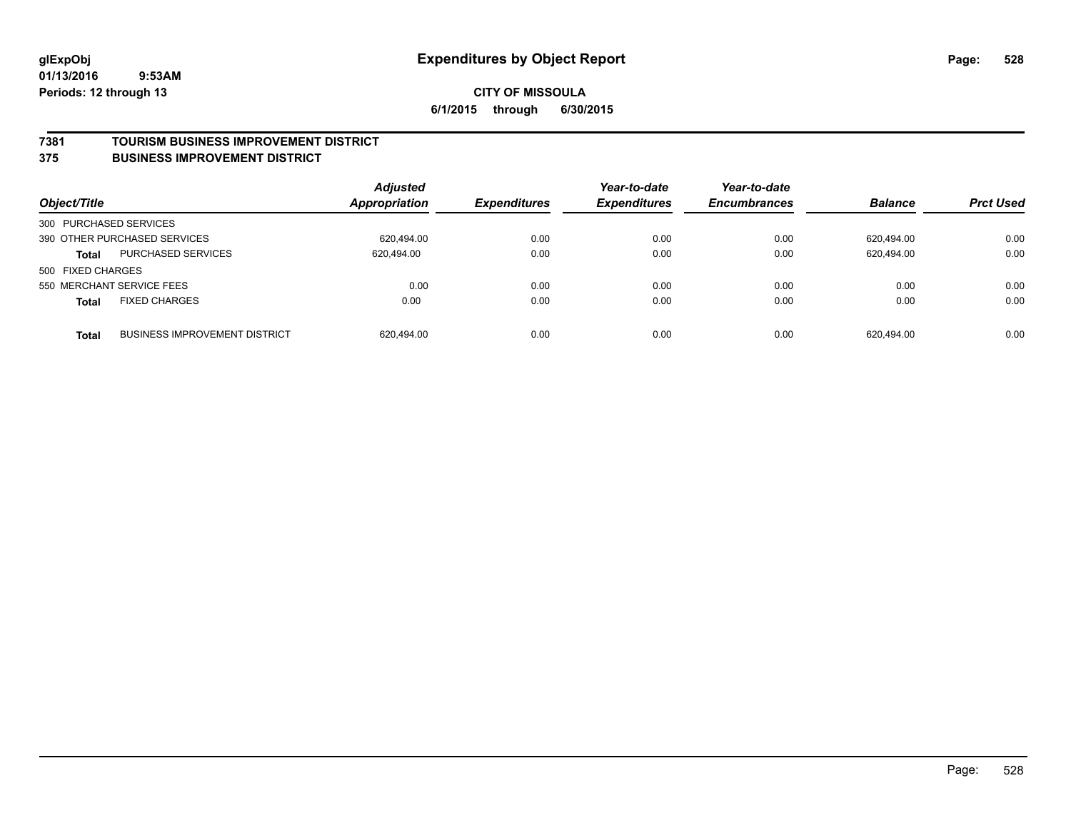# Expenditures by Object Report

glExpObj
01/13/2016 9:53AM
Periods: 12 through 13

**CITY OF MISSOULA**
**6/1/2015 through 6/30/2015**

## 7381 TOURISM BUSINESS IMPROVEMENT DISTRICT
## 375 BUSINESS IMPROVEMENT DISTRICT

| Object/Title | | Adjusted Appropriation | Expenditures | Year-to-date Expenditures | Year-to-date Encumbrances | Balance | Prct Used |
|---|---|---|---|---|---|---|---|
| 300 PURCHASED SERVICES | | | | | | | |
| 390 OTHER PURCHASED SERVICES | | 620,494.00 | 0.00 | 0.00 | 0.00 | 620,494.00 | 0.00 |
| **Total** | PURCHASED SERVICES | 620,494.00 | 0.00 | 0.00 | 0.00 | 620,494.00 | 0.00 |
| 500 FIXED CHARGES | | | | | | | |
| 550 MERCHANT SERVICE FEES | | 0.00 | 0.00 | 0.00 | 0.00 | 0.00 | 0.00 |
| **Total** | FIXED CHARGES | 0.00 | 0.00 | 0.00 | 0.00 | 0.00 | 0.00 |
| **Total** | BUSINESS IMPROVEMENT DISTRICT | 620,494.00 | 0.00 | 0.00 | 0.00 | 620,494.00 | 0.00 |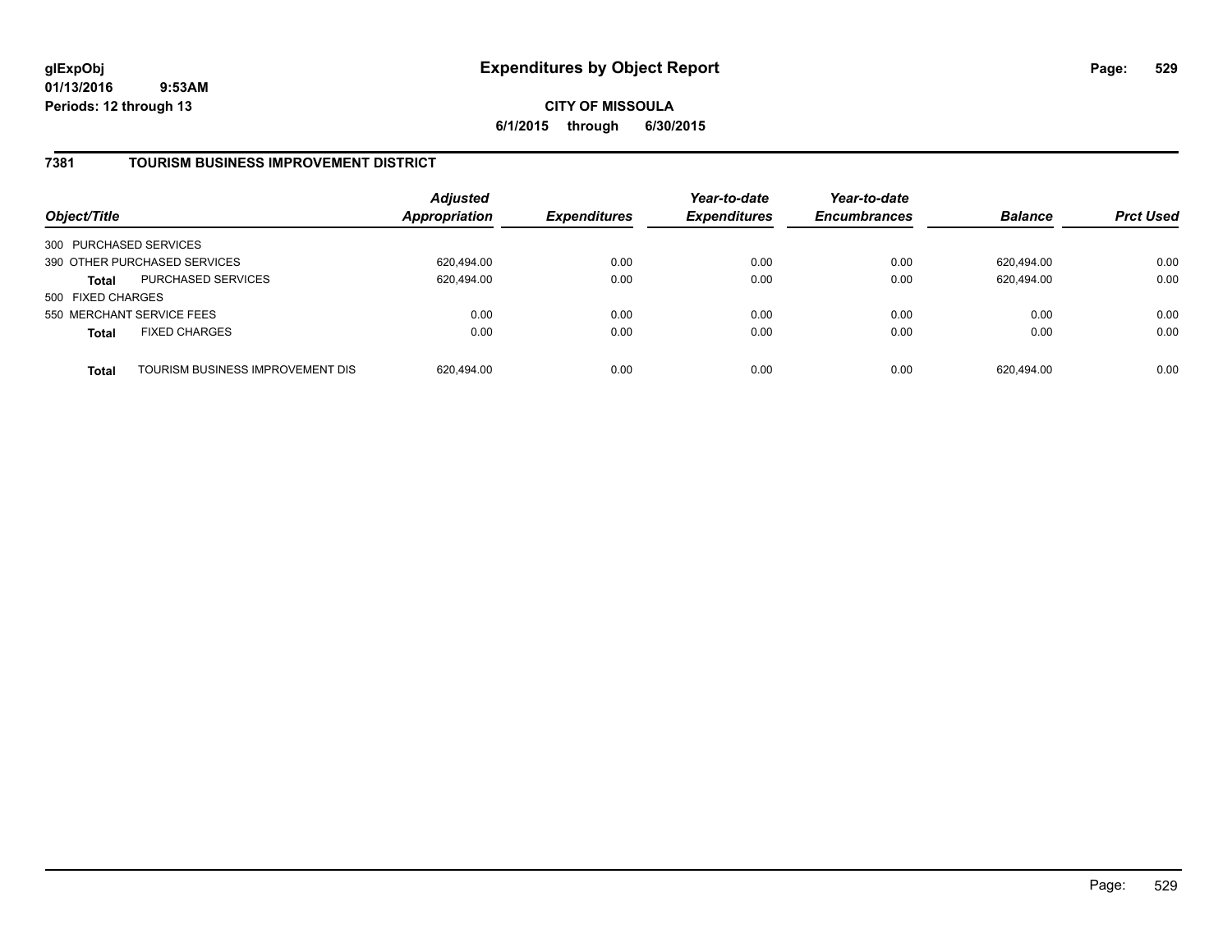# Expenditures by Object Report

**CITY OF MISSOULA**

**6/1/2015 through 6/30/2015**

glExpObj
01/13/2016 9:53AM
Periods: 12 through 13

## 7381 TOURISM BUSINESS IMPROVEMENT DISTRICT

| Object/Title | | Adjusted Appropriation | Expenditures | Year-to-date Expenditures | Year-to-date Encumbrances | Balance | Prct Used |
|---|---|---|---|---|---|---|---|
| 300 PURCHASED SERVICES | | | | | | | |
| 390 OTHER PURCHASED SERVICES | | 620,494.00 | 0.00 | 0.00 | 0.00 | 620,494.00 | 0.00 |
| **Total** | PURCHASED SERVICES | 620,494.00 | 0.00 | 0.00 | 0.00 | 620,494.00 | 0.00 |
| 500 FIXED CHARGES | | | | | | | |
| 550 MERCHANT SERVICE FEES | | 0.00 | 0.00 | 0.00 | 0.00 | 0.00 | 0.00 |
| **Total** | FIXED CHARGES | 0.00 | 0.00 | 0.00 | 0.00 | 0.00 | 0.00 |
| **Total** | TOURISM BUSINESS IMPROVEMENT DIS | 620,494.00 | 0.00 | 0.00 | 0.00 | 620,494.00 | 0.00 |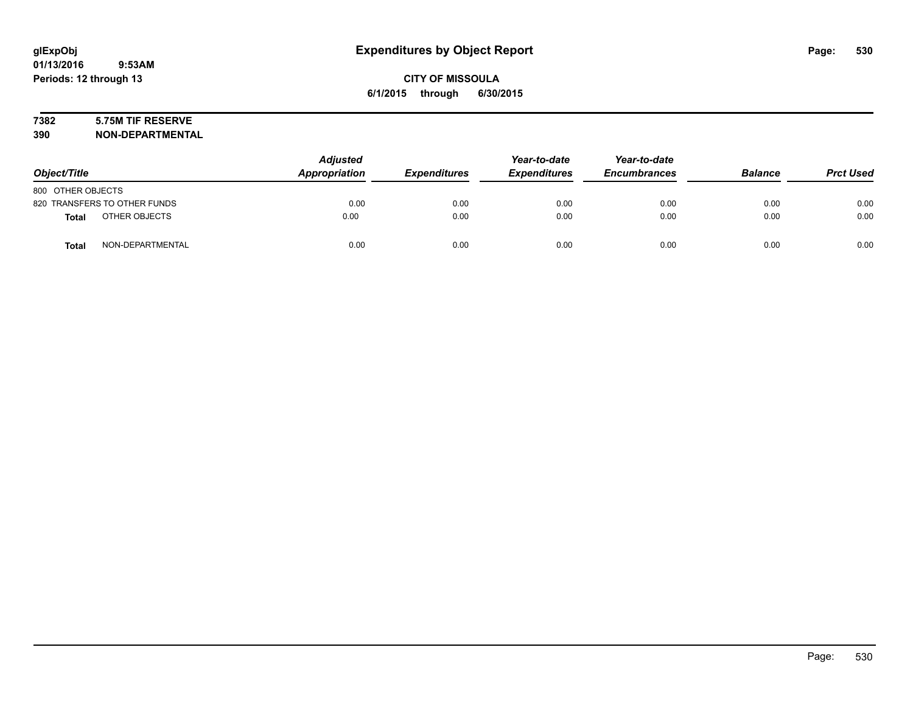glExpObj
01/13/2016 9:53AM
Periods: 12 through 13

# Expenditures by Object Report

**CITY OF MISSOULA**
**6/1/2015 through 6/30/2015**

**7382 5.75M TIF RESERVE**
**390 NON-DEPARTMENTAL**

| Object/Title | | Adjusted Appropriation | Expenditures | Year-to-date Expenditures | Year-to-date Encumbrances | Balance | Prct Used |
|---|---|---|---|---|---|---|---|
| 800 OTHER OBJECTS | | | | | | | |
| 820 TRANSFERS TO OTHER FUNDS | | 0.00 | 0.00 | 0.00 | 0.00 | 0.00 | 0.00 |
| **Total** | OTHER OBJECTS | 0.00 | 0.00 | 0.00 | 0.00 | 0.00 | 0.00 |
| **Total** | NON-DEPARTMENTAL | 0.00 | 0.00 | 0.00 | 0.00 | 0.00 | 0.00 |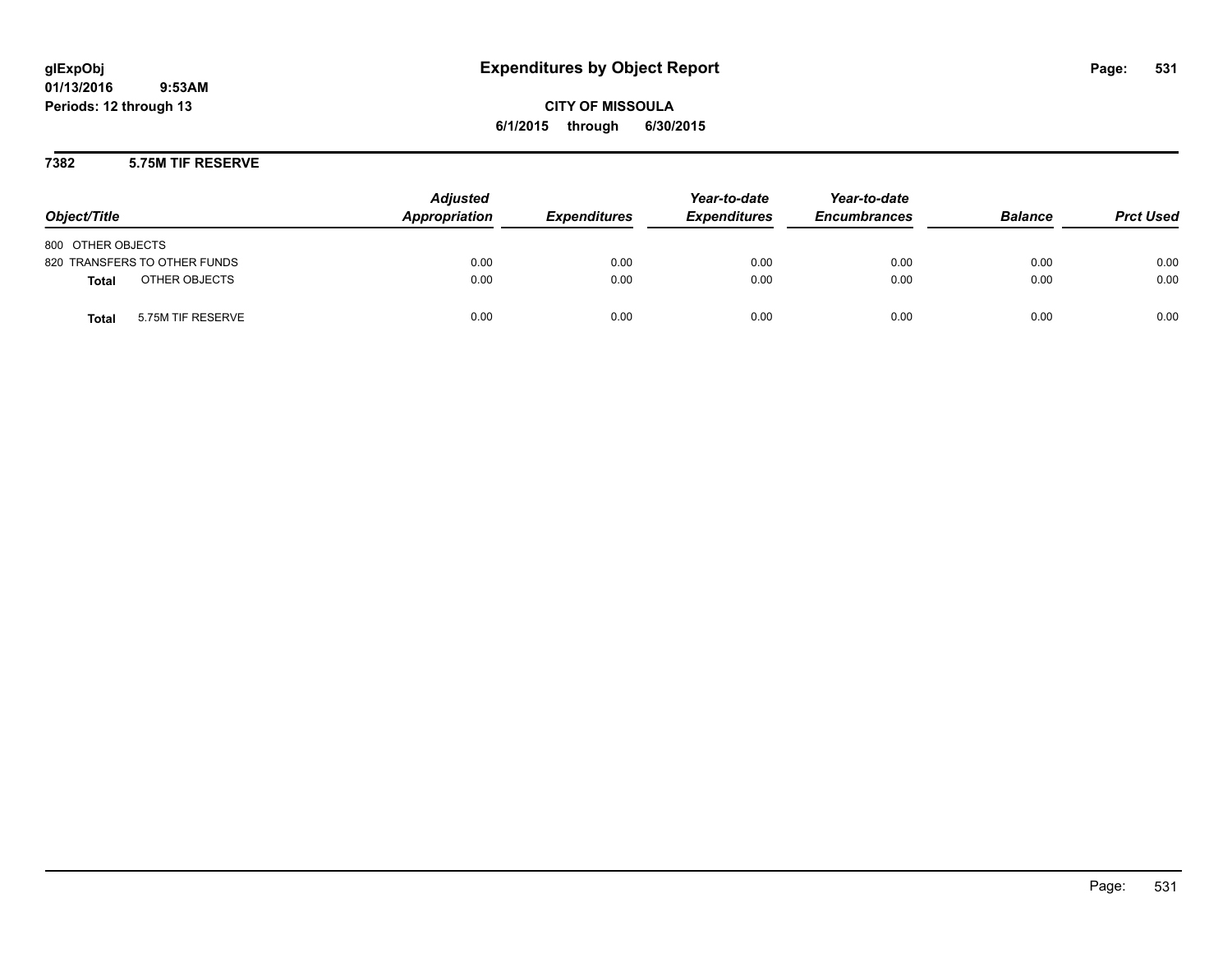**glExpObj**
**01/13/2016 9:53AM**
**Periods: 12 through 13**

# Expenditures by Object Report

**CITY OF MISSOULA**
**6/1/2015 through 6/30/2015**

## 7382 5.75M TIF RESERVE

| Object/Title | Adjusted Appropriation | Expenditures | Year-to-date Expenditures | Year-to-date Encumbrances | Balance | Prct Used |
|---|---|---|---|---|---|---|
| 800 OTHER OBJECTS | | | | | | |
| 820 TRANSFERS TO OTHER FUNDS | 0.00 | 0.00 | 0.00 | 0.00 | 0.00 | 0.00 |
| **Total** OTHER OBJECTS | 0.00 | 0.00 | 0.00 | 0.00 | 0.00 | 0.00 |
| **Total** 5.75M TIF RESERVE | 0.00 | 0.00 | 0.00 | 0.00 | 0.00 | 0.00 |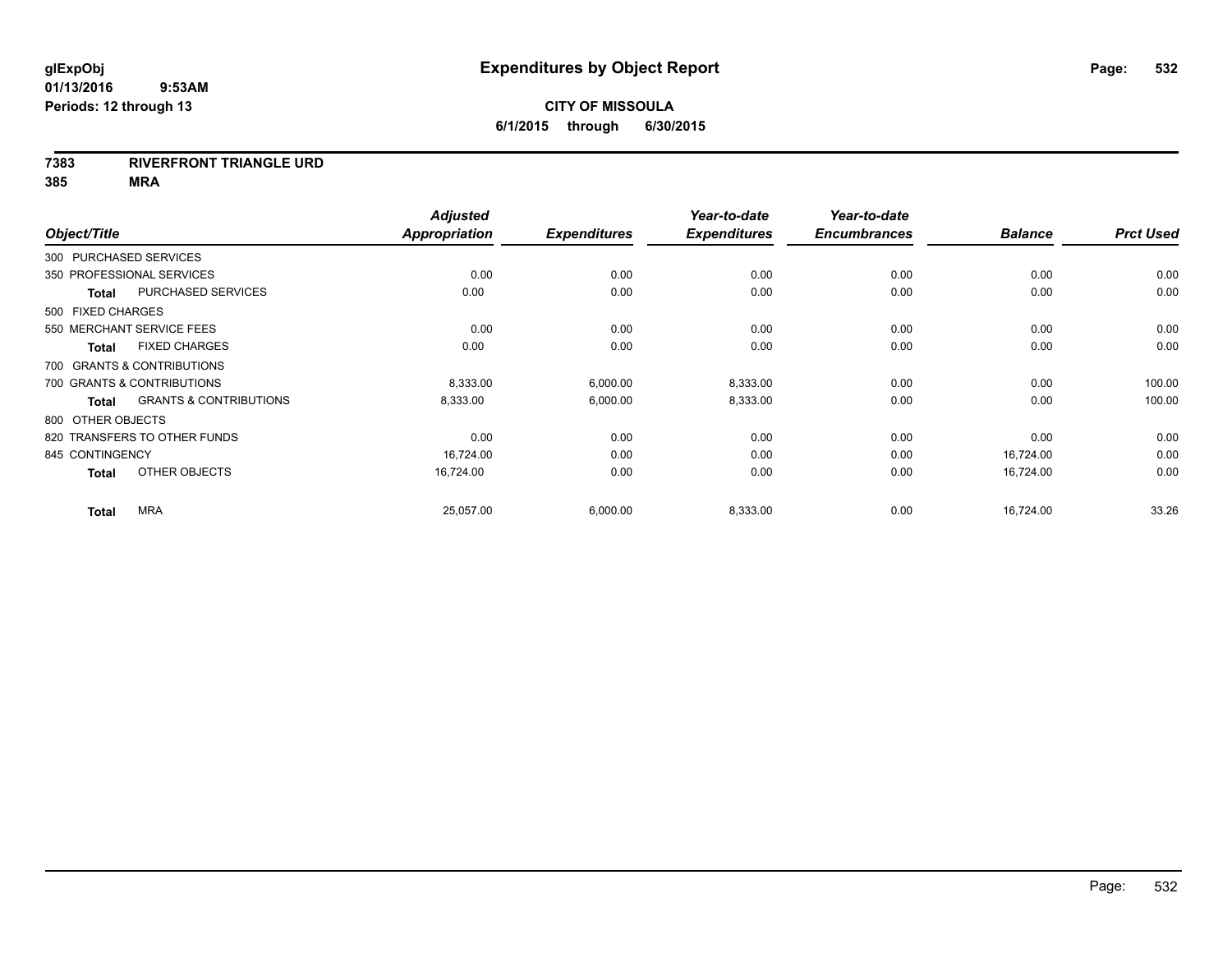**glExpObj**
**01/13/2016 9:53AM**
**Periods: 12 through 13**

# Expenditures by Object Report

**CITY OF MISSOULA**
**6/1/2015 through 6/30/2015**

**7383 RIVERFRONT TRIANGLE URD**
**385 MRA**

| Object/Title | Adjusted Appropriation | Expenditures | Year-to-date Expenditures | Year-to-date Encumbrances | Balance | Prct Used |
|---|---|---|---|---|---|---|
| 300 PURCHASED SERVICES | | | | | | |
| 350 PROFESSIONAL SERVICES | 0.00 | 0.00 | 0.00 | 0.00 | 0.00 | 0.00 |
| **Total** PURCHASED SERVICES | 0.00 | 0.00 | 0.00 | 0.00 | 0.00 | 0.00 |
| 500 FIXED CHARGES | | | | | | |
| 550 MERCHANT SERVICE FEES | 0.00 | 0.00 | 0.00 | 0.00 | 0.00 | 0.00 |
| **Total** FIXED CHARGES | 0.00 | 0.00 | 0.00 | 0.00 | 0.00 | 0.00 |
| 700 GRANTS & CONTRIBUTIONS | | | | | | |
| 700 GRANTS & CONTRIBUTIONS | 8,333.00 | 6,000.00 | 8,333.00 | 0.00 | 0.00 | 100.00 |
| **Total** GRANTS & CONTRIBUTIONS | 8,333.00 | 6,000.00 | 8,333.00 | 0.00 | 0.00 | 100.00 |
| 800 OTHER OBJECTS | | | | | | |
| 820 TRANSFERS TO OTHER FUNDS | 0.00 | 0.00 | 0.00 | 0.00 | 0.00 | 0.00 |
| 845 CONTINGENCY | 16,724.00 | 0.00 | 0.00 | 0.00 | 16,724.00 | 0.00 |
| **Total** OTHER OBJECTS | 16,724.00 | 0.00 | 0.00 | 0.00 | 16,724.00 | 0.00 |
| **Total** MRA | 25,057.00 | 6,000.00 | 8,333.00 | 0.00 | 16,724.00 | 33.26 |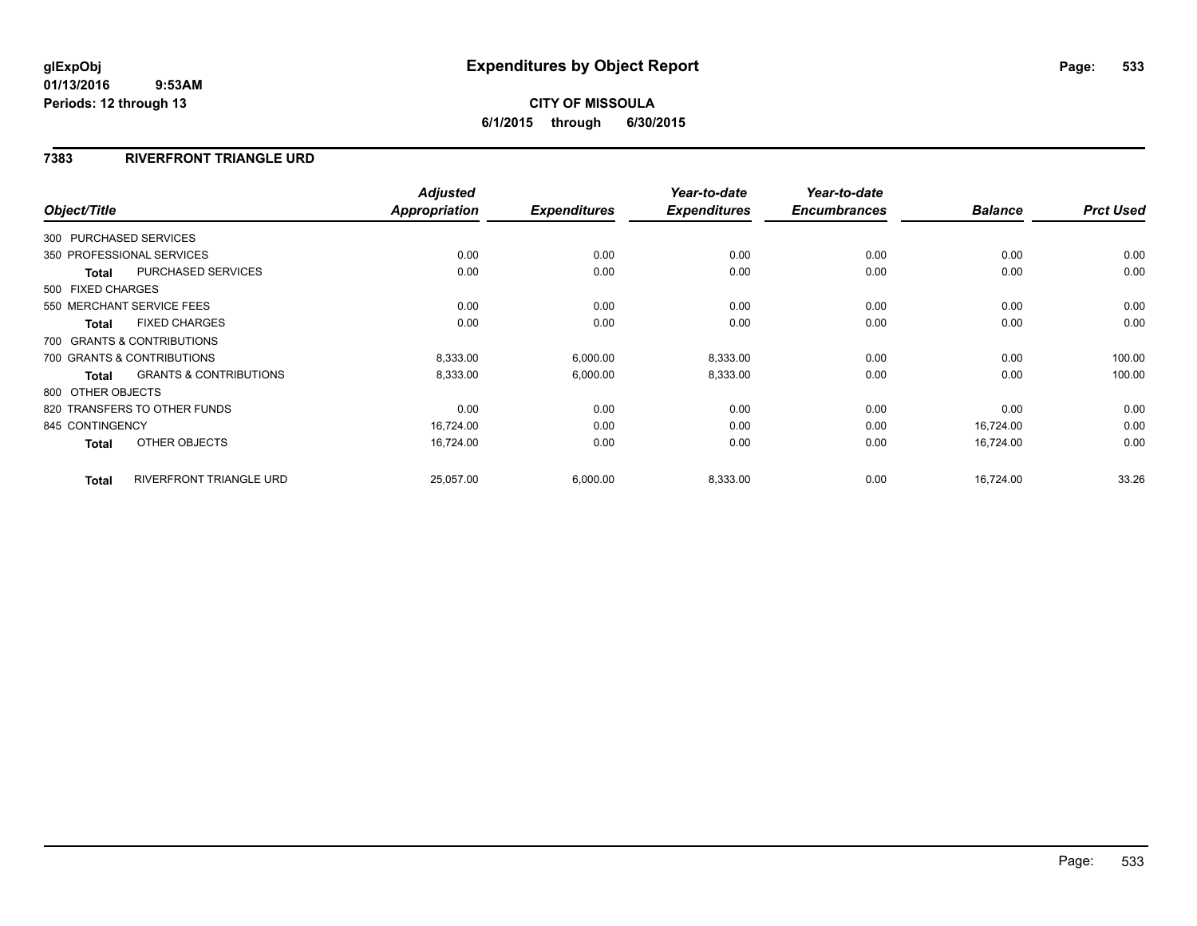glExpObj
01/13/2016 9:53AM
Periods: 12 through 13

# Expenditures by Object Report

**CITY OF MISSOULA**
**6/1/2015 through 6/30/2015**

## 7383 RIVERFRONT TRIANGLE URD

| Object/Title | | *Adjusted Appropriation* | *Expenditures* | *Year-to-date Expenditures* | *Year-to-date Encumbrances* | *Balance* | *Prct Used* |
|---|---|---|---|---|---|---|---|
| 300 PURCHASED SERVICES | | | | | | | |
| 350 PROFESSIONAL SERVICES | | 0.00 | 0.00 | 0.00 | 0.00 | 0.00 | 0.00 |
| **Total** | PURCHASED SERVICES | 0.00 | 0.00 | 0.00 | 0.00 | 0.00 | 0.00 |
| 500 FIXED CHARGES | | | | | | | |
| 550 MERCHANT SERVICE FEES | | 0.00 | 0.00 | 0.00 | 0.00 | 0.00 | 0.00 |
| **Total** | FIXED CHARGES | 0.00 | 0.00 | 0.00 | 0.00 | 0.00 | 0.00 |
| 700 GRANTS & CONTRIBUTIONS | | | | | | | |
| 700 GRANTS & CONTRIBUTIONS | | 8,333.00 | 6,000.00 | 8,333.00 | 0.00 | 0.00 | 100.00 |
| **Total** | GRANTS & CONTRIBUTIONS | 8,333.00 | 6,000.00 | 8,333.00 | 0.00 | 0.00 | 100.00 |
| 800 OTHER OBJECTS | | | | | | | |
| 820 TRANSFERS TO OTHER FUNDS | | 0.00 | 0.00 | 0.00 | 0.00 | 0.00 | 0.00 |
| 845 CONTINGENCY | | 16,724.00 | 0.00 | 0.00 | 0.00 | 16,724.00 | 0.00 |
| **Total** | OTHER OBJECTS | 16,724.00 | 0.00 | 0.00 | 0.00 | 16,724.00 | 0.00 |
| **Total** | RIVERFRONT TRIANGLE URD | 25,057.00 | 6,000.00 | 8,333.00 | 0.00 | 16,724.00 | 33.26 |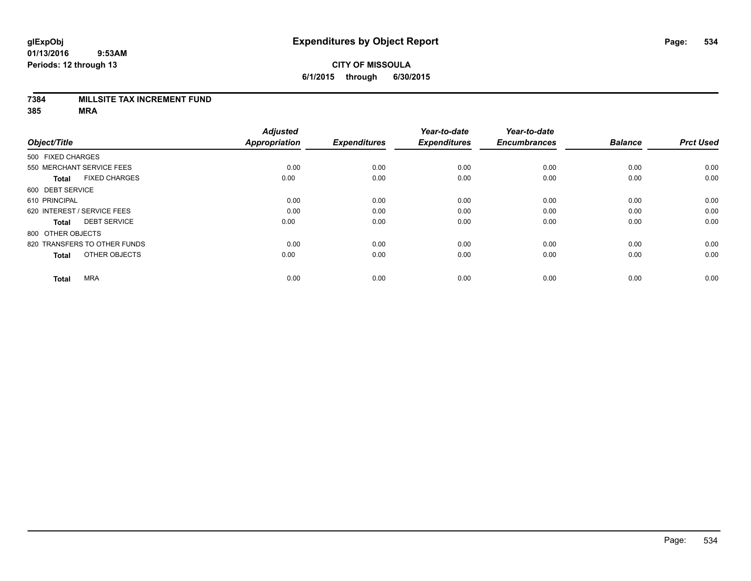# Expenditures by Object Report

glExpObj
01/13/2016 9:53AM
Periods: 12 through 13

**CITY OF MISSOULA**
**6/1/2015 through 6/30/2015**

**7384 MILLSITE TAX INCREMENT FUND**
**385 MRA**

| Object/Title | Adjusted Appropriation | Expenditures | Year-to-date Expenditures | Year-to-date Encumbrances | Balance | Prct Used |
|---|---|---|---|---|---|---|
| 500 FIXED CHARGES | | | | | | |
| 550 MERCHANT SERVICE FEES | 0.00 | 0.00 | 0.00 | 0.00 | 0.00 | 0.00 |
| **Total** FIXED CHARGES | 0.00 | 0.00 | 0.00 | 0.00 | 0.00 | 0.00 |
| 600 DEBT SERVICE | | | | | | |
| 610 PRINCIPAL | 0.00 | 0.00 | 0.00 | 0.00 | 0.00 | 0.00 |
| 620 INTEREST / SERVICE FEES | 0.00 | 0.00 | 0.00 | 0.00 | 0.00 | 0.00 |
| **Total** DEBT SERVICE | 0.00 | 0.00 | 0.00 | 0.00 | 0.00 | 0.00 |
| 800 OTHER OBJECTS | | | | | | |
| 820 TRANSFERS TO OTHER FUNDS | 0.00 | 0.00 | 0.00 | 0.00 | 0.00 | 0.00 |
| **Total** OTHER OBJECTS | 0.00 | 0.00 | 0.00 | 0.00 | 0.00 | 0.00 |
| **Total** MRA | 0.00 | 0.00 | 0.00 | 0.00 | 0.00 | 0.00 |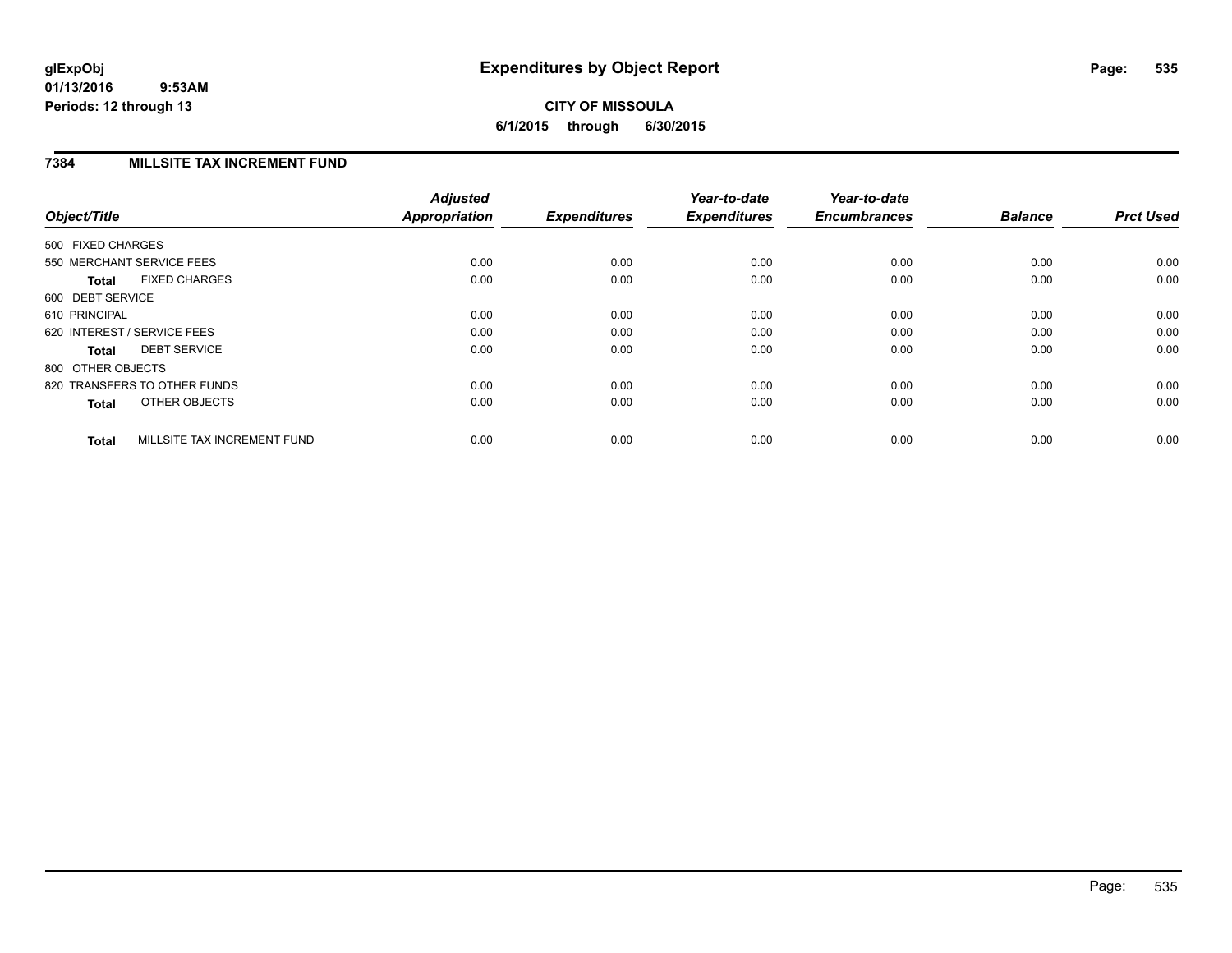# Expenditures by Object Report

**glExpObj**
**01/13/2016 9:53AM**
**Periods: 12 through 13**

**CITY OF MISSOULA**
**6/1/2015 through 6/30/2015**

## 7384 MILLSITE TAX INCREMENT FUND

| Object/Title | Adjusted Appropriation | Expenditures | Year-to-date Expenditures | Year-to-date Encumbrances | Balance | Prct Used |
|---|---|---|---|---|---|---|
| 500 FIXED CHARGES | | | | | | |
| 550 MERCHANT SERVICE FEES | 0.00 | 0.00 | 0.00 | 0.00 | 0.00 | 0.00 |
| **Total** FIXED CHARGES | 0.00 | 0.00 | 0.00 | 0.00 | 0.00 | 0.00 |
| 600 DEBT SERVICE | | | | | | |
| 610 PRINCIPAL | 0.00 | 0.00 | 0.00 | 0.00 | 0.00 | 0.00 |
| 620 INTEREST / SERVICE FEES | 0.00 | 0.00 | 0.00 | 0.00 | 0.00 | 0.00 |
| **Total** DEBT SERVICE | 0.00 | 0.00 | 0.00 | 0.00 | 0.00 | 0.00 |
| 800 OTHER OBJECTS | | | | | | |
| 820 TRANSFERS TO OTHER FUNDS | 0.00 | 0.00 | 0.00 | 0.00 | 0.00 | 0.00 |
| **Total** OTHER OBJECTS | 0.00 | 0.00 | 0.00 | 0.00 | 0.00 | 0.00 |
| **Total** MILLSITE TAX INCREMENT FUND | 0.00 | 0.00 | 0.00 | 0.00 | 0.00 | 0.00 |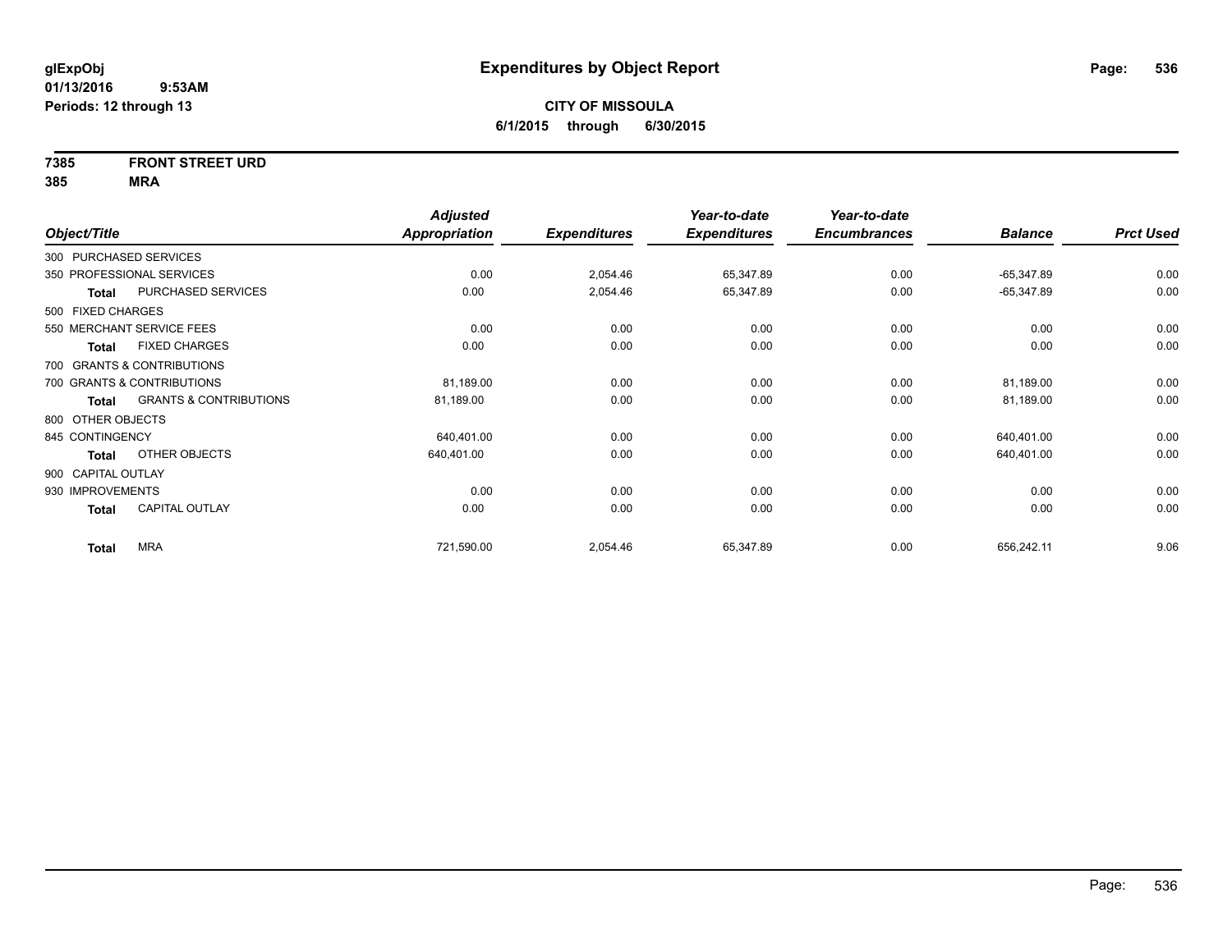**glExpObj**
**01/13/2016 9:53AM**
**Periods: 12 through 13**

# Expenditures by Object Report

**CITY OF MISSOULA**
**6/1/2015 through 6/30/2015**

**7385 FRONT STREET URD**
**385 MRA**

| Object/Title | | Adjusted Appropriation | Expenditures | Year-to-date Expenditures | Year-to-date Encumbrances | Balance | Prct Used |
|---|---|---|---|---|---|---|---|
| 300 PURCHASED SERVICES | | | | | | | |
| 350 PROFESSIONAL SERVICES | | 0.00 | 2,054.46 | 65,347.89 | 0.00 | -65,347.89 | 0.00 |
| **Total** | PURCHASED SERVICES | 0.00 | 2,054.46 | 65,347.89 | 0.00 | -65,347.89 | 0.00 |
| 500 FIXED CHARGES | | | | | | | |
| 550 MERCHANT SERVICE FEES | | 0.00 | 0.00 | 0.00 | 0.00 | 0.00 | 0.00 |
| **Total** | FIXED CHARGES | 0.00 | 0.00 | 0.00 | 0.00 | 0.00 | 0.00 |
| 700 GRANTS & CONTRIBUTIONS | | | | | | | |
| 700 GRANTS & CONTRIBUTIONS | | 81,189.00 | 0.00 | 0.00 | 0.00 | 81,189.00 | 0.00 |
| **Total** | GRANTS & CONTRIBUTIONS | 81,189.00 | 0.00 | 0.00 | 0.00 | 81,189.00 | 0.00 |
| 800 OTHER OBJECTS | | | | | | | |
| 845 CONTINGENCY | | 640,401.00 | 0.00 | 0.00 | 0.00 | 640,401.00 | 0.00 |
| **Total** | OTHER OBJECTS | 640,401.00 | 0.00 | 0.00 | 0.00 | 640,401.00 | 0.00 |
| 900 CAPITAL OUTLAY | | | | | | | |
| 930 IMPROVEMENTS | | 0.00 | 0.00 | 0.00 | 0.00 | 0.00 | 0.00 |
| **Total** | CAPITAL OUTLAY | 0.00 | 0.00 | 0.00 | 0.00 | 0.00 | 0.00 |
| **Total** | MRA | 721,590.00 | 2,054.46 | 65,347.89 | 0.00 | 656,242.11 | 9.06 |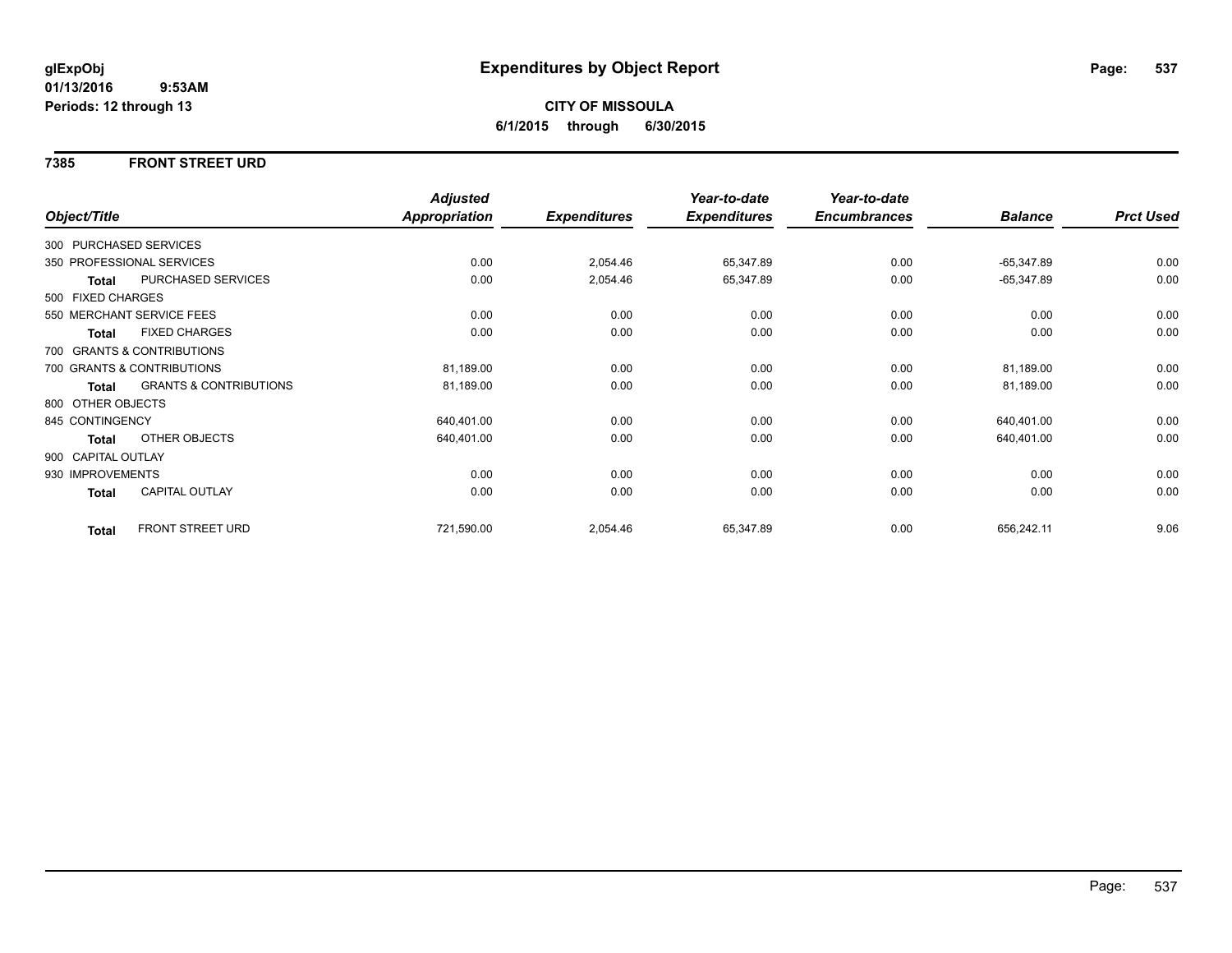# Expenditures by Object Report

glExpObj
01/13/2016 9:53AM
Periods: 12 through 13

**CITY OF MISSOULA**
**6/1/2015 through 6/30/2015**

## 7385 FRONT STREET URD

| Object/Title | | Adjusted Appropriation | Expenditures | Year-to-date Expenditures | Year-to-date Encumbrances | Balance | Prct Used |
|---|---|---|---|---|---|---|---|
| 300 PURCHASED SERVICES | | | | | | | |
| 350 PROFESSIONAL SERVICES | | 0.00 | 2,054.46 | 65,347.89 | 0.00 | -65,347.89 | 0.00 |
| Total | PURCHASED SERVICES | 0.00 | 2,054.46 | 65,347.89 | 0.00 | -65,347.89 | 0.00 |
| 500 FIXED CHARGES | | | | | | | |
| 550 MERCHANT SERVICE FEES | | 0.00 | 0.00 | 0.00 | 0.00 | 0.00 | 0.00 |
| Total | FIXED CHARGES | 0.00 | 0.00 | 0.00 | 0.00 | 0.00 | 0.00 |
| 700 GRANTS & CONTRIBUTIONS | | | | | | | |
| 700 GRANTS & CONTRIBUTIONS | | 81,189.00 | 0.00 | 0.00 | 0.00 | 81,189.00 | 0.00 |
| Total | GRANTS & CONTRIBUTIONS | 81,189.00 | 0.00 | 0.00 | 0.00 | 81,189.00 | 0.00 |
| 800 OTHER OBJECTS | | | | | | | |
| 845 CONTINGENCY | | 640,401.00 | 0.00 | 0.00 | 0.00 | 640,401.00 | 0.00 |
| Total | OTHER OBJECTS | 640,401.00 | 0.00 | 0.00 | 0.00 | 640,401.00 | 0.00 |
| 900 CAPITAL OUTLAY | | | | | | | |
| 930 IMPROVEMENTS | | 0.00 | 0.00 | 0.00 | 0.00 | 0.00 | 0.00 |
| Total | CAPITAL OUTLAY | 0.00 | 0.00 | 0.00 | 0.00 | 0.00 | 0.00 |
| Total | FRONT STREET URD | 721,590.00 | 2,054.46 | 65,347.89 | 0.00 | 656,242.11 | 9.06 |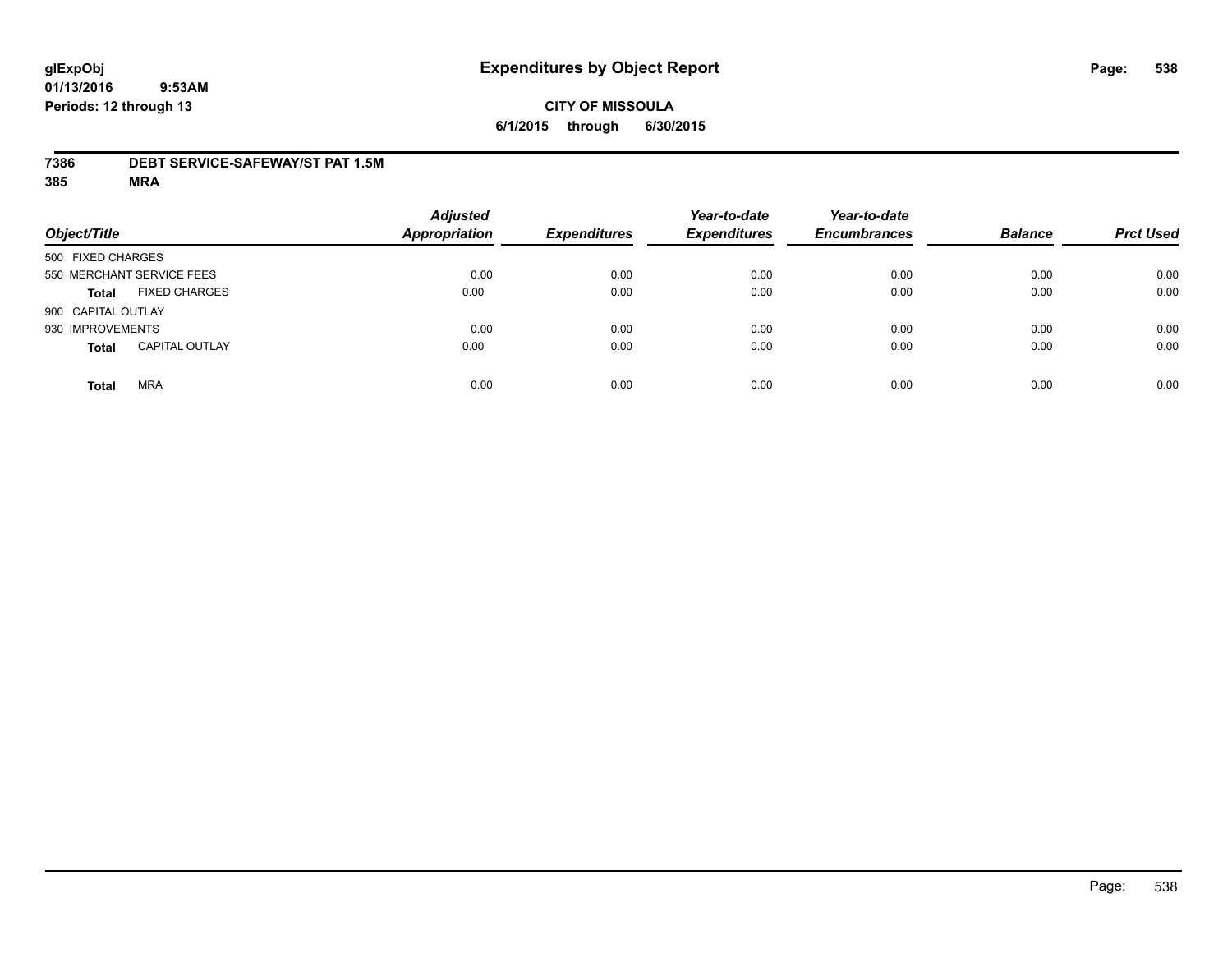glExpObj
01/13/2016 9:53AM
Periods: 12 through 13

# Expenditures by Object Report

**CITY OF MISSOULA**
**6/1/2015 through 6/30/2015**

**7386 DEBT SERVICE-SAFEWAY/ST PAT 1.5M**
**385 MRA**

| Object/Title | Adjusted Appropriation | Expenditures | Year-to-date Expenditures | Year-to-date Encumbrances | Balance | Prct Used |
|---|---|---|---|---|---|---|
| 500 FIXED CHARGES | | | | | | |
| 550 MERCHANT SERVICE FEES | 0.00 | 0.00 | 0.00 | 0.00 | 0.00 | 0.00 |
| **Total** FIXED CHARGES | 0.00 | 0.00 | 0.00 | 0.00 | 0.00 | 0.00 |
| 900 CAPITAL OUTLAY | | | | | | |
| 930 IMPROVEMENTS | 0.00 | 0.00 | 0.00 | 0.00 | 0.00 | 0.00 |
| **Total** CAPITAL OUTLAY | 0.00 | 0.00 | 0.00 | 0.00 | 0.00 | 0.00 |
| **Total** MRA | 0.00 | 0.00 | 0.00 | 0.00 | 0.00 | 0.00 |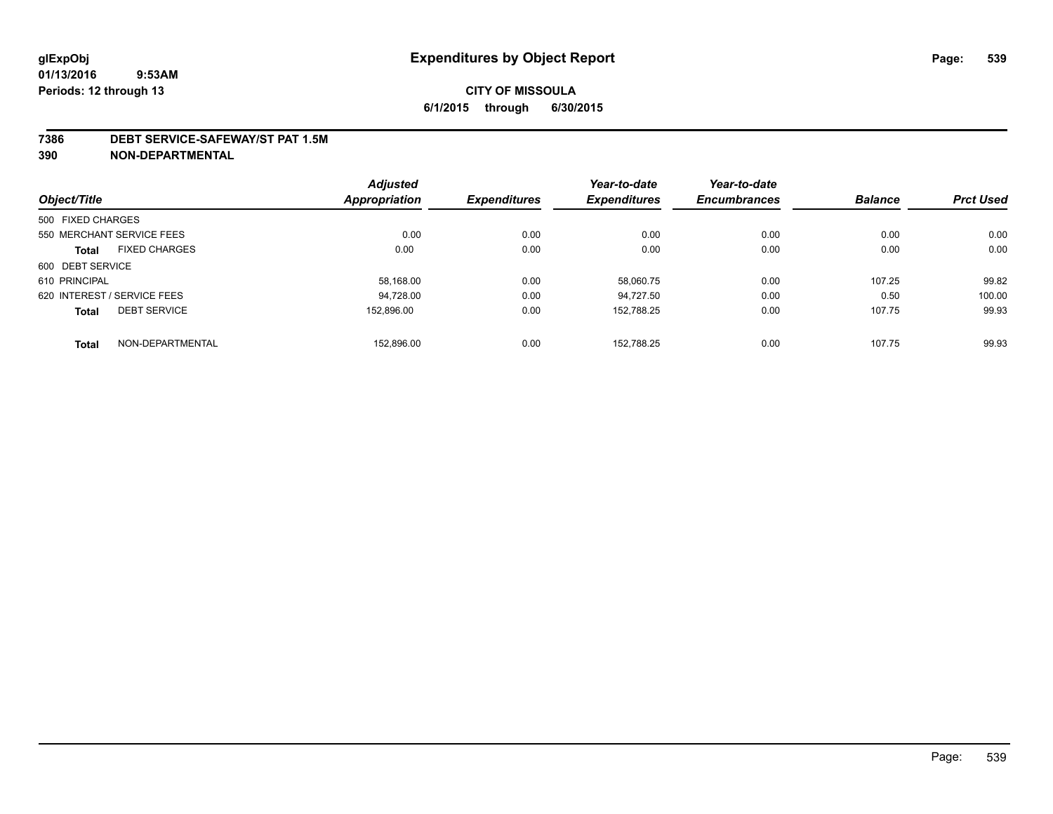**glExpObj**
**01/13/2016 9:53AM**
**Periods: 12 through 13**

# Expenditures by Object Report

**CITY OF MISSOULA**
**6/1/2015 through 6/30/2015**

**7386 DEBT SERVICE-SAFEWAY/ST PAT 1.5M**
**390 NON-DEPARTMENTAL**

| Object/Title | Adjusted Appropriation | Expenditures | Year-to-date Expenditures | Year-to-date Encumbrances | Balance | Prct Used |
|---|---|---|---|---|---|---|
| 500 FIXED CHARGES | | | | | | |
| 550 MERCHANT SERVICE FEES | 0.00 | 0.00 | 0.00 | 0.00 | 0.00 | 0.00 |
| **Total** FIXED CHARGES | 0.00 | 0.00 | 0.00 | 0.00 | 0.00 | 0.00 |
| 600 DEBT SERVICE | | | | | | |
| 610 PRINCIPAL | 58,168.00 | 0.00 | 58,060.75 | 0.00 | 107.25 | 99.82 |
| 620 INTEREST / SERVICE FEES | 94,728.00 | 0.00 | 94,727.50 | 0.00 | 0.50 | 100.00 |
| **Total** DEBT SERVICE | 152,896.00 | 0.00 | 152,788.25 | 0.00 | 107.75 | 99.93 |
| **Total** NON-DEPARTMENTAL | 152,896.00 | 0.00 | 152,788.25 | 0.00 | 107.75 | 99.93 |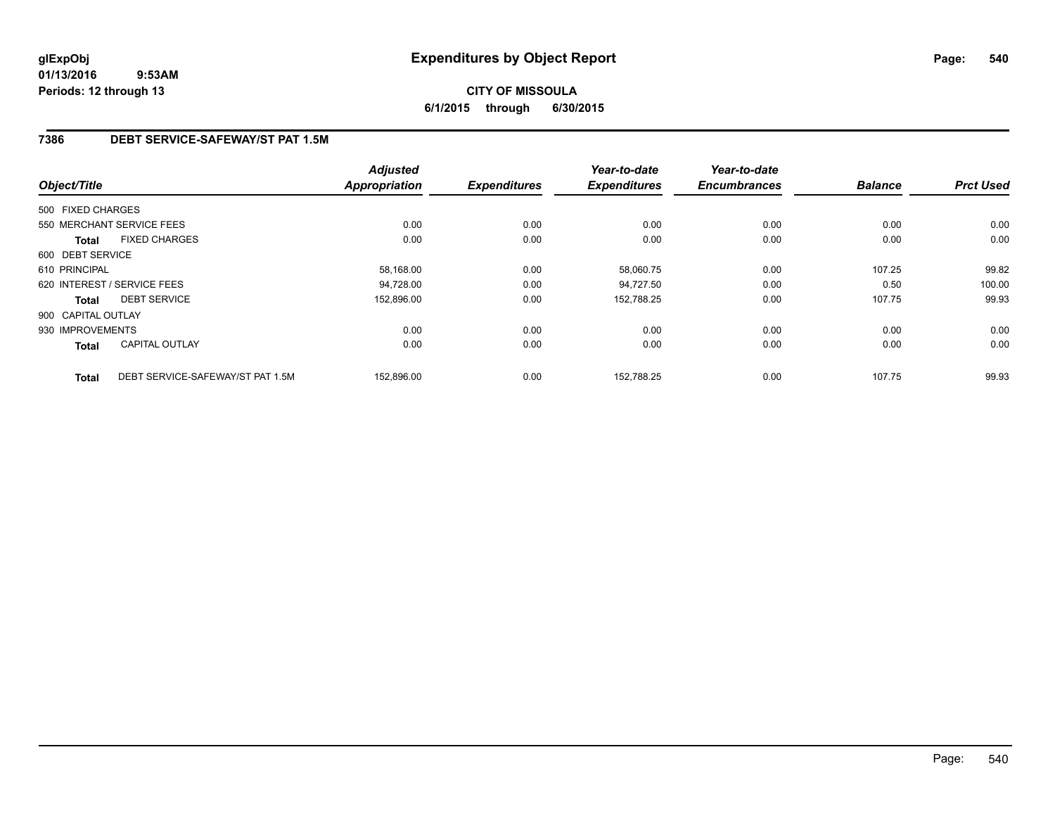# Expenditures by Object Report

glExpObj
01/13/2016 9:53AM
Periods: 12 through 13

**CITY OF MISSOULA**
**6/1/2015 through 6/30/2015**

## 7386 DEBT SERVICE-SAFEWAY/ST PAT 1.5M

| Object/Title | | Adjusted Appropriation | Expenditures | Year-to-date Expenditures | Year-to-date Encumbrances | Balance | Prct Used |
|---|---|---|---|---|---|---|---|
| 500 FIXED CHARGES | | | | | | | |
| 550 MERCHANT SERVICE FEES | | 0.00 | 0.00 | 0.00 | 0.00 | 0.00 | 0.00 |
| **Total** | FIXED CHARGES | 0.00 | 0.00 | 0.00 | 0.00 | 0.00 | 0.00 |
| 600 DEBT SERVICE | | | | | | | |
| 610 PRINCIPAL | | 58,168.00 | 0.00 | 58,060.75 | 0.00 | 107.25 | 99.82 |
| 620 INTEREST / SERVICE FEES | | 94,728.00 | 0.00 | 94,727.50 | 0.00 | 0.50 | 100.00 |
| **Total** | DEBT SERVICE | 152,896.00 | 0.00 | 152,788.25 | 0.00 | 107.75 | 99.93 |
| 900 CAPITAL OUTLAY | | | | | | | |
| 930 IMPROVEMENTS | | 0.00 | 0.00 | 0.00 | 0.00 | 0.00 | 0.00 |
| **Total** | CAPITAL OUTLAY | 0.00 | 0.00 | 0.00 | 0.00 | 0.00 | 0.00 |
| **Total** | DEBT SERVICE-SAFEWAY/ST PAT 1.5M | 152,896.00 | 0.00 | 152,788.25 | 0.00 | 107.75 | 99.93 |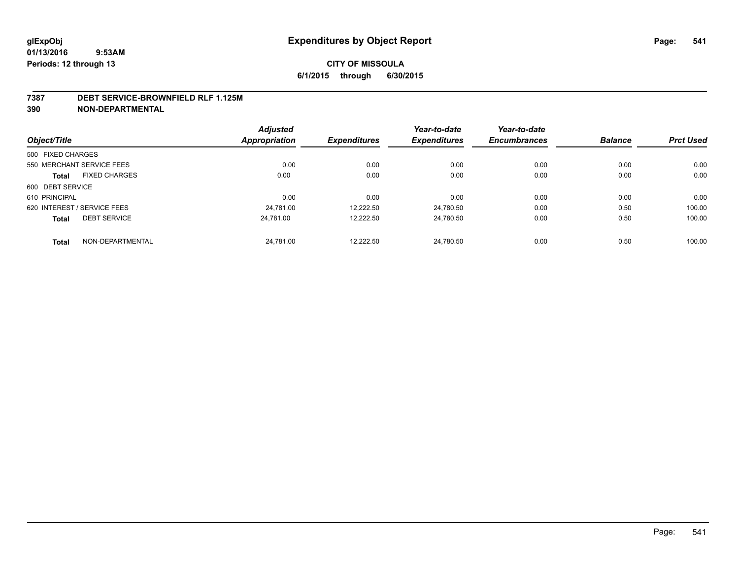# Expenditures by Object Report

glExpObj
01/13/2016 9:53AM
Periods: 12 through 13

**CITY OF MISSOULA**
**6/1/2015 through 6/30/2015**

**7387 DEBT SERVICE-BROWNFIELD RLF 1.125M**
**390 NON-DEPARTMENTAL**

| Object/Title | | Adjusted Appropriation | Expenditures | Year-to-date Expenditures | Year-to-date Encumbrances | Balance | Prct Used |
|---|---|---|---|---|---|---|---|
| 500 FIXED CHARGES | | | | | | | |
| 550 MERCHANT SERVICE FEES | | 0.00 | 0.00 | 0.00 | 0.00 | 0.00 | 0.00 |
| **Total** | FIXED CHARGES | 0.00 | 0.00 | 0.00 | 0.00 | 0.00 | 0.00 |
| 600 DEBT SERVICE | | | | | | | |
| 610 PRINCIPAL | | 0.00 | 0.00 | 0.00 | 0.00 | 0.00 | 0.00 |
| 620 INTEREST / SERVICE FEES | | 24,781.00 | 12,222.50 | 24,780.50 | 0.00 | 0.50 | 100.00 |
| **Total** | DEBT SERVICE | 24,781.00 | 12,222.50 | 24,780.50 | 0.00 | 0.50 | 100.00 |
| **Total** | NON-DEPARTMENTAL | 24,781.00 | 12,222.50 | 24,780.50 | 0.00 | 0.50 | 100.00 |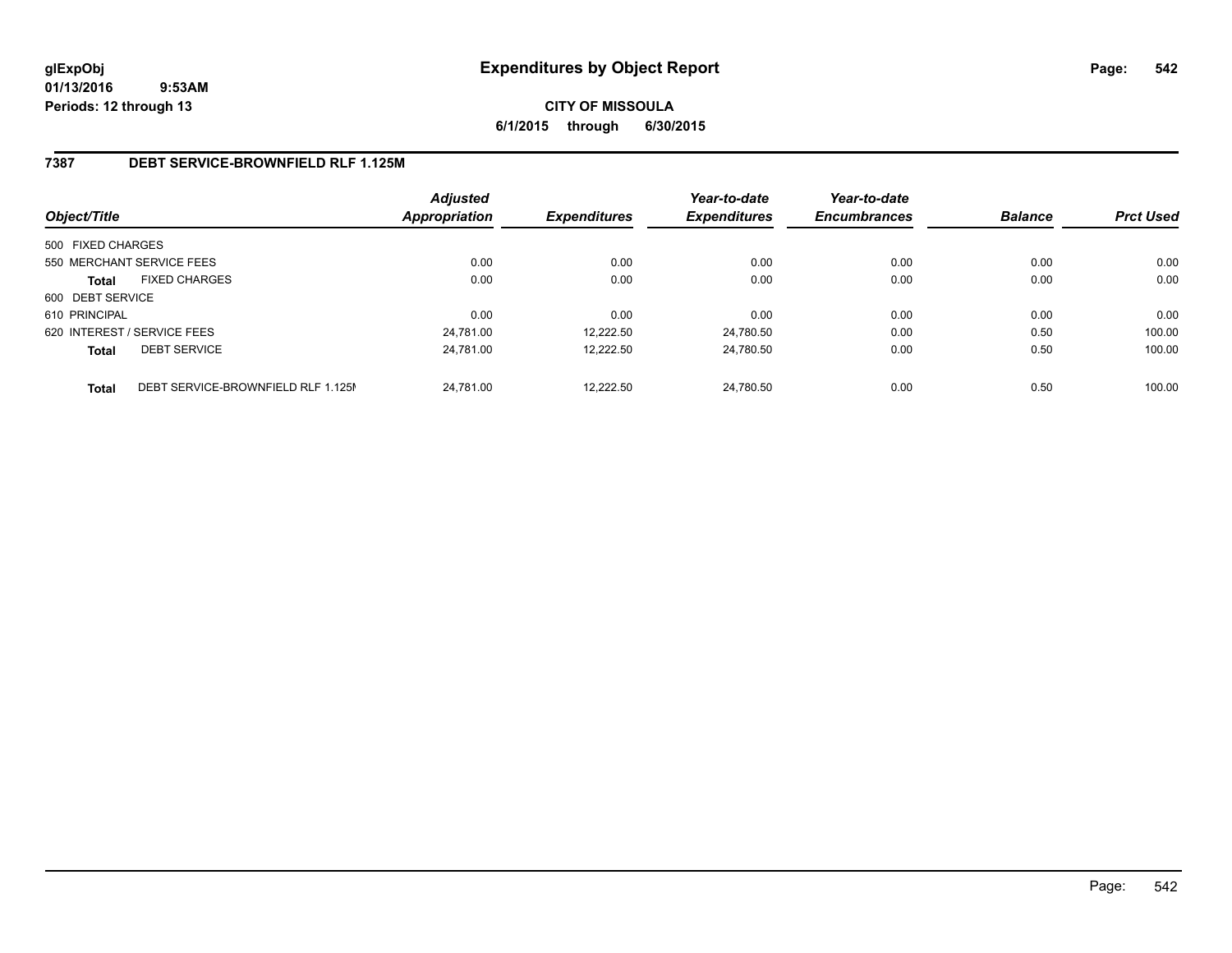**glExpObj** **Expenditures by Object Report**
**01/13/2016 9:53AM**
**Periods: 12 through 13**

**CITY OF MISSOULA**
**6/1/2015 through 6/30/2015**

## 7387 DEBT SERVICE-BROWNFIELD RLF 1.125M

| Object/Title | | Adjusted Appropriation | Expenditures | Year-to-date Expenditures | Year-to-date Encumbrances | Balance | Prct Used |
|---|---|---|---|---|---|---|---|
| 500 FIXED CHARGES | | | | | | | |
| 550 MERCHANT SERVICE FEES | | 0.00 | 0.00 | 0.00 | 0.00 | 0.00 | 0.00 |
| **Total** | FIXED CHARGES | 0.00 | 0.00 | 0.00 | 0.00 | 0.00 | 0.00 |
| 600 DEBT SERVICE | | | | | | | |
| 610 PRINCIPAL | | 0.00 | 0.00 | 0.00 | 0.00 | 0.00 | 0.00 |
| 620 INTEREST / SERVICE FEES | | 24,781.00 | 12,222.50 | 24,780.50 | 0.00 | 0.50 | 100.00 |
| **Total** | DEBT SERVICE | 24,781.00 | 12,222.50 | 24,780.50 | 0.00 | 0.50 | 100.00 |
| **Total** | DEBT SERVICE-BROWNFIELD RLF 1.125M | 24,781.00 | 12,222.50 | 24,780.50 | 0.00 | 0.50 | 100.00 |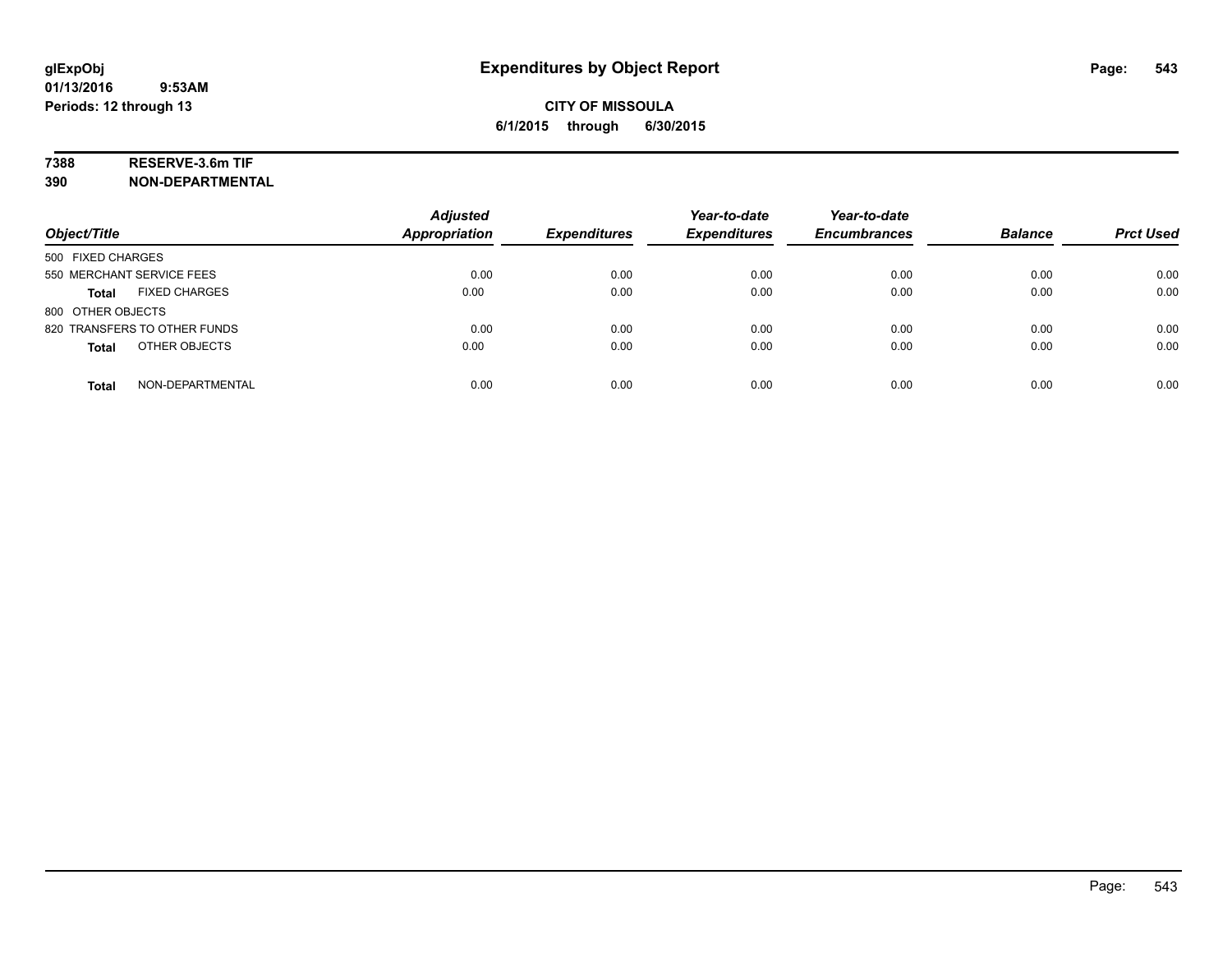**glExpObj** **Expenditures by Object Report**

**01/13/2016 9:53AM**

**Periods: 12 through 13**

**CITY OF MISSOULA**

**6/1/2015 through 6/30/2015**

**7388 RESERVE-3.6m TIF**

**390 NON-DEPARTMENTAL**

| Object/Title | Adjusted Appropriation | Expenditures | Year-to-date Expenditures | Year-to-date Encumbrances | Balance | Prct Used |
|---|---|---|---|---|---|---|
| 500 FIXED CHARGES | | | | | | |
| 550 MERCHANT SERVICE FEES | 0.00 | 0.00 | 0.00 | 0.00 | 0.00 | 0.00 |
| **Total** FIXED CHARGES | 0.00 | 0.00 | 0.00 | 0.00 | 0.00 | 0.00 |
| 800 OTHER OBJECTS | | | | | | |
| 820 TRANSFERS TO OTHER FUNDS | 0.00 | 0.00 | 0.00 | 0.00 | 0.00 | 0.00 |
| **Total** OTHER OBJECTS | 0.00 | 0.00 | 0.00 | 0.00 | 0.00 | 0.00 |
| **Total** NON-DEPARTMENTAL | 0.00 | 0.00 | 0.00 | 0.00 | 0.00 | 0.00 |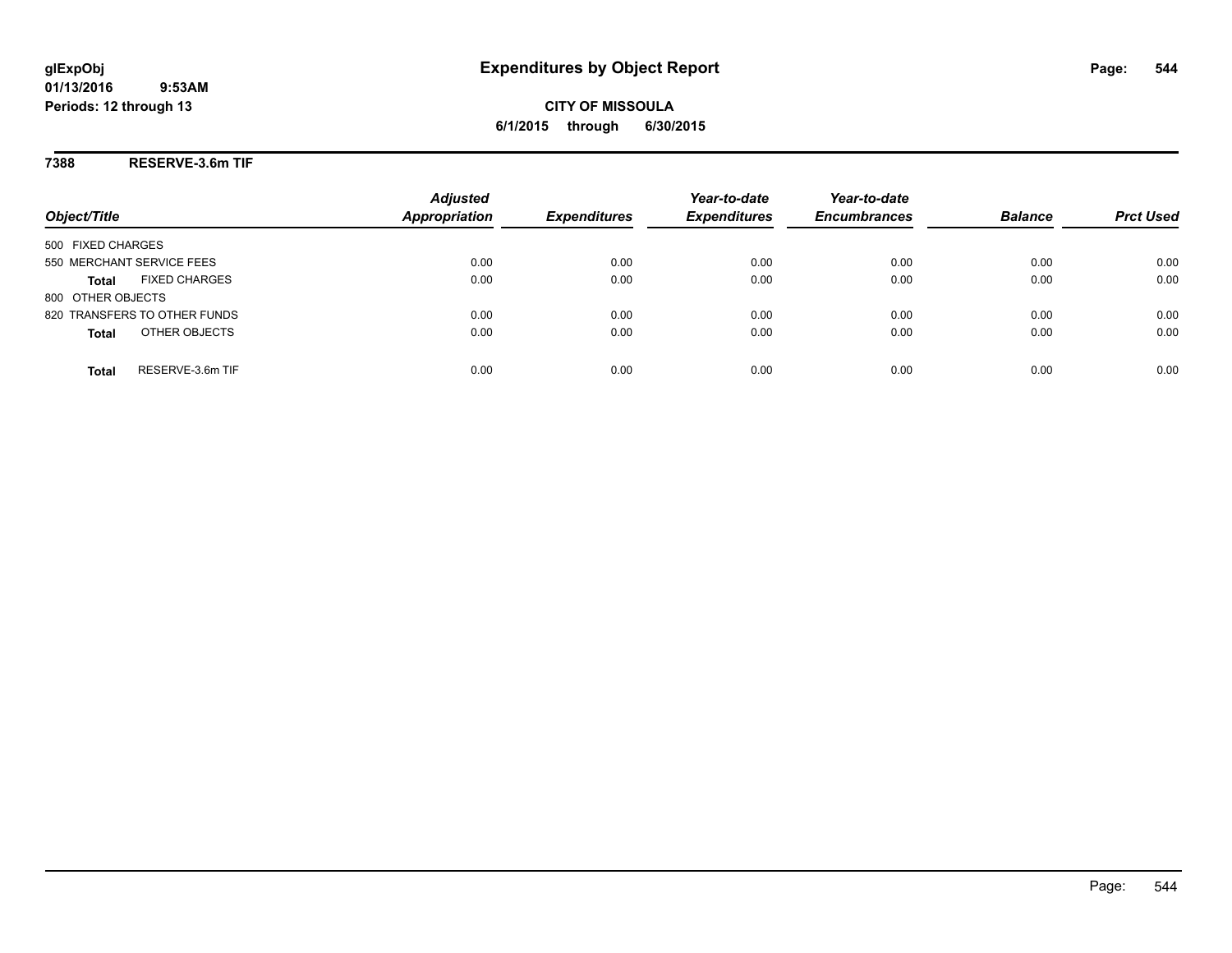# Expenditures by Object Report

glExpObj
01/13/2016 9:53AM
Periods: 12 through 13

**CITY OF MISSOULA**
**6/1/2015 through 6/30/2015**

## 7388 RESERVE-3.6m TIF

| Object/Title | Adjusted Appropriation | Expenditures | Year-to-date Expenditures | Year-to-date Encumbrances | Balance | Prct Used |
|---|---|---|---|---|---|---|
| 500 FIXED CHARGES | | | | | | |
| 550 MERCHANT SERVICE FEES | 0.00 | 0.00 | 0.00 | 0.00 | 0.00 | 0.00 |
| **Total** FIXED CHARGES | 0.00 | 0.00 | 0.00 | 0.00 | 0.00 | 0.00 |
| 800 OTHER OBJECTS | | | | | | |
| 820 TRANSFERS TO OTHER FUNDS | 0.00 | 0.00 | 0.00 | 0.00 | 0.00 | 0.00 |
| **Total** OTHER OBJECTS | 0.00 | 0.00 | 0.00 | 0.00 | 0.00 | 0.00 |
| **Total** RESERVE-3.6m TIF | 0.00 | 0.00 | 0.00 | 0.00 | 0.00 | 0.00 |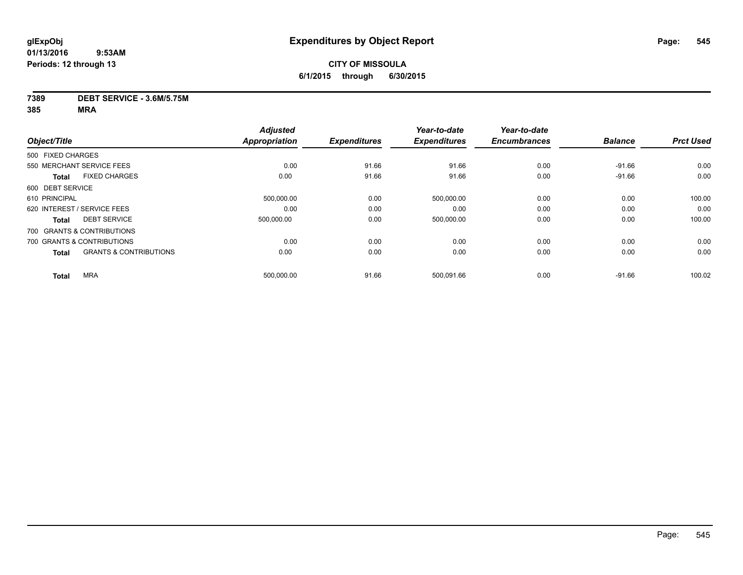# Expenditures by Object Report

glExpObj
01/13/2016 9:53AM
Periods: 12 through 13

**CITY OF MISSOULA**
**6/1/2015 through 6/30/2015**

**7389 DEBT SERVICE - 3.6M/5.75M**
**385 MRA**

| Object/Title | | Adjusted Appropriation | Expenditures | Year-to-date Expenditures | Year-to-date Encumbrances | Balance | Prct Used |
|---|---|---|---|---|---|---|---|
| 500 FIXED CHARGES | | | | | | | |
| 550 MERCHANT SERVICE FEES | | 0.00 | 91.66 | 91.66 | 0.00 | -91.66 | 0.00 |
| **Total** | FIXED CHARGES | 0.00 | 91.66 | 91.66 | 0.00 | -91.66 | 0.00 |
| 600 DEBT SERVICE | | | | | | | |
| 610 PRINCIPAL | | 500,000.00 | 0.00 | 500,000.00 | 0.00 | 0.00 | 100.00 |
| 620 INTEREST / SERVICE FEES | | 0.00 | 0.00 | 0.00 | 0.00 | 0.00 | 0.00 |
| **Total** | DEBT SERVICE | 500,000.00 | 0.00 | 500,000.00 | 0.00 | 0.00 | 100.00 |
| 700 GRANTS & CONTRIBUTIONS | | | | | | | |
| 700 GRANTS & CONTRIBUTIONS | | 0.00 | 0.00 | 0.00 | 0.00 | 0.00 | 0.00 |
| **Total** | GRANTS & CONTRIBUTIONS | 0.00 | 0.00 | 0.00 | 0.00 | 0.00 | 0.00 |
| **Total** | MRA | 500,000.00 | 91.66 | 500,091.66 | 0.00 | -91.66 | 100.02 |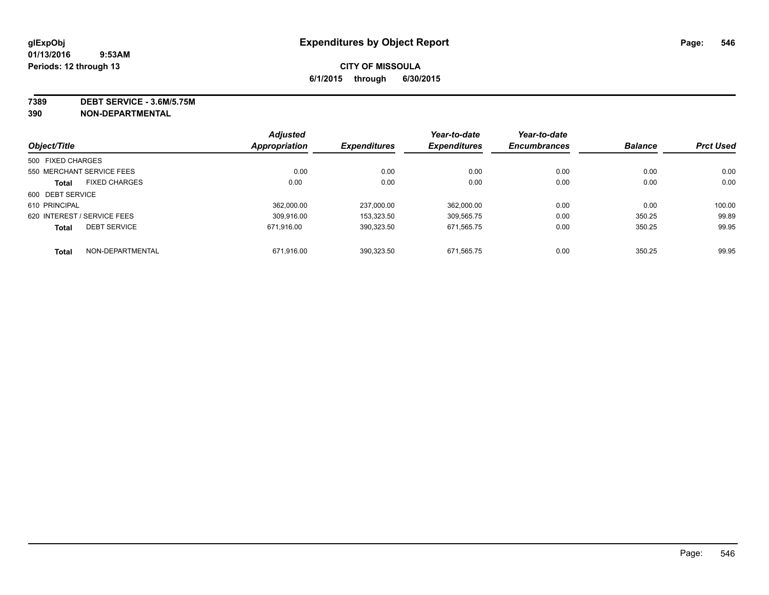# Expenditures by Object Report

glExpObj
01/13/2016 9:53AM
Periods: 12 through 13

**CITY OF MISSOULA**
**6/1/2015 through 6/30/2015**

**7389 DEBT SERVICE - 3.6M/5.75M**
**390 NON-DEPARTMENTAL**

| Object/Title | Adjusted Appropriation | Expenditures | Year-to-date Expenditures | Year-to-date Encumbrances | Balance | Prct Used |
|---|---|---|---|---|---|---|
| 500 FIXED CHARGES | | | | | | |
| 550 MERCHANT SERVICE FEES | 0.00 | 0.00 | 0.00 | 0.00 | 0.00 | 0.00 |
| **Total** FIXED CHARGES | 0.00 | 0.00 | 0.00 | 0.00 | 0.00 | 0.00 |
| 600 DEBT SERVICE | | | | | | |
| 610 PRINCIPAL | 362,000.00 | 237,000.00 | 362,000.00 | 0.00 | 0.00 | 100.00 |
| 620 INTEREST / SERVICE FEES | 309,916.00 | 153,323.50 | 309,565.75 | 0.00 | 350.25 | 99.89 |
| **Total** DEBT SERVICE | 671,916.00 | 390,323.50 | 671,565.75 | 0.00 | 350.25 | 99.95 |
| **Total** NON-DEPARTMENTAL | 671,916.00 | 390,323.50 | 671,565.75 | 0.00 | 350.25 | 99.95 |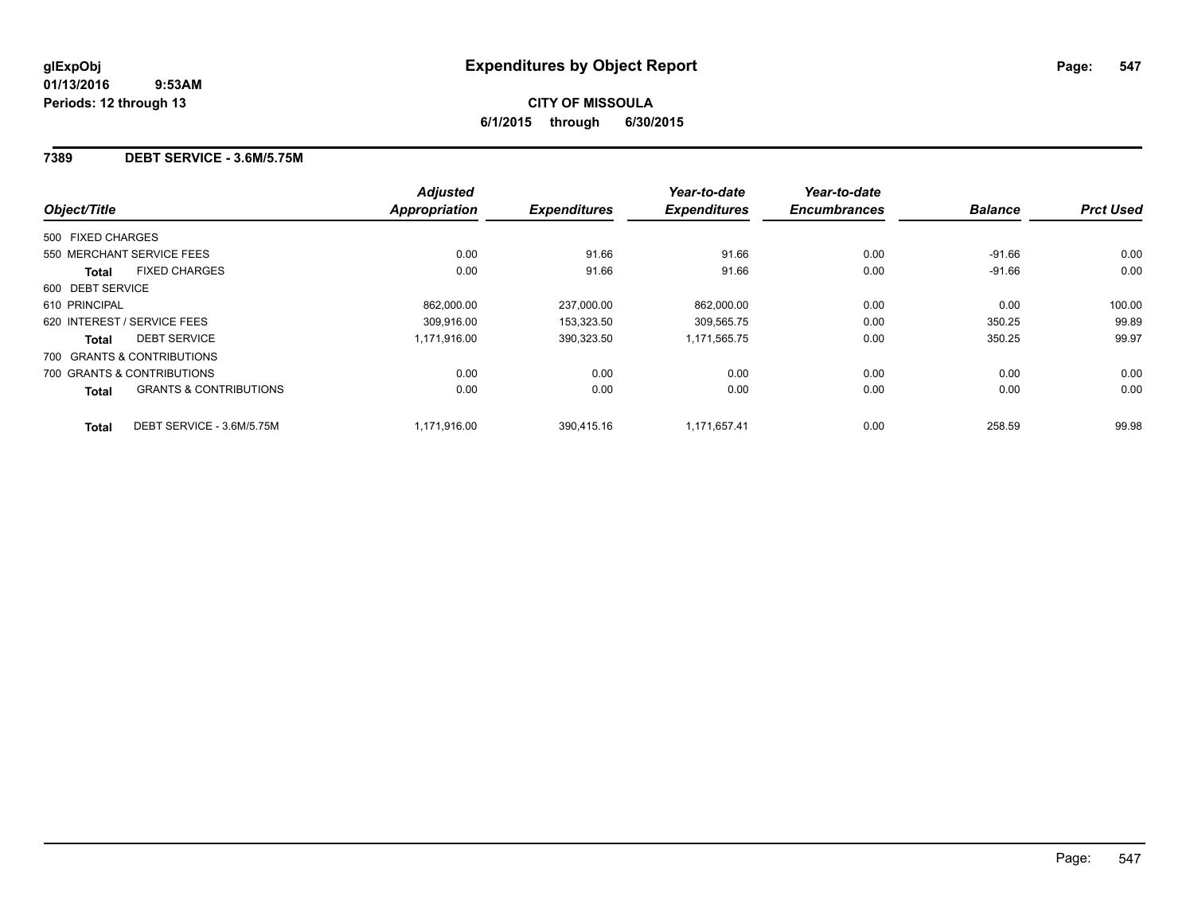**glExpObj**
**01/13/2016 9:53AM**
**Periods: 12 through 13**

# Expenditures by Object Report

**CITY OF MISSOULA**
**6/1/2015 through 6/30/2015**

## 7389 DEBT SERVICE - 3.6M/5.75M

| Object/Title | | Adjusted Appropriation | Expenditures | Year-to-date Expenditures | Year-to-date Encumbrances | Balance | Prct Used |
|---|---|---|---|---|---|---|---|
| 500 FIXED CHARGES | | | | | | | |
| 550 MERCHANT SERVICE FEES | | 0.00 | 91.66 | 91.66 | 0.00 | -91.66 | 0.00 |
| **Total** | FIXED CHARGES | 0.00 | 91.66 | 91.66 | 0.00 | -91.66 | 0.00 |
| 600 DEBT SERVICE | | | | | | | |
| 610 PRINCIPAL | | 862,000.00 | 237,000.00 | 862,000.00 | 0.00 | 0.00 | 100.00 |
| 620 INTEREST / SERVICE FEES | | 309,916.00 | 153,323.50 | 309,565.75 | 0.00 | 350.25 | 99.89 |
| **Total** | DEBT SERVICE | 1,171,916.00 | 390,323.50 | 1,171,565.75 | 0.00 | 350.25 | 99.97 |
| 700 GRANTS & CONTRIBUTIONS | | | | | | | |
| 700 GRANTS & CONTRIBUTIONS | | 0.00 | 0.00 | 0.00 | 0.00 | 0.00 | 0.00 |
| **Total** | GRANTS & CONTRIBUTIONS | 0.00 | 0.00 | 0.00 | 0.00 | 0.00 | 0.00 |
| **Total** | DEBT SERVICE - 3.6M/5.75M | 1,171,916.00 | 390,415.16 | 1,171,657.41 | 0.00 | 258.59 | 99.98 |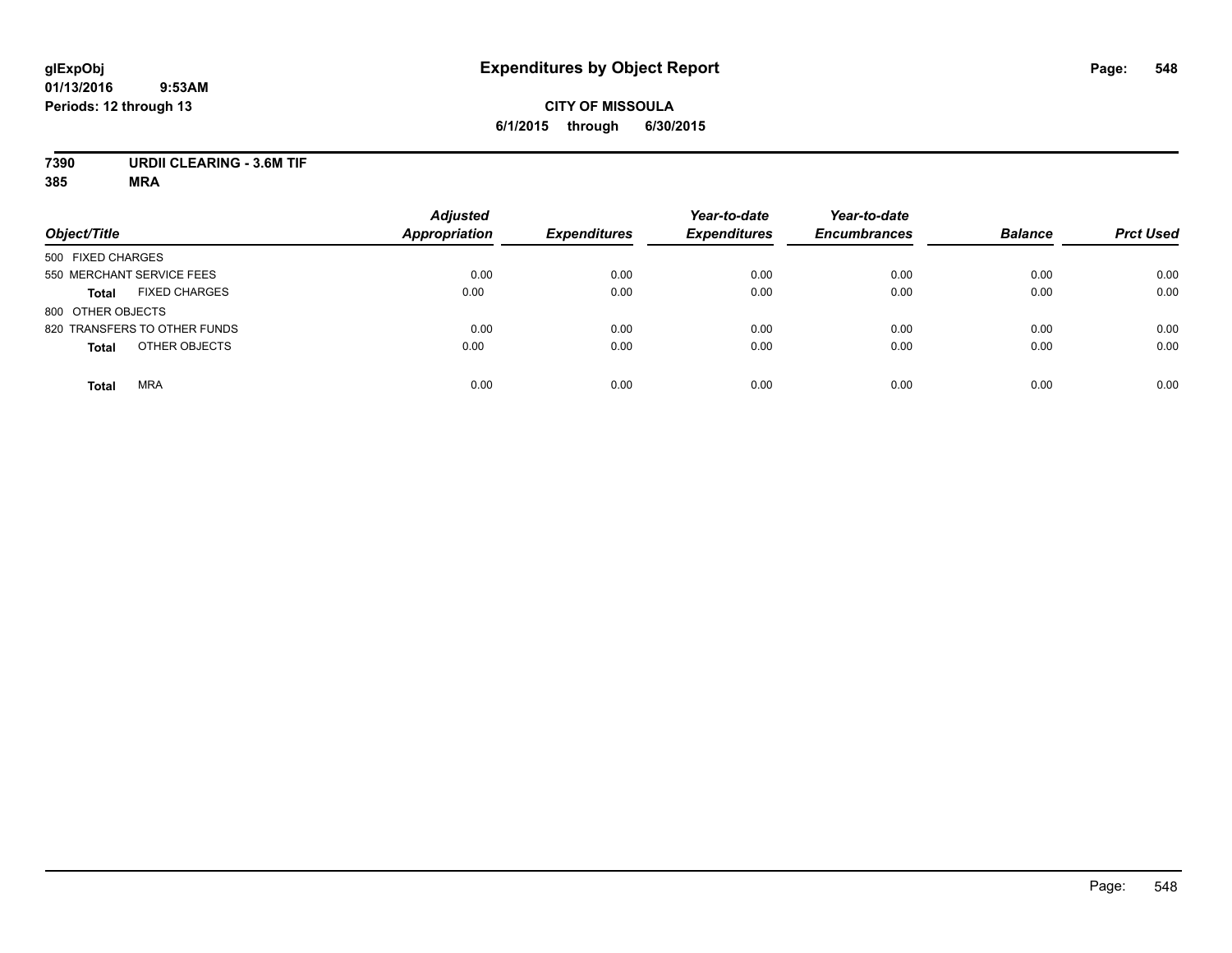# Expenditures by Object Report

glExpObj
01/13/2016 9:53AM
Periods: 12 through 13

**CITY OF MISSOULA**
**6/1/2015 through 6/30/2015**

**7390 URDII CLEARING - 3.6M TIF**
**385 MRA**

| Object/Title | Adjusted Appropriation | Expenditures | Year-to-date Expenditures | Year-to-date Encumbrances | Balance | Prct Used |
|---|---|---|---|---|---|---|
| 500 FIXED CHARGES | | | | | | |
| 550 MERCHANT SERVICE FEES | 0.00 | 0.00 | 0.00 | 0.00 | 0.00 | 0.00 |
| **Total** FIXED CHARGES | 0.00 | 0.00 | 0.00 | 0.00 | 0.00 | 0.00 |
| 800 OTHER OBJECTS | | | | | | |
| 820 TRANSFERS TO OTHER FUNDS | 0.00 | 0.00 | 0.00 | 0.00 | 0.00 | 0.00 |
| **Total** OTHER OBJECTS | 0.00 | 0.00 | 0.00 | 0.00 | 0.00 | 0.00 |
| **Total** MRA | 0.00 | 0.00 | 0.00 | 0.00 | 0.00 | 0.00 |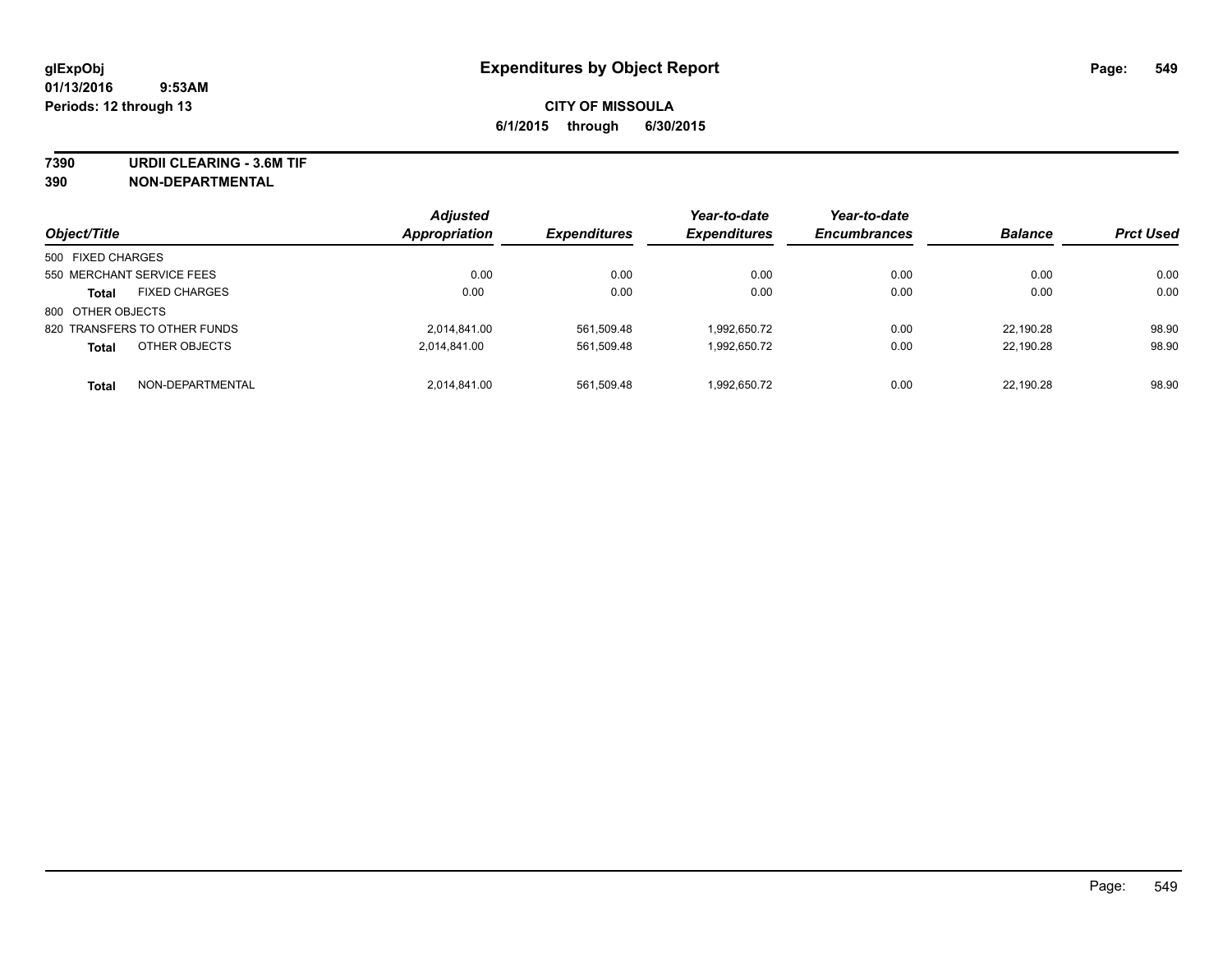glExpObj
01/13/2016 9:53AM
Periods: 12 through 13

# Expenditures by Object Report

**CITY OF MISSOULA**
**6/1/2015 through 6/30/2015**

**7390 URDII CLEARING - 3.6M TIF**
**390 NON-DEPARTMENTAL**

| Object/Title | | Adjusted Appropriation | Expenditures | Year-to-date Expenditures | Year-to-date Encumbrances | Balance | Prct Used |
|---|---|---|---|---|---|---|---|
| 500 FIXED CHARGES | | | | | | | |
| 550 MERCHANT SERVICE FEES | | 0.00 | 0.00 | 0.00 | 0.00 | 0.00 | 0.00 |
| **Total** | FIXED CHARGES | 0.00 | 0.00 | 0.00 | 0.00 | 0.00 | 0.00 |
| 800 OTHER OBJECTS | | | | | | | |
| 820 TRANSFERS TO OTHER FUNDS | | 2,014,841.00 | 561,509.48 | 1,992,650.72 | 0.00 | 22,190.28 | 98.90 |
| **Total** | OTHER OBJECTS | 2,014,841.00 | 561,509.48 | 1,992,650.72 | 0.00 | 22,190.28 | 98.90 |
| **Total** | NON-DEPARTMENTAL | 2,014,841.00 | 561,509.48 | 1,992,650.72 | 0.00 | 22,190.28 | 98.90 |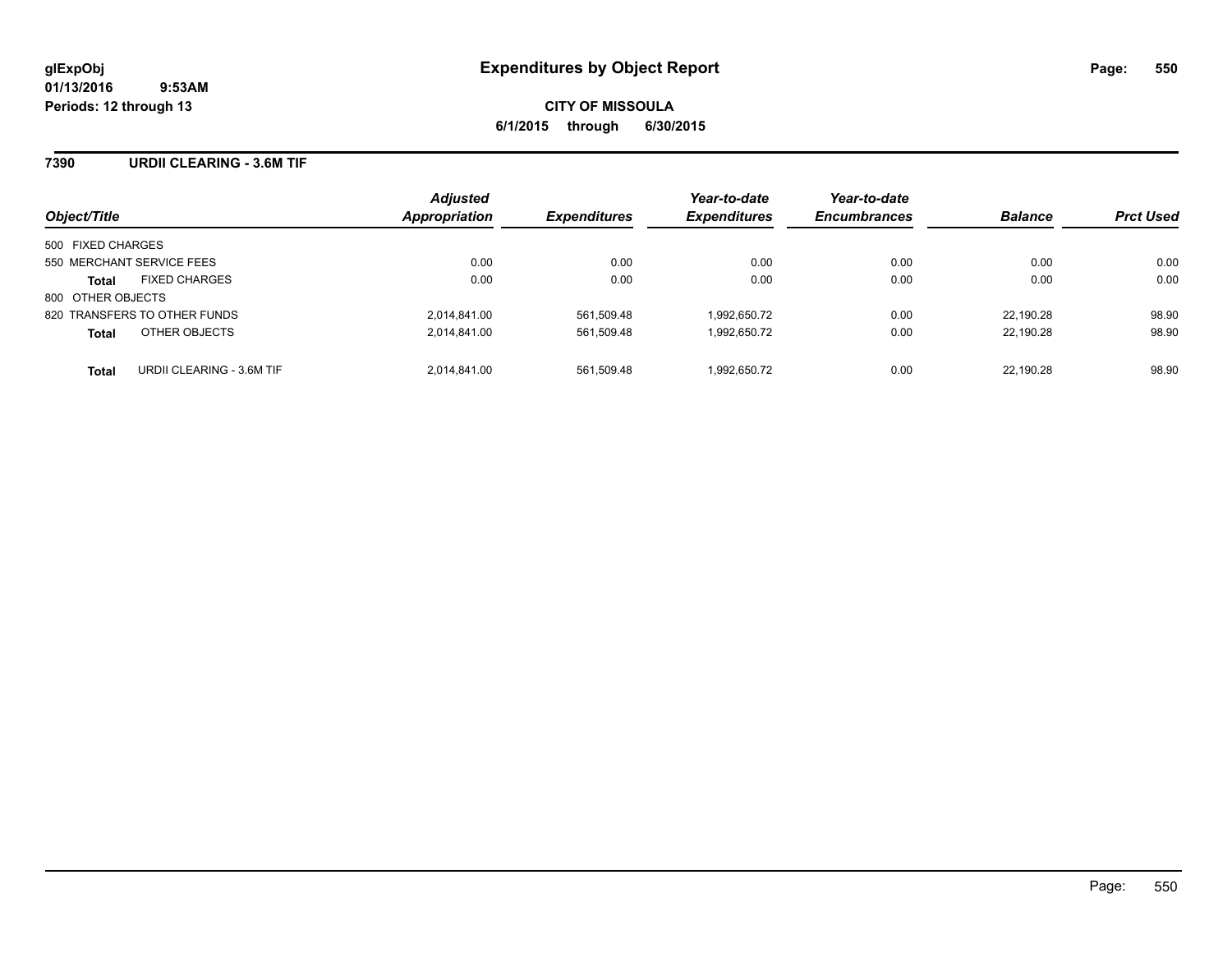glExpObj
01/13/2016 9:53AM
Periods: 12 through 13

# Expenditures by Object Report

**CITY OF MISSOULA**
**6/1/2015 through 6/30/2015**

## 7390 URDII CLEARING - 3.6M TIF

| Object/Title | Adjusted Appropriation | Expenditures | Year-to-date Expenditures | Year-to-date Encumbrances | Balance | Prct Used |
|---|---|---|---|---|---|---|
| 500 FIXED CHARGES | | | | | | |
| 550 MERCHANT SERVICE FEES | 0.00 | 0.00 | 0.00 | 0.00 | 0.00 | 0.00 |
| **Total** FIXED CHARGES | 0.00 | 0.00 | 0.00 | 0.00 | 0.00 | 0.00 |
| 800 OTHER OBJECTS | | | | | | |
| 820 TRANSFERS TO OTHER FUNDS | 2,014,841.00 | 561,509.48 | 1,992,650.72 | 0.00 | 22,190.28 | 98.90 |
| **Total** OTHER OBJECTS | 2,014,841.00 | 561,509.48 | 1,992,650.72 | 0.00 | 22,190.28 | 98.90 |
| **Total** URDII CLEARING - 3.6M TIF | 2,014,841.00 | 561,509.48 | 1,992,650.72 | 0.00 | 22,190.28 | 98.90 |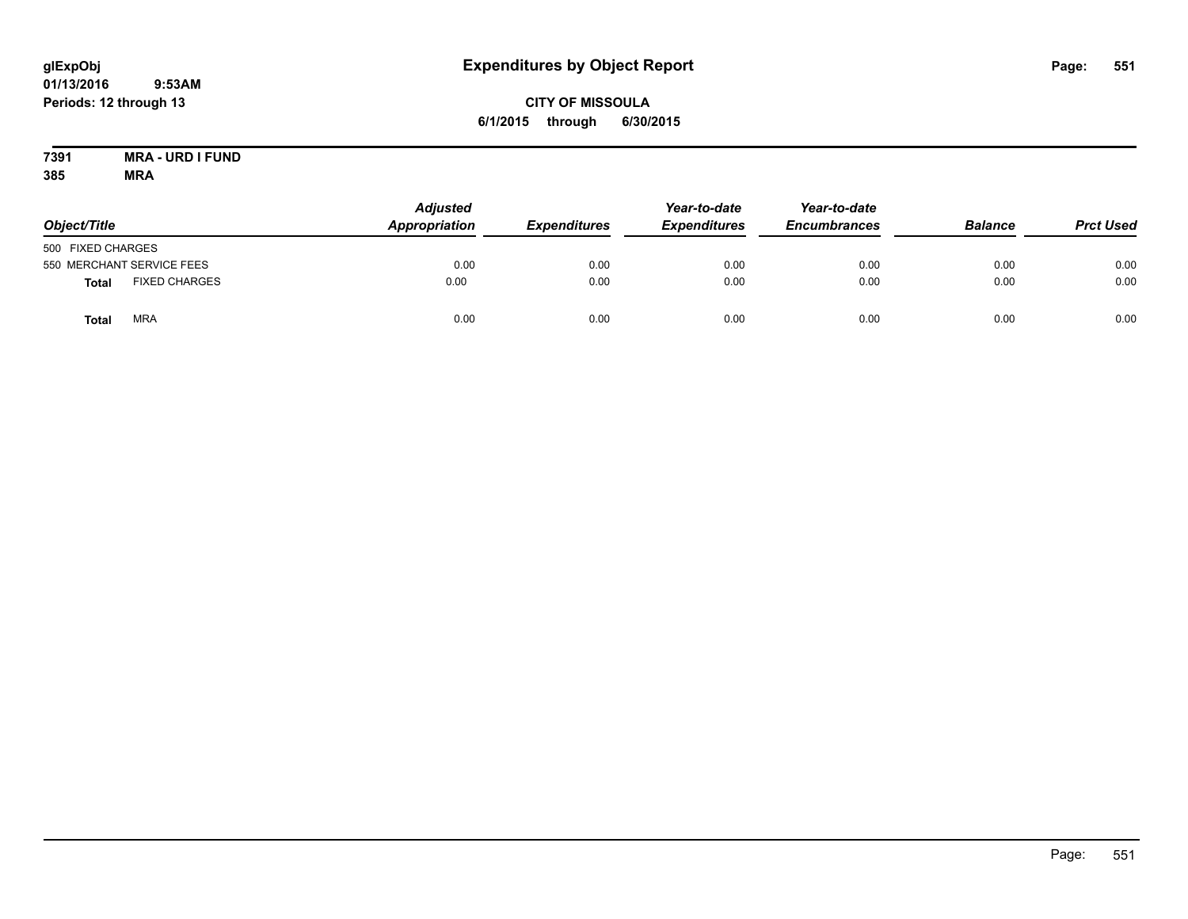# Expenditures by Object Report

glExpObj
01/13/2016 9:53AM
Periods: 12 through 13

**CITY OF MISSOULA**
**6/1/2015 through 6/30/2015**

**7391 MRA - URD I FUND**
**385 MRA**

| Object/Title | Adjusted Appropriation | Expenditures | Year-to-date Expenditures | Year-to-date Encumbrances | Balance | Prct Used |
|---|---|---|---|---|---|---|
| 500 FIXED CHARGES | | | | | | |
| 550 MERCHANT SERVICE FEES | 0.00 | 0.00 | 0.00 | 0.00 | 0.00 | 0.00 |
| **Total** FIXED CHARGES | 0.00 | 0.00 | 0.00 | 0.00 | 0.00 | 0.00 |
| **Total** MRA | 0.00 | 0.00 | 0.00 | 0.00 | 0.00 | 0.00 |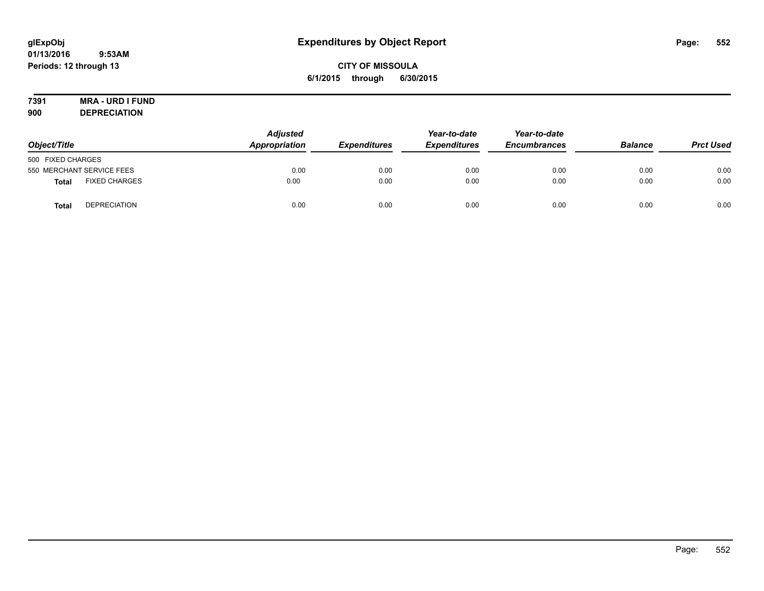# Expenditures by Object Report

glExpObj
01/13/2016 9:53AM
Periods: 12 through 13

**CITY OF MISSOULA**
**6/1/2015 through 6/30/2015**

**7391 MRA - URD I FUND**
**900 DEPRECIATION**

| Object/Title | | Adjusted Appropriation | Expenditures | Year-to-date Expenditures | Year-to-date Encumbrances | Balance | Prct Used |
|---|---|---|---|---|---|---|---|
| 500 FIXED CHARGES | | | | | | | |
| 550 MERCHANT SERVICE FEES | | 0.00 | 0.00 | 0.00 | 0.00 | 0.00 | 0.00 |
| **Total** | FIXED CHARGES | 0.00 | 0.00 | 0.00 | 0.00 | 0.00 | 0.00 |
| **Total** | DEPRECIATION | 0.00 | 0.00 | 0.00 | 0.00 | 0.00 | 0.00 |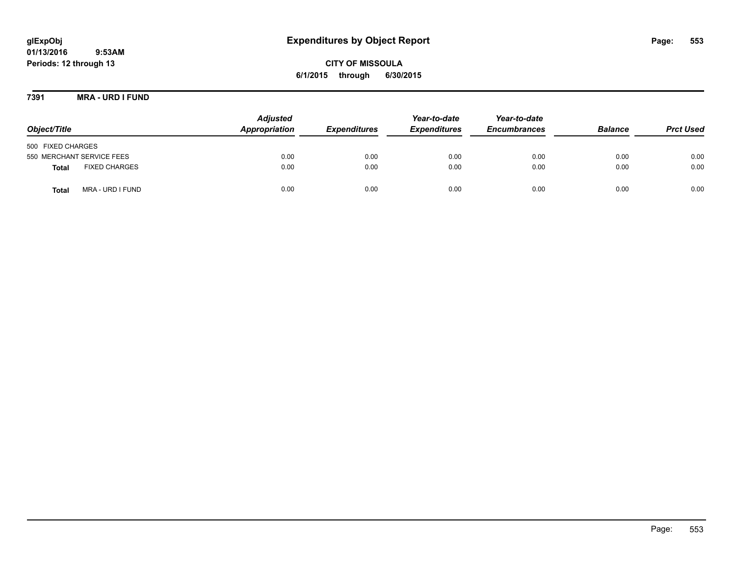glExpObj
01/13/2016 9:53AM
Periods: 12 through 13

# Expenditures by Object Report

**CITY OF MISSOULA**
**6/1/2015 through 6/30/2015**

**7391 MRA - URD I FUND**

| Object/Title | Adjusted Appropriation | Expenditures | Year-to-date Expenditures | Year-to-date Encumbrances | Balance | Prct Used |
|---|---|---|---|---|---|---|
| 500 FIXED CHARGES | | | | | | |
| 550 MERCHANT SERVICE FEES | 0.00 | 0.00 | 0.00 | 0.00 | 0.00 | 0.00 |
| **Total** FIXED CHARGES | 0.00 | 0.00 | 0.00 | 0.00 | 0.00 | 0.00 |
| **Total** MRA - URD I FUND | 0.00 | 0.00 | 0.00 | 0.00 | 0.00 | 0.00 |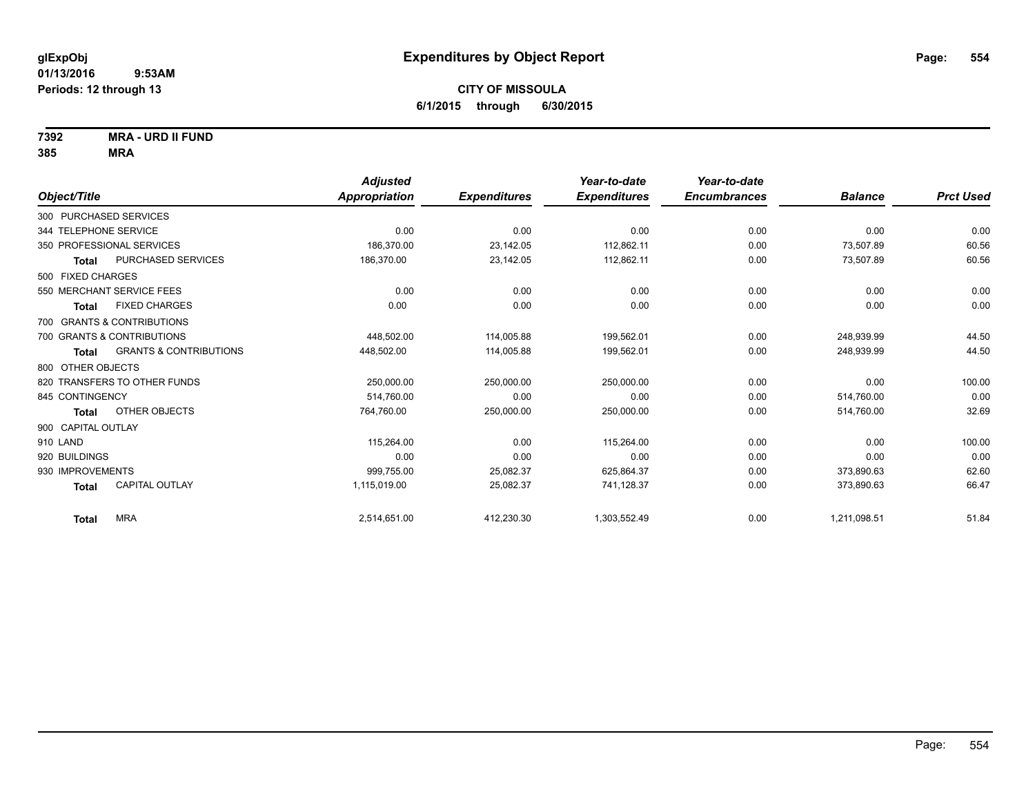glExpObj
01/13/2016 9:53AM
Periods: 12 through 13

# Expenditures by Object Report

**CITY OF MISSOULA**
**6/1/2015 through 6/30/2015**

**7392 MRA - URD II FUND**
**385 MRA**

| Object/Title | | Adjusted Appropriation | Expenditures | Year-to-date Expenditures | Year-to-date Encumbrances | Balance | Prct Used |
|---|---|---|---|---|---|---|---|
| 300 PURCHASED SERVICES | | | | | | | |
| 344 TELEPHONE SERVICE | | 0.00 | 0.00 | 0.00 | 0.00 | 0.00 | 0.00 |
| 350 PROFESSIONAL SERVICES | | 186,370.00 | 23,142.05 | 112,862.11 | 0.00 | 73,507.89 | 60.56 |
| **Total** | PURCHASED SERVICES | 186,370.00 | 23,142.05 | 112,862.11 | 0.00 | 73,507.89 | 60.56 |
| 500 FIXED CHARGES | | | | | | | |
| 550 MERCHANT SERVICE FEES | | 0.00 | 0.00 | 0.00 | 0.00 | 0.00 | 0.00 |
| **Total** | FIXED CHARGES | 0.00 | 0.00 | 0.00 | 0.00 | 0.00 | 0.00 |
| 700 GRANTS & CONTRIBUTIONS | | | | | | | |
| 700 GRANTS & CONTRIBUTIONS | | 448,502.00 | 114,005.88 | 199,562.01 | 0.00 | 248,939.99 | 44.50 |
| **Total** | GRANTS & CONTRIBUTIONS | 448,502.00 | 114,005.88 | 199,562.01 | 0.00 | 248,939.99 | 44.50 |
| 800 OTHER OBJECTS | | | | | | | |
| 820 TRANSFERS TO OTHER FUNDS | | 250,000.00 | 250,000.00 | 250,000.00 | 0.00 | 0.00 | 100.00 |
| 845 CONTINGENCY | | 514,760.00 | 0.00 | 0.00 | 0.00 | 514,760.00 | 0.00 |
| **Total** | OTHER OBJECTS | 764,760.00 | 250,000.00 | 250,000.00 | 0.00 | 514,760.00 | 32.69 |
| 900 CAPITAL OUTLAY | | | | | | | |
| 910 LAND | | 115,264.00 | 0.00 | 115,264.00 | 0.00 | 0.00 | 100.00 |
| 920 BUILDINGS | | 0.00 | 0.00 | 0.00 | 0.00 | 0.00 | 0.00 |
| 930 IMPROVEMENTS | | 999,755.00 | 25,082.37 | 625,864.37 | 0.00 | 373,890.63 | 62.60 |
| **Total** | CAPITAL OUTLAY | 1,115,019.00 | 25,082.37 | 741,128.37 | 0.00 | 373,890.63 | 66.47 |
| **Total** | MRA | 2,514,651.00 | 412,230.30 | 1,303,552.49 | 0.00 | 1,211,098.51 | 51.84 |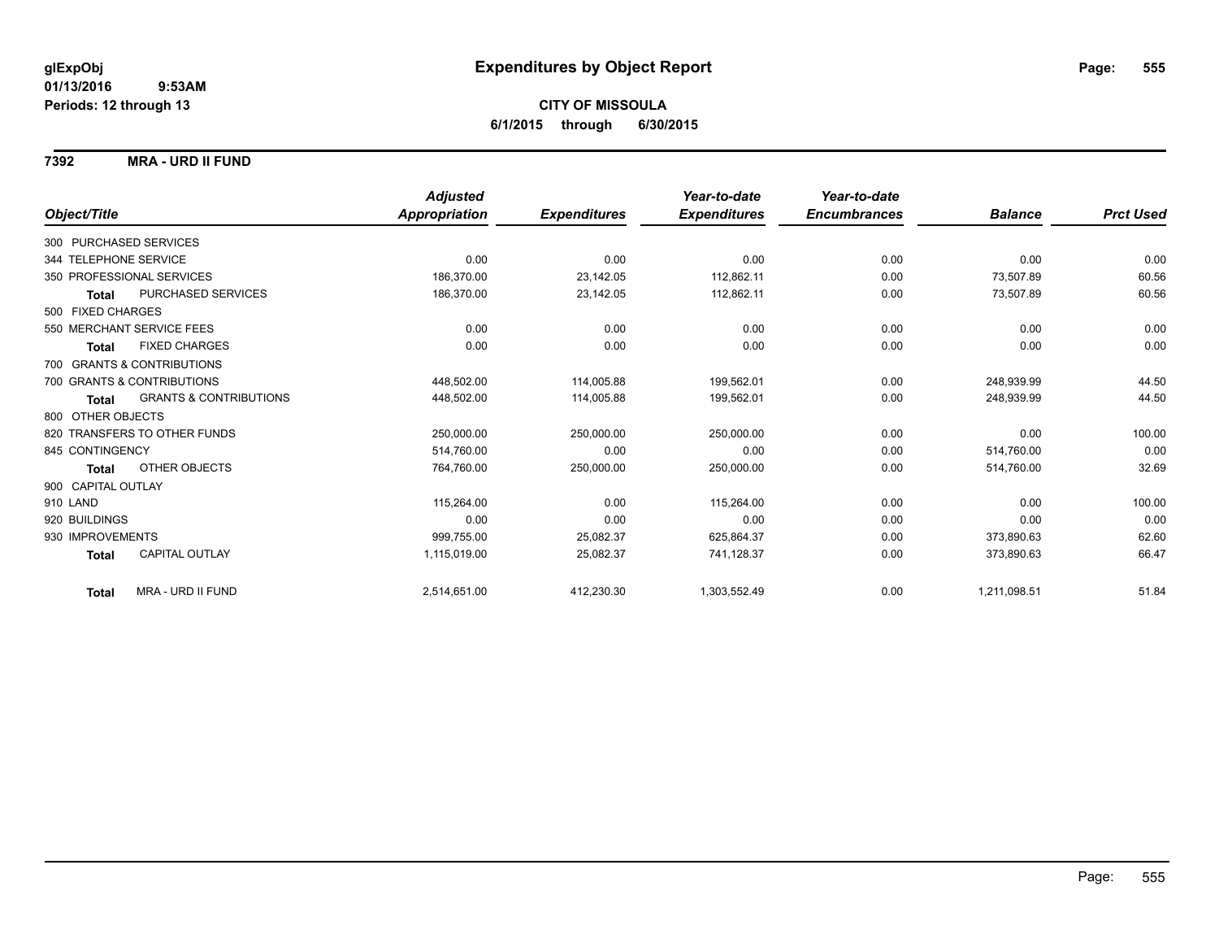glExpObj
01/13/2016 9:53AM
Periods: 12 through 13

# Expenditures by Object Report

**CITY OF MISSOULA**
**6/1/2015 through 6/30/2015**

**7392 MRA - URD II FUND**

| Object/Title | | Adjusted Appropriation | Expenditures | Year-to-date Expenditures | Year-to-date Encumbrances | Balance | Prct Used |
|---|---|---|---|---|---|---|---|
| 300 PURCHASED SERVICES | | | | | | | |
| 344 TELEPHONE SERVICE | | 0.00 | 0.00 | 0.00 | 0.00 | 0.00 | 0.00 |
| 350 PROFESSIONAL SERVICES | | 186,370.00 | 23,142.05 | 112,862.11 | 0.00 | 73,507.89 | 60.56 |
| **Total** | PURCHASED SERVICES | 186,370.00 | 23,142.05 | 112,862.11 | 0.00 | 73,507.89 | 60.56 |
| 500 FIXED CHARGES | | | | | | | |
| 550 MERCHANT SERVICE FEES | | 0.00 | 0.00 | 0.00 | 0.00 | 0.00 | 0.00 |
| **Total** | FIXED CHARGES | 0.00 | 0.00 | 0.00 | 0.00 | 0.00 | 0.00 |
| 700 GRANTS & CONTRIBUTIONS | | | | | | | |
| 700 GRANTS & CONTRIBUTIONS | | 448,502.00 | 114,005.88 | 199,562.01 | 0.00 | 248,939.99 | 44.50 |
| **Total** | GRANTS & CONTRIBUTIONS | 448,502.00 | 114,005.88 | 199,562.01 | 0.00 | 248,939.99 | 44.50 |
| 800 OTHER OBJECTS | | | | | | | |
| 820 TRANSFERS TO OTHER FUNDS | | 250,000.00 | 250,000.00 | 250,000.00 | 0.00 | 0.00 | 100.00 |
| 845 CONTINGENCY | | 514,760.00 | 0.00 | 0.00 | 0.00 | 514,760.00 | 0.00 |
| **Total** | OTHER OBJECTS | 764,760.00 | 250,000.00 | 250,000.00 | 0.00 | 514,760.00 | 32.69 |
| 900 CAPITAL OUTLAY | | | | | | | |
| 910 LAND | | 115,264.00 | 0.00 | 115,264.00 | 0.00 | 0.00 | 100.00 |
| 920 BUILDINGS | | 0.00 | 0.00 | 0.00 | 0.00 | 0.00 | 0.00 |
| 930 IMPROVEMENTS | | 999,755.00 | 25,082.37 | 625,864.37 | 0.00 | 373,890.63 | 62.60 |
| **Total** | CAPITAL OUTLAY | 1,115,019.00 | 25,082.37 | 741,128.37 | 0.00 | 373,890.63 | 66.47 |
| **Total** | MRA - URD II FUND | 2,514,651.00 | 412,230.30 | 1,303,552.49 | 0.00 | 1,211,098.51 | 51.84 |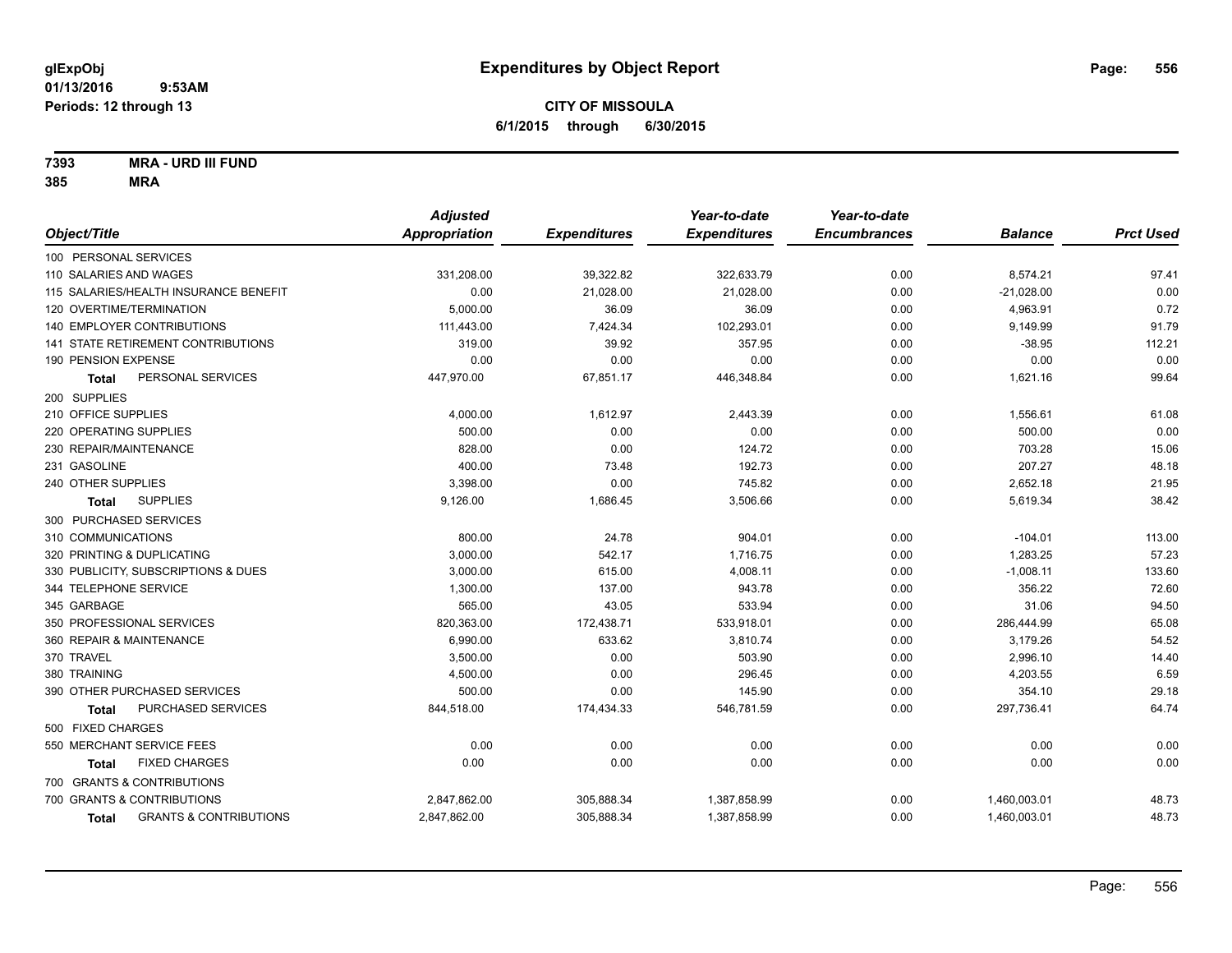**glExpObj**
**01/13/2016 9:53AM**
**Periods: 12 through 13**

# Expenditures by Object Report

## CITY OF MISSOULA
**6/1/2015 through 6/30/2015**

**7393 MRA - URD III FUND**
**385 MRA**

| Object/Title | Adjusted Appropriation | Expenditures | Year-to-date Expenditures | Year-to-date Encumbrances | Balance | Prct Used |
|---|---|---|---|---|---|---|
| 100 PERSONAL SERVICES | | | | | | |
| 110 SALARIES AND WAGES | 331,208.00 | 39,322.82 | 322,633.79 | 0.00 | 8,574.21 | 97.41 |
| 115 SALARIES/HEALTH INSURANCE BENEFIT | 0.00 | 21,028.00 | 21,028.00 | 0.00 | -21,028.00 | 0.00 |
| 120 OVERTIME/TERMINATION | 5,000.00 | 36.09 | 36.09 | 0.00 | 4,963.91 | 0.72 |
| 140 EMPLOYER CONTRIBUTIONS | 111,443.00 | 7,424.34 | 102,293.01 | 0.00 | 9,149.99 | 91.79 |
| 141 STATE RETIREMENT CONTRIBUTIONS | 319.00 | 39.92 | 357.95 | 0.00 | -38.95 | 112.21 |
| 190 PENSION EXPENSE | 0.00 | 0.00 | 0.00 | 0.00 | 0.00 | 0.00 |
| **Total** PERSONAL SERVICES | 447,970.00 | 67,851.17 | 446,348.84 | 0.00 | 1,621.16 | 99.64 |
| 200 SUPPLIES | | | | | | |
| 210 OFFICE SUPPLIES | 4,000.00 | 1,612.97 | 2,443.39 | 0.00 | 1,556.61 | 61.08 |
| 220 OPERATING SUPPLIES | 500.00 | 0.00 | 0.00 | 0.00 | 500.00 | 0.00 |
| 230 REPAIR/MAINTENANCE | 828.00 | 0.00 | 124.72 | 0.00 | 703.28 | 15.06 |
| 231 GASOLINE | 400.00 | 73.48 | 192.73 | 0.00 | 207.27 | 48.18 |
| 240 OTHER SUPPLIES | 3,398.00 | 0.00 | 745.82 | 0.00 | 2,652.18 | 21.95 |
| **Total** SUPPLIES | 9,126.00 | 1,686.45 | 3,506.66 | 0.00 | 5,619.34 | 38.42 |
| 300 PURCHASED SERVICES | | | | | | |
| 310 COMMUNICATIONS | 800.00 | 24.78 | 904.01 | 0.00 | -104.01 | 113.00 |
| 320 PRINTING & DUPLICATING | 3,000.00 | 542.17 | 1,716.75 | 0.00 | 1,283.25 | 57.23 |
| 330 PUBLICITY, SUBSCRIPTIONS & DUES | 3,000.00 | 615.00 | 4,008.11 | 0.00 | -1,008.11 | 133.60 |
| 344 TELEPHONE SERVICE | 1,300.00 | 137.00 | 943.78 | 0.00 | 356.22 | 72.60 |
| 345 GARBAGE | 565.00 | 43.05 | 533.94 | 0.00 | 31.06 | 94.50 |
| 350 PROFESSIONAL SERVICES | 820,363.00 | 172,438.71 | 533,918.01 | 0.00 | 286,444.99 | 65.08 |
| 360 REPAIR & MAINTENANCE | 6,990.00 | 633.62 | 3,810.74 | 0.00 | 3,179.26 | 54.52 |
| 370 TRAVEL | 3,500.00 | 0.00 | 503.90 | 0.00 | 2,996.10 | 14.40 |
| 380 TRAINING | 4,500.00 | 0.00 | 296.45 | 0.00 | 4,203.55 | 6.59 |
| 390 OTHER PURCHASED SERVICES | 500.00 | 0.00 | 145.90 | 0.00 | 354.10 | 29.18 |
| **Total** PURCHASED SERVICES | 844,518.00 | 174,434.33 | 546,781.59 | 0.00 | 297,736.41 | 64.74 |
| 500 FIXED CHARGES | | | | | | |
| 550 MERCHANT SERVICE FEES | 0.00 | 0.00 | 0.00 | 0.00 | 0.00 | 0.00 |
| **Total** FIXED CHARGES | 0.00 | 0.00 | 0.00 | 0.00 | 0.00 | 0.00 |
| 700 GRANTS & CONTRIBUTIONS | | | | | | |
| 700 GRANTS & CONTRIBUTIONS | 2,847,862.00 | 305,888.34 | 1,387,858.99 | 0.00 | 1,460,003.01 | 48.73 |
| **Total** GRANTS & CONTRIBUTIONS | 2,847,862.00 | 305,888.34 | 1,387,858.99 | 0.00 | 1,460,003.01 | 48.73 |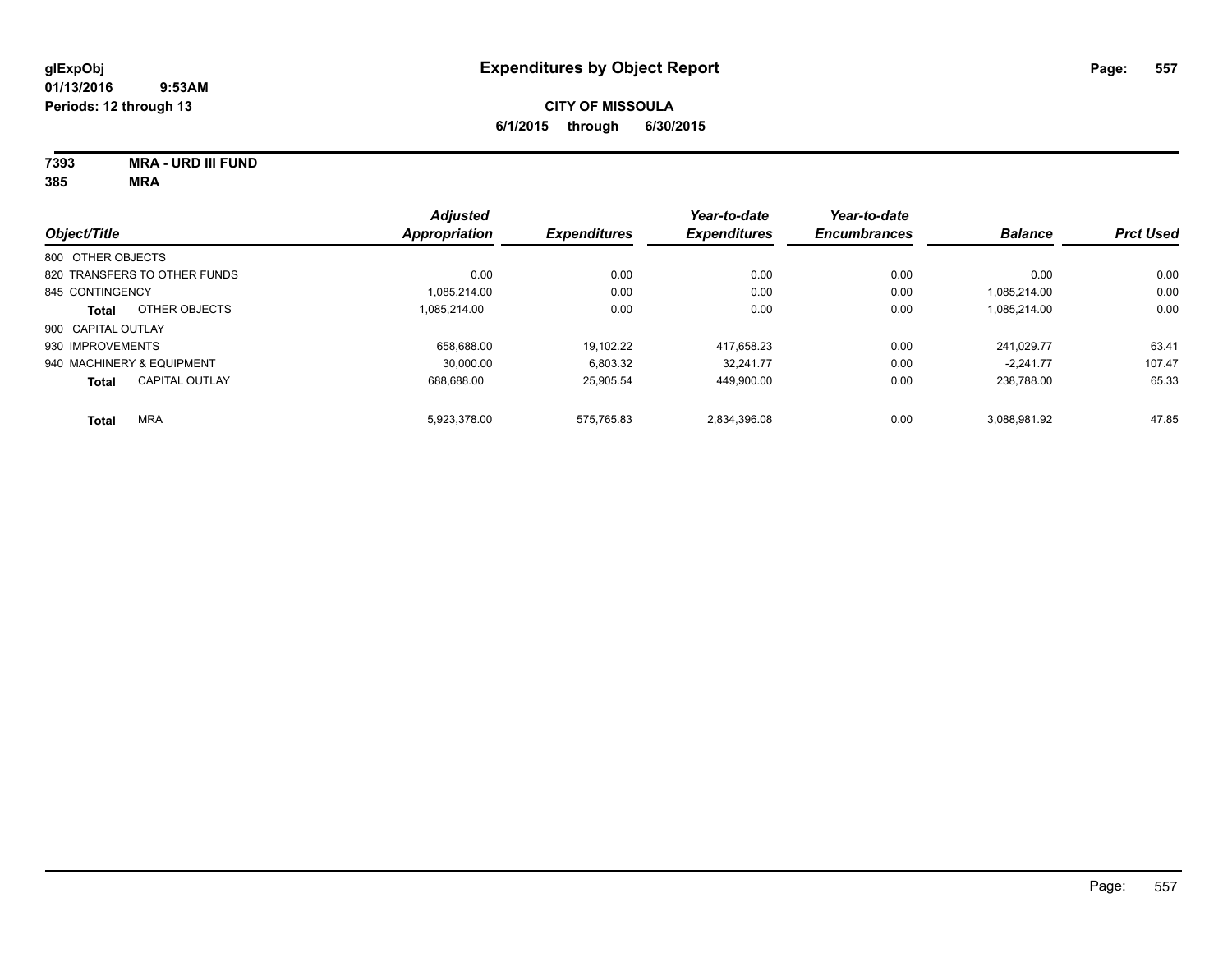**glExpObj**
**01/13/2016 9:53AM**
**Periods: 12 through 13**

# Expenditures by Object Report

**CITY OF MISSOULA**
**6/1/2015 through 6/30/2015**

**7393 MRA - URD III FUND**
**385 MRA**

| Object/Title | Adjusted Appropriation | Expenditures | Year-to-date Expenditures | Year-to-date Encumbrances | Balance | Prct Used |
|---|---|---|---|---|---|---|
| 800 OTHER OBJECTS | | | | | | |
| 820 TRANSFERS TO OTHER FUNDS | 0.00 | 0.00 | 0.00 | 0.00 | 0.00 | 0.00 |
| 845 CONTINGENCY | 1,085,214.00 | 0.00 | 0.00 | 0.00 | 1,085,214.00 | 0.00 |
| **Total** OTHER OBJECTS | 1,085,214.00 | 0.00 | 0.00 | 0.00 | 1,085,214.00 | 0.00 |
| 900 CAPITAL OUTLAY | | | | | | |
| 930 IMPROVEMENTS | 658,688.00 | 19,102.22 | 417,658.23 | 0.00 | 241,029.77 | 63.41 |
| 940 MACHINERY & EQUIPMENT | 30,000.00 | 6,803.32 | 32,241.77 | 0.00 | -2,241.77 | 107.47 |
| **Total** CAPITAL OUTLAY | 688,688.00 | 25,905.54 | 449,900.00 | 0.00 | 238,788.00 | 65.33 |
| **Total** MRA | 5,923,378.00 | 575,765.83 | 2,834,396.08 | 0.00 | 3,088,981.92 | 47.85 |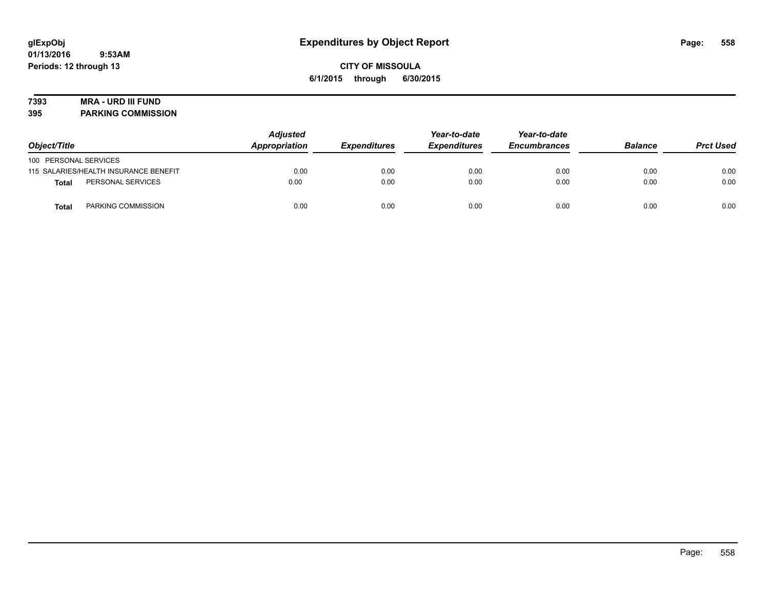glExpObj
01/13/2016 9:53AM
Periods: 12 through 13

# Expenditures by Object Report

**CITY OF MISSOULA**
**6/1/2015 through 6/30/2015**

**7393 MRA - URD III FUND**
**395 PARKING COMMISSION**

| Object/Title | | Adjusted Appropriation | Expenditures | Year-to-date Expenditures | Year-to-date Encumbrances | Balance | Prct Used |
|---|---|---|---|---|---|---|---|
| 100 PERSONAL SERVICES | | | | | | | |
| 115 SALARIES/HEALTH INSURANCE BENEFIT | | 0.00 | 0.00 | 0.00 | 0.00 | 0.00 | 0.00 |
| **Total** | PERSONAL SERVICES | 0.00 | 0.00 | 0.00 | 0.00 | 0.00 | 0.00 |
| **Total** | PARKING COMMISSION | 0.00 | 0.00 | 0.00 | 0.00 | 0.00 | 0.00 |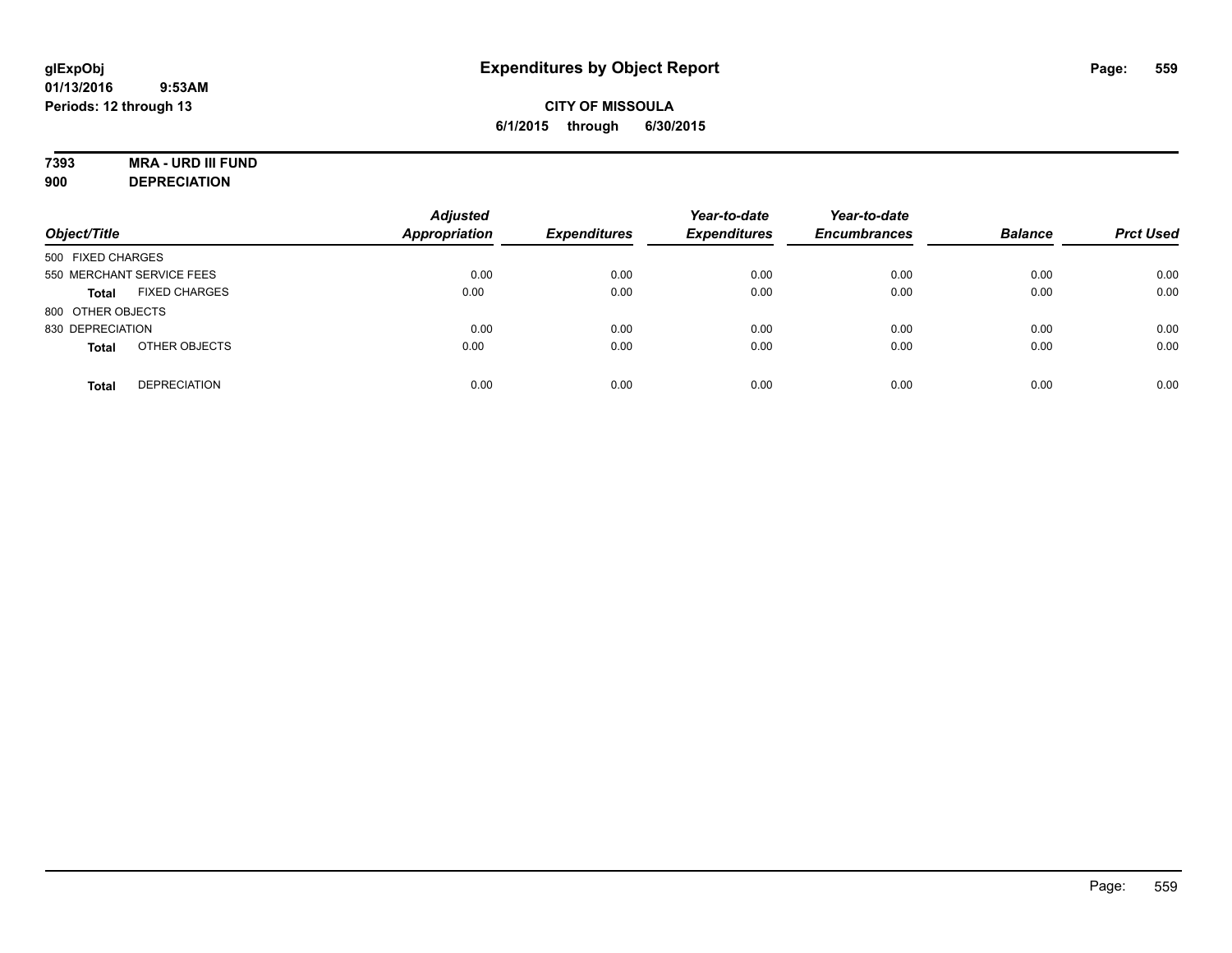**glExpObj**
**01/13/2016 9:53AM**
**Periods: 12 through 13**

# Expenditures by Object Report

**CITY OF MISSOULA**
**6/1/2015 through 6/30/2015**

**7393 MRA - URD III FUND**
**900 DEPRECIATION**

| Object/Title | | Adjusted Appropriation | Expenditures | Year-to-date Expenditures | Year-to-date Encumbrances | Balance | Prct Used |
|---|---|---|---|---|---|---|---|
| 500 FIXED CHARGES | | | | | | | |
| 550 MERCHANT SERVICE FEES | | 0.00 | 0.00 | 0.00 | 0.00 | 0.00 | 0.00 |
| **Total** | FIXED CHARGES | 0.00 | 0.00 | 0.00 | 0.00 | 0.00 | 0.00 |
| 800 OTHER OBJECTS | | | | | | | |
| 830 DEPRECIATION | | 0.00 | 0.00 | 0.00 | 0.00 | 0.00 | 0.00 |
| **Total** | OTHER OBJECTS | 0.00 | 0.00 | 0.00 | 0.00 | 0.00 | 0.00 |
| **Total** | DEPRECIATION | 0.00 | 0.00 | 0.00 | 0.00 | 0.00 | 0.00 |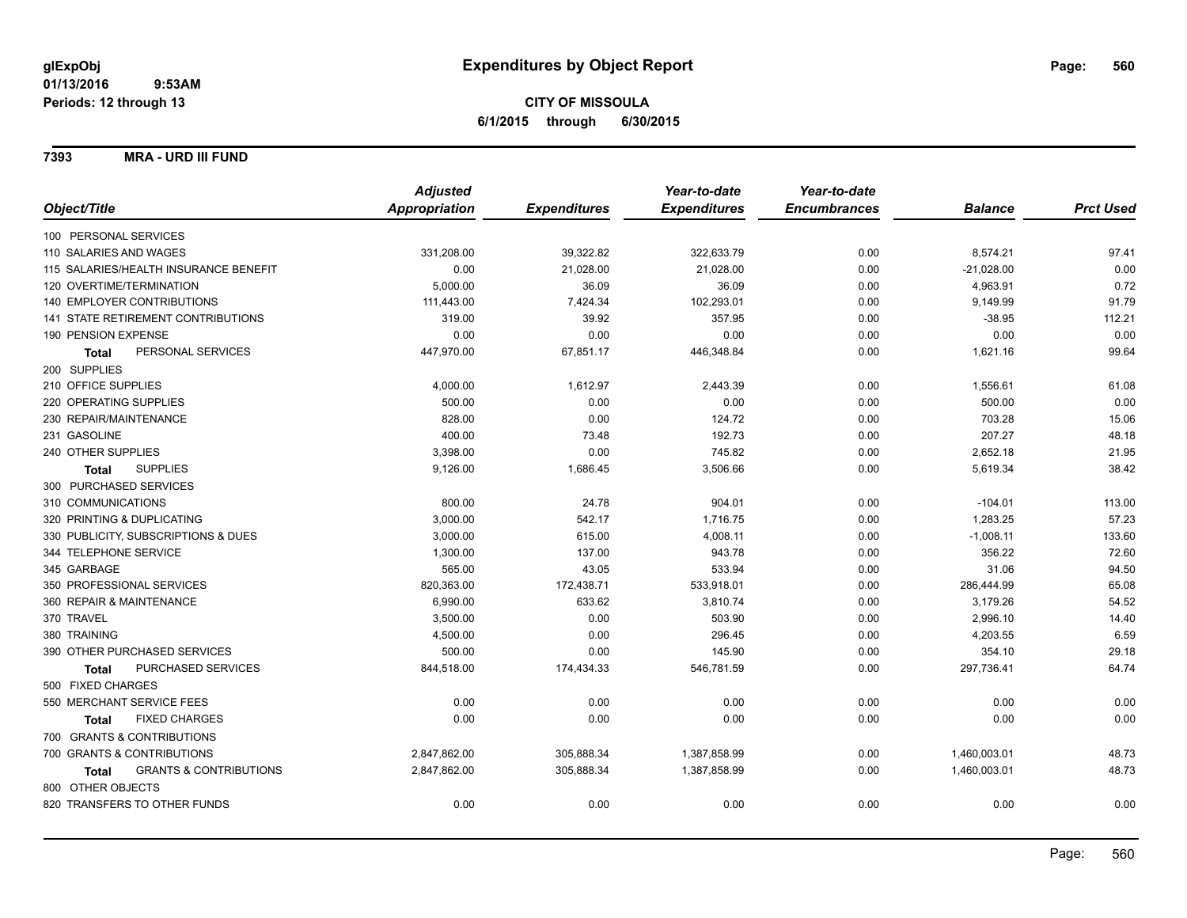# Expenditures by Object Report

glExpObj
01/13/2016 9:53AM
Periods: 12 through 13

**CITY OF MISSOULA**
**6/1/2015 through 6/30/2015**

**7393 MRA - URD III FUND**

| Object/Title | Adjusted Appropriation | Expenditures | Year-to-date Expenditures | Year-to-date Encumbrances | Balance | Prct Used |
|---|---|---|---|---|---|---|
| 100 PERSONAL SERVICES | | | | | | |
| 110 SALARIES AND WAGES | 331,208.00 | 39,322.82 | 322,633.79 | 0.00 | 8,574.21 | 97.41 |
| 115 SALARIES/HEALTH INSURANCE BENEFIT | 0.00 | 21,028.00 | 21,028.00 | 0.00 | -21,028.00 | 0.00 |
| 120 OVERTIME/TERMINATION | 5,000.00 | 36.09 | 36.09 | 0.00 | 4,963.91 | 0.72 |
| 140 EMPLOYER CONTRIBUTIONS | 111,443.00 | 7,424.34 | 102,293.01 | 0.00 | 9,149.99 | 91.79 |
| 141 STATE RETIREMENT CONTRIBUTIONS | 319.00 | 39.92 | 357.95 | 0.00 | -38.95 | 112.21 |
| 190 PENSION EXPENSE | 0.00 | 0.00 | 0.00 | 0.00 | 0.00 | 0.00 |
| **Total** PERSONAL SERVICES | 447,970.00 | 67,851.17 | 446,348.84 | 0.00 | 1,621.16 | 99.64 |
| 200 SUPPLIES | | | | | | |
| 210 OFFICE SUPPLIES | 4,000.00 | 1,612.97 | 2,443.39 | 0.00 | 1,556.61 | 61.08 |
| 220 OPERATING SUPPLIES | 500.00 | 0.00 | 0.00 | 0.00 | 500.00 | 0.00 |
| 230 REPAIR/MAINTENANCE | 828.00 | 0.00 | 124.72 | 0.00 | 703.28 | 15.06 |
| 231 GASOLINE | 400.00 | 73.48 | 192.73 | 0.00 | 207.27 | 48.18 |
| 240 OTHER SUPPLIES | 3,398.00 | 0.00 | 745.82 | 0.00 | 2,652.18 | 21.95 |
| **Total** SUPPLIES | 9,126.00 | 1,686.45 | 3,506.66 | 0.00 | 5,619.34 | 38.42 |
| 300 PURCHASED SERVICES | | | | | | |
| 310 COMMUNICATIONS | 800.00 | 24.78 | 904.01 | 0.00 | -104.01 | 113.00 |
| 320 PRINTING & DUPLICATING | 3,000.00 | 542.17 | 1,716.75 | 0.00 | 1,283.25 | 57.23 |
| 330 PUBLICITY, SUBSCRIPTIONS & DUES | 3,000.00 | 615.00 | 4,008.11 | 0.00 | -1,008.11 | 133.60 |
| 344 TELEPHONE SERVICE | 1,300.00 | 137.00 | 943.78 | 0.00 | 356.22 | 72.60 |
| 345 GARBAGE | 565.00 | 43.05 | 533.94 | 0.00 | 31.06 | 94.50 |
| 350 PROFESSIONAL SERVICES | 820,363.00 | 172,438.71 | 533,918.01 | 0.00 | 286,444.99 | 65.08 |
| 360 REPAIR & MAINTENANCE | 6,990.00 | 633.62 | 3,810.74 | 0.00 | 3,179.26 | 54.52 |
| 370 TRAVEL | 3,500.00 | 0.00 | 503.90 | 0.00 | 2,996.10 | 14.40 |
| 380 TRAINING | 4,500.00 | 0.00 | 296.45 | 0.00 | 4,203.55 | 6.59 |
| 390 OTHER PURCHASED SERVICES | 500.00 | 0.00 | 145.90 | 0.00 | 354.10 | 29.18 |
| **Total** PURCHASED SERVICES | 844,518.00 | 174,434.33 | 546,781.59 | 0.00 | 297,736.41 | 64.74 |
| 500 FIXED CHARGES | | | | | | |
| 550 MERCHANT SERVICE FEES | 0.00 | 0.00 | 0.00 | 0.00 | 0.00 | 0.00 |
| **Total** FIXED CHARGES | 0.00 | 0.00 | 0.00 | 0.00 | 0.00 | 0.00 |
| 700 GRANTS & CONTRIBUTIONS | | | | | | |
| 700 GRANTS & CONTRIBUTIONS | 2,847,862.00 | 305,888.34 | 1,387,858.99 | 0.00 | 1,460,003.01 | 48.73 |
| **Total** GRANTS & CONTRIBUTIONS | 2,847,862.00 | 305,888.34 | 1,387,858.99 | 0.00 | 1,460,003.01 | 48.73 |
| 800 OTHER OBJECTS | | | | | | |
| 820 TRANSFERS TO OTHER FUNDS | 0.00 | 0.00 | 0.00 | 0.00 | 0.00 | 0.00 |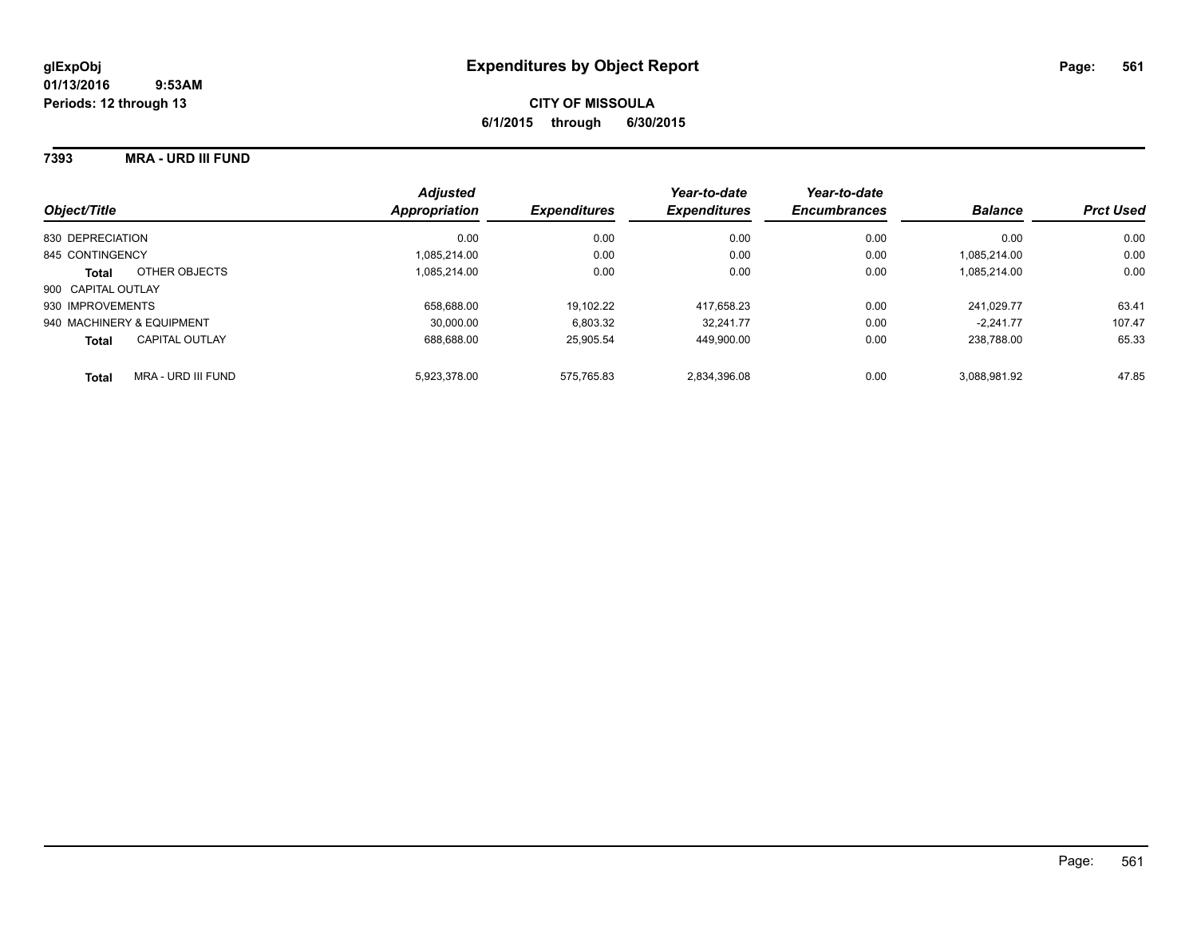**glExpObj**
**01/13/2016 9:53AM**
**Periods: 12 through 13**

# Expenditures by Object Report

**CITY OF MISSOULA**
**6/1/2015 through 6/30/2015**

## 7393 MRA - URD III FUND

| Object/Title | Adjusted Appropriation | Expenditures | Year-to-date Expenditures | Year-to-date Encumbrances | Balance | Prct Used |
|---|---|---|---|---|---|---|
| 830 DEPRECIATION | 0.00 | 0.00 | 0.00 | 0.00 | 0.00 | 0.00 |
| 845 CONTINGENCY | 1,085,214.00 | 0.00 | 0.00 | 0.00 | 1,085,214.00 | 0.00 |
| **Total** OTHER OBJECTS | 1,085,214.00 | 0.00 | 0.00 | 0.00 | 1,085,214.00 | 0.00 |
| 900 CAPITAL OUTLAY | | | | | | |
| 930 IMPROVEMENTS | 658,688.00 | 19,102.22 | 417,658.23 | 0.00 | 241,029.77 | 63.41 |
| 940 MACHINERY & EQUIPMENT | 30,000.00 | 6,803.32 | 32,241.77 | 0.00 | -2,241.77 | 107.47 |
| **Total** CAPITAL OUTLAY | 688,688.00 | 25,905.54 | 449,900.00 | 0.00 | 238,788.00 | 65.33 |
| **Total** MRA - URD III FUND | 5,923,378.00 | 575,765.83 | 2,834,396.08 | 0.00 | 3,088,981.92 | 47.85 |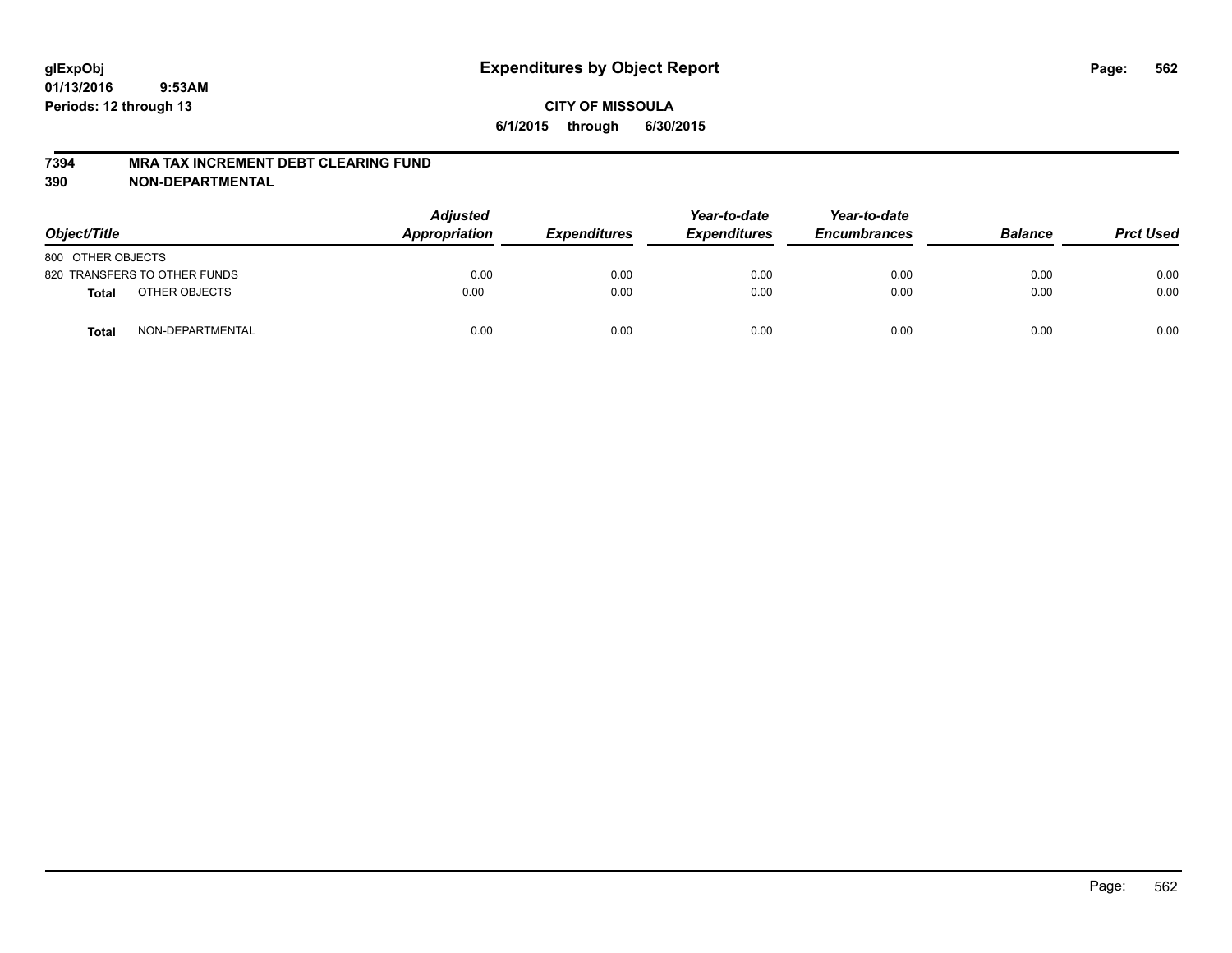glExpObj
01/13/2016 9:53AM
Periods: 12 through 13

# Expenditures by Object Report

**CITY OF MISSOULA**

**6/1/2015 through 6/30/2015**

**7394 MRA TAX INCREMENT DEBT CLEARING FUND**

**390 NON-DEPARTMENTAL**

| Object/Title | | Adjusted Appropriation | Expenditures | Year-to-date Expenditures | Year-to-date Encumbrances | Balance | Prct Used |
|---|---|---|---|---|---|---|---|
| 800 OTHER OBJECTS | | | | | | | |
| 820 TRANSFERS TO OTHER FUNDS | | 0.00 | 0.00 | 0.00 | 0.00 | 0.00 | 0.00 |
| **Total** | OTHER OBJECTS | 0.00 | 0.00 | 0.00 | 0.00 | 0.00 | 0.00 |
| **Total** | NON-DEPARTMENTAL | 0.00 | 0.00 | 0.00 | 0.00 | 0.00 | 0.00 |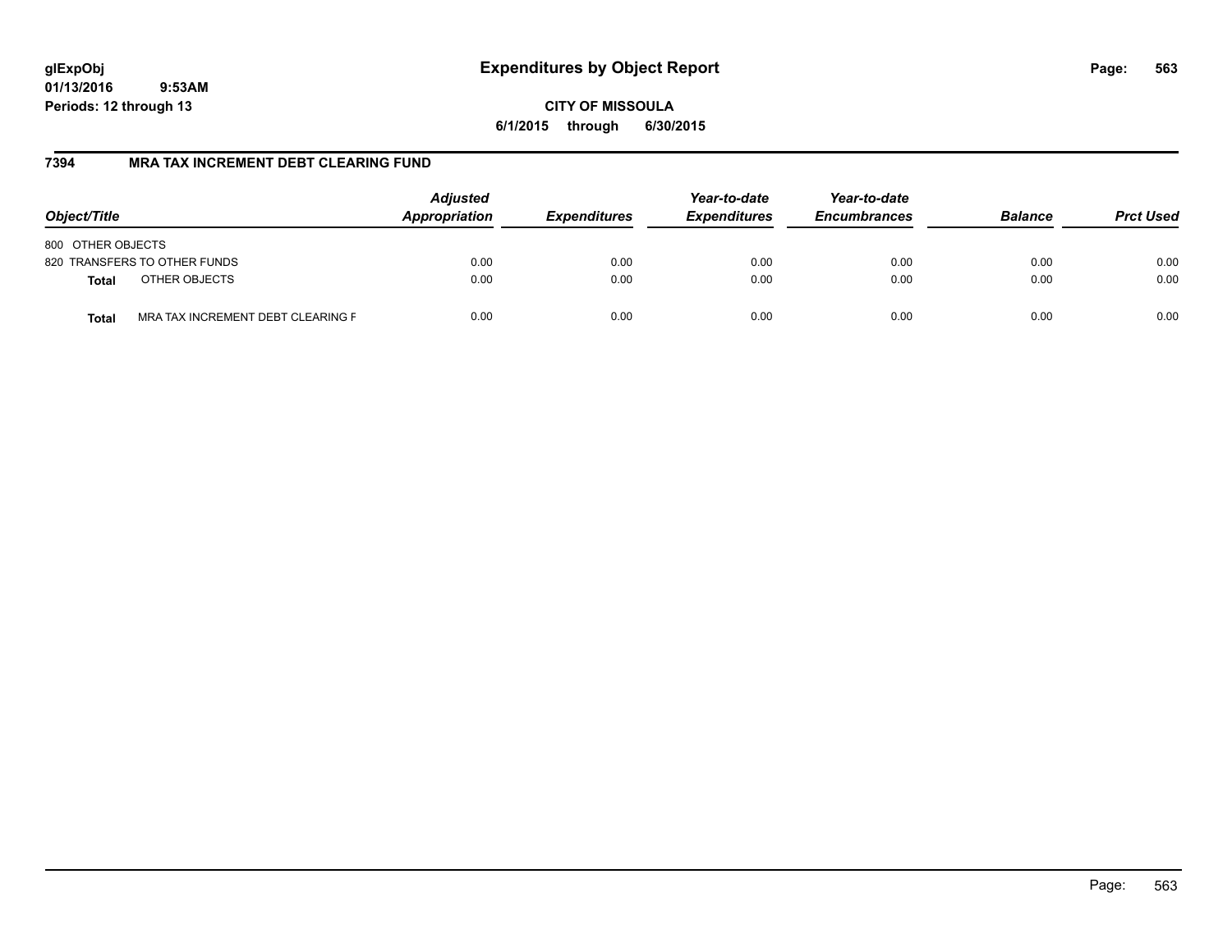# Expenditures by Object Report

glExpObj
01/13/2016 9:53AM
Periods: 12 through 13

CITY OF MISSOULA
6/1/2015 through 6/30/2015

## 7394 MRA TAX INCREMENT DEBT CLEARING FUND

| Object/Title | | Adjusted Appropriation | Expenditures | Year-to-date Expenditures | Year-to-date Encumbrances | Balance | Prct Used |
|---|---|---|---|---|---|---|---|
| 800 OTHER OBJECTS | | | | | | | |
| 820 TRANSFERS TO OTHER FUNDS | | 0.00 | 0.00 | 0.00 | 0.00 | 0.00 | 0.00 |
| **Total** | OTHER OBJECTS | 0.00 | 0.00 | 0.00 | 0.00 | 0.00 | 0.00 |
| **Total** | MRA TAX INCREMENT DEBT CLEARING F | 0.00 | 0.00 | 0.00 | 0.00 | 0.00 | 0.00 |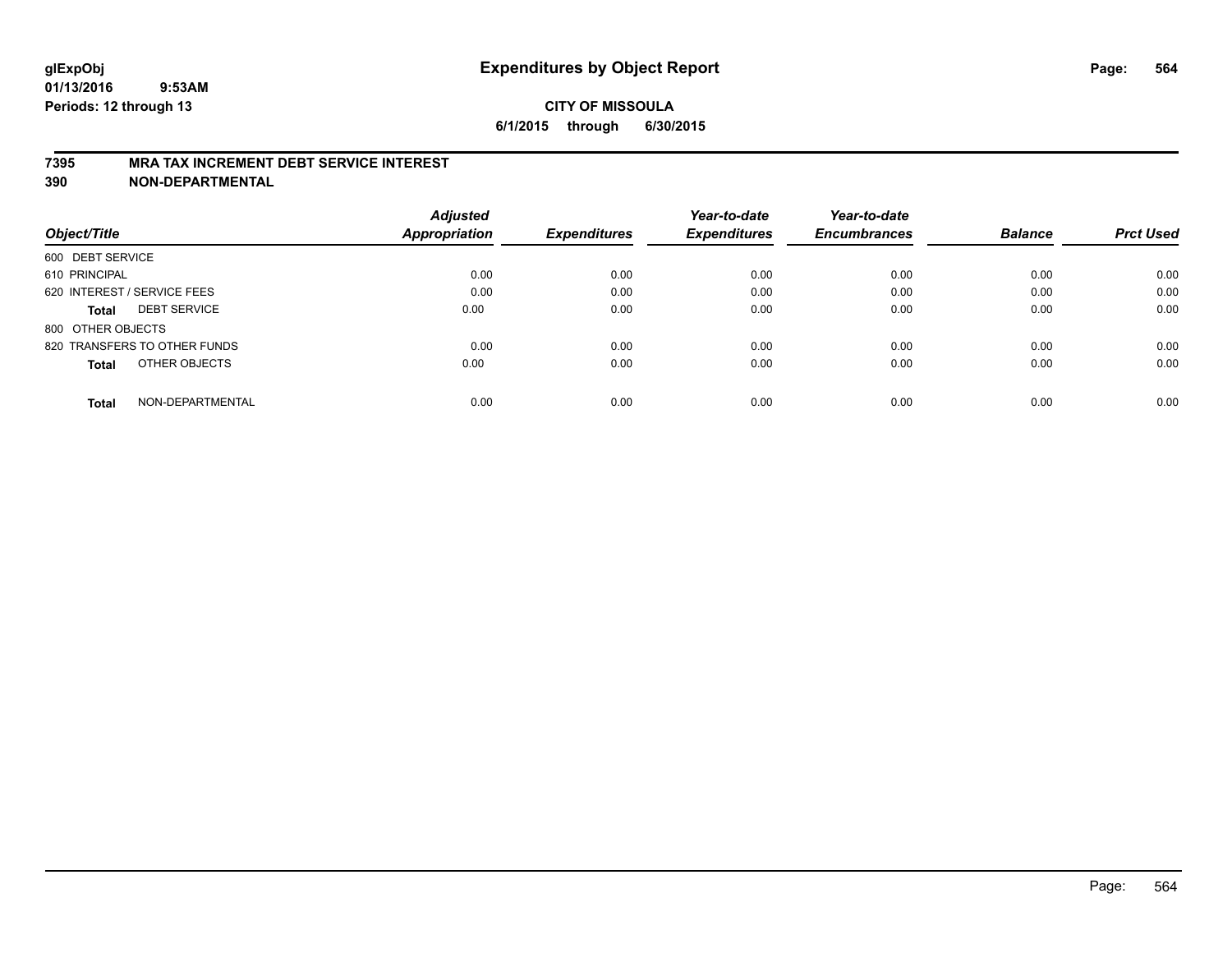# Expenditures by Object Report

glExpObj
01/13/2016 9:53AM
Periods: 12 through 13

**CITY OF MISSOULA**
**6/1/2015 through 6/30/2015**

## 7395 MRA TAX INCREMENT DEBT SERVICE INTEREST
## 390 NON-DEPARTMENTAL

| Object/Title | Adjusted Appropriation | Expenditures | Year-to-date Expenditures | Year-to-date Encumbrances | Balance | Prct Used |
|---|---|---|---|---|---|---|
| 600 DEBT SERVICE | | | | | | |
| 610 PRINCIPAL | 0.00 | 0.00 | 0.00 | 0.00 | 0.00 | 0.00 |
| 620 INTEREST / SERVICE FEES | 0.00 | 0.00 | 0.00 | 0.00 | 0.00 | 0.00 |
| **Total** DEBT SERVICE | 0.00 | 0.00 | 0.00 | 0.00 | 0.00 | 0.00 |
| 800 OTHER OBJECTS | | | | | | |
| 820 TRANSFERS TO OTHER FUNDS | 0.00 | 0.00 | 0.00 | 0.00 | 0.00 | 0.00 |
| **Total** OTHER OBJECTS | 0.00 | 0.00 | 0.00 | 0.00 | 0.00 | 0.00 |
| **Total** NON-DEPARTMENTAL | 0.00 | 0.00 | 0.00 | 0.00 | 0.00 | 0.00 |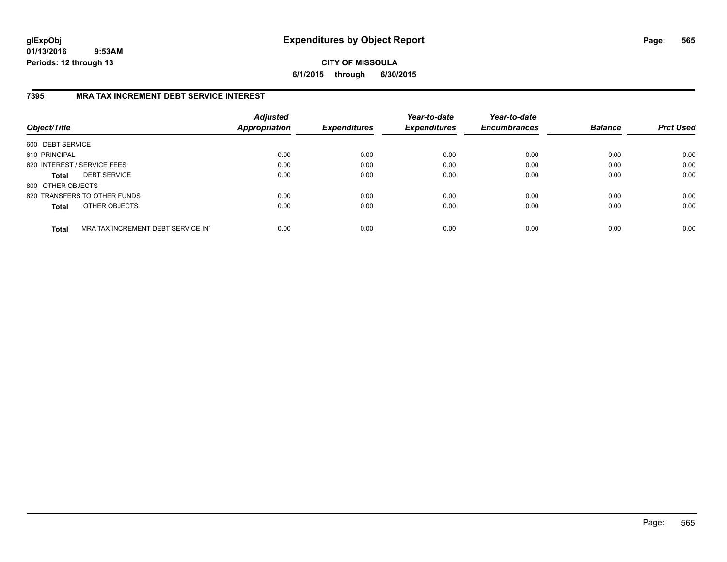glExpObj
01/13/2016 9:53AM
Periods: 12 through 13

# Expenditures by Object Report

**CITY OF MISSOULA**

**6/1/2015 through 6/30/2015**

## 7395 MRA TAX INCREMENT DEBT SERVICE INTEREST

| Object/Title | Adjusted Appropriation | Expenditures | Year-to-date Expenditures | Year-to-date Encumbrances | Balance | Prct Used |
|---|---|---|---|---|---|---|
| 600 DEBT SERVICE | | | | | | |
| 610 PRINCIPAL | 0.00 | 0.00 | 0.00 | 0.00 | 0.00 | 0.00 |
| 620 INTEREST / SERVICE FEES | 0.00 | 0.00 | 0.00 | 0.00 | 0.00 | 0.00 |
| **Total** DEBT SERVICE | 0.00 | 0.00 | 0.00 | 0.00 | 0.00 | 0.00 |
| 800 OTHER OBJECTS | | | | | | |
| 820 TRANSFERS TO OTHER FUNDS | 0.00 | 0.00 | 0.00 | 0.00 | 0.00 | 0.00 |
| **Total** OTHER OBJECTS | 0.00 | 0.00 | 0.00 | 0.00 | 0.00 | 0.00 |
| **Total** MRA TAX INCREMENT DEBT SERVICE IN | 0.00 | 0.00 | 0.00 | 0.00 | 0.00 | 0.00 |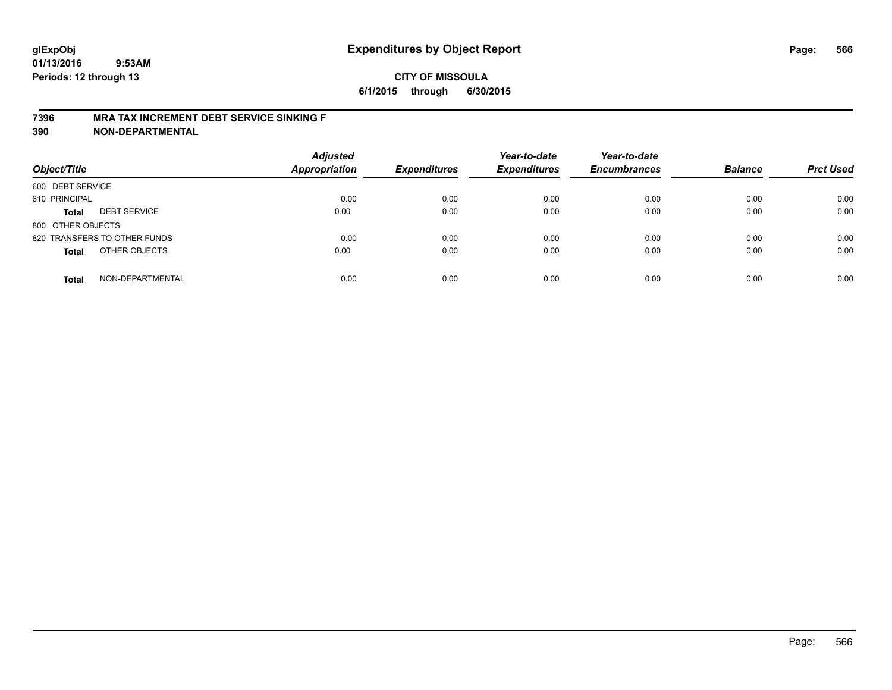# Expenditures by Object Report

glExpObj
01/13/2016 9:53AM
Periods: 12 through 13

**CITY OF MISSOULA**
**6/1/2015 through 6/30/2015**

**7396 MRA TAX INCREMENT DEBT SERVICE SINKING F**
**390 NON-DEPARTMENTAL**

| Object/Title | | Adjusted Appropriation | Expenditures | Year-to-date Expenditures | Year-to-date Encumbrances | Balance | Prct Used |
|---|---|---|---|---|---|---|---|
| 600 DEBT SERVICE | | | | | | | |
| 610 PRINCIPAL | | 0.00 | 0.00 | 0.00 | 0.00 | 0.00 | 0.00 |
| **Total** | DEBT SERVICE | 0.00 | 0.00 | 0.00 | 0.00 | 0.00 | 0.00 |
| 800 OTHER OBJECTS | | | | | | | |
| 820 TRANSFERS TO OTHER FUNDS | | 0.00 | 0.00 | 0.00 | 0.00 | 0.00 | 0.00 |
| **Total** | OTHER OBJECTS | 0.00 | 0.00 | 0.00 | 0.00 | 0.00 | 0.00 |
| **Total** | NON-DEPARTMENTAL | 0.00 | 0.00 | 0.00 | 0.00 | 0.00 | 0.00 |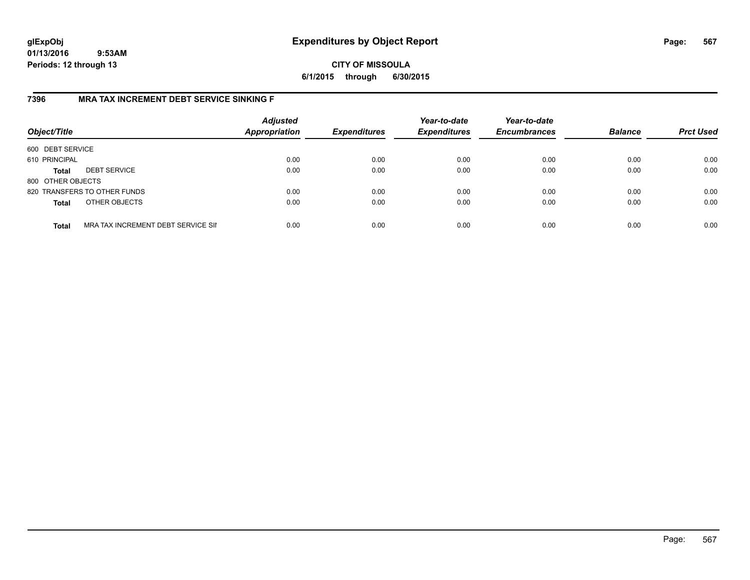# Expenditures by Object Report

glExpObj
01/13/2016 9:53AM
Periods: 12 through 13

**CITY OF MISSOULA**
**6/1/2015 through 6/30/2015**

## 7396 MRA TAX INCREMENT DEBT SERVICE SINKING F

| Object/Title | | Adjusted Appropriation | Expenditures | Year-to-date Expenditures | Year-to-date Encumbrances | Balance | Prct Used |
|---|---|---|---|---|---|---|---|
| 600 DEBT SERVICE | | | | | | | |
| 610 PRINCIPAL | | 0.00 | 0.00 | 0.00 | 0.00 | 0.00 | 0.00 |
| **Total** | DEBT SERVICE | 0.00 | 0.00 | 0.00 | 0.00 | 0.00 | 0.00 |
| 800 OTHER OBJECTS | | | | | | | |
| 820 TRANSFERS TO OTHER FUNDS | | 0.00 | 0.00 | 0.00 | 0.00 | 0.00 | 0.00 |
| **Total** | OTHER OBJECTS | 0.00 | 0.00 | 0.00 | 0.00 | 0.00 | 0.00 |
| **Total** | MRA TAX INCREMENT DEBT SERVICE SII | 0.00 | 0.00 | 0.00 | 0.00 | 0.00 | 0.00 |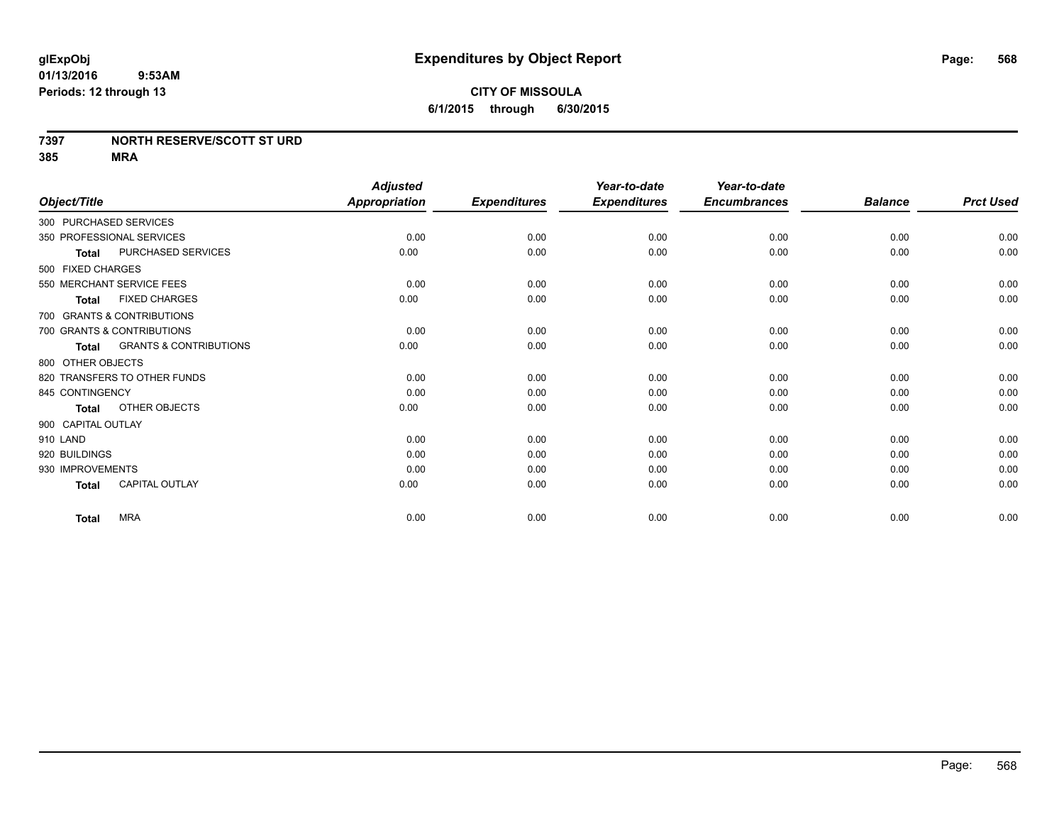**glExpObj**
**01/13/2016 9:53AM**
**Periods: 12 through 13**

# Expenditures by Object Report

**CITY OF MISSOULA**
**6/1/2015 through 6/30/2015**

**7397 NORTH RESERVE/SCOTT ST URD**
**385 MRA**

| Object/Title | Adjusted Appropriation | Expenditures | Year-to-date Expenditures | Year-to-date Encumbrances | Balance | Prct Used |
|---|---|---|---|---|---|---|
| 300 PURCHASED SERVICES | | | | | | |
| 350 PROFESSIONAL SERVICES | 0.00 | 0.00 | 0.00 | 0.00 | 0.00 | 0.00 |
| **Total** PURCHASED SERVICES | 0.00 | 0.00 | 0.00 | 0.00 | 0.00 | 0.00 |
| 500 FIXED CHARGES | | | | | | |
| 550 MERCHANT SERVICE FEES | 0.00 | 0.00 | 0.00 | 0.00 | 0.00 | 0.00 |
| **Total** FIXED CHARGES | 0.00 | 0.00 | 0.00 | 0.00 | 0.00 | 0.00 |
| 700 GRANTS & CONTRIBUTIONS | | | | | | |
| 700 GRANTS & CONTRIBUTIONS | 0.00 | 0.00 | 0.00 | 0.00 | 0.00 | 0.00 |
| **Total** GRANTS & CONTRIBUTIONS | 0.00 | 0.00 | 0.00 | 0.00 | 0.00 | 0.00 |
| 800 OTHER OBJECTS | | | | | | |
| 820 TRANSFERS TO OTHER FUNDS | 0.00 | 0.00 | 0.00 | 0.00 | 0.00 | 0.00 |
| 845 CONTINGENCY | 0.00 | 0.00 | 0.00 | 0.00 | 0.00 | 0.00 |
| **Total** OTHER OBJECTS | 0.00 | 0.00 | 0.00 | 0.00 | 0.00 | 0.00 |
| 900 CAPITAL OUTLAY | | | | | | |
| 910 LAND | 0.00 | 0.00 | 0.00 | 0.00 | 0.00 | 0.00 |
| 920 BUILDINGS | 0.00 | 0.00 | 0.00 | 0.00 | 0.00 | 0.00 |
| 930 IMPROVEMENTS | 0.00 | 0.00 | 0.00 | 0.00 | 0.00 | 0.00 |
| **Total** CAPITAL OUTLAY | 0.00 | 0.00 | 0.00 | 0.00 | 0.00 | 0.00 |
| **Total** MRA | 0.00 | 0.00 | 0.00 | 0.00 | 0.00 | 0.00 |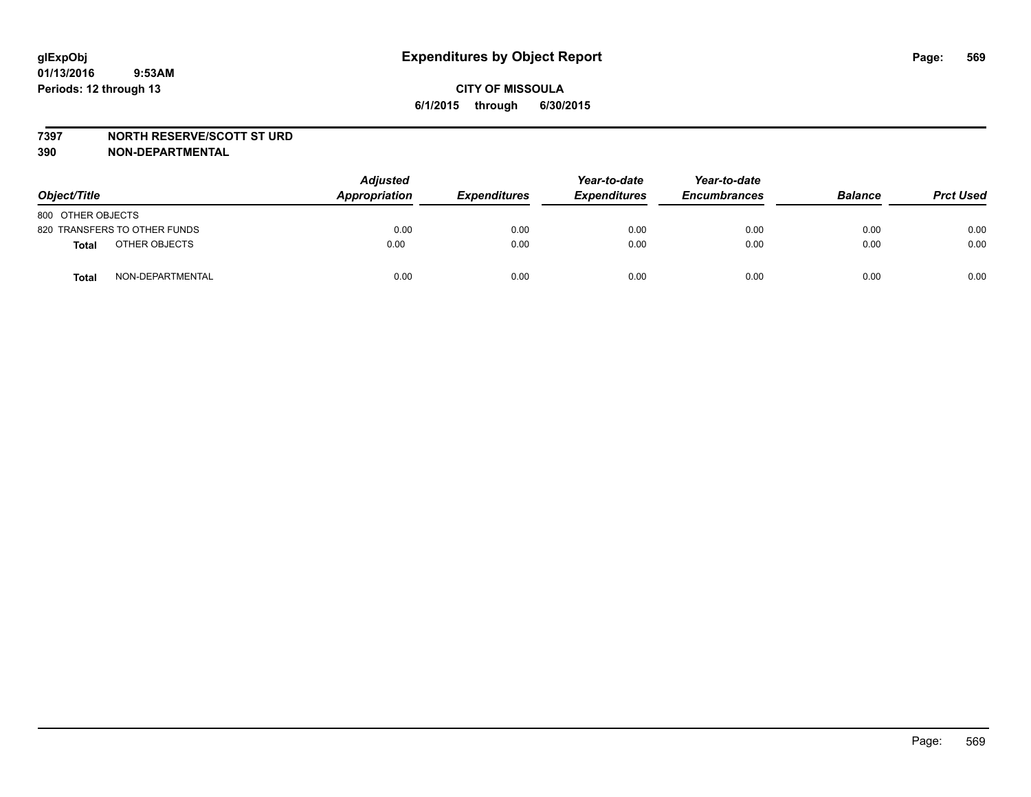**glExpObj** **Expenditures by Object Report**
**01/13/2016 9:53AM**
**Periods: 12 through 13**

**CITY OF MISSOULA**
**6/1/2015 through 6/30/2015**

**7397 NORTH RESERVE/SCOTT ST URD**
**390 NON-DEPARTMENTAL**

| Object/Title | Adjusted Appropriation | Expenditures | Year-to-date Expenditures | Year-to-date Encumbrances | Balance | Prct Used |
|---|---|---|---|---|---|---|
| 800 OTHER OBJECTS | | | | | | |
| 820 TRANSFERS TO OTHER FUNDS | 0.00 | 0.00 | 0.00 | 0.00 | 0.00 | 0.00 |
| **Total** OTHER OBJECTS | 0.00 | 0.00 | 0.00 | 0.00 | 0.00 | 0.00 |
| **Total** NON-DEPARTMENTAL | 0.00 | 0.00 | 0.00 | 0.00 | 0.00 | 0.00 |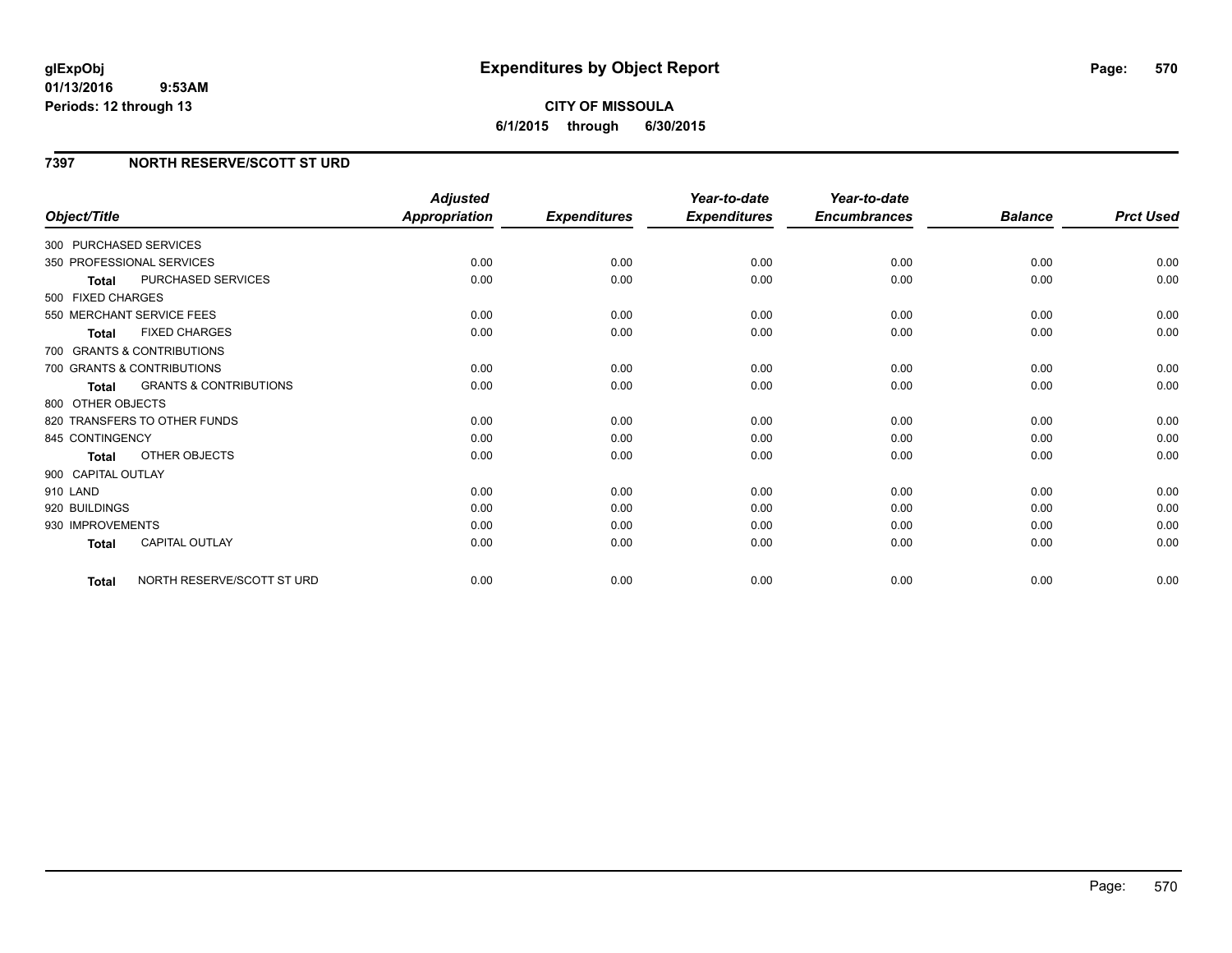# Expenditures by Object Report

glExpObj
01/13/2016 9:53AM
Periods: 12 through 13

**CITY OF MISSOULA**
**6/1/2015 through 6/30/2015**

## 7397 NORTH RESERVE/SCOTT ST URD

| Object/Title | Adjusted Appropriation | Expenditures | Year-to-date Expenditures | Year-to-date Encumbrances | Balance | Prct Used |
|---|---|---|---|---|---|---|
| 300 PURCHASED SERVICES | | | | | | |
| 350 PROFESSIONAL SERVICES | 0.00 | 0.00 | 0.00 | 0.00 | 0.00 | 0.00 |
| **Total** PURCHASED SERVICES | 0.00 | 0.00 | 0.00 | 0.00 | 0.00 | 0.00 |
| 500 FIXED CHARGES | | | | | | |
| 550 MERCHANT SERVICE FEES | 0.00 | 0.00 | 0.00 | 0.00 | 0.00 | 0.00 |
| **Total** FIXED CHARGES | 0.00 | 0.00 | 0.00 | 0.00 | 0.00 | 0.00 |
| 700 GRANTS & CONTRIBUTIONS | | | | | | |
| 700 GRANTS & CONTRIBUTIONS | 0.00 | 0.00 | 0.00 | 0.00 | 0.00 | 0.00 |
| **Total** GRANTS & CONTRIBUTIONS | 0.00 | 0.00 | 0.00 | 0.00 | 0.00 | 0.00 |
| 800 OTHER OBJECTS | | | | | | |
| 820 TRANSFERS TO OTHER FUNDS | 0.00 | 0.00 | 0.00 | 0.00 | 0.00 | 0.00 |
| 845 CONTINGENCY | 0.00 | 0.00 | 0.00 | 0.00 | 0.00 | 0.00 |
| **Total** OTHER OBJECTS | 0.00 | 0.00 | 0.00 | 0.00 | 0.00 | 0.00 |
| 900 CAPITAL OUTLAY | | | | | | |
| 910 LAND | 0.00 | 0.00 | 0.00 | 0.00 | 0.00 | 0.00 |
| 920 BUILDINGS | 0.00 | 0.00 | 0.00 | 0.00 | 0.00 | 0.00 |
| 930 IMPROVEMENTS | 0.00 | 0.00 | 0.00 | 0.00 | 0.00 | 0.00 |
| **Total** CAPITAL OUTLAY | 0.00 | 0.00 | 0.00 | 0.00 | 0.00 | 0.00 |
| **Total** NORTH RESERVE/SCOTT ST URD | 0.00 | 0.00 | 0.00 | 0.00 | 0.00 | 0.00 |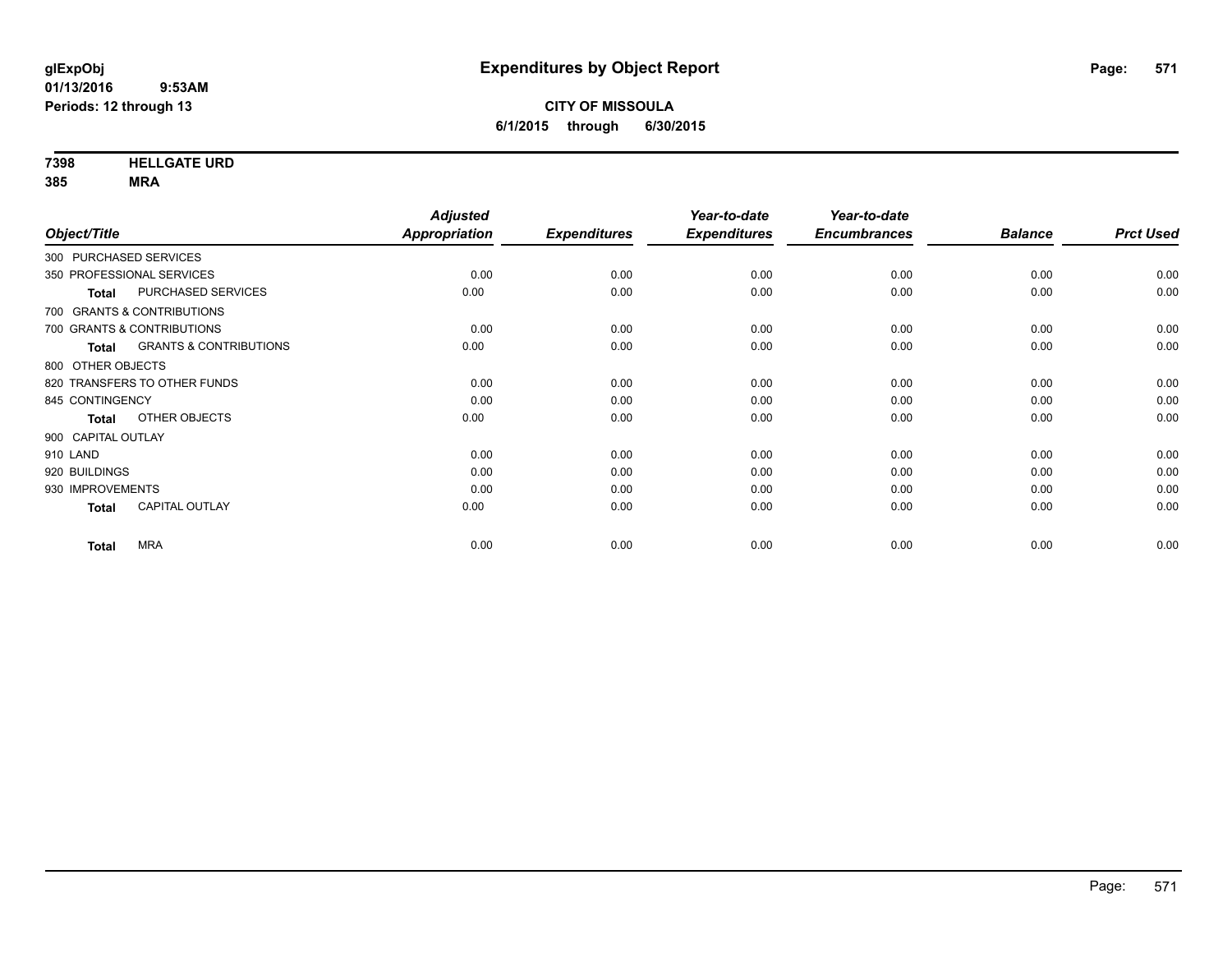**glExpObj**
**01/13/2016 9:53AM**
**Periods: 12 through 13**

# Expenditures by Object Report

**CITY OF MISSOULA**
**6/1/2015 through 6/30/2015**

**7398 HELLGATE URD**
**385 MRA**

| Object/Title | Adjusted Appropriation | Expenditures | Year-to-date Expenditures | Year-to-date Encumbrances | Balance | Prct Used |
|---|---|---|---|---|---|---|
| 300 PURCHASED SERVICES | | | | | | |
| 350 PROFESSIONAL SERVICES | 0.00 | 0.00 | 0.00 | 0.00 | 0.00 | 0.00 |
| **Total** PURCHASED SERVICES | 0.00 | 0.00 | 0.00 | 0.00 | 0.00 | 0.00 |
| 700 GRANTS & CONTRIBUTIONS | | | | | | |
| 700 GRANTS & CONTRIBUTIONS | 0.00 | 0.00 | 0.00 | 0.00 | 0.00 | 0.00 |
| **Total** GRANTS & CONTRIBUTIONS | 0.00 | 0.00 | 0.00 | 0.00 | 0.00 | 0.00 |
| 800 OTHER OBJECTS | | | | | | |
| 820 TRANSFERS TO OTHER FUNDS | 0.00 | 0.00 | 0.00 | 0.00 | 0.00 | 0.00 |
| 845 CONTINGENCY | 0.00 | 0.00 | 0.00 | 0.00 | 0.00 | 0.00 |
| **Total** OTHER OBJECTS | 0.00 | 0.00 | 0.00 | 0.00 | 0.00 | 0.00 |
| 900 CAPITAL OUTLAY | | | | | | |
| 910 LAND | 0.00 | 0.00 | 0.00 | 0.00 | 0.00 | 0.00 |
| 920 BUILDINGS | 0.00 | 0.00 | 0.00 | 0.00 | 0.00 | 0.00 |
| 930 IMPROVEMENTS | 0.00 | 0.00 | 0.00 | 0.00 | 0.00 | 0.00 |
| **Total** CAPITAL OUTLAY | 0.00 | 0.00 | 0.00 | 0.00 | 0.00 | 0.00 |
| **Total** MRA | 0.00 | 0.00 | 0.00 | 0.00 | 0.00 | 0.00 |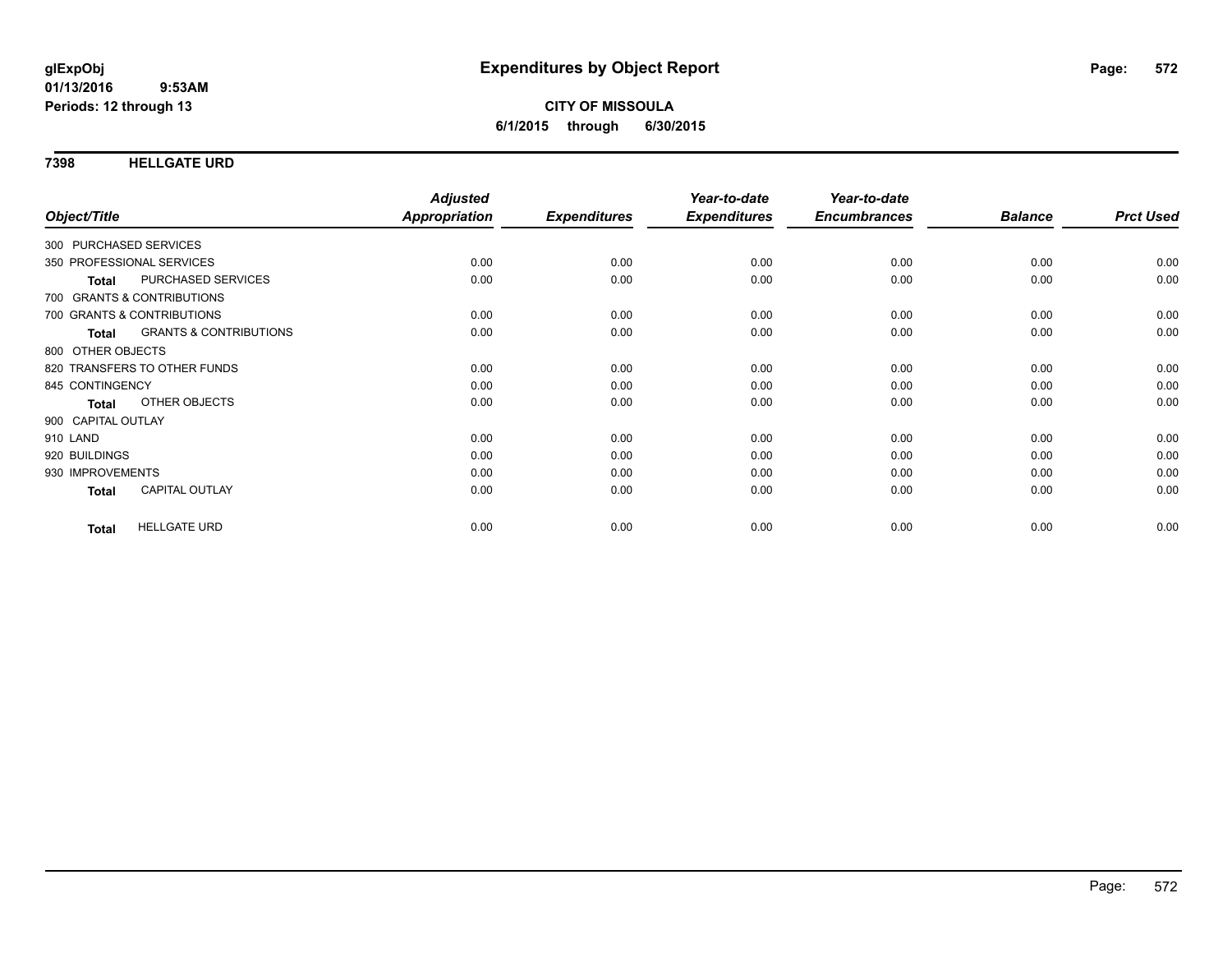glExpObj
01/13/2016 9:53AM
Periods: 12 through 13

# Expenditures by Object Report

**CITY OF MISSOULA**
**6/1/2015 through 6/30/2015**

## 7398 HELLGATE URD

| Object/Title | Adjusted Appropriation | Expenditures | Year-to-date Expenditures | Year-to-date Encumbrances | Balance | Prct Used |
|---|---|---|---|---|---|---|
| 300 PURCHASED SERVICES | | | | | | |
| 350 PROFESSIONAL SERVICES | 0.00 | 0.00 | 0.00 | 0.00 | 0.00 | 0.00 |
| **Total** PURCHASED SERVICES | 0.00 | 0.00 | 0.00 | 0.00 | 0.00 | 0.00 |
| 700 GRANTS & CONTRIBUTIONS | | | | | | |
| 700 GRANTS & CONTRIBUTIONS | 0.00 | 0.00 | 0.00 | 0.00 | 0.00 | 0.00 |
| **Total** GRANTS & CONTRIBUTIONS | 0.00 | 0.00 | 0.00 | 0.00 | 0.00 | 0.00 |
| 800 OTHER OBJECTS | | | | | | |
| 820 TRANSFERS TO OTHER FUNDS | 0.00 | 0.00 | 0.00 | 0.00 | 0.00 | 0.00 |
| 845 CONTINGENCY | 0.00 | 0.00 | 0.00 | 0.00 | 0.00 | 0.00 |
| **Total** OTHER OBJECTS | 0.00 | 0.00 | 0.00 | 0.00 | 0.00 | 0.00 |
| 900 CAPITAL OUTLAY | | | | | | |
| 910 LAND | 0.00 | 0.00 | 0.00 | 0.00 | 0.00 | 0.00 |
| 920 BUILDINGS | 0.00 | 0.00 | 0.00 | 0.00 | 0.00 | 0.00 |
| 930 IMPROVEMENTS | 0.00 | 0.00 | 0.00 | 0.00 | 0.00 | 0.00 |
| **Total** CAPITAL OUTLAY | 0.00 | 0.00 | 0.00 | 0.00 | 0.00 | 0.00 |
| **Total** HELLGATE URD | 0.00 | 0.00 | 0.00 | 0.00 | 0.00 | 0.00 |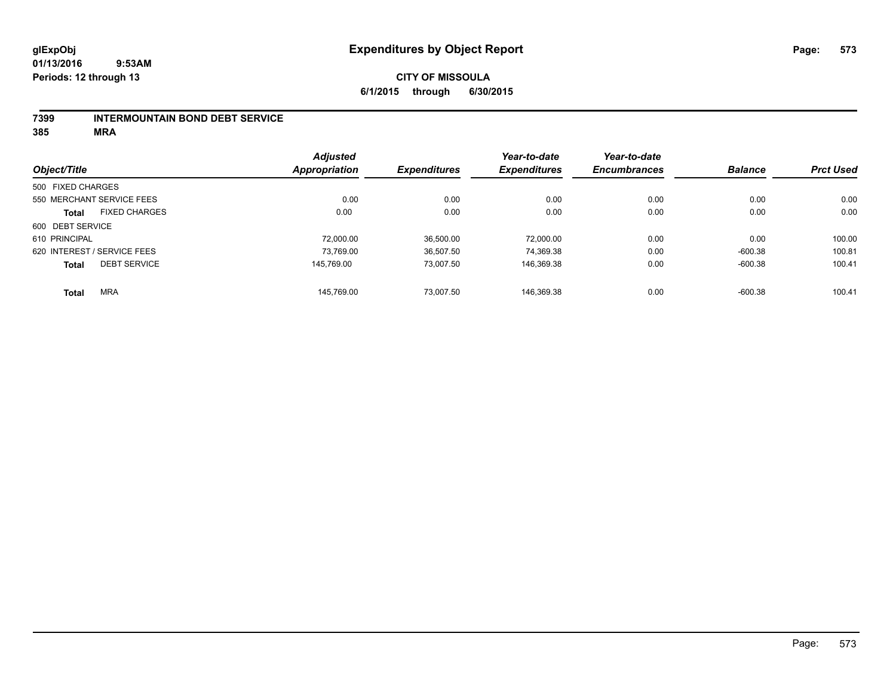glExpObj
01/13/2016 9:53AM
Periods: 12 through 13

# Expenditures by Object Report

**CITY OF MISSOULA**
**6/1/2015 through 6/30/2015**

## 7399 INTERMOUNTAIN BOND DEBT SERVICE
**385 MRA**

| Object/Title | Adjusted Appropriation | Expenditures | Year-to-date Expenditures | Year-to-date Encumbrances | Balance | Prct Used |
|---|---|---|---|---|---|---|
| 500 FIXED CHARGES | | | | | | |
| 550 MERCHANT SERVICE FEES | 0.00 | 0.00 | 0.00 | 0.00 | 0.00 | 0.00 |
| **Total** FIXED CHARGES | 0.00 | 0.00 | 0.00 | 0.00 | 0.00 | 0.00 |
| 600 DEBT SERVICE | | | | | | |
| 610 PRINCIPAL | 72,000.00 | 36,500.00 | 72,000.00 | 0.00 | 0.00 | 100.00 |
| 620 INTEREST / SERVICE FEES | 73,769.00 | 36,507.50 | 74,369.38 | 0.00 | -600.38 | 100.81 |
| **Total** DEBT SERVICE | 145,769.00 | 73,007.50 | 146,369.38 | 0.00 | -600.38 | 100.41 |
| **Total** MRA | 145,769.00 | 73,007.50 | 146,369.38 | 0.00 | -600.38 | 100.41 |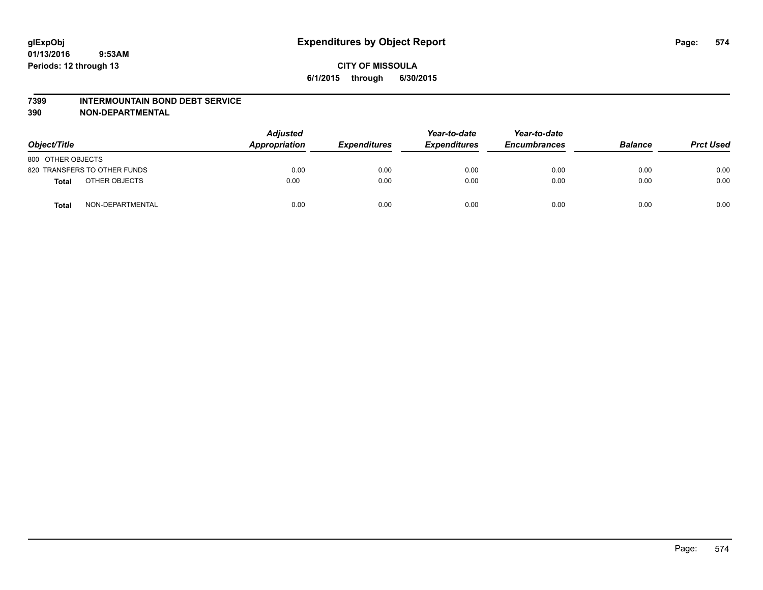# Expenditures by Object Report

glExpObj
01/13/2016 9:53AM
Periods: 12 through 13

**CITY OF MISSOULA**
**6/1/2015 through 6/30/2015**

**7399 INTERMOUNTAIN BOND DEBT SERVICE**
**390 NON-DEPARTMENTAL**

| Object/Title | Adjusted Appropriation | Expenditures | Year-to-date Expenditures | Year-to-date Encumbrances | Balance | Prct Used |
|---|---|---|---|---|---|---|
| 800 OTHER OBJECTS | | | | | | |
| 820 TRANSFERS TO OTHER FUNDS | 0.00 | 0.00 | 0.00 | 0.00 | 0.00 | 0.00 |
| **Total** OTHER OBJECTS | 0.00 | 0.00 | 0.00 | 0.00 | 0.00 | 0.00 |
| **Total** NON-DEPARTMENTAL | 0.00 | 0.00 | 0.00 | 0.00 | 0.00 | 0.00 |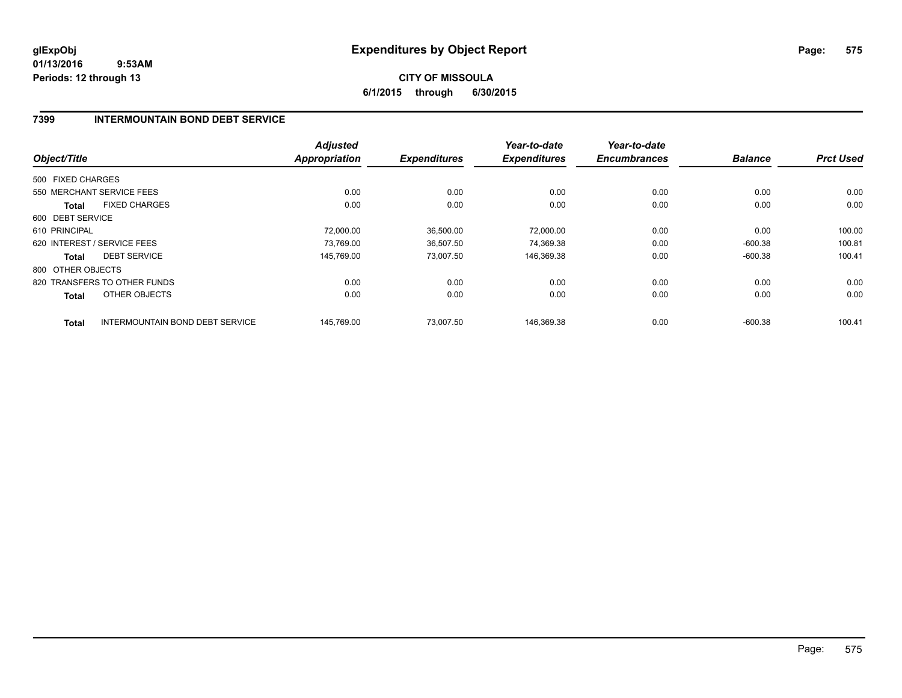glExpObj
01/13/2016 9:53AM
Periods: 12 through 13

# Expenditures by Object Report

CITY OF MISSOULA

6/1/2015 through 6/30/2015

## 7399 INTERMOUNTAIN BOND DEBT SERVICE

| Object/Title | | Adjusted Appropriation | Expenditures | Year-to-date Expenditures | Year-to-date Encumbrances | Balance | Prct Used |
|---|---|---|---|---|---|---|---|
| 500 FIXED CHARGES | | | | | | | |
| 550 MERCHANT SERVICE FEES | | 0.00 | 0.00 | 0.00 | 0.00 | 0.00 | 0.00 |
| **Total** | FIXED CHARGES | 0.00 | 0.00 | 0.00 | 0.00 | 0.00 | 0.00 |
| 600 DEBT SERVICE | | | | | | | |
| 610 PRINCIPAL | | 72,000.00 | 36,500.00 | 72,000.00 | 0.00 | 0.00 | 100.00 |
| 620 INTEREST / SERVICE FEES | | 73,769.00 | 36,507.50 | 74,369.38 | 0.00 | -600.38 | 100.81 |
| **Total** | DEBT SERVICE | 145,769.00 | 73,007.50 | 146,369.38 | 0.00 | -600.38 | 100.41 |
| 800 OTHER OBJECTS | | | | | | | |
| 820 TRANSFERS TO OTHER FUNDS | | 0.00 | 0.00 | 0.00 | 0.00 | 0.00 | 0.00 |
| **Total** | OTHER OBJECTS | 0.00 | 0.00 | 0.00 | 0.00 | 0.00 | 0.00 |
| **Total** | INTERMOUNTAIN BOND DEBT SERVICE | 145,769.00 | 73,007.50 | 146,369.38 | 0.00 | -600.38 | 100.41 |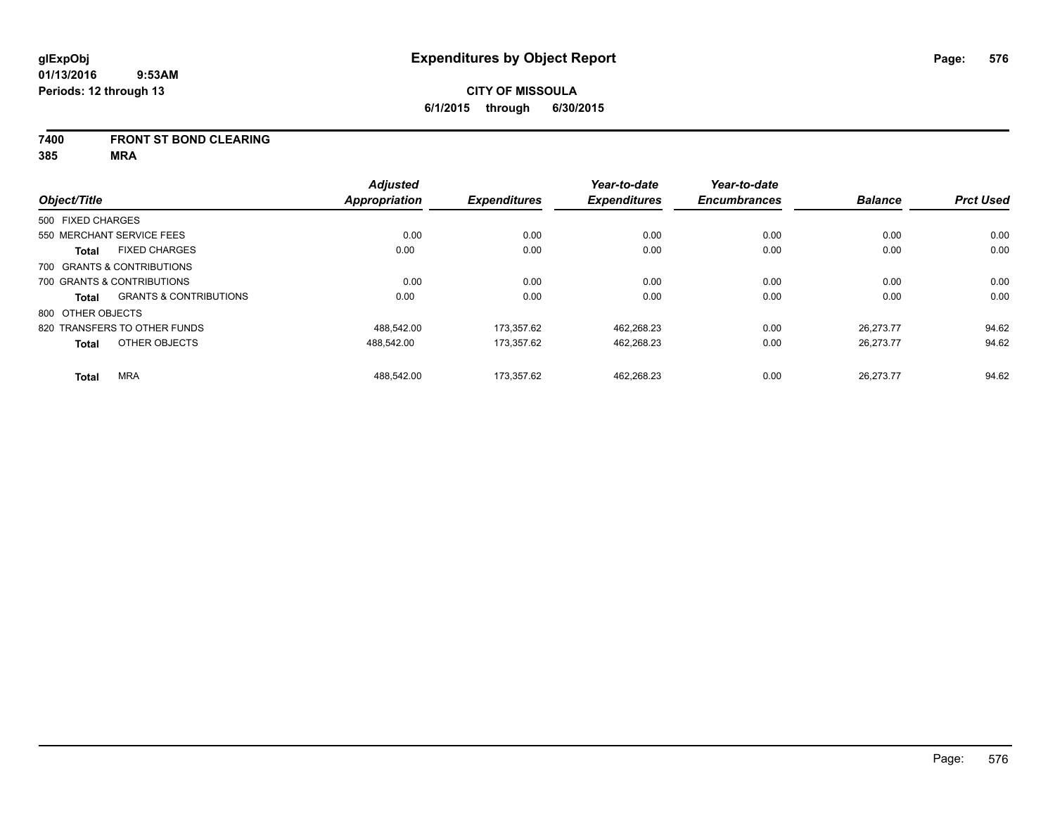# Expenditures by Object Report

glExpObj
01/13/2016 9:53AM
Periods: 12 through 13

**CITY OF MISSOULA**
**6/1/2015 through 6/30/2015**

**7400 FRONT ST BOND CLEARING**
**385 MRA**

| Object/Title | | Adjusted Appropriation | Expenditures | Year-to-date Expenditures | Year-to-date Encumbrances | Balance | Prct Used |
|---|---|---|---|---|---|---|---|
| 500 FIXED CHARGES | | | | | | | |
| 550 MERCHANT SERVICE FEES | | 0.00 | 0.00 | 0.00 | 0.00 | 0.00 | 0.00 |
| **Total** | FIXED CHARGES | 0.00 | 0.00 | 0.00 | 0.00 | 0.00 | 0.00 |
| 700 GRANTS & CONTRIBUTIONS | | | | | | | |
| 700 GRANTS & CONTRIBUTIONS | | 0.00 | 0.00 | 0.00 | 0.00 | 0.00 | 0.00 |
| **Total** | GRANTS & CONTRIBUTIONS | 0.00 | 0.00 | 0.00 | 0.00 | 0.00 | 0.00 |
| 800 OTHER OBJECTS | | | | | | | |
| 820 TRANSFERS TO OTHER FUNDS | | 488,542.00 | 173,357.62 | 462,268.23 | 0.00 | 26,273.77 | 94.62 |
| **Total** | OTHER OBJECTS | 488,542.00 | 173,357.62 | 462,268.23 | 0.00 | 26,273.77 | 94.62 |
| **Total** | MRA | 488,542.00 | 173,357.62 | 462,268.23 | 0.00 | 26,273.77 | 94.62 |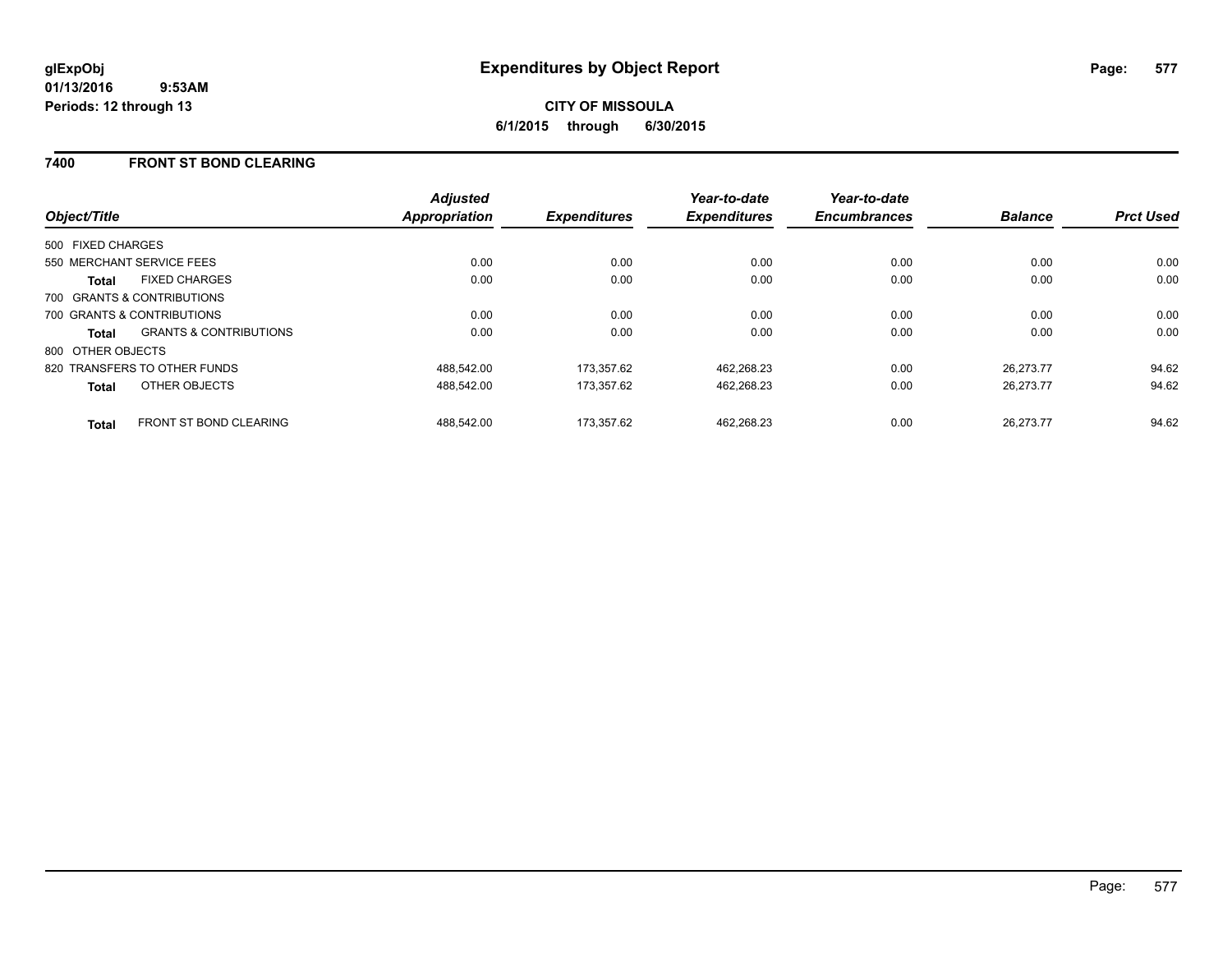# Expenditures by Object Report

**CITY OF MISSOULA**

**6/1/2015 through 6/30/2015**

glExpObj
01/13/2016 9:53AM
Periods: 12 through 13

## 7400 FRONT ST BOND CLEARING

| Object/Title | | Adjusted Appropriation | Expenditures | Year-to-date Expenditures | Year-to-date Encumbrances | Balance | Prct Used |
|---|---|---|---|---|---|---|---|
| 500 FIXED CHARGES | | | | | | | |
| 550 MERCHANT SERVICE FEES | | 0.00 | 0.00 | 0.00 | 0.00 | 0.00 | 0.00 |
| **Total** | FIXED CHARGES | 0.00 | 0.00 | 0.00 | 0.00 | 0.00 | 0.00 |
| 700 GRANTS & CONTRIBUTIONS | | | | | | | |
| 700 GRANTS & CONTRIBUTIONS | | 0.00 | 0.00 | 0.00 | 0.00 | 0.00 | 0.00 |
| **Total** | GRANTS & CONTRIBUTIONS | 0.00 | 0.00 | 0.00 | 0.00 | 0.00 | 0.00 |
| 800 OTHER OBJECTS | | | | | | | |
| 820 TRANSFERS TO OTHER FUNDS | | 488,542.00 | 173,357.62 | 462,268.23 | 0.00 | 26,273.77 | 94.62 |
| **Total** | OTHER OBJECTS | 488,542.00 | 173,357.62 | 462,268.23 | 0.00 | 26,273.77 | 94.62 |
| **Total** | FRONT ST BOND CLEARING | 488,542.00 | 173,357.62 | 462,268.23 | 0.00 | 26,273.77 | 94.62 |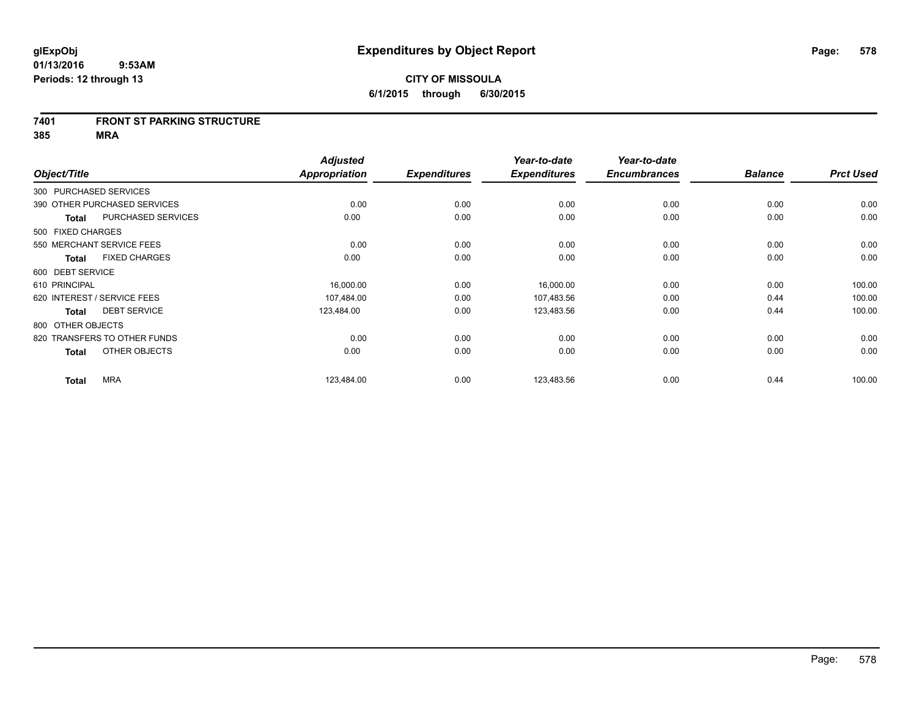**glExpObj**
**01/13/2016 9:53AM**
**Periods: 12 through 13**

# Expenditures by Object Report

**CITY OF MISSOULA**
**6/1/2015 through 6/30/2015**

## 7401 FRONT ST PARKING STRUCTURE
## 385 MRA

| Object/Title | Adjusted Appropriation | Expenditures | Year-to-date Expenditures | Year-to-date Encumbrances | Balance | Prct Used |
|---|---|---|---|---|---|---|
| 300 PURCHASED SERVICES | | | | | | |
| 390 OTHER PURCHASED SERVICES | 0.00 | 0.00 | 0.00 | 0.00 | 0.00 | 0.00 |
| **Total** PURCHASED SERVICES | 0.00 | 0.00 | 0.00 | 0.00 | 0.00 | 0.00 |
| 500 FIXED CHARGES | | | | | | |
| 550 MERCHANT SERVICE FEES | 0.00 | 0.00 | 0.00 | 0.00 | 0.00 | 0.00 |
| **Total** FIXED CHARGES | 0.00 | 0.00 | 0.00 | 0.00 | 0.00 | 0.00 |
| 600 DEBT SERVICE | | | | | | |
| 610 PRINCIPAL | 16,000.00 | 0.00 | 16,000.00 | 0.00 | 0.00 | 100.00 |
| 620 INTEREST / SERVICE FEES | 107,484.00 | 0.00 | 107,483.56 | 0.00 | 0.44 | 100.00 |
| **Total** DEBT SERVICE | 123,484.00 | 0.00 | 123,483.56 | 0.00 | 0.44 | 100.00 |
| 800 OTHER OBJECTS | | | | | | |
| 820 TRANSFERS TO OTHER FUNDS | 0.00 | 0.00 | 0.00 | 0.00 | 0.00 | 0.00 |
| **Total** OTHER OBJECTS | 0.00 | 0.00 | 0.00 | 0.00 | 0.00 | 0.00 |
| **Total** MRA | 123,484.00 | 0.00 | 123,483.56 | 0.00 | 0.44 | 100.00 |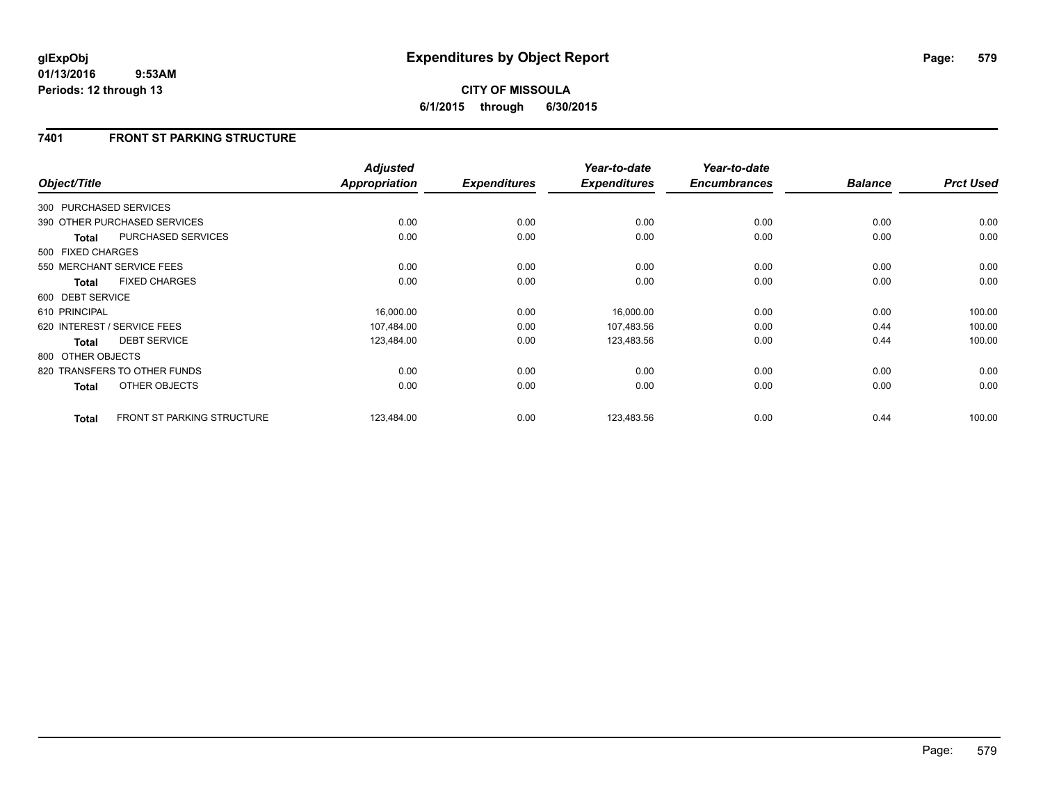**glExpObj**
**01/13/2016 9:53AM**
**Periods: 12 through 13**

# Expenditures by Object Report

**CITY OF MISSOULA**
**6/1/2015 through 6/30/2015**

## 7401 FRONT ST PARKING STRUCTURE

| Object/Title | | Adjusted Appropriation | Expenditures | Year-to-date Expenditures | Year-to-date Encumbrances | Balance | Prct Used |
|---|---|---|---|---|---|---|---|
| 300 PURCHASED SERVICES | | | | | | | |
| 390 OTHER PURCHASED SERVICES | | 0.00 | 0.00 | 0.00 | 0.00 | 0.00 | 0.00 |
| **Total** | PURCHASED SERVICES | 0.00 | 0.00 | 0.00 | 0.00 | 0.00 | 0.00 |
| 500 FIXED CHARGES | | | | | | | |
| 550 MERCHANT SERVICE FEES | | 0.00 | 0.00 | 0.00 | 0.00 | 0.00 | 0.00 |
| **Total** | FIXED CHARGES | 0.00 | 0.00 | 0.00 | 0.00 | 0.00 | 0.00 |
| 600 DEBT SERVICE | | | | | | | |
| 610 PRINCIPAL | | 16,000.00 | 0.00 | 16,000.00 | 0.00 | 0.00 | 100.00 |
| 620 INTEREST / SERVICE FEES | | 107,484.00 | 0.00 | 107,483.56 | 0.00 | 0.44 | 100.00 |
| **Total** | DEBT SERVICE | 123,484.00 | 0.00 | 123,483.56 | 0.00 | 0.44 | 100.00 |
| 800 OTHER OBJECTS | | | | | | | |
| 820 TRANSFERS TO OTHER FUNDS | | 0.00 | 0.00 | 0.00 | 0.00 | 0.00 | 0.00 |
| **Total** | OTHER OBJECTS | 0.00 | 0.00 | 0.00 | 0.00 | 0.00 | 0.00 |
| **Total** | FRONT ST PARKING STRUCTURE | 123,484.00 | 0.00 | 123,483.56 | 0.00 | 0.44 | 100.00 |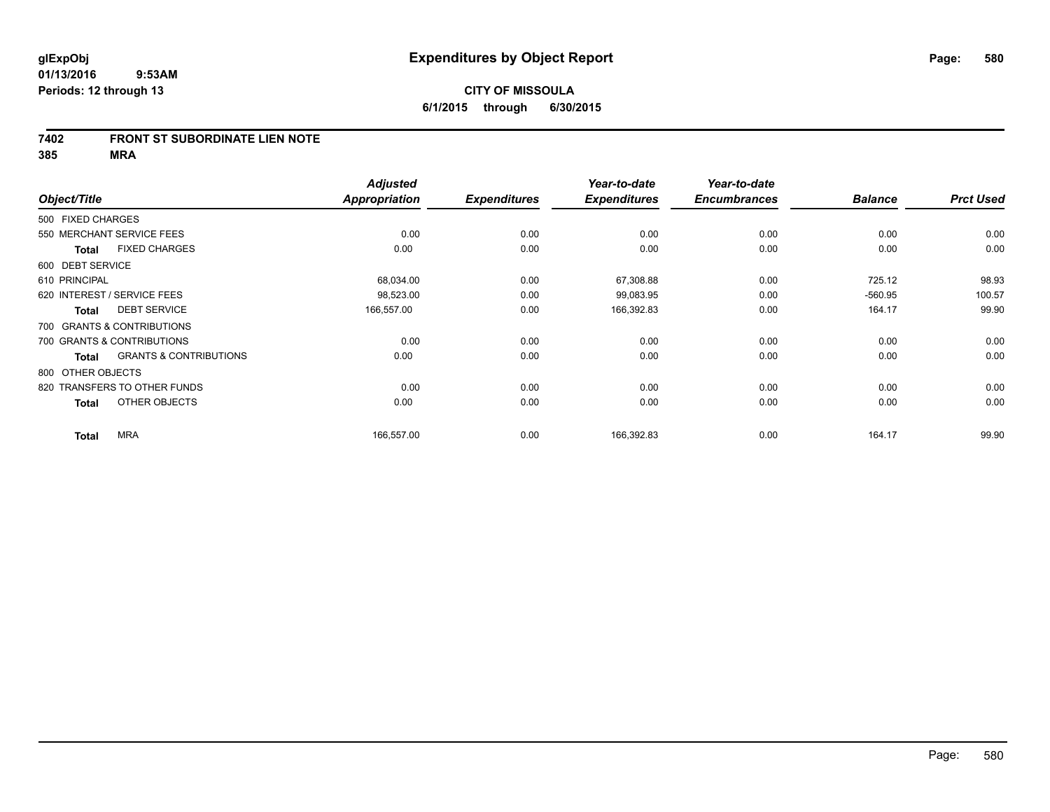glExpObj
01/13/2016 9:53AM
Periods: 12 through 13

# Expenditures by Object Report

**CITY OF MISSOULA**
**6/1/2015 through 6/30/2015**

**7402 FRONT ST SUBORDINATE LIEN NOTE**
**385 MRA**

| Object/Title | Adjusted Appropriation | Expenditures | Year-to-date Expenditures | Year-to-date Encumbrances | Balance | Prct Used |
|---|---|---|---|---|---|---|
| 500 FIXED CHARGES | | | | | | |
| 550 MERCHANT SERVICE FEES | 0.00 | 0.00 | 0.00 | 0.00 | 0.00 | 0.00 |
| **Total** FIXED CHARGES | 0.00 | 0.00 | 0.00 | 0.00 | 0.00 | 0.00 |
| 600 DEBT SERVICE | | | | | | |
| 610 PRINCIPAL | 68,034.00 | 0.00 | 67,308.88 | 0.00 | 725.12 | 98.93 |
| 620 INTEREST / SERVICE FEES | 98,523.00 | 0.00 | 99,083.95 | 0.00 | -560.95 | 100.57 |
| **Total** DEBT SERVICE | 166,557.00 | 0.00 | 166,392.83 | 0.00 | 164.17 | 99.90 |
| 700 GRANTS & CONTRIBUTIONS | | | | | | |
| 700 GRANTS & CONTRIBUTIONS | 0.00 | 0.00 | 0.00 | 0.00 | 0.00 | 0.00 |
| **Total** GRANTS & CONTRIBUTIONS | 0.00 | 0.00 | 0.00 | 0.00 | 0.00 | 0.00 |
| 800 OTHER OBJECTS | | | | | | |
| 820 TRANSFERS TO OTHER FUNDS | 0.00 | 0.00 | 0.00 | 0.00 | 0.00 | 0.00 |
| **Total** OTHER OBJECTS | 0.00 | 0.00 | 0.00 | 0.00 | 0.00 | 0.00 |
| **Total** MRA | 166,557.00 | 0.00 | 166,392.83 | 0.00 | 164.17 | 99.90 |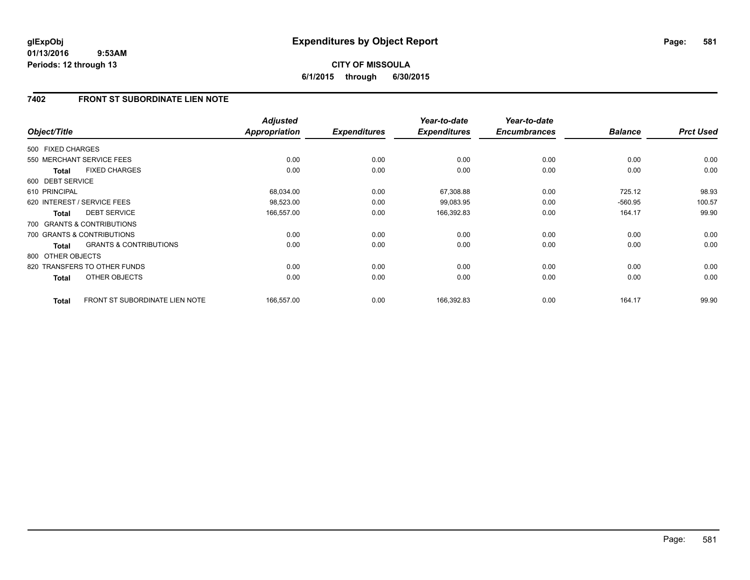**glExpObj**
**01/13/2016 9:53AM**
**Periods: 12 through 13**

# Expenditures by Object Report

**CITY OF MISSOULA**
**6/1/2015 through 6/30/2015**

## 7402 FRONT ST SUBORDINATE LIEN NOTE

| Object/Title | | Adjusted Appropriation | Expenditures | Year-to-date Expenditures | Year-to-date Encumbrances | Balance | Prct Used |
|---|---|---|---|---|---|---|---|
| 500 FIXED CHARGES | | | | | | | |
| 550 MERCHANT SERVICE FEES | | 0.00 | 0.00 | 0.00 | 0.00 | 0.00 | 0.00 |
| **Total** | FIXED CHARGES | 0.00 | 0.00 | 0.00 | 0.00 | 0.00 | 0.00 |
| 600 DEBT SERVICE | | | | | | | |
| 610 PRINCIPAL | | 68,034.00 | 0.00 | 67,308.88 | 0.00 | 725.12 | 98.93 |
| 620 INTEREST / SERVICE FEES | | 98,523.00 | 0.00 | 99,083.95 | 0.00 | -560.95 | 100.57 |
| **Total** | DEBT SERVICE | 166,557.00 | 0.00 | 166,392.83 | 0.00 | 164.17 | 99.90 |
| 700 GRANTS & CONTRIBUTIONS | | | | | | | |
| 700 GRANTS & CONTRIBUTIONS | | 0.00 | 0.00 | 0.00 | 0.00 | 0.00 | 0.00 |
| **Total** | GRANTS & CONTRIBUTIONS | 0.00 | 0.00 | 0.00 | 0.00 | 0.00 | 0.00 |
| 800 OTHER OBJECTS | | | | | | | |
| 820 TRANSFERS TO OTHER FUNDS | | 0.00 | 0.00 | 0.00 | 0.00 | 0.00 | 0.00 |
| **Total** | OTHER OBJECTS | 0.00 | 0.00 | 0.00 | 0.00 | 0.00 | 0.00 |
| **Total** | FRONT ST SUBORDINATE LIEN NOTE | 166,557.00 | 0.00 | 166,392.83 | 0.00 | 164.17 | 99.90 |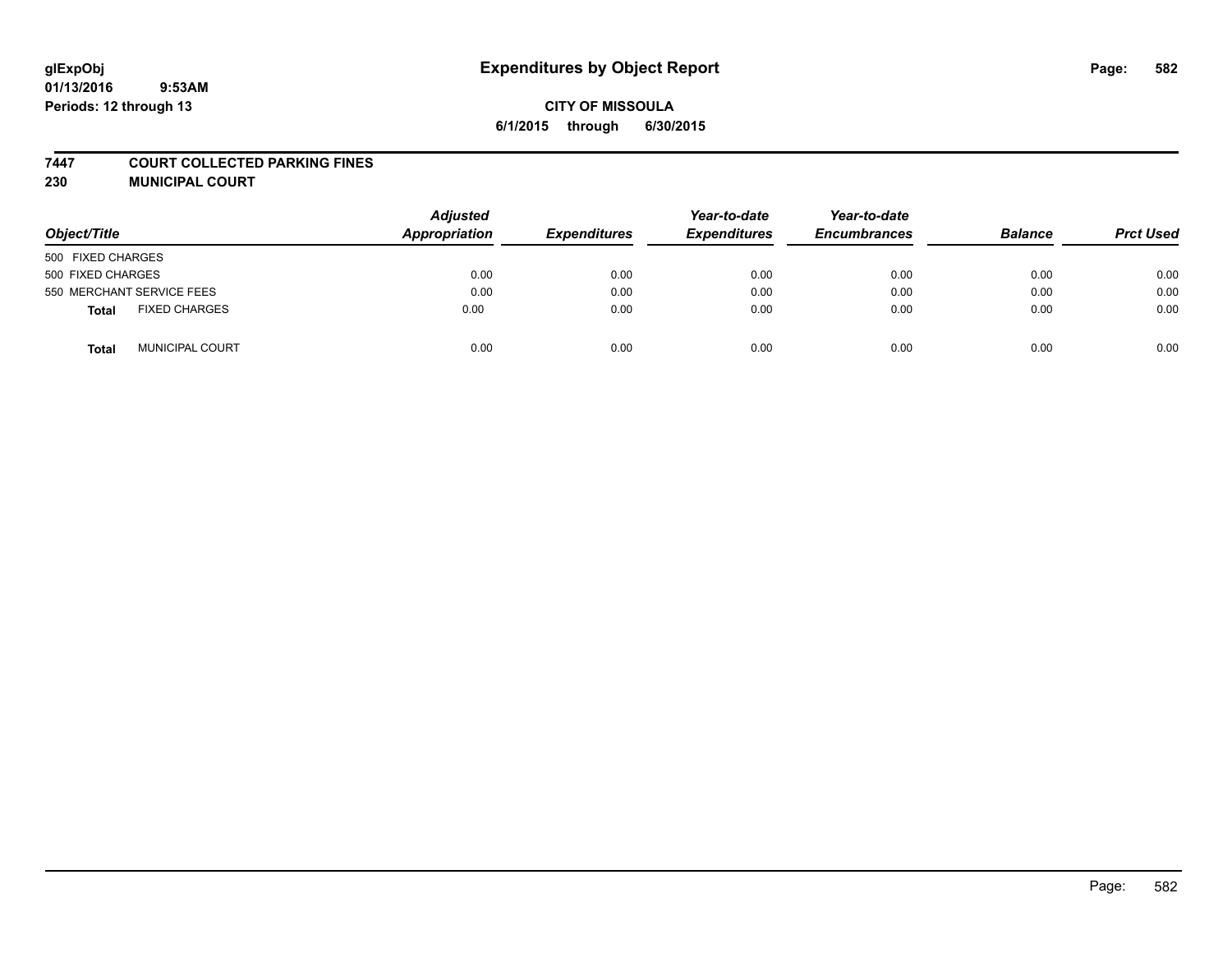glExpObj
01/13/2016 9:53AM
Periods: 12 through 13

# Expenditures by Object Report

**CITY OF MISSOULA**
**6/1/2015 through 6/30/2015**

**7447 COURT COLLECTED PARKING FINES**
**230 MUNICIPAL COURT**

| Object/Title | Adjusted Appropriation | Expenditures | Year-to-date Expenditures | Year-to-date Encumbrances | Balance | Prct Used |
|---|---|---|---|---|---|---|
| 500 FIXED CHARGES | | | | | | |
| 500 FIXED CHARGES | 0.00 | 0.00 | 0.00 | 0.00 | 0.00 | 0.00 |
| 550 MERCHANT SERVICE FEES | 0.00 | 0.00 | 0.00 | 0.00 | 0.00 | 0.00 |
| **Total** FIXED CHARGES | 0.00 | 0.00 | 0.00 | 0.00 | 0.00 | 0.00 |
| **Total** MUNICIPAL COURT | 0.00 | 0.00 | 0.00 | 0.00 | 0.00 | 0.00 |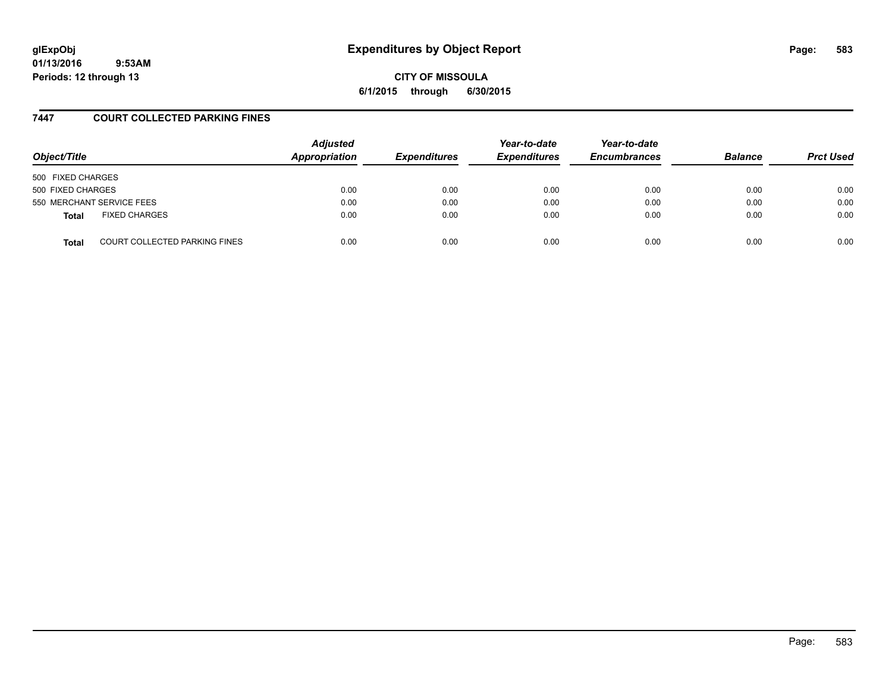# Expenditures by Object Report

**CITY OF MISSOULA**

**6/1/2015 through 6/30/2015**

glExpObj
01/13/2016 9:53AM
Periods: 12 through 13

## 7447 COURT COLLECTED PARKING FINES

| Object/Title | | Adjusted Appropriation | Expenditures | Year-to-date Expenditures | Year-to-date Encumbrances | Balance | Prct Used |
|---|---|---|---|---|---|---|---|
| 500 FIXED CHARGES | | | | | | | |
| 500 FIXED CHARGES | | 0.00 | 0.00 | 0.00 | 0.00 | 0.00 | 0.00 |
| 550 MERCHANT SERVICE FEES | | 0.00 | 0.00 | 0.00 | 0.00 | 0.00 | 0.00 |
| **Total** | FIXED CHARGES | 0.00 | 0.00 | 0.00 | 0.00 | 0.00 | 0.00 |
| **Total** | COURT COLLECTED PARKING FINES | 0.00 | 0.00 | 0.00 | 0.00 | 0.00 | 0.00 |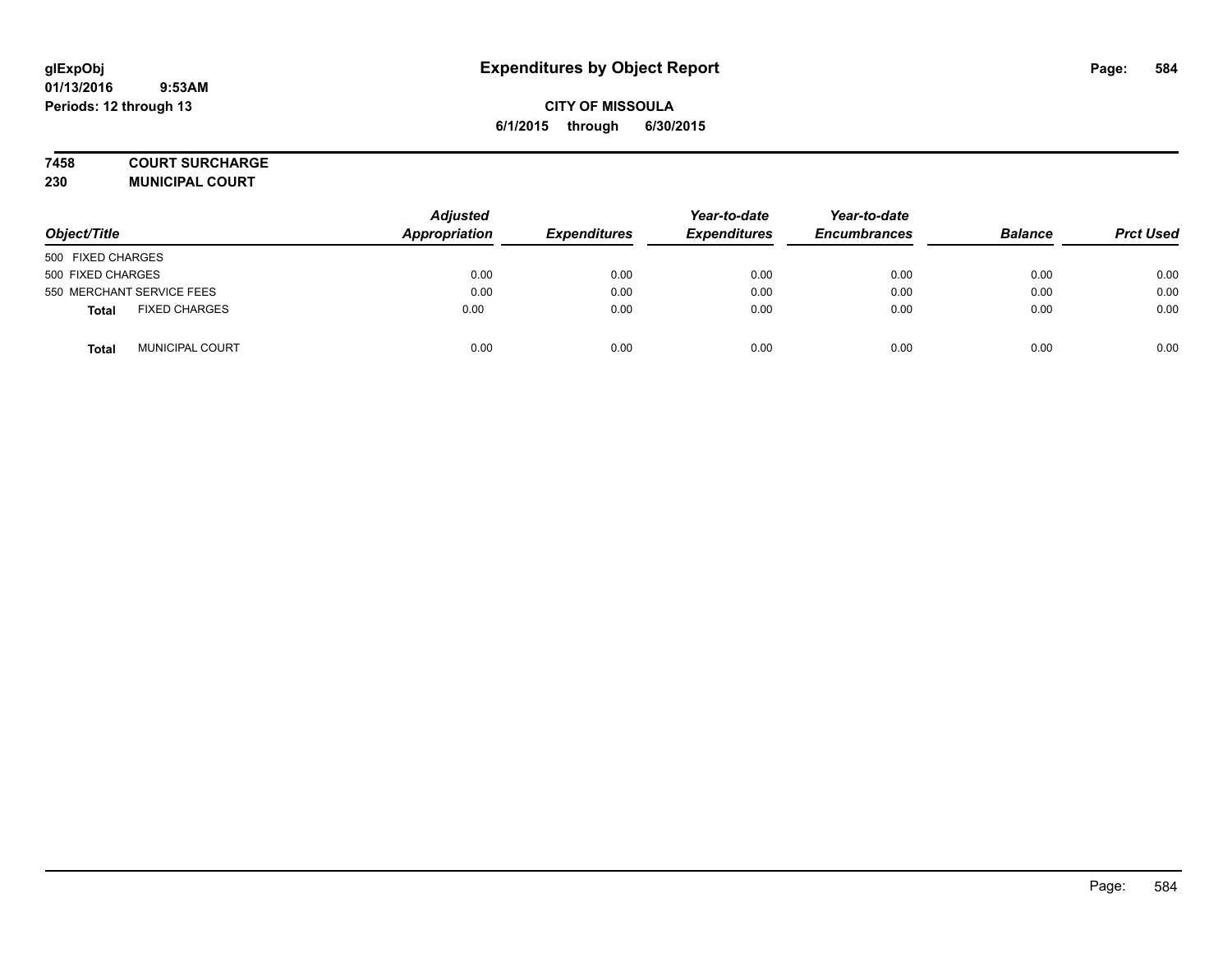# Expenditures by Object Report

**CITY OF MISSOULA**

**6/1/2015 through 6/30/2015**

glExpObj
01/13/2016 9:53AM
Periods: 12 through 13

**7458 COURT SURCHARGE**
**230 MUNICIPAL COURT**

| Object/Title | | Adjusted Appropriation | Expenditures | Year-to-date Expenditures | Year-to-date Encumbrances | Balance | Prct Used |
|---|---|---|---|---|---|---|---|
| 500 FIXED CHARGES | | | | | | | |
| 500 FIXED CHARGES | | 0.00 | 0.00 | 0.00 | 0.00 | 0.00 | 0.00 |
| 550 MERCHANT SERVICE FEES | | 0.00 | 0.00 | 0.00 | 0.00 | 0.00 | 0.00 |
| **Total** | FIXED CHARGES | 0.00 | 0.00 | 0.00 | 0.00 | 0.00 | 0.00 |
| **Total** | MUNICIPAL COURT | 0.00 | 0.00 | 0.00 | 0.00 | 0.00 | 0.00 |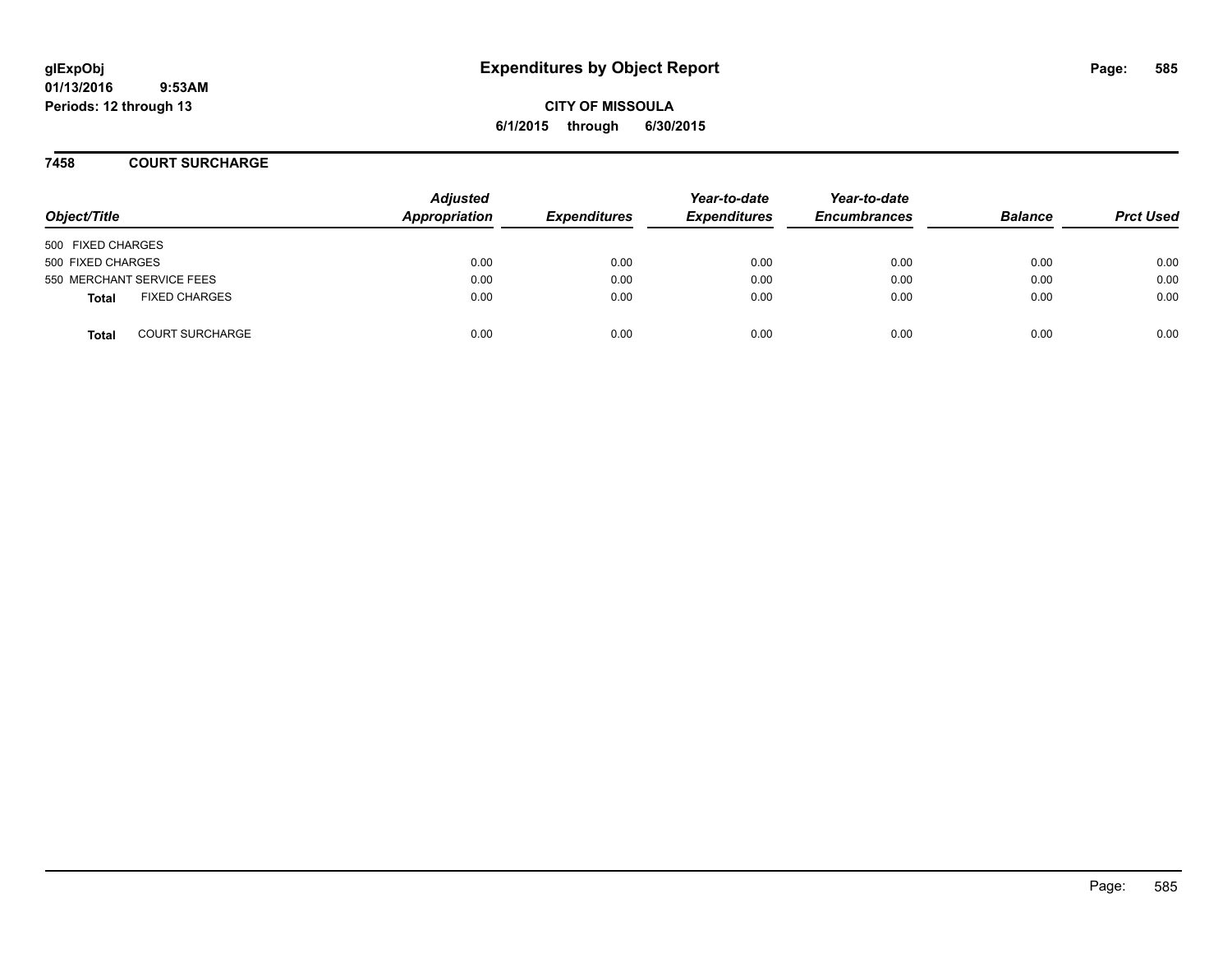glExpObj
01/13/2016 9:53AM
Periods: 12 through 13

# Expenditures by Object Report

CITY OF MISSOULA
6/1/2015 through 6/30/2015

## 7458 COURT SURCHARGE

| Object/Title | | Adjusted Appropriation | Expenditures | Year-to-date Expenditures | Year-to-date Encumbrances | Balance | Prct Used |
|---|---|---|---|---|---|---|---|
| 500 FIXED CHARGES | | | | | | | |
| 500 FIXED CHARGES | | 0.00 | 0.00 | 0.00 | 0.00 | 0.00 | 0.00 |
| 550 MERCHANT SERVICE FEES | | 0.00 | 0.00 | 0.00 | 0.00 | 0.00 | 0.00 |
| **Total** | FIXED CHARGES | 0.00 | 0.00 | 0.00 | 0.00 | 0.00 | 0.00 |
| **Total** | COURT SURCHARGE | 0.00 | 0.00 | 0.00 | 0.00 | 0.00 | 0.00 |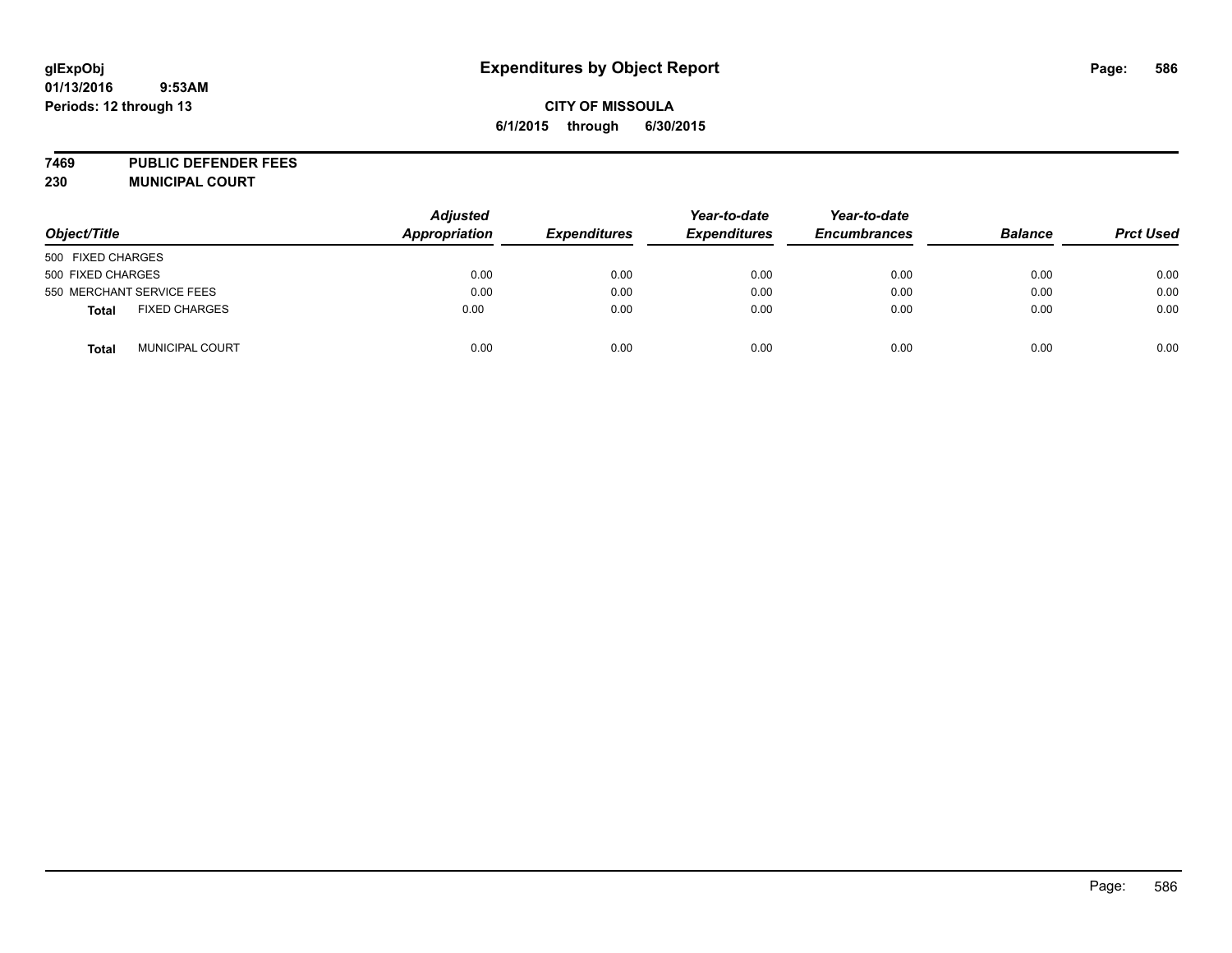glExpObj
01/13/2016 9:53AM
Periods: 12 through 13

# Expenditures by Object Report

**CITY OF MISSOULA**
**6/1/2015 through 6/30/2015**

**7469 PUBLIC DEFENDER FEES**
**230 MUNICIPAL COURT**

| Object/Title | Adjusted Appropriation | Expenditures | Year-to-date Expenditures | Year-to-date Encumbrances | Balance | Prct Used |
|---|---|---|---|---|---|---|
| 500 FIXED CHARGES | | | | | | |
| 500 FIXED CHARGES | 0.00 | 0.00 | 0.00 | 0.00 | 0.00 | 0.00 |
| 550 MERCHANT SERVICE FEES | 0.00 | 0.00 | 0.00 | 0.00 | 0.00 | 0.00 |
| **Total** FIXED CHARGES | 0.00 | 0.00 | 0.00 | 0.00 | 0.00 | 0.00 |
| **Total** MUNICIPAL COURT | 0.00 | 0.00 | 0.00 | 0.00 | 0.00 | 0.00 |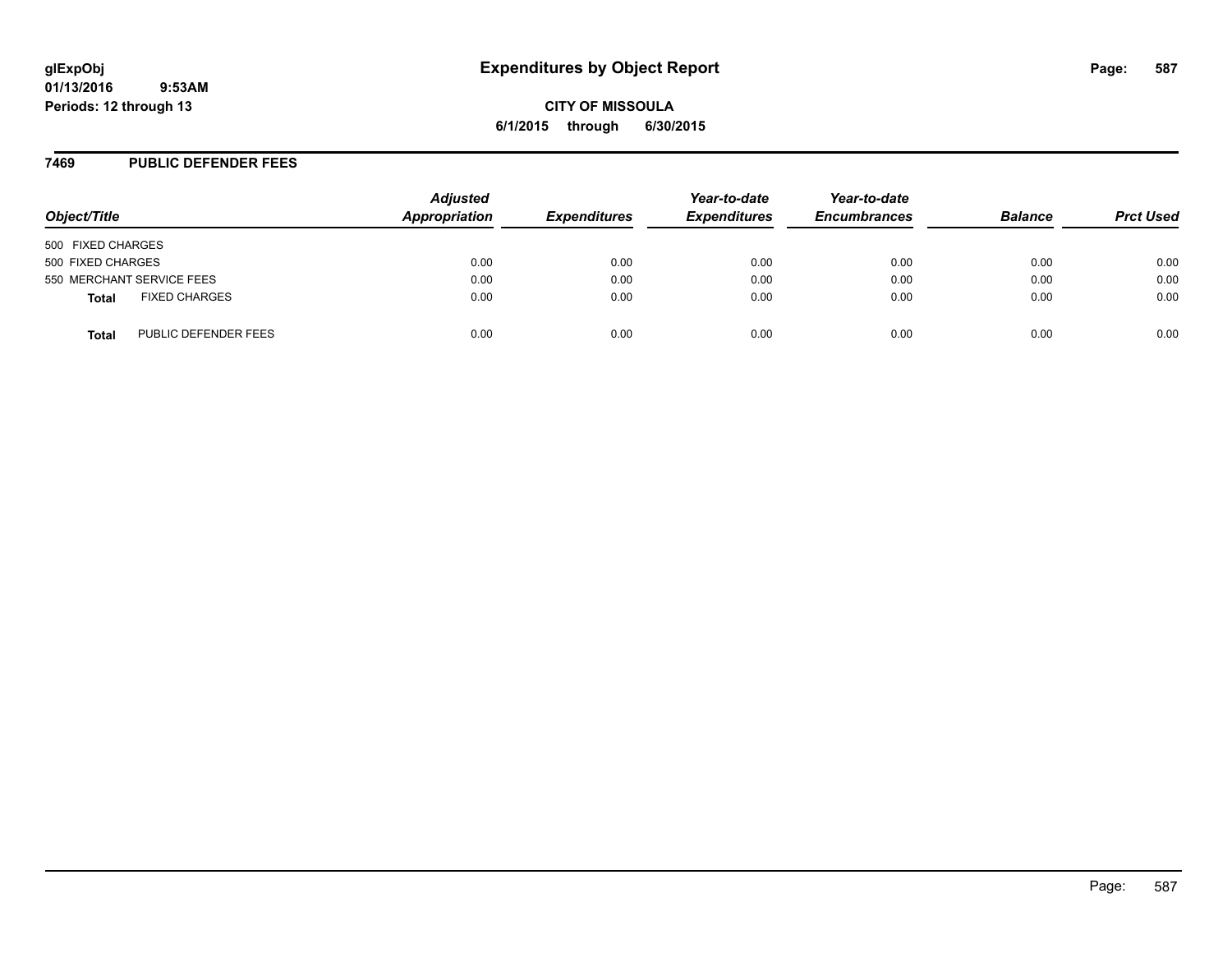glExpObj
01/13/2016 9:53AM
Periods: 12 through 13

# Expenditures by Object Report

**CITY OF MISSOULA**
**6/1/2015 through 6/30/2015**

## 7469 PUBLIC DEFENDER FEES

| Object/Title | | Adjusted Appropriation | Expenditures | Year-to-date Expenditures | Year-to-date Encumbrances | Balance | Prct Used |
|---|---|---|---|---|---|---|---|
| 500 FIXED CHARGES | | | | | | | |
| 500 FIXED CHARGES | | 0.00 | 0.00 | 0.00 | 0.00 | 0.00 | 0.00 |
| 550 MERCHANT SERVICE FEES | | 0.00 | 0.00 | 0.00 | 0.00 | 0.00 | 0.00 |
| **Total** | FIXED CHARGES | 0.00 | 0.00 | 0.00 | 0.00 | 0.00 | 0.00 |
| **Total** | PUBLIC DEFENDER FEES | 0.00 | 0.00 | 0.00 | 0.00 | 0.00 | 0.00 |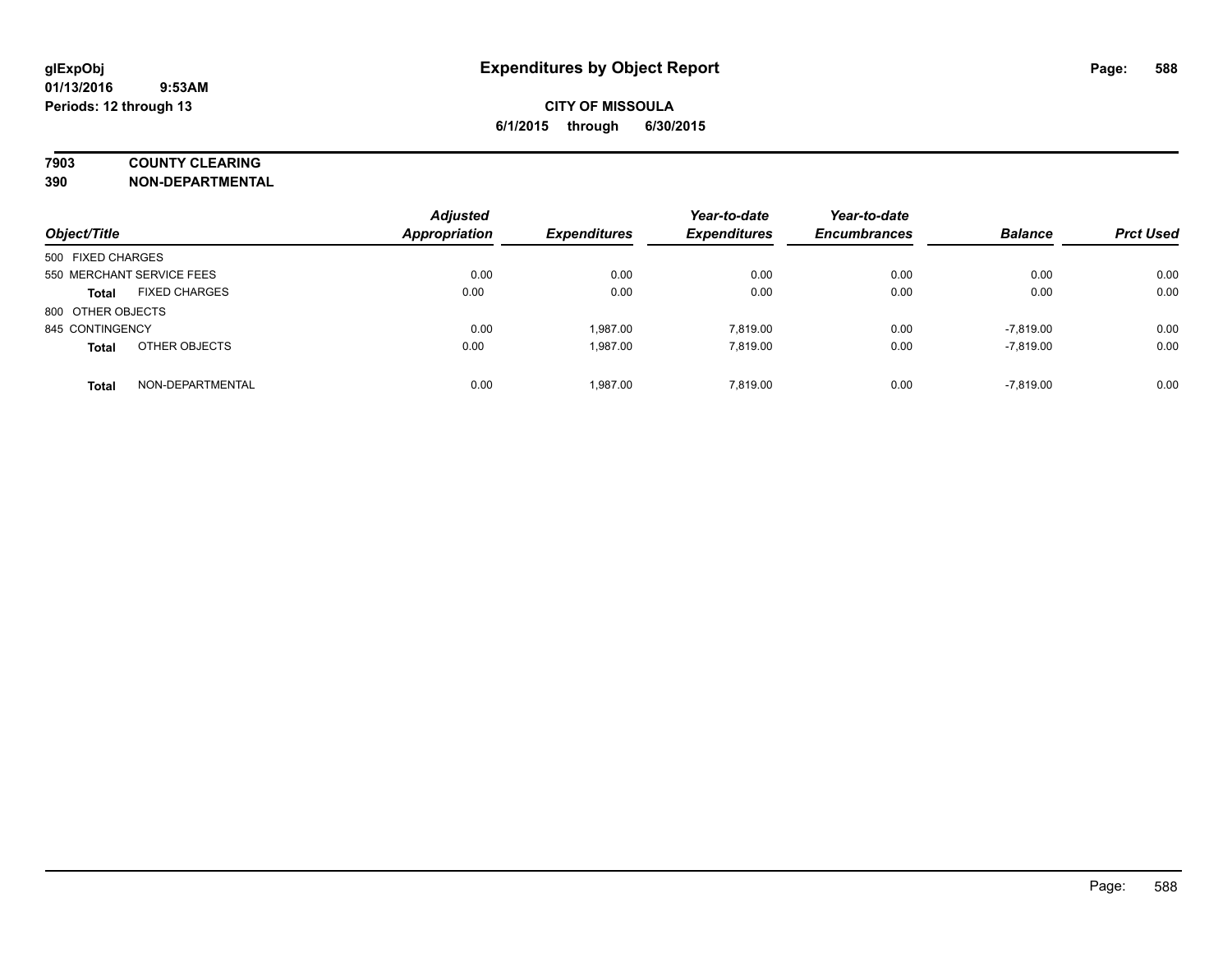glExpObj
01/13/2016 9:53AM
Periods: 12 through 13

# Expenditures by Object Report

**CITY OF MISSOULA**
**6/1/2015 through 6/30/2015**

**7903 COUNTY CLEARING**
**390 NON-DEPARTMENTAL**

| Object/Title | | Adjusted Appropriation | Expenditures | Year-to-date Expenditures | Year-to-date Encumbrances | Balance | Prct Used |
|---|---|---|---|---|---|---|---|
| 500 FIXED CHARGES | | | | | | | |
| 550 MERCHANT SERVICE FEES | | 0.00 | 0.00 | 0.00 | 0.00 | 0.00 | 0.00 |
| **Total** | FIXED CHARGES | 0.00 | 0.00 | 0.00 | 0.00 | 0.00 | 0.00 |
| 800 OTHER OBJECTS | | | | | | | |
| 845 CONTINGENCY | | 0.00 | 1,987.00 | 7,819.00 | 0.00 | -7,819.00 | 0.00 |
| **Total** | OTHER OBJECTS | 0.00 | 1,987.00 | 7,819.00 | 0.00 | -7,819.00 | 0.00 |
| **Total** | NON-DEPARTMENTAL | 0.00 | 1,987.00 | 7,819.00 | 0.00 | -7,819.00 | 0.00 |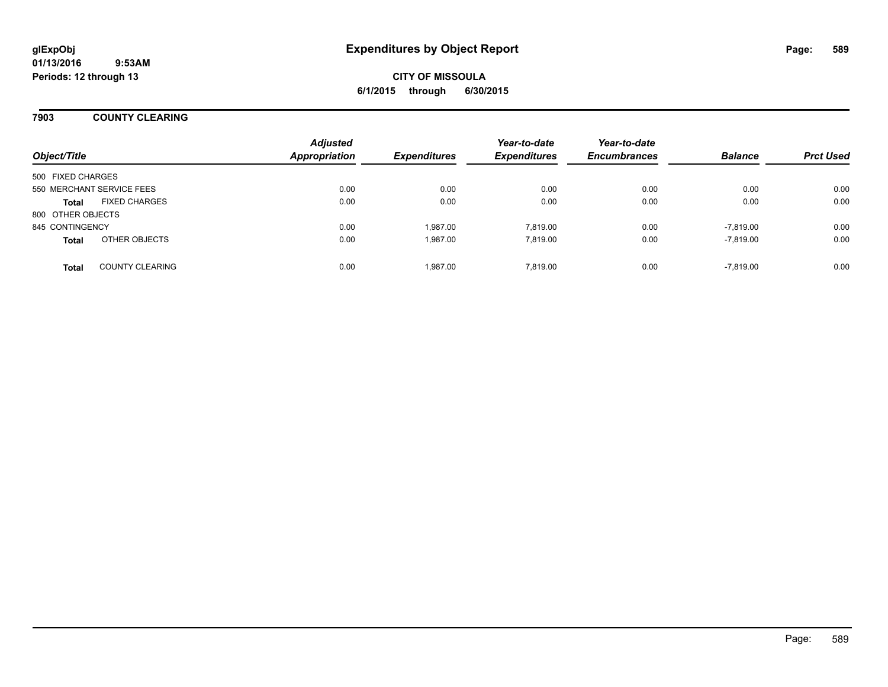# Expenditures by Object Report

glExpObj
01/13/2016 9:53AM
Periods: 12 through 13

**CITY OF MISSOULA**
**6/1/2015 through 6/30/2015**

## 7903 COUNTY CLEARING

| Object/Title | | Adjusted Appropriation | Expenditures | Year-to-date Expenditures | Year-to-date Encumbrances | Balance | Prct Used |
|---|---|---|---|---|---|---|---|
| 500 FIXED CHARGES | | | | | | | |
| 550 MERCHANT SERVICE FEES | | 0.00 | 0.00 | 0.00 | 0.00 | 0.00 | 0.00 |
| **Total** | FIXED CHARGES | 0.00 | 0.00 | 0.00 | 0.00 | 0.00 | 0.00 |
| 800 OTHER OBJECTS | | | | | | | |
| 845 CONTINGENCY | | 0.00 | 1,987.00 | 7,819.00 | 0.00 | -7,819.00 | 0.00 |
| **Total** | OTHER OBJECTS | 0.00 | 1,987.00 | 7,819.00 | 0.00 | -7,819.00 | 0.00 |
| **Total** | COUNTY CLEARING | 0.00 | 1,987.00 | 7,819.00 | 0.00 | -7,819.00 | 0.00 |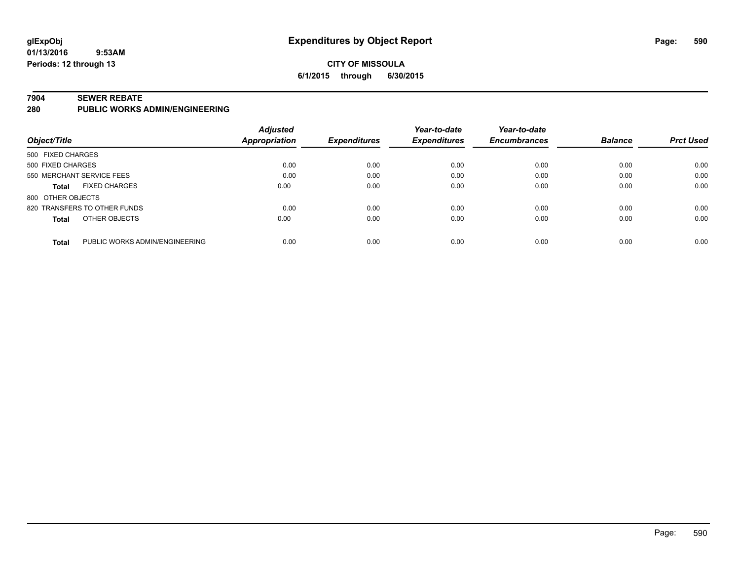# Expenditures by Object Report

glExpObj
01/13/2016 9:53AM
Periods: 12 through 13

**CITY OF MISSOULA**
**6/1/2015 through 6/30/2015**

## 7904 SEWER REBATE
## 280 PUBLIC WORKS ADMIN/ENGINEERING

| Object/Title | Adjusted Appropriation | Expenditures | Year-to-date Expenditures | Year-to-date Encumbrances | Balance | Prct Used |
|---|---|---|---|---|---|---|
| 500 FIXED CHARGES | | | | | | |
| 500 FIXED CHARGES | 0.00 | 0.00 | 0.00 | 0.00 | 0.00 | 0.00 |
| 550 MERCHANT SERVICE FEES | 0.00 | 0.00 | 0.00 | 0.00 | 0.00 | 0.00 |
| **Total** FIXED CHARGES | 0.00 | 0.00 | 0.00 | 0.00 | 0.00 | 0.00 |
| 800 OTHER OBJECTS | | | | | | |
| 820 TRANSFERS TO OTHER FUNDS | 0.00 | 0.00 | 0.00 | 0.00 | 0.00 | 0.00 |
| **Total** OTHER OBJECTS | 0.00 | 0.00 | 0.00 | 0.00 | 0.00 | 0.00 |
| **Total** PUBLIC WORKS ADMIN/ENGINEERING | 0.00 | 0.00 | 0.00 | 0.00 | 0.00 | 0.00 |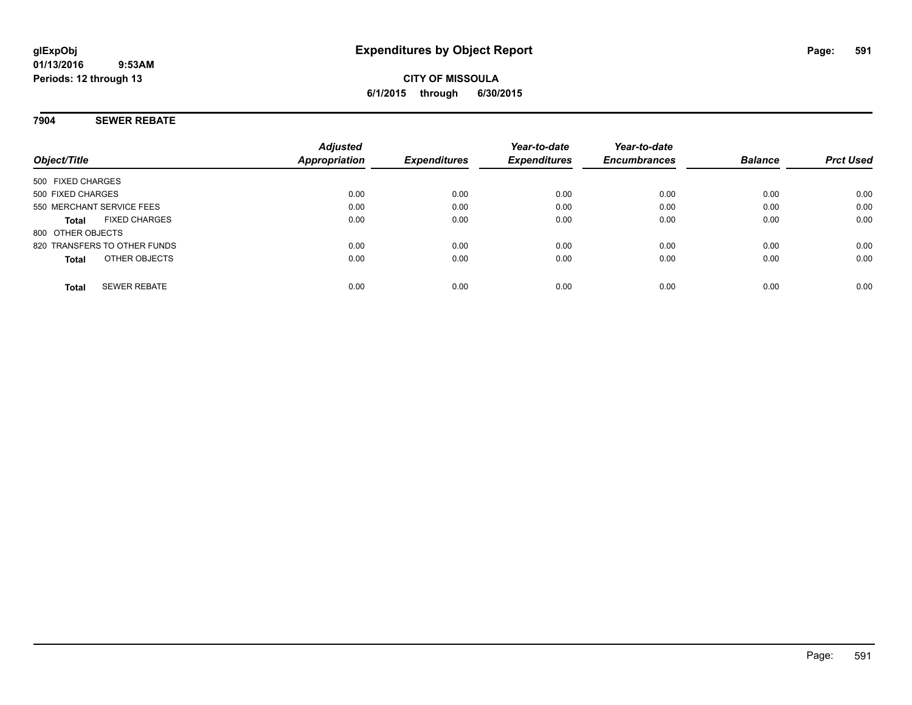# Expenditures by Object Report

glExpObj
01/13/2016 9:53AM
Periods: 12 through 13

**CITY OF MISSOULA**
**6/1/2015 through 6/30/2015**

## 7904 SEWER REBATE

| Object/Title | Adjusted Appropriation | Expenditures | Year-to-date Expenditures | Year-to-date Encumbrances | Balance | Prct Used |
|---|---|---|---|---|---|---|
| 500 FIXED CHARGES | | | | | | |
| 500 FIXED CHARGES | 0.00 | 0.00 | 0.00 | 0.00 | 0.00 | 0.00 |
| 550 MERCHANT SERVICE FEES | 0.00 | 0.00 | 0.00 | 0.00 | 0.00 | 0.00 |
| **Total** FIXED CHARGES | 0.00 | 0.00 | 0.00 | 0.00 | 0.00 | 0.00 |
| 800 OTHER OBJECTS | | | | | | |
| 820 TRANSFERS TO OTHER FUNDS | 0.00 | 0.00 | 0.00 | 0.00 | 0.00 | 0.00 |
| **Total** OTHER OBJECTS | 0.00 | 0.00 | 0.00 | 0.00 | 0.00 | 0.00 |
| **Total** SEWER REBATE | 0.00 | 0.00 | 0.00 | 0.00 | 0.00 | 0.00 |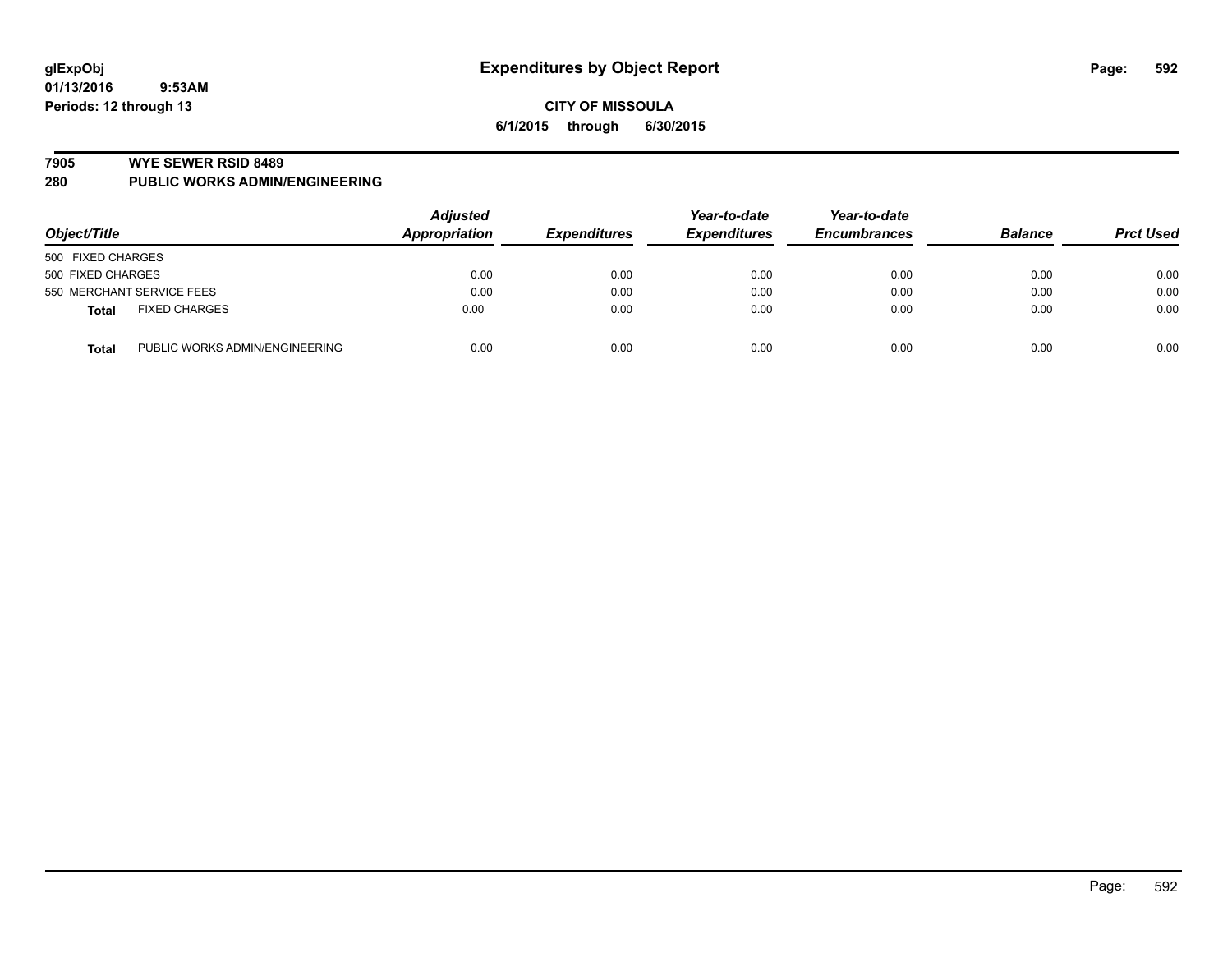**glExpObj**
**01/13/2016 9:53AM**
**Periods: 12 through 13**

# Expenditures by Object Report

**CITY OF MISSOULA**
**6/1/2015 through 6/30/2015**

## 7905 WYE SEWER RSID 8489
## 280 PUBLIC WORKS ADMIN/ENGINEERING

| Object/Title | | Adjusted Appropriation | Expenditures | Year-to-date Expenditures | Year-to-date Encumbrances | Balance | Prct Used |
|---|---|---|---|---|---|---|---|
| 500 FIXED CHARGES | | | | | | | |
| 500 FIXED CHARGES | | 0.00 | 0.00 | 0.00 | 0.00 | 0.00 | 0.00 |
| 550 MERCHANT SERVICE FEES | | 0.00 | 0.00 | 0.00 | 0.00 | 0.00 | 0.00 |
| **Total** | FIXED CHARGES | 0.00 | 0.00 | 0.00 | 0.00 | 0.00 | 0.00 |
| **Total** | PUBLIC WORKS ADMIN/ENGINEERING | 0.00 | 0.00 | 0.00 | 0.00 | 0.00 | 0.00 |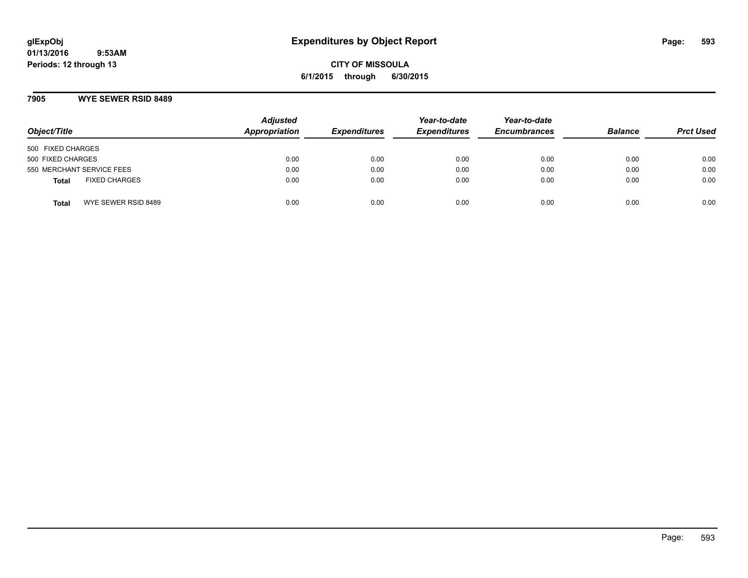# Expenditures by Object Report

glExpObj
01/13/2016 9:53AM
Periods: 12 through 13

**CITY OF MISSOULA**
**6/1/2015 through 6/30/2015**

## 7905 WYE SEWER RSID 8489

| Object/Title | Adjusted Appropriation | Expenditures | Year-to-date Expenditures | Year-to-date Encumbrances | Balance | Prct Used |
|---|---|---|---|---|---|---|
| 500 FIXED CHARGES | | | | | | |
| 500 FIXED CHARGES | 0.00 | 0.00 | 0.00 | 0.00 | 0.00 | 0.00 |
| 550 MERCHANT SERVICE FEES | 0.00 | 0.00 | 0.00 | 0.00 | 0.00 | 0.00 |
| **Total** FIXED CHARGES | 0.00 | 0.00 | 0.00 | 0.00 | 0.00 | 0.00 |
| **Total** WYE SEWER RSID 8489 | 0.00 | 0.00 | 0.00 | 0.00 | 0.00 | 0.00 |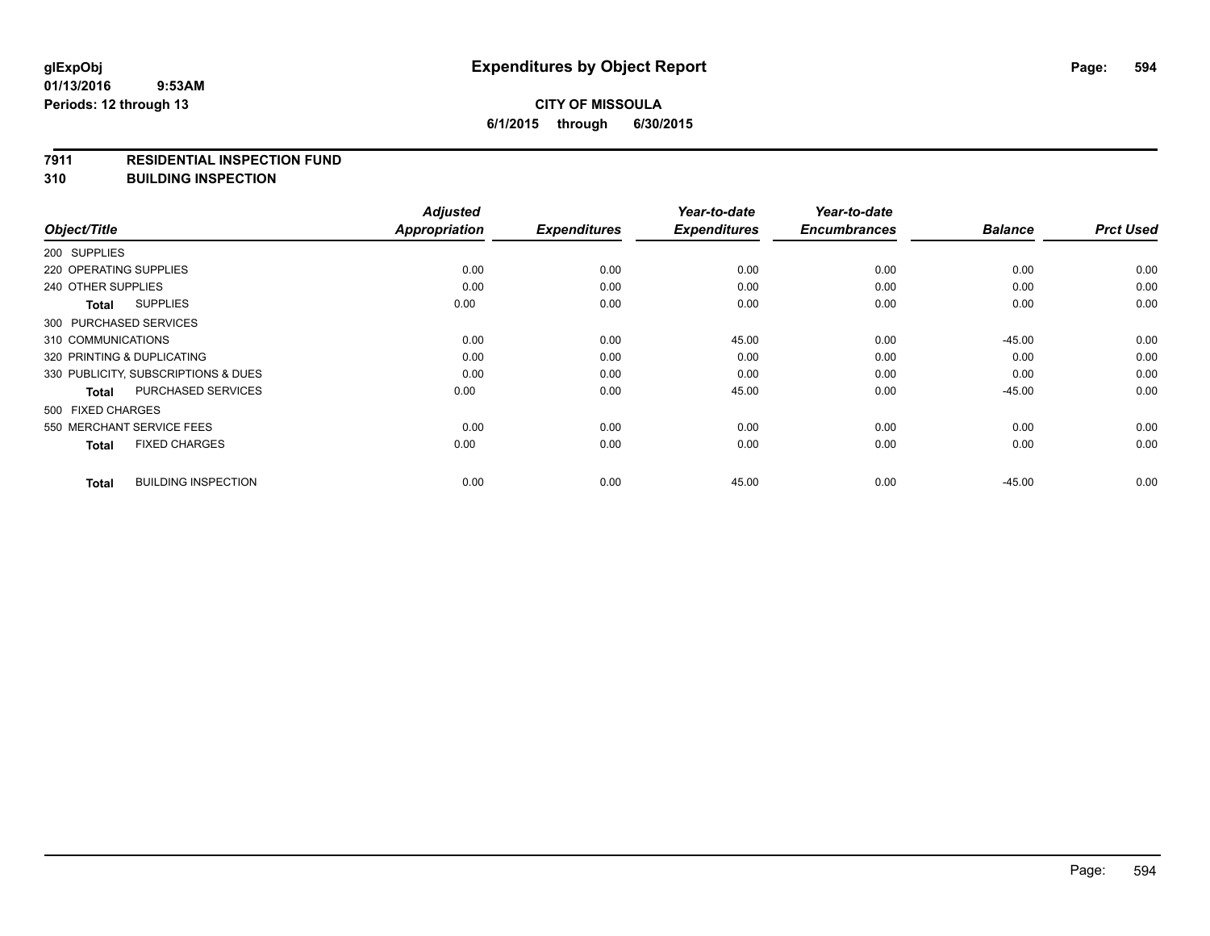glExpObj
01/13/2016 9:53AM
Periods: 12 through 13

# Expenditures by Object Report

**CITY OF MISSOULA**
**6/1/2015 through 6/30/2015**

**7911 RESIDENTIAL INSPECTION FUND**
**310 BUILDING INSPECTION**

| Object/Title | Adjusted Appropriation | Expenditures | Year-to-date Expenditures | Year-to-date Encumbrances | Balance | Prct Used |
|---|---|---|---|---|---|---|
| 200 SUPPLIES | | | | | | |
| 220 OPERATING SUPPLIES | 0.00 | 0.00 | 0.00 | 0.00 | 0.00 | 0.00 |
| 240 OTHER SUPPLIES | 0.00 | 0.00 | 0.00 | 0.00 | 0.00 | 0.00 |
| **Total** SUPPLIES | 0.00 | 0.00 | 0.00 | 0.00 | 0.00 | 0.00 |
| 300 PURCHASED SERVICES | | | | | | |
| 310 COMMUNICATIONS | 0.00 | 0.00 | 45.00 | 0.00 | -45.00 | 0.00 |
| 320 PRINTING & DUPLICATING | 0.00 | 0.00 | 0.00 | 0.00 | 0.00 | 0.00 |
| 330 PUBLICITY, SUBSCRIPTIONS & DUES | 0.00 | 0.00 | 0.00 | 0.00 | 0.00 | 0.00 |
| **Total** PURCHASED SERVICES | 0.00 | 0.00 | 45.00 | 0.00 | -45.00 | 0.00 |
| 500 FIXED CHARGES | | | | | | |
| 550 MERCHANT SERVICE FEES | 0.00 | 0.00 | 0.00 | 0.00 | 0.00 | 0.00 |
| **Total** FIXED CHARGES | 0.00 | 0.00 | 0.00 | 0.00 | 0.00 | 0.00 |
| **Total** BUILDING INSPECTION | 0.00 | 0.00 | 45.00 | 0.00 | -45.00 | 0.00 |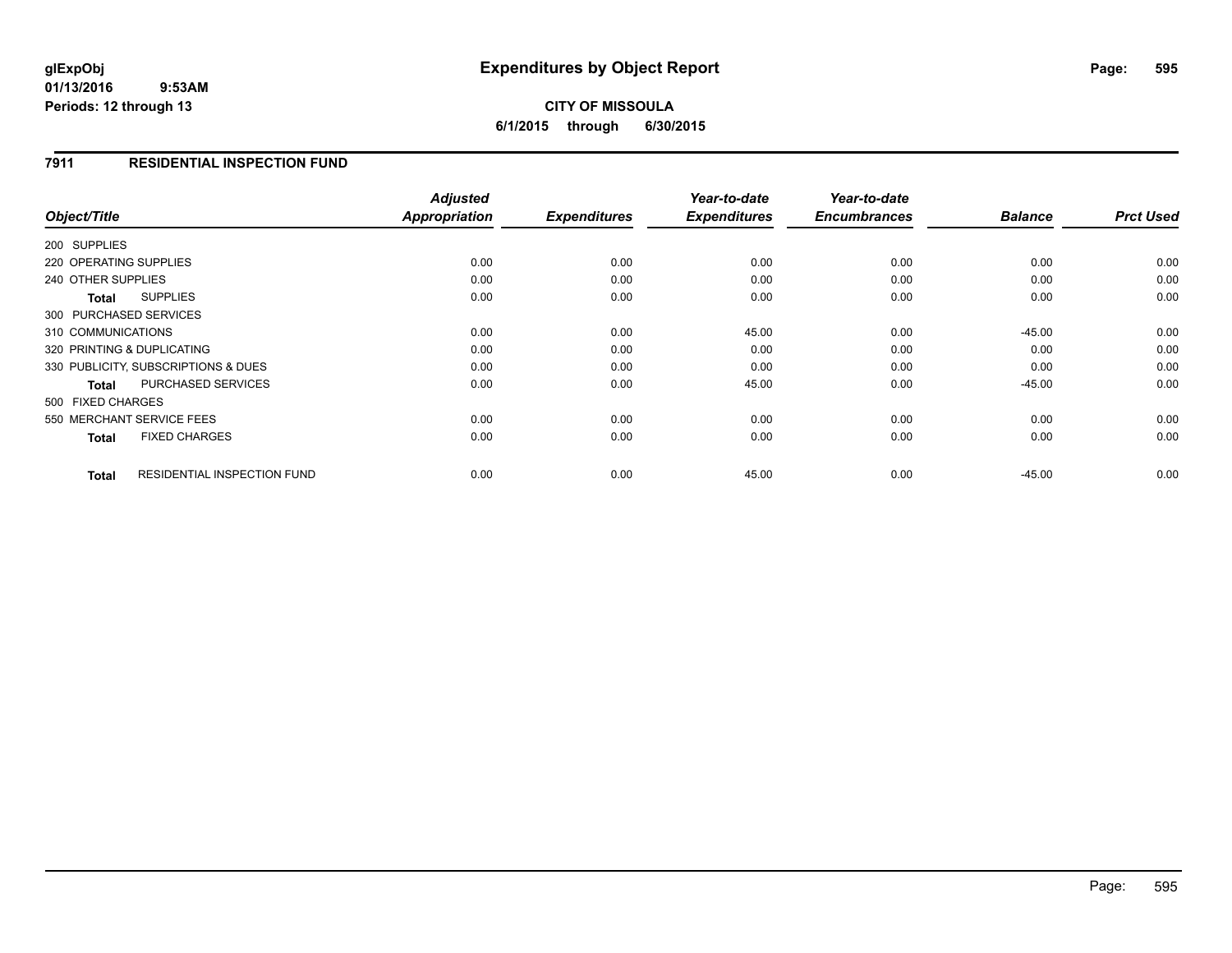**glExpObj**
**01/13/2016 9:53AM**
**Periods: 12 through 13**

# Expenditures by Object Report

**CITY OF MISSOULA**
**6/1/2015 through 6/30/2015**

## 7911 RESIDENTIAL INSPECTION FUND

| Object/Title | Adjusted Appropriation | Expenditures | Year-to-date Expenditures | Year-to-date Encumbrances | Balance | Prct Used |
|---|---|---|---|---|---|---|
| 200 SUPPLIES | | | | | | |
| 220 OPERATING SUPPLIES | 0.00 | 0.00 | 0.00 | 0.00 | 0.00 | 0.00 |
| 240 OTHER SUPPLIES | 0.00 | 0.00 | 0.00 | 0.00 | 0.00 | 0.00 |
| **Total** SUPPLIES | 0.00 | 0.00 | 0.00 | 0.00 | 0.00 | 0.00 |
| 300 PURCHASED SERVICES | | | | | | |
| 310 COMMUNICATIONS | 0.00 | 0.00 | 45.00 | 0.00 | -45.00 | 0.00 |
| 320 PRINTING & DUPLICATING | 0.00 | 0.00 | 0.00 | 0.00 | 0.00 | 0.00 |
| 330 PUBLICITY, SUBSCRIPTIONS & DUES | 0.00 | 0.00 | 0.00 | 0.00 | 0.00 | 0.00 |
| **Total** PURCHASED SERVICES | 0.00 | 0.00 | 45.00 | 0.00 | -45.00 | 0.00 |
| 500 FIXED CHARGES | | | | | | |
| 550 MERCHANT SERVICE FEES | 0.00 | 0.00 | 0.00 | 0.00 | 0.00 | 0.00 |
| **Total** FIXED CHARGES | 0.00 | 0.00 | 0.00 | 0.00 | 0.00 | 0.00 |
| **Total** RESIDENTIAL INSPECTION FUND | 0.00 | 0.00 | 45.00 | 0.00 | -45.00 | 0.00 |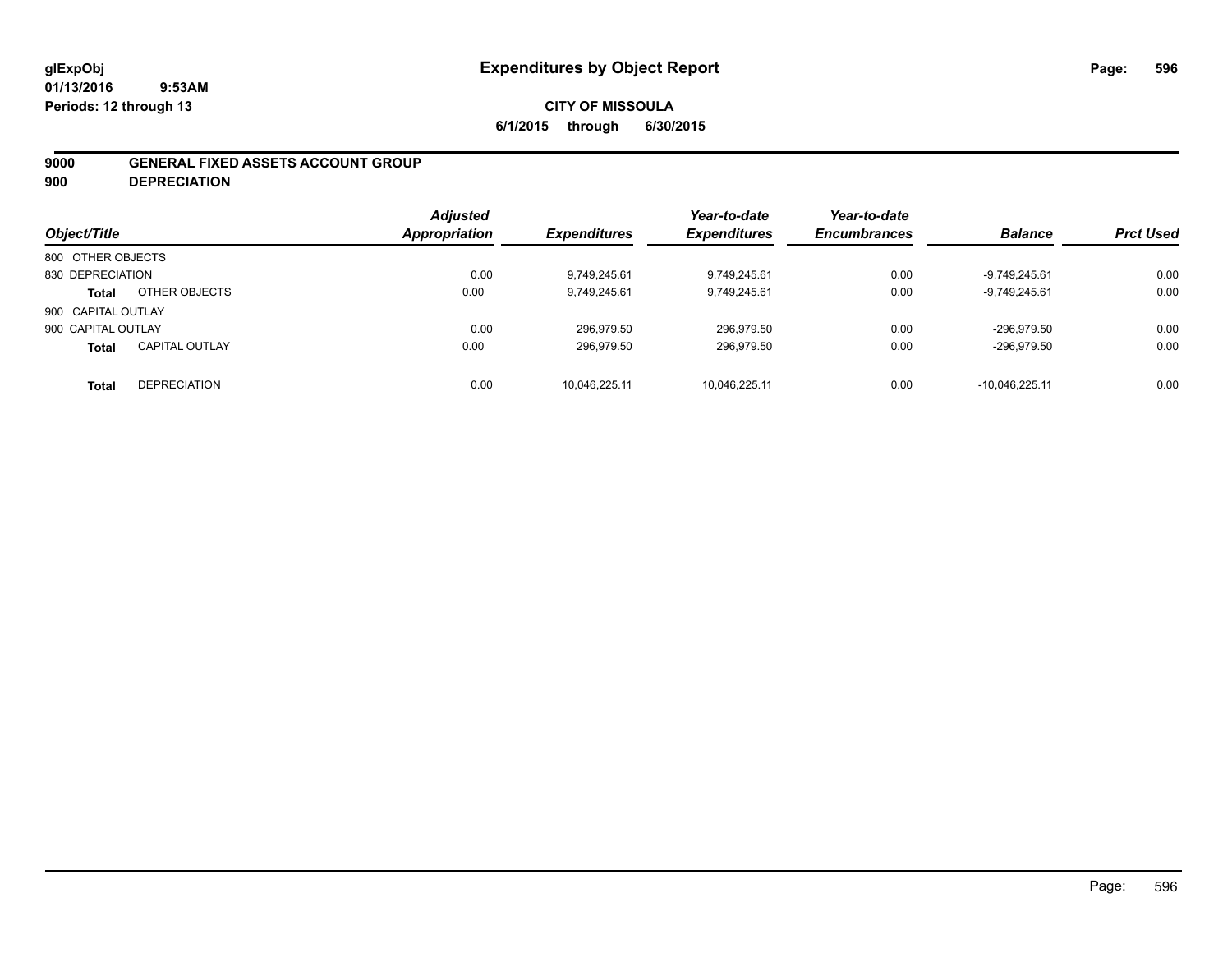# Expenditures by Object Report

glExpObj
01/13/2016 9:53AM
Periods: 12 through 13

**CITY OF MISSOULA**
**6/1/2015 through 6/30/2015**

**9000 GENERAL FIXED ASSETS ACCOUNT GROUP**
**900 DEPRECIATION**

| Object/Title | | Adjusted Appropriation | Expenditures | Year-to-date Expenditures | Year-to-date Encumbrances | Balance | Prct Used |
|---|---|---|---|---|---|---|---|
| 800 OTHER OBJECTS | | | | | | | |
| 830 DEPRECIATION | | 0.00 | 9,749,245.61 | 9,749,245.61 | 0.00 | -9,749,245.61 | 0.00 |
| **Total** | OTHER OBJECTS | 0.00 | 9,749,245.61 | 9,749,245.61 | 0.00 | -9,749,245.61 | 0.00 |
| 900 CAPITAL OUTLAY | | | | | | | |
| 900 CAPITAL OUTLAY | | 0.00 | 296,979.50 | 296,979.50 | 0.00 | -296,979.50 | 0.00 |
| **Total** | CAPITAL OUTLAY | 0.00 | 296,979.50 | 296,979.50 | 0.00 | -296,979.50 | 0.00 |
| **Total** | DEPRECIATION | 0.00 | 10,046,225.11 | 10,046,225.11 | 0.00 | -10,046,225.11 | 0.00 |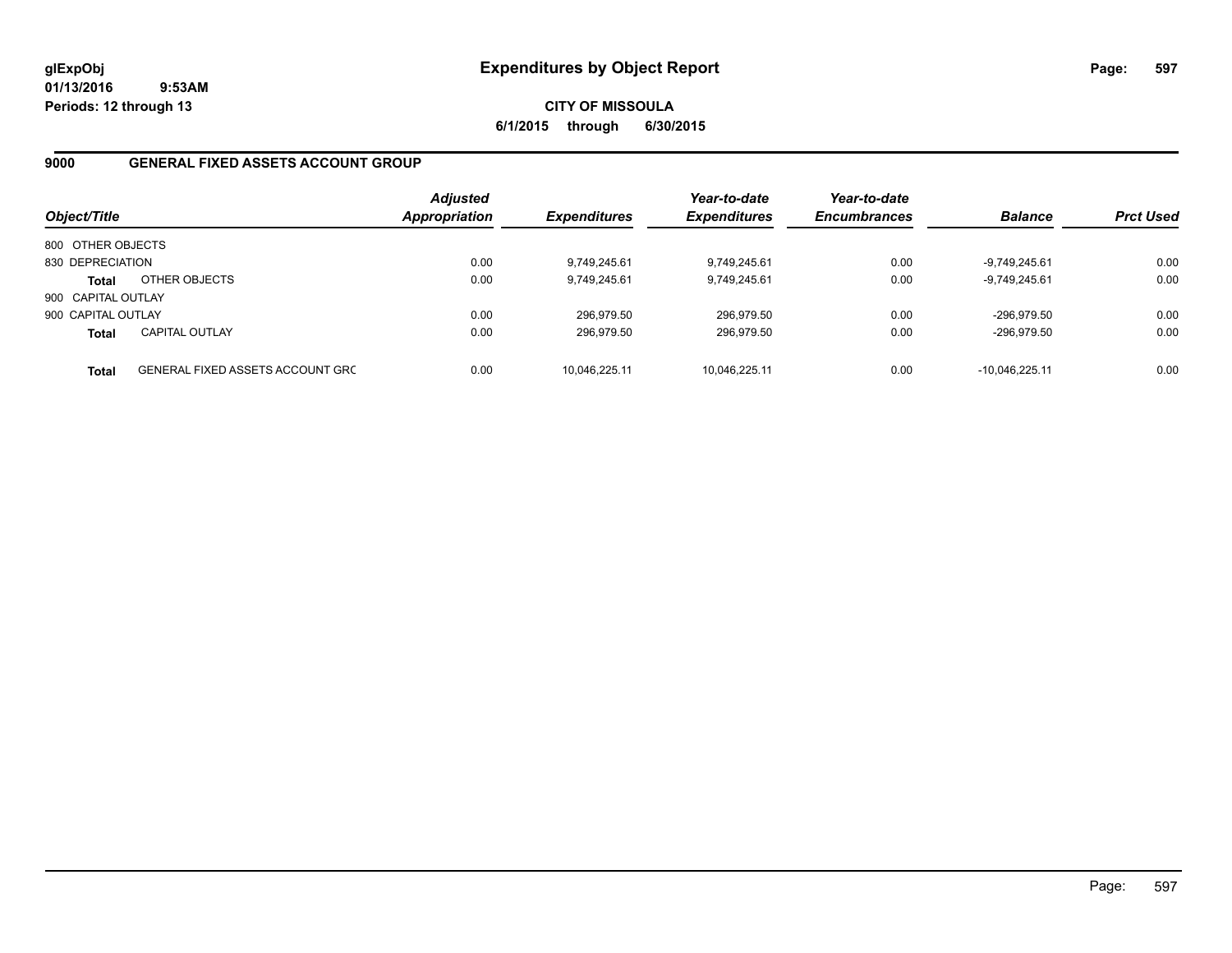# Expenditures by Object Report

glExpObj
01/13/2016 9:53AM
Periods: 12 through 13

**CITY OF MISSOULA**
**6/1/2015 through 6/30/2015**

## 9000 GENERAL FIXED ASSETS ACCOUNT GROUP

| Object/Title | | Adjusted Appropriation | Expenditures | Year-to-date Expenditures | Year-to-date Encumbrances | Balance | Prct Used |
|---|---|---|---|---|---|---|---|
| 800 OTHER OBJECTS | | | | | | | |
| 830 DEPRECIATION | | 0.00 | 9,749,245.61 | 9,749,245.61 | 0.00 | -9,749,245.61 | 0.00 |
| **Total** | OTHER OBJECTS | 0.00 | 9,749,245.61 | 9,749,245.61 | 0.00 | -9,749,245.61 | 0.00 |
| 900 CAPITAL OUTLAY | | | | | | | |
| 900 CAPITAL OUTLAY | | 0.00 | 296,979.50 | 296,979.50 | 0.00 | -296,979.50 | 0.00 |
| **Total** | CAPITAL OUTLAY | 0.00 | 296,979.50 | 296,979.50 | 0.00 | -296,979.50 | 0.00 |
| **Total** | GENERAL FIXED ASSETS ACCOUNT GRC | 0.00 | 10,046,225.11 | 10,046,225.11 | 0.00 | -10,046,225.11 | 0.00 |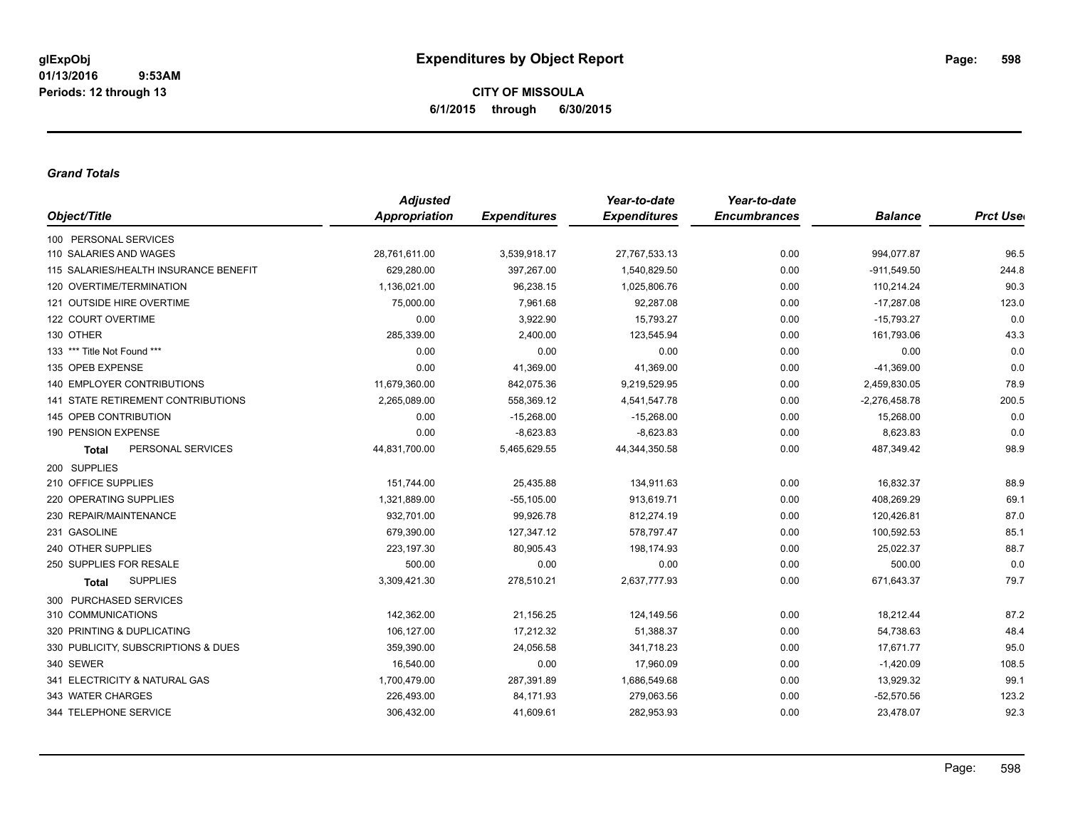**glExpObj** **Expenditures by Object Report**

**01/13/2016 9:53AM**

**Periods: 12 through 13**

**CITY OF MISSOULA**

**6/1/2015 through 6/30/2015**

***Grand Totals***

| Object/Title | Adjusted Appropriation | Expenditures | Year-to-date Expenditures | Year-to-date Encumbrances | Balance | Prct Used |
|---|---|---|---|---|---|---|
| 100 PERSONAL SERVICES | | | | | | |
| 110 SALARIES AND WAGES | 28,761,611.00 | 3,539,918.17 | 27,767,533.13 | 0.00 | 994,077.87 | 96.5 |
| 115 SALARIES/HEALTH INSURANCE BENEFIT | 629,280.00 | 397,267.00 | 1,540,829.50 | 0.00 | -911,549.50 | 244.8 |
| 120 OVERTIME/TERMINATION | 1,136,021.00 | 96,238.15 | 1,025,806.76 | 0.00 | 110,214.24 | 90.3 |
| 121 OUTSIDE HIRE OVERTIME | 75,000.00 | 7,961.68 | 92,287.08 | 0.00 | -17,287.08 | 123.0 |
| 122 COURT OVERTIME | 0.00 | 3,922.90 | 15,793.27 | 0.00 | -15,793.27 | 0.0 |
| 130 OTHER | 285,339.00 | 2,400.00 | 123,545.94 | 0.00 | 161,793.06 | 43.3 |
| 133 *** Title Not Found *** | 0.00 | 0.00 | 0.00 | 0.00 | 0.00 | 0.0 |
| 135 OPEB EXPENSE | 0.00 | 41,369.00 | 41,369.00 | 0.00 | -41,369.00 | 0.0 |
| 140 EMPLOYER CONTRIBUTIONS | 11,679,360.00 | 842,075.36 | 9,219,529.95 | 0.00 | 2,459,830.05 | 78.9 |
| 141 STATE RETIREMENT CONTRIBUTIONS | 2,265,089.00 | 558,369.12 | 4,541,547.78 | 0.00 | -2,276,458.78 | 200.5 |
| 145 OPEB CONTRIBUTION | 0.00 | -15,268.00 | -15,268.00 | 0.00 | 15,268.00 | 0.0 |
| 190 PENSION EXPENSE | 0.00 | -8,623.83 | -8,623.83 | 0.00 | 8,623.83 | 0.0 |
| **Total** PERSONAL SERVICES | 44,831,700.00 | 5,465,629.55 | 44,344,350.58 | 0.00 | 487,349.42 | 98.9 |
| 200 SUPPLIES | | | | | | |
| 210 OFFICE SUPPLIES | 151,744.00 | 25,435.88 | 134,911.63 | 0.00 | 16,832.37 | 88.9 |
| 220 OPERATING SUPPLIES | 1,321,889.00 | -55,105.00 | 913,619.71 | 0.00 | 408,269.29 | 69.1 |
| 230 REPAIR/MAINTENANCE | 932,701.00 | 99,926.78 | 812,274.19 | 0.00 | 120,426.81 | 87.0 |
| 231 GASOLINE | 679,390.00 | 127,347.12 | 578,797.47 | 0.00 | 100,592.53 | 85.1 |
| 240 OTHER SUPPLIES | 223,197.30 | 80,905.43 | 198,174.93 | 0.00 | 25,022.37 | 88.7 |
| 250 SUPPLIES FOR RESALE | 500.00 | 0.00 | 0.00 | 0.00 | 500.00 | 0.0 |
| **Total** SUPPLIES | 3,309,421.30 | 278,510.21 | 2,637,777.93 | 0.00 | 671,643.37 | 79.7 |
| 300 PURCHASED SERVICES | | | | | | |
| 310 COMMUNICATIONS | 142,362.00 | 21,156.25 | 124,149.56 | 0.00 | 18,212.44 | 87.2 |
| 320 PRINTING & DUPLICATING | 106,127.00 | 17,212.32 | 51,388.37 | 0.00 | 54,738.63 | 48.4 |
| 330 PUBLICITY, SUBSCRIPTIONS & DUES | 359,390.00 | 24,056.58 | 341,718.23 | 0.00 | 17,671.77 | 95.0 |
| 340 SEWER | 16,540.00 | 0.00 | 17,960.09 | 0.00 | -1,420.09 | 108.5 |
| 341 ELECTRICITY & NATURAL GAS | 1,700,479.00 | 287,391.89 | 1,686,549.68 | 0.00 | 13,929.32 | 99.1 |
| 343 WATER CHARGES | 226,493.00 | 84,171.93 | 279,063.56 | 0.00 | -52,570.56 | 123.2 |
| 344 TELEPHONE SERVICE | 306,432.00 | 41,609.61 | 282,953.93 | 0.00 | 23,478.07 | 92.3 |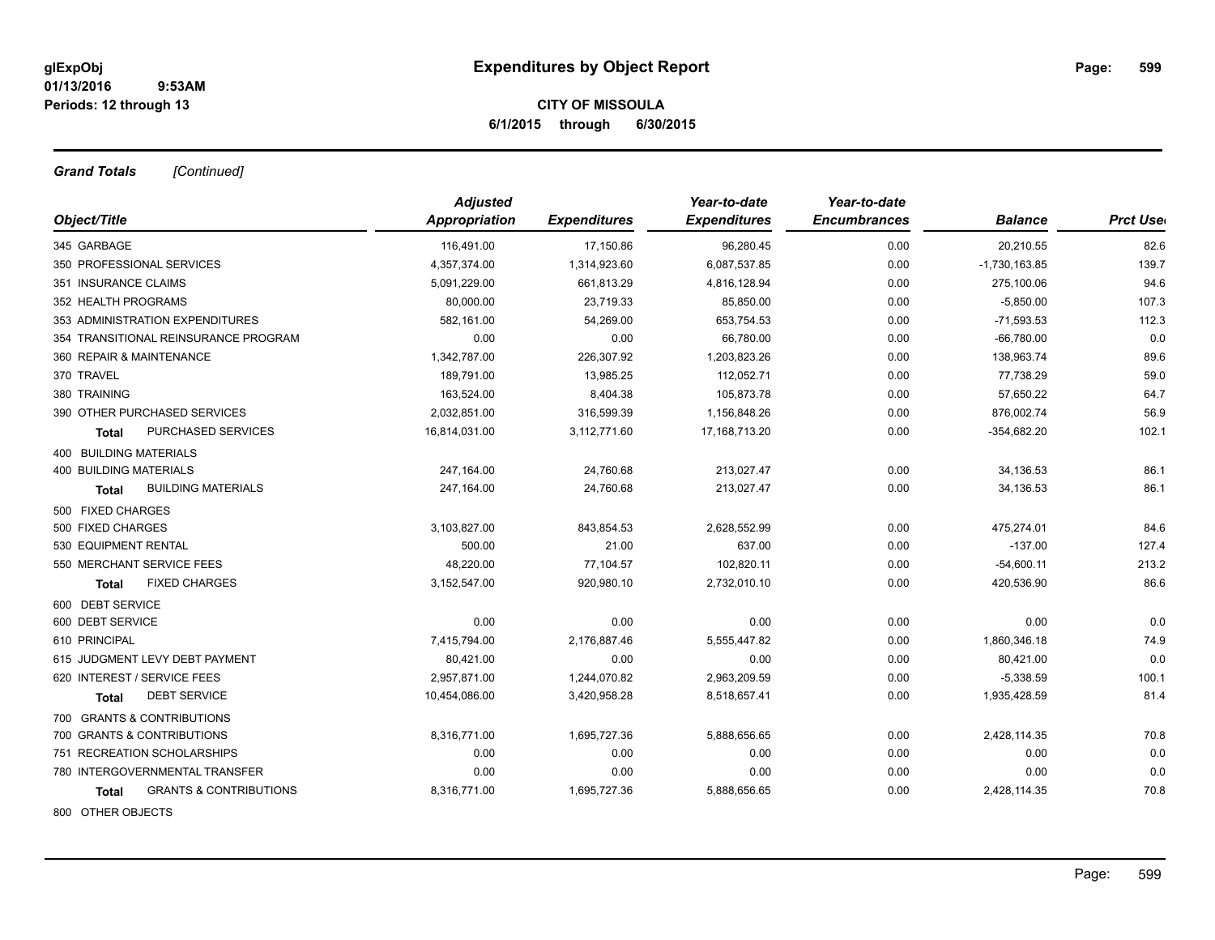**glExpObj**
**01/13/2016 9:53AM**
**Periods: 12 through 13**

# Expenditures by Object Report

**CITY OF MISSOULA**
**6/1/2015 through 6/30/2015**

***Grand Totals*** *[Continued]*

| Object/Title | Adjusted Appropriation | Expenditures | Year-to-date Expenditures | Year-to-date Encumbrances | Balance | Prct Used |
|---|---|---|---|---|---|---|
| 345 GARBAGE | 116,491.00 | 17,150.86 | 96,280.45 | 0.00 | 20,210.55 | 82.6 |
| 350 PROFESSIONAL SERVICES | 4,357,374.00 | 1,314,923.60 | 6,087,537.85 | 0.00 | -1,730,163.85 | 139.7 |
| 351 INSURANCE CLAIMS | 5,091,229.00 | 661,813.29 | 4,816,128.94 | 0.00 | 275,100.06 | 94.6 |
| 352 HEALTH PROGRAMS | 80,000.00 | 23,719.33 | 85,850.00 | 0.00 | -5,850.00 | 107.3 |
| 353 ADMINISTRATION EXPENDITURES | 582,161.00 | 54,269.00 | 653,754.53 | 0.00 | -71,593.53 | 112.3 |
| 354 TRANSITIONAL REINSURANCE PROGRAM | 0.00 | 0.00 | 66,780.00 | 0.00 | -66,780.00 | 0.0 |
| 360 REPAIR & MAINTENANCE | 1,342,787.00 | 226,307.92 | 1,203,823.26 | 0.00 | 138,963.74 | 89.6 |
| 370 TRAVEL | 189,791.00 | 13,985.25 | 112,052.71 | 0.00 | 77,738.29 | 59.0 |
| 380 TRAINING | 163,524.00 | 8,404.38 | 105,873.78 | 0.00 | 57,650.22 | 64.7 |
| 390 OTHER PURCHASED SERVICES | 2,032,851.00 | 316,599.39 | 1,156,848.26 | 0.00 | 876,002.74 | 56.9 |
| **Total** PURCHASED SERVICES | 16,814,031.00 | 3,112,771.60 | 17,168,713.20 | 0.00 | -354,682.20 | 102.1 |
| 400 BUILDING MATERIALS | | | | | | |
| 400 BUILDING MATERIALS | 247,164.00 | 24,760.68 | 213,027.47 | 0.00 | 34,136.53 | 86.1 |
| **Total** BUILDING MATERIALS | 247,164.00 | 24,760.68 | 213,027.47 | 0.00 | 34,136.53 | 86.1 |
| 500 FIXED CHARGES | | | | | | |
| 500 FIXED CHARGES | 3,103,827.00 | 843,854.53 | 2,628,552.99 | 0.00 | 475,274.01 | 84.6 |
| 530 EQUIPMENT RENTAL | 500.00 | 21.00 | 637.00 | 0.00 | -137.00 | 127.4 |
| 550 MERCHANT SERVICE FEES | 48,220.00 | 77,104.57 | 102,820.11 | 0.00 | -54,600.11 | 213.2 |
| **Total** FIXED CHARGES | 3,152,547.00 | 920,980.10 | 2,732,010.10 | 0.00 | 420,536.90 | 86.6 |
| 600 DEBT SERVICE | | | | | | |
| 600 DEBT SERVICE | 0.00 | 0.00 | 0.00 | 0.00 | 0.00 | 0.0 |
| 610 PRINCIPAL | 7,415,794.00 | 2,176,887.46 | 5,555,447.82 | 0.00 | 1,860,346.18 | 74.9 |
| 615 JUDGMENT LEVY DEBT PAYMENT | 80,421.00 | 0.00 | 0.00 | 0.00 | 80,421.00 | 0.0 |
| 620 INTEREST / SERVICE FEES | 2,957,871.00 | 1,244,070.82 | 2,963,209.59 | 0.00 | -5,338.59 | 100.1 |
| **Total** DEBT SERVICE | 10,454,086.00 | 3,420,958.28 | 8,518,657.41 | 0.00 | 1,935,428.59 | 81.4 |
| 700 GRANTS & CONTRIBUTIONS | | | | | | |
| 700 GRANTS & CONTRIBUTIONS | 8,316,771.00 | 1,695,727.36 | 5,888,656.65 | 0.00 | 2,428,114.35 | 70.8 |
| 751 RECREATION SCHOLARSHIPS | 0.00 | 0.00 | 0.00 | 0.00 | 0.00 | 0.0 |
| 780 INTERGOVERNMENTAL TRANSFER | 0.00 | 0.00 | 0.00 | 0.00 | 0.00 | 0.0 |
| **Total** GRANTS & CONTRIBUTIONS | 8,316,771.00 | 1,695,727.36 | 5,888,656.65 | 0.00 | 2,428,114.35 | 70.8 |
| 800 OTHER OBJECTS | | | | | | |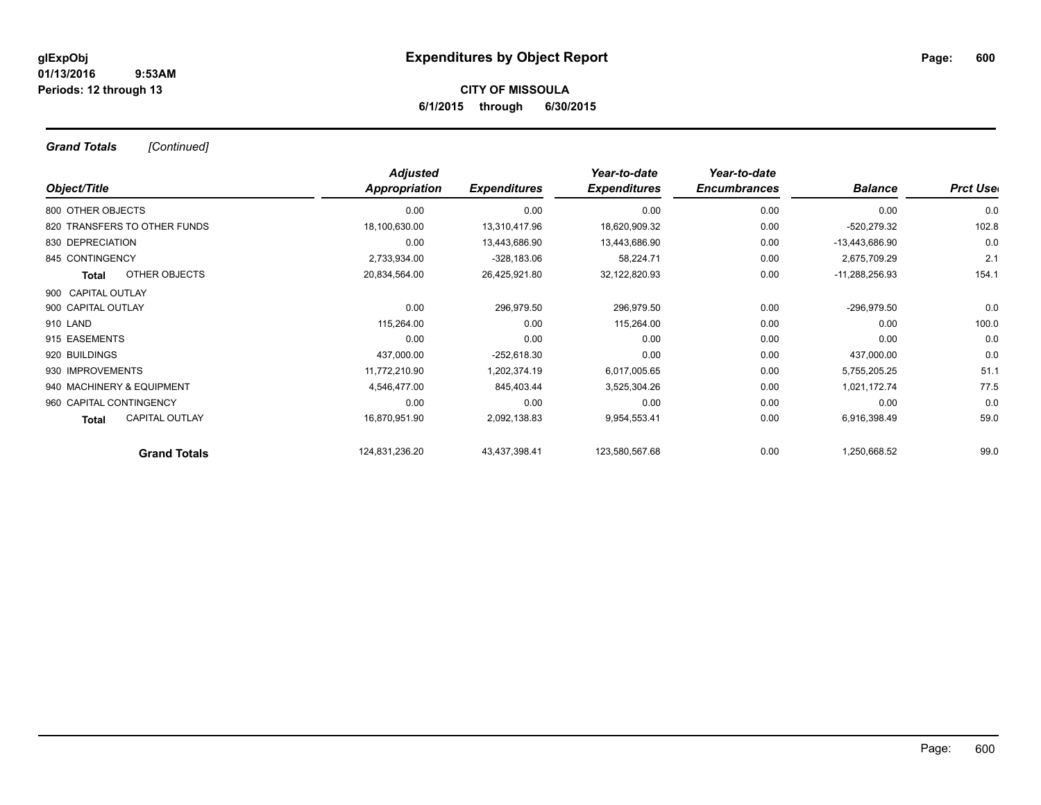**glExpObj**
**01/13/2016 9:53AM**
**Periods: 12 through 13**

# Expenditures by Object Report

**CITY OF MISSOULA**
**6/1/2015 through 6/30/2015**

***Grand Totals*** *[Continued]*

| *Object/Title* | | *Adjusted Appropriation* | *Expenditures* | *Year-to-date Expenditures* | *Year-to-date Encumbrances* | *Balance* | *Prct Used* |
|---|---|---|---|---|---|---|---|
| 800 OTHER OBJECTS | | 0.00 | 0.00 | 0.00 | 0.00 | 0.00 | 0.0 |
| 820 TRANSFERS TO OTHER FUNDS | | 18,100,630.00 | 13,310,417.96 | 18,620,909.32 | 0.00 | -520,279.32 | 102.8 |
| 830 DEPRECIATION | | 0.00 | 13,443,686.90 | 13,443,686.90 | 0.00 | -13,443,686.90 | 0.0 |
| 845 CONTINGENCY | | 2,733,934.00 | -328,183.06 | 58,224.71 | 0.00 | 2,675,709.29 | 2.1 |
| **Total** | OTHER OBJECTS | 20,834,564.00 | 26,425,921.80 | 32,122,820.93 | 0.00 | -11,288,256.93 | 154.1 |
| 900 CAPITAL OUTLAY | | | | | | | |
| 900 CAPITAL OUTLAY | | 0.00 | 296,979.50 | 296,979.50 | 0.00 | -296,979.50 | 0.0 |
| 910 LAND | | 115,264.00 | 0.00 | 115,264.00 | 0.00 | 0.00 | 100.0 |
| 915 EASEMENTS | | 0.00 | 0.00 | 0.00 | 0.00 | 0.00 | 0.0 |
| 920 BUILDINGS | | 437,000.00 | -252,618.30 | 0.00 | 0.00 | 437,000.00 | 0.0 |
| 930 IMPROVEMENTS | | 11,772,210.90 | 1,202,374.19 | 6,017,005.65 | 0.00 | 5,755,205.25 | 51.1 |
| 940 MACHINERY & EQUIPMENT | | 4,546,477.00 | 845,403.44 | 3,525,304.26 | 0.00 | 1,021,172.74 | 77.5 |
| 960 CAPITAL CONTINGENCY | | 0.00 | 0.00 | 0.00 | 0.00 | 0.00 | 0.0 |
| **Total** | CAPITAL OUTLAY | 16,870,951.90 | 2,092,138.83 | 9,954,553.41 | 0.00 | 6,916,398.49 | 59.0 |
| **Grand Totals** | | 124,831,236.20 | 43,437,398.41 | 123,580,567.68 | 0.00 | 1,250,668.52 | 99.0 |